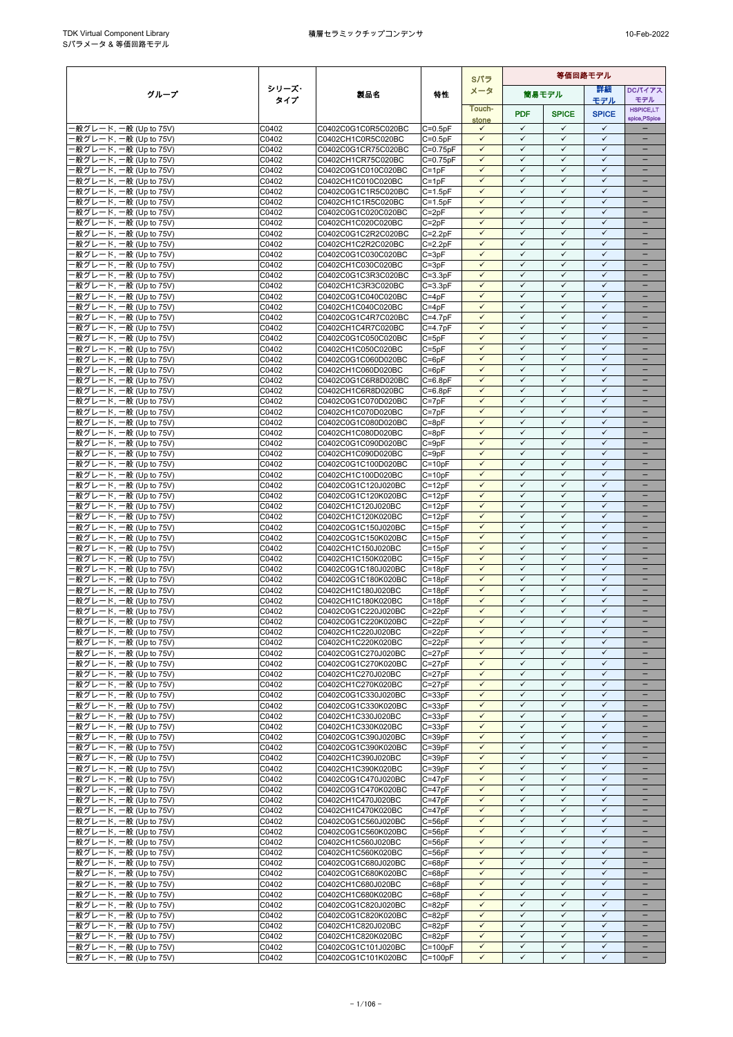| グループ | シリーズ·タイプ | 製品名 | 特性 | Sパラメータ | 等価回路モデル | | | |
|---|---|---|---|---|---|---|---|---|
| | | | | | 簡易モデル | | 詳細モデル | DCバイアスモデル |
| | | | | Touch-stone | PDF | SPICE | SPICE | HSPICE,LT spice,PSpice |
| 一般グレード, 一般 (Up to 75V) | C0402 | C0402C0G1C0R5C020BC | C=0.5pF | ✓ | ✓ | ✓ | ✓ | − |
| 一般グレード, 一般 (Up to 75V) | C0402 | C0402CH1C0R5C020BC | C=0.5pF | ✓ | ✓ | ✓ | ✓ | − |
| 一般グレード, 一般 (Up to 75V) | C0402 | C0402C0G1CR75C020BC | C=0.75pF | ✓ | ✓ | ✓ | ✓ | − |
| 一般グレード, 一般 (Up to 75V) | C0402 | C0402CH1CR75C020BC | C=0.75pF | ✓ | ✓ | ✓ | ✓ | − |
| 一般グレード, 一般 (Up to 75V) | C0402 | C0402C0G1C010C020BC | C=1pF | ✓ | ✓ | ✓ | ✓ | − |
| 一般グレード, 一般 (Up to 75V) | C0402 | C0402CH1C010C020BC | C=1pF | ✓ | ✓ | ✓ | ✓ | − |
| 一般グレード, 一般 (Up to 75V) | C0402 | C0402C0G1C1R5C020BC | C=1.5pF | ✓ | ✓ | ✓ | ✓ | − |
| 一般グレード, 一般 (Up to 75V) | C0402 | C0402CH1C1R5C020BC | C=1.5pF | ✓ | ✓ | ✓ | ✓ | − |
| 一般グレード, 一般 (Up to 75V) | C0402 | C0402C0G1C020C020BC | C=2pF | ✓ | ✓ | ✓ | ✓ | − |
| 一般グレード, 一般 (Up to 75V) | C0402 | C0402CH1C020C020BC | C=2pF | ✓ | ✓ | ✓ | ✓ | − |
| 一般グレード, 一般 (Up to 75V) | C0402 | C0402C0G1C2R2C020BC | C=2.2pF | ✓ | ✓ | ✓ | ✓ | − |
| 一般グレード, 一般 (Up to 75V) | C0402 | C0402CH1C2R2C020BC | C=2.2pF | ✓ | ✓ | ✓ | ✓ | − |
| 一般グレード, 一般 (Up to 75V) | C0402 | C0402C0G1C030C020BC | C=3pF | ✓ | ✓ | ✓ | ✓ | − |
| 一般グレード, 一般 (Up to 75V) | C0402 | C0402CH1C030C020BC | C=3pF | ✓ | ✓ | ✓ | ✓ | − |
| 一般グレード, 一般 (Up to 75V) | C0402 | C0402C0G1C3R3C020BC | C=3.3pF | ✓ | ✓ | ✓ | ✓ | − |
| 一般グレード, 一般 (Up to 75V) | C0402 | C0402CH1C3R3C020BC | C=3.3pF | ✓ | ✓ | ✓ | ✓ | − |
| 一般グレード, 一般 (Up to 75V) | C0402 | C0402C0G1C040C020BC | C=4pF | ✓ | ✓ | ✓ | ✓ | − |
| 一般グレード, 一般 (Up to 75V) | C0402 | C0402CH1C040C020BC | C=4pF | ✓ | ✓ | ✓ | ✓ | − |
| 一般グレード, 一般 (Up to 75V) | C0402 | C0402C0G1C4R7C020BC | C=4.7pF | ✓ | ✓ | ✓ | ✓ | − |
| 一般グレード, 一般 (Up to 75V) | C0402 | C0402CH1C4R7C020BC | C=4.7pF | ✓ | ✓ | ✓ | ✓ | − |
| 一般グレード, 一般 (Up to 75V) | C0402 | C0402C0G1C050C020BC | C=5pF | ✓ | ✓ | ✓ | ✓ | − |
| 一般グレード, 一般 (Up to 75V) | C0402 | C0402CH1C050C020BC | C=5pF | ✓ | ✓ | ✓ | ✓ | − |
| 一般グレード, 一般 (Up to 75V) | C0402 | C0402C0G1C060D020BC | C=6pF | ✓ | ✓ | ✓ | ✓ | − |
| 一般グレード, 一般 (Up to 75V) | C0402 | C0402CH1C060D020BC | C=6pF | ✓ | ✓ | ✓ | ✓ | − |
| 一般グレード, 一般 (Up to 75V) | C0402 | C0402C0G1C6R8D020BC | C=6.8pF | ✓ | ✓ | ✓ | ✓ | − |
| 一般グレード, 一般 (Up to 75V) | C0402 | C0402CH1C6R8D020BC | C=6.8pF | ✓ | ✓ | ✓ | ✓ | − |
| 一般グレード, 一般 (Up to 75V) | C0402 | C0402C0G1C070D020BC | C=7pF | ✓ | ✓ | ✓ | ✓ | − |
| 一般グレード, 一般 (Up to 75V) | C0402 | C0402CH1C070D020BC | C=7pF | ✓ | ✓ | ✓ | ✓ | − |
| 一般グレード, 一般 (Up to 75V) | C0402 | C0402C0G1C080D020BC | C=8pF | ✓ | ✓ | ✓ | ✓ | − |
| 一般グレード, 一般 (Up to 75V) | C0402 | C0402CH1C080D020BC | C=8pF | ✓ | ✓ | ✓ | ✓ | − |
| 一般グレード, 一般 (Up to 75V) | C0402 | C0402C0G1C090D020BC | C=9pF | ✓ | ✓ | ✓ | ✓ | − |
| 一般グレード, 一般 (Up to 75V) | C0402 | C0402CH1C090D020BC | C=9pF | ✓ | ✓ | ✓ | ✓ | − |
| 一般グレード, 一般 (Up to 75V) | C0402 | C0402C0G1C100D020BC | C=10pF | ✓ | ✓ | ✓ | ✓ | − |
| 一般グレード, 一般 (Up to 75V) | C0402 | C0402CH1C100D020BC | C=10pF | ✓ | ✓ | ✓ | ✓ | − |
| 一般グレード, 一般 (Up to 75V) | C0402 | C0402C0G1C120J020BC | C=12pF | ✓ | ✓ | ✓ | ✓ | − |
| 一般グレード, 一般 (Up to 75V) | C0402 | C0402C0G1C120K020BC | C=12pF | ✓ | ✓ | ✓ | ✓ | − |
| 一般グレード, 一般 (Up to 75V) | C0402 | C0402CH1C120J020BC | C=12pF | ✓ | ✓ | ✓ | ✓ | − |
| 一般グレード, 一般 (Up to 75V) | C0402 | C0402CH1C120K020BC | C=12pF | ✓ | ✓ | ✓ | ✓ | − |
| 一般グレード, 一般 (Up to 75V) | C0402 | C0402C0G1C150J020BC | C=15pF | ✓ | ✓ | ✓ | ✓ | − |
| 一般グレード, 一般 (Up to 75V) | C0402 | C0402C0G1C150K020BC | C=15pF | ✓ | ✓ | ✓ | ✓ | − |
| 一般グレード, 一般 (Up to 75V) | C0402 | C0402CH1C150J020BC | C=15pF | ✓ | ✓ | ✓ | ✓ | − |
| 一般グレード, 一般 (Up to 75V) | C0402 | C0402CH1C150K020BC | C=15pF | ✓ | ✓ | ✓ | ✓ | − |
| 一般グレード, 一般 (Up to 75V) | C0402 | C0402C0G1C180J020BC | C=18pF | ✓ | ✓ | ✓ | ✓ | − |
| 一般グレード, 一般 (Up to 75V) | C0402 | C0402C0G1C180K020BC | C=18pF | ✓ | ✓ | ✓ | ✓ | − |
| 一般グレード, 一般 (Up to 75V) | C0402 | C0402CH1C180J020BC | C=18pF | ✓ | ✓ | ✓ | ✓ | − |
| 一般グレード, 一般 (Up to 75V) | C0402 | C0402CH1C180K020BC | C=18pF | ✓ | ✓ | ✓ | ✓ | − |
| 一般グレード, 一般 (Up to 75V) | C0402 | C0402C0G1C220J020BC | C=22pF | ✓ | ✓ | ✓ | ✓ | − |
| 一般グレード, 一般 (Up to 75V) | C0402 | C0402C0G1C220K020BC | C=22pF | ✓ | ✓ | ✓ | ✓ | − |
| 一般グレード, 一般 (Up to 75V) | C0402 | C0402CH1C220J020BC | C=22pF | ✓ | ✓ | ✓ | ✓ | − |
| 一般グレード, 一般 (Up to 75V) | C0402 | C0402CH1C220K020BC | C=22pF | ✓ | ✓ | ✓ | ✓ | − |
| 一般グレード, 一般 (Up to 75V) | C0402 | C0402C0G1C270J020BC | C=27pF | ✓ | ✓ | ✓ | ✓ | − |
| 一般グレード, 一般 (Up to 75V) | C0402 | C0402C0G1C270K020BC | C=27pF | ✓ | ✓ | ✓ | ✓ | − |
| 一般グレード, 一般 (Up to 75V) | C0402 | C0402CH1C270J020BC | C=27pF | ✓ | ✓ | ✓ | ✓ | − |
| 一般グレード, 一般 (Up to 75V) | C0402 | C0402CH1C270K020BC | C=27pF | ✓ | ✓ | ✓ | ✓ | − |
| 一般グレード, 一般 (Up to 75V) | C0402 | C0402C0G1C330J020BC | C=33pF | ✓ | ✓ | ✓ | ✓ | − |
| 一般グレード, 一般 (Up to 75V) | C0402 | C0402C0G1C330K020BC | C=33pF | ✓ | ✓ | ✓ | ✓ | − |
| 一般グレード, 一般 (Up to 75V) | C0402 | C0402CH1C330J020BC | C=33pF | ✓ | ✓ | ✓ | ✓ | − |
| 一般グレード, 一般 (Up to 75V) | C0402 | C0402CH1C330K020BC | C=33pF | ✓ | ✓ | ✓ | ✓ | − |
| 一般グレード, 一般 (Up to 75V) | C0402 | C0402C0G1C390J020BC | C=39pF | ✓ | ✓ | ✓ | ✓ | − |
| 一般グレード, 一般 (Up to 75V) | C0402 | C0402C0G1C390K020BC | C=39pF | ✓ | ✓ | ✓ | ✓ | − |
| 一般グレード, 一般 (Up to 75V) | C0402 | C0402CH1C390J020BC | C=39pF | ✓ | ✓ | ✓ | ✓ | − |
| 一般グレード, 一般 (Up to 75V) | C0402 | C0402CH1C390K020BC | C=39pF | ✓ | ✓ | ✓ | ✓ | − |
| 一般グレード, 一般 (Up to 75V) | C0402 | C0402C0G1C470J020BC | C=47pF | ✓ | ✓ | ✓ | ✓ | − |
| 一般グレード, 一般 (Up to 75V) | C0402 | C0402C0G1C470K020BC | C=47pF | ✓ | ✓ | ✓ | ✓ | − |
| 一般グレード, 一般 (Up to 75V) | C0402 | C0402CH1C470J020BC | C=47pF | ✓ | ✓ | ✓ | ✓ | − |
| 一般グレード, 一般 (Up to 75V) | C0402 | C0402CH1C470K020BC | C=47pF | ✓ | ✓ | ✓ | ✓ | − |
| 一般グレード, 一般 (Up to 75V) | C0402 | C0402C0G1C560J020BC | C=56pF | ✓ | ✓ | ✓ | ✓ | − |
| 一般グレード, 一般 (Up to 75V) | C0402 | C0402C0G1C560K020BC | C=56pF | ✓ | ✓ | ✓ | ✓ | − |
| 一般グレード, 一般 (Up to 75V) | C0402 | C0402CH1C560J020BC | C=56pF | ✓ | ✓ | ✓ | ✓ | − |
| 一般グレード, 一般 (Up to 75V) | C0402 | C0402CH1C560K020BC | C=56pF | ✓ | ✓ | ✓ | ✓ | − |
| 一般グレード, 一般 (Up to 75V) | C0402 | C0402C0G1C680J020BC | C=68pF | ✓ | ✓ | ✓ | ✓ | − |
| 一般グレード, 一般 (Up to 75V) | C0402 | C0402C0G1C680K020BC | C=68pF | ✓ | ✓ | ✓ | ✓ | − |
| 一般グレード, 一般 (Up to 75V) | C0402 | C0402CH1C680J020BC | C=68pF | ✓ | ✓ | ✓ | ✓ | − |
| 一般グレード, 一般 (Up to 75V) | C0402 | C0402CH1C680K020BC | C=68pF | ✓ | ✓ | ✓ | ✓ | − |
| 一般グレード, 一般 (Up to 75V) | C0402 | C0402C0G1C820J020BC | C=82pF | ✓ | ✓ | ✓ | ✓ | − |
| 一般グレード, 一般 (Up to 75V) | C0402 | C0402C0G1C820K020BC | C=82pF | ✓ | ✓ | ✓ | ✓ | − |
| 一般グレード, 一般 (Up to 75V) | C0402 | C0402CH1C820J020BC | C=82pF | ✓ | ✓ | ✓ | ✓ | − |
| 一般グレード, 一般 (Up to 75V) | C0402 | C0402CH1C820K020BC | C=82pF | ✓ | ✓ | ✓ | ✓ | − |
| 一般グレード, 一般 (Up to 75V) | C0402 | C0402C0G1C101J020BC | C=100pF | ✓ | ✓ | ✓ | ✓ | − |
| 一般グレード, 一般 (Up to 75V) | C0402 | C0402C0G1C101K020BC | C=100pF | ✓ | ✓ | ✓ | ✓ | − |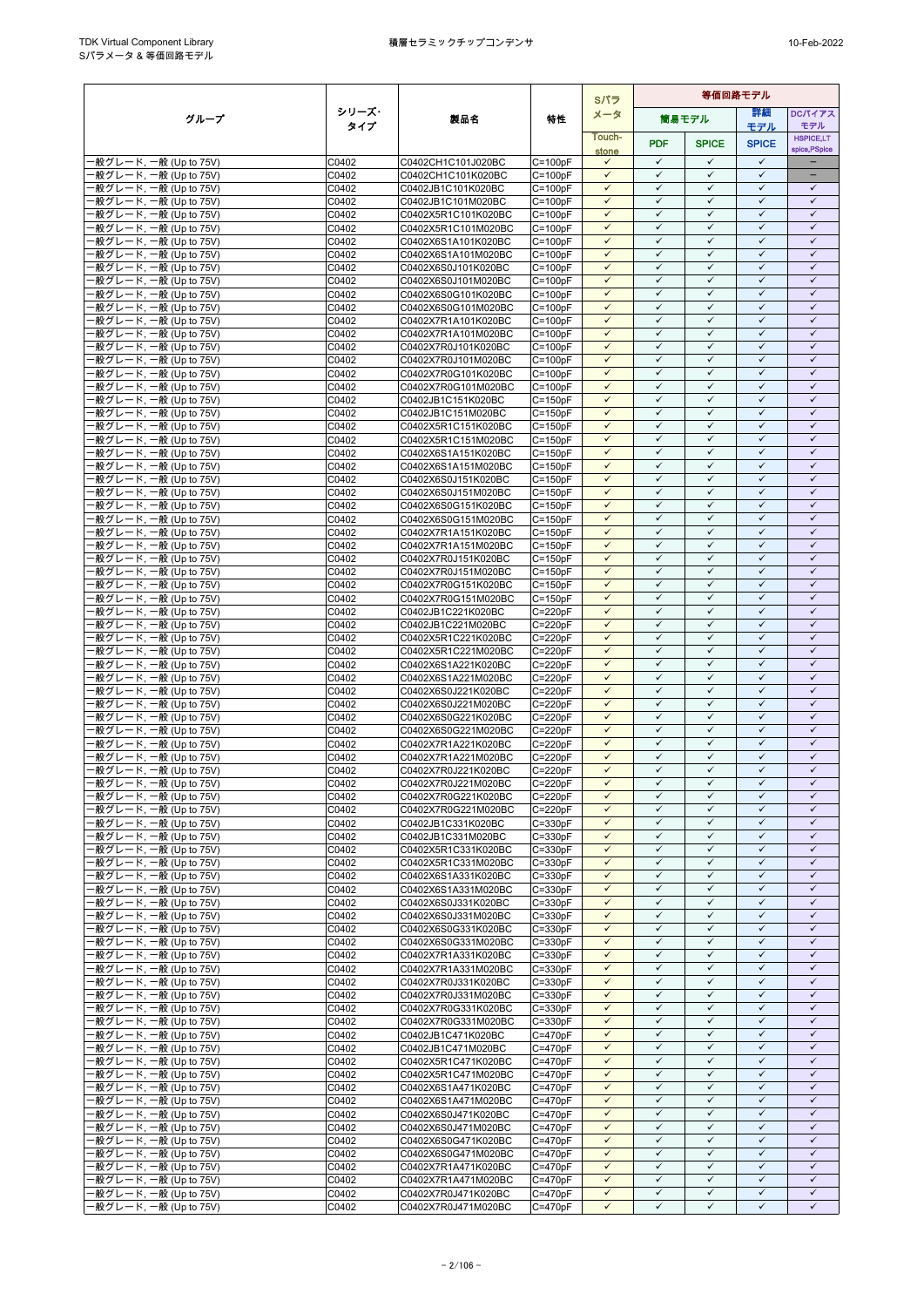| グループ | シリーズ・タイプ | 製品名 | 特性 | Sパラメータ | 等価回路モデル | | | |
|---|---|---|---|---|---|---|---|---|
| | | | | | 簡易モデル | | 詳細モデル | DCバイアスモデル |
| | | | | Touch-stone | PDF | SPICE | SPICE | HSPICE,LT spice,PSpice |
| 一般グレード, 一般 (Up to 75V) | C0402 | C0402CH1C101J020BC | C=100pF | ✓ | ✓ | ✓ | ✓ | − |
| 一般グレード, 一般 (Up to 75V) | C0402 | C0402CH1C101K020BC | C=100pF | ✓ | ✓ | ✓ | ✓ | − |
| 一般グレード, 一般 (Up to 75V) | C0402 | C0402JB1C101K020BC | C=100pF | ✓ | ✓ | ✓ | ✓ | ✓ |
| 一般グレード, 一般 (Up to 75V) | C0402 | C0402JB1C101M020BC | C=100pF | ✓ | ✓ | ✓ | ✓ | ✓ |
| 一般グレード, 一般 (Up to 75V) | C0402 | C0402X5R1C101K020BC | C=100pF | ✓ | ✓ | ✓ | ✓ | ✓ |
| 一般グレード, 一般 (Up to 75V) | C0402 | C0402X5R1C101M020BC | C=100pF | ✓ | ✓ | ✓ | ✓ | ✓ |
| 一般グレード, 一般 (Up to 75V) | C0402 | C0402X6S1A101K020BC | C=100pF | ✓ | ✓ | ✓ | ✓ | ✓ |
| 一般グレード, 一般 (Up to 75V) | C0402 | C0402X6S1A101M020BC | C=100pF | ✓ | ✓ | ✓ | ✓ | ✓ |
| 一般グレード, 一般 (Up to 75V) | C0402 | C0402X6S0J101K020BC | C=100pF | ✓ | ✓ | ✓ | ✓ | ✓ |
| 一般グレード, 一般 (Up to 75V) | C0402 | C0402X6S0J101M020BC | C=100pF | ✓ | ✓ | ✓ | ✓ | ✓ |
| 一般グレード, 一般 (Up to 75V) | C0402 | C0402X6S0G101K020BC | C=100pF | ✓ | ✓ | ✓ | ✓ | ✓ |
| 一般グレード, 一般 (Up to 75V) | C0402 | C0402X6S0G101M020BC | C=100pF | ✓ | ✓ | ✓ | ✓ | ✓ |
| 一般グレード, 一般 (Up to 75V) | C0402 | C0402X7R1A101K020BC | C=100pF | ✓ | ✓ | ✓ | ✓ | ✓ |
| 一般グレード, 一般 (Up to 75V) | C0402 | C0402X7R1A101M020BC | C=100pF | ✓ | ✓ | ✓ | ✓ | ✓ |
| 一般グレード, 一般 (Up to 75V) | C0402 | C0402X7R0J101K020BC | C=100pF | ✓ | ✓ | ✓ | ✓ | ✓ |
| 一般グレード, 一般 (Up to 75V) | C0402 | C0402X7R0J101M020BC | C=100pF | ✓ | ✓ | ✓ | ✓ | ✓ |
| 一般グレード, 一般 (Up to 75V) | C0402 | C0402X7R0G101K020BC | C=100pF | ✓ | ✓ | ✓ | ✓ | ✓ |
| 一般グレード, 一般 (Up to 75V) | C0402 | C0402X7R0G101M020BC | C=100pF | ✓ | ✓ | ✓ | ✓ | ✓ |
| 一般グレード, 一般 (Up to 75V) | C0402 | C0402JB1C151K020BC | C=150pF | ✓ | ✓ | ✓ | ✓ | ✓ |
| 一般グレード, 一般 (Up to 75V) | C0402 | C0402JB1C151M020BC | C=150pF | ✓ | ✓ | ✓ | ✓ | ✓ |
| 一般グレード, 一般 (Up to 75V) | C0402 | C0402X5R1C151K020BC | C=150pF | ✓ | ✓ | ✓ | ✓ | ✓ |
| 一般グレード, 一般 (Up to 75V) | C0402 | C0402X5R1C151M020BC | C=150pF | ✓ | ✓ | ✓ | ✓ | ✓ |
| 一般グレード, 一般 (Up to 75V) | C0402 | C0402X6S1A151K020BC | C=150pF | ✓ | ✓ | ✓ | ✓ | ✓ |
| 一般グレード, 一般 (Up to 75V) | C0402 | C0402X6S1A151M020BC | C=150pF | ✓ | ✓ | ✓ | ✓ | ✓ |
| 一般グレード, 一般 (Up to 75V) | C0402 | C0402X6S0J151K020BC | C=150pF | ✓ | ✓ | ✓ | ✓ | ✓ |
| 一般グレード, 一般 (Up to 75V) | C0402 | C0402X6S0J151M020BC | C=150pF | ✓ | ✓ | ✓ | ✓ | ✓ |
| 一般グレード, 一般 (Up to 75V) | C0402 | C0402X6S0G151K020BC | C=150pF | ✓ | ✓ | ✓ | ✓ | ✓ |
| 一般グレード, 一般 (Up to 75V) | C0402 | C0402X6S0G151M020BC | C=150pF | ✓ | ✓ | ✓ | ✓ | ✓ |
| 一般グレード, 一般 (Up to 75V) | C0402 | C0402X7R1A151K020BC | C=150pF | ✓ | ✓ | ✓ | ✓ | ✓ |
| 一般グレード, 一般 (Up to 75V) | C0402 | C0402X7R1A151M020BC | C=150pF | ✓ | ✓ | ✓ | ✓ | ✓ |
| 一般グレード, 一般 (Up to 75V) | C0402 | C0402X7R0J151K020BC | C=150pF | ✓ | ✓ | ✓ | ✓ | ✓ |
| 一般グレード, 一般 (Up to 75V) | C0402 | C0402X7R0J151M020BC | C=150pF | ✓ | ✓ | ✓ | ✓ | ✓ |
| 一般グレード, 一般 (Up to 75V) | C0402 | C0402X7R0G151K020BC | C=150pF | ✓ | ✓ | ✓ | ✓ | ✓ |
| 一般グレード, 一般 (Up to 75V) | C0402 | C0402X7R0G151M020BC | C=150pF | ✓ | ✓ | ✓ | ✓ | ✓ |
| 一般グレード, 一般 (Up to 75V) | C0402 | C0402JB1C221K020BC | C=220pF | ✓ | ✓ | ✓ | ✓ | ✓ |
| 一般グレード, 一般 (Up to 75V) | C0402 | C0402JB1C221M020BC | C=220pF | ✓ | ✓ | ✓ | ✓ | ✓ |
| 一般グレード, 一般 (Up to 75V) | C0402 | C0402X5R1C221K020BC | C=220pF | ✓ | ✓ | ✓ | ✓ | ✓ |
| 一般グレード, 一般 (Up to 75V) | C0402 | C0402X5R1C221M020BC | C=220pF | ✓ | ✓ | ✓ | ✓ | ✓ |
| 一般グレード, 一般 (Up to 75V) | C0402 | C0402X6S1A221K020BC | C=220pF | ✓ | ✓ | ✓ | ✓ | ✓ |
| 一般グレード, 一般 (Up to 75V) | C0402 | C0402X6S1A221M020BC | C=220pF | ✓ | ✓ | ✓ | ✓ | ✓ |
| 一般グレード, 一般 (Up to 75V) | C0402 | C0402X6S0J221K020BC | C=220pF | ✓ | ✓ | ✓ | ✓ | ✓ |
| 一般グレード, 一般 (Up to 75V) | C0402 | C0402X6S0J221M020BC | C=220pF | ✓ | ✓ | ✓ | ✓ | ✓ |
| 一般グレード, 一般 (Up to 75V) | C0402 | C0402X6S0G221K020BC | C=220pF | ✓ | ✓ | ✓ | ✓ | ✓ |
| 一般グレード, 一般 (Up to 75V) | C0402 | C0402X6S0G221M020BC | C=220pF | ✓ | ✓ | ✓ | ✓ | ✓ |
| 一般グレード, 一般 (Up to 75V) | C0402 | C0402X7R1A221K020BC | C=220pF | ✓ | ✓ | ✓ | ✓ | ✓ |
| 一般グレード, 一般 (Up to 75V) | C0402 | C0402X7R1A221M020BC | C=220pF | ✓ | ✓ | ✓ | ✓ | ✓ |
| 一般グレード, 一般 (Up to 75V) | C0402 | C0402X7R0J221K020BC | C=220pF | ✓ | ✓ | ✓ | ✓ | ✓ |
| 一般グレード, 一般 (Up to 75V) | C0402 | C0402X7R0J221M020BC | C=220pF | ✓ | ✓ | ✓ | ✓ | ✓ |
| 一般グレード, 一般 (Up to 75V) | C0402 | C0402X7R0G221K020BC | C=220pF | ✓ | ✓ | ✓ | ✓ | ✓ |
| 一般グレード, 一般 (Up to 75V) | C0402 | C0402X7R0G221M020BC | C=220pF | ✓ | ✓ | ✓ | ✓ | ✓ |
| 一般グレード, 一般 (Up to 75V) | C0402 | C0402JB1C331K020BC | C=330pF | ✓ | ✓ | ✓ | ✓ | ✓ |
| 一般グレード, 一般 (Up to 75V) | C0402 | C0402JB1C331M020BC | C=330pF | ✓ | ✓ | ✓ | ✓ | ✓ |
| 一般グレード, 一般 (Up to 75V) | C0402 | C0402X5R1C331K020BC | C=330pF | ✓ | ✓ | ✓ | ✓ | ✓ |
| 一般グレード, 一般 (Up to 75V) | C0402 | C0402X5R1C331M020BC | C=330pF | ✓ | ✓ | ✓ | ✓ | ✓ |
| 一般グレード, 一般 (Up to 75V) | C0402 | C0402X6S1A331K020BC | C=330pF | ✓ | ✓ | ✓ | ✓ | ✓ |
| 一般グレード, 一般 (Up to 75V) | C0402 | C0402X6S1A331M020BC | C=330pF | ✓ | ✓ | ✓ | ✓ | ✓ |
| 一般グレード, 一般 (Up to 75V) | C0402 | C0402X6S0J331K020BC | C=330pF | ✓ | ✓ | ✓ | ✓ | ✓ |
| 一般グレード, 一般 (Up to 75V) | C0402 | C0402X6S0J331M020BC | C=330pF | ✓ | ✓ | ✓ | ✓ | ✓ |
| 一般グレード, 一般 (Up to 75V) | C0402 | C0402X6S0G331K020BC | C=330pF | ✓ | ✓ | ✓ | ✓ | ✓ |
| 一般グレード, 一般 (Up to 75V) | C0402 | C0402X6S0G331M020BC | C=330pF | ✓ | ✓ | ✓ | ✓ | ✓ |
| 一般グレード, 一般 (Up to 75V) | C0402 | C0402X7R1A331K020BC | C=330pF | ✓ | ✓ | ✓ | ✓ | ✓ |
| 一般グレード, 一般 (Up to 75V) | C0402 | C0402X7R1A331M020BC | C=330pF | ✓ | ✓ | ✓ | ✓ | ✓ |
| 一般グレード, 一般 (Up to 75V) | C0402 | C0402X7R0J331K020BC | C=330pF | ✓ | ✓ | ✓ | ✓ | ✓ |
| 一般グレード, 一般 (Up to 75V) | C0402 | C0402X7R0J331M020BC | C=330pF | ✓ | ✓ | ✓ | ✓ | ✓ |
| 一般グレード, 一般 (Up to 75V) | C0402 | C0402X7R0G331K020BC | C=330pF | ✓ | ✓ | ✓ | ✓ | ✓ |
| 一般グレード, 一般 (Up to 75V) | C0402 | C0402X7R0G331M020BC | C=330pF | ✓ | ✓ | ✓ | ✓ | ✓ |
| 一般グレード, 一般 (Up to 75V) | C0402 | C0402JB1C471K020BC | C=470pF | ✓ | ✓ | ✓ | ✓ | ✓ |
| 一般グレード, 一般 (Up to 75V) | C0402 | C0402JB1C471M020BC | C=470pF | ✓ | ✓ | ✓ | ✓ | ✓ |
| 一般グレード, 一般 (Up to 75V) | C0402 | C0402X5R1C471K020BC | C=470pF | ✓ | ✓ | ✓ | ✓ | ✓ |
| 一般グレード, 一般 (Up to 75V) | C0402 | C0402X5R1C471M020BC | C=470pF | ✓ | ✓ | ✓ | ✓ | ✓ |
| 一般グレード, 一般 (Up to 75V) | C0402 | C0402X6S1A471K020BC | C=470pF | ✓ | ✓ | ✓ | ✓ | ✓ |
| 一般グレード, 一般 (Up to 75V) | C0402 | C0402X6S1A471M020BC | C=470pF | ✓ | ✓ | ✓ | ✓ | ✓ |
| 一般グレード, 一般 (Up to 75V) | C0402 | C0402X6S0J471K020BC | C=470pF | ✓ | ✓ | ✓ | ✓ | ✓ |
| 一般グレード, 一般 (Up to 75V) | C0402 | C0402X6S0J471M020BC | C=470pF | ✓ | ✓ | ✓ | ✓ | ✓ |
| 一般グレード, 一般 (Up to 75V) | C0402 | C0402X6S0G471K020BC | C=470pF | ✓ | ✓ | ✓ | ✓ | ✓ |
| 一般グレード, 一般 (Up to 75V) | C0402 | C0402X6S0G471M020BC | C=470pF | ✓ | ✓ | ✓ | ✓ | ✓ |
| 一般グレード, 一般 (Up to 75V) | C0402 | C0402X7R1A471K020BC | C=470pF | ✓ | ✓ | ✓ | ✓ | ✓ |
| 一般グレード, 一般 (Up to 75V) | C0402 | C0402X7R1A471M020BC | C=470pF | ✓ | ✓ | ✓ | ✓ | ✓ |
| 一般グレード, 一般 (Up to 75V) | C0402 | C0402X7R0J471K020BC | C=470pF | ✓ | ✓ | ✓ | ✓ | ✓ |
| 一般グレード, 一般 (Up to 75V) | C0402 | C0402X7R0J471M020BC | C=470pF | ✓ | ✓ | ✓ | ✓ | ✓ |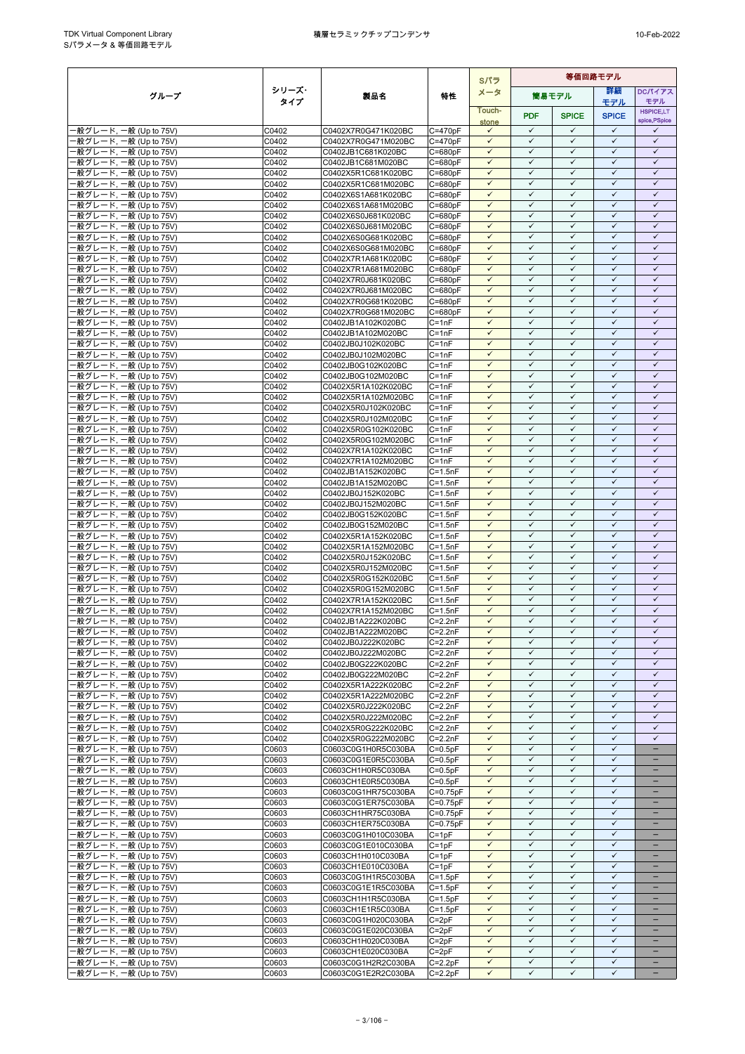| グループ | シリーズ・タイプ | 製品名 | 特性 | Sパラメータ | 等価回路モデル | | | |
|---|---|---|---|---|---|---|---|---|
| | | | | Touch-stone | 簡易モデル | | 詳細モデル | DCバイアスモデル |
| | | | | | PDF | SPICE | SPICE | HSPICE,LTspice,PSpice |
| 一般グレード, 一般 (Up to 75V) | C0402 | C0402X7R0G471K020BC | C=470pF | ✓ | ✓ | ✓ | ✓ | ✓ |
| 一般グレード, 一般 (Up to 75V) | C0402 | C0402X7R0G471M020BC | C=470pF | ✓ | ✓ | ✓ | ✓ | ✓ |
| 一般グレード, 一般 (Up to 75V) | C0402 | C0402JB1C681K020BC | C=680pF | ✓ | ✓ | ✓ | ✓ | ✓ |
| 一般グレード, 一般 (Up to 75V) | C0402 | C0402X5R1C681K020BC | C=680pF | ✓ | ✓ | ✓ | ✓ | ✓ |
| 一般グレード, 一般 (Up to 75V) | C0402 | C0402X5R1C681M020BC | C=680pF | ✓ | ✓ | ✓ | ✓ | ✓ |
| 一般グレード, 一般 (Up to 75V) | C0402 | C0402X6S1A681K020BC | C=680pF | ✓ | ✓ | ✓ | ✓ | ✓ |
| 一般グレード, 一般 (Up to 75V) | C0402 | C0402X6S1A681M020BC | C=680pF | ✓ | ✓ | ✓ | ✓ | ✓ |
| 一般グレード, 一般 (Up to 75V) | C0402 | C0402X6S0J681K020BC | C=680pF | ✓ | ✓ | ✓ | ✓ | ✓ |
| 一般グレード, 一般 (Up to 75V) | C0402 | C0402X6S0J681M020BC | C=680pF | ✓ | ✓ | ✓ | ✓ | ✓ |
| 一般グレード, 一般 (Up to 75V) | C0402 | C0402X6S0G681K020BC | C=680pF | ✓ | ✓ | ✓ | ✓ | ✓ |
| 一般グレード, 一般 (Up to 75V) | C0402 | C0402X6S0G681M020BC | C=680pF | ✓ | ✓ | ✓ | ✓ | ✓ |
| 一般グレード, 一般 (Up to 75V) | C0402 | C0402X7R1A681K020BC | C=680pF | ✓ | ✓ | ✓ | ✓ | ✓ |
| 一般グレード, 一般 (Up to 75V) | C0402 | C0402X7R1A681M020BC | C=680pF | ✓ | ✓ | ✓ | ✓ | ✓ |
| 一般グレード, 一般 (Up to 75V) | C0402 | C0402X7R0J681K020BC | C=680pF | ✓ | ✓ | ✓ | ✓ | ✓ |
| 一般グレード, 一般 (Up to 75V) | C0402 | C0402X7R0J681M020BC | C=680pF | ✓ | ✓ | ✓ | ✓ | ✓ |
| 一般グレード, 一般 (Up to 75V) | C0402 | C0402X7R0G681K020BC | C=680pF | ✓ | ✓ | ✓ | ✓ | ✓ |
| 一般グレード, 一般 (Up to 75V) | C0402 | C0402X7R0G681M020BC | C=680pF | ✓ | ✓ | ✓ | ✓ | ✓ |
| 一般グレード, 一般 (Up to 75V) | C0402 | C0402JB1A102K020BC | C=1nF | ✓ | ✓ | ✓ | ✓ | ✓ |
| 一般グレード, 一般 (Up to 75V) | C0402 | C0402JB1A102M020BC | C=1nF | ✓ | ✓ | ✓ | ✓ | ✓ |
| 一般グレード, 一般 (Up to 75V) | C0402 | C0402JB0J102K020BC | C=1nF | ✓ | ✓ | ✓ | ✓ | ✓ |
| 一般グレード, 一般 (Up to 75V) | C0402 | C0402JB0J102M020BC | C=1nF | ✓ | ✓ | ✓ | ✓ | ✓ |
| 一般グレード, 一般 (Up to 75V) | C0402 | C0402JB0G102K020BC | C=1nF | ✓ | ✓ | ✓ | ✓ | ✓ |
| 一般グレード, 一般 (Up to 75V) | C0402 | C0402JB0G102M020BC | C=1nF | ✓ | ✓ | ✓ | ✓ | ✓ |
| 一般グレード, 一般 (Up to 75V) | C0402 | C0402X5R1A102K020BC | C=1nF | ✓ | ✓ | ✓ | ✓ | ✓ |
| 一般グレード, 一般 (Up to 75V) | C0402 | C0402X5R1A102M020BC | C=1nF | ✓ | ✓ | ✓ | ✓ | ✓ |
| 一般グレード, 一般 (Up to 75V) | C0402 | C0402X5R0J102K020BC | C=1nF | ✓ | ✓ | ✓ | ✓ | ✓ |
| 一般グレード, 一般 (Up to 75V) | C0402 | C0402X5R0J102M020BC | C=1nF | ✓ | ✓ | ✓ | ✓ | ✓ |
| 一般グレード, 一般 (Up to 75V) | C0402 | C0402X5R0G102K020BC | C=1nF | ✓ | ✓ | ✓ | ✓ | ✓ |
| 一般グレード, 一般 (Up to 75V) | C0402 | C0402X5R0G102M020BC | C=1nF | ✓ | ✓ | ✓ | ✓ | ✓ |
| 一般グレード, 一般 (Up to 75V) | C0402 | C0402X7R1A102K020BC | C=1nF | ✓ | ✓ | ✓ | ✓ | ✓ |
| 一般グレード, 一般 (Up to 75V) | C0402 | C0402X7R1A102M020BC | C=1nF | ✓ | ✓ | ✓ | ✓ | ✓ |
| 一般グレード, 一般 (Up to 75V) | C0402 | C0402JB1A152K020BC | C=1.5nF | ✓ | ✓ | ✓ | ✓ | ✓ |
| 一般グレード, 一般 (Up to 75V) | C0402 | C0402JB1A152M020BC | C=1.5nF | ✓ | ✓ | ✓ | ✓ | ✓ |
| 一般グレード, 一般 (Up to 75V) | C0402 | C0402JB0J152K020BC | C=1.5nF | ✓ | ✓ | ✓ | ✓ | ✓ |
| 一般グレード, 一般 (Up to 75V) | C0402 | C0402JB0J152M020BC | C=1.5nF | ✓ | ✓ | ✓ | ✓ | ✓ |
| 一般グレード, 一般 (Up to 75V) | C0402 | C0402JB0G152K020BC | C=1.5nF | ✓ | ✓ | ✓ | ✓ | ✓ |
| 一般グレード, 一般 (Up to 75V) | C0402 | C0402JB0G152M020BC | C=1.5nF | ✓ | ✓ | ✓ | ✓ | ✓ |
| 一般グレード, 一般 (Up to 75V) | C0402 | C0402X5R1A152K020BC | C=1.5nF | ✓ | ✓ | ✓ | ✓ | ✓ |
| 一般グレード, 一般 (Up to 75V) | C0402 | C0402X5R1A152M020BC | C=1.5nF | ✓ | ✓ | ✓ | ✓ | ✓ |
| 一般グレード, 一般 (Up to 75V) | C0402 | C0402X5R0J152K020BC | C=1.5nF | ✓ | ✓ | ✓ | ✓ | ✓ |
| 一般グレード, 一般 (Up to 75V) | C0402 | C0402X5R0J152M020BC | C=1.5nF | ✓ | ✓ | ✓ | ✓ | ✓ |
| 一般グレード, 一般 (Up to 75V) | C0402 | C0402X5R0G152K020BC | C=1.5nF | ✓ | ✓ | ✓ | ✓ | ✓ |
| 一般グレード, 一般 (Up to 75V) | C0402 | C0402X5R0G152M020BC | C=1.5nF | ✓ | ✓ | ✓ | ✓ | ✓ |
| 一般グレード, 一般 (Up to 75V) | C0402 | C0402X7R1A152K020BC | C=1.5nF | ✓ | ✓ | ✓ | ✓ | ✓ |
| 一般グレード, 一般 (Up to 75V) | C0402 | C0402X7R1A152M020BC | C=1.5nF | ✓ | ✓ | ✓ | ✓ | ✓ |
| 一般グレード, 一般 (Up to 75V) | C0402 | C0402JB1A222K020BC | C=2.2nF | ✓ | ✓ | ✓ | ✓ | ✓ |
| 一般グレード, 一般 (Up to 75V) | C0402 | C0402JB1A222M020BC | C=2.2nF | ✓ | ✓ | ✓ | ✓ | ✓ |
| 一般グレード, 一般 (Up to 75V) | C0402 | C0402JB0J222K020BC | C=2.2nF | ✓ | ✓ | ✓ | ✓ | ✓ |
| 一般グレード, 一般 (Up to 75V) | C0402 | C0402JB0J222M020BC | C=2.2nF | ✓ | ✓ | ✓ | ✓ | ✓ |
| 一般グレード, 一般 (Up to 75V) | C0402 | C0402JB0G222K020BC | C=2.2nF | ✓ | ✓ | ✓ | ✓ | ✓ |
| 一般グレード, 一般 (Up to 75V) | C0402 | C0402JB0G222M020BC | C=2.2nF | ✓ | ✓ | ✓ | ✓ | ✓ |
| 一般グレード, 一般 (Up to 75V) | C0402 | C0402X5R1A222K020BC | C=2.2nF | ✓ | ✓ | ✓ | ✓ | ✓ |
| 一般グレード, 一般 (Up to 75V) | C0402 | C0402X5R1A222M020BC | C=2.2nF | ✓ | ✓ | ✓ | ✓ | ✓ |
| 一般グレード, 一般 (Up to 75V) | C0402 | C0402X5R0J222K020BC | C=2.2nF | ✓ | ✓ | ✓ | ✓ | ✓ |
| 一般グレード, 一般 (Up to 75V) | C0402 | C0402X5R0J222M020BC | C=2.2nF | ✓ | ✓ | ✓ | ✓ | ✓ |
| 一般グレード, 一般 (Up to 75V) | C0402 | C0402X5R0G222K020BC | C=2.2nF | ✓ | ✓ | ✓ | ✓ | ✓ |
| 一般グレード, 一般 (Up to 75V) | C0402 | C0402X5R0G222M020BC | C=2.2nF | ✓ | ✓ | ✓ | ✓ | ✓ |
| 一般グレード, 一般 (Up to 75V) | C0603 | C0603C0G1H0R5C030BA | C=0.5pF | ✓ | ✓ | ✓ | ✓ | – |
| 一般グレード, 一般 (Up to 75V) | C0603 | C0603C0G1E0R5C030BA | C=0.5pF | ✓ | ✓ | ✓ | ✓ | – |
| 一般グレード, 一般 (Up to 75V) | C0603 | C0603CH1H0R5C030BA | C=0.5pF | ✓ | ✓ | ✓ | ✓ | – |
| 一般グレード, 一般 (Up to 75V) | C0603 | C0603CH1E0R5C030BA | C=0.5pF | ✓ | ✓ | ✓ | ✓ | – |
| 一般グレード, 一般 (Up to 75V) | C0603 | C0603C0G1HR75C030BA | C=0.75pF | ✓ | ✓ | ✓ | ✓ | – |
| 一般グレード, 一般 (Up to 75V) | C0603 | C0603C0G1ER75C030BA | C=0.75pF | ✓ | ✓ | ✓ | ✓ | – |
| 一般グレード, 一般 (Up to 75V) | C0603 | C0603CH1HR75C030BA | C=0.75pF | ✓ | ✓ | ✓ | ✓ | – |
| 一般グレード, 一般 (Up to 75V) | C0603 | C0603CH1ER75C030BA | C=0.75pF | ✓ | ✓ | ✓ | ✓ | – |
| 一般グレード, 一般 (Up to 75V) | C0603 | C0603C0G1H010C030BA | C=1pF | ✓ | ✓ | ✓ | ✓ | – |
| 一般グレード, 一般 (Up to 75V) | C0603 | C0603C0G1E010C030BA | C=1pF | ✓ | ✓ | ✓ | ✓ | – |
| 一般グレード, 一般 (Up to 75V) | C0603 | C0603CH1H010C030BA | C=1pF | ✓ | ✓ | ✓ | ✓ | – |
| 一般グレード, 一般 (Up to 75V) | C0603 | C0603CH1E010C030BA | C=1pF | ✓ | ✓ | ✓ | ✓ | – |
| 一般グレード, 一般 (Up to 75V) | C0603 | C0603C0G1H1R5C030BA | C=1.5pF | ✓ | ✓ | ✓ | ✓ | – |
| 一般グレード, 一般 (Up to 75V) | C0603 | C0603C0G1E1R5C030BA | C=1.5pF | ✓ | ✓ | ✓ | ✓ | – |
| 一般グレード, 一般 (Up to 75V) | C0603 | C0603CH1H1R5C030BA | C=1.5pF | ✓ | ✓ | ✓ | ✓ | – |
| 一般グレード, 一般 (Up to 75V) | C0603 | C0603CH1E1R5C030BA | C=1.5pF | ✓ | ✓ | ✓ | ✓ | – |
| 一般グレード, 一般 (Up to 75V) | C0603 | C0603C0G1H020C030BA | C=2pF | ✓ | ✓ | ✓ | ✓ | – |
| 一般グレード, 一般 (Up to 75V) | C0603 | C0603C0G1E020C030BA | C=2pF | ✓ | ✓ | ✓ | ✓ | – |
| 一般グレード, 一般 (Up to 75V) | C0603 | C0603CH1H020C030BA | C=2pF | ✓ | ✓ | ✓ | ✓ | – |
| 一般グレード, 一般 (Up to 75V) | C0603 | C0603CH1E020C030BA | C=2pF | ✓ | ✓ | ✓ | ✓ | – |
| 一般グレード, 一般 (Up to 75V) | C0603 | C0603C0G1H2R2C030BA | C=2.2pF | ✓ | ✓ | ✓ | ✓ | – |
| 一般グレード, 一般 (Up to 75V) | C0603 | C0603C0G1E2R2C030BA | C=2.2pF | ✓ | ✓ | ✓ | ✓ | – |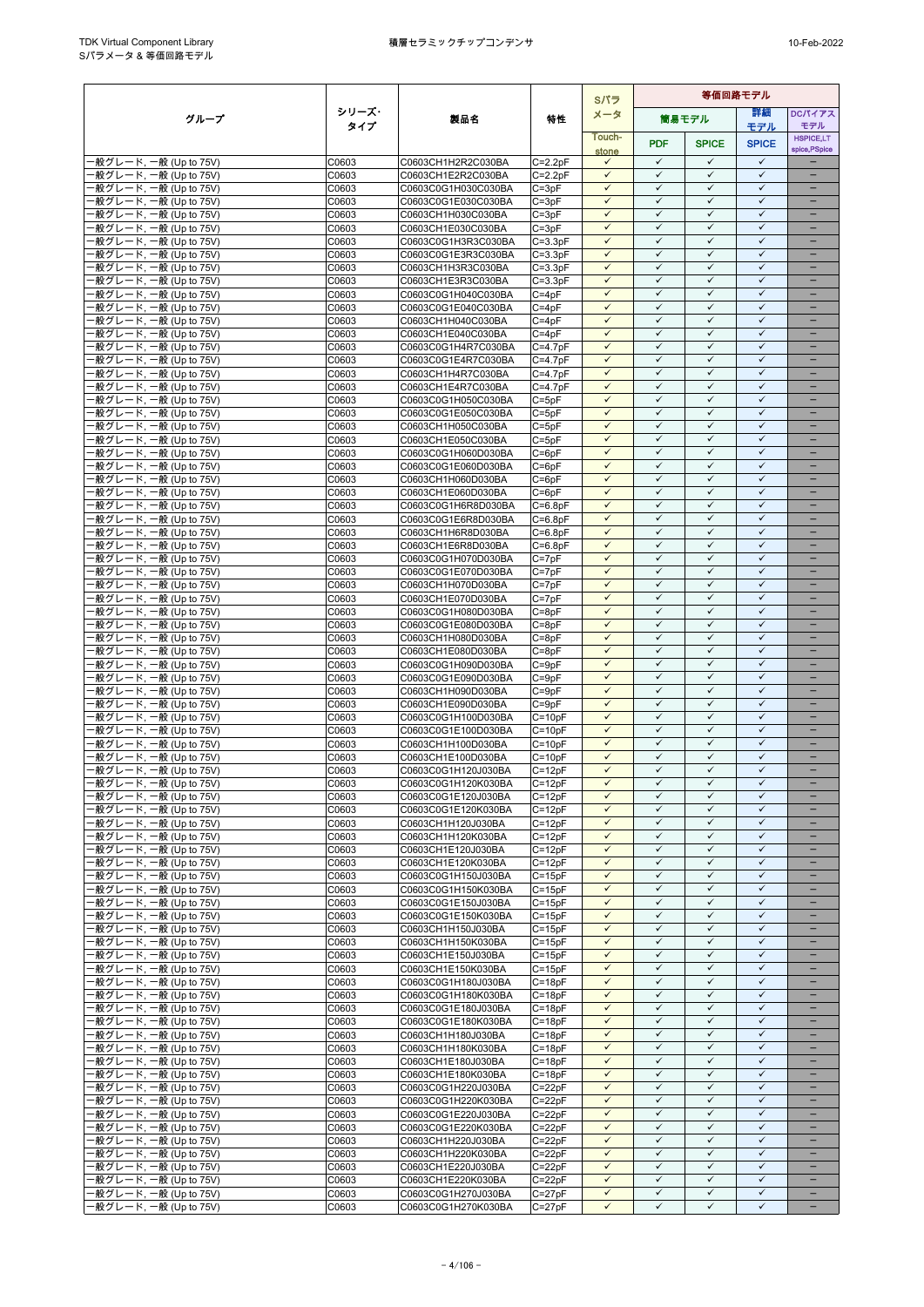| グループ | シリーズ・タイプ | 製品名 | 特性 | Sパラメータ | 等価回路モデル | | | |
|---|---|---|---|---|---|---|---|---|
| | | | | | 簡易モデル | | 詳細モデル | DCバイアスモデル |
| | | | | Touch-stone | PDF | SPICE | SPICE | HSPICE,LTspice,PSpice |
| 一般グレード, 一般 (Up to 75V) | C0603 | C0603CH1H2R2C030BA | C=2.2pF | ✓ | ✓ | ✓ | ✓ | – |
| 一般グレード, 一般 (Up to 75V) | C0603 | C0603CH1E2R2C030BA | C=2.2pF | ✓ | ✓ | ✓ | ✓ | – |
| 一般グレード, 一般 (Up to 75V) | C0603 | C0603C0G1H030C030BA | C=3pF | ✓ | ✓ | ✓ | ✓ | – |
| 一般グレード, 一般 (Up to 75V) | C0603 | C0603C0G1E030C030BA | C=3pF | ✓ | ✓ | ✓ | ✓ | – |
| 一般グレード, 一般 (Up to 75V) | C0603 | C0603CH1H030C030BA | C=3pF | ✓ | ✓ | ✓ | ✓ | – |
| 一般グレード, 一般 (Up to 75V) | C0603 | C0603CH1E030C030BA | C=3pF | ✓ | ✓ | ✓ | ✓ | – |
| 一般グレード, 一般 (Up to 75V) | C0603 | C0603C0G1H3R3C030BA | C=3.3pF | ✓ | ✓ | ✓ | ✓ | – |
| 一般グレード, 一般 (Up to 75V) | C0603 | C0603C0G1E3R3C030BA | C=3.3pF | ✓ | ✓ | ✓ | ✓ | – |
| 一般グレード, 一般 (Up to 75V) | C0603 | C0603CH1H3R3C030BA | C=3.3pF | ✓ | ✓ | ✓ | ✓ | – |
| 一般グレード, 一般 (Up to 75V) | C0603 | C0603CH1E3R3C030BA | C=3.3pF | ✓ | ✓ | ✓ | ✓ | – |
| 一般グレード, 一般 (Up to 75V) | C0603 | C0603C0G1H040C030BA | C=4pF | ✓ | ✓ | ✓ | ✓ | – |
| 一般グレード, 一般 (Up to 75V) | C0603 | C0603C0G1E040C030BA | C=4pF | ✓ | ✓ | ✓ | ✓ | – |
| 一般グレード, 一般 (Up to 75V) | C0603 | C0603CH1H040C030BA | C=4pF | ✓ | ✓ | ✓ | ✓ | – |
| 一般グレード, 一般 (Up to 75V) | C0603 | C0603CH1E040C030BA | C=4pF | ✓ | ✓ | ✓ | ✓ | – |
| 一般グレード, 一般 (Up to 75V) | C0603 | C0603C0G1H4R7C030BA | C=4.7pF | ✓ | ✓ | ✓ | ✓ | – |
| 一般グレード, 一般 (Up to 75V) | C0603 | C0603C0G1E4R7C030BA | C=4.7pF | ✓ | ✓ | ✓ | ✓ | – |
| 一般グレード, 一般 (Up to 75V) | C0603 | C0603CH1H4R7C030BA | C=4.7pF | ✓ | ✓ | ✓ | ✓ | – |
| 一般グレード, 一般 (Up to 75V) | C0603 | C0603CH1E4R7C030BA | C=4.7pF | ✓ | ✓ | ✓ | ✓ | – |
| 一般グレード, 一般 (Up to 75V) | C0603 | C0603C0G1H050C030BA | C=5pF | ✓ | ✓ | ✓ | ✓ | – |
| 一般グレード, 一般 (Up to 75V) | C0603 | C0603C0G1E050C030BA | C=5pF | ✓ | ✓ | ✓ | ✓ | – |
| 一般グレード, 一般 (Up to 75V) | C0603 | C0603CH1H050C030BA | C=5pF | ✓ | ✓ | ✓ | ✓ | – |
| 一般グレード, 一般 (Up to 75V) | C0603 | C0603CH1E050C030BA | C=5pF | ✓ | ✓ | ✓ | ✓ | – |
| 一般グレード, 一般 (Up to 75V) | C0603 | C0603C0G1H060D030BA | C=6pF | ✓ | ✓ | ✓ | ✓ | – |
| 一般グレード, 一般 (Up to 75V) | C0603 | C0603C0G1E060D030BA | C=6pF | ✓ | ✓ | ✓ | ✓ | – |
| 一般グレード, 一般 (Up to 75V) | C0603 | C0603CH1H060D030BA | C=6pF | ✓ | ✓ | ✓ | ✓ | – |
| 一般グレード, 一般 (Up to 75V) | C0603 | C0603CH1E060D030BA | C=6pF | ✓ | ✓ | ✓ | ✓ | – |
| 一般グレード, 一般 (Up to 75V) | C0603 | C0603C0G1H6R8D030BA | C=6.8pF | ✓ | ✓ | ✓ | ✓ | – |
| 一般グレード, 一般 (Up to 75V) | C0603 | C0603C0G1E6R8D030BA | C=6.8pF | ✓ | ✓ | ✓ | ✓ | – |
| 一般グレード, 一般 (Up to 75V) | C0603 | C0603CH1H6R8D030BA | C=6.8pF | ✓ | ✓ | ✓ | ✓ | – |
| 一般グレード, 一般 (Up to 75V) | C0603 | C0603CH1E6R8D030BA | C=6.8pF | ✓ | ✓ | ✓ | ✓ | – |
| 一般グレード, 一般 (Up to 75V) | C0603 | C0603C0G1H070D030BA | C=7pF | ✓ | ✓ | ✓ | ✓ | – |
| 一般グレード, 一般 (Up to 75V) | C0603 | C0603C0G1E070D030BA | C=7pF | ✓ | ✓ | ✓ | ✓ | – |
| 一般グレード, 一般 (Up to 75V) | C0603 | C0603CH1H070D030BA | C=7pF | ✓ | ✓ | ✓ | ✓ | – |
| 一般グレード, 一般 (Up to 75V) | C0603 | C0603CH1E070D030BA | C=7pF | ✓ | ✓ | ✓ | ✓ | – |
| 一般グレード, 一般 (Up to 75V) | C0603 | C0603C0G1H080D030BA | C=8pF | ✓ | ✓ | ✓ | ✓ | – |
| 一般グレード, 一般 (Up to 75V) | C0603 | C0603C0G1E080D030BA | C=8pF | ✓ | ✓ | ✓ | ✓ | – |
| 一般グレード, 一般 (Up to 75V) | C0603 | C0603CH1H080D030BA | C=8pF | ✓ | ✓ | ✓ | ✓ | – |
| 一般グレード, 一般 (Up to 75V) | C0603 | C0603CH1E080D030BA | C=8pF | ✓ | ✓ | ✓ | ✓ | – |
| 一般グレード, 一般 (Up to 75V) | C0603 | C0603C0G1H090D030BA | C=9pF | ✓ | ✓ | ✓ | ✓ | – |
| 一般グレード, 一般 (Up to 75V) | C0603 | C0603C0G1E090D030BA | C=9pF | ✓ | ✓ | ✓ | ✓ | – |
| 一般グレード, 一般 (Up to 75V) | C0603 | C0603CH1H090D030BA | C=9pF | ✓ | ✓ | ✓ | ✓ | – |
| 一般グレード, 一般 (Up to 75V) | C0603 | C0603CH1E090D030BA | C=9pF | ✓ | ✓ | ✓ | ✓ | – |
| 一般グレード, 一般 (Up to 75V) | C0603 | C0603C0G1H100D030BA | C=10pF | ✓ | ✓ | ✓ | ✓ | – |
| 一般グレード, 一般 (Up to 75V) | C0603 | C0603C0G1E100D030BA | C=10pF | ✓ | ✓ | ✓ | ✓ | – |
| 一般グレード, 一般 (Up to 75V) | C0603 | C0603CH1H100D030BA | C=10pF | ✓ | ✓ | ✓ | ✓ | – |
| 一般グレード, 一般 (Up to 75V) | C0603 | C0603CH1E100D030BA | C=10pF | ✓ | ✓ | ✓ | ✓ | – |
| 一般グレード, 一般 (Up to 75V) | C0603 | C0603C0G1H120J030BA | C=12pF | ✓ | ✓ | ✓ | ✓ | – |
| 一般グレード, 一般 (Up to 75V) | C0603 | C0603C0G1H120K030BA | C=12pF | ✓ | ✓ | ✓ | ✓ | – |
| 一般グレード, 一般 (Up to 75V) | C0603 | C0603C0G1E120J030BA | C=12pF | ✓ | ✓ | ✓ | ✓ | – |
| 一般グレード, 一般 (Up to 75V) | C0603 | C0603C0G1E120K030BA | C=12pF | ✓ | ✓ | ✓ | ✓ | – |
| 一般グレード, 一般 (Up to 75V) | C0603 | C0603CH1H120J030BA | C=12pF | ✓ | ✓ | ✓ | ✓ | – |
| 一般グレード, 一般 (Up to 75V) | C0603 | C0603CH1H120K030BA | C=12pF | ✓ | ✓ | ✓ | ✓ | – |
| 一般グレード, 一般 (Up to 75V) | C0603 | C0603CH1E120J030BA | C=12pF | ✓ | ✓ | ✓ | ✓ | – |
| 一般グレード, 一般 (Up to 75V) | C0603 | C0603CH1E120K030BA | C=12pF | ✓ | ✓ | ✓ | ✓ | – |
| 一般グレード, 一般 (Up to 75V) | C0603 | C0603C0G1H150J030BA | C=15pF | ✓ | ✓ | ✓ | ✓ | – |
| 一般グレード, 一般 (Up to 75V) | C0603 | C0603C0G1H150K030BA | C=15pF | ✓ | ✓ | ✓ | ✓ | – |
| 一般グレード, 一般 (Up to 75V) | C0603 | C0603C0G1E150J030BA | C=15pF | ✓ | ✓ | ✓ | ✓ | – |
| 一般グレード, 一般 (Up to 75V) | C0603 | C0603C0G1E150K030BA | C=15pF | ✓ | ✓ | ✓ | ✓ | – |
| 一般グレード, 一般 (Up to 75V) | C0603 | C0603CH1H150J030BA | C=15pF | ✓ | ✓ | ✓ | ✓ | – |
| 一般グレード, 一般 (Up to 75V) | C0603 | C0603CH1H150K030BA | C=15pF | ✓ | ✓ | ✓ | ✓ | – |
| 一般グレード, 一般 (Up to 75V) | C0603 | C0603CH1E150J030BA | C=15pF | ✓ | ✓ | ✓ | ✓ | – |
| 一般グレード, 一般 (Up to 75V) | C0603 | C0603CH1E150K030BA | C=15pF | ✓ | ✓ | ✓ | ✓ | – |
| 一般グレード, 一般 (Up to 75V) | C0603 | C0603C0G1H180J030BA | C=18pF | ✓ | ✓ | ✓ | ✓ | – |
| 一般グレード, 一般 (Up to 75V) | C0603 | C0603C0G1H180K030BA | C=18pF | ✓ | ✓ | ✓ | ✓ | – |
| 一般グレード, 一般 (Up to 75V) | C0603 | C0603C0G1E180J030BA | C=18pF | ✓ | ✓ | ✓ | ✓ | – |
| 一般グレード, 一般 (Up to 75V) | C0603 | C0603C0G1E180K030BA | C=18pF | ✓ | ✓ | ✓ | ✓ | – |
| 一般グレード, 一般 (Up to 75V) | C0603 | C0603CH1H180J030BA | C=18pF | ✓ | ✓ | ✓ | ✓ | – |
| 一般グレード, 一般 (Up to 75V) | C0603 | C0603CH1H180K030BA | C=18pF | ✓ | ✓ | ✓ | ✓ | – |
| 一般グレード, 一般 (Up to 75V) | C0603 | C0603CH1E180J030BA | C=18pF | ✓ | ✓ | ✓ | ✓ | – |
| 一般グレード, 一般 (Up to 75V) | C0603 | C0603CH1E180K030BA | C=18pF | ✓ | ✓ | ✓ | ✓ | – |
| 一般グレード, 一般 (Up to 75V) | C0603 | C0603C0G1H220J030BA | C=22pF | ✓ | ✓ | ✓ | ✓ | – |
| 一般グレード, 一般 (Up to 75V) | C0603 | C0603C0G1H220K030BA | C=22pF | ✓ | ✓ | ✓ | ✓ | – |
| 一般グレード, 一般 (Up to 75V) | C0603 | C0603C0G1E220J030BA | C=22pF | ✓ | ✓ | ✓ | ✓ | – |
| 一般グレード, 一般 (Up to 75V) | C0603 | C0603C0G1E220K030BA | C=22pF | ✓ | ✓ | ✓ | ✓ | – |
| 一般グレード, 一般 (Up to 75V) | C0603 | C0603CH1H220J030BA | C=22pF | ✓ | ✓ | ✓ | ✓ | – |
| 一般グレード, 一般 (Up to 75V) | C0603 | C0603CH1H220K030BA | C=22pF | ✓ | ✓ | ✓ | ✓ | – |
| 一般グレード, 一般 (Up to 75V) | C0603 | C0603CH1E220J030BA | C=22pF | ✓ | ✓ | ✓ | ✓ | – |
| 一般グレード, 一般 (Up to 75V) | C0603 | C0603CH1E220K030BA | C=22pF | ✓ | ✓ | ✓ | ✓ | – |
| 一般グレード, 一般 (Up to 75V) | C0603 | C0603C0G1H270J030BA | C=27pF | ✓ | ✓ | ✓ | ✓ | – |
| 一般グレード, 一般 (Up to 75V) | C0603 | C0603C0G1H270K030BA | C=27pF | ✓ | ✓ | ✓ | ✓ | – |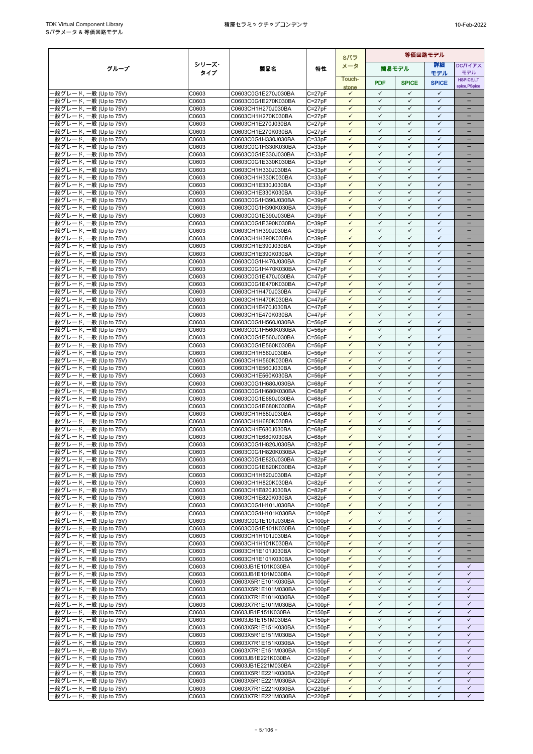| グループ | シリーズ・タイプ | 製品名 | 特性 | Sパラメータ | 等価回路モデル | | | |
|---|---|---|---|---|---|---|---|---|
| | | | | | 簡易モデル | | 詳細モデル | DCバイアスモデル |
| | | | | Touch-stone | PDF | SPICE | SPICE | HSPICE,LTspice,PSpice |
| 一般グレード, 一般 (Up to 75V) | C0603 | C0603C0G1E270J030BA | C=27pF | ✓ | ✓ | ✓ | ✓ | – |
| 一般グレード, 一般 (Up to 75V) | C0603 | C0603C0G1E270K030BA | C=27pF | ✓ | ✓ | ✓ | ✓ | – |
| 一般グレード, 一般 (Up to 75V) | C0603 | C0603CH1H270J030BA | C=27pF | ✓ | ✓ | ✓ | ✓ | – |
| 一般グレード, 一般 (Up to 75V) | C0603 | C0603CH1H270K030BA | C=27pF | ✓ | ✓ | ✓ | ✓ | – |
| 一般グレード, 一般 (Up to 75V) | C0603 | C0603CH1E270J030BA | C=27pF | ✓ | ✓ | ✓ | ✓ | – |
| 一般グレード, 一般 (Up to 75V) | C0603 | C0603CH1E270K030BA | C=27pF | ✓ | ✓ | ✓ | ✓ | – |
| 一般グレード, 一般 (Up to 75V) | C0603 | C0603C0G1H330J030BA | C=33pF | ✓ | ✓ | ✓ | ✓ | – |
| 一般グレード, 一般 (Up to 75V) | C0603 | C0603C0G1H330K030BA | C=33pF | ✓ | ✓ | ✓ | ✓ | – |
| 一般グレード, 一般 (Up to 75V) | C0603 | C0603C0G1E330J030BA | C=33pF | ✓ | ✓ | ✓ | ✓ | – |
| 一般グレード, 一般 (Up to 75V) | C0603 | C0603C0G1E330K030BA | C=33pF | ✓ | ✓ | ✓ | ✓ | – |
| 一般グレード, 一般 (Up to 75V) | C0603 | C0603CH1H330J030BA | C=33pF | ✓ | ✓ | ✓ | ✓ | – |
| 一般グレード, 一般 (Up to 75V) | C0603 | C0603CH1H330K030BA | C=33pF | ✓ | ✓ | ✓ | ✓ | – |
| 一般グレード, 一般 (Up to 75V) | C0603 | C0603CH1E330J030BA | C=33pF | ✓ | ✓ | ✓ | ✓ | – |
| 一般グレード, 一般 (Up to 75V) | C0603 | C0603CH1E330K030BA | C=33pF | ✓ | ✓ | ✓ | ✓ | – |
| 一般グレード, 一般 (Up to 75V) | C0603 | C0603C0G1H390J030BA | C=39pF | ✓ | ✓ | ✓ | ✓ | – |
| 一般グレード, 一般 (Up to 75V) | C0603 | C0603C0G1H390K030BA | C=39pF | ✓ | ✓ | ✓ | ✓ | – |
| 一般グレード, 一般 (Up to 75V) | C0603 | C0603C0G1E390J030BA | C=39pF | ✓ | ✓ | ✓ | ✓ | – |
| 一般グレード, 一般 (Up to 75V) | C0603 | C0603C0G1E390K030BA | C=39pF | ✓ | ✓ | ✓ | ✓ | – |
| 一般グレード, 一般 (Up to 75V) | C0603 | C0603CH1H390J030BA | C=39pF | ✓ | ✓ | ✓ | ✓ | – |
| 一般グレード, 一般 (Up to 75V) | C0603 | C0603CH1H390K030BA | C=39pF | ✓ | ✓ | ✓ | ✓ | – |
| 一般グレード, 一般 (Up to 75V) | C0603 | C0603CH1E390J030BA | C=39pF | ✓ | ✓ | ✓ | ✓ | – |
| 一般グレード, 一般 (Up to 75V) | C0603 | C0603CH1E390K030BA | C=39pF | ✓ | ✓ | ✓ | ✓ | – |
| 一般グレード, 一般 (Up to 75V) | C0603 | C0603C0G1H470J030BA | C=47pF | ✓ | ✓ | ✓ | ✓ | – |
| 一般グレード, 一般 (Up to 75V) | C0603 | C0603C0G1H470K030BA | C=47pF | ✓ | ✓ | ✓ | ✓ | – |
| 一般グレード, 一般 (Up to 75V) | C0603 | C0603C0G1E470J030BA | C=47pF | ✓ | ✓ | ✓ | ✓ | – |
| 一般グレード, 一般 (Up to 75V) | C0603 | C0603C0G1E470K030BA | C=47pF | ✓ | ✓ | ✓ | ✓ | – |
| 一般グレード, 一般 (Up to 75V) | C0603 | C0603CH1H470J030BA | C=47pF | ✓ | ✓ | ✓ | ✓ | – |
| 一般グレード, 一般 (Up to 75V) | C0603 | C0603CH1H470K030BA | C=47pF | ✓ | ✓ | ✓ | ✓ | – |
| 一般グレード, 一般 (Up to 75V) | C0603 | C0603CH1E470J030BA | C=47pF | ✓ | ✓ | ✓ | ✓ | – |
| 一般グレード, 一般 (Up to 75V) | C0603 | C0603CH1E470K030BA | C=47pF | ✓ | ✓ | ✓ | ✓ | – |
| 一般グレード, 一般 (Up to 75V) | C0603 | C0603C0G1H560J030BA | C=56pF | ✓ | ✓ | ✓ | ✓ | – |
| 一般グレード, 一般 (Up to 75V) | C0603 | C0603C0G1H560K030BA | C=56pF | ✓ | ✓ | ✓ | ✓ | – |
| 一般グレード, 一般 (Up to 75V) | C0603 | C0603C0G1E560J030BA | C=56pF | ✓ | ✓ | ✓ | ✓ | – |
| 一般グレード, 一般 (Up to 75V) | C0603 | C0603C0G1E560K030BA | C=56pF | ✓ | ✓ | ✓ | ✓ | – |
| 一般グレード, 一般 (Up to 75V) | C0603 | C0603CH1H560J030BA | C=56pF | ✓ | ✓ | ✓ | ✓ | – |
| 一般グレード, 一般 (Up to 75V) | C0603 | C0603CH1H560K030BA | C=56pF | ✓ | ✓ | ✓ | ✓ | – |
| 一般グレード, 一般 (Up to 75V) | C0603 | C0603CH1E560J030BA | C=56pF | ✓ | ✓ | ✓ | ✓ | – |
| 一般グレード, 一般 (Up to 75V) | C0603 | C0603CH1E560K030BA | C=56pF | ✓ | ✓ | ✓ | ✓ | – |
| 一般グレード, 一般 (Up to 75V) | C0603 | C0603C0G1H680J030BA | C=68pF | ✓ | ✓ | ✓ | ✓ | – |
| 一般グレード, 一般 (Up to 75V) | C0603 | C0603C0G1H680K030BA | C=68pF | ✓ | ✓ | ✓ | ✓ | – |
| 一般グレード, 一般 (Up to 75V) | C0603 | C0603C0G1E680J030BA | C=68pF | ✓ | ✓ | ✓ | ✓ | – |
| 一般グレード, 一般 (Up to 75V) | C0603 | C0603C0G1E680K030BA | C=68pF | ✓ | ✓ | ✓ | ✓ | – |
| 一般グレード, 一般 (Up to 75V) | C0603 | C0603CH1H680J030BA | C=68pF | ✓ | ✓ | ✓ | ✓ | – |
| 一般グレード, 一般 (Up to 75V) | C0603 | C0603CH1H680K030BA | C=68pF | ✓ | ✓ | ✓ | ✓ | – |
| 一般グレード, 一般 (Up to 75V) | C0603 | C0603CH1E680J030BA | C=68pF | ✓ | ✓ | ✓ | ✓ | – |
| 一般グレード, 一般 (Up to 75V) | C0603 | C0603CH1E680K030BA | C=68pF | ✓ | ✓ | ✓ | ✓ | – |
| 一般グレード, 一般 (Up to 75V) | C0603 | C0603C0G1H820J030BA | C=82pF | ✓ | ✓ | ✓ | ✓ | – |
| 一般グレード, 一般 (Up to 75V) | C0603 | C0603C0G1H820K030BA | C=82pF | ✓ | ✓ | ✓ | ✓ | – |
| 一般グレード, 一般 (Up to 75V) | C0603 | C0603C0G1E820J030BA | C=82pF | ✓ | ✓ | ✓ | ✓ | – |
| 一般グレード, 一般 (Up to 75V) | C0603 | C0603C0G1E820K030BA | C=82pF | ✓ | ✓ | ✓ | ✓ | – |
| 一般グレード, 一般 (Up to 75V) | C0603 | C0603CH1H820J030BA | C=82pF | ✓ | ✓ | ✓ | ✓ | – |
| 一般グレード, 一般 (Up to 75V) | C0603 | C0603CH1H820K030BA | C=82pF | ✓ | ✓ | ✓ | ✓ | – |
| 一般グレード, 一般 (Up to 75V) | C0603 | C0603CH1E820J030BA | C=82pF | ✓ | ✓ | ✓ | ✓ | – |
| 一般グレード, 一般 (Up to 75V) | C0603 | C0603CH1E820K030BA | C=82pF | ✓ | ✓ | ✓ | ✓ | – |
| 一般グレード, 一般 (Up to 75V) | C0603 | C0603C0G1H101J030BA | C=100pF | ✓ | ✓ | ✓ | ✓ | – |
| 一般グレード, 一般 (Up to 75V) | C0603 | C0603C0G1H101K030BA | C=100pF | ✓ | ✓ | ✓ | ✓ | – |
| 一般グレード, 一般 (Up to 75V) | C0603 | C0603C0G1E101J030BA | C=100pF | ✓ | ✓ | ✓ | ✓ | – |
| 一般グレード, 一般 (Up to 75V) | C0603 | C0603C0G1E101K030BA | C=100pF | ✓ | ✓ | ✓ | ✓ | – |
| 一般グレード, 一般 (Up to 75V) | C0603 | C0603CH1H101J030BA | C=100pF | ✓ | ✓ | ✓ | ✓ | – |
| 一般グレード, 一般 (Up to 75V) | C0603 | C0603CH1H101K030BA | C=100pF | ✓ | ✓ | ✓ | ✓ | – |
| 一般グレード, 一般 (Up to 75V) | C0603 | C0603CH1E101J030BA | C=100pF | ✓ | ✓ | ✓ | ✓ | – |
| 一般グレード, 一般 (Up to 75V) | C0603 | C0603CH1E101K030BA | C=100pF | ✓ | ✓ | ✓ | ✓ | – |
| 一般グレード, 一般 (Up to 75V) | C0603 | C0603JB1E101K030BA | C=100pF | ✓ | ✓ | ✓ | ✓ | ✓ |
| 一般グレード, 一般 (Up to 75V) | C0603 | C0603JB1E101M030BA | C=100pF | ✓ | ✓ | ✓ | ✓ | ✓ |
| 一般グレード, 一般 (Up to 75V) | C0603 | C0603X5R1E101K030BA | C=100pF | ✓ | ✓ | ✓ | ✓ | ✓ |
| 一般グレード, 一般 (Up to 75V) | C0603 | C0603X5R1E101M030BA | C=100pF | ✓ | ✓ | ✓ | ✓ | ✓ |
| 一般グレード, 一般 (Up to 75V) | C0603 | C0603X7R1E101K030BA | C=100pF | ✓ | ✓ | ✓ | ✓ | ✓ |
| 一般グレード, 一般 (Up to 75V) | C0603 | C0603X7R1E101M030BA | C=100pF | ✓ | ✓ | ✓ | ✓ | ✓ |
| 一般グレード, 一般 (Up to 75V) | C0603 | C0603JB1E151K030BA | C=150pF | ✓ | ✓ | ✓ | ✓ | ✓ |
| 一般グレード, 一般 (Up to 75V) | C0603 | C0603JB1E151M030BA | C=150pF | ✓ | ✓ | ✓ | ✓ | ✓ |
| 一般グレード, 一般 (Up to 75V) | C0603 | C0603X5R1E151K030BA | C=150pF | ✓ | ✓ | ✓ | ✓ | ✓ |
| 一般グレード, 一般 (Up to 75V) | C0603 | C0603X5R1E151M030BA | C=150pF | ✓ | ✓ | ✓ | ✓ | ✓ |
| 一般グレード, 一般 (Up to 75V) | C0603 | C0603X7R1E151K030BA | C=150pF | ✓ | ✓ | ✓ | ✓ | ✓ |
| 一般グレード, 一般 (Up to 75V) | C0603 | C0603X7R1E151M030BA | C=150pF | ✓ | ✓ | ✓ | ✓ | ✓ |
| 一般グレード, 一般 (Up to 75V) | C0603 | C0603JB1E221K030BA | C=220pF | ✓ | ✓ | ✓ | ✓ | ✓ |
| 一般グレード, 一般 (Up to 75V) | C0603 | C0603JB1E221M030BA | C=220pF | ✓ | ✓ | ✓ | ✓ | ✓ |
| 一般グレード, 一般 (Up to 75V) | C0603 | C0603X5R1E221K030BA | C=220pF | ✓ | ✓ | ✓ | ✓ | ✓ |
| 一般グレード, 一般 (Up to 75V) | C0603 | C0603X5R1E221M030BA | C=220pF | ✓ | ✓ | ✓ | ✓ | ✓ |
| 一般グレード, 一般 (Up to 75V) | C0603 | C0603X7R1E221K030BA | C=220pF | ✓ | ✓ | ✓ | ✓ | ✓ |
| 一般グレード, 一般 (Up to 75V) | C0603 | C0603X7R1E221M030BA | C=220pF | ✓ | ✓ | ✓ | ✓ | ✓ |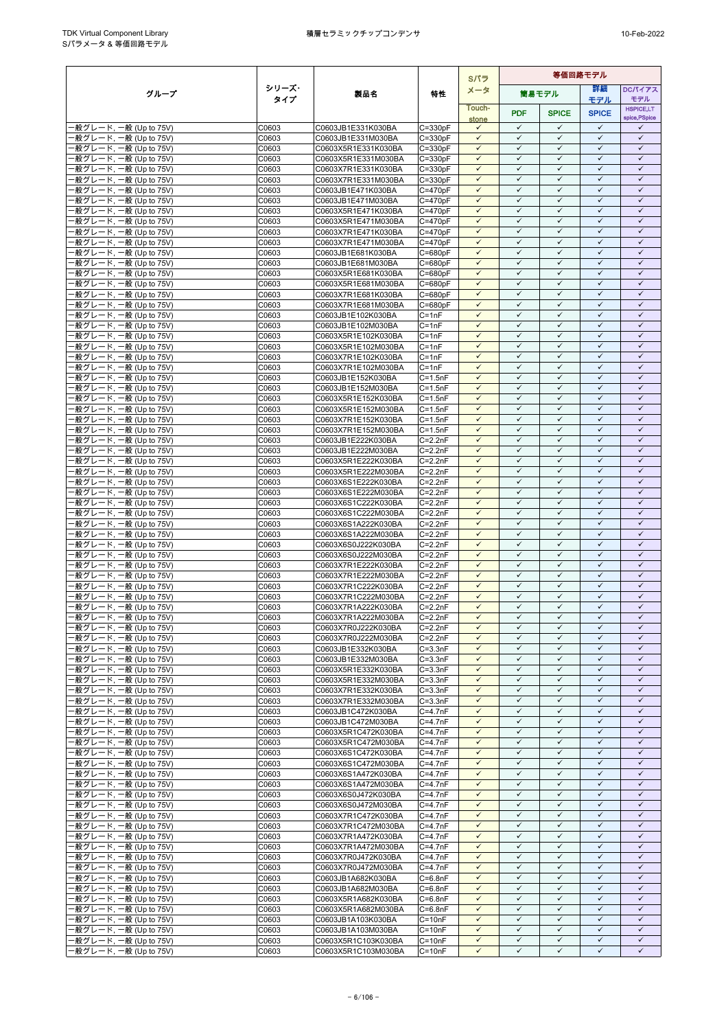| グループ | シリーズ・タイプ | 製品名 | 特性 | Sパラメータ | 等価回路モデル | | | |
|---|---|---|---|---|---|---|---|---|
| | | | | | 簡易モデル | | 詳細モデル | DCバイアスモデル |
| | | | | Touch-stone | PDF | SPICE | SPICE | HSPICE,LT spice,PSpice |
| 一般グレード, 一般 (Up to 75V) | C0603 | C0603JB1E331K030BA | C=330pF | ✓ | ✓ | ✓ | ✓ | ✓ |
| 一般グレード, 一般 (Up to 75V) | C0603 | C0603JB1E331M030BA | C=330pF | ✓ | ✓ | ✓ | ✓ | ✓ |
| 一般グレード, 一般 (Up to 75V) | C0603 | C0603X5R1E331K030BA | C=330pF | ✓ | ✓ | ✓ | ✓ | ✓ |
| 一般グレード, 一般 (Up to 75V) | C0603 | C0603X5R1E331M030BA | C=330pF | ✓ | ✓ | ✓ | ✓ | ✓ |
| 一般グレード, 一般 (Up to 75V) | C0603 | C0603X7R1E331K030BA | C=330pF | ✓ | ✓ | ✓ | ✓ | ✓ |
| 一般グレード, 一般 (Up to 75V) | C0603 | C0603X7R1E331M030BA | C=330pF | ✓ | ✓ | ✓ | ✓ | ✓ |
| 一般グレード, 一般 (Up to 75V) | C0603 | C0603JB1E471K030BA | C=470pF | ✓ | ✓ | ✓ | ✓ | ✓ |
| 一般グレード, 一般 (Up to 75V) | C0603 | C0603JB1E471M030BA | C=470pF | ✓ | ✓ | ✓ | ✓ | ✓ |
| 一般グレード, 一般 (Up to 75V) | C0603 | C0603X5R1E471K030BA | C=470pF | ✓ | ✓ | ✓ | ✓ | ✓ |
| 一般グレード, 一般 (Up to 75V) | C0603 | C0603X5R1E471M030BA | C=470pF | ✓ | ✓ | ✓ | ✓ | ✓ |
| 一般グレード, 一般 (Up to 75V) | C0603 | C0603X7R1E471K030BA | C=470pF | ✓ | ✓ | ✓ | ✓ | ✓ |
| 一般グレード, 一般 (Up to 75V) | C0603 | C0603X7R1E471M030BA | C=470pF | ✓ | ✓ | ✓ | ✓ | ✓ |
| 一般グレード, 一般 (Up to 75V) | C0603 | C0603JB1E681K030BA | C=680pF | ✓ | ✓ | ✓ | ✓ | ✓ |
| 一般グレード, 一般 (Up to 75V) | C0603 | C0603JB1E681M030BA | C=680pF | ✓ | ✓ | ✓ | ✓ | ✓ |
| 一般グレード, 一般 (Up to 75V) | C0603 | C0603X5R1E681K030BA | C=680pF | ✓ | ✓ | ✓ | ✓ | ✓ |
| 一般グレード, 一般 (Up to 75V) | C0603 | C0603X5R1E681M030BA | C=680pF | ✓ | ✓ | ✓ | ✓ | ✓ |
| 一般グレード, 一般 (Up to 75V) | C0603 | C0603X7R1E681K030BA | C=680pF | ✓ | ✓ | ✓ | ✓ | ✓ |
| 一般グレード, 一般 (Up to 75V) | C0603 | C0603X7R1E681M030BA | C=680pF | ✓ | ✓ | ✓ | ✓ | ✓ |
| 一般グレード, 一般 (Up to 75V) | C0603 | C0603JB1E102K030BA | C=1nF | ✓ | ✓ | ✓ | ✓ | ✓ |
| 一般グレード, 一般 (Up to 75V) | C0603 | C0603JB1E102M030BA | C=1nF | ✓ | ✓ | ✓ | ✓ | ✓ |
| 一般グレード, 一般 (Up to 75V) | C0603 | C0603X5R1E102K030BA | C=1nF | ✓ | ✓ | ✓ | ✓ | ✓ |
| 一般グレード, 一般 (Up to 75V) | C0603 | C0603X5R1E102M030BA | C=1nF | ✓ | ✓ | ✓ | ✓ | ✓ |
| 一般グレード, 一般 (Up to 75V) | C0603 | C0603X7R1E102K030BA | C=1nF | ✓ | ✓ | ✓ | ✓ | ✓ |
| 一般グレード, 一般 (Up to 75V) | C0603 | C0603X7R1E102M030BA | C=1nF | ✓ | ✓ | ✓ | ✓ | ✓ |
| 一般グレード, 一般 (Up to 75V) | C0603 | C0603JB1E152K030BA | C=1.5nF | ✓ | ✓ | ✓ | ✓ | ✓ |
| 一般グレード, 一般 (Up to 75V) | C0603 | C0603JB1E152M030BA | C=1.5nF | ✓ | ✓ | ✓ | ✓ | ✓ |
| 一般グレード, 一般 (Up to 75V) | C0603 | C0603X5R1E152K030BA | C=1.5nF | ✓ | ✓ | ✓ | ✓ | ✓ |
| 一般グレード, 一般 (Up to 75V) | C0603 | C0603X5R1E152M030BA | C=1.5nF | ✓ | ✓ | ✓ | ✓ | ✓ |
| 一般グレード, 一般 (Up to 75V) | C0603 | C0603X7R1E152K030BA | C=1.5nF | ✓ | ✓ | ✓ | ✓ | ✓ |
| 一般グレード, 一般 (Up to 75V) | C0603 | C0603X7R1E152M030BA | C=1.5nF | ✓ | ✓ | ✓ | ✓ | ✓ |
| 一般グレード, 一般 (Up to 75V) | C0603 | C0603JB1E222K030BA | C=2.2nF | ✓ | ✓ | ✓ | ✓ | ✓ |
| 一般グレード, 一般 (Up to 75V) | C0603 | C0603JB1E222M030BA | C=2.2nF | ✓ | ✓ | ✓ | ✓ | ✓ |
| 一般グレード, 一般 (Up to 75V) | C0603 | C0603X5R1E222K030BA | C=2.2nF | ✓ | ✓ | ✓ | ✓ | ✓ |
| 一般グレード, 一般 (Up to 75V) | C0603 | C0603X5R1E222M030BA | C=2.2nF | ✓ | ✓ | ✓ | ✓ | ✓ |
| 一般グレード, 一般 (Up to 75V) | C0603 | C0603X6S1E222K030BA | C=2.2nF | ✓ | ✓ | ✓ | ✓ | ✓ |
| 一般グレード, 一般 (Up to 75V) | C0603 | C0603X6S1E222M030BA | C=2.2nF | ✓ | ✓ | ✓ | ✓ | ✓ |
| 一般グレード, 一般 (Up to 75V) | C0603 | C0603X6S1C222K030BA | C=2.2nF | ✓ | ✓ | ✓ | ✓ | ✓ |
| 一般グレード, 一般 (Up to 75V) | C0603 | C0603X6S1C222M030BA | C=2.2nF | ✓ | ✓ | ✓ | ✓ | ✓ |
| 一般グレード, 一般 (Up to 75V) | C0603 | C0603X6S1A222K030BA | C=2.2nF | ✓ | ✓ | ✓ | ✓ | ✓ |
| 一般グレード, 一般 (Up to 75V) | C0603 | C0603X6S1A222M030BA | C=2.2nF | ✓ | ✓ | ✓ | ✓ | ✓ |
| 一般グレード, 一般 (Up to 75V) | C0603 | C0603X6S0J222K030BA | C=2.2nF | ✓ | ✓ | ✓ | ✓ | ✓ |
| 一般グレード, 一般 (Up to 75V) | C0603 | C0603X6S0J222M030BA | C=2.2nF | ✓ | ✓ | ✓ | ✓ | ✓ |
| 一般グレード, 一般 (Up to 75V) | C0603 | C0603X7R1E222K030BA | C=2.2nF | ✓ | ✓ | ✓ | ✓ | ✓ |
| 一般グレード, 一般 (Up to 75V) | C0603 | C0603X7R1E222M030BA | C=2.2nF | ✓ | ✓ | ✓ | ✓ | ✓ |
| 一般グレード, 一般 (Up to 75V) | C0603 | C0603X7R1C222K030BA | C=2.2nF | ✓ | ✓ | ✓ | ✓ | ✓ |
| 一般グレード, 一般 (Up to 75V) | C0603 | C0603X7R1C222M030BA | C=2.2nF | ✓ | ✓ | ✓ | ✓ | ✓ |
| 一般グレード, 一般 (Up to 75V) | C0603 | C0603X7R1A222K030BA | C=2.2nF | ✓ | ✓ | ✓ | ✓ | ✓ |
| 一般グレード, 一般 (Up to 75V) | C0603 | C0603X7R1A222M030BA | C=2.2nF | ✓ | ✓ | ✓ | ✓ | ✓ |
| 一般グレード, 一般 (Up to 75V) | C0603 | C0603X7R0J222K030BA | C=2.2nF | ✓ | ✓ | ✓ | ✓ | ✓ |
| 一般グレード, 一般 (Up to 75V) | C0603 | C0603X7R0J222M030BA | C=2.2nF | ✓ | ✓ | ✓ | ✓ | ✓ |
| 一般グレード, 一般 (Up to 75V) | C0603 | C0603JB1E332K030BA | C=3.3nF | ✓ | ✓ | ✓ | ✓ | ✓ |
| 一般グレード, 一般 (Up to 75V) | C0603 | C0603JB1E332M030BA | C=3.3nF | ✓ | ✓ | ✓ | ✓ | ✓ |
| 一般グレード, 一般 (Up to 75V) | C0603 | C0603X5R1E332K030BA | C=3.3nF | ✓ | ✓ | ✓ | ✓ | ✓ |
| 一般グレード, 一般 (Up to 75V) | C0603 | C0603X5R1E332M030BA | C=3.3nF | ✓ | ✓ | ✓ | ✓ | ✓ |
| 一般グレード, 一般 (Up to 75V) | C0603 | C0603X7R1E332K030BA | C=3.3nF | ✓ | ✓ | ✓ | ✓ | ✓ |
| 一般グレード, 一般 (Up to 75V) | C0603 | C0603X7R1E332M030BA | C=3.3nF | ✓ | ✓ | ✓ | ✓ | ✓ |
| 一般グレード, 一般 (Up to 75V) | C0603 | C0603JB1C472K030BA | C=4.7nF | ✓ | ✓ | ✓ | ✓ | ✓ |
| 一般グレード, 一般 (Up to 75V) | C0603 | C0603JB1C472M030BA | C=4.7nF | ✓ | ✓ | ✓ | ✓ | ✓ |
| 一般グレード, 一般 (Up to 75V) | C0603 | C0603X5R1C472K030BA | C=4.7nF | ✓ | ✓ | ✓ | ✓ | ✓ |
| 一般グレード, 一般 (Up to 75V) | C0603 | C0603X5R1C472M030BA | C=4.7nF | ✓ | ✓ | ✓ | ✓ | ✓ |
| 一般グレード, 一般 (Up to 75V) | C0603 | C0603X6S1C472K030BA | C=4.7nF | ✓ | ✓ | ✓ | ✓ | ✓ |
| 一般グレード, 一般 (Up to 75V) | C0603 | C0603X6S1C472M030BA | C=4.7nF | ✓ | ✓ | ✓ | ✓ | ✓ |
| 一般グレード, 一般 (Up to 75V) | C0603 | C0603X6S1A472K030BA | C=4.7nF | ✓ | ✓ | ✓ | ✓ | ✓ |
| 一般グレード, 一般 (Up to 75V) | C0603 | C0603X6S1A472M030BA | C=4.7nF | ✓ | ✓ | ✓ | ✓ | ✓ |
| 一般グレード, 一般 (Up to 75V) | C0603 | C0603X6S0J472K030BA | C=4.7nF | ✓ | ✓ | ✓ | ✓ | ✓ |
| 一般グレード, 一般 (Up to 75V) | C0603 | C0603X6S0J472M030BA | C=4.7nF | ✓ | ✓ | ✓ | ✓ | ✓ |
| 一般グレード, 一般 (Up to 75V) | C0603 | C0603X7R1C472K030BA | C=4.7nF | ✓ | ✓ | ✓ | ✓ | ✓ |
| 一般グレード, 一般 (Up to 75V) | C0603 | C0603X7R1C472M030BA | C=4.7nF | ✓ | ✓ | ✓ | ✓ | ✓ |
| 一般グレード, 一般 (Up to 75V) | C0603 | C0603X7R1A472K030BA | C=4.7nF | ✓ | ✓ | ✓ | ✓ | ✓ |
| 一般グレード, 一般 (Up to 75V) | C0603 | C0603X7R1A472M030BA | C=4.7nF | ✓ | ✓ | ✓ | ✓ | ✓ |
| 一般グレード, 一般 (Up to 75V) | C0603 | C0603X7R0J472K030BA | C=4.7nF | ✓ | ✓ | ✓ | ✓ | ✓ |
| 一般グレード, 一般 (Up to 75V) | C0603 | C0603X7R0J472M030BA | C=4.7nF | ✓ | ✓ | ✓ | ✓ | ✓ |
| 一般グレード, 一般 (Up to 75V) | C0603 | C0603JB1A682K030BA | C=6.8nF | ✓ | ✓ | ✓ | ✓ | ✓ |
| 一般グレード, 一般 (Up to 75V) | C0603 | C0603JB1A682M030BA | C=6.8nF | ✓ | ✓ | ✓ | ✓ | ✓ |
| 一般グレード, 一般 (Up to 75V) | C0603 | C0603X5R1A682K030BA | C=6.8nF | ✓ | ✓ | ✓ | ✓ | ✓ |
| 一般グレード, 一般 (Up to 75V) | C0603 | C0603X5R1A682M030BA | C=6.8nF | ✓ | ✓ | ✓ | ✓ | ✓ |
| 一般グレード, 一般 (Up to 75V) | C0603 | C0603JB1A103K030BA | C=10nF | ✓ | ✓ | ✓ | ✓ | ✓ |
| 一般グレード, 一般 (Up to 75V) | C0603 | C0603JB1A103M030BA | C=10nF | ✓ | ✓ | ✓ | ✓ | ✓ |
| 一般グレード, 一般 (Up to 75V) | C0603 | C0603X5R1C103K030BA | C=10nF | ✓ | ✓ | ✓ | ✓ | ✓ |
| 一般グレード, 一般 (Up to 75V) | C0603 | C0603X5R1C103M030BA | C=10nF | ✓ | ✓ | ✓ | ✓ | ✓ |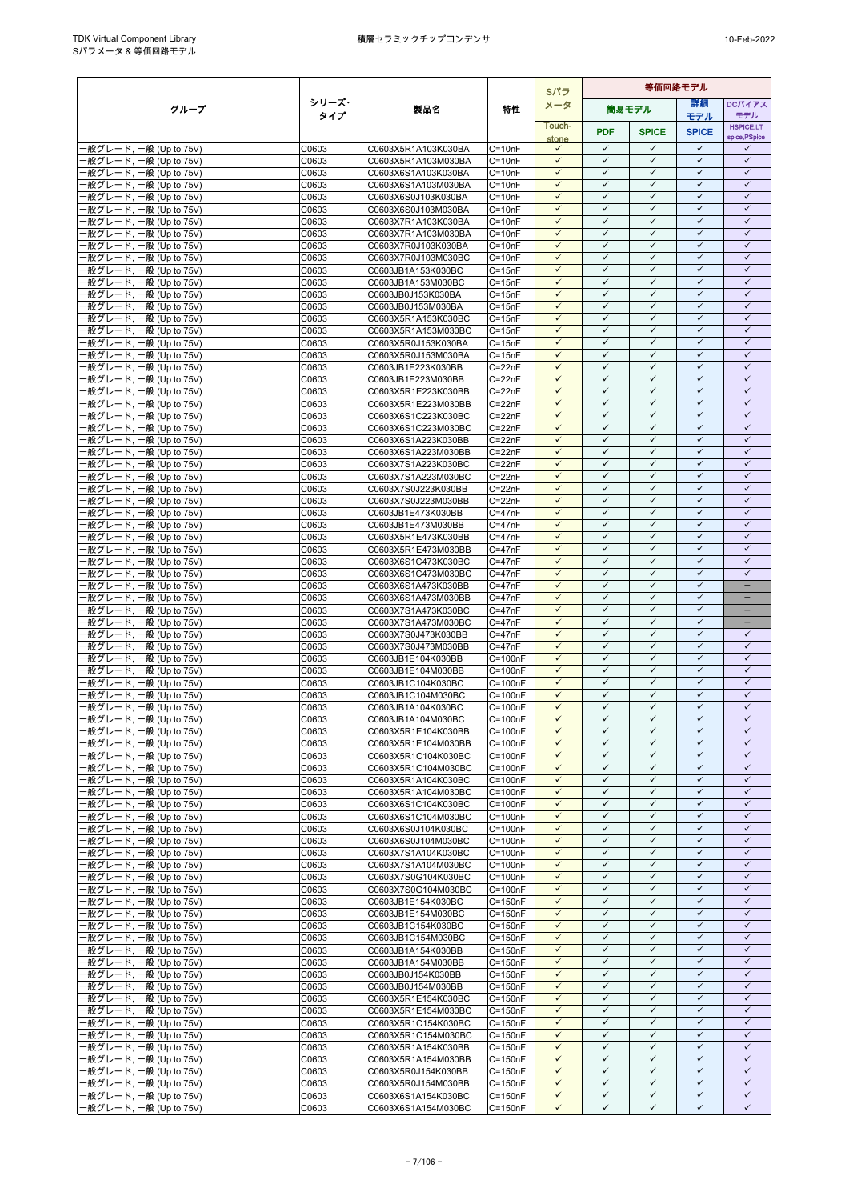| グループ | シリーズ・タイプ | 製品名 | 特性 | Sパラメータ | 等価回路モデル | | | |
|---|---|---|---|---|---|---|---|---|
| | | | | | 簡易モデル | | 詳細モデル | DCバイアスモデル |
| | | | | Touch-stone | PDF | SPICE | SPICE | HSPICE,LTspice,PSpice |
| 一般グレード, 一般 (Up to 75V) | C0603 | C0603X5R1A103K030BA | C=10nF | ✓ | ✓ | ✓ | ✓ | ✓ |
| 一般グレード, 一般 (Up to 75V) | C0603 | C0603X5R1A103M030BA | C=10nF | ✓ | ✓ | ✓ | ✓ | ✓ |
| 一般グレード, 一般 (Up to 75V) | C0603 | C0603X6S1A103K030BA | C=10nF | ✓ | ✓ | ✓ | ✓ | ✓ |
| 一般グレード, 一般 (Up to 75V) | C0603 | C0603X6S1A103M030BA | C=10nF | ✓ | ✓ | ✓ | ✓ | ✓ |
| 一般グレード, 一般 (Up to 75V) | C0603 | C0603X6S0J103K030BA | C=10nF | ✓ | ✓ | ✓ | ✓ | ✓ |
| 一般グレード, 一般 (Up to 75V) | C0603 | C0603X6S0J103M030BA | C=10nF | ✓ | ✓ | ✓ | ✓ | ✓ |
| 一般グレード, 一般 (Up to 75V) | C0603 | C0603X7R1A103K030BA | C=10nF | ✓ | ✓ | ✓ | ✓ | ✓ |
| 一般グレード, 一般 (Up to 75V) | C0603 | C0603X7R1A103M030BA | C=10nF | ✓ | ✓ | ✓ | ✓ | ✓ |
| 一般グレード, 一般 (Up to 75V) | C0603 | C0603X7R0J103K030BA | C=10nF | ✓ | ✓ | ✓ | ✓ | ✓ |
| 一般グレード, 一般 (Up to 75V) | C0603 | C0603X7R0J103M030BC | C=10nF | ✓ | ✓ | ✓ | ✓ | ✓ |
| 一般グレード, 一般 (Up to 75V) | C0603 | C0603JB1A153K030BC | C=15nF | ✓ | ✓ | ✓ | ✓ | ✓ |
| 一般グレード, 一般 (Up to 75V) | C0603 | C0603JB1A153M030BC | C=15nF | ✓ | ✓ | ✓ | ✓ | ✓ |
| 一般グレード, 一般 (Up to 75V) | C0603 | C0603JB0J153K030BA | C=15nF | ✓ | ✓ | ✓ | ✓ | ✓ |
| 一般グレード, 一般 (Up to 75V) | C0603 | C0603JB0J153M030BA | C=15nF | ✓ | ✓ | ✓ | ✓ | ✓ |
| 一般グレード, 一般 (Up to 75V) | C0603 | C0603X5R1A153K030BC | C=15nF | ✓ | ✓ | ✓ | ✓ | ✓ |
| 一般グレード, 一般 (Up to 75V) | C0603 | C0603X5R1A153M030BC | C=15nF | ✓ | ✓ | ✓ | ✓ | ✓ |
| 一般グレード, 一般 (Up to 75V) | C0603 | C0603X5R0J153K030BA | C=15nF | ✓ | ✓ | ✓ | ✓ | ✓ |
| 一般グレード, 一般 (Up to 75V) | C0603 | C0603X5R0J153M030BA | C=15nF | ✓ | ✓ | ✓ | ✓ | ✓ |
| 一般グレード, 一般 (Up to 75V) | C0603 | C0603JB1E223K030BB | C=22nF | ✓ | ✓ | ✓ | ✓ | ✓ |
| 一般グレード, 一般 (Up to 75V) | C0603 | C0603JB1E223M030BB | C=22nF | ✓ | ✓ | ✓ | ✓ | ✓ |
| 一般グレード, 一般 (Up to 75V) | C0603 | C0603X5R1E223K030BB | C=22nF | ✓ | ✓ | ✓ | ✓ | ✓ |
| 一般グレード, 一般 (Up to 75V) | C0603 | C0603X5R1E223M030BB | C=22nF | ✓ | ✓ | ✓ | ✓ | ✓ |
| 一般グレード, 一般 (Up to 75V) | C0603 | C0603X6S1C223K030BC | C=22nF | ✓ | ✓ | ✓ | ✓ | ✓ |
| 一般グレード, 一般 (Up to 75V) | C0603 | C0603X6S1C223M030BC | C=22nF | ✓ | ✓ | ✓ | ✓ | ✓ |
| 一般グレード, 一般 (Up to 75V) | C0603 | C0603X6S1A223K030BB | C=22nF | ✓ | ✓ | ✓ | ✓ | ✓ |
| 一般グレード, 一般 (Up to 75V) | C0603 | C0603X6S1A223M030BB | C=22nF | ✓ | ✓ | ✓ | ✓ | ✓ |
| 一般グレード, 一般 (Up to 75V) | C0603 | C0603X7S1A223K030BC | C=22nF | ✓ | ✓ | ✓ | ✓ | ✓ |
| 一般グレード, 一般 (Up to 75V) | C0603 | C0603X7S1A223M030BC | C=22nF | ✓ | ✓ | ✓ | ✓ | ✓ |
| 一般グレード, 一般 (Up to 75V) | C0603 | C0603X7S0J223K030BB | C=22nF | ✓ | ✓ | ✓ | ✓ | ✓ |
| 一般グレード, 一般 (Up to 75V) | C0603 | C0603X7S0J223M030BB | C=22nF | ✓ | ✓ | ✓ | ✓ | ✓ |
| 一般グレード, 一般 (Up to 75V) | C0603 | C0603JB1E473K030BB | C=47nF | ✓ | ✓ | ✓ | ✓ | ✓ |
| 一般グレード, 一般 (Up to 75V) | C0603 | C0603JB1E473M030BB | C=47nF | ✓ | ✓ | ✓ | ✓ | ✓ |
| 一般グレード, 一般 (Up to 75V) | C0603 | C0603X5R1E473K030BB | C=47nF | ✓ | ✓ | ✓ | ✓ | ✓ |
| 一般グレード, 一般 (Up to 75V) | C0603 | C0603X5R1E473M030BB | C=47nF | ✓ | ✓ | ✓ | ✓ | ✓ |
| 一般グレード, 一般 (Up to 75V) | C0603 | C0603X6S1C473K030BC | C=47nF | ✓ | ✓ | ✓ | ✓ | ✓ |
| 一般グレード, 一般 (Up to 75V) | C0603 | C0603X6S1C473M030BC | C=47nF | ✓ | ✓ | ✓ | ✓ | ✓ |
| 一般グレード, 一般 (Up to 75V) | C0603 | C0603X6S1A473K030BB | C=47nF | ✓ | ✓ | ✓ | ✓ | − |
| 一般グレード, 一般 (Up to 75V) | C0603 | C0603X6S1A473M030BB | C=47nF | ✓ | ✓ | ✓ | ✓ | − |
| 一般グレード, 一般 (Up to 75V) | C0603 | C0603X7S1A473K030BC | C=47nF | ✓ | ✓ | ✓ | ✓ | − |
| 一般グレード, 一般 (Up to 75V) | C0603 | C0603X7S1A473M030BC | C=47nF | ✓ | ✓ | ✓ | ✓ | − |
| 一般グレード, 一般 (Up to 75V) | C0603 | C0603X7S0J473K030BB | C=47nF | ✓ | ✓ | ✓ | ✓ | ✓ |
| 一般グレード, 一般 (Up to 75V) | C0603 | C0603X7S0J473M030BB | C=47nF | ✓ | ✓ | ✓ | ✓ | ✓ |
| 一般グレード, 一般 (Up to 75V) | C0603 | C0603JB1E104K030BB | C=100nF | ✓ | ✓ | ✓ | ✓ | ✓ |
| 一般グレード, 一般 (Up to 75V) | C0603 | C0603JB1E104M030BB | C=100nF | ✓ | ✓ | ✓ | ✓ | ✓ |
| 一般グレード, 一般 (Up to 75V) | C0603 | C0603JB1C104K030BC | C=100nF | ✓ | ✓ | ✓ | ✓ | ✓ |
| 一般グレード, 一般 (Up to 75V) | C0603 | C0603JB1C104M030BC | C=100nF | ✓ | ✓ | ✓ | ✓ | ✓ |
| 一般グレード, 一般 (Up to 75V) | C0603 | C0603JB1A104K030BC | C=100nF | ✓ | ✓ | ✓ | ✓ | ✓ |
| 一般グレード, 一般 (Up to 75V) | C0603 | C0603JB1A104M030BC | C=100nF | ✓ | ✓ | ✓ | ✓ | ✓ |
| 一般グレード, 一般 (Up to 75V) | C0603 | C0603X5R1E104K030BB | C=100nF | ✓ | ✓ | ✓ | ✓ | ✓ |
| 一般グレード, 一般 (Up to 75V) | C0603 | C0603X5R1E104M030BB | C=100nF | ✓ | ✓ | ✓ | ✓ | ✓ |
| 一般グレード, 一般 (Up to 75V) | C0603 | C0603X5R1C104K030BC | C=100nF | ✓ | ✓ | ✓ | ✓ | ✓ |
| 一般グレード, 一般 (Up to 75V) | C0603 | C0603X5R1C104M030BC | C=100nF | ✓ | ✓ | ✓ | ✓ | ✓ |
| 一般グレード, 一般 (Up to 75V) | C0603 | C0603X5R1A104K030BC | C=100nF | ✓ | ✓ | ✓ | ✓ | ✓ |
| 一般グレード, 一般 (Up to 75V) | C0603 | C0603X5R1A104M030BC | C=100nF | ✓ | ✓ | ✓ | ✓ | ✓ |
| 一般グレード, 一般 (Up to 75V) | C0603 | C0603X6S1C104K030BC | C=100nF | ✓ | ✓ | ✓ | ✓ | ✓ |
| 一般グレード, 一般 (Up to 75V) | C0603 | C0603X6S1C104M030BC | C=100nF | ✓ | ✓ | ✓ | ✓ | ✓ |
| 一般グレード, 一般 (Up to 75V) | C0603 | C0603X6S0J104K030BC | C=100nF | ✓ | ✓ | ✓ | ✓ | ✓ |
| 一般グレード, 一般 (Up to 75V) | C0603 | C0603X6S0J104M030BC | C=100nF | ✓ | ✓ | ✓ | ✓ | ✓ |
| 一般グレード, 一般 (Up to 75V) | C0603 | C0603X7S1A104K030BC | C=100nF | ✓ | ✓ | ✓ | ✓ | ✓ |
| 一般グレード, 一般 (Up to 75V) | C0603 | C0603X7S1A104M030BC | C=100nF | ✓ | ✓ | ✓ | ✓ | ✓ |
| 一般グレード, 一般 (Up to 75V) | C0603 | C0603X7S0G104K030BC | C=100nF | ✓ | ✓ | ✓ | ✓ | ✓ |
| 一般グレード, 一般 (Up to 75V) | C0603 | C0603X7S0G104M030BC | C=100nF | ✓ | ✓ | ✓ | ✓ | ✓ |
| 一般グレード, 一般 (Up to 75V) | C0603 | C0603JB1E154K030BC | C=150nF | ✓ | ✓ | ✓ | ✓ | ✓ |
| 一般グレード, 一般 (Up to 75V) | C0603 | C0603JB1E154M030BC | C=150nF | ✓ | ✓ | ✓ | ✓ | ✓ |
| 一般グレード, 一般 (Up to 75V) | C0603 | C0603JB1C154K030BC | C=150nF | ✓ | ✓ | ✓ | ✓ | ✓ |
| 一般グレード, 一般 (Up to 75V) | C0603 | C0603JB1C154M030BC | C=150nF | ✓ | ✓ | ✓ | ✓ | ✓ |
| 一般グレード, 一般 (Up to 75V) | C0603 | C0603JB1A154K030BB | C=150nF | ✓ | ✓ | ✓ | ✓ | ✓ |
| 一般グレード, 一般 (Up to 75V) | C0603 | C0603JB1A154M030BB | C=150nF | ✓ | ✓ | ✓ | ✓ | ✓ |
| 一般グレード, 一般 (Up to 75V) | C0603 | C0603JB0J154K030BB | C=150nF | ✓ | ✓ | ✓ | ✓ | ✓ |
| 一般グレード, 一般 (Up to 75V) | C0603 | C0603JB0J154M030BB | C=150nF | ✓ | ✓ | ✓ | ✓ | ✓ |
| 一般グレード, 一般 (Up to 75V) | C0603 | C0603X5R1E154K030BC | C=150nF | ✓ | ✓ | ✓ | ✓ | ✓ |
| 一般グレード, 一般 (Up to 75V) | C0603 | C0603X5R1E154M030BC | C=150nF | ✓ | ✓ | ✓ | ✓ | ✓ |
| 一般グレード, 一般 (Up to 75V) | C0603 | C0603X5R1C154K030BC | C=150nF | ✓ | ✓ | ✓ | ✓ | ✓ |
| 一般グレード, 一般 (Up to 75V) | C0603 | C0603X5R1C154M030BC | C=150nF | ✓ | ✓ | ✓ | ✓ | ✓ |
| 一般グレード, 一般 (Up to 75V) | C0603 | C0603X5R1A154K030BB | C=150nF | ✓ | ✓ | ✓ | ✓ | ✓ |
| 一般グレード, 一般 (Up to 75V) | C0603 | C0603X5R1A154M030BB | C=150nF | ✓ | ✓ | ✓ | ✓ | ✓ |
| 一般グレード, 一般 (Up to 75V) | C0603 | C0603X5R0J154K030BB | C=150nF | ✓ | ✓ | ✓ | ✓ | ✓ |
| 一般グレード, 一般 (Up to 75V) | C0603 | C0603X5R0J154M030BB | C=150nF | ✓ | ✓ | ✓ | ✓ | ✓ |
| 一般グレード, 一般 (Up to 75V) | C0603 | C0603X6S1A154K030BC | C=150nF | ✓ | ✓ | ✓ | ✓ | ✓ |
| 一般グレード, 一般 (Up to 75V) | C0603 | C0603X6S1A154M030BC | C=150nF | ✓ | ✓ | ✓ | ✓ | ✓ |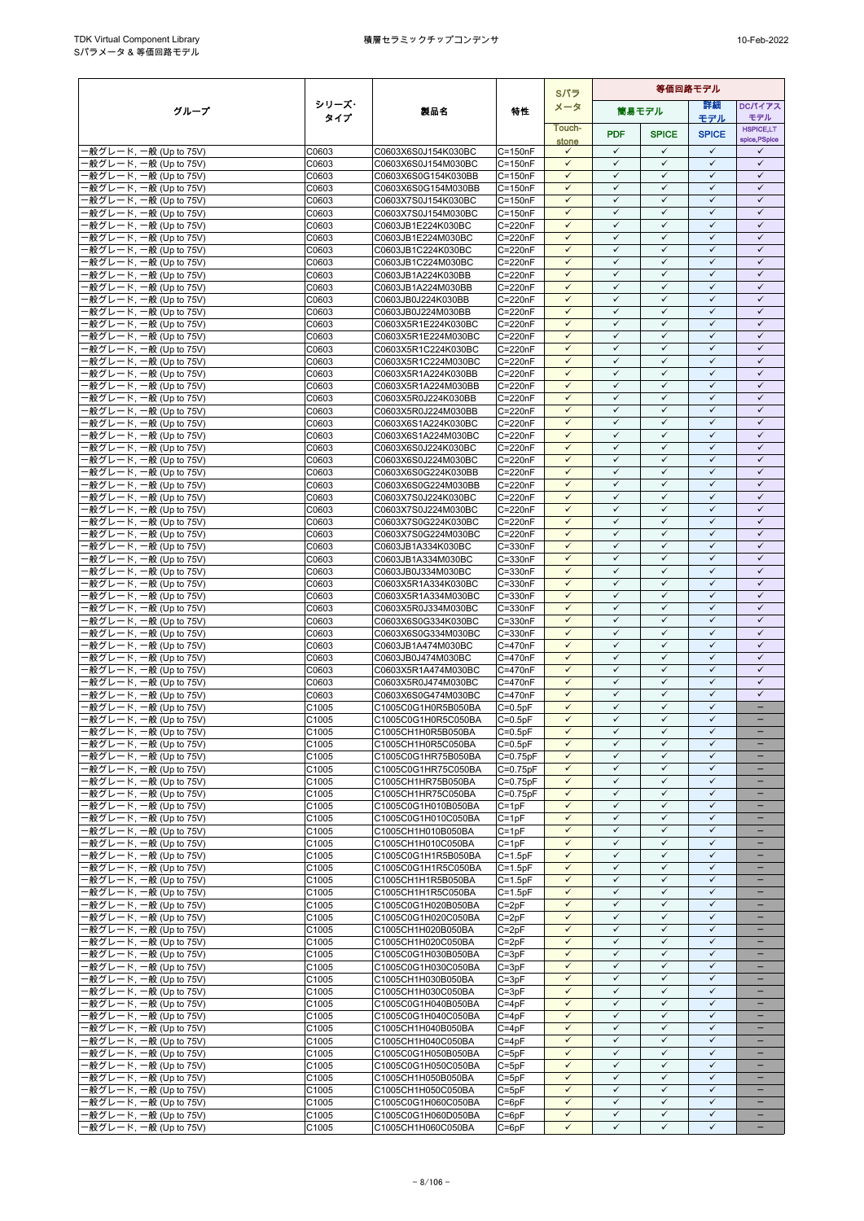| グループ | シリーズ･タイプ | 製品名 | 特性 | Sパラメータ | 等価回路モデル | | | |
|---|---|---|---|---|---|---|---|---|
| | | | | | 簡易モデル | | 詳細モデル | DCバイアスモデル |
| | | | | Touch-stone | PDF | SPICE | SPICE | HSPICE,LTspice,PSpice |
| 一般グレード, 一般 (Up to 75V) | C0603 | C0603X6S0J154K030BC | C=150nF | ✓ | ✓ | ✓ | ✓ | ✓ |
| 一般グレード, 一般 (Up to 75V) | C0603 | C0603X6S0J154M030BC | C=150nF | ✓ | ✓ | ✓ | ✓ | ✓ |
| 一般グレード, 一般 (Up to 75V) | C0603 | C0603X6S0G154K030BB | C=150nF | ✓ | ✓ | ✓ | ✓ | ✓ |
| 一般グレード, 一般 (Up to 75V) | C0603 | C0603X6S0G154M030BB | C=150nF | ✓ | ✓ | ✓ | ✓ | ✓ |
| 一般グレード, 一般 (Up to 75V) | C0603 | C0603X7S0J154K030BC | C=150nF | ✓ | ✓ | ✓ | ✓ | ✓ |
| 一般グレード, 一般 (Up to 75V) | C0603 | C0603X7S0J154M030BC | C=150nF | ✓ | ✓ | ✓ | ✓ | ✓ |
| 一般グレード, 一般 (Up to 75V) | C0603 | C0603JB1E224K030BC | C=220nF | ✓ | ✓ | ✓ | ✓ | ✓ |
| 一般グレード, 一般 (Up to 75V) | C0603 | C0603JB1E224M030BC | C=220nF | ✓ | ✓ | ✓ | ✓ | ✓ |
| 一般グレード, 一般 (Up to 75V) | C0603 | C0603JB1C224K030BC | C=220nF | ✓ | ✓ | ✓ | ✓ | ✓ |
| 一般グレード, 一般 (Up to 75V) | C0603 | C0603JB1C224M030BC | C=220nF | ✓ | ✓ | ✓ | ✓ | ✓ |
| 一般グレード, 一般 (Up to 75V) | C0603 | C0603JB1A224K030BB | C=220nF | ✓ | ✓ | ✓ | ✓ | ✓ |
| 一般グレード, 一般 (Up to 75V) | C0603 | C0603JB1A224M030BB | C=220nF | ✓ | ✓ | ✓ | ✓ | ✓ |
| 一般グレード, 一般 (Up to 75V) | C0603 | C0603JB0J224K030BB | C=220nF | ✓ | ✓ | ✓ | ✓ | ✓ |
| 一般グレード, 一般 (Up to 75V) | C0603 | C0603JB0J224M030BB | C=220nF | ✓ | ✓ | ✓ | ✓ | ✓ |
| 一般グレード, 一般 (Up to 75V) | C0603 | C0603X5R1E224K030BC | C=220nF | ✓ | ✓ | ✓ | ✓ | ✓ |
| 一般グレード, 一般 (Up to 75V) | C0603 | C0603X5R1E224M030BC | C=220nF | ✓ | ✓ | ✓ | ✓ | ✓ |
| 一般グレード, 一般 (Up to 75V) | C0603 | C0603X5R1C224K030BC | C=220nF | ✓ | ✓ | ✓ | ✓ | ✓ |
| 一般グレード, 一般 (Up to 75V) | C0603 | C0603X5R1C224M030BC | C=220nF | ✓ | ✓ | ✓ | ✓ | ✓ |
| 一般グレード, 一般 (Up to 75V) | C0603 | C0603X5R1A224K030BB | C=220nF | ✓ | ✓ | ✓ | ✓ | ✓ |
| 一般グレード, 一般 (Up to 75V) | C0603 | C0603X5R1A224M030BB | C=220nF | ✓ | ✓ | ✓ | ✓ | ✓ |
| 一般グレード, 一般 (Up to 75V) | C0603 | C0603X5R0J224K030BB | C=220nF | ✓ | ✓ | ✓ | ✓ | ✓ |
| 一般グレード, 一般 (Up to 75V) | C0603 | C0603X5R0J224M030BB | C=220nF | ✓ | ✓ | ✓ | ✓ | ✓ |
| 一般グレード, 一般 (Up to 75V) | C0603 | C0603X6S1A224K030BC | C=220nF | ✓ | ✓ | ✓ | ✓ | ✓ |
| 一般グレード, 一般 (Up to 75V) | C0603 | C0603X6S1A224M030BC | C=220nF | ✓ | ✓ | ✓ | ✓ | ✓ |
| 一般グレード, 一般 (Up to 75V) | C0603 | C0603X6S0J224K030BC | C=220nF | ✓ | ✓ | ✓ | ✓ | ✓ |
| 一般グレード, 一般 (Up to 75V) | C0603 | C0603X6S0J224M030BC | C=220nF | ✓ | ✓ | ✓ | ✓ | ✓ |
| 一般グレード, 一般 (Up to 75V) | C0603 | C0603X6S0G224K030BB | C=220nF | ✓ | ✓ | ✓ | ✓ | ✓ |
| 一般グレード, 一般 (Up to 75V) | C0603 | C0603X6S0G224M030BB | C=220nF | ✓ | ✓ | ✓ | ✓ | ✓ |
| 一般グレード, 一般 (Up to 75V) | C0603 | C0603X7S0J224K030BC | C=220nF | ✓ | ✓ | ✓ | ✓ | ✓ |
| 一般グレード, 一般 (Up to 75V) | C0603 | C0603X7S0J224M030BC | C=220nF | ✓ | ✓ | ✓ | ✓ | ✓ |
| 一般グレード, 一般 (Up to 75V) | C0603 | C0603X7S0G224K030BC | C=220nF | ✓ | ✓ | ✓ | ✓ | ✓ |
| 一般グレード, 一般 (Up to 75V) | C0603 | C0603X7S0G224M030BC | C=220nF | ✓ | ✓ | ✓ | ✓ | ✓ |
| 一般グレード, 一般 (Up to 75V) | C0603 | C0603JB1A334K030BC | C=330nF | ✓ | ✓ | ✓ | ✓ | ✓ |
| 一般グレード, 一般 (Up to 75V) | C0603 | C0603JB1A334M030BC | C=330nF | ✓ | ✓ | ✓ | ✓ | ✓ |
| 一般グレード, 一般 (Up to 75V) | C0603 | C0603JB0J334M030BC | C=330nF | ✓ | ✓ | ✓ | ✓ | ✓ |
| 一般グレード, 一般 (Up to 75V) | C0603 | C0603X5R1A334K030BC | C=330nF | ✓ | ✓ | ✓ | ✓ | ✓ |
| 一般グレード, 一般 (Up to 75V) | C0603 | C0603X5R1A334M030BC | C=330nF | ✓ | ✓ | ✓ | ✓ | ✓ |
| 一般グレード, 一般 (Up to 75V) | C0603 | C0603X5R0J334M030BC | C=330nF | ✓ | ✓ | ✓ | ✓ | ✓ |
| 一般グレード, 一般 (Up to 75V) | C0603 | C0603X6S0G334K030BC | C=330nF | ✓ | ✓ | ✓ | ✓ | ✓ |
| 一般グレード, 一般 (Up to 75V) | C0603 | C0603X6S0G334M030BC | C=330nF | ✓ | ✓ | ✓ | ✓ | ✓ |
| 一般グレード, 一般 (Up to 75V) | C0603 | C0603JB1A474M030BC | C=470nF | ✓ | ✓ | ✓ | ✓ | ✓ |
| 一般グレード, 一般 (Up to 75V) | C0603 | C0603JB0J474M030BC | C=470nF | ✓ | ✓ | ✓ | ✓ | ✓ |
| 一般グレード, 一般 (Up to 75V) | C0603 | C0603X5R1A474M030BC | C=470nF | ✓ | ✓ | ✓ | ✓ | ✓ |
| 一般グレード, 一般 (Up to 75V) | C0603 | C0603X5R0J474M030BC | C=470nF | ✓ | ✓ | ✓ | ✓ | ✓ |
| 一般グレード, 一般 (Up to 75V) | C0603 | C0603X6S0G474M030BC | C=470nF | ✓ | ✓ | ✓ | ✓ | ✓ |
| 一般グレード, 一般 (Up to 75V) | C1005 | C1005C0G1H0R5B050BA | C=0.5pF | ✓ | ✓ | ✓ | ✓ | − |
| 一般グレード, 一般 (Up to 75V) | C1005 | C1005C0G1H0R5C050BA | C=0.5pF | ✓ | ✓ | ✓ | ✓ | − |
| 一般グレード, 一般 (Up to 75V) | C1005 | C1005CH1H0R5B050BA | C=0.5pF | ✓ | ✓ | ✓ | ✓ | − |
| 一般グレード, 一般 (Up to 75V) | C1005 | C1005CH1H0R5C050BA | C=0.5pF | ✓ | ✓ | ✓ | ✓ | − |
| 一般グレード, 一般 (Up to 75V) | C1005 | C1005C0G1HR75B050BA | C=0.75pF | ✓ | ✓ | ✓ | ✓ | − |
| 一般グレード, 一般 (Up to 75V) | C1005 | C1005C0G1HR75C050BA | C=0.75pF | ✓ | ✓ | ✓ | ✓ | − |
| 一般グレード, 一般 (Up to 75V) | C1005 | C1005CH1HR75B050BA | C=0.75pF | ✓ | ✓ | ✓ | ✓ | − |
| 一般グレード, 一般 (Up to 75V) | C1005 | C1005CH1HR75C050BA | C=0.75pF | ✓ | ✓ | ✓ | ✓ | − |
| 一般グレード, 一般 (Up to 75V) | C1005 | C1005C0G1H010B050BA | C=1pF | ✓ | ✓ | ✓ | ✓ | − |
| 一般グレード, 一般 (Up to 75V) | C1005 | C1005C0G1H010C050BA | C=1pF | ✓ | ✓ | ✓ | ✓ | − |
| 一般グレード, 一般 (Up to 75V) | C1005 | C1005CH1H010B050BA | C=1pF | ✓ | ✓ | ✓ | ✓ | − |
| 一般グレード, 一般 (Up to 75V) | C1005 | C1005CH1H010C050BA | C=1pF | ✓ | ✓ | ✓ | ✓ | − |
| 一般グレード, 一般 (Up to 75V) | C1005 | C1005C0G1H1R5B050BA | C=1.5pF | ✓ | ✓ | ✓ | ✓ | − |
| 一般グレード, 一般 (Up to 75V) | C1005 | C1005C0G1H1R5C050BA | C=1.5pF | ✓ | ✓ | ✓ | ✓ | − |
| 一般グレード, 一般 (Up to 75V) | C1005 | C1005CH1H1R5B050BA | C=1.5pF | ✓ | ✓ | ✓ | ✓ | − |
| 一般グレード, 一般 (Up to 75V) | C1005 | C1005CH1H1R5C050BA | C=1.5pF | ✓ | ✓ | ✓ | ✓ | − |
| 一般グレード, 一般 (Up to 75V) | C1005 | C1005C0G1H020B050BA | C=2pF | ✓ | ✓ | ✓ | ✓ | − |
| 一般グレード, 一般 (Up to 75V) | C1005 | C1005C0G1H020C050BA | C=2pF | ✓ | ✓ | ✓ | ✓ | − |
| 一般グレード, 一般 (Up to 75V) | C1005 | C1005CH1H020B050BA | C=2pF | ✓ | ✓ | ✓ | ✓ | − |
| 一般グレード, 一般 (Up to 75V) | C1005 | C1005CH1H020C050BA | C=2pF | ✓ | ✓ | ✓ | ✓ | − |
| 一般グレード, 一般 (Up to 75V) | C1005 | C1005C0G1H030B050BA | C=3pF | ✓ | ✓ | ✓ | ✓ | − |
| 一般グレード, 一般 (Up to 75V) | C1005 | C1005C0G1H030C050BA | C=3pF | ✓ | ✓ | ✓ | ✓ | − |
| 一般グレード, 一般 (Up to 75V) | C1005 | C1005CH1H030B050BA | C=3pF | ✓ | ✓ | ✓ | ✓ | − |
| 一般グレード, 一般 (Up to 75V) | C1005 | C1005CH1H030C050BA | C=3pF | ✓ | ✓ | ✓ | ✓ | − |
| 一般グレード, 一般 (Up to 75V) | C1005 | C1005C0G1H040B050BA | C=4pF | ✓ | ✓ | ✓ | ✓ | − |
| 一般グレード, 一般 (Up to 75V) | C1005 | C1005C0G1H040C050BA | C=4pF | ✓ | ✓ | ✓ | ✓ | − |
| 一般グレード, 一般 (Up to 75V) | C1005 | C1005CH1H040B050BA | C=4pF | ✓ | ✓ | ✓ | ✓ | − |
| 一般グレード, 一般 (Up to 75V) | C1005 | C1005CH1H040C050BA | C=4pF | ✓ | ✓ | ✓ | ✓ | − |
| 一般グレード, 一般 (Up to 75V) | C1005 | C1005C0G1H050B050BA | C=5pF | ✓ | ✓ | ✓ | ✓ | − |
| 一般グレード, 一般 (Up to 75V) | C1005 | C1005C0G1H050C050BA | C=5pF | ✓ | ✓ | ✓ | ✓ | − |
| 一般グレード, 一般 (Up to 75V) | C1005 | C1005CH1H050B050BA | C=5pF | ✓ | ✓ | ✓ | ✓ | − |
| 一般グレード, 一般 (Up to 75V) | C1005 | C1005CH1H050C050BA | C=5pF | ✓ | ✓ | ✓ | ✓ | − |
| 一般グレード, 一般 (Up to 75V) | C1005 | C1005C0G1H060C050BA | C=6pF | ✓ | ✓ | ✓ | ✓ | − |
| 一般グレード, 一般 (Up to 75V) | C1005 | C1005C0G1H060D050BA | C=6pF | ✓ | ✓ | ✓ | ✓ | − |
| 一般グレード, 一般 (Up to 75V) | C1005 | C1005CH1H060C050BA | C=6pF | ✓ | ✓ | ✓ | ✓ | − |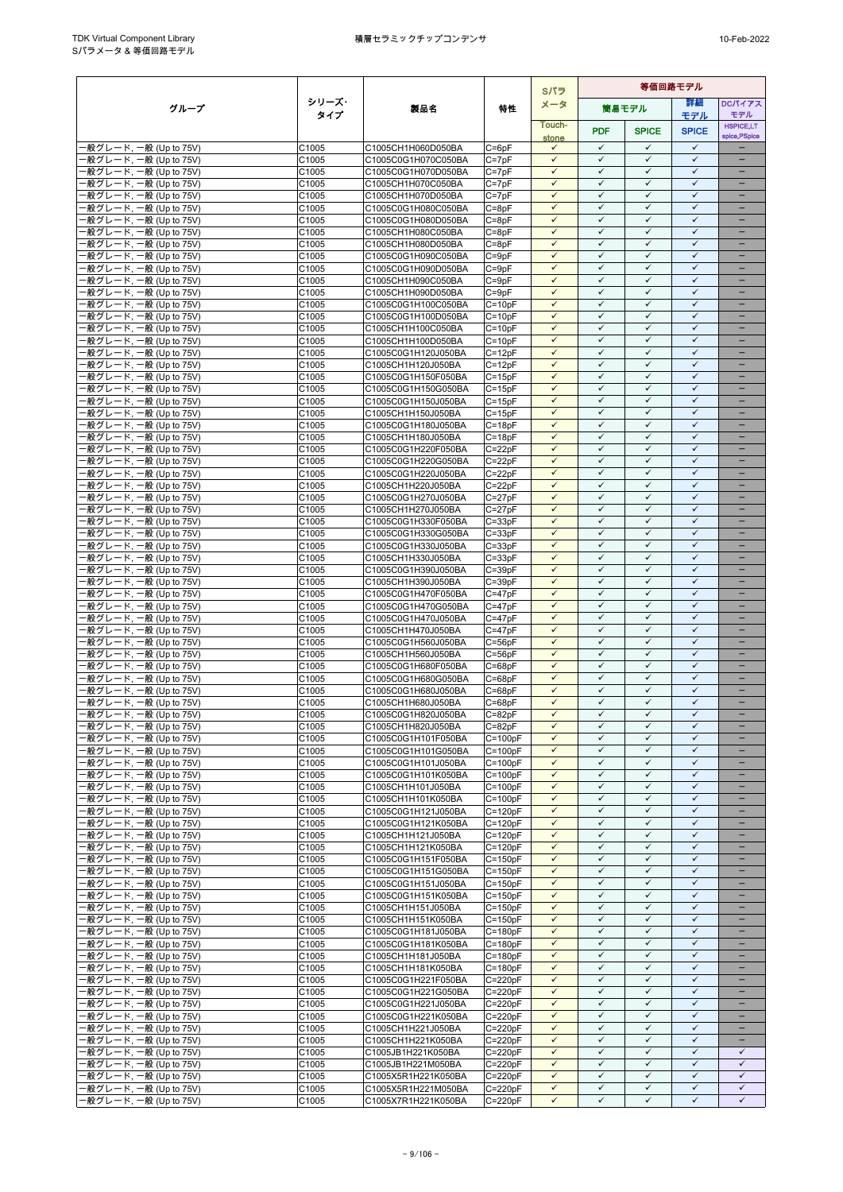| グループ | シリーズ・タイプ | 製品名 | 特性 | Sパラメータ | 等価回路モデル | | | |
|---|---|---|---|---|---|---|---|---|
| | | | | | 簡易モデル | | 詳細モデル | DCバイアスモデル |
| | | | | Touch-stone | PDF | SPICE | SPICE | HSPICE,LTspice,PSpice |
| 一般グレード, 一般 (Up to 75V) | C1005 | C1005CH1H060D050BA | C=6pF | ✓ | ✓ | ✓ | ✓ | − |
| 一般グレード, 一般 (Up to 75V) | C1005 | C1005C0G1H070C050BA | C=7pF | ✓ | ✓ | ✓ | ✓ | − |
| 一般グレード, 一般 (Up to 75V) | C1005 | C1005C0G1H070D050BA | C=7pF | ✓ | ✓ | ✓ | ✓ | − |
| 一般グレード, 一般 (Up to 75V) | C1005 | C1005CH1H070C050BA | C=7pF | ✓ | ✓ | ✓ | ✓ | − |
| 一般グレード, 一般 (Up to 75V) | C1005 | C1005CH1H070D050BA | C=7pF | ✓ | ✓ | ✓ | ✓ | − |
| 一般グレード, 一般 (Up to 75V) | C1005 | C1005C0G1H080C050BA | C=8pF | ✓ | ✓ | ✓ | ✓ | − |
| 一般グレード, 一般 (Up to 75V) | C1005 | C1005C0G1H080D050BA | C=8pF | ✓ | ✓ | ✓ | ✓ | − |
| 一般グレード, 一般 (Up to 75V) | C1005 | C1005CH1H080C050BA | C=8pF | ✓ | ✓ | ✓ | ✓ | − |
| 一般グレード, 一般 (Up to 75V) | C1005 | C1005CH1H080D050BA | C=8pF | ✓ | ✓ | ✓ | ✓ | − |
| 一般グレード, 一般 (Up to 75V) | C1005 | C1005C0G1H090C050BA | C=9pF | ✓ | ✓ | ✓ | ✓ | − |
| 一般グレード, 一般 (Up to 75V) | C1005 | C1005C0G1H090D050BA | C=9pF | ✓ | ✓ | ✓ | ✓ | − |
| 一般グレード, 一般 (Up to 75V) | C1005 | C1005CH1H090C050BA | C=9pF | ✓ | ✓ | ✓ | ✓ | − |
| 一般グレード, 一般 (Up to 75V) | C1005 | C1005CH1H090D050BA | C=9pF | ✓ | ✓ | ✓ | ✓ | − |
| 一般グレード, 一般 (Up to 75V) | C1005 | C1005C0G1H100C050BA | C=10pF | ✓ | ✓ | ✓ | ✓ | − |
| 一般グレード, 一般 (Up to 75V) | C1005 | C1005C0G1H100D050BA | C=10pF | ✓ | ✓ | ✓ | ✓ | − |
| 一般グレード, 一般 (Up to 75V) | C1005 | C1005CH1H100C050BA | C=10pF | ✓ | ✓ | ✓ | ✓ | − |
| 一般グレード, 一般 (Up to 75V) | C1005 | C1005CH1H100D050BA | C=10pF | ✓ | ✓ | ✓ | ✓ | − |
| 一般グレード, 一般 (Up to 75V) | C1005 | C1005C0G1H120J050BA | C=12pF | ✓ | ✓ | ✓ | ✓ | − |
| 一般グレード, 一般 (Up to 75V) | C1005 | C1005CH1H120J050BA | C=12pF | ✓ | ✓ | ✓ | ✓ | − |
| 一般グレード, 一般 (Up to 75V) | C1005 | C1005C0G1H150F050BA | C=15pF | ✓ | ✓ | ✓ | ✓ | − |
| 一般グレード, 一般 (Up to 75V) | C1005 | C1005C0G1H150G050BA | C=15pF | ✓ | ✓ | ✓ | ✓ | − |
| 一般グレード, 一般 (Up to 75V) | C1005 | C1005C0G1H150J050BA | C=15pF | ✓ | ✓ | ✓ | ✓ | − |
| 一般グレード, 一般 (Up to 75V) | C1005 | C1005CH1H150J050BA | C=15pF | ✓ | ✓ | ✓ | ✓ | − |
| 一般グレード, 一般 (Up to 75V) | C1005 | C1005C0G1H180J050BA | C=18pF | ✓ | ✓ | ✓ | ✓ | − |
| 一般グレード, 一般 (Up to 75V) | C1005 | C1005CH1H180J050BA | C=18pF | ✓ | ✓ | ✓ | ✓ | − |
| 一般グレード, 一般 (Up to 75V) | C1005 | C1005C0G1H220F050BA | C=22pF | ✓ | ✓ | ✓ | ✓ | − |
| 一般グレード, 一般 (Up to 75V) | C1005 | C1005C0G1H220G050BA | C=22pF | ✓ | ✓ | ✓ | ✓ | − |
| 一般グレード, 一般 (Up to 75V) | C1005 | C1005C0G1H220J050BA | C=22pF | ✓ | ✓ | ✓ | ✓ | − |
| 一般グレード, 一般 (Up to 75V) | C1005 | C1005CH1H220J050BA | C=22pF | ✓ | ✓ | ✓ | ✓ | − |
| 一般グレード, 一般 (Up to 75V) | C1005 | C1005C0G1H270J050BA | C=27pF | ✓ | ✓ | ✓ | ✓ | − |
| 一般グレード, 一般 (Up to 75V) | C1005 | C1005CH1H270J050BA | C=27pF | ✓ | ✓ | ✓ | ✓ | − |
| 一般グレード, 一般 (Up to 75V) | C1005 | C1005C0G1H330F050BA | C=33pF | ✓ | ✓ | ✓ | ✓ | − |
| 一般グレード, 一般 (Up to 75V) | C1005 | C1005C0G1H330G050BA | C=33pF | ✓ | ✓ | ✓ | ✓ | − |
| 一般グレード, 一般 (Up to 75V) | C1005 | C1005C0G1H330J050BA | C=33pF | ✓ | ✓ | ✓ | ✓ | − |
| 一般グレード, 一般 (Up to 75V) | C1005 | C1005CH1H330J050BA | C=33pF | ✓ | ✓ | ✓ | ✓ | − |
| 一般グレード, 一般 (Up to 75V) | C1005 | C1005C0G1H390J050BA | C=39pF | ✓ | ✓ | ✓ | ✓ | − |
| 一般グレード, 一般 (Up to 75V) | C1005 | C1005CH1H390J050BA | C=39pF | ✓ | ✓ | ✓ | ✓ | − |
| 一般グレード, 一般 (Up to 75V) | C1005 | C1005C0G1H470F050BA | C=47pF | ✓ | ✓ | ✓ | ✓ | − |
| 一般グレード, 一般 (Up to 75V) | C1005 | C1005C0G1H470G050BA | C=47pF | ✓ | ✓ | ✓ | ✓ | − |
| 一般グレード, 一般 (Up to 75V) | C1005 | C1005C0G1H470J050BA | C=47pF | ✓ | ✓ | ✓ | ✓ | − |
| 一般グレード, 一般 (Up to 75V) | C1005 | C1005CH1H470J050BA | C=47pF | ✓ | ✓ | ✓ | ✓ | − |
| 一般グレード, 一般 (Up to 75V) | C1005 | C1005C0G1H560J050BA | C=56pF | ✓ | ✓ | ✓ | ✓ | − |
| 一般グレード, 一般 (Up to 75V) | C1005 | C1005CH1H560J050BA | C=56pF | ✓ | ✓ | ✓ | ✓ | − |
| 一般グレード, 一般 (Up to 75V) | C1005 | C1005C0G1H680F050BA | C=68pF | ✓ | ✓ | ✓ | ✓ | − |
| 一般グレード, 一般 (Up to 75V) | C1005 | C1005C0G1H680G050BA | C=68pF | ✓ | ✓ | ✓ | ✓ | − |
| 一般グレード, 一般 (Up to 75V) | C1005 | C1005C0G1H680J050BA | C=68pF | ✓ | ✓ | ✓ | ✓ | − |
| 一般グレード, 一般 (Up to 75V) | C1005 | C1005CH1H680J050BA | C=68pF | ✓ | ✓ | ✓ | ✓ | − |
| 一般グレード, 一般 (Up to 75V) | C1005 | C1005C0G1H820J050BA | C=82pF | ✓ | ✓ | ✓ | ✓ | − |
| 一般グレード, 一般 (Up to 75V) | C1005 | C1005CH1H820J050BA | C=82pF | ✓ | ✓ | ✓ | ✓ | − |
| 一般グレード, 一般 (Up to 75V) | C1005 | C1005C0G1H101F050BA | C=100pF | ✓ | ✓ | ✓ | ✓ | − |
| 一般グレード, 一般 (Up to 75V) | C1005 | C1005C0G1H101G050BA | C=100pF | ✓ | ✓ | ✓ | ✓ | − |
| 一般グレード, 一般 (Up to 75V) | C1005 | C1005C0G1H101J050BA | C=100pF | ✓ | ✓ | ✓ | ✓ | − |
| 一般グレード, 一般 (Up to 75V) | C1005 | C1005C0G1H101K050BA | C=100pF | ✓ | ✓ | ✓ | ✓ | − |
| 一般グレード, 一般 (Up to 75V) | C1005 | C1005CH1H101J050BA | C=100pF | ✓ | ✓ | ✓ | ✓ | − |
| 一般グレード, 一般 (Up to 75V) | C1005 | C1005CH1H101K050BA | C=100pF | ✓ | ✓ | ✓ | ✓ | − |
| 一般グレード, 一般 (Up to 75V) | C1005 | C1005C0G1H121J050BA | C=120pF | ✓ | ✓ | ✓ | ✓ | − |
| 一般グレード, 一般 (Up to 75V) | C1005 | C1005C0G1H121K050BA | C=120pF | ✓ | ✓ | ✓ | ✓ | − |
| 一般グレード, 一般 (Up to 75V) | C1005 | C1005CH1H121J050BA | C=120pF | ✓ | ✓ | ✓ | ✓ | − |
| 一般グレード, 一般 (Up to 75V) | C1005 | C1005CH1H121K050BA | C=120pF | ✓ | ✓ | ✓ | ✓ | − |
| 一般グレード, 一般 (Up to 75V) | C1005 | C1005C0G1H151F050BA | C=150pF | ✓ | ✓ | ✓ | ✓ | − |
| 一般グレード, 一般 (Up to 75V) | C1005 | C1005C0G1H151G050BA | C=150pF | ✓ | ✓ | ✓ | ✓ | − |
| 一般グレード, 一般 (Up to 75V) | C1005 | C1005C0G1H151J050BA | C=150pF | ✓ | ✓ | ✓ | ✓ | − |
| 一般グレード, 一般 (Up to 75V) | C1005 | C1005C0G1H151K050BA | C=150pF | ✓ | ✓ | ✓ | ✓ | − |
| 一般グレード, 一般 (Up to 75V) | C1005 | C1005CH1H151J050BA | C=150pF | ✓ | ✓ | ✓ | ✓ | − |
| 一般グレード, 一般 (Up to 75V) | C1005 | C1005CH1H151K050BA | C=150pF | ✓ | ✓ | ✓ | ✓ | − |
| 一般グレード, 一般 (Up to 75V) | C1005 | C1005C0G1H181J050BA | C=180pF | ✓ | ✓ | ✓ | ✓ | − |
| 一般グレード, 一般 (Up to 75V) | C1005 | C1005C0G1H181K050BA | C=180pF | ✓ | ✓ | ✓ | ✓ | − |
| 一般グレード, 一般 (Up to 75V) | C1005 | C1005CH1H181J050BA | C=180pF | ✓ | ✓ | ✓ | ✓ | − |
| 一般グレード, 一般 (Up to 75V) | C1005 | C1005CH1H181K050BA | C=180pF | ✓ | ✓ | ✓ | ✓ | − |
| 一般グレード, 一般 (Up to 75V) | C1005 | C1005C0G1H221F050BA | C=220pF | ✓ | ✓ | ✓ | ✓ | − |
| 一般グレード, 一般 (Up to 75V) | C1005 | C1005C0G1H221G050BA | C=220pF | ✓ | ✓ | ✓ | ✓ | − |
| 一般グレード, 一般 (Up to 75V) | C1005 | C1005C0G1H221J050BA | C=220pF | ✓ | ✓ | ✓ | ✓ | − |
| 一般グレード, 一般 (Up to 75V) | C1005 | C1005C0G1H221K050BA | C=220pF | ✓ | ✓ | ✓ | ✓ | − |
| 一般グレード, 一般 (Up to 75V) | C1005 | C1005CH1H221J050BA | C=220pF | ✓ | ✓ | ✓ | ✓ | − |
| 一般グレード, 一般 (Up to 75V) | C1005 | C1005CH1H221K050BA | C=220pF | ✓ | ✓ | ✓ | ✓ | − |
| 一般グレード, 一般 (Up to 75V) | C1005 | C1005JB1H221K050BA | C=220pF | ✓ | ✓ | ✓ | ✓ | ✓ |
| 一般グレード, 一般 (Up to 75V) | C1005 | C1005JB1H221M050BA | C=220pF | ✓ | ✓ | ✓ | ✓ | ✓ |
| 一般グレード, 一般 (Up to 75V) | C1005 | C1005X5R1H221K050BA | C=220pF | ✓ | ✓ | ✓ | ✓ | ✓ |
| 一般グレード, 一般 (Up to 75V) | C1005 | C1005X5R1H221M050BA | C=220pF | ✓ | ✓ | ✓ | ✓ | ✓ |
| 一般グレード, 一般 (Up to 75V) | C1005 | C1005X7R1H221K050BA | C=220pF | ✓ | ✓ | ✓ | ✓ | ✓ |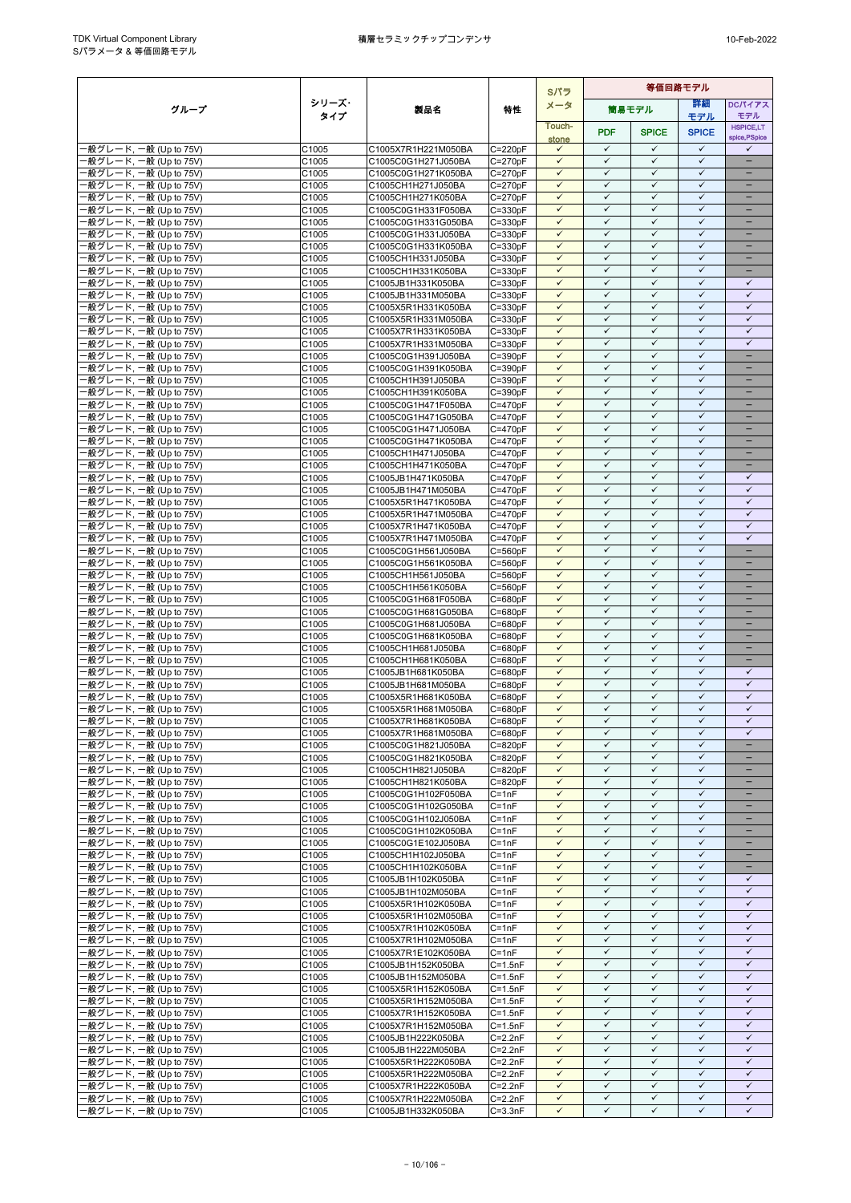| グループ | シリーズ･タイプ | 製品名 | 特性 | Sパラメータ | 等価回路モデル | | | |
|---|---|---|---|---|---|---|---|---|
| | | | | | 簡易モデル | | 詳細モデル | DCバイアスモデル |
| | | | | Touch-stone | PDF | SPICE | SPICE | HSPICE,LTspice,PSpice |
| 一般グレード, 一般 (Up to 75V) | C1005 | C1005X7R1H221M050BA | C=220pF | ✓ | ✓ | ✓ | ✓ | ✓ |
| 一般グレード, 一般 (Up to 75V) | C1005 | C1005C0G1H271J050BA | C=270pF | ✓ | ✓ | ✓ | ✓ | – |
| 一般グレード, 一般 (Up to 75V) | C1005 | C1005C0G1H271K050BA | C=270pF | ✓ | ✓ | ✓ | ✓ | – |
| 一般グレード, 一般 (Up to 75V) | C1005 | C1005CH1H271J050BA | C=270pF | ✓ | ✓ | ✓ | ✓ | – |
| 一般グレード, 一般 (Up to 75V) | C1005 | C1005CH1H271K050BA | C=270pF | ✓ | ✓ | ✓ | ✓ | – |
| 一般グレード, 一般 (Up to 75V) | C1005 | C1005C0G1H331F050BA | C=330pF | ✓ | ✓ | ✓ | ✓ | – |
| 一般グレード, 一般 (Up to 75V) | C1005 | C1005C0G1H331G050BA | C=330pF | ✓ | ✓ | ✓ | ✓ | – |
| 一般グレード, 一般 (Up to 75V) | C1005 | C1005C0G1H331J050BA | C=330pF | ✓ | ✓ | ✓ | ✓ | – |
| 一般グレード, 一般 (Up to 75V) | C1005 | C1005C0G1H331K050BA | C=330pF | ✓ | ✓ | ✓ | ✓ | – |
| 一般グレード, 一般 (Up to 75V) | C1005 | C1005CH1H331J050BA | C=330pF | ✓ | ✓ | ✓ | ✓ | – |
| 一般グレード, 一般 (Up to 75V) | C1005 | C1005CH1H331K050BA | C=330pF | ✓ | ✓ | ✓ | ✓ | – |
| 一般グレード, 一般 (Up to 75V) | C1005 | C1005JB1H331K050BA | C=330pF | ✓ | ✓ | ✓ | ✓ | ✓ |
| 一般グレード, 一般 (Up to 75V) | C1005 | C1005JB1H331M050BA | C=330pF | ✓ | ✓ | ✓ | ✓ | ✓ |
| 一般グレード, 一般 (Up to 75V) | C1005 | C1005X5R1H331K050BA | C=330pF | ✓ | ✓ | ✓ | ✓ | ✓ |
| 一般グレード, 一般 (Up to 75V) | C1005 | C1005X5R1H331M050BA | C=330pF | ✓ | ✓ | ✓ | ✓ | ✓ |
| 一般グレード, 一般 (Up to 75V) | C1005 | C1005X7R1H331K050BA | C=330pF | ✓ | ✓ | ✓ | ✓ | ✓ |
| 一般グレード, 一般 (Up to 75V) | C1005 | C1005X7R1H331M050BA | C=330pF | ✓ | ✓ | ✓ | ✓ | ✓ |
| 一般グレード, 一般 (Up to 75V) | C1005 | C1005C0G1H391J050BA | C=390pF | ✓ | ✓ | ✓ | ✓ | – |
| 一般グレード, 一般 (Up to 75V) | C1005 | C1005C0G1H391K050BA | C=390pF | ✓ | ✓ | ✓ | ✓ | – |
| 一般グレード, 一般 (Up to 75V) | C1005 | C1005CH1H391J050BA | C=390pF | ✓ | ✓ | ✓ | ✓ | – |
| 一般グレード, 一般 (Up to 75V) | C1005 | C1005CH1H391K050BA | C=390pF | ✓ | ✓ | ✓ | ✓ | – |
| 一般グレード, 一般 (Up to 75V) | C1005 | C1005C0G1H471F050BA | C=470pF | ✓ | ✓ | ✓ | ✓ | – |
| 一般グレード, 一般 (Up to 75V) | C1005 | C1005C0G1H471G050BA | C=470pF | ✓ | ✓ | ✓ | ✓ | – |
| 一般グレード, 一般 (Up to 75V) | C1005 | C1005C0G1H471J050BA | C=470pF | ✓ | ✓ | ✓ | ✓ | – |
| 一般グレード, 一般 (Up to 75V) | C1005 | C1005C0G1H471K050BA | C=470pF | ✓ | ✓ | ✓ | ✓ | – |
| 一般グレード, 一般 (Up to 75V) | C1005 | C1005CH1H471J050BA | C=470pF | ✓ | ✓ | ✓ | ✓ | – |
| 一般グレード, 一般 (Up to 75V) | C1005 | C1005CH1H471K050BA | C=470pF | ✓ | ✓ | ✓ | ✓ | – |
| 一般グレード, 一般 (Up to 75V) | C1005 | C1005JB1H471K050BA | C=470pF | ✓ | ✓ | ✓ | ✓ | ✓ |
| 一般グレード, 一般 (Up to 75V) | C1005 | C1005JB1H471M050BA | C=470pF | ✓ | ✓ | ✓ | ✓ | ✓ |
| 一般グレード, 一般 (Up to 75V) | C1005 | C1005X5R1H471K050BA | C=470pF | ✓ | ✓ | ✓ | ✓ | ✓ |
| 一般グレード, 一般 (Up to 75V) | C1005 | C1005X5R1H471M050BA | C=470pF | ✓ | ✓ | ✓ | ✓ | ✓ |
| 一般グレード, 一般 (Up to 75V) | C1005 | C1005X7R1H471K050BA | C=470pF | ✓ | ✓ | ✓ | ✓ | ✓ |
| 一般グレード, 一般 (Up to 75V) | C1005 | C1005X7R1H471M050BA | C=470pF | ✓ | ✓ | ✓ | ✓ | ✓ |
| 一般グレード, 一般 (Up to 75V) | C1005 | C1005C0G1H561J050BA | C=560pF | ✓ | ✓ | ✓ | ✓ | – |
| 一般グレード, 一般 (Up to 75V) | C1005 | C1005C0G1H561K050BA | C=560pF | ✓ | ✓ | ✓ | ✓ | – |
| 一般グレード, 一般 (Up to 75V) | C1005 | C1005CH1H561J050BA | C=560pF | ✓ | ✓ | ✓ | ✓ | – |
| 一般グレード, 一般 (Up to 75V) | C1005 | C1005CH1H561K050BA | C=560pF | ✓ | ✓ | ✓ | ✓ | – |
| 一般グレード, 一般 (Up to 75V) | C1005 | C1005C0G1H681F050BA | C=680pF | ✓ | ✓ | ✓ | ✓ | – |
| 一般グレード, 一般 (Up to 75V) | C1005 | C1005C0G1H681G050BA | C=680pF | ✓ | ✓ | ✓ | ✓ | – |
| 一般グレード, 一般 (Up to 75V) | C1005 | C1005C0G1H681J050BA | C=680pF | ✓ | ✓ | ✓ | ✓ | – |
| 一般グレード, 一般 (Up to 75V) | C1005 | C1005C0G1H681K050BA | C=680pF | ✓ | ✓ | ✓ | ✓ | – |
| 一般グレード, 一般 (Up to 75V) | C1005 | C1005CH1H681J050BA | C=680pF | ✓ | ✓ | ✓ | ✓ | – |
| 一般グレード, 一般 (Up to 75V) | C1005 | C1005CH1H681K050BA | C=680pF | ✓ | ✓ | ✓ | ✓ | – |
| 一般グレード, 一般 (Up to 75V) | C1005 | C1005JB1H681K050BA | C=680pF | ✓ | ✓ | ✓ | ✓ | ✓ |
| 一般グレード, 一般 (Up to 75V) | C1005 | C1005JB1H681M050BA | C=680pF | ✓ | ✓ | ✓ | ✓ | ✓ |
| 一般グレード, 一般 (Up to 75V) | C1005 | C1005X5R1H681K050BA | C=680pF | ✓ | ✓ | ✓ | ✓ | ✓ |
| 一般グレード, 一般 (Up to 75V) | C1005 | C1005X5R1H681M050BA | C=680pF | ✓ | ✓ | ✓ | ✓ | ✓ |
| 一般グレード, 一般 (Up to 75V) | C1005 | C1005X7R1H681K050BA | C=680pF | ✓ | ✓ | ✓ | ✓ | ✓ |
| 一般グレード, 一般 (Up to 75V) | C1005 | C1005X7R1H681M050BA | C=680pF | ✓ | ✓ | ✓ | ✓ | ✓ |
| 一般グレード, 一般 (Up to 75V) | C1005 | C1005C0G1H821J050BA | C=820pF | ✓ | ✓ | ✓ | ✓ | – |
| 一般グレード, 一般 (Up to 75V) | C1005 | C1005C0G1H821K050BA | C=820pF | ✓ | ✓ | ✓ | ✓ | – |
| 一般グレード, 一般 (Up to 75V) | C1005 | C1005CH1H821J050BA | C=820pF | ✓ | ✓ | ✓ | ✓ | – |
| 一般グレード, 一般 (Up to 75V) | C1005 | C1005CH1H821K050BA | C=820pF | ✓ | ✓ | ✓ | ✓ | – |
| 一般グレード, 一般 (Up to 75V) | C1005 | C1005C0G1H102F050BA | C=1nF | ✓ | ✓ | ✓ | ✓ | – |
| 一般グレード, 一般 (Up to 75V) | C1005 | C1005C0G1H102G050BA | C=1nF | ✓ | ✓ | ✓ | ✓ | – |
| 一般グレード, 一般 (Up to 75V) | C1005 | C1005C0G1H102J050BA | C=1nF | ✓ | ✓ | ✓ | ✓ | – |
| 一般グレード, 一般 (Up to 75V) | C1005 | C1005C0G1H102K050BA | C=1nF | ✓ | ✓ | ✓ | ✓ | – |
| 一般グレード, 一般 (Up to 75V) | C1005 | C1005C0G1E102J050BA | C=1nF | ✓ | ✓ | ✓ | ✓ | – |
| 一般グレード, 一般 (Up to 75V) | C1005 | C1005CH1H102J050BA | C=1nF | ✓ | ✓ | ✓ | ✓ | – |
| 一般グレード, 一般 (Up to 75V) | C1005 | C1005CH1H102K050BA | C=1nF | ✓ | ✓ | ✓ | ✓ | – |
| 一般グレード, 一般 (Up to 75V) | C1005 | C1005JB1H102K050BA | C=1nF | ✓ | ✓ | ✓ | ✓ | ✓ |
| 一般グレード, 一般 (Up to 75V) | C1005 | C1005JB1H102M050BA | C=1nF | ✓ | ✓ | ✓ | ✓ | ✓ |
| 一般グレード, 一般 (Up to 75V) | C1005 | C1005X5R1H102K050BA | C=1nF | ✓ | ✓ | ✓ | ✓ | ✓ |
| 一般グレード, 一般 (Up to 75V) | C1005 | C1005X5R1H102M050BA | C=1nF | ✓ | ✓ | ✓ | ✓ | ✓ |
| 一般グレード, 一般 (Up to 75V) | C1005 | C1005X7R1H102K050BA | C=1nF | ✓ | ✓ | ✓ | ✓ | ✓ |
| 一般グレード, 一般 (Up to 75V) | C1005 | C1005X7R1H102M050BA | C=1nF | ✓ | ✓ | ✓ | ✓ | ✓ |
| 一般グレード, 一般 (Up to 75V) | C1005 | C1005X7R1E102K050BA | C=1nF | ✓ | ✓ | ✓ | ✓ | ✓ |
| 一般グレード, 一般 (Up to 75V) | C1005 | C1005JB1H152K050BA | C=1.5nF | ✓ | ✓ | ✓ | ✓ | ✓ |
| 一般グレード, 一般 (Up to 75V) | C1005 | C1005JB1H152M050BA | C=1.5nF | ✓ | ✓ | ✓ | ✓ | ✓ |
| 一般グレード, 一般 (Up to 75V) | C1005 | C1005X5R1H152K050BA | C=1.5nF | ✓ | ✓ | ✓ | ✓ | ✓ |
| 一般グレード, 一般 (Up to 75V) | C1005 | C1005X5R1H152M050BA | C=1.5nF | ✓ | ✓ | ✓ | ✓ | ✓ |
| 一般グレード, 一般 (Up to 75V) | C1005 | C1005X7R1H152K050BA | C=1.5nF | ✓ | ✓ | ✓ | ✓ | ✓ |
| 一般グレード, 一般 (Up to 75V) | C1005 | C1005X7R1H152M050BA | C=1.5nF | ✓ | ✓ | ✓ | ✓ | ✓ |
| 一般グレード, 一般 (Up to 75V) | C1005 | C1005JB1H222K050BA | C=2.2nF | ✓ | ✓ | ✓ | ✓ | ✓ |
| 一般グレード, 一般 (Up to 75V) | C1005 | C1005JB1H222M050BA | C=2.2nF | ✓ | ✓ | ✓ | ✓ | ✓ |
| 一般グレード, 一般 (Up to 75V) | C1005 | C1005X5R1H222K050BA | C=2.2nF | ✓ | ✓ | ✓ | ✓ | ✓ |
| 一般グレード, 一般 (Up to 75V) | C1005 | C1005X5R1H222M050BA | C=2.2nF | ✓ | ✓ | ✓ | ✓ | ✓ |
| 一般グレード, 一般 (Up to 75V) | C1005 | C1005X7R1H222K050BA | C=2.2nF | ✓ | ✓ | ✓ | ✓ | ✓ |
| 一般グレード, 一般 (Up to 75V) | C1005 | C1005X7R1H222M050BA | C=2.2nF | ✓ | ✓ | ✓ | ✓ | ✓ |
| 一般グレード, 一般 (Up to 75V) | C1005 | C1005JB1H332K050BA | C=3.3nF | ✓ | ✓ | ✓ | ✓ | ✓ |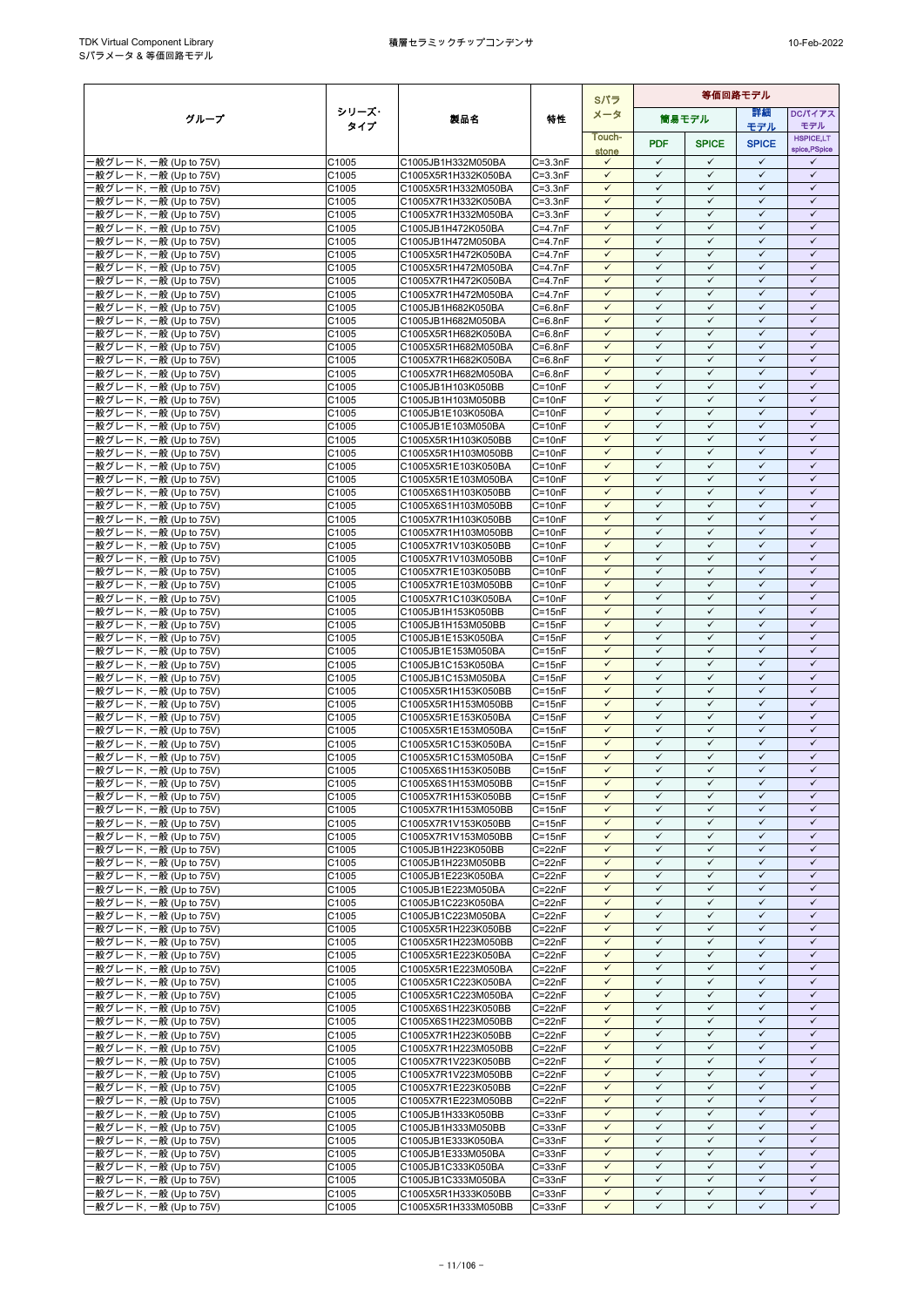| グループ | シリーズ･タイプ | 製品名 | 特性 | Sパラメータ | 等価回路モデル | | | |
|---|---|---|---|---|---|---|---|---|
| | | | | | 簡易モデル | | 詳細モデル | DCバイアスモデル |
| | | | | Touch-stone | PDF | SPICE | SPICE | HSPICE,LT spice,PSpice |
| 一般グレード, 一般 (Up to 75V) | C1005 | C1005JB1H332M050BA | C=3.3nF | ✓ | ✓ | ✓ | ✓ | ✓ |
| 一般グレード, 一般 (Up to 75V) | C1005 | C1005X5R1H332K050BA | C=3.3nF | ✓ | ✓ | ✓ | ✓ | ✓ |
| 一般グレード, 一般 (Up to 75V) | C1005 | C1005X5R1H332M050BA | C=3.3nF | ✓ | ✓ | ✓ | ✓ | ✓ |
| 一般グレード, 一般 (Up to 75V) | C1005 | C1005X7R1H332K050BA | C=3.3nF | ✓ | ✓ | ✓ | ✓ | ✓ |
| 一般グレード, 一般 (Up to 75V) | C1005 | C1005X7R1H332M050BA | C=3.3nF | ✓ | ✓ | ✓ | ✓ | ✓ |
| 一般グレード, 一般 (Up to 75V) | C1005 | C1005JB1H472K050BA | C=4.7nF | ✓ | ✓ | ✓ | ✓ | ✓ |
| 一般グレード, 一般 (Up to 75V) | C1005 | C1005JB1H472M050BA | C=4.7nF | ✓ | ✓ | ✓ | ✓ | ✓ |
| 一般グレード, 一般 (Up to 75V) | C1005 | C1005X5R1H472K050BA | C=4.7nF | ✓ | ✓ | ✓ | ✓ | ✓ |
| 一般グレード, 一般 (Up to 75V) | C1005 | C1005X5R1H472M050BA | C=4.7nF | ✓ | ✓ | ✓ | ✓ | ✓ |
| 一般グレード, 一般 (Up to 75V) | C1005 | C1005X7R1H472K050BA | C=4.7nF | ✓ | ✓ | ✓ | ✓ | ✓ |
| 一般グレード, 一般 (Up to 75V) | C1005 | C1005X7R1H472M050BA | C=4.7nF | ✓ | ✓ | ✓ | ✓ | ✓ |
| 一般グレード, 一般 (Up to 75V) | C1005 | C1005JB1H682K050BA | C=6.8nF | ✓ | ✓ | ✓ | ✓ | ✓ |
| 一般グレード, 一般 (Up to 75V) | C1005 | C1005JB1H682M050BA | C=6.8nF | ✓ | ✓ | ✓ | ✓ | ✓ |
| 一般グレード, 一般 (Up to 75V) | C1005 | C1005X5R1H682K050BA | C=6.8nF | ✓ | ✓ | ✓ | ✓ | ✓ |
| 一般グレード, 一般 (Up to 75V) | C1005 | C1005X5R1H682M050BA | C=6.8nF | ✓ | ✓ | ✓ | ✓ | ✓ |
| 一般グレード, 一般 (Up to 75V) | C1005 | C1005X7R1H682K050BA | C=6.8nF | ✓ | ✓ | ✓ | ✓ | ✓ |
| 一般グレード, 一般 (Up to 75V) | C1005 | C1005X7R1H682M050BA | C=6.8nF | ✓ | ✓ | ✓ | ✓ | ✓ |
| 一般グレード, 一般 (Up to 75V) | C1005 | C1005JB1H103K050BB | C=10nF | ✓ | ✓ | ✓ | ✓ | ✓ |
| 一般グレード, 一般 (Up to 75V) | C1005 | C1005JB1H103M050BB | C=10nF | ✓ | ✓ | ✓ | ✓ | ✓ |
| 一般グレード, 一般 (Up to 75V) | C1005 | C1005JB1E103K050BA | C=10nF | ✓ | ✓ | ✓ | ✓ | ✓ |
| 一般グレード, 一般 (Up to 75V) | C1005 | C1005JB1E103M050BA | C=10nF | ✓ | ✓ | ✓ | ✓ | ✓ |
| 一般グレード, 一般 (Up to 75V) | C1005 | C1005X5R1H103K050BB | C=10nF | ✓ | ✓ | ✓ | ✓ | ✓ |
| 一般グレード, 一般 (Up to 75V) | C1005 | C1005X5R1H103M050BB | C=10nF | ✓ | ✓ | ✓ | ✓ | ✓ |
| 一般グレード, 一般 (Up to 75V) | C1005 | C1005X5R1E103K050BA | C=10nF | ✓ | ✓ | ✓ | ✓ | ✓ |
| 一般グレード, 一般 (Up to 75V) | C1005 | C1005X5R1E103M050BA | C=10nF | ✓ | ✓ | ✓ | ✓ | ✓ |
| 一般グレード, 一般 (Up to 75V) | C1005 | C1005X6S1H103K050BB | C=10nF | ✓ | ✓ | ✓ | ✓ | ✓ |
| 一般グレード, 一般 (Up to 75V) | C1005 | C1005X6S1H103M050BB | C=10nF | ✓ | ✓ | ✓ | ✓ | ✓ |
| 一般グレード, 一般 (Up to 75V) | C1005 | C1005X7R1H103K050BB | C=10nF | ✓ | ✓ | ✓ | ✓ | ✓ |
| 一般グレード, 一般 (Up to 75V) | C1005 | C1005X7R1H103M050BB | C=10nF | ✓ | ✓ | ✓ | ✓ | ✓ |
| 一般グレード, 一般 (Up to 75V) | C1005 | C1005X7R1V103K050BB | C=10nF | ✓ | ✓ | ✓ | ✓ | ✓ |
| 一般グレード, 一般 (Up to 75V) | C1005 | C1005X7R1V103M050BB | C=10nF | ✓ | ✓ | ✓ | ✓ | ✓ |
| 一般グレード, 一般 (Up to 75V) | C1005 | C1005X7R1E103K050BB | C=10nF | ✓ | ✓ | ✓ | ✓ | ✓ |
| 一般グレード, 一般 (Up to 75V) | C1005 | C1005X7R1E103M050BB | C=10nF | ✓ | ✓ | ✓ | ✓ | ✓ |
| 一般グレード, 一般 (Up to 75V) | C1005 | C1005X7R1C103K050BA | C=10nF | ✓ | ✓ | ✓ | ✓ | ✓ |
| 一般グレード, 一般 (Up to 75V) | C1005 | C1005JB1H153K050BB | C=15nF | ✓ | ✓ | ✓ | ✓ | ✓ |
| 一般グレード, 一般 (Up to 75V) | C1005 | C1005JB1H153M050BB | C=15nF | ✓ | ✓ | ✓ | ✓ | ✓ |
| 一般グレード, 一般 (Up to 75V) | C1005 | C1005JB1E153K050BA | C=15nF | ✓ | ✓ | ✓ | ✓ | ✓ |
| 一般グレード, 一般 (Up to 75V) | C1005 | C1005JB1E153M050BA | C=15nF | ✓ | ✓ | ✓ | ✓ | ✓ |
| 一般グレード, 一般 (Up to 75V) | C1005 | C1005JB1C153K050BA | C=15nF | ✓ | ✓ | ✓ | ✓ | ✓ |
| 一般グレード, 一般 (Up to 75V) | C1005 | C1005JB1C153M050BA | C=15nF | ✓ | ✓ | ✓ | ✓ | ✓ |
| 一般グレード, 一般 (Up to 75V) | C1005 | C1005X5R1H153K050BB | C=15nF | ✓ | ✓ | ✓ | ✓ | ✓ |
| 一般グレード, 一般 (Up to 75V) | C1005 | C1005X5R1H153M050BB | C=15nF | ✓ | ✓ | ✓ | ✓ | ✓ |
| 一般グレード, 一般 (Up to 75V) | C1005 | C1005X5R1E153K050BA | C=15nF | ✓ | ✓ | ✓ | ✓ | ✓ |
| 一般グレード, 一般 (Up to 75V) | C1005 | C1005X5R1E153M050BA | C=15nF | ✓ | ✓ | ✓ | ✓ | ✓ |
| 一般グレード, 一般 (Up to 75V) | C1005 | C1005X5R1C153K050BA | C=15nF | ✓ | ✓ | ✓ | ✓ | ✓ |
| 一般グレード, 一般 (Up to 75V) | C1005 | C1005X5R1C153M050BA | C=15nF | ✓ | ✓ | ✓ | ✓ | ✓ |
| 一般グレード, 一般 (Up to 75V) | C1005 | C1005X6S1H153K050BB | C=15nF | ✓ | ✓ | ✓ | ✓ | ✓ |
| 一般グレード, 一般 (Up to 75V) | C1005 | C1005X6S1H153M050BB | C=15nF | ✓ | ✓ | ✓ | ✓ | ✓ |
| 一般グレード, 一般 (Up to 75V) | C1005 | C1005X7R1H153K050BB | C=15nF | ✓ | ✓ | ✓ | ✓ | ✓ |
| 一般グレード, 一般 (Up to 75V) | C1005 | C1005X7R1H153M050BB | C=15nF | ✓ | ✓ | ✓ | ✓ | ✓ |
| 一般グレード, 一般 (Up to 75V) | C1005 | C1005X7R1V153K050BB | C=15nF | ✓ | ✓ | ✓ | ✓ | ✓ |
| 一般グレード, 一般 (Up to 75V) | C1005 | C1005X7R1V153M050BB | C=15nF | ✓ | ✓ | ✓ | ✓ | ✓ |
| 一般グレード, 一般 (Up to 75V) | C1005 | C1005JB1H223K050BB | C=22nF | ✓ | ✓ | ✓ | ✓ | ✓ |
| 一般グレード, 一般 (Up to 75V) | C1005 | C1005JB1H223M050BB | C=22nF | ✓ | ✓ | ✓ | ✓ | ✓ |
| 一般グレード, 一般 (Up to 75V) | C1005 | C1005JB1E223K050BA | C=22nF | ✓ | ✓ | ✓ | ✓ | ✓ |
| 一般グレード, 一般 (Up to 75V) | C1005 | C1005JB1E223M050BA | C=22nF | ✓ | ✓ | ✓ | ✓ | ✓ |
| 一般グレード, 一般 (Up to 75V) | C1005 | C1005JB1C223K050BA | C=22nF | ✓ | ✓ | ✓ | ✓ | ✓ |
| 一般グレード, 一般 (Up to 75V) | C1005 | C1005JB1C223M050BA | C=22nF | ✓ | ✓ | ✓ | ✓ | ✓ |
| 一般グレード, 一般 (Up to 75V) | C1005 | C1005X5R1H223K050BB | C=22nF | ✓ | ✓ | ✓ | ✓ | ✓ |
| 一般グレード, 一般 (Up to 75V) | C1005 | C1005X5R1H223M050BB | C=22nF | ✓ | ✓ | ✓ | ✓ | ✓ |
| 一般グレード, 一般 (Up to 75V) | C1005 | C1005X5R1E223K050BA | C=22nF | ✓ | ✓ | ✓ | ✓ | ✓ |
| 一般グレード, 一般 (Up to 75V) | C1005 | C1005X5R1E223M050BA | C=22nF | ✓ | ✓ | ✓ | ✓ | ✓ |
| 一般グレード, 一般 (Up to 75V) | C1005 | C1005X5R1C223K050BA | C=22nF | ✓ | ✓ | ✓ | ✓ | ✓ |
| 一般グレード, 一般 (Up to 75V) | C1005 | C1005X5R1C223M050BA | C=22nF | ✓ | ✓ | ✓ | ✓ | ✓ |
| 一般グレード, 一般 (Up to 75V) | C1005 | C1005X6S1H223K050BB | C=22nF | ✓ | ✓ | ✓ | ✓ | ✓ |
| 一般グレード, 一般 (Up to 75V) | C1005 | C1005X6S1H223M050BB | C=22nF | ✓ | ✓ | ✓ | ✓ | ✓ |
| 一般グレード, 一般 (Up to 75V) | C1005 | C1005X7R1H223K050BB | C=22nF | ✓ | ✓ | ✓ | ✓ | ✓ |
| 一般グレード, 一般 (Up to 75V) | C1005 | C1005X7R1H223M050BB | C=22nF | ✓ | ✓ | ✓ | ✓ | ✓ |
| 一般グレード, 一般 (Up to 75V) | C1005 | C1005X7R1V223K050BB | C=22nF | ✓ | ✓ | ✓ | ✓ | ✓ |
| 一般グレード, 一般 (Up to 75V) | C1005 | C1005X7R1V223M050BB | C=22nF | ✓ | ✓ | ✓ | ✓ | ✓ |
| 一般グレード, 一般 (Up to 75V) | C1005 | C1005X7R1E223K050BB | C=22nF | ✓ | ✓ | ✓ | ✓ | ✓ |
| 一般グレード, 一般 (Up to 75V) | C1005 | C1005X7R1E223M050BB | C=22nF | ✓ | ✓ | ✓ | ✓ | ✓ |
| 一般グレード, 一般 (Up to 75V) | C1005 | C1005JB1H333K050BB | C=33nF | ✓ | ✓ | ✓ | ✓ | ✓ |
| 一般グレード, 一般 (Up to 75V) | C1005 | C1005JB1H333M050BB | C=33nF | ✓ | ✓ | ✓ | ✓ | ✓ |
| 一般グレード, 一般 (Up to 75V) | C1005 | C1005JB1E333K050BA | C=33nF | ✓ | ✓ | ✓ | ✓ | ✓ |
| 一般グレード, 一般 (Up to 75V) | C1005 | C1005JB1E333M050BA | C=33nF | ✓ | ✓ | ✓ | ✓ | ✓ |
| 一般グレード, 一般 (Up to 75V) | C1005 | C1005JB1C333K050BA | C=33nF | ✓ | ✓ | ✓ | ✓ | ✓ |
| 一般グレード, 一般 (Up to 75V) | C1005 | C1005JB1C333M050BA | C=33nF | ✓ | ✓ | ✓ | ✓ | ✓ |
| 一般グレード, 一般 (Up to 75V) | C1005 | C1005X5R1H333K050BB | C=33nF | ✓ | ✓ | ✓ | ✓ | ✓ |
| 一般グレード, 一般 (Up to 75V) | C1005 | C1005X5R1H333M050BB | C=33nF | ✓ | ✓ | ✓ | ✓ | ✓ |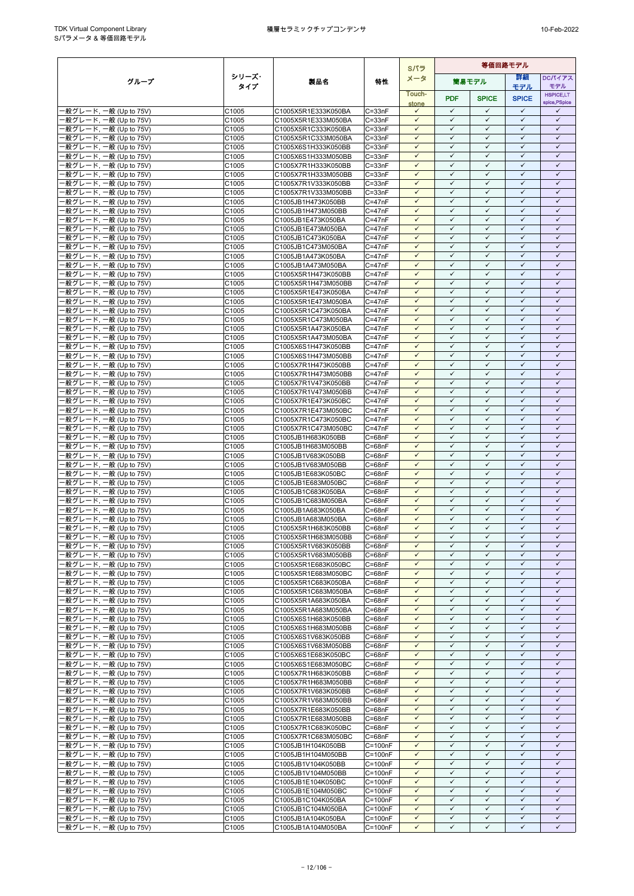| グループ | シリーズ・タイプ | 製品名 | 特性 | Sパラメータ | 等価回路モデル | | | |
|---|---|---|---|---|---|---|---|---|
| | | | | | 簡易モデル | | 詳細モデル | DCバイアスモデル |
| | | | | Touch-stone | PDF | SPICE | SPICE | HSPICE,LTspice,PSpice |
| 一般グレード, 一般 (Up to 75V) | C1005 | C1005X5R1E333K050BA | C=33nF | ✓ | ✓ | ✓ | ✓ | ✓ |
| 一般グレード, 一般 (Up to 75V) | C1005 | C1005X5R1E333M050BA | C=33nF | ✓ | ✓ | ✓ | ✓ | ✓ |
| 一般グレード, 一般 (Up to 75V) | C1005 | C1005X5R1C333K050BA | C=33nF | ✓ | ✓ | ✓ | ✓ | ✓ |
| 一般グレード, 一般 (Up to 75V) | C1005 | C1005X5R1C333M050BA | C=33nF | ✓ | ✓ | ✓ | ✓ | ✓ |
| 一般グレード, 一般 (Up to 75V) | C1005 | C1005X6S1H333K050BB | C=33nF | ✓ | ✓ | ✓ | ✓ | ✓ |
| 一般グレード, 一般 (Up to 75V) | C1005 | C1005X6S1H333M050BB | C=33nF | ✓ | ✓ | ✓ | ✓ | ✓ |
| 一般グレード, 一般 (Up to 75V) | C1005 | C1005X7R1H333K050BB | C=33nF | ✓ | ✓ | ✓ | ✓ | ✓ |
| 一般グレード, 一般 (Up to 75V) | C1005 | C1005X7R1H333M050BB | C=33nF | ✓ | ✓ | ✓ | ✓ | ✓ |
| 一般グレード, 一般 (Up to 75V) | C1005 | C1005X7R1V333K050BB | C=33nF | ✓ | ✓ | ✓ | ✓ | ✓ |
| 一般グレード, 一般 (Up to 75V) | C1005 | C1005X7R1V333M050BB | C=33nF | ✓ | ✓ | ✓ | ✓ | ✓ |
| 一般グレード, 一般 (Up to 75V) | C1005 | C1005JB1H473K050BB | C=47nF | ✓ | ✓ | ✓ | ✓ | ✓ |
| 一般グレード, 一般 (Up to 75V) | C1005 | C1005JB1H473M050BB | C=47nF | ✓ | ✓ | ✓ | ✓ | ✓ |
| 一般グレード, 一般 (Up to 75V) | C1005 | C1005JB1E473K050BA | C=47nF | ✓ | ✓ | ✓ | ✓ | ✓ |
| 一般グレード, 一般 (Up to 75V) | C1005 | C1005JB1E473M050BA | C=47nF | ✓ | ✓ | ✓ | ✓ | ✓ |
| 一般グレード, 一般 (Up to 75V) | C1005 | C1005JB1C473K050BA | C=47nF | ✓ | ✓ | ✓ | ✓ | ✓ |
| 一般グレード, 一般 (Up to 75V) | C1005 | C1005JB1C473M050BA | C=47nF | ✓ | ✓ | ✓ | ✓ | ✓ |
| 一般グレード, 一般 (Up to 75V) | C1005 | C1005JB1A473K050BA | C=47nF | ✓ | ✓ | ✓ | ✓ | ✓ |
| 一般グレード, 一般 (Up to 75V) | C1005 | C1005JB1A473M050BA | C=47nF | ✓ | ✓ | ✓ | ✓ | ✓ |
| 一般グレード, 一般 (Up to 75V) | C1005 | C1005X5R1H473K050BB | C=47nF | ✓ | ✓ | ✓ | ✓ | ✓ |
| 一般グレード, 一般 (Up to 75V) | C1005 | C1005X5R1H473M050BB | C=47nF | ✓ | ✓ | ✓ | ✓ | ✓ |
| 一般グレード, 一般 (Up to 75V) | C1005 | C1005X5R1E473K050BA | C=47nF | ✓ | ✓ | ✓ | ✓ | ✓ |
| 一般グレード, 一般 (Up to 75V) | C1005 | C1005X5R1E473M050BA | C=47nF | ✓ | ✓ | ✓ | ✓ | ✓ |
| 一般グレード, 一般 (Up to 75V) | C1005 | C1005X5R1C473K050BA | C=47nF | ✓ | ✓ | ✓ | ✓ | ✓ |
| 一般グレード, 一般 (Up to 75V) | C1005 | C1005X5R1C473M050BA | C=47nF | ✓ | ✓ | ✓ | ✓ | ✓ |
| 一般グレード, 一般 (Up to 75V) | C1005 | C1005X5R1A473K050BA | C=47nF | ✓ | ✓ | ✓ | ✓ | ✓ |
| 一般グレード, 一般 (Up to 75V) | C1005 | C1005X5R1A473M050BA | C=47nF | ✓ | ✓ | ✓ | ✓ | ✓ |
| 一般グレード, 一般 (Up to 75V) | C1005 | C1005X6S1H473K050BB | C=47nF | ✓ | ✓ | ✓ | ✓ | ✓ |
| 一般グレード, 一般 (Up to 75V) | C1005 | C1005X6S1H473M050BB | C=47nF | ✓ | ✓ | ✓ | ✓ | ✓ |
| 一般グレード, 一般 (Up to 75V) | C1005 | C1005X7R1H473K050BB | C=47nF | ✓ | ✓ | ✓ | ✓ | ✓ |
| 一般グレード, 一般 (Up to 75V) | C1005 | C1005X7R1H473M050BB | C=47nF | ✓ | ✓ | ✓ | ✓ | ✓ |
| 一般グレード, 一般 (Up to 75V) | C1005 | C1005X7R1V473K050BB | C=47nF | ✓ | ✓ | ✓ | ✓ | ✓ |
| 一般グレード, 一般 (Up to 75V) | C1005 | C1005X7R1V473M050BB | C=47nF | ✓ | ✓ | ✓ | ✓ | ✓ |
| 一般グレード, 一般 (Up to 75V) | C1005 | C1005X7R1E473K050BC | C=47nF | ✓ | ✓ | ✓ | ✓ | ✓ |
| 一般グレード, 一般 (Up to 75V) | C1005 | C1005X7R1E473M050BC | C=47nF | ✓ | ✓ | ✓ | ✓ | ✓ |
| 一般グレード, 一般 (Up to 75V) | C1005 | C1005X7R1C473K050BC | C=47nF | ✓ | ✓ | ✓ | ✓ | ✓ |
| 一般グレード, 一般 (Up to 75V) | C1005 | C1005X7R1C473M050BC | C=47nF | ✓ | ✓ | ✓ | ✓ | ✓ |
| 一般グレード, 一般 (Up to 75V) | C1005 | C1005JB1H683K050BB | C=68nF | ✓ | ✓ | ✓ | ✓ | ✓ |
| 一般グレード, 一般 (Up to 75V) | C1005 | C1005JB1H683M050BB | C=68nF | ✓ | ✓ | ✓ | ✓ | ✓ |
| 一般グレード, 一般 (Up to 75V) | C1005 | C1005JB1V683K050BB | C=68nF | ✓ | ✓ | ✓ | ✓ | ✓ |
| 一般グレード, 一般 (Up to 75V) | C1005 | C1005JB1V683M050BB | C=68nF | ✓ | ✓ | ✓ | ✓ | ✓ |
| 一般グレード, 一般 (Up to 75V) | C1005 | C1005JB1E683K050BC | C=68nF | ✓ | ✓ | ✓ | ✓ | ✓ |
| 一般グレード, 一般 (Up to 75V) | C1005 | C1005JB1E683M050BC | C=68nF | ✓ | ✓ | ✓ | ✓ | ✓ |
| 一般グレード, 一般 (Up to 75V) | C1005 | C1005JB1C683K050BA | C=68nF | ✓ | ✓ | ✓ | ✓ | ✓ |
| 一般グレード, 一般 (Up to 75V) | C1005 | C1005JB1C683M050BA | C=68nF | ✓ | ✓ | ✓ | ✓ | ✓ |
| 一般グレード, 一般 (Up to 75V) | C1005 | C1005JB1A683K050BA | C=68nF | ✓ | ✓ | ✓ | ✓ | ✓ |
| 一般グレード, 一般 (Up to 75V) | C1005 | C1005JB1A683M050BA | C=68nF | ✓ | ✓ | ✓ | ✓ | ✓ |
| 一般グレード, 一般 (Up to 75V) | C1005 | C1005X5R1H683K050BB | C=68nF | ✓ | ✓ | ✓ | ✓ | ✓ |
| 一般グレード, 一般 (Up to 75V) | C1005 | C1005X5R1H683M050BB | C=68nF | ✓ | ✓ | ✓ | ✓ | ✓ |
| 一般グレード, 一般 (Up to 75V) | C1005 | C1005X5R1V683K050BB | C=68nF | ✓ | ✓ | ✓ | ✓ | ✓ |
| 一般グレード, 一般 (Up to 75V) | C1005 | C1005X5R1V683M050BB | C=68nF | ✓ | ✓ | ✓ | ✓ | ✓ |
| 一般グレード, 一般 (Up to 75V) | C1005 | C1005X5R1E683K050BC | C=68nF | ✓ | ✓ | ✓ | ✓ | ✓ |
| 一般グレード, 一般 (Up to 75V) | C1005 | C1005X5R1E683M050BC | C=68nF | ✓ | ✓ | ✓ | ✓ | ✓ |
| 一般グレード, 一般 (Up to 75V) | C1005 | C1005X5R1C683K050BA | C=68nF | ✓ | ✓ | ✓ | ✓ | ✓ |
| 一般グレード, 一般 (Up to 75V) | C1005 | C1005X5R1C683M050BA | C=68nF | ✓ | ✓ | ✓ | ✓ | ✓ |
| 一般グレード, 一般 (Up to 75V) | C1005 | C1005X5R1A683K050BA | C=68nF | ✓ | ✓ | ✓ | ✓ | ✓ |
| 一般グレード, 一般 (Up to 75V) | C1005 | C1005X5R1A683M050BA | C=68nF | ✓ | ✓ | ✓ | ✓ | ✓ |
| 一般グレード, 一般 (Up to 75V) | C1005 | C1005X6S1H683K050BB | C=68nF | ✓ | ✓ | ✓ | ✓ | ✓ |
| 一般グレード, 一般 (Up to 75V) | C1005 | C1005X6S1H683M050BB | C=68nF | ✓ | ✓ | ✓ | ✓ | ✓ |
| 一般グレード, 一般 (Up to 75V) | C1005 | C1005X6S1V683K050BB | C=68nF | ✓ | ✓ | ✓ | ✓ | ✓ |
| 一般グレード, 一般 (Up to 75V) | C1005 | C1005X6S1V683M050BB | C=68nF | ✓ | ✓ | ✓ | ✓ | ✓ |
| 一般グレード, 一般 (Up to 75V) | C1005 | C1005X6S1E683K050BC | C=68nF | ✓ | ✓ | ✓ | ✓ | ✓ |
| 一般グレード, 一般 (Up to 75V) | C1005 | C1005X6S1E683M050BC | C=68nF | ✓ | ✓ | ✓ | ✓ | ✓ |
| 一般グレード, 一般 (Up to 75V) | C1005 | C1005X7R1H683K050BB | C=68nF | ✓ | ✓ | ✓ | ✓ | ✓ |
| 一般グレード, 一般 (Up to 75V) | C1005 | C1005X7R1H683M050BB | C=68nF | ✓ | ✓ | ✓ | ✓ | ✓ |
| 一般グレード, 一般 (Up to 75V) | C1005 | C1005X7R1V683K050BB | C=68nF | ✓ | ✓ | ✓ | ✓ | ✓ |
| 一般グレード, 一般 (Up to 75V) | C1005 | C1005X7R1V683M050BB | C=68nF | ✓ | ✓ | ✓ | ✓ | ✓ |
| 一般グレード, 一般 (Up to 75V) | C1005 | C1005X7R1E683K050BB | C=68nF | ✓ | ✓ | ✓ | ✓ | ✓ |
| 一般グレード, 一般 (Up to 75V) | C1005 | C1005X7R1E683M050BB | C=68nF | ✓ | ✓ | ✓ | ✓ | ✓ |
| 一般グレード, 一般 (Up to 75V) | C1005 | C1005X7R1C683K050BC | C=68nF | ✓ | ✓ | ✓ | ✓ | ✓ |
| 一般グレード, 一般 (Up to 75V) | C1005 | C1005X7R1C683M050BC | C=68nF | ✓ | ✓ | ✓ | ✓ | ✓ |
| 一般グレード, 一般 (Up to 75V) | C1005 | C1005JB1H104K050BB | C=100nF | ✓ | ✓ | ✓ | ✓ | ✓ |
| 一般グレード, 一般 (Up to 75V) | C1005 | C1005JB1H104M050BB | C=100nF | ✓ | ✓ | ✓ | ✓ | ✓ |
| 一般グレード, 一般 (Up to 75V) | C1005 | C1005JB1V104K050BB | C=100nF | ✓ | ✓ | ✓ | ✓ | ✓ |
| 一般グレード, 一般 (Up to 75V) | C1005 | C1005JB1V104M050BB | C=100nF | ✓ | ✓ | ✓ | ✓ | ✓ |
| 一般グレード, 一般 (Up to 75V) | C1005 | C1005JB1E104K050BC | C=100nF | ✓ | ✓ | ✓ | ✓ | ✓ |
| 一般グレード, 一般 (Up to 75V) | C1005 | C1005JB1E104M050BC | C=100nF | ✓ | ✓ | ✓ | ✓ | ✓ |
| 一般グレード, 一般 (Up to 75V) | C1005 | C1005JB1C104K050BA | C=100nF | ✓ | ✓ | ✓ | ✓ | ✓ |
| 一般グレード, 一般 (Up to 75V) | C1005 | C1005JB1C104M050BA | C=100nF | ✓ | ✓ | ✓ | ✓ | ✓ |
| 一般グレード, 一般 (Up to 75V) | C1005 | C1005JB1A104K050BA | C=100nF | ✓ | ✓ | ✓ | ✓ | ✓ |
| 一般グレード, 一般 (Up to 75V) | C1005 | C1005JB1A104M050BA | C=100nF | ✓ | ✓ | ✓ | ✓ | ✓ |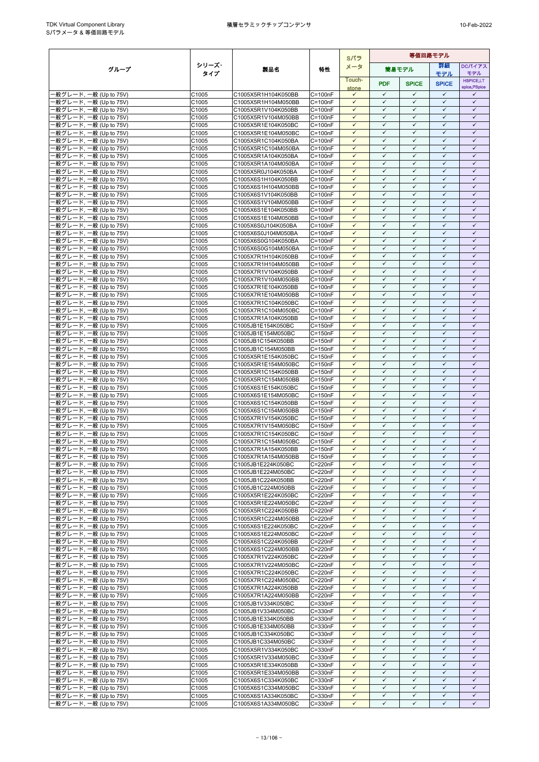| グループ | シリーズ・タイプ | 製品名 | 特性 | Sパラメータ | 等価回路モデル | | | |
|---|---|---|---|---|---|---|---|---|
| | | | | | 簡易モデル | | 詳細モデル | DCバイアスモデル |
| | | | | Touch-stone | PDF | SPICE | SPICE | HSPICE,LTspice,PSpice |
| 一般グレード, 一般 (Up to 75V) | C1005 | C1005X5R1H104K050BB | C=100nF | ✓ | ✓ | ✓ | ✓ | ✓ |
| 一般グレード, 一般 (Up to 75V) | C1005 | C1005X5R1H104M050BB | C=100nF | ✓ | ✓ | ✓ | ✓ | ✓ |
| 一般グレード, 一般 (Up to 75V) | C1005 | C1005X5R1V104K050BB | C=100nF | ✓ | ✓ | ✓ | ✓ | ✓ |
| 一般グレード, 一般 (Up to 75V) | C1005 | C1005X5R1V104M050BB | C=100nF | ✓ | ✓ | ✓ | ✓ | ✓ |
| 一般グレード, 一般 (Up to 75V) | C1005 | C1005X5R1E104K050BC | C=100nF | ✓ | ✓ | ✓ | ✓ | ✓ |
| 一般グレード, 一般 (Up to 75V) | C1005 | C1005X5R1E104M050BC | C=100nF | ✓ | ✓ | ✓ | ✓ | ✓ |
| 一般グレード, 一般 (Up to 75V) | C1005 | C1005X5R1C104K050BA | C=100nF | ✓ | ✓ | ✓ | ✓ | ✓ |
| 一般グレード, 一般 (Up to 75V) | C1005 | C1005X5R1C104M050BA | C=100nF | ✓ | ✓ | ✓ | ✓ | ✓ |
| 一般グレード, 一般 (Up to 75V) | C1005 | C1005X5R1A104K050BA | C=100nF | ✓ | ✓ | ✓ | ✓ | ✓ |
| 一般グレード, 一般 (Up to 75V) | C1005 | C1005X5R1A104M050BA | C=100nF | ✓ | ✓ | ✓ | ✓ | ✓ |
| 一般グレード, 一般 (Up to 75V) | C1005 | C1005X5R0J104K050BA | C=100nF | ✓ | ✓ | ✓ | ✓ | ✓ |
| 一般グレード, 一般 (Up to 75V) | C1005 | C1005X6S1H104K050BB | C=100nF | ✓ | ✓ | ✓ | ✓ | ✓ |
| 一般グレード, 一般 (Up to 75V) | C1005 | C1005X6S1H104M050BB | C=100nF | ✓ | ✓ | ✓ | ✓ | ✓ |
| 一般グレード, 一般 (Up to 75V) | C1005 | C1005X6S1V104K050BB | C=100nF | ✓ | ✓ | ✓ | ✓ | ✓ |
| 一般グレード, 一般 (Up to 75V) | C1005 | C1005X6S1V104M050BB | C=100nF | ✓ | ✓ | ✓ | ✓ | ✓ |
| 一般グレード, 一般 (Up to 75V) | C1005 | C1005X6S1E104K050BB | C=100nF | ✓ | ✓ | ✓ | ✓ | ✓ |
| 一般グレード, 一般 (Up to 75V) | C1005 | C1005X6S1E104M050BB | C=100nF | ✓ | ✓ | ✓ | ✓ | ✓ |
| 一般グレード, 一般 (Up to 75V) | C1005 | C1005X6S0J104K050BA | C=100nF | ✓ | ✓ | ✓ | ✓ | ✓ |
| 一般グレード, 一般 (Up to 75V) | C1005 | C1005X6S0J104M050BA | C=100nF | ✓ | ✓ | ✓ | ✓ | ✓ |
| 一般グレード, 一般 (Up to 75V) | C1005 | C1005X6S0G104K050BA | C=100nF | ✓ | ✓ | ✓ | ✓ | ✓ |
| 一般グレード, 一般 (Up to 75V) | C1005 | C1005X6S0G104M050BA | C=100nF | ✓ | ✓ | ✓ | ✓ | ✓ |
| 一般グレード, 一般 (Up to 75V) | C1005 | C1005X7R1H104K050BB | C=100nF | ✓ | ✓ | ✓ | ✓ | ✓ |
| 一般グレード, 一般 (Up to 75V) | C1005 | C1005X7R1H104M050BB | C=100nF | ✓ | ✓ | ✓ | ✓ | ✓ |
| 一般グレード, 一般 (Up to 75V) | C1005 | C1005X7R1V104K050BB | C=100nF | ✓ | ✓ | ✓ | ✓ | ✓ |
| 一般グレード, 一般 (Up to 75V) | C1005 | C1005X7R1V104M050BB | C=100nF | ✓ | ✓ | ✓ | ✓ | ✓ |
| 一般グレード, 一般 (Up to 75V) | C1005 | C1005X7R1E104K050BB | C=100nF | ✓ | ✓ | ✓ | ✓ | ✓ |
| 一般グレード, 一般 (Up to 75V) | C1005 | C1005X7R1E104M050BB | C=100nF | ✓ | ✓ | ✓ | ✓ | ✓ |
| 一般グレード, 一般 (Up to 75V) | C1005 | C1005X7R1C104K050BC | C=100nF | ✓ | ✓ | ✓ | ✓ | ✓ |
| 一般グレード, 一般 (Up to 75V) | C1005 | C1005X7R1C104M050BC | C=100nF | ✓ | ✓ | ✓ | ✓ | ✓ |
| 一般グレード, 一般 (Up to 75V) | C1005 | C1005X7R1A104K050BB | C=100nF | ✓ | ✓ | ✓ | ✓ | ✓ |
| 一般グレード, 一般 (Up to 75V) | C1005 | C1005JB1E154K050BC | C=150nF | ✓ | ✓ | ✓ | ✓ | ✓ |
| 一般グレード, 一般 (Up to 75V) | C1005 | C1005JB1E154M050BC | C=150nF | ✓ | ✓ | ✓ | ✓ | ✓ |
| 一般グレード, 一般 (Up to 75V) | C1005 | C1005JB1C154K050BB | C=150nF | ✓ | ✓ | ✓ | ✓ | ✓ |
| 一般グレード, 一般 (Up to 75V) | C1005 | C1005JB1C154M050BB | C=150nF | ✓ | ✓ | ✓ | ✓ | ✓ |
| 一般グレード, 一般 (Up to 75V) | C1005 | C1005X5R1E154K050BC | C=150nF | ✓ | ✓ | ✓ | ✓ | ✓ |
| 一般グレード, 一般 (Up to 75V) | C1005 | C1005X5R1E154M050BC | C=150nF | ✓ | ✓ | ✓ | ✓ | ✓ |
| 一般グレード, 一般 (Up to 75V) | C1005 | C1005X5R1C154K050BB | C=150nF | ✓ | ✓ | ✓ | ✓ | ✓ |
| 一般グレード, 一般 (Up to 75V) | C1005 | C1005X5R1C154M050BB | C=150nF | ✓ | ✓ | ✓ | ✓ | ✓ |
| 一般グレード, 一般 (Up to 75V) | C1005 | C1005X6S1E154K050BC | C=150nF | ✓ | ✓ | ✓ | ✓ | ✓ |
| 一般グレード, 一般 (Up to 75V) | C1005 | C1005X6S1E154M050BC | C=150nF | ✓ | ✓ | ✓ | ✓ | ✓ |
| 一般グレード, 一般 (Up to 75V) | C1005 | C1005X6S1C154K050BB | C=150nF | ✓ | ✓ | ✓ | ✓ | ✓ |
| 一般グレード, 一般 (Up to 75V) | C1005 | C1005X6S1C154M050BB | C=150nF | ✓ | ✓ | ✓ | ✓ | ✓ |
| 一般グレード, 一般 (Up to 75V) | C1005 | C1005X7R1V154K050BC | C=150nF | ✓ | ✓ | ✓ | ✓ | ✓ |
| 一般グレード, 一般 (Up to 75V) | C1005 | C1005X7R1V154M050BC | C=150nF | ✓ | ✓ | ✓ | ✓ | ✓ |
| 一般グレード, 一般 (Up to 75V) | C1005 | C1005X7R1C154K050BC | C=150nF | ✓ | ✓ | ✓ | ✓ | ✓ |
| 一般グレード, 一般 (Up to 75V) | C1005 | C1005X7R1C154M050BC | C=150nF | ✓ | ✓ | ✓ | ✓ | ✓ |
| 一般グレード, 一般 (Up to 75V) | C1005 | C1005X7R1A154K050BB | C=150nF | ✓ | ✓ | ✓ | ✓ | ✓ |
| 一般グレード, 一般 (Up to 75V) | C1005 | C1005X7R1A154M050BB | C=150nF | ✓ | ✓ | ✓ | ✓ | ✓ |
| 一般グレード, 一般 (Up to 75V) | C1005 | C1005JB1E224K050BC | C=220nF | ✓ | ✓ | ✓ | ✓ | ✓ |
| 一般グレード, 一般 (Up to 75V) | C1005 | C1005JB1E224M050BC | C=220nF | ✓ | ✓ | ✓ | ✓ | ✓ |
| 一般グレード, 一般 (Up to 75V) | C1005 | C1005JB1C224K050BB | C=220nF | ✓ | ✓ | ✓ | ✓ | ✓ |
| 一般グレード, 一般 (Up to 75V) | C1005 | C1005JB1C224M050BB | C=220nF | ✓ | ✓ | ✓ | ✓ | ✓ |
| 一般グレード, 一般 (Up to 75V) | C1005 | C1005X5R1E224K050BC | C=220nF | ✓ | ✓ | ✓ | ✓ | ✓ |
| 一般グレード, 一般 (Up to 75V) | C1005 | C1005X5R1E224M050BC | C=220nF | ✓ | ✓ | ✓ | ✓ | ✓ |
| 一般グレード, 一般 (Up to 75V) | C1005 | C1005X5R1C224K050BB | C=220nF | ✓ | ✓ | ✓ | ✓ | ✓ |
| 一般グレード, 一般 (Up to 75V) | C1005 | C1005X5R1C224M050BB | C=220nF | ✓ | ✓ | ✓ | ✓ | ✓ |
| 一般グレード, 一般 (Up to 75V) | C1005 | C1005X6S1E224K050BC | C=220nF | ✓ | ✓ | ✓ | ✓ | ✓ |
| 一般グレード, 一般 (Up to 75V) | C1005 | C1005X6S1E224M050BC | C=220nF | ✓ | ✓ | ✓ | ✓ | ✓ |
| 一般グレード, 一般 (Up to 75V) | C1005 | C1005X6S1C224K050BB | C=220nF | ✓ | ✓ | ✓ | ✓ | ✓ |
| 一般グレード, 一般 (Up to 75V) | C1005 | C1005X6S1C224M050BB | C=220nF | ✓ | ✓ | ✓ | ✓ | ✓ |
| 一般グレード, 一般 (Up to 75V) | C1005 | C1005X7R1V224K050BC | C=220nF | ✓ | ✓ | ✓ | ✓ | ✓ |
| 一般グレード, 一般 (Up to 75V) | C1005 | C1005X7R1V224M050BC | C=220nF | ✓ | ✓ | ✓ | ✓ | ✓ |
| 一般グレード, 一般 (Up to 75V) | C1005 | C1005X7R1C224K050BC | C=220nF | ✓ | ✓ | ✓ | ✓ | ✓ |
| 一般グレード, 一般 (Up to 75V) | C1005 | C1005X7R1C224M050BC | C=220nF | ✓ | ✓ | ✓ | ✓ | ✓ |
| 一般グレード, 一般 (Up to 75V) | C1005 | C1005X7R1A224K050BB | C=220nF | ✓ | ✓ | ✓ | ✓ | ✓ |
| 一般グレード, 一般 (Up to 75V) | C1005 | C1005X7R1A224M050BB | C=220nF | ✓ | ✓ | ✓ | ✓ | ✓ |
| 一般グレード, 一般 (Up to 75V) | C1005 | C1005JB1V334K050BC | C=330nF | ✓ | ✓ | ✓ | ✓ | ✓ |
| 一般グレード, 一般 (Up to 75V) | C1005 | C1005JB1V334M050BC | C=330nF | ✓ | ✓ | ✓ | ✓ | ✓ |
| 一般グレード, 一般 (Up to 75V) | C1005 | C1005JB1E334K050BB | C=330nF | ✓ | ✓ | ✓ | ✓ | ✓ |
| 一般グレード, 一般 (Up to 75V) | C1005 | C1005JB1E334M050BB | C=330nF | ✓ | ✓ | ✓ | ✓ | ✓ |
| 一般グレード, 一般 (Up to 75V) | C1005 | C1005JB1C334K050BC | C=330nF | ✓ | ✓ | ✓ | ✓ | ✓ |
| 一般グレード, 一般 (Up to 75V) | C1005 | C1005JB1C334M050BC | C=330nF | ✓ | ✓ | ✓ | ✓ | ✓ |
| 一般グレード, 一般 (Up to 75V) | C1005 | C1005X5R1V334K050BC | C=330nF | ✓ | ✓ | ✓ | ✓ | ✓ |
| 一般グレード, 一般 (Up to 75V) | C1005 | C1005X5R1V334M050BC | C=330nF | ✓ | ✓ | ✓ | ✓ | ✓ |
| 一般グレード, 一般 (Up to 75V) | C1005 | C1005X5R1E334K050BB | C=330nF | ✓ | ✓ | ✓ | ✓ | ✓ |
| 一般グレード, 一般 (Up to 75V) | C1005 | C1005X5R1E334M050BB | C=330nF | ✓ | ✓ | ✓ | ✓ | ✓ |
| 一般グレード, 一般 (Up to 75V) | C1005 | C1005X6S1C334K050BC | C=330nF | ✓ | ✓ | ✓ | ✓ | ✓ |
| 一般グレード, 一般 (Up to 75V) | C1005 | C1005X6S1C334M050BC | C=330nF | ✓ | ✓ | ✓ | ✓ | ✓ |
| 一般グレード, 一般 (Up to 75V) | C1005 | C1005X6S1A334K050BC | C=330nF | ✓ | ✓ | ✓ | ✓ | ✓ |
| 一般グレード, 一般 (Up to 75V) | C1005 | C1005X6S1A334M050BC | C=330nF | ✓ | ✓ | ✓ | ✓ | ✓ |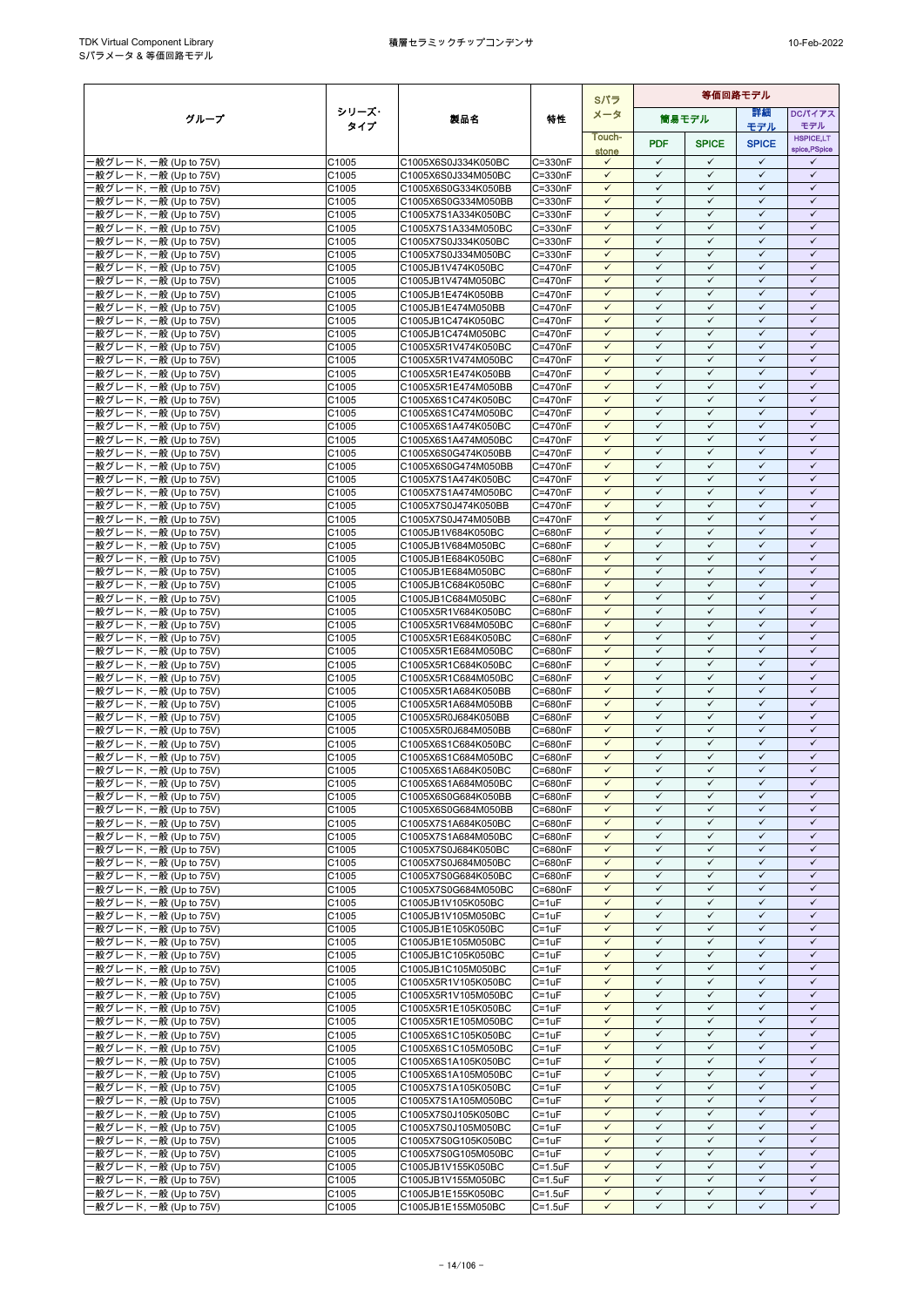| グループ | シリーズ・タイプ | 製品名 | 特性 | Sパラメータ | 等価回路モデル | | | |
|---|---|---|---|---|---|---|---|---|
| | | | | | 簡易モデル | | 詳細モデル | DCバイアスモデル |
| | | | | Touch-stone | PDF | SPICE | SPICE | HSPICE,LTspice,PSpice |
| 一般グレード, 一般 (Up to 75V) | C1005 | C1005X6S0J334K050BC | C=330nF | ✓ | ✓ | ✓ | ✓ | ✓ |
| 一般グレード, 一般 (Up to 75V) | C1005 | C1005X6S0J334M050BC | C=330nF | ✓ | ✓ | ✓ | ✓ | ✓ |
| 一般グレード, 一般 (Up to 75V) | C1005 | C1005X6S0G334K050BB | C=330nF | ✓ | ✓ | ✓ | ✓ | ✓ |
| 一般グレード, 一般 (Up to 75V) | C1005 | C1005X6S0G334M050BB | C=330nF | ✓ | ✓ | ✓ | ✓ | ✓ |
| 一般グレード, 一般 (Up to 75V) | C1005 | C1005X7S1A334K050BC | C=330nF | ✓ | ✓ | ✓ | ✓ | ✓ |
| 一般グレード, 一般 (Up to 75V) | C1005 | C1005X7S1A334M050BC | C=330nF | ✓ | ✓ | ✓ | ✓ | ✓ |
| 一般グレード, 一般 (Up to 75V) | C1005 | C1005X7S0J334K050BC | C=330nF | ✓ | ✓ | ✓ | ✓ | ✓ |
| 一般グレード, 一般 (Up to 75V) | C1005 | C1005X7S0J334M050BC | C=330nF | ✓ | ✓ | ✓ | ✓ | ✓ |
| 一般グレード, 一般 (Up to 75V) | C1005 | C1005JB1V474K050BC | C=470nF | ✓ | ✓ | ✓ | ✓ | ✓ |
| 一般グレード, 一般 (Up to 75V) | C1005 | C1005JB1V474M050BC | C=470nF | ✓ | ✓ | ✓ | ✓ | ✓ |
| 一般グレード, 一般 (Up to 75V) | C1005 | C1005JB1E474K050BB | C=470nF | ✓ | ✓ | ✓ | ✓ | ✓ |
| 一般グレード, 一般 (Up to 75V) | C1005 | C1005JB1E474M050BB | C=470nF | ✓ | ✓ | ✓ | ✓ | ✓ |
| 一般グレード, 一般 (Up to 75V) | C1005 | C1005JB1C474K050BC | C=470nF | ✓ | ✓ | ✓ | ✓ | ✓ |
| 一般グレード, 一般 (Up to 75V) | C1005 | C1005JB1C474M050BC | C=470nF | ✓ | ✓ | ✓ | ✓ | ✓ |
| 一般グレード, 一般 (Up to 75V) | C1005 | C1005X5R1V474K050BC | C=470nF | ✓ | ✓ | ✓ | ✓ | ✓ |
| 一般グレード, 一般 (Up to 75V) | C1005 | C1005X5R1V474M050BC | C=470nF | ✓ | ✓ | ✓ | ✓ | ✓ |
| 一般グレード, 一般 (Up to 75V) | C1005 | C1005X5R1E474K050BB | C=470nF | ✓ | ✓ | ✓ | ✓ | ✓ |
| 一般グレード, 一般 (Up to 75V) | C1005 | C1005X5R1E474M050BB | C=470nF | ✓ | ✓ | ✓ | ✓ | ✓ |
| 一般グレード, 一般 (Up to 75V) | C1005 | C1005X6S1C474K050BC | C=470nF | ✓ | ✓ | ✓ | ✓ | ✓ |
| 一般グレード, 一般 (Up to 75V) | C1005 | C1005X6S1C474M050BC | C=470nF | ✓ | ✓ | ✓ | ✓ | ✓ |
| 一般グレード, 一般 (Up to 75V) | C1005 | C1005X6S1A474K050BC | C=470nF | ✓ | ✓ | ✓ | ✓ | ✓ |
| 一般グレード, 一般 (Up to 75V) | C1005 | C1005X6S1A474M050BC | C=470nF | ✓ | ✓ | ✓ | ✓ | ✓ |
| 一般グレード, 一般 (Up to 75V) | C1005 | C1005X6S0G474K050BB | C=470nF | ✓ | ✓ | ✓ | ✓ | ✓ |
| 一般グレード, 一般 (Up to 75V) | C1005 | C1005X6S0G474M050BB | C=470nF | ✓ | ✓ | ✓ | ✓ | ✓ |
| 一般グレード, 一般 (Up to 75V) | C1005 | C1005X7S1A474K050BC | C=470nF | ✓ | ✓ | ✓ | ✓ | ✓ |
| 一般グレード, 一般 (Up to 75V) | C1005 | C1005X7S1A474M050BC | C=470nF | ✓ | ✓ | ✓ | ✓ | ✓ |
| 一般グレード, 一般 (Up to 75V) | C1005 | C1005X7S0J474K050BB | C=470nF | ✓ | ✓ | ✓ | ✓ | ✓ |
| 一般グレード, 一般 (Up to 75V) | C1005 | C1005X7S0J474M050BB | C=470nF | ✓ | ✓ | ✓ | ✓ | ✓ |
| 一般グレード, 一般 (Up to 75V) | C1005 | C1005JB1V684K050BC | C=680nF | ✓ | ✓ | ✓ | ✓ | ✓ |
| 一般グレード, 一般 (Up to 75V) | C1005 | C1005JB1V684M050BC | C=680nF | ✓ | ✓ | ✓ | ✓ | ✓ |
| 一般グレード, 一般 (Up to 75V) | C1005 | C1005JB1E684K050BC | C=680nF | ✓ | ✓ | ✓ | ✓ | ✓ |
| 一般グレード, 一般 (Up to 75V) | C1005 | C1005JB1E684M050BC | C=680nF | ✓ | ✓ | ✓ | ✓ | ✓ |
| 一般グレード, 一般 (Up to 75V) | C1005 | C1005JB1C684K050BC | C=680nF | ✓ | ✓ | ✓ | ✓ | ✓ |
| 一般グレード, 一般 (Up to 75V) | C1005 | C1005JB1C684M050BC | C=680nF | ✓ | ✓ | ✓ | ✓ | ✓ |
| 一般グレード, 一般 (Up to 75V) | C1005 | C1005X5R1V684K050BC | C=680nF | ✓ | ✓ | ✓ | ✓ | ✓ |
| 一般グレード, 一般 (Up to 75V) | C1005 | C1005X5R1V684M050BC | C=680nF | ✓ | ✓ | ✓ | ✓ | ✓ |
| 一般グレード, 一般 (Up to 75V) | C1005 | C1005X5R1E684K050BC | C=680nF | ✓ | ✓ | ✓ | ✓ | ✓ |
| 一般グレード, 一般 (Up to 75V) | C1005 | C1005X5R1E684M050BC | C=680nF | ✓ | ✓ | ✓ | ✓ | ✓ |
| 一般グレード, 一般 (Up to 75V) | C1005 | C1005X5R1C684K050BC | C=680nF | ✓ | ✓ | ✓ | ✓ | ✓ |
| 一般グレード, 一般 (Up to 75V) | C1005 | C1005X5R1C684M050BC | C=680nF | ✓ | ✓ | ✓ | ✓ | ✓ |
| 一般グレード, 一般 (Up to 75V) | C1005 | C1005X5R1A684K050BB | C=680nF | ✓ | ✓ | ✓ | ✓ | ✓ |
| 一般グレード, 一般 (Up to 75V) | C1005 | C1005X5R1A684M050BB | C=680nF | ✓ | ✓ | ✓ | ✓ | ✓ |
| 一般グレード, 一般 (Up to 75V) | C1005 | C1005X5R0J684K050BB | C=680nF | ✓ | ✓ | ✓ | ✓ | ✓ |
| 一般グレード, 一般 (Up to 75V) | C1005 | C1005X5R0J684M050BB | C=680nF | ✓ | ✓ | ✓ | ✓ | ✓ |
| 一般グレード, 一般 (Up to 75V) | C1005 | C1005X6S1C684K050BC | C=680nF | ✓ | ✓ | ✓ | ✓ | ✓ |
| 一般グレード, 一般 (Up to 75V) | C1005 | C1005X6S1C684M050BC | C=680nF | ✓ | ✓ | ✓ | ✓ | ✓ |
| 一般グレード, 一般 (Up to 75V) | C1005 | C1005X6S1A684K050BC | C=680nF | ✓ | ✓ | ✓ | ✓ | ✓ |
| 一般グレード, 一般 (Up to 75V) | C1005 | C1005X6S1A684M050BC | C=680nF | ✓ | ✓ | ✓ | ✓ | ✓ |
| 一般グレード, 一般 (Up to 75V) | C1005 | C1005X6S0G684K050BB | C=680nF | ✓ | ✓ | ✓ | ✓ | ✓ |
| 一般グレード, 一般 (Up to 75V) | C1005 | C1005X6S0G684M050BB | C=680nF | ✓ | ✓ | ✓ | ✓ | ✓ |
| 一般グレード, 一般 (Up to 75V) | C1005 | C1005X7S1A684K050BC | C=680nF | ✓ | ✓ | ✓ | ✓ | ✓ |
| 一般グレード, 一般 (Up to 75V) | C1005 | C1005X7S1A684M050BC | C=680nF | ✓ | ✓ | ✓ | ✓ | ✓ |
| 一般グレード, 一般 (Up to 75V) | C1005 | C1005X7S0J684K050BC | C=680nF | ✓ | ✓ | ✓ | ✓ | ✓ |
| 一般グレード, 一般 (Up to 75V) | C1005 | C1005X7S0J684M050BC | C=680nF | ✓ | ✓ | ✓ | ✓ | ✓ |
| 一般グレード, 一般 (Up to 75V) | C1005 | C1005X7S0G684K050BC | C=680nF | ✓ | ✓ | ✓ | ✓ | ✓ |
| 一般グレード, 一般 (Up to 75V) | C1005 | C1005X7S0G684M050BC | C=680nF | ✓ | ✓ | ✓ | ✓ | ✓ |
| 一般グレード, 一般 (Up to 75V) | C1005 | C1005JB1V105K050BC | C=1uF | ✓ | ✓ | ✓ | ✓ | ✓ |
| 一般グレード, 一般 (Up to 75V) | C1005 | C1005JB1V105M050BC | C=1uF | ✓ | ✓ | ✓ | ✓ | ✓ |
| 一般グレード, 一般 (Up to 75V) | C1005 | C1005JB1E105K050BC | C=1uF | ✓ | ✓ | ✓ | ✓ | ✓ |
| 一般グレード, 一般 (Up to 75V) | C1005 | C1005JB1E105M050BC | C=1uF | ✓ | ✓ | ✓ | ✓ | ✓ |
| 一般グレード, 一般 (Up to 75V) | C1005 | C1005JB1C105K050BC | C=1uF | ✓ | ✓ | ✓ | ✓ | ✓ |
| 一般グレード, 一般 (Up to 75V) | C1005 | C1005JB1C105M050BC | C=1uF | ✓ | ✓ | ✓ | ✓ | ✓ |
| 一般グレード, 一般 (Up to 75V) | C1005 | C1005X5R1V105K050BC | C=1uF | ✓ | ✓ | ✓ | ✓ | ✓ |
| 一般グレード, 一般 (Up to 75V) | C1005 | C1005X5R1V105M050BC | C=1uF | ✓ | ✓ | ✓ | ✓ | ✓ |
| 一般グレード, 一般 (Up to 75V) | C1005 | C1005X5R1E105K050BC | C=1uF | ✓ | ✓ | ✓ | ✓ | ✓ |
| 一般グレード, 一般 (Up to 75V) | C1005 | C1005X5R1E105M050BC | C=1uF | ✓ | ✓ | ✓ | ✓ | ✓ |
| 一般グレード, 一般 (Up to 75V) | C1005 | C1005X6S1C105K050BC | C=1uF | ✓ | ✓ | ✓ | ✓ | ✓ |
| 一般グレード, 一般 (Up to 75V) | C1005 | C1005X6S1C105M050BC | C=1uF | ✓ | ✓ | ✓ | ✓ | ✓ |
| 一般グレード, 一般 (Up to 75V) | C1005 | C1005X6S1A105K050BC | C=1uF | ✓ | ✓ | ✓ | ✓ | ✓ |
| 一般グレード, 一般 (Up to 75V) | C1005 | C1005X6S1A105M050BC | C=1uF | ✓ | ✓ | ✓ | ✓ | ✓ |
| 一般グレード, 一般 (Up to 75V) | C1005 | C1005X7S1A105K050BC | C=1uF | ✓ | ✓ | ✓ | ✓ | ✓ |
| 一般グレード, 一般 (Up to 75V) | C1005 | C1005X7S1A105M050BC | C=1uF | ✓ | ✓ | ✓ | ✓ | ✓ |
| 一般グレード, 一般 (Up to 75V) | C1005 | C1005X7S0J105K050BC | C=1uF | ✓ | ✓ | ✓ | ✓ | ✓ |
| 一般グレード, 一般 (Up to 75V) | C1005 | C1005X7S0J105M050BC | C=1uF | ✓ | ✓ | ✓ | ✓ | ✓ |
| 一般グレード, 一般 (Up to 75V) | C1005 | C1005X7S0G105K050BC | C=1uF | ✓ | ✓ | ✓ | ✓ | ✓ |
| 一般グレード, 一般 (Up to 75V) | C1005 | C1005X7S0G105M050BC | C=1uF | ✓ | ✓ | ✓ | ✓ | ✓ |
| 一般グレード, 一般 (Up to 75V) | C1005 | C1005JB1V155K050BC | C=1.5uF | ✓ | ✓ | ✓ | ✓ | ✓ |
| 一般グレード, 一般 (Up to 75V) | C1005 | C1005JB1V155M050BC | C=1.5uF | ✓ | ✓ | ✓ | ✓ | ✓ |
| 一般グレード, 一般 (Up to 75V) | C1005 | C1005JB1E155K050BC | C=1.5uF | ✓ | ✓ | ✓ | ✓ | ✓ |
| 一般グレード, 一般 (Up to 75V) | C1005 | C1005JB1E155M050BC | C=1.5uF | ✓ | ✓ | ✓ | ✓ | ✓ |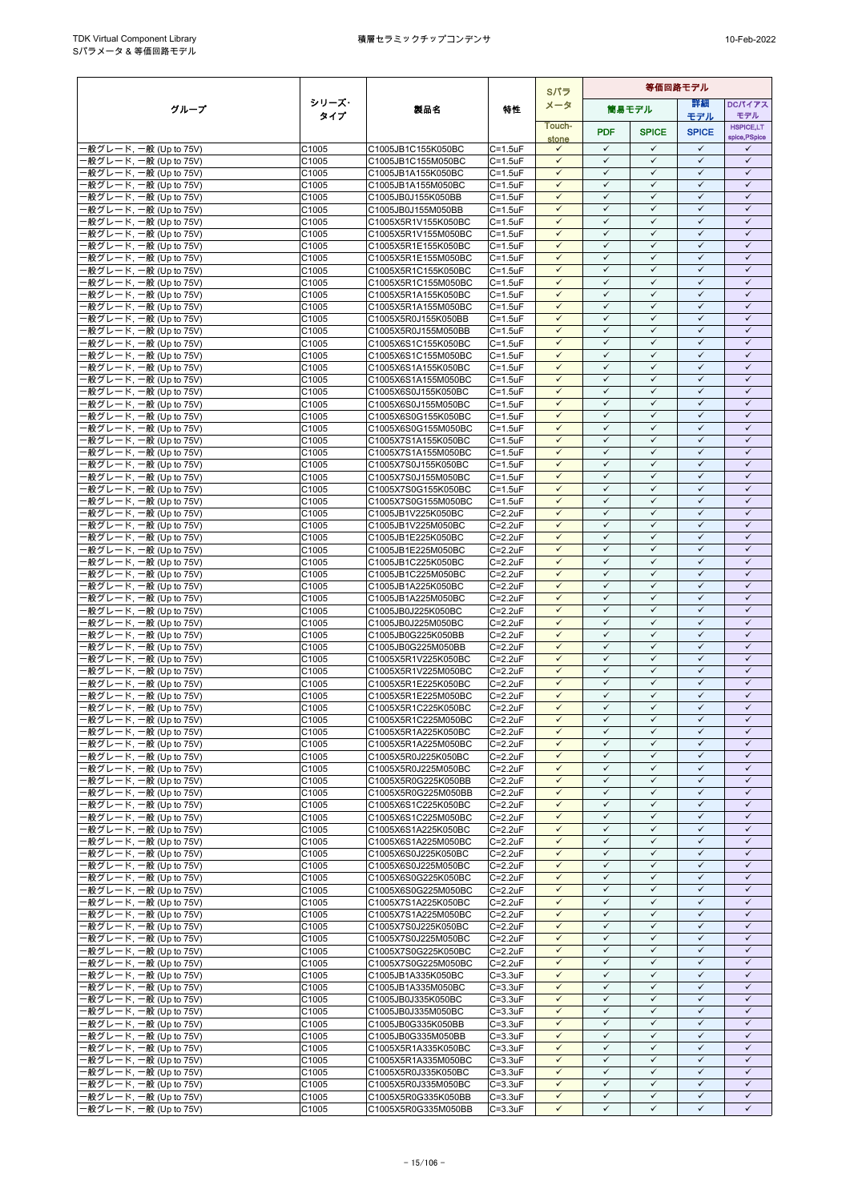| グループ | シリーズ・タイプ | 製品名 | 特性 | Sパラメータ | 等価回路モデル | | | |
|---|---|---|---|---|---|---|---|---|
| | | | | | 簡易モデル | | 詳細モデル | DCバイアスモデル |
| | | | | Touch-stone | PDF | SPICE | SPICE | HSPICE,LT spice,PSpice |
| 一般グレード, 一般 (Up to 75V) | C1005 | C1005JB1C155K050BC | C=1.5uF | ✓ | ✓ | ✓ | ✓ | ✓ |
| 一般グレード, 一般 (Up to 75V) | C1005 | C1005JB1C155M050BC | C=1.5uF | ✓ | ✓ | ✓ | ✓ | ✓ |
| 一般グレード, 一般 (Up to 75V) | C1005 | C1005JB1A155K050BC | C=1.5uF | ✓ | ✓ | ✓ | ✓ | ✓ |
| 一般グレード, 一般 (Up to 75V) | C1005 | C1005JB1A155M050BC | C=1.5uF | ✓ | ✓ | ✓ | ✓ | ✓ |
| 一般グレード, 一般 (Up to 75V) | C1005 | C1005JB0J155K050BB | C=1.5uF | ✓ | ✓ | ✓ | ✓ | ✓ |
| 一般グレード, 一般 (Up to 75V) | C1005 | C1005JB0J155M050BB | C=1.5uF | ✓ | ✓ | ✓ | ✓ | ✓ |
| 一般グレード, 一般 (Up to 75V) | C1005 | C1005X5R1V155K050BC | C=1.5uF | ✓ | ✓ | ✓ | ✓ | ✓ |
| 一般グレード, 一般 (Up to 75V) | C1005 | C1005X5R1V155M050BC | C=1.5uF | ✓ | ✓ | ✓ | ✓ | ✓ |
| 一般グレード, 一般 (Up to 75V) | C1005 | C1005X5R1E155K050BC | C=1.5uF | ✓ | ✓ | ✓ | ✓ | ✓ |
| 一般グレード, 一般 (Up to 75V) | C1005 | C1005X5R1E155M050BC | C=1.5uF | ✓ | ✓ | ✓ | ✓ | ✓ |
| 一般グレード, 一般 (Up to 75V) | C1005 | C1005X5R1C155K050BC | C=1.5uF | ✓ | ✓ | ✓ | ✓ | ✓ |
| 一般グレード, 一般 (Up to 75V) | C1005 | C1005X5R1C155M050BC | C=1.5uF | ✓ | ✓ | ✓ | ✓ | ✓ |
| 一般グレード, 一般 (Up to 75V) | C1005 | C1005X5R1A155K050BC | C=1.5uF | ✓ | ✓ | ✓ | ✓ | ✓ |
| 一般グレード, 一般 (Up to 75V) | C1005 | C1005X5R1A155M050BC | C=1.5uF | ✓ | ✓ | ✓ | ✓ | ✓ |
| 一般グレード, 一般 (Up to 75V) | C1005 | C1005X5R0J155K050BB | C=1.5uF | ✓ | ✓ | ✓ | ✓ | ✓ |
| 一般グレード, 一般 (Up to 75V) | C1005 | C1005X5R0J155M050BB | C=1.5uF | ✓ | ✓ | ✓ | ✓ | ✓ |
| 一般グレード, 一般 (Up to 75V) | C1005 | C1005X6S1C155K050BC | C=1.5uF | ✓ | ✓ | ✓ | ✓ | ✓ |
| 一般グレード, 一般 (Up to 75V) | C1005 | C1005X6S1C155M050BC | C=1.5uF | ✓ | ✓ | ✓ | ✓ | ✓ |
| 一般グレード, 一般 (Up to 75V) | C1005 | C1005X6S1A155K050BC | C=1.5uF | ✓ | ✓ | ✓ | ✓ | ✓ |
| 一般グレード, 一般 (Up to 75V) | C1005 | C1005X6S1A155M050BC | C=1.5uF | ✓ | ✓ | ✓ | ✓ | ✓ |
| 一般グレード, 一般 (Up to 75V) | C1005 | C1005X6S0J155K050BC | C=1.5uF | ✓ | ✓ | ✓ | ✓ | ✓ |
| 一般グレード, 一般 (Up to 75V) | C1005 | C1005X6S0J155M050BC | C=1.5uF | ✓ | ✓ | ✓ | ✓ | ✓ |
| 一般グレード, 一般 (Up to 75V) | C1005 | C1005X6S0G155K050BC | C=1.5uF | ✓ | ✓ | ✓ | ✓ | ✓ |
| 一般グレード, 一般 (Up to 75V) | C1005 | C1005X6S0G155M050BC | C=1.5uF | ✓ | ✓ | ✓ | ✓ | ✓ |
| 一般グレード, 一般 (Up to 75V) | C1005 | C1005X7S1A155K050BC | C=1.5uF | ✓ | ✓ | ✓ | ✓ | ✓ |
| 一般グレード, 一般 (Up to 75V) | C1005 | C1005X7S1A155M050BC | C=1.5uF | ✓ | ✓ | ✓ | ✓ | ✓ |
| 一般グレード, 一般 (Up to 75V) | C1005 | C1005X7S0J155K050BC | C=1.5uF | ✓ | ✓ | ✓ | ✓ | ✓ |
| 一般グレード, 一般 (Up to 75V) | C1005 | C1005X7S0J155M050BC | C=1.5uF | ✓ | ✓ | ✓ | ✓ | ✓ |
| 一般グレード, 一般 (Up to 75V) | C1005 | C1005X7S0G155K050BC | C=1.5uF | ✓ | ✓ | ✓ | ✓ | ✓ |
| 一般グレード, 一般 (Up to 75V) | C1005 | C1005X7S0G155M050BC | C=1.5uF | ✓ | ✓ | ✓ | ✓ | ✓ |
| 一般グレード, 一般 (Up to 75V) | C1005 | C1005JB1V225K050BC | C=2.2uF | ✓ | ✓ | ✓ | ✓ | ✓ |
| 一般グレード, 一般 (Up to 75V) | C1005 | C1005JB1V225M050BC | C=2.2uF | ✓ | ✓ | ✓ | ✓ | ✓ |
| 一般グレード, 一般 (Up to 75V) | C1005 | C1005JB1E225K050BC | C=2.2uF | ✓ | ✓ | ✓ | ✓ | ✓ |
| 一般グレード, 一般 (Up to 75V) | C1005 | C1005JB1E225M050BC | C=2.2uF | ✓ | ✓ | ✓ | ✓ | ✓ |
| 一般グレード, 一般 (Up to 75V) | C1005 | C1005JB1C225K050BC | C=2.2uF | ✓ | ✓ | ✓ | ✓ | ✓ |
| 一般グレード, 一般 (Up to 75V) | C1005 | C1005JB1C225M050BC | C=2.2uF | ✓ | ✓ | ✓ | ✓ | ✓ |
| 一般グレード, 一般 (Up to 75V) | C1005 | C1005JB1A225K050BC | C=2.2uF | ✓ | ✓ | ✓ | ✓ | ✓ |
| 一般グレード, 一般 (Up to 75V) | C1005 | C1005JB1A225M050BC | C=2.2uF | ✓ | ✓ | ✓ | ✓ | ✓ |
| 一般グレード, 一般 (Up to 75V) | C1005 | C1005JB0J225K050BC | C=2.2uF | ✓ | ✓ | ✓ | ✓ | ✓ |
| 一般グレード, 一般 (Up to 75V) | C1005 | C1005JB0J225M050BC | C=2.2uF | ✓ | ✓ | ✓ | ✓ | ✓ |
| 一般グレード, 一般 (Up to 75V) | C1005 | C1005JB0G225K050BB | C=2.2uF | ✓ | ✓ | ✓ | ✓ | ✓ |
| 一般グレード, 一般 (Up to 75V) | C1005 | C1005JB0G225M050BB | C=2.2uF | ✓ | ✓ | ✓ | ✓ | ✓ |
| 一般グレード, 一般 (Up to 75V) | C1005 | C1005X5R1V225K050BC | C=2.2uF | ✓ | ✓ | ✓ | ✓ | ✓ |
| 一般グレード, 一般 (Up to 75V) | C1005 | C1005X5R1V225M050BC | C=2.2uF | ✓ | ✓ | ✓ | ✓ | ✓ |
| 一般グレード, 一般 (Up to 75V) | C1005 | C1005X5R1E225K050BC | C=2.2uF | ✓ | ✓ | ✓ | ✓ | ✓ |
| 一般グレード, 一般 (Up to 75V) | C1005 | C1005X5R1E225M050BC | C=2.2uF | ✓ | ✓ | ✓ | ✓ | ✓ |
| 一般グレード, 一般 (Up to 75V) | C1005 | C1005X5R1C225K050BC | C=2.2uF | ✓ | ✓ | ✓ | ✓ | ✓ |
| 一般グレード, 一般 (Up to 75V) | C1005 | C1005X5R1C225M050BC | C=2.2uF | ✓ | ✓ | ✓ | ✓ | ✓ |
| 一般グレード, 一般 (Up to 75V) | C1005 | C1005X5R1A225K050BC | C=2.2uF | ✓ | ✓ | ✓ | ✓ | ✓ |
| 一般グレード, 一般 (Up to 75V) | C1005 | C1005X5R1A225M050BC | C=2.2uF | ✓ | ✓ | ✓ | ✓ | ✓ |
| 一般グレード, 一般 (Up to 75V) | C1005 | C1005X5R0J225K050BC | C=2.2uF | ✓ | ✓ | ✓ | ✓ | ✓ |
| 一般グレード, 一般 (Up to 75V) | C1005 | C1005X5R0J225M050BC | C=2.2uF | ✓ | ✓ | ✓ | ✓ | ✓ |
| 一般グレード, 一般 (Up to 75V) | C1005 | C1005X5R0G225K050BB | C=2.2uF | ✓ | ✓ | ✓ | ✓ | ✓ |
| 一般グレード, 一般 (Up to 75V) | C1005 | C1005X5R0G225M050BB | C=2.2uF | ✓ | ✓ | ✓ | ✓ | ✓ |
| 一般グレード, 一般 (Up to 75V) | C1005 | C1005X6S1C225K050BC | C=2.2uF | ✓ | ✓ | ✓ | ✓ | ✓ |
| 一般グレード, 一般 (Up to 75V) | C1005 | C1005X6S1C225M050BC | C=2.2uF | ✓ | ✓ | ✓ | ✓ | ✓ |
| 一般グレード, 一般 (Up to 75V) | C1005 | C1005X6S1A225K050BC | C=2.2uF | ✓ | ✓ | ✓ | ✓ | ✓ |
| 一般グレード, 一般 (Up to 75V) | C1005 | C1005X6S1A225M050BC | C=2.2uF | ✓ | ✓ | ✓ | ✓ | ✓ |
| 一般グレード, 一般 (Up to 75V) | C1005 | C1005X6S0J225K050BC | C=2.2uF | ✓ | ✓ | ✓ | ✓ | ✓ |
| 一般グレード, 一般 (Up to 75V) | C1005 | C1005X6S0J225M050BC | C=2.2uF | ✓ | ✓ | ✓ | ✓ | ✓ |
| 一般グレード, 一般 (Up to 75V) | C1005 | C1005X6S0G225K050BC | C=2.2uF | ✓ | ✓ | ✓ | ✓ | ✓ |
| 一般グレード, 一般 (Up to 75V) | C1005 | C1005X6S0G225M050BC | C=2.2uF | ✓ | ✓ | ✓ | ✓ | ✓ |
| 一般グレード, 一般 (Up to 75V) | C1005 | C1005X7S1A225K050BC | C=2.2uF | ✓ | ✓ | ✓ | ✓ | ✓ |
| 一般グレード, 一般 (Up to 75V) | C1005 | C1005X7S1A225M050BC | C=2.2uF | ✓ | ✓ | ✓ | ✓ | ✓ |
| 一般グレード, 一般 (Up to 75V) | C1005 | C1005X7S0J225K050BC | C=2.2uF | ✓ | ✓ | ✓ | ✓ | ✓ |
| 一般グレード, 一般 (Up to 75V) | C1005 | C1005X7S0J225M050BC | C=2.2uF | ✓ | ✓ | ✓ | ✓ | ✓ |
| 一般グレード, 一般 (Up to 75V) | C1005 | C1005X7S0G225K050BC | C=2.2uF | ✓ | ✓ | ✓ | ✓ | ✓ |
| 一般グレード, 一般 (Up to 75V) | C1005 | C1005X7S0G225M050BC | C=2.2uF | ✓ | ✓ | ✓ | ✓ | ✓ |
| 一般グレード, 一般 (Up to 75V) | C1005 | C1005JB1A335K050BC | C=3.3uF | ✓ | ✓ | ✓ | ✓ | ✓ |
| 一般グレード, 一般 (Up to 75V) | C1005 | C1005JB1A335M050BC | C=3.3uF | ✓ | ✓ | ✓ | ✓ | ✓ |
| 一般グレード, 一般 (Up to 75V) | C1005 | C1005JB0J335K050BC | C=3.3uF | ✓ | ✓ | ✓ | ✓ | ✓ |
| 一般グレード, 一般 (Up to 75V) | C1005 | C1005JB0J335M050BC | C=3.3uF | ✓ | ✓ | ✓ | ✓ | ✓ |
| 一般グレード, 一般 (Up to 75V) | C1005 | C1005JB0G335K050BB | C=3.3uF | ✓ | ✓ | ✓ | ✓ | ✓ |
| 一般グレード, 一般 (Up to 75V) | C1005 | C1005JB0G335M050BB | C=3.3uF | ✓ | ✓ | ✓ | ✓ | ✓ |
| 一般グレード, 一般 (Up to 75V) | C1005 | C1005X5R1A335K050BC | C=3.3uF | ✓ | ✓ | ✓ | ✓ | ✓ |
| 一般グレード, 一般 (Up to 75V) | C1005 | C1005X5R1A335M050BC | C=3.3uF | ✓ | ✓ | ✓ | ✓ | ✓ |
| 一般グレード, 一般 (Up to 75V) | C1005 | C1005X5R0J335K050BC | C=3.3uF | ✓ | ✓ | ✓ | ✓ | ✓ |
| 一般グレード, 一般 (Up to 75V) | C1005 | C1005X5R0J335M050BC | C=3.3uF | ✓ | ✓ | ✓ | ✓ | ✓ |
| 一般グレード, 一般 (Up to 75V) | C1005 | C1005X5R0G335K050BB | C=3.3uF | ✓ | ✓ | ✓ | ✓ | ✓ |
| 一般グレード, 一般 (Up to 75V) | C1005 | C1005X5R0G335M050BB | C=3.3uF | ✓ | ✓ | ✓ | ✓ | ✓ |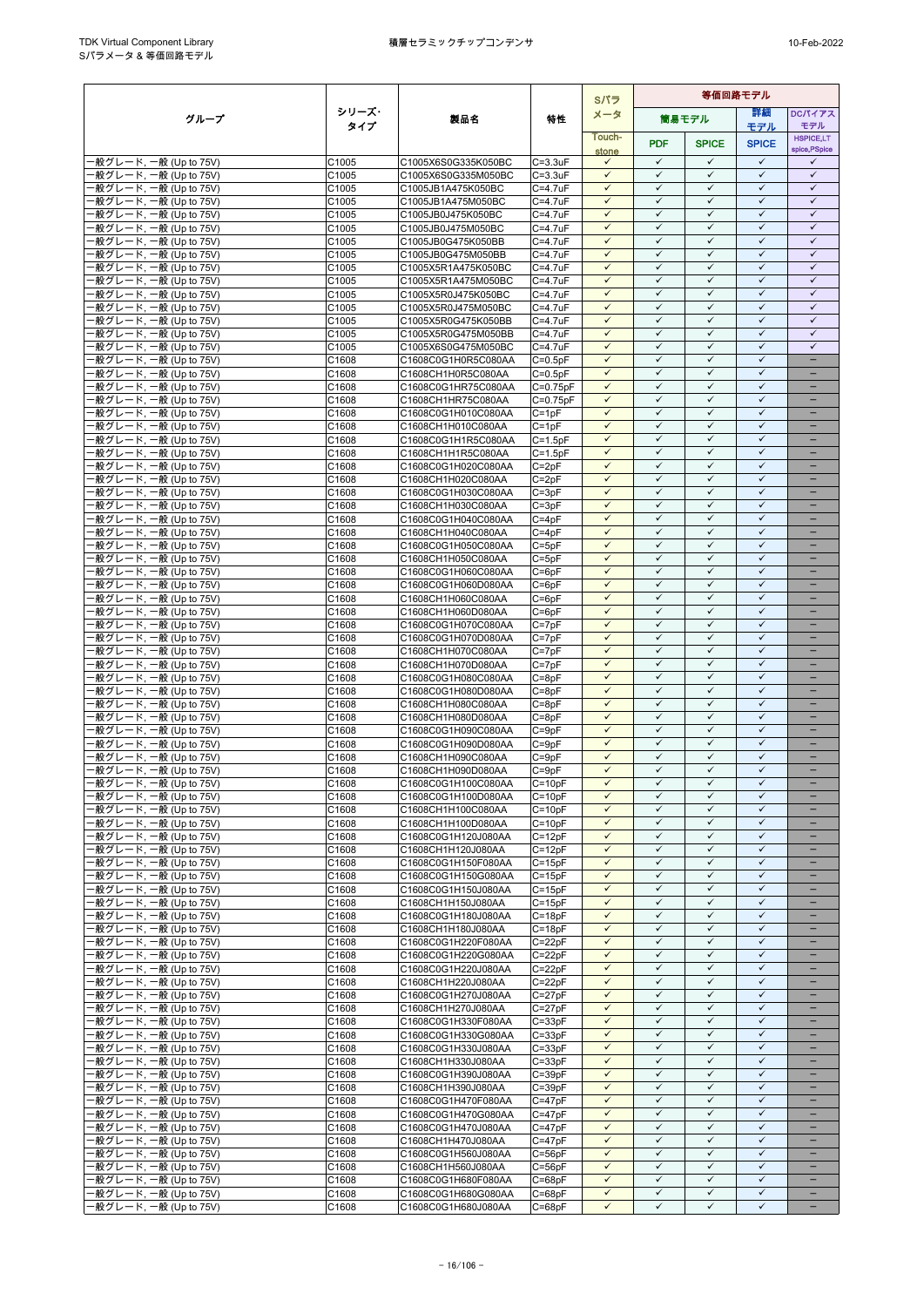| グループ | シリーズ･タイプ | 製品名 | 特性 | Sパラメータ | 等価回路モデル | | | |
|---|---|---|---|---|---|---|---|---|
| | | | | | 簡易モデル | | 詳細モデル | DCバイアスモデル |
| | | | | Touch-stone | PDF | SPICE | SPICE | HSPICE,LTspice,PSpice |
| 一般グレード, 一般 (Up to 75V) | C1005 | C1005X6S0G335K050BC | C=3.3uF | ✓ | ✓ | ✓ | ✓ | ✓ |
| 一般グレード, 一般 (Up to 75V) | C1005 | C1005X6S0G335M050BC | C=3.3uF | ✓ | ✓ | ✓ | ✓ | ✓ |
| 一般グレード, 一般 (Up to 75V) | C1005 | C1005JB1A475K050BC | C=4.7uF | ✓ | ✓ | ✓ | ✓ | ✓ |
| 一般グレード, 一般 (Up to 75V) | C1005 | C1005JB1A475M050BC | C=4.7uF | ✓ | ✓ | ✓ | ✓ | ✓ |
| 一般グレード, 一般 (Up to 75V) | C1005 | C1005JB0J475K050BC | C=4.7uF | ✓ | ✓ | ✓ | ✓ | ✓ |
| 一般グレード, 一般 (Up to 75V) | C1005 | C1005JB0J475M050BC | C=4.7uF | ✓ | ✓ | ✓ | ✓ | ✓ |
| 一般グレード, 一般 (Up to 75V) | C1005 | C1005JB0G475K050BB | C=4.7uF | ✓ | ✓ | ✓ | ✓ | ✓ |
| 一般グレード, 一般 (Up to 75V) | C1005 | C1005JB0G475M050BB | C=4.7uF | ✓ | ✓ | ✓ | ✓ | ✓ |
| 一般グレード, 一般 (Up to 75V) | C1005 | C1005X5R1A475K050BC | C=4.7uF | ✓ | ✓ | ✓ | ✓ | ✓ |
| 一般グレード, 一般 (Up to 75V) | C1005 | C1005X5R1A475M050BC | C=4.7uF | ✓ | ✓ | ✓ | ✓ | ✓ |
| 一般グレード, 一般 (Up to 75V) | C1005 | C1005X5R0J475K050BC | C=4.7uF | ✓ | ✓ | ✓ | ✓ | ✓ |
| 一般グレード, 一般 (Up to 75V) | C1005 | C1005X5R0J475M050BC | C=4.7uF | ✓ | ✓ | ✓ | ✓ | ✓ |
| 一般グレード, 一般 (Up to 75V) | C1005 | C1005X5R0G475K050BB | C=4.7uF | ✓ | ✓ | ✓ | ✓ | ✓ |
| 一般グレード, 一般 (Up to 75V) | C1005 | C1005X5R0G475M050BB | C=4.7uF | ✓ | ✓ | ✓ | ✓ | ✓ |
| 一般グレード, 一般 (Up to 75V) | C1005 | C1005X6S0G475M050BC | C=4.7uF | ✓ | ✓ | ✓ | ✓ | ✓ |
| 一般グレード, 一般 (Up to 75V) | C1608 | C1608C0G1H0R5C080AA | C=0.5pF | ✓ | ✓ | ✓ | ✓ | － |
| 一般グレード, 一般 (Up to 75V) | C1608 | C1608CH1H0R5C080AA | C=0.5pF | ✓ | ✓ | ✓ | ✓ | － |
| 一般グレード, 一般 (Up to 75V) | C1608 | C1608C0G1HR75C080AA | C=0.75pF | ✓ | ✓ | ✓ | ✓ | － |
| 一般グレード, 一般 (Up to 75V) | C1608 | C1608CH1HR75C080AA | C=0.75pF | ✓ | ✓ | ✓ | ✓ | － |
| 一般グレード, 一般 (Up to 75V) | C1608 | C1608C0G1H010C080AA | C=1pF | ✓ | ✓ | ✓ | ✓ | － |
| 一般グレード, 一般 (Up to 75V) | C1608 | C1608CH1H010C080AA | C=1pF | ✓ | ✓ | ✓ | ✓ | － |
| 一般グレード, 一般 (Up to 75V) | C1608 | C1608C0G1H1R5C080AA | C=1.5pF | ✓ | ✓ | ✓ | ✓ | － |
| 一般グレード, 一般 (Up to 75V) | C1608 | C1608CH1H1R5C080AA | C=1.5pF | ✓ | ✓ | ✓ | ✓ | － |
| 一般グレード, 一般 (Up to 75V) | C1608 | C1608C0G1H020C080AA | C=2pF | ✓ | ✓ | ✓ | ✓ | － |
| 一般グレード, 一般 (Up to 75V) | C1608 | C1608CH1H020C080AA | C=2pF | ✓ | ✓ | ✓ | ✓ | － |
| 一般グレード, 一般 (Up to 75V) | C1608 | C1608C0G1H030C080AA | C=3pF | ✓ | ✓ | ✓ | ✓ | － |
| 一般グレード, 一般 (Up to 75V) | C1608 | C1608CH1H030C080AA | C=3pF | ✓ | ✓ | ✓ | ✓ | － |
| 一般グレード, 一般 (Up to 75V) | C1608 | C1608C0G1H040C080AA | C=4pF | ✓ | ✓ | ✓ | ✓ | － |
| 一般グレード, 一般 (Up to 75V) | C1608 | C1608CH1H040C080AA | C=4pF | ✓ | ✓ | ✓ | ✓ | － |
| 一般グレード, 一般 (Up to 75V) | C1608 | C1608C0G1H050C080AA | C=5pF | ✓ | ✓ | ✓ | ✓ | － |
| 一般グレード, 一般 (Up to 75V) | C1608 | C1608CH1H050C080AA | C=5pF | ✓ | ✓ | ✓ | ✓ | － |
| 一般グレード, 一般 (Up to 75V) | C1608 | C1608C0G1H060C080AA | C=6pF | ✓ | ✓ | ✓ | ✓ | － |
| 一般グレード, 一般 (Up to 75V) | C1608 | C1608C0G1H060D080AA | C=6pF | ✓ | ✓ | ✓ | ✓ | － |
| 一般グレード, 一般 (Up to 75V) | C1608 | C1608CH1H060C080AA | C=6pF | ✓ | ✓ | ✓ | ✓ | － |
| 一般グレード, 一般 (Up to 75V) | C1608 | C1608CH1H060D080AA | C=6pF | ✓ | ✓ | ✓ | ✓ | － |
| 一般グレード, 一般 (Up to 75V) | C1608 | C1608C0G1H070C080AA | C=7pF | ✓ | ✓ | ✓ | ✓ | － |
| 一般グレード, 一般 (Up to 75V) | C1608 | C1608C0G1H070D080AA | C=7pF | ✓ | ✓ | ✓ | ✓ | － |
| 一般グレード, 一般 (Up to 75V) | C1608 | C1608CH1H070C080AA | C=7pF | ✓ | ✓ | ✓ | ✓ | － |
| 一般グレード, 一般 (Up to 75V) | C1608 | C1608CH1H070D080AA | C=7pF | ✓ | ✓ | ✓ | ✓ | － |
| 一般グレード, 一般 (Up to 75V) | C1608 | C1608C0G1H080C080AA | C=8pF | ✓ | ✓ | ✓ | ✓ | － |
| 一般グレード, 一般 (Up to 75V) | C1608 | C1608C0G1H080D080AA | C=8pF | ✓ | ✓ | ✓ | ✓ | － |
| 一般グレード, 一般 (Up to 75V) | C1608 | C1608CH1H080C080AA | C=8pF | ✓ | ✓ | ✓ | ✓ | － |
| 一般グレード, 一般 (Up to 75V) | C1608 | C1608CH1H080D080AA | C=8pF | ✓ | ✓ | ✓ | ✓ | － |
| 一般グレード, 一般 (Up to 75V) | C1608 | C1608C0G1H090C080AA | C=9pF | ✓ | ✓ | ✓ | ✓ | － |
| 一般グレード, 一般 (Up to 75V) | C1608 | C1608C0G1H090D080AA | C=9pF | ✓ | ✓ | ✓ | ✓ | － |
| 一般グレード, 一般 (Up to 75V) | C1608 | C1608CH1H090C080AA | C=9pF | ✓ | ✓ | ✓ | ✓ | － |
| 一般グレード, 一般 (Up to 75V) | C1608 | C1608CH1H090D080AA | C=9pF | ✓ | ✓ | ✓ | ✓ | － |
| 一般グレード, 一般 (Up to 75V) | C1608 | C1608C0G1H100C080AA | C=10pF | ✓ | ✓ | ✓ | ✓ | － |
| 一般グレード, 一般 (Up to 75V) | C1608 | C1608C0G1H100D080AA | C=10pF | ✓ | ✓ | ✓ | ✓ | － |
| 一般グレード, 一般 (Up to 75V) | C1608 | C1608CH1H100C080AA | C=10pF | ✓ | ✓ | ✓ | ✓ | － |
| 一般グレード, 一般 (Up to 75V) | C1608 | C1608CH1H100D080AA | C=10pF | ✓ | ✓ | ✓ | ✓ | － |
| 一般グレード, 一般 (Up to 75V) | C1608 | C1608C0G1H120J080AA | C=12pF | ✓ | ✓ | ✓ | ✓ | － |
| 一般グレード, 一般 (Up to 75V) | C1608 | C1608CH1H120J080AA | C=12pF | ✓ | ✓ | ✓ | ✓ | － |
| 一般グレード, 一般 (Up to 75V) | C1608 | C1608C0G1H150F080AA | C=15pF | ✓ | ✓ | ✓ | ✓ | － |
| 一般グレード, 一般 (Up to 75V) | C1608 | C1608C0G1H150G080AA | C=15pF | ✓ | ✓ | ✓ | ✓ | － |
| 一般グレード, 一般 (Up to 75V) | C1608 | C1608C0G1H150J080AA | C=15pF | ✓ | ✓ | ✓ | ✓ | － |
| 一般グレード, 一般 (Up to 75V) | C1608 | C1608CH1H150J080AA | C=15pF | ✓ | ✓ | ✓ | ✓ | － |
| 一般グレード, 一般 (Up to 75V) | C1608 | C1608C0G1H180J080AA | C=18pF | ✓ | ✓ | ✓ | ✓ | － |
| 一般グレード, 一般 (Up to 75V) | C1608 | C1608CH1H180J080AA | C=18pF | ✓ | ✓ | ✓ | ✓ | － |
| 一般グレード, 一般 (Up to 75V) | C1608 | C1608C0G1H220F080AA | C=22pF | ✓ | ✓ | ✓ | ✓ | － |
| 一般グレード, 一般 (Up to 75V) | C1608 | C1608C0G1H220G080AA | C=22pF | ✓ | ✓ | ✓ | ✓ | － |
| 一般グレード, 一般 (Up to 75V) | C1608 | C1608C0G1H220J080AA | C=22pF | ✓ | ✓ | ✓ | ✓ | － |
| 一般グレード, 一般 (Up to 75V) | C1608 | C1608CH1H220J080AA | C=22pF | ✓ | ✓ | ✓ | ✓ | － |
| 一般グレード, 一般 (Up to 75V) | C1608 | C1608C0G1H270J080AA | C=27pF | ✓ | ✓ | ✓ | ✓ | － |
| 一般グレード, 一般 (Up to 75V) | C1608 | C1608CH1H270J080AA | C=27pF | ✓ | ✓ | ✓ | ✓ | － |
| 一般グレード, 一般 (Up to 75V) | C1608 | C1608C0G1H330F080AA | C=33pF | ✓ | ✓ | ✓ | ✓ | － |
| 一般グレード, 一般 (Up to 75V) | C1608 | C1608C0G1H330G080AA | C=33pF | ✓ | ✓ | ✓ | ✓ | － |
| 一般グレード, 一般 (Up to 75V) | C1608 | C1608C0G1H330J080AA | C=33pF | ✓ | ✓ | ✓ | ✓ | － |
| 一般グレード, 一般 (Up to 75V) | C1608 | C1608CH1H330J080AA | C=33pF | ✓ | ✓ | ✓ | ✓ | － |
| 一般グレード, 一般 (Up to 75V) | C1608 | C1608C0G1H390J080AA | C=39pF | ✓ | ✓ | ✓ | ✓ | － |
| 一般グレード, 一般 (Up to 75V) | C1608 | C1608CH1H390J080AA | C=39pF | ✓ | ✓ | ✓ | ✓ | － |
| 一般グレード, 一般 (Up to 75V) | C1608 | C1608C0G1H470F080AA | C=47pF | ✓ | ✓ | ✓ | ✓ | － |
| 一般グレード, 一般 (Up to 75V) | C1608 | C1608C0G1H470G080AA | C=47pF | ✓ | ✓ | ✓ | ✓ | － |
| 一般グレード, 一般 (Up to 75V) | C1608 | C1608C0G1H470J080AA | C=47pF | ✓ | ✓ | ✓ | ✓ | － |
| 一般グレード, 一般 (Up to 75V) | C1608 | C1608CH1H470J080AA | C=47pF | ✓ | ✓ | ✓ | ✓ | － |
| 一般グレード, 一般 (Up to 75V) | C1608 | C1608C0G1H560J080AA | C=56pF | ✓ | ✓ | ✓ | ✓ | － |
| 一般グレード, 一般 (Up to 75V) | C1608 | C1608CH1H560J080AA | C=56pF | ✓ | ✓ | ✓ | ✓ | － |
| 一般グレード, 一般 (Up to 75V) | C1608 | C1608C0G1H680F080AA | C=68pF | ✓ | ✓ | ✓ | ✓ | － |
| 一般グレード, 一般 (Up to 75V) | C1608 | C1608C0G1H680G080AA | C=68pF | ✓ | ✓ | ✓ | ✓ | － |
| 一般グレード, 一般 (Up to 75V) | C1608 | C1608C0G1H680J080AA | C=68pF | ✓ | ✓ | ✓ | ✓ | － |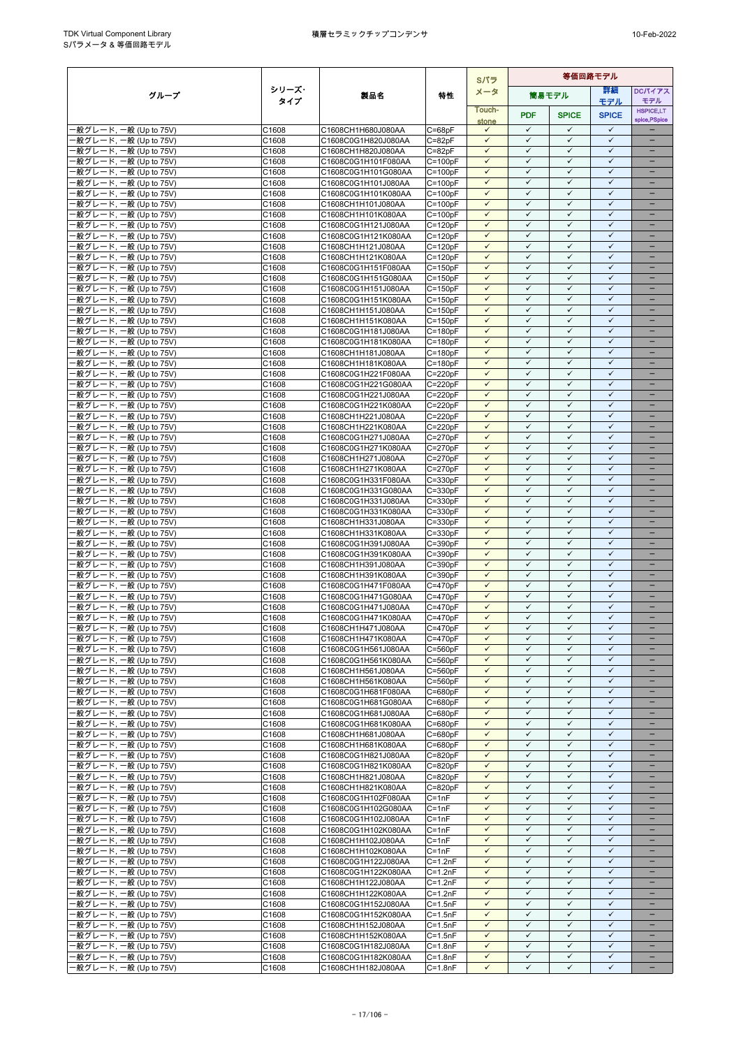| グループ | シリーズ・タイプ | 製品名 | 特性 | Sパラメータ | 等価回路モデル | | | |
|---|---|---|---|---|---|---|---|---|
| | | | | | 簡易モデル | | 詳細モデル | DCバイアスモデル |
| | | | | Touch-stone | PDF | SPICE | SPICE | HSPICE,LTspice,PSpice |
| 一般グレード, 一般 (Up to 75V) | C1608 | C1608CH1H680J080AA | C=68pF | ✓ | ✓ | ✓ | ✓ | – |
| 一般グレード, 一般 (Up to 75V) | C1608 | C1608C0G1H820J080AA | C=82pF | ✓ | ✓ | ✓ | ✓ | – |
| 一般グレード, 一般 (Up to 75V) | C1608 | C1608CH1H820J080AA | C=82pF | ✓ | ✓ | ✓ | ✓ | – |
| 一般グレード, 一般 (Up to 75V) | C1608 | C1608C0G1H101F080AA | C=100pF | ✓ | ✓ | ✓ | ✓ | – |
| 一般グレード, 一般 (Up to 75V) | C1608 | C1608C0G1H101G080AA | C=100pF | ✓ | ✓ | ✓ | ✓ | – |
| 一般グレード, 一般 (Up to 75V) | C1608 | C1608C0G1H101J080AA | C=100pF | ✓ | ✓ | ✓ | ✓ | – |
| 一般グレード, 一般 (Up to 75V) | C1608 | C1608C0G1H101K080AA | C=100pF | ✓ | ✓ | ✓ | ✓ | – |
| 一般グレード, 一般 (Up to 75V) | C1608 | C1608CH1H101J080AA | C=100pF | ✓ | ✓ | ✓ | ✓ | – |
| 一般グレード, 一般 (Up to 75V) | C1608 | C1608CH1H101K080AA | C=100pF | ✓ | ✓ | ✓ | ✓ | – |
| 一般グレード, 一般 (Up to 75V) | C1608 | C1608C0G1H121J080AA | C=120pF | ✓ | ✓ | ✓ | ✓ | – |
| 一般グレード, 一般 (Up to 75V) | C1608 | C1608C0G1H121K080AA | C=120pF | ✓ | ✓ | ✓ | ✓ | – |
| 一般グレード, 一般 (Up to 75V) | C1608 | C1608CH1H121J080AA | C=120pF | ✓ | ✓ | ✓ | ✓ | – |
| 一般グレード, 一般 (Up to 75V) | C1608 | C1608CH1H121K080AA | C=120pF | ✓ | ✓ | ✓ | ✓ | – |
| 一般グレード, 一般 (Up to 75V) | C1608 | C1608C0G1H151F080AA | C=150pF | ✓ | ✓ | ✓ | ✓ | – |
| 一般グレード, 一般 (Up to 75V) | C1608 | C1608C0G1H151G080AA | C=150pF | ✓ | ✓ | ✓ | ✓ | – |
| 一般グレード, 一般 (Up to 75V) | C1608 | C1608C0G1H151J080AA | C=150pF | ✓ | ✓ | ✓ | ✓ | – |
| 一般グレード, 一般 (Up to 75V) | C1608 | C1608C0G1H151K080AA | C=150pF | ✓ | ✓ | ✓ | ✓ | – |
| 一般グレード, 一般 (Up to 75V) | C1608 | C1608CH1H151J080AA | C=150pF | ✓ | ✓ | ✓ | ✓ | – |
| 一般グレード, 一般 (Up to 75V) | C1608 | C1608CH1H151K080AA | C=150pF | ✓ | ✓ | ✓ | ✓ | – |
| 一般グレード, 一般 (Up to 75V) | C1608 | C1608C0G1H181J080AA | C=180pF | ✓ | ✓ | ✓ | ✓ | – |
| 一般グレード, 一般 (Up to 75V) | C1608 | C1608C0G1H181K080AA | C=180pF | ✓ | ✓ | ✓ | ✓ | – |
| 一般グレード, 一般 (Up to 75V) | C1608 | C1608CH1H181J080AA | C=180pF | ✓ | ✓ | ✓ | ✓ | – |
| 一般グレード, 一般 (Up to 75V) | C1608 | C1608CH1H181K080AA | C=180pF | ✓ | ✓ | ✓ | ✓ | – |
| 一般グレード, 一般 (Up to 75V) | C1608 | C1608C0G1H221F080AA | C=220pF | ✓ | ✓ | ✓ | ✓ | – |
| 一般グレード, 一般 (Up to 75V) | C1608 | C1608C0G1H221G080AA | C=220pF | ✓ | ✓ | ✓ | ✓ | – |
| 一般グレード, 一般 (Up to 75V) | C1608 | C1608C0G1H221J080AA | C=220pF | ✓ | ✓ | ✓ | ✓ | – |
| 一般グレード, 一般 (Up to 75V) | C1608 | C1608C0G1H221K080AA | C=220pF | ✓ | ✓ | ✓ | ✓ | – |
| 一般グレード, 一般 (Up to 75V) | C1608 | C1608CH1H221J080AA | C=220pF | ✓ | ✓ | ✓ | ✓ | – |
| 一般グレード, 一般 (Up to 75V) | C1608 | C1608CH1H221K080AA | C=220pF | ✓ | ✓ | ✓ | ✓ | – |
| 一般グレード, 一般 (Up to 75V) | C1608 | C1608C0G1H271J080AA | C=270pF | ✓ | ✓ | ✓ | ✓ | – |
| 一般グレード, 一般 (Up to 75V) | C1608 | C1608C0G1H271K080AA | C=270pF | ✓ | ✓ | ✓ | ✓ | – |
| 一般グレード, 一般 (Up to 75V) | C1608 | C1608CH1H271J080AA | C=270pF | ✓ | ✓ | ✓ | ✓ | – |
| 一般グレード, 一般 (Up to 75V) | C1608 | C1608CH1H271K080AA | C=270pF | ✓ | ✓ | ✓ | ✓ | – |
| 一般グレード, 一般 (Up to 75V) | C1608 | C1608C0G1H331F080AA | C=330pF | ✓ | ✓ | ✓ | ✓ | – |
| 一般グレード, 一般 (Up to 75V) | C1608 | C1608C0G1H331G080AA | C=330pF | ✓ | ✓ | ✓ | ✓ | – |
| 一般グレード, 一般 (Up to 75V) | C1608 | C1608C0G1H331J080AA | C=330pF | ✓ | ✓ | ✓ | ✓ | – |
| 一般グレード, 一般 (Up to 75V) | C1608 | C1608C0G1H331K080AA | C=330pF | ✓ | ✓ | ✓ | ✓ | – |
| 一般グレード, 一般 (Up to 75V) | C1608 | C1608CH1H331J080AA | C=330pF | ✓ | ✓ | ✓ | ✓ | – |
| 一般グレード, 一般 (Up to 75V) | C1608 | C1608CH1H331K080AA | C=330pF | ✓ | ✓ | ✓ | ✓ | – |
| 一般グレード, 一般 (Up to 75V) | C1608 | C1608C0G1H391J080AA | C=390pF | ✓ | ✓ | ✓ | ✓ | – |
| 一般グレード, 一般 (Up to 75V) | C1608 | C1608C0G1H391K080AA | C=390pF | ✓ | ✓ | ✓ | ✓ | – |
| 一般グレード, 一般 (Up to 75V) | C1608 | C1608CH1H391J080AA | C=390pF | ✓ | ✓ | ✓ | ✓ | – |
| 一般グレード, 一般 (Up to 75V) | C1608 | C1608CH1H391K080AA | C=390pF | ✓ | ✓ | ✓ | ✓ | – |
| 一般グレード, 一般 (Up to 75V) | C1608 | C1608C0G1H471F080AA | C=470pF | ✓ | ✓ | ✓ | ✓ | – |
| 一般グレード, 一般 (Up to 75V) | C1608 | C1608C0G1H471G080AA | C=470pF | ✓ | ✓ | ✓ | ✓ | – |
| 一般グレード, 一般 (Up to 75V) | C1608 | C1608C0G1H471J080AA | C=470pF | ✓ | ✓ | ✓ | ✓ | – |
| 一般グレード, 一般 (Up to 75V) | C1608 | C1608C0G1H471K080AA | C=470pF | ✓ | ✓ | ✓ | ✓ | – |
| 一般グレード, 一般 (Up to 75V) | C1608 | C1608CH1H471J080AA | C=470pF | ✓ | ✓ | ✓ | ✓ | – |
| 一般グレード, 一般 (Up to 75V) | C1608 | C1608CH1H471K080AA | C=470pF | ✓ | ✓ | ✓ | ✓ | – |
| 一般グレード, 一般 (Up to 75V) | C1608 | C1608C0G1H561J080AA | C=560pF | ✓ | ✓ | ✓ | ✓ | – |
| 一般グレード, 一般 (Up to 75V) | C1608 | C1608C0G1H561K080AA | C=560pF | ✓ | ✓ | ✓ | ✓ | – |
| 一般グレード, 一般 (Up to 75V) | C1608 | C1608CH1H561J080AA | C=560pF | ✓ | ✓ | ✓ | ✓ | – |
| 一般グレード, 一般 (Up to 75V) | C1608 | C1608CH1H561K080AA | C=560pF | ✓ | ✓ | ✓ | ✓ | – |
| 一般グレード, 一般 (Up to 75V) | C1608 | C1608C0G1H681F080AA | C=680pF | ✓ | ✓ | ✓ | ✓ | – |
| 一般グレード, 一般 (Up to 75V) | C1608 | C1608C0G1H681G080AA | C=680pF | ✓ | ✓ | ✓ | ✓ | – |
| 一般グレード, 一般 (Up to 75V) | C1608 | C1608C0G1H681J080AA | C=680pF | ✓ | ✓ | ✓ | ✓ | – |
| 一般グレード, 一般 (Up to 75V) | C1608 | C1608C0G1H681K080AA | C=680pF | ✓ | ✓ | ✓ | ✓ | – |
| 一般グレード, 一般 (Up to 75V) | C1608 | C1608CH1H681J080AA | C=680pF | ✓ | ✓ | ✓ | ✓ | – |
| 一般グレード, 一般 (Up to 75V) | C1608 | C1608CH1H681K080AA | C=680pF | ✓ | ✓ | ✓ | ✓ | – |
| 一般グレード, 一般 (Up to 75V) | C1608 | C1608C0G1H821J080AA | C=820pF | ✓ | ✓ | ✓ | ✓ | – |
| 一般グレード, 一般 (Up to 75V) | C1608 | C1608C0G1H821K080AA | C=820pF | ✓ | ✓ | ✓ | ✓ | – |
| 一般グレード, 一般 (Up to 75V) | C1608 | C1608CH1H821J080AA | C=820pF | ✓ | ✓ | ✓ | ✓ | – |
| 一般グレード, 一般 (Up to 75V) | C1608 | C1608CH1H821K080AA | C=820pF | ✓ | ✓ | ✓ | ✓ | – |
| 一般グレード, 一般 (Up to 75V) | C1608 | C1608C0G1H102F080AA | C=1nF | ✓ | ✓ | ✓ | ✓ | – |
| 一般グレード, 一般 (Up to 75V) | C1608 | C1608C0G1H102G080AA | C=1nF | ✓ | ✓ | ✓ | ✓ | – |
| 一般グレード, 一般 (Up to 75V) | C1608 | C1608C0G1H102J080AA | C=1nF | ✓ | ✓ | ✓ | ✓ | – |
| 一般グレード, 一般 (Up to 75V) | C1608 | C1608C0G1H102K080AA | C=1nF | ✓ | ✓ | ✓ | ✓ | – |
| 一般グレード, 一般 (Up to 75V) | C1608 | C1608CH1H102J080AA | C=1nF | ✓ | ✓ | ✓ | ✓ | – |
| 一般グレード, 一般 (Up to 75V) | C1608 | C1608CH1H102K080AA | C=1nF | ✓ | ✓ | ✓ | ✓ | – |
| 一般グレード, 一般 (Up to 75V) | C1608 | C1608C0G1H122J080AA | C=1.2nF | ✓ | ✓ | ✓ | ✓ | – |
| 一般グレード, 一般 (Up to 75V) | C1608 | C1608C0G1H122K080AA | C=1.2nF | ✓ | ✓ | ✓ | ✓ | – |
| 一般グレード, 一般 (Up to 75V) | C1608 | C1608CH1H122J080AA | C=1.2nF | ✓ | ✓ | ✓ | ✓ | – |
| 一般グレード, 一般 (Up to 75V) | C1608 | C1608CH1H122K080AA | C=1.2nF | ✓ | ✓ | ✓ | ✓ | – |
| 一般グレード, 一般 (Up to 75V) | C1608 | C1608C0G1H152J080AA | C=1.5nF | ✓ | ✓ | ✓ | ✓ | – |
| 一般グレード, 一般 (Up to 75V) | C1608 | C1608C0G1H152K080AA | C=1.5nF | ✓ | ✓ | ✓ | ✓ | – |
| 一般グレード, 一般 (Up to 75V) | C1608 | C1608CH1H152J080AA | C=1.5nF | ✓ | ✓ | ✓ | ✓ | – |
| 一般グレード, 一般 (Up to 75V) | C1608 | C1608CH1H152K080AA | C=1.5nF | ✓ | ✓ | ✓ | ✓ | – |
| 一般グレード, 一般 (Up to 75V) | C1608 | C1608C0G1H182J080AA | C=1.8nF | ✓ | ✓ | ✓ | ✓ | – |
| 一般グレード, 一般 (Up to 75V) | C1608 | C1608C0G1H182K080AA | C=1.8nF | ✓ | ✓ | ✓ | ✓ | – |
| 一般グレード, 一般 (Up to 75V) | C1608 | C1608CH1H182J080AA | C=1.8nF | ✓ | ✓ | ✓ | ✓ | – |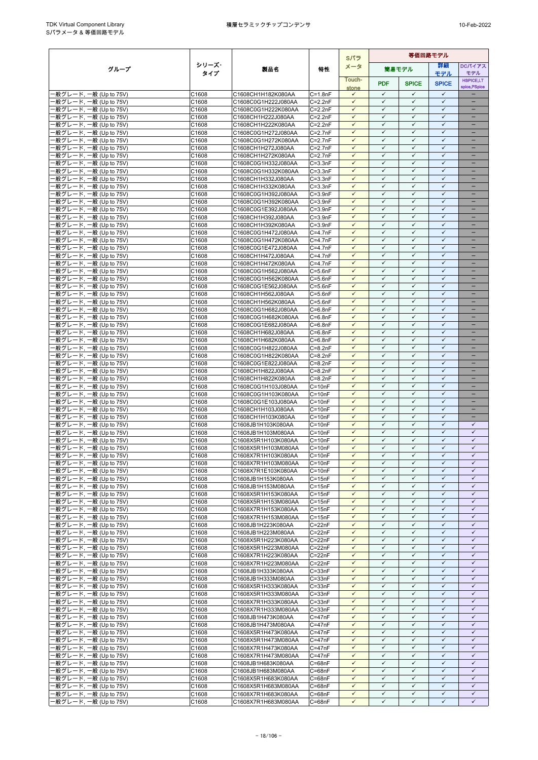| グループ | シリーズ・タイプ | 製品名 | 特性 | Sパラメータ | 等価回路モデル | | | |
|---|---|---|---|---|---|---|---|---|
| | | | | | 簡易モデル | | 詳細モデル | DCバイアスモデル |
| | | | | Touch-stone | PDF | SPICE | SPICE | HSPICE,LT spice,PSpice |
| 一般グレード, 一般 (Up to 75V) | C1608 | C1608CH1H182K080AA | C=1.8nF | ✓ | ✓ | ✓ | ✓ | – |
| 一般グレード, 一般 (Up to 75V) | C1608 | C1608C0G1H222J080AA | C=2.2nF | ✓ | ✓ | ✓ | ✓ | – |
| 一般グレード, 一般 (Up to 75V) | C1608 | C1608C0G1H222K080AA | C=2.2nF | ✓ | ✓ | ✓ | ✓ | – |
| 一般グレード, 一般 (Up to 75V) | C1608 | C1608CH1H222J080AA | C=2.2nF | ✓ | ✓ | ✓ | ✓ | – |
| 一般グレード, 一般 (Up to 75V) | C1608 | C1608CH1H222K080AA | C=2.2nF | ✓ | ✓ | ✓ | ✓ | – |
| 一般グレード, 一般 (Up to 75V) | C1608 | C1608C0G1H272J080AA | C=2.7nF | ✓ | ✓ | ✓ | ✓ | – |
| 一般グレード, 一般 (Up to 75V) | C1608 | C1608C0G1H272K080AA | C=2.7nF | ✓ | ✓ | ✓ | ✓ | – |
| 一般グレード, 一般 (Up to 75V) | C1608 | C1608CH1H272J080AA | C=2.7nF | ✓ | ✓ | ✓ | ✓ | – |
| 一般グレード, 一般 (Up to 75V) | C1608 | C1608CH1H272K080AA | C=2.7nF | ✓ | ✓ | ✓ | ✓ | – |
| 一般グレード, 一般 (Up to 75V) | C1608 | C1608C0G1H332J080AA | C=3.3nF | ✓ | ✓ | ✓ | ✓ | – |
| 一般グレード, 一般 (Up to 75V) | C1608 | C1608C0G1H332K080AA | C=3.3nF | ✓ | ✓ | ✓ | ✓ | – |
| 一般グレード, 一般 (Up to 75V) | C1608 | C1608CH1H332J080AA | C=3.3nF | ✓ | ✓ | ✓ | ✓ | – |
| 一般グレード, 一般 (Up to 75V) | C1608 | C1608CH1H332K080AA | C=3.3nF | ✓ | ✓ | ✓ | ✓ | – |
| 一般グレード, 一般 (Up to 75V) | C1608 | C1608C0G1H392J080AA | C=3.9nF | ✓ | ✓ | ✓ | ✓ | – |
| 一般グレード, 一般 (Up to 75V) | C1608 | C1608C0G1H392K080AA | C=3.9nF | ✓ | ✓ | ✓ | ✓ | – |
| 一般グレード, 一般 (Up to 75V) | C1608 | C1608C0G1E392J080AA | C=3.9nF | ✓ | ✓ | ✓ | ✓ | – |
| 一般グレード, 一般 (Up to 75V) | C1608 | C1608CH1H392J080AA | C=3.9nF | ✓ | ✓ | ✓ | ✓ | – |
| 一般グレード, 一般 (Up to 75V) | C1608 | C1608CH1H392K080AA | C=3.9nF | ✓ | ✓ | ✓ | ✓ | – |
| 一般グレード, 一般 (Up to 75V) | C1608 | C1608C0G1H472J080AA | C=4.7nF | ✓ | ✓ | ✓ | ✓ | – |
| 一般グレード, 一般 (Up to 75V) | C1608 | C1608C0G1H472K080AA | C=4.7nF | ✓ | ✓ | ✓ | ✓ | – |
| 一般グレード, 一般 (Up to 75V) | C1608 | C1608C0G1E472J080AA | C=4.7nF | ✓ | ✓ | ✓ | ✓ | – |
| 一般グレード, 一般 (Up to 75V) | C1608 | C1608CH1H472J080AA | C=4.7nF | ✓ | ✓ | ✓ | ✓ | – |
| 一般グレード, 一般 (Up to 75V) | C1608 | C1608CH1H472K080AA | C=4.7nF | ✓ | ✓ | ✓ | ✓ | – |
| 一般グレード, 一般 (Up to 75V) | C1608 | C1608C0G1H562J080AA | C=5.6nF | ✓ | ✓ | ✓ | ✓ | – |
| 一般グレード, 一般 (Up to 75V) | C1608 | C1608C0G1H562K080AA | C=5.6nF | ✓ | ✓ | ✓ | ✓ | – |
| 一般グレード, 一般 (Up to 75V) | C1608 | C1608C0G1E562J080AA | C=5.6nF | ✓ | ✓ | ✓ | ✓ | – |
| 一般グレード, 一般 (Up to 75V) | C1608 | C1608CH1H562J080AA | C=5.6nF | ✓ | ✓ | ✓ | ✓ | – |
| 一般グレード, 一般 (Up to 75V) | C1608 | C1608CH1H562K080AA | C=5.6nF | ✓ | ✓ | ✓ | ✓ | – |
| 一般グレード, 一般 (Up to 75V) | C1608 | C1608C0G1H682J080AA | C=6.8nF | ✓ | ✓ | ✓ | ✓ | – |
| 一般グレード, 一般 (Up to 75V) | C1608 | C1608C0G1H682K080AA | C=6.8nF | ✓ | ✓ | ✓ | ✓ | – |
| 一般グレード, 一般 (Up to 75V) | C1608 | C1608C0G1E682J080AA | C=6.8nF | ✓ | ✓ | ✓ | ✓ | – |
| 一般グレード, 一般 (Up to 75V) | C1608 | C1608CH1H682J080AA | C=6.8nF | ✓ | ✓ | ✓ | ✓ | – |
| 一般グレード, 一般 (Up to 75V) | C1608 | C1608CH1H682K080AA | C=6.8nF | ✓ | ✓ | ✓ | ✓ | – |
| 一般グレード, 一般 (Up to 75V) | C1608 | C1608C0G1H822J080AA | C=8.2nF | ✓ | ✓ | ✓ | ✓ | – |
| 一般グレード, 一般 (Up to 75V) | C1608 | C1608C0G1H822K080AA | C=8.2nF | ✓ | ✓ | ✓ | ✓ | – |
| 一般グレード, 一般 (Up to 75V) | C1608 | C1608C0G1E822J080AA | C=8.2nF | ✓ | ✓ | ✓ | ✓ | – |
| 一般グレード, 一般 (Up to 75V) | C1608 | C1608CH1H822J080AA | C=8.2nF | ✓ | ✓ | ✓ | ✓ | – |
| 一般グレード, 一般 (Up to 75V) | C1608 | C1608CH1H822K080AA | C=8.2nF | ✓ | ✓ | ✓ | ✓ | – |
| 一般グレード, 一般 (Up to 75V) | C1608 | C1608C0G1H103J080AA | C=10nF | ✓ | ✓ | ✓ | ✓ | – |
| 一般グレード, 一般 (Up to 75V) | C1608 | C1608C0G1H103K080AA | C=10nF | ✓ | ✓ | ✓ | ✓ | – |
| 一般グレード, 一般 (Up to 75V) | C1608 | C1608C0G1E103J080AA | C=10nF | ✓ | ✓ | ✓ | ✓ | – |
| 一般グレード, 一般 (Up to 75V) | C1608 | C1608CH1H103J080AA | C=10nF | ✓ | ✓ | ✓ | ✓ | – |
| 一般グレード, 一般 (Up to 75V) | C1608 | C1608CH1H103K080AA | C=10nF | ✓ | ✓ | ✓ | ✓ | – |
| 一般グレード, 一般 (Up to 75V) | C1608 | C1608JB1H103K080AA | C=10nF | ✓ | ✓ | ✓ | ✓ | ✓ |
| 一般グレード, 一般 (Up to 75V) | C1608 | C1608JB1H103M080AA | C=10nF | ✓ | ✓ | ✓ | ✓ | ✓ |
| 一般グレード, 一般 (Up to 75V) | C1608 | C1608X5R1H103K080AA | C=10nF | ✓ | ✓ | ✓ | ✓ | ✓ |
| 一般グレード, 一般 (Up to 75V) | C1608 | C1608X5R1H103M080AA | C=10nF | ✓ | ✓ | ✓ | ✓ | ✓ |
| 一般グレード, 一般 (Up to 75V) | C1608 | C1608X7R1H103K080AA | C=10nF | ✓ | ✓ | ✓ | ✓ | ✓ |
| 一般グレード, 一般 (Up to 75V) | C1608 | C1608X7R1H103M080AA | C=10nF | ✓ | ✓ | ✓ | ✓ | ✓ |
| 一般グレード, 一般 (Up to 75V) | C1608 | C1608X7R1E103K080AA | C=10nF | ✓ | ✓ | ✓ | ✓ | ✓ |
| 一般グレード, 一般 (Up to 75V) | C1608 | C1608JB1H153K080AA | C=15nF | ✓ | ✓ | ✓ | ✓ | ✓ |
| 一般グレード, 一般 (Up to 75V) | C1608 | C1608JB1H153M080AA | C=15nF | ✓ | ✓ | ✓ | ✓ | ✓ |
| 一般グレード, 一般 (Up to 75V) | C1608 | C1608X5R1H153K080AA | C=15nF | ✓ | ✓ | ✓ | ✓ | ✓ |
| 一般グレード, 一般 (Up to 75V) | C1608 | C1608X5R1H153M080AA | C=15nF | ✓ | ✓ | ✓ | ✓ | ✓ |
| 一般グレード, 一般 (Up to 75V) | C1608 | C1608X7R1H153K080AA | C=15nF | ✓ | ✓ | ✓ | ✓ | ✓ |
| 一般グレード, 一般 (Up to 75V) | C1608 | C1608X7R1H153M080AA | C=15nF | ✓ | ✓ | ✓ | ✓ | ✓ |
| 一般グレード, 一般 (Up to 75V) | C1608 | C1608JB1H223K080AA | C=22nF | ✓ | ✓ | ✓ | ✓ | ✓ |
| 一般グレード, 一般 (Up to 75V) | C1608 | C1608JB1H223M080AA | C=22nF | ✓ | ✓ | ✓ | ✓ | ✓ |
| 一般グレード, 一般 (Up to 75V) | C1608 | C1608X5R1H223K080AA | C=22nF | ✓ | ✓ | ✓ | ✓ | ✓ |
| 一般グレード, 一般 (Up to 75V) | C1608 | C1608X5R1H223M080AA | C=22nF | ✓ | ✓ | ✓ | ✓ | ✓ |
| 一般グレード, 一般 (Up to 75V) | C1608 | C1608X7R1H223K080AA | C=22nF | ✓ | ✓ | ✓ | ✓ | ✓ |
| 一般グレード, 一般 (Up to 75V) | C1608 | C1608X7R1H223M080AA | C=22nF | ✓ | ✓ | ✓ | ✓ | ✓ |
| 一般グレード, 一般 (Up to 75V) | C1608 | C1608JB1H333K080AA | C=33nF | ✓ | ✓ | ✓ | ✓ | ✓ |
| 一般グレード, 一般 (Up to 75V) | C1608 | C1608JB1H333M080AA | C=33nF | ✓ | ✓ | ✓ | ✓ | ✓ |
| 一般グレード, 一般 (Up to 75V) | C1608 | C1608X5R1H333K080AA | C=33nF | ✓ | ✓ | ✓ | ✓ | ✓ |
| 一般グレード, 一般 (Up to 75V) | C1608 | C1608X5R1H333M080AA | C=33nF | ✓ | ✓ | ✓ | ✓ | ✓ |
| 一般グレード, 一般 (Up to 75V) | C1608 | C1608X7R1H333K080AA | C=33nF | ✓ | ✓ | ✓ | ✓ | ✓ |
| 一般グレード, 一般 (Up to 75V) | C1608 | C1608X7R1H333M080AA | C=33nF | ✓ | ✓ | ✓ | ✓ | ✓ |
| 一般グレード, 一般 (Up to 75V) | C1608 | C1608JB1H473K080AA | C=47nF | ✓ | ✓ | ✓ | ✓ | ✓ |
| 一般グレード, 一般 (Up to 75V) | C1608 | C1608JB1H473M080AA | C=47nF | ✓ | ✓ | ✓ | ✓ | ✓ |
| 一般グレード, 一般 (Up to 75V) | C1608 | C1608X5R1H473K080AA | C=47nF | ✓ | ✓ | ✓ | ✓ | ✓ |
| 一般グレード, 一般 (Up to 75V) | C1608 | C1608X5R1H473M080AA | C=47nF | ✓ | ✓ | ✓ | ✓ | ✓ |
| 一般グレード, 一般 (Up to 75V) | C1608 | C1608X7R1H473K080AA | C=47nF | ✓ | ✓ | ✓ | ✓ | ✓ |
| 一般グレード, 一般 (Up to 75V) | C1608 | C1608X7R1H473M080AA | C=47nF | ✓ | ✓ | ✓ | ✓ | ✓ |
| 一般グレード, 一般 (Up to 75V) | C1608 | C1608JB1H683K080AA | C=68nF | ✓ | ✓ | ✓ | ✓ | ✓ |
| 一般グレード, 一般 (Up to 75V) | C1608 | C1608JB1H683M080AA | C=68nF | ✓ | ✓ | ✓ | ✓ | ✓ |
| 一般グレード, 一般 (Up to 75V) | C1608 | C1608X5R1H683K080AA | C=68nF | ✓ | ✓ | ✓ | ✓ | ✓ |
| 一般グレード, 一般 (Up to 75V) | C1608 | C1608X5R1H683M080AA | C=68nF | ✓ | ✓ | ✓ | ✓ | ✓ |
| 一般グレード, 一般 (Up to 75V) | C1608 | C1608X7R1H683K080AA | C=68nF | ✓ | ✓ | ✓ | ✓ | ✓ |
| 一般グレード, 一般 (Up to 75V) | C1608 | C1608X7R1H683M080AA | C=68nF | ✓ | ✓ | ✓ | ✓ | ✓ |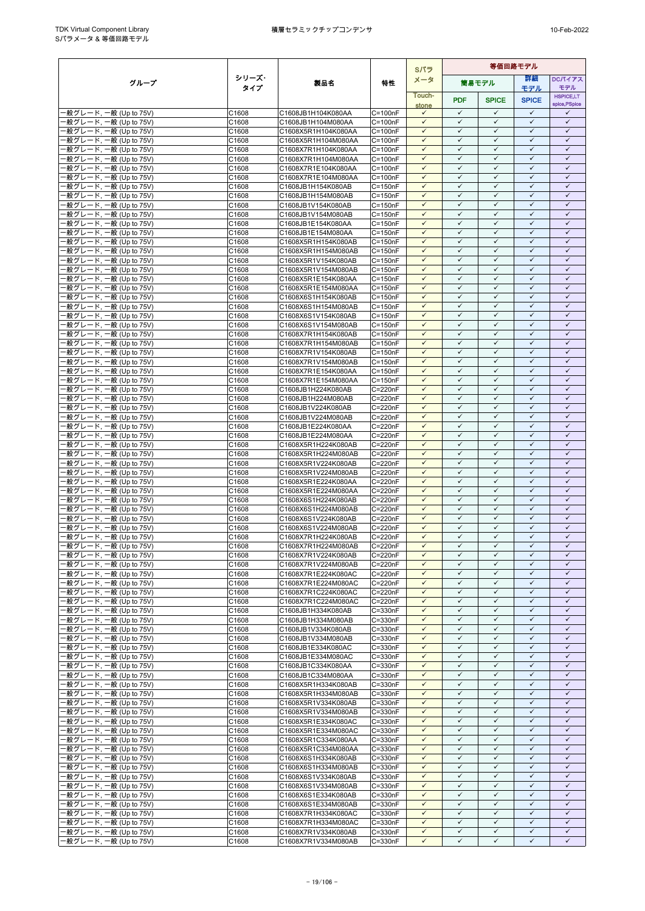| グループ | シリーズ・タイプ | 製品名 | 特性 | Sパラメータ | 等価回路モデル | | | |
|---|---|---|---|---|---|---|---|---|
| | | | | | 簡易モデル | | 詳細モデル | DCバイアスモデル |
| | | | | Touch-stone | PDF | SPICE | SPICE | HSPICE,LTspice,PSpice |
| 一般グレード, 一般 (Up to 75V) | C1608 | C1608JB1H104K080AA | C=100nF | ✓ | ✓ | ✓ | ✓ | ✓ |
| 一般グレード, 一般 (Up to 75V) | C1608 | C1608JB1H104M080AA | C=100nF | ✓ | ✓ | ✓ | ✓ | ✓ |
| 一般グレード, 一般 (Up to 75V) | C1608 | C1608X5R1H104K080AA | C=100nF | ✓ | ✓ | ✓ | ✓ | ✓ |
| 一般グレード, 一般 (Up to 75V) | C1608 | C1608X5R1H104M080AA | C=100nF | ✓ | ✓ | ✓ | ✓ | ✓ |
| 一般グレード, 一般 (Up to 75V) | C1608 | C1608X7R1H104K080AA | C=100nF | ✓ | ✓ | ✓ | ✓ | ✓ |
| 一般グレード, 一般 (Up to 75V) | C1608 | C1608X7R1H104M080AA | C=100nF | ✓ | ✓ | ✓ | ✓ | ✓ |
| 一般グレード, 一般 (Up to 75V) | C1608 | C1608X7R1E104K080AA | C=100nF | ✓ | ✓ | ✓ | ✓ | ✓ |
| 一般グレード, 一般 (Up to 75V) | C1608 | C1608X7R1E104M080AA | C=100nF | ✓ | ✓ | ✓ | ✓ | ✓ |
| 一般グレード, 一般 (Up to 75V) | C1608 | C1608JB1H154K080AB | C=150nF | ✓ | ✓ | ✓ | ✓ | ✓ |
| 一般グレード, 一般 (Up to 75V) | C1608 | C1608JB1H154M080AB | C=150nF | ✓ | ✓ | ✓ | ✓ | ✓ |
| 一般グレード, 一般 (Up to 75V) | C1608 | C1608JB1V154K080AB | C=150nF | ✓ | ✓ | ✓ | ✓ | ✓ |
| 一般グレード, 一般 (Up to 75V) | C1608 | C1608JB1V154M080AB | C=150nF | ✓ | ✓ | ✓ | ✓ | ✓ |
| 一般グレード, 一般 (Up to 75V) | C1608 | C1608JB1E154K080AA | C=150nF | ✓ | ✓ | ✓ | ✓ | ✓ |
| 一般グレード, 一般 (Up to 75V) | C1608 | C1608JB1E154M080AA | C=150nF | ✓ | ✓ | ✓ | ✓ | ✓ |
| 一般グレード, 一般 (Up to 75V) | C1608 | C1608X5R1H154K080AB | C=150nF | ✓ | ✓ | ✓ | ✓ | ✓ |
| 一般グレード, 一般 (Up to 75V) | C1608 | C1608X5R1H154M080AB | C=150nF | ✓ | ✓ | ✓ | ✓ | ✓ |
| 一般グレード, 一般 (Up to 75V) | C1608 | C1608X5R1V154K080AB | C=150nF | ✓ | ✓ | ✓ | ✓ | ✓ |
| 一般グレード, 一般 (Up to 75V) | C1608 | C1608X5R1V154M080AB | C=150nF | ✓ | ✓ | ✓ | ✓ | ✓ |
| 一般グレード, 一般 (Up to 75V) | C1608 | C1608X5R1E154K080AA | C=150nF | ✓ | ✓ | ✓ | ✓ | ✓ |
| 一般グレード, 一般 (Up to 75V) | C1608 | C1608X5R1E154M080AA | C=150nF | ✓ | ✓ | ✓ | ✓ | ✓ |
| 一般グレード, 一般 (Up to 75V) | C1608 | C1608X6S1H154K080AB | C=150nF | ✓ | ✓ | ✓ | ✓ | ✓ |
| 一般グレード, 一般 (Up to 75V) | C1608 | C1608X6S1H154M080AB | C=150nF | ✓ | ✓ | ✓ | ✓ | ✓ |
| 一般グレード, 一般 (Up to 75V) | C1608 | C1608X6S1V154K080AB | C=150nF | ✓ | ✓ | ✓ | ✓ | ✓ |
| 一般グレード, 一般 (Up to 75V) | C1608 | C1608X6S1V154M080AB | C=150nF | ✓ | ✓ | ✓ | ✓ | ✓ |
| 一般グレード, 一般 (Up to 75V) | C1608 | C1608X7R1H154K080AB | C=150nF | ✓ | ✓ | ✓ | ✓ | ✓ |
| 一般グレード, 一般 (Up to 75V) | C1608 | C1608X7R1H154M080AB | C=150nF | ✓ | ✓ | ✓ | ✓ | ✓ |
| 一般グレード, 一般 (Up to 75V) | C1608 | C1608X7R1V154K080AB | C=150nF | ✓ | ✓ | ✓ | ✓ | ✓ |
| 一般グレード, 一般 (Up to 75V) | C1608 | C1608X7R1V154M080AB | C=150nF | ✓ | ✓ | ✓ | ✓ | ✓ |
| 一般グレード, 一般 (Up to 75V) | C1608 | C1608X7R1E154K080AA | C=150nF | ✓ | ✓ | ✓ | ✓ | ✓ |
| 一般グレード, 一般 (Up to 75V) | C1608 | C1608X7R1E154M080AA | C=150nF | ✓ | ✓ | ✓ | ✓ | ✓ |
| 一般グレード, 一般 (Up to 75V) | C1608 | C1608JB1H224K080AB | C=220nF | ✓ | ✓ | ✓ | ✓ | ✓ |
| 一般グレード, 一般 (Up to 75V) | C1608 | C1608JB1H224M080AB | C=220nF | ✓ | ✓ | ✓ | ✓ | ✓ |
| 一般グレード, 一般 (Up to 75V) | C1608 | C1608JB1V224K080AB | C=220nF | ✓ | ✓ | ✓ | ✓ | ✓ |
| 一般グレード, 一般 (Up to 75V) | C1608 | C1608JB1V224M080AB | C=220nF | ✓ | ✓ | ✓ | ✓ | ✓ |
| 一般グレード, 一般 (Up to 75V) | C1608 | C1608JB1E224K080AA | C=220nF | ✓ | ✓ | ✓ | ✓ | ✓ |
| 一般グレード, 一般 (Up to 75V) | C1608 | C1608JB1E224M080AA | C=220nF | ✓ | ✓ | ✓ | ✓ | ✓ |
| 一般グレード, 一般 (Up to 75V) | C1608 | C1608X5R1H224K080AB | C=220nF | ✓ | ✓ | ✓ | ✓ | ✓ |
| 一般グレード, 一般 (Up to 75V) | C1608 | C1608X5R1H224M080AB | C=220nF | ✓ | ✓ | ✓ | ✓ | ✓ |
| 一般グレード, 一般 (Up to 75V) | C1608 | C1608X5R1V224K080AB | C=220nF | ✓ | ✓ | ✓ | ✓ | ✓ |
| 一般グレード, 一般 (Up to 75V) | C1608 | C1608X5R1V224M080AB | C=220nF | ✓ | ✓ | ✓ | ✓ | ✓ |
| 一般グレード, 一般 (Up to 75V) | C1608 | C1608X5R1E224K080AA | C=220nF | ✓ | ✓ | ✓ | ✓ | ✓ |
| 一般グレード, 一般 (Up to 75V) | C1608 | C1608X5R1E224M080AA | C=220nF | ✓ | ✓ | ✓ | ✓ | ✓ |
| 一般グレード, 一般 (Up to 75V) | C1608 | C1608X6S1H224K080AB | C=220nF | ✓ | ✓ | ✓ | ✓ | ✓ |
| 一般グレード, 一般 (Up to 75V) | C1608 | C1608X6S1H224M080AB | C=220nF | ✓ | ✓ | ✓ | ✓ | ✓ |
| 一般グレード, 一般 (Up to 75V) | C1608 | C1608X6S1V224K080AB | C=220nF | ✓ | ✓ | ✓ | ✓ | ✓ |
| 一般グレード, 一般 (Up to 75V) | C1608 | C1608X6S1V224M080AB | C=220nF | ✓ | ✓ | ✓ | ✓ | ✓ |
| 一般グレード, 一般 (Up to 75V) | C1608 | C1608X7R1H224K080AB | C=220nF | ✓ | ✓ | ✓ | ✓ | ✓ |
| 一般グレード, 一般 (Up to 75V) | C1608 | C1608X7R1H224M080AB | C=220nF | ✓ | ✓ | ✓ | ✓ | ✓ |
| 一般グレード, 一般 (Up to 75V) | C1608 | C1608X7R1V224K080AB | C=220nF | ✓ | ✓ | ✓ | ✓ | ✓ |
| 一般グレード, 一般 (Up to 75V) | C1608 | C1608X7R1V224M080AB | C=220nF | ✓ | ✓ | ✓ | ✓ | ✓ |
| 一般グレード, 一般 (Up to 75V) | C1608 | C1608X7R1E224K080AC | C=220nF | ✓ | ✓ | ✓ | ✓ | ✓ |
| 一般グレード, 一般 (Up to 75V) | C1608 | C1608X7R1E224M080AC | C=220nF | ✓ | ✓ | ✓ | ✓ | ✓ |
| 一般グレード, 一般 (Up to 75V) | C1608 | C1608X7R1C224K080AC | C=220nF | ✓ | ✓ | ✓ | ✓ | ✓ |
| 一般グレード, 一般 (Up to 75V) | C1608 | C1608X7R1C224M080AC | C=220nF | ✓ | ✓ | ✓ | ✓ | ✓ |
| 一般グレード, 一般 (Up to 75V) | C1608 | C1608JB1H334K080AB | C=330nF | ✓ | ✓ | ✓ | ✓ | ✓ |
| 一般グレード, 一般 (Up to 75V) | C1608 | C1608JB1H334M080AB | C=330nF | ✓ | ✓ | ✓ | ✓ | ✓ |
| 一般グレード, 一般 (Up to 75V) | C1608 | C1608JB1V334K080AB | C=330nF | ✓ | ✓ | ✓ | ✓ | ✓ |
| 一般グレード, 一般 (Up to 75V) | C1608 | C1608JB1V334M080AB | C=330nF | ✓ | ✓ | ✓ | ✓ | ✓ |
| 一般グレード, 一般 (Up to 75V) | C1608 | C1608JB1E334K080AC | C=330nF | ✓ | ✓ | ✓ | ✓ | ✓ |
| 一般グレード, 一般 (Up to 75V) | C1608 | C1608JB1E334M080AC | C=330nF | ✓ | ✓ | ✓ | ✓ | ✓ |
| 一般グレード, 一般 (Up to 75V) | C1608 | C1608JB1C334K080AA | C=330nF | ✓ | ✓ | ✓ | ✓ | ✓ |
| 一般グレード, 一般 (Up to 75V) | C1608 | C1608JB1C334M080AA | C=330nF | ✓ | ✓ | ✓ | ✓ | ✓ |
| 一般グレード, 一般 (Up to 75V) | C1608 | C1608X5R1H334K080AB | C=330nF | ✓ | ✓ | ✓ | ✓ | ✓ |
| 一般グレード, 一般 (Up to 75V) | C1608 | C1608X5R1H334M080AB | C=330nF | ✓ | ✓ | ✓ | ✓ | ✓ |
| 一般グレード, 一般 (Up to 75V) | C1608 | C1608X5R1V334K080AB | C=330nF | ✓ | ✓ | ✓ | ✓ | ✓ |
| 一般グレード, 一般 (Up to 75V) | C1608 | C1608X5R1V334M080AB | C=330nF | ✓ | ✓ | ✓ | ✓ | ✓ |
| 一般グレード, 一般 (Up to 75V) | C1608 | C1608X5R1E334K080AC | C=330nF | ✓ | ✓ | ✓ | ✓ | ✓ |
| 一般グレード, 一般 (Up to 75V) | C1608 | C1608X5R1E334M080AC | C=330nF | ✓ | ✓ | ✓ | ✓ | ✓ |
| 一般グレード, 一般 (Up to 75V) | C1608 | C1608X5R1C334K080AA | C=330nF | ✓ | ✓ | ✓ | ✓ | ✓ |
| 一般グレード, 一般 (Up to 75V) | C1608 | C1608X5R1C334M080AA | C=330nF | ✓ | ✓ | ✓ | ✓ | ✓ |
| 一般グレード, 一般 (Up to 75V) | C1608 | C1608X6S1H334K080AB | C=330nF | ✓ | ✓ | ✓ | ✓ | ✓ |
| 一般グレード, 一般 (Up to 75V) | C1608 | C1608X6S1H334M080AB | C=330nF | ✓ | ✓ | ✓ | ✓ | ✓ |
| 一般グレード, 一般 (Up to 75V) | C1608 | C1608X6S1V334K080AB | C=330nF | ✓ | ✓ | ✓ | ✓ | ✓ |
| 一般グレード, 一般 (Up to 75V) | C1608 | C1608X6S1V334M080AB | C=330nF | ✓ | ✓ | ✓ | ✓ | ✓ |
| 一般グレード, 一般 (Up to 75V) | C1608 | C1608X6S1E334K080AB | C=330nF | ✓ | ✓ | ✓ | ✓ | ✓ |
| 一般グレード, 一般 (Up to 75V) | C1608 | C1608X6S1E334M080AB | C=330nF | ✓ | ✓ | ✓ | ✓ | ✓ |
| 一般グレード, 一般 (Up to 75V) | C1608 | C1608X7R1H334K080AC | C=330nF | ✓ | ✓ | ✓ | ✓ | ✓ |
| 一般グレード, 一般 (Up to 75V) | C1608 | C1608X7R1H334M080AC | C=330nF | ✓ | ✓ | ✓ | ✓ | ✓ |
| 一般グレード, 一般 (Up to 75V) | C1608 | C1608X7R1V334K080AB | C=330nF | ✓ | ✓ | ✓ | ✓ | ✓ |
| 一般グレード, 一般 (Up to 75V) | C1608 | C1608X7R1V334M080AB | C=330nF | ✓ | ✓ | ✓ | ✓ | ✓ |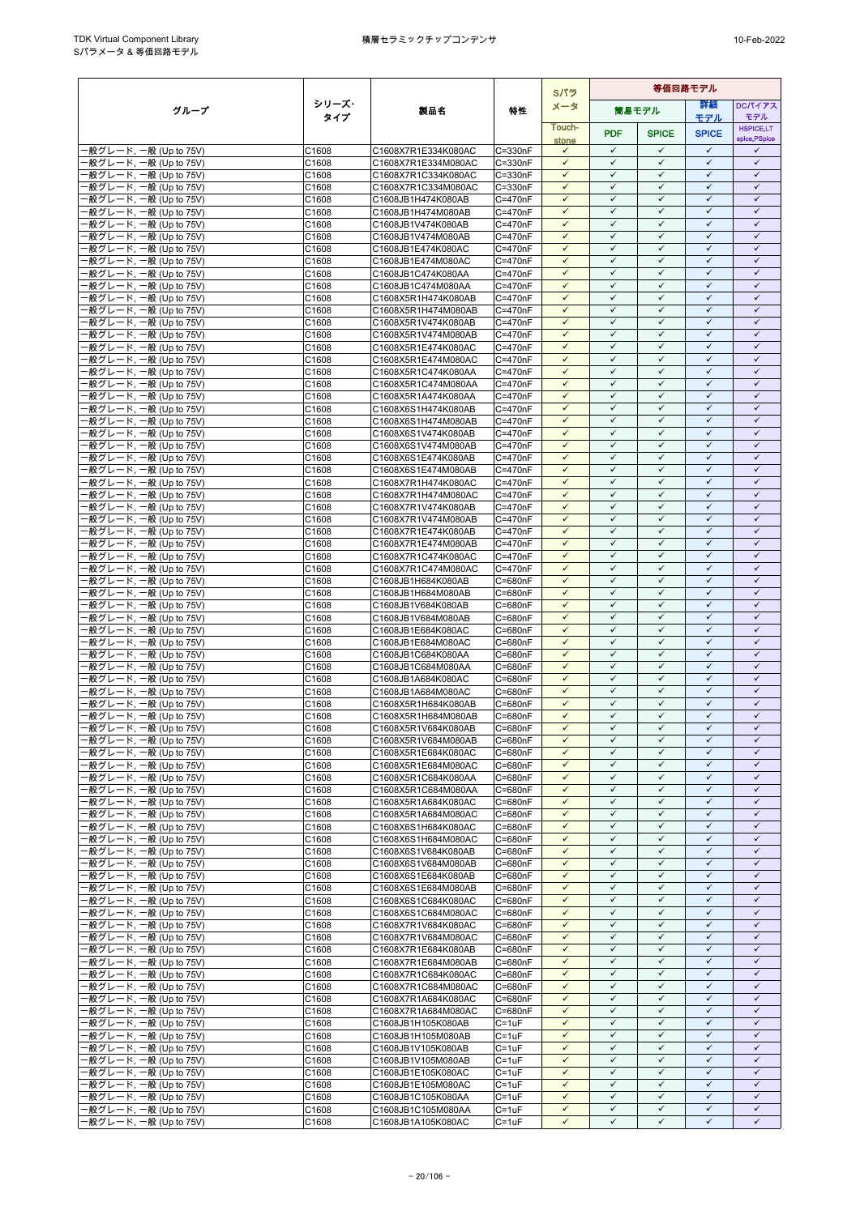| グループ | シリーズ·タイプ | 製品名 | 特性 | Sパラメータ | 等価回路モデル | | | |
|---|---|---|---|---|---|---|---|---|
| | | | | | 簡易モデル | | 詳細モデル | DCバイアスモデル |
| | | | | Touch-stone | PDF | SPICE | SPICE | HSPICE,LT spice,PSpice |
| 一般グレード, 一般 (Up to 75V) | C1608 | C1608X7R1E334K080AC | C=330nF | ✓ | ✓ | ✓ | ✓ | ✓ |
| 一般グレード, 一般 (Up to 75V) | C1608 | C1608X7R1E334M080AC | C=330nF | ✓ | ✓ | ✓ | ✓ | ✓ |
| 一般グレード, 一般 (Up to 75V) | C1608 | C1608X7R1C334K080AC | C=330nF | ✓ | ✓ | ✓ | ✓ | ✓ |
| 一般グレード, 一般 (Up to 75V) | C1608 | C1608X7R1C334M080AC | C=330nF | ✓ | ✓ | ✓ | ✓ | ✓ |
| 一般グレード, 一般 (Up to 75V) | C1608 | C1608JB1H474K080AB | C=470nF | ✓ | ✓ | ✓ | ✓ | ✓ |
| 一般グレード, 一般 (Up to 75V) | C1608 | C1608JB1H474M080AB | C=470nF | ✓ | ✓ | ✓ | ✓ | ✓ |
| 一般グレード, 一般 (Up to 75V) | C1608 | C1608JB1V474K080AB | C=470nF | ✓ | ✓ | ✓ | ✓ | ✓ |
| 一般グレード, 一般 (Up to 75V) | C1608 | C1608JB1V474M080AB | C=470nF | ✓ | ✓ | ✓ | ✓ | ✓ |
| 一般グレード, 一般 (Up to 75V) | C1608 | C1608JB1E474K080AC | C=470nF | ✓ | ✓ | ✓ | ✓ | ✓ |
| 一般グレード, 一般 (Up to 75V) | C1608 | C1608JB1E474M080AC | C=470nF | ✓ | ✓ | ✓ | ✓ | ✓ |
| 一般グレード, 一般 (Up to 75V) | C1608 | C1608JB1C474K080AA | C=470nF | ✓ | ✓ | ✓ | ✓ | ✓ |
| 一般グレード, 一般 (Up to 75V) | C1608 | C1608JB1C474M080AA | C=470nF | ✓ | ✓ | ✓ | ✓ | ✓ |
| 一般グレード, 一般 (Up to 75V) | C1608 | C1608X5R1H474K080AB | C=470nF | ✓ | ✓ | ✓ | ✓ | ✓ |
| 一般グレード, 一般 (Up to 75V) | C1608 | C1608X5R1H474M080AB | C=470nF | ✓ | ✓ | ✓ | ✓ | ✓ |
| 一般グレード, 一般 (Up to 75V) | C1608 | C1608X5R1V474K080AB | C=470nF | ✓ | ✓ | ✓ | ✓ | ✓ |
| 一般グレード, 一般 (Up to 75V) | C1608 | C1608X5R1V474M080AB | C=470nF | ✓ | ✓ | ✓ | ✓ | ✓ |
| 一般グレード, 一般 (Up to 75V) | C1608 | C1608X5R1E474K080AC | C=470nF | ✓ | ✓ | ✓ | ✓ | ✓ |
| 一般グレード, 一般 (Up to 75V) | C1608 | C1608X5R1E474M080AC | C=470nF | ✓ | ✓ | ✓ | ✓ | ✓ |
| 一般グレード, 一般 (Up to 75V) | C1608 | C1608X5R1C474K080AA | C=470nF | ✓ | ✓ | ✓ | ✓ | ✓ |
| 一般グレード, 一般 (Up to 75V) | C1608 | C1608X5R1C474M080AA | C=470nF | ✓ | ✓ | ✓ | ✓ | ✓ |
| 一般グレード, 一般 (Up to 75V) | C1608 | C1608X5R1A474K080AA | C=470nF | ✓ | ✓ | ✓ | ✓ | ✓ |
| 一般グレード, 一般 (Up to 75V) | C1608 | C1608X6S1H474K080AB | C=470nF | ✓ | ✓ | ✓ | ✓ | ✓ |
| 一般グレード, 一般 (Up to 75V) | C1608 | C1608X6S1H474M080AB | C=470nF | ✓ | ✓ | ✓ | ✓ | ✓ |
| 一般グレード, 一般 (Up to 75V) | C1608 | C1608X6S1V474K080AB | C=470nF | ✓ | ✓ | ✓ | ✓ | ✓ |
| 一般グレード, 一般 (Up to 75V) | C1608 | C1608X6S1V474M080AB | C=470nF | ✓ | ✓ | ✓ | ✓ | ✓ |
| 一般グレード, 一般 (Up to 75V) | C1608 | C1608X6S1E474K080AB | C=470nF | ✓ | ✓ | ✓ | ✓ | ✓ |
| 一般グレード, 一般 (Up to 75V) | C1608 | C1608X6S1E474M080AB | C=470nF | ✓ | ✓ | ✓ | ✓ | ✓ |
| 一般グレード, 一般 (Up to 75V) | C1608 | C1608X7R1H474K080AC | C=470nF | ✓ | ✓ | ✓ | ✓ | ✓ |
| 一般グレード, 一般 (Up to 75V) | C1608 | C1608X7R1H474M080AC | C=470nF | ✓ | ✓ | ✓ | ✓ | ✓ |
| 一般グレード, 一般 (Up to 75V) | C1608 | C1608X7R1V474K080AB | C=470nF | ✓ | ✓ | ✓ | ✓ | ✓ |
| 一般グレード, 一般 (Up to 75V) | C1608 | C1608X7R1V474M080AB | C=470nF | ✓ | ✓ | ✓ | ✓ | ✓ |
| 一般グレード, 一般 (Up to 75V) | C1608 | C1608X7R1E474K080AB | C=470nF | ✓ | ✓ | ✓ | ✓ | ✓ |
| 一般グレード, 一般 (Up to 75V) | C1608 | C1608X7R1E474M080AB | C=470nF | ✓ | ✓ | ✓ | ✓ | ✓ |
| 一般グレード, 一般 (Up to 75V) | C1608 | C1608X7R1C474K080AC | C=470nF | ✓ | ✓ | ✓ | ✓ | ✓ |
| 一般グレード, 一般 (Up to 75V) | C1608 | C1608X7R1C474M080AC | C=470nF | ✓ | ✓ | ✓ | ✓ | ✓ |
| 一般グレード, 一般 (Up to 75V) | C1608 | C1608JB1H684K080AB | C=680nF | ✓ | ✓ | ✓ | ✓ | ✓ |
| 一般グレード, 一般 (Up to 75V) | C1608 | C1608JB1H684M080AB | C=680nF | ✓ | ✓ | ✓ | ✓ | ✓ |
| 一般グレード, 一般 (Up to 75V) | C1608 | C1608JB1V684K080AB | C=680nF | ✓ | ✓ | ✓ | ✓ | ✓ |
| 一般グレード, 一般 (Up to 75V) | C1608 | C1608JB1V684M080AB | C=680nF | ✓ | ✓ | ✓ | ✓ | ✓ |
| 一般グレード, 一般 (Up to 75V) | C1608 | C1608JB1E684K080AC | C=680nF | ✓ | ✓ | ✓ | ✓ | ✓ |
| 一般グレード, 一般 (Up to 75V) | C1608 | C1608JB1E684M080AC | C=680nF | ✓ | ✓ | ✓ | ✓ | ✓ |
| 一般グレード, 一般 (Up to 75V) | C1608 | C1608JB1C684K080AA | C=680nF | ✓ | ✓ | ✓ | ✓ | ✓ |
| 一般グレード, 一般 (Up to 75V) | C1608 | C1608JB1C684M080AA | C=680nF | ✓ | ✓ | ✓ | ✓ | ✓ |
| 一般グレード, 一般 (Up to 75V) | C1608 | C1608JB1A684K080AC | C=680nF | ✓ | ✓ | ✓ | ✓ | ✓ |
| 一般グレード, 一般 (Up to 75V) | C1608 | C1608JB1A684M080AC | C=680nF | ✓ | ✓ | ✓ | ✓ | ✓ |
| 一般グレード, 一般 (Up to 75V) | C1608 | C1608X5R1H684K080AB | C=680nF | ✓ | ✓ | ✓ | ✓ | ✓ |
| 一般グレード, 一般 (Up to 75V) | C1608 | C1608X5R1H684M080AB | C=680nF | ✓ | ✓ | ✓ | ✓ | ✓ |
| 一般グレード, 一般 (Up to 75V) | C1608 | C1608X5R1V684K080AB | C=680nF | ✓ | ✓ | ✓ | ✓ | ✓ |
| 一般グレード, 一般 (Up to 75V) | C1608 | C1608X5R1V684M080AB | C=680nF | ✓ | ✓ | ✓ | ✓ | ✓ |
| 一般グレード, 一般 (Up to 75V) | C1608 | C1608X5R1E684K080AC | C=680nF | ✓ | ✓ | ✓ | ✓ | ✓ |
| 一般グレード, 一般 (Up to 75V) | C1608 | C1608X5R1E684M080AC | C=680nF | ✓ | ✓ | ✓ | ✓ | ✓ |
| 一般グレード, 一般 (Up to 75V) | C1608 | C1608X5R1C684K080AA | C=680nF | ✓ | ✓ | ✓ | ✓ | ✓ |
| 一般グレード, 一般 (Up to 75V) | C1608 | C1608X5R1C684M080AA | C=680nF | ✓ | ✓ | ✓ | ✓ | ✓ |
| 一般グレード, 一般 (Up to 75V) | C1608 | C1608X5R1A684K080AC | C=680nF | ✓ | ✓ | ✓ | ✓ | ✓ |
| 一般グレード, 一般 (Up to 75V) | C1608 | C1608X5R1A684M080AC | C=680nF | ✓ | ✓ | ✓ | ✓ | ✓ |
| 一般グレード, 一般 (Up to 75V) | C1608 | C1608X6S1H684K080AC | C=680nF | ✓ | ✓ | ✓ | ✓ | ✓ |
| 一般グレード, 一般 (Up to 75V) | C1608 | C1608X6S1H684M080AC | C=680nF | ✓ | ✓ | ✓ | ✓ | ✓ |
| 一般グレード, 一般 (Up to 75V) | C1608 | C1608X6S1V684K080AB | C=680nF | ✓ | ✓ | ✓ | ✓ | ✓ |
| 一般グレード, 一般 (Up to 75V) | C1608 | C1608X6S1V684M080AB | C=680nF | ✓ | ✓ | ✓ | ✓ | ✓ |
| 一般グレード, 一般 (Up to 75V) | C1608 | C1608X6S1E684K080AB | C=680nF | ✓ | ✓ | ✓ | ✓ | ✓ |
| 一般グレード, 一般 (Up to 75V) | C1608 | C1608X6S1E684M080AB | C=680nF | ✓ | ✓ | ✓ | ✓ | ✓ |
| 一般グレード, 一般 (Up to 75V) | C1608 | C1608X6S1C684K080AC | C=680nF | ✓ | ✓ | ✓ | ✓ | ✓ |
| 一般グレード, 一般 (Up to 75V) | C1608 | C1608X6S1C684M080AC | C=680nF | ✓ | ✓ | ✓ | ✓ | ✓ |
| 一般グレード, 一般 (Up to 75V) | C1608 | C1608X7R1V684K080AC | C=680nF | ✓ | ✓ | ✓ | ✓ | ✓ |
| 一般グレード, 一般 (Up to 75V) | C1608 | C1608X7R1V684M080AC | C=680nF | ✓ | ✓ | ✓ | ✓ | ✓ |
| 一般グレード, 一般 (Up to 75V) | C1608 | C1608X7R1E684K080AB | C=680nF | ✓ | ✓ | ✓ | ✓ | ✓ |
| 一般グレード, 一般 (Up to 75V) | C1608 | C1608X7R1E684M080AB | C=680nF | ✓ | ✓ | ✓ | ✓ | ✓ |
| 一般グレード, 一般 (Up to 75V) | C1608 | C1608X7R1C684K080AC | C=680nF | ✓ | ✓ | ✓ | ✓ | ✓ |
| 一般グレード, 一般 (Up to 75V) | C1608 | C1608X7R1C684M080AC | C=680nF | ✓ | ✓ | ✓ | ✓ | ✓ |
| 一般グレード, 一般 (Up to 75V) | C1608 | C1608X7R1A684K080AC | C=680nF | ✓ | ✓ | ✓ | ✓ | ✓ |
| 一般グレード, 一般 (Up to 75V) | C1608 | C1608X7R1A684M080AC | C=680nF | ✓ | ✓ | ✓ | ✓ | ✓ |
| 一般グレード, 一般 (Up to 75V) | C1608 | C1608JB1H105K080AB | C=1uF | ✓ | ✓ | ✓ | ✓ | ✓ |
| 一般グレード, 一般 (Up to 75V) | C1608 | C1608JB1H105M080AB | C=1uF | ✓ | ✓ | ✓ | ✓ | ✓ |
| 一般グレード, 一般 (Up to 75V) | C1608 | C1608JB1V105K080AB | C=1uF | ✓ | ✓ | ✓ | ✓ | ✓ |
| 一般グレード, 一般 (Up to 75V) | C1608 | C1608JB1V105M080AB | C=1uF | ✓ | ✓ | ✓ | ✓ | ✓ |
| 一般グレード, 一般 (Up to 75V) | C1608 | C1608JB1E105K080AC | C=1uF | ✓ | ✓ | ✓ | ✓ | ✓ |
| 一般グレード, 一般 (Up to 75V) | C1608 | C1608JB1E105M080AC | C=1uF | ✓ | ✓ | ✓ | ✓ | ✓ |
| 一般グレード, 一般 (Up to 75V) | C1608 | C1608JB1C105K080AA | C=1uF | ✓ | ✓ | ✓ | ✓ | ✓ |
| 一般グレード, 一般 (Up to 75V) | C1608 | C1608JB1C105M080AA | C=1uF | ✓ | ✓ | ✓ | ✓ | ✓ |
| 一般グレード, 一般 (Up to 75V) | C1608 | C1608JB1A105K080AC | C=1uF | ✓ | ✓ | ✓ | ✓ | ✓ |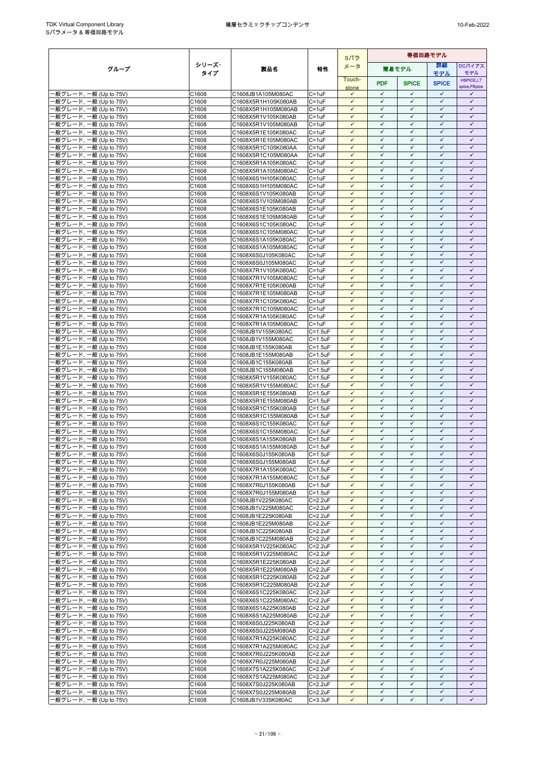| グループ | シリーズ・タイプ | 製品名 | 特性 | Sパラメータ | 等価回路モデル | | | |
|---|---|---|---|---|---|---|---|---|
| | | | | | 簡易モデル | | 詳細モデル | DCバイアスモデル |
| | | | | Touch-stone | PDF | SPICE | SPICE | HSPICE,LTspice,PSpice |
| 一般グレード, 一般 (Up to 75V) | C1608 | C1608JB1A105M080AC | C=1uF | ✓ | ✓ | ✓ | ✓ | ✓ |
| 一般グレード, 一般 (Up to 75V) | C1608 | C1608X5R1H105K080AB | C=1uF | ✓ | ✓ | ✓ | ✓ | ✓ |
| 一般グレード, 一般 (Up to 75V) | C1608 | C1608X5R1H105M080AB | C=1uF | ✓ | ✓ | ✓ | ✓ | ✓ |
| 一般グレード, 一般 (Up to 75V) | C1608 | C1608X5R1V105K080AB | C=1uF | ✓ | ✓ | ✓ | ✓ | ✓ |
| 一般グレード, 一般 (Up to 75V) | C1608 | C1608X5R1V105M080AB | C=1uF | ✓ | ✓ | ✓ | ✓ | ✓ |
| 一般グレード, 一般 (Up to 75V) | C1608 | C1608X5R1E105K080AC | C=1uF | ✓ | ✓ | ✓ | ✓ | ✓ |
| 一般グレード, 一般 (Up to 75V) | C1608 | C1608X5R1E105M080AC | C=1uF | ✓ | ✓ | ✓ | ✓ | ✓ |
| 一般グレード, 一般 (Up to 75V) | C1608 | C1608X5R1C105K080AA | C=1uF | ✓ | ✓ | ✓ | ✓ | ✓ |
| 一般グレード, 一般 (Up to 75V) | C1608 | C1608X5R1C105M080AA | C=1uF | ✓ | ✓ | ✓ | ✓ | ✓ |
| 一般グレード, 一般 (Up to 75V) | C1608 | C1608X5R1A105K080AC | C=1uF | ✓ | ✓ | ✓ | ✓ | ✓ |
| 一般グレード, 一般 (Up to 75V) | C1608 | C1608X5R1A105M080AC | C=1uF | ✓ | ✓ | ✓ | ✓ | ✓ |
| 一般グレード, 一般 (Up to 75V) | C1608 | C1608X6S1H105K080AC | C=1uF | ✓ | ✓ | ✓ | ✓ | ✓ |
| 一般グレード, 一般 (Up to 75V) | C1608 | C1608X6S1H105M080AC | C=1uF | ✓ | ✓ | ✓ | ✓ | ✓ |
| 一般グレード, 一般 (Up to 75V) | C1608 | C1608X6S1V105K080AB | C=1uF | ✓ | ✓ | ✓ | ✓ | ✓ |
| 一般グレード, 一般 (Up to 75V) | C1608 | C1608X6S1V105M080AB | C=1uF | ✓ | ✓ | ✓ | ✓ | ✓ |
| 一般グレード, 一般 (Up to 75V) | C1608 | C1608X6S1E105K080AB | C=1uF | ✓ | ✓ | ✓ | ✓ | ✓ |
| 一般グレード, 一般 (Up to 75V) | C1608 | C1608X6S1E105M080AB | C=1uF | ✓ | ✓ | ✓ | ✓ | ✓ |
| 一般グレード, 一般 (Up to 75V) | C1608 | C1608X6S1C105K080AC | C=1uF | ✓ | ✓ | ✓ | ✓ | ✓ |
| 一般グレード, 一般 (Up to 75V) | C1608 | C1608X6S1C105M080AC | C=1uF | ✓ | ✓ | ✓ | ✓ | ✓ |
| 一般グレード, 一般 (Up to 75V) | C1608 | C1608X6S1A105K080AC | C=1uF | ✓ | ✓ | ✓ | ✓ | ✓ |
| 一般グレード, 一般 (Up to 75V) | C1608 | C1608X6S1A105M080AC | C=1uF | ✓ | ✓ | ✓ | ✓ | ✓ |
| 一般グレード, 一般 (Up to 75V) | C1608 | C1608X6S0J105K080AC | C=1uF | ✓ | ✓ | ✓ | ✓ | ✓ |
| 一般グレード, 一般 (Up to 75V) | C1608 | C1608X6S0J105M080AC | C=1uF | ✓ | ✓ | ✓ | ✓ | ✓ |
| 一般グレード, 一般 (Up to 75V) | C1608 | C1608X7R1V105K080AC | C=1uF | ✓ | ✓ | ✓ | ✓ | ✓ |
| 一般グレード, 一般 (Up to 75V) | C1608 | C1608X7R1V105M080AC | C=1uF | ✓ | ✓ | ✓ | ✓ | ✓ |
| 一般グレード, 一般 (Up to 75V) | C1608 | C1608X7R1E105K080AB | C=1uF | ✓ | ✓ | ✓ | ✓ | ✓ |
| 一般グレード, 一般 (Up to 75V) | C1608 | C1608X7R1E105M080AB | C=1uF | ✓ | ✓ | ✓ | ✓ | ✓ |
| 一般グレード, 一般 (Up to 75V) | C1608 | C1608X7R1C105K080AC | C=1uF | ✓ | ✓ | ✓ | ✓ | ✓ |
| 一般グレード, 一般 (Up to 75V) | C1608 | C1608X7R1C105M080AC | C=1uF | ✓ | ✓ | ✓ | ✓ | ✓ |
| 一般グレード, 一般 (Up to 75V) | C1608 | C1608X7R1A105K080AC | C=1uF | ✓ | ✓ | ✓ | ✓ | ✓ |
| 一般グレード, 一般 (Up to 75V) | C1608 | C1608X7R1A105M080AC | C=1uF | ✓ | ✓ | ✓ | ✓ | ✓ |
| 一般グレード, 一般 (Up to 75V) | C1608 | C1608JB1V155K080AC | C=1.5uF | ✓ | ✓ | ✓ | ✓ | ✓ |
| 一般グレード, 一般 (Up to 75V) | C1608 | C1608JB1V155M080AC | C=1.5uF | ✓ | ✓ | ✓ | ✓ | ✓ |
| 一般グレード, 一般 (Up to 75V) | C1608 | C1608JB1E155K080AB | C=1.5uF | ✓ | ✓ | ✓ | ✓ | ✓ |
| 一般グレード, 一般 (Up to 75V) | C1608 | C1608JB1E155M080AB | C=1.5uF | ✓ | ✓ | ✓ | ✓ | ✓ |
| 一般グレード, 一般 (Up to 75V) | C1608 | C1608JB1C155K080AB | C=1.5uF | ✓ | ✓ | ✓ | ✓ | ✓ |
| 一般グレード, 一般 (Up to 75V) | C1608 | C1608JB1C155M080AB | C=1.5uF | ✓ | ✓ | ✓ | ✓ | ✓ |
| 一般グレード, 一般 (Up to 75V) | C1608 | C1608X5R1V155K080AC | C=1.5uF | ✓ | ✓ | ✓ | ✓ | ✓ |
| 一般グレード, 一般 (Up to 75V) | C1608 | C1608X5R1V155M080AC | C=1.5uF | ✓ | ✓ | ✓ | ✓ | ✓ |
| 一般グレード, 一般 (Up to 75V) | C1608 | C1608X5R1E155K080AB | C=1.5uF | ✓ | ✓ | ✓ | ✓ | ✓ |
| 一般グレード, 一般 (Up to 75V) | C1608 | C1608X5R1E155M080AB | C=1.5uF | ✓ | ✓ | ✓ | ✓ | ✓ |
| 一般グレード, 一般 (Up to 75V) | C1608 | C1608X5R1C155K080AB | C=1.5uF | ✓ | ✓ | ✓ | ✓ | ✓ |
| 一般グレード, 一般 (Up to 75V) | C1608 | C1608X5R1C155M080AB | C=1.5uF | ✓ | ✓ | ✓ | ✓ | ✓ |
| 一般グレード, 一般 (Up to 75V) | C1608 | C1608X6S1C155K080AC | C=1.5uF | ✓ | ✓ | ✓ | ✓ | ✓ |
| 一般グレード, 一般 (Up to 75V) | C1608 | C1608X6S1C155M080AC | C=1.5uF | ✓ | ✓ | ✓ | ✓ | ✓ |
| 一般グレード, 一般 (Up to 75V) | C1608 | C1608X6S1A155K080AB | C=1.5uF | ✓ | ✓ | ✓ | ✓ | ✓ |
| 一般グレード, 一般 (Up to 75V) | C1608 | C1608X6S1A155M080AB | C=1.5uF | ✓ | ✓ | ✓ | ✓ | ✓ |
| 一般グレード, 一般 (Up to 75V) | C1608 | C1608X6S0J155K080AB | C=1.5uF | ✓ | ✓ | ✓ | ✓ | ✓ |
| 一般グレード, 一般 (Up to 75V) | C1608 | C1608X6S0J155M080AB | C=1.5uF | ✓ | ✓ | ✓ | ✓ | ✓ |
| 一般グレード, 一般 (Up to 75V) | C1608 | C1608X7R1A155K080AC | C=1.5uF | ✓ | ✓ | ✓ | ✓ | ✓ |
| 一般グレード, 一般 (Up to 75V) | C1608 | C1608X7R1A155M080AC | C=1.5uF | ✓ | ✓ | ✓ | ✓ | ✓ |
| 一般グレード, 一般 (Up to 75V) | C1608 | C1608X7R0J155K080AB | C=1.5uF | ✓ | ✓ | ✓ | ✓ | ✓ |
| 一般グレード, 一般 (Up to 75V) | C1608 | C1608X7R0J155M080AB | C=1.5uF | ✓ | ✓ | ✓ | ✓ | ✓ |
| 一般グレード, 一般 (Up to 75V) | C1608 | C1608JB1V225K080AC | C=2.2uF | ✓ | ✓ | ✓ | ✓ | ✓ |
| 一般グレード, 一般 (Up to 75V) | C1608 | C1608JB1V225M080AC | C=2.2uF | ✓ | ✓ | ✓ | ✓ | ✓ |
| 一般グレード, 一般 (Up to 75V) | C1608 | C1608JB1E225K080AB | C=2.2uF | ✓ | ✓ | ✓ | ✓ | ✓ |
| 一般グレード, 一般 (Up to 75V) | C1608 | C1608JB1E225M080AB | C=2.2uF | ✓ | ✓ | ✓ | ✓ | ✓ |
| 一般グレード, 一般 (Up to 75V) | C1608 | C1608JB1C225K080AB | C=2.2uF | ✓ | ✓ | ✓ | ✓ | ✓ |
| 一般グレード, 一般 (Up to 75V) | C1608 | C1608JB1C225M080AB | C=2.2uF | ✓ | ✓ | ✓ | ✓ | ✓ |
| 一般グレード, 一般 (Up to 75V) | C1608 | C1608X5R1V225K080AC | C=2.2uF | ✓ | ✓ | ✓ | ✓ | ✓ |
| 一般グレード, 一般 (Up to 75V) | C1608 | C1608X5R1V225M080AC | C=2.2uF | ✓ | ✓ | ✓ | ✓ | ✓ |
| 一般グレード, 一般 (Up to 75V) | C1608 | C1608X5R1E225K080AB | C=2.2uF | ✓ | ✓ | ✓ | ✓ | ✓ |
| 一般グレード, 一般 (Up to 75V) | C1608 | C1608X5R1E225M080AB | C=2.2uF | ✓ | ✓ | ✓ | ✓ | ✓ |
| 一般グレード, 一般 (Up to 75V) | C1608 | C1608X5R1C225K080AB | C=2.2uF | ✓ | ✓ | ✓ | ✓ | ✓ |
| 一般グレード, 一般 (Up to 75V) | C1608 | C1608X5R1C225M080AB | C=2.2uF | ✓ | ✓ | ✓ | ✓ | ✓ |
| 一般グレード, 一般 (Up to 75V) | C1608 | C1608X6S1C225K080AC | C=2.2uF | ✓ | ✓ | ✓ | ✓ | ✓ |
| 一般グレード, 一般 (Up to 75V) | C1608 | C1608X6S1C225M080AC | C=2.2uF | ✓ | ✓ | ✓ | ✓ | ✓ |
| 一般グレード, 一般 (Up to 75V) | C1608 | C1608X6S1A225K080AB | C=2.2uF | ✓ | ✓ | ✓ | ✓ | ✓ |
| 一般グレード, 一般 (Up to 75V) | C1608 | C1608X6S1A225M080AB | C=2.2uF | ✓ | ✓ | ✓ | ✓ | ✓ |
| 一般グレード, 一般 (Up to 75V) | C1608 | C1608X6S0J225K080AB | C=2.2uF | ✓ | ✓ | ✓ | ✓ | ✓ |
| 一般グレード, 一般 (Up to 75V) | C1608 | C1608X6S0J225M080AB | C=2.2uF | ✓ | ✓ | ✓ | ✓ | ✓ |
| 一般グレード, 一般 (Up to 75V) | C1608 | C1608X7R1A225K080AC | C=2.2uF | ✓ | ✓ | ✓ | ✓ | ✓ |
| 一般グレード, 一般 (Up to 75V) | C1608 | C1608X7R1A225M080AC | C=2.2uF | ✓ | ✓ | ✓ | ✓ | ✓ |
| 一般グレード, 一般 (Up to 75V) | C1608 | C1608X7R0J225K080AB | C=2.2uF | ✓ | ✓ | ✓ | ✓ | ✓ |
| 一般グレード, 一般 (Up to 75V) | C1608 | C1608X7R0J225M080AB | C=2.2uF | ✓ | ✓ | ✓ | ✓ | ✓ |
| 一般グレード, 一般 (Up to 75V) | C1608 | C1608X7S1A225K080AC | C=2.2uF | ✓ | ✓ | ✓ | ✓ | ✓ |
| 一般グレード, 一般 (Up to 75V) | C1608 | C1608X7S1A225M080AC | C=2.2uF | ✓ | ✓ | ✓ | ✓ | ✓ |
| 一般グレード, 一般 (Up to 75V) | C1608 | C1608X7S0J225K080AB | C=2.2uF | ✓ | ✓ | ✓ | ✓ | ✓ |
| 一般グレード, 一般 (Up to 75V) | C1608 | C1608X7S0J225M080AB | C=2.2uF | ✓ | ✓ | ✓ | ✓ | ✓ |
| 一般グレード, 一般 (Up to 75V) | C1608 | C1608JB1V335K080AC | C=3.3uF | ✓ | ✓ | ✓ | ✓ | ✓ |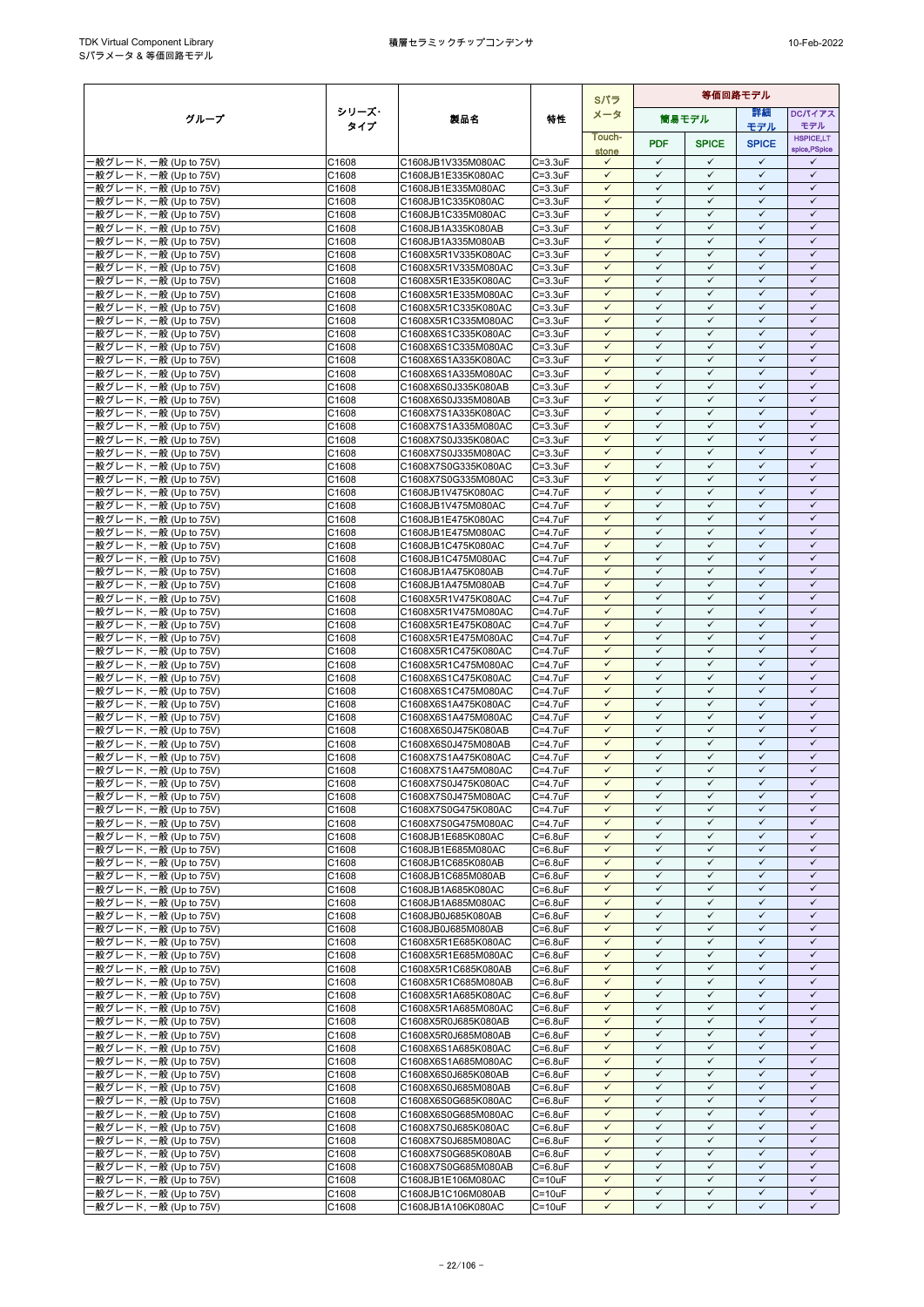| グループ | シリーズ・タイプ | 製品名 | 特性 | Sパラメータ | 等価回路モデル | | | |
|---|---|---|---|---|---|---|---|---|
| | | | | | 簡易モデル | | 詳細モデル | DCバイアスモデル |
| | | | | Touch-stone | PDF | SPICE | SPICE | HSPICE,LTspice,PSpice |
| 一般グレード, 一般 (Up to 75V) | C1608 | C1608JB1V335M080AC | C=3.3uF | ✓ | ✓ | ✓ | ✓ | ✓ |
| 一般グレード, 一般 (Up to 75V) | C1608 | C1608JB1E335K080AC | C=3.3uF | ✓ | ✓ | ✓ | ✓ | ✓ |
| 一般グレード, 一般 (Up to 75V) | C1608 | C1608JB1E335M080AC | C=3.3uF | ✓ | ✓ | ✓ | ✓ | ✓ |
| 一般グレード, 一般 (Up to 75V) | C1608 | C1608JB1C335K080AC | C=3.3uF | ✓ | ✓ | ✓ | ✓ | ✓ |
| 一般グレード, 一般 (Up to 75V) | C1608 | C1608JB1C335M080AC | C=3.3uF | ✓ | ✓ | ✓ | ✓ | ✓ |
| 一般グレード, 一般 (Up to 75V) | C1608 | C1608JB1A335K080AB | C=3.3uF | ✓ | ✓ | ✓ | ✓ | ✓ |
| 一般グレード, 一般 (Up to 75V) | C1608 | C1608JB1A335M080AB | C=3.3uF | ✓ | ✓ | ✓ | ✓ | ✓ |
| 一般グレード, 一般 (Up to 75V) | C1608 | C1608X5R1V335K080AC | C=3.3uF | ✓ | ✓ | ✓ | ✓ | ✓ |
| 一般グレード, 一般 (Up to 75V) | C1608 | C1608X5R1V335M080AC | C=3.3uF | ✓ | ✓ | ✓ | ✓ | ✓ |
| 一般グレード, 一般 (Up to 75V) | C1608 | C1608X5R1E335K080AC | C=3.3uF | ✓ | ✓ | ✓ | ✓ | ✓ |
| 一般グレード, 一般 (Up to 75V) | C1608 | C1608X5R1E335M080AC | C=3.3uF | ✓ | ✓ | ✓ | ✓ | ✓ |
| 一般グレード, 一般 (Up to 75V) | C1608 | C1608X5R1C335K080AC | C=3.3uF | ✓ | ✓ | ✓ | ✓ | ✓ |
| 一般グレード, 一般 (Up to 75V) | C1608 | C1608X5R1C335M080AC | C=3.3uF | ✓ | ✓ | ✓ | ✓ | ✓ |
| 一般グレード, 一般 (Up to 75V) | C1608 | C1608X6S1C335K080AC | C=3.3uF | ✓ | ✓ | ✓ | ✓ | ✓ |
| 一般グレード, 一般 (Up to 75V) | C1608 | C1608X6S1C335M080AC | C=3.3uF | ✓ | ✓ | ✓ | ✓ | ✓ |
| 一般グレード, 一般 (Up to 75V) | C1608 | C1608X6S1A335K080AC | C=3.3uF | ✓ | ✓ | ✓ | ✓ | ✓ |
| 一般グレード, 一般 (Up to 75V) | C1608 | C1608X6S1A335M080AC | C=3.3uF | ✓ | ✓ | ✓ | ✓ | ✓ |
| 一般グレード, 一般 (Up to 75V) | C1608 | C1608X6S0J335K080AB | C=3.3uF | ✓ | ✓ | ✓ | ✓ | ✓ |
| 一般グレード, 一般 (Up to 75V) | C1608 | C1608X6S0J335M080AB | C=3.3uF | ✓ | ✓ | ✓ | ✓ | ✓ |
| 一般グレード, 一般 (Up to 75V) | C1608 | C1608X7S1A335K080AC | C=3.3uF | ✓ | ✓ | ✓ | ✓ | ✓ |
| 一般グレード, 一般 (Up to 75V) | C1608 | C1608X7S1A335M080AC | C=3.3uF | ✓ | ✓ | ✓ | ✓ | ✓ |
| 一般グレード, 一般 (Up to 75V) | C1608 | C1608X7S0J335K080AC | C=3.3uF | ✓ | ✓ | ✓ | ✓ | ✓ |
| 一般グレード, 一般 (Up to 75V) | C1608 | C1608X7S0J335M080AC | C=3.3uF | ✓ | ✓ | ✓ | ✓ | ✓ |
| 一般グレード, 一般 (Up to 75V) | C1608 | C1608X7S0G335K080AC | C=3.3uF | ✓ | ✓ | ✓ | ✓ | ✓ |
| 一般グレード, 一般 (Up to 75V) | C1608 | C1608X7S0G335M080AC | C=3.3uF | ✓ | ✓ | ✓ | ✓ | ✓ |
| 一般グレード, 一般 (Up to 75V) | C1608 | C1608JB1V475K080AC | C=4.7uF | ✓ | ✓ | ✓ | ✓ | ✓ |
| 一般グレード, 一般 (Up to 75V) | C1608 | C1608JB1V475M080AC | C=4.7uF | ✓ | ✓ | ✓ | ✓ | ✓ |
| 一般グレード, 一般 (Up to 75V) | C1608 | C1608JB1E475K080AC | C=4.7uF | ✓ | ✓ | ✓ | ✓ | ✓ |
| 一般グレード, 一般 (Up to 75V) | C1608 | C1608JB1E475M080AC | C=4.7uF | ✓ | ✓ | ✓ | ✓ | ✓ |
| 一般グレード, 一般 (Up to 75V) | C1608 | C1608JB1C475K080AC | C=4.7uF | ✓ | ✓ | ✓ | ✓ | ✓ |
| 一般グレード, 一般 (Up to 75V) | C1608 | C1608JB1C475M080AC | C=4.7uF | ✓ | ✓ | ✓ | ✓ | ✓ |
| 一般グレード, 一般 (Up to 75V) | C1608 | C1608JB1A475K080AB | C=4.7uF | ✓ | ✓ | ✓ | ✓ | ✓ |
| 一般グレード, 一般 (Up to 75V) | C1608 | C1608JB1A475M080AB | C=4.7uF | ✓ | ✓ | ✓ | ✓ | ✓ |
| 一般グレード, 一般 (Up to 75V) | C1608 | C1608X5R1V475K080AC | C=4.7uF | ✓ | ✓ | ✓ | ✓ | ✓ |
| 一般グレード, 一般 (Up to 75V) | C1608 | C1608X5R1V475M080AC | C=4.7uF | ✓ | ✓ | ✓ | ✓ | ✓ |
| 一般グレード, 一般 (Up to 75V) | C1608 | C1608X5R1E475K080AC | C=4.7uF | ✓ | ✓ | ✓ | ✓ | ✓ |
| 一般グレード, 一般 (Up to 75V) | C1608 | C1608X5R1E475M080AC | C=4.7uF | ✓ | ✓ | ✓ | ✓ | ✓ |
| 一般グレード, 一般 (Up to 75V) | C1608 | C1608X5R1C475K080AC | C=4.7uF | ✓ | ✓ | ✓ | ✓ | ✓ |
| 一般グレード, 一般 (Up to 75V) | C1608 | C1608X5R1C475M080AC | C=4.7uF | ✓ | ✓ | ✓ | ✓ | ✓ |
| 一般グレード, 一般 (Up to 75V) | C1608 | C1608X6S1C475K080AC | C=4.7uF | ✓ | ✓ | ✓ | ✓ | ✓ |
| 一般グレード, 一般 (Up to 75V) | C1608 | C1608X6S1C475M080AC | C=4.7uF | ✓ | ✓ | ✓ | ✓ | ✓ |
| 一般グレード, 一般 (Up to 75V) | C1608 | C1608X6S1A475K080AC | C=4.7uF | ✓ | ✓ | ✓ | ✓ | ✓ |
| 一般グレード, 一般 (Up to 75V) | C1608 | C1608X6S1A475M080AC | C=4.7uF | ✓ | ✓ | ✓ | ✓ | ✓ |
| 一般グレード, 一般 (Up to 75V) | C1608 | C1608X6S0J475K080AB | C=4.7uF | ✓ | ✓ | ✓ | ✓ | ✓ |
| 一般グレード, 一般 (Up to 75V) | C1608 | C1608X6S0J475M080AB | C=4.7uF | ✓ | ✓ | ✓ | ✓ | ✓ |
| 一般グレード, 一般 (Up to 75V) | C1608 | C1608X7S1A475K080AC | C=4.7uF | ✓ | ✓ | ✓ | ✓ | ✓ |
| 一般グレード, 一般 (Up to 75V) | C1608 | C1608X7S1A475M080AC | C=4.7uF | ✓ | ✓ | ✓ | ✓ | ✓ |
| 一般グレード, 一般 (Up to 75V) | C1608 | C1608X7S0J475K080AC | C=4.7uF | ✓ | ✓ | ✓ | ✓ | ✓ |
| 一般グレード, 一般 (Up to 75V) | C1608 | C1608X7S0J475M080AC | C=4.7uF | ✓ | ✓ | ✓ | ✓ | ✓ |
| 一般グレード, 一般 (Up to 75V) | C1608 | C1608X7S0G475K080AC | C=4.7uF | ✓ | ✓ | ✓ | ✓ | ✓ |
| 一般グレード, 一般 (Up to 75V) | C1608 | C1608X7S0G475M080AC | C=4.7uF | ✓ | ✓ | ✓ | ✓ | ✓ |
| 一般グレード, 一般 (Up to 75V) | C1608 | C1608JB1E685K080AC | C=6.8uF | ✓ | ✓ | ✓ | ✓ | ✓ |
| 一般グレード, 一般 (Up to 75V) | C1608 | C1608JB1E685M080AC | C=6.8uF | ✓ | ✓ | ✓ | ✓ | ✓ |
| 一般グレード, 一般 (Up to 75V) | C1608 | C1608JB1C685K080AB | C=6.8uF | ✓ | ✓ | ✓ | ✓ | ✓ |
| 一般グレード, 一般 (Up to 75V) | C1608 | C1608JB1C685M080AB | C=6.8uF | ✓ | ✓ | ✓ | ✓ | ✓ |
| 一般グレード, 一般 (Up to 75V) | C1608 | C1608JB1A685K080AC | C=6.8uF | ✓ | ✓ | ✓ | ✓ | ✓ |
| 一般グレード, 一般 (Up to 75V) | C1608 | C1608JB1A685M080AC | C=6.8uF | ✓ | ✓ | ✓ | ✓ | ✓ |
| 一般グレード, 一般 (Up to 75V) | C1608 | C1608JB0J685K080AB | C=6.8uF | ✓ | ✓ | ✓ | ✓ | ✓ |
| 一般グレード, 一般 (Up to 75V) | C1608 | C1608JB0J685M080AB | C=6.8uF | ✓ | ✓ | ✓ | ✓ | ✓ |
| 一般グレード, 一般 (Up to 75V) | C1608 | C1608X5R1E685K080AC | C=6.8uF | ✓ | ✓ | ✓ | ✓ | ✓ |
| 一般グレード, 一般 (Up to 75V) | C1608 | C1608X5R1E685M080AC | C=6.8uF | ✓ | ✓ | ✓ | ✓ | ✓ |
| 一般グレード, 一般 (Up to 75V) | C1608 | C1608X5R1C685K080AB | C=6.8uF | ✓ | ✓ | ✓ | ✓ | ✓ |
| 一般グレード, 一般 (Up to 75V) | C1608 | C1608X5R1C685M080AB | C=6.8uF | ✓ | ✓ | ✓ | ✓ | ✓ |
| 一般グレード, 一般 (Up to 75V) | C1608 | C1608X5R1A685K080AC | C=6.8uF | ✓ | ✓ | ✓ | ✓ | ✓ |
| 一般グレード, 一般 (Up to 75V) | C1608 | C1608X5R1A685M080AC | C=6.8uF | ✓ | ✓ | ✓ | ✓ | ✓ |
| 一般グレード, 一般 (Up to 75V) | C1608 | C1608X5R0J685K080AB | C=6.8uF | ✓ | ✓ | ✓ | ✓ | ✓ |
| 一般グレード, 一般 (Up to 75V) | C1608 | C1608X5R0J685M080AB | C=6.8uF | ✓ | ✓ | ✓ | ✓ | ✓ |
| 一般グレード, 一般 (Up to 75V) | C1608 | C1608X6S1A685K080AC | C=6.8uF | ✓ | ✓ | ✓ | ✓ | ✓ |
| 一般グレード, 一般 (Up to 75V) | C1608 | C1608X6S1A685M080AC | C=6.8uF | ✓ | ✓ | ✓ | ✓ | ✓ |
| 一般グレード, 一般 (Up to 75V) | C1608 | C1608X6S0J685K080AB | C=6.8uF | ✓ | ✓ | ✓ | ✓ | ✓ |
| 一般グレード, 一般 (Up to 75V) | C1608 | C1608X6S0J685M080AB | C=6.8uF | ✓ | ✓ | ✓ | ✓ | ✓ |
| 一般グレード, 一般 (Up to 75V) | C1608 | C1608X6S0G685K080AC | C=6.8uF | ✓ | ✓ | ✓ | ✓ | ✓ |
| 一般グレード, 一般 (Up to 75V) | C1608 | C1608X6S0G685M080AC | C=6.8uF | ✓ | ✓ | ✓ | ✓ | ✓ |
| 一般グレード, 一般 (Up to 75V) | C1608 | C1608X7S0J685K080AC | C=6.8uF | ✓ | ✓ | ✓ | ✓ | ✓ |
| 一般グレード, 一般 (Up to 75V) | C1608 | C1608X7S0J685M080AC | C=6.8uF | ✓ | ✓ | ✓ | ✓ | ✓ |
| 一般グレード, 一般 (Up to 75V) | C1608 | C1608X7S0G685K080AB | C=6.8uF | ✓ | ✓ | ✓ | ✓ | ✓ |
| 一般グレード, 一般 (Up to 75V) | C1608 | C1608X7S0G685M080AB | C=6.8uF | ✓ | ✓ | ✓ | ✓ | ✓ |
| 一般グレード, 一般 (Up to 75V) | C1608 | C1608JB1E106M080AC | C=10uF | ✓ | ✓ | ✓ | ✓ | ✓ |
| 一般グレード, 一般 (Up to 75V) | C1608 | C1608JB1C106M080AB | C=10uF | ✓ | ✓ | ✓ | ✓ | ✓ |
| 一般グレード, 一般 (Up to 75V) | C1608 | C1608JB1A106K080AC | C=10uF | ✓ | ✓ | ✓ | ✓ | ✓ |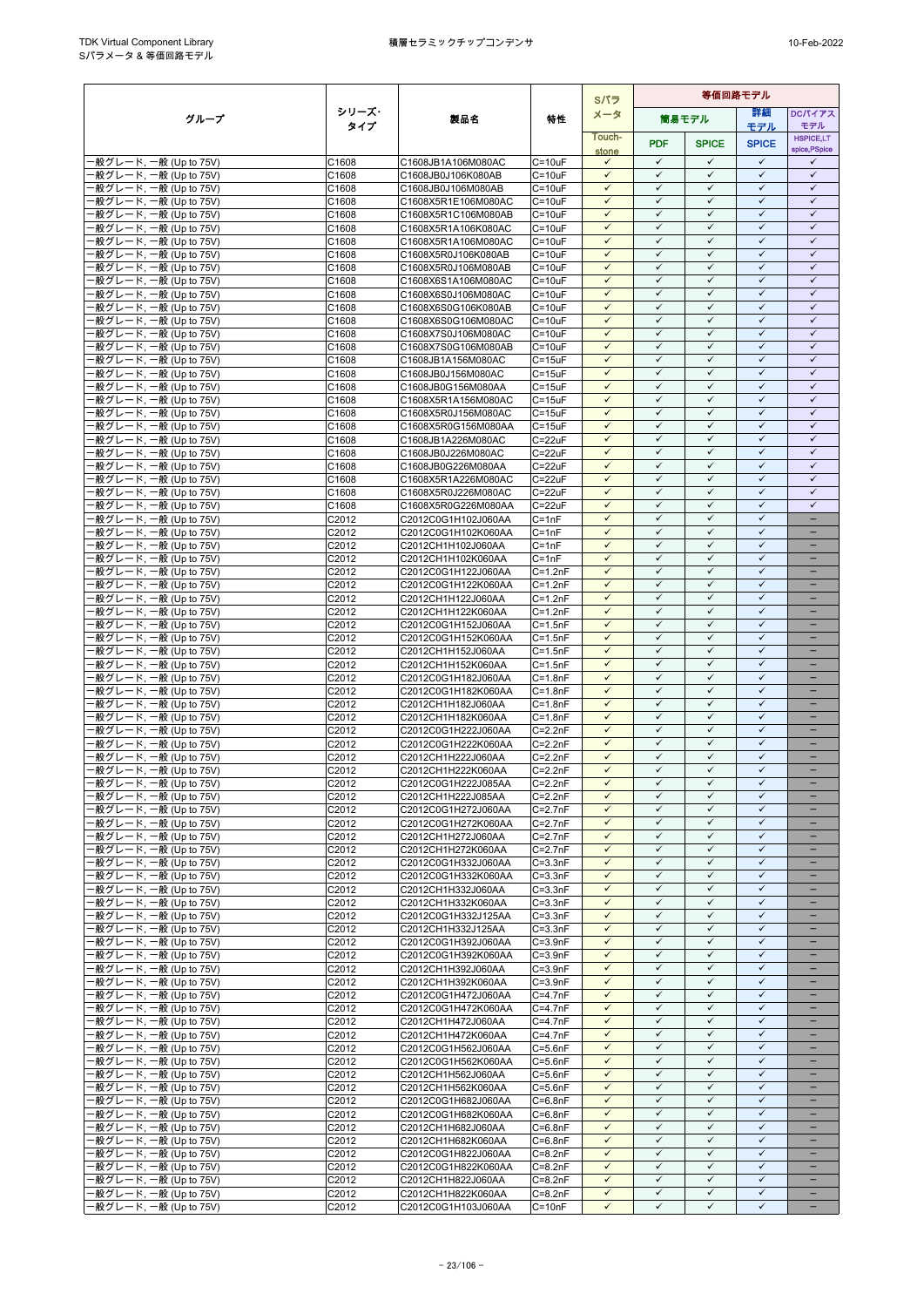| グループ | シリーズ·タイプ | 製品名 | 特性 | Sパラメータ | 等価回路モデル | | | |
|---|---|---|---|---|---|---|---|---|
| | | | | Touch-stone | 簡易モデル PDF | 簡易モデル SPICE | 詳細モデル SPICE | DCバイアスモデル HSPICE,LTspice,PSpice |
| 一般グレード, 一般 (Up to 75V) | C1608 | C1608JB1A106M080AC | C=10uF | ✓ | ✓ | ✓ | ✓ | ✓ |
| 一般グレード, 一般 (Up to 75V) | C1608 | C1608JB0J106K080AB | C=10uF | ✓ | ✓ | ✓ | ✓ | ✓ |
| 一般グレード, 一般 (Up to 75V) | C1608 | C1608JB0J106M080AB | C=10uF | ✓ | ✓ | ✓ | ✓ | ✓ |
| 一般グレード, 一般 (Up to 75V) | C1608 | C1608X5R1E106M080AC | C=10uF | ✓ | ✓ | ✓ | ✓ | ✓ |
| 一般グレード, 一般 (Up to 75V) | C1608 | C1608X5R1C106M080AB | C=10uF | ✓ | ✓ | ✓ | ✓ | ✓ |
| 一般グレード, 一般 (Up to 75V) | C1608 | C1608X5R1A106K080AC | C=10uF | ✓ | ✓ | ✓ | ✓ | ✓ |
| 一般グレード, 一般 (Up to 75V) | C1608 | C1608X5R1A106M080AC | C=10uF | ✓ | ✓ | ✓ | ✓ | ✓ |
| 一般グレード, 一般 (Up to 75V) | C1608 | C1608X5R0J106K080AB | C=10uF | ✓ | ✓ | ✓ | ✓ | ✓ |
| 一般グレード, 一般 (Up to 75V) | C1608 | C1608X5R0J106M080AB | C=10uF | ✓ | ✓ | ✓ | ✓ | ✓ |
| 一般グレード, 一般 (Up to 75V) | C1608 | C1608X6S1A106M080AC | C=10uF | ✓ | ✓ | ✓ | ✓ | ✓ |
| 一般グレード, 一般 (Up to 75V) | C1608 | C1608X6S0J106M080AC | C=10uF | ✓ | ✓ | ✓ | ✓ | ✓ |
| 一般グレード, 一般 (Up to 75V) | C1608 | C1608X6S0G106K080AB | C=10uF | ✓ | ✓ | ✓ | ✓ | ✓ |
| 一般グレード, 一般 (Up to 75V) | C1608 | C1608X6S0G106M080AC | C=10uF | ✓ | ✓ | ✓ | ✓ | ✓ |
| 一般グレード, 一般 (Up to 75V) | C1608 | C1608X7S0J106M080AC | C=10uF | ✓ | ✓ | ✓ | ✓ | ✓ |
| 一般グレード, 一般 (Up to 75V) | C1608 | C1608X7S0G106M080AB | C=10uF | ✓ | ✓ | ✓ | ✓ | ✓ |
| 一般グレード, 一般 (Up to 75V) | C1608 | C1608JB1A156M080AC | C=15uF | ✓ | ✓ | ✓ | ✓ | ✓ |
| 一般グレード, 一般 (Up to 75V) | C1608 | C1608JB0J156M080AC | C=15uF | ✓ | ✓ | ✓ | ✓ | ✓ |
| 一般グレード, 一般 (Up to 75V) | C1608 | C1608JB0G156M080AA | C=15uF | ✓ | ✓ | ✓ | ✓ | ✓ |
| 一般グレード, 一般 (Up to 75V) | C1608 | C1608X5R1A156M080AC | C=15uF | ✓ | ✓ | ✓ | ✓ | ✓ |
| 一般グレード, 一般 (Up to 75V) | C1608 | C1608X5R0J156M080AC | C=15uF | ✓ | ✓ | ✓ | ✓ | ✓ |
| 一般グレード, 一般 (Up to 75V) | C1608 | C1608X5R0G156M080AA | C=15uF | ✓ | ✓ | ✓ | ✓ | ✓ |
| 一般グレード, 一般 (Up to 75V) | C1608 | C1608JB1A226M080AC | C=22uF | ✓ | ✓ | ✓ | ✓ | ✓ |
| 一般グレード, 一般 (Up to 75V) | C1608 | C1608JB0J226M080AC | C=22uF | ✓ | ✓ | ✓ | ✓ | ✓ |
| 一般グレード, 一般 (Up to 75V) | C1608 | C1608JB0G226M080AA | C=22uF | ✓ | ✓ | ✓ | ✓ | ✓ |
| 一般グレード, 一般 (Up to 75V) | C1608 | C1608X5R1A226M080AC | C=22uF | ✓ | ✓ | ✓ | ✓ | ✓ |
| 一般グレード, 一般 (Up to 75V) | C1608 | C1608X5R0J226M080AC | C=22uF | ✓ | ✓ | ✓ | ✓ | ✓ |
| 一般グレード, 一般 (Up to 75V) | C1608 | C1608X5R0G226M080AA | C=22uF | ✓ | ✓ | ✓ | ✓ | ✓ |
| 一般グレード, 一般 (Up to 75V) | C2012 | C2012C0G1H102J060AA | C=1nF | ✓ | ✓ | ✓ | ✓ | – |
| 一般グレード, 一般 (Up to 75V) | C2012 | C2012C0G1H102K060AA | C=1nF | ✓ | ✓ | ✓ | ✓ | – |
| 一般グレード, 一般 (Up to 75V) | C2012 | C2012CH1H102J060AA | C=1nF | ✓ | ✓ | ✓ | ✓ | – |
| 一般グレード, 一般 (Up to 75V) | C2012 | C2012CH1H102K060AA | C=1nF | ✓ | ✓ | ✓ | ✓ | – |
| 一般グレード, 一般 (Up to 75V) | C2012 | C2012C0G1H122J060AA | C=1.2nF | ✓ | ✓ | ✓ | ✓ | – |
| 一般グレード, 一般 (Up to 75V) | C2012 | C2012C0G1H122K060AA | C=1.2nF | ✓ | ✓ | ✓ | ✓ | – |
| 一般グレード, 一般 (Up to 75V) | C2012 | C2012CH1H122J060AA | C=1.2nF | ✓ | ✓ | ✓ | ✓ | – |
| 一般グレード, 一般 (Up to 75V) | C2012 | C2012CH1H122K060AA | C=1.2nF | ✓ | ✓ | ✓ | ✓ | – |
| 一般グレード, 一般 (Up to 75V) | C2012 | C2012C0G1H152J060AA | C=1.5nF | ✓ | ✓ | ✓ | ✓ | – |
| 一般グレード, 一般 (Up to 75V) | C2012 | C2012C0G1H152K060AA | C=1.5nF | ✓ | ✓ | ✓ | ✓ | – |
| 一般グレード, 一般 (Up to 75V) | C2012 | C2012CH1H152J060AA | C=1.5nF | ✓ | ✓ | ✓ | ✓ | – |
| 一般グレード, 一般 (Up to 75V) | C2012 | C2012CH1H152K060AA | C=1.5nF | ✓ | ✓ | ✓ | ✓ | – |
| 一般グレード, 一般 (Up to 75V) | C2012 | C2012C0G1H182J060AA | C=1.8nF | ✓ | ✓ | ✓ | ✓ | – |
| 一般グレード, 一般 (Up to 75V) | C2012 | C2012C0G1H182K060AA | C=1.8nF | ✓ | ✓ | ✓ | ✓ | – |
| 一般グレード, 一般 (Up to 75V) | C2012 | C2012CH1H182J060AA | C=1.8nF | ✓ | ✓ | ✓ | ✓ | – |
| 一般グレード, 一般 (Up to 75V) | C2012 | C2012CH1H182K060AA | C=1.8nF | ✓ | ✓ | ✓ | ✓ | – |
| 一般グレード, 一般 (Up to 75V) | C2012 | C2012C0G1H222J060AA | C=2.2nF | ✓ | ✓ | ✓ | ✓ | – |
| 一般グレード, 一般 (Up to 75V) | C2012 | C2012C0G1H222K060AA | C=2.2nF | ✓ | ✓ | ✓ | ✓ | – |
| 一般グレード, 一般 (Up to 75V) | C2012 | C2012CH1H222J060AA | C=2.2nF | ✓ | ✓ | ✓ | ✓ | – |
| 一般グレード, 一般 (Up to 75V) | C2012 | C2012CH1H222K060AA | C=2.2nF | ✓ | ✓ | ✓ | ✓ | – |
| 一般グレード, 一般 (Up to 75V) | C2012 | C2012C0G1H222J085AA | C=2.2nF | ✓ | ✓ | ✓ | ✓ | – |
| 一般グレード, 一般 (Up to 75V) | C2012 | C2012CH1H222J085AA | C=2.2nF | ✓ | ✓ | ✓ | ✓ | – |
| 一般グレード, 一般 (Up to 75V) | C2012 | C2012C0G1H272J060AA | C=2.7nF | ✓ | ✓ | ✓ | ✓ | – |
| 一般グレード, 一般 (Up to 75V) | C2012 | C2012C0G1H272K060AA | C=2.7nF | ✓ | ✓ | ✓ | ✓ | – |
| 一般グレード, 一般 (Up to 75V) | C2012 | C2012CH1H272J060AA | C=2.7nF | ✓ | ✓ | ✓ | ✓ | – |
| 一般グレード, 一般 (Up to 75V) | C2012 | C2012CH1H272K060AA | C=2.7nF | ✓ | ✓ | ✓ | ✓ | – |
| 一般グレード, 一般 (Up to 75V) | C2012 | C2012C0G1H332J060AA | C=3.3nF | ✓ | ✓ | ✓ | ✓ | – |
| 一般グレード, 一般 (Up to 75V) | C2012 | C2012C0G1H332K060AA | C=3.3nF | ✓ | ✓ | ✓ | ✓ | – |
| 一般グレード, 一般 (Up to 75V) | C2012 | C2012CH1H332J060AA | C=3.3nF | ✓ | ✓ | ✓ | ✓ | – |
| 一般グレード, 一般 (Up to 75V) | C2012 | C2012CH1H332K060AA | C=3.3nF | ✓ | ✓ | ✓ | ✓ | – |
| 一般グレード, 一般 (Up to 75V) | C2012 | C2012C0G1H332J125AA | C=3.3nF | ✓ | ✓ | ✓ | ✓ | – |
| 一般グレード, 一般 (Up to 75V) | C2012 | C2012CH1H332J125AA | C=3.3nF | ✓ | ✓ | ✓ | ✓ | – |
| 一般グレード, 一般 (Up to 75V) | C2012 | C2012C0G1H392J060AA | C=3.9nF | ✓ | ✓ | ✓ | ✓ | – |
| 一般グレード, 一般 (Up to 75V) | C2012 | C2012C0G1H392K060AA | C=3.9nF | ✓ | ✓ | ✓ | ✓ | – |
| 一般グレード, 一般 (Up to 75V) | C2012 | C2012CH1H392J060AA | C=3.9nF | ✓ | ✓ | ✓ | ✓ | – |
| 一般グレード, 一般 (Up to 75V) | C2012 | C2012CH1H392K060AA | C=3.9nF | ✓ | ✓ | ✓ | ✓ | – |
| 一般グレード, 一般 (Up to 75V) | C2012 | C2012C0G1H472J060AA | C=4.7nF | ✓ | ✓ | ✓ | ✓ | – |
| 一般グレード, 一般 (Up to 75V) | C2012 | C2012C0G1H472K060AA | C=4.7nF | ✓ | ✓ | ✓ | ✓ | – |
| 一般グレード, 一般 (Up to 75V) | C2012 | C2012CH1H472J060AA | C=4.7nF | ✓ | ✓ | ✓ | ✓ | – |
| 一般グレード, 一般 (Up to 75V) | C2012 | C2012CH1H472K060AA | C=4.7nF | ✓ | ✓ | ✓ | ✓ | – |
| 一般グレード, 一般 (Up to 75V) | C2012 | C2012C0G1H562J060AA | C=5.6nF | ✓ | ✓ | ✓ | ✓ | – |
| 一般グレード, 一般 (Up to 75V) | C2012 | C2012C0G1H562K060AA | C=5.6nF | ✓ | ✓ | ✓ | ✓ | – |
| 一般グレード, 一般 (Up to 75V) | C2012 | C2012CH1H562J060AA | C=5.6nF | ✓ | ✓ | ✓ | ✓ | – |
| 一般グレード, 一般 (Up to 75V) | C2012 | C2012CH1H562K060AA | C=5.6nF | ✓ | ✓ | ✓ | ✓ | – |
| 一般グレード, 一般 (Up to 75V) | C2012 | C2012C0G1H682J060AA | C=6.8nF | ✓ | ✓ | ✓ | ✓ | – |
| 一般グレード, 一般 (Up to 75V) | C2012 | C2012C0G1H682K060AA | C=6.8nF | ✓ | ✓ | ✓ | ✓ | – |
| 一般グレード, 一般 (Up to 75V) | C2012 | C2012CH1H682J060AA | C=6.8nF | ✓ | ✓ | ✓ | ✓ | – |
| 一般グレード, 一般 (Up to 75V) | C2012 | C2012CH1H682K060AA | C=6.8nF | ✓ | ✓ | ✓ | ✓ | – |
| 一般グレード, 一般 (Up to 75V) | C2012 | C2012C0G1H822J060AA | C=8.2nF | ✓ | ✓ | ✓ | ✓ | – |
| 一般グレード, 一般 (Up to 75V) | C2012 | C2012C0G1H822K060AA | C=8.2nF | ✓ | ✓ | ✓ | ✓ | – |
| 一般グレード, 一般 (Up to 75V) | C2012 | C2012CH1H822J060AA | C=8.2nF | ✓ | ✓ | ✓ | ✓ | – |
| 一般グレード, 一般 (Up to 75V) | C2012 | C2012CH1H822K060AA | C=8.2nF | ✓ | ✓ | ✓ | ✓ | – |
| 一般グレード, 一般 (Up to 75V) | C2012 | C2012C0G1H103J060AA | C=10nF | ✓ | ✓ | ✓ | ✓ | – |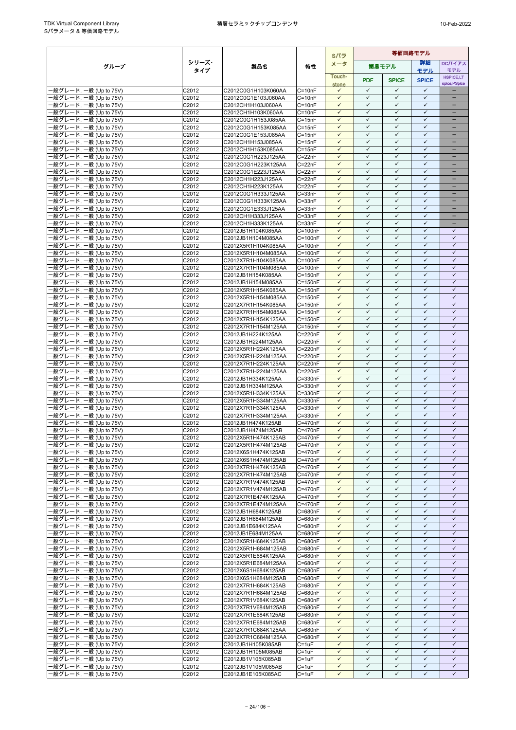| グループ | シリーズ・タイプ | 製品名 | 特性 | Sパラメータ | 等価回路モデル | | | |
|---|---|---|---|---|---|---|---|---|
| | | | | | 簡易モデル | | 詳細モデル | DCバイアスモデル |
| | | | | Touch-stone | PDF | SPICE | SPICE | HSPICE,LTspice,PSpice |
| 一般グレード, 一般 (Up to 75V) | C2012 | C2012C0G1H103K060AA | C=10nF | ✓ | ✓ | ✓ | ✓ | − |
| 一般グレード, 一般 (Up to 75V) | C2012 | C2012C0G1E103J060AA | C=10nF | ✓ | ✓ | ✓ | ✓ | − |
| 一般グレード, 一般 (Up to 75V) | C2012 | C2012CH1H103J060AA | C=10nF | ✓ | ✓ | ✓ | ✓ | − |
| 一般グレード, 一般 (Up to 75V) | C2012 | C2012CH1H103K060AA | C=10nF | ✓ | ✓ | ✓ | ✓ | − |
| 一般グレード, 一般 (Up to 75V) | C2012 | C2012C0G1H153J085AA | C=15nF | ✓ | ✓ | ✓ | ✓ | − |
| 一般グレード, 一般 (Up to 75V) | C2012 | C2012C0G1H153K085AA | C=15nF | ✓ | ✓ | ✓ | ✓ | − |
| 一般グレード, 一般 (Up to 75V) | C2012 | C2012C0G1E153J085AA | C=15nF | ✓ | ✓ | ✓ | ✓ | − |
| 一般グレード, 一般 (Up to 75V) | C2012 | C2012CH1H153J085AA | C=15nF | ✓ | ✓ | ✓ | ✓ | − |
| 一般グレード, 一般 (Up to 75V) | C2012 | C2012CH1H153K085AA | C=15nF | ✓ | ✓ | ✓ | ✓ | − |
| 一般グレード, 一般 (Up to 75V) | C2012 | C2012C0G1H223J125AA | C=22nF | ✓ | ✓ | ✓ | ✓ | − |
| 一般グレード, 一般 (Up to 75V) | C2012 | C2012C0G1H223K125AA | C=22nF | ✓ | ✓ | ✓ | ✓ | − |
| 一般グレード, 一般 (Up to 75V) | C2012 | C2012C0G1E223J125AA | C=22nF | ✓ | ✓ | ✓ | ✓ | − |
| 一般グレード, 一般 (Up to 75V) | C2012 | C2012CH1H223J125AA | C=22nF | ✓ | ✓ | ✓ | ✓ | − |
| 一般グレード, 一般 (Up to 75V) | C2012 | C2012CH1H223K125AA | C=22nF | ✓ | ✓ | ✓ | ✓ | − |
| 一般グレード, 一般 (Up to 75V) | C2012 | C2012C0G1H333J125AA | C=33nF | ✓ | ✓ | ✓ | ✓ | − |
| 一般グレード, 一般 (Up to 75V) | C2012 | C2012C0G1H333K125AA | C=33nF | ✓ | ✓ | ✓ | ✓ | − |
| 一般グレード, 一般 (Up to 75V) | C2012 | C2012C0G1E333J125AA | C=33nF | ✓ | ✓ | ✓ | ✓ | − |
| 一般グレード, 一般 (Up to 75V) | C2012 | C2012CH1H333J125AA | C=33nF | ✓ | ✓ | ✓ | ✓ | − |
| 一般グレード, 一般 (Up to 75V) | C2012 | C2012CH1H333K125AA | C=33nF | ✓ | ✓ | ✓ | ✓ | − |
| 一般グレード, 一般 (Up to 75V) | C2012 | C2012JB1H104K085AA | C=100nF | ✓ | ✓ | ✓ | ✓ | ✓ |
| 一般グレード, 一般 (Up to 75V) | C2012 | C2012JB1H104M085AA | C=100nF | ✓ | ✓ | ✓ | ✓ | ✓ |
| 一般グレード, 一般 (Up to 75V) | C2012 | C2012X5R1H104K085AA | C=100nF | ✓ | ✓ | ✓ | ✓ | ✓ |
| 一般グレード, 一般 (Up to 75V) | C2012 | C2012X5R1H104M085AA | C=100nF | ✓ | ✓ | ✓ | ✓ | ✓ |
| 一般グレード, 一般 (Up to 75V) | C2012 | C2012X7R1H104K085AA | C=100nF | ✓ | ✓ | ✓ | ✓ | ✓ |
| 一般グレード, 一般 (Up to 75V) | C2012 | C2012X7R1H104M085AA | C=100nF | ✓ | ✓ | ✓ | ✓ | ✓ |
| 一般グレード, 一般 (Up to 75V) | C2012 | C2012JB1H154K085AA | C=150nF | ✓ | ✓ | ✓ | ✓ | ✓ |
| 一般グレード, 一般 (Up to 75V) | C2012 | C2012JB1H154M085AA | C=150nF | ✓ | ✓ | ✓ | ✓ | ✓ |
| 一般グレード, 一般 (Up to 75V) | C2012 | C2012X5R1H154K085AA | C=150nF | ✓ | ✓ | ✓ | ✓ | ✓ |
| 一般グレード, 一般 (Up to 75V) | C2012 | C2012X5R1H154M085AA | C=150nF | ✓ | ✓ | ✓ | ✓ | ✓ |
| 一般グレード, 一般 (Up to 75V) | C2012 | C2012X7R1H154K085AA | C=150nF | ✓ | ✓ | ✓ | ✓ | ✓ |
| 一般グレード, 一般 (Up to 75V) | C2012 | C2012X7R1H154M085AA | C=150nF | ✓ | ✓ | ✓ | ✓ | ✓ |
| 一般グレード, 一般 (Up to 75V) | C2012 | C2012X7R1H154K125AA | C=150nF | ✓ | ✓ | ✓ | ✓ | ✓ |
| 一般グレード, 一般 (Up to 75V) | C2012 | C2012X7R1H154M125AA | C=150nF | ✓ | ✓ | ✓ | ✓ | ✓ |
| 一般グレード, 一般 (Up to 75V) | C2012 | C2012JB1H224K125AA | C=220nF | ✓ | ✓ | ✓ | ✓ | ✓ |
| 一般グレード, 一般 (Up to 75V) | C2012 | C2012JB1H224M125AA | C=220nF | ✓ | ✓ | ✓ | ✓ | ✓ |
| 一般グレード, 一般 (Up to 75V) | C2012 | C2012X5R1H224K125AA | C=220nF | ✓ | ✓ | ✓ | ✓ | ✓ |
| 一般グレード, 一般 (Up to 75V) | C2012 | C2012X5R1H224M125AA | C=220nF | ✓ | ✓ | ✓ | ✓ | ✓ |
| 一般グレード, 一般 (Up to 75V) | C2012 | C2012X7R1H224K125AA | C=220nF | ✓ | ✓ | ✓ | ✓ | ✓ |
| 一般グレード, 一般 (Up to 75V) | C2012 | C2012X7R1H224M125AA | C=220nF | ✓ | ✓ | ✓ | ✓ | ✓ |
| 一般グレード, 一般 (Up to 75V) | C2012 | C2012JB1H334K125AA | C=330nF | ✓ | ✓ | ✓ | ✓ | ✓ |
| 一般グレード, 一般 (Up to 75V) | C2012 | C2012JB1H334M125AA | C=330nF | ✓ | ✓ | ✓ | ✓ | ✓ |
| 一般グレード, 一般 (Up to 75V) | C2012 | C2012X5R1H334K125AA | C=330nF | ✓ | ✓ | ✓ | ✓ | ✓ |
| 一般グレード, 一般 (Up to 75V) | C2012 | C2012X5R1H334M125AA | C=330nF | ✓ | ✓ | ✓ | ✓ | ✓ |
| 一般グレード, 一般 (Up to 75V) | C2012 | C2012X7R1H334K125AA | C=330nF | ✓ | ✓ | ✓ | ✓ | ✓ |
| 一般グレード, 一般 (Up to 75V) | C2012 | C2012X7R1H334M125AA | C=330nF | ✓ | ✓ | ✓ | ✓ | ✓ |
| 一般グレード, 一般 (Up to 75V) | C2012 | C2012JB1H474K125AB | C=470nF | ✓ | ✓ | ✓ | ✓ | ✓ |
| 一般グレード, 一般 (Up to 75V) | C2012 | C2012JB1H474M125AB | C=470nF | ✓ | ✓ | ✓ | ✓ | ✓ |
| 一般グレード, 一般 (Up to 75V) | C2012 | C2012X5R1H474K125AB | C=470nF | ✓ | ✓ | ✓ | ✓ | ✓ |
| 一般グレード, 一般 (Up to 75V) | C2012 | C2012X5R1H474M125AB | C=470nF | ✓ | ✓ | ✓ | ✓ | ✓ |
| 一般グレード, 一般 (Up to 75V) | C2012 | C2012X6S1H474K125AB | C=470nF | ✓ | ✓ | ✓ | ✓ | ✓ |
| 一般グレード, 一般 (Up to 75V) | C2012 | C2012X6S1H474M125AB | C=470nF | ✓ | ✓ | ✓ | ✓ | ✓ |
| 一般グレード, 一般 (Up to 75V) | C2012 | C2012X7R1H474K125AB | C=470nF | ✓ | ✓ | ✓ | ✓ | ✓ |
| 一般グレード, 一般 (Up to 75V) | C2012 | C2012X7R1H474M125AB | C=470nF | ✓ | ✓ | ✓ | ✓ | ✓ |
| 一般グレード, 一般 (Up to 75V) | C2012 | C2012X7R1V474K125AB | C=470nF | ✓ | ✓ | ✓ | ✓ | ✓ |
| 一般グレード, 一般 (Up to 75V) | C2012 | C2012X7R1V474M125AB | C=470nF | ✓ | ✓ | ✓ | ✓ | ✓ |
| 一般グレード, 一般 (Up to 75V) | C2012 | C2012X7R1E474K125AA | C=470nF | ✓ | ✓ | ✓ | ✓ | ✓ |
| 一般グレード, 一般 (Up to 75V) | C2012 | C2012X7R1E474M125AA | C=470nF | ✓ | ✓ | ✓ | ✓ | ✓ |
| 一般グレード, 一般 (Up to 75V) | C2012 | C2012JB1H684K125AB | C=680nF | ✓ | ✓ | ✓ | ✓ | ✓ |
| 一般グレード, 一般 (Up to 75V) | C2012 | C2012JB1H684M125AB | C=680nF | ✓ | ✓ | ✓ | ✓ | ✓ |
| 一般グレード, 一般 (Up to 75V) | C2012 | C2012JB1E684K125AA | C=680nF | ✓ | ✓ | ✓ | ✓ | ✓ |
| 一般グレード, 一般 (Up to 75V) | C2012 | C2012JB1E684M125AA | C=680nF | ✓ | ✓ | ✓ | ✓ | ✓ |
| 一般グレード, 一般 (Up to 75V) | C2012 | C2012X5R1H684K125AB | C=680nF | ✓ | ✓ | ✓ | ✓ | ✓ |
| 一般グレード, 一般 (Up to 75V) | C2012 | C2012X5R1H684M125AB | C=680nF | ✓ | ✓ | ✓ | ✓ | ✓ |
| 一般グレード, 一般 (Up to 75V) | C2012 | C2012X5R1E684K125AA | C=680nF | ✓ | ✓ | ✓ | ✓ | ✓ |
| 一般グレード, 一般 (Up to 75V) | C2012 | C2012X5R1E684M125AA | C=680nF | ✓ | ✓ | ✓ | ✓ | ✓ |
| 一般グレード, 一般 (Up to 75V) | C2012 | C2012X6S1H684K125AB | C=680nF | ✓ | ✓ | ✓ | ✓ | ✓ |
| 一般グレード, 一般 (Up to 75V) | C2012 | C2012X6S1H684M125AB | C=680nF | ✓ | ✓ | ✓ | ✓ | ✓ |
| 一般グレード, 一般 (Up to 75V) | C2012 | C2012X7R1H684K125AB | C=680nF | ✓ | ✓ | ✓ | ✓ | ✓ |
| 一般グレード, 一般 (Up to 75V) | C2012 | C2012X7R1H684M125AB | C=680nF | ✓ | ✓ | ✓ | ✓ | ✓ |
| 一般グレード, 一般 (Up to 75V) | C2012 | C2012X7R1V684K125AB | C=680nF | ✓ | ✓ | ✓ | ✓ | ✓ |
| 一般グレード, 一般 (Up to 75V) | C2012 | C2012X7R1V684M125AB | C=680nF | ✓ | ✓ | ✓ | ✓ | ✓ |
| 一般グレード, 一般 (Up to 75V) | C2012 | C2012X7R1E684K125AB | C=680nF | ✓ | ✓ | ✓ | ✓ | ✓ |
| 一般グレード, 一般 (Up to 75V) | C2012 | C2012X7R1E684M125AB | C=680nF | ✓ | ✓ | ✓ | ✓ | ✓ |
| 一般グレード, 一般 (Up to 75V) | C2012 | C2012X7R1C684K125AA | C=680nF | ✓ | ✓ | ✓ | ✓ | ✓ |
| 一般グレード, 一般 (Up to 75V) | C2012 | C2012X7R1C684M125AA | C=680nF | ✓ | ✓ | ✓ | ✓ | ✓ |
| 一般グレード, 一般 (Up to 75V) | C2012 | C2012JB1H105K085AB | C=1uF | ✓ | ✓ | ✓ | ✓ | ✓ |
| 一般グレード, 一般 (Up to 75V) | C2012 | C2012JB1H105M085AB | C=1uF | ✓ | ✓ | ✓ | ✓ | ✓ |
| 一般グレード, 一般 (Up to 75V) | C2012 | C2012JB1V105K085AB | C=1uF | ✓ | ✓ | ✓ | ✓ | ✓ |
| 一般グレード, 一般 (Up to 75V) | C2012 | C2012JB1V105M085AB | C=1uF | ✓ | ✓ | ✓ | ✓ | ✓ |
| 一般グレード, 一般 (Up to 75V) | C2012 | C2012JB1E105K085AC | C=1uF | ✓ | ✓ | ✓ | ✓ | ✓ |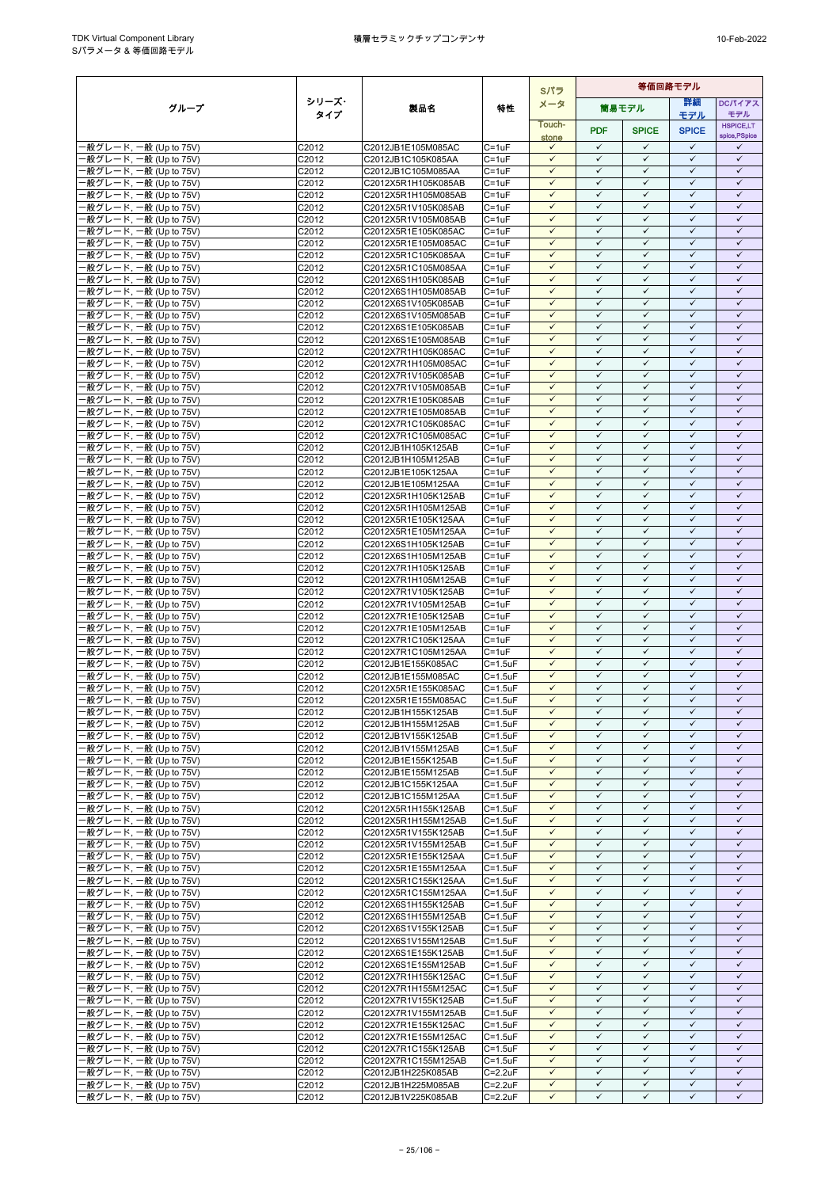| グループ | シリーズ・タイプ | 製品名 | 特性 | Sパラメータ | 等価回路モデル | | | |
|---|---|---|---|---|---|---|---|---|
| | | | | | 簡易モデル | | 詳細モデル | DCバイアスモデル |
| | | | | Touch-stone | PDF | SPICE | SPICE | HSPICE,LTspice,PSpice |
| 一般グレード, 一般 (Up to 75V) | C2012 | C2012JB1E105M085AC | C=1uF | ✓ | ✓ | ✓ | ✓ | ✓ |
| 一般グレード, 一般 (Up to 75V) | C2012 | C2012JB1C105K085AA | C=1uF | ✓ | ✓ | ✓ | ✓ | ✓ |
| 一般グレード, 一般 (Up to 75V) | C2012 | C2012JB1C105M085AA | C=1uF | ✓ | ✓ | ✓ | ✓ | ✓ |
| 一般グレード, 一般 (Up to 75V) | C2012 | C2012X5R1H105K085AB | C=1uF | ✓ | ✓ | ✓ | ✓ | ✓ |
| 一般グレード, 一般 (Up to 75V) | C2012 | C2012X5R1H105M085AB | C=1uF | ✓ | ✓ | ✓ | ✓ | ✓ |
| 一般グレード, 一般 (Up to 75V) | C2012 | C2012X5R1V105K085AB | C=1uF | ✓ | ✓ | ✓ | ✓ | ✓ |
| 一般グレード, 一般 (Up to 75V) | C2012 | C2012X5R1V105M085AB | C=1uF | ✓ | ✓ | ✓ | ✓ | ✓ |
| 一般グレード, 一般 (Up to 75V) | C2012 | C2012X5R1E105K085AC | C=1uF | ✓ | ✓ | ✓ | ✓ | ✓ |
| 一般グレード, 一般 (Up to 75V) | C2012 | C2012X5R1E105M085AC | C=1uF | ✓ | ✓ | ✓ | ✓ | ✓ |
| 一般グレード, 一般 (Up to 75V) | C2012 | C2012X5R1C105K085AA | C=1uF | ✓ | ✓ | ✓ | ✓ | ✓ |
| 一般グレード, 一般 (Up to 75V) | C2012 | C2012X5R1C105M085AA | C=1uF | ✓ | ✓ | ✓ | ✓ | ✓ |
| 一般グレード, 一般 (Up to 75V) | C2012 | C2012X6S1H105K085AB | C=1uF | ✓ | ✓ | ✓ | ✓ | ✓ |
| 一般グレード, 一般 (Up to 75V) | C2012 | C2012X6S1H105M085AB | C=1uF | ✓ | ✓ | ✓ | ✓ | ✓ |
| 一般グレード, 一般 (Up to 75V) | C2012 | C2012X6S1V105K085AB | C=1uF | ✓ | ✓ | ✓ | ✓ | ✓ |
| 一般グレード, 一般 (Up to 75V) | C2012 | C2012X6S1V105M085AB | C=1uF | ✓ | ✓ | ✓ | ✓ | ✓ |
| 一般グレード, 一般 (Up to 75V) | C2012 | C2012X6S1E105K085AB | C=1uF | ✓ | ✓ | ✓ | ✓ | ✓ |
| 一般グレード, 一般 (Up to 75V) | C2012 | C2012X6S1E105M085AB | C=1uF | ✓ | ✓ | ✓ | ✓ | ✓ |
| 一般グレード, 一般 (Up to 75V) | C2012 | C2012X7R1H105K085AC | C=1uF | ✓ | ✓ | ✓ | ✓ | ✓ |
| 一般グレード, 一般 (Up to 75V) | C2012 | C2012X7R1H105M085AC | C=1uF | ✓ | ✓ | ✓ | ✓ | ✓ |
| 一般グレード, 一般 (Up to 75V) | C2012 | C2012X7R1V105K085AB | C=1uF | ✓ | ✓ | ✓ | ✓ | ✓ |
| 一般グレード, 一般 (Up to 75V) | C2012 | C2012X7R1V105M085AB | C=1uF | ✓ | ✓ | ✓ | ✓ | ✓ |
| 一般グレード, 一般 (Up to 75V) | C2012 | C2012X7R1E105K085AB | C=1uF | ✓ | ✓ | ✓ | ✓ | ✓ |
| 一般グレード, 一般 (Up to 75V) | C2012 | C2012X7R1E105M085AB | C=1uF | ✓ | ✓ | ✓ | ✓ | ✓ |
| 一般グレード, 一般 (Up to 75V) | C2012 | C2012X7R1C105K085AC | C=1uF | ✓ | ✓ | ✓ | ✓ | ✓ |
| 一般グレード, 一般 (Up to 75V) | C2012 | C2012X7R1C105M085AC | C=1uF | ✓ | ✓ | ✓ | ✓ | ✓ |
| 一般グレード, 一般 (Up to 75V) | C2012 | C2012JB1H105K125AB | C=1uF | ✓ | ✓ | ✓ | ✓ | ✓ |
| 一般グレード, 一般 (Up to 75V) | C2012 | C2012JB1H105M125AB | C=1uF | ✓ | ✓ | ✓ | ✓ | ✓ |
| 一般グレード, 一般 (Up to 75V) | C2012 | C2012JB1E105K125AA | C=1uF | ✓ | ✓ | ✓ | ✓ | ✓ |
| 一般グレード, 一般 (Up to 75V) | C2012 | C2012JB1E105M125AA | C=1uF | ✓ | ✓ | ✓ | ✓ | ✓ |
| 一般グレード, 一般 (Up to 75V) | C2012 | C2012X5R1H105K125AB | C=1uF | ✓ | ✓ | ✓ | ✓ | ✓ |
| 一般グレード, 一般 (Up to 75V) | C2012 | C2012X5R1H105M125AB | C=1uF | ✓ | ✓ | ✓ | ✓ | ✓ |
| 一般グレード, 一般 (Up to 75V) | C2012 | C2012X5R1E105K125AA | C=1uF | ✓ | ✓ | ✓ | ✓ | ✓ |
| 一般グレード, 一般 (Up to 75V) | C2012 | C2012X5R1E105M125AA | C=1uF | ✓ | ✓ | ✓ | ✓ | ✓ |
| 一般グレード, 一般 (Up to 75V) | C2012 | C2012X6S1H105K125AB | C=1uF | ✓ | ✓ | ✓ | ✓ | ✓ |
| 一般グレード, 一般 (Up to 75V) | C2012 | C2012X6S1H105M125AB | C=1uF | ✓ | ✓ | ✓ | ✓ | ✓ |
| 一般グレード, 一般 (Up to 75V) | C2012 | C2012X7R1H105K125AB | C=1uF | ✓ | ✓ | ✓ | ✓ | ✓ |
| 一般グレード, 一般 (Up to 75V) | C2012 | C2012X7R1H105M125AB | C=1uF | ✓ | ✓ | ✓ | ✓ | ✓ |
| 一般グレード, 一般 (Up to 75V) | C2012 | C2012X7R1V105K125AB | C=1uF | ✓ | ✓ | ✓ | ✓ | ✓ |
| 一般グレード, 一般 (Up to 75V) | C2012 | C2012X7R1V105M125AB | C=1uF | ✓ | ✓ | ✓ | ✓ | ✓ |
| 一般グレード, 一般 (Up to 75V) | C2012 | C2012X7R1E105K125AB | C=1uF | ✓ | ✓ | ✓ | ✓ | ✓ |
| 一般グレード, 一般 (Up to 75V) | C2012 | C2012X7R1E105M125AB | C=1uF | ✓ | ✓ | ✓ | ✓ | ✓ |
| 一般グレード, 一般 (Up to 75V) | C2012 | C2012X7R1C105K125AA | C=1uF | ✓ | ✓ | ✓ | ✓ | ✓ |
| 一般グレード, 一般 (Up to 75V) | C2012 | C2012X7R1C105M125AA | C=1uF | ✓ | ✓ | ✓ | ✓ | ✓ |
| 一般グレード, 一般 (Up to 75V) | C2012 | C2012JB1E155K085AC | C=1.5uF | ✓ | ✓ | ✓ | ✓ | ✓ |
| 一般グレード, 一般 (Up to 75V) | C2012 | C2012JB1E155M085AC | C=1.5uF | ✓ | ✓ | ✓ | ✓ | ✓ |
| 一般グレード, 一般 (Up to 75V) | C2012 | C2012X5R1E155K085AC | C=1.5uF | ✓ | ✓ | ✓ | ✓ | ✓ |
| 一般グレード, 一般 (Up to 75V) | C2012 | C2012X5R1E155M085AC | C=1.5uF | ✓ | ✓ | ✓ | ✓ | ✓ |
| 一般グレード, 一般 (Up to 75V) | C2012 | C2012JB1H155K125AB | C=1.5uF | ✓ | ✓ | ✓ | ✓ | ✓ |
| 一般グレード, 一般 (Up to 75V) | C2012 | C2012JB1H155M125AB | C=1.5uF | ✓ | ✓ | ✓ | ✓ | ✓ |
| 一般グレード, 一般 (Up to 75V) | C2012 | C2012JB1V155K125AB | C=1.5uF | ✓ | ✓ | ✓ | ✓ | ✓ |
| 一般グレード, 一般 (Up to 75V) | C2012 | C2012JB1V155M125AB | C=1.5uF | ✓ | ✓ | ✓ | ✓ | ✓ |
| 一般グレード, 一般 (Up to 75V) | C2012 | C2012JB1E155K125AB | C=1.5uF | ✓ | ✓ | ✓ | ✓ | ✓ |
| 一般グレード, 一般 (Up to 75V) | C2012 | C2012JB1E155M125AB | C=1.5uF | ✓ | ✓ | ✓ | ✓ | ✓ |
| 一般グレード, 一般 (Up to 75V) | C2012 | C2012JB1C155K125AA | C=1.5uF | ✓ | ✓ | ✓ | ✓ | ✓ |
| 一般グレード, 一般 (Up to 75V) | C2012 | C2012JB1C155M125AA | C=1.5uF | ✓ | ✓ | ✓ | ✓ | ✓ |
| 一般グレード, 一般 (Up to 75V) | C2012 | C2012X5R1H155K125AB | C=1.5uF | ✓ | ✓ | ✓ | ✓ | ✓ |
| 一般グレード, 一般 (Up to 75V) | C2012 | C2012X5R1H155M125AB | C=1.5uF | ✓ | ✓ | ✓ | ✓ | ✓ |
| 一般グレード, 一般 (Up to 75V) | C2012 | C2012X5R1V155K125AB | C=1.5uF | ✓ | ✓ | ✓ | ✓ | ✓ |
| 一般グレード, 一般 (Up to 75V) | C2012 | C2012X5R1V155M125AB | C=1.5uF | ✓ | ✓ | ✓ | ✓ | ✓ |
| 一般グレード, 一般 (Up to 75V) | C2012 | C2012X5R1E155K125AA | C=1.5uF | ✓ | ✓ | ✓ | ✓ | ✓ |
| 一般グレード, 一般 (Up to 75V) | C2012 | C2012X5R1E155M125AA | C=1.5uF | ✓ | ✓ | ✓ | ✓ | ✓ |
| 一般グレード, 一般 (Up to 75V) | C2012 | C2012X5R1C155K125AA | C=1.5uF | ✓ | ✓ | ✓ | ✓ | ✓ |
| 一般グレード, 一般 (Up to 75V) | C2012 | C2012X5R1C155M125AA | C=1.5uF | ✓ | ✓ | ✓ | ✓ | ✓ |
| 一般グレード, 一般 (Up to 75V) | C2012 | C2012X6S1H155K125AB | C=1.5uF | ✓ | ✓ | ✓ | ✓ | ✓ |
| 一般グレード, 一般 (Up to 75V) | C2012 | C2012X6S1H155M125AB | C=1.5uF | ✓ | ✓ | ✓ | ✓ | ✓ |
| 一般グレード, 一般 (Up to 75V) | C2012 | C2012X6S1V155K125AB | C=1.5uF | ✓ | ✓ | ✓ | ✓ | ✓ |
| 一般グレード, 一般 (Up to 75V) | C2012 | C2012X6S1V155M125AB | C=1.5uF | ✓ | ✓ | ✓ | ✓ | ✓ |
| 一般グレード, 一般 (Up to 75V) | C2012 | C2012X6S1E155K125AB | C=1.5uF | ✓ | ✓ | ✓ | ✓ | ✓ |
| 一般グレード, 一般 (Up to 75V) | C2012 | C2012X6S1E155M125AB | C=1.5uF | ✓ | ✓ | ✓ | ✓ | ✓ |
| 一般グレード, 一般 (Up to 75V) | C2012 | C2012X7R1H155K125AC | C=1.5uF | ✓ | ✓ | ✓ | ✓ | ✓ |
| 一般グレード, 一般 (Up to 75V) | C2012 | C2012X7R1H155M125AC | C=1.5uF | ✓ | ✓ | ✓ | ✓ | ✓ |
| 一般グレード, 一般 (Up to 75V) | C2012 | C2012X7R1V155K125AB | C=1.5uF | ✓ | ✓ | ✓ | ✓ | ✓ |
| 一般グレード, 一般 (Up to 75V) | C2012 | C2012X7R1V155M125AB | C=1.5uF | ✓ | ✓ | ✓ | ✓ | ✓ |
| 一般グレード, 一般 (Up to 75V) | C2012 | C2012X7R1E155K125AC | C=1.5uF | ✓ | ✓ | ✓ | ✓ | ✓ |
| 一般グレード, 一般 (Up to 75V) | C2012 | C2012X7R1E155M125AC | C=1.5uF | ✓ | ✓ | ✓ | ✓ | ✓ |
| 一般グレード, 一般 (Up to 75V) | C2012 | C2012X7R1C155K125AB | C=1.5uF | ✓ | ✓ | ✓ | ✓ | ✓ |
| 一般グレード, 一般 (Up to 75V) | C2012 | C2012X7R1C155M125AB | C=1.5uF | ✓ | ✓ | ✓ | ✓ | ✓ |
| 一般グレード, 一般 (Up to 75V) | C2012 | C2012JB1H225K085AB | C=2.2uF | ✓ | ✓ | ✓ | ✓ | ✓ |
| 一般グレード, 一般 (Up to 75V) | C2012 | C2012JB1H225M085AB | C=2.2uF | ✓ | ✓ | ✓ | ✓ | ✓ |
| 一般グレード, 一般 (Up to 75V) | C2012 | C2012JB1V225K085AB | C=2.2uF | ✓ | ✓ | ✓ | ✓ | ✓ |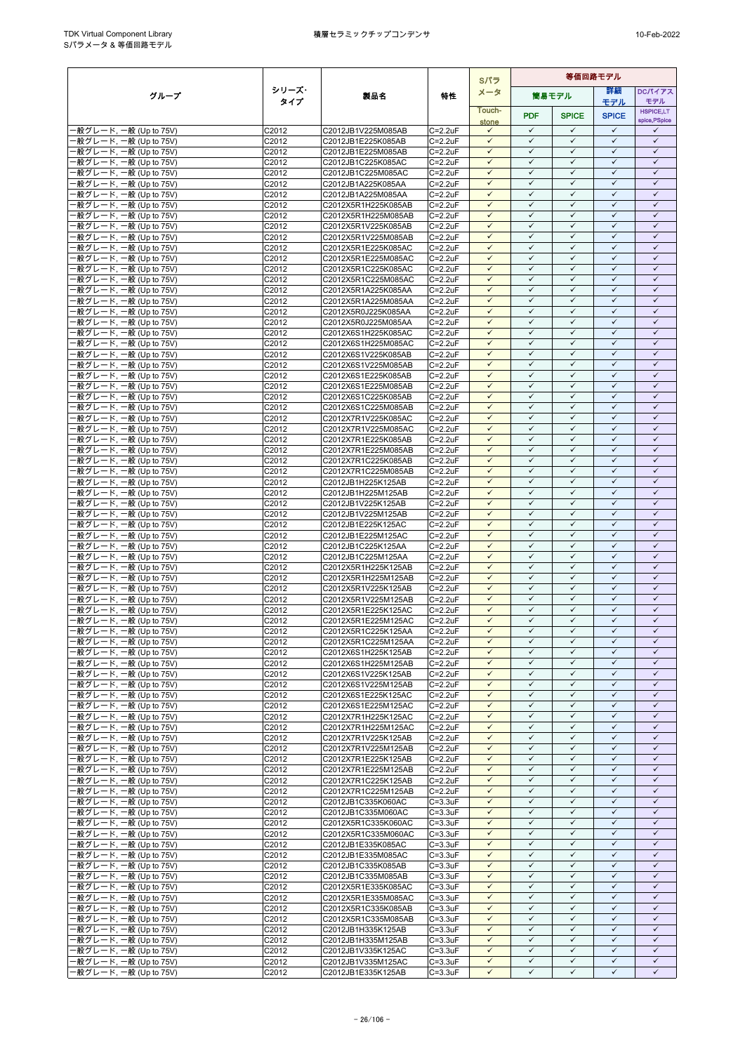| グループ | シリーズ・タイプ | 製品名 | 特性 | Sパラメータ | 等価回路モデル | | | |
|---|---|---|---|---|---|---|---|---|
| | | | | | 簡易モデル | | 詳細モデル | DCバイアスモデル |
| | | | | Touch-stone | PDF | SPICE | SPICE | HSPICE,LTspice,PSpice |
| 一般グレード, 一般 (Up to 75V) | C2012 | C2012JB1V225M085AB | C=2.2uF | ✓ | ✓ | ✓ | ✓ | ✓ |
| 一般グレード, 一般 (Up to 75V) | C2012 | C2012JB1E225K085AB | C=2.2uF | ✓ | ✓ | ✓ | ✓ | ✓ |
| 一般グレード, 一般 (Up to 75V) | C2012 | C2012JB1E225M085AB | C=2.2uF | ✓ | ✓ | ✓ | ✓ | ✓ |
| 一般グレード, 一般 (Up to 75V) | C2012 | C2012JB1C225K085AC | C=2.2uF | ✓ | ✓ | ✓ | ✓ | ✓ |
| 一般グレード, 一般 (Up to 75V) | C2012 | C2012JB1C225M085AC | C=2.2uF | ✓ | ✓ | ✓ | ✓ | ✓ |
| 一般グレード, 一般 (Up to 75V) | C2012 | C2012JB1A225K085AA | C=2.2uF | ✓ | ✓ | ✓ | ✓ | ✓ |
| 一般グレード, 一般 (Up to 75V) | C2012 | C2012JB1A225M085AA | C=2.2uF | ✓ | ✓ | ✓ | ✓ | ✓ |
| 一般グレード, 一般 (Up to 75V) | C2012 | C2012X5R1H225K085AB | C=2.2uF | ✓ | ✓ | ✓ | ✓ | ✓ |
| 一般グレード, 一般 (Up to 75V) | C2012 | C2012X5R1H225M085AB | C=2.2uF | ✓ | ✓ | ✓ | ✓ | ✓ |
| 一般グレード, 一般 (Up to 75V) | C2012 | C2012X5R1V225K085AB | C=2.2uF | ✓ | ✓ | ✓ | ✓ | ✓ |
| 一般グレード, 一般 (Up to 75V) | C2012 | C2012X5R1V225M085AB | C=2.2uF | ✓ | ✓ | ✓ | ✓ | ✓ |
| 一般グレード, 一般 (Up to 75V) | C2012 | C2012X5R1E225K085AC | C=2.2uF | ✓ | ✓ | ✓ | ✓ | ✓ |
| 一般グレード, 一般 (Up to 75V) | C2012 | C2012X5R1E225M085AC | C=2.2uF | ✓ | ✓ | ✓ | ✓ | ✓ |
| 一般グレード, 一般 (Up to 75V) | C2012 | C2012X5R1C225K085AC | C=2.2uF | ✓ | ✓ | ✓ | ✓ | ✓ |
| 一般グレード, 一般 (Up to 75V) | C2012 | C2012X5R1C225M085AC | C=2.2uF | ✓ | ✓ | ✓ | ✓ | ✓ |
| 一般グレード, 一般 (Up to 75V) | C2012 | C2012X5R1A225K085AA | C=2.2uF | ✓ | ✓ | ✓ | ✓ | ✓ |
| 一般グレード, 一般 (Up to 75V) | C2012 | C2012X5R1A225M085AA | C=2.2uF | ✓ | ✓ | ✓ | ✓ | ✓ |
| 一般グレード, 一般 (Up to 75V) | C2012 | C2012X5R0J225K085AA | C=2.2uF | ✓ | ✓ | ✓ | ✓ | ✓ |
| 一般グレード, 一般 (Up to 75V) | C2012 | C2012X5R0J225M085AA | C=2.2uF | ✓ | ✓ | ✓ | ✓ | ✓ |
| 一般グレード, 一般 (Up to 75V) | C2012 | C2012X6S1H225K085AC | C=2.2uF | ✓ | ✓ | ✓ | ✓ | ✓ |
| 一般グレード, 一般 (Up to 75V) | C2012 | C2012X6S1H225M085AC | C=2.2uF | ✓ | ✓ | ✓ | ✓ | ✓ |
| 一般グレード, 一般 (Up to 75V) | C2012 | C2012X6S1V225K085AB | C=2.2uF | ✓ | ✓ | ✓ | ✓ | ✓ |
| 一般グレード, 一般 (Up to 75V) | C2012 | C2012X6S1V225M085AB | C=2.2uF | ✓ | ✓ | ✓ | ✓ | ✓ |
| 一般グレード, 一般 (Up to 75V) | C2012 | C2012X6S1E225K085AB | C=2.2uF | ✓ | ✓ | ✓ | ✓ | ✓ |
| 一般グレード, 一般 (Up to 75V) | C2012 | C2012X6S1E225M085AB | C=2.2uF | ✓ | ✓ | ✓ | ✓ | ✓ |
| 一般グレード, 一般 (Up to 75V) | C2012 | C2012X6S1C225K085AB | C=2.2uF | ✓ | ✓ | ✓ | ✓ | ✓ |
| 一般グレード, 一般 (Up to 75V) | C2012 | C2012X6S1C225M085AB | C=2.2uF | ✓ | ✓ | ✓ | ✓ | ✓ |
| 一般グレード, 一般 (Up to 75V) | C2012 | C2012X7R1V225K085AC | C=2.2uF | ✓ | ✓ | ✓ | ✓ | ✓ |
| 一般グレード, 一般 (Up to 75V) | C2012 | C2012X7R1V225M085AC | C=2.2uF | ✓ | ✓ | ✓ | ✓ | ✓ |
| 一般グレード, 一般 (Up to 75V) | C2012 | C2012X7R1E225K085AB | C=2.2uF | ✓ | ✓ | ✓ | ✓ | ✓ |
| 一般グレード, 一般 (Up to 75V) | C2012 | C2012X7R1E225M085AB | C=2.2uF | ✓ | ✓ | ✓ | ✓ | ✓ |
| 一般グレード, 一般 (Up to 75V) | C2012 | C2012X7R1C225K085AB | C=2.2uF | ✓ | ✓ | ✓ | ✓ | ✓ |
| 一般グレード, 一般 (Up to 75V) | C2012 | C2012X7R1C225M085AB | C=2.2uF | ✓ | ✓ | ✓ | ✓ | ✓ |
| 一般グレード, 一般 (Up to 75V) | C2012 | C2012JB1H225K125AB | C=2.2uF | ✓ | ✓ | ✓ | ✓ | ✓ |
| 一般グレード, 一般 (Up to 75V) | C2012 | C2012JB1H225M125AB | C=2.2uF | ✓ | ✓ | ✓ | ✓ | ✓ |
| 一般グレード, 一般 (Up to 75V) | C2012 | C2012JB1V225K125AB | C=2.2uF | ✓ | ✓ | ✓ | ✓ | ✓ |
| 一般グレード, 一般 (Up to 75V) | C2012 | C2012JB1V225M125AB | C=2.2uF | ✓ | ✓ | ✓ | ✓ | ✓ |
| 一般グレード, 一般 (Up to 75V) | C2012 | C2012JB1E225K125AC | C=2.2uF | ✓ | ✓ | ✓ | ✓ | ✓ |
| 一般グレード, 一般 (Up to 75V) | C2012 | C2012JB1E225M125AC | C=2.2uF | ✓ | ✓ | ✓ | ✓ | ✓ |
| 一般グレード, 一般 (Up to 75V) | C2012 | C2012JB1C225K125AA | C=2.2uF | ✓ | ✓ | ✓ | ✓ | ✓ |
| 一般グレード, 一般 (Up to 75V) | C2012 | C2012JB1C225M125AA | C=2.2uF | ✓ | ✓ | ✓ | ✓ | ✓ |
| 一般グレード, 一般 (Up to 75V) | C2012 | C2012X5R1H225K125AB | C=2.2uF | ✓ | ✓ | ✓ | ✓ | ✓ |
| 一般グレード, 一般 (Up to 75V) | C2012 | C2012X5R1H225M125AB | C=2.2uF | ✓ | ✓ | ✓ | ✓ | ✓ |
| 一般グレード, 一般 (Up to 75V) | C2012 | C2012X5R1V225K125AB | C=2.2uF | ✓ | ✓ | ✓ | ✓ | ✓ |
| 一般グレード, 一般 (Up to 75V) | C2012 | C2012X5R1V225M125AB | C=2.2uF | ✓ | ✓ | ✓ | ✓ | ✓ |
| 一般グレード, 一般 (Up to 75V) | C2012 | C2012X5R1E225K125AC | C=2.2uF | ✓ | ✓ | ✓ | ✓ | ✓ |
| 一般グレード, 一般 (Up to 75V) | C2012 | C2012X5R1E225M125AC | C=2.2uF | ✓ | ✓ | ✓ | ✓ | ✓ |
| 一般グレード, 一般 (Up to 75V) | C2012 | C2012X5R1C225K125AA | C=2.2uF | ✓ | ✓ | ✓ | ✓ | ✓ |
| 一般グレード, 一般 (Up to 75V) | C2012 | C2012X5R1C225M125AA | C=2.2uF | ✓ | ✓ | ✓ | ✓ | ✓ |
| 一般グレード, 一般 (Up to 75V) | C2012 | C2012X6S1H225K125AB | C=2.2uF | ✓ | ✓ | ✓ | ✓ | ✓ |
| 一般グレード, 一般 (Up to 75V) | C2012 | C2012X6S1H225M125AB | C=2.2uF | ✓ | ✓ | ✓ | ✓ | ✓ |
| 一般グレード, 一般 (Up to 75V) | C2012 | C2012X6S1V225K125AB | C=2.2uF | ✓ | ✓ | ✓ | ✓ | ✓ |
| 一般グレード, 一般 (Up to 75V) | C2012 | C2012X6S1V225M125AB | C=2.2uF | ✓ | ✓ | ✓ | ✓ | ✓ |
| 一般グレード, 一般 (Up to 75V) | C2012 | C2012X6S1E225K125AC | C=2.2uF | ✓ | ✓ | ✓ | ✓ | ✓ |
| 一般グレード, 一般 (Up to 75V) | C2012 | C2012X6S1E225M125AC | C=2.2uF | ✓ | ✓ | ✓ | ✓ | ✓ |
| 一般グレード, 一般 (Up to 75V) | C2012 | C2012X7R1H225K125AC | C=2.2uF | ✓ | ✓ | ✓ | ✓ | ✓ |
| 一般グレード, 一般 (Up to 75V) | C2012 | C2012X7R1H225M125AC | C=2.2uF | ✓ | ✓ | ✓ | ✓ | ✓ |
| 一般グレード, 一般 (Up to 75V) | C2012 | C2012X7R1V225K125AB | C=2.2uF | ✓ | ✓ | ✓ | ✓ | ✓ |
| 一般グレード, 一般 (Up to 75V) | C2012 | C2012X7R1V225M125AB | C=2.2uF | ✓ | ✓ | ✓ | ✓ | ✓ |
| 一般グレード, 一般 (Up to 75V) | C2012 | C2012X7R1E225K125AB | C=2.2uF | ✓ | ✓ | ✓ | ✓ | ✓ |
| 一般グレード, 一般 (Up to 75V) | C2012 | C2012X7R1E225M125AB | C=2.2uF | ✓ | ✓ | ✓ | ✓ | ✓ |
| 一般グレード, 一般 (Up to 75V) | C2012 | C2012X7R1C225K125AB | C=2.2uF | ✓ | ✓ | ✓ | ✓ | ✓ |
| 一般グレード, 一般 (Up to 75V) | C2012 | C2012X7R1C225M125AB | C=2.2uF | ✓ | ✓ | ✓ | ✓ | ✓ |
| 一般グレード, 一般 (Up to 75V) | C2012 | C2012JB1C335K060AC | C=3.3uF | ✓ | ✓ | ✓ | ✓ | ✓ |
| 一般グレード, 一般 (Up to 75V) | C2012 | C2012JB1C335M060AC | C=3.3uF | ✓ | ✓ | ✓ | ✓ | ✓ |
| 一般グレード, 一般 (Up to 75V) | C2012 | C2012X5R1C335K060AC | C=3.3uF | ✓ | ✓ | ✓ | ✓ | ✓ |
| 一般グレード, 一般 (Up to 75V) | C2012 | C2012X5R1C335M060AC | C=3.3uF | ✓ | ✓ | ✓ | ✓ | ✓ |
| 一般グレード, 一般 (Up to 75V) | C2012 | C2012JB1E335K085AC | C=3.3uF | ✓ | ✓ | ✓ | ✓ | ✓ |
| 一般グレード, 一般 (Up to 75V) | C2012 | C2012JB1E335M085AC | C=3.3uF | ✓ | ✓ | ✓ | ✓ | ✓ |
| 一般グレード, 一般 (Up to 75V) | C2012 | C2012JB1C335K085AB | C=3.3uF | ✓ | ✓ | ✓ | ✓ | ✓ |
| 一般グレード, 一般 (Up to 75V) | C2012 | C2012JB1C335M085AB | C=3.3uF | ✓ | ✓ | ✓ | ✓ | ✓ |
| 一般グレード, 一般 (Up to 75V) | C2012 | C2012X5R1E335K085AC | C=3.3uF | ✓ | ✓ | ✓ | ✓ | ✓ |
| 一般グレード, 一般 (Up to 75V) | C2012 | C2012X5R1E335M085AC | C=3.3uF | ✓ | ✓ | ✓ | ✓ | ✓ |
| 一般グレード, 一般 (Up to 75V) | C2012 | C2012X5R1C335K085AB | C=3.3uF | ✓ | ✓ | ✓ | ✓ | ✓ |
| 一般グレード, 一般 (Up to 75V) | C2012 | C2012X5R1C335M085AB | C=3.3uF | ✓ | ✓ | ✓ | ✓ | ✓ |
| 一般グレード, 一般 (Up to 75V) | C2012 | C2012JB1H335K125AB | C=3.3uF | ✓ | ✓ | ✓ | ✓ | ✓ |
| 一般グレード, 一般 (Up to 75V) | C2012 | C2012JB1H335M125AB | C=3.3uF | ✓ | ✓ | ✓ | ✓ | ✓ |
| 一般グレード, 一般 (Up to 75V) | C2012 | C2012JB1V335K125AC | C=3.3uF | ✓ | ✓ | ✓ | ✓ | ✓ |
| 一般グレード, 一般 (Up to 75V) | C2012 | C2012JB1V335M125AC | C=3.3uF | ✓ | ✓ | ✓ | ✓ | ✓ |
| 一般グレード, 一般 (Up to 75V) | C2012 | C2012JB1E335K125AB | C=3.3uF | ✓ | ✓ | ✓ | ✓ | ✓ |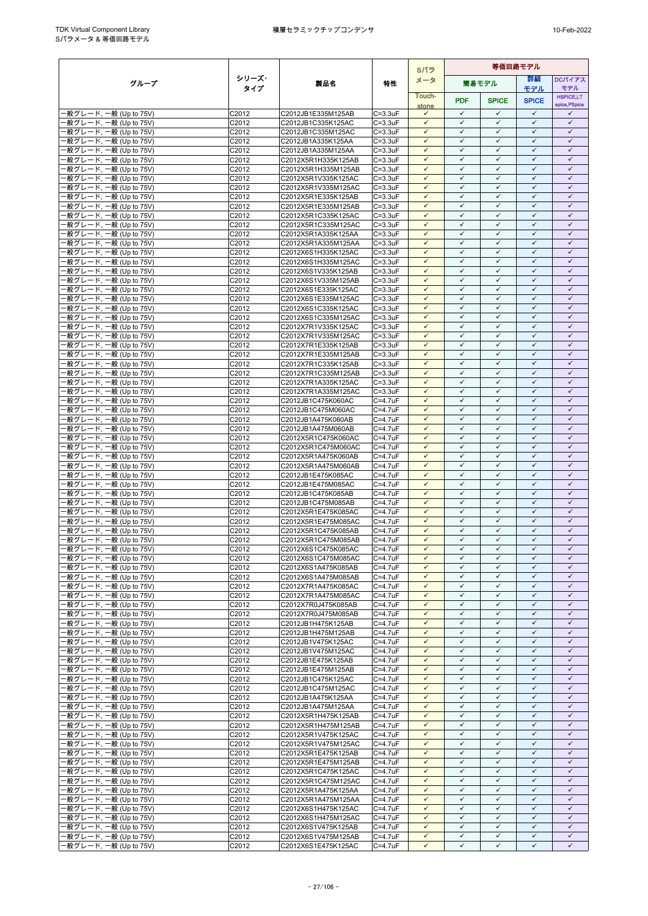| グループ | シリーズ・タイプ | 製品名 | 特性 | Sパラメータ | 等価回路モデル | | | |
|---|---|---|---|---|---|---|---|---|
| | | | | Touch-stone | 簡易モデル PDF | 簡易モデル SPICE | 詳細モデル SPICE | DCバイアスモデル HSPICE,LT spice,PSpice |
| 一般グレード, 一般 (Up to 75V) | C2012 | C2012JB1E335M125AB | C=3.3uF | ✓ | ✓ | ✓ | ✓ | ✓ |
| 一般グレード, 一般 (Up to 75V) | C2012 | C2012JB1C335K125AC | C=3.3uF | ✓ | ✓ | ✓ | ✓ | ✓ |
| 一般グレード, 一般 (Up to 75V) | C2012 | C2012JB1C335M125AC | C=3.3uF | ✓ | ✓ | ✓ | ✓ | ✓ |
| 一般グレード, 一般 (Up to 75V) | C2012 | C2012JB1A335K125AA | C=3.3uF | ✓ | ✓ | ✓ | ✓ | ✓ |
| 一般グレード, 一般 (Up to 75V) | C2012 | C2012JB1A335M125AA | C=3.3uF | ✓ | ✓ | ✓ | ✓ | ✓ |
| 一般グレード, 一般 (Up to 75V) | C2012 | C2012X5R1H335K125AB | C=3.3uF | ✓ | ✓ | ✓ | ✓ | ✓ |
| 一般グレード, 一般 (Up to 75V) | C2012 | C2012X5R1H335M125AB | C=3.3uF | ✓ | ✓ | ✓ | ✓ | ✓ |
| 一般グレード, 一般 (Up to 75V) | C2012 | C2012X5R1V335K125AC | C=3.3uF | ✓ | ✓ | ✓ | ✓ | ✓ |
| 一般グレード, 一般 (Up to 75V) | C2012 | C2012X5R1V335M125AC | C=3.3uF | ✓ | ✓ | ✓ | ✓ | ✓ |
| 一般グレード, 一般 (Up to 75V) | C2012 | C2012X5R1E335K125AB | C=3.3uF | ✓ | ✓ | ✓ | ✓ | ✓ |
| 一般グレード, 一般 (Up to 75V) | C2012 | C2012X5R1E335M125AB | C=3.3uF | ✓ | ✓ | ✓ | ✓ | ✓ |
| 一般グレード, 一般 (Up to 75V) | C2012 | C2012X5R1C335K125AC | C=3.3uF | ✓ | ✓ | ✓ | ✓ | ✓ |
| 一般グレード, 一般 (Up to 75V) | C2012 | C2012X5R1C335M125AC | C=3.3uF | ✓ | ✓ | ✓ | ✓ | ✓ |
| 一般グレード, 一般 (Up to 75V) | C2012 | C2012X5R1A335K125AA | C=3.3uF | ✓ | ✓ | ✓ | ✓ | ✓ |
| 一般グレード, 一般 (Up to 75V) | C2012 | C2012X5R1A335M125AA | C=3.3uF | ✓ | ✓ | ✓ | ✓ | ✓ |
| 一般グレード, 一般 (Up to 75V) | C2012 | C2012X6S1H335K125AC | C=3.3uF | ✓ | ✓ | ✓ | ✓ | ✓ |
| 一般グレード, 一般 (Up to 75V) | C2012 | C2012X6S1H335M125AC | C=3.3uF | ✓ | ✓ | ✓ | ✓ | ✓ |
| 一般グレード, 一般 (Up to 75V) | C2012 | C2012X6S1V335K125AB | C=3.3uF | ✓ | ✓ | ✓ | ✓ | ✓ |
| 一般グレード, 一般 (Up to 75V) | C2012 | C2012X6S1V335M125AB | C=3.3uF | ✓ | ✓ | ✓ | ✓ | ✓ |
| 一般グレード, 一般 (Up to 75V) | C2012 | C2012X6S1E335K125AC | C=3.3uF | ✓ | ✓ | ✓ | ✓ | ✓ |
| 一般グレード, 一般 (Up to 75V) | C2012 | C2012X6S1E335M125AC | C=3.3uF | ✓ | ✓ | ✓ | ✓ | ✓ |
| 一般グレード, 一般 (Up to 75V) | C2012 | C2012X6S1C335K125AC | C=3.3uF | ✓ | ✓ | ✓ | ✓ | ✓ |
| 一般グレード, 一般 (Up to 75V) | C2012 | C2012X6S1C335M125AC | C=3.3uF | ✓ | ✓ | ✓ | ✓ | ✓ |
| 一般グレード, 一般 (Up to 75V) | C2012 | C2012X7R1V335K125AC | C=3.3uF | ✓ | ✓ | ✓ | ✓ | ✓ |
| 一般グレード, 一般 (Up to 75V) | C2012 | C2012X7R1V335M125AC | C=3.3uF | ✓ | ✓ | ✓ | ✓ | ✓ |
| 一般グレード, 一般 (Up to 75V) | C2012 | C2012X7R1E335K125AB | C=3.3uF | ✓ | ✓ | ✓ | ✓ | ✓ |
| 一般グレード, 一般 (Up to 75V) | C2012 | C2012X7R1E335M125AB | C=3.3uF | ✓ | ✓ | ✓ | ✓ | ✓ |
| 一般グレード, 一般 (Up to 75V) | C2012 | C2012X7R1C335K125AB | C=3.3uF | ✓ | ✓ | ✓ | ✓ | ✓ |
| 一般グレード, 一般 (Up to 75V) | C2012 | C2012X7R1C335M125AB | C=3.3uF | ✓ | ✓ | ✓ | ✓ | ✓ |
| 一般グレード, 一般 (Up to 75V) | C2012 | C2012X7R1A335K125AC | C=3.3uF | ✓ | ✓ | ✓ | ✓ | ✓ |
| 一般グレード, 一般 (Up to 75V) | C2012 | C2012X7R1A335M125AC | C=3.3uF | ✓ | ✓ | ✓ | ✓ | ✓ |
| 一般グレード, 一般 (Up to 75V) | C2012 | C2012JB1C475K060AC | C=4.7uF | ✓ | ✓ | ✓ | ✓ | ✓ |
| 一般グレード, 一般 (Up to 75V) | C2012 | C2012JB1C475M060AC | C=4.7uF | ✓ | ✓ | ✓ | ✓ | ✓ |
| 一般グレード, 一般 (Up to 75V) | C2012 | C2012JB1A475K060AB | C=4.7uF | ✓ | ✓ | ✓ | ✓ | ✓ |
| 一般グレード, 一般 (Up to 75V) | C2012 | C2012JB1A475M060AB | C=4.7uF | ✓ | ✓ | ✓ | ✓ | ✓ |
| 一般グレード, 一般 (Up to 75V) | C2012 | C2012X5R1C475K060AC | C=4.7uF | ✓ | ✓ | ✓ | ✓ | ✓ |
| 一般グレード, 一般 (Up to 75V) | C2012 | C2012X5R1C475M060AC | C=4.7uF | ✓ | ✓ | ✓ | ✓ | ✓ |
| 一般グレード, 一般 (Up to 75V) | C2012 | C2012X5R1A475K060AB | C=4.7uF | ✓ | ✓ | ✓ | ✓ | ✓ |
| 一般グレード, 一般 (Up to 75V) | C2012 | C2012X5R1A475M060AB | C=4.7uF | ✓ | ✓ | ✓ | ✓ | ✓ |
| 一般グレード, 一般 (Up to 75V) | C2012 | C2012JB1E475K085AC | C=4.7uF | ✓ | ✓ | ✓ | ✓ | ✓ |
| 一般グレード, 一般 (Up to 75V) | C2012 | C2012JB1E475M085AC | C=4.7uF | ✓ | ✓ | ✓ | ✓ | ✓ |
| 一般グレード, 一般 (Up to 75V) | C2012 | C2012JB1C475K085AB | C=4.7uF | ✓ | ✓ | ✓ | ✓ | ✓ |
| 一般グレード, 一般 (Up to 75V) | C2012 | C2012JB1C475M085AB | C=4.7uF | ✓ | ✓ | ✓ | ✓ | ✓ |
| 一般グレード, 一般 (Up to 75V) | C2012 | C2012X5R1E475K085AC | C=4.7uF | ✓ | ✓ | ✓ | ✓ | ✓ |
| 一般グレード, 一般 (Up to 75V) | C2012 | C2012X5R1E475M085AC | C=4.7uF | ✓ | ✓ | ✓ | ✓ | ✓ |
| 一般グレード, 一般 (Up to 75V) | C2012 | C2012X5R1C475K085AB | C=4.7uF | ✓ | ✓ | ✓ | ✓ | ✓ |
| 一般グレード, 一般 (Up to 75V) | C2012 | C2012X5R1C475M085AB | C=4.7uF | ✓ | ✓ | ✓ | ✓ | ✓ |
| 一般グレード, 一般 (Up to 75V) | C2012 | C2012X6S1C475K085AC | C=4.7uF | ✓ | ✓ | ✓ | ✓ | ✓ |
| 一般グレード, 一般 (Up to 75V) | C2012 | C2012X6S1C475M085AC | C=4.7uF | ✓ | ✓ | ✓ | ✓ | ✓ |
| 一般グレード, 一般 (Up to 75V) | C2012 | C2012X6S1A475K085AB | C=4.7uF | ✓ | ✓ | ✓ | ✓ | ✓ |
| 一般グレード, 一般 (Up to 75V) | C2012 | C2012X6S1A475M085AB | C=4.7uF | ✓ | ✓ | ✓ | ✓ | ✓ |
| 一般グレード, 一般 (Up to 75V) | C2012 | C2012X7R1A475K085AC | C=4.7uF | ✓ | ✓ | ✓ | ✓ | ✓ |
| 一般グレード, 一般 (Up to 75V) | C2012 | C2012X7R1A475M085AC | C=4.7uF | ✓ | ✓ | ✓ | ✓ | ✓ |
| 一般グレード, 一般 (Up to 75V) | C2012 | C2012X7R0J475K085AB | C=4.7uF | ✓ | ✓ | ✓ | ✓ | ✓ |
| 一般グレード, 一般 (Up to 75V) | C2012 | C2012X7R0J475M085AB | C=4.7uF | ✓ | ✓ | ✓ | ✓ | ✓ |
| 一般グレード, 一般 (Up to 75V) | C2012 | C2012JB1H475K125AB | C=4.7uF | ✓ | ✓ | ✓ | ✓ | ✓ |
| 一般グレード, 一般 (Up to 75V) | C2012 | C2012JB1H475M125AB | C=4.7uF | ✓ | ✓ | ✓ | ✓ | ✓ |
| 一般グレード, 一般 (Up to 75V) | C2012 | C2012JB1V475K125AC | C=4.7uF | ✓ | ✓ | ✓ | ✓ | ✓ |
| 一般グレード, 一般 (Up to 75V) | C2012 | C2012JB1V475M125AC | C=4.7uF | ✓ | ✓ | ✓ | ✓ | ✓ |
| 一般グレード, 一般 (Up to 75V) | C2012 | C2012JB1E475K125AB | C=4.7uF | ✓ | ✓ | ✓ | ✓ | ✓ |
| 一般グレード, 一般 (Up to 75V) | C2012 | C2012JB1E475M125AB | C=4.7uF | ✓ | ✓ | ✓ | ✓ | ✓ |
| 一般グレード, 一般 (Up to 75V) | C2012 | C2012JB1C475K125AC | C=4.7uF | ✓ | ✓ | ✓ | ✓ | ✓ |
| 一般グレード, 一般 (Up to 75V) | C2012 | C2012JB1C475M125AC | C=4.7uF | ✓ | ✓ | ✓ | ✓ | ✓ |
| 一般グレード, 一般 (Up to 75V) | C2012 | C2012JB1A475K125AA | C=4.7uF | ✓ | ✓ | ✓ | ✓ | ✓ |
| 一般グレード, 一般 (Up to 75V) | C2012 | C2012JB1A475M125AA | C=4.7uF | ✓ | ✓ | ✓ | ✓ | ✓ |
| 一般グレード, 一般 (Up to 75V) | C2012 | C2012X5R1H475K125AB | C=4.7uF | ✓ | ✓ | ✓ | ✓ | ✓ |
| 一般グレード, 一般 (Up to 75V) | C2012 | C2012X5R1H475M125AB | C=4.7uF | ✓ | ✓ | ✓ | ✓ | ✓ |
| 一般グレード, 一般 (Up to 75V) | C2012 | C2012X5R1V475K125AC | C=4.7uF | ✓ | ✓ | ✓ | ✓ | ✓ |
| 一般グレード, 一般 (Up to 75V) | C2012 | C2012X5R1V475M125AC | C=4.7uF | ✓ | ✓ | ✓ | ✓ | ✓ |
| 一般グレード, 一般 (Up to 75V) | C2012 | C2012X5R1E475K125AB | C=4.7uF | ✓ | ✓ | ✓ | ✓ | ✓ |
| 一般グレード, 一般 (Up to 75V) | C2012 | C2012X5R1E475M125AB | C=4.7uF | ✓ | ✓ | ✓ | ✓ | ✓ |
| 一般グレード, 一般 (Up to 75V) | C2012 | C2012X5R1C475K125AC | C=4.7uF | ✓ | ✓ | ✓ | ✓ | ✓ |
| 一般グレード, 一般 (Up to 75V) | C2012 | C2012X5R1C475M125AC | C=4.7uF | ✓ | ✓ | ✓ | ✓ | ✓ |
| 一般グレード, 一般 (Up to 75V) | C2012 | C2012X5R1A475K125AA | C=4.7uF | ✓ | ✓ | ✓ | ✓ | ✓ |
| 一般グレード, 一般 (Up to 75V) | C2012 | C2012X5R1A475M125AA | C=4.7uF | ✓ | ✓ | ✓ | ✓ | ✓ |
| 一般グレード, 一般 (Up to 75V) | C2012 | C2012X6S1H475K125AC | C=4.7uF | ✓ | ✓ | ✓ | ✓ | ✓ |
| 一般グレード, 一般 (Up to 75V) | C2012 | C2012X6S1H475M125AC | C=4.7uF | ✓ | ✓ | ✓ | ✓ | ✓ |
| 一般グレード, 一般 (Up to 75V) | C2012 | C2012X6S1V475K125AB | C=4.7uF | ✓ | ✓ | ✓ | ✓ | ✓ |
| 一般グレード, 一般 (Up to 75V) | C2012 | C2012X6S1V475M125AB | C=4.7uF | ✓ | ✓ | ✓ | ✓ | ✓ |
| 一般グレード, 一般 (Up to 75V) | C2012 | C2012X6S1E475K125AC | C=4.7uF | ✓ | ✓ | ✓ | ✓ | ✓ |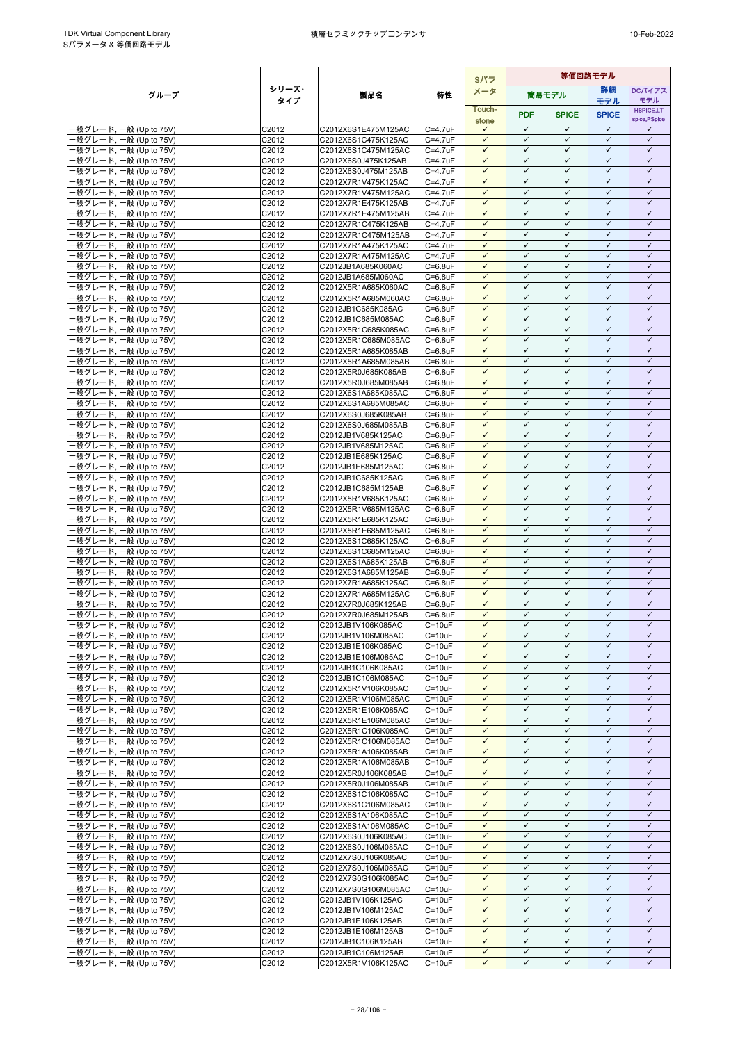| グループ | シリーズ・タイプ | 製品名 | 特性 | Sパラメータ | 等価回路モデル | | | |
|---|---|---|---|---|---|---|---|---|
| | | | | | 簡易モデル | | 詳細モデル | DCバイアスモデル |
| | | | | Touch-stone | PDF | SPICE | SPICE | HSPICE,LT spice,PSpice |
| 一般グレード, 一般 (Up to 75V) | C2012 | C2012X6S1E475M125AC | C=4.7uF | ✓ | ✓ | ✓ | ✓ | ✓ |
| 一般グレード, 一般 (Up to 75V) | C2012 | C2012X6S1C475K125AC | C=4.7uF | ✓ | ✓ | ✓ | ✓ | ✓ |
| 一般グレード, 一般 (Up to 75V) | C2012 | C2012X6S1C475M125AC | C=4.7uF | ✓ | ✓ | ✓ | ✓ | ✓ |
| 一般グレード, 一般 (Up to 75V) | C2012 | C2012X6S0J475K125AB | C=4.7uF | ✓ | ✓ | ✓ | ✓ | ✓ |
| 一般グレード, 一般 (Up to 75V) | C2012 | C2012X6S0J475M125AB | C=4.7uF | ✓ | ✓ | ✓ | ✓ | ✓ |
| 一般グレード, 一般 (Up to 75V) | C2012 | C2012X7R1V475K125AC | C=4.7uF | ✓ | ✓ | ✓ | ✓ | ✓ |
| 一般グレード, 一般 (Up to 75V) | C2012 | C2012X7R1V475M125AC | C=4.7uF | ✓ | ✓ | ✓ | ✓ | ✓ |
| 一般グレード, 一般 (Up to 75V) | C2012 | C2012X7R1E475K125AB | C=4.7uF | ✓ | ✓ | ✓ | ✓ | ✓ |
| 一般グレード, 一般 (Up to 75V) | C2012 | C2012X7R1E475M125AB | C=4.7uF | ✓ | ✓ | ✓ | ✓ | ✓ |
| 一般グレード, 一般 (Up to 75V) | C2012 | C2012X7R1C475K125AB | C=4.7uF | ✓ | ✓ | ✓ | ✓ | ✓ |
| 一般グレード, 一般 (Up to 75V) | C2012 | C2012X7R1C475M125AB | C=4.7uF | ✓ | ✓ | ✓ | ✓ | ✓ |
| 一般グレード, 一般 (Up to 75V) | C2012 | C2012X7R1A475K125AC | C=4.7uF | ✓ | ✓ | ✓ | ✓ | ✓ |
| 一般グレード, 一般 (Up to 75V) | C2012 | C2012X7R1A475M125AC | C=4.7uF | ✓ | ✓ | ✓ | ✓ | ✓ |
| 一般グレード, 一般 (Up to 75V) | C2012 | C2012JB1A685K060AC | C=6.8uF | ✓ | ✓ | ✓ | ✓ | ✓ |
| 一般グレード, 一般 (Up to 75V) | C2012 | C2012JB1A685M060AC | C=6.8uF | ✓ | ✓ | ✓ | ✓ | ✓ |
| 一般グレード, 一般 (Up to 75V) | C2012 | C2012X5R1A685K060AC | C=6.8uF | ✓ | ✓ | ✓ | ✓ | ✓ |
| 一般グレード, 一般 (Up to 75V) | C2012 | C2012X5R1A685M060AC | C=6.8uF | ✓ | ✓ | ✓ | ✓ | ✓ |
| 一般グレード, 一般 (Up to 75V) | C2012 | C2012JB1C685K085AC | C=6.8uF | ✓ | ✓ | ✓ | ✓ | ✓ |
| 一般グレード, 一般 (Up to 75V) | C2012 | C2012JB1C685M085AC | C=6.8uF | ✓ | ✓ | ✓ | ✓ | ✓ |
| 一般グレード, 一般 (Up to 75V) | C2012 | C2012X5R1C685K085AC | C=6.8uF | ✓ | ✓ | ✓ | ✓ | ✓ |
| 一般グレード, 一般 (Up to 75V) | C2012 | C2012X5R1C685M085AC | C=6.8uF | ✓ | ✓ | ✓ | ✓ | ✓ |
| 一般グレード, 一般 (Up to 75V) | C2012 | C2012X5R1A685K085AB | C=6.8uF | ✓ | ✓ | ✓ | ✓ | ✓ |
| 一般グレード, 一般 (Up to 75V) | C2012 | C2012X5R1A685M085AB | C=6.8uF | ✓ | ✓ | ✓ | ✓ | ✓ |
| 一般グレード, 一般 (Up to 75V) | C2012 | C2012X5R0J685K085AB | C=6.8uF | ✓ | ✓ | ✓ | ✓ | ✓ |
| 一般グレード, 一般 (Up to 75V) | C2012 | C2012X5R0J685M085AB | C=6.8uF | ✓ | ✓ | ✓ | ✓ | ✓ |
| 一般グレード, 一般 (Up to 75V) | C2012 | C2012X6S1A685K085AC | C=6.8uF | ✓ | ✓ | ✓ | ✓ | ✓ |
| 一般グレード, 一般 (Up to 75V) | C2012 | C2012X6S1A685M085AC | C=6.8uF | ✓ | ✓ | ✓ | ✓ | ✓ |
| 一般グレード, 一般 (Up to 75V) | C2012 | C2012X6S0J685K085AB | C=6.8uF | ✓ | ✓ | ✓ | ✓ | ✓ |
| 一般グレード, 一般 (Up to 75V) | C2012 | C2012X6S0J685M085AB | C=6.8uF | ✓ | ✓ | ✓ | ✓ | ✓ |
| 一般グレード, 一般 (Up to 75V) | C2012 | C2012JB1V685K125AC | C=6.8uF | ✓ | ✓ | ✓ | ✓ | ✓ |
| 一般グレード, 一般 (Up to 75V) | C2012 | C2012JB1V685M125AC | C=6.8uF | ✓ | ✓ | ✓ | ✓ | ✓ |
| 一般グレード, 一般 (Up to 75V) | C2012 | C2012JB1E685K125AC | C=6.8uF | ✓ | ✓ | ✓ | ✓ | ✓ |
| 一般グレード, 一般 (Up to 75V) | C2012 | C2012JB1E685M125AC | C=6.8uF | ✓ | ✓ | ✓ | ✓ | ✓ |
| 一般グレード, 一般 (Up to 75V) | C2012 | C2012JB1C685K125AC | C=6.8uF | ✓ | ✓ | ✓ | ✓ | ✓ |
| 一般グレード, 一般 (Up to 75V) | C2012 | C2012JB1C685M125AB | C=6.8uF | ✓ | ✓ | ✓ | ✓ | ✓ |
| 一般グレード, 一般 (Up to 75V) | C2012 | C2012X5R1V685K125AC | C=6.8uF | ✓ | ✓ | ✓ | ✓ | ✓ |
| 一般グレード, 一般 (Up to 75V) | C2012 | C2012X5R1V685M125AC | C=6.8uF | ✓ | ✓ | ✓ | ✓ | ✓ |
| 一般グレード, 一般 (Up to 75V) | C2012 | C2012X5R1E685K125AC | C=6.8uF | ✓ | ✓ | ✓ | ✓ | ✓ |
| 一般グレード, 一般 (Up to 75V) | C2012 | C2012X5R1E685M125AC | C=6.8uF | ✓ | ✓ | ✓ | ✓ | ✓ |
| 一般グレード, 一般 (Up to 75V) | C2012 | C2012X6S1C685K125AC | C=6.8uF | ✓ | ✓ | ✓ | ✓ | ✓ |
| 一般グレード, 一般 (Up to 75V) | C2012 | C2012X6S1C685M125AC | C=6.8uF | ✓ | ✓ | ✓ | ✓ | ✓ |
| 一般グレード, 一般 (Up to 75V) | C2012 | C2012X6S1A685K125AB | C=6.8uF | ✓ | ✓ | ✓ | ✓ | ✓ |
| 一般グレード, 一般 (Up to 75V) | C2012 | C2012X6S1A685M125AB | C=6.8uF | ✓ | ✓ | ✓ | ✓ | ✓ |
| 一般グレード, 一般 (Up to 75V) | C2012 | C2012X7R1A685K125AC | C=6.8uF | ✓ | ✓ | ✓ | ✓ | ✓ |
| 一般グレード, 一般 (Up to 75V) | C2012 | C2012X7R1A685M125AC | C=6.8uF | ✓ | ✓ | ✓ | ✓ | ✓ |
| 一般グレード, 一般 (Up to 75V) | C2012 | C2012X7R0J685K125AB | C=6.8uF | ✓ | ✓ | ✓ | ✓ | ✓ |
| 一般グレード, 一般 (Up to 75V) | C2012 | C2012X7R0J685M125AB | C=6.8uF | ✓ | ✓ | ✓ | ✓ | ✓ |
| 一般グレード, 一般 (Up to 75V) | C2012 | C2012JB1V106K085AC | C=10uF | ✓ | ✓ | ✓ | ✓ | ✓ |
| 一般グレード, 一般 (Up to 75V) | C2012 | C2012JB1V106M085AC | C=10uF | ✓ | ✓ | ✓ | ✓ | ✓ |
| 一般グレード, 一般 (Up to 75V) | C2012 | C2012JB1E106K085AC | C=10uF | ✓ | ✓ | ✓ | ✓ | ✓ |
| 一般グレード, 一般 (Up to 75V) | C2012 | C2012JB1E106M085AC | C=10uF | ✓ | ✓ | ✓ | ✓ | ✓ |
| 一般グレード, 一般 (Up to 75V) | C2012 | C2012JB1C106K085AC | C=10uF | ✓ | ✓ | ✓ | ✓ | ✓ |
| 一般グレード, 一般 (Up to 75V) | C2012 | C2012JB1C106M085AC | C=10uF | ✓ | ✓ | ✓ | ✓ | ✓ |
| 一般グレード, 一般 (Up to 75V) | C2012 | C2012X5R1V106K085AC | C=10uF | ✓ | ✓ | ✓ | ✓ | ✓ |
| 一般グレード, 一般 (Up to 75V) | C2012 | C2012X5R1V106M085AC | C=10uF | ✓ | ✓ | ✓ | ✓ | ✓ |
| 一般グレード, 一般 (Up to 75V) | C2012 | C2012X5R1E106K085AC | C=10uF | ✓ | ✓ | ✓ | ✓ | ✓ |
| 一般グレード, 一般 (Up to 75V) | C2012 | C2012X5R1E106M085AC | C=10uF | ✓ | ✓ | ✓ | ✓ | ✓ |
| 一般グレード, 一般 (Up to 75V) | C2012 | C2012X5R1C106K085AC | C=10uF | ✓ | ✓ | ✓ | ✓ | ✓ |
| 一般グレード, 一般 (Up to 75V) | C2012 | C2012X5R1C106M085AC | C=10uF | ✓ | ✓ | ✓ | ✓ | ✓ |
| 一般グレード, 一般 (Up to 75V) | C2012 | C2012X5R1A106K085AB | C=10uF | ✓ | ✓ | ✓ | ✓ | ✓ |
| 一般グレード, 一般 (Up to 75V) | C2012 | C2012X5R1A106M085AB | C=10uF | ✓ | ✓ | ✓ | ✓ | ✓ |
| 一般グレード, 一般 (Up to 75V) | C2012 | C2012X5R0J106K085AB | C=10uF | ✓ | ✓ | ✓ | ✓ | ✓ |
| 一般グレード, 一般 (Up to 75V) | C2012 | C2012X5R0J106M085AB | C=10uF | ✓ | ✓ | ✓ | ✓ | ✓ |
| 一般グレード, 一般 (Up to 75V) | C2012 | C2012X6S1C106K085AC | C=10uF | ✓ | ✓ | ✓ | ✓ | ✓ |
| 一般グレード, 一般 (Up to 75V) | C2012 | C2012X6S1C106M085AC | C=10uF | ✓ | ✓ | ✓ | ✓ | ✓ |
| 一般グレード, 一般 (Up to 75V) | C2012 | C2012X6S1A106K085AC | C=10uF | ✓ | ✓ | ✓ | ✓ | ✓ |
| 一般グレード, 一般 (Up to 75V) | C2012 | C2012X6S1A106M085AC | C=10uF | ✓ | ✓ | ✓ | ✓ | ✓ |
| 一般グレード, 一般 (Up to 75V) | C2012 | C2012X6S0J106K085AC | C=10uF | ✓ | ✓ | ✓ | ✓ | ✓ |
| 一般グレード, 一般 (Up to 75V) | C2012 | C2012X6S0J106M085AC | C=10uF | ✓ | ✓ | ✓ | ✓ | ✓ |
| 一般グレード, 一般 (Up to 75V) | C2012 | C2012X7S0J106K085AC | C=10uF | ✓ | ✓ | ✓ | ✓ | ✓ |
| 一般グレード, 一般 (Up to 75V) | C2012 | C2012X7S0J106M085AC | C=10uF | ✓ | ✓ | ✓ | ✓ | ✓ |
| 一般グレード, 一般 (Up to 75V) | C2012 | C2012X7S0G106K085AC | C=10uF | ✓ | ✓ | ✓ | ✓ | ✓ |
| 一般グレード, 一般 (Up to 75V) | C2012 | C2012X7S0G106M085AC | C=10uF | ✓ | ✓ | ✓ | ✓ | ✓ |
| 一般グレード, 一般 (Up to 75V) | C2012 | C2012JB1V106K125AC | C=10uF | ✓ | ✓ | ✓ | ✓ | ✓ |
| 一般グレード, 一般 (Up to 75V) | C2012 | C2012JB1V106M125AC | C=10uF | ✓ | ✓ | ✓ | ✓ | ✓ |
| 一般グレード, 一般 (Up to 75V) | C2012 | C2012JB1E106K125AB | C=10uF | ✓ | ✓ | ✓ | ✓ | ✓ |
| 一般グレード, 一般 (Up to 75V) | C2012 | C2012JB1E106M125AB | C=10uF | ✓ | ✓ | ✓ | ✓ | ✓ |
| 一般グレード, 一般 (Up to 75V) | C2012 | C2012JB1C106K125AB | C=10uF | ✓ | ✓ | ✓ | ✓ | ✓ |
| 一般グレード, 一般 (Up to 75V) | C2012 | C2012JB1C106M125AB | C=10uF | ✓ | ✓ | ✓ | ✓ | ✓ |
| 一般グレード, 一般 (Up to 75V) | C2012 | C2012X5R1V106K125AC | C=10uF | ✓ | ✓ | ✓ | ✓ | ✓ |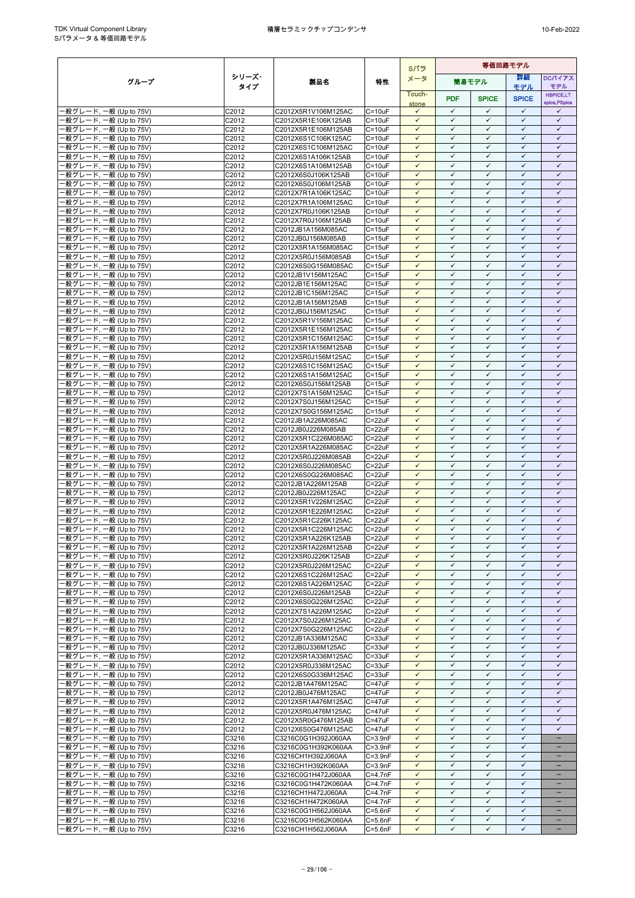| グループ | シリーズ・タイプ | 製品名 | 特性 | Sパラメータ | 等価回路モデル | | | |
|---|---|---|---|---|---|---|---|---|
| | | | | | 簡易モデル | | 詳細モデル | DCバイアスモデル |
| | | | | Touch-stone | PDF | SPICE | SPICE | HSPICE,LT spice,PSpice |
| 一般グレード, 一般 (Up to 75V) | C2012 | C2012X5R1V106M125AC | C=10uF | ✓ | ✓ | ✓ | ✓ | ✓ |
| 一般グレード, 一般 (Up to 75V) | C2012 | C2012X5R1E106K125AB | C=10uF | ✓ | ✓ | ✓ | ✓ | ✓ |
| 一般グレード, 一般 (Up to 75V) | C2012 | C2012X5R1E106M125AB | C=10uF | ✓ | ✓ | ✓ | ✓ | ✓ |
| 一般グレード, 一般 (Up to 75V) | C2012 | C2012X6S1C106K125AC | C=10uF | ✓ | ✓ | ✓ | ✓ | ✓ |
| 一般グレード, 一般 (Up to 75V) | C2012 | C2012X6S1C106M125AC | C=10uF | ✓ | ✓ | ✓ | ✓ | ✓ |
| 一般グレード, 一般 (Up to 75V) | C2012 | C2012X6S1A106K125AB | C=10uF | ✓ | ✓ | ✓ | ✓ | ✓ |
| 一般グレード, 一般 (Up to 75V) | C2012 | C2012X6S1A106M125AB | C=10uF | ✓ | ✓ | ✓ | ✓ | ✓ |
| 一般グレード, 一般 (Up to 75V) | C2012 | C2012X6S0J106K125AB | C=10uF | ✓ | ✓ | ✓ | ✓ | ✓ |
| 一般グレード, 一般 (Up to 75V) | C2012 | C2012X6S0J106M125AB | C=10uF | ✓ | ✓ | ✓ | ✓ | ✓ |
| 一般グレード, 一般 (Up to 75V) | C2012 | C2012X7R1A106K125AC | C=10uF | ✓ | ✓ | ✓ | ✓ | ✓ |
| 一般グレード, 一般 (Up to 75V) | C2012 | C2012X7R1A106M125AC | C=10uF | ✓ | ✓ | ✓ | ✓ | ✓ |
| 一般グレード, 一般 (Up to 75V) | C2012 | C2012X7R0J106K125AB | C=10uF | ✓ | ✓ | ✓ | ✓ | ✓ |
| 一般グレード, 一般 (Up to 75V) | C2012 | C2012X7R0J106M125AB | C=10uF | ✓ | ✓ | ✓ | ✓ | ✓ |
| 一般グレード, 一般 (Up to 75V) | C2012 | C2012JB1A156M085AC | C=15uF | ✓ | ✓ | ✓ | ✓ | ✓ |
| 一般グレード, 一般 (Up to 75V) | C2012 | C2012JB0J156M085AB | C=15uF | ✓ | ✓ | ✓ | ✓ | ✓ |
| 一般グレード, 一般 (Up to 75V) | C2012 | C2012X5R1A156M085AC | C=15uF | ✓ | ✓ | ✓ | ✓ | ✓ |
| 一般グレード, 一般 (Up to 75V) | C2012 | C2012X5R0J156M085AB | C=15uF | ✓ | ✓ | ✓ | ✓ | ✓ |
| 一般グレード, 一般 (Up to 75V) | C2012 | C2012X6S0G156M085AC | C=15uF | ✓ | ✓ | ✓ | ✓ | ✓ |
| 一般グレード, 一般 (Up to 75V) | C2012 | C2012JB1V156M125AC | C=15uF | ✓ | ✓ | ✓ | ✓ | ✓ |
| 一般グレード, 一般 (Up to 75V) | C2012 | C2012JB1E156M125AC | C=15uF | ✓ | ✓ | ✓ | ✓ | ✓ |
| 一般グレード, 一般 (Up to 75V) | C2012 | C2012JB1C156M125AC | C=15uF | ✓ | ✓ | ✓ | ✓ | ✓ |
| 一般グレード, 一般 (Up to 75V) | C2012 | C2012JB1A156M125AB | C=15uF | ✓ | ✓ | ✓ | ✓ | ✓ |
| 一般グレード, 一般 (Up to 75V) | C2012 | C2012JB0J156M125AC | C=15uF | ✓ | ✓ | ✓ | ✓ | ✓ |
| 一般グレード, 一般 (Up to 75V) | C2012 | C2012X5R1V156M125AC | C=15uF | ✓ | ✓ | ✓ | ✓ | ✓ |
| 一般グレード, 一般 (Up to 75V) | C2012 | C2012X5R1E156M125AC | C=15uF | ✓ | ✓ | ✓ | ✓ | ✓ |
| 一般グレード, 一般 (Up to 75V) | C2012 | C2012X5R1C156M125AC | C=15uF | ✓ | ✓ | ✓ | ✓ | ✓ |
| 一般グレード, 一般 (Up to 75V) | C2012 | C2012X5R1A156M125AB | C=15uF | ✓ | ✓ | ✓ | ✓ | ✓ |
| 一般グレード, 一般 (Up to 75V) | C2012 | C2012X5R0J156M125AC | C=15uF | ✓ | ✓ | ✓ | ✓ | ✓ |
| 一般グレード, 一般 (Up to 75V) | C2012 | C2012X6S1C156M125AC | C=15uF | ✓ | ✓ | ✓ | ✓ | ✓ |
| 一般グレード, 一般 (Up to 75V) | C2012 | C2012X6S1A156M125AC | C=15uF | ✓ | ✓ | ✓ | ✓ | ✓ |
| 一般グレード, 一般 (Up to 75V) | C2012 | C2012X6S0J156M125AB | C=15uF | ✓ | ✓ | ✓ | ✓ | ✓ |
| 一般グレード, 一般 (Up to 75V) | C2012 | C2012X7S1A156M125AC | C=15uF | ✓ | ✓ | ✓ | ✓ | ✓ |
| 一般グレード, 一般 (Up to 75V) | C2012 | C2012X7S0J156M125AC | C=15uF | ✓ | ✓ | ✓ | ✓ | ✓ |
| 一般グレード, 一般 (Up to 75V) | C2012 | C2012X7S0G156M125AC | C=15uF | ✓ | ✓ | ✓ | ✓ | ✓ |
| 一般グレード, 一般 (Up to 75V) | C2012 | C2012JB1A226M085AC | C=22uF | ✓ | ✓ | ✓ | ✓ | ✓ |
| 一般グレード, 一般 (Up to 75V) | C2012 | C2012JB0J226M085AB | C=22uF | ✓ | ✓ | ✓ | ✓ | ✓ |
| 一般グレード, 一般 (Up to 75V) | C2012 | C2012X5R1C226M085AC | C=22uF | ✓ | ✓ | ✓ | ✓ | ✓ |
| 一般グレード, 一般 (Up to 75V) | C2012 | C2012X5R1A226M085AC | C=22uF | ✓ | ✓ | ✓ | ✓ | ✓ |
| 一般グレード, 一般 (Up to 75V) | C2012 | C2012X5R0J226M085AB | C=22uF | ✓ | ✓ | ✓ | ✓ | ✓ |
| 一般グレード, 一般 (Up to 75V) | C2012 | C2012X6S0J226M085AC | C=22uF | ✓ | ✓ | ✓ | ✓ | ✓ |
| 一般グレード, 一般 (Up to 75V) | C2012 | C2012X6S0G226M085AC | C=22uF | ✓ | ✓ | ✓ | ✓ | ✓ |
| 一般グレード, 一般 (Up to 75V) | C2012 | C2012JB1A226M125AB | C=22uF | ✓ | ✓ | ✓ | ✓ | ✓ |
| 一般グレード, 一般 (Up to 75V) | C2012 | C2012JB0J226M125AC | C=22uF | ✓ | ✓ | ✓ | ✓ | ✓ |
| 一般グレード, 一般 (Up to 75V) | C2012 | C2012X5R1V226M125AC | C=22uF | ✓ | ✓ | ✓ | ✓ | ✓ |
| 一般グレード, 一般 (Up to 75V) | C2012 | C2012X5R1E226M125AC | C=22uF | ✓ | ✓ | ✓ | ✓ | ✓ |
| 一般グレード, 一般 (Up to 75V) | C2012 | C2012X5R1C226K125AC | C=22uF | ✓ | ✓ | ✓ | ✓ | ✓ |
| 一般グレード, 一般 (Up to 75V) | C2012 | C2012X5R1C226M125AC | C=22uF | ✓ | ✓ | ✓ | ✓ | ✓ |
| 一般グレード, 一般 (Up to 75V) | C2012 | C2012X5R1A226K125AB | C=22uF | ✓ | ✓ | ✓ | ✓ | ✓ |
| 一般グレード, 一般 (Up to 75V) | C2012 | C2012X5R1A226M125AB | C=22uF | ✓ | ✓ | ✓ | ✓ | ✓ |
| 一般グレード, 一般 (Up to 75V) | C2012 | C2012X5R0J226K125AB | C=22uF | ✓ | ✓ | ✓ | ✓ | ✓ |
| 一般グレード, 一般 (Up to 75V) | C2012 | C2012X5R0J226M125AC | C=22uF | ✓ | ✓ | ✓ | ✓ | ✓ |
| 一般グレード, 一般 (Up to 75V) | C2012 | C2012X6S1C226M125AC | C=22uF | ✓ | ✓ | ✓ | ✓ | ✓ |
| 一般グレード, 一般 (Up to 75V) | C2012 | C2012X6S1A226M125AC | C=22uF | ✓ | ✓ | ✓ | ✓ | ✓ |
| 一般グレード, 一般 (Up to 75V) | C2012 | C2012X6S0J226M125AB | C=22uF | ✓ | ✓ | ✓ | ✓ | ✓ |
| 一般グレード, 一般 (Up to 75V) | C2012 | C2012X6S0G226M125AC | C=22uF | ✓ | ✓ | ✓ | ✓ | ✓ |
| 一般グレード, 一般 (Up to 75V) | C2012 | C2012X7S1A226M125AC | C=22uF | ✓ | ✓ | ✓ | ✓ | ✓ |
| 一般グレード, 一般 (Up to 75V) | C2012 | C2012X7S0J226M125AC | C=22uF | ✓ | ✓ | ✓ | ✓ | ✓ |
| 一般グレード, 一般 (Up to 75V) | C2012 | C2012X7S0G226M125AC | C=22uF | ✓ | ✓ | ✓ | ✓ | ✓ |
| 一般グレード, 一般 (Up to 75V) | C2012 | C2012JB1A336M125AC | C=33uF | ✓ | ✓ | ✓ | ✓ | ✓ |
| 一般グレード, 一般 (Up to 75V) | C2012 | C2012JB0J336M125AC | C=33uF | ✓ | ✓ | ✓ | ✓ | ✓ |
| 一般グレード, 一般 (Up to 75V) | C2012 | C2012X5R1A336M125AC | C=33uF | ✓ | ✓ | ✓ | ✓ | ✓ |
| 一般グレード, 一般 (Up to 75V) | C2012 | C2012X5R0J336M125AC | C=33uF | ✓ | ✓ | ✓ | ✓ | ✓ |
| 一般グレード, 一般 (Up to 75V) | C2012 | C2012X6S0G336M125AC | C=33uF | ✓ | ✓ | ✓ | ✓ | ✓ |
| 一般グレード, 一般 (Up to 75V) | C2012 | C2012JB1A476M125AC | C=47uF | ✓ | ✓ | ✓ | ✓ | ✓ |
| 一般グレード, 一般 (Up to 75V) | C2012 | C2012JB0J476M125AC | C=47uF | ✓ | ✓ | ✓ | ✓ | ✓ |
| 一般グレード, 一般 (Up to 75V) | C2012 | C2012X5R1A476M125AC | C=47uF | ✓ | ✓ | ✓ | ✓ | ✓ |
| 一般グレード, 一般 (Up to 75V) | C2012 | C2012X5R0J476M125AC | C=47uF | ✓ | ✓ | ✓ | ✓ | ✓ |
| 一般グレード, 一般 (Up to 75V) | C2012 | C2012X5R0G476M125AB | C=47uF | ✓ | ✓ | ✓ | ✓ | ✓ |
| 一般グレード, 一般 (Up to 75V) | C2012 | C2012X6S0G476M125AC | C=47uF | ✓ | ✓ | ✓ | ✓ | ✓ |
| 一般グレード, 一般 (Up to 75V) | C3216 | C3216C0G1H392J060AA | C=3.9nF | ✓ | ✓ | ✓ | ✓ | – |
| 一般グレード, 一般 (Up to 75V) | C3216 | C3216C0G1H392K060AA | C=3.9nF | ✓ | ✓ | ✓ | ✓ | – |
| 一般グレード, 一般 (Up to 75V) | C3216 | C3216CH1H392J060AA | C=3.9nF | ✓ | ✓ | ✓ | ✓ | – |
| 一般グレード, 一般 (Up to 75V) | C3216 | C3216CH1H392K060AA | C=3.9nF | ✓ | ✓ | ✓ | ✓ | – |
| 一般グレード, 一般 (Up to 75V) | C3216 | C3216C0G1H472J060AA | C=4.7nF | ✓ | ✓ | ✓ | ✓ | – |
| 一般グレード, 一般 (Up to 75V) | C3216 | C3216C0G1H472K060AA | C=4.7nF | ✓ | ✓ | ✓ | ✓ | – |
| 一般グレード, 一般 (Up to 75V) | C3216 | C3216CH1H472J060AA | C=4.7nF | ✓ | ✓ | ✓ | ✓ | – |
| 一般グレード, 一般 (Up to 75V) | C3216 | C3216CH1H472K060AA | C=4.7nF | ✓ | ✓ | ✓ | ✓ | – |
| 一般グレード, 一般 (Up to 75V) | C3216 | C3216C0G1H562J060AA | C=5.6nF | ✓ | ✓ | ✓ | ✓ | – |
| 一般グレード, 一般 (Up to 75V) | C3216 | C3216C0G1H562K060AA | C=5.6nF | ✓ | ✓ | ✓ | ✓ | – |
| 一般グレード, 一般 (Up to 75V) | C3216 | C3216CH1H562J060AA | C=5.6nF | ✓ | ✓ | ✓ | ✓ | – |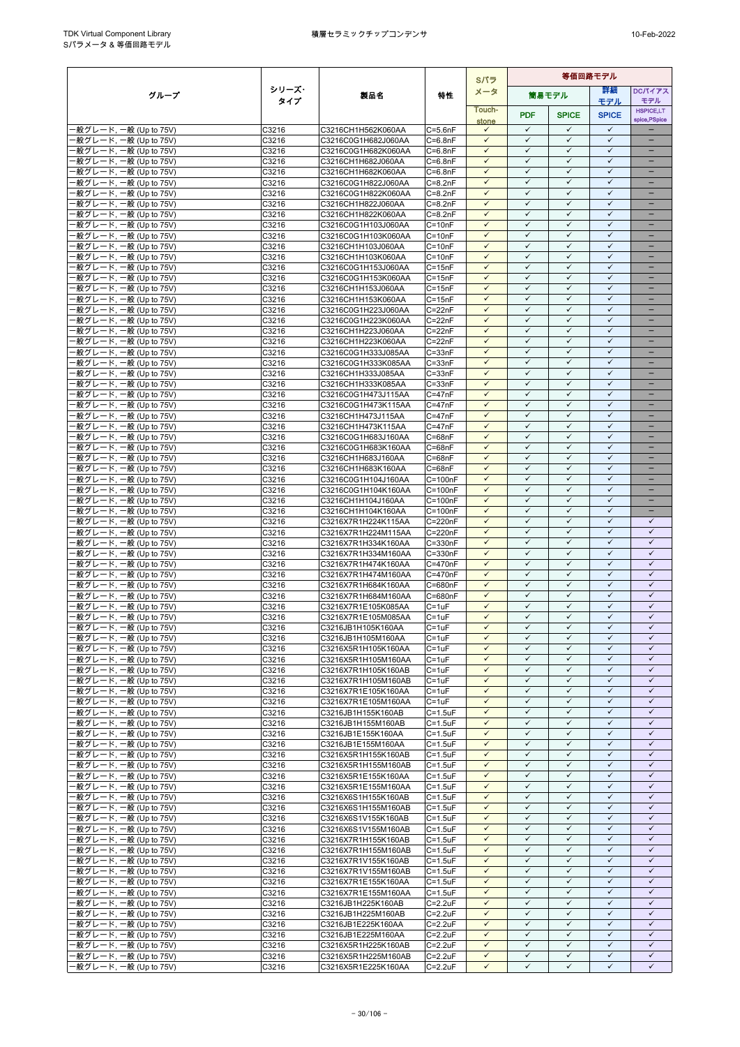| グループ | シリーズ･タイプ | 製品名 | 特性 | Sパラメータ | 等価回路モデル | | | |
|---|---|---|---|---|---|---|---|---|
| | | | | | 簡易モデル | | 詳細モデル | DCバイアスモデル |
| | | | | Touch-stone | PDF | SPICE | SPICE | HSPICE,LTspice,PSpice |
| 一般グレード, 一般 (Up to 75V) | C3216 | C3216CH1H562K060AA | C=5.6nF | ✓ | ✓ | ✓ | ✓ | － |
| 一般グレード, 一般 (Up to 75V) | C3216 | C3216C0G1H682J060AA | C=6.8nF | ✓ | ✓ | ✓ | ✓ | － |
| 一般グレード, 一般 (Up to 75V) | C3216 | C3216C0G1H682K060AA | C=6.8nF | ✓ | ✓ | ✓ | ✓ | － |
| 一般グレード, 一般 (Up to 75V) | C3216 | C3216CH1H682J060AA | C=6.8nF | ✓ | ✓ | ✓ | ✓ | － |
| 一般グレード, 一般 (Up to 75V) | C3216 | C3216CH1H682K060AA | C=6.8nF | ✓ | ✓ | ✓ | ✓ | － |
| 一般グレード, 一般 (Up to 75V) | C3216 | C3216C0G1H822J060AA | C=8.2nF | ✓ | ✓ | ✓ | ✓ | － |
| 一般グレード, 一般 (Up to 75V) | C3216 | C3216C0G1H822K060AA | C=8.2nF | ✓ | ✓ | ✓ | ✓ | － |
| 一般グレード, 一般 (Up to 75V) | C3216 | C3216CH1H822J060AA | C=8.2nF | ✓ | ✓ | ✓ | ✓ | － |
| 一般グレード, 一般 (Up to 75V) | C3216 | C3216CH1H822K060AA | C=8.2nF | ✓ | ✓ | ✓ | ✓ | － |
| 一般グレード, 一般 (Up to 75V) | C3216 | C3216C0G1H103J060AA | C=10nF | ✓ | ✓ | ✓ | ✓ | － |
| 一般グレード, 一般 (Up to 75V) | C3216 | C3216C0G1H103K060AA | C=10nF | ✓ | ✓ | ✓ | ✓ | － |
| 一般グレード, 一般 (Up to 75V) | C3216 | C3216CH1H103J060AA | C=10nF | ✓ | ✓ | ✓ | ✓ | － |
| 一般グレード, 一般 (Up to 75V) | C3216 | C3216CH1H103K060AA | C=10nF | ✓ | ✓ | ✓ | ✓ | － |
| 一般グレード, 一般 (Up to 75V) | C3216 | C3216C0G1H153J060AA | C=15nF | ✓ | ✓ | ✓ | ✓ | － |
| 一般グレード, 一般 (Up to 75V) | C3216 | C3216C0G1H153K060AA | C=15nF | ✓ | ✓ | ✓ | ✓ | － |
| 一般グレード, 一般 (Up to 75V) | C3216 | C3216CH1H153J060AA | C=15nF | ✓ | ✓ | ✓ | ✓ | － |
| 一般グレード, 一般 (Up to 75V) | C3216 | C3216CH1H153K060AA | C=15nF | ✓ | ✓ | ✓ | ✓ | － |
| 一般グレード, 一般 (Up to 75V) | C3216 | C3216C0G1H223J060AA | C=22nF | ✓ | ✓ | ✓ | ✓ | － |
| 一般グレード, 一般 (Up to 75V) | C3216 | C3216C0G1H223K060AA | C=22nF | ✓ | ✓ | ✓ | ✓ | － |
| 一般グレード, 一般 (Up to 75V) | C3216 | C3216CH1H223J060AA | C=22nF | ✓ | ✓ | ✓ | ✓ | － |
| 一般グレード, 一般 (Up to 75V) | C3216 | C3216CH1H223K060AA | C=22nF | ✓ | ✓ | ✓ | ✓ | － |
| 一般グレード, 一般 (Up to 75V) | C3216 | C3216C0G1H333J085AA | C=33nF | ✓ | ✓ | ✓ | ✓ | － |
| 一般グレード, 一般 (Up to 75V) | C3216 | C3216C0G1H333K085AA | C=33nF | ✓ | ✓ | ✓ | ✓ | － |
| 一般グレード, 一般 (Up to 75V) | C3216 | C3216CH1H333J085AA | C=33nF | ✓ | ✓ | ✓ | ✓ | － |
| 一般グレード, 一般 (Up to 75V) | C3216 | C3216CH1H333K085AA | C=33nF | ✓ | ✓ | ✓ | ✓ | － |
| 一般グレード, 一般 (Up to 75V) | C3216 | C3216C0G1H473J115AA | C=47nF | ✓ | ✓ | ✓ | ✓ | － |
| 一般グレード, 一般 (Up to 75V) | C3216 | C3216C0G1H473K115AA | C=47nF | ✓ | ✓ | ✓ | ✓ | － |
| 一般グレード, 一般 (Up to 75V) | C3216 | C3216CH1H473J115AA | C=47nF | ✓ | ✓ | ✓ | ✓ | － |
| 一般グレード, 一般 (Up to 75V) | C3216 | C3216CH1H473K115AA | C=47nF | ✓ | ✓ | ✓ | ✓ | － |
| 一般グレード, 一般 (Up to 75V) | C3216 | C3216C0G1H683J160AA | C=68nF | ✓ | ✓ | ✓ | ✓ | － |
| 一般グレード, 一般 (Up to 75V) | C3216 | C3216C0G1H683K160AA | C=68nF | ✓ | ✓ | ✓ | ✓ | － |
| 一般グレード, 一般 (Up to 75V) | C3216 | C3216CH1H683J160AA | C=68nF | ✓ | ✓ | ✓ | ✓ | － |
| 一般グレード, 一般 (Up to 75V) | C3216 | C3216CH1H683K160AA | C=68nF | ✓ | ✓ | ✓ | ✓ | － |
| 一般グレード, 一般 (Up to 75V) | C3216 | C3216C0G1H104J160AA | C=100nF | ✓ | ✓ | ✓ | ✓ | － |
| 一般グレード, 一般 (Up to 75V) | C3216 | C3216C0G1H104K160AA | C=100nF | ✓ | ✓ | ✓ | ✓ | － |
| 一般グレード, 一般 (Up to 75V) | C3216 | C3216CH1H104J160AA | C=100nF | ✓ | ✓ | ✓ | ✓ | － |
| 一般グレード, 一般 (Up to 75V) | C3216 | C3216CH1H104K160AA | C=100nF | ✓ | ✓ | ✓ | ✓ | － |
| 一般グレード, 一般 (Up to 75V) | C3216 | C3216X7R1H224K115AA | C=220nF | ✓ | ✓ | ✓ | ✓ | ✓ |
| 一般グレード, 一般 (Up to 75V) | C3216 | C3216X7R1H224M115AA | C=220nF | ✓ | ✓ | ✓ | ✓ | ✓ |
| 一般グレード, 一般 (Up to 75V) | C3216 | C3216X7R1H334K160AA | C=330nF | ✓ | ✓ | ✓ | ✓ | ✓ |
| 一般グレード, 一般 (Up to 75V) | C3216 | C3216X7R1H334M160AA | C=330nF | ✓ | ✓ | ✓ | ✓ | ✓ |
| 一般グレード, 一般 (Up to 75V) | C3216 | C3216X7R1H474K160AA | C=470nF | ✓ | ✓ | ✓ | ✓ | ✓ |
| 一般グレード, 一般 (Up to 75V) | C3216 | C3216X7R1H474M160AA | C=470nF | ✓ | ✓ | ✓ | ✓ | ✓ |
| 一般グレード, 一般 (Up to 75V) | C3216 | C3216X7R1H684K160AA | C=680nF | ✓ | ✓ | ✓ | ✓ | ✓ |
| 一般グレード, 一般 (Up to 75V) | C3216 | C3216X7R1H684M160AA | C=680nF | ✓ | ✓ | ✓ | ✓ | ✓ |
| 一般グレード, 一般 (Up to 75V) | C3216 | C3216X7R1E105K085AA | C=1uF | ✓ | ✓ | ✓ | ✓ | ✓ |
| 一般グレード, 一般 (Up to 75V) | C3216 | C3216X7R1E105M085AA | C=1uF | ✓ | ✓ | ✓ | ✓ | ✓ |
| 一般グレード, 一般 (Up to 75V) | C3216 | C3216JB1H105K160AA | C=1uF | ✓ | ✓ | ✓ | ✓ | ✓ |
| 一般グレード, 一般 (Up to 75V) | C3216 | C3216JB1H105M160AA | C=1uF | ✓ | ✓ | ✓ | ✓ | ✓ |
| 一般グレード, 一般 (Up to 75V) | C3216 | C3216X5R1H105K160AA | C=1uF | ✓ | ✓ | ✓ | ✓ | ✓ |
| 一般グレード, 一般 (Up to 75V) | C3216 | C3216X5R1H105M160AA | C=1uF | ✓ | ✓ | ✓ | ✓ | ✓ |
| 一般グレード, 一般 (Up to 75V) | C3216 | C3216X7R1H105K160AB | C=1uF | ✓ | ✓ | ✓ | ✓ | ✓ |
| 一般グレード, 一般 (Up to 75V) | C3216 | C3216X7R1H105M160AB | C=1uF | ✓ | ✓ | ✓ | ✓ | ✓ |
| 一般グレード, 一般 (Up to 75V) | C3216 | C3216X7R1E105K160AA | C=1uF | ✓ | ✓ | ✓ | ✓ | ✓ |
| 一般グレード, 一般 (Up to 75V) | C3216 | C3216X7R1E105M160AA | C=1uF | ✓ | ✓ | ✓ | ✓ | ✓ |
| 一般グレード, 一般 (Up to 75V) | C3216 | C3216JB1H155K160AB | C=1.5uF | ✓ | ✓ | ✓ | ✓ | ✓ |
| 一般グレード, 一般 (Up to 75V) | C3216 | C3216JB1H155M160AB | C=1.5uF | ✓ | ✓ | ✓ | ✓ | ✓ |
| 一般グレード, 一般 (Up to 75V) | C3216 | C3216JB1E155K160AA | C=1.5uF | ✓ | ✓ | ✓ | ✓ | ✓ |
| 一般グレード, 一般 (Up to 75V) | C3216 | C3216JB1E155M160AA | C=1.5uF | ✓ | ✓ | ✓ | ✓ | ✓ |
| 一般グレード, 一般 (Up to 75V) | C3216 | C3216X5R1H155K160AB | C=1.5uF | ✓ | ✓ | ✓ | ✓ | ✓ |
| 一般グレード, 一般 (Up to 75V) | C3216 | C3216X5R1H155M160AB | C=1.5uF | ✓ | ✓ | ✓ | ✓ | ✓ |
| 一般グレード, 一般 (Up to 75V) | C3216 | C3216X5R1E155K160AA | C=1.5uF | ✓ | ✓ | ✓ | ✓ | ✓ |
| 一般グレード, 一般 (Up to 75V) | C3216 | C3216X5R1E155M160AA | C=1.5uF | ✓ | ✓ | ✓ | ✓ | ✓ |
| 一般グレード, 一般 (Up to 75V) | C3216 | C3216X6S1H155K160AB | C=1.5uF | ✓ | ✓ | ✓ | ✓ | ✓ |
| 一般グレード, 一般 (Up to 75V) | C3216 | C3216X6S1H155M160AB | C=1.5uF | ✓ | ✓ | ✓ | ✓ | ✓ |
| 一般グレード, 一般 (Up to 75V) | C3216 | C3216X6S1V155K160AB | C=1.5uF | ✓ | ✓ | ✓ | ✓ | ✓ |
| 一般グレード, 一般 (Up to 75V) | C3216 | C3216X6S1V155M160AB | C=1.5uF | ✓ | ✓ | ✓ | ✓ | ✓ |
| 一般グレード, 一般 (Up to 75V) | C3216 | C3216X7R1H155K160AB | C=1.5uF | ✓ | ✓ | ✓ | ✓ | ✓ |
| 一般グレード, 一般 (Up to 75V) | C3216 | C3216X7R1H155M160AB | C=1.5uF | ✓ | ✓ | ✓ | ✓ | ✓ |
| 一般グレード, 一般 (Up to 75V) | C3216 | C3216X7R1V155K160AB | C=1.5uF | ✓ | ✓ | ✓ | ✓ | ✓ |
| 一般グレード, 一般 (Up to 75V) | C3216 | C3216X7R1V155M160AB | C=1.5uF | ✓ | ✓ | ✓ | ✓ | ✓ |
| 一般グレード, 一般 (Up to 75V) | C3216 | C3216X7R1E155K160AA | C=1.5uF | ✓ | ✓ | ✓ | ✓ | ✓ |
| 一般グレード, 一般 (Up to 75V) | C3216 | C3216X7R1E155M160AA | C=1.5uF | ✓ | ✓ | ✓ | ✓ | ✓ |
| 一般グレード, 一般 (Up to 75V) | C3216 | C3216JB1H225K160AB | C=2.2uF | ✓ | ✓ | ✓ | ✓ | ✓ |
| 一般グレード, 一般 (Up to 75V) | C3216 | C3216JB1H225M160AB | C=2.2uF | ✓ | ✓ | ✓ | ✓ | ✓ |
| 一般グレード, 一般 (Up to 75V) | C3216 | C3216JB1E225K160AA | C=2.2uF | ✓ | ✓ | ✓ | ✓ | ✓ |
| 一般グレード, 一般 (Up to 75V) | C3216 | C3216JB1E225M160AA | C=2.2uF | ✓ | ✓ | ✓ | ✓ | ✓ |
| 一般グレード, 一般 (Up to 75V) | C3216 | C3216X5R1H225K160AB | C=2.2uF | ✓ | ✓ | ✓ | ✓ | ✓ |
| 一般グレード, 一般 (Up to 75V) | C3216 | C3216X5R1H225M160AB | C=2.2uF | ✓ | ✓ | ✓ | ✓ | ✓ |
| 一般グレード, 一般 (Up to 75V) | C3216 | C3216X5R1E225K160AA | C=2.2uF | ✓ | ✓ | ✓ | ✓ | ✓ |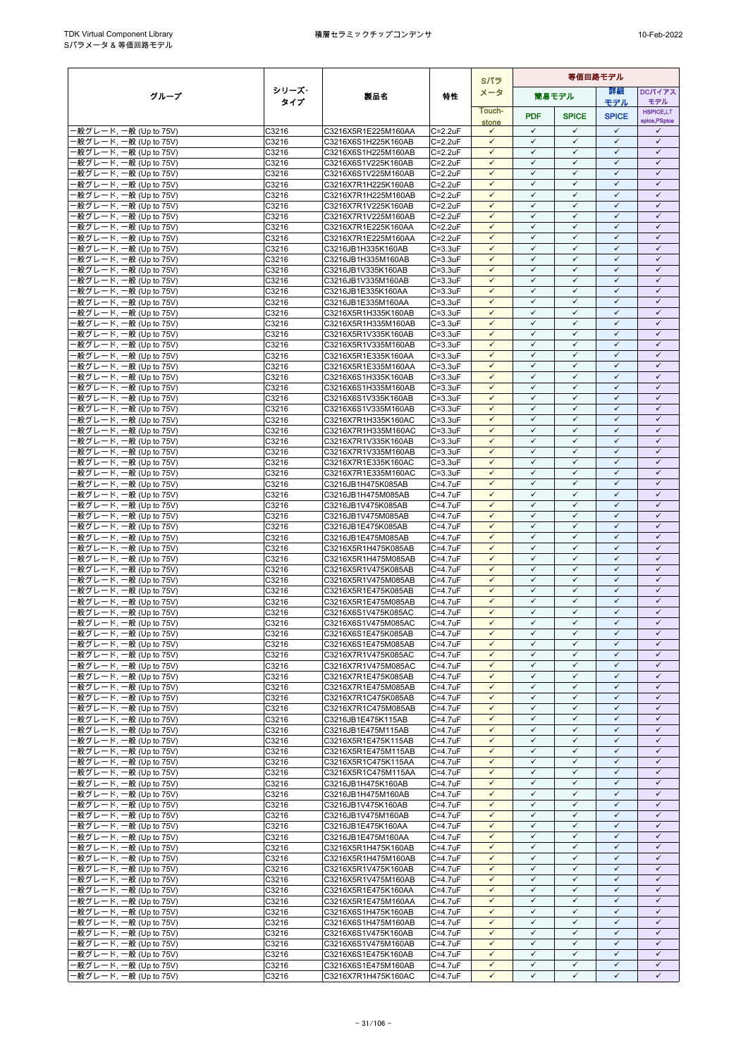| グループ | シリーズ・タイプ | 製品名 | 特性 | Sパラメータ | 等価回路モデル | | | |
|---|---|---|---|---|---|---|---|---|
| | | | | Touch-stone | 簡易モデル | | 詳細モデル | DCバイアスモデル |
| | | | | | PDF | SPICE | SPICE | HSPICE,LTspice,PSpice |
| 一般グレード, 一般 (Up to 75V) | C3216 | C3216X5R1E225M160AA | C=2.2uF | ✓ | ✓ | ✓ | ✓ | ✓ |
| 一般グレード, 一般 (Up to 75V) | C3216 | C3216X6S1H225K160AB | C=2.2uF | ✓ | ✓ | ✓ | ✓ | ✓ |
| 一般グレード, 一般 (Up to 75V) | C3216 | C3216X6S1H225M160AB | C=2.2uF | ✓ | ✓ | ✓ | ✓ | ✓ |
| 一般グレード, 一般 (Up to 75V) | C3216 | C3216X6S1V225K160AB | C=2.2uF | ✓ | ✓ | ✓ | ✓ | ✓ |
| 一般グレード, 一般 (Up to 75V) | C3216 | C3216X6S1V225M160AB | C=2.2uF | ✓ | ✓ | ✓ | ✓ | ✓ |
| 一般グレード, 一般 (Up to 75V) | C3216 | C3216X7R1H225K160AB | C=2.2uF | ✓ | ✓ | ✓ | ✓ | ✓ |
| 一般グレード, 一般 (Up to 75V) | C3216 | C3216X7R1H225M160AB | C=2.2uF | ✓ | ✓ | ✓ | ✓ | ✓ |
| 一般グレード, 一般 (Up to 75V) | C3216 | C3216X7R1V225K160AB | C=2.2uF | ✓ | ✓ | ✓ | ✓ | ✓ |
| 一般グレード, 一般 (Up to 75V) | C3216 | C3216X7R1V225M160AB | C=2.2uF | ✓ | ✓ | ✓ | ✓ | ✓ |
| 一般グレード, 一般 (Up to 75V) | C3216 | C3216X7R1E225K160AA | C=2.2uF | ✓ | ✓ | ✓ | ✓ | ✓ |
| 一般グレード, 一般 (Up to 75V) | C3216 | C3216X7R1E225M160AA | C=2.2uF | ✓ | ✓ | ✓ | ✓ | ✓ |
| 一般グレード, 一般 (Up to 75V) | C3216 | C3216JB1H335K160AB | C=3.3uF | ✓ | ✓ | ✓ | ✓ | ✓ |
| 一般グレード, 一般 (Up to 75V) | C3216 | C3216JB1H335M160AB | C=3.3uF | ✓ | ✓ | ✓ | ✓ | ✓ |
| 一般グレード, 一般 (Up to 75V) | C3216 | C3216JB1V335K160AB | C=3.3uF | ✓ | ✓ | ✓ | ✓ | ✓ |
| 一般グレード, 一般 (Up to 75V) | C3216 | C3216JB1V335M160AB | C=3.3uF | ✓ | ✓ | ✓ | ✓ | ✓ |
| 一般グレード, 一般 (Up to 75V) | C3216 | C3216JB1E335K160AA | C=3.3uF | ✓ | ✓ | ✓ | ✓ | ✓ |
| 一般グレード, 一般 (Up to 75V) | C3216 | C3216JB1E335M160AA | C=3.3uF | ✓ | ✓ | ✓ | ✓ | ✓ |
| 一般グレード, 一般 (Up to 75V) | C3216 | C3216X5R1H335K160AB | C=3.3uF | ✓ | ✓ | ✓ | ✓ | ✓ |
| 一般グレード, 一般 (Up to 75V) | C3216 | C3216X5R1H335M160AB | C=3.3uF | ✓ | ✓ | ✓ | ✓ | ✓ |
| 一般グレード, 一般 (Up to 75V) | C3216 | C3216X5R1V335K160AB | C=3.3uF | ✓ | ✓ | ✓ | ✓ | ✓ |
| 一般グレード, 一般 (Up to 75V) | C3216 | C3216X5R1V335M160AB | C=3.3uF | ✓ | ✓ | ✓ | ✓ | ✓ |
| 一般グレード, 一般 (Up to 75V) | C3216 | C3216X5R1E335K160AA | C=3.3uF | ✓ | ✓ | ✓ | ✓ | ✓ |
| 一般グレード, 一般 (Up to 75V) | C3216 | C3216X5R1E335M160AA | C=3.3uF | ✓ | ✓ | ✓ | ✓ | ✓ |
| 一般グレード, 一般 (Up to 75V) | C3216 | C3216X6S1H335K160AB | C=3.3uF | ✓ | ✓ | ✓ | ✓ | ✓ |
| 一般グレード, 一般 (Up to 75V) | C3216 | C3216X6S1H335M160AB | C=3.3uF | ✓ | ✓ | ✓ | ✓ | ✓ |
| 一般グレード, 一般 (Up to 75V) | C3216 | C3216X6S1V335K160AB | C=3.3uF | ✓ | ✓ | ✓ | ✓ | ✓ |
| 一般グレード, 一般 (Up to 75V) | C3216 | C3216X6S1V335M160AB | C=3.3uF | ✓ | ✓ | ✓ | ✓ | ✓ |
| 一般グレード, 一般 (Up to 75V) | C3216 | C3216X7R1H335K160AC | C=3.3uF | ✓ | ✓ | ✓ | ✓ | ✓ |
| 一般グレード, 一般 (Up to 75V) | C3216 | C3216X7R1H335M160AC | C=3.3uF | ✓ | ✓ | ✓ | ✓ | ✓ |
| 一般グレード, 一般 (Up to 75V) | C3216 | C3216X7R1V335K160AB | C=3.3uF | ✓ | ✓ | ✓ | ✓ | ✓ |
| 一般グレード, 一般 (Up to 75V) | C3216 | C3216X7R1V335M160AB | C=3.3uF | ✓ | ✓ | ✓ | ✓ | ✓ |
| 一般グレード, 一般 (Up to 75V) | C3216 | C3216X7R1E335K160AC | C=3.3uF | ✓ | ✓ | ✓ | ✓ | ✓ |
| 一般グレード, 一般 (Up to 75V) | C3216 | C3216X7R1E335M160AC | C=3.3uF | ✓ | ✓ | ✓ | ✓ | ✓ |
| 一般グレード, 一般 (Up to 75V) | C3216 | C3216JB1H475K085AB | C=4.7uF | ✓ | ✓ | ✓ | ✓ | ✓ |
| 一般グレード, 一般 (Up to 75V) | C3216 | C3216JB1H475M085AB | C=4.7uF | ✓ | ✓ | ✓ | ✓ | ✓ |
| 一般グレード, 一般 (Up to 75V) | C3216 | C3216JB1V475K085AB | C=4.7uF | ✓ | ✓ | ✓ | ✓ | ✓ |
| 一般グレード, 一般 (Up to 75V) | C3216 | C3216JB1V475M085AB | C=4.7uF | ✓ | ✓ | ✓ | ✓ | ✓ |
| 一般グレード, 一般 (Up to 75V) | C3216 | C3216JB1E475K085AB | C=4.7uF | ✓ | ✓ | ✓ | ✓ | ✓ |
| 一般グレード, 一般 (Up to 75V) | C3216 | C3216JB1E475M085AB | C=4.7uF | ✓ | ✓ | ✓ | ✓ | ✓ |
| 一般グレード, 一般 (Up to 75V) | C3216 | C3216X5R1H475K085AB | C=4.7uF | ✓ | ✓ | ✓ | ✓ | ✓ |
| 一般グレード, 一般 (Up to 75V) | C3216 | C3216X5R1H475M085AB | C=4.7uF | ✓ | ✓ | ✓ | ✓ | ✓ |
| 一般グレード, 一般 (Up to 75V) | C3216 | C3216X5R1V475K085AB | C=4.7uF | ✓ | ✓ | ✓ | ✓ | ✓ |
| 一般グレード, 一般 (Up to 75V) | C3216 | C3216X5R1V475M085AB | C=4.7uF | ✓ | ✓ | ✓ | ✓ | ✓ |
| 一般グレード, 一般 (Up to 75V) | C3216 | C3216X5R1E475K085AB | C=4.7uF | ✓ | ✓ | ✓ | ✓ | ✓ |
| 一般グレード, 一般 (Up to 75V) | C3216 | C3216X5R1E475M085AB | C=4.7uF | ✓ | ✓ | ✓ | ✓ | ✓ |
| 一般グレード, 一般 (Up to 75V) | C3216 | C3216X6S1V475K085AC | C=4.7uF | ✓ | ✓ | ✓ | ✓ | ✓ |
| 一般グレード, 一般 (Up to 75V) | C3216 | C3216X6S1V475M085AC | C=4.7uF | ✓ | ✓ | ✓ | ✓ | ✓ |
| 一般グレード, 一般 (Up to 75V) | C3216 | C3216X6S1E475K085AB | C=4.7uF | ✓ | ✓ | ✓ | ✓ | ✓ |
| 一般グレード, 一般 (Up to 75V) | C3216 | C3216X6S1E475M085AB | C=4.7uF | ✓ | ✓ | ✓ | ✓ | ✓ |
| 一般グレード, 一般 (Up to 75V) | C3216 | C3216X7R1V475K085AC | C=4.7uF | ✓ | ✓ | ✓ | ✓ | ✓ |
| 一般グレード, 一般 (Up to 75V) | C3216 | C3216X7R1V475M085AC | C=4.7uF | ✓ | ✓ | ✓ | ✓ | ✓ |
| 一般グレード, 一般 (Up to 75V) | C3216 | C3216X7R1E475K085AB | C=4.7uF | ✓ | ✓ | ✓ | ✓ | ✓ |
| 一般グレード, 一般 (Up to 75V) | C3216 | C3216X7R1E475M085AB | C=4.7uF | ✓ | ✓ | ✓ | ✓ | ✓ |
| 一般グレード, 一般 (Up to 75V) | C3216 | C3216X7R1C475K085AB | C=4.7uF | ✓ | ✓ | ✓ | ✓ | ✓ |
| 一般グレード, 一般 (Up to 75V) | C3216 | C3216X7R1C475M085AB | C=4.7uF | ✓ | ✓ | ✓ | ✓ | ✓ |
| 一般グレード, 一般 (Up to 75V) | C3216 | C3216JB1E475K115AB | C=4.7uF | ✓ | ✓ | ✓ | ✓ | ✓ |
| 一般グレード, 一般 (Up to 75V) | C3216 | C3216JB1E475M115AB | C=4.7uF | ✓ | ✓ | ✓ | ✓ | ✓ |
| 一般グレード, 一般 (Up to 75V) | C3216 | C3216X5R1E475K115AB | C=4.7uF | ✓ | ✓ | ✓ | ✓ | ✓ |
| 一般グレード, 一般 (Up to 75V) | C3216 | C3216X5R1E475M115AB | C=4.7uF | ✓ | ✓ | ✓ | ✓ | ✓ |
| 一般グレード, 一般 (Up to 75V) | C3216 | C3216X5R1C475K115AA | C=4.7uF | ✓ | ✓ | ✓ | ✓ | ✓ |
| 一般グレード, 一般 (Up to 75V) | C3216 | C3216X5R1C475M115AA | C=4.7uF | ✓ | ✓ | ✓ | ✓ | ✓ |
| 一般グレード, 一般 (Up to 75V) | C3216 | C3216JB1H475K160AB | C=4.7uF | ✓ | ✓ | ✓ | ✓ | ✓ |
| 一般グレード, 一般 (Up to 75V) | C3216 | C3216JB1H475M160AB | C=4.7uF | ✓ | ✓ | ✓ | ✓ | ✓ |
| 一般グレード, 一般 (Up to 75V) | C3216 | C3216JB1V475K160AB | C=4.7uF | ✓ | ✓ | ✓ | ✓ | ✓ |
| 一般グレード, 一般 (Up to 75V) | C3216 | C3216JB1V475M160AB | C=4.7uF | ✓ | ✓ | ✓ | ✓ | ✓ |
| 一般グレード, 一般 (Up to 75V) | C3216 | C3216JB1E475K160AA | C=4.7uF | ✓ | ✓ | ✓ | ✓ | ✓ |
| 一般グレード, 一般 (Up to 75V) | C3216 | C3216JB1E475M160AA | C=4.7uF | ✓ | ✓ | ✓ | ✓ | ✓ |
| 一般グレード, 一般 (Up to 75V) | C3216 | C3216X5R1H475K160AB | C=4.7uF | ✓ | ✓ | ✓ | ✓ | ✓ |
| 一般グレード, 一般 (Up to 75V) | C3216 | C3216X5R1H475M160AB | C=4.7uF | ✓ | ✓ | ✓ | ✓ | ✓ |
| 一般グレード, 一般 (Up to 75V) | C3216 | C3216X5R1V475K160AB | C=4.7uF | ✓ | ✓ | ✓ | ✓ | ✓ |
| 一般グレード, 一般 (Up to 75V) | C3216 | C3216X5R1V475M160AB | C=4.7uF | ✓ | ✓ | ✓ | ✓ | ✓ |
| 一般グレード, 一般 (Up to 75V) | C3216 | C3216X5R1E475K160AA | C=4.7uF | ✓ | ✓ | ✓ | ✓ | ✓ |
| 一般グレード, 一般 (Up to 75V) | C3216 | C3216X5R1E475M160AA | C=4.7uF | ✓ | ✓ | ✓ | ✓ | ✓ |
| 一般グレード, 一般 (Up to 75V) | C3216 | C3216X6S1H475K160AB | C=4.7uF | ✓ | ✓ | ✓ | ✓ | ✓ |
| 一般グレード, 一般 (Up to 75V) | C3216 | C3216X6S1H475M160AB | C=4.7uF | ✓ | ✓ | ✓ | ✓ | ✓ |
| 一般グレード, 一般 (Up to 75V) | C3216 | C3216X6S1V475K160AB | C=4.7uF | ✓ | ✓ | ✓ | ✓ | ✓ |
| 一般グレード, 一般 (Up to 75V) | C3216 | C3216X6S1V475M160AB | C=4.7uF | ✓ | ✓ | ✓ | ✓ | ✓ |
| 一般グレード, 一般 (Up to 75V) | C3216 | C3216X6S1E475K160AB | C=4.7uF | ✓ | ✓ | ✓ | ✓ | ✓ |
| 一般グレード, 一般 (Up to 75V) | C3216 | C3216X6S1E475M160AB | C=4.7uF | ✓ | ✓ | ✓ | ✓ | ✓ |
| 一般グレード, 一般 (Up to 75V) | C3216 | C3216X7R1H475K160AC | C=4.7uF | ✓ | ✓ | ✓ | ✓ | ✓ |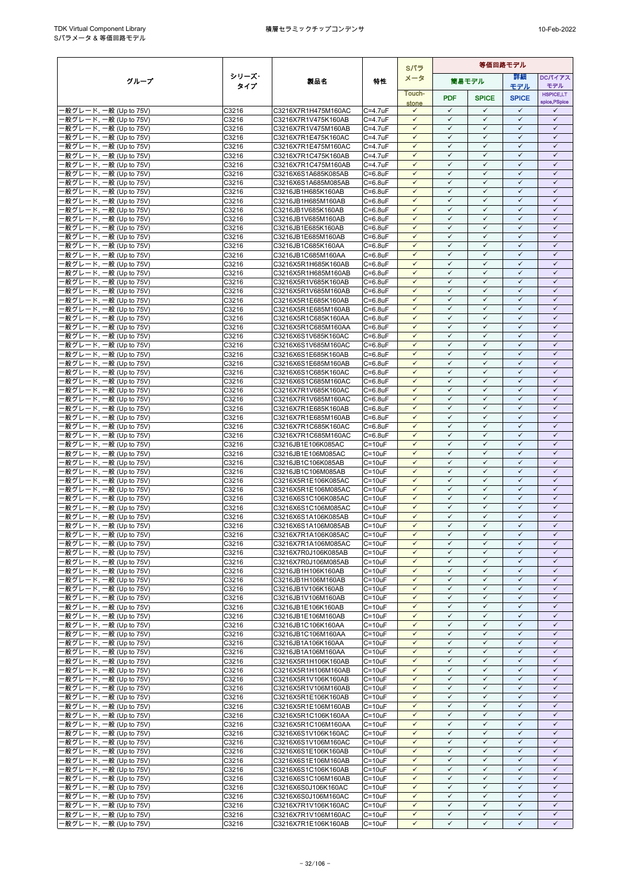| グループ | シリーズ・タイプ | 製品名 | 特性 | Sパラメータ | 等価回路モデル | | | |
|---|---|---|---|---|---|---|---|---|
| | | | | | 簡易モデル | | 詳細モデル | DCバイアスモデル |
| | | | | Touch-stone | PDF | SPICE | SPICE | HSPICE,LTspice,PSpice |
| 一般グレード, 一般 (Up to 75V) | C3216 | C3216X7R1H475M160AC | C=4.7uF | ✓ | ✓ | ✓ | ✓ | ✓ |
| 一般グレード, 一般 (Up to 75V) | C3216 | C3216X7R1V475K160AB | C=4.7uF | ✓ | ✓ | ✓ | ✓ | ✓ |
| 一般グレード, 一般 (Up to 75V) | C3216 | C3216X7R1V475M160AB | C=4.7uF | ✓ | ✓ | ✓ | ✓ | ✓ |
| 一般グレード, 一般 (Up to 75V) | C3216 | C3216X7R1E475K160AC | C=4.7uF | ✓ | ✓ | ✓ | ✓ | ✓ |
| 一般グレード, 一般 (Up to 75V) | C3216 | C3216X7R1E475M160AC | C=4.7uF | ✓ | ✓ | ✓ | ✓ | ✓ |
| 一般グレード, 一般 (Up to 75V) | C3216 | C3216X7R1C475K160AB | C=4.7uF | ✓ | ✓ | ✓ | ✓ | ✓ |
| 一般グレード, 一般 (Up to 75V) | C3216 | C3216X7R1C475M160AB | C=4.7uF | ✓ | ✓ | ✓ | ✓ | ✓ |
| 一般グレード, 一般 (Up to 75V) | C3216 | C3216X6S1A685K085AB | C=6.8uF | ✓ | ✓ | ✓ | ✓ | ✓ |
| 一般グレード, 一般 (Up to 75V) | C3216 | C3216X6S1A685M085AB | C=6.8uF | ✓ | ✓ | ✓ | ✓ | ✓ |
| 一般グレード, 一般 (Up to 75V) | C3216 | C3216JB1H685K160AB | C=6.8uF | ✓ | ✓ | ✓ | ✓ | ✓ |
| 一般グレード, 一般 (Up to 75V) | C3216 | C3216JB1H685M160AB | C=6.8uF | ✓ | ✓ | ✓ | ✓ | ✓ |
| 一般グレード, 一般 (Up to 75V) | C3216 | C3216JB1V685K160AB | C=6.8uF | ✓ | ✓ | ✓ | ✓ | ✓ |
| 一般グレード, 一般 (Up to 75V) | C3216 | C3216JB1V685M160AB | C=6.8uF | ✓ | ✓ | ✓ | ✓ | ✓ |
| 一般グレード, 一般 (Up to 75V) | C3216 | C3216JB1E685K160AB | C=6.8uF | ✓ | ✓ | ✓ | ✓ | ✓ |
| 一般グレード, 一般 (Up to 75V) | C3216 | C3216JB1E685M160AB | C=6.8uF | ✓ | ✓ | ✓ | ✓ | ✓ |
| 一般グレード, 一般 (Up to 75V) | C3216 | C3216JB1C685K160AA | C=6.8uF | ✓ | ✓ | ✓ | ✓ | ✓ |
| 一般グレード, 一般 (Up to 75V) | C3216 | C3216JB1C685M160AA | C=6.8uF | ✓ | ✓ | ✓ | ✓ | ✓ |
| 一般グレード, 一般 (Up to 75V) | C3216 | C3216X5R1H685K160AB | C=6.8uF | ✓ | ✓ | ✓ | ✓ | ✓ |
| 一般グレード, 一般 (Up to 75V) | C3216 | C3216X5R1H685M160AB | C=6.8uF | ✓ | ✓ | ✓ | ✓ | ✓ |
| 一般グレード, 一般 (Up to 75V) | C3216 | C3216X5R1V685K160AB | C=6.8uF | ✓ | ✓ | ✓ | ✓ | ✓ |
| 一般グレード, 一般 (Up to 75V) | C3216 | C3216X5R1V685M160AB | C=6.8uF | ✓ | ✓ | ✓ | ✓ | ✓ |
| 一般グレード, 一般 (Up to 75V) | C3216 | C3216X5R1E685K160AB | C=6.8uF | ✓ | ✓ | ✓ | ✓ | ✓ |
| 一般グレード, 一般 (Up to 75V) | C3216 | C3216X5R1E685M160AB | C=6.8uF | ✓ | ✓ | ✓ | ✓ | ✓ |
| 一般グレード, 一般 (Up to 75V) | C3216 | C3216X5R1C685K160AA | C=6.8uF | ✓ | ✓ | ✓ | ✓ | ✓ |
| 一般グレード, 一般 (Up to 75V) | C3216 | C3216X5R1C685M160AA | C=6.8uF | ✓ | ✓ | ✓ | ✓ | ✓ |
| 一般グレード, 一般 (Up to 75V) | C3216 | C3216X6S1V685K160AC | C=6.8uF | ✓ | ✓ | ✓ | ✓ | ✓ |
| 一般グレード, 一般 (Up to 75V) | C3216 | C3216X6S1V685M160AC | C=6.8uF | ✓ | ✓ | ✓ | ✓ | ✓ |
| 一般グレード, 一般 (Up to 75V) | C3216 | C3216X6S1E685K160AB | C=6.8uF | ✓ | ✓ | ✓ | ✓ | ✓ |
| 一般グレード, 一般 (Up to 75V) | C3216 | C3216X6S1E685M160AB | C=6.8uF | ✓ | ✓ | ✓ | ✓ | ✓ |
| 一般グレード, 一般 (Up to 75V) | C3216 | C3216X6S1C685K160AC | C=6.8uF | ✓ | ✓ | ✓ | ✓ | ✓ |
| 一般グレード, 一般 (Up to 75V) | C3216 | C3216X6S1C685M160AC | C=6.8uF | ✓ | ✓ | ✓ | ✓ | ✓ |
| 一般グレード, 一般 (Up to 75V) | C3216 | C3216X7R1V685K160AC | C=6.8uF | ✓ | ✓ | ✓ | ✓ | ✓ |
| 一般グレード, 一般 (Up to 75V) | C3216 | C3216X7R1V685M160AC | C=6.8uF | ✓ | ✓ | ✓ | ✓ | ✓ |
| 一般グレード, 一般 (Up to 75V) | C3216 | C3216X7R1E685K160AB | C=6.8uF | ✓ | ✓ | ✓ | ✓ | ✓ |
| 一般グレード, 一般 (Up to 75V) | C3216 | C3216X7R1E685M160AB | C=6.8uF | ✓ | ✓ | ✓ | ✓ | ✓ |
| 一般グレード, 一般 (Up to 75V) | C3216 | C3216X7R1C685K160AC | C=6.8uF | ✓ | ✓ | ✓ | ✓ | ✓ |
| 一般グレード, 一般 (Up to 75V) | C3216 | C3216X7R1C685M160AC | C=6.8uF | ✓ | ✓ | ✓ | ✓ | ✓ |
| 一般グレード, 一般 (Up to 75V) | C3216 | C3216JB1E106K085AC | C=10uF | ✓ | ✓ | ✓ | ✓ | ✓ |
| 一般グレード, 一般 (Up to 75V) | C3216 | C3216JB1E106M085AC | C=10uF | ✓ | ✓ | ✓ | ✓ | ✓ |
| 一般グレード, 一般 (Up to 75V) | C3216 | C3216JB1C106K085AB | C=10uF | ✓ | ✓ | ✓ | ✓ | ✓ |
| 一般グレード, 一般 (Up to 75V) | C3216 | C3216JB1C106M085AB | C=10uF | ✓ | ✓ | ✓ | ✓ | ✓ |
| 一般グレード, 一般 (Up to 75V) | C3216 | C3216X5R1E106K085AC | C=10uF | ✓ | ✓ | ✓ | ✓ | ✓ |
| 一般グレード, 一般 (Up to 75V) | C3216 | C3216X5R1E106M085AC | C=10uF | ✓ | ✓ | ✓ | ✓ | ✓ |
| 一般グレード, 一般 (Up to 75V) | C3216 | C3216X6S1C106K085AC | C=10uF | ✓ | ✓ | ✓ | ✓ | ✓ |
| 一般グレード, 一般 (Up to 75V) | C3216 | C3216X6S1C106M085AC | C=10uF | ✓ | ✓ | ✓ | ✓ | ✓ |
| 一般グレード, 一般 (Up to 75V) | C3216 | C3216X6S1A106K085AB | C=10uF | ✓ | ✓ | ✓ | ✓ | ✓ |
| 一般グレード, 一般 (Up to 75V) | C3216 | C3216X6S1A106M085AB | C=10uF | ✓ | ✓ | ✓ | ✓ | ✓ |
| 一般グレード, 一般 (Up to 75V) | C3216 | C3216X7R1A106K085AC | C=10uF | ✓ | ✓ | ✓ | ✓ | ✓ |
| 一般グレード, 一般 (Up to 75V) | C3216 | C3216X7R1A106M085AC | C=10uF | ✓ | ✓ | ✓ | ✓ | ✓ |
| 一般グレード, 一般 (Up to 75V) | C3216 | C3216X7R0J106K085AB | C=10uF | ✓ | ✓ | ✓ | ✓ | ✓ |
| 一般グレード, 一般 (Up to 75V) | C3216 | C3216X7R0J106M085AB | C=10uF | ✓ | ✓ | ✓ | ✓ | ✓ |
| 一般グレード, 一般 (Up to 75V) | C3216 | C3216JB1H106K160AB | C=10uF | ✓ | ✓ | ✓ | ✓ | ✓ |
| 一般グレード, 一般 (Up to 75V) | C3216 | C3216JB1H106M160AB | C=10uF | ✓ | ✓ | ✓ | ✓ | ✓ |
| 一般グレード, 一般 (Up to 75V) | C3216 | C3216JB1V106K160AB | C=10uF | ✓ | ✓ | ✓ | ✓ | ✓ |
| 一般グレード, 一般 (Up to 75V) | C3216 | C3216JB1V106M160AB | C=10uF | ✓ | ✓ | ✓ | ✓ | ✓ |
| 一般グレード, 一般 (Up to 75V) | C3216 | C3216JB1E106K160AB | C=10uF | ✓ | ✓ | ✓ | ✓ | ✓ |
| 一般グレード, 一般 (Up to 75V) | C3216 | C3216JB1E106M160AB | C=10uF | ✓ | ✓ | ✓ | ✓ | ✓ |
| 一般グレード, 一般 (Up to 75V) | C3216 | C3216JB1C106K160AA | C=10uF | ✓ | ✓ | ✓ | ✓ | ✓ |
| 一般グレード, 一般 (Up to 75V) | C3216 | C3216JB1C106M160AA | C=10uF | ✓ | ✓ | ✓ | ✓ | ✓ |
| 一般グレード, 一般 (Up to 75V) | C3216 | C3216JB1A106K160AA | C=10uF | ✓ | ✓ | ✓ | ✓ | ✓ |
| 一般グレード, 一般 (Up to 75V) | C3216 | C3216JB1A106M160AA | C=10uF | ✓ | ✓ | ✓ | ✓ | ✓ |
| 一般グレード, 一般 (Up to 75V) | C3216 | C3216X5R1H106K160AB | C=10uF | ✓ | ✓ | ✓ | ✓ | ✓ |
| 一般グレード, 一般 (Up to 75V) | C3216 | C3216X5R1H106M160AB | C=10uF | ✓ | ✓ | ✓ | ✓ | ✓ |
| 一般グレード, 一般 (Up to 75V) | C3216 | C3216X5R1V106K160AB | C=10uF | ✓ | ✓ | ✓ | ✓ | ✓ |
| 一般グレード, 一般 (Up to 75V) | C3216 | C3216X5R1V106M160AB | C=10uF | ✓ | ✓ | ✓ | ✓ | ✓ |
| 一般グレード, 一般 (Up to 75V) | C3216 | C3216X5R1E106K160AB | C=10uF | ✓ | ✓ | ✓ | ✓ | ✓ |
| 一般グレード, 一般 (Up to 75V) | C3216 | C3216X5R1E106M160AB | C=10uF | ✓ | ✓ | ✓ | ✓ | ✓ |
| 一般グレード, 一般 (Up to 75V) | C3216 | C3216X5R1C106K160AA | C=10uF | ✓ | ✓ | ✓ | ✓ | ✓ |
| 一般グレード, 一般 (Up to 75V) | C3216 | C3216X5R1C106M160AA | C=10uF | ✓ | ✓ | ✓ | ✓ | ✓ |
| 一般グレード, 一般 (Up to 75V) | C3216 | C3216X6S1V106K160AC | C=10uF | ✓ | ✓ | ✓ | ✓ | ✓ |
| 一般グレード, 一般 (Up to 75V) | C3216 | C3216X6S1V106M160AC | C=10uF | ✓ | ✓ | ✓ | ✓ | ✓ |
| 一般グレード, 一般 (Up to 75V) | C3216 | C3216X6S1E106K160AB | C=10uF | ✓ | ✓ | ✓ | ✓ | ✓ |
| 一般グレード, 一般 (Up to 75V) | C3216 | C3216X6S1E106M160AB | C=10uF | ✓ | ✓ | ✓ | ✓ | ✓ |
| 一般グレード, 一般 (Up to 75V) | C3216 | C3216X6S1C106K160AB | C=10uF | ✓ | ✓ | ✓ | ✓ | ✓ |
| 一般グレード, 一般 (Up to 75V) | C3216 | C3216X6S1C106M160AB | C=10uF | ✓ | ✓ | ✓ | ✓ | ✓ |
| 一般グレード, 一般 (Up to 75V) | C3216 | C3216X6S0J106K160AC | C=10uF | ✓ | ✓ | ✓ | ✓ | ✓ |
| 一般グレード, 一般 (Up to 75V) | C3216 | C3216X6S0J106M160AC | C=10uF | ✓ | ✓ | ✓ | ✓ | ✓ |
| 一般グレード, 一般 (Up to 75V) | C3216 | C3216X7R1V106K160AC | C=10uF | ✓ | ✓ | ✓ | ✓ | ✓ |
| 一般グレード, 一般 (Up to 75V) | C3216 | C3216X7R1V106M160AC | C=10uF | ✓ | ✓ | ✓ | ✓ | ✓ |
| 一般グレード, 一般 (Up to 75V) | C3216 | C3216X7R1E106K160AB | C=10uF | ✓ | ✓ | ✓ | ✓ | ✓ |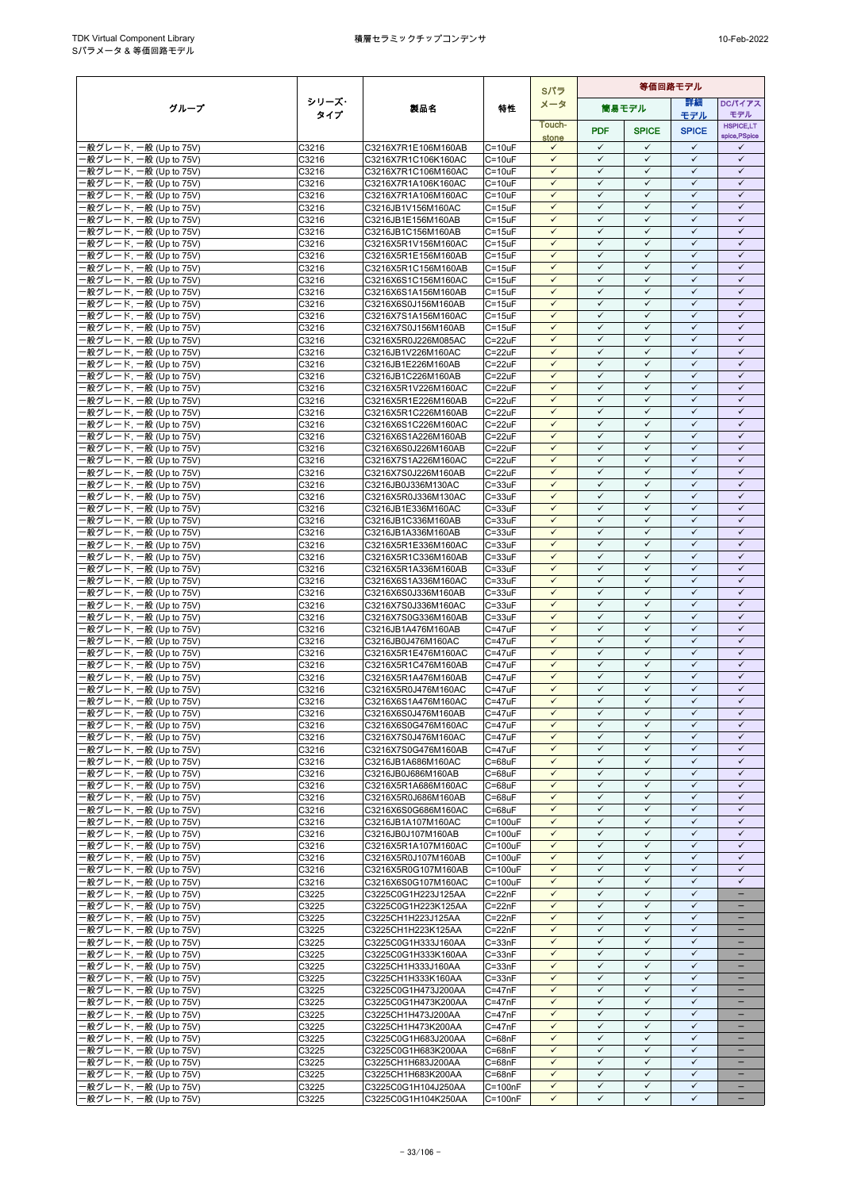| グループ | シリーズ・タイプ | 製品名 | 特性 | Sパラメータ | 等価回路モデル | | | |
|---|---|---|---|---|---|---|---|---|
| | | | | | 簡易モデル | | 詳細モデル | DCバイアスモデル |
| | | | | Touch-stone | PDF | SPICE | SPICE | HSPICE,LTspice,PSpice |
| 一般グレード, 一般 (Up to 75V) | C3216 | C3216X7R1E106M160AB | C=10uF | ✓ | ✓ | ✓ | ✓ | ✓ |
| 一般グレード, 一般 (Up to 75V) | C3216 | C3216X7R1C106K160AC | C=10uF | ✓ | ✓ | ✓ | ✓ | ✓ |
| 一般グレード, 一般 (Up to 75V) | C3216 | C3216X7R1C106M160AC | C=10uF | ✓ | ✓ | ✓ | ✓ | ✓ |
| 一般グレード, 一般 (Up to 75V) | C3216 | C3216X7R1A106K160AC | C=10uF | ✓ | ✓ | ✓ | ✓ | ✓ |
| 一般グレード, 一般 (Up to 75V) | C3216 | C3216X7R1A106M160AC | C=10uF | ✓ | ✓ | ✓ | ✓ | ✓ |
| 一般グレード, 一般 (Up to 75V) | C3216 | C3216JB1V156M160AC | C=15uF | ✓ | ✓ | ✓ | ✓ | ✓ |
| 一般グレード, 一般 (Up to 75V) | C3216 | C3216JB1E156M160AB | C=15uF | ✓ | ✓ | ✓ | ✓ | ✓ |
| 一般グレード, 一般 (Up to 75V) | C3216 | C3216JB1C156M160AB | C=15uF | ✓ | ✓ | ✓ | ✓ | ✓ |
| 一般グレード, 一般 (Up to 75V) | C3216 | C3216X5R1V156M160AC | C=15uF | ✓ | ✓ | ✓ | ✓ | ✓ |
| 一般グレード, 一般 (Up to 75V) | C3216 | C3216X5R1E156M160AB | C=15uF | ✓ | ✓ | ✓ | ✓ | ✓ |
| 一般グレード, 一般 (Up to 75V) | C3216 | C3216X5R1C156M160AB | C=15uF | ✓ | ✓ | ✓ | ✓ | ✓ |
| 一般グレード, 一般 (Up to 75V) | C3216 | C3216X6S1C156M160AC | C=15uF | ✓ | ✓ | ✓ | ✓ | ✓ |
| 一般グレード, 一般 (Up to 75V) | C3216 | C3216X6S1A156M160AB | C=15uF | ✓ | ✓ | ✓ | ✓ | ✓ |
| 一般グレード, 一般 (Up to 75V) | C3216 | C3216X6S0J156M160AB | C=15uF | ✓ | ✓ | ✓ | ✓ | ✓ |
| 一般グレード, 一般 (Up to 75V) | C3216 | C3216X7S1A156M160AC | C=15uF | ✓ | ✓ | ✓ | ✓ | ✓ |
| 一般グレード, 一般 (Up to 75V) | C3216 | C3216X7S0J156M160AB | C=15uF | ✓ | ✓ | ✓ | ✓ | ✓ |
| 一般グレード, 一般 (Up to 75V) | C3216 | C3216X5R0J226M085AC | C=22uF | ✓ | ✓ | ✓ | ✓ | ✓ |
| 一般グレード, 一般 (Up to 75V) | C3216 | C3216JB1V226M160AC | C=22uF | ✓ | ✓ | ✓ | ✓ | ✓ |
| 一般グレード, 一般 (Up to 75V) | C3216 | C3216JB1E226M160AB | C=22uF | ✓ | ✓ | ✓ | ✓ | ✓ |
| 一般グレード, 一般 (Up to 75V) | C3216 | C3216JB1C226M160AB | C=22uF | ✓ | ✓ | ✓ | ✓ | ✓ |
| 一般グレード, 一般 (Up to 75V) | C3216 | C3216X5R1V226M160AC | C=22uF | ✓ | ✓ | ✓ | ✓ | ✓ |
| 一般グレード, 一般 (Up to 75V) | C3216 | C3216X5R1E226M160AB | C=22uF | ✓ | ✓ | ✓ | ✓ | ✓ |
| 一般グレード, 一般 (Up to 75V) | C3216 | C3216X5R1C226M160AB | C=22uF | ✓ | ✓ | ✓ | ✓ | ✓ |
| 一般グレード, 一般 (Up to 75V) | C3216 | C3216X6S1C226M160AC | C=22uF | ✓ | ✓ | ✓ | ✓ | ✓ |
| 一般グレード, 一般 (Up to 75V) | C3216 | C3216X6S1A226M160AB | C=22uF | ✓ | ✓ | ✓ | ✓ | ✓ |
| 一般グレード, 一般 (Up to 75V) | C3216 | C3216X6S0J226M160AB | C=22uF | ✓ | ✓ | ✓ | ✓ | ✓ |
| 一般グレード, 一般 (Up to 75V) | C3216 | C3216X7S1A226M160AC | C=22uF | ✓ | ✓ | ✓ | ✓ | ✓ |
| 一般グレード, 一般 (Up to 75V) | C3216 | C3216X7S0J226M160AB | C=22uF | ✓ | ✓ | ✓ | ✓ | ✓ |
| 一般グレード, 一般 (Up to 75V) | C3216 | C3216JB0J336M130AC | C=33uF | ✓ | ✓ | ✓ | ✓ | ✓ |
| 一般グレード, 一般 (Up to 75V) | C3216 | C3216X5R0J336M130AC | C=33uF | ✓ | ✓ | ✓ | ✓ | ✓ |
| 一般グレード, 一般 (Up to 75V) | C3216 | C3216JB1E336M160AC | C=33uF | ✓ | ✓ | ✓ | ✓ | ✓ |
| 一般グレード, 一般 (Up to 75V) | C3216 | C3216JB1C336M160AB | C=33uF | ✓ | ✓ | ✓ | ✓ | ✓ |
| 一般グレード, 一般 (Up to 75V) | C3216 | C3216JB1A336M160AB | C=33uF | ✓ | ✓ | ✓ | ✓ | ✓ |
| 一般グレード, 一般 (Up to 75V) | C3216 | C3216X5R1E336M160AC | C=33uF | ✓ | ✓ | ✓ | ✓ | ✓ |
| 一般グレード, 一般 (Up to 75V) | C3216 | C3216X5R1C336M160AB | C=33uF | ✓ | ✓ | ✓ | ✓ | ✓ |
| 一般グレード, 一般 (Up to 75V) | C3216 | C3216X5R1A336M160AB | C=33uF | ✓ | ✓ | ✓ | ✓ | ✓ |
| 一般グレード, 一般 (Up to 75V) | C3216 | C3216X6S1A336M160AC | C=33uF | ✓ | ✓ | ✓ | ✓ | ✓ |
| 一般グレード, 一般 (Up to 75V) | C3216 | C3216X6S0J336M160AB | C=33uF | ✓ | ✓ | ✓ | ✓ | ✓ |
| 一般グレード, 一般 (Up to 75V) | C3216 | C3216X7S0J336M160AC | C=33uF | ✓ | ✓ | ✓ | ✓ | ✓ |
| 一般グレード, 一般 (Up to 75V) | C3216 | C3216X7S0G336M160AB | C=33uF | ✓ | ✓ | ✓ | ✓ | ✓ |
| 一般グレード, 一般 (Up to 75V) | C3216 | C3216JB1A476M160AB | C=47uF | ✓ | ✓ | ✓ | ✓ | ✓ |
| 一般グレード, 一般 (Up to 75V) | C3216 | C3216JB0J476M160AC | C=47uF | ✓ | ✓ | ✓ | ✓ | ✓ |
| 一般グレード, 一般 (Up to 75V) | C3216 | C3216X5R1E476M160AC | C=47uF | ✓ | ✓ | ✓ | ✓ | ✓ |
| 一般グレード, 一般 (Up to 75V) | C3216 | C3216X5R1C476M160AB | C=47uF | ✓ | ✓ | ✓ | ✓ | ✓ |
| 一般グレード, 一般 (Up to 75V) | C3216 | C3216X5R1A476M160AB | C=47uF | ✓ | ✓ | ✓ | ✓ | ✓ |
| 一般グレード, 一般 (Up to 75V) | C3216 | C3216X5R0J476M160AC | C=47uF | ✓ | ✓ | ✓ | ✓ | ✓ |
| 一般グレード, 一般 (Up to 75V) | C3216 | C3216X6S1A476M160AC | C=47uF | ✓ | ✓ | ✓ | ✓ | ✓ |
| 一般グレード, 一般 (Up to 75V) | C3216 | C3216X6S0J476M160AB | C=47uF | ✓ | ✓ | ✓ | ✓ | ✓ |
| 一般グレード, 一般 (Up to 75V) | C3216 | C3216X6S0G476M160AC | C=47uF | ✓ | ✓ | ✓ | ✓ | ✓ |
| 一般グレード, 一般 (Up to 75V) | C3216 | C3216X7S0J476M160AC | C=47uF | ✓ | ✓ | ✓ | ✓ | ✓ |
| 一般グレード, 一般 (Up to 75V) | C3216 | C3216X7S0G476M160AB | C=47uF | ✓ | ✓ | ✓ | ✓ | ✓ |
| 一般グレード, 一般 (Up to 75V) | C3216 | C3216JB1A686M160AC | C=68uF | ✓ | ✓ | ✓ | ✓ | ✓ |
| 一般グレード, 一般 (Up to 75V) | C3216 | C3216JB0J686M160AB | C=68uF | ✓ | ✓ | ✓ | ✓ | ✓ |
| 一般グレード, 一般 (Up to 75V) | C3216 | C3216X5R1A686M160AC | C=68uF | ✓ | ✓ | ✓ | ✓ | ✓ |
| 一般グレード, 一般 (Up to 75V) | C3216 | C3216X5R0J686M160AB | C=68uF | ✓ | ✓ | ✓ | ✓ | ✓ |
| 一般グレード, 一般 (Up to 75V) | C3216 | C3216X6S0G686M160AC | C=68uF | ✓ | ✓ | ✓ | ✓ | ✓ |
| 一般グレード, 一般 (Up to 75V) | C3216 | C3216JB1A107M160AC | C=100uF | ✓ | ✓ | ✓ | ✓ | ✓ |
| 一般グレード, 一般 (Up to 75V) | C3216 | C3216JB0J107M160AB | C=100uF | ✓ | ✓ | ✓ | ✓ | ✓ |
| 一般グレード, 一般 (Up to 75V) | C3216 | C3216X5R1A107M160AC | C=100uF | ✓ | ✓ | ✓ | ✓ | ✓ |
| 一般グレード, 一般 (Up to 75V) | C3216 | C3216X5R0J107M160AB | C=100uF | ✓ | ✓ | ✓ | ✓ | ✓ |
| 一般グレード, 一般 (Up to 75V) | C3216 | C3216X5R0G107M160AB | C=100uF | ✓ | ✓ | ✓ | ✓ | ✓ |
| 一般グレード, 一般 (Up to 75V) | C3216 | C3216X6S0G107M160AC | C=100uF | ✓ | ✓ | ✓ | ✓ | ✓ |
| 一般グレード, 一般 (Up to 75V) | C3225 | C3225C0G1H223J125AA | C=22nF | ✓ | ✓ | ✓ | ✓ | − |
| 一般グレード, 一般 (Up to 75V) | C3225 | C3225C0G1H223K125AA | C=22nF | ✓ | ✓ | ✓ | ✓ | − |
| 一般グレード, 一般 (Up to 75V) | C3225 | C3225CH1H223J125AA | C=22nF | ✓ | ✓ | ✓ | ✓ | − |
| 一般グレード, 一般 (Up to 75V) | C3225 | C3225CH1H223K125AA | C=22nF | ✓ | ✓ | ✓ | ✓ | − |
| 一般グレード, 一般 (Up to 75V) | C3225 | C3225C0G1H333J160AA | C=33nF | ✓ | ✓ | ✓ | ✓ | − |
| 一般グレード, 一般 (Up to 75V) | C3225 | C3225C0G1H333K160AA | C=33nF | ✓ | ✓ | ✓ | ✓ | − |
| 一般グレード, 一般 (Up to 75V) | C3225 | C3225CH1H333J160AA | C=33nF | ✓ | ✓ | ✓ | ✓ | − |
| 一般グレード, 一般 (Up to 75V) | C3225 | C3225CH1H333K160AA | C=33nF | ✓ | ✓ | ✓ | ✓ | − |
| 一般グレード, 一般 (Up to 75V) | C3225 | C3225C0G1H473J200AA | C=47nF | ✓ | ✓ | ✓ | ✓ | − |
| 一般グレード, 一般 (Up to 75V) | C3225 | C3225C0G1H473K200AA | C=47nF | ✓ | ✓ | ✓ | ✓ | − |
| 一般グレード, 一般 (Up to 75V) | C3225 | C3225CH1H473J200AA | C=47nF | ✓ | ✓ | ✓ | ✓ | − |
| 一般グレード, 一般 (Up to 75V) | C3225 | C3225CH1H473K200AA | C=47nF | ✓ | ✓ | ✓ | ✓ | − |
| 一般グレード, 一般 (Up to 75V) | C3225 | C3225C0G1H683J200AA | C=68nF | ✓ | ✓ | ✓ | ✓ | − |
| 一般グレード, 一般 (Up to 75V) | C3225 | C3225C0G1H683K200AA | C=68nF | ✓ | ✓ | ✓ | ✓ | − |
| 一般グレード, 一般 (Up to 75V) | C3225 | C3225CH1H683J200AA | C=68nF | ✓ | ✓ | ✓ | ✓ | − |
| 一般グレード, 一般 (Up to 75V) | C3225 | C3225CH1H683K200AA | C=68nF | ✓ | ✓ | ✓ | ✓ | − |
| 一般グレード, 一般 (Up to 75V) | C3225 | C3225C0G1H104J250AA | C=100nF | ✓ | ✓ | ✓ | ✓ | − |
| 一般グレード, 一般 (Up to 75V) | C3225 | C3225C0G1H104K250AA | C=100nF | ✓ | ✓ | ✓ | ✓ | − |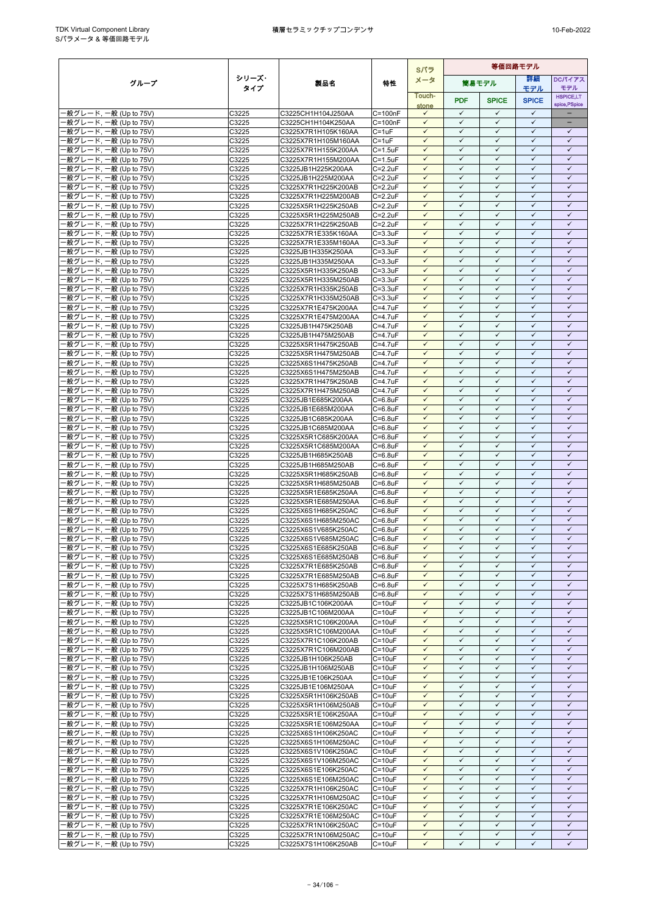| グループ | シリーズ・タイプ | 製品名 | 特性 | Sパラメータ | 等価回路モデル | | | |
|---|---|---|---|---|---|---|---|---|
| | | | | | 簡易モデル | | 詳細モデル | DCバイアスモデル |
| | | | | Touch-stone | PDF | SPICE | SPICE | HSPICE,LT spice,PSpice |
| 一般グレード, 一般 (Up to 75V) | C3225 | C3225CH1H104J250AA | C=100nF | ✓ | ✓ | ✓ | ✓ | − |
| 一般グレード, 一般 (Up to 75V) | C3225 | C3225CH1H104K250AA | C=100nF | ✓ | ✓ | ✓ | ✓ | − |
| 一般グレード, 一般 (Up to 75V) | C3225 | C3225X7R1H105K160AA | C=1uF | ✓ | ✓ | ✓ | ✓ | ✓ |
| 一般グレード, 一般 (Up to 75V) | C3225 | C3225X7R1H105M160AA | C=1uF | ✓ | ✓ | ✓ | ✓ | ✓ |
| 一般グレード, 一般 (Up to 75V) | C3225 | C3225X7R1H155K200AA | C=1.5uF | ✓ | ✓ | ✓ | ✓ | ✓ |
| 一般グレード, 一般 (Up to 75V) | C3225 | C3225X7R1H155M200AA | C=1.5uF | ✓ | ✓ | ✓ | ✓ | ✓ |
| 一般グレード, 一般 (Up to 75V) | C3225 | C3225JB1H225K200AA | C=2.2uF | ✓ | ✓ | ✓ | ✓ | ✓ |
| 一般グレード, 一般 (Up to 75V) | C3225 | C3225JB1H225M200AA | C=2.2uF | ✓ | ✓ | ✓ | ✓ | ✓ |
| 一般グレード, 一般 (Up to 75V) | C3225 | C3225X7R1H225K200AB | C=2.2uF | ✓ | ✓ | ✓ | ✓ | ✓ |
| 一般グレード, 一般 (Up to 75V) | C3225 | C3225X7R1H225M200AB | C=2.2uF | ✓ | ✓ | ✓ | ✓ | ✓ |
| 一般グレード, 一般 (Up to 75V) | C3225 | C3225X5R1H225K250AB | C=2.2uF | ✓ | ✓ | ✓ | ✓ | ✓ |
| 一般グレード, 一般 (Up to 75V) | C3225 | C3225X5R1H225M250AB | C=2.2uF | ✓ | ✓ | ✓ | ✓ | ✓ |
| 一般グレード, 一般 (Up to 75V) | C3225 | C3225X7R1H225K250AB | C=2.2uF | ✓ | ✓ | ✓ | ✓ | ✓ |
| 一般グレード, 一般 (Up to 75V) | C3225 | C3225X7R1E335K160AA | C=3.3uF | ✓ | ✓ | ✓ | ✓ | ✓ |
| 一般グレード, 一般 (Up to 75V) | C3225 | C3225X7R1E335M160AA | C=3.3uF | ✓ | ✓ | ✓ | ✓ | ✓ |
| 一般グレード, 一般 (Up to 75V) | C3225 | C3225JB1H335K250AA | C=3.3uF | ✓ | ✓ | ✓ | ✓ | ✓ |
| 一般グレード, 一般 (Up to 75V) | C3225 | C3225JB1H335M250AA | C=3.3uF | ✓ | ✓ | ✓ | ✓ | ✓ |
| 一般グレード, 一般 (Up to 75V) | C3225 | C3225X5R1H335K250AB | C=3.3uF | ✓ | ✓ | ✓ | ✓ | ✓ |
| 一般グレード, 一般 (Up to 75V) | C3225 | C3225X5R1H335M250AB | C=3.3uF | ✓ | ✓ | ✓ | ✓ | ✓ |
| 一般グレード, 一般 (Up to 75V) | C3225 | C3225X7R1H335K250AB | C=3.3uF | ✓ | ✓ | ✓ | ✓ | ✓ |
| 一般グレード, 一般 (Up to 75V) | C3225 | C3225X7R1H335M250AB | C=3.3uF | ✓ | ✓ | ✓ | ✓ | ✓ |
| 一般グレード, 一般 (Up to 75V) | C3225 | C3225X7R1E475K200AA | C=4.7uF | ✓ | ✓ | ✓ | ✓ | ✓ |
| 一般グレード, 一般 (Up to 75V) | C3225 | C3225X7R1E475M200AA | C=4.7uF | ✓ | ✓ | ✓ | ✓ | ✓ |
| 一般グレード, 一般 (Up to 75V) | C3225 | C3225JB1H475K250AB | C=4.7uF | ✓ | ✓ | ✓ | ✓ | ✓ |
| 一般グレード, 一般 (Up to 75V) | C3225 | C3225JB1H475M250AB | C=4.7uF | ✓ | ✓ | ✓ | ✓ | ✓ |
| 一般グレード, 一般 (Up to 75V) | C3225 | C3225X5R1H475K250AB | C=4.7uF | ✓ | ✓ | ✓ | ✓ | ✓ |
| 一般グレード, 一般 (Up to 75V) | C3225 | C3225X5R1H475M250AB | C=4.7uF | ✓ | ✓ | ✓ | ✓ | ✓ |
| 一般グレード, 一般 (Up to 75V) | C3225 | C3225X6S1H475K250AB | C=4.7uF | ✓ | ✓ | ✓ | ✓ | ✓ |
| 一般グレード, 一般 (Up to 75V) | C3225 | C3225X6S1H475M250AB | C=4.7uF | ✓ | ✓ | ✓ | ✓ | ✓ |
| 一般グレード, 一般 (Up to 75V) | C3225 | C3225X7R1H475K250AB | C=4.7uF | ✓ | ✓ | ✓ | ✓ | ✓ |
| 一般グレード, 一般 (Up to 75V) | C3225 | C3225X7R1H475M250AB | C=4.7uF | ✓ | ✓ | ✓ | ✓ | ✓ |
| 一般グレード, 一般 (Up to 75V) | C3225 | C3225JB1E685K200AA | C=6.8uF | ✓ | ✓ | ✓ | ✓ | ✓ |
| 一般グレード, 一般 (Up to 75V) | C3225 | C3225JB1E685M200AA | C=6.8uF | ✓ | ✓ | ✓ | ✓ | ✓ |
| 一般グレード, 一般 (Up to 75V) | C3225 | C3225JB1C685K200AA | C=6.8uF | ✓ | ✓ | ✓ | ✓ | ✓ |
| 一般グレード, 一般 (Up to 75V) | C3225 | C3225JB1C685M200AA | C=6.8uF | ✓ | ✓ | ✓ | ✓ | ✓ |
| 一般グレード, 一般 (Up to 75V) | C3225 | C3225X5R1C685K200AA | C=6.8uF | ✓ | ✓ | ✓ | ✓ | ✓ |
| 一般グレード, 一般 (Up to 75V) | C3225 | C3225X5R1C685M200AA | C=6.8uF | ✓ | ✓ | ✓ | ✓ | ✓ |
| 一般グレード, 一般 (Up to 75V) | C3225 | C3225JB1H685K250AB | C=6.8uF | ✓ | ✓ | ✓ | ✓ | ✓ |
| 一般グレード, 一般 (Up to 75V) | C3225 | C3225JB1H685M250AB | C=6.8uF | ✓ | ✓ | ✓ | ✓ | ✓ |
| 一般グレード, 一般 (Up to 75V) | C3225 | C3225X5R1H685K250AB | C=6.8uF | ✓ | ✓ | ✓ | ✓ | ✓ |
| 一般グレード, 一般 (Up to 75V) | C3225 | C3225X5R1H685M250AB | C=6.8uF | ✓ | ✓ | ✓ | ✓ | ✓ |
| 一般グレード, 一般 (Up to 75V) | C3225 | C3225X5R1E685K250AA | C=6.8uF | ✓ | ✓ | ✓ | ✓ | ✓ |
| 一般グレード, 一般 (Up to 75V) | C3225 | C3225X5R1E685M250AA | C=6.8uF | ✓ | ✓ | ✓ | ✓ | ✓ |
| 一般グレード, 一般 (Up to 75V) | C3225 | C3225X6S1H685K250AC | C=6.8uF | ✓ | ✓ | ✓ | ✓ | ✓ |
| 一般グレード, 一般 (Up to 75V) | C3225 | C3225X6S1H685M250AC | C=6.8uF | ✓ | ✓ | ✓ | ✓ | ✓ |
| 一般グレード, 一般 (Up to 75V) | C3225 | C3225X6S1V685K250AC | C=6.8uF | ✓ | ✓ | ✓ | ✓ | ✓ |
| 一般グレード, 一般 (Up to 75V) | C3225 | C3225X6S1V685M250AC | C=6.8uF | ✓ | ✓ | ✓ | ✓ | ✓ |
| 一般グレード, 一般 (Up to 75V) | C3225 | C3225X6S1E685K250AB | C=6.8uF | ✓ | ✓ | ✓ | ✓ | ✓ |
| 一般グレード, 一般 (Up to 75V) | C3225 | C3225X6S1E685M250AB | C=6.8uF | ✓ | ✓ | ✓ | ✓ | ✓ |
| 一般グレード, 一般 (Up to 75V) | C3225 | C3225X7R1E685K250AB | C=6.8uF | ✓ | ✓ | ✓ | ✓ | ✓ |
| 一般グレード, 一般 (Up to 75V) | C3225 | C3225X7R1E685M250AB | C=6.8uF | ✓ | ✓ | ✓ | ✓ | ✓ |
| 一般グレード, 一般 (Up to 75V) | C3225 | C3225X7S1H685K250AB | C=6.8uF | ✓ | ✓ | ✓ | ✓ | ✓ |
| 一般グレード, 一般 (Up to 75V) | C3225 | C3225X7S1H685M250AB | C=6.8uF | ✓ | ✓ | ✓ | ✓ | ✓ |
| 一般グレード, 一般 (Up to 75V) | C3225 | C3225JB1C106K200AA | C=10uF | ✓ | ✓ | ✓ | ✓ | ✓ |
| 一般グレード, 一般 (Up to 75V) | C3225 | C3225JB1C106M200AA | C=10uF | ✓ | ✓ | ✓ | ✓ | ✓ |
| 一般グレード, 一般 (Up to 75V) | C3225 | C3225X5R1C106K200AA | C=10uF | ✓ | ✓ | ✓ | ✓ | ✓ |
| 一般グレード, 一般 (Up to 75V) | C3225 | C3225X5R1C106M200AA | C=10uF | ✓ | ✓ | ✓ | ✓ | ✓ |
| 一般グレード, 一般 (Up to 75V) | C3225 | C3225X7R1C106K200AB | C=10uF | ✓ | ✓ | ✓ | ✓ | ✓ |
| 一般グレード, 一般 (Up to 75V) | C3225 | C3225X7R1C106M200AB | C=10uF | ✓ | ✓ | ✓ | ✓ | ✓ |
| 一般グレード, 一般 (Up to 75V) | C3225 | C3225JB1H106K250AB | C=10uF | ✓ | ✓ | ✓ | ✓ | ✓ |
| 一般グレード, 一般 (Up to 75V) | C3225 | C3225JB1H106M250AB | C=10uF | ✓ | ✓ | ✓ | ✓ | ✓ |
| 一般グレード, 一般 (Up to 75V) | C3225 | C3225JB1E106K250AA | C=10uF | ✓ | ✓ | ✓ | ✓ | ✓ |
| 一般グレード, 一般 (Up to 75V) | C3225 | C3225JB1E106M250AA | C=10uF | ✓ | ✓ | ✓ | ✓ | ✓ |
| 一般グレード, 一般 (Up to 75V) | C3225 | C3225X5R1H106K250AB | C=10uF | ✓ | ✓ | ✓ | ✓ | ✓ |
| 一般グレード, 一般 (Up to 75V) | C3225 | C3225X5R1H106M250AB | C=10uF | ✓ | ✓ | ✓ | ✓ | ✓ |
| 一般グレード, 一般 (Up to 75V) | C3225 | C3225X5R1E106K250AA | C=10uF | ✓ | ✓ | ✓ | ✓ | ✓ |
| 一般グレード, 一般 (Up to 75V) | C3225 | C3225X5R1E106M250AA | C=10uF | ✓ | ✓ | ✓ | ✓ | ✓ |
| 一般グレード, 一般 (Up to 75V) | C3225 | C3225X6S1H106K250AC | C=10uF | ✓ | ✓ | ✓ | ✓ | ✓ |
| 一般グレード, 一般 (Up to 75V) | C3225 | C3225X6S1H106M250AC | C=10uF | ✓ | ✓ | ✓ | ✓ | ✓ |
| 一般グレード, 一般 (Up to 75V) | C3225 | C3225X6S1V106K250AC | C=10uF | ✓ | ✓ | ✓ | ✓ | ✓ |
| 一般グレード, 一般 (Up to 75V) | C3225 | C3225X6S1V106M250AC | C=10uF | ✓ | ✓ | ✓ | ✓ | ✓ |
| 一般グレード, 一般 (Up to 75V) | C3225 | C3225X6S1E106K250AC | C=10uF | ✓ | ✓ | ✓ | ✓ | ✓ |
| 一般グレード, 一般 (Up to 75V) | C3225 | C3225X6S1E106M250AC | C=10uF | ✓ | ✓ | ✓ | ✓ | ✓ |
| 一般グレード, 一般 (Up to 75V) | C3225 | C3225X7R1H106K250AC | C=10uF | ✓ | ✓ | ✓ | ✓ | ✓ |
| 一般グレード, 一般 (Up to 75V) | C3225 | C3225X7R1H106M250AC | C=10uF | ✓ | ✓ | ✓ | ✓ | ✓ |
| 一般グレード, 一般 (Up to 75V) | C3225 | C3225X7R1E106K250AC | C=10uF | ✓ | ✓ | ✓ | ✓ | ✓ |
| 一般グレード, 一般 (Up to 75V) | C3225 | C3225X7R1E106M250AC | C=10uF | ✓ | ✓ | ✓ | ✓ | ✓ |
| 一般グレード, 一般 (Up to 75V) | C3225 | C3225X7R1N106K250AC | C=10uF | ✓ | ✓ | ✓ | ✓ | ✓ |
| 一般グレード, 一般 (Up to 75V) | C3225 | C3225X7R1N106M250AC | C=10uF | ✓ | ✓ | ✓ | ✓ | ✓ |
| 一般グレード, 一般 (Up to 75V) | C3225 | C3225X7S1H106K250AB | C=10uF | ✓ | ✓ | ✓ | ✓ | ✓ |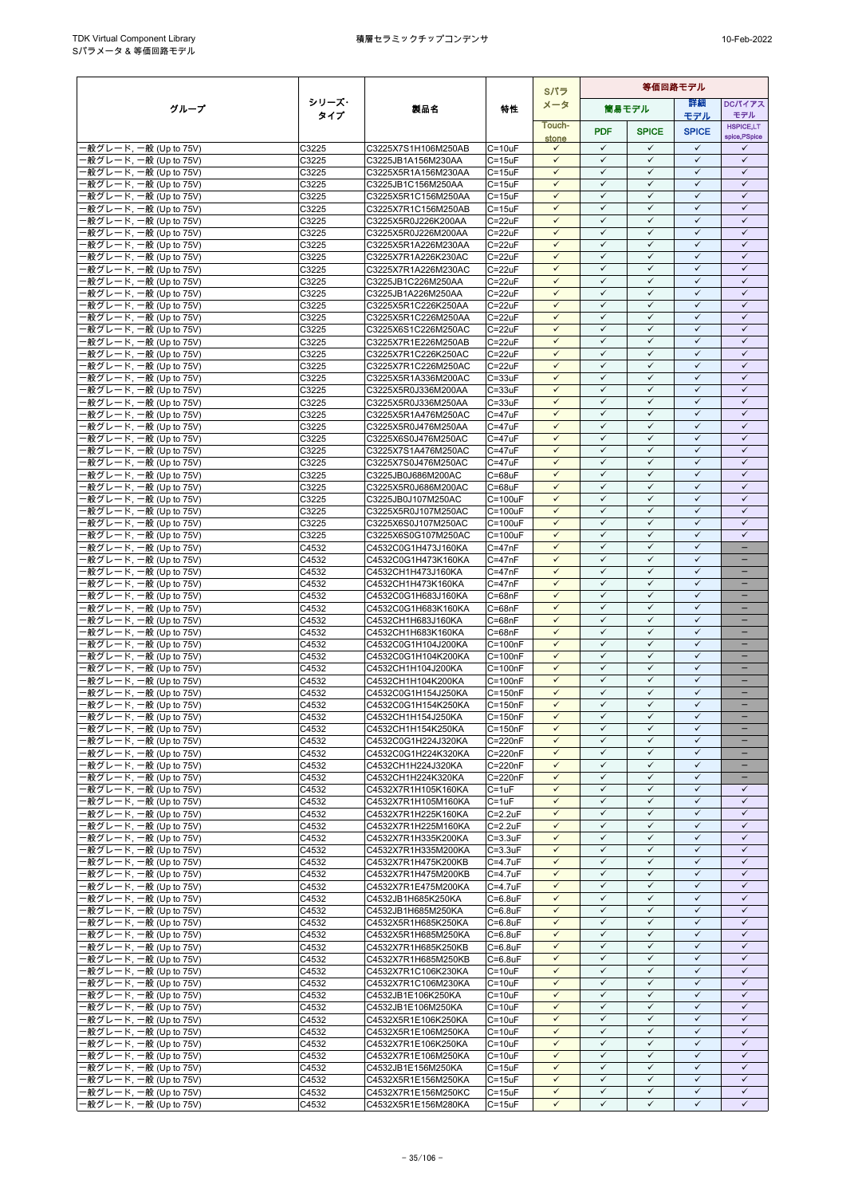| グループ | シリーズ・タイプ | 製品名 | 特性 | Sパラメータ | 等価回路モデル | | | |
|---|---|---|---|---|---|---|---|---|
| | | | | | 簡易モデル | | 詳細モデル | DCバイアスモデル |
| | | | | Touch-stone | PDF | SPICE | SPICE | HSPICE,LTspice,PSpice |
| 一般グレード, 一般 (Up to 75V) | C3225 | C3225X7S1H106M250AB | C=10uF | ✓ | ✓ | ✓ | ✓ | ✓ |
| 一般グレード, 一般 (Up to 75V) | C3225 | C3225JB1A156M230AA | C=15uF | ✓ | ✓ | ✓ | ✓ | ✓ |
| 一般グレード, 一般 (Up to 75V) | C3225 | C3225X5R1A156M230AA | C=15uF | ✓ | ✓ | ✓ | ✓ | ✓ |
| 一般グレード, 一般 (Up to 75V) | C3225 | C3225JB1C156M250AA | C=15uF | ✓ | ✓ | ✓ | ✓ | ✓ |
| 一般グレード, 一般 (Up to 75V) | C3225 | C3225X5R1C156M250AA | C=15uF | ✓ | ✓ | ✓ | ✓ | ✓ |
| 一般グレード, 一般 (Up to 75V) | C3225 | C3225X7R1C156M250AB | C=15uF | ✓ | ✓ | ✓ | ✓ | ✓ |
| 一般グレード, 一般 (Up to 75V) | C3225 | C3225X5R0J226K200AA | C=22uF | ✓ | ✓ | ✓ | ✓ | ✓ |
| 一般グレード, 一般 (Up to 75V) | C3225 | C3225X5R0J226M200AA | C=22uF | ✓ | ✓ | ✓ | ✓ | ✓ |
| 一般グレード, 一般 (Up to 75V) | C3225 | C3225X5R1A226M230AA | C=22uF | ✓ | ✓ | ✓ | ✓ | ✓ |
| 一般グレード, 一般 (Up to 75V) | C3225 | C3225X7R1A226K230AC | C=22uF | ✓ | ✓ | ✓ | ✓ | ✓ |
| 一般グレード, 一般 (Up to 75V) | C3225 | C3225X7R1A226M230AC | C=22uF | ✓ | ✓ | ✓ | ✓ | ✓ |
| 一般グレード, 一般 (Up to 75V) | C3225 | C3225JB1C226M250AA | C=22uF | ✓ | ✓ | ✓ | ✓ | ✓ |
| 一般グレード, 一般 (Up to 75V) | C3225 | C3225JB1A226M250AA | C=22uF | ✓ | ✓ | ✓ | ✓ | ✓ |
| 一般グレード, 一般 (Up to 75V) | C3225 | C3225X5R1C226K250AA | C=22uF | ✓ | ✓ | ✓ | ✓ | ✓ |
| 一般グレード, 一般 (Up to 75V) | C3225 | C3225X5R1C226M250AA | C=22uF | ✓ | ✓ | ✓ | ✓ | ✓ |
| 一般グレード, 一般 (Up to 75V) | C3225 | C3225X6S1C226M250AC | C=22uF | ✓ | ✓ | ✓ | ✓ | ✓ |
| 一般グレード, 一般 (Up to 75V) | C3225 | C3225X7R1E226M250AB | C=22uF | ✓ | ✓ | ✓ | ✓ | ✓ |
| 一般グレード, 一般 (Up to 75V) | C3225 | C3225X7R1C226K250AC | C=22uF | ✓ | ✓ | ✓ | ✓ | ✓ |
| 一般グレード, 一般 (Up to 75V) | C3225 | C3225X7R1C226M250AC | C=22uF | ✓ | ✓ | ✓ | ✓ | ✓ |
| 一般グレード, 一般 (Up to 75V) | C3225 | C3225X5R1A336M200AC | C=33uF | ✓ | ✓ | ✓ | ✓ | ✓ |
| 一般グレード, 一般 (Up to 75V) | C3225 | C3225X5R0J336M200AA | C=33uF | ✓ | ✓ | ✓ | ✓ | ✓ |
| 一般グレード, 一般 (Up to 75V) | C3225 | C3225X5R0J336M250AA | C=33uF | ✓ | ✓ | ✓ | ✓ | ✓ |
| 一般グレード, 一般 (Up to 75V) | C3225 | C3225X5R1A476M250AC | C=47uF | ✓ | ✓ | ✓ | ✓ | ✓ |
| 一般グレード, 一般 (Up to 75V) | C3225 | C3225X5R0J476M250AA | C=47uF | ✓ | ✓ | ✓ | ✓ | ✓ |
| 一般グレード, 一般 (Up to 75V) | C3225 | C3225X6S0J476M250AC | C=47uF | ✓ | ✓ | ✓ | ✓ | ✓ |
| 一般グレード, 一般 (Up to 75V) | C3225 | C3225X7S1A476M250AC | C=47uF | ✓ | ✓ | ✓ | ✓ | ✓ |
| 一般グレード, 一般 (Up to 75V) | C3225 | C3225X7S0J476M250AC | C=47uF | ✓ | ✓ | ✓ | ✓ | ✓ |
| 一般グレード, 一般 (Up to 75V) | C3225 | C3225JB0J686M200AC | C=68uF | ✓ | ✓ | ✓ | ✓ | ✓ |
| 一般グレード, 一般 (Up to 75V) | C3225 | C3225X5R0J686M200AC | C=68uF | ✓ | ✓ | ✓ | ✓ | ✓ |
| 一般グレード, 一般 (Up to 75V) | C3225 | C3225JB0J107M250AC | C=100uF | ✓ | ✓ | ✓ | ✓ | ✓ |
| 一般グレード, 一般 (Up to 75V) | C3225 | C3225X5R0J107M250AC | C=100uF | ✓ | ✓ | ✓ | ✓ | ✓ |
| 一般グレード, 一般 (Up to 75V) | C3225 | C3225X6S0J107M250AC | C=100uF | ✓ | ✓ | ✓ | ✓ | ✓ |
| 一般グレード, 一般 (Up to 75V) | C3225 | C3225X6S0G107M250AC | C=100uF | ✓ | ✓ | ✓ | ✓ | ✓ |
| 一般グレード, 一般 (Up to 75V) | C4532 | C4532C0G1H473J160KA | C=47nF | ✓ | ✓ | ✓ | ✓ | − |
| 一般グレード, 一般 (Up to 75V) | C4532 | C4532C0G1H473K160KA | C=47nF | ✓ | ✓ | ✓ | ✓ | − |
| 一般グレード, 一般 (Up to 75V) | C4532 | C4532CH1H473J160KA | C=47nF | ✓ | ✓ | ✓ | ✓ | − |
| 一般グレード, 一般 (Up to 75V) | C4532 | C4532CH1H473K160KA | C=47nF | ✓ | ✓ | ✓ | ✓ | − |
| 一般グレード, 一般 (Up to 75V) | C4532 | C4532C0G1H683J160KA | C=68nF | ✓ | ✓ | ✓ | ✓ | − |
| 一般グレード, 一般 (Up to 75V) | C4532 | C4532C0G1H683K160KA | C=68nF | ✓ | ✓ | ✓ | ✓ | − |
| 一般グレード, 一般 (Up to 75V) | C4532 | C4532CH1H683J160KA | C=68nF | ✓ | ✓ | ✓ | ✓ | − |
| 一般グレード, 一般 (Up to 75V) | C4532 | C4532CH1H683K160KA | C=68nF | ✓ | ✓ | ✓ | ✓ | − |
| 一般グレード, 一般 (Up to 75V) | C4532 | C4532C0G1H104J200KA | C=100nF | ✓ | ✓ | ✓ | ✓ | − |
| 一般グレード, 一般 (Up to 75V) | C4532 | C4532C0G1H104K200KA | C=100nF | ✓ | ✓ | ✓ | ✓ | − |
| 一般グレード, 一般 (Up to 75V) | C4532 | C4532CH1H104J200KA | C=100nF | ✓ | ✓ | ✓ | ✓ | − |
| 一般グレード, 一般 (Up to 75V) | C4532 | C4532CH1H104K200KA | C=100nF | ✓ | ✓ | ✓ | ✓ | − |
| 一般グレード, 一般 (Up to 75V) | C4532 | C4532C0G1H154J250KA | C=150nF | ✓ | ✓ | ✓ | ✓ | − |
| 一般グレード, 一般 (Up to 75V) | C4532 | C4532C0G1H154K250KA | C=150nF | ✓ | ✓ | ✓ | ✓ | − |
| 一般グレード, 一般 (Up to 75V) | C4532 | C4532CH1H154J250KA | C=150nF | ✓ | ✓ | ✓ | ✓ | − |
| 一般グレード, 一般 (Up to 75V) | C4532 | C4532CH1H154K250KA | C=150nF | ✓ | ✓ | ✓ | ✓ | − |
| 一般グレード, 一般 (Up to 75V) | C4532 | C4532C0G1H224J320KA | C=220nF | ✓ | ✓ | ✓ | ✓ | − |
| 一般グレード, 一般 (Up to 75V) | C4532 | C4532C0G1H224K320KA | C=220nF | ✓ | ✓ | ✓ | ✓ | − |
| 一般グレード, 一般 (Up to 75V) | C4532 | C4532CH1H224J320KA | C=220nF | ✓ | ✓ | ✓ | ✓ | − |
| 一般グレード, 一般 (Up to 75V) | C4532 | C4532CH1H224K320KA | C=220nF | ✓ | ✓ | ✓ | ✓ | − |
| 一般グレード, 一般 (Up to 75V) | C4532 | C4532X7R1H105K160KA | C=1uF | ✓ | ✓ | ✓ | ✓ | ✓ |
| 一般グレード, 一般 (Up to 75V) | C4532 | C4532X7R1H105M160KA | C=1uF | ✓ | ✓ | ✓ | ✓ | ✓ |
| 一般グレード, 一般 (Up to 75V) | C4532 | C4532X7R1H225K160KA | C=2.2uF | ✓ | ✓ | ✓ | ✓ | ✓ |
| 一般グレード, 一般 (Up to 75V) | C4532 | C4532X7R1H225M160KA | C=2.2uF | ✓ | ✓ | ✓ | ✓ | ✓ |
| 一般グレード, 一般 (Up to 75V) | C4532 | C4532X7R1H335K200KA | C=3.3uF | ✓ | ✓ | ✓ | ✓ | ✓ |
| 一般グレード, 一般 (Up to 75V) | C4532 | C4532X7R1H335M200KA | C=3.3uF | ✓ | ✓ | ✓ | ✓ | ✓ |
| 一般グレード, 一般 (Up to 75V) | C4532 | C4532X7R1H475K200KB | C=4.7uF | ✓ | ✓ | ✓ | ✓ | ✓ |
| 一般グレード, 一般 (Up to 75V) | C4532 | C4532X7R1H475M200KB | C=4.7uF | ✓ | ✓ | ✓ | ✓ | ✓ |
| 一般グレード, 一般 (Up to 75V) | C4532 | C4532X7R1E475M200KA | C=4.7uF | ✓ | ✓ | ✓ | ✓ | ✓ |
| 一般グレード, 一般 (Up to 75V) | C4532 | C4532JB1H685K250KA | C=6.8uF | ✓ | ✓ | ✓ | ✓ | ✓ |
| 一般グレード, 一般 (Up to 75V) | C4532 | C4532JB1H685M250KA | C=6.8uF | ✓ | ✓ | ✓ | ✓ | ✓ |
| 一般グレード, 一般 (Up to 75V) | C4532 | C4532X5R1H685K250KA | C=6.8uF | ✓ | ✓ | ✓ | ✓ | ✓ |
| 一般グレード, 一般 (Up to 75V) | C4532 | C4532X5R1H685M250KA | C=6.8uF | ✓ | ✓ | ✓ | ✓ | ✓ |
| 一般グレード, 一般 (Up to 75V) | C4532 | C4532X7R1H685K250KB | C=6.8uF | ✓ | ✓ | ✓ | ✓ | ✓ |
| 一般グレード, 一般 (Up to 75V) | C4532 | C4532X7R1H685M250KB | C=6.8uF | ✓ | ✓ | ✓ | ✓ | ✓ |
| 一般グレード, 一般 (Up to 75V) | C4532 | C4532X7R1C106K230KA | C=10uF | ✓ | ✓ | ✓ | ✓ | ✓ |
| 一般グレード, 一般 (Up to 75V) | C4532 | C4532X7R1C106M230KA | C=10uF | ✓ | ✓ | ✓ | ✓ | ✓ |
| 一般グレード, 一般 (Up to 75V) | C4532 | C4532JB1E106K250KA | C=10uF | ✓ | ✓ | ✓ | ✓ | ✓ |
| 一般グレード, 一般 (Up to 75V) | C4532 | C4532JB1E106M250KA | C=10uF | ✓ | ✓ | ✓ | ✓ | ✓ |
| 一般グレード, 一般 (Up to 75V) | C4532 | C4532X5R1E106K250KA | C=10uF | ✓ | ✓ | ✓ | ✓ | ✓ |
| 一般グレード, 一般 (Up to 75V) | C4532 | C4532X5R1E106M250KA | C=10uF | ✓ | ✓ | ✓ | ✓ | ✓ |
| 一般グレード, 一般 (Up to 75V) | C4532 | C4532X7R1E106K250KA | C=10uF | ✓ | ✓ | ✓ | ✓ | ✓ |
| 一般グレード, 一般 (Up to 75V) | C4532 | C4532X7R1E106M250KA | C=10uF | ✓ | ✓ | ✓ | ✓ | ✓ |
| 一般グレード, 一般 (Up to 75V) | C4532 | C4532JB1E156M250KA | C=15uF | ✓ | ✓ | ✓ | ✓ | ✓ |
| 一般グレード, 一般 (Up to 75V) | C4532 | C4532X5R1E156M250KA | C=15uF | ✓ | ✓ | ✓ | ✓ | ✓ |
| 一般グレード, 一般 (Up to 75V) | C4532 | C4532X7R1E156M250KC | C=15uF | ✓ | ✓ | ✓ | ✓ | ✓ |
| 一般グレード, 一般 (Up to 75V) | C4532 | C4532X5R1E156M280KA | C=15uF | ✓ | ✓ | ✓ | ✓ | ✓ |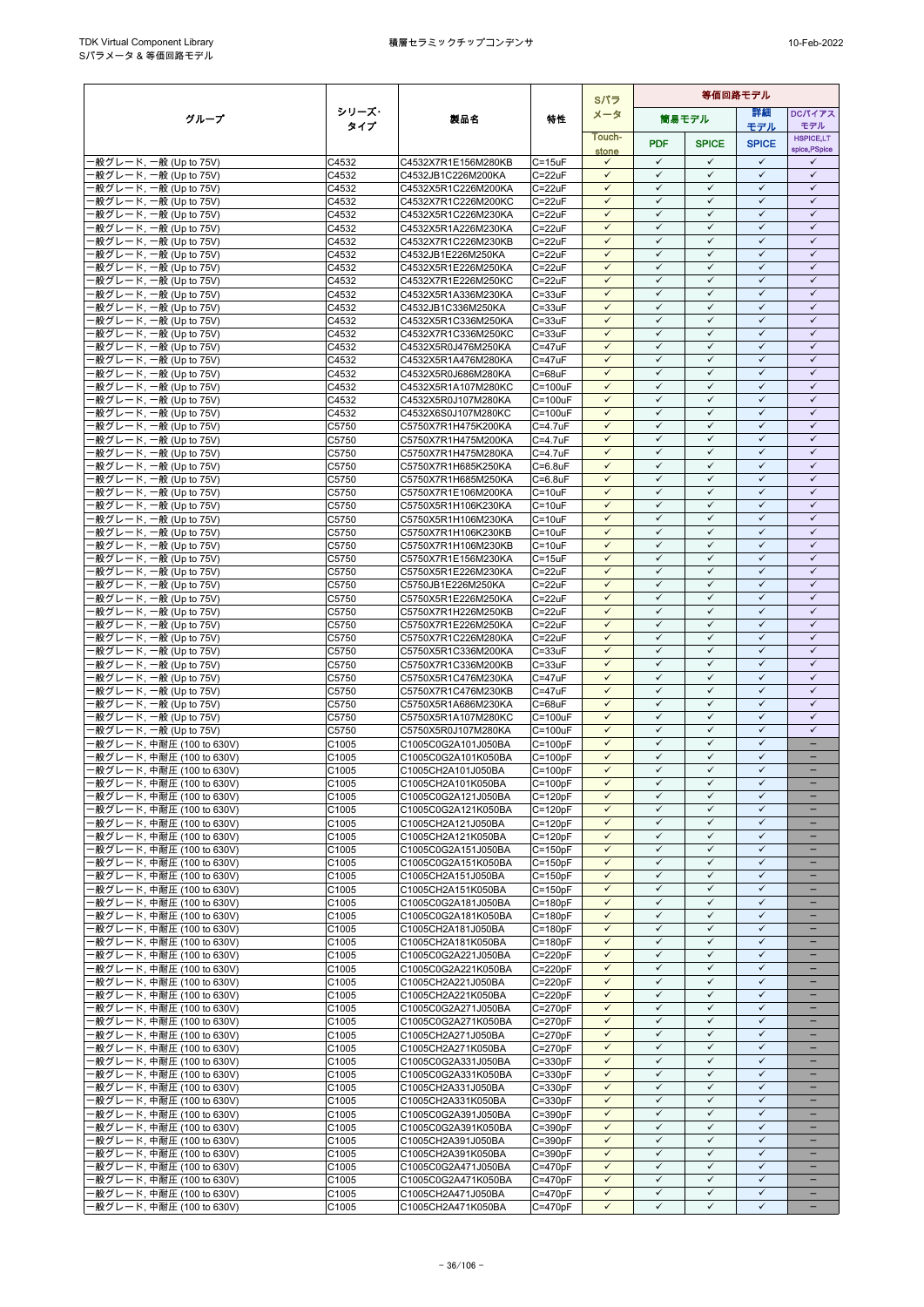| グループ | シリーズ・タイプ | 製品名 | 特性 | Sパラメータ | 等価回路モデル | | | |
|---|---|---|---|---|---|---|---|---|
| | | | | | 簡易モデル | | 詳細モデル | DCバイアスモデル |
| | | | | Touch-stone | PDF | SPICE | SPICE | HSPICE,LTspice,PSpice |
| 一般グレード, 一般 (Up to 75V) | C4532 | C4532X7R1E156M280KB | C=15uF | ✓ | ✓ | ✓ | ✓ | ✓ |
| 一般グレード, 一般 (Up to 75V) | C4532 | C4532JB1C226M200KA | C=22uF | ✓ | ✓ | ✓ | ✓ | ✓ |
| 一般グレード, 一般 (Up to 75V) | C4532 | C4532X5R1C226M200KA | C=22uF | ✓ | ✓ | ✓ | ✓ | ✓ |
| 一般グレード, 一般 (Up to 75V) | C4532 | C4532X7R1C226M200KC | C=22uF | ✓ | ✓ | ✓ | ✓ | ✓ |
| 一般グレード, 一般 (Up to 75V) | C4532 | C4532X5R1C226M230KA | C=22uF | ✓ | ✓ | ✓ | ✓ | ✓ |
| 一般グレード, 一般 (Up to 75V) | C4532 | C4532X5R1A226M230KA | C=22uF | ✓ | ✓ | ✓ | ✓ | ✓ |
| 一般グレード, 一般 (Up to 75V) | C4532 | C4532X7R1C226M230KB | C=22uF | ✓ | ✓ | ✓ | ✓ | ✓ |
| 一般グレード, 一般 (Up to 75V) | C4532 | C4532JB1E226M250KA | C=22uF | ✓ | ✓ | ✓ | ✓ | ✓ |
| 一般グレード, 一般 (Up to 75V) | C4532 | C4532X5R1E226M250KA | C=22uF | ✓ | ✓ | ✓ | ✓ | ✓ |
| 一般グレード, 一般 (Up to 75V) | C4532 | C4532X7R1E226M250KC | C=22uF | ✓ | ✓ | ✓ | ✓ | ✓ |
| 一般グレード, 一般 (Up to 75V) | C4532 | C4532X5R1A336M230KA | C=33uF | ✓ | ✓ | ✓ | ✓ | ✓ |
| 一般グレード, 一般 (Up to 75V) | C4532 | C4532JB1C336M250KA | C=33uF | ✓ | ✓ | ✓ | ✓ | ✓ |
| 一般グレード, 一般 (Up to 75V) | C4532 | C4532X5R1C336M230KA | C=33uF | ✓ | ✓ | ✓ | ✓ | ✓ |
| 一般グレード, 一般 (Up to 75V) | C4532 | C4532X7R1C336M250KC | C=33uF | ✓ | ✓ | ✓ | ✓ | ✓ |
| 一般グレード, 一般 (Up to 75V) | C4532 | C4532X5R0J476M250KA | C=47uF | ✓ | ✓ | ✓ | ✓ | ✓ |
| 一般グレード, 一般 (Up to 75V) | C4532 | C4532X5R1A476M280KA | C=47uF | ✓ | ✓ | ✓ | ✓ | ✓ |
| 一般グレード, 一般 (Up to 75V) | C4532 | C4532X5R0J686M280KA | C=68uF | ✓ | ✓ | ✓ | ✓ | ✓ |
| 一般グレード, 一般 (Up to 75V) | C4532 | C4532X5R1A107M280KC | C=100uF | ✓ | ✓ | ✓ | ✓ | ✓ |
| 一般グレード, 一般 (Up to 75V) | C4532 | C4532X5R0J107M280KA | C=100uF | ✓ | ✓ | ✓ | ✓ | ✓ |
| 一般グレード, 一般 (Up to 75V) | C4532 | C4532X6S0J107M280KC | C=100uF | ✓ | ✓ | ✓ | ✓ | ✓ |
| 一般グレード, 一般 (Up to 75V) | C5750 | C5750X7R1H475K200KA | C=4.7uF | ✓ | ✓ | ✓ | ✓ | ✓ |
| 一般グレード, 一般 (Up to 75V) | C5750 | C5750X7R1H475M200KA | C=4.7uF | ✓ | ✓ | ✓ | ✓ | ✓ |
| 一般グレード, 一般 (Up to 75V) | C5750 | C5750X7R1H475M280KA | C=4.7uF | ✓ | ✓ | ✓ | ✓ | ✓ |
| 一般グレード, 一般 (Up to 75V) | C5750 | C5750X7R1H685K250KA | C=6.8uF | ✓ | ✓ | ✓ | ✓ | ✓ |
| 一般グレード, 一般 (Up to 75V) | C5750 | C5750X7R1H685M250KA | C=6.8uF | ✓ | ✓ | ✓ | ✓ | ✓ |
| 一般グレード, 一般 (Up to 75V) | C5750 | C5750X7R1E106M200KA | C=10uF | ✓ | ✓ | ✓ | ✓ | ✓ |
| 一般グレード, 一般 (Up to 75V) | C5750 | C5750X5R1H106K230KA | C=10uF | ✓ | ✓ | ✓ | ✓ | ✓ |
| 一般グレード, 一般 (Up to 75V) | C5750 | C5750X5R1H106M230KA | C=10uF | ✓ | ✓ | ✓ | ✓ | ✓ |
| 一般グレード, 一般 (Up to 75V) | C5750 | C5750X7R1H106K230KB | C=10uF | ✓ | ✓ | ✓ | ✓ | ✓ |
| 一般グレード, 一般 (Up to 75V) | C5750 | C5750X7R1H106M230KB | C=10uF | ✓ | ✓ | ✓ | ✓ | ✓ |
| 一般グレード, 一般 (Up to 75V) | C5750 | C5750X7R1E156M230KA | C=15uF | ✓ | ✓ | ✓ | ✓ | ✓ |
| 一般グレード, 一般 (Up to 75V) | C5750 | C5750X5R1E226M230KA | C=22uF | ✓ | ✓ | ✓ | ✓ | ✓ |
| 一般グレード, 一般 (Up to 75V) | C5750 | C5750JB1E226M250KA | C=22uF | ✓ | ✓ | ✓ | ✓ | ✓ |
| 一般グレード, 一般 (Up to 75V) | C5750 | C5750X5R1E226M250KA | C=22uF | ✓ | ✓ | ✓ | ✓ | ✓ |
| 一般グレード, 一般 (Up to 75V) | C5750 | C5750X7R1H226M250KB | C=22uF | ✓ | ✓ | ✓ | ✓ | ✓ |
| 一般グレード, 一般 (Up to 75V) | C5750 | C5750X7R1E226M250KA | C=22uF | ✓ | ✓ | ✓ | ✓ | ✓ |
| 一般グレード, 一般 (Up to 75V) | C5750 | C5750X7R1C226M280KA | C=22uF | ✓ | ✓ | ✓ | ✓ | ✓ |
| 一般グレード, 一般 (Up to 75V) | C5750 | C5750X5R1C336M200KA | C=33uF | ✓ | ✓ | ✓ | ✓ | ✓ |
| 一般グレード, 一般 (Up to 75V) | C5750 | C5750X7R1C336M200KB | C=33uF | ✓ | ✓ | ✓ | ✓ | ✓ |
| 一般グレード, 一般 (Up to 75V) | C5750 | C5750X5R1C476M230KA | C=47uF | ✓ | ✓ | ✓ | ✓ | ✓ |
| 一般グレード, 一般 (Up to 75V) | C5750 | C5750X7R1C476M230KB | C=47uF | ✓ | ✓ | ✓ | ✓ | ✓ |
| 一般グレード, 一般 (Up to 75V) | C5750 | C5750X5R1A686M230KA | C=68uF | ✓ | ✓ | ✓ | ✓ | ✓ |
| 一般グレード, 一般 (Up to 75V) | C5750 | C5750X5R1A107M280KC | C=100uF | ✓ | ✓ | ✓ | ✓ | ✓ |
| 一般グレード, 一般 (Up to 75V) | C5750 | C5750X5R0J107M280KA | C=100uF | ✓ | ✓ | ✓ | ✓ | ✓ |
| 一般グレード, 中耐圧 (100 to 630V) | C1005 | C1005C0G2A101J050BA | C=100pF | ✓ | ✓ | ✓ | ✓ | – |
| 一般グレード, 中耐圧 (100 to 630V) | C1005 | C1005C0G2A101K050BA | C=100pF | ✓ | ✓ | ✓ | ✓ | – |
| 一般グレード, 中耐圧 (100 to 630V) | C1005 | C1005CH2A101J050BA | C=100pF | ✓ | ✓ | ✓ | ✓ | – |
| 一般グレード, 中耐圧 (100 to 630V) | C1005 | C1005CH2A101K050BA | C=100pF | ✓ | ✓ | ✓ | ✓ | – |
| 一般グレード, 中耐圧 (100 to 630V) | C1005 | C1005C0G2A121J050BA | C=120pF | ✓ | ✓ | ✓ | ✓ | – |
| 一般グレード, 中耐圧 (100 to 630V) | C1005 | C1005C0G2A121K050BA | C=120pF | ✓ | ✓ | ✓ | ✓ | – |
| 一般グレード, 中耐圧 (100 to 630V) | C1005 | C1005CH2A121J050BA | C=120pF | ✓ | ✓ | ✓ | ✓ | – |
| 一般グレード, 中耐圧 (100 to 630V) | C1005 | C1005CH2A121K050BA | C=120pF | ✓ | ✓ | ✓ | ✓ | – |
| 一般グレード, 中耐圧 (100 to 630V) | C1005 | C1005C0G2A151J050BA | C=150pF | ✓ | ✓ | ✓ | ✓ | – |
| 一般グレード, 中耐圧 (100 to 630V) | C1005 | C1005C0G2A151K050BA | C=150pF | ✓ | ✓ | ✓ | ✓ | – |
| 一般グレード, 中耐圧 (100 to 630V) | C1005 | C1005CH2A151J050BA | C=150pF | ✓ | ✓ | ✓ | ✓ | – |
| 一般グレード, 中耐圧 (100 to 630V) | C1005 | C1005CH2A151K050BA | C=150pF | ✓ | ✓ | ✓ | ✓ | – |
| 一般グレード, 中耐圧 (100 to 630V) | C1005 | C1005C0G2A181J050BA | C=180pF | ✓ | ✓ | ✓ | ✓ | – |
| 一般グレード, 中耐圧 (100 to 630V) | C1005 | C1005C0G2A181K050BA | C=180pF | ✓ | ✓ | ✓ | ✓ | – |
| 一般グレード, 中耐圧 (100 to 630V) | C1005 | C1005CH2A181J050BA | C=180pF | ✓ | ✓ | ✓ | ✓ | – |
| 一般グレード, 中耐圧 (100 to 630V) | C1005 | C1005CH2A181K050BA | C=180pF | ✓ | ✓ | ✓ | ✓ | – |
| 一般グレード, 中耐圧 (100 to 630V) | C1005 | C1005C0G2A221J050BA | C=220pF | ✓ | ✓ | ✓ | ✓ | – |
| 一般グレード, 中耐圧 (100 to 630V) | C1005 | C1005C0G2A221K050BA | C=220pF | ✓ | ✓ | ✓ | ✓ | – |
| 一般グレード, 中耐圧 (100 to 630V) | C1005 | C1005CH2A221J050BA | C=220pF | ✓ | ✓ | ✓ | ✓ | – |
| 一般グレード, 中耐圧 (100 to 630V) | C1005 | C1005CH2A221K050BA | C=220pF | ✓ | ✓ | ✓ | ✓ | – |
| 一般グレード, 中耐圧 (100 to 630V) | C1005 | C1005C0G2A271J050BA | C=270pF | ✓ | ✓ | ✓ | ✓ | – |
| 一般グレード, 中耐圧 (100 to 630V) | C1005 | C1005C0G2A271K050BA | C=270pF | ✓ | ✓ | ✓ | ✓ | – |
| 一般グレード, 中耐圧 (100 to 630V) | C1005 | C1005CH2A271J050BA | C=270pF | ✓ | ✓ | ✓ | ✓ | – |
| 一般グレード, 中耐圧 (100 to 630V) | C1005 | C1005CH2A271K050BA | C=270pF | ✓ | ✓ | ✓ | ✓ | – |
| 一般グレード, 中耐圧 (100 to 630V) | C1005 | C1005C0G2A331J050BA | C=330pF | ✓ | ✓ | ✓ | ✓ | – |
| 一般グレード, 中耐圧 (100 to 630V) | C1005 | C1005C0G2A331K050BA | C=330pF | ✓ | ✓ | ✓ | ✓ | – |
| 一般グレード, 中耐圧 (100 to 630V) | C1005 | C1005CH2A331J050BA | C=330pF | ✓ | ✓ | ✓ | ✓ | – |
| 一般グレード, 中耐圧 (100 to 630V) | C1005 | C1005CH2A331K050BA | C=330pF | ✓ | ✓ | ✓ | ✓ | – |
| 一般グレード, 中耐圧 (100 to 630V) | C1005 | C1005C0G2A391J050BA | C=390pF | ✓ | ✓ | ✓ | ✓ | – |
| 一般グレード, 中耐圧 (100 to 630V) | C1005 | C1005C0G2A391K050BA | C=390pF | ✓ | ✓ | ✓ | ✓ | – |
| 一般グレード, 中耐圧 (100 to 630V) | C1005 | C1005CH2A391J050BA | C=390pF | ✓ | ✓ | ✓ | ✓ | – |
| 一般グレード, 中耐圧 (100 to 630V) | C1005 | C1005CH2A391K050BA | C=390pF | ✓ | ✓ | ✓ | ✓ | – |
| 一般グレード, 中耐圧 (100 to 630V) | C1005 | C1005C0G2A471J050BA | C=470pF | ✓ | ✓ | ✓ | ✓ | – |
| 一般グレード, 中耐圧 (100 to 630V) | C1005 | C1005C0G2A471K050BA | C=470pF | ✓ | ✓ | ✓ | ✓ | – |
| 一般グレード, 中耐圧 (100 to 630V) | C1005 | C1005CH2A471J050BA | C=470pF | ✓ | ✓ | ✓ | ✓ | – |
| 一般グレード, 中耐圧 (100 to 630V) | C1005 | C1005CH2A471K050BA | C=470pF | ✓ | ✓ | ✓ | ✓ | – |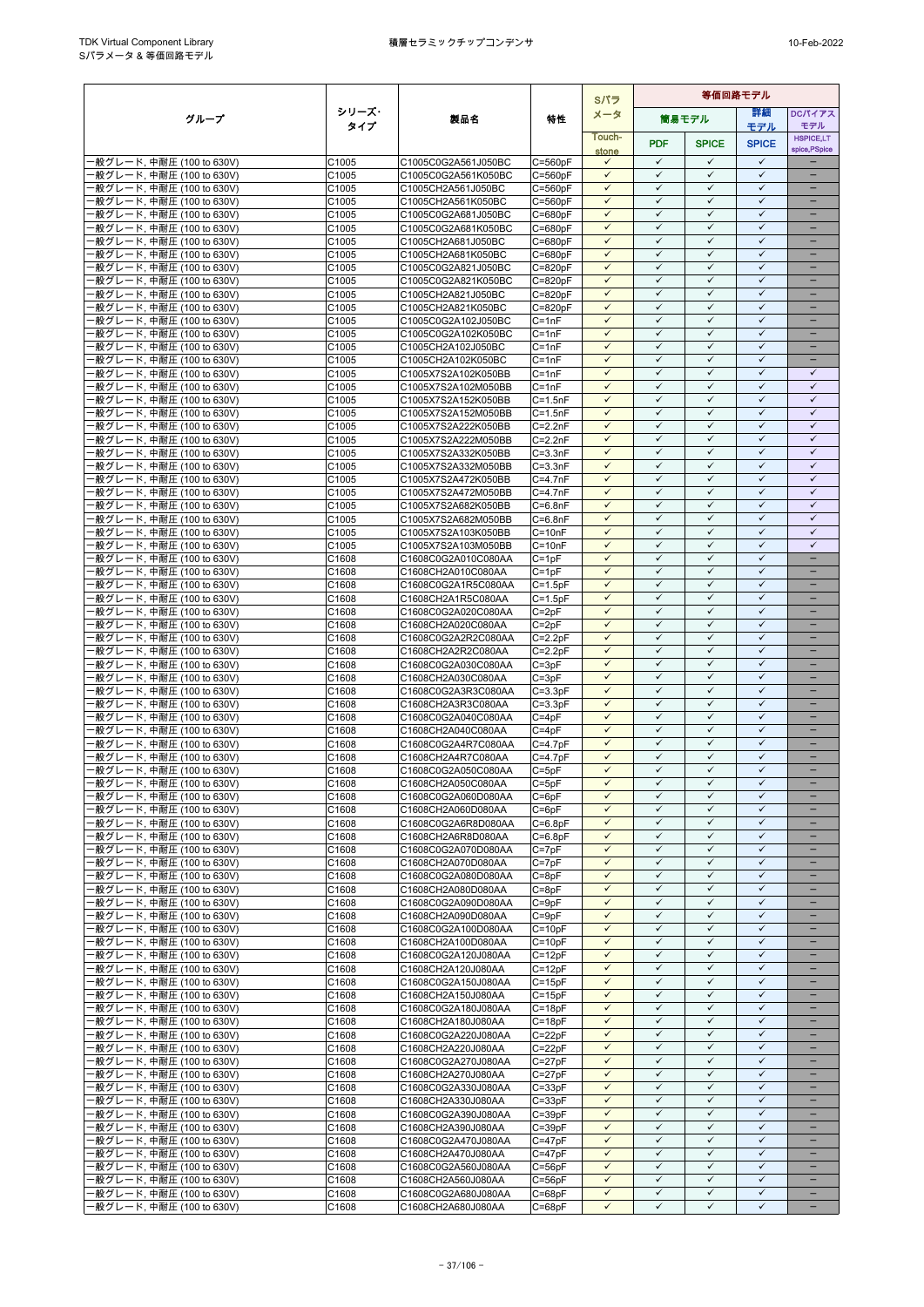| グループ | シリーズ･タイプ | 製品名 | 特性 | Sパラメータ | 等価回路モデル | | | |
|---|---|---|---|---|---|---|---|---|
| | | | | | 簡易モデル | | 詳細モデル | DCバイアスモデル |
| | | | | Touch-stone | PDF | SPICE | SPICE | HSPICE,LTspice,PSpice |
| 一般グレード, 中耐圧 (100 to 630V) | C1005 | C1005C0G2A561J050BC | C=560pF | ✓ | ✓ | ✓ | ✓ | – |
| 一般グレード, 中耐圧 (100 to 630V) | C1005 | C1005C0G2A561K050BC | C=560pF | ✓ | ✓ | ✓ | ✓ | – |
| 一般グレード, 中耐圧 (100 to 630V) | C1005 | C1005CH2A561J050BC | C=560pF | ✓ | ✓ | ✓ | ✓ | – |
| 一般グレード, 中耐圧 (100 to 630V) | C1005 | C1005C0G2A681J050BC | C=680pF | ✓ | ✓ | ✓ | ✓ | – |
| 一般グレード, 中耐圧 (100 to 630V) | C1005 | C1005C0G2A681K050BC | C=680pF | ✓ | ✓ | ✓ | ✓ | – |
| 一般グレード, 中耐圧 (100 to 630V) | C1005 | C1005CH2A681J050BC | C=680pF | ✓ | ✓ | ✓ | ✓ | – |
| 一般グレード, 中耐圧 (100 to 630V) | C1005 | C1005CH2A681K050BC | C=680pF | ✓ | ✓ | ✓ | ✓ | – |
| 一般グレード, 中耐圧 (100 to 630V) | C1005 | C1005C0G2A821J050BC | C=820pF | ✓ | ✓ | ✓ | ✓ | – |
| 一般グレード, 中耐圧 (100 to 630V) | C1005 | C1005C0G2A821K050BC | C=820pF | ✓ | ✓ | ✓ | ✓ | – |
| 一般グレード, 中耐圧 (100 to 630V) | C1005 | C1005CH2A821J050BC | C=820pF | ✓ | ✓ | ✓ | ✓ | – |
| 一般グレード, 中耐圧 (100 to 630V) | C1005 | C1005CH2A821K050BC | C=820pF | ✓ | ✓ | ✓ | ✓ | – |
| 一般グレード, 中耐圧 (100 to 630V) | C1005 | C1005C0G2A102J050BC | C=1nF | ✓ | ✓ | ✓ | ✓ | – |
| 一般グレード, 中耐圧 (100 to 630V) | C1005 | C1005C0G2A102K050BC | C=1nF | ✓ | ✓ | ✓ | ✓ | – |
| 一般グレード, 中耐圧 (100 to 630V) | C1005 | C1005CH2A102J050BC | C=1nF | ✓ | ✓ | ✓ | ✓ | – |
| 一般グレード, 中耐圧 (100 to 630V) | C1005 | C1005CH2A102K050BC | C=1nF | ✓ | ✓ | ✓ | ✓ | – |
| 一般グレード, 中耐圧 (100 to 630V) | C1005 | C1005X7S2A102K050BB | C=1nF | ✓ | ✓ | ✓ | ✓ | ✓ |
| 一般グレード, 中耐圧 (100 to 630V) | C1005 | C1005X7S2A102M050BB | C=1nF | ✓ | ✓ | ✓ | ✓ | ✓ |
| 一般グレード, 中耐圧 (100 to 630V) | C1005 | C1005X7S2A152K050BB | C=1.5nF | ✓ | ✓ | ✓ | ✓ | ✓ |
| 一般グレード, 中耐圧 (100 to 630V) | C1005 | C1005X7S2A152M050BB | C=1.5nF | ✓ | ✓ | ✓ | ✓ | ✓ |
| 一般グレード, 中耐圧 (100 to 630V) | C1005 | C1005X7S2A222K050BB | C=2.2nF | ✓ | ✓ | ✓ | ✓ | ✓ |
| 一般グレード, 中耐圧 (100 to 630V) | C1005 | C1005X7S2A222M050BB | C=2.2nF | ✓ | ✓ | ✓ | ✓ | ✓ |
| 一般グレード, 中耐圧 (100 to 630V) | C1005 | C1005X7S2A332K050BB | C=3.3nF | ✓ | ✓ | ✓ | ✓ | ✓ |
| 一般グレード, 中耐圧 (100 to 630V) | C1005 | C1005X7S2A332M050BB | C=3.3nF | ✓ | ✓ | ✓ | ✓ | ✓ |
| 一般グレード, 中耐圧 (100 to 630V) | C1005 | C1005X7S2A472K050BB | C=4.7nF | ✓ | ✓ | ✓ | ✓ | ✓ |
| 一般グレード, 中耐圧 (100 to 630V) | C1005 | C1005X7S2A472M050BB | C=4.7nF | ✓ | ✓ | ✓ | ✓ | ✓ |
| 一般グレード, 中耐圧 (100 to 630V) | C1005 | C1005X7S2A682K050BB | C=6.8nF | ✓ | ✓ | ✓ | ✓ | ✓ |
| 一般グレード, 中耐圧 (100 to 630V) | C1005 | C1005X7S2A682M050BB | C=6.8nF | ✓ | ✓ | ✓ | ✓ | ✓ |
| 一般グレード, 中耐圧 (100 to 630V) | C1005 | C1005X7S2A103K050BB | C=10nF | ✓ | ✓ | ✓ | ✓ | ✓ |
| 一般グレード, 中耐圧 (100 to 630V) | C1005 | C1005X7S2A103M050BB | C=10nF | ✓ | ✓ | ✓ | ✓ | ✓ |
| 一般グレード, 中耐圧 (100 to 630V) | C1608 | C1608C0G2A010C080AA | C=1pF | ✓ | ✓ | ✓ | ✓ | – |
| 一般グレード, 中耐圧 (100 to 630V) | C1608 | C1608CH2A010C080AA | C=1pF | ✓ | ✓ | ✓ | ✓ | – |
| 一般グレード, 中耐圧 (100 to 630V) | C1608 | C1608C0G2A1R5C080AA | C=1.5pF | ✓ | ✓ | ✓ | ✓ | – |
| 一般グレード, 中耐圧 (100 to 630V) | C1608 | C1608CH2A1R5C080AA | C=1.5pF | ✓ | ✓ | ✓ | ✓ | – |
| 一般グレード, 中耐圧 (100 to 630V) | C1608 | C1608C0G2A020C080AA | C=2pF | ✓ | ✓ | ✓ | ✓ | – |
| 一般グレード, 中耐圧 (100 to 630V) | C1608 | C1608CH2A020C080AA | C=2pF | ✓ | ✓ | ✓ | ✓ | – |
| 一般グレード, 中耐圧 (100 to 630V) | C1608 | C1608C0G2A2R2C080AA | C=2.2pF | ✓ | ✓ | ✓ | ✓ | – |
| 一般グレード, 中耐圧 (100 to 630V) | C1608 | C1608CH2A2R2C080AA | C=2.2pF | ✓ | ✓ | ✓ | ✓ | – |
| 一般グレード, 中耐圧 (100 to 630V) | C1608 | C1608C0G2A030C080AA | C=3pF | ✓ | ✓ | ✓ | ✓ | – |
| 一般グレード, 中耐圧 (100 to 630V) | C1608 | C1608CH2A030C080AA | C=3pF | ✓ | ✓ | ✓ | ✓ | – |
| 一般グレード, 中耐圧 (100 to 630V) | C1608 | C1608C0G2A3R3C080AA | C=3.3pF | ✓ | ✓ | ✓ | ✓ | – |
| 一般グレード, 中耐圧 (100 to 630V) | C1608 | C1608CH2A3R3C080AA | C=3.3pF | ✓ | ✓ | ✓ | ✓ | – |
| 一般グレード, 中耐圧 (100 to 630V) | C1608 | C1608C0G2A040C080AA | C=4pF | ✓ | ✓ | ✓ | ✓ | – |
| 一般グレード, 中耐圧 (100 to 630V) | C1608 | C1608CH2A040C080AA | C=4pF | ✓ | ✓ | ✓ | ✓ | – |
| 一般グレード, 中耐圧 (100 to 630V) | C1608 | C1608C0G2A4R7C080AA | C=4.7pF | ✓ | ✓ | ✓ | ✓ | – |
| 一般グレード, 中耐圧 (100 to 630V) | C1608 | C1608CH2A4R7C080AA | C=4.7pF | ✓ | ✓ | ✓ | ✓ | – |
| 一般グレード, 中耐圧 (100 to 630V) | C1608 | C1608C0G2A050C080AA | C=5pF | ✓ | ✓ | ✓ | ✓ | – |
| 一般グレード, 中耐圧 (100 to 630V) | C1608 | C1608CH2A050C080AA | C=5pF | ✓ | ✓ | ✓ | ✓ | – |
| 一般グレード, 中耐圧 (100 to 630V) | C1608 | C1608C0G2A060D080AA | C=6pF | ✓ | ✓ | ✓ | ✓ | – |
| 一般グレード, 中耐圧 (100 to 630V) | C1608 | C1608CH2A060D080AA | C=6pF | ✓ | ✓ | ✓ | ✓ | – |
| 一般グレード, 中耐圧 (100 to 630V) | C1608 | C1608C0G2A6R8D080AA | C=6.8pF | ✓ | ✓ | ✓ | ✓ | – |
| 一般グレード, 中耐圧 (100 to 630V) | C1608 | C1608CH2A6R8D080AA | C=6.8pF | ✓ | ✓ | ✓ | ✓ | – |
| 一般グレード, 中耐圧 (100 to 630V) | C1608 | C1608C0G2A070D080AA | C=7pF | ✓ | ✓ | ✓ | ✓ | – |
| 一般グレード, 中耐圧 (100 to 630V) | C1608 | C1608CH2A070D080AA | C=7pF | ✓ | ✓ | ✓ | ✓ | – |
| 一般グレード, 中耐圧 (100 to 630V) | C1608 | C1608C0G2A080D080AA | C=8pF | ✓ | ✓ | ✓ | ✓ | – |
| 一般グレード, 中耐圧 (100 to 630V) | C1608 | C1608CH2A080D080AA | C=8pF | ✓ | ✓ | ✓ | ✓ | – |
| 一般グレード, 中耐圧 (100 to 630V) | C1608 | C1608C0G2A090D080AA | C=9pF | ✓ | ✓ | ✓ | ✓ | – |
| 一般グレード, 中耐圧 (100 to 630V) | C1608 | C1608CH2A090D080AA | C=9pF | ✓ | ✓ | ✓ | ✓ | – |
| 一般グレード, 中耐圧 (100 to 630V) | C1608 | C1608C0G2A100D080AA | C=10pF | ✓ | ✓ | ✓ | ✓ | – |
| 一般グレード, 中耐圧 (100 to 630V) | C1608 | C1608CH2A100D080AA | C=10pF | ✓ | ✓ | ✓ | ✓ | – |
| 一般グレード, 中耐圧 (100 to 630V) | C1608 | C1608C0G2A120J080AA | C=12pF | ✓ | ✓ | ✓ | ✓ | – |
| 一般グレード, 中耐圧 (100 to 630V) | C1608 | C1608CH2A120J080AA | C=12pF | ✓ | ✓ | ✓ | ✓ | – |
| 一般グレード, 中耐圧 (100 to 630V) | C1608 | C1608C0G2A150J080AA | C=15pF | ✓ | ✓ | ✓ | ✓ | – |
| 一般グレード, 中耐圧 (100 to 630V) | C1608 | C1608CH2A150J080AA | C=15pF | ✓ | ✓ | ✓ | ✓ | – |
| 一般グレード, 中耐圧 (100 to 630V) | C1608 | C1608C0G2A180J080AA | C=18pF | ✓ | ✓ | ✓ | ✓ | – |
| 一般グレード, 中耐圧 (100 to 630V) | C1608 | C1608CH2A180J080AA | C=18pF | ✓ | ✓ | ✓ | ✓ | – |
| 一般グレード, 中耐圧 (100 to 630V) | C1608 | C1608C0G2A220J080AA | C=22pF | ✓ | ✓ | ✓ | ✓ | – |
| 一般グレード, 中耐圧 (100 to 630V) | C1608 | C1608CH2A220J080AA | C=22pF | ✓ | ✓ | ✓ | ✓ | – |
| 一般グレード, 中耐圧 (100 to 630V) | C1608 | C1608C0G2A270J080AA | C=27pF | ✓ | ✓ | ✓ | ✓ | – |
| 一般グレード, 中耐圧 (100 to 630V) | C1608 | C1608CH2A270J080AA | C=27pF | ✓ | ✓ | ✓ | ✓ | – |
| 一般グレード, 中耐圧 (100 to 630V) | C1608 | C1608C0G2A330J080AA | C=33pF | ✓ | ✓ | ✓ | ✓ | – |
| 一般グレード, 中耐圧 (100 to 630V) | C1608 | C1608CH2A330J080AA | C=33pF | ✓ | ✓ | ✓ | ✓ | – |
| 一般グレード, 中耐圧 (100 to 630V) | C1608 | C1608C0G2A390J080AA | C=39pF | ✓ | ✓ | ✓ | ✓ | – |
| 一般グレード, 中耐圧 (100 to 630V) | C1608 | C1608CH2A390J080AA | C=39pF | ✓ | ✓ | ✓ | ✓ | – |
| 一般グレード, 中耐圧 (100 to 630V) | C1608 | C1608C0G2A470J080AA | C=47pF | ✓ | ✓ | ✓ | ✓ | – |
| 一般グレード, 中耐圧 (100 to 630V) | C1608 | C1608CH2A470J080AA | C=47pF | ✓ | ✓ | ✓ | ✓ | – |
| 一般グレード, 中耐圧 (100 to 630V) | C1608 | C1608C0G2A560J080AA | C=56pF | ✓ | ✓ | ✓ | ✓ | – |
| 一般グレード, 中耐圧 (100 to 630V) | C1608 | C1608CH2A560J080AA | C=56pF | ✓ | ✓ | ✓ | ✓ | – |
| 一般グレード, 中耐圧 (100 to 630V) | C1608 | C1608C0G2A680J080AA | C=68pF | ✓ | ✓ | ✓ | ✓ | – |
| 一般グレード, 中耐圧 (100 to 630V) | C1608 | C1608CH2A680J080AA | C=68pF | ✓ | ✓ | ✓ | ✓ | – |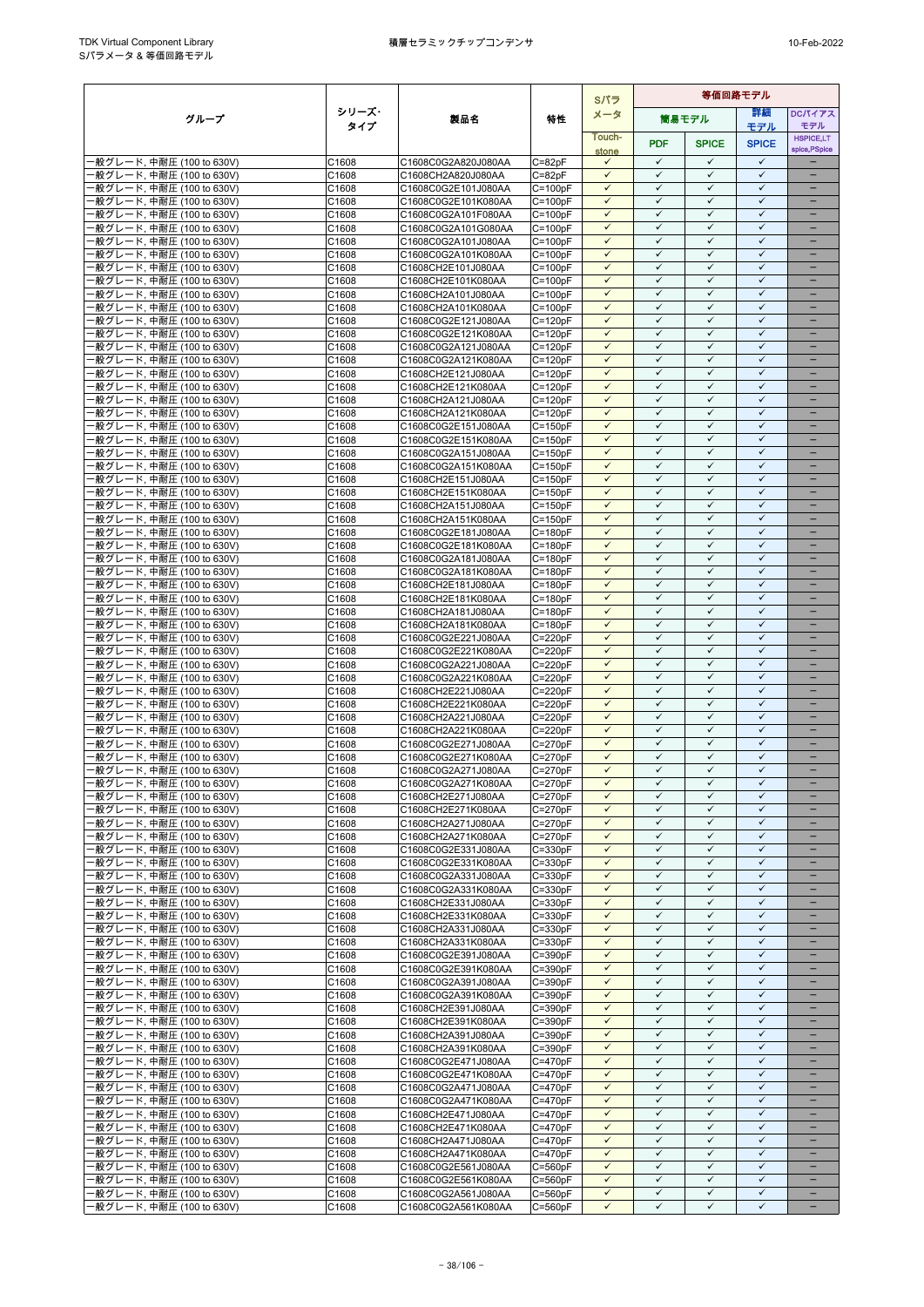| グループ | シリーズ・タイプ | 製品名 | 特性 | Sパラメータ | 等価回路モデル | | | |
|---|---|---|---|---|---|---|---|---|
| | | | | | 簡易モデル | | 詳細モデル | DCバイアスモデル |
| | | | | Touch-stone | PDF | SPICE | SPICE | HSPICE,LTspice,PSpice |
| 一般グレード, 中耐圧 (100 to 630V) | C1608 | C1608C0G2A820J080AA | C=82pF | ✓ | ✓ | ✓ | ✓ | － |
| 一般グレード, 中耐圧 (100 to 630V) | C1608 | C1608CH2A820J080AA | C=82pF | ✓ | ✓ | ✓ | ✓ | － |
| 一般グレード, 中耐圧 (100 to 630V) | C1608 | C1608C0G2E101J080AA | C=100pF | ✓ | ✓ | ✓ | ✓ | － |
| 一般グレード, 中耐圧 (100 to 630V) | C1608 | C1608C0G2E101K080AA | C=100pF | ✓ | ✓ | ✓ | ✓ | － |
| 一般グレード, 中耐圧 (100 to 630V) | C1608 | C1608C0G2A101F080AA | C=100pF | ✓ | ✓ | ✓ | ✓ | － |
| 一般グレード, 中耐圧 (100 to 630V) | C1608 | C1608C0G2A101G080AA | C=100pF | ✓ | ✓ | ✓ | ✓ | － |
| 一般グレード, 中耐圧 (100 to 630V) | C1608 | C1608C0G2A101J080AA | C=100pF | ✓ | ✓ | ✓ | ✓ | － |
| 一般グレード, 中耐圧 (100 to 630V) | C1608 | C1608C0G2A101K080AA | C=100pF | ✓ | ✓ | ✓ | ✓ | － |
| 一般グレード, 中耐圧 (100 to 630V) | C1608 | C1608CH2E101J080AA | C=100pF | ✓ | ✓ | ✓ | ✓ | － |
| 一般グレード, 中耐圧 (100 to 630V) | C1608 | C1608CH2E101K080AA | C=100pF | ✓ | ✓ | ✓ | ✓ | － |
| 一般グレード, 中耐圧 (100 to 630V) | C1608 | C1608CH2A101J080AA | C=100pF | ✓ | ✓ | ✓ | ✓ | － |
| 一般グレード, 中耐圧 (100 to 630V) | C1608 | C1608CH2A101K080AA | C=100pF | ✓ | ✓ | ✓ | ✓ | － |
| 一般グレード, 中耐圧 (100 to 630V) | C1608 | C1608C0G2E121J080AA | C=120pF | ✓ | ✓ | ✓ | ✓ | － |
| 一般グレード, 中耐圧 (100 to 630V) | C1608 | C1608C0G2E121K080AA | C=120pF | ✓ | ✓ | ✓ | ✓ | － |
| 一般グレード, 中耐圧 (100 to 630V) | C1608 | C1608C0G2A121J080AA | C=120pF | ✓ | ✓ | ✓ | ✓ | － |
| 一般グレード, 中耐圧 (100 to 630V) | C1608 | C1608C0G2A121K080AA | C=120pF | ✓ | ✓ | ✓ | ✓ | － |
| 一般グレード, 中耐圧 (100 to 630V) | C1608 | C1608CH2E121J080AA | C=120pF | ✓ | ✓ | ✓ | ✓ | － |
| 一般グレード, 中耐圧 (100 to 630V) | C1608 | C1608CH2E121K080AA | C=120pF | ✓ | ✓ | ✓ | ✓ | － |
| 一般グレード, 中耐圧 (100 to 630V) | C1608 | C1608CH2A121J080AA | C=120pF | ✓ | ✓ | ✓ | ✓ | － |
| 一般グレード, 中耐圧 (100 to 630V) | C1608 | C1608CH2A121K080AA | C=120pF | ✓ | ✓ | ✓ | ✓ | － |
| 一般グレード, 中耐圧 (100 to 630V) | C1608 | C1608C0G2E151J080AA | C=150pF | ✓ | ✓ | ✓ | ✓ | － |
| 一般グレード, 中耐圧 (100 to 630V) | C1608 | C1608C0G2E151K080AA | C=150pF | ✓ | ✓ | ✓ | ✓ | － |
| 一般グレード, 中耐圧 (100 to 630V) | C1608 | C1608C0G2A151J080AA | C=150pF | ✓ | ✓ | ✓ | ✓ | － |
| 一般グレード, 中耐圧 (100 to 630V) | C1608 | C1608C0G2A151K080AA | C=150pF | ✓ | ✓ | ✓ | ✓ | － |
| 一般グレード, 中耐圧 (100 to 630V) | C1608 | C1608CH2E151J080AA | C=150pF | ✓ | ✓ | ✓ | ✓ | － |
| 一般グレード, 中耐圧 (100 to 630V) | C1608 | C1608CH2E151K080AA | C=150pF | ✓ | ✓ | ✓ | ✓ | － |
| 一般グレード, 中耐圧 (100 to 630V) | C1608 | C1608CH2A151J080AA | C=150pF | ✓ | ✓ | ✓ | ✓ | － |
| 一般グレード, 中耐圧 (100 to 630V) | C1608 | C1608CH2A151K080AA | C=150pF | ✓ | ✓ | ✓ | ✓ | － |
| 一般グレード, 中耐圧 (100 to 630V) | C1608 | C1608C0G2E181J080AA | C=180pF | ✓ | ✓ | ✓ | ✓ | － |
| 一般グレード, 中耐圧 (100 to 630V) | C1608 | C1608C0G2E181K080AA | C=180pF | ✓ | ✓ | ✓ | ✓ | － |
| 一般グレード, 中耐圧 (100 to 630V) | C1608 | C1608C0G2A181J080AA | C=180pF | ✓ | ✓ | ✓ | ✓ | － |
| 一般グレード, 中耐圧 (100 to 630V) | C1608 | C1608C0G2A181K080AA | C=180pF | ✓ | ✓ | ✓ | ✓ | － |
| 一般グレード, 中耐圧 (100 to 630V) | C1608 | C1608CH2E181J080AA | C=180pF | ✓ | ✓ | ✓ | ✓ | － |
| 一般グレード, 中耐圧 (100 to 630V) | C1608 | C1608CH2E181K080AA | C=180pF | ✓ | ✓ | ✓ | ✓ | － |
| 一般グレード, 中耐圧 (100 to 630V) | C1608 | C1608CH2A181J080AA | C=180pF | ✓ | ✓ | ✓ | ✓ | － |
| 一般グレード, 中耐圧 (100 to 630V) | C1608 | C1608CH2A181K080AA | C=180pF | ✓ | ✓ | ✓ | ✓ | － |
| 一般グレード, 中耐圧 (100 to 630V) | C1608 | C1608C0G2E221J080AA | C=220pF | ✓ | ✓ | ✓ | ✓ | － |
| 一般グレード, 中耐圧 (100 to 630V) | C1608 | C1608C0G2E221K080AA | C=220pF | ✓ | ✓ | ✓ | ✓ | － |
| 一般グレード, 中耐圧 (100 to 630V) | C1608 | C1608C0G2A221J080AA | C=220pF | ✓ | ✓ | ✓ | ✓ | － |
| 一般グレード, 中耐圧 (100 to 630V) | C1608 | C1608C0G2A221K080AA | C=220pF | ✓ | ✓ | ✓ | ✓ | － |
| 一般グレード, 中耐圧 (100 to 630V) | C1608 | C1608CH2E221J080AA | C=220pF | ✓ | ✓ | ✓ | ✓ | － |
| 一般グレード, 中耐圧 (100 to 630V) | C1608 | C1608CH2E221K080AA | C=220pF | ✓ | ✓ | ✓ | ✓ | － |
| 一般グレード, 中耐圧 (100 to 630V) | C1608 | C1608CH2A221J080AA | C=220pF | ✓ | ✓ | ✓ | ✓ | － |
| 一般グレード, 中耐圧 (100 to 630V) | C1608 | C1608CH2A221K080AA | C=220pF | ✓ | ✓ | ✓ | ✓ | － |
| 一般グレード, 中耐圧 (100 to 630V) | C1608 | C1608C0G2E271J080AA | C=270pF | ✓ | ✓ | ✓ | ✓ | － |
| 一般グレード, 中耐圧 (100 to 630V) | C1608 | C1608C0G2E271K080AA | C=270pF | ✓ | ✓ | ✓ | ✓ | － |
| 一般グレード, 中耐圧 (100 to 630V) | C1608 | C1608C0G2A271J080AA | C=270pF | ✓ | ✓ | ✓ | ✓ | － |
| 一般グレード, 中耐圧 (100 to 630V) | C1608 | C1608C0G2A271K080AA | C=270pF | ✓ | ✓ | ✓ | ✓ | － |
| 一般グレード, 中耐圧 (100 to 630V) | C1608 | C1608CH2E271J080AA | C=270pF | ✓ | ✓ | ✓ | ✓ | － |
| 一般グレード, 中耐圧 (100 to 630V) | C1608 | C1608CH2E271K080AA | C=270pF | ✓ | ✓ | ✓ | ✓ | － |
| 一般グレード, 中耐圧 (100 to 630V) | C1608 | C1608CH2A271J080AA | C=270pF | ✓ | ✓ | ✓ | ✓ | － |
| 一般グレード, 中耐圧 (100 to 630V) | C1608 | C1608CH2A271K080AA | C=270pF | ✓ | ✓ | ✓ | ✓ | － |
| 一般グレード, 中耐圧 (100 to 630V) | C1608 | C1608C0G2E331J080AA | C=330pF | ✓ | ✓ | ✓ | ✓ | － |
| 一般グレード, 中耐圧 (100 to 630V) | C1608 | C1608C0G2E331K080AA | C=330pF | ✓ | ✓ | ✓ | ✓ | － |
| 一般グレード, 中耐圧 (100 to 630V) | C1608 | C1608C0G2A331J080AA | C=330pF | ✓ | ✓ | ✓ | ✓ | － |
| 一般グレード, 中耐圧 (100 to 630V) | C1608 | C1608C0G2A331K080AA | C=330pF | ✓ | ✓ | ✓ | ✓ | － |
| 一般グレード, 中耐圧 (100 to 630V) | C1608 | C1608CH2E331J080AA | C=330pF | ✓ | ✓ | ✓ | ✓ | － |
| 一般グレード, 中耐圧 (100 to 630V) | C1608 | C1608CH2E331K080AA | C=330pF | ✓ | ✓ | ✓ | ✓ | － |
| 一般グレード, 中耐圧 (100 to 630V) | C1608 | C1608CH2A331J080AA | C=330pF | ✓ | ✓ | ✓ | ✓ | － |
| 一般グレード, 中耐圧 (100 to 630V) | C1608 | C1608CH2A331K080AA | C=330pF | ✓ | ✓ | ✓ | ✓ | － |
| 一般グレード, 中耐圧 (100 to 630V) | C1608 | C1608C0G2E391J080AA | C=390pF | ✓ | ✓ | ✓ | ✓ | － |
| 一般グレード, 中耐圧 (100 to 630V) | C1608 | C1608C0G2E391K080AA | C=390pF | ✓ | ✓ | ✓ | ✓ | － |
| 一般グレード, 中耐圧 (100 to 630V) | C1608 | C1608C0G2A391J080AA | C=390pF | ✓ | ✓ | ✓ | ✓ | － |
| 一般グレード, 中耐圧 (100 to 630V) | C1608 | C1608C0G2A391K080AA | C=390pF | ✓ | ✓ | ✓ | ✓ | － |
| 一般グレード, 中耐圧 (100 to 630V) | C1608 | C1608CH2E391J080AA | C=390pF | ✓ | ✓ | ✓ | ✓ | － |
| 一般グレード, 中耐圧 (100 to 630V) | C1608 | C1608CH2E391K080AA | C=390pF | ✓ | ✓ | ✓ | ✓ | － |
| 一般グレード, 中耐圧 (100 to 630V) | C1608 | C1608CH2A391J080AA | C=390pF | ✓ | ✓ | ✓ | ✓ | － |
| 一般グレード, 中耐圧 (100 to 630V) | C1608 | C1608CH2A391K080AA | C=390pF | ✓ | ✓ | ✓ | ✓ | － |
| 一般グレード, 中耐圧 (100 to 630V) | C1608 | C1608C0G2E471J080AA | C=470pF | ✓ | ✓ | ✓ | ✓ | － |
| 一般グレード, 中耐圧 (100 to 630V) | C1608 | C1608C0G2E471K080AA | C=470pF | ✓ | ✓ | ✓ | ✓ | － |
| 一般グレード, 中耐圧 (100 to 630V) | C1608 | C1608C0G2A471J080AA | C=470pF | ✓ | ✓ | ✓ | ✓ | － |
| 一般グレード, 中耐圧 (100 to 630V) | C1608 | C1608C0G2A471K080AA | C=470pF | ✓ | ✓ | ✓ | ✓ | － |
| 一般グレード, 中耐圧 (100 to 630V) | C1608 | C1608CH2E471J080AA | C=470pF | ✓ | ✓ | ✓ | ✓ | － |
| 一般グレード, 中耐圧 (100 to 630V) | C1608 | C1608CH2E471K080AA | C=470pF | ✓ | ✓ | ✓ | ✓ | － |
| 一般グレード, 中耐圧 (100 to 630V) | C1608 | C1608CH2A471J080AA | C=470pF | ✓ | ✓ | ✓ | ✓ | － |
| 一般グレード, 中耐圧 (100 to 630V) | C1608 | C1608CH2A471K080AA | C=470pF | ✓ | ✓ | ✓ | ✓ | － |
| 一般グレード, 中耐圧 (100 to 630V) | C1608 | C1608C0G2E561J080AA | C=560pF | ✓ | ✓ | ✓ | ✓ | － |
| 一般グレード, 中耐圧 (100 to 630V) | C1608 | C1608C0G2E561K080AA | C=560pF | ✓ | ✓ | ✓ | ✓ | － |
| 一般グレード, 中耐圧 (100 to 630V) | C1608 | C1608C0G2A561J080AA | C=560pF | ✓ | ✓ | ✓ | ✓ | － |
| 一般グレード, 中耐圧 (100 to 630V) | C1608 | C1608C0G2A561K080AA | C=560pF | ✓ | ✓ | ✓ | ✓ | － |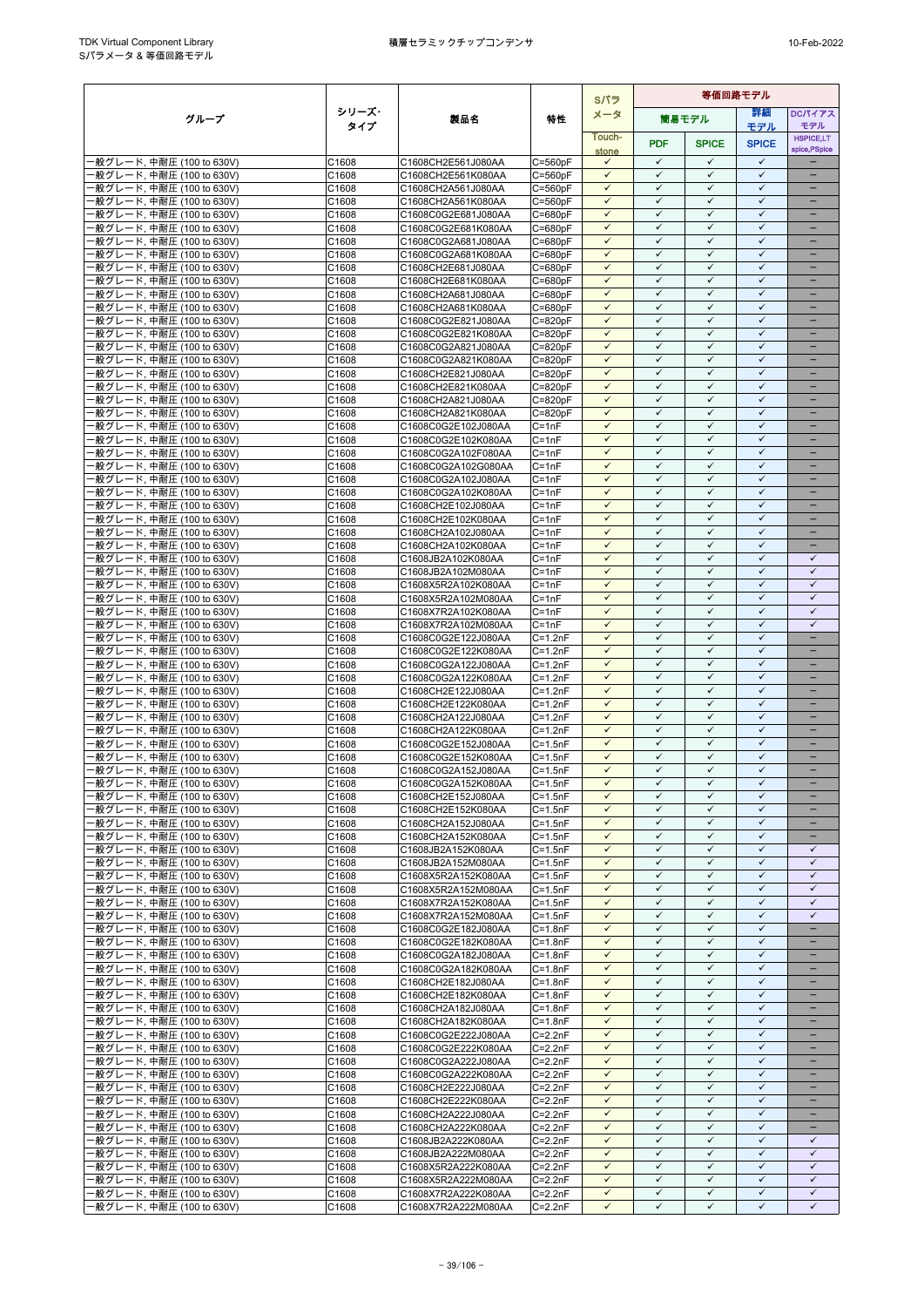| グループ | シリーズ・タイプ | 製品名 | 特性 | Sパラメータ | 等価回路モデル | | | |
|---|---|---|---|---|---|---|---|---|
| | | | | | 簡易モデル | | 詳細モデル | DCバイアスモデル |
| | | | | Touch-stone | PDF | SPICE | SPICE | HSPICE,LTspice,PSpice |
| 一般グレード, 中耐圧 (100 to 630V) | C1608 | C1608CH2E561J080AA | C=560pF | ✓ | ✓ | ✓ | ✓ | − |
| 一般グレード, 中耐圧 (100 to 630V) | C1608 | C1608CH2E561K080AA | C=560pF | ✓ | ✓ | ✓ | ✓ | − |
| 一般グレード, 中耐圧 (100 to 630V) | C1608 | C1608CH2A561J080AA | C=560pF | ✓ | ✓ | ✓ | ✓ | − |
| 一般グレード, 中耐圧 (100 to 630V) | C1608 | C1608CH2A561K080AA | C=560pF | ✓ | ✓ | ✓ | ✓ | − |
| 一般グレード, 中耐圧 (100 to 630V) | C1608 | C1608C0G2E681J080AA | C=680pF | ✓ | ✓ | ✓ | ✓ | − |
| 一般グレード, 中耐圧 (100 to 630V) | C1608 | C1608C0G2E681K080AA | C=680pF | ✓ | ✓ | ✓ | ✓ | − |
| 一般グレード, 中耐圧 (100 to 630V) | C1608 | C1608C0G2A681J080AA | C=680pF | ✓ | ✓ | ✓ | ✓ | − |
| 一般グレード, 中耐圧 (100 to 630V) | C1608 | C1608C0G2A681K080AA | C=680pF | ✓ | ✓ | ✓ | ✓ | − |
| 一般グレード, 中耐圧 (100 to 630V) | C1608 | C1608CH2E681J080AA | C=680pF | ✓ | ✓ | ✓ | ✓ | − |
| 一般グレード, 中耐圧 (100 to 630V) | C1608 | C1608CH2E681K080AA | C=680pF | ✓ | ✓ | ✓ | ✓ | − |
| 一般グレード, 中耐圧 (100 to 630V) | C1608 | C1608CH2A681J080AA | C=680pF | ✓ | ✓ | ✓ | ✓ | − |
| 一般グレード, 中耐圧 (100 to 630V) | C1608 | C1608CH2A681K080AA | C=680pF | ✓ | ✓ | ✓ | ✓ | − |
| 一般グレード, 中耐圧 (100 to 630V) | C1608 | C1608C0G2E821J080AA | C=820pF | ✓ | ✓ | ✓ | ✓ | − |
| 一般グレード, 中耐圧 (100 to 630V) | C1608 | C1608C0G2E821K080AA | C=820pF | ✓ | ✓ | ✓ | ✓ | − |
| 一般グレード, 中耐圧 (100 to 630V) | C1608 | C1608C0G2A821J080AA | C=820pF | ✓ | ✓ | ✓ | ✓ | − |
| 一般グレード, 中耐圧 (100 to 630V) | C1608 | C1608C0G2A821K080AA | C=820pF | ✓ | ✓ | ✓ | ✓ | − |
| 一般グレード, 中耐圧 (100 to 630V) | C1608 | C1608CH2E821J080AA | C=820pF | ✓ | ✓ | ✓ | ✓ | − |
| 一般グレード, 中耐圧 (100 to 630V) | C1608 | C1608CH2E821K080AA | C=820pF | ✓ | ✓ | ✓ | ✓ | − |
| 一般グレード, 中耐圧 (100 to 630V) | C1608 | C1608CH2A821J080AA | C=820pF | ✓ | ✓ | ✓ | ✓ | − |
| 一般グレード, 中耐圧 (100 to 630V) | C1608 | C1608CH2A821K080AA | C=820pF | ✓ | ✓ | ✓ | ✓ | − |
| 一般グレード, 中耐圧 (100 to 630V) | C1608 | C1608C0G2E102J080AA | C=1nF | ✓ | ✓ | ✓ | ✓ | − |
| 一般グレード, 中耐圧 (100 to 630V) | C1608 | C1608C0G2E102K080AA | C=1nF | ✓ | ✓ | ✓ | ✓ | − |
| 一般グレード, 中耐圧 (100 to 630V) | C1608 | C1608C0G2A102F080AA | C=1nF | ✓ | ✓ | ✓ | ✓ | − |
| 一般グレード, 中耐圧 (100 to 630V) | C1608 | C1608C0G2A102G080AA | C=1nF | ✓ | ✓ | ✓ | ✓ | − |
| 一般グレード, 中耐圧 (100 to 630V) | C1608 | C1608C0G2A102J080AA | C=1nF | ✓ | ✓ | ✓ | ✓ | − |
| 一般グレード, 中耐圧 (100 to 630V) | C1608 | C1608C0G2A102K080AA | C=1nF | ✓ | ✓ | ✓ | ✓ | − |
| 一般グレード, 中耐圧 (100 to 630V) | C1608 | C1608CH2E102J080AA | C=1nF | ✓ | ✓ | ✓ | ✓ | − |
| 一般グレード, 中耐圧 (100 to 630V) | C1608 | C1608CH2E102K080AA | C=1nF | ✓ | ✓ | ✓ | ✓ | − |
| 一般グレード, 中耐圧 (100 to 630V) | C1608 | C1608CH2A102J080AA | C=1nF | ✓ | ✓ | ✓ | ✓ | − |
| 一般グレード, 中耐圧 (100 to 630V) | C1608 | C1608CH2A102K080AA | C=1nF | ✓ | ✓ | ✓ | ✓ | − |
| 一般グレード, 中耐圧 (100 to 630V) | C1608 | C1608JB2A102K080AA | C=1nF | ✓ | ✓ | ✓ | ✓ | ✓ |
| 一般グレード, 中耐圧 (100 to 630V) | C1608 | C1608JB2A102M080AA | C=1nF | ✓ | ✓ | ✓ | ✓ | ✓ |
| 一般グレード, 中耐圧 (100 to 630V) | C1608 | C1608X5R2A102K080AA | C=1nF | ✓ | ✓ | ✓ | ✓ | ✓ |
| 一般グレード, 中耐圧 (100 to 630V) | C1608 | C1608X5R2A102M080AA | C=1nF | ✓ | ✓ | ✓ | ✓ | ✓ |
| 一般グレード, 中耐圧 (100 to 630V) | C1608 | C1608X7R2A102K080AA | C=1nF | ✓ | ✓ | ✓ | ✓ | ✓ |
| 一般グレード, 中耐圧 (100 to 630V) | C1608 | C1608X7R2A102M080AA | C=1nF | ✓ | ✓ | ✓ | ✓ | ✓ |
| 一般グレード, 中耐圧 (100 to 630V) | C1608 | C1608C0G2E122J080AA | C=1.2nF | ✓ | ✓ | ✓ | ✓ | − |
| 一般グレード, 中耐圧 (100 to 630V) | C1608 | C1608C0G2E122K080AA | C=1.2nF | ✓ | ✓ | ✓ | ✓ | − |
| 一般グレード, 中耐圧 (100 to 630V) | C1608 | C1608C0G2A122J080AA | C=1.2nF | ✓ | ✓ | ✓ | ✓ | − |
| 一般グレード, 中耐圧 (100 to 630V) | C1608 | C1608C0G2A122K080AA | C=1.2nF | ✓ | ✓ | ✓ | ✓ | − |
| 一般グレード, 中耐圧 (100 to 630V) | C1608 | C1608CH2E122J080AA | C=1.2nF | ✓ | ✓ | ✓ | ✓ | − |
| 一般グレード, 中耐圧 (100 to 630V) | C1608 | C1608CH2E122K080AA | C=1.2nF | ✓ | ✓ | ✓ | ✓ | − |
| 一般グレード, 中耐圧 (100 to 630V) | C1608 | C1608CH2A122J080AA | C=1.2nF | ✓ | ✓ | ✓ | ✓ | − |
| 一般グレード, 中耐圧 (100 to 630V) | C1608 | C1608CH2A122K080AA | C=1.2nF | ✓ | ✓ | ✓ | ✓ | − |
| 一般グレード, 中耐圧 (100 to 630V) | C1608 | C1608C0G2E152J080AA | C=1.5nF | ✓ | ✓ | ✓ | ✓ | − |
| 一般グレード, 中耐圧 (100 to 630V) | C1608 | C1608C0G2E152K080AA | C=1.5nF | ✓ | ✓ | ✓ | ✓ | − |
| 一般グレード, 中耐圧 (100 to 630V) | C1608 | C1608C0G2A152J080AA | C=1.5nF | ✓ | ✓ | ✓ | ✓ | − |
| 一般グレード, 中耐圧 (100 to 630V) | C1608 | C1608C0G2A152K080AA | C=1.5nF | ✓ | ✓ | ✓ | ✓ | − |
| 一般グレード, 中耐圧 (100 to 630V) | C1608 | C1608CH2E152J080AA | C=1.5nF | ✓ | ✓ | ✓ | ✓ | − |
| 一般グレード, 中耐圧 (100 to 630V) | C1608 | C1608CH2E152K080AA | C=1.5nF | ✓ | ✓ | ✓ | ✓ | − |
| 一般グレード, 中耐圧 (100 to 630V) | C1608 | C1608CH2A152J080AA | C=1.5nF | ✓ | ✓ | ✓ | ✓ | − |
| 一般グレード, 中耐圧 (100 to 630V) | C1608 | C1608CH2A152K080AA | C=1.5nF | ✓ | ✓ | ✓ | ✓ | − |
| 一般グレード, 中耐圧 (100 to 630V) | C1608 | C1608JB2A152K080AA | C=1.5nF | ✓ | ✓ | ✓ | ✓ | ✓ |
| 一般グレード, 中耐圧 (100 to 630V) | C1608 | C1608JB2A152M080AA | C=1.5nF | ✓ | ✓ | ✓ | ✓ | ✓ |
| 一般グレード, 中耐圧 (100 to 630V) | C1608 | C1608X5R2A152K080AA | C=1.5nF | ✓ | ✓ | ✓ | ✓ | ✓ |
| 一般グレード, 中耐圧 (100 to 630V) | C1608 | C1608X5R2A152M080AA | C=1.5nF | ✓ | ✓ | ✓ | ✓ | ✓ |
| 一般グレード, 中耐圧 (100 to 630V) | C1608 | C1608X7R2A152K080AA | C=1.5nF | ✓ | ✓ | ✓ | ✓ | ✓ |
| 一般グレード, 中耐圧 (100 to 630V) | C1608 | C1608X7R2A152M080AA | C=1.5nF | ✓ | ✓ | ✓ | ✓ | ✓ |
| 一般グレード, 中耐圧 (100 to 630V) | C1608 | C1608C0G2E182J080AA | C=1.8nF | ✓ | ✓ | ✓ | ✓ | − |
| 一般グレード, 中耐圧 (100 to 630V) | C1608 | C1608C0G2E182K080AA | C=1.8nF | ✓ | ✓ | ✓ | ✓ | − |
| 一般グレード, 中耐圧 (100 to 630V) | C1608 | C1608C0G2A182J080AA | C=1.8nF | ✓ | ✓ | ✓ | ✓ | − |
| 一般グレード, 中耐圧 (100 to 630V) | C1608 | C1608C0G2A182K080AA | C=1.8nF | ✓ | ✓ | ✓ | ✓ | − |
| 一般グレード, 中耐圧 (100 to 630V) | C1608 | C1608CH2E182J080AA | C=1.8nF | ✓ | ✓ | ✓ | ✓ | − |
| 一般グレード, 中耐圧 (100 to 630V) | C1608 | C1608CH2E182K080AA | C=1.8nF | ✓ | ✓ | ✓ | ✓ | − |
| 一般グレード, 中耐圧 (100 to 630V) | C1608 | C1608CH2A182J080AA | C=1.8nF | ✓ | ✓ | ✓ | ✓ | − |
| 一般グレード, 中耐圧 (100 to 630V) | C1608 | C1608CH2A182K080AA | C=1.8nF | ✓ | ✓ | ✓ | ✓ | − |
| 一般グレード, 中耐圧 (100 to 630V) | C1608 | C1608C0G2E222J080AA | C=2.2nF | ✓ | ✓ | ✓ | ✓ | − |
| 一般グレード, 中耐圧 (100 to 630V) | C1608 | C1608C0G2E222K080AA | C=2.2nF | ✓ | ✓ | ✓ | ✓ | − |
| 一般グレード, 中耐圧 (100 to 630V) | C1608 | C1608C0G2A222J080AA | C=2.2nF | ✓ | ✓ | ✓ | ✓ | − |
| 一般グレード, 中耐圧 (100 to 630V) | C1608 | C1608C0G2A222K080AA | C=2.2nF | ✓ | ✓ | ✓ | ✓ | − |
| 一般グレード, 中耐圧 (100 to 630V) | C1608 | C1608CH2E222J080AA | C=2.2nF | ✓ | ✓ | ✓ | ✓ | − |
| 一般グレード, 中耐圧 (100 to 630V) | C1608 | C1608CH2E222K080AA | C=2.2nF | ✓ | ✓ | ✓ | ✓ | − |
| 一般グレード, 中耐圧 (100 to 630V) | C1608 | C1608CH2A222J080AA | C=2.2nF | ✓ | ✓ | ✓ | ✓ | − |
| 一般グレード, 中耐圧 (100 to 630V) | C1608 | C1608CH2A222K080AA | C=2.2nF | ✓ | ✓ | ✓ | ✓ | − |
| 一般グレード, 中耐圧 (100 to 630V) | C1608 | C1608JB2A222K080AA | C=2.2nF | ✓ | ✓ | ✓ | ✓ | ✓ |
| 一般グレード, 中耐圧 (100 to 630V) | C1608 | C1608JB2A222M080AA | C=2.2nF | ✓ | ✓ | ✓ | ✓ | ✓ |
| 一般グレード, 中耐圧 (100 to 630V) | C1608 | C1608X5R2A222K080AA | C=2.2nF | ✓ | ✓ | ✓ | ✓ | ✓ |
| 一般グレード, 中耐圧 (100 to 630V) | C1608 | C1608X5R2A222M080AA | C=2.2nF | ✓ | ✓ | ✓ | ✓ | ✓ |
| 一般グレード, 中耐圧 (100 to 630V) | C1608 | C1608X7R2A222K080AA | C=2.2nF | ✓ | ✓ | ✓ | ✓ | ✓ |
| 一般グレード, 中耐圧 (100 to 630V) | C1608 | C1608X7R2A222M080AA | C=2.2nF | ✓ | ✓ | ✓ | ✓ | ✓ |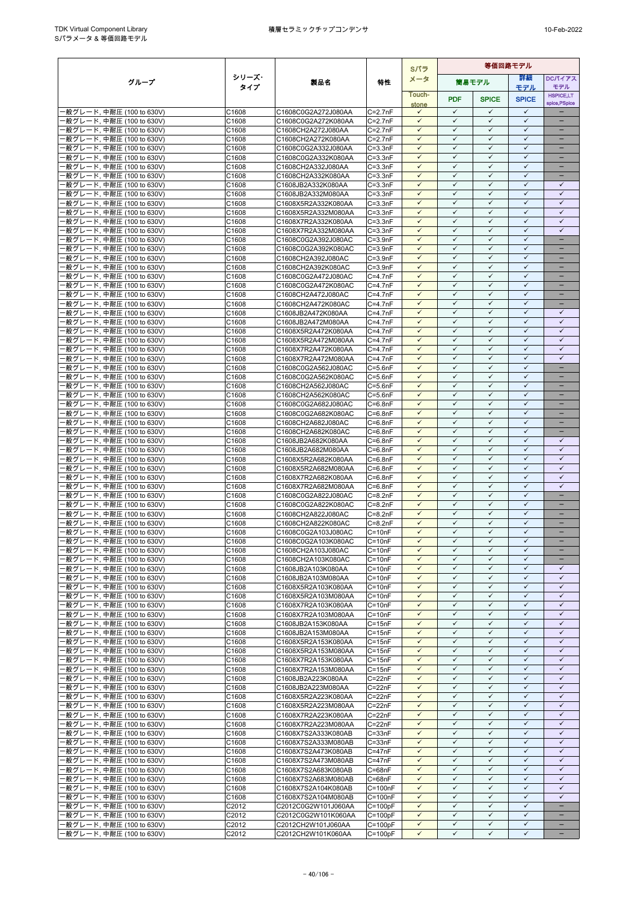| グループ | シリーズ･タイプ | 製品名 | 特性 | Sパラメータ | 等価回路モデル | | | |
|---|---|---|---|---|---|---|---|---|
| | | | | | 簡易モデル | | 詳細モデル | DCバイアスモデル |
| | | | | Touch-stone | PDF | SPICE | SPICE | HSPICE,LT spice,PSpice |
| 一般グレード, 中耐圧 (100 to 630V) | C1608 | C1608C0G2A272J080AA | C=2.7nF | ✓ | ✓ | ✓ | ✓ | − |
| 一般グレード, 中耐圧 (100 to 630V) | C1608 | C1608C0G2A272K080AA | C=2.7nF | ✓ | ✓ | ✓ | ✓ | − |
| 一般グレード, 中耐圧 (100 to 630V) | C1608 | C1608CH2A272J080AA | C=2.7nF | ✓ | ✓ | ✓ | ✓ | − |
| 一般グレード, 中耐圧 (100 to 630V) | C1608 | C1608CH2A272K080AA | C=2.7nF | ✓ | ✓ | ✓ | ✓ | − |
| 一般グレード, 中耐圧 (100 to 630V) | C1608 | C1608C0G2A332J080AA | C=3.3nF | ✓ | ✓ | ✓ | ✓ | − |
| 一般グレード, 中耐圧 (100 to 630V) | C1608 | C1608C0G2A332K080AA | C=3.3nF | ✓ | ✓ | ✓ | ✓ | − |
| 一般グレード, 中耐圧 (100 to 630V) | C1608 | C1608CH2A332J080AA | C=3.3nF | ✓ | ✓ | ✓ | ✓ | − |
| 一般グレード, 中耐圧 (100 to 630V) | C1608 | C1608CH2A332K080AA | C=3.3nF | ✓ | ✓ | ✓ | ✓ | − |
| 一般グレード, 中耐圧 (100 to 630V) | C1608 | C1608JB2A332K080AA | C=3.3nF | ✓ | ✓ | ✓ | ✓ | ✓ |
| 一般グレード, 中耐圧 (100 to 630V) | C1608 | C1608JB2A332M080AA | C=3.3nF | ✓ | ✓ | ✓ | ✓ | ✓ |
| 一般グレード, 中耐圧 (100 to 630V) | C1608 | C1608X5R2A332K080AA | C=3.3nF | ✓ | ✓ | ✓ | ✓ | ✓ |
| 一般グレード, 中耐圧 (100 to 630V) | C1608 | C1608X5R2A332M080AA | C=3.3nF | ✓ | ✓ | ✓ | ✓ | ✓ |
| 一般グレード, 中耐圧 (100 to 630V) | C1608 | C1608X7R2A332K080AA | C=3.3nF | ✓ | ✓ | ✓ | ✓ | ✓ |
| 一般グレード, 中耐圧 (100 to 630V) | C1608 | C1608X7R2A332M080AA | C=3.3nF | ✓ | ✓ | ✓ | ✓ | ✓ |
| 一般グレード, 中耐圧 (100 to 630V) | C1608 | C1608C0G2A392J080AC | C=3.9nF | ✓ | ✓ | ✓ | ✓ | − |
| 一般グレード, 中耐圧 (100 to 630V) | C1608 | C1608C0G2A392K080AC | C=3.9nF | ✓ | ✓ | ✓ | ✓ | − |
| 一般グレード, 中耐圧 (100 to 630V) | C1608 | C1608CH2A392J080AC | C=3.9nF | ✓ | ✓ | ✓ | ✓ | − |
| 一般グレード, 中耐圧 (100 to 630V) | C1608 | C1608CH2A392K080AC | C=3.9nF | ✓ | ✓ | ✓ | ✓ | − |
| 一般グレード, 中耐圧 (100 to 630V) | C1608 | C1608C0G2A472J080AC | C=4.7nF | ✓ | ✓ | ✓ | ✓ | − |
| 一般グレード, 中耐圧 (100 to 630V) | C1608 | C1608C0G2A472K080AC | C=4.7nF | ✓ | ✓ | ✓ | ✓ | − |
| 一般グレード, 中耐圧 (100 to 630V) | C1608 | C1608CH2A472J080AC | C=4.7nF | ✓ | ✓ | ✓ | ✓ | − |
| 一般グレード, 中耐圧 (100 to 630V) | C1608 | C1608CH2A472K080AC | C=4.7nF | ✓ | ✓ | ✓ | ✓ | − |
| 一般グレード, 中耐圧 (100 to 630V) | C1608 | C1608JB2A472K080AA | C=4.7nF | ✓ | ✓ | ✓ | ✓ | ✓ |
| 一般グレード, 中耐圧 (100 to 630V) | C1608 | C1608JB2A472M080AA | C=4.7nF | ✓ | ✓ | ✓ | ✓ | ✓ |
| 一般グレード, 中耐圧 (100 to 630V) | C1608 | C1608X5R2A472K080AA | C=4.7nF | ✓ | ✓ | ✓ | ✓ | ✓ |
| 一般グレード, 中耐圧 (100 to 630V) | C1608 | C1608X5R2A472M080AA | C=4.7nF | ✓ | ✓ | ✓ | ✓ | ✓ |
| 一般グレード, 中耐圧 (100 to 630V) | C1608 | C1608X7R2A472K080AA | C=4.7nF | ✓ | ✓ | ✓ | ✓ | ✓ |
| 一般グレード, 中耐圧 (100 to 630V) | C1608 | C1608X7R2A472M080AA | C=4.7nF | ✓ | ✓ | ✓ | ✓ | ✓ |
| 一般グレード, 中耐圧 (100 to 630V) | C1608 | C1608C0G2A562J080AC | C=5.6nF | ✓ | ✓ | ✓ | ✓ | − |
| 一般グレード, 中耐圧 (100 to 630V) | C1608 | C1608C0G2A562K080AC | C=5.6nF | ✓ | ✓ | ✓ | ✓ | − |
| 一般グレード, 中耐圧 (100 to 630V) | C1608 | C1608CH2A562J080AC | C=5.6nF | ✓ | ✓ | ✓ | ✓ | − |
| 一般グレード, 中耐圧 (100 to 630V) | C1608 | C1608CH2A562K080AC | C=5.6nF | ✓ | ✓ | ✓ | ✓ | − |
| 一般グレード, 中耐圧 (100 to 630V) | C1608 | C1608C0G2A682J080AC | C=6.8nF | ✓ | ✓ | ✓ | ✓ | − |
| 一般グレード, 中耐圧 (100 to 630V) | C1608 | C1608C0G2A682K080AC | C=6.8nF | ✓ | ✓ | ✓ | ✓ | − |
| 一般グレード, 中耐圧 (100 to 630V) | C1608 | C1608CH2A682J080AC | C=6.8nF | ✓ | ✓ | ✓ | ✓ | − |
| 一般グレード, 中耐圧 (100 to 630V) | C1608 | C1608CH2A682K080AC | C=6.8nF | ✓ | ✓ | ✓ | ✓ | − |
| 一般グレード, 中耐圧 (100 to 630V) | C1608 | C1608JB2A682K080AA | C=6.8nF | ✓ | ✓ | ✓ | ✓ | ✓ |
| 一般グレード, 中耐圧 (100 to 630V) | C1608 | C1608JB2A682M080AA | C=6.8nF | ✓ | ✓ | ✓ | ✓ | ✓ |
| 一般グレード, 中耐圧 (100 to 630V) | C1608 | C1608X5R2A682K080AA | C=6.8nF | ✓ | ✓ | ✓ | ✓ | ✓ |
| 一般グレード, 中耐圧 (100 to 630V) | C1608 | C1608X5R2A682M080AA | C=6.8nF | ✓ | ✓ | ✓ | ✓ | ✓ |
| 一般グレード, 中耐圧 (100 to 630V) | C1608 | C1608X7R2A682K080AA | C=6.8nF | ✓ | ✓ | ✓ | ✓ | ✓ |
| 一般グレード, 中耐圧 (100 to 630V) | C1608 | C1608X7R2A682M080AA | C=6.8nF | ✓ | ✓ | ✓ | ✓ | ✓ |
| 一般グレード, 中耐圧 (100 to 630V) | C1608 | C1608C0G2A822J080AC | C=8.2nF | ✓ | ✓ | ✓ | ✓ | − |
| 一般グレード, 中耐圧 (100 to 630V) | C1608 | C1608C0G2A822K080AC | C=8.2nF | ✓ | ✓ | ✓ | ✓ | − |
| 一般グレード, 中耐圧 (100 to 630V) | C1608 | C1608CH2A822J080AC | C=8.2nF | ✓ | ✓ | ✓ | ✓ | − |
| 一般グレード, 中耐圧 (100 to 630V) | C1608 | C1608CH2A822K080AC | C=8.2nF | ✓ | ✓ | ✓ | ✓ | − |
| 一般グレード, 中耐圧 (100 to 630V) | C1608 | C1608C0G2A103J080AC | C=10nF | ✓ | ✓ | ✓ | ✓ | − |
| 一般グレード, 中耐圧 (100 to 630V) | C1608 | C1608C0G2A103K080AC | C=10nF | ✓ | ✓ | ✓ | ✓ | − |
| 一般グレード, 中耐圧 (100 to 630V) | C1608 | C1608CH2A103J080AC | C=10nF | ✓ | ✓ | ✓ | ✓ | − |
| 一般グレード, 中耐圧 (100 to 630V) | C1608 | C1608CH2A103K080AC | C=10nF | ✓ | ✓ | ✓ | ✓ | − |
| 一般グレード, 中耐圧 (100 to 630V) | C1608 | C1608JB2A103K080AA | C=10nF | ✓ | ✓ | ✓ | ✓ | ✓ |
| 一般グレード, 中耐圧 (100 to 630V) | C1608 | C1608JB2A103M080AA | C=10nF | ✓ | ✓ | ✓ | ✓ | ✓ |
| 一般グレード, 中耐圧 (100 to 630V) | C1608 | C1608X5R2A103K080AA | C=10nF | ✓ | ✓ | ✓ | ✓ | ✓ |
| 一般グレード, 中耐圧 (100 to 630V) | C1608 | C1608X5R2A103M080AA | C=10nF | ✓ | ✓ | ✓ | ✓ | ✓ |
| 一般グレード, 中耐圧 (100 to 630V) | C1608 | C1608X7R2A103K080AA | C=10nF | ✓ | ✓ | ✓ | ✓ | ✓ |
| 一般グレード, 中耐圧 (100 to 630V) | C1608 | C1608X7R2A103M080AA | C=10nF | ✓ | ✓ | ✓ | ✓ | ✓ |
| 一般グレード, 中耐圧 (100 to 630V) | C1608 | C1608JB2A153K080AA | C=15nF | ✓ | ✓ | ✓ | ✓ | ✓ |
| 一般グレード, 中耐圧 (100 to 630V) | C1608 | C1608JB2A153M080AA | C=15nF | ✓ | ✓ | ✓ | ✓ | ✓ |
| 一般グレード, 中耐圧 (100 to 630V) | C1608 | C1608X5R2A153K080AA | C=15nF | ✓ | ✓ | ✓ | ✓ | ✓ |
| 一般グレード, 中耐圧 (100 to 630V) | C1608 | C1608X5R2A153M080AA | C=15nF | ✓ | ✓ | ✓ | ✓ | ✓ |
| 一般グレード, 中耐圧 (100 to 630V) | C1608 | C1608X7R2A153K080AA | C=15nF | ✓ | ✓ | ✓ | ✓ | ✓ |
| 一般グレード, 中耐圧 (100 to 630V) | C1608 | C1608X7R2A153M080AA | C=15nF | ✓ | ✓ | ✓ | ✓ | ✓ |
| 一般グレード, 中耐圧 (100 to 630V) | C1608 | C1608JB2A223K080AA | C=22nF | ✓ | ✓ | ✓ | ✓ | ✓ |
| 一般グレード, 中耐圧 (100 to 630V) | C1608 | C1608JB2A223M080AA | C=22nF | ✓ | ✓ | ✓ | ✓ | ✓ |
| 一般グレード, 中耐圧 (100 to 630V) | C1608 | C1608X5R2A223K080AA | C=22nF | ✓ | ✓ | ✓ | ✓ | ✓ |
| 一般グレード, 中耐圧 (100 to 630V) | C1608 | C1608X5R2A223M080AA | C=22nF | ✓ | ✓ | ✓ | ✓ | ✓ |
| 一般グレード, 中耐圧 (100 to 630V) | C1608 | C1608X7R2A223K080AA | C=22nF | ✓ | ✓ | ✓ | ✓ | ✓ |
| 一般グレード, 中耐圧 (100 to 630V) | C1608 | C1608X7R2A223M080AA | C=22nF | ✓ | ✓ | ✓ | ✓ | ✓ |
| 一般グレード, 中耐圧 (100 to 630V) | C1608 | C1608X7S2A333K080AB | C=33nF | ✓ | ✓ | ✓ | ✓ | ✓ |
| 一般グレード, 中耐圧 (100 to 630V) | C1608 | C1608X7S2A333M080AB | C=33nF | ✓ | ✓ | ✓ | ✓ | ✓ |
| 一般グレード, 中耐圧 (100 to 630V) | C1608 | C1608X7S2A473K080AB | C=47nF | ✓ | ✓ | ✓ | ✓ | ✓ |
| 一般グレード, 中耐圧 (100 to 630V) | C1608 | C1608X7S2A473M080AB | C=47nF | ✓ | ✓ | ✓ | ✓ | ✓ |
| 一般グレード, 中耐圧 (100 to 630V) | C1608 | C1608X7S2A683K080AB | C=68nF | ✓ | ✓ | ✓ | ✓ | ✓ |
| 一般グレード, 中耐圧 (100 to 630V) | C1608 | C1608X7S2A683M080AB | C=68nF | ✓ | ✓ | ✓ | ✓ | ✓ |
| 一般グレード, 中耐圧 (100 to 630V) | C1608 | C1608X7S2A104K080AB | C=100nF | ✓ | ✓ | ✓ | ✓ | ✓ |
| 一般グレード, 中耐圧 (100 to 630V) | C1608 | C1608X7S2A104M080AB | C=100nF | ✓ | ✓ | ✓ | ✓ | ✓ |
| 一般グレード, 中耐圧 (100 to 630V) | C2012 | C2012C0G2W101J060AA | C=100pF | ✓ | ✓ | ✓ | ✓ | − |
| 一般グレード, 中耐圧 (100 to 630V) | C2012 | C2012C0G2W101K060AA | C=100pF | ✓ | ✓ | ✓ | ✓ | − |
| 一般グレード, 中耐圧 (100 to 630V) | C2012 | C2012CH2W101J060AA | C=100pF | ✓ | ✓ | ✓ | ✓ | − |
| 一般グレード, 中耐圧 (100 to 630V) | C2012 | C2012CH2W101K060AA | C=100pF | ✓ | ✓ | ✓ | ✓ | − |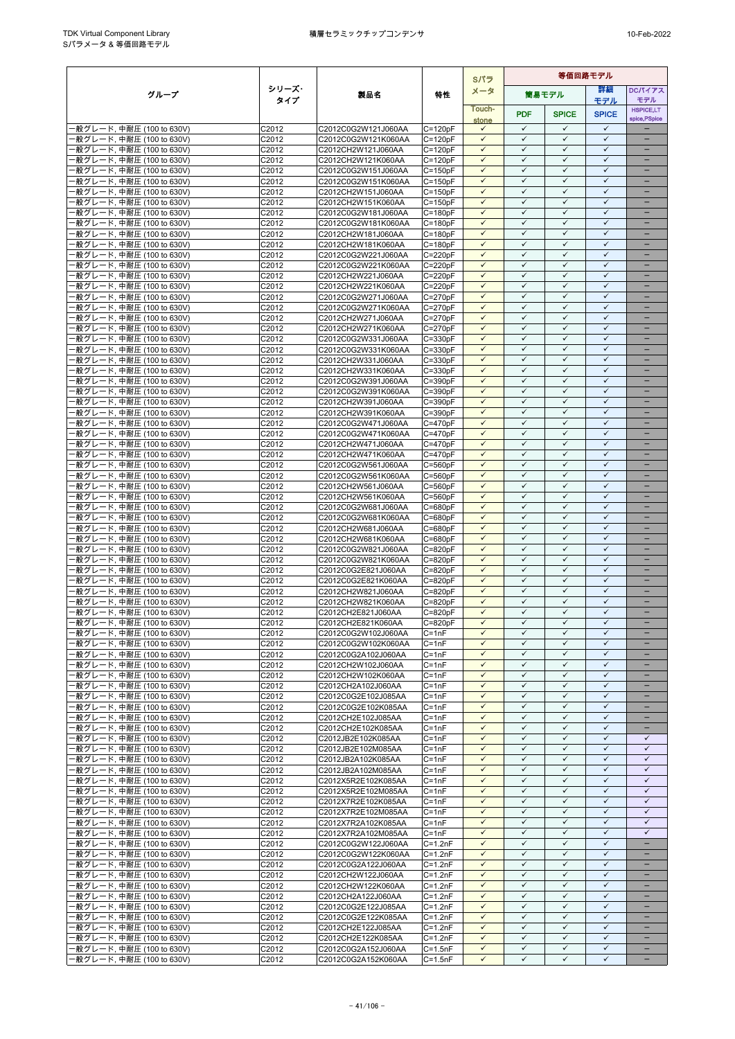| グループ | シリーズ･タイプ | 製品名 | 特性 | Sパラメータ | 等価回路モデル | | | |
|---|---|---|---|---|---|---|---|---|
| | | | | | 簡易モデル | | 詳細モデル | DCバイアスモデル |
| | | | | Touch-stone | PDF | SPICE | SPICE | HSPICE,LTspice,PSpice |
| 一般グレード, 中耐圧 (100 to 630V) | C2012 | C2012C0G2W121J060AA | C=120pF | ✓ | ✓ | ✓ | ✓ | – |
| 一般グレード, 中耐圧 (100 to 630V) | C2012 | C2012C0G2W121K060AA | C=120pF | ✓ | ✓ | ✓ | ✓ | – |
| 一般グレード, 中耐圧 (100 to 630V) | C2012 | C2012CH2W121J060AA | C=120pF | ✓ | ✓ | ✓ | ✓ | – |
| 一般グレード, 中耐圧 (100 to 630V) | C2012 | C2012CH2W121K060AA | C=120pF | ✓ | ✓ | ✓ | ✓ | – |
| 一般グレード, 中耐圧 (100 to 630V) | C2012 | C2012C0G2W151J060AA | C=150pF | ✓ | ✓ | ✓ | ✓ | – |
| 一般グレード, 中耐圧 (100 to 630V) | C2012 | C2012C0G2W151K060AA | C=150pF | ✓ | ✓ | ✓ | ✓ | – |
| 一般グレード, 中耐圧 (100 to 630V) | C2012 | C2012CH2W151J060AA | C=150pF | ✓ | ✓ | ✓ | ✓ | – |
| 一般グレード, 中耐圧 (100 to 630V) | C2012 | C2012CH2W151K060AA | C=150pF | ✓ | ✓ | ✓ | ✓ | – |
| 一般グレード, 中耐圧 (100 to 630V) | C2012 | C2012C0G2W181J060AA | C=180pF | ✓ | ✓ | ✓ | ✓ | – |
| 一般グレード, 中耐圧 (100 to 630V) | C2012 | C2012C0G2W181K060AA | C=180pF | ✓ | ✓ | ✓ | ✓ | – |
| 一般グレード, 中耐圧 (100 to 630V) | C2012 | C2012CH2W181J060AA | C=180pF | ✓ | ✓ | ✓ | ✓ | – |
| 一般グレード, 中耐圧 (100 to 630V) | C2012 | C2012CH2W181K060AA | C=180pF | ✓ | ✓ | ✓ | ✓ | – |
| 一般グレード, 中耐圧 (100 to 630V) | C2012 | C2012C0G2W221J060AA | C=220pF | ✓ | ✓ | ✓ | ✓ | – |
| 一般グレード, 中耐圧 (100 to 630V) | C2012 | C2012C0G2W221K060AA | C=220pF | ✓ | ✓ | ✓ | ✓ | – |
| 一般グレード, 中耐圧 (100 to 630V) | C2012 | C2012CH2W221J060AA | C=220pF | ✓ | ✓ | ✓ | ✓ | – |
| 一般グレード, 中耐圧 (100 to 630V) | C2012 | C2012CH2W221K060AA | C=220pF | ✓ | ✓ | ✓ | ✓ | – |
| 一般グレード, 中耐圧 (100 to 630V) | C2012 | C2012C0G2W271J060AA | C=270pF | ✓ | ✓ | ✓ | ✓ | – |
| 一般グレード, 中耐圧 (100 to 630V) | C2012 | C2012C0G2W271K060AA | C=270pF | ✓ | ✓ | ✓ | ✓ | – |
| 一般グレード, 中耐圧 (100 to 630V) | C2012 | C2012CH2W271J060AA | C=270pF | ✓ | ✓ | ✓ | ✓ | – |
| 一般グレード, 中耐圧 (100 to 630V) | C2012 | C2012CH2W271K060AA | C=270pF | ✓ | ✓ | ✓ | ✓ | – |
| 一般グレード, 中耐圧 (100 to 630V) | C2012 | C2012C0G2W331J060AA | C=330pF | ✓ | ✓ | ✓ | ✓ | – |
| 一般グレード, 中耐圧 (100 to 630V) | C2012 | C2012C0G2W331K060AA | C=330pF | ✓ | ✓ | ✓ | ✓ | – |
| 一般グレード, 中耐圧 (100 to 630V) | C2012 | C2012CH2W331J060AA | C=330pF | ✓ | ✓ | ✓ | ✓ | – |
| 一般グレード, 中耐圧 (100 to 630V) | C2012 | C2012CH2W331K060AA | C=330pF | ✓ | ✓ | ✓ | ✓ | – |
| 一般グレード, 中耐圧 (100 to 630V) | C2012 | C2012C0G2W391J060AA | C=390pF | ✓ | ✓ | ✓ | ✓ | – |
| 一般グレード, 中耐圧 (100 to 630V) | C2012 | C2012C0G2W391K060AA | C=390pF | ✓ | ✓ | ✓ | ✓ | – |
| 一般グレード, 中耐圧 (100 to 630V) | C2012 | C2012CH2W391J060AA | C=390pF | ✓ | ✓ | ✓ | ✓ | – |
| 一般グレード, 中耐圧 (100 to 630V) | C2012 | C2012CH2W391K060AA | C=390pF | ✓ | ✓ | ✓ | ✓ | – |
| 一般グレード, 中耐圧 (100 to 630V) | C2012 | C2012C0G2W471J060AA | C=470pF | ✓ | ✓ | ✓ | ✓ | – |
| 一般グレード, 中耐圧 (100 to 630V) | C2012 | C2012C0G2W471K060AA | C=470pF | ✓ | ✓ | ✓ | ✓ | – |
| 一般グレード, 中耐圧 (100 to 630V) | C2012 | C2012CH2W471J060AA | C=470pF | ✓ | ✓ | ✓ | ✓ | – |
| 一般グレード, 中耐圧 (100 to 630V) | C2012 | C2012CH2W471K060AA | C=470pF | ✓ | ✓ | ✓ | ✓ | – |
| 一般グレード, 中耐圧 (100 to 630V) | C2012 | C2012C0G2W561J060AA | C=560pF | ✓ | ✓ | ✓ | ✓ | – |
| 一般グレード, 中耐圧 (100 to 630V) | C2012 | C2012C0G2W561K060AA | C=560pF | ✓ | ✓ | ✓ | ✓ | – |
| 一般グレード, 中耐圧 (100 to 630V) | C2012 | C2012CH2W561J060AA | C=560pF | ✓ | ✓ | ✓ | ✓ | – |
| 一般グレード, 中耐圧 (100 to 630V) | C2012 | C2012CH2W561K060AA | C=560pF | ✓ | ✓ | ✓ | ✓ | – |
| 一般グレード, 中耐圧 (100 to 630V) | C2012 | C2012C0G2W681J060AA | C=680pF | ✓ | ✓ | ✓ | ✓ | – |
| 一般グレード, 中耐圧 (100 to 630V) | C2012 | C2012C0G2W681K060AA | C=680pF | ✓ | ✓ | ✓ | ✓ | – |
| 一般グレード, 中耐圧 (100 to 630V) | C2012 | C2012CH2W681J060AA | C=680pF | ✓ | ✓ | ✓ | ✓ | – |
| 一般グレード, 中耐圧 (100 to 630V) | C2012 | C2012CH2W681K060AA | C=680pF | ✓ | ✓ | ✓ | ✓ | – |
| 一般グレード, 中耐圧 (100 to 630V) | C2012 | C2012C0G2W821J060AA | C=820pF | ✓ | ✓ | ✓ | ✓ | – |
| 一般グレード, 中耐圧 (100 to 630V) | C2012 | C2012C0G2W821K060AA | C=820pF | ✓ | ✓ | ✓ | ✓ | – |
| 一般グレード, 中耐圧 (100 to 630V) | C2012 | C2012C0G2E821J060AA | C=820pF | ✓ | ✓ | ✓ | ✓ | – |
| 一般グレード, 中耐圧 (100 to 630V) | C2012 | C2012C0G2E821K060AA | C=820pF | ✓ | ✓ | ✓ | ✓ | – |
| 一般グレード, 中耐圧 (100 to 630V) | C2012 | C2012CH2W821J060AA | C=820pF | ✓ | ✓ | ✓ | ✓ | – |
| 一般グレード, 中耐圧 (100 to 630V) | C2012 | C2012CH2W821K060AA | C=820pF | ✓ | ✓ | ✓ | ✓ | – |
| 一般グレード, 中耐圧 (100 to 630V) | C2012 | C2012CH2E821J060AA | C=820pF | ✓ | ✓ | ✓ | ✓ | – |
| 一般グレード, 中耐圧 (100 to 630V) | C2012 | C2012CH2E821K060AA | C=820pF | ✓ | ✓ | ✓ | ✓ | – |
| 一般グレード, 中耐圧 (100 to 630V) | C2012 | C2012C0G2W102J060AA | C=1nF | ✓ | ✓ | ✓ | ✓ | – |
| 一般グレード, 中耐圧 (100 to 630V) | C2012 | C2012C0G2W102K060AA | C=1nF | ✓ | ✓ | ✓ | ✓ | – |
| 一般グレード, 中耐圧 (100 to 630V) | C2012 | C2012C0G2A102J060AA | C=1nF | ✓ | ✓ | ✓ | ✓ | – |
| 一般グレード, 中耐圧 (100 to 630V) | C2012 | C2012CH2W102J060AA | C=1nF | ✓ | ✓ | ✓ | ✓ | – |
| 一般グレード, 中耐圧 (100 to 630V) | C2012 | C2012CH2W102K060AA | C=1nF | ✓ | ✓ | ✓ | ✓ | – |
| 一般グレード, 中耐圧 (100 to 630V) | C2012 | C2012CH2A102J060AA | C=1nF | ✓ | ✓ | ✓ | ✓ | – |
| 一般グレード, 中耐圧 (100 to 630V) | C2012 | C2012C0G2E102J085AA | C=1nF | ✓ | ✓ | ✓ | ✓ | – |
| 一般グレード, 中耐圧 (100 to 630V) | C2012 | C2012C0G2E102K085AA | C=1nF | ✓ | ✓ | ✓ | ✓ | – |
| 一般グレード, 中耐圧 (100 to 630V) | C2012 | C2012CH2E102J085AA | C=1nF | ✓ | ✓ | ✓ | ✓ | – |
| 一般グレード, 中耐圧 (100 to 630V) | C2012 | C2012CH2E102K085AA | C=1nF | ✓ | ✓ | ✓ | ✓ | – |
| 一般グレード, 中耐圧 (100 to 630V) | C2012 | C2012JB2E102K085AA | C=1nF | ✓ | ✓ | ✓ | ✓ | ✓ |
| 一般グレード, 中耐圧 (100 to 630V) | C2012 | C2012JB2E102M085AA | C=1nF | ✓ | ✓ | ✓ | ✓ | ✓ |
| 一般グレード, 中耐圧 (100 to 630V) | C2012 | C2012JB2A102K085AA | C=1nF | ✓ | ✓ | ✓ | ✓ | ✓ |
| 一般グレード, 中耐圧 (100 to 630V) | C2012 | C2012JB2A102M085AA | C=1nF | ✓ | ✓ | ✓ | ✓ | ✓ |
| 一般グレード, 中耐圧 (100 to 630V) | C2012 | C2012X5R2E102K085AA | C=1nF | ✓ | ✓ | ✓ | ✓ | ✓ |
| 一般グレード, 中耐圧 (100 to 630V) | C2012 | C2012X5R2E102M085AA | C=1nF | ✓ | ✓ | ✓ | ✓ | ✓ |
| 一般グレード, 中耐圧 (100 to 630V) | C2012 | C2012X7R2E102K085AA | C=1nF | ✓ | ✓ | ✓ | ✓ | ✓ |
| 一般グレード, 中耐圧 (100 to 630V) | C2012 | C2012X7R2E102M085AA | C=1nF | ✓ | ✓ | ✓ | ✓ | ✓ |
| 一般グレード, 中耐圧 (100 to 630V) | C2012 | C2012X7R2A102K085AA | C=1nF | ✓ | ✓ | ✓ | ✓ | ✓ |
| 一般グレード, 中耐圧 (100 to 630V) | C2012 | C2012X7R2A102M085AA | C=1nF | ✓ | ✓ | ✓ | ✓ | ✓ |
| 一般グレード, 中耐圧 (100 to 630V) | C2012 | C2012C0G2W122J060AA | C=1.2nF | ✓ | ✓ | ✓ | ✓ | – |
| 一般グレード, 中耐圧 (100 to 630V) | C2012 | C2012C0G2W122K060AA | C=1.2nF | ✓ | ✓ | ✓ | ✓ | – |
| 一般グレード, 中耐圧 (100 to 630V) | C2012 | C2012C0G2A122J060AA | C=1.2nF | ✓ | ✓ | ✓ | ✓ | – |
| 一般グレード, 中耐圧 (100 to 630V) | C2012 | C2012CH2W122J060AA | C=1.2nF | ✓ | ✓ | ✓ | ✓ | – |
| 一般グレード, 中耐圧 (100 to 630V) | C2012 | C2012CH2W122K060AA | C=1.2nF | ✓ | ✓ | ✓ | ✓ | – |
| 一般グレード, 中耐圧 (100 to 630V) | C2012 | C2012CH2A122J060AA | C=1.2nF | ✓ | ✓ | ✓ | ✓ | – |
| 一般グレード, 中耐圧 (100 to 630V) | C2012 | C2012C0G2E122J085AA | C=1.2nF | ✓ | ✓ | ✓ | ✓ | – |
| 一般グレード, 中耐圧 (100 to 630V) | C2012 | C2012C0G2E122K085AA | C=1.2nF | ✓ | ✓ | ✓ | ✓ | – |
| 一般グレード, 中耐圧 (100 to 630V) | C2012 | C2012CH2E122J085AA | C=1.2nF | ✓ | ✓ | ✓ | ✓ | – |
| 一般グレード, 中耐圧 (100 to 630V) | C2012 | C2012CH2E122K085AA | C=1.2nF | ✓ | ✓ | ✓ | ✓ | – |
| 一般グレード, 中耐圧 (100 to 630V) | C2012 | C2012C0G2A152J060AA | C=1.5nF | ✓ | ✓ | ✓ | ✓ | – |
| 一般グレード, 中耐圧 (100 to 630V) | C2012 | C2012C0G2A152K060AA | C=1.5nF | ✓ | ✓ | ✓ | ✓ | – |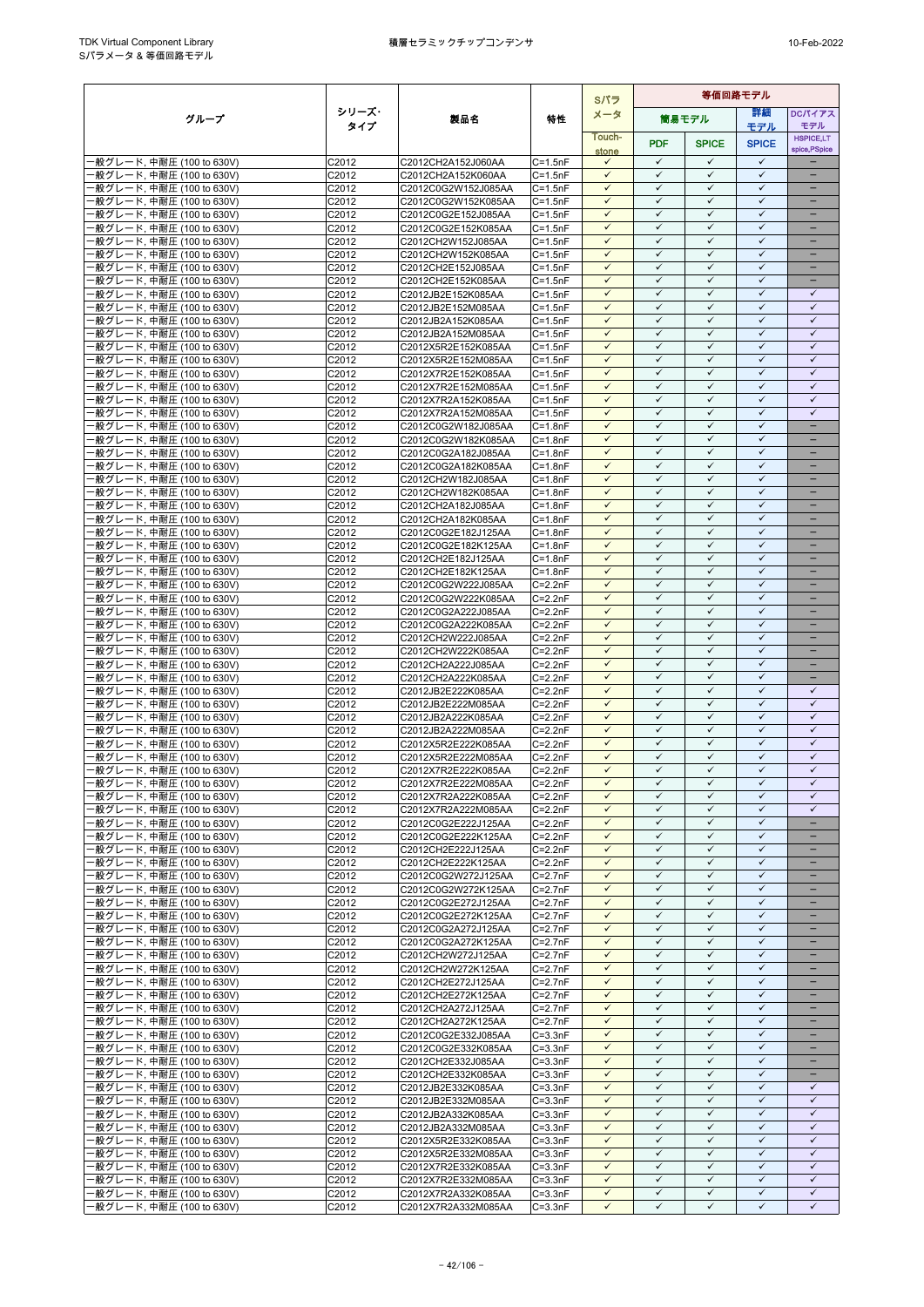| グループ | シリーズ･タイプ | 製品名 | 特性 | Sパラメータ | 等価回路モデル | | | |
|---|---|---|---|---|---|---|---|---|
| | | | | | 簡易モデル | | 詳細モデル | DCバイアスモデル |
| | | | | Touch-stone | PDF | SPICE | SPICE | HSPICE,LTspice,PSpice |
| 一般グレード, 中耐圧 (100 to 630V) | C2012 | C2012CH2A152J060AA | C=1.5nF | ✓ | ✓ | ✓ | ✓ | – |
| 一般グレード, 中耐圧 (100 to 630V) | C2012 | C2012CH2A152K060AA | C=1.5nF | ✓ | ✓ | ✓ | ✓ | – |
| 一般グレード, 中耐圧 (100 to 630V) | C2012 | C2012C0G2W152J085AA | C=1.5nF | ✓ | ✓ | ✓ | ✓ | – |
| 一般グレード, 中耐圧 (100 to 630V) | C2012 | C2012C0G2W152K085AA | C=1.5nF | ✓ | ✓ | ✓ | ✓ | – |
| 一般グレード, 中耐圧 (100 to 630V) | C2012 | C2012C0G2E152J085AA | C=1.5nF | ✓ | ✓ | ✓ | ✓ | – |
| 一般グレード, 中耐圧 (100 to 630V) | C2012 | C2012C0G2E152K085AA | C=1.5nF | ✓ | ✓ | ✓ | ✓ | – |
| 一般グレード, 中耐圧 (100 to 630V) | C2012 | C2012CH2W152J085AA | C=1.5nF | ✓ | ✓ | ✓ | ✓ | – |
| 一般グレード, 中耐圧 (100 to 630V) | C2012 | C2012CH2W152K085AA | C=1.5nF | ✓ | ✓ | ✓ | ✓ | – |
| 一般グレード, 中耐圧 (100 to 630V) | C2012 | C2012CH2E152J085AA | C=1.5nF | ✓ | ✓ | ✓ | ✓ | – |
| 一般グレード, 中耐圧 (100 to 630V) | C2012 | C2012CH2E152K085AA | C=1.5nF | ✓ | ✓ | ✓ | ✓ | – |
| 一般グレード, 中耐圧 (100 to 630V) | C2012 | C2012JB2E152K085AA | C=1.5nF | ✓ | ✓ | ✓ | ✓ | ✓ |
| 一般グレード, 中耐圧 (100 to 630V) | C2012 | C2012JB2E152M085AA | C=1.5nF | ✓ | ✓ | ✓ | ✓ | ✓ |
| 一般グレード, 中耐圧 (100 to 630V) | C2012 | C2012JB2A152K085AA | C=1.5nF | ✓ | ✓ | ✓ | ✓ | ✓ |
| 一般グレード, 中耐圧 (100 to 630V) | C2012 | C2012JB2A152M085AA | C=1.5nF | ✓ | ✓ | ✓ | ✓ | ✓ |
| 一般グレード, 中耐圧 (100 to 630V) | C2012 | C2012X5R2E152K085AA | C=1.5nF | ✓ | ✓ | ✓ | ✓ | ✓ |
| 一般グレード, 中耐圧 (100 to 630V) | C2012 | C2012X5R2E152M085AA | C=1.5nF | ✓ | ✓ | ✓ | ✓ | ✓ |
| 一般グレード, 中耐圧 (100 to 630V) | C2012 | C2012X7R2E152K085AA | C=1.5nF | ✓ | ✓ | ✓ | ✓ | ✓ |
| 一般グレード, 中耐圧 (100 to 630V) | C2012 | C2012X7R2E152M085AA | C=1.5nF | ✓ | ✓ | ✓ | ✓ | ✓ |
| 一般グレード, 中耐圧 (100 to 630V) | C2012 | C2012X7R2A152K085AA | C=1.5nF | ✓ | ✓ | ✓ | ✓ | ✓ |
| 一般グレード, 中耐圧 (100 to 630V) | C2012 | C2012X7R2A152M085AA | C=1.5nF | ✓ | ✓ | ✓ | ✓ | ✓ |
| 一般グレード, 中耐圧 (100 to 630V) | C2012 | C2012C0G2W182J085AA | C=1.8nF | ✓ | ✓ | ✓ | ✓ | – |
| 一般グレード, 中耐圧 (100 to 630V) | C2012 | C2012C0G2W182K085AA | C=1.8nF | ✓ | ✓ | ✓ | ✓ | – |
| 一般グレード, 中耐圧 (100 to 630V) | C2012 | C2012C0G2A182J085AA | C=1.8nF | ✓ | ✓ | ✓ | ✓ | – |
| 一般グレード, 中耐圧 (100 to 630V) | C2012 | C2012C0G2A182K085AA | C=1.8nF | ✓ | ✓ | ✓ | ✓ | – |
| 一般グレード, 中耐圧 (100 to 630V) | C2012 | C2012CH2W182J085AA | C=1.8nF | ✓ | ✓ | ✓ | ✓ | – |
| 一般グレード, 中耐圧 (100 to 630V) | C2012 | C2012CH2W182K085AA | C=1.8nF | ✓ | ✓ | ✓ | ✓ | – |
| 一般グレード, 中耐圧 (100 to 630V) | C2012 | C2012CH2A182J085AA | C=1.8nF | ✓ | ✓ | ✓ | ✓ | – |
| 一般グレード, 中耐圧 (100 to 630V) | C2012 | C2012CH2A182K085AA | C=1.8nF | ✓ | ✓ | ✓ | ✓ | – |
| 一般グレード, 中耐圧 (100 to 630V) | C2012 | C2012C0G2E182J125AA | C=1.8nF | ✓ | ✓ | ✓ | ✓ | – |
| 一般グレード, 中耐圧 (100 to 630V) | C2012 | C2012C0G2E182K125AA | C=1.8nF | ✓ | ✓ | ✓ | ✓ | – |
| 一般グレード, 中耐圧 (100 to 630V) | C2012 | C2012CH2E182J125AA | C=1.8nF | ✓ | ✓ | ✓ | ✓ | – |
| 一般グレード, 中耐圧 (100 to 630V) | C2012 | C2012CH2E182K125AA | C=1.8nF | ✓ | ✓ | ✓ | ✓ | – |
| 一般グレード, 中耐圧 (100 to 630V) | C2012 | C2012C0G2W222J085AA | C=2.2nF | ✓ | ✓ | ✓ | ✓ | – |
| 一般グレード, 中耐圧 (100 to 630V) | C2012 | C2012C0G2W222K085AA | C=2.2nF | ✓ | ✓ | ✓ | ✓ | – |
| 一般グレード, 中耐圧 (100 to 630V) | C2012 | C2012C0G2A222J085AA | C=2.2nF | ✓ | ✓ | ✓ | ✓ | – |
| 一般グレード, 中耐圧 (100 to 630V) | C2012 | C2012C0G2A222K085AA | C=2.2nF | ✓ | ✓ | ✓ | ✓ | – |
| 一般グレード, 中耐圧 (100 to 630V) | C2012 | C2012CH2W222J085AA | C=2.2nF | ✓ | ✓ | ✓ | ✓ | – |
| 一般グレード, 中耐圧 (100 to 630V) | C2012 | C2012CH2W222K085AA | C=2.2nF | ✓ | ✓ | ✓ | ✓ | – |
| 一般グレード, 中耐圧 (100 to 630V) | C2012 | C2012CH2A222J085AA | C=2.2nF | ✓ | ✓ | ✓ | ✓ | – |
| 一般グレード, 中耐圧 (100 to 630V) | C2012 | C2012CH2A222K085AA | C=2.2nF | ✓ | ✓ | ✓ | ✓ | – |
| 一般グレード, 中耐圧 (100 to 630V) | C2012 | C2012JB2E222K085AA | C=2.2nF | ✓ | ✓ | ✓ | ✓ | ✓ |
| 一般グレード, 中耐圧 (100 to 630V) | C2012 | C2012JB2E222M085AA | C=2.2nF | ✓ | ✓ | ✓ | ✓ | ✓ |
| 一般グレード, 中耐圧 (100 to 630V) | C2012 | C2012JB2A222K085AA | C=2.2nF | ✓ | ✓ | ✓ | ✓ | ✓ |
| 一般グレード, 中耐圧 (100 to 630V) | C2012 | C2012JB2A222M085AA | C=2.2nF | ✓ | ✓ | ✓ | ✓ | ✓ |
| 一般グレード, 中耐圧 (100 to 630V) | C2012 | C2012X5R2E222K085AA | C=2.2nF | ✓ | ✓ | ✓ | ✓ | ✓ |
| 一般グレード, 中耐圧 (100 to 630V) | C2012 | C2012X5R2E222M085AA | C=2.2nF | ✓ | ✓ | ✓ | ✓ | ✓ |
| 一般グレード, 中耐圧 (100 to 630V) | C2012 | C2012X7R2E222K085AA | C=2.2nF | ✓ | ✓ | ✓ | ✓ | ✓ |
| 一般グレード, 中耐圧 (100 to 630V) | C2012 | C2012X7R2E222M085AA | C=2.2nF | ✓ | ✓ | ✓ | ✓ | ✓ |
| 一般グレード, 中耐圧 (100 to 630V) | C2012 | C2012X7R2A222K085AA | C=2.2nF | ✓ | ✓ | ✓ | ✓ | ✓ |
| 一般グレード, 中耐圧 (100 to 630V) | C2012 | C2012X7R2A222M085AA | C=2.2nF | ✓ | ✓ | ✓ | ✓ | ✓ |
| 一般グレード, 中耐圧 (100 to 630V) | C2012 | C2012C0G2E222J125AA | C=2.2nF | ✓ | ✓ | ✓ | ✓ | – |
| 一般グレード, 中耐圧 (100 to 630V) | C2012 | C2012C0G2E222K125AA | C=2.2nF | ✓ | ✓ | ✓ | ✓ | – |
| 一般グレード, 中耐圧 (100 to 630V) | C2012 | C2012CH2E222J125AA | C=2.2nF | ✓ | ✓ | ✓ | ✓ | – |
| 一般グレード, 中耐圧 (100 to 630V) | C2012 | C2012CH2E222K125AA | C=2.2nF | ✓ | ✓ | ✓ | ✓ | – |
| 一般グレード, 中耐圧 (100 to 630V) | C2012 | C2012C0G2W272J125AA | C=2.7nF | ✓ | ✓ | ✓ | ✓ | – |
| 一般グレード, 中耐圧 (100 to 630V) | C2012 | C2012C0G2W272K125AA | C=2.7nF | ✓ | ✓ | ✓ | ✓ | – |
| 一般グレード, 中耐圧 (100 to 630V) | C2012 | C2012C0G2E272J125AA | C=2.7nF | ✓ | ✓ | ✓ | ✓ | – |
| 一般グレード, 中耐圧 (100 to 630V) | C2012 | C2012C0G2E272K125AA | C=2.7nF | ✓ | ✓ | ✓ | ✓ | – |
| 一般グレード, 中耐圧 (100 to 630V) | C2012 | C2012C0G2A272J125AA | C=2.7nF | ✓ | ✓ | ✓ | ✓ | – |
| 一般グレード, 中耐圧 (100 to 630V) | C2012 | C2012C0G2A272K125AA | C=2.7nF | ✓ | ✓ | ✓ | ✓ | – |
| 一般グレード, 中耐圧 (100 to 630V) | C2012 | C2012CH2W272J125AA | C=2.7nF | ✓ | ✓ | ✓ | ✓ | – |
| 一般グレード, 中耐圧 (100 to 630V) | C2012 | C2012CH2W272K125AA | C=2.7nF | ✓ | ✓ | ✓ | ✓ | – |
| 一般グレード, 中耐圧 (100 to 630V) | C2012 | C2012CH2E272J125AA | C=2.7nF | ✓ | ✓ | ✓ | ✓ | – |
| 一般グレード, 中耐圧 (100 to 630V) | C2012 | C2012CH2E272K125AA | C=2.7nF | ✓ | ✓ | ✓ | ✓ | – |
| 一般グレード, 中耐圧 (100 to 630V) | C2012 | C2012CH2A272J125AA | C=2.7nF | ✓ | ✓ | ✓ | ✓ | – |
| 一般グレード, 中耐圧 (100 to 630V) | C2012 | C2012CH2A272K125AA | C=2.7nF | ✓ | ✓ | ✓ | ✓ | – |
| 一般グレード, 中耐圧 (100 to 630V) | C2012 | C2012C0G2E332J085AA | C=3.3nF | ✓ | ✓ | ✓ | ✓ | – |
| 一般グレード, 中耐圧 (100 to 630V) | C2012 | C2012C0G2E332K085AA | C=3.3nF | ✓ | ✓ | ✓ | ✓ | – |
| 一般グレード, 中耐圧 (100 to 630V) | C2012 | C2012CH2E332J085AA | C=3.3nF | ✓ | ✓ | ✓ | ✓ | – |
| 一般グレード, 中耐圧 (100 to 630V) | C2012 | C2012CH2E332K085AA | C=3.3nF | ✓ | ✓ | ✓ | ✓ | – |
| 一般グレード, 中耐圧 (100 to 630V) | C2012 | C2012JB2E332K085AA | C=3.3nF | ✓ | ✓ | ✓ | ✓ | ✓ |
| 一般グレード, 中耐圧 (100 to 630V) | C2012 | C2012JB2E332M085AA | C=3.3nF | ✓ | ✓ | ✓ | ✓ | ✓ |
| 一般グレード, 中耐圧 (100 to 630V) | C2012 | C2012JB2A332K085AA | C=3.3nF | ✓ | ✓ | ✓ | ✓ | ✓ |
| 一般グレード, 中耐圧 (100 to 630V) | C2012 | C2012JB2A332M085AA | C=3.3nF | ✓ | ✓ | ✓ | ✓ | ✓ |
| 一般グレード, 中耐圧 (100 to 630V) | C2012 | C2012X5R2E332K085AA | C=3.3nF | ✓ | ✓ | ✓ | ✓ | ✓ |
| 一般グレード, 中耐圧 (100 to 630V) | C2012 | C2012X5R2E332M085AA | C=3.3nF | ✓ | ✓ | ✓ | ✓ | ✓ |
| 一般グレード, 中耐圧 (100 to 630V) | C2012 | C2012X7R2E332K085AA | C=3.3nF | ✓ | ✓ | ✓ | ✓ | ✓ |
| 一般グレード, 中耐圧 (100 to 630V) | C2012 | C2012X7R2E332M085AA | C=3.3nF | ✓ | ✓ | ✓ | ✓ | ✓ |
| 一般グレード, 中耐圧 (100 to 630V) | C2012 | C2012X7R2A332K085AA | C=3.3nF | ✓ | ✓ | ✓ | ✓ | ✓ |
| 一般グレード, 中耐圧 (100 to 630V) | C2012 | C2012X7R2A332M085AA | C=3.3nF | ✓ | ✓ | ✓ | ✓ | ✓ |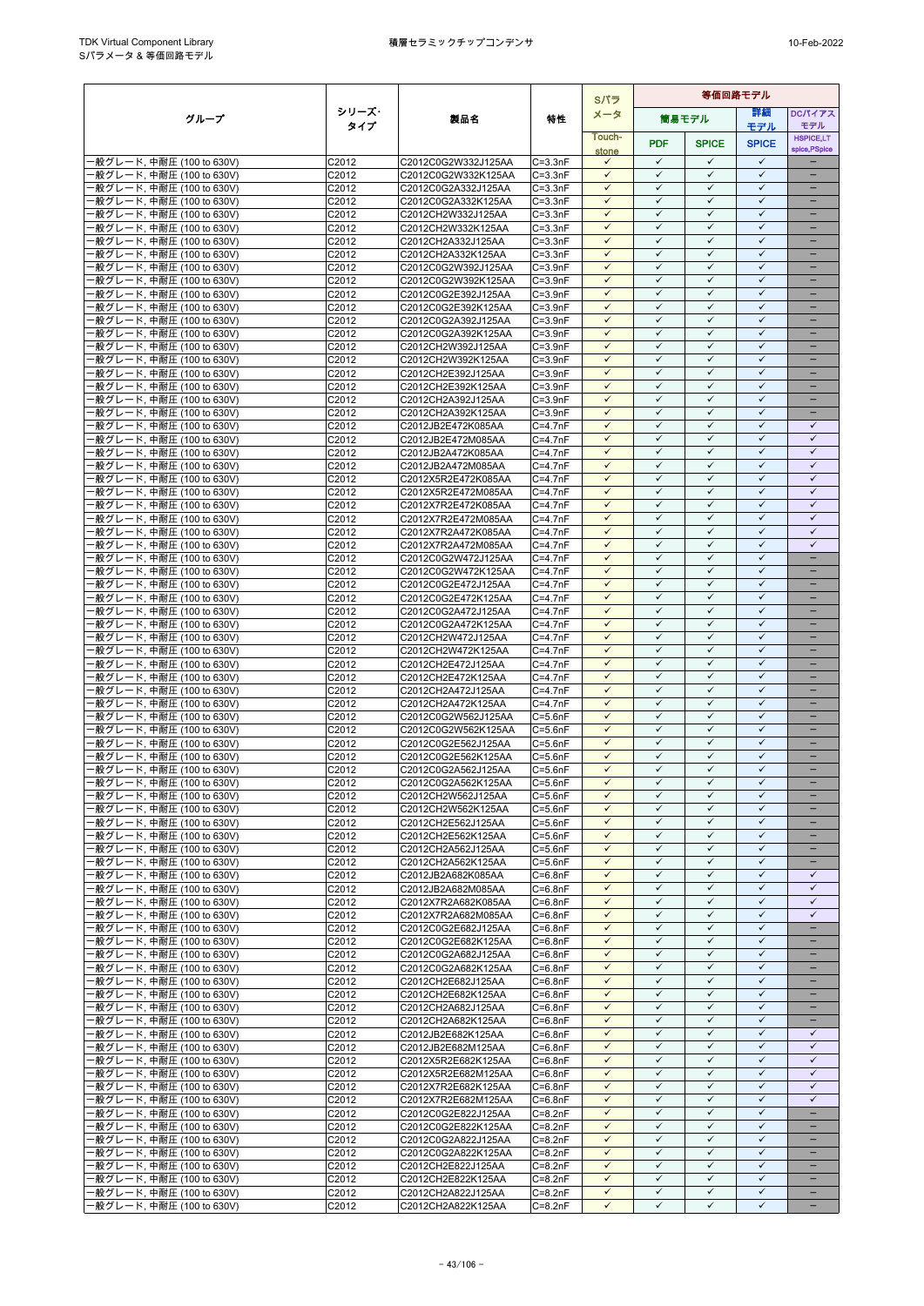| グループ | シリーズ・タイプ | 製品名 | 特性 | Sパラメータ | 等価回路モデル | | | |
|---|---|---|---|---|---|---|---|---|
| | | | | Touch-stone | 簡易モデル | | 詳細モデル | DCバイアスモデル |
| | | | | | PDF | SPICE | SPICE | HSPICE,LTspice,PSpice |
| 一般グレード, 中耐圧 (100 to 630V) | C2012 | C2012C0G2W332J125AA | C=3.3nF | ✓ | ✓ | ✓ | ✓ | – |
| 一般グレード, 中耐圧 (100 to 630V) | C2012 | C2012C0G2W332K125AA | C=3.3nF | ✓ | ✓ | ✓ | ✓ | – |
| 一般グレード, 中耐圧 (100 to 630V) | C2012 | C2012C0G2A332J125AA | C=3.3nF | ✓ | ✓ | ✓ | ✓ | – |
| 一般グレード, 中耐圧 (100 to 630V) | C2012 | C2012C0G2A332K125AA | C=3.3nF | ✓ | ✓ | ✓ | ✓ | – |
| 一般グレード, 中耐圧 (100 to 630V) | C2012 | C2012CH2W332J125AA | C=3.3nF | ✓ | ✓ | ✓ | ✓ | – |
| 一般グレード, 中耐圧 (100 to 630V) | C2012 | C2012CH2W332K125AA | C=3.3nF | ✓ | ✓ | ✓ | ✓ | – |
| 一般グレード, 中耐圧 (100 to 630V) | C2012 | C2012CH2A332J125AA | C=3.3nF | ✓ | ✓ | ✓ | ✓ | – |
| 一般グレード, 中耐圧 (100 to 630V) | C2012 | C2012CH2A332K125AA | C=3.3nF | ✓ | ✓ | ✓ | ✓ | – |
| 一般グレード, 中耐圧 (100 to 630V) | C2012 | C2012C0G2W392J125AA | C=3.9nF | ✓ | ✓ | ✓ | ✓ | – |
| 一般グレード, 中耐圧 (100 to 630V) | C2012 | C2012C0G2W392K125AA | C=3.9nF | ✓ | ✓ | ✓ | ✓ | – |
| 一般グレード, 中耐圧 (100 to 630V) | C2012 | C2012C0G2E392J125AA | C=3.9nF | ✓ | ✓ | ✓ | ✓ | – |
| 一般グレード, 中耐圧 (100 to 630V) | C2012 | C2012C0G2E392K125AA | C=3.9nF | ✓ | ✓ | ✓ | ✓ | – |
| 一般グレード, 中耐圧 (100 to 630V) | C2012 | C2012C0G2A392J125AA | C=3.9nF | ✓ | ✓ | ✓ | ✓ | – |
| 一般グレード, 中耐圧 (100 to 630V) | C2012 | C2012C0G2A392K125AA | C=3.9nF | ✓ | ✓ | ✓ | ✓ | – |
| 一般グレード, 中耐圧 (100 to 630V) | C2012 | C2012CH2W392J125AA | C=3.9nF | ✓ | ✓ | ✓ | ✓ | – |
| 一般グレード, 中耐圧 (100 to 630V) | C2012 | C2012CH2W392K125AA | C=3.9nF | ✓ | ✓ | ✓ | ✓ | – |
| 一般グレード, 中耐圧 (100 to 630V) | C2012 | C2012CH2E392J125AA | C=3.9nF | ✓ | ✓ | ✓ | ✓ | – |
| 一般グレード, 中耐圧 (100 to 630V) | C2012 | C2012CH2E392K125AA | C=3.9nF | ✓ | ✓ | ✓ | ✓ | – |
| 一般グレード, 中耐圧 (100 to 630V) | C2012 | C2012CH2A392J125AA | C=3.9nF | ✓ | ✓ | ✓ | ✓ | – |
| 一般グレード, 中耐圧 (100 to 630V) | C2012 | C2012CH2A392K125AA | C=3.9nF | ✓ | ✓ | ✓ | ✓ | – |
| 一般グレード, 中耐圧 (100 to 630V) | C2012 | C2012JB2E472K085AA | C=4.7nF | ✓ | ✓ | ✓ | ✓ | ✓ |
| 一般グレード, 中耐圧 (100 to 630V) | C2012 | C2012JB2E472M085AA | C=4.7nF | ✓ | ✓ | ✓ | ✓ | ✓ |
| 一般グレード, 中耐圧 (100 to 630V) | C2012 | C2012JB2A472K085AA | C=4.7nF | ✓ | ✓ | ✓ | ✓ | ✓ |
| 一般グレード, 中耐圧 (100 to 630V) | C2012 | C2012JB2A472M085AA | C=4.7nF | ✓ | ✓ | ✓ | ✓ | ✓ |
| 一般グレード, 中耐圧 (100 to 630V) | C2012 | C2012X5R2E472K085AA | C=4.7nF | ✓ | ✓ | ✓ | ✓ | ✓ |
| 一般グレード, 中耐圧 (100 to 630V) | C2012 | C2012X5R2E472M085AA | C=4.7nF | ✓ | ✓ | ✓ | ✓ | ✓ |
| 一般グレード, 中耐圧 (100 to 630V) | C2012 | C2012X7R2E472K085AA | C=4.7nF | ✓ | ✓ | ✓ | ✓ | ✓ |
| 一般グレード, 中耐圧 (100 to 630V) | C2012 | C2012X7R2E472M085AA | C=4.7nF | ✓ | ✓ | ✓ | ✓ | ✓ |
| 一般グレード, 中耐圧 (100 to 630V) | C2012 | C2012X7R2A472K085AA | C=4.7nF | ✓ | ✓ | ✓ | ✓ | ✓ |
| 一般グレード, 中耐圧 (100 to 630V) | C2012 | C2012X7R2A472M085AA | C=4.7nF | ✓ | ✓ | ✓ | ✓ | ✓ |
| 一般グレード, 中耐圧 (100 to 630V) | C2012 | C2012C0G2W472J125AA | C=4.7nF | ✓ | ✓ | ✓ | ✓ | – |
| 一般グレード, 中耐圧 (100 to 630V) | C2012 | C2012C0G2W472K125AA | C=4.7nF | ✓ | ✓ | ✓ | ✓ | – |
| 一般グレード, 中耐圧 (100 to 630V) | C2012 | C2012C0G2E472J125AA | C=4.7nF | ✓ | ✓ | ✓ | ✓ | – |
| 一般グレード, 中耐圧 (100 to 630V) | C2012 | C2012C0G2E472K125AA | C=4.7nF | ✓ | ✓ | ✓ | ✓ | – |
| 一般グレード, 中耐圧 (100 to 630V) | C2012 | C2012C0G2A472J125AA | C=4.7nF | ✓ | ✓ | ✓ | ✓ | – |
| 一般グレード, 中耐圧 (100 to 630V) | C2012 | C2012C0G2A472K125AA | C=4.7nF | ✓ | ✓ | ✓ | ✓ | – |
| 一般グレード, 中耐圧 (100 to 630V) | C2012 | C2012CH2W472J125AA | C=4.7nF | ✓ | ✓ | ✓ | ✓ | – |
| 一般グレード, 中耐圧 (100 to 630V) | C2012 | C2012CH2W472K125AA | C=4.7nF | ✓ | ✓ | ✓ | ✓ | – |
| 一般グレード, 中耐圧 (100 to 630V) | C2012 | C2012CH2E472J125AA | C=4.7nF | ✓ | ✓ | ✓ | ✓ | – |
| 一般グレード, 中耐圧 (100 to 630V) | C2012 | C2012CH2E472K125AA | C=4.7nF | ✓ | ✓ | ✓ | ✓ | – |
| 一般グレード, 中耐圧 (100 to 630V) | C2012 | C2012CH2A472J125AA | C=4.7nF | ✓ | ✓ | ✓ | ✓ | – |
| 一般グレード, 中耐圧 (100 to 630V) | C2012 | C2012CH2A472K125AA | C=4.7nF | ✓ | ✓ | ✓ | ✓ | – |
| 一般グレード, 中耐圧 (100 to 630V) | C2012 | C2012C0G2W562J125AA | C=5.6nF | ✓ | ✓ | ✓ | ✓ | – |
| 一般グレード, 中耐圧 (100 to 630V) | C2012 | C2012C0G2W562K125AA | C=5.6nF | ✓ | ✓ | ✓ | ✓ | – |
| 一般グレード, 中耐圧 (100 to 630V) | C2012 | C2012C0G2E562J125AA | C=5.6nF | ✓ | ✓ | ✓ | ✓ | – |
| 一般グレード, 中耐圧 (100 to 630V) | C2012 | C2012C0G2E562K125AA | C=5.6nF | ✓ | ✓ | ✓ | ✓ | – |
| 一般グレード, 中耐圧 (100 to 630V) | C2012 | C2012C0G2A562J125AA | C=5.6nF | ✓ | ✓ | ✓ | ✓ | – |
| 一般グレード, 中耐圧 (100 to 630V) | C2012 | C2012C0G2A562K125AA | C=5.6nF | ✓ | ✓ | ✓ | ✓ | – |
| 一般グレード, 中耐圧 (100 to 630V) | C2012 | C2012CH2W562J125AA | C=5.6nF | ✓ | ✓ | ✓ | ✓ | – |
| 一般グレード, 中耐圧 (100 to 630V) | C2012 | C2012CH2W562K125AA | C=5.6nF | ✓ | ✓ | ✓ | ✓ | – |
| 一般グレード, 中耐圧 (100 to 630V) | C2012 | C2012CH2E562J125AA | C=5.6nF | ✓ | ✓ | ✓ | ✓ | – |
| 一般グレード, 中耐圧 (100 to 630V) | C2012 | C2012CH2E562K125AA | C=5.6nF | ✓ | ✓ | ✓ | ✓ | – |
| 一般グレード, 中耐圧 (100 to 630V) | C2012 | C2012CH2A562J125AA | C=5.6nF | ✓ | ✓ | ✓ | ✓ | – |
| 一般グレード, 中耐圧 (100 to 630V) | C2012 | C2012CH2A562K125AA | C=5.6nF | ✓ | ✓ | ✓ | ✓ | – |
| 一般グレード, 中耐圧 (100 to 630V) | C2012 | C2012JB2A682K085AA | C=6.8nF | ✓ | ✓ | ✓ | ✓ | ✓ |
| 一般グレード, 中耐圧 (100 to 630V) | C2012 | C2012JB2A682M085AA | C=6.8nF | ✓ | ✓ | ✓ | ✓ | ✓ |
| 一般グレード, 中耐圧 (100 to 630V) | C2012 | C2012X7R2A682K085AA | C=6.8nF | ✓ | ✓ | ✓ | ✓ | ✓ |
| 一般グレード, 中耐圧 (100 to 630V) | C2012 | C2012X7R2A682M085AA | C=6.8nF | ✓ | ✓ | ✓ | ✓ | ✓ |
| 一般グレード, 中耐圧 (100 to 630V) | C2012 | C2012C0G2E682J125AA | C=6.8nF | ✓ | ✓ | ✓ | ✓ | – |
| 一般グレード, 中耐圧 (100 to 630V) | C2012 | C2012C0G2E682K125AA | C=6.8nF | ✓ | ✓ | ✓ | ✓ | – |
| 一般グレード, 中耐圧 (100 to 630V) | C2012 | C2012C0G2A682J125AA | C=6.8nF | ✓ | ✓ | ✓ | ✓ | – |
| 一般グレード, 中耐圧 (100 to 630V) | C2012 | C2012C0G2A682K125AA | C=6.8nF | ✓ | ✓ | ✓ | ✓ | – |
| 一般グレード, 中耐圧 (100 to 630V) | C2012 | C2012CH2E682J125AA | C=6.8nF | ✓ | ✓ | ✓ | ✓ | – |
| 一般グレード, 中耐圧 (100 to 630V) | C2012 | C2012CH2E682K125AA | C=6.8nF | ✓ | ✓ | ✓ | ✓ | – |
| 一般グレード, 中耐圧 (100 to 630V) | C2012 | C2012CH2A682J125AA | C=6.8nF | ✓ | ✓ | ✓ | ✓ | – |
| 一般グレード, 中耐圧 (100 to 630V) | C2012 | C2012CH2A682K125AA | C=6.8nF | ✓ | ✓ | ✓ | ✓ | – |
| 一般グレード, 中耐圧 (100 to 630V) | C2012 | C2012JB2E682K125AA | C=6.8nF | ✓ | ✓ | ✓ | ✓ | ✓ |
| 一般グレード, 中耐圧 (100 to 630V) | C2012 | C2012JB2E682M125AA | C=6.8nF | ✓ | ✓ | ✓ | ✓ | ✓ |
| 一般グレード, 中耐圧 (100 to 630V) | C2012 | C2012X5R2E682K125AA | C=6.8nF | ✓ | ✓ | ✓ | ✓ | ✓ |
| 一般グレード, 中耐圧 (100 to 630V) | C2012 | C2012X5R2E682M125AA | C=6.8nF | ✓ | ✓ | ✓ | ✓ | ✓ |
| 一般グレード, 中耐圧 (100 to 630V) | C2012 | C2012X7R2E682K125AA | C=6.8nF | ✓ | ✓ | ✓ | ✓ | ✓ |
| 一般グレード, 中耐圧 (100 to 630V) | C2012 | C2012X7R2E682M125AA | C=6.8nF | ✓ | ✓ | ✓ | ✓ | ✓ |
| 一般グレード, 中耐圧 (100 to 630V) | C2012 | C2012C0G2E822J125AA | C=8.2nF | ✓ | ✓ | ✓ | ✓ | – |
| 一般グレード, 中耐圧 (100 to 630V) | C2012 | C2012C0G2E822K125AA | C=8.2nF | ✓ | ✓ | ✓ | ✓ | – |
| 一般グレード, 中耐圧 (100 to 630V) | C2012 | C2012C0G2A822J125AA | C=8.2nF | ✓ | ✓ | ✓ | ✓ | – |
| 一般グレード, 中耐圧 (100 to 630V) | C2012 | C2012C0G2A822K125AA | C=8.2nF | ✓ | ✓ | ✓ | ✓ | – |
| 一般グレード, 中耐圧 (100 to 630V) | C2012 | C2012CH2E822J125AA | C=8.2nF | ✓ | ✓ | ✓ | ✓ | – |
| 一般グレード, 中耐圧 (100 to 630V) | C2012 | C2012CH2E822K125AA | C=8.2nF | ✓ | ✓ | ✓ | ✓ | – |
| 一般グレード, 中耐圧 (100 to 630V) | C2012 | C2012CH2A822J125AA | C=8.2nF | ✓ | ✓ | ✓ | ✓ | – |
| 一般グレード, 中耐圧 (100 to 630V) | C2012 | C2012CH2A822K125AA | C=8.2nF | ✓ | ✓ | ✓ | ✓ | – |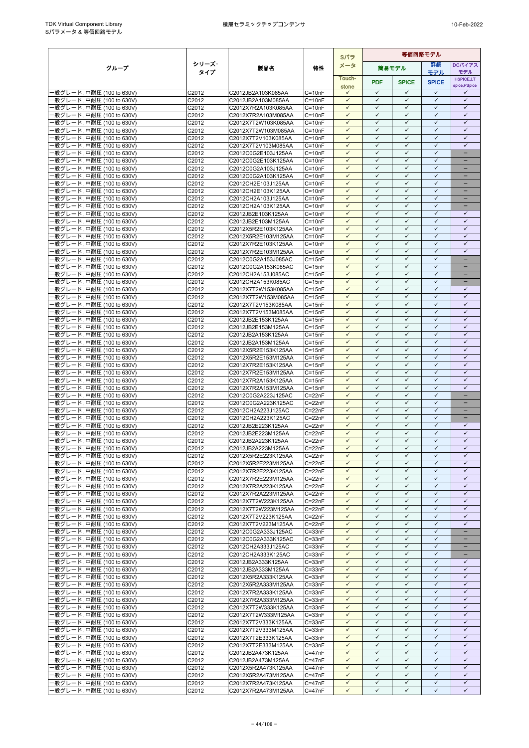| グループ | シリーズ・タイプ | 製品名 | 特性 | Sパラメータ | 等価回路モデル | | | |
|---|---|---|---|---|---|---|---|---|
| | | | | | 簡易モデル | | 詳細モデル | DCバイアスモデル |
| | | | | Touch-stone | PDF | SPICE | SPICE | HSPICE,LTspice,PSpice |
| 一般グレード, 中耐圧 (100 to 630V) | C2012 | C2012JB2A103K085AA | C=10nF | ✓ | ✓ | ✓ | ✓ | ✓ |
| 一般グレード, 中耐圧 (100 to 630V) | C2012 | C2012JB2A103M085AA | C=10nF | ✓ | ✓ | ✓ | ✓ | ✓ |
| 一般グレード, 中耐圧 (100 to 630V) | C2012 | C2012X7R2A103K085AA | C=10nF | ✓ | ✓ | ✓ | ✓ | ✓ |
| 一般グレード, 中耐圧 (100 to 630V) | C2012 | C2012X7R2A103M085AA | C=10nF | ✓ | ✓ | ✓ | ✓ | ✓ |
| 一般グレード, 中耐圧 (100 to 630V) | C2012 | C2012X7T2W103K085AA | C=10nF | ✓ | ✓ | ✓ | ✓ | ✓ |
| 一般グレード, 中耐圧 (100 to 630V) | C2012 | C2012X7T2W103M085AA | C=10nF | ✓ | ✓ | ✓ | ✓ | ✓ |
| 一般グレード, 中耐圧 (100 to 630V) | C2012 | C2012X7T2V103K085AA | C=10nF | ✓ | ✓ | ✓ | ✓ | ✓ |
| 一般グレード, 中耐圧 (100 to 630V) | C2012 | C2012X7T2V103M085AA | C=10nF | ✓ | ✓ | ✓ | ✓ | ✓ |
| 一般グレード, 中耐圧 (100 to 630V) | C2012 | C2012C0G2E103J125AA | C=10nF | ✓ | ✓ | ✓ | ✓ | – |
| 一般グレード, 中耐圧 (100 to 630V) | C2012 | C2012C0G2E103K125AA | C=10nF | ✓ | ✓ | ✓ | ✓ | – |
| 一般グレード, 中耐圧 (100 to 630V) | C2012 | C2012C0G2A103J125AA | C=10nF | ✓ | ✓ | ✓ | ✓ | – |
| 一般グレード, 中耐圧 (100 to 630V) | C2012 | C2012C0G2A103K125AA | C=10nF | ✓ | ✓ | ✓ | ✓ | – |
| 一般グレード, 中耐圧 (100 to 630V) | C2012 | C2012CH2E103J125AA | C=10nF | ✓ | ✓ | ✓ | ✓ | – |
| 一般グレード, 中耐圧 (100 to 630V) | C2012 | C2012CH2E103K125AA | C=10nF | ✓ | ✓ | ✓ | ✓ | – |
| 一般グレード, 中耐圧 (100 to 630V) | C2012 | C2012CH2A103J125AA | C=10nF | ✓ | ✓ | ✓ | ✓ | – |
| 一般グレード, 中耐圧 (100 to 630V) | C2012 | C2012CH2A103K125AA | C=10nF | ✓ | ✓ | ✓ | ✓ | – |
| 一般グレード, 中耐圧 (100 to 630V) | C2012 | C2012JB2E103K125AA | C=10nF | ✓ | ✓ | ✓ | ✓ | ✓ |
| 一般グレード, 中耐圧 (100 to 630V) | C2012 | C2012JB2E103M125AA | C=10nF | ✓ | ✓ | ✓ | ✓ | ✓ |
| 一般グレード, 中耐圧 (100 to 630V) | C2012 | C2012X5R2E103K125AA | C=10nF | ✓ | ✓ | ✓ | ✓ | ✓ |
| 一般グレード, 中耐圧 (100 to 630V) | C2012 | C2012X5R2E103M125AA | C=10nF | ✓ | ✓ | ✓ | ✓ | ✓ |
| 一般グレード, 中耐圧 (100 to 630V) | C2012 | C2012X7R2E103K125AA | C=10nF | ✓ | ✓ | ✓ | ✓ | ✓ |
| 一般グレード, 中耐圧 (100 to 630V) | C2012 | C2012X7R2E103M125AA | C=10nF | ✓ | ✓ | ✓ | ✓ | ✓ |
| 一般グレード, 中耐圧 (100 to 630V) | C2012 | C2012C0G2A153J085AC | C=15nF | ✓ | ✓ | ✓ | ✓ | – |
| 一般グレード, 中耐圧 (100 to 630V) | C2012 | C2012C0G2A153K085AC | C=15nF | ✓ | ✓ | ✓ | ✓ | – |
| 一般グレード, 中耐圧 (100 to 630V) | C2012 | C2012CH2A153J085AC | C=15nF | ✓ | ✓ | ✓ | ✓ | – |
| 一般グレード, 中耐圧 (100 to 630V) | C2012 | C2012CH2A153K085AC | C=15nF | ✓ | ✓ | ✓ | ✓ | – |
| 一般グレード, 中耐圧 (100 to 630V) | C2012 | C2012X7T2W153K085AA | C=15nF | ✓ | ✓ | ✓ | ✓ | ✓ |
| 一般グレード, 中耐圧 (100 to 630V) | C2012 | C2012X7T2W153M085AA | C=15nF | ✓ | ✓ | ✓ | ✓ | ✓ |
| 一般グレード, 中耐圧 (100 to 630V) | C2012 | C2012X7T2V153K085AA | C=15nF | ✓ | ✓ | ✓ | ✓ | ✓ |
| 一般グレード, 中耐圧 (100 to 630V) | C2012 | C2012X7T2V153M085AA | C=15nF | ✓ | ✓ | ✓ | ✓ | ✓ |
| 一般グレード, 中耐圧 (100 to 630V) | C2012 | C2012JB2E153K125AA | C=15nF | ✓ | ✓ | ✓ | ✓ | ✓ |
| 一般グレード, 中耐圧 (100 to 630V) | C2012 | C2012JB2E153M125AA | C=15nF | ✓ | ✓ | ✓ | ✓ | ✓ |
| 一般グレード, 中耐圧 (100 to 630V) | C2012 | C2012JB2A153K125AA | C=15nF | ✓ | ✓ | ✓ | ✓ | ✓ |
| 一般グレード, 中耐圧 (100 to 630V) | C2012 | C2012JB2A153M125AA | C=15nF | ✓ | ✓ | ✓ | ✓ | ✓ |
| 一般グレード, 中耐圧 (100 to 630V) | C2012 | C2012X5R2E153K125AA | C=15nF | ✓ | ✓ | ✓ | ✓ | ✓ |
| 一般グレード, 中耐圧 (100 to 630V) | C2012 | C2012X5R2E153M125AA | C=15nF | ✓ | ✓ | ✓ | ✓ | ✓ |
| 一般グレード, 中耐圧 (100 to 630V) | C2012 | C2012X7R2E153K125AA | C=15nF | ✓ | ✓ | ✓ | ✓ | ✓ |
| 一般グレード, 中耐圧 (100 to 630V) | C2012 | C2012X7R2E153M125AA | C=15nF | ✓ | ✓ | ✓ | ✓ | ✓ |
| 一般グレード, 中耐圧 (100 to 630V) | C2012 | C2012X7R2A153K125AA | C=15nF | ✓ | ✓ | ✓ | ✓ | ✓ |
| 一般グレード, 中耐圧 (100 to 630V) | C2012 | C2012X7R2A153M125AA | C=15nF | ✓ | ✓ | ✓ | ✓ | ✓ |
| 一般グレード, 中耐圧 (100 to 630V) | C2012 | C2012C0G2A223J125AC | C=22nF | ✓ | ✓ | ✓ | ✓ | – |
| 一般グレード, 中耐圧 (100 to 630V) | C2012 | C2012C0G2A223K125AC | C=22nF | ✓ | ✓ | ✓ | ✓ | – |
| 一般グレード, 中耐圧 (100 to 630V) | C2012 | C2012CH2A223J125AC | C=22nF | ✓ | ✓ | ✓ | ✓ | – |
| 一般グレード, 中耐圧 (100 to 630V) | C2012 | C2012CH2A223K125AC | C=22nF | ✓ | ✓ | ✓ | ✓ | – |
| 一般グレード, 中耐圧 (100 to 630V) | C2012 | C2012JB2E223K125AA | C=22nF | ✓ | ✓ | ✓ | ✓ | ✓ |
| 一般グレード, 中耐圧 (100 to 630V) | C2012 | C2012JB2E223M125AA | C=22nF | ✓ | ✓ | ✓ | ✓ | ✓ |
| 一般グレード, 中耐圧 (100 to 630V) | C2012 | C2012JB2A223K125AA | C=22nF | ✓ | ✓ | ✓ | ✓ | ✓ |
| 一般グレード, 中耐圧 (100 to 630V) | C2012 | C2012JB2A223M125AA | C=22nF | ✓ | ✓ | ✓ | ✓ | ✓ |
| 一般グレード, 中耐圧 (100 to 630V) | C2012 | C2012X5R2E223K125AA | C=22nF | ✓ | ✓ | ✓ | ✓ | ✓ |
| 一般グレード, 中耐圧 (100 to 630V) | C2012 | C2012X5R2E223M125AA | C=22nF | ✓ | ✓ | ✓ | ✓ | ✓ |
| 一般グレード, 中耐圧 (100 to 630V) | C2012 | C2012X7R2E223K125AA | C=22nF | ✓ | ✓ | ✓ | ✓ | ✓ |
| 一般グレード, 中耐圧 (100 to 630V) | C2012 | C2012X7R2E223M125AA | C=22nF | ✓ | ✓ | ✓ | ✓ | ✓ |
| 一般グレード, 中耐圧 (100 to 630V) | C2012 | C2012X7R2A223K125AA | C=22nF | ✓ | ✓ | ✓ | ✓ | ✓ |
| 一般グレード, 中耐圧 (100 to 630V) | C2012 | C2012X7R2A223M125AA | C=22nF | ✓ | ✓ | ✓ | ✓ | ✓ |
| 一般グレード, 中耐圧 (100 to 630V) | C2012 | C2012X7T2W223K125AA | C=22nF | ✓ | ✓ | ✓ | ✓ | ✓ |
| 一般グレード, 中耐圧 (100 to 630V) | C2012 | C2012X7T2W223M125AA | C=22nF | ✓ | ✓ | ✓ | ✓ | ✓ |
| 一般グレード, 中耐圧 (100 to 630V) | C2012 | C2012X7T2V223K125AA | C=22nF | ✓ | ✓ | ✓ | ✓ | ✓ |
| 一般グレード, 中耐圧 (100 to 630V) | C2012 | C2012X7T2V223M125AA | C=22nF | ✓ | ✓ | ✓ | ✓ | ✓ |
| 一般グレード, 中耐圧 (100 to 630V) | C2012 | C2012C0G2A333J125AC | C=33nF | ✓ | ✓ | ✓ | ✓ | – |
| 一般グレード, 中耐圧 (100 to 630V) | C2012 | C2012C0G2A333K125AC | C=33nF | ✓ | ✓ | ✓ | ✓ | – |
| 一般グレード, 中耐圧 (100 to 630V) | C2012 | C2012CH2A333J125AC | C=33nF | ✓ | ✓ | ✓ | ✓ | – |
| 一般グレード, 中耐圧 (100 to 630V) | C2012 | C2012CH2A333K125AC | C=33nF | ✓ | ✓ | ✓ | ✓ | – |
| 一般グレード, 中耐圧 (100 to 630V) | C2012 | C2012JB2A333K125AA | C=33nF | ✓ | ✓ | ✓ | ✓ | ✓ |
| 一般グレード, 中耐圧 (100 to 630V) | C2012 | C2012JB2A333M125AA | C=33nF | ✓ | ✓ | ✓ | ✓ | ✓ |
| 一般グレード, 中耐圧 (100 to 630V) | C2012 | C2012X5R2A333K125AA | C=33nF | ✓ | ✓ | ✓ | ✓ | ✓ |
| 一般グレード, 中耐圧 (100 to 630V) | C2012 | C2012X5R2A333M125AA | C=33nF | ✓ | ✓ | ✓ | ✓ | ✓ |
| 一般グレード, 中耐圧 (100 to 630V) | C2012 | C2012X7R2A333K125AA | C=33nF | ✓ | ✓ | ✓ | ✓ | ✓ |
| 一般グレード, 中耐圧 (100 to 630V) | C2012 | C2012X7R2A333M125AA | C=33nF | ✓ | ✓ | ✓ | ✓ | ✓ |
| 一般グレード, 中耐圧 (100 to 630V) | C2012 | C2012X7T2W333K125AA | C=33nF | ✓ | ✓ | ✓ | ✓ | ✓ |
| 一般グレード, 中耐圧 (100 to 630V) | C2012 | C2012X7T2W333M125AA | C=33nF | ✓ | ✓ | ✓ | ✓ | ✓ |
| 一般グレード, 中耐圧 (100 to 630V) | C2012 | C2012X7T2V333K125AA | C=33nF | ✓ | ✓ | ✓ | ✓ | ✓ |
| 一般グレード, 中耐圧 (100 to 630V) | C2012 | C2012X7T2V333M125AA | C=33nF | ✓ | ✓ | ✓ | ✓ | ✓ |
| 一般グレード, 中耐圧 (100 to 630V) | C2012 | C2012X7T2E333K125AA | C=33nF | ✓ | ✓ | ✓ | ✓ | ✓ |
| 一般グレード, 中耐圧 (100 to 630V) | C2012 | C2012X7T2E333M125AA | C=33nF | ✓ | ✓ | ✓ | ✓ | ✓ |
| 一般グレード, 中耐圧 (100 to 630V) | C2012 | C2012JB2A473K125AA | C=47nF | ✓ | ✓ | ✓ | ✓ | ✓ |
| 一般グレード, 中耐圧 (100 to 630V) | C2012 | C2012JB2A473M125AA | C=47nF | ✓ | ✓ | ✓ | ✓ | ✓ |
| 一般グレード, 中耐圧 (100 to 630V) | C2012 | C2012X5R2A473K125AA | C=47nF | ✓ | ✓ | ✓ | ✓ | ✓ |
| 一般グレード, 中耐圧 (100 to 630V) | C2012 | C2012X5R2A473M125AA | C=47nF | ✓ | ✓ | ✓ | ✓ | ✓ |
| 一般グレード, 中耐圧 (100 to 630V) | C2012 | C2012X7R2A473K125AA | C=47nF | ✓ | ✓ | ✓ | ✓ | ✓ |
| 一般グレード, 中耐圧 (100 to 630V) | C2012 | C2012X7R2A473M125AA | C=47nF | ✓ | ✓ | ✓ | ✓ | ✓ |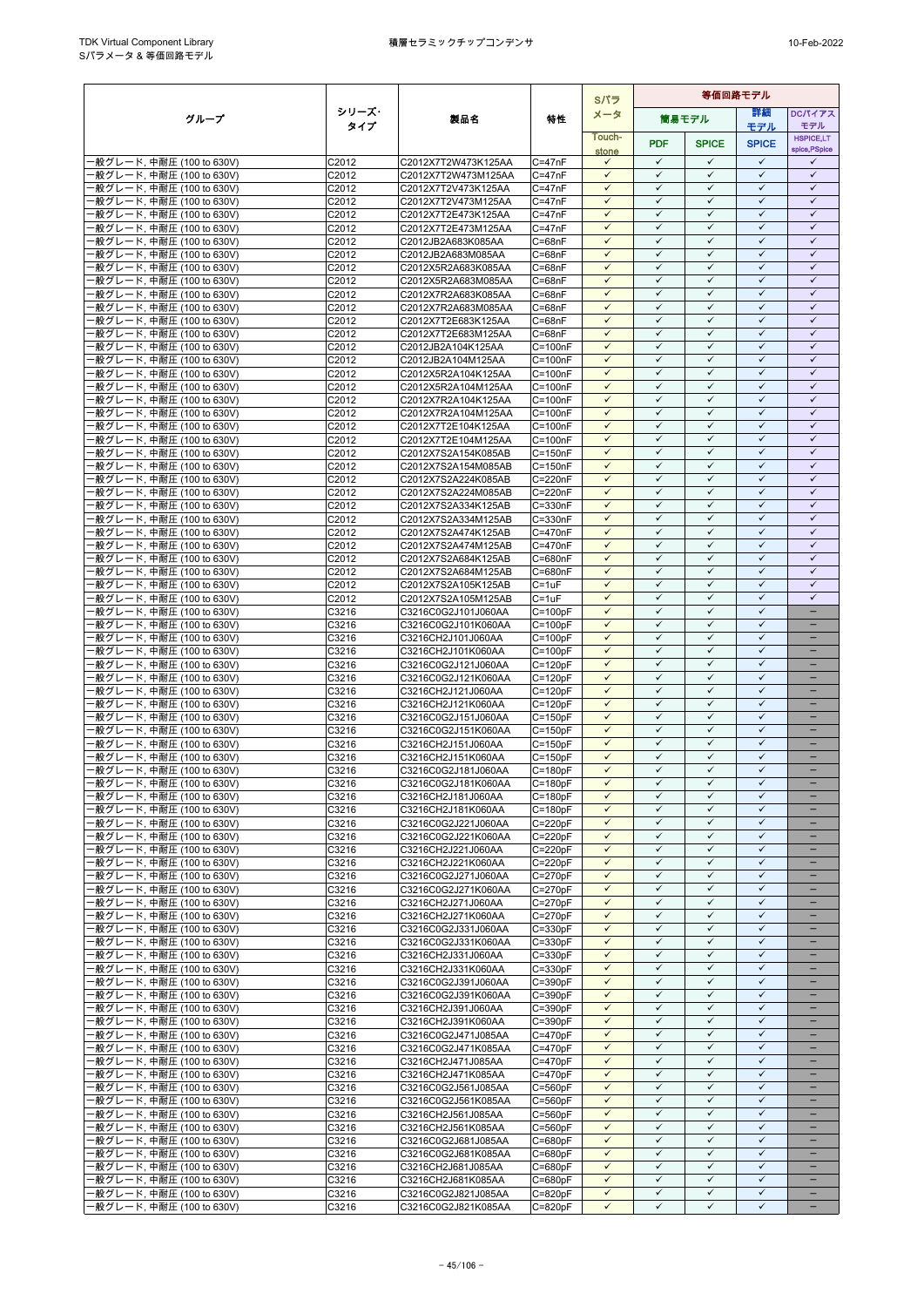| グループ | シリーズ・タイプ | 製品名 | 特性 | Sパラメータ | 等価回路モデル | | | |
|---|---|---|---|---|---|---|---|---|
| | | | | | 簡易モデル | | 詳細モデル | DCバイアスモデル |
| | | | | Touch-stone | PDF | SPICE | SPICE | HSPICE,LT spice,PSpice |
| 一般グレード, 中耐圧 (100 to 630V) | C2012 | C2012X7T2W473K125AA | C=47nF | ✓ | ✓ | ✓ | ✓ | ✓ |
| 一般グレード, 中耐圧 (100 to 630V) | C2012 | C2012X7T2W473M125AA | C=47nF | ✓ | ✓ | ✓ | ✓ | ✓ |
| 一般グレード, 中耐圧 (100 to 630V) | C2012 | C2012X7T2V473K125AA | C=47nF | ✓ | ✓ | ✓ | ✓ | ✓ |
| 一般グレード, 中耐圧 (100 to 630V) | C2012 | C2012X7T2V473M125AA | C=47nF | ✓ | ✓ | ✓ | ✓ | ✓ |
| 一般グレード, 中耐圧 (100 to 630V) | C2012 | C2012X7T2E473K125AA | C=47nF | ✓ | ✓ | ✓ | ✓ | ✓ |
| 一般グレード, 中耐圧 (100 to 630V) | C2012 | C2012X7T2E473M125AA | C=47nF | ✓ | ✓ | ✓ | ✓ | ✓ |
| 一般グレード, 中耐圧 (100 to 630V) | C2012 | C2012JB2A683K085AA | C=68nF | ✓ | ✓ | ✓ | ✓ | ✓ |
| 一般グレード, 中耐圧 (100 to 630V) | C2012 | C2012JB2A683M085AA | C=68nF | ✓ | ✓ | ✓ | ✓ | ✓ |
| 一般グレード, 中耐圧 (100 to 630V) | C2012 | C2012X5R2A683K085AA | C=68nF | ✓ | ✓ | ✓ | ✓ | ✓ |
| 一般グレード, 中耐圧 (100 to 630V) | C2012 | C2012X5R2A683M085AA | C=68nF | ✓ | ✓ | ✓ | ✓ | ✓ |
| 一般グレード, 中耐圧 (100 to 630V) | C2012 | C2012X7R2A683K085AA | C=68nF | ✓ | ✓ | ✓ | ✓ | ✓ |
| 一般グレード, 中耐圧 (100 to 630V) | C2012 | C2012X7R2A683M085AA | C=68nF | ✓ | ✓ | ✓ | ✓ | ✓ |
| 一般グレード, 中耐圧 (100 to 630V) | C2012 | C2012X7T2E683K125AA | C=68nF | ✓ | ✓ | ✓ | ✓ | ✓ |
| 一般グレード, 中耐圧 (100 to 630V) | C2012 | C2012X7T2E683M125AA | C=68nF | ✓ | ✓ | ✓ | ✓ | ✓ |
| 一般グレード, 中耐圧 (100 to 630V) | C2012 | C2012JB2A104K125AA | C=100nF | ✓ | ✓ | ✓ | ✓ | ✓ |
| 一般グレード, 中耐圧 (100 to 630V) | C2012 | C2012JB2A104M125AA | C=100nF | ✓ | ✓ | ✓ | ✓ | ✓ |
| 一般グレード, 中耐圧 (100 to 630V) | C2012 | C2012X5R2A104K125AA | C=100nF | ✓ | ✓ | ✓ | ✓ | ✓ |
| 一般グレード, 中耐圧 (100 to 630V) | C2012 | C2012X5R2A104M125AA | C=100nF | ✓ | ✓ | ✓ | ✓ | ✓ |
| 一般グレード, 中耐圧 (100 to 630V) | C2012 | C2012X7R2A104K125AA | C=100nF | ✓ | ✓ | ✓ | ✓ | ✓ |
| 一般グレード, 中耐圧 (100 to 630V) | C2012 | C2012X7R2A104M125AA | C=100nF | ✓ | ✓ | ✓ | ✓ | ✓ |
| 一般グレード, 中耐圧 (100 to 630V) | C2012 | C2012X7T2E104K125AA | C=100nF | ✓ | ✓ | ✓ | ✓ | ✓ |
| 一般グレード, 中耐圧 (100 to 630V) | C2012 | C2012X7T2E104M125AA | C=100nF | ✓ | ✓ | ✓ | ✓ | ✓ |
| 一般グレード, 中耐圧 (100 to 630V) | C2012 | C2012X7S2A154K085AB | C=150nF | ✓ | ✓ | ✓ | ✓ | ✓ |
| 一般グレード, 中耐圧 (100 to 630V) | C2012 | C2012X7S2A154M085AB | C=150nF | ✓ | ✓ | ✓ | ✓ | ✓ |
| 一般グレード, 中耐圧 (100 to 630V) | C2012 | C2012X7S2A224K085AB | C=220nF | ✓ | ✓ | ✓ | ✓ | ✓ |
| 一般グレード, 中耐圧 (100 to 630V) | C2012 | C2012X7S2A224M085AB | C=220nF | ✓ | ✓ | ✓ | ✓ | ✓ |
| 一般グレード, 中耐圧 (100 to 630V) | C2012 | C2012X7S2A334K125AB | C=330nF | ✓ | ✓ | ✓ | ✓ | ✓ |
| 一般グレード, 中耐圧 (100 to 630V) | C2012 | C2012X7S2A334M125AB | C=330nF | ✓ | ✓ | ✓ | ✓ | ✓ |
| 一般グレード, 中耐圧 (100 to 630V) | C2012 | C2012X7S2A474K125AB | C=470nF | ✓ | ✓ | ✓ | ✓ | ✓ |
| 一般グレード, 中耐圧 (100 to 630V) | C2012 | C2012X7S2A474M125AB | C=470nF | ✓ | ✓ | ✓ | ✓ | ✓ |
| 一般グレード, 中耐圧 (100 to 630V) | C2012 | C2012X7S2A684K125AB | C=680nF | ✓ | ✓ | ✓ | ✓ | ✓ |
| 一般グレード, 中耐圧 (100 to 630V) | C2012 | C2012X7S2A684M125AB | C=680nF | ✓ | ✓ | ✓ | ✓ | ✓ |
| 一般グレード, 中耐圧 (100 to 630V) | C2012 | C2012X7S2A105K125AB | C=1uF | ✓ | ✓ | ✓ | ✓ | ✓ |
| 一般グレード, 中耐圧 (100 to 630V) | C2012 | C2012X7S2A105M125AB | C=1uF | ✓ | ✓ | ✓ | ✓ | ✓ |
| 一般グレード, 中耐圧 (100 to 630V) | C3216 | C3216C0G2J101J060AA | C=100pF | ✓ | ✓ | ✓ | ✓ | － |
| 一般グレード, 中耐圧 (100 to 630V) | C3216 | C3216C0G2J101K060AA | C=100pF | ✓ | ✓ | ✓ | ✓ | － |
| 一般グレード, 中耐圧 (100 to 630V) | C3216 | C3216CH2J101J060AA | C=100pF | ✓ | ✓ | ✓ | ✓ | － |
| 一般グレード, 中耐圧 (100 to 630V) | C3216 | C3216CH2J101K060AA | C=100pF | ✓ | ✓ | ✓ | ✓ | － |
| 一般グレード, 中耐圧 (100 to 630V) | C3216 | C3216C0G2J121J060AA | C=120pF | ✓ | ✓ | ✓ | ✓ | － |
| 一般グレード, 中耐圧 (100 to 630V) | C3216 | C3216C0G2J121K060AA | C=120pF | ✓ | ✓ | ✓ | ✓ | － |
| 一般グレード, 中耐圧 (100 to 630V) | C3216 | C3216CH2J121J060AA | C=120pF | ✓ | ✓ | ✓ | ✓ | － |
| 一般グレード, 中耐圧 (100 to 630V) | C3216 | C3216CH2J121K060AA | C=120pF | ✓ | ✓ | ✓ | ✓ | － |
| 一般グレード, 中耐圧 (100 to 630V) | C3216 | C3216C0G2J151J060AA | C=150pF | ✓ | ✓ | ✓ | ✓ | － |
| 一般グレード, 中耐圧 (100 to 630V) | C3216 | C3216C0G2J151K060AA | C=150pF | ✓ | ✓ | ✓ | ✓ | － |
| 一般グレード, 中耐圧 (100 to 630V) | C3216 | C3216CH2J151J060AA | C=150pF | ✓ | ✓ | ✓ | ✓ | － |
| 一般グレード, 中耐圧 (100 to 630V) | C3216 | C3216CH2J151K060AA | C=150pF | ✓ | ✓ | ✓ | ✓ | － |
| 一般グレード, 中耐圧 (100 to 630V) | C3216 | C3216C0G2J181J060AA | C=180pF | ✓ | ✓ | ✓ | ✓ | － |
| 一般グレード, 中耐圧 (100 to 630V) | C3216 | C3216C0G2J181K060AA | C=180pF | ✓ | ✓ | ✓ | ✓ | － |
| 一般グレード, 中耐圧 (100 to 630V) | C3216 | C3216CH2J181J060AA | C=180pF | ✓ | ✓ | ✓ | ✓ | － |
| 一般グレード, 中耐圧 (100 to 630V) | C3216 | C3216CH2J181K060AA | C=180pF | ✓ | ✓ | ✓ | ✓ | － |
| 一般グレード, 中耐圧 (100 to 630V) | C3216 | C3216C0G2J221J060AA | C=220pF | ✓ | ✓ | ✓ | ✓ | － |
| 一般グレード, 中耐圧 (100 to 630V) | C3216 | C3216C0G2J221K060AA | C=220pF | ✓ | ✓ | ✓ | ✓ | － |
| 一般グレード, 中耐圧 (100 to 630V) | C3216 | C3216CH2J221J060AA | C=220pF | ✓ | ✓ | ✓ | ✓ | － |
| 一般グレード, 中耐圧 (100 to 630V) | C3216 | C3216CH2J221K060AA | C=220pF | ✓ | ✓ | ✓ | ✓ | － |
| 一般グレード, 中耐圧 (100 to 630V) | C3216 | C3216C0G2J271J060AA | C=270pF | ✓ | ✓ | ✓ | ✓ | － |
| 一般グレード, 中耐圧 (100 to 630V) | C3216 | C3216C0G2J271K060AA | C=270pF | ✓ | ✓ | ✓ | ✓ | － |
| 一般グレード, 中耐圧 (100 to 630V) | C3216 | C3216CH2J271J060AA | C=270pF | ✓ | ✓ | ✓ | ✓ | － |
| 一般グレード, 中耐圧 (100 to 630V) | C3216 | C3216CH2J271K060AA | C=270pF | ✓ | ✓ | ✓ | ✓ | － |
| 一般グレード, 中耐圧 (100 to 630V) | C3216 | C3216C0G2J331J060AA | C=330pF | ✓ | ✓ | ✓ | ✓ | － |
| 一般グレード, 中耐圧 (100 to 630V) | C3216 | C3216C0G2J331K060AA | C=330pF | ✓ | ✓ | ✓ | ✓ | － |
| 一般グレード, 中耐圧 (100 to 630V) | C3216 | C3216CH2J331J060AA | C=330pF | ✓ | ✓ | ✓ | ✓ | － |
| 一般グレード, 中耐圧 (100 to 630V) | C3216 | C3216CH2J331K060AA | C=330pF | ✓ | ✓ | ✓ | ✓ | － |
| 一般グレード, 中耐圧 (100 to 630V) | C3216 | C3216C0G2J391J060AA | C=390pF | ✓ | ✓ | ✓ | ✓ | － |
| 一般グレード, 中耐圧 (100 to 630V) | C3216 | C3216C0G2J391K060AA | C=390pF | ✓ | ✓ | ✓ | ✓ | － |
| 一般グレード, 中耐圧 (100 to 630V) | C3216 | C3216CH2J391J060AA | C=390pF | ✓ | ✓ | ✓ | ✓ | － |
| 一般グレード, 中耐圧 (100 to 630V) | C3216 | C3216CH2J391K060AA | C=390pF | ✓ | ✓ | ✓ | ✓ | － |
| 一般グレード, 中耐圧 (100 to 630V) | C3216 | C3216C0G2J471J085AA | C=470pF | ✓ | ✓ | ✓ | ✓ | － |
| 一般グレード, 中耐圧 (100 to 630V) | C3216 | C3216C0G2J471K085AA | C=470pF | ✓ | ✓ | ✓ | ✓ | － |
| 一般グレード, 中耐圧 (100 to 630V) | C3216 | C3216CH2J471J085AA | C=470pF | ✓ | ✓ | ✓ | ✓ | － |
| 一般グレード, 中耐圧 (100 to 630V) | C3216 | C3216CH2J471K085AA | C=470pF | ✓ | ✓ | ✓ | ✓ | － |
| 一般グレード, 中耐圧 (100 to 630V) | C3216 | C3216C0G2J561J085AA | C=560pF | ✓ | ✓ | ✓ | ✓ | － |
| 一般グレード, 中耐圧 (100 to 630V) | C3216 | C3216C0G2J561K085AA | C=560pF | ✓ | ✓ | ✓ | ✓ | － |
| 一般グレード, 中耐圧 (100 to 630V) | C3216 | C3216CH2J561J085AA | C=560pF | ✓ | ✓ | ✓ | ✓ | － |
| 一般グレード, 中耐圧 (100 to 630V) | C3216 | C3216CH2J561K085AA | C=560pF | ✓ | ✓ | ✓ | ✓ | － |
| 一般グレード, 中耐圧 (100 to 630V) | C3216 | C3216C0G2J681J085AA | C=680pF | ✓ | ✓ | ✓ | ✓ | － |
| 一般グレード, 中耐圧 (100 to 630V) | C3216 | C3216C0G2J681K085AA | C=680pF | ✓ | ✓ | ✓ | ✓ | － |
| 一般グレード, 中耐圧 (100 to 630V) | C3216 | C3216CH2J681J085AA | C=680pF | ✓ | ✓ | ✓ | ✓ | － |
| 一般グレード, 中耐圧 (100 to 630V) | C3216 | C3216CH2J681K085AA | C=680pF | ✓ | ✓ | ✓ | ✓ | － |
| 一般グレード, 中耐圧 (100 to 630V) | C3216 | C3216C0G2J821J085AA | C=820pF | ✓ | ✓ | ✓ | ✓ | － |
| 一般グレード, 中耐圧 (100 to 630V) | C3216 | C3216C0G2J821K085AA | C=820pF | ✓ | ✓ | ✓ | ✓ | － |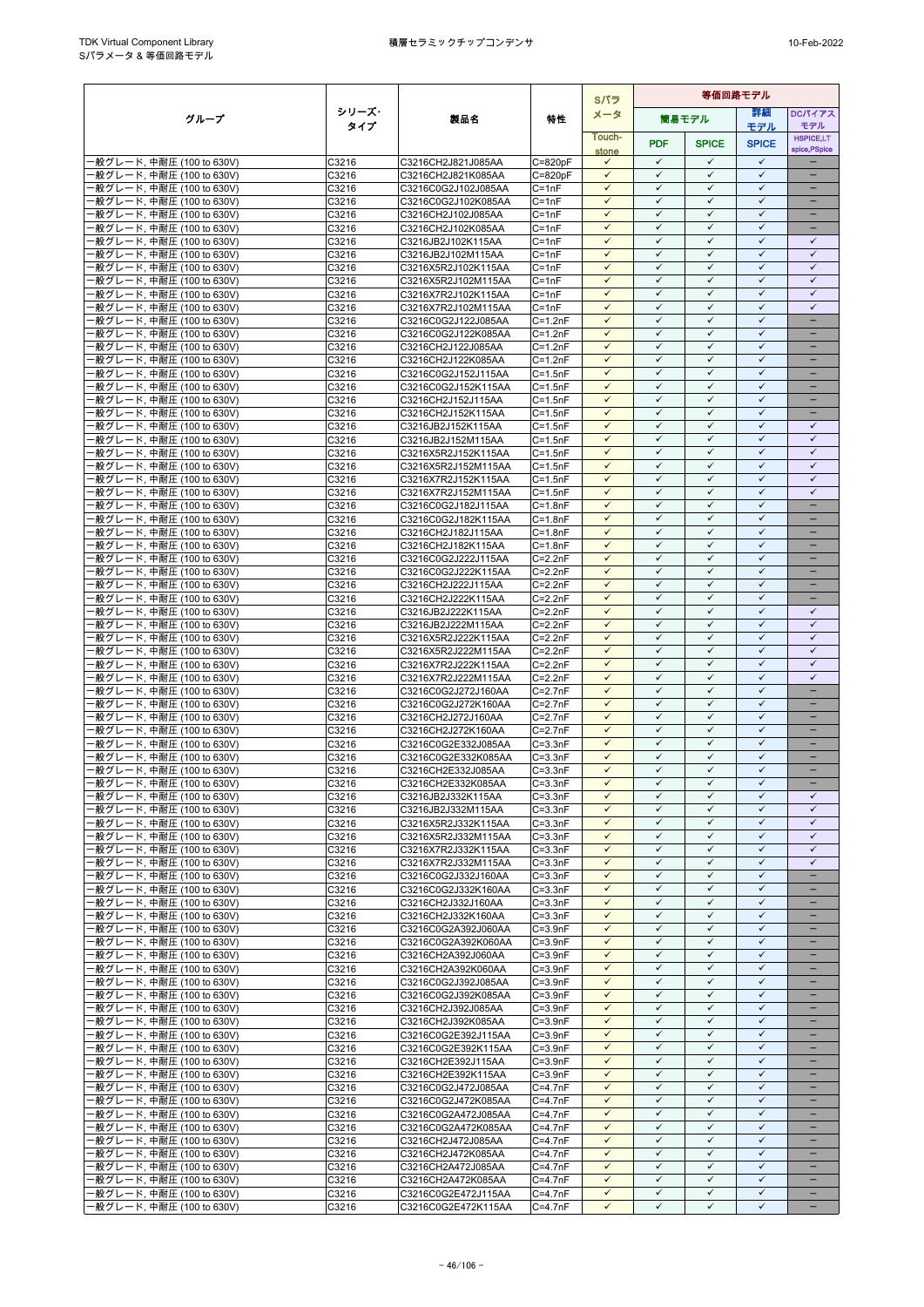| グループ | シリーズ・タイプ | 製品名 | 特性 | Sパラメータ | 等価回路モデル | | | |
|---|---|---|---|---|---|---|---|---|
| | | | | | 簡易モデル | | 詳細モデル | DCバイアスモデル |
| | | | | Touch-stone | PDF | SPICE | SPICE | HSPICE,LT spice,PSpice |
| 一般グレード, 中耐圧 (100 to 630V) | C3216 | C3216CH2J821J085AA | C=820pF | ✓ | ✓ | ✓ | ✓ | – |
| 一般グレード, 中耐圧 (100 to 630V) | C3216 | C3216CH2J821K085AA | C=820pF | ✓ | ✓ | ✓ | ✓ | – |
| 一般グレード, 中耐圧 (100 to 630V) | C3216 | C3216C0G2J102J085AA | C=1nF | ✓ | ✓ | ✓ | ✓ | – |
| 一般グレード, 中耐圧 (100 to 630V) | C3216 | C3216C0G2J102K085AA | C=1nF | ✓ | ✓ | ✓ | ✓ | – |
| 一般グレード, 中耐圧 (100 to 630V) | C3216 | C3216CH2J102J085AA | C=1nF | ✓ | ✓ | ✓ | ✓ | – |
| 一般グレード, 中耐圧 (100 to 630V) | C3216 | C3216CH2J102K085AA | C=1nF | ✓ | ✓ | ✓ | ✓ | – |
| 一般グレード, 中耐圧 (100 to 630V) | C3216 | C3216JB2J102K115AA | C=1nF | ✓ | ✓ | ✓ | ✓ | ✓ |
| 一般グレード, 中耐圧 (100 to 630V) | C3216 | C3216JB2J102M115AA | C=1nF | ✓ | ✓ | ✓ | ✓ | ✓ |
| 一般グレード, 中耐圧 (100 to 630V) | C3216 | C3216X5R2J102K115AA | C=1nF | ✓ | ✓ | ✓ | ✓ | ✓ |
| 一般グレード, 中耐圧 (100 to 630V) | C3216 | C3216X5R2J102M115AA | C=1nF | ✓ | ✓ | ✓ | ✓ | ✓ |
| 一般グレード, 中耐圧 (100 to 630V) | C3216 | C3216X7R2J102K115AA | C=1nF | ✓ | ✓ | ✓ | ✓ | ✓ |
| 一般グレード, 中耐圧 (100 to 630V) | C3216 | C3216X7R2J102M115AA | C=1nF | ✓ | ✓ | ✓ | ✓ | ✓ |
| 一般グレード, 中耐圧 (100 to 630V) | C3216 | C3216C0G2J122J085AA | C=1.2nF | ✓ | ✓ | ✓ | ✓ | – |
| 一般グレード, 中耐圧 (100 to 630V) | C3216 | C3216C0G2J122K085AA | C=1.2nF | ✓ | ✓ | ✓ | ✓ | – |
| 一般グレード, 中耐圧 (100 to 630V) | C3216 | C3216CH2J122J085AA | C=1.2nF | ✓ | ✓ | ✓ | ✓ | – |
| 一般グレード, 中耐圧 (100 to 630V) | C3216 | C3216CH2J122K085AA | C=1.2nF | ✓ | ✓ | ✓ | ✓ | – |
| 一般グレード, 中耐圧 (100 to 630V) | C3216 | C3216C0G2J152J115AA | C=1.5nF | ✓ | ✓ | ✓ | ✓ | – |
| 一般グレード, 中耐圧 (100 to 630V) | C3216 | C3216C0G2J152K115AA | C=1.5nF | ✓ | ✓ | ✓ | ✓ | – |
| 一般グレード, 中耐圧 (100 to 630V) | C3216 | C3216CH2J152J115AA | C=1.5nF | ✓ | ✓ | ✓ | ✓ | – |
| 一般グレード, 中耐圧 (100 to 630V) | C3216 | C3216CH2J152K115AA | C=1.5nF | ✓ | ✓ | ✓ | ✓ | – |
| 一般グレード, 中耐圧 (100 to 630V) | C3216 | C3216JB2J152K115AA | C=1.5nF | ✓ | ✓ | ✓ | ✓ | ✓ |
| 一般グレード, 中耐圧 (100 to 630V) | C3216 | C3216JB2J152M115AA | C=1.5nF | ✓ | ✓ | ✓ | ✓ | ✓ |
| 一般グレード, 中耐圧 (100 to 630V) | C3216 | C3216X5R2J152K115AA | C=1.5nF | ✓ | ✓ | ✓ | ✓ | ✓ |
| 一般グレード, 中耐圧 (100 to 630V) | C3216 | C3216X5R2J152M115AA | C=1.5nF | ✓ | ✓ | ✓ | ✓ | ✓ |
| 一般グレード, 中耐圧 (100 to 630V) | C3216 | C3216X7R2J152K115AA | C=1.5nF | ✓ | ✓ | ✓ | ✓ | ✓ |
| 一般グレード, 中耐圧 (100 to 630V) | C3216 | C3216X7R2J152M115AA | C=1.5nF | ✓ | ✓ | ✓ | ✓ | ✓ |
| 一般グレード, 中耐圧 (100 to 630V) | C3216 | C3216C0G2J182J115AA | C=1.8nF | ✓ | ✓ | ✓ | ✓ | – |
| 一般グレード, 中耐圧 (100 to 630V) | C3216 | C3216C0G2J182K115AA | C=1.8nF | ✓ | ✓ | ✓ | ✓ | – |
| 一般グレード, 中耐圧 (100 to 630V) | C3216 | C3216CH2J182J115AA | C=1.8nF | ✓ | ✓ | ✓ | ✓ | – |
| 一般グレード, 中耐圧 (100 to 630V) | C3216 | C3216CH2J182K115AA | C=1.8nF | ✓ | ✓ | ✓ | ✓ | – |
| 一般グレード, 中耐圧 (100 to 630V) | C3216 | C3216C0G2J222J115AA | C=2.2nF | ✓ | ✓ | ✓ | ✓ | – |
| 一般グレード, 中耐圧 (100 to 630V) | C3216 | C3216C0G2J222K115AA | C=2.2nF | ✓ | ✓ | ✓ | ✓ | – |
| 一般グレード, 中耐圧 (100 to 630V) | C3216 | C3216CH2J222J115AA | C=2.2nF | ✓ | ✓ | ✓ | ✓ | – |
| 一般グレード, 中耐圧 (100 to 630V) | C3216 | C3216CH2J222K115AA | C=2.2nF | ✓ | ✓ | ✓ | ✓ | – |
| 一般グレード, 中耐圧 (100 to 630V) | C3216 | C3216JB2J222K115AA | C=2.2nF | ✓ | ✓ | ✓ | ✓ | ✓ |
| 一般グレード, 中耐圧 (100 to 630V) | C3216 | C3216JB2J222M115AA | C=2.2nF | ✓ | ✓ | ✓ | ✓ | ✓ |
| 一般グレード, 中耐圧 (100 to 630V) | C3216 | C3216X5R2J222K115AA | C=2.2nF | ✓ | ✓ | ✓ | ✓ | ✓ |
| 一般グレード, 中耐圧 (100 to 630V) | C3216 | C3216X5R2J222M115AA | C=2.2nF | ✓ | ✓ | ✓ | ✓ | ✓ |
| 一般グレード, 中耐圧 (100 to 630V) | C3216 | C3216X7R2J222K115AA | C=2.2nF | ✓ | ✓ | ✓ | ✓ | ✓ |
| 一般グレード, 中耐圧 (100 to 630V) | C3216 | C3216X7R2J222M115AA | C=2.2nF | ✓ | ✓ | ✓ | ✓ | ✓ |
| 一般グレード, 中耐圧 (100 to 630V) | C3216 | C3216C0G2J272J160AA | C=2.7nF | ✓ | ✓ | ✓ | ✓ | – |
| 一般グレード, 中耐圧 (100 to 630V) | C3216 | C3216C0G2J272K160AA | C=2.7nF | ✓ | ✓ | ✓ | ✓ | – |
| 一般グレード, 中耐圧 (100 to 630V) | C3216 | C3216CH2J272J160AA | C=2.7nF | ✓ | ✓ | ✓ | ✓ | – |
| 一般グレード, 中耐圧 (100 to 630V) | C3216 | C3216CH2J272K160AA | C=2.7nF | ✓ | ✓ | ✓ | ✓ | – |
| 一般グレード, 中耐圧 (100 to 630V) | C3216 | C3216C0G2E332J085AA | C=3.3nF | ✓ | ✓ | ✓ | ✓ | – |
| 一般グレード, 中耐圧 (100 to 630V) | C3216 | C3216C0G2E332K085AA | C=3.3nF | ✓ | ✓ | ✓ | ✓ | – |
| 一般グレード, 中耐圧 (100 to 630V) | C3216 | C3216CH2E332J085AA | C=3.3nF | ✓ | ✓ | ✓ | ✓ | – |
| 一般グレード, 中耐圧 (100 to 630V) | C3216 | C3216CH2E332K085AA | C=3.3nF | ✓ | ✓ | ✓ | ✓ | – |
| 一般グレード, 中耐圧 (100 to 630V) | C3216 | C3216JB2J332K115AA | C=3.3nF | ✓ | ✓ | ✓ | ✓ | ✓ |
| 一般グレード, 中耐圧 (100 to 630V) | C3216 | C3216JB2J332M115AA | C=3.3nF | ✓ | ✓ | ✓ | ✓ | ✓ |
| 一般グレード, 中耐圧 (100 to 630V) | C3216 | C3216X5R2J332K115AA | C=3.3nF | ✓ | ✓ | ✓ | ✓ | ✓ |
| 一般グレード, 中耐圧 (100 to 630V) | C3216 | C3216X5R2J332M115AA | C=3.3nF | ✓ | ✓ | ✓ | ✓ | ✓ |
| 一般グレード, 中耐圧 (100 to 630V) | C3216 | C3216X7R2J332K115AA | C=3.3nF | ✓ | ✓ | ✓ | ✓ | ✓ |
| 一般グレード, 中耐圧 (100 to 630V) | C3216 | C3216X7R2J332M115AA | C=3.3nF | ✓ | ✓ | ✓ | ✓ | ✓ |
| 一般グレード, 中耐圧 (100 to 630V) | C3216 | C3216C0G2J332J160AA | C=3.3nF | ✓ | ✓ | ✓ | ✓ | – |
| 一般グレード, 中耐圧 (100 to 630V) | C3216 | C3216C0G2J332K160AA | C=3.3nF | ✓ | ✓ | ✓ | ✓ | – |
| 一般グレード, 中耐圧 (100 to 630V) | C3216 | C3216CH2J332J160AA | C=3.3nF | ✓ | ✓ | ✓ | ✓ | – |
| 一般グレード, 中耐圧 (100 to 630V) | C3216 | C3216CH2J332K160AA | C=3.3nF | ✓ | ✓ | ✓ | ✓ | – |
| 一般グレード, 中耐圧 (100 to 630V) | C3216 | C3216C0G2A392J060AA | C=3.9nF | ✓ | ✓ | ✓ | ✓ | – |
| 一般グレード, 中耐圧 (100 to 630V) | C3216 | C3216C0G2A392K060AA | C=3.9nF | ✓ | ✓ | ✓ | ✓ | – |
| 一般グレード, 中耐圧 (100 to 630V) | C3216 | C3216CH2A392J060AA | C=3.9nF | ✓ | ✓ | ✓ | ✓ | – |
| 一般グレード, 中耐圧 (100 to 630V) | C3216 | C3216CH2A392K060AA | C=3.9nF | ✓ | ✓ | ✓ | ✓ | – |
| 一般グレード, 中耐圧 (100 to 630V) | C3216 | C3216C0G2J392J085AA | C=3.9nF | ✓ | ✓ | ✓ | ✓ | – |
| 一般グレード, 中耐圧 (100 to 630V) | C3216 | C3216C0G2J392K085AA | C=3.9nF | ✓ | ✓ | ✓ | ✓ | – |
| 一般グレード, 中耐圧 (100 to 630V) | C3216 | C3216CH2J392J085AA | C=3.9nF | ✓ | ✓ | ✓ | ✓ | – |
| 一般グレード, 中耐圧 (100 to 630V) | C3216 | C3216CH2J392K085AA | C=3.9nF | ✓ | ✓ | ✓ | ✓ | – |
| 一般グレード, 中耐圧 (100 to 630V) | C3216 | C3216C0G2E392J115AA | C=3.9nF | ✓ | ✓ | ✓ | ✓ | – |
| 一般グレード, 中耐圧 (100 to 630V) | C3216 | C3216C0G2E392K115AA | C=3.9nF | ✓ | ✓ | ✓ | ✓ | – |
| 一般グレード, 中耐圧 (100 to 630V) | C3216 | C3216CH2E392J115AA | C=3.9nF | ✓ | ✓ | ✓ | ✓ | – |
| 一般グレード, 中耐圧 (100 to 630V) | C3216 | C3216CH2E392K115AA | C=3.9nF | ✓ | ✓ | ✓ | ✓ | – |
| 一般グレード, 中耐圧 (100 to 630V) | C3216 | C3216C0G2J472J085AA | C=4.7nF | ✓ | ✓ | ✓ | ✓ | – |
| 一般グレード, 中耐圧 (100 to 630V) | C3216 | C3216C0G2J472K085AA | C=4.7nF | ✓ | ✓ | ✓ | ✓ | – |
| 一般グレード, 中耐圧 (100 to 630V) | C3216 | C3216C0G2A472J085AA | C=4.7nF | ✓ | ✓ | ✓ | ✓ | – |
| 一般グレード, 中耐圧 (100 to 630V) | C3216 | C3216C0G2A472K085AA | C=4.7nF | ✓ | ✓ | ✓ | ✓ | – |
| 一般グレード, 中耐圧 (100 to 630V) | C3216 | C3216CH2J472J085AA | C=4.7nF | ✓ | ✓ | ✓ | ✓ | – |
| 一般グレード, 中耐圧 (100 to 630V) | C3216 | C3216CH2J472K085AA | C=4.7nF | ✓ | ✓ | ✓ | ✓ | – |
| 一般グレード, 中耐圧 (100 to 630V) | C3216 | C3216CH2A472J085AA | C=4.7nF | ✓ | ✓ | ✓ | ✓ | – |
| 一般グレード, 中耐圧 (100 to 630V) | C3216 | C3216CH2A472K085AA | C=4.7nF | ✓ | ✓ | ✓ | ✓ | – |
| 一般グレード, 中耐圧 (100 to 630V) | C3216 | C3216C0G2E472J115AA | C=4.7nF | ✓ | ✓ | ✓ | ✓ | – |
| 一般グレード, 中耐圧 (100 to 630V) | C3216 | C3216C0G2E472K115AA | C=4.7nF | ✓ | ✓ | ✓ | ✓ | – |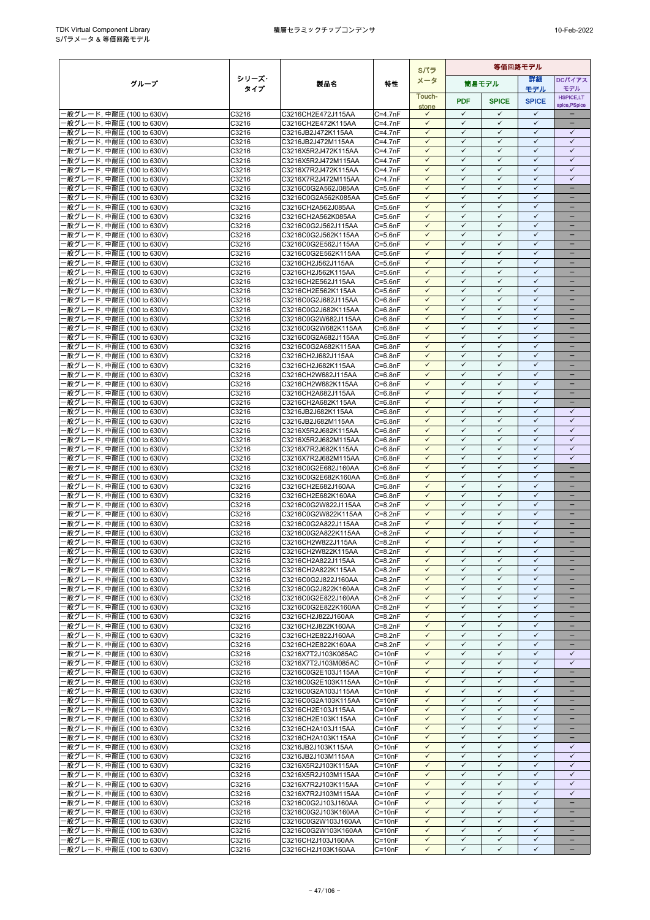| グループ | シリーズ・タイプ | 製品名 | 特性 | Sパラメータ | 等価回路モデル | | | |
|---|---|---|---|---|---|---|---|---|
| | | | | | 簡易モデル | | 詳細モデル | DCバイアスモデル |
| | | | | Touch-stone | PDF | SPICE | SPICE | HSPICE,LTspice,PSpice |
| 一般グレード, 中耐圧 (100 to 630V) | C3216 | C3216CH2E472J115AA | C=4.7nF | ✓ | ✓ | ✓ | ✓ | – |
| 一般グレード, 中耐圧 (100 to 630V) | C3216 | C3216CH2E472K115AA | C=4.7nF | ✓ | ✓ | ✓ | ✓ | – |
| 一般グレード, 中耐圧 (100 to 630V) | C3216 | C3216JB2J472K115AA | C=4.7nF | ✓ | ✓ | ✓ | ✓ | ✓ |
| 一般グレード, 中耐圧 (100 to 630V) | C3216 | C3216JB2J472M115AA | C=4.7nF | ✓ | ✓ | ✓ | ✓ | ✓ |
| 一般グレード, 中耐圧 (100 to 630V) | C3216 | C3216X5R2J472K115AA | C=4.7nF | ✓ | ✓ | ✓ | ✓ | ✓ |
| 一般グレード, 中耐圧 (100 to 630V) | C3216 | C3216X5R2J472M115AA | C=4.7nF | ✓ | ✓ | ✓ | ✓ | ✓ |
| 一般グレード, 中耐圧 (100 to 630V) | C3216 | C3216X7R2J472K115AA | C=4.7nF | ✓ | ✓ | ✓ | ✓ | ✓ |
| 一般グレード, 中耐圧 (100 to 630V) | C3216 | C3216X7R2J472M115AA | C=4.7nF | ✓ | ✓ | ✓ | ✓ | ✓ |
| 一般グレード, 中耐圧 (100 to 630V) | C3216 | C3216C0G2A562J085AA | C=5.6nF | ✓ | ✓ | ✓ | ✓ | – |
| 一般グレード, 中耐圧 (100 to 630V) | C3216 | C3216C0G2A562K085AA | C=5.6nF | ✓ | ✓ | ✓ | ✓ | – |
| 一般グレード, 中耐圧 (100 to 630V) | C3216 | C3216CH2A562J085AA | C=5.6nF | ✓ | ✓ | ✓ | ✓ | – |
| 一般グレード, 中耐圧 (100 to 630V) | C3216 | C3216CH2A562K085AA | C=5.6nF | ✓ | ✓ | ✓ | ✓ | – |
| 一般グレード, 中耐圧 (100 to 630V) | C3216 | C3216C0G2J562J115AA | C=5.6nF | ✓ | ✓ | ✓ | ✓ | – |
| 一般グレード, 中耐圧 (100 to 630V) | C3216 | C3216C0G2J562K115AA | C=5.6nF | ✓ | ✓ | ✓ | ✓ | – |
| 一般グレード, 中耐圧 (100 to 630V) | C3216 | C3216C0G2E562J115AA | C=5.6nF | ✓ | ✓ | ✓ | ✓ | – |
| 一般グレード, 中耐圧 (100 to 630V) | C3216 | C3216C0G2E562K115AA | C=5.6nF | ✓ | ✓ | ✓ | ✓ | – |
| 一般グレード, 中耐圧 (100 to 630V) | C3216 | C3216CH2J562J115AA | C=5.6nF | ✓ | ✓ | ✓ | ✓ | – |
| 一般グレード, 中耐圧 (100 to 630V) | C3216 | C3216CH2J562K115AA | C=5.6nF | ✓ | ✓ | ✓ | ✓ | – |
| 一般グレード, 中耐圧 (100 to 630V) | C3216 | C3216CH2E562J115AA | C=5.6nF | ✓ | ✓ | ✓ | ✓ | – |
| 一般グレード, 中耐圧 (100 to 630V) | C3216 | C3216CH2E562K115AA | C=5.6nF | ✓ | ✓ | ✓ | ✓ | – |
| 一般グレード, 中耐圧 (100 to 630V) | C3216 | C3216C0G2J682J115AA | C=6.8nF | ✓ | ✓ | ✓ | ✓ | – |
| 一般グレード, 中耐圧 (100 to 630V) | C3216 | C3216C0G2J682K115AA | C=6.8nF | ✓ | ✓ | ✓ | ✓ | – |
| 一般グレード, 中耐圧 (100 to 630V) | C3216 | C3216C0G2W682J115AA | C=6.8nF | ✓ | ✓ | ✓ | ✓ | – |
| 一般グレード, 中耐圧 (100 to 630V) | C3216 | C3216C0G2W682K115AA | C=6.8nF | ✓ | ✓ | ✓ | ✓ | – |
| 一般グレード, 中耐圧 (100 to 630V) | C3216 | C3216C0G2A682J115AA | C=6.8nF | ✓ | ✓ | ✓ | ✓ | – |
| 一般グレード, 中耐圧 (100 to 630V) | C3216 | C3216C0G2A682K115AA | C=6.8nF | ✓ | ✓ | ✓ | ✓ | – |
| 一般グレード, 中耐圧 (100 to 630V) | C3216 | C3216CH2J682J115AA | C=6.8nF | ✓ | ✓ | ✓ | ✓ | – |
| 一般グレード, 中耐圧 (100 to 630V) | C3216 | C3216CH2J682K115AA | C=6.8nF | ✓ | ✓ | ✓ | ✓ | – |
| 一般グレード, 中耐圧 (100 to 630V) | C3216 | C3216CH2W682J115AA | C=6.8nF | ✓ | ✓ | ✓ | ✓ | – |
| 一般グレード, 中耐圧 (100 to 630V) | C3216 | C3216CH2W682K115AA | C=6.8nF | ✓ | ✓ | ✓ | ✓ | – |
| 一般グレード, 中耐圧 (100 to 630V) | C3216 | C3216CH2A682J115AA | C=6.8nF | ✓ | ✓ | ✓ | ✓ | – |
| 一般グレード, 中耐圧 (100 to 630V) | C3216 | C3216CH2A682K115AA | C=6.8nF | ✓ | ✓ | ✓ | ✓ | – |
| 一般グレード, 中耐圧 (100 to 630V) | C3216 | C3216JB2J682K115AA | C=6.8nF | ✓ | ✓ | ✓ | ✓ | ✓ |
| 一般グレード, 中耐圧 (100 to 630V) | C3216 | C3216JB2J682M115AA | C=6.8nF | ✓ | ✓ | ✓ | ✓ | ✓ |
| 一般グレード, 中耐圧 (100 to 630V) | C3216 | C3216X5R2J682K115AA | C=6.8nF | ✓ | ✓ | ✓ | ✓ | ✓ |
| 一般グレード, 中耐圧 (100 to 630V) | C3216 | C3216X5R2J682M115AA | C=6.8nF | ✓ | ✓ | ✓ | ✓ | ✓ |
| 一般グレード, 中耐圧 (100 to 630V) | C3216 | C3216X7R2J682K115AA | C=6.8nF | ✓ | ✓ | ✓ | ✓ | ✓ |
| 一般グレード, 中耐圧 (100 to 630V) | C3216 | C3216X7R2J682M115AA | C=6.8nF | ✓ | ✓ | ✓ | ✓ | ✓ |
| 一般グレード, 中耐圧 (100 to 630V) | C3216 | C3216C0G2E682J160AA | C=6.8nF | ✓ | ✓ | ✓ | ✓ | – |
| 一般グレード, 中耐圧 (100 to 630V) | C3216 | C3216C0G2E682K160AA | C=6.8nF | ✓ | ✓ | ✓ | ✓ | – |
| 一般グレード, 中耐圧 (100 to 630V) | C3216 | C3216CH2E682J160AA | C=6.8nF | ✓ | ✓ | ✓ | ✓ | – |
| 一般グレード, 中耐圧 (100 to 630V) | C3216 | C3216CH2E682K160AA | C=6.8nF | ✓ | ✓ | ✓ | ✓ | – |
| 一般グレード, 中耐圧 (100 to 630V) | C3216 | C3216C0G2W822J115AA | C=8.2nF | ✓ | ✓ | ✓ | ✓ | – |
| 一般グレード, 中耐圧 (100 to 630V) | C3216 | C3216C0G2W822K115AA | C=8.2nF | ✓ | ✓ | ✓ | ✓ | – |
| 一般グレード, 中耐圧 (100 to 630V) | C3216 | C3216C0G2A822J115AA | C=8.2nF | ✓ | ✓ | ✓ | ✓ | – |
| 一般グレード, 中耐圧 (100 to 630V) | C3216 | C3216C0G2A822K115AA | C=8.2nF | ✓ | ✓ | ✓ | ✓ | – |
| 一般グレード, 中耐圧 (100 to 630V) | C3216 | C3216CH2W822J115AA | C=8.2nF | ✓ | ✓ | ✓ | ✓ | – |
| 一般グレード, 中耐圧 (100 to 630V) | C3216 | C3216CH2W822K115AA | C=8.2nF | ✓ | ✓ | ✓ | ✓ | – |
| 一般グレード, 中耐圧 (100 to 630V) | C3216 | C3216CH2A822J115AA | C=8.2nF | ✓ | ✓ | ✓ | ✓ | – |
| 一般グレード, 中耐圧 (100 to 630V) | C3216 | C3216CH2A822K115AA | C=8.2nF | ✓ | ✓ | ✓ | ✓ | – |
| 一般グレード, 中耐圧 (100 to 630V) | C3216 | C3216C0G2J822J160AA | C=8.2nF | ✓ | ✓ | ✓ | ✓ | – |
| 一般グレード, 中耐圧 (100 to 630V) | C3216 | C3216C0G2J822K160AA | C=8.2nF | ✓ | ✓ | ✓ | ✓ | – |
| 一般グレード, 中耐圧 (100 to 630V) | C3216 | C3216C0G2E822J160AA | C=8.2nF | ✓ | ✓ | ✓ | ✓ | – |
| 一般グレード, 中耐圧 (100 to 630V) | C3216 | C3216C0G2E822K160AA | C=8.2nF | ✓ | ✓ | ✓ | ✓ | – |
| 一般グレード, 中耐圧 (100 to 630V) | C3216 | C3216CH2J822J160AA | C=8.2nF | ✓ | ✓ | ✓ | ✓ | – |
| 一般グレード, 中耐圧 (100 to 630V) | C3216 | C3216CH2J822K160AA | C=8.2nF | ✓ | ✓ | ✓ | ✓ | – |
| 一般グレード, 中耐圧 (100 to 630V) | C3216 | C3216CH2E822J160AA | C=8.2nF | ✓ | ✓ | ✓ | ✓ | – |
| 一般グレード, 中耐圧 (100 to 630V) | C3216 | C3216CH2E822K160AA | C=8.2nF | ✓ | ✓ | ✓ | ✓ | – |
| 一般グレード, 中耐圧 (100 to 630V) | C3216 | C3216X7T2J103K085AC | C=10nF | ✓ | ✓ | ✓ | ✓ | ✓ |
| 一般グレード, 中耐圧 (100 to 630V) | C3216 | C3216X7T2J103M085AC | C=10nF | ✓ | ✓ | ✓ | ✓ | ✓ |
| 一般グレード, 中耐圧 (100 to 630V) | C3216 | C3216C0G2E103J115AA | C=10nF | ✓ | ✓ | ✓ | ✓ | – |
| 一般グレード, 中耐圧 (100 to 630V) | C3216 | C3216C0G2E103K115AA | C=10nF | ✓ | ✓ | ✓ | ✓ | – |
| 一般グレード, 中耐圧 (100 to 630V) | C3216 | C3216C0G2A103J115AA | C=10nF | ✓ | ✓ | ✓ | ✓ | – |
| 一般グレード, 中耐圧 (100 to 630V) | C3216 | C3216C0G2A103K115AA | C=10nF | ✓ | ✓ | ✓ | ✓ | – |
| 一般グレード, 中耐圧 (100 to 630V) | C3216 | C3216CH2E103J115AA | C=10nF | ✓ | ✓ | ✓ | ✓ | – |
| 一般グレード, 中耐圧 (100 to 630V) | C3216 | C3216CH2E103K115AA | C=10nF | ✓ | ✓ | ✓ | ✓ | – |
| 一般グレード, 中耐圧 (100 to 630V) | C3216 | C3216CH2A103J115AA | C=10nF | ✓ | ✓ | ✓ | ✓ | – |
| 一般グレード, 中耐圧 (100 to 630V) | C3216 | C3216CH2A103K115AA | C=10nF | ✓ | ✓ | ✓ | ✓ | – |
| 一般グレード, 中耐圧 (100 to 630V) | C3216 | C3216JB2J103K115AA | C=10nF | ✓ | ✓ | ✓ | ✓ | ✓ |
| 一般グレード, 中耐圧 (100 to 630V) | C3216 | C3216JB2J103M115AA | C=10nF | ✓ | ✓ | ✓ | ✓ | ✓ |
| 一般グレード, 中耐圧 (100 to 630V) | C3216 | C3216X5R2J103K115AA | C=10nF | ✓ | ✓ | ✓ | ✓ | ✓ |
| 一般グレード, 中耐圧 (100 to 630V) | C3216 | C3216X5R2J103M115AA | C=10nF | ✓ | ✓ | ✓ | ✓ | ✓ |
| 一般グレード, 中耐圧 (100 to 630V) | C3216 | C3216X7R2J103K115AA | C=10nF | ✓ | ✓ | ✓ | ✓ | ✓ |
| 一般グレード, 中耐圧 (100 to 630V) | C3216 | C3216X7R2J103M115AA | C=10nF | ✓ | ✓ | ✓ | ✓ | ✓ |
| 一般グレード, 中耐圧 (100 to 630V) | C3216 | C3216C0G2J103J160AA | C=10nF | ✓ | ✓ | ✓ | ✓ | – |
| 一般グレード, 中耐圧 (100 to 630V) | C3216 | C3216C0G2J103K160AA | C=10nF | ✓ | ✓ | ✓ | ✓ | – |
| 一般グレード, 中耐圧 (100 to 630V) | C3216 | C3216C0G2W103J160AA | C=10nF | ✓ | ✓ | ✓ | ✓ | – |
| 一般グレード, 中耐圧 (100 to 630V) | C3216 | C3216C0G2W103K160AA | C=10nF | ✓ | ✓ | ✓ | ✓ | – |
| 一般グレード, 中耐圧 (100 to 630V) | C3216 | C3216CH2J103J160AA | C=10nF | ✓ | ✓ | ✓ | ✓ | – |
| 一般グレード, 中耐圧 (100 to 630V) | C3216 | C3216CH2J103K160AA | C=10nF | ✓ | ✓ | ✓ | ✓ | – |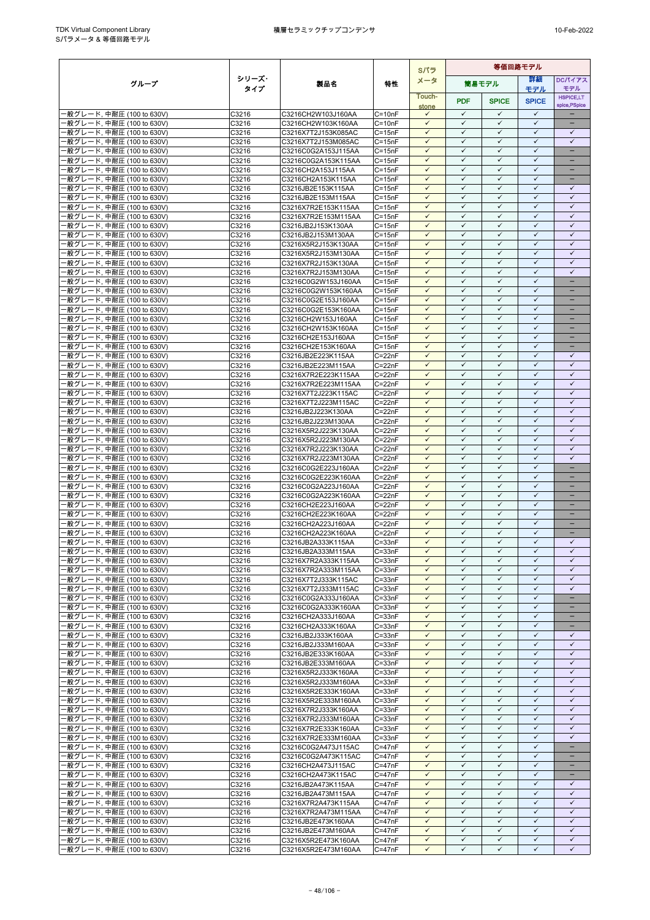| グループ | シリーズ・タイプ | 製品名 | 特性 | Sパラメータ | 等価回路モデル | | | |
|---|---|---|---|---|---|---|---|---|
| | | | | | 簡易モデル | | 詳細モデル | DCバイアスモデル |
| | | | | Touch-stone | PDF | SPICE | SPICE | HSPICE,LT spice,PSpice |
| 一般グレード, 中耐圧 (100 to 630V) | C3216 | C3216CH2W103J160AA | C=10nF | ✓ | ✓ | ✓ | ✓ | − |
| 一般グレード, 中耐圧 (100 to 630V) | C3216 | C3216CH2W103K160AA | C=10nF | ✓ | ✓ | ✓ | ✓ | − |
| 一般グレード, 中耐圧 (100 to 630V) | C3216 | C3216X7T2J153K085AC | C=15nF | ✓ | ✓ | ✓ | ✓ | ✓ |
| 一般グレード, 中耐圧 (100 to 630V) | C3216 | C3216X7T2J153M085AC | C=15nF | ✓ | ✓ | ✓ | ✓ | ✓ |
| 一般グレード, 中耐圧 (100 to 630V) | C3216 | C3216C0G2A153J115AA | C=15nF | ✓ | ✓ | ✓ | ✓ | − |
| 一般グレード, 中耐圧 (100 to 630V) | C3216 | C3216C0G2A153K115AA | C=15nF | ✓ | ✓ | ✓ | ✓ | − |
| 一般グレード, 中耐圧 (100 to 630V) | C3216 | C3216CH2A153J115AA | C=15nF | ✓ | ✓ | ✓ | ✓ | − |
| 一般グレード, 中耐圧 (100 to 630V) | C3216 | C3216CH2A153K115AA | C=15nF | ✓ | ✓ | ✓ | ✓ | − |
| 一般グレード, 中耐圧 (100 to 630V) | C3216 | C3216JB2E153K115AA | C=15nF | ✓ | ✓ | ✓ | ✓ | ✓ |
| 一般グレード, 中耐圧 (100 to 630V) | C3216 | C3216JB2E153M115AA | C=15nF | ✓ | ✓ | ✓ | ✓ | ✓ |
| 一般グレード, 中耐圧 (100 to 630V) | C3216 | C3216X7R2E153K115AA | C=15nF | ✓ | ✓ | ✓ | ✓ | ✓ |
| 一般グレード, 中耐圧 (100 to 630V) | C3216 | C3216X7R2E153M115AA | C=15nF | ✓ | ✓ | ✓ | ✓ | ✓ |
| 一般グレード, 中耐圧 (100 to 630V) | C3216 | C3216JB2J153K130AA | C=15nF | ✓ | ✓ | ✓ | ✓ | ✓ |
| 一般グレード, 中耐圧 (100 to 630V) | C3216 | C3216JB2J153M130AA | C=15nF | ✓ | ✓ | ✓ | ✓ | ✓ |
| 一般グレード, 中耐圧 (100 to 630V) | C3216 | C3216X5R2J153K130AA | C=15nF | ✓ | ✓ | ✓ | ✓ | ✓ |
| 一般グレード, 中耐圧 (100 to 630V) | C3216 | C3216X5R2J153M130AA | C=15nF | ✓ | ✓ | ✓ | ✓ | ✓ |
| 一般グレード, 中耐圧 (100 to 630V) | C3216 | C3216X7R2J153K130AA | C=15nF | ✓ | ✓ | ✓ | ✓ | ✓ |
| 一般グレード, 中耐圧 (100 to 630V) | C3216 | C3216X7R2J153M130AA | C=15nF | ✓ | ✓ | ✓ | ✓ | ✓ |
| 一般グレード, 中耐圧 (100 to 630V) | C3216 | C3216C0G2W153J160AA | C=15nF | ✓ | ✓ | ✓ | ✓ | − |
| 一般グレード, 中耐圧 (100 to 630V) | C3216 | C3216C0G2W153K160AA | C=15nF | ✓ | ✓ | ✓ | ✓ | − |
| 一般グレード, 中耐圧 (100 to 630V) | C3216 | C3216C0G2E153J160AA | C=15nF | ✓ | ✓ | ✓ | ✓ | − |
| 一般グレード, 中耐圧 (100 to 630V) | C3216 | C3216C0G2E153K160AA | C=15nF | ✓ | ✓ | ✓ | ✓ | − |
| 一般グレード, 中耐圧 (100 to 630V) | C3216 | C3216CH2W153J160AA | C=15nF | ✓ | ✓ | ✓ | ✓ | − |
| 一般グレード, 中耐圧 (100 to 630V) | C3216 | C3216CH2W153K160AA | C=15nF | ✓ | ✓ | ✓ | ✓ | − |
| 一般グレード, 中耐圧 (100 to 630V) | C3216 | C3216CH2E153J160AA | C=15nF | ✓ | ✓ | ✓ | ✓ | − |
| 一般グレード, 中耐圧 (100 to 630V) | C3216 | C3216CH2E153K160AA | C=15nF | ✓ | ✓ | ✓ | ✓ | − |
| 一般グレード, 中耐圧 (100 to 630V) | C3216 | C3216JB2E223K115AA | C=22nF | ✓ | ✓ | ✓ | ✓ | ✓ |
| 一般グレード, 中耐圧 (100 to 630V) | C3216 | C3216JB2E223M115AA | C=22nF | ✓ | ✓ | ✓ | ✓ | ✓ |
| 一般グレード, 中耐圧 (100 to 630V) | C3216 | C3216X7R2E223K115AA | C=22nF | ✓ | ✓ | ✓ | ✓ | ✓ |
| 一般グレード, 中耐圧 (100 to 630V) | C3216 | C3216X7R2E223M115AA | C=22nF | ✓ | ✓ | ✓ | ✓ | ✓ |
| 一般グレード, 中耐圧 (100 to 630V) | C3216 | C3216X7T2J223K115AC | C=22nF | ✓ | ✓ | ✓ | ✓ | ✓ |
| 一般グレード, 中耐圧 (100 to 630V) | C3216 | C3216X7T2J223M115AC | C=22nF | ✓ | ✓ | ✓ | ✓ | ✓ |
| 一般グレード, 中耐圧 (100 to 630V) | C3216 | C3216JB2J223K130AA | C=22nF | ✓ | ✓ | ✓ | ✓ | ✓ |
| 一般グレード, 中耐圧 (100 to 630V) | C3216 | C3216JB2J223M130AA | C=22nF | ✓ | ✓ | ✓ | ✓ | ✓ |
| 一般グレード, 中耐圧 (100 to 630V) | C3216 | C3216X5R2J223K130AA | C=22nF | ✓ | ✓ | ✓ | ✓ | ✓ |
| 一般グレード, 中耐圧 (100 to 630V) | C3216 | C3216X5R2J223M130AA | C=22nF | ✓ | ✓ | ✓ | ✓ | ✓ |
| 一般グレード, 中耐圧 (100 to 630V) | C3216 | C3216X7R2J223K130AA | C=22nF | ✓ | ✓ | ✓ | ✓ | ✓ |
| 一般グレード, 中耐圧 (100 to 630V) | C3216 | C3216X7R2J223M130AA | C=22nF | ✓ | ✓ | ✓ | ✓ | ✓ |
| 一般グレード, 中耐圧 (100 to 630V) | C3216 | C3216C0G2E223J160AA | C=22nF | ✓ | ✓ | ✓ | ✓ | − |
| 一般グレード, 中耐圧 (100 to 630V) | C3216 | C3216C0G2E223K160AA | C=22nF | ✓ | ✓ | ✓ | ✓ | − |
| 一般グレード, 中耐圧 (100 to 630V) | C3216 | C3216C0G2A223J160AA | C=22nF | ✓ | ✓ | ✓ | ✓ | − |
| 一般グレード, 中耐圧 (100 to 630V) | C3216 | C3216C0G2A223K160AA | C=22nF | ✓ | ✓ | ✓ | ✓ | − |
| 一般グレード, 中耐圧 (100 to 630V) | C3216 | C3216CH2E223J160AA | C=22nF | ✓ | ✓ | ✓ | ✓ | − |
| 一般グレード, 中耐圧 (100 to 630V) | C3216 | C3216CH2E223K160AA | C=22nF | ✓ | ✓ | ✓ | ✓ | − |
| 一般グレード, 中耐圧 (100 to 630V) | C3216 | C3216CH2A223J160AA | C=22nF | ✓ | ✓ | ✓ | ✓ | − |
| 一般グレード, 中耐圧 (100 to 630V) | C3216 | C3216CH2A223K160AA | C=22nF | ✓ | ✓ | ✓ | ✓ | − |
| 一般グレード, 中耐圧 (100 to 630V) | C3216 | C3216JB2A333K115AA | C=33nF | ✓ | ✓ | ✓ | ✓ | ✓ |
| 一般グレード, 中耐圧 (100 to 630V) | C3216 | C3216JB2A333M115AA | C=33nF | ✓ | ✓ | ✓ | ✓ | ✓ |
| 一般グレード, 中耐圧 (100 to 630V) | C3216 | C3216X7R2A333K115AA | C=33nF | ✓ | ✓ | ✓ | ✓ | ✓ |
| 一般グレード, 中耐圧 (100 to 630V) | C3216 | C3216X7R2A333M115AA | C=33nF | ✓ | ✓ | ✓ | ✓ | ✓ |
| 一般グレード, 中耐圧 (100 to 630V) | C3216 | C3216X7T2J333K115AC | C=33nF | ✓ | ✓ | ✓ | ✓ | ✓ |
| 一般グレード, 中耐圧 (100 to 630V) | C3216 | C3216X7T2J333M115AC | C=33nF | ✓ | ✓ | ✓ | ✓ | ✓ |
| 一般グレード, 中耐圧 (100 to 630V) | C3216 | C3216C0G2A333J160AA | C=33nF | ✓ | ✓ | ✓ | ✓ | − |
| 一般グレード, 中耐圧 (100 to 630V) | C3216 | C3216C0G2A333K160AA | C=33nF | ✓ | ✓ | ✓ | ✓ | − |
| 一般グレード, 中耐圧 (100 to 630V) | C3216 | C3216CH2A333J160AA | C=33nF | ✓ | ✓ | ✓ | ✓ | − |
| 一般グレード, 中耐圧 (100 to 630V) | C3216 | C3216CH2A333K160AA | C=33nF | ✓ | ✓ | ✓ | ✓ | − |
| 一般グレード, 中耐圧 (100 to 630V) | C3216 | C3216JB2J333K160AA | C=33nF | ✓ | ✓ | ✓ | ✓ | ✓ |
| 一般グレード, 中耐圧 (100 to 630V) | C3216 | C3216JB2J333M160AA | C=33nF | ✓ | ✓ | ✓ | ✓ | ✓ |
| 一般グレード, 中耐圧 (100 to 630V) | C3216 | C3216JB2E333K160AA | C=33nF | ✓ | ✓ | ✓ | ✓ | ✓ |
| 一般グレード, 中耐圧 (100 to 630V) | C3216 | C3216JB2E333M160AA | C=33nF | ✓ | ✓ | ✓ | ✓ | ✓ |
| 一般グレード, 中耐圧 (100 to 630V) | C3216 | C3216X5R2J333K160AA | C=33nF | ✓ | ✓ | ✓ | ✓ | ✓ |
| 一般グレード, 中耐圧 (100 to 630V) | C3216 | C3216X5R2J333M160AA | C=33nF | ✓ | ✓ | ✓ | ✓ | ✓ |
| 一般グレード, 中耐圧 (100 to 630V) | C3216 | C3216X5R2E333K160AA | C=33nF | ✓ | ✓ | ✓ | ✓ | ✓ |
| 一般グレード, 中耐圧 (100 to 630V) | C3216 | C3216X5R2E333M160AA | C=33nF | ✓ | ✓ | ✓ | ✓ | ✓ |
| 一般グレード, 中耐圧 (100 to 630V) | C3216 | C3216X7R2J333K160AA | C=33nF | ✓ | ✓ | ✓ | ✓ | ✓ |
| 一般グレード, 中耐圧 (100 to 630V) | C3216 | C3216X7R2J333M160AA | C=33nF | ✓ | ✓ | ✓ | ✓ | ✓ |
| 一般グレード, 中耐圧 (100 to 630V) | C3216 | C3216X7R2E333K160AA | C=33nF | ✓ | ✓ | ✓ | ✓ | ✓ |
| 一般グレード, 中耐圧 (100 to 630V) | C3216 | C3216X7R2E333M160AA | C=33nF | ✓ | ✓ | ✓ | ✓ | ✓ |
| 一般グレード, 中耐圧 (100 to 630V) | C3216 | C3216C0G2A473J115AC | C=47nF | ✓ | ✓ | ✓ | ✓ | − |
| 一般グレード, 中耐圧 (100 to 630V) | C3216 | C3216C0G2A473K115AC | C=47nF | ✓ | ✓ | ✓ | ✓ | − |
| 一般グレード, 中耐圧 (100 to 630V) | C3216 | C3216CH2A473J115AC | C=47nF | ✓ | ✓ | ✓ | ✓ | − |
| 一般グレード, 中耐圧 (100 to 630V) | C3216 | C3216CH2A473K115AC | C=47nF | ✓ | ✓ | ✓ | ✓ | − |
| 一般グレード, 中耐圧 (100 to 630V) | C3216 | C3216JB2A473K115AA | C=47nF | ✓ | ✓ | ✓ | ✓ | ✓ |
| 一般グレード, 中耐圧 (100 to 630V) | C3216 | C3216JB2A473M115AA | C=47nF | ✓ | ✓ | ✓ | ✓ | ✓ |
| 一般グレード, 中耐圧 (100 to 630V) | C3216 | C3216X7R2A473K115AA | C=47nF | ✓ | ✓ | ✓ | ✓ | ✓ |
| 一般グレード, 中耐圧 (100 to 630V) | C3216 | C3216X7R2A473M115AA | C=47nF | ✓ | ✓ | ✓ | ✓ | ✓ |
| 一般グレード, 中耐圧 (100 to 630V) | C3216 | C3216JB2E473K160AA | C=47nF | ✓ | ✓ | ✓ | ✓ | ✓ |
| 一般グレード, 中耐圧 (100 to 630V) | C3216 | C3216JB2E473M160AA | C=47nF | ✓ | ✓ | ✓ | ✓ | ✓ |
| 一般グレード, 中耐圧 (100 to 630V) | C3216 | C3216X5R2E473K160AA | C=47nF | ✓ | ✓ | ✓ | ✓ | ✓ |
| 一般グレード, 中耐圧 (100 to 630V) | C3216 | C3216X5R2E473M160AA | C=47nF | ✓ | ✓ | ✓ | ✓ | ✓ |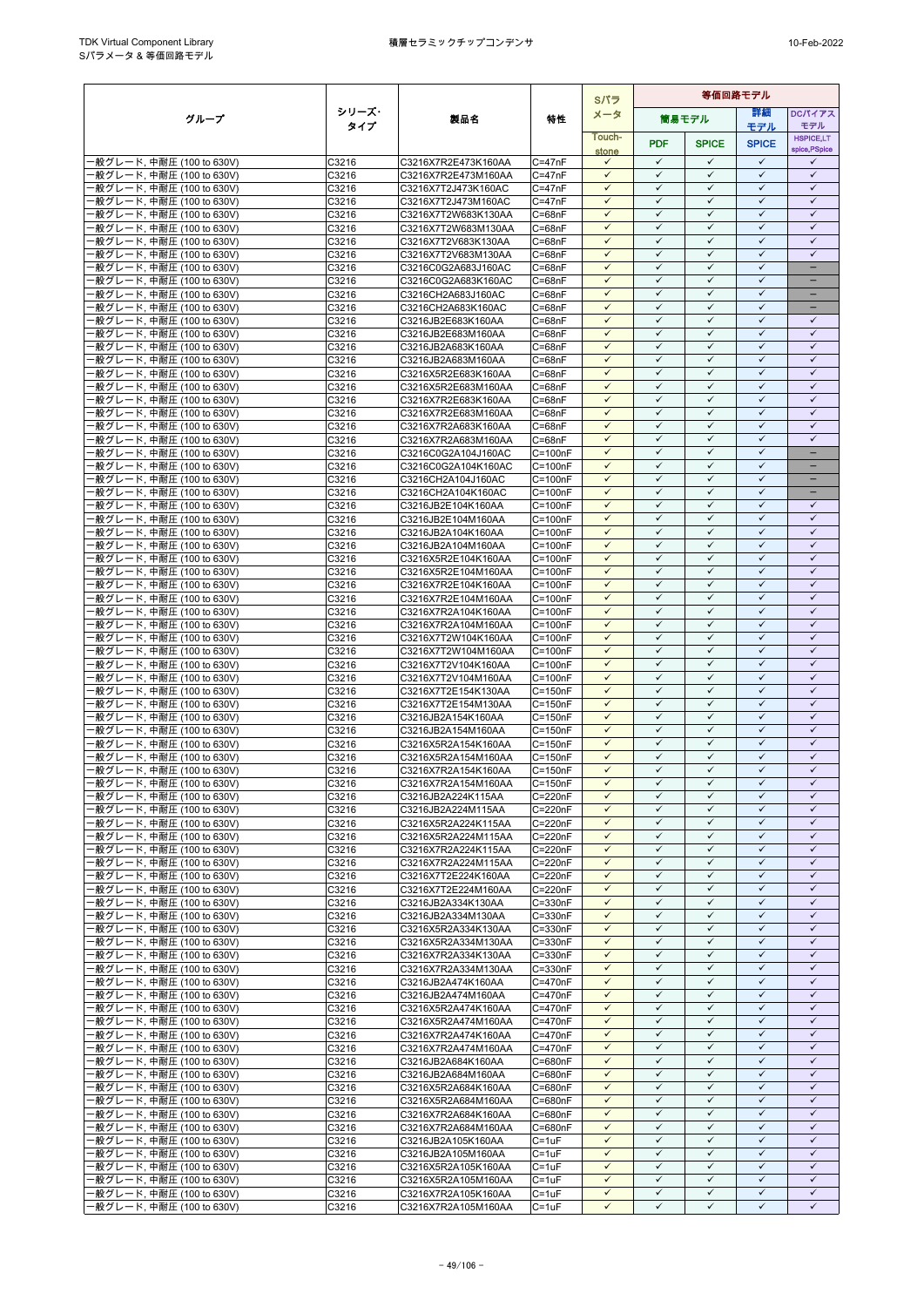| グループ | シリーズ・タイプ | 製品名 | 特性 | Sパラメータ | 等価回路モデル | | | |
|---|---|---|---|---|---|---|---|---|
| | | | | | 簡易モデル | | 詳細モデル | DCバイアスモデル |
| | | | | Touch-stone | PDF | SPICE | SPICE | HSPICE,LT spice,PSpice |
| 一般グレード, 中耐圧 (100 to 630V) | C3216 | C3216X7R2E473K160AA | C=47nF | ✓ | ✓ | ✓ | ✓ | ✓ |
| 一般グレード, 中耐圧 (100 to 630V) | C3216 | C3216X7R2E473M160AA | C=47nF | ✓ | ✓ | ✓ | ✓ | ✓ |
| 一般グレード, 中耐圧 (100 to 630V) | C3216 | C3216X7T2J473K160AC | C=47nF | ✓ | ✓ | ✓ | ✓ | ✓ |
| 一般グレード, 中耐圧 (100 to 630V) | C3216 | C3216X7T2J473M160AC | C=47nF | ✓ | ✓ | ✓ | ✓ | ✓ |
| 一般グレード, 中耐圧 (100 to 630V) | C3216 | C3216X7T2W683K130AA | C=68nF | ✓ | ✓ | ✓ | ✓ | ✓ |
| 一般グレード, 中耐圧 (100 to 630V) | C3216 | C3216X7T2W683M130AA | C=68nF | ✓ | ✓ | ✓ | ✓ | ✓ |
| 一般グレード, 中耐圧 (100 to 630V) | C3216 | C3216X7T2V683K130AA | C=68nF | ✓ | ✓ | ✓ | ✓ | ✓ |
| 一般グレード, 中耐圧 (100 to 630V) | C3216 | C3216X7T2V683M130AA | C=68nF | ✓ | ✓ | ✓ | ✓ | ✓ |
| 一般グレード, 中耐圧 (100 to 630V) | C3216 | C3216C0G2A683J160AC | C=68nF | ✓ | ✓ | ✓ | ✓ | – |
| 一般グレード, 中耐圧 (100 to 630V) | C3216 | C3216C0G2A683K160AC | C=68nF | ✓ | ✓ | ✓ | ✓ | – |
| 一般グレード, 中耐圧 (100 to 630V) | C3216 | C3216CH2A683J160AC | C=68nF | ✓ | ✓ | ✓ | ✓ | – |
| 一般グレード, 中耐圧 (100 to 630V) | C3216 | C3216CH2A683K160AC | C=68nF | ✓ | ✓ | ✓ | ✓ | – |
| 一般グレード, 中耐圧 (100 to 630V) | C3216 | C3216JB2E683K160AA | C=68nF | ✓ | ✓ | ✓ | ✓ | ✓ |
| 一般グレード, 中耐圧 (100 to 630V) | C3216 | C3216JB2E683M160AA | C=68nF | ✓ | ✓ | ✓ | ✓ | ✓ |
| 一般グレード, 中耐圧 (100 to 630V) | C3216 | C3216JB2A683K160AA | C=68nF | ✓ | ✓ | ✓ | ✓ | ✓ |
| 一般グレード, 中耐圧 (100 to 630V) | C3216 | C3216JB2A683M160AA | C=68nF | ✓ | ✓ | ✓ | ✓ | ✓ |
| 一般グレード, 中耐圧 (100 to 630V) | C3216 | C3216X5R2E683K160AA | C=68nF | ✓ | ✓ | ✓ | ✓ | ✓ |
| 一般グレード, 中耐圧 (100 to 630V) | C3216 | C3216X5R2E683M160AA | C=68nF | ✓ | ✓ | ✓ | ✓ | ✓ |
| 一般グレード, 中耐圧 (100 to 630V) | C3216 | C3216X7R2E683K160AA | C=68nF | ✓ | ✓ | ✓ | ✓ | ✓ |
| 一般グレード, 中耐圧 (100 to 630V) | C3216 | C3216X7R2E683M160AA | C=68nF | ✓ | ✓ | ✓ | ✓ | ✓ |
| 一般グレード, 中耐圧 (100 to 630V) | C3216 | C3216X7R2A683K160AA | C=68nF | ✓ | ✓ | ✓ | ✓ | ✓ |
| 一般グレード, 中耐圧 (100 to 630V) | C3216 | C3216X7R2A683M160AA | C=68nF | ✓ | ✓ | ✓ | ✓ | ✓ |
| 一般グレード, 中耐圧 (100 to 630V) | C3216 | C3216C0G2A104J160AC | C=100nF | ✓ | ✓ | ✓ | ✓ | – |
| 一般グレード, 中耐圧 (100 to 630V) | C3216 | C3216C0G2A104K160AC | C=100nF | ✓ | ✓ | ✓ | ✓ | – |
| 一般グレード, 中耐圧 (100 to 630V) | C3216 | C3216CH2A104J160AC | C=100nF | ✓ | ✓ | ✓ | ✓ | – |
| 一般グレード, 中耐圧 (100 to 630V) | C3216 | C3216CH2A104K160AC | C=100nF | ✓ | ✓ | ✓ | ✓ | – |
| 一般グレード, 中耐圧 (100 to 630V) | C3216 | C3216JB2E104K160AA | C=100nF | ✓ | ✓ | ✓ | ✓ | ✓ |
| 一般グレード, 中耐圧 (100 to 630V) | C3216 | C3216JB2E104M160AA | C=100nF | ✓ | ✓ | ✓ | ✓ | ✓ |
| 一般グレード, 中耐圧 (100 to 630V) | C3216 | C3216JB2A104K160AA | C=100nF | ✓ | ✓ | ✓ | ✓ | ✓ |
| 一般グレード, 中耐圧 (100 to 630V) | C3216 | C3216JB2A104M160AA | C=100nF | ✓ | ✓ | ✓ | ✓ | ✓ |
| 一般グレード, 中耐圧 (100 to 630V) | C3216 | C3216X5R2E104K160AA | C=100nF | ✓ | ✓ | ✓ | ✓ | ✓ |
| 一般グレード, 中耐圧 (100 to 630V) | C3216 | C3216X5R2E104M160AA | C=100nF | ✓ | ✓ | ✓ | ✓ | ✓ |
| 一般グレード, 中耐圧 (100 to 630V) | C3216 | C3216X7R2E104K160AA | C=100nF | ✓ | ✓ | ✓ | ✓ | ✓ |
| 一般グレード, 中耐圧 (100 to 630V) | C3216 | C3216X7R2E104M160AA | C=100nF | ✓ | ✓ | ✓ | ✓ | ✓ |
| 一般グレード, 中耐圧 (100 to 630V) | C3216 | C3216X7R2A104K160AA | C=100nF | ✓ | ✓ | ✓ | ✓ | ✓ |
| 一般グレード, 中耐圧 (100 to 630V) | C3216 | C3216X7R2A104M160AA | C=100nF | ✓ | ✓ | ✓ | ✓ | ✓ |
| 一般グレード, 中耐圧 (100 to 630V) | C3216 | C3216X7T2W104K160AA | C=100nF | ✓ | ✓ | ✓ | ✓ | ✓ |
| 一般グレード, 中耐圧 (100 to 630V) | C3216 | C3216X7T2W104M160AA | C=100nF | ✓ | ✓ | ✓ | ✓ | ✓ |
| 一般グレード, 中耐圧 (100 to 630V) | C3216 | C3216X7T2V104K160AA | C=100nF | ✓ | ✓ | ✓ | ✓ | ✓ |
| 一般グレード, 中耐圧 (100 to 630V) | C3216 | C3216X7T2V104M160AA | C=100nF | ✓ | ✓ | ✓ | ✓ | ✓ |
| 一般グレード, 中耐圧 (100 to 630V) | C3216 | C3216X7T2E154K130AA | C=150nF | ✓ | ✓ | ✓ | ✓ | ✓ |
| 一般グレード, 中耐圧 (100 to 630V) | C3216 | C3216X7T2E154M130AA | C=150nF | ✓ | ✓ | ✓ | ✓ | ✓ |
| 一般グレード, 中耐圧 (100 to 630V) | C3216 | C3216JB2A154K160AA | C=150nF | ✓ | ✓ | ✓ | ✓ | ✓ |
| 一般グレード, 中耐圧 (100 to 630V) | C3216 | C3216JB2A154M160AA | C=150nF | ✓ | ✓ | ✓ | ✓ | ✓ |
| 一般グレード, 中耐圧 (100 to 630V) | C3216 | C3216X5R2A154K160AA | C=150nF | ✓ | ✓ | ✓ | ✓ | ✓ |
| 一般グレード, 中耐圧 (100 to 630V) | C3216 | C3216X5R2A154M160AA | C=150nF | ✓ | ✓ | ✓ | ✓ | ✓ |
| 一般グレード, 中耐圧 (100 to 630V) | C3216 | C3216X7R2A154K160AA | C=150nF | ✓ | ✓ | ✓ | ✓ | ✓ |
| 一般グレード, 中耐圧 (100 to 630V) | C3216 | C3216X7R2A154M160AA | C=150nF | ✓ | ✓ | ✓ | ✓ | ✓ |
| 一般グレード, 中耐圧 (100 to 630V) | C3216 | C3216JB2A224K115AA | C=220nF | ✓ | ✓ | ✓ | ✓ | ✓ |
| 一般グレード, 中耐圧 (100 to 630V) | C3216 | C3216JB2A224M115AA | C=220nF | ✓ | ✓ | ✓ | ✓ | ✓ |
| 一般グレード, 中耐圧 (100 to 630V) | C3216 | C3216X5R2A224K115AA | C=220nF | ✓ | ✓ | ✓ | ✓ | ✓ |
| 一般グレード, 中耐圧 (100 to 630V) | C3216 | C3216X5R2A224M115AA | C=220nF | ✓ | ✓ | ✓ | ✓ | ✓ |
| 一般グレード, 中耐圧 (100 to 630V) | C3216 | C3216X7R2A224K115AA | C=220nF | ✓ | ✓ | ✓ | ✓ | ✓ |
| 一般グレード, 中耐圧 (100 to 630V) | C3216 | C3216X7R2A224M115AA | C=220nF | ✓ | ✓ | ✓ | ✓ | ✓ |
| 一般グレード, 中耐圧 (100 to 630V) | C3216 | C3216X7T2E224K160AA | C=220nF | ✓ | ✓ | ✓ | ✓ | ✓ |
| 一般グレード, 中耐圧 (100 to 630V) | C3216 | C3216X7T2E224M160AA | C=220nF | ✓ | ✓ | ✓ | ✓ | ✓ |
| 一般グレード, 中耐圧 (100 to 630V) | C3216 | C3216JB2A334K130AA | C=330nF | ✓ | ✓ | ✓ | ✓ | ✓ |
| 一般グレード, 中耐圧 (100 to 630V) | C3216 | C3216JB2A334M130AA | C=330nF | ✓ | ✓ | ✓ | ✓ | ✓ |
| 一般グレード, 中耐圧 (100 to 630V) | C3216 | C3216X5R2A334K130AA | C=330nF | ✓ | ✓ | ✓ | ✓ | ✓ |
| 一般グレード, 中耐圧 (100 to 630V) | C3216 | C3216X5R2A334M130AA | C=330nF | ✓ | ✓ | ✓ | ✓ | ✓ |
| 一般グレード, 中耐圧 (100 to 630V) | C3216 | C3216X7R2A334K130AA | C=330nF | ✓ | ✓ | ✓ | ✓ | ✓ |
| 一般グレード, 中耐圧 (100 to 630V) | C3216 | C3216X7R2A334M130AA | C=330nF | ✓ | ✓ | ✓ | ✓ | ✓ |
| 一般グレード, 中耐圧 (100 to 630V) | C3216 | C3216JB2A474K160AA | C=470nF | ✓ | ✓ | ✓ | ✓ | ✓ |
| 一般グレード, 中耐圧 (100 to 630V) | C3216 | C3216JB2A474M160AA | C=470nF | ✓ | ✓ | ✓ | ✓ | ✓ |
| 一般グレード, 中耐圧 (100 to 630V) | C3216 | C3216X5R2A474K160AA | C=470nF | ✓ | ✓ | ✓ | ✓ | ✓ |
| 一般グレード, 中耐圧 (100 to 630V) | C3216 | C3216X5R2A474M160AA | C=470nF | ✓ | ✓ | ✓ | ✓ | ✓ |
| 一般グレード, 中耐圧 (100 to 630V) | C3216 | C3216X7R2A474K160AA | C=470nF | ✓ | ✓ | ✓ | ✓ | ✓ |
| 一般グレード, 中耐圧 (100 to 630V) | C3216 | C3216X7R2A474M160AA | C=470nF | ✓ | ✓ | ✓ | ✓ | ✓ |
| 一般グレード, 中耐圧 (100 to 630V) | C3216 | C3216JB2A684K160AA | C=680nF | ✓ | ✓ | ✓ | ✓ | ✓ |
| 一般グレード, 中耐圧 (100 to 630V) | C3216 | C3216JB2A684M160AA | C=680nF | ✓ | ✓ | ✓ | ✓ | ✓ |
| 一般グレード, 中耐圧 (100 to 630V) | C3216 | C3216X5R2A684K160AA | C=680nF | ✓ | ✓ | ✓ | ✓ | ✓ |
| 一般グレード, 中耐圧 (100 to 630V) | C3216 | C3216X5R2A684M160AA | C=680nF | ✓ | ✓ | ✓ | ✓ | ✓ |
| 一般グレード, 中耐圧 (100 to 630V) | C3216 | C3216X7R2A684K160AA | C=680nF | ✓ | ✓ | ✓ | ✓ | ✓ |
| 一般グレード, 中耐圧 (100 to 630V) | C3216 | C3216X7R2A684M160AA | C=680nF | ✓ | ✓ | ✓ | ✓ | ✓ |
| 一般グレード, 中耐圧 (100 to 630V) | C3216 | C3216JB2A105K160AA | C=1uF | ✓ | ✓ | ✓ | ✓ | ✓ |
| 一般グレード, 中耐圧 (100 to 630V) | C3216 | C3216JB2A105M160AA | C=1uF | ✓ | ✓ | ✓ | ✓ | ✓ |
| 一般グレード, 中耐圧 (100 to 630V) | C3216 | C3216X5R2A105K160AA | C=1uF | ✓ | ✓ | ✓ | ✓ | ✓ |
| 一般グレード, 中耐圧 (100 to 630V) | C3216 | C3216X5R2A105M160AA | C=1uF | ✓ | ✓ | ✓ | ✓ | ✓ |
| 一般グレード, 中耐圧 (100 to 630V) | C3216 | C3216X7R2A105K160AA | C=1uF | ✓ | ✓ | ✓ | ✓ | ✓ |
| 一般グレード, 中耐圧 (100 to 630V) | C3216 | C3216X7R2A105M160AA | C=1uF | ✓ | ✓ | ✓ | ✓ | ✓ |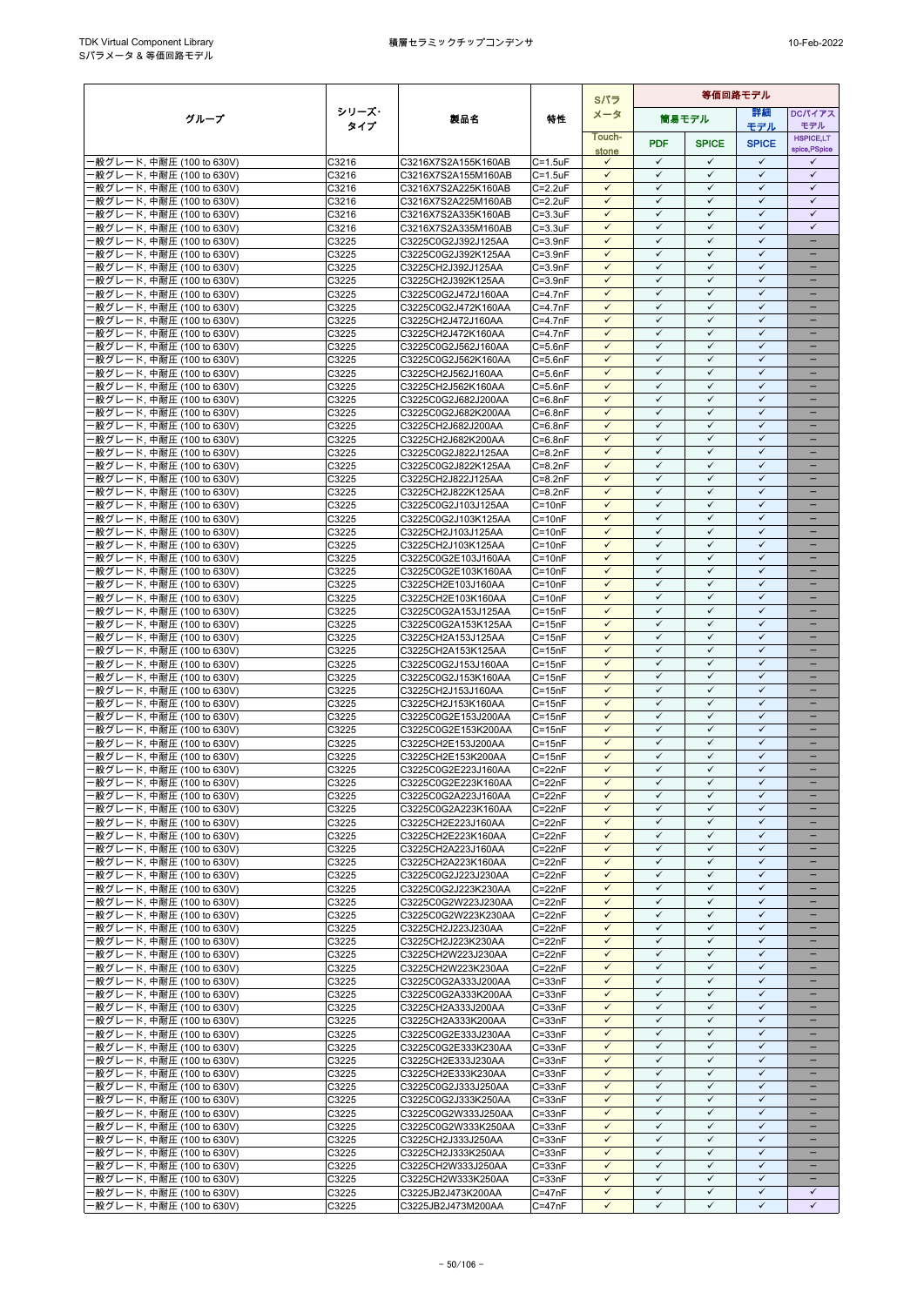| グループ | シリーズ・タイプ | 製品名 | 特性 | Sパラメータ | 等価回路モデル | | | |
|---|---|---|---|---|---|---|---|---|
| | | | | Touch-stone | 簡易モデル PDF | 簡易モデル SPICE | 詳細モデル SPICE | DCバイアスモデル HSPICE,LT spice,PSpice |
| 一般グレード, 中耐圧 (100 to 630V) | C3216 | C3216X7S2A155K160AB | C=1.5uF | ✓ | ✓ | ✓ | ✓ | ✓ |
| 一般グレード, 中耐圧 (100 to 630V) | C3216 | C3216X7S2A155M160AB | C=1.5uF | ✓ | ✓ | ✓ | ✓ | ✓ |
| 一般グレード, 中耐圧 (100 to 630V) | C3216 | C3216X7S2A225K160AB | C=2.2uF | ✓ | ✓ | ✓ | ✓ | ✓ |
| 一般グレード, 中耐圧 (100 to 630V) | C3216 | C3216X7S2A225M160AB | C=2.2uF | ✓ | ✓ | ✓ | ✓ | ✓ |
| 一般グレード, 中耐圧 (100 to 630V) | C3216 | C3216X7S2A335K160AB | C=3.3uF | ✓ | ✓ | ✓ | ✓ | ✓ |
| 一般グレード, 中耐圧 (100 to 630V) | C3216 | C3216X7S2A335M160AB | C=3.3uF | ✓ | ✓ | ✓ | ✓ | ✓ |
| 一般グレード, 中耐圧 (100 to 630V) | C3225 | C3225C0G2J392J125AA | C=3.9nF | ✓ | ✓ | ✓ | ✓ | − |
| 一般グレード, 中耐圧 (100 to 630V) | C3225 | C3225C0G2J392K125AA | C=3.9nF | ✓ | ✓ | ✓ | ✓ | − |
| 一般グレード, 中耐圧 (100 to 630V) | C3225 | C3225CH2J392J125AA | C=3.9nF | ✓ | ✓ | ✓ | ✓ | − |
| 一般グレード, 中耐圧 (100 to 630V) | C3225 | C3225CH2J392K125AA | C=3.9nF | ✓ | ✓ | ✓ | ✓ | − |
| 一般グレード, 中耐圧 (100 to 630V) | C3225 | C3225C0G2J472J160AA | C=4.7nF | ✓ | ✓ | ✓ | ✓ | − |
| 一般グレード, 中耐圧 (100 to 630V) | C3225 | C3225C0G2J472K160AA | C=4.7nF | ✓ | ✓ | ✓ | ✓ | − |
| 一般グレード, 中耐圧 (100 to 630V) | C3225 | C3225CH2J472J160AA | C=4.7nF | ✓ | ✓ | ✓ | ✓ | − |
| 一般グレード, 中耐圧 (100 to 630V) | C3225 | C3225CH2J472K160AA | C=4.7nF | ✓ | ✓ | ✓ | ✓ | − |
| 一般グレード, 中耐圧 (100 to 630V) | C3225 | C3225C0G2J562J160AA | C=5.6nF | ✓ | ✓ | ✓ | ✓ | − |
| 一般グレード, 中耐圧 (100 to 630V) | C3225 | C3225C0G2J562K160AA | C=5.6nF | ✓ | ✓ | ✓ | ✓ | − |
| 一般グレード, 中耐圧 (100 to 630V) | C3225 | C3225CH2J562J160AA | C=5.6nF | ✓ | ✓ | ✓ | ✓ | − |
| 一般グレード, 中耐圧 (100 to 630V) | C3225 | C3225CH2J562K160AA | C=5.6nF | ✓ | ✓ | ✓ | ✓ | − |
| 一般グレード, 中耐圧 (100 to 630V) | C3225 | C3225C0G2J682J200AA | C=6.8nF | ✓ | ✓ | ✓ | ✓ | − |
| 一般グレード, 中耐圧 (100 to 630V) | C3225 | C3225C0G2J682K200AA | C=6.8nF | ✓ | ✓ | ✓ | ✓ | − |
| 一般グレード, 中耐圧 (100 to 630V) | C3225 | C3225CH2J682J200AA | C=6.8nF | ✓ | ✓ | ✓ | ✓ | − |
| 一般グレード, 中耐圧 (100 to 630V) | C3225 | C3225CH2J682K200AA | C=6.8nF | ✓ | ✓ | ✓ | ✓ | − |
| 一般グレード, 中耐圧 (100 to 630V) | C3225 | C3225C0G2J822J125AA | C=8.2nF | ✓ | ✓ | ✓ | ✓ | − |
| 一般グレード, 中耐圧 (100 to 630V) | C3225 | C3225C0G2J822K125AA | C=8.2nF | ✓ | ✓ | ✓ | ✓ | − |
| 一般グレード, 中耐圧 (100 to 630V) | C3225 | C3225CH2J822J125AA | C=8.2nF | ✓ | ✓ | ✓ | ✓ | − |
| 一般グレード, 中耐圧 (100 to 630V) | C3225 | C3225CH2J822K125AA | C=8.2nF | ✓ | ✓ | ✓ | ✓ | − |
| 一般グレード, 中耐圧 (100 to 630V) | C3225 | C3225C0G2J103J125AA | C=10nF | ✓ | ✓ | ✓ | ✓ | − |
| 一般グレード, 中耐圧 (100 to 630V) | C3225 | C3225C0G2J103K125AA | C=10nF | ✓ | ✓ | ✓ | ✓ | − |
| 一般グレード, 中耐圧 (100 to 630V) | C3225 | C3225CH2J103J125AA | C=10nF | ✓ | ✓ | ✓ | ✓ | − |
| 一般グレード, 中耐圧 (100 to 630V) | C3225 | C3225CH2J103K125AA | C=10nF | ✓ | ✓ | ✓ | ✓ | − |
| 一般グレード, 中耐圧 (100 to 630V) | C3225 | C3225C0G2E103J160AA | C=10nF | ✓ | ✓ | ✓ | ✓ | − |
| 一般グレード, 中耐圧 (100 to 630V) | C3225 | C3225C0G2E103K160AA | C=10nF | ✓ | ✓ | ✓ | ✓ | − |
| 一般グレード, 中耐圧 (100 to 630V) | C3225 | C3225CH2E103J160AA | C=10nF | ✓ | ✓ | ✓ | ✓ | − |
| 一般グレード, 中耐圧 (100 to 630V) | C3225 | C3225CH2E103K160AA | C=10nF | ✓ | ✓ | ✓ | ✓ | − |
| 一般グレード, 中耐圧 (100 to 630V) | C3225 | C3225C0G2A153J125AA | C=15nF | ✓ | ✓ | ✓ | ✓ | − |
| 一般グレード, 中耐圧 (100 to 630V) | C3225 | C3225C0G2A153K125AA | C=15nF | ✓ | ✓ | ✓ | ✓ | − |
| 一般グレード, 中耐圧 (100 to 630V) | C3225 | C3225CH2A153J125AA | C=15nF | ✓ | ✓ | ✓ | ✓ | − |
| 一般グレード, 中耐圧 (100 to 630V) | C3225 | C3225CH2A153K125AA | C=15nF | ✓ | ✓ | ✓ | ✓ | − |
| 一般グレード, 中耐圧 (100 to 630V) | C3225 | C3225C0G2J153J160AA | C=15nF | ✓ | ✓ | ✓ | ✓ | − |
| 一般グレード, 中耐圧 (100 to 630V) | C3225 | C3225C0G2J153K160AA | C=15nF | ✓ | ✓ | ✓ | ✓ | − |
| 一般グレード, 中耐圧 (100 to 630V) | C3225 | C3225CH2J153J160AA | C=15nF | ✓ | ✓ | ✓ | ✓ | − |
| 一般グレード, 中耐圧 (100 to 630V) | C3225 | C3225CH2J153K160AA | C=15nF | ✓ | ✓ | ✓ | ✓ | − |
| 一般グレード, 中耐圧 (100 to 630V) | C3225 | C3225C0G2E153J200AA | C=15nF | ✓ | ✓ | ✓ | ✓ | − |
| 一般グレード, 中耐圧 (100 to 630V) | C3225 | C3225C0G2E153K200AA | C=15nF | ✓ | ✓ | ✓ | ✓ | − |
| 一般グレード, 中耐圧 (100 to 630V) | C3225 | C3225CH2E153J200AA | C=15nF | ✓ | ✓ | ✓ | ✓ | − |
| 一般グレード, 中耐圧 (100 to 630V) | C3225 | C3225CH2E153K200AA | C=15nF | ✓ | ✓ | ✓ | ✓ | − |
| 一般グレード, 中耐圧 (100 to 630V) | C3225 | C3225C0G2E223J160AA | C=22nF | ✓ | ✓ | ✓ | ✓ | − |
| 一般グレード, 中耐圧 (100 to 630V) | C3225 | C3225C0G2E223K160AA | C=22nF | ✓ | ✓ | ✓ | ✓ | − |
| 一般グレード, 中耐圧 (100 to 630V) | C3225 | C3225C0G2A223J160AA | C=22nF | ✓ | ✓ | ✓ | ✓ | − |
| 一般グレード, 中耐圧 (100 to 630V) | C3225 | C3225C0G2A223K160AA | C=22nF | ✓ | ✓ | ✓ | ✓ | − |
| 一般グレード, 中耐圧 (100 to 630V) | C3225 | C3225CH2E223J160AA | C=22nF | ✓ | ✓ | ✓ | ✓ | − |
| 一般グレード, 中耐圧 (100 to 630V) | C3225 | C3225CH2E223K160AA | C=22nF | ✓ | ✓ | ✓ | ✓ | − |
| 一般グレード, 中耐圧 (100 to 630V) | C3225 | C3225CH2A223J160AA | C=22nF | ✓ | ✓ | ✓ | ✓ | − |
| 一般グレード, 中耐圧 (100 to 630V) | C3225 | C3225CH2A223K160AA | C=22nF | ✓ | ✓ | ✓ | ✓ | − |
| 一般グレード, 中耐圧 (100 to 630V) | C3225 | C3225C0G2J223J230AA | C=22nF | ✓ | ✓ | ✓ | ✓ | − |
| 一般グレード, 中耐圧 (100 to 630V) | C3225 | C3225C0G2J223K230AA | C=22nF | ✓ | ✓ | ✓ | ✓ | − |
| 一般グレード, 中耐圧 (100 to 630V) | C3225 | C3225C0G2W223J230AA | C=22nF | ✓ | ✓ | ✓ | ✓ | − |
| 一般グレード, 中耐圧 (100 to 630V) | C3225 | C3225C0G2W223K230AA | C=22nF | ✓ | ✓ | ✓ | ✓ | − |
| 一般グレード, 中耐圧 (100 to 630V) | C3225 | C3225CH2J223J230AA | C=22nF | ✓ | ✓ | ✓ | ✓ | − |
| 一般グレード, 中耐圧 (100 to 630V) | C3225 | C3225CH2J223K230AA | C=22nF | ✓ | ✓ | ✓ | ✓ | − |
| 一般グレード, 中耐圧 (100 to 630V) | C3225 | C3225CH2W223J230AA | C=22nF | ✓ | ✓ | ✓ | ✓ | − |
| 一般グレード, 中耐圧 (100 to 630V) | C3225 | C3225CH2W223K230AA | C=22nF | ✓ | ✓ | ✓ | ✓ | − |
| 一般グレード, 中耐圧 (100 to 630V) | C3225 | C3225C0G2A333J200AA | C=33nF | ✓ | ✓ | ✓ | ✓ | − |
| 一般グレード, 中耐圧 (100 to 630V) | C3225 | C3225C0G2A333K200AA | C=33nF | ✓ | ✓ | ✓ | ✓ | − |
| 一般グレード, 中耐圧 (100 to 630V) | C3225 | C3225CH2A333J200AA | C=33nF | ✓ | ✓ | ✓ | ✓ | − |
| 一般グレード, 中耐圧 (100 to 630V) | C3225 | C3225CH2A333K200AA | C=33nF | ✓ | ✓ | ✓ | ✓ | − |
| 一般グレード, 中耐圧 (100 to 630V) | C3225 | C3225C0G2E333J230AA | C=33nF | ✓ | ✓ | ✓ | ✓ | − |
| 一般グレード, 中耐圧 (100 to 630V) | C3225 | C3225C0G2E333K230AA | C=33nF | ✓ | ✓ | ✓ | ✓ | − |
| 一般グレード, 中耐圧 (100 to 630V) | C3225 | C3225CH2E333J230AA | C=33nF | ✓ | ✓ | ✓ | ✓ | − |
| 一般グレード, 中耐圧 (100 to 630V) | C3225 | C3225CH2E333K230AA | C=33nF | ✓ | ✓ | ✓ | ✓ | − |
| 一般グレード, 中耐圧 (100 to 630V) | C3225 | C3225C0G2J333J250AA | C=33nF | ✓ | ✓ | ✓ | ✓ | − |
| 一般グレード, 中耐圧 (100 to 630V) | C3225 | C3225C0G2J333K250AA | C=33nF | ✓ | ✓ | ✓ | ✓ | − |
| 一般グレード, 中耐圧 (100 to 630V) | C3225 | C3225C0G2W333J250AA | C=33nF | ✓ | ✓ | ✓ | ✓ | − |
| 一般グレード, 中耐圧 (100 to 630V) | C3225 | C3225C0G2W333K250AA | C=33nF | ✓ | ✓ | ✓ | ✓ | − |
| 一般グレード, 中耐圧 (100 to 630V) | C3225 | C3225CH2J333J250AA | C=33nF | ✓ | ✓ | ✓ | ✓ | − |
| 一般グレード, 中耐圧 (100 to 630V) | C3225 | C3225CH2J333K250AA | C=33nF | ✓ | ✓ | ✓ | ✓ | − |
| 一般グレード, 中耐圧 (100 to 630V) | C3225 | C3225CH2W333J250AA | C=33nF | ✓ | ✓ | ✓ | ✓ | − |
| 一般グレード, 中耐圧 (100 to 630V) | C3225 | C3225CH2W333K250AA | C=33nF | ✓ | ✓ | ✓ | ✓ | − |
| 一般グレード, 中耐圧 (100 to 630V) | C3225 | C3225JB2J473K200AA | C=47nF | ✓ | ✓ | ✓ | ✓ | ✓ |
| 一般グレード, 中耐圧 (100 to 630V) | C3225 | C3225JB2J473M200AA | C=47nF | ✓ | ✓ | ✓ | ✓ | ✓ |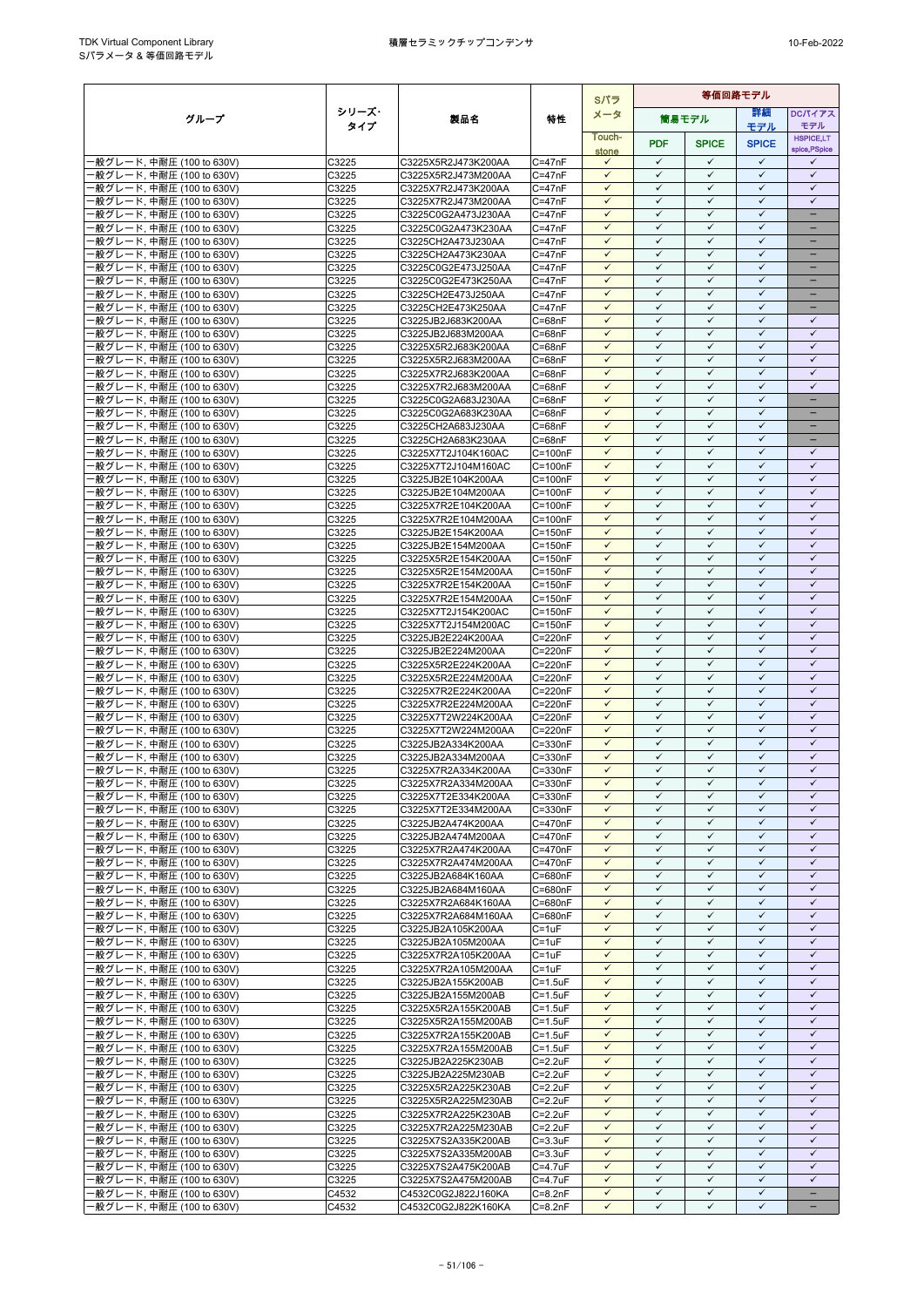| グループ | シリーズ・タイプ | 製品名 | 特性 | Sパラメータ | 等価回路モデル | | | |
|---|---|---|---|---|---|---|---|---|
| | | | | | 簡易モデル | | 詳細モデル | DCバイアスモデル |
| | | | | Touch-stone | PDF | SPICE | SPICE | HSPICE,LTspice,PSpice |
| 一般グレード, 中耐圧 (100 to 630V) | C3225 | C3225X5R2J473K200AA | C=47nF | ✓ | ✓ | ✓ | ✓ | ✓ |
| 一般グレード, 中耐圧 (100 to 630V) | C3225 | C3225X5R2J473M200AA | C=47nF | ✓ | ✓ | ✓ | ✓ | ✓ |
| 一般グレード, 中耐圧 (100 to 630V) | C3225 | C3225X7R2J473K200AA | C=47nF | ✓ | ✓ | ✓ | ✓ | ✓ |
| 一般グレード, 中耐圧 (100 to 630V) | C3225 | C3225X7R2J473M200AA | C=47nF | ✓ | ✓ | ✓ | ✓ | ✓ |
| 一般グレード, 中耐圧 (100 to 630V) | C3225 | C3225C0G2A473J230AA | C=47nF | ✓ | ✓ | ✓ | ✓ | － |
| 一般グレード, 中耐圧 (100 to 630V) | C3225 | C3225C0G2A473K230AA | C=47nF | ✓ | ✓ | ✓ | ✓ | － |
| 一般グレード, 中耐圧 (100 to 630V) | C3225 | C3225CH2A473J230AA | C=47nF | ✓ | ✓ | ✓ | ✓ | － |
| 一般グレード, 中耐圧 (100 to 630V) | C3225 | C3225CH2A473K230AA | C=47nF | ✓ | ✓ | ✓ | ✓ | － |
| 一般グレード, 中耐圧 (100 to 630V) | C3225 | C3225C0G2E473J250AA | C=47nF | ✓ | ✓ | ✓ | ✓ | － |
| 一般グレード, 中耐圧 (100 to 630V) | C3225 | C3225C0G2E473K250AA | C=47nF | ✓ | ✓ | ✓ | ✓ | － |
| 一般グレード, 中耐圧 (100 to 630V) | C3225 | C3225CH2E473J250AA | C=47nF | ✓ | ✓ | ✓ | ✓ | － |
| 一般グレード, 中耐圧 (100 to 630V) | C3225 | C3225CH2E473K250AA | C=47nF | ✓ | ✓ | ✓ | ✓ | － |
| 一般グレード, 中耐圧 (100 to 630V) | C3225 | C3225JB2J683K200AA | C=68nF | ✓ | ✓ | ✓ | ✓ | ✓ |
| 一般グレード, 中耐圧 (100 to 630V) | C3225 | C3225JB2J683M200AA | C=68nF | ✓ | ✓ | ✓ | ✓ | ✓ |
| 一般グレード, 中耐圧 (100 to 630V) | C3225 | C3225X5R2J683K200AA | C=68nF | ✓ | ✓ | ✓ | ✓ | ✓ |
| 一般グレード, 中耐圧 (100 to 630V) | C3225 | C3225X5R2J683M200AA | C=68nF | ✓ | ✓ | ✓ | ✓ | ✓ |
| 一般グレード, 中耐圧 (100 to 630V) | C3225 | C3225X7R2J683K200AA | C=68nF | ✓ | ✓ | ✓ | ✓ | ✓ |
| 一般グレード, 中耐圧 (100 to 630V) | C3225 | C3225X7R2J683M200AA | C=68nF | ✓ | ✓ | ✓ | ✓ | ✓ |
| 一般グレード, 中耐圧 (100 to 630V) | C3225 | C3225C0G2A683J230AA | C=68nF | ✓ | ✓ | ✓ | ✓ | － |
| 一般グレード, 中耐圧 (100 to 630V) | C3225 | C3225C0G2A683K230AA | C=68nF | ✓ | ✓ | ✓ | ✓ | － |
| 一般グレード, 中耐圧 (100 to 630V) | C3225 | C3225CH2A683J230AA | C=68nF | ✓ | ✓ | ✓ | ✓ | － |
| 一般グレード, 中耐圧 (100 to 630V) | C3225 | C3225CH2A683K230AA | C=68nF | ✓ | ✓ | ✓ | ✓ | － |
| 一般グレード, 中耐圧 (100 to 630V) | C3225 | C3225X7T2J104K160AC | C=100nF | ✓ | ✓ | ✓ | ✓ | ✓ |
| 一般グレード, 中耐圧 (100 to 630V) | C3225 | C3225X7T2J104M160AC | C=100nF | ✓ | ✓ | ✓ | ✓ | ✓ |
| 一般グレード, 中耐圧 (100 to 630V) | C3225 | C3225JB2E104K200AA | C=100nF | ✓ | ✓ | ✓ | ✓ | ✓ |
| 一般グレード, 中耐圧 (100 to 630V) | C3225 | C3225JB2E104M200AA | C=100nF | ✓ | ✓ | ✓ | ✓ | ✓ |
| 一般グレード, 中耐圧 (100 to 630V) | C3225 | C3225X7R2E104K200AA | C=100nF | ✓ | ✓ | ✓ | ✓ | ✓ |
| 一般グレード, 中耐圧 (100 to 630V) | C3225 | C3225X7R2E104M200AA | C=100nF | ✓ | ✓ | ✓ | ✓ | ✓ |
| 一般グレード, 中耐圧 (100 to 630V) | C3225 | C3225JB2E154K200AA | C=150nF | ✓ | ✓ | ✓ | ✓ | ✓ |
| 一般グレード, 中耐圧 (100 to 630V) | C3225 | C3225JB2E154M200AA | C=150nF | ✓ | ✓ | ✓ | ✓ | ✓ |
| 一般グレード, 中耐圧 (100 to 630V) | C3225 | C3225X5R2E154K200AA | C=150nF | ✓ | ✓ | ✓ | ✓ | ✓ |
| 一般グレード, 中耐圧 (100 to 630V) | C3225 | C3225X5R2E154M200AA | C=150nF | ✓ | ✓ | ✓ | ✓ | ✓ |
| 一般グレード, 中耐圧 (100 to 630V) | C3225 | C3225X7R2E154K200AA | C=150nF | ✓ | ✓ | ✓ | ✓ | ✓ |
| 一般グレード, 中耐圧 (100 to 630V) | C3225 | C3225X7R2E154M200AA | C=150nF | ✓ | ✓ | ✓ | ✓ | ✓ |
| 一般グレード, 中耐圧 (100 to 630V) | C3225 | C3225X7T2J154K200AC | C=150nF | ✓ | ✓ | ✓ | ✓ | ✓ |
| 一般グレード, 中耐圧 (100 to 630V) | C3225 | C3225X7T2J154M200AC | C=150nF | ✓ | ✓ | ✓ | ✓ | ✓ |
| 一般グレード, 中耐圧 (100 to 630V) | C3225 | C3225JB2E224K200AA | C=220nF | ✓ | ✓ | ✓ | ✓ | ✓ |
| 一般グレード, 中耐圧 (100 to 630V) | C3225 | C3225JB2E224M200AA | C=220nF | ✓ | ✓ | ✓ | ✓ | ✓ |
| 一般グレード, 中耐圧 (100 to 630V) | C3225 | C3225X5R2E224K200AA | C=220nF | ✓ | ✓ | ✓ | ✓ | ✓ |
| 一般グレード, 中耐圧 (100 to 630V) | C3225 | C3225X5R2E224M200AA | C=220nF | ✓ | ✓ | ✓ | ✓ | ✓ |
| 一般グレード, 中耐圧 (100 to 630V) | C3225 | C3225X7R2E224K200AA | C=220nF | ✓ | ✓ | ✓ | ✓ | ✓ |
| 一般グレード, 中耐圧 (100 to 630V) | C3225 | C3225X7R2E224M200AA | C=220nF | ✓ | ✓ | ✓ | ✓ | ✓ |
| 一般グレード, 中耐圧 (100 to 630V) | C3225 | C3225X7T2W224K200AA | C=220nF | ✓ | ✓ | ✓ | ✓ | ✓ |
| 一般グレード, 中耐圧 (100 to 630V) | C3225 | C3225X7T2W224M200AA | C=220nF | ✓ | ✓ | ✓ | ✓ | ✓ |
| 一般グレード, 中耐圧 (100 to 630V) | C3225 | C3225JB2A334K200AA | C=330nF | ✓ | ✓ | ✓ | ✓ | ✓ |
| 一般グレード, 中耐圧 (100 to 630V) | C3225 | C3225JB2A334M200AA | C=330nF | ✓ | ✓ | ✓ | ✓ | ✓ |
| 一般グレード, 中耐圧 (100 to 630V) | C3225 | C3225X7R2A334K200AA | C=330nF | ✓ | ✓ | ✓ | ✓ | ✓ |
| 一般グレード, 中耐圧 (100 to 630V) | C3225 | C3225X7R2A334M200AA | C=330nF | ✓ | ✓ | ✓ | ✓ | ✓ |
| 一般グレード, 中耐圧 (100 to 630V) | C3225 | C3225X7T2E334K200AA | C=330nF | ✓ | ✓ | ✓ | ✓ | ✓ |
| 一般グレード, 中耐圧 (100 to 630V) | C3225 | C3225X7T2E334M200AA | C=330nF | ✓ | ✓ | ✓ | ✓ | ✓ |
| 一般グレード, 中耐圧 (100 to 630V) | C3225 | C3225JB2A474K200AA | C=470nF | ✓ | ✓ | ✓ | ✓ | ✓ |
| 一般グレード, 中耐圧 (100 to 630V) | C3225 | C3225JB2A474M200AA | C=470nF | ✓ | ✓ | ✓ | ✓ | ✓ |
| 一般グレード, 中耐圧 (100 to 630V) | C3225 | C3225X7R2A474K200AA | C=470nF | ✓ | ✓ | ✓ | ✓ | ✓ |
| 一般グレード, 中耐圧 (100 to 630V) | C3225 | C3225X7R2A474M200AA | C=470nF | ✓ | ✓ | ✓ | ✓ | ✓ |
| 一般グレード, 中耐圧 (100 to 630V) | C3225 | C3225JB2A684K160AA | C=680nF | ✓ | ✓ | ✓ | ✓ | ✓ |
| 一般グレード, 中耐圧 (100 to 630V) | C3225 | C3225JB2A684M160AA | C=680nF | ✓ | ✓ | ✓ | ✓ | ✓ |
| 一般グレード, 中耐圧 (100 to 630V) | C3225 | C3225X7R2A684K160AA | C=680nF | ✓ | ✓ | ✓ | ✓ | ✓ |
| 一般グレード, 中耐圧 (100 to 630V) | C3225 | C3225X7R2A684M160AA | C=680nF | ✓ | ✓ | ✓ | ✓ | ✓ |
| 一般グレード, 中耐圧 (100 to 630V) | C3225 | C3225JB2A105K200AA | C=1uF | ✓ | ✓ | ✓ | ✓ | ✓ |
| 一般グレード, 中耐圧 (100 to 630V) | C3225 | C3225JB2A105M200AA | C=1uF | ✓ | ✓ | ✓ | ✓ | ✓ |
| 一般グレード, 中耐圧 (100 to 630V) | C3225 | C3225X7R2A105K200AA | C=1uF | ✓ | ✓ | ✓ | ✓ | ✓ |
| 一般グレード, 中耐圧 (100 to 630V) | C3225 | C3225X7R2A105M200AA | C=1uF | ✓ | ✓ | ✓ | ✓ | ✓ |
| 一般グレード, 中耐圧 (100 to 630V) | C3225 | C3225JB2A155K200AB | C=1.5uF | ✓ | ✓ | ✓ | ✓ | ✓ |
| 一般グレード, 中耐圧 (100 to 630V) | C3225 | C3225JB2A155M200AB | C=1.5uF | ✓ | ✓ | ✓ | ✓ | ✓ |
| 一般グレード, 中耐圧 (100 to 630V) | C3225 | C3225X5R2A155K200AB | C=1.5uF | ✓ | ✓ | ✓ | ✓ | ✓ |
| 一般グレード, 中耐圧 (100 to 630V) | C3225 | C3225X5R2A155M200AB | C=1.5uF | ✓ | ✓ | ✓ | ✓ | ✓ |
| 一般グレード, 中耐圧 (100 to 630V) | C3225 | C3225X7R2A155K200AB | C=1.5uF | ✓ | ✓ | ✓ | ✓ | ✓ |
| 一般グレード, 中耐圧 (100 to 630V) | C3225 | C3225X7R2A155M200AB | C=1.5uF | ✓ | ✓ | ✓ | ✓ | ✓ |
| 一般グレード, 中耐圧 (100 to 630V) | C3225 | C3225JB2A225K230AB | C=2.2uF | ✓ | ✓ | ✓ | ✓ | ✓ |
| 一般グレード, 中耐圧 (100 to 630V) | C3225 | C3225JB2A225M230AB | C=2.2uF | ✓ | ✓ | ✓ | ✓ | ✓ |
| 一般グレード, 中耐圧 (100 to 630V) | C3225 | C3225X5R2A225K230AB | C=2.2uF | ✓ | ✓ | ✓ | ✓ | ✓ |
| 一般グレード, 中耐圧 (100 to 630V) | C3225 | C3225X5R2A225M230AB | C=2.2uF | ✓ | ✓ | ✓ | ✓ | ✓ |
| 一般グレード, 中耐圧 (100 to 630V) | C3225 | C3225X7R2A225K230AB | C=2.2uF | ✓ | ✓ | ✓ | ✓ | ✓ |
| 一般グレード, 中耐圧 (100 to 630V) | C3225 | C3225X7R2A225M230AB | C=2.2uF | ✓ | ✓ | ✓ | ✓ | ✓ |
| 一般グレード, 中耐圧 (100 to 630V) | C3225 | C3225X7S2A335K200AB | C=3.3uF | ✓ | ✓ | ✓ | ✓ | ✓ |
| 一般グレード, 中耐圧 (100 to 630V) | C3225 | C3225X7S2A335M200AB | C=3.3uF | ✓ | ✓ | ✓ | ✓ | ✓ |
| 一般グレード, 中耐圧 (100 to 630V) | C3225 | C3225X7S2A475K200AB | C=4.7uF | ✓ | ✓ | ✓ | ✓ | ✓ |
| 一般グレード, 中耐圧 (100 to 630V) | C3225 | C3225X7S2A475M200AB | C=4.7uF | ✓ | ✓ | ✓ | ✓ | ✓ |
| 一般グレード, 中耐圧 (100 to 630V) | C4532 | C4532C0G2J822J160KA | C=8.2nF | ✓ | ✓ | ✓ | ✓ | － |
| 一般グレード, 中耐圧 (100 to 630V) | C4532 | C4532C0G2J822K160KA | C=8.2nF | ✓ | ✓ | ✓ | ✓ | － |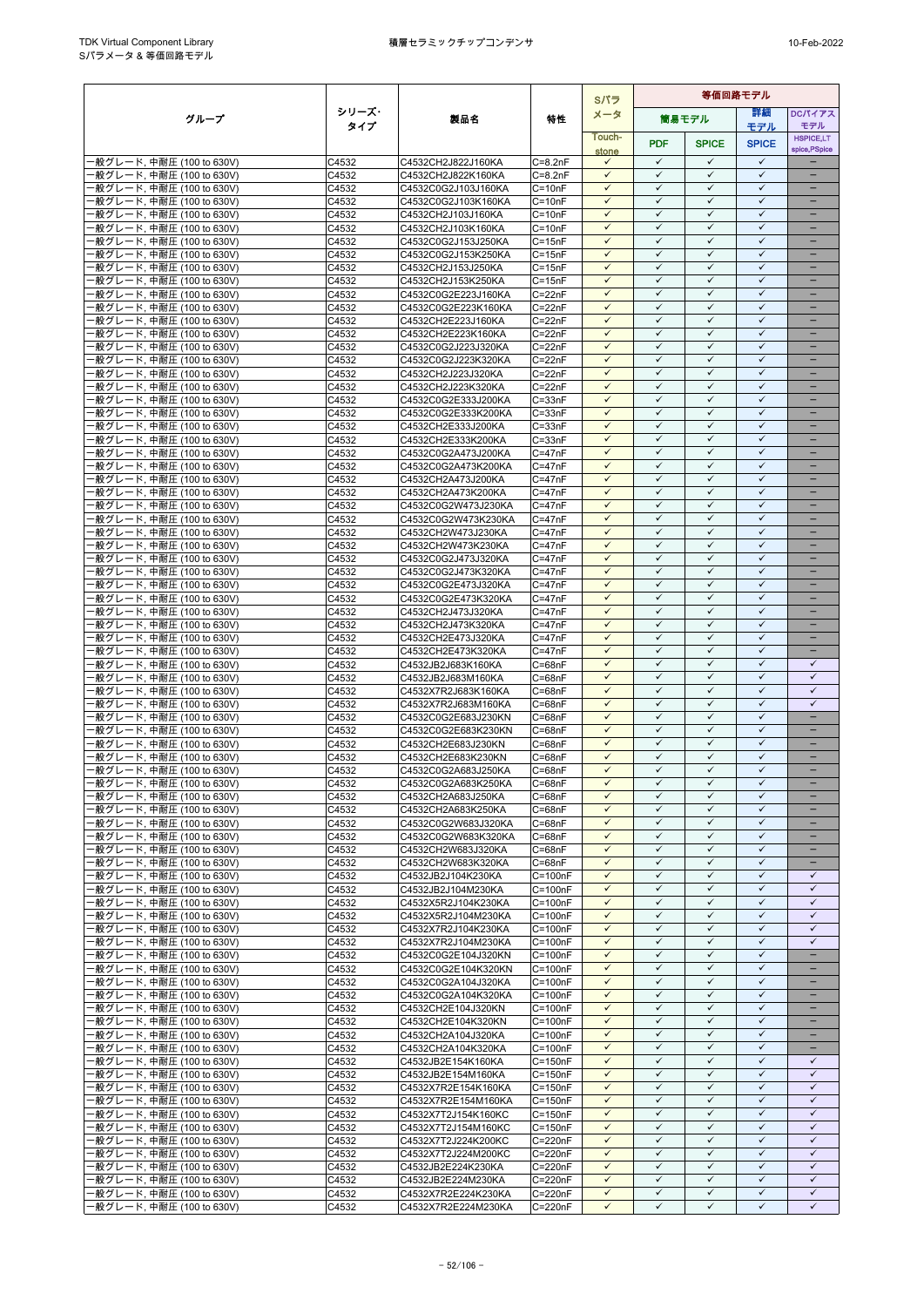| グループ | シリーズ・タイプ | 製品名 | 特性 | Sパラメータ | 等価回路モデル | | | |
|---|---|---|---|---|---|---|---|---|
| | | | | | 簡易モデル | | 詳細モデル | DCバイアスモデル |
| | | | | Touch-stone | PDF | SPICE | SPICE | HSPICE,LTspice,PSpice |
| 一般グレード, 中耐圧 (100 to 630V) | C4532 | C4532CH2J822J160KA | C=8.2nF | ✓ | ✓ | ✓ | ✓ | – |
| 一般グレード, 中耐圧 (100 to 630V) | C4532 | C4532CH2J822K160KA | C=8.2nF | ✓ | ✓ | ✓ | ✓ | – |
| 一般グレード, 中耐圧 (100 to 630V) | C4532 | C4532C0G2J103J160KA | C=10nF | ✓ | ✓ | ✓ | ✓ | – |
| 一般グレード, 中耐圧 (100 to 630V) | C4532 | C4532C0G2J103K160KA | C=10nF | ✓ | ✓ | ✓ | ✓ | – |
| 一般グレード, 中耐圧 (100 to 630V) | C4532 | C4532CH2J103J160KA | C=10nF | ✓ | ✓ | ✓ | ✓ | – |
| 一般グレード, 中耐圧 (100 to 630V) | C4532 | C4532CH2J103K160KA | C=10nF | ✓ | ✓ | ✓ | ✓ | – |
| 一般グレード, 中耐圧 (100 to 630V) | C4532 | C4532C0G2J153J250KA | C=15nF | ✓ | ✓ | ✓ | ✓ | – |
| 一般グレード, 中耐圧 (100 to 630V) | C4532 | C4532C0G2J153K250KA | C=15nF | ✓ | ✓ | ✓ | ✓ | – |
| 一般グレード, 中耐圧 (100 to 630V) | C4532 | C4532CH2J153J250KA | C=15nF | ✓ | ✓ | ✓ | ✓ | – |
| 一般グレード, 中耐圧 (100 to 630V) | C4532 | C4532CH2J153K250KA | C=15nF | ✓ | ✓ | ✓ | ✓ | – |
| 一般グレード, 中耐圧 (100 to 630V) | C4532 | C4532C0G2E223J160KA | C=22nF | ✓ | ✓ | ✓ | ✓ | – |
| 一般グレード, 中耐圧 (100 to 630V) | C4532 | C4532C0G2E223K160KA | C=22nF | ✓ | ✓ | ✓ | ✓ | – |
| 一般グレード, 中耐圧 (100 to 630V) | C4532 | C4532CH2E223J160KA | C=22nF | ✓ | ✓ | ✓ | ✓ | – |
| 一般グレード, 中耐圧 (100 to 630V) | C4532 | C4532CH2E223K160KA | C=22nF | ✓ | ✓ | ✓ | ✓ | – |
| 一般グレード, 中耐圧 (100 to 630V) | C4532 | C4532C0G2J223J320KA | C=22nF | ✓ | ✓ | ✓ | ✓ | – |
| 一般グレード, 中耐圧 (100 to 630V) | C4532 | C4532C0G2J223K320KA | C=22nF | ✓ | ✓ | ✓ | ✓ | – |
| 一般グレード, 中耐圧 (100 to 630V) | C4532 | C4532CH2J223J320KA | C=22nF | ✓ | ✓ | ✓ | ✓ | – |
| 一般グレード, 中耐圧 (100 to 630V) | C4532 | C4532CH2J223K320KA | C=22nF | ✓ | ✓ | ✓ | ✓ | – |
| 一般グレード, 中耐圧 (100 to 630V) | C4532 | C4532C0G2E333J200KA | C=33nF | ✓ | ✓ | ✓ | ✓ | – |
| 一般グレード, 中耐圧 (100 to 630V) | C4532 | C4532C0G2E333K200KA | C=33nF | ✓ | ✓ | ✓ | ✓ | – |
| 一般グレード, 中耐圧 (100 to 630V) | C4532 | C4532CH2E333J200KA | C=33nF | ✓ | ✓ | ✓ | ✓ | – |
| 一般グレード, 中耐圧 (100 to 630V) | C4532 | C4532CH2E333K200KA | C=33nF | ✓ | ✓ | ✓ | ✓ | – |
| 一般グレード, 中耐圧 (100 to 630V) | C4532 | C4532C0G2A473J200KA | C=47nF | ✓ | ✓ | ✓ | ✓ | – |
| 一般グレード, 中耐圧 (100 to 630V) | C4532 | C4532C0G2A473K200KA | C=47nF | ✓ | ✓ | ✓ | ✓ | – |
| 一般グレード, 中耐圧 (100 to 630V) | C4532 | C4532CH2A473J200KA | C=47nF | ✓ | ✓ | ✓ | ✓ | – |
| 一般グレード, 中耐圧 (100 to 630V) | C4532 | C4532CH2A473K200KA | C=47nF | ✓ | ✓ | ✓ | ✓ | – |
| 一般グレード, 中耐圧 (100 to 630V) | C4532 | C4532C0G2W473J230KA | C=47nF | ✓ | ✓ | ✓ | ✓ | – |
| 一般グレード, 中耐圧 (100 to 630V) | C4532 | C4532C0G2W473K230KA | C=47nF | ✓ | ✓ | ✓ | ✓ | – |
| 一般グレード, 中耐圧 (100 to 630V) | C4532 | C4532CH2W473J230KA | C=47nF | ✓ | ✓ | ✓ | ✓ | – |
| 一般グレード, 中耐圧 (100 to 630V) | C4532 | C4532CH2W473K230KA | C=47nF | ✓ | ✓ | ✓ | ✓ | – |
| 一般グレード, 中耐圧 (100 to 630V) | C4532 | C4532C0G2J473J320KA | C=47nF | ✓ | ✓ | ✓ | ✓ | – |
| 一般グレード, 中耐圧 (100 to 630V) | C4532 | C4532C0G2J473K320KA | C=47nF | ✓ | ✓ | ✓ | ✓ | – |
| 一般グレード, 中耐圧 (100 to 630V) | C4532 | C4532C0G2E473J320KA | C=47nF | ✓ | ✓ | ✓ | ✓ | – |
| 一般グレード, 中耐圧 (100 to 630V) | C4532 | C4532C0G2E473K320KA | C=47nF | ✓ | ✓ | ✓ | ✓ | – |
| 一般グレード, 中耐圧 (100 to 630V) | C4532 | C4532CH2J473J320KA | C=47nF | ✓ | ✓ | ✓ | ✓ | – |
| 一般グレード, 中耐圧 (100 to 630V) | C4532 | C4532CH2J473K320KA | C=47nF | ✓ | ✓ | ✓ | ✓ | – |
| 一般グレード, 中耐圧 (100 to 630V) | C4532 | C4532CH2E473J320KA | C=47nF | ✓ | ✓ | ✓ | ✓ | – |
| 一般グレード, 中耐圧 (100 to 630V) | C4532 | C4532CH2E473K320KA | C=47nF | ✓ | ✓ | ✓ | ✓ | – |
| 一般グレード, 中耐圧 (100 to 630V) | C4532 | C4532JB2J683K160KA | C=68nF | ✓ | ✓ | ✓ | ✓ | ✓ |
| 一般グレード, 中耐圧 (100 to 630V) | C4532 | C4532JB2J683M160KA | C=68nF | ✓ | ✓ | ✓ | ✓ | ✓ |
| 一般グレード, 中耐圧 (100 to 630V) | C4532 | C4532X7R2J683K160KA | C=68nF | ✓ | ✓ | ✓ | ✓ | ✓ |
| 一般グレード, 中耐圧 (100 to 630V) | C4532 | C4532X7R2J683M160KA | C=68nF | ✓ | ✓ | ✓ | ✓ | ✓ |
| 一般グレード, 中耐圧 (100 to 630V) | C4532 | C4532C0G2E683J230KN | C=68nF | ✓ | ✓ | ✓ | ✓ | – |
| 一般グレード, 中耐圧 (100 to 630V) | C4532 | C4532C0G2E683K230KN | C=68nF | ✓ | ✓ | ✓ | ✓ | – |
| 一般グレード, 中耐圧 (100 to 630V) | C4532 | C4532CH2E683J230KN | C=68nF | ✓ | ✓ | ✓ | ✓ | – |
| 一般グレード, 中耐圧 (100 to 630V) | C4532 | C4532CH2E683K230KN | C=68nF | ✓ | ✓ | ✓ | ✓ | – |
| 一般グレード, 中耐圧 (100 to 630V) | C4532 | C4532C0G2A683J250KA | C=68nF | ✓ | ✓ | ✓ | ✓ | – |
| 一般グレード, 中耐圧 (100 to 630V) | C4532 | C4532C0G2A683K250KA | C=68nF | ✓ | ✓ | ✓ | ✓ | – |
| 一般グレード, 中耐圧 (100 to 630V) | C4532 | C4532CH2A683J250KA | C=68nF | ✓ | ✓ | ✓ | ✓ | – |
| 一般グレード, 中耐圧 (100 to 630V) | C4532 | C4532CH2A683K250KA | C=68nF | ✓ | ✓ | ✓ | ✓ | – |
| 一般グレード, 中耐圧 (100 to 630V) | C4532 | C4532C0G2W683J320KA | C=68nF | ✓ | ✓ | ✓ | ✓ | – |
| 一般グレード, 中耐圧 (100 to 630V) | C4532 | C4532C0G2W683K320KA | C=68nF | ✓ | ✓ | ✓ | ✓ | – |
| 一般グレード, 中耐圧 (100 to 630V) | C4532 | C4532CH2W683J320KA | C=68nF | ✓ | ✓ | ✓ | ✓ | – |
| 一般グレード, 中耐圧 (100 to 630V) | C4532 | C4532CH2W683K320KA | C=68nF | ✓ | ✓ | ✓ | ✓ | – |
| 一般グレード, 中耐圧 (100 to 630V) | C4532 | C4532JB2J104K230KA | C=100nF | ✓ | ✓ | ✓ | ✓ | ✓ |
| 一般グレード, 中耐圧 (100 to 630V) | C4532 | C4532JB2J104M230KA | C=100nF | ✓ | ✓ | ✓ | ✓ | ✓ |
| 一般グレード, 中耐圧 (100 to 630V) | C4532 | C4532X5R2J104K230KA | C=100nF | ✓ | ✓ | ✓ | ✓ | ✓ |
| 一般グレード, 中耐圧 (100 to 630V) | C4532 | C4532X5R2J104M230KA | C=100nF | ✓ | ✓ | ✓ | ✓ | ✓ |
| 一般グレード, 中耐圧 (100 to 630V) | C4532 | C4532X7R2J104K230KA | C=100nF | ✓ | ✓ | ✓ | ✓ | ✓ |
| 一般グレード, 中耐圧 (100 to 630V) | C4532 | C4532X7R2J104M230KA | C=100nF | ✓ | ✓ | ✓ | ✓ | ✓ |
| 一般グレード, 中耐圧 (100 to 630V) | C4532 | C4532C0G2E104J320KN | C=100nF | ✓ | ✓ | ✓ | ✓ | – |
| 一般グレード, 中耐圧 (100 to 630V) | C4532 | C4532C0G2E104K320KN | C=100nF | ✓ | ✓ | ✓ | ✓ | – |
| 一般グレード, 中耐圧 (100 to 630V) | C4532 | C4532C0G2A104J320KA | C=100nF | ✓ | ✓ | ✓ | ✓ | – |
| 一般グレード, 中耐圧 (100 to 630V) | C4532 | C4532C0G2A104K320KA | C=100nF | ✓ | ✓ | ✓ | ✓ | – |
| 一般グレード, 中耐圧 (100 to 630V) | C4532 | C4532CH2E104J320KN | C=100nF | ✓ | ✓ | ✓ | ✓ | – |
| 一般グレード, 中耐圧 (100 to 630V) | C4532 | C4532CH2E104K320KN | C=100nF | ✓ | ✓ | ✓ | ✓ | – |
| 一般グレード, 中耐圧 (100 to 630V) | C4532 | C4532CH2A104J320KA | C=100nF | ✓ | ✓ | ✓ | ✓ | – |
| 一般グレード, 中耐圧 (100 to 630V) | C4532 | C4532CH2A104K320KA | C=100nF | ✓ | ✓ | ✓ | ✓ | – |
| 一般グレード, 中耐圧 (100 to 630V) | C4532 | C4532JB2E154K160KA | C=150nF | ✓ | ✓ | ✓ | ✓ | ✓ |
| 一般グレード, 中耐圧 (100 to 630V) | C4532 | C4532JB2E154M160KA | C=150nF | ✓ | ✓ | ✓ | ✓ | ✓ |
| 一般グレード, 中耐圧 (100 to 630V) | C4532 | C4532X7R2E154K160KA | C=150nF | ✓ | ✓ | ✓ | ✓ | ✓ |
| 一般グレード, 中耐圧 (100 to 630V) | C4532 | C4532X7R2E154M160KA | C=150nF | ✓ | ✓ | ✓ | ✓ | ✓ |
| 一般グレード, 中耐圧 (100 to 630V) | C4532 | C4532X7T2J154K160KC | C=150nF | ✓ | ✓ | ✓ | ✓ | ✓ |
| 一般グレード, 中耐圧 (100 to 630V) | C4532 | C4532X7T2J154M160KC | C=150nF | ✓ | ✓ | ✓ | ✓ | ✓ |
| 一般グレード, 中耐圧 (100 to 630V) | C4532 | C4532X7T2J224K200KC | C=220nF | ✓ | ✓ | ✓ | ✓ | ✓ |
| 一般グレード, 中耐圧 (100 to 630V) | C4532 | C4532X7T2J224M200KC | C=220nF | ✓ | ✓ | ✓ | ✓ | ✓ |
| 一般グレード, 中耐圧 (100 to 630V) | C4532 | C4532JB2E224K230KA | C=220nF | ✓ | ✓ | ✓ | ✓ | ✓ |
| 一般グレード, 中耐圧 (100 to 630V) | C4532 | C4532JB2E224M230KA | C=220nF | ✓ | ✓ | ✓ | ✓ | ✓ |
| 一般グレード, 中耐圧 (100 to 630V) | C4532 | C4532X7R2E224K230KA | C=220nF | ✓ | ✓ | ✓ | ✓ | ✓ |
| 一般グレード, 中耐圧 (100 to 630V) | C4532 | C4532X7R2E224M230KA | C=220nF | ✓ | ✓ | ✓ | ✓ | ✓ |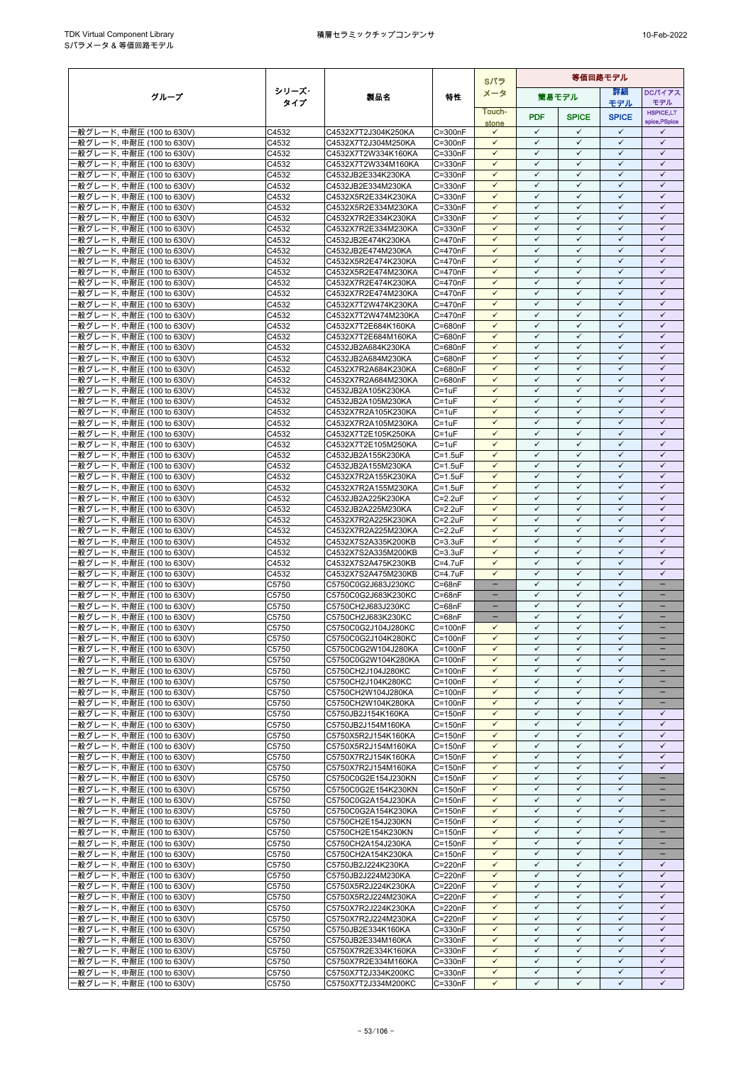| グループ | シリーズ・タイプ | 製品名 | 特性 | Sパラメータ | 等価回路モデル | | | |
|---|---|---|---|---|---|---|---|---|
| | | | | | 簡易モデル | | 詳細モデル | DCバイアスモデル |
| | | | | Touch-stone | PDF | SPICE | SPICE | HSPICE,LT spice,PSpice |
| 一般グレード, 中耐圧 (100 to 630V) | C4532 | C4532X7T2J304K250KA | C=300nF | ✓ | ✓ | ✓ | ✓ | ✓ |
| 一般グレード, 中耐圧 (100 to 630V) | C4532 | C4532X7T2J304M250KA | C=300nF | ✓ | ✓ | ✓ | ✓ | ✓ |
| 一般グレード, 中耐圧 (100 to 630V) | C4532 | C4532X7T2W334K160KA | C=330nF | ✓ | ✓ | ✓ | ✓ | ✓ |
| 一般グレード, 中耐圧 (100 to 630V) | C4532 | C4532X7T2W334M160KA | C=330nF | ✓ | ✓ | ✓ | ✓ | ✓ |
| 一般グレード, 中耐圧 (100 to 630V) | C4532 | C4532JB2E334K230KA | C=330nF | ✓ | ✓ | ✓ | ✓ | ✓ |
| 一般グレード, 中耐圧 (100 to 630V) | C4532 | C4532JB2E334M230KA | C=330nF | ✓ | ✓ | ✓ | ✓ | ✓ |
| 一般グレード, 中耐圧 (100 to 630V) | C4532 | C4532X5R2E334K230KA | C=330nF | ✓ | ✓ | ✓ | ✓ | ✓ |
| 一般グレード, 中耐圧 (100 to 630V) | C4532 | C4532X5R2E334M230KA | C=330nF | ✓ | ✓ | ✓ | ✓ | ✓ |
| 一般グレード, 中耐圧 (100 to 630V) | C4532 | C4532X7R2E334K230KA | C=330nF | ✓ | ✓ | ✓ | ✓ | ✓ |
| 一般グレード, 中耐圧 (100 to 630V) | C4532 | C4532X7R2E334M230KA | C=330nF | ✓ | ✓ | ✓ | ✓ | ✓ |
| 一般グレード, 中耐圧 (100 to 630V) | C4532 | C4532JB2E474K230KA | C=470nF | ✓ | ✓ | ✓ | ✓ | ✓ |
| 一般グレード, 中耐圧 (100 to 630V) | C4532 | C4532JB2E474M230KA | C=470nF | ✓ | ✓ | ✓ | ✓ | ✓ |
| 一般グレード, 中耐圧 (100 to 630V) | C4532 | C4532X5R2E474K230KA | C=470nF | ✓ | ✓ | ✓ | ✓ | ✓ |
| 一般グレード, 中耐圧 (100 to 630V) | C4532 | C4532X5R2E474M230KA | C=470nF | ✓ | ✓ | ✓ | ✓ | ✓ |
| 一般グレード, 中耐圧 (100 to 630V) | C4532 | C4532X7R2E474K230KA | C=470nF | ✓ | ✓ | ✓ | ✓ | ✓ |
| 一般グレード, 中耐圧 (100 to 630V) | C4532 | C4532X7R2E474M230KA | C=470nF | ✓ | ✓ | ✓ | ✓ | ✓ |
| 一般グレード, 中耐圧 (100 to 630V) | C4532 | C4532X7T2W474K230KA | C=470nF | ✓ | ✓ | ✓ | ✓ | ✓ |
| 一般グレード, 中耐圧 (100 to 630V) | C4532 | C4532X7T2W474M230KA | C=470nF | ✓ | ✓ | ✓ | ✓ | ✓ |
| 一般グレード, 中耐圧 (100 to 630V) | C4532 | C4532X7T2E684K160KA | C=680nF | ✓ | ✓ | ✓ | ✓ | ✓ |
| 一般グレード, 中耐圧 (100 to 630V) | C4532 | C4532X7T2E684M160KA | C=680nF | ✓ | ✓ | ✓ | ✓ | ✓ |
| 一般グレード, 中耐圧 (100 to 630V) | C4532 | C4532JB2A684K230KA | C=680nF | ✓ | ✓ | ✓ | ✓ | ✓ |
| 一般グレード, 中耐圧 (100 to 630V) | C4532 | C4532JB2A684M230KA | C=680nF | ✓ | ✓ | ✓ | ✓ | ✓ |
| 一般グレード, 中耐圧 (100 to 630V) | C4532 | C4532X7R2A684K230KA | C=680nF | ✓ | ✓ | ✓ | ✓ | ✓ |
| 一般グレード, 中耐圧 (100 to 630V) | C4532 | C4532X7R2A684M230KA | C=680nF | ✓ | ✓ | ✓ | ✓ | ✓ |
| 一般グレード, 中耐圧 (100 to 630V) | C4532 | C4532JB2A105K230KA | C=1uF | ✓ | ✓ | ✓ | ✓ | ✓ |
| 一般グレード, 中耐圧 (100 to 630V) | C4532 | C4532JB2A105M230KA | C=1uF | ✓ | ✓ | ✓ | ✓ | ✓ |
| 一般グレード, 中耐圧 (100 to 630V) | C4532 | C4532X7R2A105K230KA | C=1uF | ✓ | ✓ | ✓ | ✓ | ✓ |
| 一般グレード, 中耐圧 (100 to 630V) | C4532 | C4532X7R2A105M230KA | C=1uF | ✓ | ✓ | ✓ | ✓ | ✓ |
| 一般グレード, 中耐圧 (100 to 630V) | C4532 | C4532X7T2E105K250KA | C=1uF | ✓ | ✓ | ✓ | ✓ | ✓ |
| 一般グレード, 中耐圧 (100 to 630V) | C4532 | C4532X7T2E105M250KA | C=1uF | ✓ | ✓ | ✓ | ✓ | ✓ |
| 一般グレード, 中耐圧 (100 to 630V) | C4532 | C4532JB2A155K230KA | C=1.5uF | ✓ | ✓ | ✓ | ✓ | ✓ |
| 一般グレード, 中耐圧 (100 to 630V) | C4532 | C4532JB2A155M230KA | C=1.5uF | ✓ | ✓ | ✓ | ✓ | ✓ |
| 一般グレード, 中耐圧 (100 to 630V) | C4532 | C4532X7R2A155K230KA | C=1.5uF | ✓ | ✓ | ✓ | ✓ | ✓ |
| 一般グレード, 中耐圧 (100 to 630V) | C4532 | C4532X7R2A155M230KA | C=1.5uF | ✓ | ✓ | ✓ | ✓ | ✓ |
| 一般グレード, 中耐圧 (100 to 630V) | C4532 | C4532JB2A225K230KA | C=2.2uF | ✓ | ✓ | ✓ | ✓ | ✓ |
| 一般グレード, 中耐圧 (100 to 630V) | C4532 | C4532JB2A225M230KA | C=2.2uF | ✓ | ✓ | ✓ | ✓ | ✓ |
| 一般グレード, 中耐圧 (100 to 630V) | C4532 | C4532X7R2A225K230KA | C=2.2uF | ✓ | ✓ | ✓ | ✓ | ✓ |
| 一般グレード, 中耐圧 (100 to 630V) | C4532 | C4532X7R2A225M230KA | C=2.2uF | ✓ | ✓ | ✓ | ✓ | ✓ |
| 一般グレード, 中耐圧 (100 to 630V) | C4532 | C4532X7S2A335K200KB | C=3.3uF | ✓ | ✓ | ✓ | ✓ | ✓ |
| 一般グレード, 中耐圧 (100 to 630V) | C4532 | C4532X7S2A335M200KB | C=3.3uF | ✓ | ✓ | ✓ | ✓ | ✓ |
| 一般グレード, 中耐圧 (100 to 630V) | C4532 | C4532X7S2A475K230KB | C=4.7uF | ✓ | ✓ | ✓ | ✓ | ✓ |
| 一般グレード, 中耐圧 (100 to 630V) | C4532 | C4532X7S2A475M230KB | C=4.7uF | ✓ | ✓ | ✓ | ✓ | ✓ |
| 一般グレード, 中耐圧 (100 to 630V) | C5750 | C5750C0G2J683J230KC | C=68nF | − | ✓ | ✓ | ✓ | − |
| 一般グレード, 中耐圧 (100 to 630V) | C5750 | C5750C0G2J683K230KC | C=68nF | − | ✓ | ✓ | ✓ | − |
| 一般グレード, 中耐圧 (100 to 630V) | C5750 | C5750CH2J683J230KC | C=68nF | − | ✓ | ✓ | ✓ | − |
| 一般グレード, 中耐圧 (100 to 630V) | C5750 | C5750CH2J683K230KC | C=68nF | − | ✓ | ✓ | ✓ | − |
| 一般グレード, 中耐圧 (100 to 630V) | C5750 | C5750C0G2J104J280KC | C=100nF | ✓ | ✓ | ✓ | ✓ | − |
| 一般グレード, 中耐圧 (100 to 630V) | C5750 | C5750C0G2J104K280KC | C=100nF | ✓ | ✓ | ✓ | ✓ | − |
| 一般グレード, 中耐圧 (100 to 630V) | C5750 | C5750C0G2W104J280KA | C=100nF | ✓ | ✓ | ✓ | ✓ | − |
| 一般グレード, 中耐圧 (100 to 630V) | C5750 | C5750C0G2W104K280KA | C=100nF | ✓ | ✓ | ✓ | ✓ | − |
| 一般グレード, 中耐圧 (100 to 630V) | C5750 | C5750CH2J104J280KC | C=100nF | ✓ | ✓ | ✓ | ✓ | − |
| 一般グレード, 中耐圧 (100 to 630V) | C5750 | C5750CH2J104K280KC | C=100nF | ✓ | ✓ | ✓ | ✓ | − |
| 一般グレード, 中耐圧 (100 to 630V) | C5750 | C5750CH2W104J280KA | C=100nF | ✓ | ✓ | ✓ | ✓ | − |
| 一般グレード, 中耐圧 (100 to 630V) | C5750 | C5750CH2W104K280KA | C=100nF | ✓ | ✓ | ✓ | ✓ | − |
| 一般グレード, 中耐圧 (100 to 630V) | C5750 | C5750JB2J154K160KA | C=150nF | ✓ | ✓ | ✓ | ✓ | ✓ |
| 一般グレード, 中耐圧 (100 to 630V) | C5750 | C5750JB2J154M160KA | C=150nF | ✓ | ✓ | ✓ | ✓ | ✓ |
| 一般グレード, 中耐圧 (100 to 630V) | C5750 | C5750X5R2J154K160KA | C=150nF | ✓ | ✓ | ✓ | ✓ | ✓ |
| 一般グレード, 中耐圧 (100 to 630V) | C5750 | C5750X5R2J154M160KA | C=150nF | ✓ | ✓ | ✓ | ✓ | ✓ |
| 一般グレード, 中耐圧 (100 to 630V) | C5750 | C5750X7R2J154K160KA | C=150nF | ✓ | ✓ | ✓ | ✓ | ✓ |
| 一般グレード, 中耐圧 (100 to 630V) | C5750 | C5750X7R2J154M160KA | C=150nF | ✓ | ✓ | ✓ | ✓ | ✓ |
| 一般グレード, 中耐圧 (100 to 630V) | C5750 | C5750C0G2E154J230KN | C=150nF | ✓ | ✓ | ✓ | ✓ | − |
| 一般グレード, 中耐圧 (100 to 630V) | C5750 | C5750C0G2E154K230KN | C=150nF | ✓ | ✓ | ✓ | ✓ | − |
| 一般グレード, 中耐圧 (100 to 630V) | C5750 | C5750C0G2A154J230KA | C=150nF | ✓ | ✓ | ✓ | ✓ | − |
| 一般グレード, 中耐圧 (100 to 630V) | C5750 | C5750C0G2A154K230KA | C=150nF | ✓ | ✓ | ✓ | ✓ | − |
| 一般グレード, 中耐圧 (100 to 630V) | C5750 | C5750CH2E154J230KN | C=150nF | ✓ | ✓ | ✓ | ✓ | − |
| 一般グレード, 中耐圧 (100 to 630V) | C5750 | C5750CH2E154K230KN | C=150nF | ✓ | ✓ | ✓ | ✓ | − |
| 一般グレード, 中耐圧 (100 to 630V) | C5750 | C5750CH2A154J230KA | C=150nF | ✓ | ✓ | ✓ | ✓ | − |
| 一般グレード, 中耐圧 (100 to 630V) | C5750 | C5750CH2A154K230KA | C=150nF | ✓ | ✓ | ✓ | ✓ | − |
| 一般グレード, 中耐圧 (100 to 630V) | C5750 | C5750JB2J224K230KA | C=220nF | ✓ | ✓ | ✓ | ✓ | ✓ |
| 一般グレード, 中耐圧 (100 to 630V) | C5750 | C5750JB2J224M230KA | C=220nF | ✓ | ✓ | ✓ | ✓ | ✓ |
| 一般グレード, 中耐圧 (100 to 630V) | C5750 | C5750X5R2J224K230KA | C=220nF | ✓ | ✓ | ✓ | ✓ | ✓ |
| 一般グレード, 中耐圧 (100 to 630V) | C5750 | C5750X5R2J224M230KA | C=220nF | ✓ | ✓ | ✓ | ✓ | ✓ |
| 一般グレード, 中耐圧 (100 to 630V) | C5750 | C5750X7R2J224K230KA | C=220nF | ✓ | ✓ | ✓ | ✓ | ✓ |
| 一般グレード, 中耐圧 (100 to 630V) | C5750 | C5750X7R2J224M230KA | C=220nF | ✓ | ✓ | ✓ | ✓ | ✓ |
| 一般グレード, 中耐圧 (100 to 630V) | C5750 | C5750JB2E334K160KA | C=330nF | ✓ | ✓ | ✓ | ✓ | ✓ |
| 一般グレード, 中耐圧 (100 to 630V) | C5750 | C5750JB2E334M160KA | C=330nF | ✓ | ✓ | ✓ | ✓ | ✓ |
| 一般グレード, 中耐圧 (100 to 630V) | C5750 | C5750X7R2E334K160KA | C=330nF | ✓ | ✓ | ✓ | ✓ | ✓ |
| 一般グレード, 中耐圧 (100 to 630V) | C5750 | C5750X7R2E334M160KA | C=330nF | ✓ | ✓ | ✓ | ✓ | ✓ |
| 一般グレード, 中耐圧 (100 to 630V) | C5750 | C5750X7T2J334K200KC | C=330nF | ✓ | ✓ | ✓ | ✓ | ✓ |
| 一般グレード, 中耐圧 (100 to 630V) | C5750 | C5750X7T2J334M200KC | C=330nF | ✓ | ✓ | ✓ | ✓ | ✓ |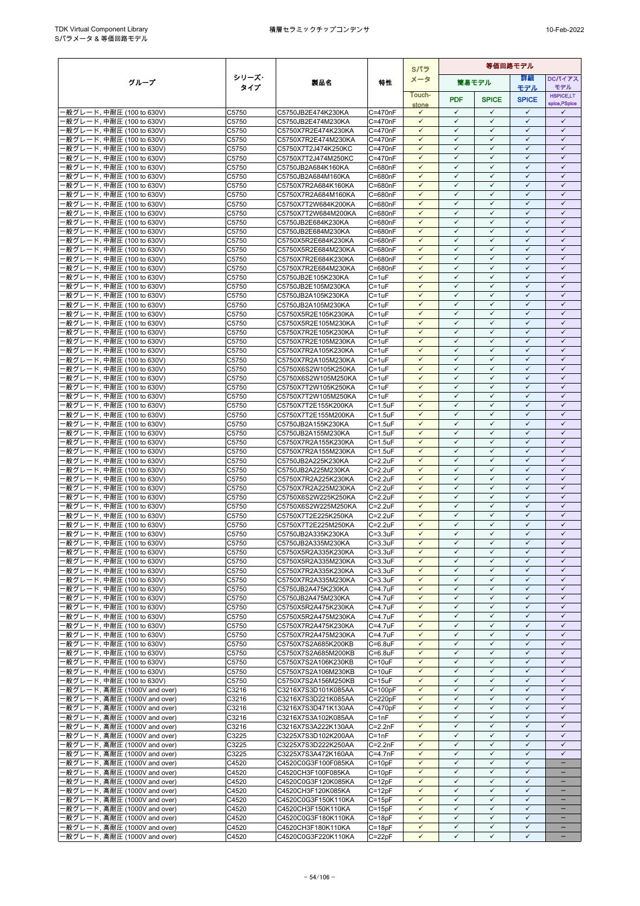| グループ | シリーズ･タイプ | 製品名 | 特性 | Sパラメータ | 等価回路モデル | | | |
|---|---|---|---|---|---|---|---|---|
| | | | | | 簡易モデル | | 詳細モデル | DCバイアスモデル |
| | | | | Touch-stone | PDF | SPICE | SPICE | HSPICE,LTspice,PSpice |
| 一般グレード, 中耐圧 (100 to 630V) | C5750 | C5750JB2E474K230KA | C=470nF | ✓ | ✓ | ✓ | ✓ | ✓ |
| 一般グレード, 中耐圧 (100 to 630V) | C5750 | C5750JB2E474M230KA | C=470nF | ✓ | ✓ | ✓ | ✓ | ✓ |
| 一般グレード, 中耐圧 (100 to 630V) | C5750 | C5750X7R2E474K230KA | C=470nF | ✓ | ✓ | ✓ | ✓ | ✓ |
| 一般グレード, 中耐圧 (100 to 630V) | C5750 | C5750X7R2E474M230KA | C=470nF | ✓ | ✓ | ✓ | ✓ | ✓ |
| 一般グレード, 中耐圧 (100 to 630V) | C5750 | C5750X7T2J474K250KC | C=470nF | ✓ | ✓ | ✓ | ✓ | ✓ |
| 一般グレード, 中耐圧 (100 to 630V) | C5750 | C5750X7T2J474M250KC | C=470nF | ✓ | ✓ | ✓ | ✓ | ✓ |
| 一般グレード, 中耐圧 (100 to 630V) | C5750 | C5750JB2A684K160KA | C=680nF | ✓ | ✓ | ✓ | ✓ | ✓ |
| 一般グレード, 中耐圧 (100 to 630V) | C5750 | C5750JB2A684M160KA | C=680nF | ✓ | ✓ | ✓ | ✓ | ✓ |
| 一般グレード, 中耐圧 (100 to 630V) | C5750 | C5750X7R2A684K160KA | C=680nF | ✓ | ✓ | ✓ | ✓ | ✓ |
| 一般グレード, 中耐圧 (100 to 630V) | C5750 | C5750X7R2A684M160KA | C=680nF | ✓ | ✓ | ✓ | ✓ | ✓ |
| 一般グレード, 中耐圧 (100 to 630V) | C5750 | C5750X7T2W684K200KA | C=680nF | ✓ | ✓ | ✓ | ✓ | ✓ |
| 一般グレード, 中耐圧 (100 to 630V) | C5750 | C5750X7T2W684M200KA | C=680nF | ✓ | ✓ | ✓ | ✓ | ✓ |
| 一般グレード, 中耐圧 (100 to 630V) | C5750 | C5750JB2E684K230KA | C=680nF | ✓ | ✓ | ✓ | ✓ | ✓ |
| 一般グレード, 中耐圧 (100 to 630V) | C5750 | C5750JB2E684M230KA | C=680nF | ✓ | ✓ | ✓ | ✓ | ✓ |
| 一般グレード, 中耐圧 (100 to 630V) | C5750 | C5750X5R2E684K230KA | C=680nF | ✓ | ✓ | ✓ | ✓ | ✓ |
| 一般グレード, 中耐圧 (100 to 630V) | C5750 | C5750X5R2E684M230KA | C=680nF | ✓ | ✓ | ✓ | ✓ | ✓ |
| 一般グレード, 中耐圧 (100 to 630V) | C5750 | C5750X7R2E684K230KA | C=680nF | ✓ | ✓ | ✓ | ✓ | ✓ |
| 一般グレード, 中耐圧 (100 to 630V) | C5750 | C5750X7R2E684M230KA | C=680nF | ✓ | ✓ | ✓ | ✓ | ✓ |
| 一般グレード, 中耐圧 (100 to 630V) | C5750 | C5750JB2E105K230KA | C=1uF | ✓ | ✓ | ✓ | ✓ | ✓ |
| 一般グレード, 中耐圧 (100 to 630V) | C5750 | C5750JB2E105M230KA | C=1uF | ✓ | ✓ | ✓ | ✓ | ✓ |
| 一般グレード, 中耐圧 (100 to 630V) | C5750 | C5750JB2A105K230KA | C=1uF | ✓ | ✓ | ✓ | ✓ | ✓ |
| 一般グレード, 中耐圧 (100 to 630V) | C5750 | C5750JB2A105M230KA | C=1uF | ✓ | ✓ | ✓ | ✓ | ✓ |
| 一般グレード, 中耐圧 (100 to 630V) | C5750 | C5750X5R2E105K230KA | C=1uF | ✓ | ✓ | ✓ | ✓ | ✓ |
| 一般グレード, 中耐圧 (100 to 630V) | C5750 | C5750X5R2E105M230KA | C=1uF | ✓ | ✓ | ✓ | ✓ | ✓ |
| 一般グレード, 中耐圧 (100 to 630V) | C5750 | C5750X7R2E105K230KA | C=1uF | ✓ | ✓ | ✓ | ✓ | ✓ |
| 一般グレード, 中耐圧 (100 to 630V) | C5750 | C5750X7R2E105M230KA | C=1uF | ✓ | ✓ | ✓ | ✓ | ✓ |
| 一般グレード, 中耐圧 (100 to 630V) | C5750 | C5750X7R2A105K230KA | C=1uF | ✓ | ✓ | ✓ | ✓ | ✓ |
| 一般グレード, 中耐圧 (100 to 630V) | C5750 | C5750X7R2A105M230KA | C=1uF | ✓ | ✓ | ✓ | ✓ | ✓ |
| 一般グレード, 中耐圧 (100 to 630V) | C5750 | C5750X6S2W105K250KA | C=1uF | ✓ | ✓ | ✓ | ✓ | ✓ |
| 一般グレード, 中耐圧 (100 to 630V) | C5750 | C5750X6S2W105M250KA | C=1uF | ✓ | ✓ | ✓ | ✓ | ✓ |
| 一般グレード, 中耐圧 (100 to 630V) | C5750 | C5750X7T2W105K250KA | C=1uF | ✓ | ✓ | ✓ | ✓ | ✓ |
| 一般グレード, 中耐圧 (100 to 630V) | C5750 | C5750X7T2W105M250KA | C=1uF | ✓ | ✓ | ✓ | ✓ | ✓ |
| 一般グレード, 中耐圧 (100 to 630V) | C5750 | C5750X7T2E155K200KA | C=1.5uF | ✓ | ✓ | ✓ | ✓ | ✓ |
| 一般グレード, 中耐圧 (100 to 630V) | C5750 | C5750X7T2E155M200KA | C=1.5uF | ✓ | ✓ | ✓ | ✓ | ✓ |
| 一般グレード, 中耐圧 (100 to 630V) | C5750 | C5750JB2A155K230KA | C=1.5uF | ✓ | ✓ | ✓ | ✓ | ✓ |
| 一般グレード, 中耐圧 (100 to 630V) | C5750 | C5750JB2A155M230KA | C=1.5uF | ✓ | ✓ | ✓ | ✓ | ✓ |
| 一般グレード, 中耐圧 (100 to 630V) | C5750 | C5750X7R2A155K230KA | C=1.5uF | ✓ | ✓ | ✓ | ✓ | ✓ |
| 一般グレード, 中耐圧 (100 to 630V) | C5750 | C5750X7R2A155M230KA | C=1.5uF | ✓ | ✓ | ✓ | ✓ | ✓ |
| 一般グレード, 中耐圧 (100 to 630V) | C5750 | C5750JB2A225K230KA | C=2.2uF | ✓ | ✓ | ✓ | ✓ | ✓ |
| 一般グレード, 中耐圧 (100 to 630V) | C5750 | C5750JB2A225M230KA | C=2.2uF | ✓ | ✓ | ✓ | ✓ | ✓ |
| 一般グレード, 中耐圧 (100 to 630V) | C5750 | C5750X7R2A225K230KA | C=2.2uF | ✓ | ✓ | ✓ | ✓ | ✓ |
| 一般グレード, 中耐圧 (100 to 630V) | C5750 | C5750X7R2A225M230KA | C=2.2uF | ✓ | ✓ | ✓ | ✓ | ✓ |
| 一般グレード, 中耐圧 (100 to 630V) | C5750 | C5750X6S2W225K250KA | C=2.2uF | ✓ | ✓ | ✓ | ✓ | ✓ |
| 一般グレード, 中耐圧 (100 to 630V) | C5750 | C5750X6S2W225M250KA | C=2.2uF | ✓ | ✓ | ✓ | ✓ | ✓ |
| 一般グレード, 中耐圧 (100 to 630V) | C5750 | C5750X7T2E225K250KA | C=2.2uF | ✓ | ✓ | ✓ | ✓ | ✓ |
| 一般グレード, 中耐圧 (100 to 630V) | C5750 | C5750X7T2E225M250KA | C=2.2uF | ✓ | ✓ | ✓ | ✓ | ✓ |
| 一般グレード, 中耐圧 (100 to 630V) | C5750 | C5750JB2A335K230KA | C=3.3uF | ✓ | ✓ | ✓ | ✓ | ✓ |
| 一般グレード, 中耐圧 (100 to 630V) | C5750 | C5750JB2A335M230KA | C=3.3uF | ✓ | ✓ | ✓ | ✓ | ✓ |
| 一般グレード, 中耐圧 (100 to 630V) | C5750 | C5750X5R2A335K230KA | C=3.3uF | ✓ | ✓ | ✓ | ✓ | ✓ |
| 一般グレード, 中耐圧 (100 to 630V) | C5750 | C5750X5R2A335M230KA | C=3.3uF | ✓ | ✓ | ✓ | ✓ | ✓ |
| 一般グレード, 中耐圧 (100 to 630V) | C5750 | C5750X7R2A335K230KA | C=3.3uF | ✓ | ✓ | ✓ | ✓ | ✓ |
| 一般グレード, 中耐圧 (100 to 630V) | C5750 | C5750X7R2A335M230KA | C=3.3uF | ✓ | ✓ | ✓ | ✓ | ✓ |
| 一般グレード, 中耐圧 (100 to 630V) | C5750 | C5750JB2A475K230KA | C=4.7uF | ✓ | ✓ | ✓ | ✓ | ✓ |
| 一般グレード, 中耐圧 (100 to 630V) | C5750 | C5750JB2A475M230KA | C=4.7uF | ✓ | ✓ | ✓ | ✓ | ✓ |
| 一般グレード, 中耐圧 (100 to 630V) | C5750 | C5750X5R2A475K230KA | C=4.7uF | ✓ | ✓ | ✓ | ✓ | ✓ |
| 一般グレード, 中耐圧 (100 to 630V) | C5750 | C5750X5R2A475M230KA | C=4.7uF | ✓ | ✓ | ✓ | ✓ | ✓ |
| 一般グレード, 中耐圧 (100 to 630V) | C5750 | C5750X7R2A475K230KA | C=4.7uF | ✓ | ✓ | ✓ | ✓ | ✓ |
| 一般グレード, 中耐圧 (100 to 630V) | C5750 | C5750X7R2A475M230KA | C=4.7uF | ✓ | ✓ | ✓ | ✓ | ✓ |
| 一般グレード, 中耐圧 (100 to 630V) | C5750 | C5750X7S2A685K200KB | C=6.8uF | ✓ | ✓ | ✓ | ✓ | ✓ |
| 一般グレード, 中耐圧 (100 to 630V) | C5750 | C5750X7S2A685M200KB | C=6.8uF | ✓ | ✓ | ✓ | ✓ | ✓ |
| 一般グレード, 中耐圧 (100 to 630V) | C5750 | C5750X7S2A106K230KB | C=10uF | ✓ | ✓ | ✓ | ✓ | ✓ |
| 一般グレード, 中耐圧 (100 to 630V) | C5750 | C5750X7S2A106M230KB | C=10uF | ✓ | ✓ | ✓ | ✓ | ✓ |
| 一般グレード, 中耐圧 (100 to 630V) | C5750 | C5750X7S2A156M250KB | C=15uF | ✓ | ✓ | ✓ | ✓ | ✓ |
| 一般グレード, 高耐圧 (1000V and over) | C3216 | C3216X7S3D101K085AA | C=100pF | ✓ | ✓ | ✓ | ✓ | ✓ |
| 一般グレード, 高耐圧 (1000V and over) | C3216 | C3216X7S3D221K085AA | C=220pF | ✓ | ✓ | ✓ | ✓ | ✓ |
| 一般グレード, 高耐圧 (1000V and over) | C3216 | C3216X7S3D471K130AA | C=470pF | ✓ | ✓ | ✓ | ✓ | ✓ |
| 一般グレード, 高耐圧 (1000V and over) | C3216 | C3216X7S3A102K085AA | C=1nF | ✓ | ✓ | ✓ | ✓ | ✓ |
| 一般グレード, 高耐圧 (1000V and over) | C3216 | C3216X7S3A222K130AA | C=2.2nF | ✓ | ✓ | ✓ | ✓ | ✓ |
| 一般グレード, 高耐圧 (1000V and over) | C3225 | C3225X7S3D102K200AA | C=1nF | ✓ | ✓ | ✓ | ✓ | ✓ |
| 一般グレード, 高耐圧 (1000V and over) | C3225 | C3225X7S3D222K250AA | C=2.2nF | ✓ | ✓ | ✓ | ✓ | ✓ |
| 一般グレード, 高耐圧 (1000V and over) | C3225 | C3225X7S3A472K160AA | C=4.7nF | ✓ | ✓ | ✓ | ✓ | ✓ |
| 一般グレード, 高耐圧 (1000V and over) | C4520 | C4520C0G3F100F085KA | C=10pF | ✓ | ✓ | ✓ | ✓ | – |
| 一般グレード, 高耐圧 (1000V and over) | C4520 | C4520CH3F100F085KA | C=10pF | ✓ | ✓ | ✓ | ✓ | – |
| 一般グレード, 高耐圧 (1000V and over) | C4520 | C4520C0G3F120K085KA | C=12pF | ✓ | ✓ | ✓ | ✓ | – |
| 一般グレード, 高耐圧 (1000V and over) | C4520 | C4520CH3F120K085KA | C=12pF | ✓ | ✓ | ✓ | ✓ | – |
| 一般グレード, 高耐圧 (1000V and over) | C4520 | C4520C0G3F150K110KA | C=15pF | ✓ | ✓ | ✓ | ✓ | – |
| 一般グレード, 高耐圧 (1000V and over) | C4520 | C4520CH3F150K110KA | C=15pF | ✓ | ✓ | ✓ | ✓ | – |
| 一般グレード, 高耐圧 (1000V and over) | C4520 | C4520C0G3F180K110KA | C=18pF | ✓ | ✓ | ✓ | ✓ | – |
| 一般グレード, 高耐圧 (1000V and over) | C4520 | C4520CH3F180K110KA | C=18pF | ✓ | ✓ | ✓ | ✓ | – |
| 一般グレード, 高耐圧 (1000V and over) | C4520 | C4520C0G3F220K110KA | C=22pF | ✓ | ✓ | ✓ | ✓ | – |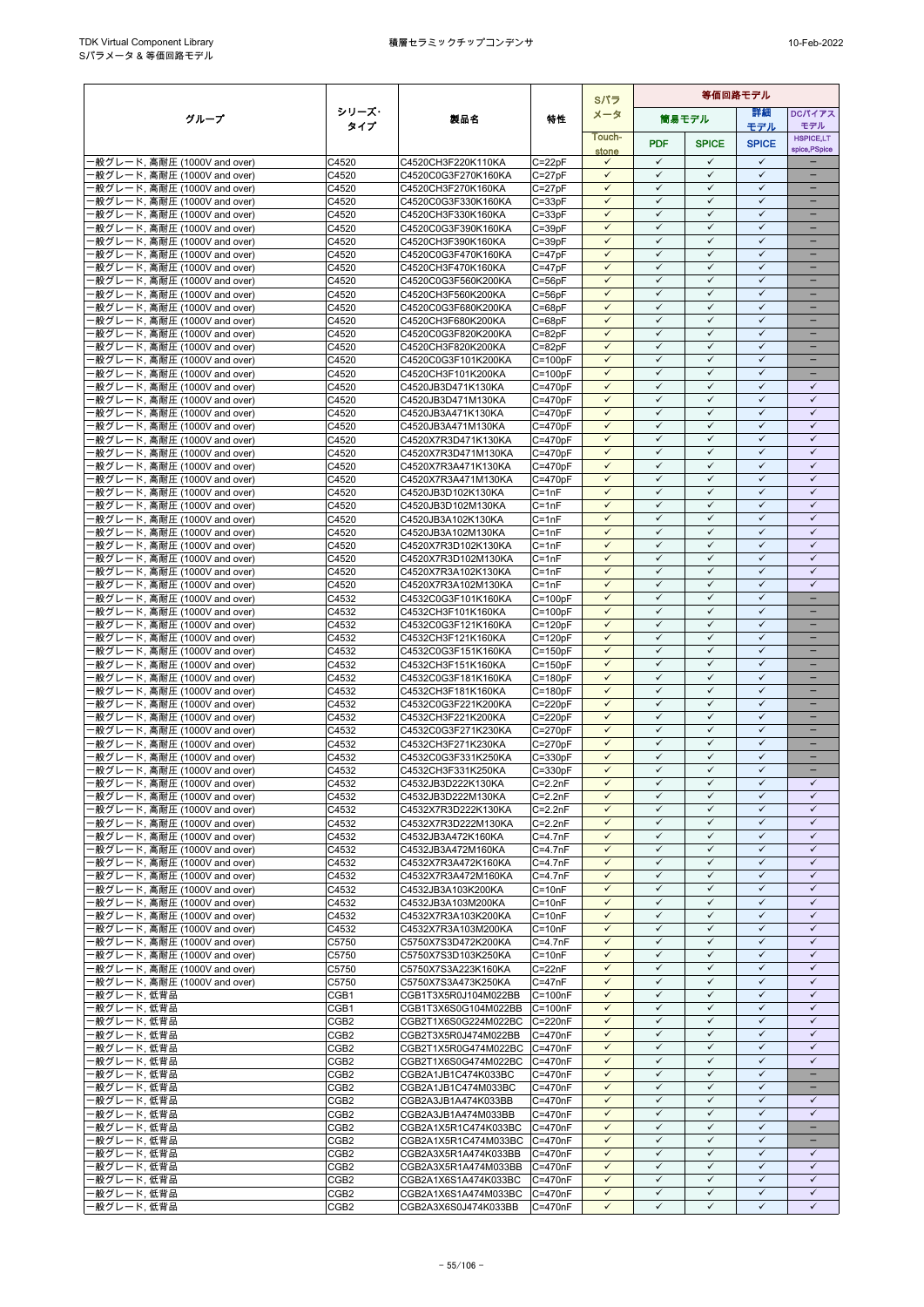| グループ | シリーズ・タイプ | 製品名 | 特性 | Sパラメータ | 等価回路モデル | | | |
|---|---|---|---|---|---|---|---|---|
| | | | | | 簡易モデル | | 詳細モデル | DCバイアスモデル |
| | | | | Touch-stone | PDF | SPICE | SPICE | HSPICE,LTspice,PSpice |
| 一般グレード, 高耐圧 (1000V and over) | C4520 | C4520CH3F220K110KA | C=22pF | ✓ | ✓ | ✓ | ✓ | – |
| 一般グレード, 高耐圧 (1000V and over) | C4520 | C4520C0G3F270K160KA | C=27pF | ✓ | ✓ | ✓ | ✓ | – |
| 一般グレード, 高耐圧 (1000V and over) | C4520 | C4520CH3F270K160KA | C=27pF | ✓ | ✓ | ✓ | ✓ | – |
| 一般グレード, 高耐圧 (1000V and over) | C4520 | C4520C0G3F330K160KA | C=33pF | ✓ | ✓ | ✓ | ✓ | – |
| 一般グレード, 高耐圧 (1000V and over) | C4520 | C4520CH3F330K160KA | C=33pF | ✓ | ✓ | ✓ | ✓ | – |
| 一般グレード, 高耐圧 (1000V and over) | C4520 | C4520C0G3F390K160KA | C=39pF | ✓ | ✓ | ✓ | ✓ | – |
| 一般グレード, 高耐圧 (1000V and over) | C4520 | C4520CH3F390K160KA | C=39pF | ✓ | ✓ | ✓ | ✓ | – |
| 一般グレード, 高耐圧 (1000V and over) | C4520 | C4520C0G3F470K160KA | C=47pF | ✓ | ✓ | ✓ | ✓ | – |
| 一般グレード, 高耐圧 (1000V and over) | C4520 | C4520CH3F470K160KA | C=47pF | ✓ | ✓ | ✓ | ✓ | – |
| 一般グレード, 高耐圧 (1000V and over) | C4520 | C4520C0G3F560K200KA | C=56pF | ✓ | ✓ | ✓ | ✓ | – |
| 一般グレード, 高耐圧 (1000V and over) | C4520 | C4520CH3F560K200KA | C=56pF | ✓ | ✓ | ✓ | ✓ | – |
| 一般グレード, 高耐圧 (1000V and over) | C4520 | C4520C0G3F680K200KA | C=68pF | ✓ | ✓ | ✓ | ✓ | – |
| 一般グレード, 高耐圧 (1000V and over) | C4520 | C4520CH3F680K200KA | C=68pF | ✓ | ✓ | ✓ | ✓ | – |
| 一般グレード, 高耐圧 (1000V and over) | C4520 | C4520C0G3F820K200KA | C=82pF | ✓ | ✓ | ✓ | ✓ | – |
| 一般グレード, 高耐圧 (1000V and over) | C4520 | C4520CH3F820K200KA | C=82pF | ✓ | ✓ | ✓ | ✓ | – |
| 一般グレード, 高耐圧 (1000V and over) | C4520 | C4520C0G3F101K200KA | C=100pF | ✓ | ✓ | ✓ | ✓ | – |
| 一般グレード, 高耐圧 (1000V and over) | C4520 | C4520CH3F101K200KA | C=100pF | ✓ | ✓ | ✓ | ✓ | – |
| 一般グレード, 高耐圧 (1000V and over) | C4520 | C4520JB3D471K130KA | C=470pF | ✓ | ✓ | ✓ | ✓ | ✓ |
| 一般グレード, 高耐圧 (1000V and over) | C4520 | C4520JB3D471M130KA | C=470pF | ✓ | ✓ | ✓ | ✓ | ✓ |
| 一般グレード, 高耐圧 (1000V and over) | C4520 | C4520JB3A471K130KA | C=470pF | ✓ | ✓ | ✓ | ✓ | ✓ |
| 一般グレード, 高耐圧 (1000V and over) | C4520 | C4520JB3A471M130KA | C=470pF | ✓ | ✓ | ✓ | ✓ | ✓ |
| 一般グレード, 高耐圧 (1000V and over) | C4520 | C4520X7R3D471K130KA | C=470pF | ✓ | ✓ | ✓ | ✓ | ✓ |
| 一般グレード, 高耐圧 (1000V and over) | C4520 | C4520X7R3D471M130KA | C=470pF | ✓ | ✓ | ✓ | ✓ | ✓ |
| 一般グレード, 高耐圧 (1000V and over) | C4520 | C4520X7R3A471K130KA | C=470pF | ✓ | ✓ | ✓ | ✓ | ✓ |
| 一般グレード, 高耐圧 (1000V and over) | C4520 | C4520X7R3A471M130KA | C=470pF | ✓ | ✓ | ✓ | ✓ | ✓ |
| 一般グレード, 高耐圧 (1000V and over) | C4520 | C4520JB3D102K130KA | C=1nF | ✓ | ✓ | ✓ | ✓ | ✓ |
| 一般グレード, 高耐圧 (1000V and over) | C4520 | C4520JB3D102M130KA | C=1nF | ✓ | ✓ | ✓ | ✓ | ✓ |
| 一般グレード, 高耐圧 (1000V and over) | C4520 | C4520JB3A102K130KA | C=1nF | ✓ | ✓ | ✓ | ✓ | ✓ |
| 一般グレード, 高耐圧 (1000V and over) | C4520 | C4520JB3A102M130KA | C=1nF | ✓ | ✓ | ✓ | ✓ | ✓ |
| 一般グレード, 高耐圧 (1000V and over) | C4520 | C4520X7R3D102K130KA | C=1nF | ✓ | ✓ | ✓ | ✓ | ✓ |
| 一般グレード, 高耐圧 (1000V and over) | C4520 | C4520X7R3D102M130KA | C=1nF | ✓ | ✓ | ✓ | ✓ | ✓ |
| 一般グレード, 高耐圧 (1000V and over) | C4520 | C4520X7R3A102K130KA | C=1nF | ✓ | ✓ | ✓ | ✓ | ✓ |
| 一般グレード, 高耐圧 (1000V and over) | C4520 | C4520X7R3A102M130KA | C=1nF | ✓ | ✓ | ✓ | ✓ | ✓ |
| 一般グレード, 高耐圧 (1000V and over) | C4532 | C4532C0G3F101K160KA | C=100pF | ✓ | ✓ | ✓ | ✓ | – |
| 一般グレード, 高耐圧 (1000V and over) | C4532 | C4532CH3F101K160KA | C=100pF | ✓ | ✓ | ✓ | ✓ | – |
| 一般グレード, 高耐圧 (1000V and over) | C4532 | C4532C0G3F121K160KA | C=120pF | ✓ | ✓ | ✓ | ✓ | – |
| 一般グレード, 高耐圧 (1000V and over) | C4532 | C4532CH3F121K160KA | C=120pF | ✓ | ✓ | ✓ | ✓ | – |
| 一般グレード, 高耐圧 (1000V and over) | C4532 | C4532C0G3F151K160KA | C=150pF | ✓ | ✓ | ✓ | ✓ | – |
| 一般グレード, 高耐圧 (1000V and over) | C4532 | C4532CH3F151K160KA | C=150pF | ✓ | ✓ | ✓ | ✓ | – |
| 一般グレード, 高耐圧 (1000V and over) | C4532 | C4532C0G3F181K160KA | C=180pF | ✓ | ✓ | ✓ | ✓ | – |
| 一般グレード, 高耐圧 (1000V and over) | C4532 | C4532CH3F181K160KA | C=180pF | ✓ | ✓ | ✓ | ✓ | – |
| 一般グレード, 高耐圧 (1000V and over) | C4532 | C4532C0G3F221K200KA | C=220pF | ✓ | ✓ | ✓ | ✓ | – |
| 一般グレード, 高耐圧 (1000V and over) | C4532 | C4532CH3F221K200KA | C=220pF | ✓ | ✓ | ✓ | ✓ | – |
| 一般グレード, 高耐圧 (1000V and over) | C4532 | C4532C0G3F271K230KA | C=270pF | ✓ | ✓ | ✓ | ✓ | – |
| 一般グレード, 高耐圧 (1000V and over) | C4532 | C4532CH3F271K230KA | C=270pF | ✓ | ✓ | ✓ | ✓ | – |
| 一般グレード, 高耐圧 (1000V and over) | C4532 | C4532C0G3F331K250KA | C=330pF | ✓ | ✓ | ✓ | ✓ | – |
| 一般グレード, 高耐圧 (1000V and over) | C4532 | C4532CH3F331K250KA | C=330pF | ✓ | ✓ | ✓ | ✓ | – |
| 一般グレード, 高耐圧 (1000V and over) | C4532 | C4532JB3D222K130KA | C=2.2nF | ✓ | ✓ | ✓ | ✓ | ✓ |
| 一般グレード, 高耐圧 (1000V and over) | C4532 | C4532JB3D222M130KA | C=2.2nF | ✓ | ✓ | ✓ | ✓ | ✓ |
| 一般グレード, 高耐圧 (1000V and over) | C4532 | C4532X7R3D222K130KA | C=2.2nF | ✓ | ✓ | ✓ | ✓ | ✓ |
| 一般グレード, 高耐圧 (1000V and over) | C4532 | C4532X7R3D222M130KA | C=2.2nF | ✓ | ✓ | ✓ | ✓ | ✓ |
| 一般グレード, 高耐圧 (1000V and over) | C4532 | C4532JB3A472K160KA | C=4.7nF | ✓ | ✓ | ✓ | ✓ | ✓ |
| 一般グレード, 高耐圧 (1000V and over) | C4532 | C4532JB3A472M160KA | C=4.7nF | ✓ | ✓ | ✓ | ✓ | ✓ |
| 一般グレード, 高耐圧 (1000V and over) | C4532 | C4532X7R3A472K160KA | C=4.7nF | ✓ | ✓ | ✓ | ✓ | ✓ |
| 一般グレード, 高耐圧 (1000V and over) | C4532 | C4532X7R3A472M160KA | C=4.7nF | ✓ | ✓ | ✓ | ✓ | ✓ |
| 一般グレード, 高耐圧 (1000V and over) | C4532 | C4532JB3A103K200KA | C=10nF | ✓ | ✓ | ✓ | ✓ | ✓ |
| 一般グレード, 高耐圧 (1000V and over) | C4532 | C4532JB3A103M200KA | C=10nF | ✓ | ✓ | ✓ | ✓ | ✓ |
| 一般グレード, 高耐圧 (1000V and over) | C4532 | C4532X7R3A103K200KA | C=10nF | ✓ | ✓ | ✓ | ✓ | ✓ |
| 一般グレード, 高耐圧 (1000V and over) | C4532 | C4532X7R3A103M200KA | C=10nF | ✓ | ✓ | ✓ | ✓ | ✓ |
| 一般グレード, 高耐圧 (1000V and over) | C5750 | C5750X7S3D472K200KA | C=4.7nF | ✓ | ✓ | ✓ | ✓ | ✓ |
| 一般グレード, 高耐圧 (1000V and over) | C5750 | C5750X7S3D103K250KA | C=10nF | ✓ | ✓ | ✓ | ✓ | ✓ |
| 一般グレード, 高耐圧 (1000V and over) | C5750 | C5750X7S3A223K160KA | C=22nF | ✓ | ✓ | ✓ | ✓ | ✓ |
| 一般グレード, 高耐圧 (1000V and over) | C5750 | C5750X7S3A473K250KA | C=47nF | ✓ | ✓ | ✓ | ✓ | ✓ |
| 一般グレード, 低背品 | CGB1 | CGB1T3X5R0J104M022BB | C=100nF | ✓ | ✓ | ✓ | ✓ | ✓ |
| 一般グレード, 低背品 | CGB1 | CGB1T3X6S0G104M022BB | C=100nF | ✓ | ✓ | ✓ | ✓ | ✓ |
| 一般グレード, 低背品 | CGB2 | CGB2T1X6S0G224M022BC | C=220nF | ✓ | ✓ | ✓ | ✓ | ✓ |
| 一般グレード, 低背品 | CGB2 | CGB2T3X5R0J474M022BB | C=470nF | ✓ | ✓ | ✓ | ✓ | ✓ |
| 一般グレード, 低背品 | CGB2 | CGB2T1X5R0G474M022BC | C=470nF | ✓ | ✓ | ✓ | ✓ | ✓ |
| 一般グレード, 低背品 | CGB2 | CGB2T1X6S0G474M022BC | C=470nF | ✓ | ✓ | ✓ | ✓ | ✓ |
| 一般グレード, 低背品 | CGB2 | CGB2A1JB1C474K033BC | C=470nF | ✓ | ✓ | ✓ | ✓ | – |
| 一般グレード, 低背品 | CGB2 | CGB2A1JB1C474M033BC | C=470nF | ✓ | ✓ | ✓ | ✓ | – |
| 一般グレード, 低背品 | CGB2 | CGB2A3JB1A474K033BB | C=470nF | ✓ | ✓ | ✓ | ✓ | ✓ |
| 一般グレード, 低背品 | CGB2 | CGB2A3JB1A474M033BB | C=470nF | ✓ | ✓ | ✓ | ✓ | ✓ |
| 一般グレード, 低背品 | CGB2 | CGB2A1X5R1C474K033BC | C=470nF | ✓ | ✓ | ✓ | ✓ | – |
| 一般グレード, 低背品 | CGB2 | CGB2A1X5R1C474M033BC | C=470nF | ✓ | ✓ | ✓ | ✓ | – |
| 一般グレード, 低背品 | CGB2 | CGB2A3X5R1A474K033BB | C=470nF | ✓ | ✓ | ✓ | ✓ | ✓ |
| 一般グレード, 低背品 | CGB2 | CGB2A3X5R1A474M033BB | C=470nF | ✓ | ✓ | ✓ | ✓ | ✓ |
| 一般グレード, 低背品 | CGB2 | CGB2A1X6S1A474K033BC | C=470nF | ✓ | ✓ | ✓ | ✓ | ✓ |
| 一般グレード, 低背品 | CGB2 | CGB2A1X6S1A474M033BC | C=470nF | ✓ | ✓ | ✓ | ✓ | ✓ |
| 一般グレード, 低背品 | CGB2 | CGB2A3X6S0J474K033BB | C=470nF | ✓ | ✓ | ✓ | ✓ | ✓ |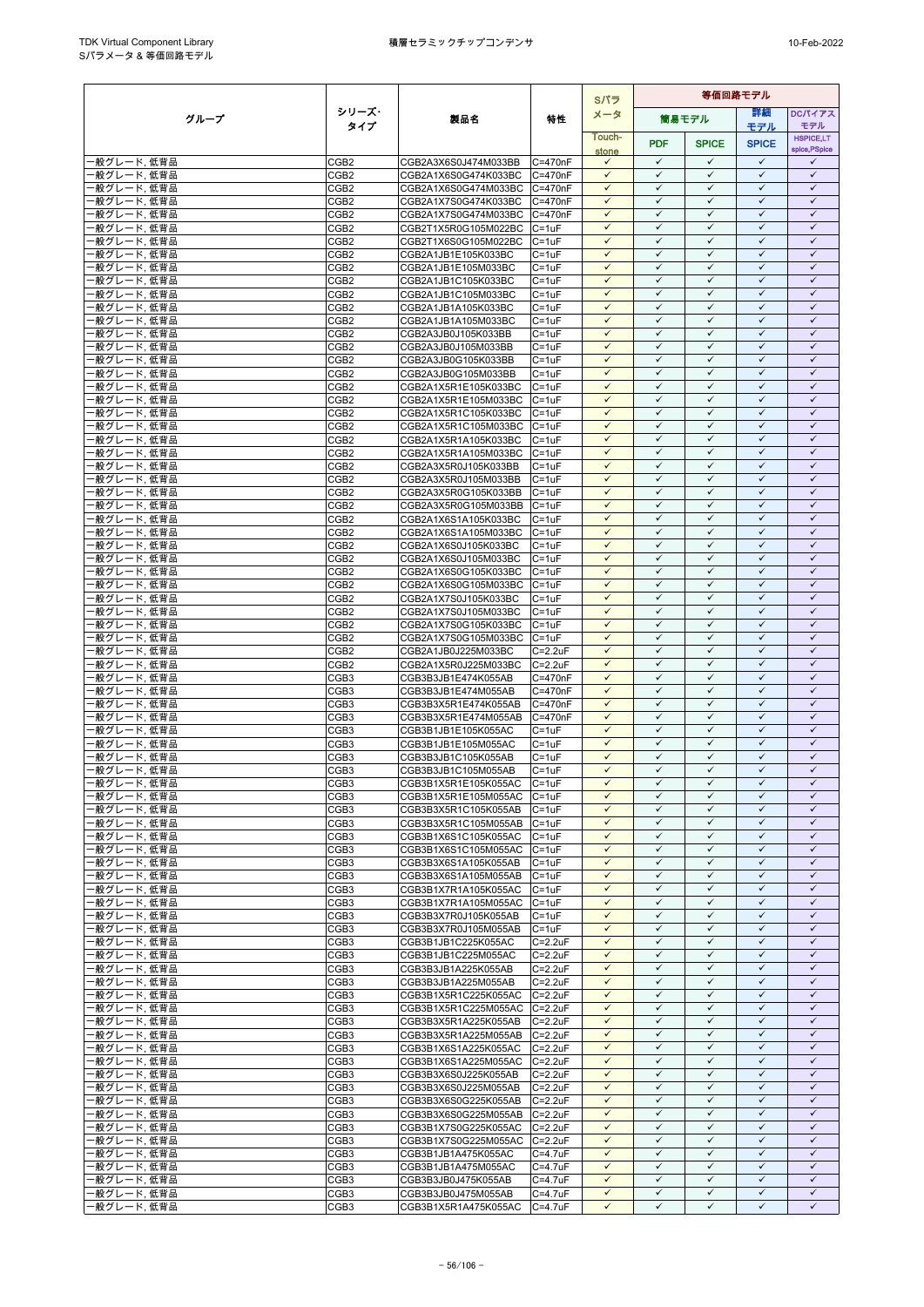| グループ | シリーズ・タイプ | 製品名 | 特性 | Sパラメータ | 等価回路モデル | | | |
|---|---|---|---|---|---|---|---|---|
| | | | | | 簡易モデル | | 詳細モデル | DCバイアスモデル |
| | | | | Touch-stone | PDF | SPICE | SPICE | HSPICE,LTspice,PSpice |
| 一般グレード, 低背品 | CGB2 | CGB2A3X6S0J474M033BB | C=470nF | ✓ | ✓ | ✓ | ✓ | ✓ |
| 一般グレード, 低背品 | CGB2 | CGB2A1X6S0G474K033BC | C=470nF | ✓ | ✓ | ✓ | ✓ | ✓ |
| 一般グレード, 低背品 | CGB2 | CGB2A1X6S0G474M033BC | C=470nF | ✓ | ✓ | ✓ | ✓ | ✓ |
| 一般グレード, 低背品 | CGB2 | CGB2A1X7S0G474K033BC | C=470nF | ✓ | ✓ | ✓ | ✓ | ✓ |
| 一般グレード, 低背品 | CGB2 | CGB2A1X7S0G474M033BC | C=470nF | ✓ | ✓ | ✓ | ✓ | ✓ |
| 一般グレード, 低背品 | CGB2 | CGB2T1X5R0G105M022BC | C=1uF | ✓ | ✓ | ✓ | ✓ | ✓ |
| 一般グレード, 低背品 | CGB2 | CGB2T1X6S0G105M022BC | C=1uF | ✓ | ✓ | ✓ | ✓ | ✓ |
| 一般グレード, 低背品 | CGB2 | CGB2A1JB1E105K033BC | C=1uF | ✓ | ✓ | ✓ | ✓ | ✓ |
| 一般グレード, 低背品 | CGB2 | CGB2A1JB1E105M033BC | C=1uF | ✓ | ✓ | ✓ | ✓ | ✓ |
| 一般グレード, 低背品 | CGB2 | CGB2A1JB1C105K033BC | C=1uF | ✓ | ✓ | ✓ | ✓ | ✓ |
| 一般グレード, 低背品 | CGB2 | CGB2A1JB1C105M033BC | C=1uF | ✓ | ✓ | ✓ | ✓ | ✓ |
| 一般グレード, 低背品 | CGB2 | CGB2A1JB1A105K033BC | C=1uF | ✓ | ✓ | ✓ | ✓ | ✓ |
| 一般グレード, 低背品 | CGB2 | CGB2A1JB1A105M033BC | C=1uF | ✓ | ✓ | ✓ | ✓ | ✓ |
| 一般グレード, 低背品 | CGB2 | CGB2A3JB0J105K033BB | C=1uF | ✓ | ✓ | ✓ | ✓ | ✓ |
| 一般グレード, 低背品 | CGB2 | CGB2A3JB0J105M033BB | C=1uF | ✓ | ✓ | ✓ | ✓ | ✓ |
| 一般グレード, 低背品 | CGB2 | CGB2A3JB0G105K033BB | C=1uF | ✓ | ✓ | ✓ | ✓ | ✓ |
| 一般グレード, 低背品 | CGB2 | CGB2A3JB0G105M033BB | C=1uF | ✓ | ✓ | ✓ | ✓ | ✓ |
| 一般グレード, 低背品 | CGB2 | CGB2A1X5R1E105K033BC | C=1uF | ✓ | ✓ | ✓ | ✓ | ✓ |
| 一般グレード, 低背品 | CGB2 | CGB2A1X5R1E105M033BC | C=1uF | ✓ | ✓ | ✓ | ✓ | ✓ |
| 一般グレード, 低背品 | CGB2 | CGB2A1X5R1C105K033BC | C=1uF | ✓ | ✓ | ✓ | ✓ | ✓ |
| 一般グレード, 低背品 | CGB2 | CGB2A1X5R1C105M033BC | C=1uF | ✓ | ✓ | ✓ | ✓ | ✓ |
| 一般グレード, 低背品 | CGB2 | CGB2A1X5R1A105K033BC | C=1uF | ✓ | ✓ | ✓ | ✓ | ✓ |
| 一般グレード, 低背品 | CGB2 | CGB2A1X5R1A105M033BC | C=1uF | ✓ | ✓ | ✓ | ✓ | ✓ |
| 一般グレード, 低背品 | CGB2 | CGB2A3X5R0J105K033BB | C=1uF | ✓ | ✓ | ✓ | ✓ | ✓ |
| 一般グレード, 低背品 | CGB2 | CGB2A3X5R0J105M033BB | C=1uF | ✓ | ✓ | ✓ | ✓ | ✓ |
| 一般グレード, 低背品 | CGB2 | CGB2A3X5R0G105K033BB | C=1uF | ✓ | ✓ | ✓ | ✓ | ✓ |
| 一般グレード, 低背品 | CGB2 | CGB2A3X5R0G105M033BB | C=1uF | ✓ | ✓ | ✓ | ✓ | ✓ |
| 一般グレード, 低背品 | CGB2 | CGB2A1X6S1A105K033BC | C=1uF | ✓ | ✓ | ✓ | ✓ | ✓ |
| 一般グレード, 低背品 | CGB2 | CGB2A1X6S1A105M033BC | C=1uF | ✓ | ✓ | ✓ | ✓ | ✓ |
| 一般グレード, 低背品 | CGB2 | CGB2A1X6S0J105K033BC | C=1uF | ✓ | ✓ | ✓ | ✓ | ✓ |
| 一般グレード, 低背品 | CGB2 | CGB2A1X6S0J105M033BC | C=1uF | ✓ | ✓ | ✓ | ✓ | ✓ |
| 一般グレード, 低背品 | CGB2 | CGB2A1X6S0G105K033BC | C=1uF | ✓ | ✓ | ✓ | ✓ | ✓ |
| 一般グレード, 低背品 | CGB2 | CGB2A1X6S0G105M033BC | C=1uF | ✓ | ✓ | ✓ | ✓ | ✓ |
| 一般グレード, 低背品 | CGB2 | CGB2A1X7S0J105K033BC | C=1uF | ✓ | ✓ | ✓ | ✓ | ✓ |
| 一般グレード, 低背品 | CGB2 | CGB2A1X7S0J105M033BC | C=1uF | ✓ | ✓ | ✓ | ✓ | ✓ |
| 一般グレード, 低背品 | CGB2 | CGB2A1X7S0G105K033BC | C=1uF | ✓ | ✓ | ✓ | ✓ | ✓ |
| 一般グレード, 低背品 | CGB2 | CGB2A1X7S0G105M033BC | C=1uF | ✓ | ✓ | ✓ | ✓ | ✓ |
| 一般グレード, 低背品 | CGB2 | CGB2A1JB0J225M033BC | C=2.2uF | ✓ | ✓ | ✓ | ✓ | ✓ |
| 一般グレード, 低背品 | CGB2 | CGB2A1X5R0J225M033BC | C=2.2uF | ✓ | ✓ | ✓ | ✓ | ✓ |
| 一般グレード, 低背品 | CGB3 | CGB3B3JB1E474K055AB | C=470nF | ✓ | ✓ | ✓ | ✓ | ✓ |
| 一般グレード, 低背品 | CGB3 | CGB3B3JB1E474M055AB | C=470nF | ✓ | ✓ | ✓ | ✓ | ✓ |
| 一般グレード, 低背品 | CGB3 | CGB3B3X5R1E474K055AB | C=470nF | ✓ | ✓ | ✓ | ✓ | ✓ |
| 一般グレード, 低背品 | CGB3 | CGB3B3X5R1E474M055AB | C=470nF | ✓ | ✓ | ✓ | ✓ | ✓ |
| 一般グレード, 低背品 | CGB3 | CGB3B1JB1E105K055AC | C=1uF | ✓ | ✓ | ✓ | ✓ | ✓ |
| 一般グレード, 低背品 | CGB3 | CGB3B1JB1E105M055AC | C=1uF | ✓ | ✓ | ✓ | ✓ | ✓ |
| 一般グレード, 低背品 | CGB3 | CGB3B3JB1C105K055AB | C=1uF | ✓ | ✓ | ✓ | ✓ | ✓ |
| 一般グレード, 低背品 | CGB3 | CGB3B3JB1C105M055AB | C=1uF | ✓ | ✓ | ✓ | ✓ | ✓ |
| 一般グレード, 低背品 | CGB3 | CGB3B1X5R1E105K055AC | C=1uF | ✓ | ✓ | ✓ | ✓ | ✓ |
| 一般グレード, 低背品 | CGB3 | CGB3B1X5R1E105M055AC | C=1uF | ✓ | ✓ | ✓ | ✓ | ✓ |
| 一般グレード, 低背品 | CGB3 | CGB3B3X5R1C105K055AB | C=1uF | ✓ | ✓ | ✓ | ✓ | ✓ |
| 一般グレード, 低背品 | CGB3 | CGB3B3X5R1C105M055AB | C=1uF | ✓ | ✓ | ✓ | ✓ | ✓ |
| 一般グレード, 低背品 | CGB3 | CGB3B1X6S1C105K055AC | C=1uF | ✓ | ✓ | ✓ | ✓ | ✓ |
| 一般グレード, 低背品 | CGB3 | CGB3B1X6S1C105M055AC | C=1uF | ✓ | ✓ | ✓ | ✓ | ✓ |
| 一般グレード, 低背品 | CGB3 | CGB3B3X6S1A105K055AB | C=1uF | ✓ | ✓ | ✓ | ✓ | ✓ |
| 一般グレード, 低背品 | CGB3 | CGB3B3X6S1A105M055AB | C=1uF | ✓ | ✓ | ✓ | ✓ | ✓ |
| 一般グレード, 低背品 | CGB3 | CGB3B1X7R1A105K055AC | C=1uF | ✓ | ✓ | ✓ | ✓ | ✓ |
| 一般グレード, 低背品 | CGB3 | CGB3B1X7R1A105M055AC | C=1uF | ✓ | ✓ | ✓ | ✓ | ✓ |
| 一般グレード, 低背品 | CGB3 | CGB3B3X7R0J105K055AB | C=1uF | ✓ | ✓ | ✓ | ✓ | ✓ |
| 一般グレード, 低背品 | CGB3 | CGB3B3X7R0J105M055AB | C=1uF | ✓ | ✓ | ✓ | ✓ | ✓ |
| 一般グレード, 低背品 | CGB3 | CGB3B1JB1C225K055AC | C=2.2uF | ✓ | ✓ | ✓ | ✓ | ✓ |
| 一般グレード, 低背品 | CGB3 | CGB3B1JB1C225M055AC | C=2.2uF | ✓ | ✓ | ✓ | ✓ | ✓ |
| 一般グレード, 低背品 | CGB3 | CGB3B3JB1A225K055AB | C=2.2uF | ✓ | ✓ | ✓ | ✓ | ✓ |
| 一般グレード, 低背品 | CGB3 | CGB3B3JB1A225M055AB | C=2.2uF | ✓ | ✓ | ✓ | ✓ | ✓ |
| 一般グレード, 低背品 | CGB3 | CGB3B1X5R1C225K055AC | C=2.2uF | ✓ | ✓ | ✓ | ✓ | ✓ |
| 一般グレード, 低背品 | CGB3 | CGB3B1X5R1C225M055AC | C=2.2uF | ✓ | ✓ | ✓ | ✓ | ✓ |
| 一般グレード, 低背品 | CGB3 | CGB3B3X5R1A225K055AB | C=2.2uF | ✓ | ✓ | ✓ | ✓ | ✓ |
| 一般グレード, 低背品 | CGB3 | CGB3B3X5R1A225M055AB | C=2.2uF | ✓ | ✓ | ✓ | ✓ | ✓ |
| 一般グレード, 低背品 | CGB3 | CGB3B1X6S1A225K055AC | C=2.2uF | ✓ | ✓ | ✓ | ✓ | ✓ |
| 一般グレード, 低背品 | CGB3 | CGB3B1X6S1A225M055AC | C=2.2uF | ✓ | ✓ | ✓ | ✓ | ✓ |
| 一般グレード, 低背品 | CGB3 | CGB3B3X6S0J225K055AB | C=2.2uF | ✓ | ✓ | ✓ | ✓ | ✓ |
| 一般グレード, 低背品 | CGB3 | CGB3B3X6S0J225M055AB | C=2.2uF | ✓ | ✓ | ✓ | ✓ | ✓ |
| 一般グレード, 低背品 | CGB3 | CGB3B3X6S0G225K055AB | C=2.2uF | ✓ | ✓ | ✓ | ✓ | ✓ |
| 一般グレード, 低背品 | CGB3 | CGB3B3X6S0G225M055AB | C=2.2uF | ✓ | ✓ | ✓ | ✓ | ✓ |
| 一般グレード, 低背品 | CGB3 | CGB3B1X7S0G225K055AC | C=2.2uF | ✓ | ✓ | ✓ | ✓ | ✓ |
| 一般グレード, 低背品 | CGB3 | CGB3B1X7S0G225M055AC | C=2.2uF | ✓ | ✓ | ✓ | ✓ | ✓ |
| 一般グレード, 低背品 | CGB3 | CGB3B1JB1A475K055AC | C=4.7uF | ✓ | ✓ | ✓ | ✓ | ✓ |
| 一般グレード, 低背品 | CGB3 | CGB3B1JB1A475M055AC | C=4.7uF | ✓ | ✓ | ✓ | ✓ | ✓ |
| 一般グレード, 低背品 | CGB3 | CGB3B3JB0J475K055AB | C=4.7uF | ✓ | ✓ | ✓ | ✓ | ✓ |
| 一般グレード, 低背品 | CGB3 | CGB3B3JB0J475M055AB | C=4.7uF | ✓ | ✓ | ✓ | ✓ | ✓ |
| 一般グレード, 低背品 | CGB3 | CGB3B1X5R1A475K055AC | C=4.7uF | ✓ | ✓ | ✓ | ✓ | ✓ |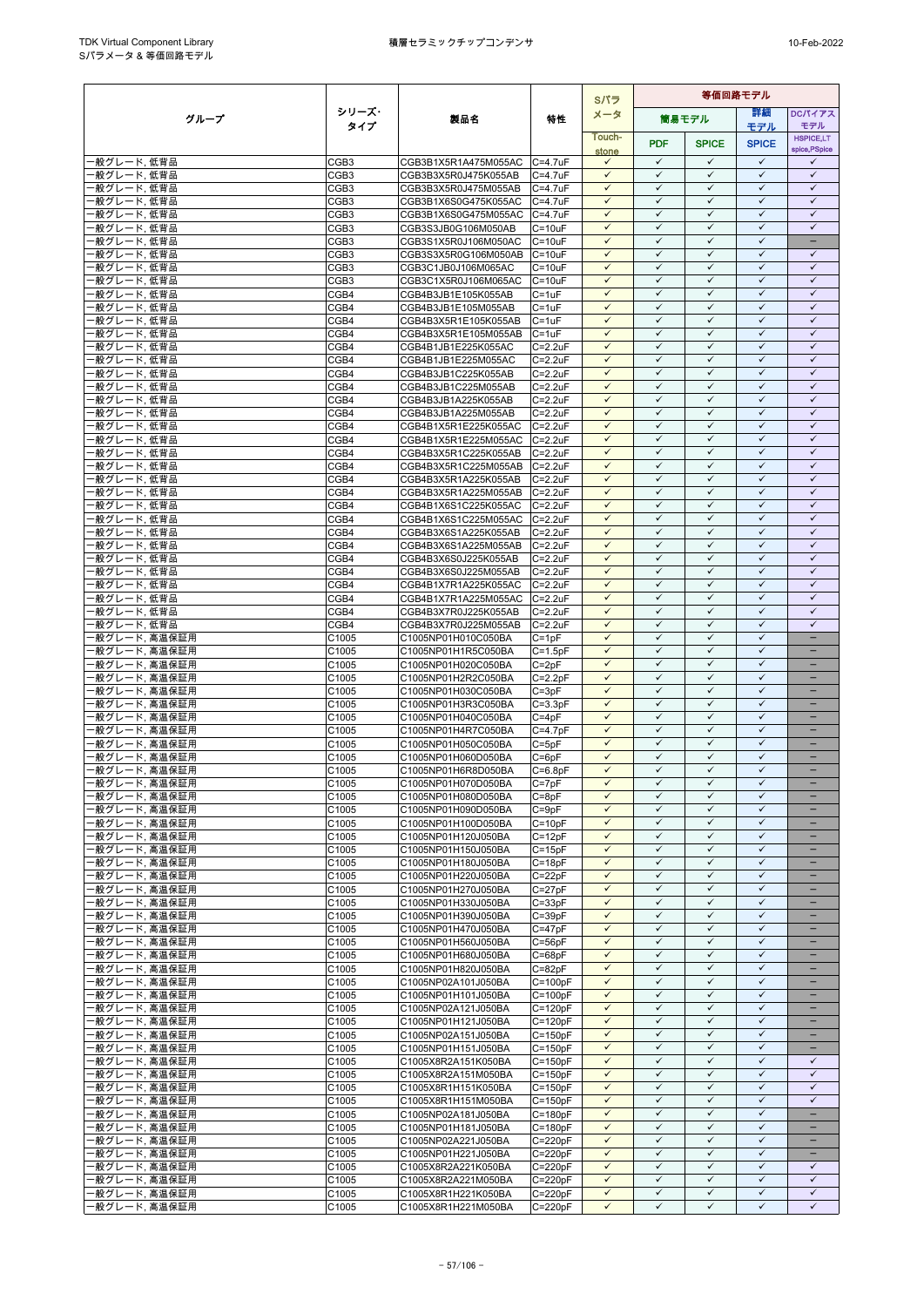| グループ | シリーズ・タイプ | 製品名 | 特性 | Sパラメータ | 等価回路モデル | | | |
|---|---|---|---|---|---|---|---|---|
| | | | | | 簡易モデル | | 詳細モデル | DCバイアスモデル |
| | | | | Touch-stone | PDF | SPICE | SPICE | HSPICE,LTspice,PSpice |
| 一般グレード, 低背品 | CGB3 | CGB3B1X5R1A475M055AC | C=4.7uF | ✓ | ✓ | ✓ | ✓ | ✓ |
| 一般グレード, 低背品 | CGB3 | CGB3B3X5R0J475K055AB | C=4.7uF | ✓ | ✓ | ✓ | ✓ | ✓ |
| 一般グレード, 低背品 | CGB3 | CGB3B3X5R0J475M055AB | C=4.7uF | ✓ | ✓ | ✓ | ✓ | ✓ |
| 一般グレード, 低背品 | CGB3 | CGB3B1X6S0G475K055AC | C=4.7uF | ✓ | ✓ | ✓ | ✓ | ✓ |
| 一般グレード, 低背品 | CGB3 | CGB3B1X6S0G475M055AC | C=4.7uF | ✓ | ✓ | ✓ | ✓ | ✓ |
| 一般グレード, 低背品 | CGB3 | CGB3S3JB0G106M050AB | C=10uF | ✓ | ✓ | ✓ | ✓ | ✓ |
| 一般グレード, 低背品 | CGB3 | CGB3S1X5R0J106M050AC | C=10uF | ✓ | ✓ | ✓ | ✓ | − |
| 一般グレード, 低背品 | CGB3 | CGB3S3X5R0G106M050AB | C=10uF | ✓ | ✓ | ✓ | ✓ | ✓ |
| 一般グレード, 低背品 | CGB3 | CGB3C1JB0J106M065AC | C=10uF | ✓ | ✓ | ✓ | ✓ | ✓ |
| 一般グレード, 低背品 | CGB3 | CGB3C1X5R0J106M065AC | C=10uF | ✓ | ✓ | ✓ | ✓ | ✓ |
| 一般グレード, 低背品 | CGB4 | CGB4B3JB1E105K055AB | C=1uF | ✓ | ✓ | ✓ | ✓ | ✓ |
| 一般グレード, 低背品 | CGB4 | CGB4B3JB1E105M055AB | C=1uF | ✓ | ✓ | ✓ | ✓ | ✓ |
| 一般グレード, 低背品 | CGB4 | CGB4B3X5R1E105K055AB | C=1uF | ✓ | ✓ | ✓ | ✓ | ✓ |
| 一般グレード, 低背品 | CGB4 | CGB4B3X5R1E105M055AB | C=1uF | ✓ | ✓ | ✓ | ✓ | ✓ |
| 一般グレード, 低背品 | CGB4 | CGB4B1JB1E225K055AC | C=2.2uF | ✓ | ✓ | ✓ | ✓ | ✓ |
| 一般グレード, 低背品 | CGB4 | CGB4B1JB1E225M055AC | C=2.2uF | ✓ | ✓ | ✓ | ✓ | ✓ |
| 一般グレード, 低背品 | CGB4 | CGB4B3JB1C225K055AB | C=2.2uF | ✓ | ✓ | ✓ | ✓ | ✓ |
| 一般グレード, 低背品 | CGB4 | CGB4B3JB1C225M055AB | C=2.2uF | ✓ | ✓ | ✓ | ✓ | ✓ |
| 一般グレード, 低背品 | CGB4 | CGB4B3JB1A225K055AB | C=2.2uF | ✓ | ✓ | ✓ | ✓ | ✓ |
| 一般グレード, 低背品 | CGB4 | CGB4B3JB1A225M055AB | C=2.2uF | ✓ | ✓ | ✓ | ✓ | ✓ |
| 一般グレード, 低背品 | CGB4 | CGB4B1X5R1E225K055AC | C=2.2uF | ✓ | ✓ | ✓ | ✓ | ✓ |
| 一般グレード, 低背品 | CGB4 | CGB4B1X5R1E225M055AC | C=2.2uF | ✓ | ✓ | ✓ | ✓ | ✓ |
| 一般グレード, 低背品 | CGB4 | CGB4B3X5R1C225K055AB | C=2.2uF | ✓ | ✓ | ✓ | ✓ | ✓ |
| 一般グレード, 低背品 | CGB4 | CGB4B3X5R1C225M055AB | C=2.2uF | ✓ | ✓ | ✓ | ✓ | ✓ |
| 一般グレード, 低背品 | CGB4 | CGB4B3X5R1A225K055AB | C=2.2uF | ✓ | ✓ | ✓ | ✓ | ✓ |
| 一般グレード, 低背品 | CGB4 | CGB4B3X5R1A225M055AB | C=2.2uF | ✓ | ✓ | ✓ | ✓ | ✓ |
| 一般グレード, 低背品 | CGB4 | CGB4B1X6S1C225K055AC | C=2.2uF | ✓ | ✓ | ✓ | ✓ | ✓ |
| 一般グレード, 低背品 | CGB4 | CGB4B1X6S1C225M055AC | C=2.2uF | ✓ | ✓ | ✓ | ✓ | ✓ |
| 一般グレード, 低背品 | CGB4 | CGB4B3X6S1A225K055AB | C=2.2uF | ✓ | ✓ | ✓ | ✓ | ✓ |
| 一般グレード, 低背品 | CGB4 | CGB4B3X6S1A225M055AB | C=2.2uF | ✓ | ✓ | ✓ | ✓ | ✓ |
| 一般グレード, 低背品 | CGB4 | CGB4B3X6S0J225K055AB | C=2.2uF | ✓ | ✓ | ✓ | ✓ | ✓ |
| 一般グレード, 低背品 | CGB4 | CGB4B3X6S0J225M055AB | C=2.2uF | ✓ | ✓ | ✓ | ✓ | ✓ |
| 一般グレード, 低背品 | CGB4 | CGB4B1X7R1A225K055AC | C=2.2uF | ✓ | ✓ | ✓ | ✓ | ✓ |
| 一般グレード, 低背品 | CGB4 | CGB4B1X7R1A225M055AC | C=2.2uF | ✓ | ✓ | ✓ | ✓ | ✓ |
| 一般グレード, 低背品 | CGB4 | CGB4B3X7R0J225K055AB | C=2.2uF | ✓ | ✓ | ✓ | ✓ | ✓ |
| 一般グレード, 低背品 | CGB4 | CGB4B3X7R0J225M055AB | C=2.2uF | ✓ | ✓ | ✓ | ✓ | ✓ |
| 一般グレード, 高温保証用 | C1005 | C1005NP01H010C050BA | C=1pF | ✓ | ✓ | ✓ | ✓ | − |
| 一般グレード, 高温保証用 | C1005 | C1005NP01H1R5C050BA | C=1.5pF | ✓ | ✓ | ✓ | ✓ | − |
| 一般グレード, 高温保証用 | C1005 | C1005NP01H020C050BA | C=2pF | ✓ | ✓ | ✓ | ✓ | − |
| 一般グレード, 高温保証用 | C1005 | C1005NP01H2R2C050BA | C=2.2pF | ✓ | ✓ | ✓ | ✓ | − |
| 一般グレード, 高温保証用 | C1005 | C1005NP01H030C050BA | C=3pF | ✓ | ✓ | ✓ | ✓ | − |
| 一般グレード, 高温保証用 | C1005 | C1005NP01H3R3C050BA | C=3.3pF | ✓ | ✓ | ✓ | ✓ | − |
| 一般グレード, 高温保証用 | C1005 | C1005NP01H040C050BA | C=4pF | ✓ | ✓ | ✓ | ✓ | − |
| 一般グレード, 高温保証用 | C1005 | C1005NP01H4R7C050BA | C=4.7pF | ✓ | ✓ | ✓ | ✓ | − |
| 一般グレード, 高温保証用 | C1005 | C1005NP01H050C050BA | C=5pF | ✓ | ✓ | ✓ | ✓ | − |
| 一般グレード, 高温保証用 | C1005 | C1005NP01H060D050BA | C=6pF | ✓ | ✓ | ✓ | ✓ | − |
| 一般グレード, 高温保証用 | C1005 | C1005NP01H6R8D050BA | C=6.8pF | ✓ | ✓ | ✓ | ✓ | − |
| 一般グレード, 高温保証用 | C1005 | C1005NP01H070D050BA | C=7pF | ✓ | ✓ | ✓ | ✓ | − |
| 一般グレード, 高温保証用 | C1005 | C1005NP01H080D050BA | C=8pF | ✓ | ✓ | ✓ | ✓ | − |
| 一般グレード, 高温保証用 | C1005 | C1005NP01H090D050BA | C=9pF | ✓ | ✓ | ✓ | ✓ | − |
| 一般グレード, 高温保証用 | C1005 | C1005NP01H100D050BA | C=10pF | ✓ | ✓ | ✓ | ✓ | − |
| 一般グレード, 高温保証用 | C1005 | C1005NP01H120J050BA | C=12pF | ✓ | ✓ | ✓ | ✓ | − |
| 一般グレード, 高温保証用 | C1005 | C1005NP01H150J050BA | C=15pF | ✓ | ✓ | ✓ | ✓ | − |
| 一般グレード, 高温保証用 | C1005 | C1005NP01H180J050BA | C=18pF | ✓ | ✓ | ✓ | ✓ | − |
| 一般グレード, 高温保証用 | C1005 | C1005NP01H220J050BA | C=22pF | ✓ | ✓ | ✓ | ✓ | − |
| 一般グレード, 高温保証用 | C1005 | C1005NP01H270J050BA | C=27pF | ✓ | ✓ | ✓ | ✓ | − |
| 一般グレード, 高温保証用 | C1005 | C1005NP01H330J050BA | C=33pF | ✓ | ✓ | ✓ | ✓ | − |
| 一般グレード, 高温保証用 | C1005 | C1005NP01H390J050BA | C=39pF | ✓ | ✓ | ✓ | ✓ | − |
| 一般グレード, 高温保証用 | C1005 | C1005NP01H470J050BA | C=47pF | ✓ | ✓ | ✓ | ✓ | − |
| 一般グレード, 高温保証用 | C1005 | C1005NP01H560J050BA | C=56pF | ✓ | ✓ | ✓ | ✓ | − |
| 一般グレード, 高温保証用 | C1005 | C1005NP01H680J050BA | C=68pF | ✓ | ✓ | ✓ | ✓ | − |
| 一般グレード, 高温保証用 | C1005 | C1005NP01H820J050BA | C=82pF | ✓ | ✓ | ✓ | ✓ | − |
| 一般グレード, 高温保証用 | C1005 | C1005NP02A101J050BA | C=100pF | ✓ | ✓ | ✓ | ✓ | − |
| 一般グレード, 高温保証用 | C1005 | C1005NP01H101J050BA | C=100pF | ✓ | ✓ | ✓ | ✓ | − |
| 一般グレード, 高温保証用 | C1005 | C1005NP02A121J050BA | C=120pF | ✓ | ✓ | ✓ | ✓ | − |
| 一般グレード, 高温保証用 | C1005 | C1005NP01H121J050BA | C=120pF | ✓ | ✓ | ✓ | ✓ | − |
| 一般グレード, 高温保証用 | C1005 | C1005NP02A151J050BA | C=150pF | ✓ | ✓ | ✓ | ✓ | − |
| 一般グレード, 高温保証用 | C1005 | C1005NP01H151J050BA | C=150pF | ✓ | ✓ | ✓ | ✓ | − |
| 一般グレード, 高温保証用 | C1005 | C1005X8R2A151K050BA | C=150pF | ✓ | ✓ | ✓ | ✓ | ✓ |
| 一般グレード, 高温保証用 | C1005 | C1005X8R2A151M050BA | C=150pF | ✓ | ✓ | ✓ | ✓ | ✓ |
| 一般グレード, 高温保証用 | C1005 | C1005X8R1H151K050BA | C=150pF | ✓ | ✓ | ✓ | ✓ | ✓ |
| 一般グレード, 高温保証用 | C1005 | C1005X8R1H151M050BA | C=150pF | ✓ | ✓ | ✓ | ✓ | ✓ |
| 一般グレード, 高温保証用 | C1005 | C1005NP02A181J050BA | C=180pF | ✓ | ✓ | ✓ | ✓ | − |
| 一般グレード, 高温保証用 | C1005 | C1005NP01H181J050BA | C=180pF | ✓ | ✓ | ✓ | ✓ | − |
| 一般グレード, 高温保証用 | C1005 | C1005NP02A221J050BA | C=220pF | ✓ | ✓ | ✓ | ✓ | − |
| 一般グレード, 高温保証用 | C1005 | C1005NP01H221J050BA | C=220pF | ✓ | ✓ | ✓ | ✓ | − |
| 一般グレード, 高温保証用 | C1005 | C1005X8R2A221K050BA | C=220pF | ✓ | ✓ | ✓ | ✓ | ✓ |
| 一般グレード, 高温保証用 | C1005 | C1005X8R2A221M050BA | C=220pF | ✓ | ✓ | ✓ | ✓ | ✓ |
| 一般グレード, 高温保証用 | C1005 | C1005X8R1H221K050BA | C=220pF | ✓ | ✓ | ✓ | ✓ | ✓ |
| 一般グレード, 高温保証用 | C1005 | C1005X8R1H221M050BA | C=220pF | ✓ | ✓ | ✓ | ✓ | ✓ |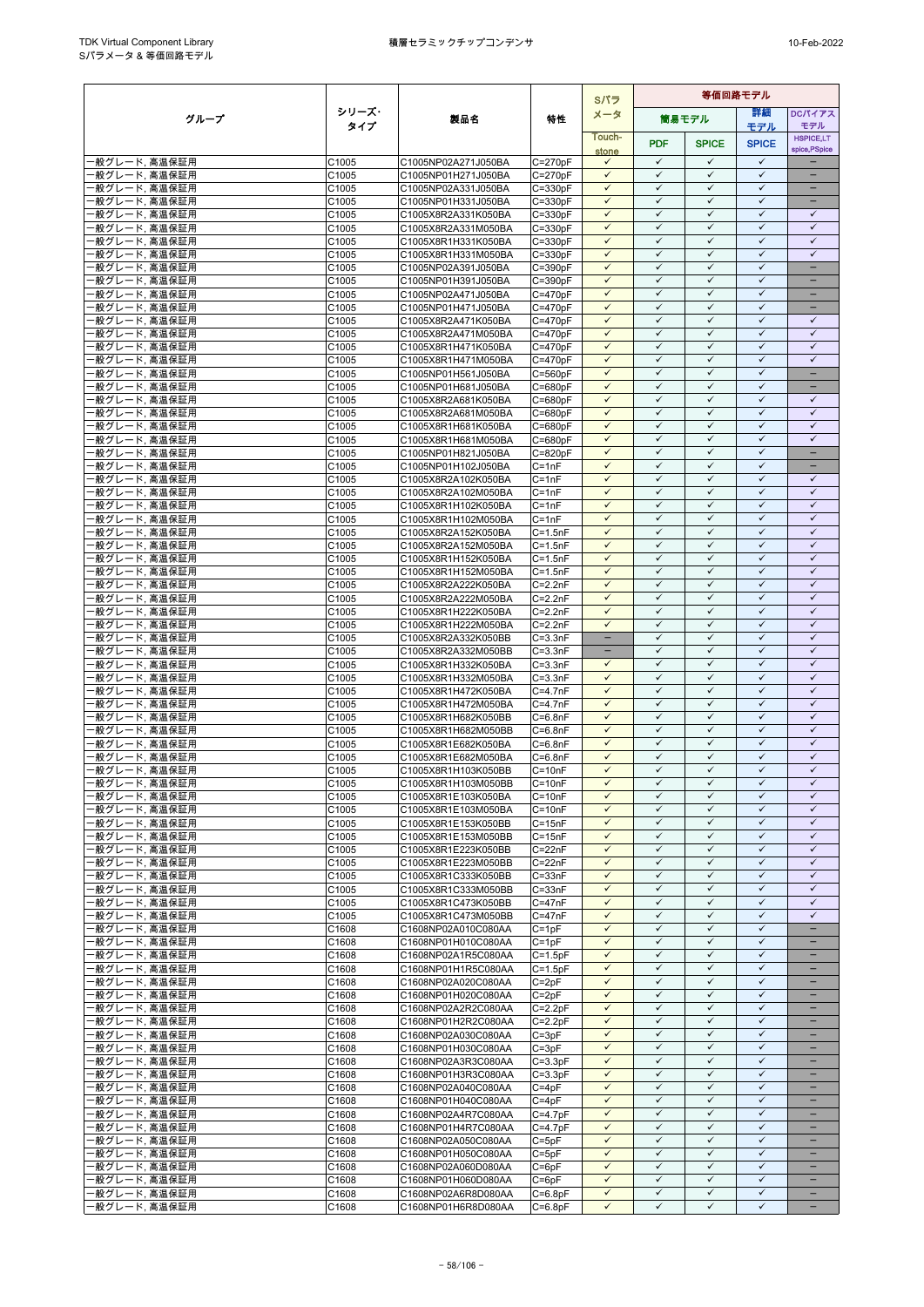| グループ | シリーズ·タイプ | 製品名 | 特性 | Sパラメータ | 等価回路モデル | | | |
|---|---|---|---|---|---|---|---|---|
| | | | | | 簡易モデル | | 詳細モデル | DCバイアスモデル |
| | | | | Touch-stone | PDF | SPICE | SPICE | HSPICE,LTspice,PSpice |
| 一般グレード, 高温保証用 | C1005 | C1005NP02A271J050BA | C=270pF | ✓ | ✓ | ✓ | ✓ | − |
| 一般グレード, 高温保証用 | C1005 | C1005NP01H271J050BA | C=270pF | ✓ | ✓ | ✓ | ✓ | − |
| 一般グレード, 高温保証用 | C1005 | C1005NP02A331J050BA | C=330pF | ✓ | ✓ | ✓ | ✓ | − |
| 一般グレード, 高温保証用 | C1005 | C1005NP01H331J050BA | C=330pF | ✓ | ✓ | ✓ | ✓ | − |
| 一般グレード, 高温保証用 | C1005 | C1005X8R2A331K050BA | C=330pF | ✓ | ✓ | ✓ | ✓ | ✓ |
| 一般グレード, 高温保証用 | C1005 | C1005X8R2A331M050BA | C=330pF | ✓ | ✓ | ✓ | ✓ | ✓ |
| 一般グレード, 高温保証用 | C1005 | C1005X8R1H331K050BA | C=330pF | ✓ | ✓ | ✓ | ✓ | ✓ |
| 一般グレード, 高温保証用 | C1005 | C1005X8R1H331M050BA | C=330pF | ✓ | ✓ | ✓ | ✓ | ✓ |
| 一般グレード, 高温保証用 | C1005 | C1005NP02A391J050BA | C=390pF | ✓ | ✓ | ✓ | ✓ | − |
| 一般グレード, 高温保証用 | C1005 | C1005NP01H391J050BA | C=390pF | ✓ | ✓ | ✓ | ✓ | − |
| 一般グレード, 高温保証用 | C1005 | C1005NP02A471J050BA | C=470pF | ✓ | ✓ | ✓ | ✓ | − |
| 一般グレード, 高温保証用 | C1005 | C1005NP01H471J050BA | C=470pF | ✓ | ✓ | ✓ | ✓ | − |
| 一般グレード, 高温保証用 | C1005 | C1005X8R2A471K050BA | C=470pF | ✓ | ✓ | ✓ | ✓ | ✓ |
| 一般グレード, 高温保証用 | C1005 | C1005X8R2A471M050BA | C=470pF | ✓ | ✓ | ✓ | ✓ | ✓ |
| 一般グレード, 高温保証用 | C1005 | C1005X8R1H471K050BA | C=470pF | ✓ | ✓ | ✓ | ✓ | ✓ |
| 一般グレード, 高温保証用 | C1005 | C1005X8R1H471M050BA | C=470pF | ✓ | ✓ | ✓ | ✓ | ✓ |
| 一般グレード, 高温保証用 | C1005 | C1005NP01H561J050BA | C=560pF | ✓ | ✓ | ✓ | ✓ | − |
| 一般グレード, 高温保証用 | C1005 | C1005NP01H681J050BA | C=680pF | ✓ | ✓ | ✓ | ✓ | − |
| 一般グレード, 高温保証用 | C1005 | C1005X8R2A681K050BA | C=680pF | ✓ | ✓ | ✓ | ✓ | ✓ |
| 一般グレード, 高温保証用 | C1005 | C1005X8R2A681M050BA | C=680pF | ✓ | ✓ | ✓ | ✓ | ✓ |
| 一般グレード, 高温保証用 | C1005 | C1005X8R1H681K050BA | C=680pF | ✓ | ✓ | ✓ | ✓ | ✓ |
| 一般グレード, 高温保証用 | C1005 | C1005X8R1H681M050BA | C=680pF | ✓ | ✓ | ✓ | ✓ | ✓ |
| 一般グレード, 高温保証用 | C1005 | C1005NP01H821J050BA | C=820pF | ✓ | ✓ | ✓ | ✓ | − |
| 一般グレード, 高温保証用 | C1005 | C1005NP01H102J050BA | C=1nF | ✓ | ✓ | ✓ | ✓ | − |
| 一般グレード, 高温保証用 | C1005 | C1005X8R2A102K050BA | C=1nF | ✓ | ✓ | ✓ | ✓ | ✓ |
| 一般グレード, 高温保証用 | C1005 | C1005X8R2A102M050BA | C=1nF | ✓ | ✓ | ✓ | ✓ | ✓ |
| 一般グレード, 高温保証用 | C1005 | C1005X8R1H102K050BA | C=1nF | ✓ | ✓ | ✓ | ✓ | ✓ |
| 一般グレード, 高温保証用 | C1005 | C1005X8R1H102M050BA | C=1nF | ✓ | ✓ | ✓ | ✓ | ✓ |
| 一般グレード, 高温保証用 | C1005 | C1005X8R2A152K050BA | C=1.5nF | ✓ | ✓ | ✓ | ✓ | ✓ |
| 一般グレード, 高温保証用 | C1005 | C1005X8R2A152M050BA | C=1.5nF | ✓ | ✓ | ✓ | ✓ | ✓ |
| 一般グレード, 高温保証用 | C1005 | C1005X8R1H152K050BA | C=1.5nF | ✓ | ✓ | ✓ | ✓ | ✓ |
| 一般グレード, 高温保証用 | C1005 | C1005X8R1H152M050BA | C=1.5nF | ✓ | ✓ | ✓ | ✓ | ✓ |
| 一般グレード, 高温保証用 | C1005 | C1005X8R2A222K050BA | C=2.2nF | ✓ | ✓ | ✓ | ✓ | ✓ |
| 一般グレード, 高温保証用 | C1005 | C1005X8R2A222M050BA | C=2.2nF | ✓ | ✓ | ✓ | ✓ | ✓ |
| 一般グレード, 高温保証用 | C1005 | C1005X8R1H222K050BA | C=2.2nF | ✓ | ✓ | ✓ | ✓ | ✓ |
| 一般グレード, 高温保証用 | C1005 | C1005X8R1H222M050BA | C=2.2nF | ✓ | ✓ | ✓ | ✓ | ✓ |
| 一般グレード, 高温保証用 | C1005 | C1005X8R2A332K050BB | C=3.3nF | − | ✓ | ✓ | ✓ | ✓ |
| 一般グレード, 高温保証用 | C1005 | C1005X8R2A332M050BB | C=3.3nF | − | ✓ | ✓ | ✓ | ✓ |
| 一般グレード, 高温保証用 | C1005 | C1005X8R1H332K050BA | C=3.3nF | ✓ | ✓ | ✓ | ✓ | ✓ |
| 一般グレード, 高温保証用 | C1005 | C1005X8R1H332M050BA | C=3.3nF | ✓ | ✓ | ✓ | ✓ | ✓ |
| 一般グレード, 高温保証用 | C1005 | C1005X8R1H472K050BA | C=4.7nF | ✓ | ✓ | ✓ | ✓ | ✓ |
| 一般グレード, 高温保証用 | C1005 | C1005X8R1H472M050BA | C=4.7nF | ✓ | ✓ | ✓ | ✓ | ✓ |
| 一般グレード, 高温保証用 | C1005 | C1005X8R1H682K050BB | C=6.8nF | ✓ | ✓ | ✓ | ✓ | ✓ |
| 一般グレード, 高温保証用 | C1005 | C1005X8R1H682M050BB | C=6.8nF | ✓ | ✓ | ✓ | ✓ | ✓ |
| 一般グレード, 高温保証用 | C1005 | C1005X8R1E682K050BA | C=6.8nF | ✓ | ✓ | ✓ | ✓ | ✓ |
| 一般グレード, 高温保証用 | C1005 | C1005X8R1E682M050BA | C=6.8nF | ✓ | ✓ | ✓ | ✓ | ✓ |
| 一般グレード, 高温保証用 | C1005 | C1005X8R1H103K050BB | C=10nF | ✓ | ✓ | ✓ | ✓ | ✓ |
| 一般グレード, 高温保証用 | C1005 | C1005X8R1H103M050BB | C=10nF | ✓ | ✓ | ✓ | ✓ | ✓ |
| 一般グレード, 高温保証用 | C1005 | C1005X8R1E103K050BA | C=10nF | ✓ | ✓ | ✓ | ✓ | ✓ |
| 一般グレード, 高温保証用 | C1005 | C1005X8R1E103M050BA | C=10nF | ✓ | ✓ | ✓ | ✓ | ✓ |
| 一般グレード, 高温保証用 | C1005 | C1005X8R1E153K050BB | C=15nF | ✓ | ✓ | ✓ | ✓ | ✓ |
| 一般グレード, 高温保証用 | C1005 | C1005X8R1E153M050BB | C=15nF | ✓ | ✓ | ✓ | ✓ | ✓ |
| 一般グレード, 高温保証用 | C1005 | C1005X8R1E223K050BB | C=22nF | ✓ | ✓ | ✓ | ✓ | ✓ |
| 一般グレード, 高温保証用 | C1005 | C1005X8R1E223M050BB | C=22nF | ✓ | ✓ | ✓ | ✓ | ✓ |
| 一般グレード, 高温保証用 | C1005 | C1005X8R1C333K050BB | C=33nF | ✓ | ✓ | ✓ | ✓ | ✓ |
| 一般グレード, 高温保証用 | C1005 | C1005X8R1C333M050BB | C=33nF | ✓ | ✓ | ✓ | ✓ | ✓ |
| 一般グレード, 高温保証用 | C1005 | C1005X8R1C473K050BB | C=47nF | ✓ | ✓ | ✓ | ✓ | ✓ |
| 一般グレード, 高温保証用 | C1005 | C1005X8R1C473M050BB | C=47nF | ✓ | ✓ | ✓ | ✓ | ✓ |
| 一般グレード, 高温保証用 | C1608 | C1608NP02A010C080AA | C=1pF | ✓ | ✓ | ✓ | ✓ | − |
| 一般グレード, 高温保証用 | C1608 | C1608NP01H010C080AA | C=1pF | ✓ | ✓ | ✓ | ✓ | − |
| 一般グレード, 高温保証用 | C1608 | C1608NP02A1R5C080AA | C=1.5pF | ✓ | ✓ | ✓ | ✓ | − |
| 一般グレード, 高温保証用 | C1608 | C1608NP01H1R5C080AA | C=1.5pF | ✓ | ✓ | ✓ | ✓ | − |
| 一般グレード, 高温保証用 | C1608 | C1608NP02A020C080AA | C=2pF | ✓ | ✓ | ✓ | ✓ | − |
| 一般グレード, 高温保証用 | C1608 | C1608NP01H020C080AA | C=2pF | ✓ | ✓ | ✓ | ✓ | − |
| 一般グレード, 高温保証用 | C1608 | C1608NP02A2R2C080AA | C=2.2pF | ✓ | ✓ | ✓ | ✓ | − |
| 一般グレード, 高温保証用 | C1608 | C1608NP01H2R2C080AA | C=2.2pF | ✓ | ✓ | ✓ | ✓ | − |
| 一般グレード, 高温保証用 | C1608 | C1608NP02A030C080AA | C=3pF | ✓ | ✓ | ✓ | ✓ | − |
| 一般グレード, 高温保証用 | C1608 | C1608NP01H030C080AA | C=3pF | ✓ | ✓ | ✓ | ✓ | − |
| 一般グレード, 高温保証用 | C1608 | C1608NP02A3R3C080AA | C=3.3pF | ✓ | ✓ | ✓ | ✓ | − |
| 一般グレード, 高温保証用 | C1608 | C1608NP01H3R3C080AA | C=3.3pF | ✓ | ✓ | ✓ | ✓ | − |
| 一般グレード, 高温保証用 | C1608 | C1608NP02A040C080AA | C=4pF | ✓ | ✓ | ✓ | ✓ | − |
| 一般グレード, 高温保証用 | C1608 | C1608NP01H040C080AA | C=4pF | ✓ | ✓ | ✓ | ✓ | − |
| 一般グレード, 高温保証用 | C1608 | C1608NP02A4R7C080AA | C=4.7pF | ✓ | ✓ | ✓ | ✓ | − |
| 一般グレード, 高温保証用 | C1608 | C1608NP01H4R7C080AA | C=4.7pF | ✓ | ✓ | ✓ | ✓ | − |
| 一般グレード, 高温保証用 | C1608 | C1608NP02A050C080AA | C=5pF | ✓ | ✓ | ✓ | ✓ | − |
| 一般グレード, 高温保証用 | C1608 | C1608NP01H050C080AA | C=5pF | ✓ | ✓ | ✓ | ✓ | − |
| 一般グレード, 高温保証用 | C1608 | C1608NP02A060D080AA | C=6pF | ✓ | ✓ | ✓ | ✓ | − |
| 一般グレード, 高温保証用 | C1608 | C1608NP01H060D080AA | C=6pF | ✓ | ✓ | ✓ | ✓ | − |
| 一般グレード, 高温保証用 | C1608 | C1608NP02A6R8D080AA | C=6.8pF | ✓ | ✓ | ✓ | ✓ | − |
| 一般グレード, 高温保証用 | C1608 | C1608NP01H6R8D080AA | C=6.8pF | ✓ | ✓ | ✓ | ✓ | − |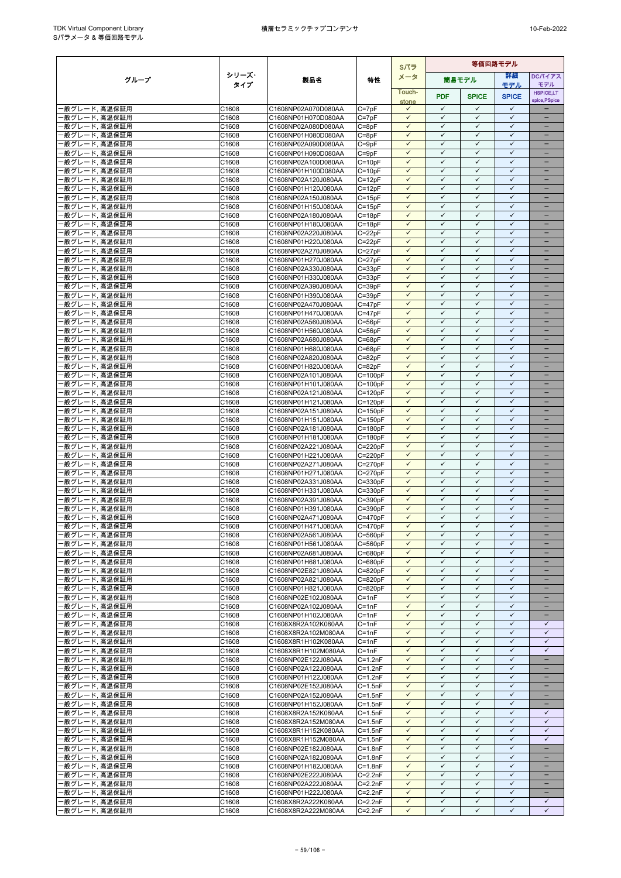| グループ | シリーズ・タイプ | 製品名 | 特性 | Sパラメータ | 等価回路モデル | | | |
|---|---|---|---|---|---|---|---|---|
| | | | | | 簡易モデル | | 詳細モデル | DCバイアスモデル |
| | | | | Touch-stone | PDF | SPICE | SPICE | HSPICE,LT spice,PSpice |
| 一般グレード, 高温保証用 | C1608 | C1608NP02A070D080AA | C=7pF | ✓ | ✓ | ✓ | ✓ | – |
| 一般グレード, 高温保証用 | C1608 | C1608NP01H070D080AA | C=7pF | ✓ | ✓ | ✓ | ✓ | – |
| 一般グレード, 高温保証用 | C1608 | C1608NP02A080D080AA | C=8pF | ✓ | ✓ | ✓ | ✓ | – |
| 一般グレード, 高温保証用 | C1608 | C1608NP01H080D080AA | C=8pF | ✓ | ✓ | ✓ | ✓ | – |
| 一般グレード, 高温保証用 | C1608 | C1608NP02A090D080AA | C=9pF | ✓ | ✓ | ✓ | ✓ | – |
| 一般グレード, 高温保証用 | C1608 | C1608NP01H090D080AA | C=9pF | ✓ | ✓ | ✓ | ✓ | – |
| 一般グレード, 高温保証用 | C1608 | C1608NP02A100D080AA | C=10pF | ✓ | ✓ | ✓ | ✓ | – |
| 一般グレード, 高温保証用 | C1608 | C1608NP01H100D080AA | C=10pF | ✓ | ✓ | ✓ | ✓ | – |
| 一般グレード, 高温保証用 | C1608 | C1608NP02A120J080AA | C=12pF | ✓ | ✓ | ✓ | ✓ | – |
| 一般グレード, 高温保証用 | C1608 | C1608NP01H120J080AA | C=12pF | ✓ | ✓ | ✓ | ✓ | – |
| 一般グレード, 高温保証用 | C1608 | C1608NP02A150J080AA | C=15pF | ✓ | ✓ | ✓ | ✓ | – |
| 一般グレード, 高温保証用 | C1608 | C1608NP01H150J080AA | C=15pF | ✓ | ✓ | ✓ | ✓ | – |
| 一般グレード, 高温保証用 | C1608 | C1608NP02A180J080AA | C=18pF | ✓ | ✓ | ✓ | ✓ | – |
| 一般グレード, 高温保証用 | C1608 | C1608NP01H180J080AA | C=18pF | ✓ | ✓ | ✓ | ✓ | – |
| 一般グレード, 高温保証用 | C1608 | C1608NP02A220J080AA | C=22pF | ✓ | ✓ | ✓ | ✓ | – |
| 一般グレード, 高温保証用 | C1608 | C1608NP01H220J080AA | C=22pF | ✓ | ✓ | ✓ | ✓ | – |
| 一般グレード, 高温保証用 | C1608 | C1608NP02A270J080AA | C=27pF | ✓ | ✓ | ✓ | ✓ | – |
| 一般グレード, 高温保証用 | C1608 | C1608NP01H270J080AA | C=27pF | ✓ | ✓ | ✓ | ✓ | – |
| 一般グレード, 高温保証用 | C1608 | C1608NP02A330J080AA | C=33pF | ✓ | ✓ | ✓ | ✓ | – |
| 一般グレード, 高温保証用 | C1608 | C1608NP01H330J080AA | C=33pF | ✓ | ✓ | ✓ | ✓ | – |
| 一般グレード, 高温保証用 | C1608 | C1608NP02A390J080AA | C=39pF | ✓ | ✓ | ✓ | ✓ | – |
| 一般グレード, 高温保証用 | C1608 | C1608NP01H390J080AA | C=39pF | ✓ | ✓ | ✓ | ✓ | – |
| 一般グレード, 高温保証用 | C1608 | C1608NP02A470J080AA | C=47pF | ✓ | ✓ | ✓ | ✓ | – |
| 一般グレード, 高温保証用 | C1608 | C1608NP01H470J080AA | C=47pF | ✓ | ✓ | ✓ | ✓ | – |
| 一般グレード, 高温保証用 | C1608 | C1608NP02A560J080AA | C=56pF | ✓ | ✓ | ✓ | ✓ | – |
| 一般グレード, 高温保証用 | C1608 | C1608NP01H560J080AA | C=56pF | ✓ | ✓ | ✓ | ✓ | – |
| 一般グレード, 高温保証用 | C1608 | C1608NP02A680J080AA | C=68pF | ✓ | ✓ | ✓ | ✓ | – |
| 一般グレード, 高温保証用 | C1608 | C1608NP01H680J080AA | C=68pF | ✓ | ✓ | ✓ | ✓ | – |
| 一般グレード, 高温保証用 | C1608 | C1608NP02A820J080AA | C=82pF | ✓ | ✓ | ✓ | ✓ | – |
| 一般グレード, 高温保証用 | C1608 | C1608NP01H820J080AA | C=82pF | ✓ | ✓ | ✓ | ✓ | – |
| 一般グレード, 高温保証用 | C1608 | C1608NP02A101J080AA | C=100pF | ✓ | ✓ | ✓ | ✓ | – |
| 一般グレード, 高温保証用 | C1608 | C1608NP01H101J080AA | C=100pF | ✓ | ✓ | ✓ | ✓ | – |
| 一般グレード, 高温保証用 | C1608 | C1608NP02A121J080AA | C=120pF | ✓ | ✓ | ✓ | ✓ | – |
| 一般グレード, 高温保証用 | C1608 | C1608NP01H121J080AA | C=120pF | ✓ | ✓ | ✓ | ✓ | – |
| 一般グレード, 高温保証用 | C1608 | C1608NP02A151J080AA | C=150pF | ✓ | ✓ | ✓ | ✓ | – |
| 一般グレード, 高温保証用 | C1608 | C1608NP01H151J080AA | C=150pF | ✓ | ✓ | ✓ | ✓ | – |
| 一般グレード, 高温保証用 | C1608 | C1608NP02A181J080AA | C=180pF | ✓ | ✓ | ✓ | ✓ | – |
| 一般グレード, 高温保証用 | C1608 | C1608NP01H181J080AA | C=180pF | ✓ | ✓ | ✓ | ✓ | – |
| 一般グレード, 高温保証用 | C1608 | C1608NP02A221J080AA | C=220pF | ✓ | ✓ | ✓ | ✓ | – |
| 一般グレード, 高温保証用 | C1608 | C1608NP01H221J080AA | C=220pF | ✓ | ✓ | ✓ | ✓ | – |
| 一般グレード, 高温保証用 | C1608 | C1608NP02A271J080AA | C=270pF | ✓ | ✓ | ✓ | ✓ | – |
| 一般グレード, 高温保証用 | C1608 | C1608NP01H271J080AA | C=270pF | ✓ | ✓ | ✓ | ✓ | – |
| 一般グレード, 高温保証用 | C1608 | C1608NP02A331J080AA | C=330pF | ✓ | ✓ | ✓ | ✓ | – |
| 一般グレード, 高温保証用 | C1608 | C1608NP01H331J080AA | C=330pF | ✓ | ✓ | ✓ | ✓ | – |
| 一般グレード, 高温保証用 | C1608 | C1608NP02A391J080AA | C=390pF | ✓ | ✓ | ✓ | ✓ | – |
| 一般グレード, 高温保証用 | C1608 | C1608NP01H391J080AA | C=390pF | ✓ | ✓ | ✓ | ✓ | – |
| 一般グレード, 高温保証用 | C1608 | C1608NP02A471J080AA | C=470pF | ✓ | ✓ | ✓ | ✓ | – |
| 一般グレード, 高温保証用 | C1608 | C1608NP01H471J080AA | C=470pF | ✓ | ✓ | ✓ | ✓ | – |
| 一般グレード, 高温保証用 | C1608 | C1608NP02A561J080AA | C=560pF | ✓ | ✓ | ✓ | ✓ | – |
| 一般グレード, 高温保証用 | C1608 | C1608NP01H561J080AA | C=560pF | ✓ | ✓ | ✓ | ✓ | – |
| 一般グレード, 高温保証用 | C1608 | C1608NP02A681J080AA | C=680pF | ✓ | ✓ | ✓ | ✓ | – |
| 一般グレード, 高温保証用 | C1608 | C1608NP01H681J080AA | C=680pF | ✓ | ✓ | ✓ | ✓ | – |
| 一般グレード, 高温保証用 | C1608 | C1608NP02E821J080AA | C=820pF | ✓ | ✓ | ✓ | ✓ | – |
| 一般グレード, 高温保証用 | C1608 | C1608NP02A821J080AA | C=820pF | ✓ | ✓ | ✓ | ✓ | – |
| 一般グレード, 高温保証用 | C1608 | C1608NP01H821J080AA | C=820pF | ✓ | ✓ | ✓ | ✓ | – |
| 一般グレード, 高温保証用 | C1608 | C1608NP02E102J080AA | C=1nF | ✓ | ✓ | ✓ | ✓ | – |
| 一般グレード, 高温保証用 | C1608 | C1608NP02A102J080AA | C=1nF | ✓ | ✓ | ✓ | ✓ | – |
| 一般グレード, 高温保証用 | C1608 | C1608NP01H102J080AA | C=1nF | ✓ | ✓ | ✓ | ✓ | – |
| 一般グレード, 高温保証用 | C1608 | C1608X8R2A102K080AA | C=1nF | ✓ | ✓ | ✓ | ✓ | ✓ |
| 一般グレード, 高温保証用 | C1608 | C1608X8R2A102M080AA | C=1nF | ✓ | ✓ | ✓ | ✓ | ✓ |
| 一般グレード, 高温保証用 | C1608 | C1608X8R1H102K080AA | C=1nF | ✓ | ✓ | ✓ | ✓ | ✓ |
| 一般グレード, 高温保証用 | C1608 | C1608X8R1H102M080AA | C=1nF | ✓ | ✓ | ✓ | ✓ | ✓ |
| 一般グレード, 高温保証用 | C1608 | C1608NP02E122J080AA | C=1.2nF | ✓ | ✓ | ✓ | ✓ | – |
| 一般グレード, 高温保証用 | C1608 | C1608NP02A122J080AA | C=1.2nF | ✓ | ✓ | ✓ | ✓ | – |
| 一般グレード, 高温保証用 | C1608 | C1608NP01H122J080AA | C=1.2nF | ✓ | ✓ | ✓ | ✓ | – |
| 一般グレード, 高温保証用 | C1608 | C1608NP02E152J080AA | C=1.5nF | ✓ | ✓ | ✓ | ✓ | – |
| 一般グレード, 高温保証用 | C1608 | C1608NP02A152J080AA | C=1.5nF | ✓ | ✓ | ✓ | ✓ | – |
| 一般グレード, 高温保証用 | C1608 | C1608NP01H152J080AA | C=1.5nF | ✓ | ✓ | ✓ | ✓ | – |
| 一般グレード, 高温保証用 | C1608 | C1608X8R2A152K080AA | C=1.5nF | ✓ | ✓ | ✓ | ✓ | ✓ |
| 一般グレード, 高温保証用 | C1608 | C1608X8R2A152M080AA | C=1.5nF | ✓ | ✓ | ✓ | ✓ | ✓ |
| 一般グレード, 高温保証用 | C1608 | C1608X8R1H152K080AA | C=1.5nF | ✓ | ✓ | ✓ | ✓ | ✓ |
| 一般グレード, 高温保証用 | C1608 | C1608X8R1H152M080AA | C=1.5nF | ✓ | ✓ | ✓ | ✓ | ✓ |
| 一般グレード, 高温保証用 | C1608 | C1608NP02E182J080AA | C=1.8nF | ✓ | ✓ | ✓ | ✓ | – |
| 一般グレード, 高温保証用 | C1608 | C1608NP02A182J080AA | C=1.8nF | ✓ | ✓ | ✓ | ✓ | – |
| 一般グレード, 高温保証用 | C1608 | C1608NP01H182J080AA | C=1.8nF | ✓ | ✓ | ✓ | ✓ | – |
| 一般グレード, 高温保証用 | C1608 | C1608NP02E222J080AA | C=2.2nF | ✓ | ✓ | ✓ | ✓ | – |
| 一般グレード, 高温保証用 | C1608 | C1608NP02A222J080AA | C=2.2nF | ✓ | ✓ | ✓ | ✓ | – |
| 一般グレード, 高温保証用 | C1608 | C1608NP01H222J080AA | C=2.2nF | ✓ | ✓ | ✓ | ✓ | – |
| 一般グレード, 高温保証用 | C1608 | C1608X8R2A222K080AA | C=2.2nF | ✓ | ✓ | ✓ | ✓ | ✓ |
| 一般グレード, 高温保証用 | C1608 | C1608X8R2A222M080AA | C=2.2nF | ✓ | ✓ | ✓ | ✓ | ✓ |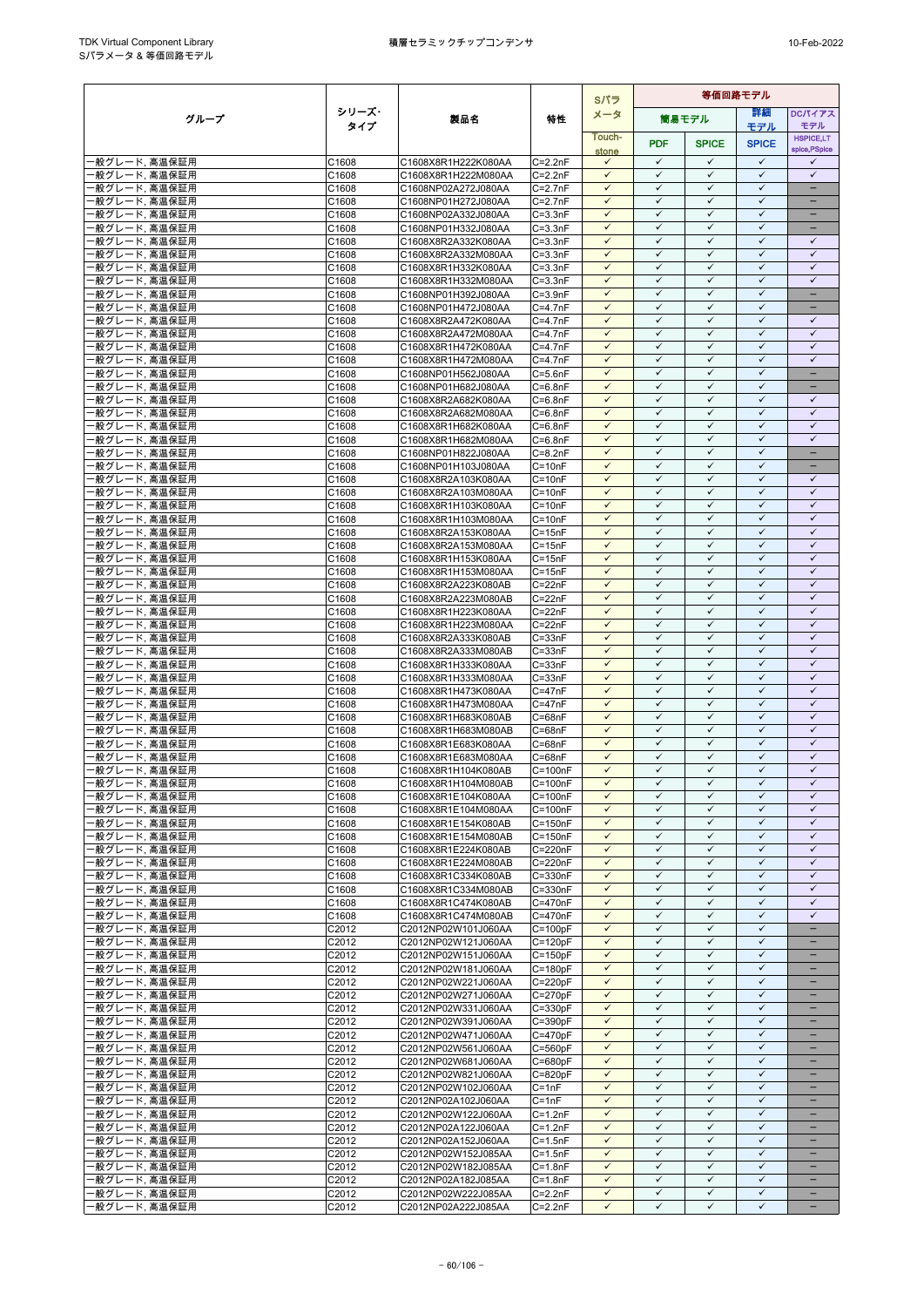| グループ | シリーズ･タイプ | 製品名 | 特性 | Sパラメータ | 等価回路モデル | | | |
|---|---|---|---|---|---|---|---|---|
| | | | | | 簡易モデル | | 詳細モデル | DCバイアスモデル |
| | | | | Touch-stone | PDF | SPICE | SPICE | HSPICE,LTspice,PSpice |
| 一般グレード, 高温保証用 | C1608 | C1608X8R1H222K080AA | C=2.2nF | ✓ | ✓ | ✓ | ✓ | ✓ |
| 一般グレード, 高温保証用 | C1608 | C1608X8R1H222M080AA | C=2.2nF | ✓ | ✓ | ✓ | ✓ | ✓ |
| 一般グレード, 高温保証用 | C1608 | C1608NP02A272J080AA | C=2.7nF | ✓ | ✓ | ✓ | ✓ | − |
| 一般グレード, 高温保証用 | C1608 | C1608NP01H272J080AA | C=2.7nF | ✓ | ✓ | ✓ | ✓ | − |
| 一般グレード, 高温保証用 | C1608 | C1608NP02A332J080AA | C=3.3nF | ✓ | ✓ | ✓ | ✓ | − |
| 一般グレード, 高温保証用 | C1608 | C1608NP01H332J080AA | C=3.3nF | ✓ | ✓ | ✓ | ✓ | − |
| 一般グレード, 高温保証用 | C1608 | C1608X8R2A332K080AA | C=3.3nF | ✓ | ✓ | ✓ | ✓ | ✓ |
| 一般グレード, 高温保証用 | C1608 | C1608X8R2A332M080AA | C=3.3nF | ✓ | ✓ | ✓ | ✓ | ✓ |
| 一般グレード, 高温保証用 | C1608 | C1608X8R1H332K080AA | C=3.3nF | ✓ | ✓ | ✓ | ✓ | ✓ |
| 一般グレード, 高温保証用 | C1608 | C1608X8R1H332M080AA | C=3.3nF | ✓ | ✓ | ✓ | ✓ | ✓ |
| 一般グレード, 高温保証用 | C1608 | C1608NP01H392J080AA | C=3.9nF | ✓ | ✓ | ✓ | ✓ | − |
| 一般グレード, 高温保証用 | C1608 | C1608NP01H472J080AA | C=4.7nF | ✓ | ✓ | ✓ | ✓ | − |
| 一般グレード, 高温保証用 | C1608 | C1608X8R2A472K080AA | C=4.7nF | ✓ | ✓ | ✓ | ✓ | ✓ |
| 一般グレード, 高温保証用 | C1608 | C1608X8R2A472M080AA | C=4.7nF | ✓ | ✓ | ✓ | ✓ | ✓ |
| 一般グレード, 高温保証用 | C1608 | C1608X8R1H472K080AA | C=4.7nF | ✓ | ✓ | ✓ | ✓ | ✓ |
| 一般グレード, 高温保証用 | C1608 | C1608X8R1H472M080AA | C=4.7nF | ✓ | ✓ | ✓ | ✓ | ✓ |
| 一般グレード, 高温保証用 | C1608 | C1608NP01H562J080AA | C=5.6nF | ✓ | ✓ | ✓ | ✓ | − |
| 一般グレード, 高温保証用 | C1608 | C1608NP01H682J080AA | C=6.8nF | ✓ | ✓ | ✓ | ✓ | − |
| 一般グレード, 高温保証用 | C1608 | C1608X8R2A682K080AA | C=6.8nF | ✓ | ✓ | ✓ | ✓ | ✓ |
| 一般グレード, 高温保証用 | C1608 | C1608X8R2A682M080AA | C=6.8nF | ✓ | ✓ | ✓ | ✓ | ✓ |
| 一般グレード, 高温保証用 | C1608 | C1608X8R1H682K080AA | C=6.8nF | ✓ | ✓ | ✓ | ✓ | ✓ |
| 一般グレード, 高温保証用 | C1608 | C1608X8R1H682M080AA | C=6.8nF | ✓ | ✓ | ✓ | ✓ | ✓ |
| 一般グレード, 高温保証用 | C1608 | C1608NP01H822J080AA | C=8.2nF | ✓ | ✓ | ✓ | ✓ | − |
| 一般グレード, 高温保証用 | C1608 | C1608NP01H103J080AA | C=10nF | ✓ | ✓ | ✓ | ✓ | − |
| 一般グレード, 高温保証用 | C1608 | C1608X8R2A103K080AA | C=10nF | ✓ | ✓ | ✓ | ✓ | ✓ |
| 一般グレード, 高温保証用 | C1608 | C1608X8R2A103M080AA | C=10nF | ✓ | ✓ | ✓ | ✓ | ✓ |
| 一般グレード, 高温保証用 | C1608 | C1608X8R1H103K080AA | C=10nF | ✓ | ✓ | ✓ | ✓ | ✓ |
| 一般グレード, 高温保証用 | C1608 | C1608X8R1H103M080AA | C=10nF | ✓ | ✓ | ✓ | ✓ | ✓ |
| 一般グレード, 高温保証用 | C1608 | C1608X8R2A153K080AA | C=15nF | ✓ | ✓ | ✓ | ✓ | ✓ |
| 一般グレード, 高温保証用 | C1608 | C1608X8R2A153M080AA | C=15nF | ✓ | ✓ | ✓ | ✓ | ✓ |
| 一般グレード, 高温保証用 | C1608 | C1608X8R1H153K080AA | C=15nF | ✓ | ✓ | ✓ | ✓ | ✓ |
| 一般グレード, 高温保証用 | C1608 | C1608X8R1H153M080AA | C=15nF | ✓ | ✓ | ✓ | ✓ | ✓ |
| 一般グレード, 高温保証用 | C1608 | C1608X8R2A223K080AB | C=22nF | ✓ | ✓ | ✓ | ✓ | ✓ |
| 一般グレード, 高温保証用 | C1608 | C1608X8R2A223M080AB | C=22nF | ✓ | ✓ | ✓ | ✓ | ✓ |
| 一般グレード, 高温保証用 | C1608 | C1608X8R1H223K080AA | C=22nF | ✓ | ✓ | ✓ | ✓ | ✓ |
| 一般グレード, 高温保証用 | C1608 | C1608X8R1H223M080AA | C=22nF | ✓ | ✓ | ✓ | ✓ | ✓ |
| 一般グレード, 高温保証用 | C1608 | C1608X8R2A333K080AB | C=33nF | ✓ | ✓ | ✓ | ✓ | ✓ |
| 一般グレード, 高温保証用 | C1608 | C1608X8R2A333M080AB | C=33nF | ✓ | ✓ | ✓ | ✓ | ✓ |
| 一般グレード, 高温保証用 | C1608 | C1608X8R1H333K080AA | C=33nF | ✓ | ✓ | ✓ | ✓ | ✓ |
| 一般グレード, 高温保証用 | C1608 | C1608X8R1H333M080AA | C=33nF | ✓ | ✓ | ✓ | ✓ | ✓ |
| 一般グレード, 高温保証用 | C1608 | C1608X8R1H473K080AA | C=47nF | ✓ | ✓ | ✓ | ✓ | ✓ |
| 一般グレード, 高温保証用 | C1608 | C1608X8R1H473M080AA | C=47nF | ✓ | ✓ | ✓ | ✓ | ✓ |
| 一般グレード, 高温保証用 | C1608 | C1608X8R1H683K080AB | C=68nF | ✓ | ✓ | ✓ | ✓ | ✓ |
| 一般グレード, 高温保証用 | C1608 | C1608X8R1H683M080AB | C=68nF | ✓ | ✓ | ✓ | ✓ | ✓ |
| 一般グレード, 高温保証用 | C1608 | C1608X8R1E683K080AA | C=68nF | ✓ | ✓ | ✓ | ✓ | ✓ |
| 一般グレード, 高温保証用 | C1608 | C1608X8R1E683M080AA | C=68nF | ✓ | ✓ | ✓ | ✓ | ✓ |
| 一般グレード, 高温保証用 | C1608 | C1608X8R1H104K080AB | C=100nF | ✓ | ✓ | ✓ | ✓ | ✓ |
| 一般グレード, 高温保証用 | C1608 | C1608X8R1H104M080AB | C=100nF | ✓ | ✓ | ✓ | ✓ | ✓ |
| 一般グレード, 高温保証用 | C1608 | C1608X8R1E104K080AA | C=100nF | ✓ | ✓ | ✓ | ✓ | ✓ |
| 一般グレード, 高温保証用 | C1608 | C1608X8R1E104M080AA | C=100nF | ✓ | ✓ | ✓ | ✓ | ✓ |
| 一般グレード, 高温保証用 | C1608 | C1608X8R1E154K080AB | C=150nF | ✓ | ✓ | ✓ | ✓ | ✓ |
| 一般グレード, 高温保証用 | C1608 | C1608X8R1E154M080AB | C=150nF | ✓ | ✓ | ✓ | ✓ | ✓ |
| 一般グレード, 高温保証用 | C1608 | C1608X8R1E224K080AB | C=220nF | ✓ | ✓ | ✓ | ✓ | ✓ |
| 一般グレード, 高温保証用 | C1608 | C1608X8R1E224M080AB | C=220nF | ✓ | ✓ | ✓ | ✓ | ✓ |
| 一般グレード, 高温保証用 | C1608 | C1608X8R1C334K080AB | C=330nF | ✓ | ✓ | ✓ | ✓ | ✓ |
| 一般グレード, 高温保証用 | C1608 | C1608X8R1C334M080AB | C=330nF | ✓ | ✓ | ✓ | ✓ | ✓ |
| 一般グレード, 高温保証用 | C1608 | C1608X8R1C474K080AB | C=470nF | ✓ | ✓ | ✓ | ✓ | ✓ |
| 一般グレード, 高温保証用 | C1608 | C1608X8R1C474M080AB | C=470nF | ✓ | ✓ | ✓ | ✓ | ✓ |
| 一般グレード, 高温保証用 | C2012 | C2012NP02W101J060AA | C=100pF | ✓ | ✓ | ✓ | ✓ | − |
| 一般グレード, 高温保証用 | C2012 | C2012NP02W121J060AA | C=120pF | ✓ | ✓ | ✓ | ✓ | − |
| 一般グレード, 高温保証用 | C2012 | C2012NP02W151J060AA | C=150pF | ✓ | ✓ | ✓ | ✓ | − |
| 一般グレード, 高温保証用 | C2012 | C2012NP02W181J060AA | C=180pF | ✓ | ✓ | ✓ | ✓ | − |
| 一般グレード, 高温保証用 | C2012 | C2012NP02W221J060AA | C=220pF | ✓ | ✓ | ✓ | ✓ | − |
| 一般グレード, 高温保証用 | C2012 | C2012NP02W271J060AA | C=270pF | ✓ | ✓ | ✓ | ✓ | − |
| 一般グレード, 高温保証用 | C2012 | C2012NP02W331J060AA | C=330pF | ✓ | ✓ | ✓ | ✓ | − |
| 一般グレード, 高温保証用 | C2012 | C2012NP02W391J060AA | C=390pF | ✓ | ✓ | ✓ | ✓ | − |
| 一般グレード, 高温保証用 | C2012 | C2012NP02W471J060AA | C=470pF | ✓ | ✓ | ✓ | ✓ | − |
| 一般グレード, 高温保証用 | C2012 | C2012NP02W561J060AA | C=560pF | ✓ | ✓ | ✓ | ✓ | − |
| 一般グレード, 高温保証用 | C2012 | C2012NP02W681J060AA | C=680pF | ✓ | ✓ | ✓ | ✓ | − |
| 一般グレード, 高温保証用 | C2012 | C2012NP02W821J060AA | C=820pF | ✓ | ✓ | ✓ | ✓ | − |
| 一般グレード, 高温保証用 | C2012 | C2012NP02W102J060AA | C=1nF | ✓ | ✓ | ✓ | ✓ | − |
| 一般グレード, 高温保証用 | C2012 | C2012NP02A102J060AA | C=1nF | ✓ | ✓ | ✓ | ✓ | − |
| 一般グレード, 高温保証用 | C2012 | C2012NP02W122J060AA | C=1.2nF | ✓ | ✓ | ✓ | ✓ | − |
| 一般グレード, 高温保証用 | C2012 | C2012NP02A122J060AA | C=1.2nF | ✓ | ✓ | ✓ | ✓ | − |
| 一般グレード, 高温保証用 | C2012 | C2012NP02A152J060AA | C=1.5nF | ✓ | ✓ | ✓ | ✓ | − |
| 一般グレード, 高温保証用 | C2012 | C2012NP02W152J085AA | C=1.5nF | ✓ | ✓ | ✓ | ✓ | − |
| 一般グレード, 高温保証用 | C2012 | C2012NP02W182J085AA | C=1.8nF | ✓ | ✓ | ✓ | ✓ | − |
| 一般グレード, 高温保証用 | C2012 | C2012NP02A182J085AA | C=1.8nF | ✓ | ✓ | ✓ | ✓ | − |
| 一般グレード, 高温保証用 | C2012 | C2012NP02W222J085AA | C=2.2nF | ✓ | ✓ | ✓ | ✓ | − |
| 一般グレード, 高温保証用 | C2012 | C2012NP02A222J085AA | C=2.2nF | ✓ | ✓ | ✓ | ✓ | − |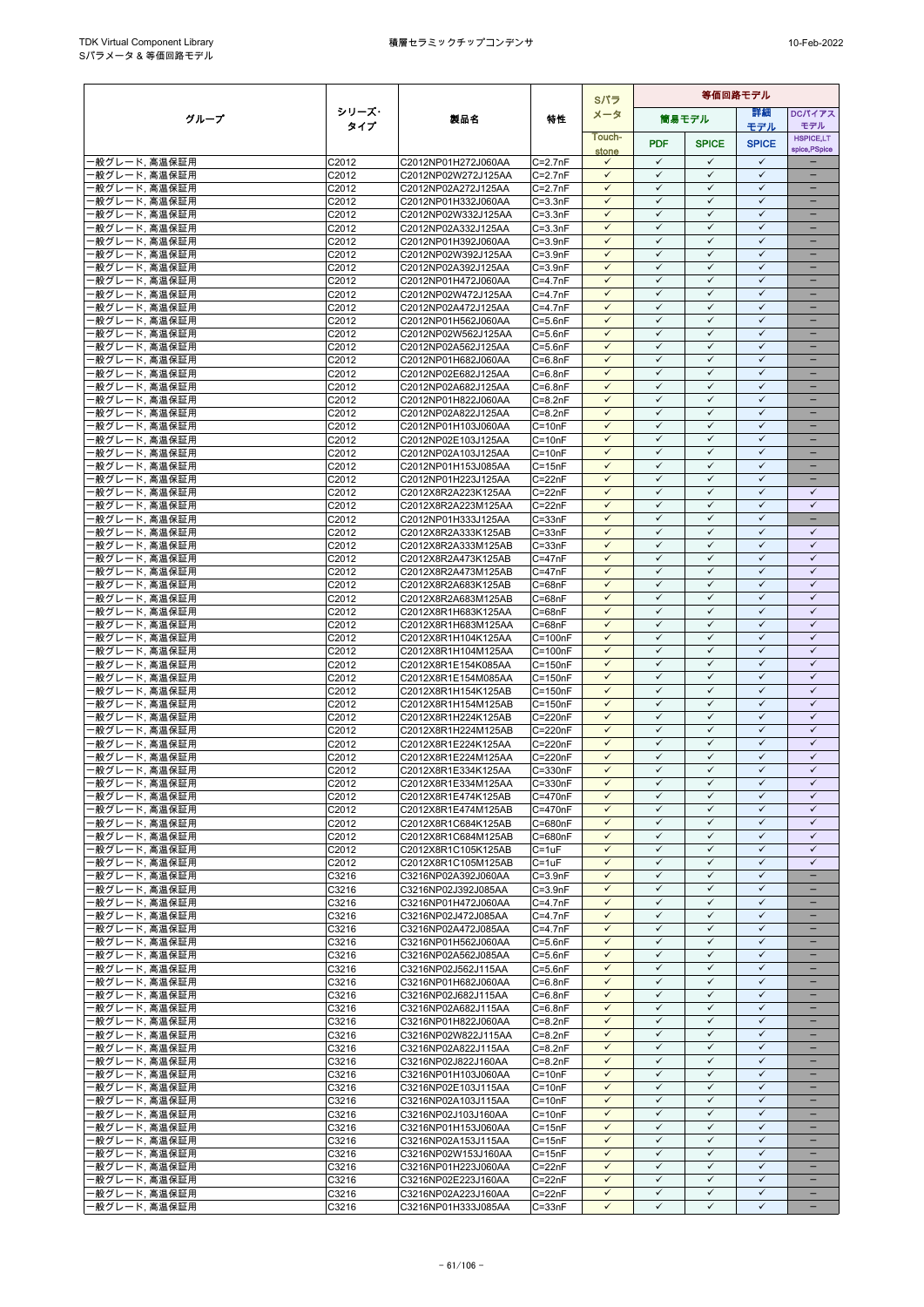| グループ | シリーズ・タイプ | 製品名 | 特性 | Sパラメータ | 等価回路モデル | | | |
|---|---|---|---|---|---|---|---|---|
| | | | | Touch-stone | 簡易モデル PDF | 簡易モデル SPICE | 詳細モデル SPICE | DCバイアスモデル HSPICE,LT spice,PSpice |
| 一般グレード, 高温保証用 | C2012 | C2012NP01H272J060AA | C=2.7nF | ✓ | ✓ | ✓ | ✓ | − |
| 一般グレード, 高温保証用 | C2012 | C2012NP02W272J125AA | C=2.7nF | ✓ | ✓ | ✓ | ✓ | − |
| 一般グレード, 高温保証用 | C2012 | C2012NP02A272J125AA | C=2.7nF | ✓ | ✓ | ✓ | ✓ | − |
| 一般グレード, 高温保証用 | C2012 | C2012NP01H332J060AA | C=3.3nF | ✓ | ✓ | ✓ | ✓ | − |
| 一般グレード, 高温保証用 | C2012 | C2012NP02W332J125AA | C=3.3nF | ✓ | ✓ | ✓ | ✓ | − |
| 一般グレード, 高温保証用 | C2012 | C2012NP02A332J125AA | C=3.3nF | ✓ | ✓ | ✓ | ✓ | − |
| 一般グレード, 高温保証用 | C2012 | C2012NP01H392J060AA | C=3.9nF | ✓ | ✓ | ✓ | ✓ | − |
| 一般グレード, 高温保証用 | C2012 | C2012NP02W392J125AA | C=3.9nF | ✓ | ✓ | ✓ | ✓ | − |
| 一般グレード, 高温保証用 | C2012 | C2012NP02A392J125AA | C=3.9nF | ✓ | ✓ | ✓ | ✓ | − |
| 一般グレード, 高温保証用 | C2012 | C2012NP01H472J060AA | C=4.7nF | ✓ | ✓ | ✓ | ✓ | − |
| 一般グレード, 高温保証用 | C2012 | C2012NP02W472J125AA | C=4.7nF | ✓ | ✓ | ✓ | ✓ | − |
| 一般グレード, 高温保証用 | C2012 | C2012NP02A472J125AA | C=4.7nF | ✓ | ✓ | ✓ | ✓ | − |
| 一般グレード, 高温保証用 | C2012 | C2012NP01H562J060AA | C=5.6nF | ✓ | ✓ | ✓ | ✓ | − |
| 一般グレード, 高温保証用 | C2012 | C2012NP02W562J125AA | C=5.6nF | ✓ | ✓ | ✓ | ✓ | − |
| 一般グレード, 高温保証用 | C2012 | C2012NP02A562J125AA | C=5.6nF | ✓ | ✓ | ✓ | ✓ | − |
| 一般グレード, 高温保証用 | C2012 | C2012NP01H682J060AA | C=6.8nF | ✓ | ✓ | ✓ | ✓ | − |
| 一般グレード, 高温保証用 | C2012 | C2012NP02E682J125AA | C=6.8nF | ✓ | ✓ | ✓ | ✓ | − |
| 一般グレード, 高温保証用 | C2012 | C2012NP02A682J125AA | C=6.8nF | ✓ | ✓ | ✓ | ✓ | − |
| 一般グレード, 高温保証用 | C2012 | C2012NP01H822J060AA | C=8.2nF | ✓ | ✓ | ✓ | ✓ | − |
| 一般グレード, 高温保証用 | C2012 | C2012NP02A822J125AA | C=8.2nF | ✓ | ✓ | ✓ | ✓ | − |
| 一般グレード, 高温保証用 | C2012 | C2012NP01H103J060AA | C=10nF | ✓ | ✓ | ✓ | ✓ | − |
| 一般グレード, 高温保証用 | C2012 | C2012NP02E103J125AA | C=10nF | ✓ | ✓ | ✓ | ✓ | − |
| 一般グレード, 高温保証用 | C2012 | C2012NP02A103J125AA | C=10nF | ✓ | ✓ | ✓ | ✓ | − |
| 一般グレード, 高温保証用 | C2012 | C2012NP01H153J085AA | C=15nF | ✓ | ✓ | ✓ | ✓ | − |
| 一般グレード, 高温保証用 | C2012 | C2012NP01H223J125AA | C=22nF | ✓ | ✓ | ✓ | ✓ | − |
| 一般グレード, 高温保証用 | C2012 | C2012X8R2A223K125AA | C=22nF | ✓ | ✓ | ✓ | ✓ | ✓ |
| 一般グレード, 高温保証用 | C2012 | C2012X8R2A223M125AA | C=22nF | ✓ | ✓ | ✓ | ✓ | ✓ |
| 一般グレード, 高温保証用 | C2012 | C2012NP01H333J125AA | C=33nF | ✓ | ✓ | ✓ | ✓ | − |
| 一般グレード, 高温保証用 | C2012 | C2012X8R2A333K125AB | C=33nF | ✓ | ✓ | ✓ | ✓ | ✓ |
| 一般グレード, 高温保証用 | C2012 | C2012X8R2A333M125AB | C=33nF | ✓ | ✓ | ✓ | ✓ | ✓ |
| 一般グレード, 高温保証用 | C2012 | C2012X8R2A473K125AB | C=47nF | ✓ | ✓ | ✓ | ✓ | ✓ |
| 一般グレード, 高温保証用 | C2012 | C2012X8R2A473M125AB | C=47nF | ✓ | ✓ | ✓ | ✓ | ✓ |
| 一般グレード, 高温保証用 | C2012 | C2012X8R2A683K125AB | C=68nF | ✓ | ✓ | ✓ | ✓ | ✓ |
| 一般グレード, 高温保証用 | C2012 | C2012X8R2A683M125AB | C=68nF | ✓ | ✓ | ✓ | ✓ | ✓ |
| 一般グレード, 高温保証用 | C2012 | C2012X8R1H683K125AA | C=68nF | ✓ | ✓ | ✓ | ✓ | ✓ |
| 一般グレード, 高温保証用 | C2012 | C2012X8R1H683M125AA | C=68nF | ✓ | ✓ | ✓ | ✓ | ✓ |
| 一般グレード, 高温保証用 | C2012 | C2012X8R1H104K125AA | C=100nF | ✓ | ✓ | ✓ | ✓ | ✓ |
| 一般グレード, 高温保証用 | C2012 | C2012X8R1H104M125AA | C=100nF | ✓ | ✓ | ✓ | ✓ | ✓ |
| 一般グレード, 高温保証用 | C2012 | C2012X8R1E154K085AA | C=150nF | ✓ | ✓ | ✓ | ✓ | ✓ |
| 一般グレード, 高温保証用 | C2012 | C2012X8R1E154M085AA | C=150nF | ✓ | ✓ | ✓ | ✓ | ✓ |
| 一般グレード, 高温保証用 | C2012 | C2012X8R1H154K125AB | C=150nF | ✓ | ✓ | ✓ | ✓ | ✓ |
| 一般グレード, 高温保証用 | C2012 | C2012X8R1H154M125AB | C=150nF | ✓ | ✓ | ✓ | ✓ | ✓ |
| 一般グレード, 高温保証用 | C2012 | C2012X8R1H224K125AB | C=220nF | ✓ | ✓ | ✓ | ✓ | ✓ |
| 一般グレード, 高温保証用 | C2012 | C2012X8R1H224M125AB | C=220nF | ✓ | ✓ | ✓ | ✓ | ✓ |
| 一般グレード, 高温保証用 | C2012 | C2012X8R1E224K125AA | C=220nF | ✓ | ✓ | ✓ | ✓ | ✓ |
| 一般グレード, 高温保証用 | C2012 | C2012X8R1E224M125AA | C=220nF | ✓ | ✓ | ✓ | ✓ | ✓ |
| 一般グレード, 高温保証用 | C2012 | C2012X8R1E334K125AA | C=330nF | ✓ | ✓ | ✓ | ✓ | ✓ |
| 一般グレード, 高温保証用 | C2012 | C2012X8R1E334M125AA | C=330nF | ✓ | ✓ | ✓ | ✓ | ✓ |
| 一般グレード, 高温保証用 | C2012 | C2012X8R1E474K125AB | C=470nF | ✓ | ✓ | ✓ | ✓ | ✓ |
| 一般グレード, 高温保証用 | C2012 | C2012X8R1E474M125AB | C=470nF | ✓ | ✓ | ✓ | ✓ | ✓ |
| 一般グレード, 高温保証用 | C2012 | C2012X8R1C684K125AB | C=680nF | ✓ | ✓ | ✓ | ✓ | ✓ |
| 一般グレード, 高温保証用 | C2012 | C2012X8R1C684M125AB | C=680nF | ✓ | ✓ | ✓ | ✓ | ✓ |
| 一般グレード, 高温保証用 | C2012 | C2012X8R1C105K125AB | C=1uF | ✓ | ✓ | ✓ | ✓ | ✓ |
| 一般グレード, 高温保証用 | C2012 | C2012X8R1C105M125AB | C=1uF | ✓ | ✓ | ✓ | ✓ | ✓ |
| 一般グレード, 高温保証用 | C3216 | C3216NP02A392J060AA | C=3.9nF | ✓ | ✓ | ✓ | ✓ | − |
| 一般グレード, 高温保証用 | C3216 | C3216NP02J392J085AA | C=3.9nF | ✓ | ✓ | ✓ | ✓ | − |
| 一般グレード, 高温保証用 | C3216 | C3216NP01H472J060AA | C=4.7nF | ✓ | ✓ | ✓ | ✓ | − |
| 一般グレード, 高温保証用 | C3216 | C3216NP02J472J085AA | C=4.7nF | ✓ | ✓ | ✓ | ✓ | − |
| 一般グレード, 高温保証用 | C3216 | C3216NP02A472J085AA | C=4.7nF | ✓ | ✓ | ✓ | ✓ | − |
| 一般グレード, 高温保証用 | C3216 | C3216NP01H562J060AA | C=5.6nF | ✓ | ✓ | ✓ | ✓ | − |
| 一般グレード, 高温保証用 | C3216 | C3216NP02A562J085AA | C=5.6nF | ✓ | ✓ | ✓ | ✓ | − |
| 一般グレード, 高温保証用 | C3216 | C3216NP02J562J115AA | C=5.6nF | ✓ | ✓ | ✓ | ✓ | − |
| 一般グレード, 高温保証用 | C3216 | C3216NP01H682J060AA | C=6.8nF | ✓ | ✓ | ✓ | ✓ | − |
| 一般グレード, 高温保証用 | C3216 | C3216NP02J682J115AA | C=6.8nF | ✓ | ✓ | ✓ | ✓ | − |
| 一般グレード, 高温保証用 | C3216 | C3216NP02A682J115AA | C=6.8nF | ✓ | ✓ | ✓ | ✓ | − |
| 一般グレード, 高温保証用 | C3216 | C3216NP01H822J060AA | C=8.2nF | ✓ | ✓ | ✓ | ✓ | − |
| 一般グレード, 高温保証用 | C3216 | C3216NP02W822J115AA | C=8.2nF | ✓ | ✓ | ✓ | ✓ | − |
| 一般グレード, 高温保証用 | C3216 | C3216NP02A822J115AA | C=8.2nF | ✓ | ✓ | ✓ | ✓ | − |
| 一般グレード, 高温保証用 | C3216 | C3216NP02J822J160AA | C=8.2nF | ✓ | ✓ | ✓ | ✓ | − |
| 一般グレード, 高温保証用 | C3216 | C3216NP01H103J060AA | C=10nF | ✓ | ✓ | ✓ | ✓ | − |
| 一般グレード, 高温保証用 | C3216 | C3216NP02E103J115AA | C=10nF | ✓ | ✓ | ✓ | ✓ | − |
| 一般グレード, 高温保証用 | C3216 | C3216NP02A103J115AA | C=10nF | ✓ | ✓ | ✓ | ✓ | − |
| 一般グレード, 高温保証用 | C3216 | C3216NP02J103J160AA | C=10nF | ✓ | ✓ | ✓ | ✓ | − |
| 一般グレード, 高温保証用 | C3216 | C3216NP01H153J060AA | C=15nF | ✓ | ✓ | ✓ | ✓ | − |
| 一般グレード, 高温保証用 | C3216 | C3216NP02A153J115AA | C=15nF | ✓ | ✓ | ✓ | ✓ | − |
| 一般グレード, 高温保証用 | C3216 | C3216NP02W153J160AA | C=15nF | ✓ | ✓ | ✓ | ✓ | − |
| 一般グレード, 高温保証用 | C3216 | C3216NP01H223J060AA | C=22nF | ✓ | ✓ | ✓ | ✓ | − |
| 一般グレード, 高温保証用 | C3216 | C3216NP02E223J160AA | C=22nF | ✓ | ✓ | ✓ | ✓ | − |
| 一般グレード, 高温保証用 | C3216 | C3216NP02A223J160AA | C=22nF | ✓ | ✓ | ✓ | ✓ | − |
| 一般グレード, 高温保証用 | C3216 | C3216NP01H333J085AA | C=33nF | ✓ | ✓ | ✓ | ✓ | − |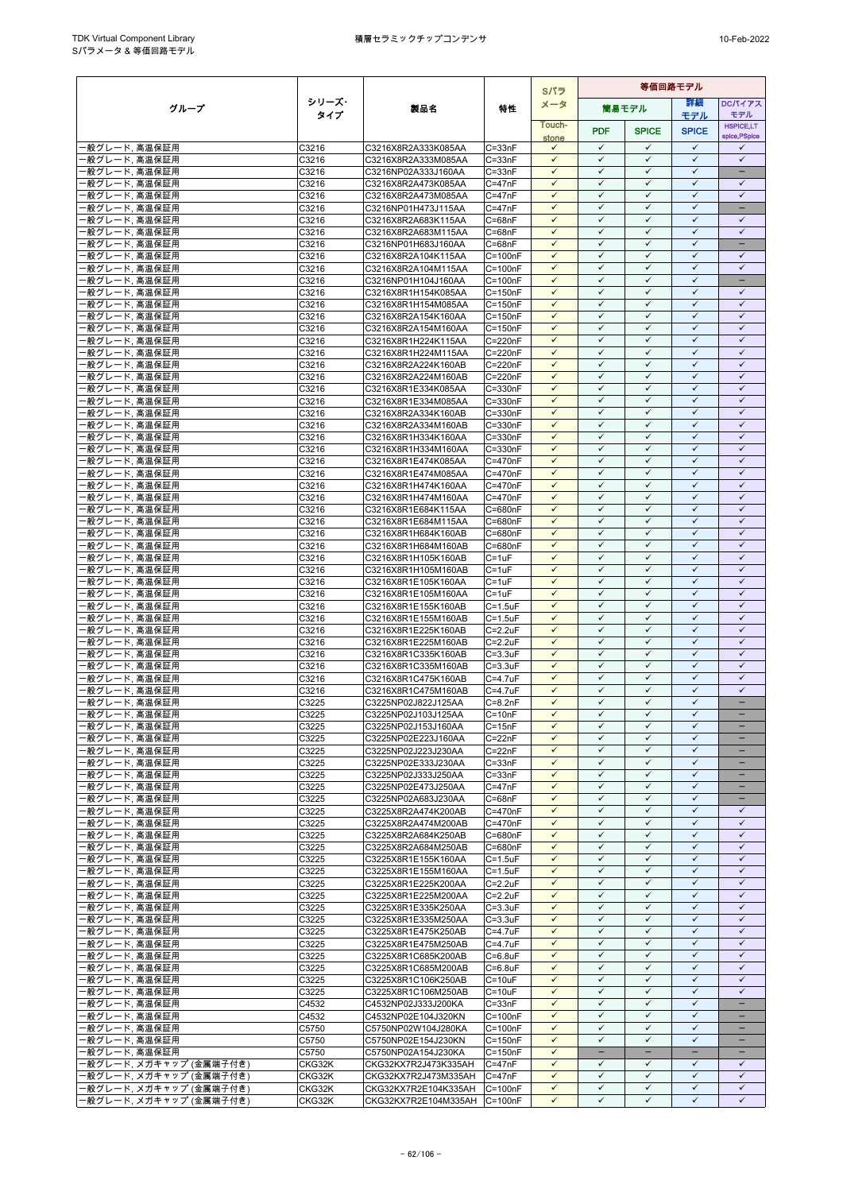| グループ | シリーズ･タイプ | 製品名 | 特性 | Sパラメータ | 等価回路モデル | | | |
|---|---|---|---|---|---|---|---|---|
| | | | | | 簡易モデル | | 詳細モデル | DCバイアスモデル |
| | | | | Touch-stone | PDF | SPICE | SPICE | HSPICE,LTspice,PSpice |
| 一般グレード, 高温保証用 | C3216 | C3216X8R2A333K085AA | C=33nF | ✓ | ✓ | ✓ | ✓ | ✓ |
| 一般グレード, 高温保証用 | C3216 | C3216X8R2A333M085AA | C=33nF | ✓ | ✓ | ✓ | ✓ | ✓ |
| 一般グレード, 高温保証用 | C3216 | C3216NP02A333J160AA | C=33nF | ✓ | ✓ | ✓ | ✓ | – |
| 一般グレード, 高温保証用 | C3216 | C3216X8R2A473K085AA | C=47nF | ✓ | ✓ | ✓ | ✓ | ✓ |
| 一般グレード, 高温保証用 | C3216 | C3216X8R2A473M085AA | C=47nF | ✓ | ✓ | ✓ | ✓ | ✓ |
| 一般グレード, 高温保証用 | C3216 | C3216NP01H473J115AA | C=47nF | ✓ | ✓ | ✓ | ✓ | – |
| 一般グレード, 高温保証用 | C3216 | C3216X8R2A683K115AA | C=68nF | ✓ | ✓ | ✓ | ✓ | ✓ |
| 一般グレード, 高温保証用 | C3216 | C3216X8R2A683M115AA | C=68nF | ✓ | ✓ | ✓ | ✓ | ✓ |
| 一般グレード, 高温保証用 | C3216 | C3216NP01H683J160AA | C=68nF | ✓ | ✓ | ✓ | ✓ | – |
| 一般グレード, 高温保証用 | C3216 | C3216X8R2A104K115AA | C=100nF | ✓ | ✓ | ✓ | ✓ | ✓ |
| 一般グレード, 高温保証用 | C3216 | C3216X8R2A104M115AA | C=100nF | ✓ | ✓ | ✓ | ✓ | ✓ |
| 一般グレード, 高温保証用 | C3216 | C3216NP01H104J160AA | C=100nF | ✓ | ✓ | ✓ | ✓ | – |
| 一般グレード, 高温保証用 | C3216 | C3216X8R1H154K085AA | C=150nF | ✓ | ✓ | ✓ | ✓ | ✓ |
| 一般グレード, 高温保証用 | C3216 | C3216X8R1H154M085AA | C=150nF | ✓ | ✓ | ✓ | ✓ | ✓ |
| 一般グレード, 高温保証用 | C3216 | C3216X8R2A154K160AA | C=150nF | ✓ | ✓ | ✓ | ✓ | ✓ |
| 一般グレード, 高温保証用 | C3216 | C3216X8R2A154M160AA | C=150nF | ✓ | ✓ | ✓ | ✓ | ✓ |
| 一般グレード, 高温保証用 | C3216 | C3216X8R1H224K115AA | C=220nF | ✓ | ✓ | ✓ | ✓ | ✓ |
| 一般グレード, 高温保証用 | C3216 | C3216X8R1H224M115AA | C=220nF | ✓ | ✓ | ✓ | ✓ | ✓ |
| 一般グレード, 高温保証用 | C3216 | C3216X8R2A224K160AB | C=220nF | ✓ | ✓ | ✓ | ✓ | ✓ |
| 一般グレード, 高温保証用 | C3216 | C3216X8R2A224M160AB | C=220nF | ✓ | ✓ | ✓ | ✓ | ✓ |
| 一般グレード, 高温保証用 | C3216 | C3216X8R1E334K085AA | C=330nF | ✓ | ✓ | ✓ | ✓ | ✓ |
| 一般グレード, 高温保証用 | C3216 | C3216X8R1E334M085AA | C=330nF | ✓ | ✓ | ✓ | ✓ | ✓ |
| 一般グレード, 高温保証用 | C3216 | C3216X8R2A334K160AB | C=330nF | ✓ | ✓ | ✓ | ✓ | ✓ |
| 一般グレード, 高温保証用 | C3216 | C3216X8R2A334M160AB | C=330nF | ✓ | ✓ | ✓ | ✓ | ✓ |
| 一般グレード, 高温保証用 | C3216 | C3216X8R1H334K160AA | C=330nF | ✓ | ✓ | ✓ | ✓ | ✓ |
| 一般グレード, 高温保証用 | C3216 | C3216X8R1H334M160AA | C=330nF | ✓ | ✓ | ✓ | ✓ | ✓ |
| 一般グレード, 高温保証用 | C3216 | C3216X8R1E474K085AA | C=470nF | ✓ | ✓ | ✓ | ✓ | ✓ |
| 一般グレード, 高温保証用 | C3216 | C3216X8R1E474M085AA | C=470nF | ✓ | ✓ | ✓ | ✓ | ✓ |
| 一般グレード, 高温保証用 | C3216 | C3216X8R1H474K160AA | C=470nF | ✓ | ✓ | ✓ | ✓ | ✓ |
| 一般グレード, 高温保証用 | C3216 | C3216X8R1H474M160AA | C=470nF | ✓ | ✓ | ✓ | ✓ | ✓ |
| 一般グレード, 高温保証用 | C3216 | C3216X8R1E684K115AA | C=680nF | ✓ | ✓ | ✓ | ✓ | ✓ |
| 一般グレード, 高温保証用 | C3216 | C3216X8R1E684M115AA | C=680nF | ✓ | ✓ | ✓ | ✓ | ✓ |
| 一般グレード, 高温保証用 | C3216 | C3216X8R1H684K160AB | C=680nF | ✓ | ✓ | ✓ | ✓ | ✓ |
| 一般グレード, 高温保証用 | C3216 | C3216X8R1H684M160AB | C=680nF | ✓ | ✓ | ✓ | ✓ | ✓ |
| 一般グレード, 高温保証用 | C3216 | C3216X8R1H105K160AB | C=1uF | ✓ | ✓ | ✓ | ✓ | ✓ |
| 一般グレード, 高温保証用 | C3216 | C3216X8R1H105M160AB | C=1uF | ✓ | ✓ | ✓ | ✓ | ✓ |
| 一般グレード, 高温保証用 | C3216 | C3216X8R1E105K160AA | C=1uF | ✓ | ✓ | ✓ | ✓ | ✓ |
| 一般グレード, 高温保証用 | C3216 | C3216X8R1E105M160AA | C=1uF | ✓ | ✓ | ✓ | ✓ | ✓ |
| 一般グレード, 高温保証用 | C3216 | C3216X8R1E155K160AB | C=1.5uF | ✓ | ✓ | ✓ | ✓ | ✓ |
| 一般グレード, 高温保証用 | C3216 | C3216X8R1E155M160AB | C=1.5uF | ✓ | ✓ | ✓ | ✓ | ✓ |
| 一般グレード, 高温保証用 | C3216 | C3216X8R1E225K160AB | C=2.2uF | ✓ | ✓ | ✓ | ✓ | ✓ |
| 一般グレード, 高温保証用 | C3216 | C3216X8R1E225M160AB | C=2.2uF | ✓ | ✓ | ✓ | ✓ | ✓ |
| 一般グレード, 高温保証用 | C3216 | C3216X8R1C335K160AB | C=3.3uF | ✓ | ✓ | ✓ | ✓ | ✓ |
| 一般グレード, 高温保証用 | C3216 | C3216X8R1C335M160AB | C=3.3uF | ✓ | ✓ | ✓ | ✓ | ✓ |
| 一般グレード, 高温保証用 | C3216 | C3216X8R1C475K160AB | C=4.7uF | ✓ | ✓ | ✓ | ✓ | ✓ |
| 一般グレード, 高温保証用 | C3216 | C3216X8R1C475M160AB | C=4.7uF | ✓ | ✓ | ✓ | ✓ | ✓ |
| 一般グレード, 高温保証用 | C3225 | C3225NP02J822J125AA | C=8.2nF | ✓ | ✓ | ✓ | ✓ | – |
| 一般グレード, 高温保証用 | C3225 | C3225NP02J103J125AA | C=10nF | ✓ | ✓ | ✓ | ✓ | – |
| 一般グレード, 高温保証用 | C3225 | C3225NP02J153J160AA | C=15nF | ✓ | ✓ | ✓ | ✓ | – |
| 一般グレード, 高温保証用 | C3225 | C3225NP02E223J160AA | C=22nF | ✓ | ✓ | ✓ | ✓ | – |
| 一般グレード, 高温保証用 | C3225 | C3225NP02J223J230AA | C=22nF | ✓ | ✓ | ✓ | ✓ | – |
| 一般グレード, 高温保証用 | C3225 | C3225NP02E333J230AA | C=33nF | ✓ | ✓ | ✓ | ✓ | – |
| 一般グレード, 高温保証用 | C3225 | C3225NP02J333J250AA | C=33nF | ✓ | ✓ | ✓ | ✓ | – |
| 一般グレード, 高温保証用 | C3225 | C3225NP02E473J250AA | C=47nF | ✓ | ✓ | ✓ | ✓ | – |
| 一般グレード, 高温保証用 | C3225 | C3225NP02A683J230AA | C=68nF | ✓ | ✓ | ✓ | ✓ | – |
| 一般グレード, 高温保証用 | C3225 | C3225X8R2A474K200AB | C=470nF | ✓ | ✓ | ✓ | ✓ | ✓ |
| 一般グレード, 高温保証用 | C3225 | C3225X8R2A474M200AB | C=470nF | ✓ | ✓ | ✓ | ✓ | ✓ |
| 一般グレード, 高温保証用 | C3225 | C3225X8R2A684K250AB | C=680nF | ✓ | ✓ | ✓ | ✓ | ✓ |
| 一般グレード, 高温保証用 | C3225 | C3225X8R2A684M250AB | C=680nF | ✓ | ✓ | ✓ | ✓ | ✓ |
| 一般グレード, 高温保証用 | C3225 | C3225X8R1E155K160AA | C=1.5uF | ✓ | ✓ | ✓ | ✓ | ✓ |
| 一般グレード, 高温保証用 | C3225 | C3225X8R1E155M160AA | C=1.5uF | ✓ | ✓ | ✓ | ✓ | ✓ |
| 一般グレード, 高温保証用 | C3225 | C3225X8R1E225K200AA | C=2.2uF | ✓ | ✓ | ✓ | ✓ | ✓ |
| 一般グレード, 高温保証用 | C3225 | C3225X8R1E225M200AA | C=2.2uF | ✓ | ✓ | ✓ | ✓ | ✓ |
| 一般グレード, 高温保証用 | C3225 | C3225X8R1E335K250AA | C=3.3uF | ✓ | ✓ | ✓ | ✓ | ✓ |
| 一般グレード, 高温保証用 | C3225 | C3225X8R1E335M250AA | C=3.3uF | ✓ | ✓ | ✓ | ✓ | ✓ |
| 一般グレード, 高温保証用 | C3225 | C3225X8R1E475K250AB | C=4.7uF | ✓ | ✓ | ✓ | ✓ | ✓ |
| 一般グレード, 高温保証用 | C3225 | C3225X8R1E475M250AB | C=4.7uF | ✓ | ✓ | ✓ | ✓ | ✓ |
| 一般グレード, 高温保証用 | C3225 | C3225X8R1C685K200AB | C=6.8uF | ✓ | ✓ | ✓ | ✓ | ✓ |
| 一般グレード, 高温保証用 | C3225 | C3225X8R1C685M200AB | C=6.8uF | ✓ | ✓ | ✓ | ✓ | ✓ |
| 一般グレード, 高温保証用 | C3225 | C3225X8R1C106K250AB | C=10uF | ✓ | ✓ | ✓ | ✓ | ✓ |
| 一般グレード, 高温保証用 | C3225 | C3225X8R1C106M250AB | C=10uF | ✓ | ✓ | ✓ | ✓ | ✓ |
| 一般グレード, 高温保証用 | C4532 | C4532NP02J333J200KA | C=33nF | ✓ | ✓ | ✓ | ✓ | – |
| 一般グレード, 高温保証用 | C4532 | C4532NP02E104J320KN | C=100nF | ✓ | ✓ | ✓ | ✓ | – |
| 一般グレード, 高温保証用 | C5750 | C5750NP02W104J280KA | C=100nF | ✓ | ✓ | ✓ | ✓ | – |
| 一般グレード, 高温保証用 | C5750 | C5750NP02E154J230KN | C=150nF | ✓ | ✓ | ✓ | ✓ | – |
| 一般グレード, 高温保証用 | C5750 | C5750NP02A154J230KA | C=150nF | ✓ | – | – | – | – |
| 一般グレード, メガキャップ (金属端子付き) | CKG32K | CKG32KX7R2J473K335AH | C=47nF | ✓ | ✓ | ✓ | ✓ | ✓ |
| 一般グレード, メガキャップ (金属端子付き) | CKG32K | CKG32KX7R2J473M335AH | C=47nF | ✓ | ✓ | ✓ | ✓ | ✓ |
| 一般グレード, メガキャップ (金属端子付き) | CKG32K | CKG32KX7R2E104K335AH | C=100nF | ✓ | ✓ | ✓ | ✓ | ✓ |
| 一般グレード, メガキャップ (金属端子付き) | CKG32K | CKG32KX7R2E104M335AH | C=100nF | ✓ | ✓ | ✓ | ✓ | ✓ |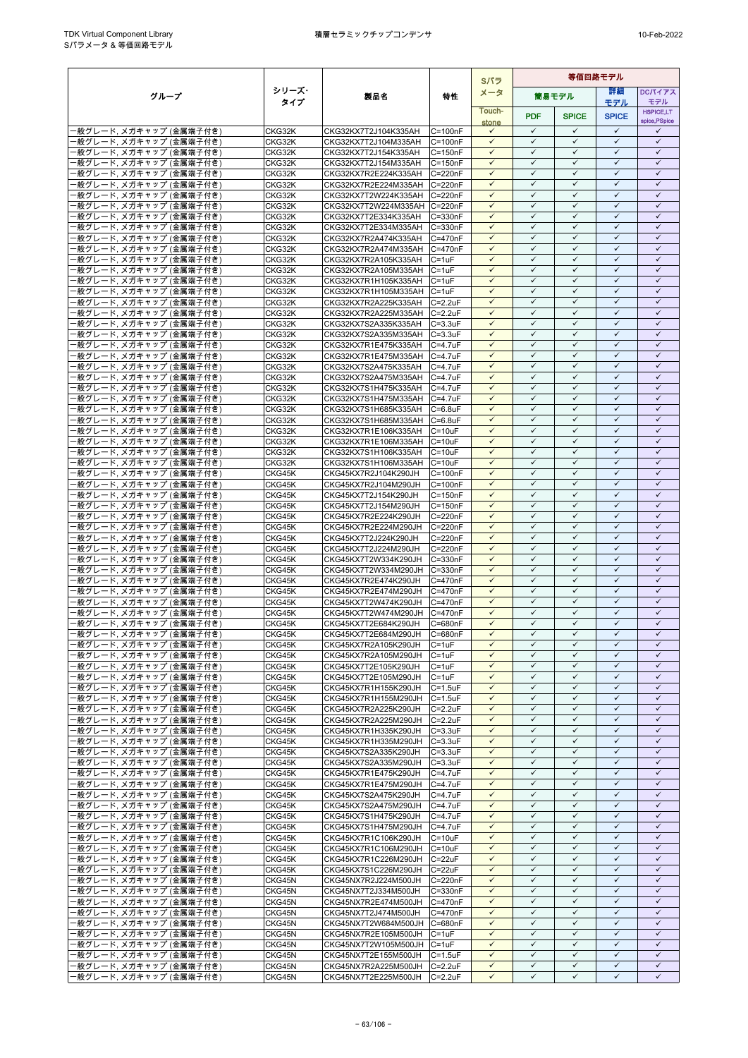| グループ | シリーズ・タイプ | 製品名 | 特性 | Sパラメータ | 等価回路モデル | | | |
|---|---|---|---|---|---|---|---|---|
| | | | | | 簡易モデル | | 詳細モデル | DCバイアスモデル |
| | | | | Touch-stone | PDF | SPICE | SPICE | HSPICE,LT spice,PSpice |
| 一般グレード, メガキャップ (金属端子付き) | CKG32K | CKG32KX7T2J104K335AH | C=100nF | ✓ | ✓ | ✓ | ✓ | ✓ |
| 一般グレード, メガキャップ (金属端子付き) | CKG32K | CKG32KX7T2J104M335AH | C=100nF | ✓ | ✓ | ✓ | ✓ | ✓ |
| 一般グレード, メガキャップ (金属端子付き) | CKG32K | CKG32KX7T2J154K335AH | C=150nF | ✓ | ✓ | ✓ | ✓ | ✓ |
| 一般グレード, メガキャップ (金属端子付き) | CKG32K | CKG32KX7T2J154M335AH | C=150nF | ✓ | ✓ | ✓ | ✓ | ✓ |
| 一般グレード, メガキャップ (金属端子付き) | CKG32K | CKG32KX7R2E224K335AH | C=220nF | ✓ | ✓ | ✓ | ✓ | ✓ |
| 一般グレード, メガキャップ (金属端子付き) | CKG32K | CKG32KX7R2E224M335AH | C=220nF | ✓ | ✓ | ✓ | ✓ | ✓ |
| 一般グレード, メガキャップ (金属端子付き) | CKG32K | CKG32KX7T2W224K335AH | C=220nF | ✓ | ✓ | ✓ | ✓ | ✓ |
| 一般グレード, メガキャップ (金属端子付き) | CKG32K | CKG32KX7T2W224M335AH | C=220nF | ✓ | ✓ | ✓ | ✓ | ✓ |
| 一般グレード, メガキャップ (金属端子付き) | CKG32K | CKG32KX7T2E334K335AH | C=330nF | ✓ | ✓ | ✓ | ✓ | ✓ |
| 一般グレード, メガキャップ (金属端子付き) | CKG32K | CKG32KX7T2E334M335AH | C=330nF | ✓ | ✓ | ✓ | ✓ | ✓ |
| 一般グレード, メガキャップ (金属端子付き) | CKG32K | CKG32KX7R2A474K335AH | C=470nF | ✓ | ✓ | ✓ | ✓ | ✓ |
| 一般グレード, メガキャップ (金属端子付き) | CKG32K | CKG32KX7R2A474M335AH | C=470nF | ✓ | ✓ | ✓ | ✓ | ✓ |
| 一般グレード, メガキャップ (金属端子付き) | CKG32K | CKG32KX7R2A105K335AH | C=1uF | ✓ | ✓ | ✓ | ✓ | ✓ |
| 一般グレード, メガキャップ (金属端子付き) | CKG32K | CKG32KX7R2A105M335AH | C=1uF | ✓ | ✓ | ✓ | ✓ | ✓ |
| 一般グレード, メガキャップ (金属端子付き) | CKG32K | CKG32KX7R1H105K335AH | C=1uF | ✓ | ✓ | ✓ | ✓ | ✓ |
| 一般グレード, メガキャップ (金属端子付き) | CKG32K | CKG32KX7R1H105M335AH | C=1uF | ✓ | ✓ | ✓ | ✓ | ✓ |
| 一般グレード, メガキャップ (金属端子付き) | CKG32K | CKG32KX7R2A225K335AH | C=2.2uF | ✓ | ✓ | ✓ | ✓ | ✓ |
| 一般グレード, メガキャップ (金属端子付き) | CKG32K | CKG32KX7R2A225M335AH | C=2.2uF | ✓ | ✓ | ✓ | ✓ | ✓ |
| 一般グレード, メガキャップ (金属端子付き) | CKG32K | CKG32KX7S2A335K335AH | C=3.3uF | ✓ | ✓ | ✓ | ✓ | ✓ |
| 一般グレード, メガキャップ (金属端子付き) | CKG32K | CKG32KX7S2A335M335AH | C=3.3uF | ✓ | ✓ | ✓ | ✓ | ✓ |
| 一般グレード, メガキャップ (金属端子付き) | CKG32K | CKG32KX7R1E475K335AH | C=4.7uF | ✓ | ✓ | ✓ | ✓ | ✓ |
| 一般グレード, メガキャップ (金属端子付き) | CKG32K | CKG32KX7R1E475M335AH | C=4.7uF | ✓ | ✓ | ✓ | ✓ | ✓ |
| 一般グレード, メガキャップ (金属端子付き) | CKG32K | CKG32KX7S2A475K335AH | C=4.7uF | ✓ | ✓ | ✓ | ✓ | ✓ |
| 一般グレード, メガキャップ (金属端子付き) | CKG32K | CKG32KX7S2A475M335AH | C=4.7uF | ✓ | ✓ | ✓ | ✓ | ✓ |
| 一般グレード, メガキャップ (金属端子付き) | CKG32K | CKG32KX7S1H475K335AH | C=4.7uF | ✓ | ✓ | ✓ | ✓ | ✓ |
| 一般グレード, メガキャップ (金属端子付き) | CKG32K | CKG32KX7S1H475M335AH | C=4.7uF | ✓ | ✓ | ✓ | ✓ | ✓ |
| 一般グレード, メガキャップ (金属端子付き) | CKG32K | CKG32KX7S1H685K335AH | C=6.8uF | ✓ | ✓ | ✓ | ✓ | ✓ |
| 一般グレード, メガキャップ (金属端子付き) | CKG32K | CKG32KX7S1H685M335AH | C=6.8uF | ✓ | ✓ | ✓ | ✓ | ✓ |
| 一般グレード, メガキャップ (金属端子付き) | CKG32K | CKG32KX7R1E106K335AH | C=10uF | ✓ | ✓ | ✓ | ✓ | ✓ |
| 一般グレード, メガキャップ (金属端子付き) | CKG32K | CKG32KX7R1E106M335AH | C=10uF | ✓ | ✓ | ✓ | ✓ | ✓ |
| 一般グレード, メガキャップ (金属端子付き) | CKG32K | CKG32KX7S1H106K335AH | C=10uF | ✓ | ✓ | ✓ | ✓ | ✓ |
| 一般グレード, メガキャップ (金属端子付き) | CKG32K | CKG32KX7S1H106M335AH | C=10uF | ✓ | ✓ | ✓ | ✓ | ✓ |
| 一般グレード, メガキャップ (金属端子付き) | CKG45K | CKG45KX7R2J104K290JH | C=100nF | ✓ | ✓ | ✓ | ✓ | ✓ |
| 一般グレード, メガキャップ (金属端子付き) | CKG45K | CKG45KX7R2J104M290JH | C=100nF | ✓ | ✓ | ✓ | ✓ | ✓ |
| 一般グレード, メガキャップ (金属端子付き) | CKG45K | CKG45KX7T2J154K290JH | C=150nF | ✓ | ✓ | ✓ | ✓ | ✓ |
| 一般グレード, メガキャップ (金属端子付き) | CKG45K | CKG45KX7T2J154M290JH | C=150nF | ✓ | ✓ | ✓ | ✓ | ✓ |
| 一般グレード, メガキャップ (金属端子付き) | CKG45K | CKG45KX7R2E224K290JH | C=220nF | ✓ | ✓ | ✓ | ✓ | ✓ |
| 一般グレード, メガキャップ (金属端子付き) | CKG45K | CKG45KX7R2E224M290JH | C=220nF | ✓ | ✓ | ✓ | ✓ | ✓ |
| 一般グレード, メガキャップ (金属端子付き) | CKG45K | CKG45KX7T2J224K290JH | C=220nF | ✓ | ✓ | ✓ | ✓ | ✓ |
| 一般グレード, メガキャップ (金属端子付き) | CKG45K | CKG45KX7T2J224M290JH | C=220nF | ✓ | ✓ | ✓ | ✓ | ✓ |
| 一般グレード, メガキャップ (金属端子付き) | CKG45K | CKG45KX7T2W334K290JH | C=330nF | ✓ | ✓ | ✓ | ✓ | ✓ |
| 一般グレード, メガキャップ (金属端子付き) | CKG45K | CKG45KX7T2W334M290JH | C=330nF | ✓ | ✓ | ✓ | ✓ | ✓ |
| 一般グレード, メガキャップ (金属端子付き) | CKG45K | CKG45KX7R2E474K290JH | C=470nF | ✓ | ✓ | ✓ | ✓ | ✓ |
| 一般グレード, メガキャップ (金属端子付き) | CKG45K | CKG45KX7R2E474M290JH | C=470nF | ✓ | ✓ | ✓ | ✓ | ✓ |
| 一般グレード, メガキャップ (金属端子付き) | CKG45K | CKG45KX7T2W474K290JH | C=470nF | ✓ | ✓ | ✓ | ✓ | ✓ |
| 一般グレード, メガキャップ (金属端子付き) | CKG45K | CKG45KX7T2W474M290JH | C=470nF | ✓ | ✓ | ✓ | ✓ | ✓ |
| 一般グレード, メガキャップ (金属端子付き) | CKG45K | CKG45KX7T2E684K290JH | C=680nF | ✓ | ✓ | ✓ | ✓ | ✓ |
| 一般グレード, メガキャップ (金属端子付き) | CKG45K | CKG45KX7T2E684M290JH | C=680nF | ✓ | ✓ | ✓ | ✓ | ✓ |
| 一般グレード, メガキャップ (金属端子付き) | CKG45K | CKG45KX7R2A105K290JH | C=1uF | ✓ | ✓ | ✓ | ✓ | ✓ |
| 一般グレード, メガキャップ (金属端子付き) | CKG45K | CKG45KX7R2A105M290JH | C=1uF | ✓ | ✓ | ✓ | ✓ | ✓ |
| 一般グレード, メガキャップ (金属端子付き) | CKG45K | CKG45KX7T2E105K290JH | C=1uF | ✓ | ✓ | ✓ | ✓ | ✓ |
| 一般グレード, メガキャップ (金属端子付き) | CKG45K | CKG45KX7T2E105M290JH | C=1uF | ✓ | ✓ | ✓ | ✓ | ✓ |
| 一般グレード, メガキャップ (金属端子付き) | CKG45K | CKG45KX7R1H155K290JH | C=1.5uF | ✓ | ✓ | ✓ | ✓ | ✓ |
| 一般グレード, メガキャップ (金属端子付き) | CKG45K | CKG45KX7R1H155M290JH | C=1.5uF | ✓ | ✓ | ✓ | ✓ | ✓ |
| 一般グレード, メガキャップ (金属端子付き) | CKG45K | CKG45KX7R2A225K290JH | C=2.2uF | ✓ | ✓ | ✓ | ✓ | ✓ |
| 一般グレード, メガキャップ (金属端子付き) | CKG45K | CKG45KX7R2A225M290JH | C=2.2uF | ✓ | ✓ | ✓ | ✓ | ✓ |
| 一般グレード, メガキャップ (金属端子付き) | CKG45K | CKG45KX7R1H335K290JH | C=3.3uF | ✓ | ✓ | ✓ | ✓ | ✓ |
| 一般グレード, メガキャップ (金属端子付き) | CKG45K | CKG45KX7R1H335M290JH | C=3.3uF | ✓ | ✓ | ✓ | ✓ | ✓ |
| 一般グレード, メガキャップ (金属端子付き) | CKG45K | CKG45KX7S2A335K290JH | C=3.3uF | ✓ | ✓ | ✓ | ✓ | ✓ |
| 一般グレード, メガキャップ (金属端子付き) | CKG45K | CKG45KX7S2A335M290JH | C=3.3uF | ✓ | ✓ | ✓ | ✓ | ✓ |
| 一般グレード, メガキャップ (金属端子付き) | CKG45K | CKG45KX7R1E475K290JH | C=4.7uF | ✓ | ✓ | ✓ | ✓ | ✓ |
| 一般グレード, メガキャップ (金属端子付き) | CKG45K | CKG45KX7R1E475M290JH | C=4.7uF | ✓ | ✓ | ✓ | ✓ | ✓ |
| 一般グレード, メガキャップ (金属端子付き) | CKG45K | CKG45KX7S2A475K290JH | C=4.7uF | ✓ | ✓ | ✓ | ✓ | ✓ |
| 一般グレード, メガキャップ (金属端子付き) | CKG45K | CKG45KX7S2A475M290JH | C=4.7uF | ✓ | ✓ | ✓ | ✓ | ✓ |
| 一般グレード, メガキャップ (金属端子付き) | CKG45K | CKG45KX7S1H475K290JH | C=4.7uF | ✓ | ✓ | ✓ | ✓ | ✓ |
| 一般グレード, メガキャップ (金属端子付き) | CKG45K | CKG45KX7S1H475M290JH | C=4.7uF | ✓ | ✓ | ✓ | ✓ | ✓ |
| 一般グレード, メガキャップ (金属端子付き) | CKG45K | CKG45KX7R1C106K290JH | C=10uF | ✓ | ✓ | ✓ | ✓ | ✓ |
| 一般グレード, メガキャップ (金属端子付き) | CKG45K | CKG45KX7R1C106M290JH | C=10uF | ✓ | ✓ | ✓ | ✓ | ✓ |
| 一般グレード, メガキャップ (金属端子付き) | CKG45K | CKG45KX7R1C226M290JH | C=22uF | ✓ | ✓ | ✓ | ✓ | ✓ |
| 一般グレード, メガキャップ (金属端子付き) | CKG45K | CKG45KX7S1C226M290JH | C=22uF | ✓ | ✓ | ✓ | ✓ | ✓ |
| 一般グレード, メガキャップ (金属端子付き) | CKG45N | CKG45NX7R2J224M500JH | C=220nF | ✓ | ✓ | ✓ | ✓ | ✓ |
| 一般グレード, メガキャップ (金属端子付き) | CKG45N | CKG45NX7T2J334M500JH | C=330nF | ✓ | ✓ | ✓ | ✓ | ✓ |
| 一般グレード, メガキャップ (金属端子付き) | CKG45N | CKG45NX7R2E474M500JH | C=470nF | ✓ | ✓ | ✓ | ✓ | ✓ |
| 一般グレード, メガキャップ (金属端子付き) | CKG45N | CKG45NX7T2J474M500JH | C=470nF | ✓ | ✓ | ✓ | ✓ | ✓ |
| 一般グレード, メガキャップ (金属端子付き) | CKG45N | CKG45NX7T2W684M500JH | C=680nF | ✓ | ✓ | ✓ | ✓ | ✓ |
| 一般グレード, メガキャップ (金属端子付き) | CKG45N | CKG45NX7R2E105M500JH | C=1uF | ✓ | ✓ | ✓ | ✓ | ✓ |
| 一般グレード, メガキャップ (金属端子付き) | CKG45N | CKG45NX7T2W105M500JH | C=1uF | ✓ | ✓ | ✓ | ✓ | ✓ |
| 一般グレード, メガキャップ (金属端子付き) | CKG45N | CKG45NX7T2E155M500JH | C=1.5uF | ✓ | ✓ | ✓ | ✓ | ✓ |
| 一般グレード, メガキャップ (金属端子付き) | CKG45N | CKG45NX7R2A225M500JH | C=2.2uF | ✓ | ✓ | ✓ | ✓ | ✓ |
| 一般グレード, メガキャップ (金属端子付き) | CKG45N | CKG45NX7T2E225M500JH | C=2.2uF | ✓ | ✓ | ✓ | ✓ | ✓ |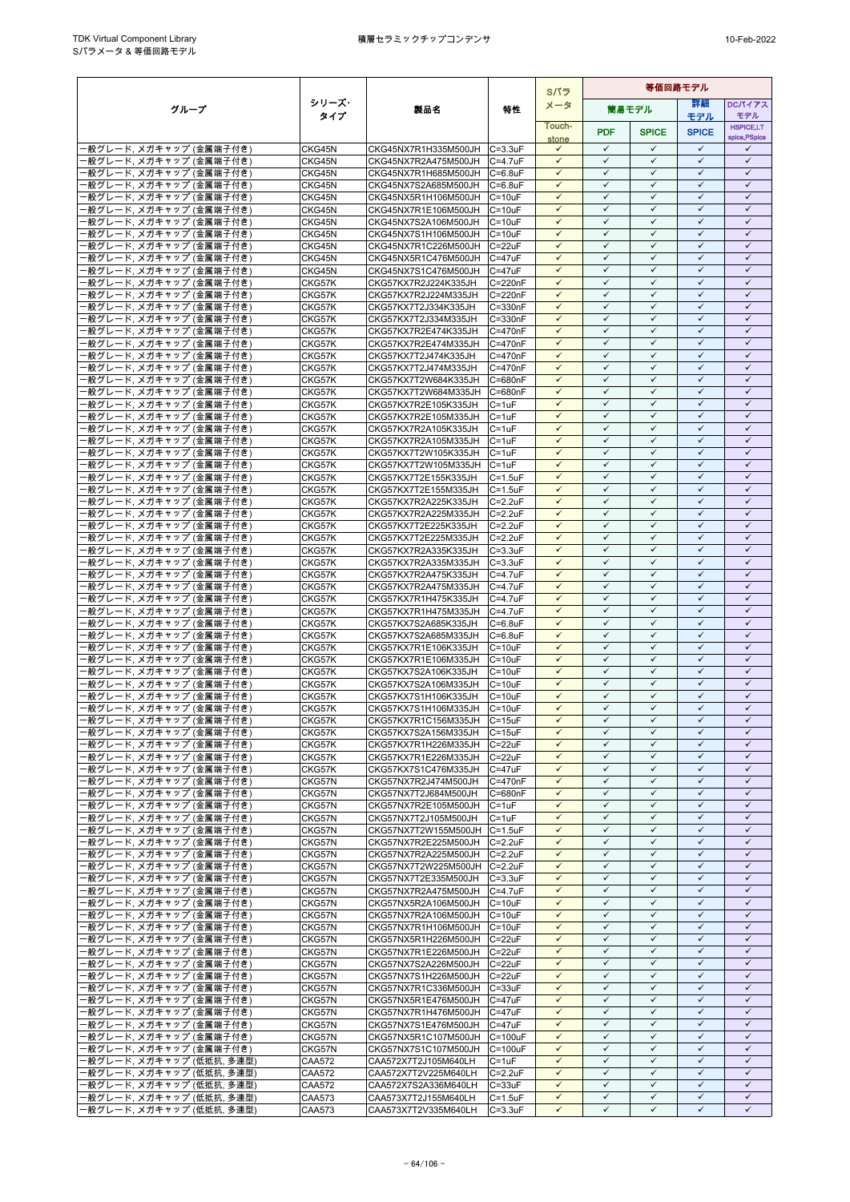| グループ | シリーズ・タイプ | 製品名 | 特性 | Sパラメータ | 等価回路モデル | | | |
|---|---|---|---|---|---|---|---|---|
| | | | | | 簡易モデル | | 詳細モデル | DCバイアスモデル |
| | | | | Touch-stone | PDF | SPICE | SPICE | HSPICE,LTspice,PSpice |
| 一般グレード, メガキャップ (金属端子付き) | CKG45N | CKG45NX7R1H335M500JH | C=3.3uF | ✓ | ✓ | ✓ | ✓ | ✓ |
| 一般グレード, メガキャップ (金属端子付き) | CKG45N | CKG45NX7R2A475M500JH | C=4.7uF | ✓ | ✓ | ✓ | ✓ | ✓ |
| 一般グレード, メガキャップ (金属端子付き) | CKG45N | CKG45NX7R1H685M500JH | C=6.8uF | ✓ | ✓ | ✓ | ✓ | ✓ |
| 一般グレード, メガキャップ (金属端子付き) | CKG45N | CKG45NX7S2A685M500JH | C=6.8uF | ✓ | ✓ | ✓ | ✓ | ✓ |
| 一般グレード, メガキャップ (金属端子付き) | CKG45N | CKG45NX5R1H106M500JH | C=10uF | ✓ | ✓ | ✓ | ✓ | ✓ |
| 一般グレード, メガキャップ (金属端子付き) | CKG45N | CKG45NX7R1E106M500JH | C=10uF | ✓ | ✓ | ✓ | ✓ | ✓ |
| 一般グレード, メガキャップ (金属端子付き) | CKG45N | CKG45NX7S2A106M500JH | C=10uF | ✓ | ✓ | ✓ | ✓ | ✓ |
| 一般グレード, メガキャップ (金属端子付き) | CKG45N | CKG45NX7S1H106M500JH | C=10uF | ✓ | ✓ | ✓ | ✓ | ✓ |
| 一般グレード, メガキャップ (金属端子付き) | CKG45N | CKG45NX7R1C226M500JH | C=22uF | ✓ | ✓ | ✓ | ✓ | ✓ |
| 一般グレード, メガキャップ (金属端子付き) | CKG45N | CKG45NX5R1C476M500JH | C=47uF | ✓ | ✓ | ✓ | ✓ | ✓ |
| 一般グレード, メガキャップ (金属端子付き) | CKG45N | CKG45NX7S1C476M500JH | C=47uF | ✓ | ✓ | ✓ | ✓ | ✓ |
| 一般グレード, メガキャップ (金属端子付き) | CKG57K | CKG57KX7R2J224K335JH | C=220nF | ✓ | ✓ | ✓ | ✓ | ✓ |
| 一般グレード, メガキャップ (金属端子付き) | CKG57K | CKG57KX7R2J224M335JH | C=220nF | ✓ | ✓ | ✓ | ✓ | ✓ |
| 一般グレード, メガキャップ (金属端子付き) | CKG57K | CKG57KX7T2J334K335JH | C=330nF | ✓ | ✓ | ✓ | ✓ | ✓ |
| 一般グレード, メガキャップ (金属端子付き) | CKG57K | CKG57KX7T2J334M335JH | C=330nF | ✓ | ✓ | ✓ | ✓ | ✓ |
| 一般グレード, メガキャップ (金属端子付き) | CKG57K | CKG57KX7R2E474K335JH | C=470nF | ✓ | ✓ | ✓ | ✓ | ✓ |
| 一般グレード, メガキャップ (金属端子付き) | CKG57K | CKG57KX7R2E474M335JH | C=470nF | ✓ | ✓ | ✓ | ✓ | ✓ |
| 一般グレード, メガキャップ (金属端子付き) | CKG57K | CKG57KX7T2J474K335JH | C=470nF | ✓ | ✓ | ✓ | ✓ | ✓ |
| 一般グレード, メガキャップ (金属端子付き) | CKG57K | CKG57KX7T2J474M335JH | C=470nF | ✓ | ✓ | ✓ | ✓ | ✓ |
| 一般グレード, メガキャップ (金属端子付き) | CKG57K | CKG57KX7T2W684K335JH | C=680nF | ✓ | ✓ | ✓ | ✓ | ✓ |
| 一般グレード, メガキャップ (金属端子付き) | CKG57K | CKG57KX7T2W684M335JH | C=680nF | ✓ | ✓ | ✓ | ✓ | ✓ |
| 一般グレード, メガキャップ (金属端子付き) | CKG57K | CKG57KX7R2E105K335JH | C=1uF | ✓ | ✓ | ✓ | ✓ | ✓ |
| 一般グレード, メガキャップ (金属端子付き) | CKG57K | CKG57KX7R2E105M335JH | C=1uF | ✓ | ✓ | ✓ | ✓ | ✓ |
| 一般グレード, メガキャップ (金属端子付き) | CKG57K | CKG57KX7R2A105K335JH | C=1uF | ✓ | ✓ | ✓ | ✓ | ✓ |
| 一般グレード, メガキャップ (金属端子付き) | CKG57K | CKG57KX7R2A105M335JH | C=1uF | ✓ | ✓ | ✓ | ✓ | ✓ |
| 一般グレード, メガキャップ (金属端子付き) | CKG57K | CKG57KX7T2W105K335JH | C=1uF | ✓ | ✓ | ✓ | ✓ | ✓ |
| 一般グレード, メガキャップ (金属端子付き) | CKG57K | CKG57KX7T2W105M335JH | C=1uF | ✓ | ✓ | ✓ | ✓ | ✓ |
| 一般グレード, メガキャップ (金属端子付き) | CKG57K | CKG57KX7T2E155K335JH | C=1.5uF | ✓ | ✓ | ✓ | ✓ | ✓ |
| 一般グレード, メガキャップ (金属端子付き) | CKG57K | CKG57KX7T2E155M335JH | C=1.5uF | ✓ | ✓ | ✓ | ✓ | ✓ |
| 一般グレード, メガキャップ (金属端子付き) | CKG57K | CKG57KX7R2A225K335JH | C=2.2uF | ✓ | ✓ | ✓ | ✓ | ✓ |
| 一般グレード, メガキャップ (金属端子付き) | CKG57K | CKG57KX7R2A225M335JH | C=2.2uF | ✓ | ✓ | ✓ | ✓ | ✓ |
| 一般グレード, メガキャップ (金属端子付き) | CKG57K | CKG57KX7T2E225K335JH | C=2.2uF | ✓ | ✓ | ✓ | ✓ | ✓ |
| 一般グレード, メガキャップ (金属端子付き) | CKG57K | CKG57KX7T2E225M335JH | C=2.2uF | ✓ | ✓ | ✓ | ✓ | ✓ |
| 一般グレード, メガキャップ (金属端子付き) | CKG57K | CKG57KX7R2A335K335JH | C=3.3uF | ✓ | ✓ | ✓ | ✓ | ✓ |
| 一般グレード, メガキャップ (金属端子付き) | CKG57K | CKG57KX7R2A335M335JH | C=3.3uF | ✓ | ✓ | ✓ | ✓ | ✓ |
| 一般グレード, メガキャップ (金属端子付き) | CKG57K | CKG57KX7R2A475K335JH | C=4.7uF | ✓ | ✓ | ✓ | ✓ | ✓ |
| 一般グレード, メガキャップ (金属端子付き) | CKG57K | CKG57KX7R2A475M335JH | C=4.7uF | ✓ | ✓ | ✓ | ✓ | ✓ |
| 一般グレード, メガキャップ (金属端子付き) | CKG57K | CKG57KX7R1H475K335JH | C=4.7uF | ✓ | ✓ | ✓ | ✓ | ✓ |
| 一般グレード, メガキャップ (金属端子付き) | CKG57K | CKG57KX7R1H475M335JH | C=4.7uF | ✓ | ✓ | ✓ | ✓ | ✓ |
| 一般グレード, メガキャップ (金属端子付き) | CKG57K | CKG57KX7S2A685K335JH | C=6.8uF | ✓ | ✓ | ✓ | ✓ | ✓ |
| 一般グレード, メガキャップ (金属端子付き) | CKG57K | CKG57KX7S2A685M335JH | C=6.8uF | ✓ | ✓ | ✓ | ✓ | ✓ |
| 一般グレード, メガキャップ (金属端子付き) | CKG57K | CKG57KX7R1E106K335JH | C=10uF | ✓ | ✓ | ✓ | ✓ | ✓ |
| 一般グレード, メガキャップ (金属端子付き) | CKG57K | CKG57KX7R1E106M335JH | C=10uF | ✓ | ✓ | ✓ | ✓ | ✓ |
| 一般グレード, メガキャップ (金属端子付き) | CKG57K | CKG57KX7S2A106K335JH | C=10uF | ✓ | ✓ | ✓ | ✓ | ✓ |
| 一般グレード, メガキャップ (金属端子付き) | CKG57K | CKG57KX7S2A106M335JH | C=10uF | ✓ | ✓ | ✓ | ✓ | ✓ |
| 一般グレード, メガキャップ (金属端子付き) | CKG57K | CKG57KX7S1H106K335JH | C=10uF | ✓ | ✓ | ✓ | ✓ | ✓ |
| 一般グレード, メガキャップ (金属端子付き) | CKG57K | CKG57KX7S1H106M335JH | C=10uF | ✓ | ✓ | ✓ | ✓ | ✓ |
| 一般グレード, メガキャップ (金属端子付き) | CKG57K | CKG57KX7R1C156M335JH | C=15uF | ✓ | ✓ | ✓ | ✓ | ✓ |
| 一般グレード, メガキャップ (金属端子付き) | CKG57K | CKG57KX7S2A156M335JH | C=15uF | ✓ | ✓ | ✓ | ✓ | ✓ |
| 一般グレード, メガキャップ (金属端子付き) | CKG57K | CKG57KX7R1H226M335JH | C=22uF | ✓ | ✓ | ✓ | ✓ | ✓ |
| 一般グレード, メガキャップ (金属端子付き) | CKG57K | CKG57KX7R1E226M335JH | C=22uF | ✓ | ✓ | ✓ | ✓ | ✓ |
| 一般グレード, メガキャップ (金属端子付き) | CKG57K | CKG57KX7S1C476M335JH | C=47uF | ✓ | ✓ | ✓ | ✓ | ✓ |
| 一般グレード, メガキャップ (金属端子付き) | CKG57N | CKG57NX7R2J474M500JH | C=470nF | ✓ | ✓ | ✓ | ✓ | ✓ |
| 一般グレード, メガキャップ (金属端子付き) | CKG57N | CKG57NX7T2J684M500JH | C=680nF | ✓ | ✓ | ✓ | ✓ | ✓ |
| 一般グレード, メガキャップ (金属端子付き) | CKG57N | CKG57NX7R2E105M500JH | C=1uF | ✓ | ✓ | ✓ | ✓ | ✓ |
| 一般グレード, メガキャップ (金属端子付き) | CKG57N | CKG57NX7T2J105M500JH | C=1uF | ✓ | ✓ | ✓ | ✓ | ✓ |
| 一般グレード, メガキャップ (金属端子付き) | CKG57N | CKG57NX7T2W155M500JH | C=1.5uF | ✓ | ✓ | ✓ | ✓ | ✓ |
| 一般グレード, メガキャップ (金属端子付き) | CKG57N | CKG57NX7R2E225M500JH | C=2.2uF | ✓ | ✓ | ✓ | ✓ | ✓ |
| 一般グレード, メガキャップ (金属端子付き) | CKG57N | CKG57NX7R2A225M500JH | C=2.2uF | ✓ | ✓ | ✓ | ✓ | ✓ |
| 一般グレード, メガキャップ (金属端子付き) | CKG57N | CKG57NX7T2W225M500JH | C=2.2uF | ✓ | ✓ | ✓ | ✓ | ✓ |
| 一般グレード, メガキャップ (金属端子付き) | CKG57N | CKG57NX7T2E335M500JH | C=3.3uF | ✓ | ✓ | ✓ | ✓ | ✓ |
| 一般グレード, メガキャップ (金属端子付き) | CKG57N | CKG57NX7R2A475M500JH | C=4.7uF | ✓ | ✓ | ✓ | ✓ | ✓ |
| 一般グレード, メガキャップ (金属端子付き) | CKG57N | CKG57NX5R2A106M500JH | C=10uF | ✓ | ✓ | ✓ | ✓ | ✓ |
| 一般グレード, メガキャップ (金属端子付き) | CKG57N | CKG57NX7R2A106M500JH | C=10uF | ✓ | ✓ | ✓ | ✓ | ✓ |
| 一般グレード, メガキャップ (金属端子付き) | CKG57N | CKG57NX7R1H106M500JH | C=10uF | ✓ | ✓ | ✓ | ✓ | ✓ |
| 一般グレード, メガキャップ (金属端子付き) | CKG57N | CKG57NX5R1H226M500JH | C=22uF | ✓ | ✓ | ✓ | ✓ | ✓ |
| 一般グレード, メガキャップ (金属端子付き) | CKG57N | CKG57NX7R1E226M500JH | C=22uF | ✓ | ✓ | ✓ | ✓ | ✓ |
| 一般グレード, メガキャップ (金属端子付き) | CKG57N | CKG57NX7S2A226M500JH | C=22uF | ✓ | ✓ | ✓ | ✓ | ✓ |
| 一般グレード, メガキャップ (金属端子付き) | CKG57N | CKG57NX7S1H226M500JH | C=22uF | ✓ | ✓ | ✓ | ✓ | ✓ |
| 一般グレード, メガキャップ (金属端子付き) | CKG57N | CKG57NX7R1C336M500JH | C=33uF | ✓ | ✓ | ✓ | ✓ | ✓ |
| 一般グレード, メガキャップ (金属端子付き) | CKG57N | CKG57NX5R1E476M500JH | C=47uF | ✓ | ✓ | ✓ | ✓ | ✓ |
| 一般グレード, メガキャップ (金属端子付き) | CKG57N | CKG57NX7R1H476M500JH | C=47uF | ✓ | ✓ | ✓ | ✓ | ✓ |
| 一般グレード, メガキャップ (金属端子付き) | CKG57N | CKG57NX7S1E476M500JH | C=47uF | ✓ | ✓ | ✓ | ✓ | ✓ |
| 一般グレード, メガキャップ (金属端子付き) | CKG57N | CKG57NX5R1C107M500JH | C=100uF | ✓ | ✓ | ✓ | ✓ | ✓ |
| 一般グレード, メガキャップ (金属端子付き) | CKG57N | CKG57NX7S1C107M500JH | C=100uF | ✓ | ✓ | ✓ | ✓ | ✓ |
| 一般グレード, メガキャップ (低抵抗, 多連型) | CAA572 | CAA572X7T2J105M640LH | C=1uF | ✓ | ✓ | ✓ | ✓ | ✓ |
| 一般グレード, メガキャップ (低抵抗, 多連型) | CAA572 | CAA572X7T2V225M640LH | C=2.2uF | ✓ | ✓ | ✓ | ✓ | ✓ |
| 一般グレード, メガキャップ (低抵抗, 多連型) | CAA572 | CAA572X7S2A336M640LH | C=33uF | ✓ | ✓ | ✓ | ✓ | ✓ |
| 一般グレード, メガキャップ (低抵抗, 多連型) | CAA573 | CAA573X7T2J155M640LH | C=1.5uF | ✓ | ✓ | ✓ | ✓ | ✓ |
| 一般グレード, メガキャップ (低抵抗, 多連型) | CAA573 | CAA573X7T2V335M640LH | C=3.3uF | ✓ | ✓ | ✓ | ✓ | ✓ |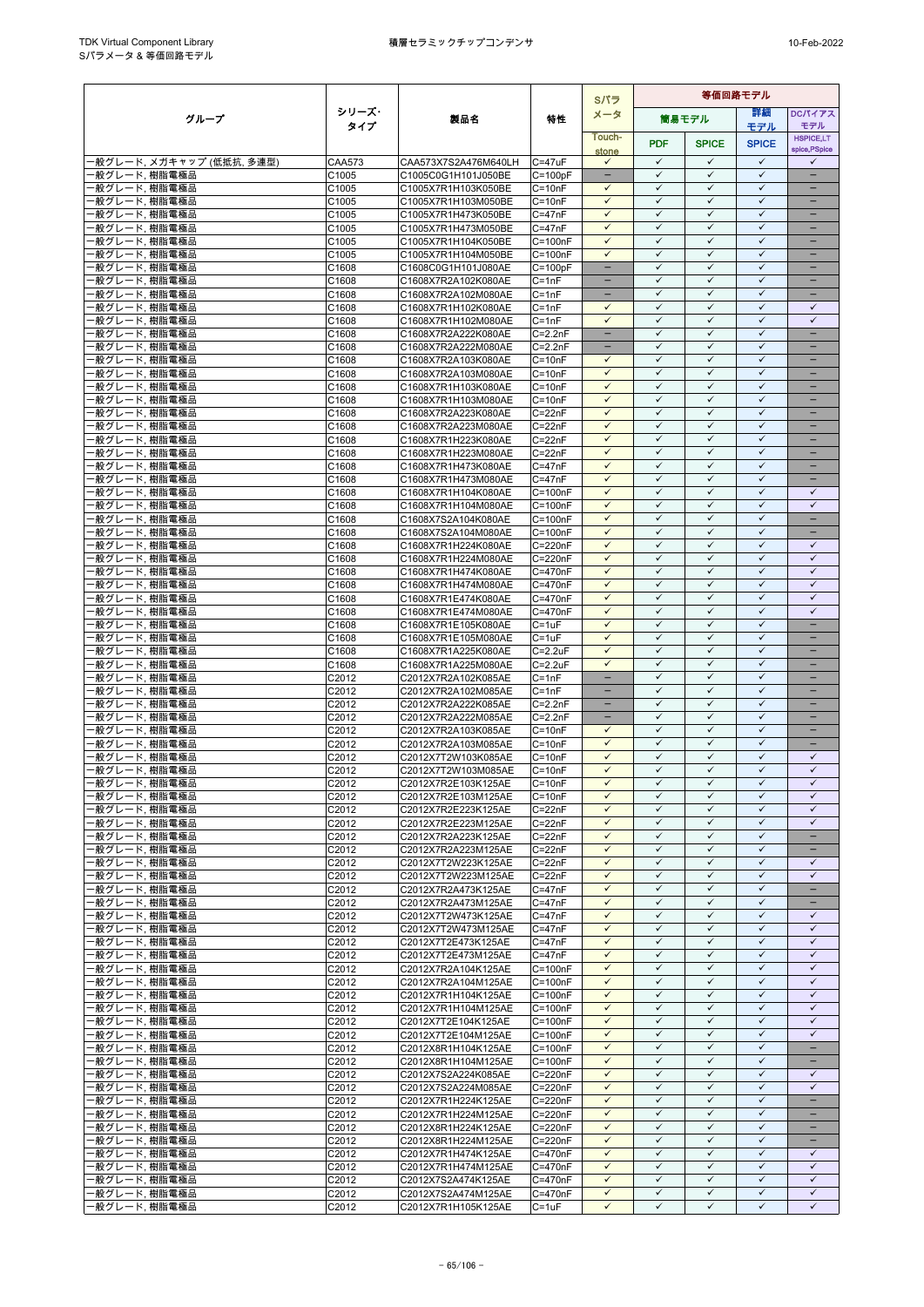| グループ | シリーズ・タイプ | 製品名 | 特性 | Sパラメータ | 等価回路モデル | | | |
|---|---|---|---|---|---|---|---|---|
| | | | | | 簡易モデル | | 詳細モデル | DCバイアスモデル |
| | | | | Touch-stone | PDF | SPICE | SPICE | HSPICE,LT spice,PSpice |
| 一般グレード, メガキャップ (低抵抗, 多連型) | CAA573 | CAA573X7S2A476M640LH | C=47uF | ✓ | ✓ | ✓ | ✓ | ✓ |
| 一般グレード, 樹脂電極品 | C1005 | C1005C0G1H101J050BE | C=100pF | – | ✓ | ✓ | ✓ | – |
| 一般グレード, 樹脂電極品 | C1005 | C1005X7R1H103K050BE | C=10nF | ✓ | ✓ | ✓ | ✓ | – |
| 一般グレード, 樹脂電極品 | C1005 | C1005X7R1H103M050BE | C=10nF | ✓ | ✓ | ✓ | ✓ | – |
| 一般グレード, 樹脂電極品 | C1005 | C1005X7R1H473K050BE | C=47nF | ✓ | ✓ | ✓ | ✓ | – |
| 一般グレード, 樹脂電極品 | C1005 | C1005X7R1H473M050BE | C=47nF | ✓ | ✓ | ✓ | ✓ | – |
| 一般グレード, 樹脂電極品 | C1005 | C1005X7R1H104K050BE | C=100nF | ✓ | ✓ | ✓ | ✓ | – |
| 一般グレード, 樹脂電極品 | C1005 | C1005X7R1H104M050BE | C=100nF | ✓ | ✓ | ✓ | ✓ | – |
| 一般グレード, 樹脂電極品 | C1608 | C1608C0G1H101J080AE | C=100pF | – | ✓ | ✓ | ✓ | – |
| 一般グレード, 樹脂電極品 | C1608 | C1608X7R2A102K080AE | C=1nF | – | ✓ | ✓ | ✓ | – |
| 一般グレード, 樹脂電極品 | C1608 | C1608X7R2A102M080AE | C=1nF | – | ✓ | ✓ | ✓ | – |
| 一般グレード, 樹脂電極品 | C1608 | C1608X7R1H102K080AE | C=1nF | ✓ | ✓ | ✓ | ✓ | ✓ |
| 一般グレード, 樹脂電極品 | C1608 | C1608X7R1H102M080AE | C=1nF | ✓ | ✓ | ✓ | ✓ | ✓ |
| 一般グレード, 樹脂電極品 | C1608 | C1608X7R2A222K080AE | C=2.2nF | – | ✓ | ✓ | ✓ | – |
| 一般グレード, 樹脂電極品 | C1608 | C1608X7R2A222M080AE | C=2.2nF | – | ✓ | ✓ | ✓ | – |
| 一般グレード, 樹脂電極品 | C1608 | C1608X7R2A103K080AE | C=10nF | ✓ | ✓ | ✓ | ✓ | – |
| 一般グレード, 樹脂電極品 | C1608 | C1608X7R2A103M080AE | C=10nF | ✓ | ✓ | ✓ | ✓ | – |
| 一般グレード, 樹脂電極品 | C1608 | C1608X7R1H103K080AE | C=10nF | ✓ | ✓ | ✓ | ✓ | – |
| 一般グレード, 樹脂電極品 | C1608 | C1608X7R1H103M080AE | C=10nF | ✓ | ✓ | ✓ | ✓ | – |
| 一般グレード, 樹脂電極品 | C1608 | C1608X7R2A223K080AE | C=22nF | ✓ | ✓ | ✓ | ✓ | – |
| 一般グレード, 樹脂電極品 | C1608 | C1608X7R2A223M080AE | C=22nF | ✓ | ✓ | ✓ | ✓ | – |
| 一般グレード, 樹脂電極品 | C1608 | C1608X7R1H223K080AE | C=22nF | ✓ | ✓ | ✓ | ✓ | – |
| 一般グレード, 樹脂電極品 | C1608 | C1608X7R1H223M080AE | C=22nF | ✓ | ✓ | ✓ | ✓ | – |
| 一般グレード, 樹脂電極品 | C1608 | C1608X7R1H473K080AE | C=47nF | ✓ | ✓ | ✓ | ✓ | – |
| 一般グレード, 樹脂電極品 | C1608 | C1608X7R1H473M080AE | C=47nF | ✓ | ✓ | ✓ | ✓ | – |
| 一般グレード, 樹脂電極品 | C1608 | C1608X7R1H104K080AE | C=100nF | ✓ | ✓ | ✓ | ✓ | ✓ |
| 一般グレード, 樹脂電極品 | C1608 | C1608X7R1H104M080AE | C=100nF | ✓ | ✓ | ✓ | ✓ | ✓ |
| 一般グレード, 樹脂電極品 | C1608 | C1608X7S2A104K080AE | C=100nF | ✓ | ✓ | ✓ | ✓ | – |
| 一般グレード, 樹脂電極品 | C1608 | C1608X7S2A104M080AE | C=100nF | ✓ | ✓ | ✓ | ✓ | – |
| 一般グレード, 樹脂電極品 | C1608 | C1608X7R1H224K080AE | C=220nF | ✓ | ✓ | ✓ | ✓ | ✓ |
| 一般グレード, 樹脂電極品 | C1608 | C1608X7R1H224M080AE | C=220nF | ✓ | ✓ | ✓ | ✓ | ✓ |
| 一般グレード, 樹脂電極品 | C1608 | C1608X7R1H474K080AE | C=470nF | ✓ | ✓ | ✓ | ✓ | ✓ |
| 一般グレード, 樹脂電極品 | C1608 | C1608X7R1H474M080AE | C=470nF | ✓ | ✓ | ✓ | ✓ | ✓ |
| 一般グレード, 樹脂電極品 | C1608 | C1608X7R1E474K080AE | C=470nF | ✓ | ✓ | ✓ | ✓ | ✓ |
| 一般グレード, 樹脂電極品 | C1608 | C1608X7R1E474M080AE | C=470nF | ✓ | ✓ | ✓ | ✓ | ✓ |
| 一般グレード, 樹脂電極品 | C1608 | C1608X7R1E105K080AE | C=1uF | ✓ | ✓ | ✓ | ✓ | – |
| 一般グレード, 樹脂電極品 | C1608 | C1608X7R1E105M080AE | C=1uF | ✓ | ✓ | ✓ | ✓ | – |
| 一般グレード, 樹脂電極品 | C1608 | C1608X7R1A225K080AE | C=2.2uF | ✓ | ✓ | ✓ | ✓ | – |
| 一般グレード, 樹脂電極品 | C1608 | C1608X7R1A225M080AE | C=2.2uF | ✓ | ✓ | ✓ | ✓ | – |
| 一般グレード, 樹脂電極品 | C2012 | C2012X7R2A102K085AE | C=1nF | – | ✓ | ✓ | ✓ | – |
| 一般グレード, 樹脂電極品 | C2012 | C2012X7R2A102M085AE | C=1nF | – | ✓ | ✓ | ✓ | – |
| 一般グレード, 樹脂電極品 | C2012 | C2012X7R2A222K085AE | C=2.2nF | – | ✓ | ✓ | ✓ | – |
| 一般グレード, 樹脂電極品 | C2012 | C2012X7R2A222M085AE | C=2.2nF | – | ✓ | ✓ | ✓ | – |
| 一般グレード, 樹脂電極品 | C2012 | C2012X7R2A103K085AE | C=10nF | ✓ | ✓ | ✓ | ✓ | – |
| 一般グレード, 樹脂電極品 | C2012 | C2012X7R2A103M085AE | C=10nF | ✓ | ✓ | ✓ | ✓ | – |
| 一般グレード, 樹脂電極品 | C2012 | C2012X7T2W103K085AE | C=10nF | ✓ | ✓ | ✓ | ✓ | ✓ |
| 一般グレード, 樹脂電極品 | C2012 | C2012X7T2W103M085AE | C=10nF | ✓ | ✓ | ✓ | ✓ | ✓ |
| 一般グレード, 樹脂電極品 | C2012 | C2012X7R2E103K125AE | C=10nF | ✓ | ✓ | ✓ | ✓ | ✓ |
| 一般グレード, 樹脂電極品 | C2012 | C2012X7R2E103M125AE | C=10nF | ✓ | ✓ | ✓ | ✓ | ✓ |
| 一般グレード, 樹脂電極品 | C2012 | C2012X7R2E223K125AE | C=22nF | ✓ | ✓ | ✓ | ✓ | ✓ |
| 一般グレード, 樹脂電極品 | C2012 | C2012X7R2E223M125AE | C=22nF | ✓ | ✓ | ✓ | ✓ | ✓ |
| 一般グレード, 樹脂電極品 | C2012 | C2012X7R2A223K125AE | C=22nF | ✓ | ✓ | ✓ | ✓ | – |
| 一般グレード, 樹脂電極品 | C2012 | C2012X7R2A223M125AE | C=22nF | ✓ | ✓ | ✓ | ✓ | – |
| 一般グレード, 樹脂電極品 | C2012 | C2012X7T2W223K125AE | C=22nF | ✓ | ✓ | ✓ | ✓ | ✓ |
| 一般グレード, 樹脂電極品 | C2012 | C2012X7T2W223M125AE | C=22nF | ✓ | ✓ | ✓ | ✓ | ✓ |
| 一般グレード, 樹脂電極品 | C2012 | C2012X7R2A473K125AE | C=47nF | ✓ | ✓ | ✓ | ✓ | – |
| 一般グレード, 樹脂電極品 | C2012 | C2012X7R2A473M125AE | C=47nF | ✓ | ✓ | ✓ | ✓ | – |
| 一般グレード, 樹脂電極品 | C2012 | C2012X7T2W473K125AE | C=47nF | ✓ | ✓ | ✓ | ✓ | ✓ |
| 一般グレード, 樹脂電極品 | C2012 | C2012X7T2W473M125AE | C=47nF | ✓ | ✓ | ✓ | ✓ | ✓ |
| 一般グレード, 樹脂電極品 | C2012 | C2012X7T2E473K125AE | C=47nF | ✓ | ✓ | ✓ | ✓ | ✓ |
| 一般グレード, 樹脂電極品 | C2012 | C2012X7T2E473M125AE | C=47nF | ✓ | ✓ | ✓ | ✓ | ✓ |
| 一般グレード, 樹脂電極品 | C2012 | C2012X7R2A104K125AE | C=100nF | ✓ | ✓ | ✓ | ✓ | ✓ |
| 一般グレード, 樹脂電極品 | C2012 | C2012X7R2A104M125AE | C=100nF | ✓ | ✓ | ✓ | ✓ | ✓ |
| 一般グレード, 樹脂電極品 | C2012 | C2012X7R1H104K125AE | C=100nF | ✓ | ✓ | ✓ | ✓ | ✓ |
| 一般グレード, 樹脂電極品 | C2012 | C2012X7R1H104M125AE | C=100nF | ✓ | ✓ | ✓ | ✓ | ✓ |
| 一般グレード, 樹脂電極品 | C2012 | C2012X7T2E104K125AE | C=100nF | ✓ | ✓ | ✓ | ✓ | ✓ |
| 一般グレード, 樹脂電極品 | C2012 | C2012X7T2E104M125AE | C=100nF | ✓ | ✓ | ✓ | ✓ | ✓ |
| 一般グレード, 樹脂電極品 | C2012 | C2012X8R1H104K125AE | C=100nF | ✓ | ✓ | ✓ | ✓ | – |
| 一般グレード, 樹脂電極品 | C2012 | C2012X8R1H104M125AE | C=100nF | ✓ | ✓ | ✓ | ✓ | – |
| 一般グレード, 樹脂電極品 | C2012 | C2012X7S2A224K085AE | C=220nF | ✓ | ✓ | ✓ | ✓ | ✓ |
| 一般グレード, 樹脂電極品 | C2012 | C2012X7S2A224M085AE | C=220nF | ✓ | ✓ | ✓ | ✓ | ✓ |
| 一般グレード, 樹脂電極品 | C2012 | C2012X7R1H224K125AE | C=220nF | ✓ | ✓ | ✓ | ✓ | – |
| 一般グレード, 樹脂電極品 | C2012 | C2012X7R1H224M125AE | C=220nF | ✓ | ✓ | ✓ | ✓ | – |
| 一般グレード, 樹脂電極品 | C2012 | C2012X8R1H224K125AE | C=220nF | ✓ | ✓ | ✓ | ✓ | – |
| 一般グレード, 樹脂電極品 | C2012 | C2012X8R1H224M125AE | C=220nF | ✓ | ✓ | ✓ | ✓ | – |
| 一般グレード, 樹脂電極品 | C2012 | C2012X7R1H474K125AE | C=470nF | ✓ | ✓ | ✓ | ✓ | ✓ |
| 一般グレード, 樹脂電極品 | C2012 | C2012X7R1H474M125AE | C=470nF | ✓ | ✓ | ✓ | ✓ | ✓ |
| 一般グレード, 樹脂電極品 | C2012 | C2012X7S2A474K125AE | C=470nF | ✓ | ✓ | ✓ | ✓ | ✓ |
| 一般グレード, 樹脂電極品 | C2012 | C2012X7S2A474M125AE | C=470nF | ✓ | ✓ | ✓ | ✓ | ✓ |
| 一般グレード, 樹脂電極品 | C2012 | C2012X7R1H105K125AE | C=1uF | ✓ | ✓ | ✓ | ✓ | ✓ |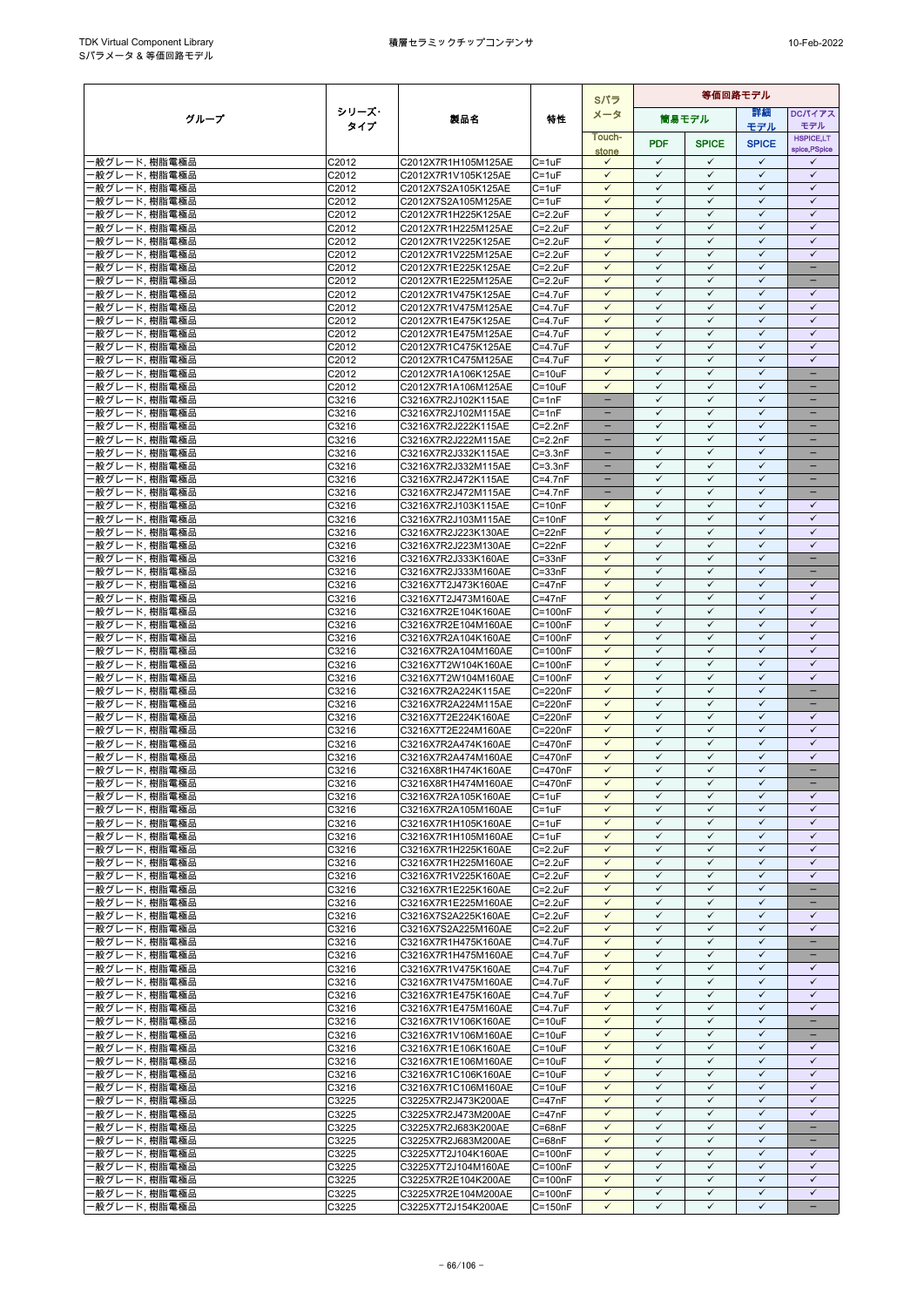| グループ | シリーズ・タイプ | 製品名 | 特性 | Sパラメータ | 等価回路モデル | | | |
|---|---|---|---|---|---|---|---|---|
| | | | | | 簡易モデル | | 詳細モデル | DCバイアスモデル |
| | | | | Touch-stone | PDF | SPICE | SPICE | HSPICE,LTspice,PSpice |
| 一般グレード, 樹脂電極品 | C2012 | C2012X7R1H105K125AE | C=1uF | ✓ | ✓ | ✓ | ✓ | ✓ |
| 一般グレード, 樹脂電極品 | C2012 | C2012X7R1V105K125AE | C=1uF | ✓ | ✓ | ✓ | ✓ | ✓ |
| 一般グレード, 樹脂電極品 | C2012 | C2012X7S2A105K125AE | C=1uF | ✓ | ✓ | ✓ | ✓ | ✓ |
| 一般グレード, 樹脂電極品 | C2012 | C2012X7S2A105M125AE | C=1uF | ✓ | ✓ | ✓ | ✓ | ✓ |
| 一般グレード, 樹脂電極品 | C2012 | C2012X7R1H225K125AE | C=2.2uF | ✓ | ✓ | ✓ | ✓ | ✓ |
| 一般グレード, 樹脂電極品 | C2012 | C2012X7R1H225M125AE | C=2.2uF | ✓ | ✓ | ✓ | ✓ | ✓ |
| 一般グレード, 樹脂電極品 | C2012 | C2012X7R1V225K125AE | C=2.2uF | ✓ | ✓ | ✓ | ✓ | ✓ |
| 一般グレード, 樹脂電極品 | C2012 | C2012X7R1V225M125AE | C=2.2uF | ✓ | ✓ | ✓ | ✓ | ✓ |
| 一般グレード, 樹脂電極品 | C2012 | C2012X7R1E225K125AE | C=2.2uF | ✓ | ✓ | ✓ | ✓ | − |
| 一般グレード, 樹脂電極品 | C2012 | C2012X7R1E225M125AE | C=2.2uF | ✓ | ✓ | ✓ | ✓ | − |
| 一般グレード, 樹脂電極品 | C2012 | C2012X7R1V475K125AE | C=4.7uF | ✓ | ✓ | ✓ | ✓ | ✓ |
| 一般グレード, 樹脂電極品 | C2012 | C2012X7R1V475M125AE | C=4.7uF | ✓ | ✓ | ✓ | ✓ | ✓ |
| 一般グレード, 樹脂電極品 | C2012 | C2012X7R1E475K125AE | C=4.7uF | ✓ | ✓ | ✓ | ✓ | ✓ |
| 一般グレード, 樹脂電極品 | C2012 | C2012X7R1E475M125AE | C=4.7uF | ✓ | ✓ | ✓ | ✓ | ✓ |
| 一般グレード, 樹脂電極品 | C2012 | C2012X7R1C475K125AE | C=4.7uF | ✓ | ✓ | ✓ | ✓ | ✓ |
| 一般グレード, 樹脂電極品 | C2012 | C2012X7R1C475M125AE | C=4.7uF | ✓ | ✓ | ✓ | ✓ | ✓ |
| 一般グレード, 樹脂電極品 | C2012 | C2012X7R1A106K125AE | C=10uF | ✓ | ✓ | ✓ | ✓ | − |
| 一般グレード, 樹脂電極品 | C2012 | C2012X7R1A106M125AE | C=10uF | ✓ | ✓ | ✓ | ✓ | − |
| 一般グレード, 樹脂電極品 | C3216 | C3216X7R2J102K115AE | C=1nF | − | ✓ | ✓ | ✓ | − |
| 一般グレード, 樹脂電極品 | C3216 | C3216X7R2J102M115AE | C=1nF | − | ✓ | ✓ | ✓ | − |
| 一般グレード, 樹脂電極品 | C3216 | C3216X7R2J222K115AE | C=2.2nF | − | ✓ | ✓ | ✓ | − |
| 一般グレード, 樹脂電極品 | C3216 | C3216X7R2J222M115AE | C=2.2nF | − | ✓ | ✓ | ✓ | − |
| 一般グレード, 樹脂電極品 | C3216 | C3216X7R2J332K115AE | C=3.3nF | − | ✓ | ✓ | ✓ | − |
| 一般グレード, 樹脂電極品 | C3216 | C3216X7R2J332M115AE | C=3.3nF | − | ✓ | ✓ | ✓ | − |
| 一般グレード, 樹脂電極品 | C3216 | C3216X7R2J472K115AE | C=4.7nF | − | ✓ | ✓ | ✓ | − |
| 一般グレード, 樹脂電極品 | C3216 | C3216X7R2J472M115AE | C=4.7nF | − | ✓ | ✓ | ✓ | − |
| 一般グレード, 樹脂電極品 | C3216 | C3216X7R2J103K115AE | C=10nF | ✓ | ✓ | ✓ | ✓ | ✓ |
| 一般グレード, 樹脂電極品 | C3216 | C3216X7R2J103M115AE | C=10nF | ✓ | ✓ | ✓ | ✓ | ✓ |
| 一般グレード, 樹脂電極品 | C3216 | C3216X7R2J223K130AE | C=22nF | ✓ | ✓ | ✓ | ✓ | ✓ |
| 一般グレード, 樹脂電極品 | C3216 | C3216X7R2J223M130AE | C=22nF | ✓ | ✓ | ✓ | ✓ | ✓ |
| 一般グレード, 樹脂電極品 | C3216 | C3216X7R2J333K160AE | C=33nF | ✓ | ✓ | ✓ | ✓ | − |
| 一般グレード, 樹脂電極品 | C3216 | C3216X7R2J333M160AE | C=33nF | ✓ | ✓ | ✓ | ✓ | − |
| 一般グレード, 樹脂電極品 | C3216 | C3216X7T2J473K160AE | C=47nF | ✓ | ✓ | ✓ | ✓ | ✓ |
| 一般グレード, 樹脂電極品 | C3216 | C3216X7T2J473M160AE | C=47nF | ✓ | ✓ | ✓ | ✓ | ✓ |
| 一般グレード, 樹脂電極品 | C3216 | C3216X7R2E104K160AE | C=100nF | ✓ | ✓ | ✓ | ✓ | ✓ |
| 一般グレード, 樹脂電極品 | C3216 | C3216X7R2E104M160AE | C=100nF | ✓ | ✓ | ✓ | ✓ | ✓ |
| 一般グレード, 樹脂電極品 | C3216 | C3216X7R2A104K160AE | C=100nF | ✓ | ✓ | ✓ | ✓ | ✓ |
| 一般グレード, 樹脂電極品 | C3216 | C3216X7R2A104M160AE | C=100nF | ✓ | ✓ | ✓ | ✓ | ✓ |
| 一般グレード, 樹脂電極品 | C3216 | C3216X7T2W104K160AE | C=100nF | ✓ | ✓ | ✓ | ✓ | ✓ |
| 一般グレード, 樹脂電極品 | C3216 | C3216X7T2W104M160AE | C=100nF | ✓ | ✓ | ✓ | ✓ | ✓ |
| 一般グレード, 樹脂電極品 | C3216 | C3216X7R2A224K115AE | C=220nF | ✓ | ✓ | ✓ | ✓ | − |
| 一般グレード, 樹脂電極品 | C3216 | C3216X7R2A224M115AE | C=220nF | ✓ | ✓ | ✓ | ✓ | − |
| 一般グレード, 樹脂電極品 | C3216 | C3216X7T2E224K160AE | C=220nF | ✓ | ✓ | ✓ | ✓ | ✓ |
| 一般グレード, 樹脂電極品 | C3216 | C3216X7T2E224M160AE | C=220nF | ✓ | ✓ | ✓ | ✓ | ✓ |
| 一般グレード, 樹脂電極品 | C3216 | C3216X7R2A474K160AE | C=470nF | ✓ | ✓ | ✓ | ✓ | ✓ |
| 一般グレード, 樹脂電極品 | C3216 | C3216X7R2A474M160AE | C=470nF | ✓ | ✓ | ✓ | ✓ | ✓ |
| 一般グレード, 樹脂電極品 | C3216 | C3216X8R1H474K160AE | C=470nF | ✓ | ✓ | ✓ | ✓ | − |
| 一般グレード, 樹脂電極品 | C3216 | C3216X8R1H474M160AE | C=470nF | ✓ | ✓ | ✓ | ✓ | − |
| 一般グレード, 樹脂電極品 | C3216 | C3216X7R2A105K160AE | C=1uF | ✓ | ✓ | ✓ | ✓ | ✓ |
| 一般グレード, 樹脂電極品 | C3216 | C3216X7R2A105M160AE | C=1uF | ✓ | ✓ | ✓ | ✓ | ✓ |
| 一般グレード, 樹脂電極品 | C3216 | C3216X7R1H105K160AE | C=1uF | ✓ | ✓ | ✓ | ✓ | ✓ |
| 一般グレード, 樹脂電極品 | C3216 | C3216X7R1H105M160AE | C=1uF | ✓ | ✓ | ✓ | ✓ | ✓ |
| 一般グレード, 樹脂電極品 | C3216 | C3216X7R1H225K160AE | C=2.2uF | ✓ | ✓ | ✓ | ✓ | ✓ |
| 一般グレード, 樹脂電極品 | C3216 | C3216X7R1H225M160AE | C=2.2uF | ✓ | ✓ | ✓ | ✓ | ✓ |
| 一般グレード, 樹脂電極品 | C3216 | C3216X7R1V225K160AE | C=2.2uF | ✓ | ✓ | ✓ | ✓ | ✓ |
| 一般グレード, 樹脂電極品 | C3216 | C3216X7R1E225K160AE | C=2.2uF | ✓ | ✓ | ✓ | ✓ | − |
| 一般グレード, 樹脂電極品 | C3216 | C3216X7R1E225M160AE | C=2.2uF | ✓ | ✓ | ✓ | ✓ | − |
| 一般グレード, 樹脂電極品 | C3216 | C3216X7S2A225K160AE | C=2.2uF | ✓ | ✓ | ✓ | ✓ | ✓ |
| 一般グレード, 樹脂電極品 | C3216 | C3216X7S2A225M160AE | C=2.2uF | ✓ | ✓ | ✓ | ✓ | ✓ |
| 一般グレード, 樹脂電極品 | C3216 | C3216X7R1H475K160AE | C=4.7uF | ✓ | ✓ | ✓ | ✓ | − |
| 一般グレード, 樹脂電極品 | C3216 | C3216X7R1H475M160AE | C=4.7uF | ✓ | ✓ | ✓ | ✓ | − |
| 一般グレード, 樹脂電極品 | C3216 | C3216X7R1V475K160AE | C=4.7uF | ✓ | ✓ | ✓ | ✓ | ✓ |
| 一般グレード, 樹脂電極品 | C3216 | C3216X7R1V475M160AE | C=4.7uF | ✓ | ✓ | ✓ | ✓ | ✓ |
| 一般グレード, 樹脂電極品 | C3216 | C3216X7R1E475K160AE | C=4.7uF | ✓ | ✓ | ✓ | ✓ | ✓ |
| 一般グレード, 樹脂電極品 | C3216 | C3216X7R1E475M160AE | C=4.7uF | ✓ | ✓ | ✓ | ✓ | ✓ |
| 一般グレード, 樹脂電極品 | C3216 | C3216X7R1V106K160AE | C=10uF | ✓ | ✓ | ✓ | ✓ | − |
| 一般グレード, 樹脂電極品 | C3216 | C3216X7R1V106M160AE | C=10uF | ✓ | ✓ | ✓ | ✓ | − |
| 一般グレード, 樹脂電極品 | C3216 | C3216X7R1E106K160AE | C=10uF | ✓ | ✓ | ✓ | ✓ | ✓ |
| 一般グレード, 樹脂電極品 | C3216 | C3216X7R1E106M160AE | C=10uF | ✓ | ✓ | ✓ | ✓ | ✓ |
| 一般グレード, 樹脂電極品 | C3216 | C3216X7R1C106K160AE | C=10uF | ✓ | ✓ | ✓ | ✓ | ✓ |
| 一般グレード, 樹脂電極品 | C3216 | C3216X7R1C106M160AE | C=10uF | ✓ | ✓ | ✓ | ✓ | ✓ |
| 一般グレード, 樹脂電極品 | C3225 | C3225X7R2J473K200AE | C=47nF | ✓ | ✓ | ✓ | ✓ | ✓ |
| 一般グレード, 樹脂電極品 | C3225 | C3225X7R2J473M200AE | C=47nF | ✓ | ✓ | ✓ | ✓ | ✓ |
| 一般グレード, 樹脂電極品 | C3225 | C3225X7R2J683K200AE | C=68nF | ✓ | ✓ | ✓ | ✓ | − |
| 一般グレード, 樹脂電極品 | C3225 | C3225X7R2J683M200AE | C=68nF | ✓ | ✓ | ✓ | ✓ | − |
| 一般グレード, 樹脂電極品 | C3225 | C3225X7T2J104K160AE | C=100nF | ✓ | ✓ | ✓ | ✓ | ✓ |
| 一般グレード, 樹脂電極品 | C3225 | C3225X7T2J104M160AE | C=100nF | ✓ | ✓ | ✓ | ✓ | ✓ |
| 一般グレード, 樹脂電極品 | C3225 | C3225X7R2E104K200AE | C=100nF | ✓ | ✓ | ✓ | ✓ | ✓ |
| 一般グレード, 樹脂電極品 | C3225 | C3225X7R2E104M200AE | C=100nF | ✓ | ✓ | ✓ | ✓ | ✓ |
| 一般グレード, 樹脂電極品 | C3225 | C3225X7T2J154K200AE | C=150nF | ✓ | ✓ | ✓ | ✓ | − |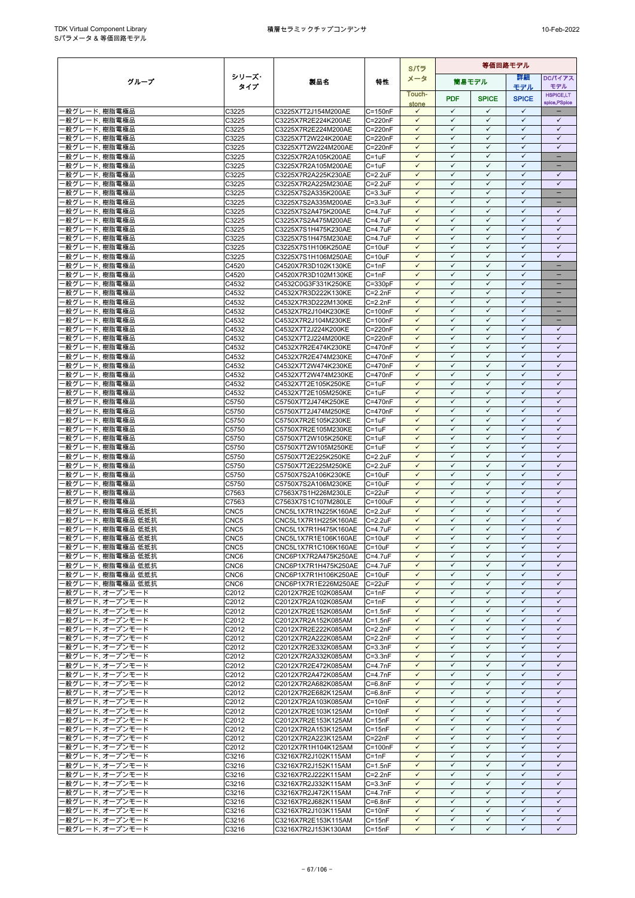| グループ | シリーズ・タイプ | 製品名 | 特性 | Sパラメータ | 等価回路モデル | | | |
|---|---|---|---|---|---|---|---|---|
| | | | | | 簡易モデル | | 詳細モデル | DCバイアスモデル |
| | | | | Touch-stone | PDF | SPICE | SPICE | HSPICE,LT spice,PSpice |
| 一般グレード, 樹脂電極品 | C3225 | C3225X7T2J154M200AE | C=150nF | ✓ | ✓ | ✓ | ✓ | – |
| 一般グレード, 樹脂電極品 | C3225 | C3225X7R2E224K200AE | C=220nF | ✓ | ✓ | ✓ | ✓ | ✓ |
| 一般グレード, 樹脂電極品 | C3225 | C3225X7R2E224M200AE | C=220nF | ✓ | ✓ | ✓ | ✓ | ✓ |
| 一般グレード, 樹脂電極品 | C3225 | C3225X7T2W224K200AE | C=220nF | ✓ | ✓ | ✓ | ✓ | ✓ |
| 一般グレード, 樹脂電極品 | C3225 | C3225X7T2W224M200AE | C=220nF | ✓ | ✓ | ✓ | ✓ | ✓ |
| 一般グレード, 樹脂電極品 | C3225 | C3225X7R2A105K200AE | C=1uF | ✓ | ✓ | ✓ | ✓ | – |
| 一般グレード, 樹脂電極品 | C3225 | C3225X7R2A105M200AE | C=1uF | ✓ | ✓ | ✓ | ✓ | – |
| 一般グレード, 樹脂電極品 | C3225 | C3225X7R2A225K230AE | C=2.2uF | ✓ | ✓ | ✓ | ✓ | ✓ |
| 一般グレード, 樹脂電極品 | C3225 | C3225X7R2A225M230AE | C=2.2uF | ✓ | ✓ | ✓ | ✓ | ✓ |
| 一般グレード, 樹脂電極品 | C3225 | C3225X7S2A335K200AE | C=3.3uF | ✓ | ✓ | ✓ | ✓ | – |
| 一般グレード, 樹脂電極品 | C3225 | C3225X7S2A335M200AE | C=3.3uF | ✓ | ✓ | ✓ | ✓ | – |
| 一般グレード, 樹脂電極品 | C3225 | C3225X7S2A475K200AE | C=4.7uF | ✓ | ✓ | ✓ | ✓ | ✓ |
| 一般グレード, 樹脂電極品 | C3225 | C3225X7S2A475M200AE | C=4.7uF | ✓ | ✓ | ✓ | ✓ | ✓ |
| 一般グレード, 樹脂電極品 | C3225 | C3225X7S1H475K230AE | C=4.7uF | ✓ | ✓ | ✓ | ✓ | ✓ |
| 一般グレード, 樹脂電極品 | C3225 | C3225X7S1H475M230AE | C=4.7uF | ✓ | ✓ | ✓ | ✓ | ✓ |
| 一般グレード, 樹脂電極品 | C3225 | C3225X7S1H106K250AE | C=10uF | ✓ | ✓ | ✓ | ✓ | ✓ |
| 一般グレード, 樹脂電極品 | C3225 | C3225X7S1H106M250AE | C=10uF | ✓ | ✓ | ✓ | ✓ | ✓ |
| 一般グレード, 樹脂電極品 | C4520 | C4520X7R3D102K130KE | C=1nF | ✓ | ✓ | ✓ | ✓ | – |
| 一般グレード, 樹脂電極品 | C4520 | C4520X7R3D102M130KE | C=1nF | ✓ | ✓ | ✓ | ✓ | – |
| 一般グレード, 樹脂電極品 | C4532 | C4532C0G3F331K250KE | C=330pF | ✓ | ✓ | ✓ | ✓ | – |
| 一般グレード, 樹脂電極品 | C4532 | C4532X7R3D222K130KE | C=2.2nF | ✓ | ✓ | ✓ | ✓ | – |
| 一般グレード, 樹脂電極品 | C4532 | C4532X7R3D222M130KE | C=2.2nF | ✓ | ✓ | ✓ | ✓ | – |
| 一般グレード, 樹脂電極品 | C4532 | C4532X7R2J104K230KE | C=100nF | ✓ | ✓ | ✓ | ✓ | – |
| 一般グレード, 樹脂電極品 | C4532 | C4532X7R2J104M230KE | C=100nF | ✓ | ✓ | ✓ | ✓ | – |
| 一般グレード, 樹脂電極品 | C4532 | C4532X7T2J224K200KE | C=220nF | ✓ | ✓ | ✓ | ✓ | ✓ |
| 一般グレード, 樹脂電極品 | C4532 | C4532X7T2J224M200KE | C=220nF | ✓ | ✓ | ✓ | ✓ | ✓ |
| 一般グレード, 樹脂電極品 | C4532 | C4532X7R2E474K230KE | C=470nF | ✓ | ✓ | ✓ | ✓ | ✓ |
| 一般グレード, 樹脂電極品 | C4532 | C4532X7R2E474M230KE | C=470nF | ✓ | ✓ | ✓ | ✓ | ✓ |
| 一般グレード, 樹脂電極品 | C4532 | C4532X7T2W474K230KE | C=470nF | ✓ | ✓ | ✓ | ✓ | ✓ |
| 一般グレード, 樹脂電極品 | C4532 | C4532X7T2W474M230KE | C=470nF | ✓ | ✓ | ✓ | ✓ | ✓ |
| 一般グレード, 樹脂電極品 | C4532 | C4532X7T2E105K250KE | C=1uF | ✓ | ✓ | ✓ | ✓ | ✓ |
| 一般グレード, 樹脂電極品 | C4532 | C4532X7T2E105M250KE | C=1uF | ✓ | ✓ | ✓ | ✓ | ✓ |
| 一般グレード, 樹脂電極品 | C5750 | C5750X7T2J474K250KE | C=470nF | ✓ | ✓ | ✓ | ✓ | ✓ |
| 一般グレード, 樹脂電極品 | C5750 | C5750X7T2J474M250KE | C=470nF | ✓ | ✓ | ✓ | ✓ | ✓ |
| 一般グレード, 樹脂電極品 | C5750 | C5750X7R2E105K230KE | C=1uF | ✓ | ✓ | ✓ | ✓ | ✓ |
| 一般グレード, 樹脂電極品 | C5750 | C5750X7R2E105M230KE | C=1uF | ✓ | ✓ | ✓ | ✓ | ✓ |
| 一般グレード, 樹脂電極品 | C5750 | C5750X7T2W105K250KE | C=1uF | ✓ | ✓ | ✓ | ✓ | ✓ |
| 一般グレード, 樹脂電極品 | C5750 | C5750X7T2W105M250KE | C=1uF | ✓ | ✓ | ✓ | ✓ | ✓ |
| 一般グレード, 樹脂電極品 | C5750 | C5750X7T2E225K250KE | C=2.2uF | ✓ | ✓ | ✓ | ✓ | ✓ |
| 一般グレード, 樹脂電極品 | C5750 | C5750X7T2E225M250KE | C=2.2uF | ✓ | ✓ | ✓ | ✓ | ✓ |
| 一般グレード, 樹脂電極品 | C5750 | C5750X7S2A106K230KE | C=10uF | ✓ | ✓ | ✓ | ✓ | ✓ |
| 一般グレード, 樹脂電極品 | C5750 | C5750X7S2A106M230KE | C=10uF | ✓ | ✓ | ✓ | ✓ | ✓ |
| 一般グレード, 樹脂電極品 | C7563 | C7563X7S1H226M230LE | C=22uF | ✓ | ✓ | ✓ | ✓ | ✓ |
| 一般グレード, 樹脂電極品 | C7563 | C7563X7S1C107M280LE | C=100uF | ✓ | ✓ | ✓ | ✓ | ✓ |
| 一般グレード, 樹脂電極品 低抵抗 | CNC5 | CNC5L1X7R1N225K160AE | C=2.2uF | ✓ | ✓ | ✓ | ✓ | ✓ |
| 一般グレード, 樹脂電極品 低抵抗 | CNC5 | CNC5L1X7R1H225K160AE | C=2.2uF | ✓ | ✓ | ✓ | ✓ | ✓ |
| 一般グレード, 樹脂電極品 低抵抗 | CNC5 | CNC5L1X7R1H475K160AE | C=4.7uF | ✓ | ✓ | ✓ | ✓ | ✓ |
| 一般グレード, 樹脂電極品 低抵抗 | CNC5 | CNC5L1X7R1E106K160AE | C=10uF | ✓ | ✓ | ✓ | ✓ | ✓ |
| 一般グレード, 樹脂電極品 低抵抗 | CNC5 | CNC5L1X7R1C106K160AE | C=10uF | ✓ | ✓ | ✓ | ✓ | ✓ |
| 一般グレード, 樹脂電極品 低抵抗 | CNC6 | CNC6P1X7R2A475K250AE | C=4.7uF | ✓ | ✓ | ✓ | ✓ | ✓ |
| 一般グレード, 樹脂電極品 低抵抗 | CNC6 | CNC6P1X7R1H475K250AE | C=4.7uF | ✓ | ✓ | ✓ | ✓ | ✓ |
| 一般グレード, 樹脂電極品 低抵抗 | CNC6 | CNC6P1X7R1H106K250AE | C=10uF | ✓ | ✓ | ✓ | ✓ | ✓ |
| 一般グレード, 樹脂電極品 低抵抗 | CNC6 | CNC6P1X7R1E226M250AE | C=22uF | ✓ | ✓ | ✓ | ✓ | ✓ |
| 一般グレード, オープンモード | C2012 | C2012X7R2E102K085AM | C=1nF | ✓ | ✓ | ✓ | ✓ | ✓ |
| 一般グレード, オープンモード | C2012 | C2012X7R2A102K085AM | C=1nF | ✓ | ✓ | ✓ | ✓ | ✓ |
| 一般グレード, オープンモード | C2012 | C2012X7R2E152K085AM | C=1.5nF | ✓ | ✓ | ✓ | ✓ | ✓ |
| 一般グレード, オープンモード | C2012 | C2012X7R2A152K085AM | C=1.5nF | ✓ | ✓ | ✓ | ✓ | ✓ |
| 一般グレード, オープンモード | C2012 | C2012X7R2E222K085AM | C=2.2nF | ✓ | ✓ | ✓ | ✓ | ✓ |
| 一般グレード, オープンモード | C2012 | C2012X7R2A222K085AM | C=2.2nF | ✓ | ✓ | ✓ | ✓ | ✓ |
| 一般グレード, オープンモード | C2012 | C2012X7R2E332K085AM | C=3.3nF | ✓ | ✓ | ✓ | ✓ | ✓ |
| 一般グレード, オープンモード | C2012 | C2012X7R2A332K085AM | C=3.3nF | ✓ | ✓ | ✓ | ✓ | ✓ |
| 一般グレード, オープンモード | C2012 | C2012X7R2E472K085AM | C=4.7nF | ✓ | ✓ | ✓ | ✓ | ✓ |
| 一般グレード, オープンモード | C2012 | C2012X7R2A472K085AM | C=4.7nF | ✓ | ✓ | ✓ | ✓ | ✓ |
| 一般グレード, オープンモード | C2012 | C2012X7R2A682K085AM | C=6.8nF | ✓ | ✓ | ✓ | ✓ | ✓ |
| 一般グレード, オープンモード | C2012 | C2012X7R2E682K125AM | C=6.8nF | ✓ | ✓ | ✓ | ✓ | ✓ |
| 一般グレード, オープンモード | C2012 | C2012X7R2A103K085AM | C=10nF | ✓ | ✓ | ✓ | ✓ | ✓ |
| 一般グレード, オープンモード | C2012 | C2012X7R2E103K125AM | C=10nF | ✓ | ✓ | ✓ | ✓ | ✓ |
| 一般グレード, オープンモード | C2012 | C2012X7R2E153K125AM | C=15nF | ✓ | ✓ | ✓ | ✓ | ✓ |
| 一般グレード, オープンモード | C2012 | C2012X7R2A153K125AM | C=15nF | ✓ | ✓ | ✓ | ✓ | ✓ |
| 一般グレード, オープンモード | C2012 | C2012X7R2A223K125AM | C=22nF | ✓ | ✓ | ✓ | ✓ | ✓ |
| 一般グレード, オープンモード | C2012 | C2012X7R1H104K125AM | C=100nF | ✓ | ✓ | ✓ | ✓ | ✓ |
| 一般グレード, オープンモード | C3216 | C3216X7R2J102K115AM | C=1nF | ✓ | ✓ | ✓ | ✓ | ✓ |
| 一般グレード, オープンモード | C3216 | C3216X7R2J152K115AM | C=1.5nF | ✓ | ✓ | ✓ | ✓ | ✓ |
| 一般グレード, オープンモード | C3216 | C3216X7R2J222K115AM | C=2.2nF | ✓ | ✓ | ✓ | ✓ | ✓ |
| 一般グレード, オープンモード | C3216 | C3216X7R2J332K115AM | C=3.3nF | ✓ | ✓ | ✓ | ✓ | ✓ |
| 一般グレード, オープンモード | C3216 | C3216X7R2J472K115AM | C=4.7nF | ✓ | ✓ | ✓ | ✓ | ✓ |
| 一般グレード, オープンモード | C3216 | C3216X7R2J682K115AM | C=6.8nF | ✓ | ✓ | ✓ | ✓ | ✓ |
| 一般グレード, オープンモード | C3216 | C3216X7R2J103K115AM | C=10nF | ✓ | ✓ | ✓ | ✓ | ✓ |
| 一般グレード, オープンモード | C3216 | C3216X7R2E153K115AM | C=15nF | ✓ | ✓ | ✓ | ✓ | ✓ |
| 一般グレード, オープンモード | C3216 | C3216X7R2J153K130AM | C=15nF | ✓ | ✓ | ✓ | ✓ | ✓ |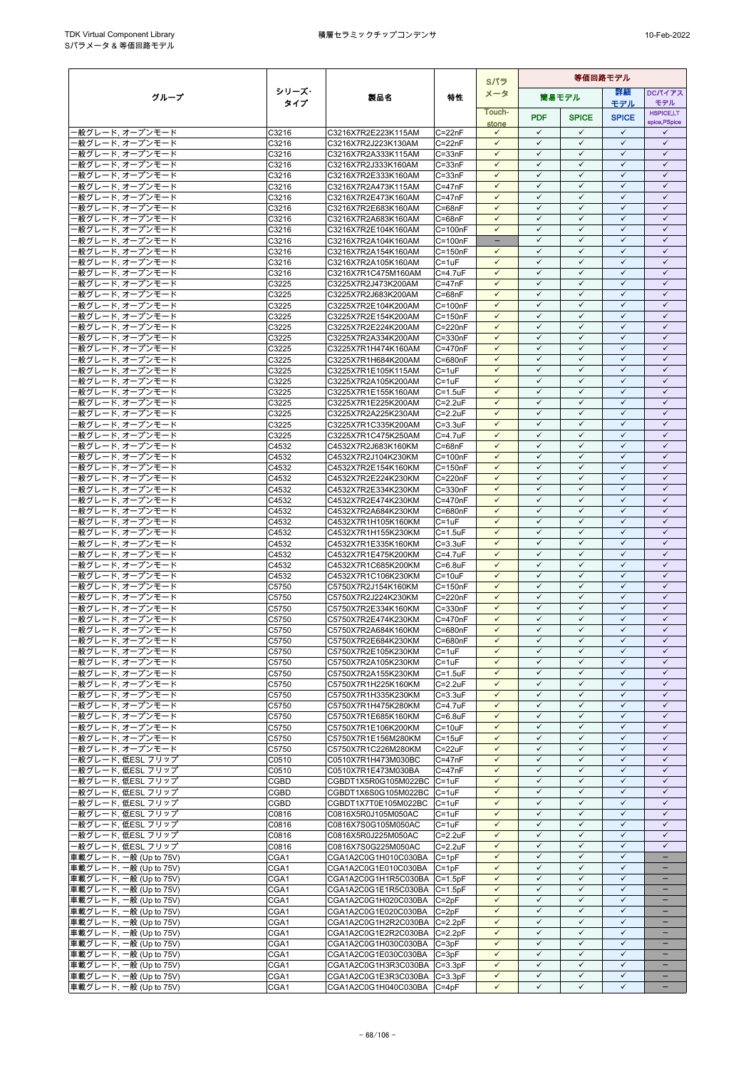| グループ | シリーズ・タイプ | 製品名 | 特性 | Sパラメータ | 等価回路モデル | | | |
|---|---|---|---|---|---|---|---|---|
| | | | | | 簡易モデル | | 詳細モデル | DCバイアスモデル |
| | | | | Touch-stone | PDF | SPICE | SPICE | HSPICE,LT spice,PSpice |
| 一般グレード, オープンモード | C3216 | C3216X7R2E223K115AM | C=22nF | ✓ | ✓ | ✓ | ✓ | ✓ |
| 一般グレード, オープンモード | C3216 | C3216X7R2J223K130AM | C=22nF | ✓ | ✓ | ✓ | ✓ | ✓ |
| 一般グレード, オープンモード | C3216 | C3216X7R2A333K115AM | C=33nF | ✓ | ✓ | ✓ | ✓ | ✓ |
| 一般グレード, オープンモード | C3216 | C3216X7R2J333K160AM | C=33nF | ✓ | ✓ | ✓ | ✓ | ✓ |
| 一般グレード, オープンモード | C3216 | C3216X7R2E333K160AM | C=33nF | ✓ | ✓ | ✓ | ✓ | ✓ |
| 一般グレード, オープンモード | C3216 | C3216X7R2A473K115AM | C=47nF | ✓ | ✓ | ✓ | ✓ | ✓ |
| 一般グレード, オープンモード | C3216 | C3216X7R2E473K160AM | C=47nF | ✓ | ✓ | ✓ | ✓ | ✓ |
| 一般グレード, オープンモード | C3216 | C3216X7R2E683K160AM | C=68nF | ✓ | ✓ | ✓ | ✓ | ✓ |
| 一般グレード, オープンモード | C3216 | C3216X7R2A683K160AM | C=68nF | ✓ | ✓ | ✓ | ✓ | ✓ |
| 一般グレード, オープンモード | C3216 | C3216X7R2E104K160AM | C=100nF | ✓ | ✓ | ✓ | ✓ | ✓ |
| 一般グレード, オープンモード | C3216 | C3216X7R2A104K160AM | C=100nF | − | ✓ | ✓ | ✓ | ✓ |
| 一般グレード, オープンモード | C3216 | C3216X7R2A154K160AM | C=150nF | ✓ | ✓ | ✓ | ✓ | ✓ |
| 一般グレード, オープンモード | C3216 | C3216X7R2A105K160AM | C=1uF | ✓ | ✓ | ✓ | ✓ | ✓ |
| 一般グレード, オープンモード | C3216 | C3216X7R1C475M160AM | C=4.7uF | ✓ | ✓ | ✓ | ✓ | ✓ |
| 一般グレード, オープンモード | C3225 | C3225X7R2J473K200AM | C=47nF | ✓ | ✓ | ✓ | ✓ | ✓ |
| 一般グレード, オープンモード | C3225 | C3225X7R2J683K200AM | C=68nF | ✓ | ✓ | ✓ | ✓ | ✓ |
| 一般グレード, オープンモード | C3225 | C3225X7R2E104K200AM | C=100nF | ✓ | ✓ | ✓ | ✓ | ✓ |
| 一般グレード, オープンモード | C3225 | C3225X7R2E154K200AM | C=150nF | ✓ | ✓ | ✓ | ✓ | ✓ |
| 一般グレード, オープンモード | C3225 | C3225X7R2E224K200AM | C=220nF | ✓ | ✓ | ✓ | ✓ | ✓ |
| 一般グレード, オープンモード | C3225 | C3225X7R2A334K200AM | C=330nF | ✓ | ✓ | ✓ | ✓ | ✓ |
| 一般グレード, オープンモード | C3225 | C3225X7R1H474K160AM | C=470nF | ✓ | ✓ | ✓ | ✓ | ✓ |
| 一般グレード, オープンモード | C3225 | C3225X7R1H684K200AM | C=680nF | ✓ | ✓ | ✓ | ✓ | ✓ |
| 一般グレード, オープンモード | C3225 | C3225X7R1E105K115AM | C=1uF | ✓ | ✓ | ✓ | ✓ | ✓ |
| 一般グレード, オープンモード | C3225 | C3225X7R2A105K200AM | C=1uF | ✓ | ✓ | ✓ | ✓ | ✓ |
| 一般グレード, オープンモード | C3225 | C3225X7R1E155K160AM | C=1.5uF | ✓ | ✓ | ✓ | ✓ | ✓ |
| 一般グレード, オープンモード | C3225 | C3225X7R1E225K200AM | C=2.2uF | ✓ | ✓ | ✓ | ✓ | ✓ |
| 一般グレード, オープンモード | C3225 | C3225X7R2A225K230AM | C=2.2uF | ✓ | ✓ | ✓ | ✓ | ✓ |
| 一般グレード, オープンモード | C3225 | C3225X7R1C335K200AM | C=3.3uF | ✓ | ✓ | ✓ | ✓ | ✓ |
| 一般グレード, オープンモード | C3225 | C3225X7R1C475K250AM | C=4.7uF | ✓ | ✓ | ✓ | ✓ | ✓ |
| 一般グレード, オープンモード | C4532 | C4532X7R2J683K160KM | C=68nF | ✓ | ✓ | ✓ | ✓ | ✓ |
| 一般グレード, オープンモード | C4532 | C4532X7R2J104K230KM | C=100nF | ✓ | ✓ | ✓ | ✓ | ✓ |
| 一般グレード, オープンモード | C4532 | C4532X7R2E154K160KM | C=150nF | ✓ | ✓ | ✓ | ✓ | ✓ |
| 一般グレード, オープンモード | C4532 | C4532X7R2E224K230KM | C=220nF | ✓ | ✓ | ✓ | ✓ | ✓ |
| 一般グレード, オープンモード | C4532 | C4532X7R2E334K230KM | C=330nF | ✓ | ✓ | ✓ | ✓ | ✓ |
| 一般グレード, オープンモード | C4532 | C4532X7R2E474K230KM | C=470nF | ✓ | ✓ | ✓ | ✓ | ✓ |
| 一般グレード, オープンモード | C4532 | C4532X7R2A684K230KM | C=680nF | ✓ | ✓ | ✓ | ✓ | ✓ |
| 一般グレード, オープンモード | C4532 | C4532X7R1H105K160KM | C=1uF | ✓ | ✓ | ✓ | ✓ | ✓ |
| 一般グレード, オープンモード | C4532 | C4532X7R1H155K230KM | C=1.5uF | ✓ | ✓ | ✓ | ✓ | ✓ |
| 一般グレード, オープンモード | C4532 | C4532X7R1E335K160KM | C=3.3uF | ✓ | ✓ | ✓ | ✓ | ✓ |
| 一般グレード, オープンモード | C4532 | C4532X7R1E475K200KM | C=4.7uF | ✓ | ✓ | ✓ | ✓ | ✓ |
| 一般グレード, オープンモード | C4532 | C4532X7R1C685K200KM | C=6.8uF | ✓ | ✓ | ✓ | ✓ | ✓ |
| 一般グレード, オープンモード | C4532 | C4532X7R1C106K230KM | C=10uF | ✓ | ✓ | ✓ | ✓ | ✓ |
| 一般グレード, オープンモード | C5750 | C5750X7R2J154K160KM | C=150nF | ✓ | ✓ | ✓ | ✓ | ✓ |
| 一般グレード, オープンモード | C5750 | C5750X7R2J224K230KM | C=220nF | ✓ | ✓ | ✓ | ✓ | ✓ |
| 一般グレード, オープンモード | C5750 | C5750X7R2E334K160KM | C=330nF | ✓ | ✓ | ✓ | ✓ | ✓ |
| 一般グレード, オープンモード | C5750 | C5750X7R2E474K230KM | C=470nF | ✓ | ✓ | ✓ | ✓ | ✓ |
| 一般グレード, オープンモード | C5750 | C5750X7R2A684K160KM | C=680nF | ✓ | ✓ | ✓ | ✓ | ✓ |
| 一般グレード, オープンモード | C5750 | C5750X7R2E684K230KM | C=680nF | ✓ | ✓ | ✓ | ✓ | ✓ |
| 一般グレード, オープンモード | C5750 | C5750X7R2E105K230KM | C=1uF | ✓ | ✓ | ✓ | ✓ | ✓ |
| 一般グレード, オープンモード | C5750 | C5750X7R2A105K230KM | C=1uF | ✓ | ✓ | ✓ | ✓ | ✓ |
| 一般グレード, オープンモード | C5750 | C5750X7R2A155K230KM | C=1.5uF | ✓ | ✓ | ✓ | ✓ | ✓ |
| 一般グレード, オープンモード | C5750 | C5750X7R1H225K160KM | C=2.2uF | ✓ | ✓ | ✓ | ✓ | ✓ |
| 一般グレード, オープンモード | C5750 | C5750X7R1H335K230KM | C=3.3uF | ✓ | ✓ | ✓ | ✓ | ✓ |
| 一般グレード, オープンモード | C5750 | C5750X7R1H475K280KM | C=4.7uF | ✓ | ✓ | ✓ | ✓ | ✓ |
| 一般グレード, オープンモード | C5750 | C5750X7R1E685K160KM | C=6.8uF | ✓ | ✓ | ✓ | ✓ | ✓ |
| 一般グレード, オープンモード | C5750 | C5750X7R1E106K200KM | C=10uF | ✓ | ✓ | ✓ | ✓ | ✓ |
| 一般グレード, オープンモード | C5750 | C5750X7R1E156M280KM | C=15uF | ✓ | ✓ | ✓ | ✓ | ✓ |
| 一般グレード, オープンモード | C5750 | C5750X7R1C226M280KM | C=22uF | ✓ | ✓ | ✓ | ✓ | ✓ |
| 一般グレード, 低ESL フリップ | C0510 | C0510X7R1H473M030BC | C=47nF | ✓ | ✓ | ✓ | ✓ | ✓ |
| 一般グレード, 低ESL フリップ | C0510 | C0510X7R1E473M030BA | C=47nF | ✓ | ✓ | ✓ | ✓ | ✓ |
| 一般グレード, 低ESL フリップ | CGBD | CGBDT1X5R0G105M022BC | C=1uF | ✓ | ✓ | ✓ | ✓ | ✓ |
| 一般グレード, 低ESL フリップ | CGBD | CGBDT1X6S0G105M022BC | C=1uF | ✓ | ✓ | ✓ | ✓ | ✓ |
| 一般グレード, 低ESL フリップ | CGBD | CGBDT1X7T0E105M022BC | C=1uF | ✓ | ✓ | ✓ | ✓ | ✓ |
| 一般グレード, 低ESL フリップ | C0816 | C0816X5R0J105M050AC | C=1uF | ✓ | ✓ | ✓ | ✓ | ✓ |
| 一般グレード, 低ESL フリップ | C0816 | C0816X7S0G105M050AC | C=1uF | ✓ | ✓ | ✓ | ✓ | ✓ |
| 一般グレード, 低ESL フリップ | C0816 | C0816X5R0J225M050AC | C=2.2uF | ✓ | ✓ | ✓ | ✓ | ✓ |
| 一般グレード, 低ESL フリップ | C0816 | C0816X7S0G225M050AC | C=2.2uF | ✓ | ✓ | ✓ | ✓ | ✓ |
| 車載グレード, 一般 (Up to 75V) | CGA1 | CGA1A2C0G1H010C030BA | C=1pF | ✓ | ✓ | ✓ | ✓ | − |
| 車載グレード, 一般 (Up to 75V) | CGA1 | CGA1A2C0G1E010C030BA | C=1pF | ✓ | ✓ | ✓ | ✓ | − |
| 車載グレード, 一般 (Up to 75V) | CGA1 | CGA1A2C0G1H1R5C030BA | C=1.5pF | ✓ | ✓ | ✓ | ✓ | − |
| 車載グレード, 一般 (Up to 75V) | CGA1 | CGA1A2C0G1E1R5C030BA | C=1.5pF | ✓ | ✓ | ✓ | ✓ | − |
| 車載グレード, 一般 (Up to 75V) | CGA1 | CGA1A2C0G1H020C030BA | C=2pF | ✓ | ✓ | ✓ | ✓ | − |
| 車載グレード, 一般 (Up to 75V) | CGA1 | CGA1A2C0G1E020C030BA | C=2pF | ✓ | ✓ | ✓ | ✓ | − |
| 車載グレード, 一般 (Up to 75V) | CGA1 | CGA1A2C0G1H2R2C030BA | C=2.2pF | ✓ | ✓ | ✓ | ✓ | − |
| 車載グレード, 一般 (Up to 75V) | CGA1 | CGA1A2C0G1E2R2C030BA | C=2.2pF | ✓ | ✓ | ✓ | ✓ | − |
| 車載グレード, 一般 (Up to 75V) | CGA1 | CGA1A2C0G1H030C030BA | C=3pF | ✓ | ✓ | ✓ | ✓ | − |
| 車載グレード, 一般 (Up to 75V) | CGA1 | CGA1A2C0G1E030C030BA | C=3pF | ✓ | ✓ | ✓ | ✓ | − |
| 車載グレード, 一般 (Up to 75V) | CGA1 | CGA1A2C0G1H3R3C030BA | C=3.3pF | ✓ | ✓ | ✓ | ✓ | − |
| 車載グレード, 一般 (Up to 75V) | CGA1 | CGA1A2C0G1E3R3C030BA | C=3.3pF | ✓ | ✓ | ✓ | ✓ | − |
| 車載グレード, 一般 (Up to 75V) | CGA1 | CGA1A2C0G1H040C030BA | C=4pF | ✓ | ✓ | ✓ | ✓ | − |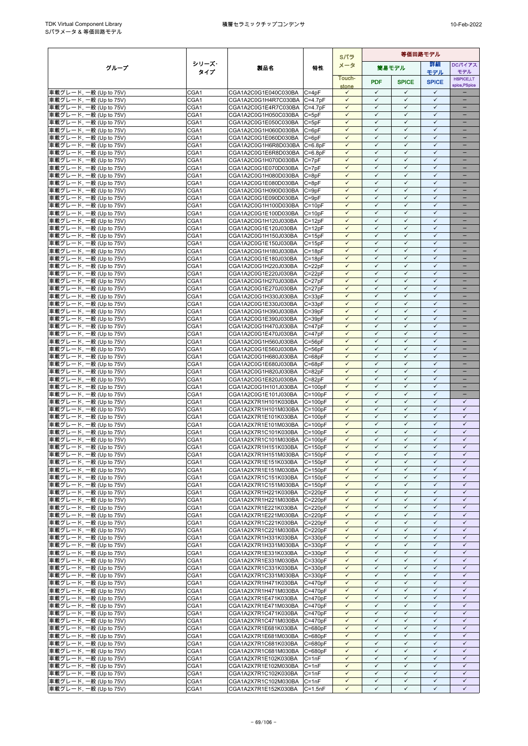| グループ | シリーズ・タイプ | 製品名 | 特性 | Sパラメータ | 等価回路モデル | | | |
|---|---|---|---|---|---|---|---|---|
| | | | | | 簡易モデル | | 詳細モデル | DCバイアスモデル |
| | | | | Touch-stone | PDF | SPICE | SPICE | HSPICE,LTspice,PSpice |
| 車載グレード, 一般 (Up to 75V) | CGA1 | CGA1A2C0G1E040C030BA | C=4pF | ✓ | ✓ | ✓ | ✓ | − |
| 車載グレード, 一般 (Up to 75V) | CGA1 | CGA1A2C0G1H4R7C030BA | C=4.7pF | ✓ | ✓ | ✓ | ✓ | − |
| 車載グレード, 一般 (Up to 75V) | CGA1 | CGA1A2C0G1E4R7C030BA | C=4.7pF | ✓ | ✓ | ✓ | ✓ | − |
| 車載グレード, 一般 (Up to 75V) | CGA1 | CGA1A2C0G1H050C030BA | C=5pF | ✓ | ✓ | ✓ | ✓ | − |
| 車載グレード, 一般 (Up to 75V) | CGA1 | CGA1A2C0G1E050C030BA | C=5pF | ✓ | ✓ | ✓ | ✓ | − |
| 車載グレード, 一般 (Up to 75V) | CGA1 | CGA1A2C0G1H060D030BA | C=6pF | ✓ | ✓ | ✓ | ✓ | − |
| 車載グレード, 一般 (Up to 75V) | CGA1 | CGA1A2C0G1E060D030BA | C=6pF | ✓ | ✓ | ✓ | ✓ | − |
| 車載グレード, 一般 (Up to 75V) | CGA1 | CGA1A2C0G1H6R8D030BA | C=6.8pF | ✓ | ✓ | ✓ | ✓ | − |
| 車載グレード, 一般 (Up to 75V) | CGA1 | CGA1A2C0G1E6R8D030BA | C=6.8pF | ✓ | ✓ | ✓ | ✓ | − |
| 車載グレード, 一般 (Up to 75V) | CGA1 | CGA1A2C0G1H070D030BA | C=7pF | ✓ | ✓ | ✓ | ✓ | − |
| 車載グレード, 一般 (Up to 75V) | CGA1 | CGA1A2C0G1E070D030BA | C=7pF | ✓ | ✓ | ✓ | ✓ | − |
| 車載グレード, 一般 (Up to 75V) | CGA1 | CGA1A2C0G1H080D030BA | C=8pF | ✓ | ✓ | ✓ | ✓ | − |
| 車載グレード, 一般 (Up to 75V) | CGA1 | CGA1A2C0G1E080D030BA | C=8pF | ✓ | ✓ | ✓ | ✓ | − |
| 車載グレード, 一般 (Up to 75V) | CGA1 | CGA1A2C0G1H090D030BA | C=9pF | ✓ | ✓ | ✓ | ✓ | − |
| 車載グレード, 一般 (Up to 75V) | CGA1 | CGA1A2C0G1E090D030BA | C=9pF | ✓ | ✓ | ✓ | ✓ | − |
| 車載グレード, 一般 (Up to 75V) | CGA1 | CGA1A2C0G1H100D030BA | C=10pF | ✓ | ✓ | ✓ | ✓ | − |
| 車載グレード, 一般 (Up to 75V) | CGA1 | CGA1A2C0G1E100D030BA | C=10pF | ✓ | ✓ | ✓ | ✓ | − |
| 車載グレード, 一般 (Up to 75V) | CGA1 | CGA1A2C0G1H120J030BA | C=12pF | ✓ | ✓ | ✓ | ✓ | − |
| 車載グレード, 一般 (Up to 75V) | CGA1 | CGA1A2C0G1E120J030BA | C=12pF | ✓ | ✓ | ✓ | ✓ | − |
| 車載グレード, 一般 (Up to 75V) | CGA1 | CGA1A2C0G1H150J030BA | C=15pF | ✓ | ✓ | ✓ | ✓ | − |
| 車載グレード, 一般 (Up to 75V) | CGA1 | CGA1A2C0G1E150J030BA | C=15pF | ✓ | ✓ | ✓ | ✓ | − |
| 車載グレード, 一般 (Up to 75V) | CGA1 | CGA1A2C0G1H180J030BA | C=18pF | ✓ | ✓ | ✓ | ✓ | − |
| 車載グレード, 一般 (Up to 75V) | CGA1 | CGA1A2C0G1E180J030BA | C=18pF | ✓ | ✓ | ✓ | ✓ | − |
| 車載グレード, 一般 (Up to 75V) | CGA1 | CGA1A2C0G1H220J030BA | C=22pF | ✓ | ✓ | ✓ | ✓ | − |
| 車載グレード, 一般 (Up to 75V) | CGA1 | CGA1A2C0G1E220J030BA | C=22pF | ✓ | ✓ | ✓ | ✓ | − |
| 車載グレード, 一般 (Up to 75V) | CGA1 | CGA1A2C0G1H270J030BA | C=27pF | ✓ | ✓ | ✓ | ✓ | − |
| 車載グレード, 一般 (Up to 75V) | CGA1 | CGA1A2C0G1E270J030BA | C=27pF | ✓ | ✓ | ✓ | ✓ | − |
| 車載グレード, 一般 (Up to 75V) | CGA1 | CGA1A2C0G1H330J030BA | C=33pF | ✓ | ✓ | ✓ | ✓ | − |
| 車載グレード, 一般 (Up to 75V) | CGA1 | CGA1A2C0G1E330J030BA | C=33pF | ✓ | ✓ | ✓ | ✓ | − |
| 車載グレード, 一般 (Up to 75V) | CGA1 | CGA1A2C0G1H390J030BA | C=39pF | ✓ | ✓ | ✓ | ✓ | − |
| 車載グレード, 一般 (Up to 75V) | CGA1 | CGA1A2C0G1E390J030BA | C=39pF | ✓ | ✓ | ✓ | ✓ | − |
| 車載グレード, 一般 (Up to 75V) | CGA1 | CGA1A2C0G1H470J030BA | C=47pF | ✓ | ✓ | ✓ | ✓ | − |
| 車載グレード, 一般 (Up to 75V) | CGA1 | CGA1A2C0G1E470J030BA | C=47pF | ✓ | ✓ | ✓ | ✓ | − |
| 車載グレード, 一般 (Up to 75V) | CGA1 | CGA1A2C0G1H560J030BA | C=56pF | ✓ | ✓ | ✓ | ✓ | − |
| 車載グレード, 一般 (Up to 75V) | CGA1 | CGA1A2C0G1E560J030BA | C=56pF | ✓ | ✓ | ✓ | ✓ | − |
| 車載グレード, 一般 (Up to 75V) | CGA1 | CGA1A2C0G1H680J030BA | C=68pF | ✓ | ✓ | ✓ | ✓ | − |
| 車載グレード, 一般 (Up to 75V) | CGA1 | CGA1A2C0G1E680J030BA | C=68pF | ✓ | ✓ | ✓ | ✓ | − |
| 車載グレード, 一般 (Up to 75V) | CGA1 | CGA1A2C0G1H820J030BA | C=82pF | ✓ | ✓ | ✓ | ✓ | − |
| 車載グレード, 一般 (Up to 75V) | CGA1 | CGA1A2C0G1E820J030BA | C=82pF | ✓ | ✓ | ✓ | ✓ | − |
| 車載グレード, 一般 (Up to 75V) | CGA1 | CGA1A2C0G1H101J030BA | C=100pF | ✓ | ✓ | ✓ | ✓ | − |
| 車載グレード, 一般 (Up to 75V) | CGA1 | CGA1A2C0G1E101J030BA | C=100pF | ✓ | ✓ | ✓ | ✓ | − |
| 車載グレード, 一般 (Up to 75V) | CGA1 | CGA1A2X7R1H101K030BA | C=100pF | ✓ | ✓ | ✓ | ✓ | ✓ |
| 車載グレード, 一般 (Up to 75V) | CGA1 | CGA1A2X7R1H101M030BA | C=100pF | ✓ | ✓ | ✓ | ✓ | ✓ |
| 車載グレード, 一般 (Up to 75V) | CGA1 | CGA1A2X7R1E101K030BA | C=100pF | ✓ | ✓ | ✓ | ✓ | ✓ |
| 車載グレード, 一般 (Up to 75V) | CGA1 | CGA1A2X7R1E101M030BA | C=100pF | ✓ | ✓ | ✓ | ✓ | ✓ |
| 車載グレード, 一般 (Up to 75V) | CGA1 | CGA1A2X7R1C101K030BA | C=100pF | ✓ | ✓ | ✓ | ✓ | ✓ |
| 車載グレード, 一般 (Up to 75V) | CGA1 | CGA1A2X7R1C101M030BA | C=100pF | ✓ | ✓ | ✓ | ✓ | ✓ |
| 車載グレード, 一般 (Up to 75V) | CGA1 | CGA1A2X7R1H151K030BA | C=150pF | ✓ | ✓ | ✓ | ✓ | ✓ |
| 車載グレード, 一般 (Up to 75V) | CGA1 | CGA1A2X7R1H151M030BA | C=150pF | ✓ | ✓ | ✓ | ✓ | ✓ |
| 車載グレード, 一般 (Up to 75V) | CGA1 | CGA1A2X7R1E151K030BA | C=150pF | ✓ | ✓ | ✓ | ✓ | ✓ |
| 車載グレード, 一般 (Up to 75V) | CGA1 | CGA1A2X7R1E151M030BA | C=150pF | ✓ | ✓ | ✓ | ✓ | ✓ |
| 車載グレード, 一般 (Up to 75V) | CGA1 | CGA1A2X7R1C151K030BA | C=150pF | ✓ | ✓ | ✓ | ✓ | ✓ |
| 車載グレード, 一般 (Up to 75V) | CGA1 | CGA1A2X7R1C151M030BA | C=150pF | ✓ | ✓ | ✓ | ✓ | ✓ |
| 車載グレード, 一般 (Up to 75V) | CGA1 | CGA1A2X7R1H221K030BA | C=220pF | ✓ | ✓ | ✓ | ✓ | ✓ |
| 車載グレード, 一般 (Up to 75V) | CGA1 | CGA1A2X7R1H221M030BA | C=220pF | ✓ | ✓ | ✓ | ✓ | ✓ |
| 車載グレード, 一般 (Up to 75V) | CGA1 | CGA1A2X7R1E221K030BA | C=220pF | ✓ | ✓ | ✓ | ✓ | ✓ |
| 車載グレード, 一般 (Up to 75V) | CGA1 | CGA1A2X7R1E221M030BA | C=220pF | ✓ | ✓ | ✓ | ✓ | ✓ |
| 車載グレード, 一般 (Up to 75V) | CGA1 | CGA1A2X7R1C221K030BA | C=220pF | ✓ | ✓ | ✓ | ✓ | ✓ |
| 車載グレード, 一般 (Up to 75V) | CGA1 | CGA1A2X7R1C221M030BA | C=220pF | ✓ | ✓ | ✓ | ✓ | ✓ |
| 車載グレード, 一般 (Up to 75V) | CGA1 | CGA1A2X7R1H331K030BA | C=330pF | ✓ | ✓ | ✓ | ✓ | ✓ |
| 車載グレード, 一般 (Up to 75V) | CGA1 | CGA1A2X7R1H331M030BA | C=330pF | ✓ | ✓ | ✓ | ✓ | ✓ |
| 車載グレード, 一般 (Up to 75V) | CGA1 | CGA1A2X7R1E331K030BA | C=330pF | ✓ | ✓ | ✓ | ✓ | ✓ |
| 車載グレード, 一般 (Up to 75V) | CGA1 | CGA1A2X7R1E331M030BA | C=330pF | ✓ | ✓ | ✓ | ✓ | ✓ |
| 車載グレード, 一般 (Up to 75V) | CGA1 | CGA1A2X7R1C331K030BA | C=330pF | ✓ | ✓ | ✓ | ✓ | ✓ |
| 車載グレード, 一般 (Up to 75V) | CGA1 | CGA1A2X7R1C331M030BA | C=330pF | ✓ | ✓ | ✓ | ✓ | ✓ |
| 車載グレード, 一般 (Up to 75V) | CGA1 | CGA1A2X7R1H471K030BA | C=470pF | ✓ | ✓ | ✓ | ✓ | ✓ |
| 車載グレード, 一般 (Up to 75V) | CGA1 | CGA1A2X7R1H471M030BA | C=470pF | ✓ | ✓ | ✓ | ✓ | ✓ |
| 車載グレード, 一般 (Up to 75V) | CGA1 | CGA1A2X7R1E471K030BA | C=470pF | ✓ | ✓ | ✓ | ✓ | ✓ |
| 車載グレード, 一般 (Up to 75V) | CGA1 | CGA1A2X7R1E471M030BA | C=470pF | ✓ | ✓ | ✓ | ✓ | ✓ |
| 車載グレード, 一般 (Up to 75V) | CGA1 | CGA1A2X7R1C471K030BA | C=470pF | ✓ | ✓ | ✓ | ✓ | ✓ |
| 車載グレード, 一般 (Up to 75V) | CGA1 | CGA1A2X7R1C471M030BA | C=470pF | ✓ | ✓ | ✓ | ✓ | ✓ |
| 車載グレード, 一般 (Up to 75V) | CGA1 | CGA1A2X7R1E681K030BA | C=680pF | ✓ | ✓ | ✓ | ✓ | ✓ |
| 車載グレード, 一般 (Up to 75V) | CGA1 | CGA1A2X7R1E681M030BA | C=680pF | ✓ | ✓ | ✓ | ✓ | ✓ |
| 車載グレード, 一般 (Up to 75V) | CGA1 | CGA1A2X7R1C681K030BA | C=680pF | ✓ | ✓ | ✓ | ✓ | ✓ |
| 車載グレード, 一般 (Up to 75V) | CGA1 | CGA1A2X7R1C681M030BA | C=680pF | ✓ | ✓ | ✓ | ✓ | ✓ |
| 車載グレード, 一般 (Up to 75V) | CGA1 | CGA1A2X7R1E102K030BA | C=1nF | ✓ | ✓ | ✓ | ✓ | ✓ |
| 車載グレード, 一般 (Up to 75V) | CGA1 | CGA1A2X7R1E102M030BA | C=1nF | ✓ | ✓ | ✓ | ✓ | ✓ |
| 車載グレード, 一般 (Up to 75V) | CGA1 | CGA1A2X7R1C102K030BA | C=1nF | ✓ | ✓ | ✓ | ✓ | ✓ |
| 車載グレード, 一般 (Up to 75V) | CGA1 | CGA1A2X7R1C102M030BA | C=1nF | ✓ | ✓ | ✓ | ✓ | ✓ |
| 車載グレード, 一般 (Up to 75V) | CGA1 | CGA1A2X7R1E152K030BA | C=1.5nF | ✓ | ✓ | ✓ | ✓ | ✓ |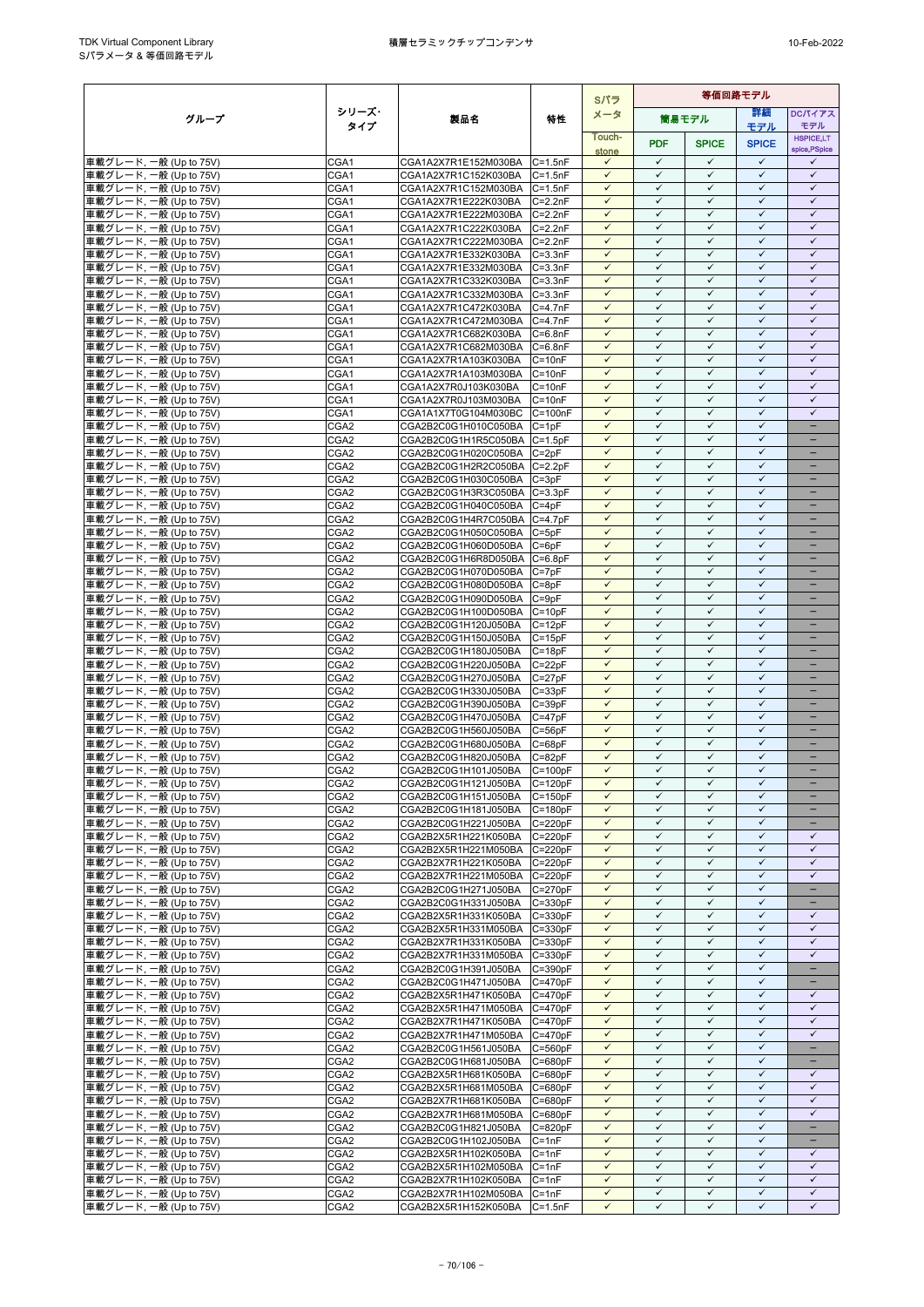| グループ | シリーズ・タイプ | 製品名 | 特性 | Sパラメータ | 等価回路モデル | | | |
|---|---|---|---|---|---|---|---|---|
| | | | | Touch-stone | 簡易モデル PDF | 簡易モデル SPICE | 詳細モデル SPICE | DCバイアスモデル HSPICE,LT spice,PSpice |
| 車載グレード, 一般 (Up to 75V) | CGA1 | CGA1A2X7R1E152M030BA | C=1.5nF | ✓ | ✓ | ✓ | ✓ | ✓ |
| 車載グレード, 一般 (Up to 75V) | CGA1 | CGA1A2X7R1C152K030BA | C=1.5nF | ✓ | ✓ | ✓ | ✓ | ✓ |
| 車載グレード, 一般 (Up to 75V) | CGA1 | CGA1A2X7R1C152M030BA | C=1.5nF | ✓ | ✓ | ✓ | ✓ | ✓ |
| 車載グレード, 一般 (Up to 75V) | CGA1 | CGA1A2X7R1E222K030BA | C=2.2nF | ✓ | ✓ | ✓ | ✓ | ✓ |
| 車載グレード, 一般 (Up to 75V) | CGA1 | CGA1A2X7R1E222M030BA | C=2.2nF | ✓ | ✓ | ✓ | ✓ | ✓ |
| 車載グレード, 一般 (Up to 75V) | CGA1 | CGA1A2X7R1C222K030BA | C=2.2nF | ✓ | ✓ | ✓ | ✓ | ✓ |
| 車載グレード, 一般 (Up to 75V) | CGA1 | CGA1A2X7R1C222M030BA | C=2.2nF | ✓ | ✓ | ✓ | ✓ | ✓ |
| 車載グレード, 一般 (Up to 75V) | CGA1 | CGA1A2X7R1E332K030BA | C=3.3nF | ✓ | ✓ | ✓ | ✓ | ✓ |
| 車載グレード, 一般 (Up to 75V) | CGA1 | CGA1A2X7R1E332M030BA | C=3.3nF | ✓ | ✓ | ✓ | ✓ | ✓ |
| 車載グレード, 一般 (Up to 75V) | CGA1 | CGA1A2X7R1C332K030BA | C=3.3nF | ✓ | ✓ | ✓ | ✓ | ✓ |
| 車載グレード, 一般 (Up to 75V) | CGA1 | CGA1A2X7R1C332M030BA | C=3.3nF | ✓ | ✓ | ✓ | ✓ | ✓ |
| 車載グレード, 一般 (Up to 75V) | CGA1 | CGA1A2X7R1C472K030BA | C=4.7nF | ✓ | ✓ | ✓ | ✓ | ✓ |
| 車載グレード, 一般 (Up to 75V) | CGA1 | CGA1A2X7R1C472M030BA | C=4.7nF | ✓ | ✓ | ✓ | ✓ | ✓ |
| 車載グレード, 一般 (Up to 75V) | CGA1 | CGA1A2X7R1C682K030BA | C=6.8nF | ✓ | ✓ | ✓ | ✓ | ✓ |
| 車載グレード, 一般 (Up to 75V) | CGA1 | CGA1A2X7R1C682M030BA | C=6.8nF | ✓ | ✓ | ✓ | ✓ | ✓ |
| 車載グレード, 一般 (Up to 75V) | CGA1 | CGA1A2X7R1A103K030BA | C=10nF | ✓ | ✓ | ✓ | ✓ | ✓ |
| 車載グレード, 一般 (Up to 75V) | CGA1 | CGA1A2X7R1A103M030BA | C=10nF | ✓ | ✓ | ✓ | ✓ | ✓ |
| 車載グレード, 一般 (Up to 75V) | CGA1 | CGA1A2X7R0J103K030BA | C=10nF | ✓ | ✓ | ✓ | ✓ | ✓ |
| 車載グレード, 一般 (Up to 75V) | CGA1 | CGA1A2X7R0J103M030BA | C=10nF | ✓ | ✓ | ✓ | ✓ | ✓ |
| 車載グレード, 一般 (Up to 75V) | CGA1 | CGA1A1X7T0G104M030BC | C=100nF | ✓ | ✓ | ✓ | ✓ | ✓ |
| 車載グレード, 一般 (Up to 75V) | CGA2 | CGA2B2C0G1H010C050BA | C=1pF | ✓ | ✓ | ✓ | ✓ | − |
| 車載グレード, 一般 (Up to 75V) | CGA2 | CGA2B2C0G1H1R5C050BA | C=1.5pF | ✓ | ✓ | ✓ | ✓ | − |
| 車載グレード, 一般 (Up to 75V) | CGA2 | CGA2B2C0G1H020C050BA | C=2pF | ✓ | ✓ | ✓ | ✓ | − |
| 車載グレード, 一般 (Up to 75V) | CGA2 | CGA2B2C0G1H2R2C050BA | C=2.2pF | ✓ | ✓ | ✓ | ✓ | − |
| 車載グレード, 一般 (Up to 75V) | CGA2 | CGA2B2C0G1H030C050BA | C=3pF | ✓ | ✓ | ✓ | ✓ | − |
| 車載グレード, 一般 (Up to 75V) | CGA2 | CGA2B2C0G1H3R3C050BA | C=3.3pF | ✓ | ✓ | ✓ | ✓ | − |
| 車載グレード, 一般 (Up to 75V) | CGA2 | CGA2B2C0G1H040C050BA | C=4pF | ✓ | ✓ | ✓ | ✓ | − |
| 車載グレード, 一般 (Up to 75V) | CGA2 | CGA2B2C0G1H4R7C050BA | C=4.7pF | ✓ | ✓ | ✓ | ✓ | − |
| 車載グレード, 一般 (Up to 75V) | CGA2 | CGA2B2C0G1H050C050BA | C=5pF | ✓ | ✓ | ✓ | ✓ | − |
| 車載グレード, 一般 (Up to 75V) | CGA2 | CGA2B2C0G1H060D050BA | C=6pF | ✓ | ✓ | ✓ | ✓ | − |
| 車載グレード, 一般 (Up to 75V) | CGA2 | CGA2B2C0G1H6R8D050BA | C=6.8pF | ✓ | ✓ | ✓ | ✓ | − |
| 車載グレード, 一般 (Up to 75V) | CGA2 | CGA2B2C0G1H070D050BA | C=7pF | ✓ | ✓ | ✓ | ✓ | − |
| 車載グレード, 一般 (Up to 75V) | CGA2 | CGA2B2C0G1H080D050BA | C=8pF | ✓ | ✓ | ✓ | ✓ | − |
| 車載グレード, 一般 (Up to 75V) | CGA2 | CGA2B2C0G1H090D050BA | C=9pF | ✓ | ✓ | ✓ | ✓ | − |
| 車載グレード, 一般 (Up to 75V) | CGA2 | CGA2B2C0G1H100D050BA | C=10pF | ✓ | ✓ | ✓ | ✓ | − |
| 車載グレード, 一般 (Up to 75V) | CGA2 | CGA2B2C0G1H120J050BA | C=12pF | ✓ | ✓ | ✓ | ✓ | − |
| 車載グレード, 一般 (Up to 75V) | CGA2 | CGA2B2C0G1H150J050BA | C=15pF | ✓ | ✓ | ✓ | ✓ | − |
| 車載グレード, 一般 (Up to 75V) | CGA2 | CGA2B2C0G1H180J050BA | C=18pF | ✓ | ✓ | ✓ | ✓ | − |
| 車載グレード, 一般 (Up to 75V) | CGA2 | CGA2B2C0G1H220J050BA | C=22pF | ✓ | ✓ | ✓ | ✓ | − |
| 車載グレード, 一般 (Up to 75V) | CGA2 | CGA2B2C0G1H270J050BA | C=27pF | ✓ | ✓ | ✓ | ✓ | − |
| 車載グレード, 一般 (Up to 75V) | CGA2 | CGA2B2C0G1H330J050BA | C=33pF | ✓ | ✓ | ✓ | ✓ | − |
| 車載グレード, 一般 (Up to 75V) | CGA2 | CGA2B2C0G1H390J050BA | C=39pF | ✓ | ✓ | ✓ | ✓ | − |
| 車載グレード, 一般 (Up to 75V) | CGA2 | CGA2B2C0G1H470J050BA | C=47pF | ✓ | ✓ | ✓ | ✓ | − |
| 車載グレード, 一般 (Up to 75V) | CGA2 | CGA2B2C0G1H560J050BA | C=56pF | ✓ | ✓ | ✓ | ✓ | − |
| 車載グレード, 一般 (Up to 75V) | CGA2 | CGA2B2C0G1H680J050BA | C=68pF | ✓ | ✓ | ✓ | ✓ | − |
| 車載グレード, 一般 (Up to 75V) | CGA2 | CGA2B2C0G1H820J050BA | C=82pF | ✓ | ✓ | ✓ | ✓ | − |
| 車載グレード, 一般 (Up to 75V) | CGA2 | CGA2B2C0G1H101J050BA | C=100pF | ✓ | ✓ | ✓ | ✓ | − |
| 車載グレード, 一般 (Up to 75V) | CGA2 | CGA2B2C0G1H121J050BA | C=120pF | ✓ | ✓ | ✓ | ✓ | − |
| 車載グレード, 一般 (Up to 75V) | CGA2 | CGA2B2C0G1H151J050BA | C=150pF | ✓ | ✓ | ✓ | ✓ | − |
| 車載グレード, 一般 (Up to 75V) | CGA2 | CGA2B2C0G1H181J050BA | C=180pF | ✓ | ✓ | ✓ | ✓ | − |
| 車載グレード, 一般 (Up to 75V) | CGA2 | CGA2B2C0G1H221J050BA | C=220pF | ✓ | ✓ | ✓ | ✓ | − |
| 車載グレード, 一般 (Up to 75V) | CGA2 | CGA2B2X5R1H221K050BA | C=220pF | ✓ | ✓ | ✓ | ✓ | ✓ |
| 車載グレード, 一般 (Up to 75V) | CGA2 | CGA2B2X5R1H221M050BA | C=220pF | ✓ | ✓ | ✓ | ✓ | ✓ |
| 車載グレード, 一般 (Up to 75V) | CGA2 | CGA2B2X7R1H221K050BA | C=220pF | ✓ | ✓ | ✓ | ✓ | ✓ |
| 車載グレード, 一般 (Up to 75V) | CGA2 | CGA2B2X7R1H221M050BA | C=220pF | ✓ | ✓ | ✓ | ✓ | ✓ |
| 車載グレード, 一般 (Up to 75V) | CGA2 | CGA2B2C0G1H271J050BA | C=270pF | ✓ | ✓ | ✓ | ✓ | − |
| 車載グレード, 一般 (Up to 75V) | CGA2 | CGA2B2C0G1H331J050BA | C=330pF | ✓ | ✓ | ✓ | ✓ | − |
| 車載グレード, 一般 (Up to 75V) | CGA2 | CGA2B2X5R1H331K050BA | C=330pF | ✓ | ✓ | ✓ | ✓ | ✓ |
| 車載グレード, 一般 (Up to 75V) | CGA2 | CGA2B2X5R1H331M050BA | C=330pF | ✓ | ✓ | ✓ | ✓ | ✓ |
| 車載グレード, 一般 (Up to 75V) | CGA2 | CGA2B2X7R1H331K050BA | C=330pF | ✓ | ✓ | ✓ | ✓ | ✓ |
| 車載グレード, 一般 (Up to 75V) | CGA2 | CGA2B2X7R1H331M050BA | C=330pF | ✓ | ✓ | ✓ | ✓ | ✓ |
| 車載グレード, 一般 (Up to 75V) | CGA2 | CGA2B2C0G1H391J050BA | C=390pF | ✓ | ✓ | ✓ | ✓ | − |
| 車載グレード, 一般 (Up to 75V) | CGA2 | CGA2B2C0G1H471J050BA | C=470pF | ✓ | ✓ | ✓ | ✓ | − |
| 車載グレード, 一般 (Up to 75V) | CGA2 | CGA2B2X5R1H471K050BA | C=470pF | ✓ | ✓ | ✓ | ✓ | ✓ |
| 車載グレード, 一般 (Up to 75V) | CGA2 | CGA2B2X5R1H471M050BA | C=470pF | ✓ | ✓ | ✓ | ✓ | ✓ |
| 車載グレード, 一般 (Up to 75V) | CGA2 | CGA2B2X7R1H471K050BA | C=470pF | ✓ | ✓ | ✓ | ✓ | ✓ |
| 車載グレード, 一般 (Up to 75V) | CGA2 | CGA2B2X7R1H471M050BA | C=470pF | ✓ | ✓ | ✓ | ✓ | ✓ |
| 車載グレード, 一般 (Up to 75V) | CGA2 | CGA2B2C0G1H561J050BA | C=560pF | ✓ | ✓ | ✓ | ✓ | − |
| 車載グレード, 一般 (Up to 75V) | CGA2 | CGA2B2C0G1H681J050BA | C=680pF | ✓ | ✓ | ✓ | ✓ | − |
| 車載グレード, 一般 (Up to 75V) | CGA2 | CGA2B2X5R1H681K050BA | C=680pF | ✓ | ✓ | ✓ | ✓ | ✓ |
| 車載グレード, 一般 (Up to 75V) | CGA2 | CGA2B2X5R1H681M050BA | C=680pF | ✓ | ✓ | ✓ | ✓ | ✓ |
| 車載グレード, 一般 (Up to 75V) | CGA2 | CGA2B2X7R1H681K050BA | C=680pF | ✓ | ✓ | ✓ | ✓ | ✓ |
| 車載グレード, 一般 (Up to 75V) | CGA2 | CGA2B2X7R1H681M050BA | C=680pF | ✓ | ✓ | ✓ | ✓ | ✓ |
| 車載グレード, 一般 (Up to 75V) | CGA2 | CGA2B2C0G1H821J050BA | C=820pF | ✓ | ✓ | ✓ | ✓ | − |
| 車載グレード, 一般 (Up to 75V) | CGA2 | CGA2B2C0G1H102J050BA | C=1nF | ✓ | ✓ | ✓ | ✓ | − |
| 車載グレード, 一般 (Up to 75V) | CGA2 | CGA2B2X5R1H102K050BA | C=1nF | ✓ | ✓ | ✓ | ✓ | ✓ |
| 車載グレード, 一般 (Up to 75V) | CGA2 | CGA2B2X5R1H102M050BA | C=1nF | ✓ | ✓ | ✓ | ✓ | ✓ |
| 車載グレード, 一般 (Up to 75V) | CGA2 | CGA2B2X7R1H102K050BA | C=1nF | ✓ | ✓ | ✓ | ✓ | ✓ |
| 車載グレード, 一般 (Up to 75V) | CGA2 | CGA2B2X7R1H102M050BA | C=1nF | ✓ | ✓ | ✓ | ✓ | ✓ |
| 車載グレード, 一般 (Up to 75V) | CGA2 | CGA2B2X5R1H152K050BA | C=1.5nF | ✓ | ✓ | ✓ | ✓ | ✓ |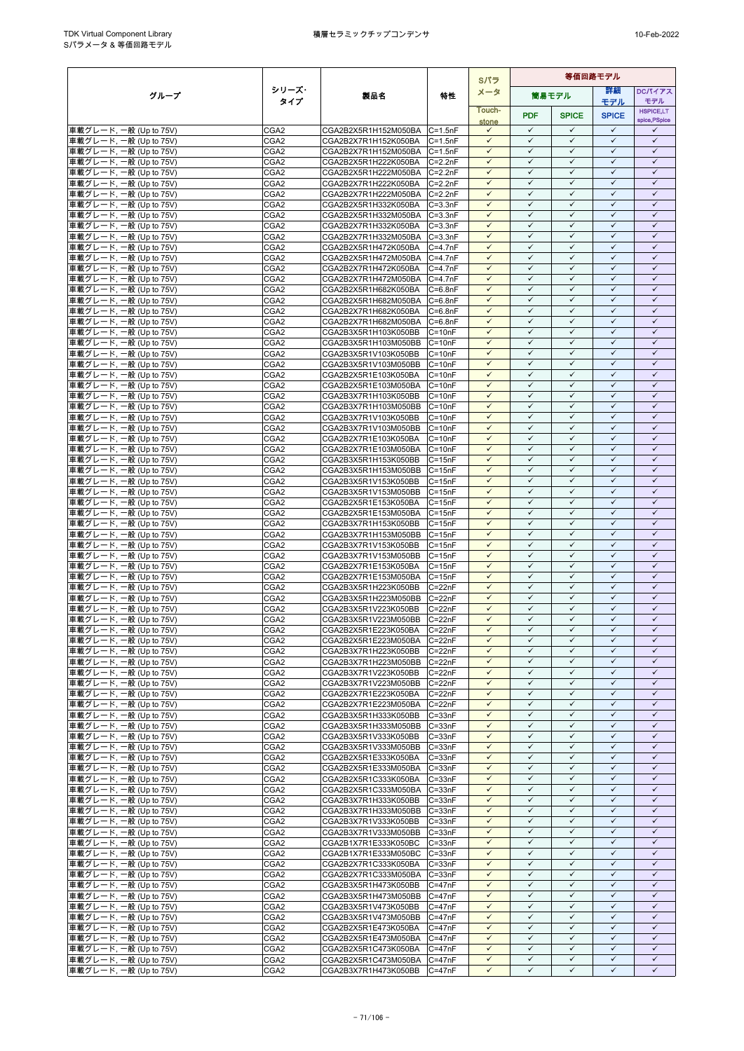| グループ | シリーズ・タイプ | 製品名 | 特性 | Sパラメータ | 等価回路モデル | | | |
|---|---|---|---|---|---|---|---|---|
| | | | | | 簡易モデル | | 詳細モデル | DCバイアスモデル |
| | | | | Touch-stone | PDF | SPICE | SPICE | HSPICE,LT spice,PSpice |
| 車載グレード, 一般 (Up to 75V) | CGA2 | CGA2B2X5R1H152M050BA | C=1.5nF | ✓ | ✓ | ✓ | ✓ | ✓ |
| 車載グレード, 一般 (Up to 75V) | CGA2 | CGA2B2X7R1H152K050BA | C=1.5nF | ✓ | ✓ | ✓ | ✓ | ✓ |
| 車載グレード, 一般 (Up to 75V) | CGA2 | CGA2B2X7R1H152M050BA | C=1.5nF | ✓ | ✓ | ✓ | ✓ | ✓ |
| 車載グレード, 一般 (Up to 75V) | CGA2 | CGA2B2X5R1H222K050BA | C=2.2nF | ✓ | ✓ | ✓ | ✓ | ✓ |
| 車載グレード, 一般 (Up to 75V) | CGA2 | CGA2B2X5R1H222M050BA | C=2.2nF | ✓ | ✓ | ✓ | ✓ | ✓ |
| 車載グレード, 一般 (Up to 75V) | CGA2 | CGA2B2X7R1H222K050BA | C=2.2nF | ✓ | ✓ | ✓ | ✓ | ✓ |
| 車載グレード, 一般 (Up to 75V) | CGA2 | CGA2B2X7R1H222M050BA | C=2.2nF | ✓ | ✓ | ✓ | ✓ | ✓ |
| 車載グレード, 一般 (Up to 75V) | CGA2 | CGA2B2X5R1H332K050BA | C=3.3nF | ✓ | ✓ | ✓ | ✓ | ✓ |
| 車載グレード, 一般 (Up to 75V) | CGA2 | CGA2B2X5R1H332M050BA | C=3.3nF | ✓ | ✓ | ✓ | ✓ | ✓ |
| 車載グレード, 一般 (Up to 75V) | CGA2 | CGA2B2X7R1H332K050BA | C=3.3nF | ✓ | ✓ | ✓ | ✓ | ✓ |
| 車載グレード, 一般 (Up to 75V) | CGA2 | CGA2B2X7R1H332M050BA | C=3.3nF | ✓ | ✓ | ✓ | ✓ | ✓ |
| 車載グレード, 一般 (Up to 75V) | CGA2 | CGA2B2X5R1H472K050BA | C=4.7nF | ✓ | ✓ | ✓ | ✓ | ✓ |
| 車載グレード, 一般 (Up to 75V) | CGA2 | CGA2B2X5R1H472M050BA | C=4.7nF | ✓ | ✓ | ✓ | ✓ | ✓ |
| 車載グレード, 一般 (Up to 75V) | CGA2 | CGA2B2X7R1H472K050BA | C=4.7nF | ✓ | ✓ | ✓ | ✓ | ✓ |
| 車載グレード, 一般 (Up to 75V) | CGA2 | CGA2B2X7R1H472M050BA | C=4.7nF | ✓ | ✓ | ✓ | ✓ | ✓ |
| 車載グレード, 一般 (Up to 75V) | CGA2 | CGA2B2X5R1H682K050BA | C=6.8nF | ✓ | ✓ | ✓ | ✓ | ✓ |
| 車載グレード, 一般 (Up to 75V) | CGA2 | CGA2B2X5R1H682M050BA | C=6.8nF | ✓ | ✓ | ✓ | ✓ | ✓ |
| 車載グレード, 一般 (Up to 75V) | CGA2 | CGA2B2X7R1H682K050BA | C=6.8nF | ✓ | ✓ | ✓ | ✓ | ✓ |
| 車載グレード, 一般 (Up to 75V) | CGA2 | CGA2B2X7R1H682M050BA | C=6.8nF | ✓ | ✓ | ✓ | ✓ | ✓ |
| 車載グレード, 一般 (Up to 75V) | CGA2 | CGA2B3X5R1H103K050BB | C=10nF | ✓ | ✓ | ✓ | ✓ | ✓ |
| 車載グレード, 一般 (Up to 75V) | CGA2 | CGA2B3X5R1H103M050BB | C=10nF | ✓ | ✓ | ✓ | ✓ | ✓ |
| 車載グレード, 一般 (Up to 75V) | CGA2 | CGA2B3X5R1V103K050BB | C=10nF | ✓ | ✓ | ✓ | ✓ | ✓ |
| 車載グレード, 一般 (Up to 75V) | CGA2 | CGA2B3X5R1V103M050BB | C=10nF | ✓ | ✓ | ✓ | ✓ | ✓ |
| 車載グレード, 一般 (Up to 75V) | CGA2 | CGA2B2X5R1E103K050BA | C=10nF | ✓ | ✓ | ✓ | ✓ | ✓ |
| 車載グレード, 一般 (Up to 75V) | CGA2 | CGA2B2X5R1E103M050BA | C=10nF | ✓ | ✓ | ✓ | ✓ | ✓ |
| 車載グレード, 一般 (Up to 75V) | CGA2 | CGA2B3X7R1H103K050BB | C=10nF | ✓ | ✓ | ✓ | ✓ | ✓ |
| 車載グレード, 一般 (Up to 75V) | CGA2 | CGA2B3X7R1H103M050BB | C=10nF | ✓ | ✓ | ✓ | ✓ | ✓ |
| 車載グレード, 一般 (Up to 75V) | CGA2 | CGA2B3X7R1V103K050BB | C=10nF | ✓ | ✓ | ✓ | ✓ | ✓ |
| 車載グレード, 一般 (Up to 75V) | CGA2 | CGA2B3X7R1V103M050BB | C=10nF | ✓ | ✓ | ✓ | ✓ | ✓ |
| 車載グレード, 一般 (Up to 75V) | CGA2 | CGA2B2X7R1E103K050BA | C=10nF | ✓ | ✓ | ✓ | ✓ | ✓ |
| 車載グレード, 一般 (Up to 75V) | CGA2 | CGA2B2X7R1E103M050BA | C=10nF | ✓ | ✓ | ✓ | ✓ | ✓ |
| 車載グレード, 一般 (Up to 75V) | CGA2 | CGA2B3X5R1H153K050BB | C=15nF | ✓ | ✓ | ✓ | ✓ | ✓ |
| 車載グレード, 一般 (Up to 75V) | CGA2 | CGA2B3X5R1H153M050BB | C=15nF | ✓ | ✓ | ✓ | ✓ | ✓ |
| 車載グレード, 一般 (Up to 75V) | CGA2 | CGA2B3X5R1V153K050BB | C=15nF | ✓ | ✓ | ✓ | ✓ | ✓ |
| 車載グレード, 一般 (Up to 75V) | CGA2 | CGA2B3X5R1V153M050BB | C=15nF | ✓ | ✓ | ✓ | ✓ | ✓ |
| 車載グレード, 一般 (Up to 75V) | CGA2 | CGA2B2X5R1E153K050BA | C=15nF | ✓ | ✓ | ✓ | ✓ | ✓ |
| 車載グレード, 一般 (Up to 75V) | CGA2 | CGA2B2X5R1E153M050BA | C=15nF | ✓ | ✓ | ✓ | ✓ | ✓ |
| 車載グレード, 一般 (Up to 75V) | CGA2 | CGA2B3X7R1H153K050BB | C=15nF | ✓ | ✓ | ✓ | ✓ | ✓ |
| 車載グレード, 一般 (Up to 75V) | CGA2 | CGA2B3X7R1H153M050BB | C=15nF | ✓ | ✓ | ✓ | ✓ | ✓ |
| 車載グレード, 一般 (Up to 75V) | CGA2 | CGA2B3X7R1V153K050BB | C=15nF | ✓ | ✓ | ✓ | ✓ | ✓ |
| 車載グレード, 一般 (Up to 75V) | CGA2 | CGA2B3X7R1V153M050BB | C=15nF | ✓ | ✓ | ✓ | ✓ | ✓ |
| 車載グレード, 一般 (Up to 75V) | CGA2 | CGA2B2X7R1E153K050BA | C=15nF | ✓ | ✓ | ✓ | ✓ | ✓ |
| 車載グレード, 一般 (Up to 75V) | CGA2 | CGA2B2X7R1E153M050BA | C=15nF | ✓ | ✓ | ✓ | ✓ | ✓ |
| 車載グレード, 一般 (Up to 75V) | CGA2 | CGA2B3X5R1H223K050BB | C=22nF | ✓ | ✓ | ✓ | ✓ | ✓ |
| 車載グレード, 一般 (Up to 75V) | CGA2 | CGA2B3X5R1H223M050BB | C=22nF | ✓ | ✓ | ✓ | ✓ | ✓ |
| 車載グレード, 一般 (Up to 75V) | CGA2 | CGA2B3X5R1V223K050BB | C=22nF | ✓ | ✓ | ✓ | ✓ | ✓ |
| 車載グレード, 一般 (Up to 75V) | CGA2 | CGA2B3X5R1V223M050BB | C=22nF | ✓ | ✓ | ✓ | ✓ | ✓ |
| 車載グレード, 一般 (Up to 75V) | CGA2 | CGA2B2X5R1E223K050BA | C=22nF | ✓ | ✓ | ✓ | ✓ | ✓ |
| 車載グレード, 一般 (Up to 75V) | CGA2 | CGA2B2X5R1E223M050BA | C=22nF | ✓ | ✓ | ✓ | ✓ | ✓ |
| 車載グレード, 一般 (Up to 75V) | CGA2 | CGA2B3X7R1H223K050BB | C=22nF | ✓ | ✓ | ✓ | ✓ | ✓ |
| 車載グレード, 一般 (Up to 75V) | CGA2 | CGA2B3X7R1H223M050BB | C=22nF | ✓ | ✓ | ✓ | ✓ | ✓ |
| 車載グレード, 一般 (Up to 75V) | CGA2 | CGA2B3X7R1V223K050BB | C=22nF | ✓ | ✓ | ✓ | ✓ | ✓ |
| 車載グレード, 一般 (Up to 75V) | CGA2 | CGA2B3X7R1V223M050BB | C=22nF | ✓ | ✓ | ✓ | ✓ | ✓ |
| 車載グレード, 一般 (Up to 75V) | CGA2 | CGA2B2X7R1E223K050BA | C=22nF | ✓ | ✓ | ✓ | ✓ | ✓ |
| 車載グレード, 一般 (Up to 75V) | CGA2 | CGA2B2X7R1E223M050BA | C=22nF | ✓ | ✓ | ✓ | ✓ | ✓ |
| 車載グレード, 一般 (Up to 75V) | CGA2 | CGA2B3X5R1H333K050BB | C=33nF | ✓ | ✓ | ✓ | ✓ | ✓ |
| 車載グレード, 一般 (Up to 75V) | CGA2 | CGA2B3X5R1H333M050BB | C=33nF | ✓ | ✓ | ✓ | ✓ | ✓ |
| 車載グレード, 一般 (Up to 75V) | CGA2 | CGA2B3X5R1V333K050BB | C=33nF | ✓ | ✓ | ✓ | ✓ | ✓ |
| 車載グレード, 一般 (Up to 75V) | CGA2 | CGA2B3X5R1V333M050BB | C=33nF | ✓ | ✓ | ✓ | ✓ | ✓ |
| 車載グレード, 一般 (Up to 75V) | CGA2 | CGA2B2X5R1E333K050BA | C=33nF | ✓ | ✓ | ✓ | ✓ | ✓ |
| 車載グレード, 一般 (Up to 75V) | CGA2 | CGA2B2X5R1E333M050BA | C=33nF | ✓ | ✓ | ✓ | ✓ | ✓ |
| 車載グレード, 一般 (Up to 75V) | CGA2 | CGA2B2X5R1C333K050BA | C=33nF | ✓ | ✓ | ✓ | ✓ | ✓ |
| 車載グレード, 一般 (Up to 75V) | CGA2 | CGA2B2X5R1C333M050BA | C=33nF | ✓ | ✓ | ✓ | ✓ | ✓ |
| 車載グレード, 一般 (Up to 75V) | CGA2 | CGA2B3X7R1H333K050BB | C=33nF | ✓ | ✓ | ✓ | ✓ | ✓ |
| 車載グレード, 一般 (Up to 75V) | CGA2 | CGA2B3X7R1H333M050BB | C=33nF | ✓ | ✓ | ✓ | ✓ | ✓ |
| 車載グレード, 一般 (Up to 75V) | CGA2 | CGA2B3X7R1V333K050BB | C=33nF | ✓ | ✓ | ✓ | ✓ | ✓ |
| 車載グレード, 一般 (Up to 75V) | CGA2 | CGA2B3X7R1V333M050BB | C=33nF | ✓ | ✓ | ✓ | ✓ | ✓ |
| 車載グレード, 一般 (Up to 75V) | CGA2 | CGA2B1X7R1E333K050BC | C=33nF | ✓ | ✓ | ✓ | ✓ | ✓ |
| 車載グレード, 一般 (Up to 75V) | CGA2 | CGA2B1X7R1E333M050BC | C=33nF | ✓ | ✓ | ✓ | ✓ | ✓ |
| 車載グレード, 一般 (Up to 75V) | CGA2 | CGA2B2X7R1C333K050BA | C=33nF | ✓ | ✓ | ✓ | ✓ | ✓ |
| 車載グレード, 一般 (Up to 75V) | CGA2 | CGA2B2X7R1C333M050BA | C=33nF | ✓ | ✓ | ✓ | ✓ | ✓ |
| 車載グレード, 一般 (Up to 75V) | CGA2 | CGA2B3X5R1H473K050BB | C=47nF | ✓ | ✓ | ✓ | ✓ | ✓ |
| 車載グレード, 一般 (Up to 75V) | CGA2 | CGA2B3X5R1H473M050BB | C=47nF | ✓ | ✓ | ✓ | ✓ | ✓ |
| 車載グレード, 一般 (Up to 75V) | CGA2 | CGA2B3X5R1V473K050BB | C=47nF | ✓ | ✓ | ✓ | ✓ | ✓ |
| 車載グレード, 一般 (Up to 75V) | CGA2 | CGA2B3X5R1V473M050BB | C=47nF | ✓ | ✓ | ✓ | ✓ | ✓ |
| 車載グレード, 一般 (Up to 75V) | CGA2 | CGA2B2X5R1E473K050BA | C=47nF | ✓ | ✓ | ✓ | ✓ | ✓ |
| 車載グレード, 一般 (Up to 75V) | CGA2 | CGA2B2X5R1E473M050BA | C=47nF | ✓ | ✓ | ✓ | ✓ | ✓ |
| 車載グレード, 一般 (Up to 75V) | CGA2 | CGA2B2X5R1C473K050BA | C=47nF | ✓ | ✓ | ✓ | ✓ | ✓ |
| 車載グレード, 一般 (Up to 75V) | CGA2 | CGA2B2X5R1C473M050BA | C=47nF | ✓ | ✓ | ✓ | ✓ | ✓ |
| 車載グレード, 一般 (Up to 75V) | CGA2 | CGA2B3X7R1H473K050BB | C=47nF | ✓ | ✓ | ✓ | ✓ | ✓ |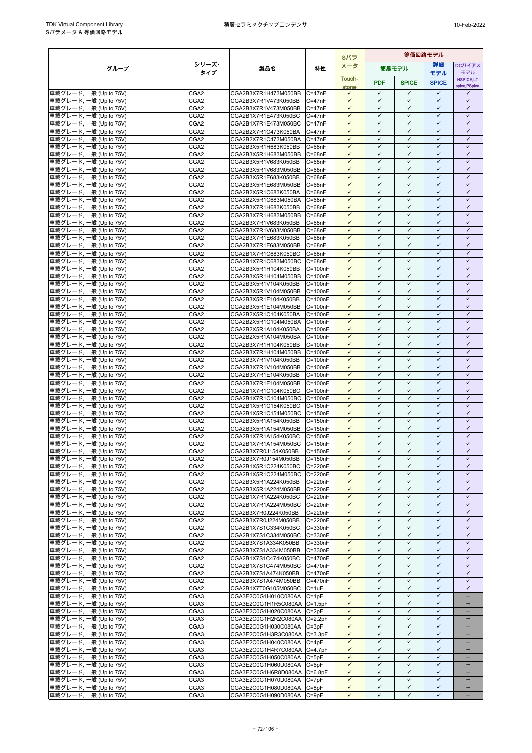| グループ | シリーズ・タイプ | 製品名 | 特性 | Sパラメータ | 等価回路モデル | | | |
|---|---|---|---|---|---|---|---|---|
| | | | | | 簡易モデル | | 詳細モデル | DCバイアスモデル |
| | | | | Touch-stone | PDF | SPICE | SPICE | HSPICE,LTspice,PSpice |
| 車載グレード, 一般 (Up to 75V) | CGA2 | CGA2B3X7R1H473M050BB | C=47nF | ✓ | ✓ | ✓ | ✓ | ✓ |
| 車載グレード, 一般 (Up to 75V) | CGA2 | CGA2B3X7R1V473K050BB | C=47nF | ✓ | ✓ | ✓ | ✓ | ✓ |
| 車載グレード, 一般 (Up to 75V) | CGA2 | CGA2B3X7R1V473M050BB | C=47nF | ✓ | ✓ | ✓ | ✓ | ✓ |
| 車載グレード, 一般 (Up to 75V) | CGA2 | CGA2B1X7R1E473K050BC | C=47nF | ✓ | ✓ | ✓ | ✓ | ✓ |
| 車載グレード, 一般 (Up to 75V) | CGA2 | CGA2B1X7R1E473M050BC | C=47nF | ✓ | ✓ | ✓ | ✓ | ✓ |
| 車載グレード, 一般 (Up to 75V) | CGA2 | CGA2B2X7R1C473K050BA | C=47nF | ✓ | ✓ | ✓ | ✓ | ✓ |
| 車載グレード, 一般 (Up to 75V) | CGA2 | CGA2B2X7R1C473M050BA | C=47nF | ✓ | ✓ | ✓ | ✓ | ✓ |
| 車載グレード, 一般 (Up to 75V) | CGA2 | CGA2B3X5R1H683K050BB | C=68nF | ✓ | ✓ | ✓ | ✓ | ✓ |
| 車載グレード, 一般 (Up to 75V) | CGA2 | CGA2B3X5R1H683M050BB | C=68nF | ✓ | ✓ | ✓ | ✓ | ✓ |
| 車載グレード, 一般 (Up to 75V) | CGA2 | CGA2B3X5R1V683K050BB | C=68nF | ✓ | ✓ | ✓ | ✓ | ✓ |
| 車載グレード, 一般 (Up to 75V) | CGA2 | CGA2B3X5R1V683M050BB | C=68nF | ✓ | ✓ | ✓ | ✓ | ✓ |
| 車載グレード, 一般 (Up to 75V) | CGA2 | CGA2B3X5R1E683K050BB | C=68nF | ✓ | ✓ | ✓ | ✓ | ✓ |
| 車載グレード, 一般 (Up to 75V) | CGA2 | CGA2B3X5R1E683M050BB | C=68nF | ✓ | ✓ | ✓ | ✓ | ✓ |
| 車載グレード, 一般 (Up to 75V) | CGA2 | CGA2B2X5R1C683K050BA | C=68nF | ✓ | ✓ | ✓ | ✓ | ✓ |
| 車載グレード, 一般 (Up to 75V) | CGA2 | CGA2B2X5R1C683M050BA | C=68nF | ✓ | ✓ | ✓ | ✓ | ✓ |
| 車載グレード, 一般 (Up to 75V) | CGA2 | CGA2B3X7R1H683K050BB | C=68nF | ✓ | ✓ | ✓ | ✓ | ✓ |
| 車載グレード, 一般 (Up to 75V) | CGA2 | CGA2B3X7R1H683M050BB | C=68nF | ✓ | ✓ | ✓ | ✓ | ✓ |
| 車載グレード, 一般 (Up to 75V) | CGA2 | CGA2B3X7R1V683K050BB | C=68nF | ✓ | ✓ | ✓ | ✓ | ✓ |
| 車載グレード, 一般 (Up to 75V) | CGA2 | CGA2B3X7R1V683M050BB | C=68nF | ✓ | ✓ | ✓ | ✓ | ✓ |
| 車載グレード, 一般 (Up to 75V) | CGA2 | CGA2B3X7R1E683K050BB | C=68nF | ✓ | ✓ | ✓ | ✓ | ✓ |
| 車載グレード, 一般 (Up to 75V) | CGA2 | CGA2B3X7R1E683M050BB | C=68nF | ✓ | ✓ | ✓ | ✓ | ✓ |
| 車載グレード, 一般 (Up to 75V) | CGA2 | CGA2B1X7R1C683K050BC | C=68nF | ✓ | ✓ | ✓ | ✓ | ✓ |
| 車載グレード, 一般 (Up to 75V) | CGA2 | CGA2B1X7R1C683M050BC | C=68nF | ✓ | ✓ | ✓ | ✓ | ✓ |
| 車載グレード, 一般 (Up to 75V) | CGA2 | CGA2B3X5R1H104K050BB | C=100nF | ✓ | ✓ | ✓ | ✓ | ✓ |
| 車載グレード, 一般 (Up to 75V) | CGA2 | CGA2B3X5R1H104M050BB | C=100nF | ✓ | ✓ | ✓ | ✓ | ✓ |
| 車載グレード, 一般 (Up to 75V) | CGA2 | CGA2B3X5R1V104K050BB | C=100nF | ✓ | ✓ | ✓ | ✓ | ✓ |
| 車載グレード, 一般 (Up to 75V) | CGA2 | CGA2B3X5R1V104M050BB | C=100nF | ✓ | ✓ | ✓ | ✓ | ✓ |
| 車載グレード, 一般 (Up to 75V) | CGA2 | CGA2B3X5R1E104K050BB | C=100nF | ✓ | ✓ | ✓ | ✓ | ✓ |
| 車載グレード, 一般 (Up to 75V) | CGA2 | CGA2B3X5R1E104M050BB | C=100nF | ✓ | ✓ | ✓ | ✓ | ✓ |
| 車載グレード, 一般 (Up to 75V) | CGA2 | CGA2B2X5R1C104K050BA | C=100nF | ✓ | ✓ | ✓ | ✓ | ✓ |
| 車載グレード, 一般 (Up to 75V) | CGA2 | CGA2B2X5R1C104M050BA | C=100nF | ✓ | ✓ | ✓ | ✓ | ✓ |
| 車載グレード, 一般 (Up to 75V) | CGA2 | CGA2B2X5R1A104K050BA | C=100nF | ✓ | ✓ | ✓ | ✓ | ✓ |
| 車載グレード, 一般 (Up to 75V) | CGA2 | CGA2B2X5R1A104M050BA | C=100nF | ✓ | ✓ | ✓ | ✓ | ✓ |
| 車載グレード, 一般 (Up to 75V) | CGA2 | CGA2B3X7R1H104K050BB | C=100nF | ✓ | ✓ | ✓ | ✓ | ✓ |
| 車載グレード, 一般 (Up to 75V) | CGA2 | CGA2B3X7R1H104M050BB | C=100nF | ✓ | ✓ | ✓ | ✓ | ✓ |
| 車載グレード, 一般 (Up to 75V) | CGA2 | CGA2B3X7R1V104K050BB | C=100nF | ✓ | ✓ | ✓ | ✓ | ✓ |
| 車載グレード, 一般 (Up to 75V) | CGA2 | CGA2B3X7R1V104M050BB | C=100nF | ✓ | ✓ | ✓ | ✓ | ✓ |
| 車載グレード, 一般 (Up to 75V) | CGA2 | CGA2B3X7R1E104K050BB | C=100nF | ✓ | ✓ | ✓ | ✓ | ✓ |
| 車載グレード, 一般 (Up to 75V) | CGA2 | CGA2B3X7R1E104M050BB | C=100nF | ✓ | ✓ | ✓ | ✓ | ✓ |
| 車載グレード, 一般 (Up to 75V) | CGA2 | CGA2B1X7R1C104K050BC | C=100nF | ✓ | ✓ | ✓ | ✓ | ✓ |
| 車載グレード, 一般 (Up to 75V) | CGA2 | CGA2B1X7R1C104M050BC | C=100nF | ✓ | ✓ | ✓ | ✓ | ✓ |
| 車載グレード, 一般 (Up to 75V) | CGA2 | CGA2B1X5R1C154K050BC | C=150nF | ✓ | ✓ | ✓ | ✓ | ✓ |
| 車載グレード, 一般 (Up to 75V) | CGA2 | CGA2B1X5R1C154M050BC | C=150nF | ✓ | ✓ | ✓ | ✓ | ✓ |
| 車載グレード, 一般 (Up to 75V) | CGA2 | CGA2B3X5R1A154K050BB | C=150nF | ✓ | ✓ | ✓ | ✓ | ✓ |
| 車載グレード, 一般 (Up to 75V) | CGA2 | CGA2B3X5R1A154M050BB | C=150nF | ✓ | ✓ | ✓ | ✓ | ✓ |
| 車載グレード, 一般 (Up to 75V) | CGA2 | CGA2B1X7R1A154K050BC | C=150nF | ✓ | ✓ | ✓ | ✓ | ✓ |
| 車載グレード, 一般 (Up to 75V) | CGA2 | CGA2B1X7R1A154M050BC | C=150nF | ✓ | ✓ | ✓ | ✓ | ✓ |
| 車載グレード, 一般 (Up to 75V) | CGA2 | CGA2B3X7R0J154K050BB | C=150nF | ✓ | ✓ | ✓ | ✓ | ✓ |
| 車載グレード, 一般 (Up to 75V) | CGA2 | CGA2B3X7R0J154M050BB | C=150nF | ✓ | ✓ | ✓ | ✓ | ✓ |
| 車載グレード, 一般 (Up to 75V) | CGA2 | CGA2B1X5R1C224K050BC | C=220nF | ✓ | ✓ | ✓ | ✓ | ✓ |
| 車載グレード, 一般 (Up to 75V) | CGA2 | CGA2B1X5R1C224M050BC | C=220nF | ✓ | ✓ | ✓ | ✓ | ✓ |
| 車載グレード, 一般 (Up to 75V) | CGA2 | CGA2B3X5R1A224K050BB | C=220nF | ✓ | ✓ | ✓ | ✓ | ✓ |
| 車載グレード, 一般 (Up to 75V) | CGA2 | CGA2B3X5R1A224M050BB | C=220nF | ✓ | ✓ | ✓ | ✓ | ✓ |
| 車載グレード, 一般 (Up to 75V) | CGA2 | CGA2B1X7R1A224K050BC | C=220nF | ✓ | ✓ | ✓ | ✓ | ✓ |
| 車載グレード, 一般 (Up to 75V) | CGA2 | CGA2B1X7R1A224M050BC | C=220nF | ✓ | ✓ | ✓ | ✓ | ✓ |
| 車載グレード, 一般 (Up to 75V) | CGA2 | CGA2B3X7R0J224K050BB | C=220nF | ✓ | ✓ | ✓ | ✓ | ✓ |
| 車載グレード, 一般 (Up to 75V) | CGA2 | CGA2B3X7R0J224M050BB | C=220nF | ✓ | ✓ | ✓ | ✓ | ✓ |
| 車載グレード, 一般 (Up to 75V) | CGA2 | CGA2B1X7S1C334K050BC | C=330nF | ✓ | ✓ | ✓ | ✓ | ✓ |
| 車載グレード, 一般 (Up to 75V) | CGA2 | CGA2B1X7S1C334M050BC | C=330nF | ✓ | ✓ | ✓ | ✓ | ✓ |
| 車載グレード, 一般 (Up to 75V) | CGA2 | CGA2B3X7S1A334K050BB | C=330nF | ✓ | ✓ | ✓ | ✓ | ✓ |
| 車載グレード, 一般 (Up to 75V) | CGA2 | CGA2B3X7S1A334M050BB | C=330nF | ✓ | ✓ | ✓ | ✓ | ✓ |
| 車載グレード, 一般 (Up to 75V) | CGA2 | CGA2B1X7S1C474K050BC | C=470nF | ✓ | ✓ | ✓ | ✓ | ✓ |
| 車載グレード, 一般 (Up to 75V) | CGA2 | CGA2B1X7S1C474M050BC | C=470nF | ✓ | ✓ | ✓ | ✓ | ✓ |
| 車載グレード, 一般 (Up to 75V) | CGA2 | CGA2B3X7S1A474K050BB | C=470nF | ✓ | ✓ | ✓ | ✓ | ✓ |
| 車載グレード, 一般 (Up to 75V) | CGA2 | CGA2B3X7S1A474M050BB | C=470nF | ✓ | ✓ | ✓ | ✓ | ✓ |
| 車載グレード, 一般 (Up to 75V) | CGA2 | CGA2B1X7T0G105M050BC | C=1uF | ✓ | ✓ | ✓ | ✓ | ✓ |
| 車載グレード, 一般 (Up to 75V) | CGA3 | CGA3E2C0G1H010C080AA | C=1pF | ✓ | ✓ | ✓ | ✓ | – |
| 車載グレード, 一般 (Up to 75V) | CGA3 | CGA3E2C0G1H1R5C080AA | C=1.5pF | ✓ | ✓ | ✓ | ✓ | – |
| 車載グレード, 一般 (Up to 75V) | CGA3 | CGA3E2C0G1H020C080AA | C=2pF | ✓ | ✓ | ✓ | ✓ | – |
| 車載グレード, 一般 (Up to 75V) | CGA3 | CGA3E2C0G1H2R2C080AA | C=2.2pF | ✓ | ✓ | ✓ | ✓ | – |
| 車載グレード, 一般 (Up to 75V) | CGA3 | CGA3E2C0G1H030C080AA | C=3pF | ✓ | ✓ | ✓ | ✓ | – |
| 車載グレード, 一般 (Up to 75V) | CGA3 | CGA3E2C0G1H3R3C080AA | C=3.3pF | ✓ | ✓ | ✓ | ✓ | – |
| 車載グレード, 一般 (Up to 75V) | CGA3 | CGA3E2C0G1H040C080AA | C=4pF | ✓ | ✓ | ✓ | ✓ | – |
| 車載グレード, 一般 (Up to 75V) | CGA3 | CGA3E2C0G1H4R7C080AA | C=4.7pF | ✓ | ✓ | ✓ | ✓ | – |
| 車載グレード, 一般 (Up to 75V) | CGA3 | CGA3E2C0G1H050C080AA | C=5pF | ✓ | ✓ | ✓ | ✓ | – |
| 車載グレード, 一般 (Up to 75V) | CGA3 | CGA3E2C0G1H060D080AA | C=6pF | ✓ | ✓ | ✓ | ✓ | – |
| 車載グレード, 一般 (Up to 75V) | CGA3 | CGA3E2C0G1H6R8D080AA | C=6.8pF | ✓ | ✓ | ✓ | ✓ | – |
| 車載グレード, 一般 (Up to 75V) | CGA3 | CGA3E2C0G1H070D080AA | C=7pF | ✓ | ✓ | ✓ | ✓ | – |
| 車載グレード, 一般 (Up to 75V) | CGA3 | CGA3E2C0G1H080D080AA | C=8pF | ✓ | ✓ | ✓ | ✓ | – |
| 車載グレード, 一般 (Up to 75V) | CGA3 | CGA3E2C0G1H090D080AA | C=9pF | ✓ | ✓ | ✓ | ✓ | – |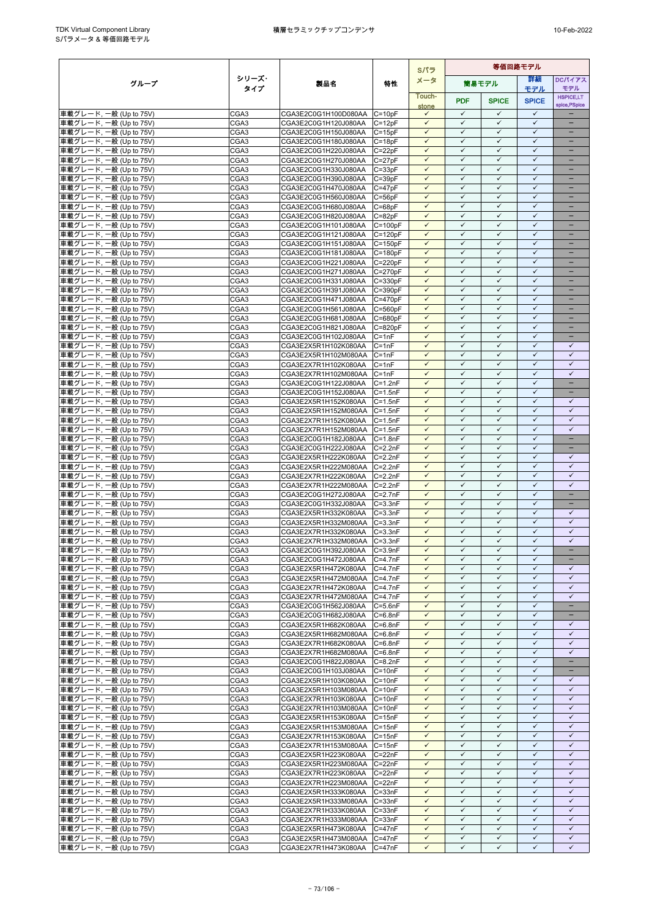| グループ | シリーズ・タイプ | 製品名 | 特性 | Sパラメータ | 等価回路モデル | | | |
|---|---|---|---|---|---|---|---|---|
| | | | | | 簡易モデル | | 詳細モデル | DCバイアスモデル |
| | | | | Touch-stone | PDF | SPICE | SPICE | HSPICE,LT spice,PSpice |
| 車載グレード, 一般 (Up to 75V) | CGA3 | CGA3E2C0G1H100D080AA | C=10pF | ✓ | ✓ | ✓ | ✓ | – |
| 車載グレード, 一般 (Up to 75V) | CGA3 | CGA3E2C0G1H120J080AA | C=12pF | ✓ | ✓ | ✓ | ✓ | – |
| 車載グレード, 一般 (Up to 75V) | CGA3 | CGA3E2C0G1H150J080AA | C=15pF | ✓ | ✓ | ✓ | ✓ | – |
| 車載グレード, 一般 (Up to 75V) | CGA3 | CGA3E2C0G1H180J080AA | C=18pF | ✓ | ✓ | ✓ | ✓ | – |
| 車載グレード, 一般 (Up to 75V) | CGA3 | CGA3E2C0G1H220J080AA | C=22pF | ✓ | ✓ | ✓ | ✓ | – |
| 車載グレード, 一般 (Up to 75V) | CGA3 | CGA3E2C0G1H270J080AA | C=27pF | ✓ | ✓ | ✓ | ✓ | – |
| 車載グレード, 一般 (Up to 75V) | CGA3 | CGA3E2C0G1H330J080AA | C=33pF | ✓ | ✓ | ✓ | ✓ | – |
| 車載グレード, 一般 (Up to 75V) | CGA3 | CGA3E2C0G1H390J080AA | C=39pF | ✓ | ✓ | ✓ | ✓ | – |
| 車載グレード, 一般 (Up to 75V) | CGA3 | CGA3E2C0G1H470J080AA | C=47pF | ✓ | ✓ | ✓ | ✓ | – |
| 車載グレード, 一般 (Up to 75V) | CGA3 | CGA3E2C0G1H560J080AA | C=56pF | ✓ | ✓ | ✓ | ✓ | – |
| 車載グレード, 一般 (Up to 75V) | CGA3 | CGA3E2C0G1H680J080AA | C=68pF | ✓ | ✓ | ✓ | ✓ | – |
| 車載グレード, 一般 (Up to 75V) | CGA3 | CGA3E2C0G1H820J080AA | C=82pF | ✓ | ✓ | ✓ | ✓ | – |
| 車載グレード, 一般 (Up to 75V) | CGA3 | CGA3E2C0G1H101J080AA | C=100pF | ✓ | ✓ | ✓ | ✓ | – |
| 車載グレード, 一般 (Up to 75V) | CGA3 | CGA3E2C0G1H121J080AA | C=120pF | ✓ | ✓ | ✓ | ✓ | – |
| 車載グレード, 一般 (Up to 75V) | CGA3 | CGA3E2C0G1H151J080AA | C=150pF | ✓ | ✓ | ✓ | ✓ | – |
| 車載グレード, 一般 (Up to 75V) | CGA3 | CGA3E2C0G1H181J080AA | C=180pF | ✓ | ✓ | ✓ | ✓ | – |
| 車載グレード, 一般 (Up to 75V) | CGA3 | CGA3E2C0G1H221J080AA | C=220pF | ✓ | ✓ | ✓ | ✓ | – |
| 車載グレード, 一般 (Up to 75V) | CGA3 | CGA3E2C0G1H271J080AA | C=270pF | ✓ | ✓ | ✓ | ✓ | – |
| 車載グレード, 一般 (Up to 75V) | CGA3 | CGA3E2C0G1H331J080AA | C=330pF | ✓ | ✓ | ✓ | ✓ | – |
| 車載グレード, 一般 (Up to 75V) | CGA3 | CGA3E2C0G1H391J080AA | C=390pF | ✓ | ✓ | ✓ | ✓ | – |
| 車載グレード, 一般 (Up to 75V) | CGA3 | CGA3E2C0G1H471J080AA | C=470pF | ✓ | ✓ | ✓ | ✓ | – |
| 車載グレード, 一般 (Up to 75V) | CGA3 | CGA3E2C0G1H561J080AA | C=560pF | ✓ | ✓ | ✓ | ✓ | – |
| 車載グレード, 一般 (Up to 75V) | CGA3 | CGA3E2C0G1H681J080AA | C=680pF | ✓ | ✓ | ✓ | ✓ | – |
| 車載グレード, 一般 (Up to 75V) | CGA3 | CGA3E2C0G1H821J080AA | C=820pF | ✓ | ✓ | ✓ | ✓ | – |
| 車載グレード, 一般 (Up to 75V) | CGA3 | CGA3E2C0G1H102J080AA | C=1nF | ✓ | ✓ | ✓ | ✓ | – |
| 車載グレード, 一般 (Up to 75V) | CGA3 | CGA3E2X5R1H102K080AA | C=1nF | ✓ | ✓ | ✓ | ✓ | ✓ |
| 車載グレード, 一般 (Up to 75V) | CGA3 | CGA3E2X5R1H102M080AA | C=1nF | ✓ | ✓ | ✓ | ✓ | ✓ |
| 車載グレード, 一般 (Up to 75V) | CGA3 | CGA3E2X7R1H102K080AA | C=1nF | ✓ | ✓ | ✓ | ✓ | ✓ |
| 車載グレード, 一般 (Up to 75V) | CGA3 | CGA3E2X7R1H102M080AA | C=1nF | ✓ | ✓ | ✓ | ✓ | ✓ |
| 車載グレード, 一般 (Up to 75V) | CGA3 | CGA3E2C0G1H122J080AA | C=1.2nF | ✓ | ✓ | ✓ | ✓ | – |
| 車載グレード, 一般 (Up to 75V) | CGA3 | CGA3E2C0G1H152J080AA | C=1.5nF | ✓ | ✓ | ✓ | ✓ | – |
| 車載グレード, 一般 (Up to 75V) | CGA3 | CGA3E2X5R1H152K080AA | C=1.5nF | ✓ | ✓ | ✓ | ✓ | ✓ |
| 車載グレード, 一般 (Up to 75V) | CGA3 | CGA3E2X5R1H152M080AA | C=1.5nF | ✓ | ✓ | ✓ | ✓ | ✓ |
| 車載グレード, 一般 (Up to 75V) | CGA3 | CGA3E2X7R1H152K080AA | C=1.5nF | ✓ | ✓ | ✓ | ✓ | ✓ |
| 車載グレード, 一般 (Up to 75V) | CGA3 | CGA3E2X7R1H152M080AA | C=1.5nF | ✓ | ✓ | ✓ | ✓ | ✓ |
| 車載グレード, 一般 (Up to 75V) | CGA3 | CGA3E2C0G1H182J080AA | C=1.8nF | ✓ | ✓ | ✓ | ✓ | – |
| 車載グレード, 一般 (Up to 75V) | CGA3 | CGA3E2C0G1H222J080AA | C=2.2nF | ✓ | ✓ | ✓ | ✓ | – |
| 車載グレード, 一般 (Up to 75V) | CGA3 | CGA3E2X5R1H222K080AA | C=2.2nF | ✓ | ✓ | ✓ | ✓ | ✓ |
| 車載グレード, 一般 (Up to 75V) | CGA3 | CGA3E2X5R1H222M080AA | C=2.2nF | ✓ | ✓ | ✓ | ✓ | ✓ |
| 車載グレード, 一般 (Up to 75V) | CGA3 | CGA3E2X7R1H222K080AA | C=2.2nF | ✓ | ✓ | ✓ | ✓ | ✓ |
| 車載グレード, 一般 (Up to 75V) | CGA3 | CGA3E2X7R1H222M080AA | C=2.2nF | ✓ | ✓ | ✓ | ✓ | ✓ |
| 車載グレード, 一般 (Up to 75V) | CGA3 | CGA3E2C0G1H272J080AA | C=2.7nF | ✓ | ✓ | ✓ | ✓ | – |
| 車載グレード, 一般 (Up to 75V) | CGA3 | CGA3E2C0G1H332J080AA | C=3.3nF | ✓ | ✓ | ✓ | ✓ | – |
| 車載グレード, 一般 (Up to 75V) | CGA3 | CGA3E2X5R1H332K080AA | C=3.3nF | ✓ | ✓ | ✓ | ✓ | ✓ |
| 車載グレード, 一般 (Up to 75V) | CGA3 | CGA3E2X5R1H332M080AA | C=3.3nF | ✓ | ✓ | ✓ | ✓ | ✓ |
| 車載グレード, 一般 (Up to 75V) | CGA3 | CGA3E2X7R1H332K080AA | C=3.3nF | ✓ | ✓ | ✓ | ✓ | ✓ |
| 車載グレード, 一般 (Up to 75V) | CGA3 | CGA3E2X7R1H332M080AA | C=3.3nF | ✓ | ✓ | ✓ | ✓ | ✓ |
| 車載グレード, 一般 (Up to 75V) | CGA3 | CGA3E2C0G1H392J080AA | C=3.9nF | ✓ | ✓ | ✓ | ✓ | – |
| 車載グレード, 一般 (Up to 75V) | CGA3 | CGA3E2C0G1H472J080AA | C=4.7nF | ✓ | ✓ | ✓ | ✓ | – |
| 車載グレード, 一般 (Up to 75V) | CGA3 | CGA3E2X5R1H472K080AA | C=4.7nF | ✓ | ✓ | ✓ | ✓ | ✓ |
| 車載グレード, 一般 (Up to 75V) | CGA3 | CGA3E2X5R1H472M080AA | C=4.7nF | ✓ | ✓ | ✓ | ✓ | ✓ |
| 車載グレード, 一般 (Up to 75V) | CGA3 | CGA3E2X7R1H472K080AA | C=4.7nF | ✓ | ✓ | ✓ | ✓ | ✓ |
| 車載グレード, 一般 (Up to 75V) | CGA3 | CGA3E2X7R1H472M080AA | C=4.7nF | ✓ | ✓ | ✓ | ✓ | ✓ |
| 車載グレード, 一般 (Up to 75V) | CGA3 | CGA3E2C0G1H562J080AA | C=5.6nF | ✓ | ✓ | ✓ | ✓ | – |
| 車載グレード, 一般 (Up to 75V) | CGA3 | CGA3E2C0G1H682J080AA | C=6.8nF | ✓ | ✓ | ✓ | ✓ | – |
| 車載グレード, 一般 (Up to 75V) | CGA3 | CGA3E2X5R1H682K080AA | C=6.8nF | ✓ | ✓ | ✓ | ✓ | ✓ |
| 車載グレード, 一般 (Up to 75V) | CGA3 | CGA3E2X5R1H682M080AA | C=6.8nF | ✓ | ✓ | ✓ | ✓ | ✓ |
| 車載グレード, 一般 (Up to 75V) | CGA3 | CGA3E2X7R1H682K080AA | C=6.8nF | ✓ | ✓ | ✓ | ✓ | ✓ |
| 車載グレード, 一般 (Up to 75V) | CGA3 | CGA3E2X7R1H682M080AA | C=6.8nF | ✓ | ✓ | ✓ | ✓ | ✓ |
| 車載グレード, 一般 (Up to 75V) | CGA3 | CGA3E2C0G1H822J080AA | C=8.2nF | ✓ | ✓ | ✓ | ✓ | – |
| 車載グレード, 一般 (Up to 75V) | CGA3 | CGA3E2C0G1H103J080AA | C=10nF | ✓ | ✓ | ✓ | ✓ | – |
| 車載グレード, 一般 (Up to 75V) | CGA3 | CGA3E2X5R1H103K080AA | C=10nF | ✓ | ✓ | ✓ | ✓ | ✓ |
| 車載グレード, 一般 (Up to 75V) | CGA3 | CGA3E2X5R1H103M080AA | C=10nF | ✓ | ✓ | ✓ | ✓ | ✓ |
| 車載グレード, 一般 (Up to 75V) | CGA3 | CGA3E2X7R1H103K080AA | C=10nF | ✓ | ✓ | ✓ | ✓ | ✓ |
| 車載グレード, 一般 (Up to 75V) | CGA3 | CGA3E2X7R1H103M080AA | C=10nF | ✓ | ✓ | ✓ | ✓ | ✓ |
| 車載グレード, 一般 (Up to 75V) | CGA3 | CGA3E2X5R1H153K080AA | C=15nF | ✓ | ✓ | ✓ | ✓ | ✓ |
| 車載グレード, 一般 (Up to 75V) | CGA3 | CGA3E2X5R1H153M080AA | C=15nF | ✓ | ✓ | ✓ | ✓ | ✓ |
| 車載グレード, 一般 (Up to 75V) | CGA3 | CGA3E2X7R1H153K080AA | C=15nF | ✓ | ✓ | ✓ | ✓ | ✓ |
| 車載グレード, 一般 (Up to 75V) | CGA3 | CGA3E2X7R1H153M080AA | C=15nF | ✓ | ✓ | ✓ | ✓ | ✓ |
| 車載グレード, 一般 (Up to 75V) | CGA3 | CGA3E2X5R1H223K080AA | C=22nF | ✓ | ✓ | ✓ | ✓ | ✓ |
| 車載グレード, 一般 (Up to 75V) | CGA3 | CGA3E2X5R1H223M080AA | C=22nF | ✓ | ✓ | ✓ | ✓ | ✓ |
| 車載グレード, 一般 (Up to 75V) | CGA3 | CGA3E2X7R1H223K080AA | C=22nF | ✓ | ✓ | ✓ | ✓ | ✓ |
| 車載グレード, 一般 (Up to 75V) | CGA3 | CGA3E2X7R1H223M080AA | C=22nF | ✓ | ✓ | ✓ | ✓ | ✓ |
| 車載グレード, 一般 (Up to 75V) | CGA3 | CGA3E2X5R1H333K080AA | C=33nF | ✓ | ✓ | ✓ | ✓ | ✓ |
| 車載グレード, 一般 (Up to 75V) | CGA3 | CGA3E2X5R1H333M080AA | C=33nF | ✓ | ✓ | ✓ | ✓ | ✓ |
| 車載グレード, 一般 (Up to 75V) | CGA3 | CGA3E2X7R1H333K080AA | C=33nF | ✓ | ✓ | ✓ | ✓ | ✓ |
| 車載グレード, 一般 (Up to 75V) | CGA3 | CGA3E2X7R1H333M080AA | C=33nF | ✓ | ✓ | ✓ | ✓ | ✓ |
| 車載グレード, 一般 (Up to 75V) | CGA3 | CGA3E2X5R1H473K080AA | C=47nF | ✓ | ✓ | ✓ | ✓ | ✓ |
| 車載グレード, 一般 (Up to 75V) | CGA3 | CGA3E2X5R1H473M080AA | C=47nF | ✓ | ✓ | ✓ | ✓ | ✓ |
| 車載グレード, 一般 (Up to 75V) | CGA3 | CGA3E2X7R1H473K080AA | C=47nF | ✓ | ✓ | ✓ | ✓ | ✓ |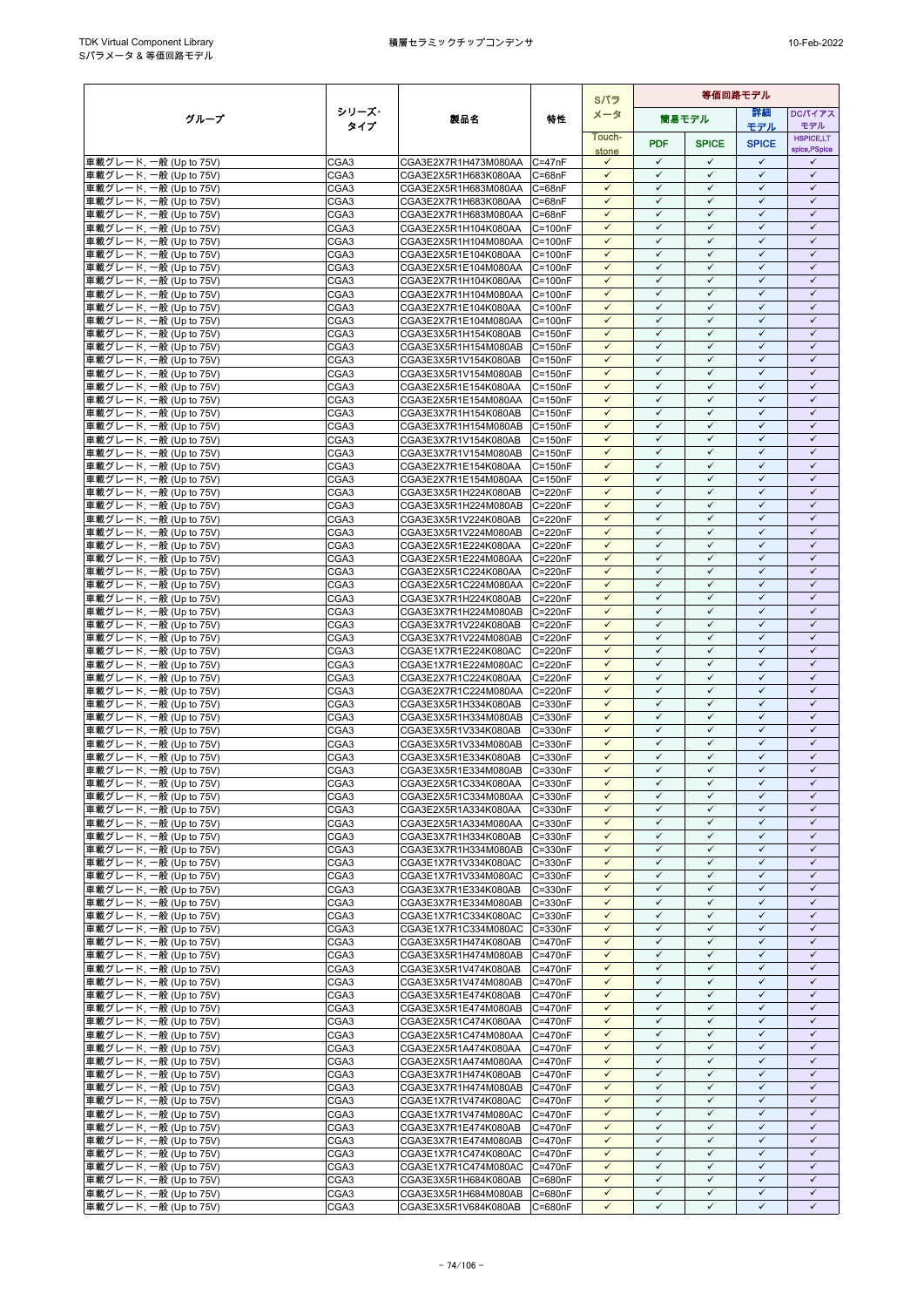| グループ | シリーズ・タイプ | 製品名 | 特性 | Sパラメータ | 等価回路モデル | | | |
|---|---|---|---|---|---|---|---|---|
| | | | | | 簡易モデル | | 詳細モデル | DCバイアスモデル |
| | | | | Touch-stone | PDF | SPICE | SPICE | HSPICE,LTspice,PSpice |
| 車載グレード, 一般 (Up to 75V) | CGA3 | CGA3E2X7R1H473M080AA | C=47nF | ✓ | ✓ | ✓ | ✓ | ✓ |
| 車載グレード, 一般 (Up to 75V) | CGA3 | CGA3E2X5R1H683K080AA | C=68nF | ✓ | ✓ | ✓ | ✓ | ✓ |
| 車載グレード, 一般 (Up to 75V) | CGA3 | CGA3E2X5R1H683M080AA | C=68nF | ✓ | ✓ | ✓ | ✓ | ✓ |
| 車載グレード, 一般 (Up to 75V) | CGA3 | CGA3E2X7R1H683K080AA | C=68nF | ✓ | ✓ | ✓ | ✓ | ✓ |
| 車載グレード, 一般 (Up to 75V) | CGA3 | CGA3E2X7R1H683M080AA | C=68nF | ✓ | ✓ | ✓ | ✓ | ✓ |
| 車載グレード, 一般 (Up to 75V) | CGA3 | CGA3E2X5R1H104K080AA | C=100nF | ✓ | ✓ | ✓ | ✓ | ✓ |
| 車載グレード, 一般 (Up to 75V) | CGA3 | CGA3E2X5R1H104M080AA | C=100nF | ✓ | ✓ | ✓ | ✓ | ✓ |
| 車載グレード, 一般 (Up to 75V) | CGA3 | CGA3E2X5R1E104K080AA | C=100nF | ✓ | ✓ | ✓ | ✓ | ✓ |
| 車載グレード, 一般 (Up to 75V) | CGA3 | CGA3E2X5R1E104M080AA | C=100nF | ✓ | ✓ | ✓ | ✓ | ✓ |
| 車載グレード, 一般 (Up to 75V) | CGA3 | CGA3E2X7R1H104K080AA | C=100nF | ✓ | ✓ | ✓ | ✓ | ✓ |
| 車載グレード, 一般 (Up to 75V) | CGA3 | CGA3E2X7R1H104M080AA | C=100nF | ✓ | ✓ | ✓ | ✓ | ✓ |
| 車載グレード, 一般 (Up to 75V) | CGA3 | CGA3E2X7R1E104K080AA | C=100nF | ✓ | ✓ | ✓ | ✓ | ✓ |
| 車載グレード, 一般 (Up to 75V) | CGA3 | CGA3E2X7R1E104M080AA | C=100nF | ✓ | ✓ | ✓ | ✓ | ✓ |
| 車載グレード, 一般 (Up to 75V) | CGA3 | CGA3E3X5R1H154K080AB | C=150nF | ✓ | ✓ | ✓ | ✓ | ✓ |
| 車載グレード, 一般 (Up to 75V) | CGA3 | CGA3E3X5R1H154M080AB | C=150nF | ✓ | ✓ | ✓ | ✓ | ✓ |
| 車載グレード, 一般 (Up to 75V) | CGA3 | CGA3E3X5R1V154K080AB | C=150nF | ✓ | ✓ | ✓ | ✓ | ✓ |
| 車載グレード, 一般 (Up to 75V) | CGA3 | CGA3E3X5R1V154M080AB | C=150nF | ✓ | ✓ | ✓ | ✓ | ✓ |
| 車載グレード, 一般 (Up to 75V) | CGA3 | CGA3E2X5R1E154K080AA | C=150nF | ✓ | ✓ | ✓ | ✓ | ✓ |
| 車載グレード, 一般 (Up to 75V) | CGA3 | CGA3E2X5R1E154M080AA | C=150nF | ✓ | ✓ | ✓ | ✓ | ✓ |
| 車載グレード, 一般 (Up to 75V) | CGA3 | CGA3E3X7R1H154K080AB | C=150nF | ✓ | ✓ | ✓ | ✓ | ✓ |
| 車載グレード, 一般 (Up to 75V) | CGA3 | CGA3E3X7R1H154M080AB | C=150nF | ✓ | ✓ | ✓ | ✓ | ✓ |
| 車載グレード, 一般 (Up to 75V) | CGA3 | CGA3E3X7R1V154K080AB | C=150nF | ✓ | ✓ | ✓ | ✓ | ✓ |
| 車載グレード, 一般 (Up to 75V) | CGA3 | CGA3E3X7R1V154M080AB | C=150nF | ✓ | ✓ | ✓ | ✓ | ✓ |
| 車載グレード, 一般 (Up to 75V) | CGA3 | CGA3E2X7R1E154K080AA | C=150nF | ✓ | ✓ | ✓ | ✓ | ✓ |
| 車載グレード, 一般 (Up to 75V) | CGA3 | CGA3E2X7R1E154M080AA | C=150nF | ✓ | ✓ | ✓ | ✓ | ✓ |
| 車載グレード, 一般 (Up to 75V) | CGA3 | CGA3E3X5R1H224K080AB | C=220nF | ✓ | ✓ | ✓ | ✓ | ✓ |
| 車載グレード, 一般 (Up to 75V) | CGA3 | CGA3E3X5R1H224M080AB | C=220nF | ✓ | ✓ | ✓ | ✓ | ✓ |
| 車載グレード, 一般 (Up to 75V) | CGA3 | CGA3E3X5R1V224K080AB | C=220nF | ✓ | ✓ | ✓ | ✓ | ✓ |
| 車載グレード, 一般 (Up to 75V) | CGA3 | CGA3E3X5R1V224M080AB | C=220nF | ✓ | ✓ | ✓ | ✓ | ✓ |
| 車載グレード, 一般 (Up to 75V) | CGA3 | CGA3E2X5R1E224K080AA | C=220nF | ✓ | ✓ | ✓ | ✓ | ✓ |
| 車載グレード, 一般 (Up to 75V) | CGA3 | CGA3E2X5R1E224M080AA | C=220nF | ✓ | ✓ | ✓ | ✓ | ✓ |
| 車載グレード, 一般 (Up to 75V) | CGA3 | CGA3E2X5R1C224K080AA | C=220nF | ✓ | ✓ | ✓ | ✓ | ✓ |
| 車載グレード, 一般 (Up to 75V) | CGA3 | CGA3E2X5R1C224M080AA | C=220nF | ✓ | ✓ | ✓ | ✓ | ✓ |
| 車載グレード, 一般 (Up to 75V) | CGA3 | CGA3E3X7R1H224K080AB | C=220nF | ✓ | ✓ | ✓ | ✓ | ✓ |
| 車載グレード, 一般 (Up to 75V) | CGA3 | CGA3E3X7R1H224M080AB | C=220nF | ✓ | ✓ | ✓ | ✓ | ✓ |
| 車載グレード, 一般 (Up to 75V) | CGA3 | CGA3E3X7R1V224K080AB | C=220nF | ✓ | ✓ | ✓ | ✓ | ✓ |
| 車載グレード, 一般 (Up to 75V) | CGA3 | CGA3E3X7R1V224M080AB | C=220nF | ✓ | ✓ | ✓ | ✓ | ✓ |
| 車載グレード, 一般 (Up to 75V) | CGA3 | CGA3E1X7R1E224K080AC | C=220nF | ✓ | ✓ | ✓ | ✓ | ✓ |
| 車載グレード, 一般 (Up to 75V) | CGA3 | CGA3E1X7R1E224M080AC | C=220nF | ✓ | ✓ | ✓ | ✓ | ✓ |
| 車載グレード, 一般 (Up to 75V) | CGA3 | CGA3E2X7R1C224K080AA | C=220nF | ✓ | ✓ | ✓ | ✓ | ✓ |
| 車載グレード, 一般 (Up to 75V) | CGA3 | CGA3E2X7R1C224M080AA | C=220nF | ✓ | ✓ | ✓ | ✓ | ✓ |
| 車載グレード, 一般 (Up to 75V) | CGA3 | CGA3E3X5R1H334K080AB | C=330nF | ✓ | ✓ | ✓ | ✓ | ✓ |
| 車載グレード, 一般 (Up to 75V) | CGA3 | CGA3E3X5R1H334M080AB | C=330nF | ✓ | ✓ | ✓ | ✓ | ✓ |
| 車載グレード, 一般 (Up to 75V) | CGA3 | CGA3E3X5R1V334K080AB | C=330nF | ✓ | ✓ | ✓ | ✓ | ✓ |
| 車載グレード, 一般 (Up to 75V) | CGA3 | CGA3E3X5R1V334M080AB | C=330nF | ✓ | ✓ | ✓ | ✓ | ✓ |
| 車載グレード, 一般 (Up to 75V) | CGA3 | CGA3E3X5R1E334K080AB | C=330nF | ✓ | ✓ | ✓ | ✓ | ✓ |
| 車載グレード, 一般 (Up to 75V) | CGA3 | CGA3E3X5R1E334M080AB | C=330nF | ✓ | ✓ | ✓ | ✓ | ✓ |
| 車載グレード, 一般 (Up to 75V) | CGA3 | CGA3E2X5R1C334K080AA | C=330nF | ✓ | ✓ | ✓ | ✓ | ✓ |
| 車載グレード, 一般 (Up to 75V) | CGA3 | CGA3E2X5R1C334M080AA | C=330nF | ✓ | ✓ | ✓ | ✓ | ✓ |
| 車載グレード, 一般 (Up to 75V) | CGA3 | CGA3E2X5R1A334K080AA | C=330nF | ✓ | ✓ | ✓ | ✓ | ✓ |
| 車載グレード, 一般 (Up to 75V) | CGA3 | CGA3E2X5R1A334M080AA | C=330nF | ✓ | ✓ | ✓ | ✓ | ✓ |
| 車載グレード, 一般 (Up to 75V) | CGA3 | CGA3E3X7R1H334K080AB | C=330nF | ✓ | ✓ | ✓ | ✓ | ✓ |
| 車載グレード, 一般 (Up to 75V) | CGA3 | CGA3E3X7R1H334M080AB | C=330nF | ✓ | ✓ | ✓ | ✓ | ✓ |
| 車載グレード, 一般 (Up to 75V) | CGA3 | CGA3E1X7R1V334K080AC | C=330nF | ✓ | ✓ | ✓ | ✓ | ✓ |
| 車載グレード, 一般 (Up to 75V) | CGA3 | CGA3E1X7R1V334M080AC | C=330nF | ✓ | ✓ | ✓ | ✓ | ✓ |
| 車載グレード, 一般 (Up to 75V) | CGA3 | CGA3E3X7R1E334K080AB | C=330nF | ✓ | ✓ | ✓ | ✓ | ✓ |
| 車載グレード, 一般 (Up to 75V) | CGA3 | CGA3E3X7R1E334M080AB | C=330nF | ✓ | ✓ | ✓ | ✓ | ✓ |
| 車載グレード, 一般 (Up to 75V) | CGA3 | CGA3E1X7R1C334K080AC | C=330nF | ✓ | ✓ | ✓ | ✓ | ✓ |
| 車載グレード, 一般 (Up to 75V) | CGA3 | CGA3E1X7R1C334M080AC | C=330nF | ✓ | ✓ | ✓ | ✓ | ✓ |
| 車載グレード, 一般 (Up to 75V) | CGA3 | CGA3E3X5R1H474K080AB | C=470nF | ✓ | ✓ | ✓ | ✓ | ✓ |
| 車載グレード, 一般 (Up to 75V) | CGA3 | CGA3E3X5R1H474M080AB | C=470nF | ✓ | ✓ | ✓ | ✓ | ✓ |
| 車載グレード, 一般 (Up to 75V) | CGA3 | CGA3E3X5R1V474K080AB | C=470nF | ✓ | ✓ | ✓ | ✓ | ✓ |
| 車載グレード, 一般 (Up to 75V) | CGA3 | CGA3E3X5R1V474M080AB | C=470nF | ✓ | ✓ | ✓ | ✓ | ✓ |
| 車載グレード, 一般 (Up to 75V) | CGA3 | CGA3E3X5R1E474K080AB | C=470nF | ✓ | ✓ | ✓ | ✓ | ✓ |
| 車載グレード, 一般 (Up to 75V) | CGA3 | CGA3E3X5R1E474M080AB | C=470nF | ✓ | ✓ | ✓ | ✓ | ✓ |
| 車載グレード, 一般 (Up to 75V) | CGA3 | CGA3E2X5R1C474K080AA | C=470nF | ✓ | ✓ | ✓ | ✓ | ✓ |
| 車載グレード, 一般 (Up to 75V) | CGA3 | CGA3E2X5R1C474M080AA | C=470nF | ✓ | ✓ | ✓ | ✓ | ✓ |
| 車載グレード, 一般 (Up to 75V) | CGA3 | CGA3E2X5R1A474K080AA | C=470nF | ✓ | ✓ | ✓ | ✓ | ✓ |
| 車載グレード, 一般 (Up to 75V) | CGA3 | CGA3E2X5R1A474M080AA | C=470nF | ✓ | ✓ | ✓ | ✓ | ✓ |
| 車載グレード, 一般 (Up to 75V) | CGA3 | CGA3E3X7R1H474K080AB | C=470nF | ✓ | ✓ | ✓ | ✓ | ✓ |
| 車載グレード, 一般 (Up to 75V) | CGA3 | CGA3E3X7R1H474M080AB | C=470nF | ✓ | ✓ | ✓ | ✓ | ✓ |
| 車載グレード, 一般 (Up to 75V) | CGA3 | CGA3E1X7R1V474K080AC | C=470nF | ✓ | ✓ | ✓ | ✓ | ✓ |
| 車載グレード, 一般 (Up to 75V) | CGA3 | CGA3E1X7R1V474M080AC | C=470nF | ✓ | ✓ | ✓ | ✓ | ✓ |
| 車載グレード, 一般 (Up to 75V) | CGA3 | CGA3E3X7R1E474K080AB | C=470nF | ✓ | ✓ | ✓ | ✓ | ✓ |
| 車載グレード, 一般 (Up to 75V) | CGA3 | CGA3E3X7R1E474M080AB | C=470nF | ✓ | ✓ | ✓ | ✓ | ✓ |
| 車載グレード, 一般 (Up to 75V) | CGA3 | CGA3E1X7R1C474K080AC | C=470nF | ✓ | ✓ | ✓ | ✓ | ✓ |
| 車載グレード, 一般 (Up to 75V) | CGA3 | CGA3E1X7R1C474M080AC | C=470nF | ✓ | ✓ | ✓ | ✓ | ✓ |
| 車載グレード, 一般 (Up to 75V) | CGA3 | CGA3E3X5R1H684K080AB | C=680nF | ✓ | ✓ | ✓ | ✓ | ✓ |
| 車載グレード, 一般 (Up to 75V) | CGA3 | CGA3E3X5R1H684M080AB | C=680nF | ✓ | ✓ | ✓ | ✓ | ✓ |
| 車載グレード, 一般 (Up to 75V) | CGA3 | CGA3E3X5R1V684K080AB | C=680nF | ✓ | ✓ | ✓ | ✓ | ✓ |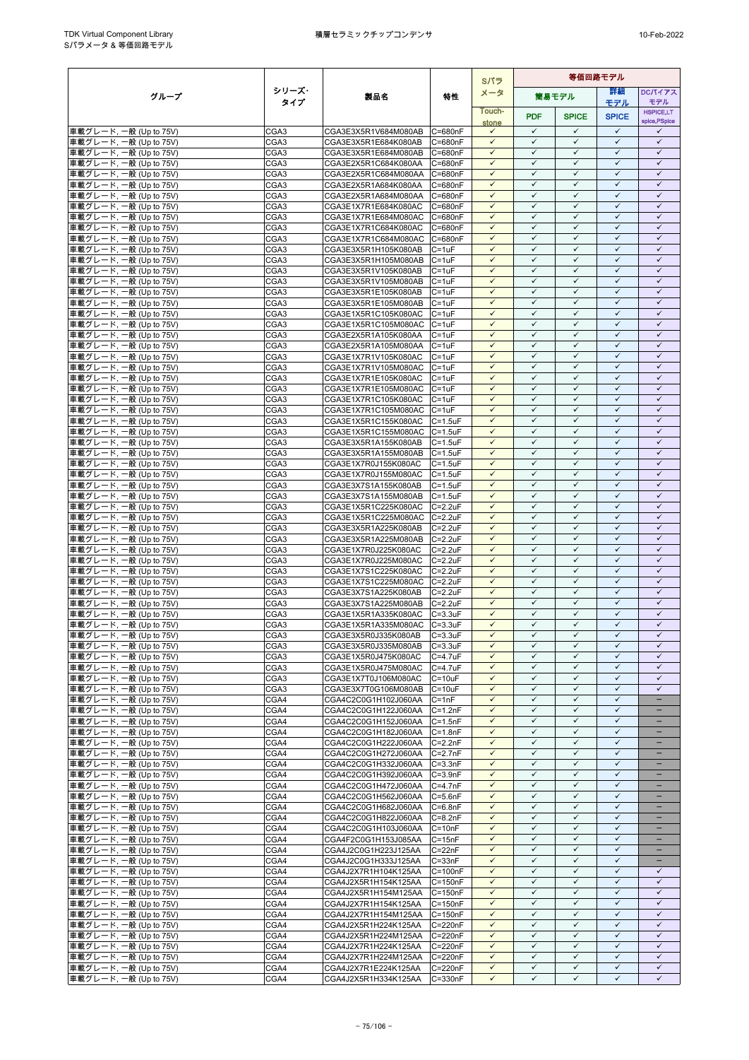| グループ | シリーズ・タイプ | 製品名 | 特性 | Sパラメータ | 等価回路モデル | | | |
|---|---|---|---|---|---|---|---|---|
| | | | | | 簡易モデル | | 詳細モデル | DCバイアスモデル |
| | | | | Touch-stone | PDF | SPICE | SPICE | HSPICE,LT spice,PSpice |
| 車載グレード, 一般 (Up to 75V) | CGA3 | CGA3E3X5R1V684M080AB | C=680nF | ✓ | ✓ | ✓ | ✓ | ✓ |
| 車載グレード, 一般 (Up to 75V) | CGA3 | CGA3E3X5R1E684K080AB | C=680nF | ✓ | ✓ | ✓ | ✓ | ✓ |
| 車載グレード, 一般 (Up to 75V) | CGA3 | CGA3E3X5R1E684M080AB | C=680nF | ✓ | ✓ | ✓ | ✓ | ✓ |
| 車載グレード, 一般 (Up to 75V) | CGA3 | CGA3E2X5R1C684K080AA | C=680nF | ✓ | ✓ | ✓ | ✓ | ✓ |
| 車載グレード, 一般 (Up to 75V) | CGA3 | CGA3E2X5R1C684M080AA | C=680nF | ✓ | ✓ | ✓ | ✓ | ✓ |
| 車載グレード, 一般 (Up to 75V) | CGA3 | CGA3E2X5R1A684K080AA | C=680nF | ✓ | ✓ | ✓ | ✓ | ✓ |
| 車載グレード, 一般 (Up to 75V) | CGA3 | CGA3E2X5R1A684M080AA | C=680nF | ✓ | ✓ | ✓ | ✓ | ✓ |
| 車載グレード, 一般 (Up to 75V) | CGA3 | CGA3E1X7R1E684K080AC | C=680nF | ✓ | ✓ | ✓ | ✓ | ✓ |
| 車載グレード, 一般 (Up to 75V) | CGA3 | CGA3E1X7R1E684M080AC | C=680nF | ✓ | ✓ | ✓ | ✓ | ✓ |
| 車載グレード, 一般 (Up to 75V) | CGA3 | CGA3E1X7R1C684K080AC | C=680nF | ✓ | ✓ | ✓ | ✓ | ✓ |
| 車載グレード, 一般 (Up to 75V) | CGA3 | CGA3E1X7R1C684M080AC | C=680nF | ✓ | ✓ | ✓ | ✓ | ✓ |
| 車載グレード, 一般 (Up to 75V) | CGA3 | CGA3E3X5R1H105K080AB | C=1uF | ✓ | ✓ | ✓ | ✓ | ✓ |
| 車載グレード, 一般 (Up to 75V) | CGA3 | CGA3E3X5R1H105M080AB | C=1uF | ✓ | ✓ | ✓ | ✓ | ✓ |
| 車載グレード, 一般 (Up to 75V) | CGA3 | CGA3E3X5R1V105K080AB | C=1uF | ✓ | ✓ | ✓ | ✓ | ✓ |
| 車載グレード, 一般 (Up to 75V) | CGA3 | CGA3E3X5R1V105M080AB | C=1uF | ✓ | ✓ | ✓ | ✓ | ✓ |
| 車載グレード, 一般 (Up to 75V) | CGA3 | CGA3E3X5R1E105K080AB | C=1uF | ✓ | ✓ | ✓ | ✓ | ✓ |
| 車載グレード, 一般 (Up to 75V) | CGA3 | CGA3E3X5R1E105M080AB | C=1uF | ✓ | ✓ | ✓ | ✓ | ✓ |
| 車載グレード, 一般 (Up to 75V) | CGA3 | CGA3E1X5R1C105K080AC | C=1uF | ✓ | ✓ | ✓ | ✓ | ✓ |
| 車載グレード, 一般 (Up to 75V) | CGA3 | CGA3E1X5R1C105M080AC | C=1uF | ✓ | ✓ | ✓ | ✓ | ✓ |
| 車載グレード, 一般 (Up to 75V) | CGA3 | CGA3E2X5R1A105K080AA | C=1uF | ✓ | ✓ | ✓ | ✓ | ✓ |
| 車載グレード, 一般 (Up to 75V) | CGA3 | CGA3E2X5R1A105M080AA | C=1uF | ✓ | ✓ | ✓ | ✓ | ✓ |
| 車載グレード, 一般 (Up to 75V) | CGA3 | CGA3E1X7R1V105K080AC | C=1uF | ✓ | ✓ | ✓ | ✓ | ✓ |
| 車載グレード, 一般 (Up to 75V) | CGA3 | CGA3E1X7R1V105M080AC | C=1uF | ✓ | ✓ | ✓ | ✓ | ✓ |
| 車載グレード, 一般 (Up to 75V) | CGA3 | CGA3E1X7R1E105K080AC | C=1uF | ✓ | ✓ | ✓ | ✓ | ✓ |
| 車載グレード, 一般 (Up to 75V) | CGA3 | CGA3E1X7R1E105M080AC | C=1uF | ✓ | ✓ | ✓ | ✓ | ✓ |
| 車載グレード, 一般 (Up to 75V) | CGA3 | CGA3E1X7R1C105K080AC | C=1uF | ✓ | ✓ | ✓ | ✓ | ✓ |
| 車載グレード, 一般 (Up to 75V) | CGA3 | CGA3E1X7R1C105M080AC | C=1uF | ✓ | ✓ | ✓ | ✓ | ✓ |
| 車載グレード, 一般 (Up to 75V) | CGA3 | CGA3E1X5R1C155K080AC | C=1.5uF | ✓ | ✓ | ✓ | ✓ | ✓ |
| 車載グレード, 一般 (Up to 75V) | CGA3 | CGA3E1X5R1C155M080AC | C=1.5uF | ✓ | ✓ | ✓ | ✓ | ✓ |
| 車載グレード, 一般 (Up to 75V) | CGA3 | CGA3E3X5R1A155K080AB | C=1.5uF | ✓ | ✓ | ✓ | ✓ | ✓ |
| 車載グレード, 一般 (Up to 75V) | CGA3 | CGA3E3X5R1A155M080AB | C=1.5uF | ✓ | ✓ | ✓ | ✓ | ✓ |
| 車載グレード, 一般 (Up to 75V) | CGA3 | CGA3E1X7R0J155K080AC | C=1.5uF | ✓ | ✓ | ✓ | ✓ | ✓ |
| 車載グレード, 一般 (Up to 75V) | CGA3 | CGA3E1X7R0J155M080AC | C=1.5uF | ✓ | ✓ | ✓ | ✓ | ✓ |
| 車載グレード, 一般 (Up to 75V) | CGA3 | CGA3E3X7S1A155K080AB | C=1.5uF | ✓ | ✓ | ✓ | ✓ | ✓ |
| 車載グレード, 一般 (Up to 75V) | CGA3 | CGA3E3X7S1A155M080AB | C=1.5uF | ✓ | ✓ | ✓ | ✓ | ✓ |
| 車載グレード, 一般 (Up to 75V) | CGA3 | CGA3E1X5R1C225K080AC | C=2.2uF | ✓ | ✓ | ✓ | ✓ | ✓ |
| 車載グレード, 一般 (Up to 75V) | CGA3 | CGA3E1X5R1C225M080AC | C=2.2uF | ✓ | ✓ | ✓ | ✓ | ✓ |
| 車載グレード, 一般 (Up to 75V) | CGA3 | CGA3E3X5R1A225K080AB | C=2.2uF | ✓ | ✓ | ✓ | ✓ | ✓ |
| 車載グレード, 一般 (Up to 75V) | CGA3 | CGA3E3X5R1A225M080AB | C=2.2uF | ✓ | ✓ | ✓ | ✓ | ✓ |
| 車載グレード, 一般 (Up to 75V) | CGA3 | CGA3E1X7R0J225K080AC | C=2.2uF | ✓ | ✓ | ✓ | ✓ | ✓ |
| 車載グレード, 一般 (Up to 75V) | CGA3 | CGA3E1X7R0J225M080AC | C=2.2uF | ✓ | ✓ | ✓ | ✓ | ✓ |
| 車載グレード, 一般 (Up to 75V) | CGA3 | CGA3E1X7S1C225K080AC | C=2.2uF | ✓ | ✓ | ✓ | ✓ | ✓ |
| 車載グレード, 一般 (Up to 75V) | CGA3 | CGA3E1X7S1C225M080AC | C=2.2uF | ✓ | ✓ | ✓ | ✓ | ✓ |
| 車載グレード, 一般 (Up to 75V) | CGA3 | CGA3E3X7S1A225K080AB | C=2.2uF | ✓ | ✓ | ✓ | ✓ | ✓ |
| 車載グレード, 一般 (Up to 75V) | CGA3 | CGA3E3X7S1A225M080AB | C=2.2uF | ✓ | ✓ | ✓ | ✓ | ✓ |
| 車載グレード, 一般 (Up to 75V) | CGA3 | CGA3E1X5R1A335K080AC | C=3.3uF | ✓ | ✓ | ✓ | ✓ | ✓ |
| 車載グレード, 一般 (Up to 75V) | CGA3 | CGA3E1X5R1A335M080AC | C=3.3uF | ✓ | ✓ | ✓ | ✓ | ✓ |
| 車載グレード, 一般 (Up to 75V) | CGA3 | CGA3E3X5R0J335K080AB | C=3.3uF | ✓ | ✓ | ✓ | ✓ | ✓ |
| 車載グレード, 一般 (Up to 75V) | CGA3 | CGA3E3X5R0J335M080AB | C=3.3uF | ✓ | ✓ | ✓ | ✓ | ✓ |
| 車載グレード, 一般 (Up to 75V) | CGA3 | CGA3E1X5R0J475K080AC | C=4.7uF | ✓ | ✓ | ✓ | ✓ | ✓ |
| 車載グレード, 一般 (Up to 75V) | CGA3 | CGA3E1X5R0J475M080AC | C=4.7uF | ✓ | ✓ | ✓ | ✓ | ✓ |
| 車載グレード, 一般 (Up to 75V) | CGA3 | CGA3E1X7T0J106M080AC | C=10uF | ✓ | ✓ | ✓ | ✓ | ✓ |
| 車載グレード, 一般 (Up to 75V) | CGA3 | CGA3E3X7T0G106M080AB | C=10uF | ✓ | ✓ | ✓ | ✓ | ✓ |
| 車載グレード, 一般 (Up to 75V) | CGA4 | CGA4C2C0G1H102J060AA | C=1nF | ✓ | ✓ | ✓ | ✓ | − |
| 車載グレード, 一般 (Up to 75V) | CGA4 | CGA4C2C0G1H122J060AA | C=1.2nF | ✓ | ✓ | ✓ | ✓ | − |
| 車載グレード, 一般 (Up to 75V) | CGA4 | CGA4C2C0G1H152J060AA | C=1.5nF | ✓ | ✓ | ✓ | ✓ | − |
| 車載グレード, 一般 (Up to 75V) | CGA4 | CGA4C2C0G1H182J060AA | C=1.8nF | ✓ | ✓ | ✓ | ✓ | − |
| 車載グレード, 一般 (Up to 75V) | CGA4 | CGA4C2C0G1H222J060AA | C=2.2nF | ✓ | ✓ | ✓ | ✓ | − |
| 車載グレード, 一般 (Up to 75V) | CGA4 | CGA4C2C0G1H272J060AA | C=2.7nF | ✓ | ✓ | ✓ | ✓ | − |
| 車載グレード, 一般 (Up to 75V) | CGA4 | CGA4C2C0G1H332J060AA | C=3.3nF | ✓ | ✓ | ✓ | ✓ | − |
| 車載グレード, 一般 (Up to 75V) | CGA4 | CGA4C2C0G1H392J060AA | C=3.9nF | ✓ | ✓ | ✓ | ✓ | − |
| 車載グレード, 一般 (Up to 75V) | CGA4 | CGA4C2C0G1H472J060AA | C=4.7nF | ✓ | ✓ | ✓ | ✓ | − |
| 車載グレード, 一般 (Up to 75V) | CGA4 | CGA4C2C0G1H562J060AA | C=5.6nF | ✓ | ✓ | ✓ | ✓ | − |
| 車載グレード, 一般 (Up to 75V) | CGA4 | CGA4C2C0G1H682J060AA | C=6.8nF | ✓ | ✓ | ✓ | ✓ | − |
| 車載グレード, 一般 (Up to 75V) | CGA4 | CGA4C2C0G1H822J060AA | C=8.2nF | ✓ | ✓ | ✓ | ✓ | − |
| 車載グレード, 一般 (Up to 75V) | CGA4 | CGA4C2C0G1H103J060AA | C=10nF | ✓ | ✓ | ✓ | ✓ | − |
| 車載グレード, 一般 (Up to 75V) | CGA4 | CGA4F2C0G1H153J085AA | C=15nF | ✓ | ✓ | ✓ | ✓ | − |
| 車載グレード, 一般 (Up to 75V) | CGA4 | CGA4J2C0G1H223J125AA | C=22nF | ✓ | ✓ | ✓ | ✓ | − |
| 車載グレード, 一般 (Up to 75V) | CGA4 | CGA4J2C0G1H333J125AA | C=33nF | ✓ | ✓ | ✓ | ✓ | − |
| 車載グレード, 一般 (Up to 75V) | CGA4 | CGA4J2X7R1H104K125AA | C=100nF | ✓ | ✓ | ✓ | ✓ | ✓ |
| 車載グレード, 一般 (Up to 75V) | CGA4 | CGA4J2X5R1H154K125AA | C=150nF | ✓ | ✓ | ✓ | ✓ | ✓ |
| 車載グレード, 一般 (Up to 75V) | CGA4 | CGA4J2X5R1H154M125AA | C=150nF | ✓ | ✓ | ✓ | ✓ | ✓ |
| 車載グレード, 一般 (Up to 75V) | CGA4 | CGA4J2X7R1H154K125AA | C=150nF | ✓ | ✓ | ✓ | ✓ | ✓ |
| 車載グレード, 一般 (Up to 75V) | CGA4 | CGA4J2X7R1H154M125AA | C=150nF | ✓ | ✓ | ✓ | ✓ | ✓ |
| 車載グレード, 一般 (Up to 75V) | CGA4 | CGA4J2X5R1H224K125AA | C=220nF | ✓ | ✓ | ✓ | ✓ | ✓ |
| 車載グレード, 一般 (Up to 75V) | CGA4 | CGA4J2X5R1H224M125AA | C=220nF | ✓ | ✓ | ✓ | ✓ | ✓ |
| 車載グレード, 一般 (Up to 75V) | CGA4 | CGA4J2X7R1H224K125AA | C=220nF | ✓ | ✓ | ✓ | ✓ | ✓ |
| 車載グレード, 一般 (Up to 75V) | CGA4 | CGA4J2X7R1H224M125AA | C=220nF | ✓ | ✓ | ✓ | ✓ | ✓ |
| 車載グレード, 一般 (Up to 75V) | CGA4 | CGA4J2X7R1E224K125AA | C=220nF | ✓ | ✓ | ✓ | ✓ | ✓ |
| 車載グレード, 一般 (Up to 75V) | CGA4 | CGA4J2X5R1H334K125AA | C=330nF | ✓ | ✓ | ✓ | ✓ | ✓ |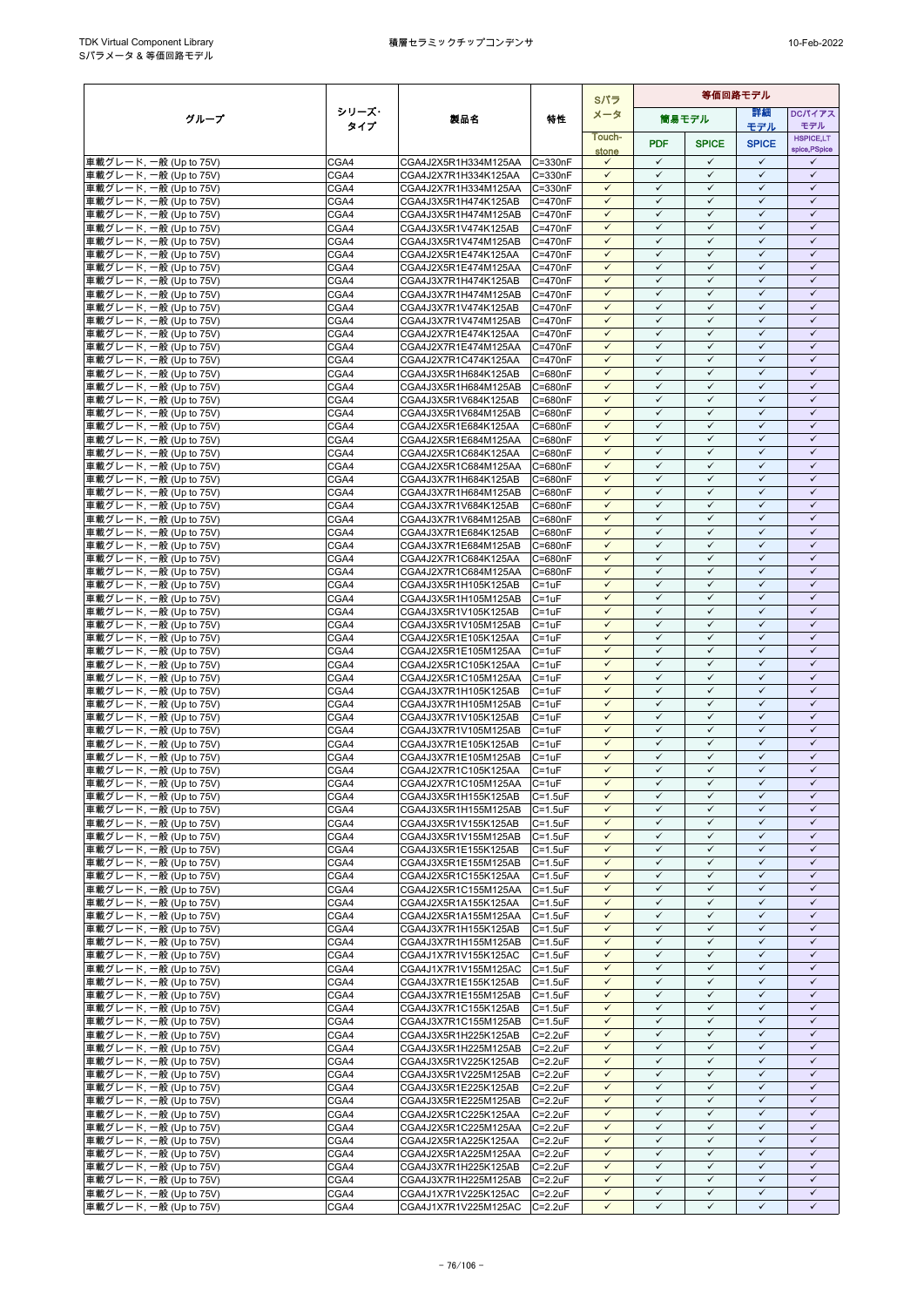| グループ | シリーズ・タイプ | 製品名 | 特性 | Sパラメータ | 等価回路モデル | | | |
|---|---|---|---|---|---|---|---|---|
| | | | | | 簡易モデル | | 詳細モデル | DCバイアスモデル |
| | | | | Touch-stone | PDF | SPICE | SPICE | HSPICE,LTspice,PSpice |
| 車載グレード, 一般 (Up to 75V) | CGA4 | CGA4J2X5R1H334M125AA | C=330nF | ✓ | ✓ | ✓ | ✓ | ✓ |
| 車載グレード, 一般 (Up to 75V) | CGA4 | CGA4J2X7R1H334K125AA | C=330nF | ✓ | ✓ | ✓ | ✓ | ✓ |
| 車載グレード, 一般 (Up to 75V) | CGA4 | CGA4J2X7R1H334M125AA | C=330nF | ✓ | ✓ | ✓ | ✓ | ✓ |
| 車載グレード, 一般 (Up to 75V) | CGA4 | CGA4J3X5R1H474K125AB | C=470nF | ✓ | ✓ | ✓ | ✓ | ✓ |
| 車載グレード, 一般 (Up to 75V) | CGA4 | CGA4J3X5R1H474M125AB | C=470nF | ✓ | ✓ | ✓ | ✓ | ✓ |
| 車載グレード, 一般 (Up to 75V) | CGA4 | CGA4J3X5R1V474K125AB | C=470nF | ✓ | ✓ | ✓ | ✓ | ✓ |
| 車載グレード, 一般 (Up to 75V) | CGA4 | CGA4J3X5R1V474M125AB | C=470nF | ✓ | ✓ | ✓ | ✓ | ✓ |
| 車載グレード, 一般 (Up to 75V) | CGA4 | CGA4J2X5R1E474K125AA | C=470nF | ✓ | ✓ | ✓ | ✓ | ✓ |
| 車載グレード, 一般 (Up to 75V) | CGA4 | CGA4J2X5R1E474M125AA | C=470nF | ✓ | ✓ | ✓ | ✓ | ✓ |
| 車載グレード, 一般 (Up to 75V) | CGA4 | CGA4J3X7R1H474K125AB | C=470nF | ✓ | ✓ | ✓ | ✓ | ✓ |
| 車載グレード, 一般 (Up to 75V) | CGA4 | CGA4J3X7R1H474M125AB | C=470nF | ✓ | ✓ | ✓ | ✓ | ✓ |
| 車載グレード, 一般 (Up to 75V) | CGA4 | CGA4J3X7R1V474K125AB | C=470nF | ✓ | ✓ | ✓ | ✓ | ✓ |
| 車載グレード, 一般 (Up to 75V) | CGA4 | CGA4J3X7R1V474M125AB | C=470nF | ✓ | ✓ | ✓ | ✓ | ✓ |
| 車載グレード, 一般 (Up to 75V) | CGA4 | CGA4J2X7R1E474K125AA | C=470nF | ✓ | ✓ | ✓ | ✓ | ✓ |
| 車載グレード, 一般 (Up to 75V) | CGA4 | CGA4J2X7R1E474M125AA | C=470nF | ✓ | ✓ | ✓ | ✓ | ✓ |
| 車載グレード, 一般 (Up to 75V) | CGA4 | CGA4J2X7R1C474K125AA | C=470nF | ✓ | ✓ | ✓ | ✓ | ✓ |
| 車載グレード, 一般 (Up to 75V) | CGA4 | CGA4J3X5R1H684K125AB | C=680nF | ✓ | ✓ | ✓ | ✓ | ✓ |
| 車載グレード, 一般 (Up to 75V) | CGA4 | CGA4J3X5R1H684M125AB | C=680nF | ✓ | ✓ | ✓ | ✓ | ✓ |
| 車載グレード, 一般 (Up to 75V) | CGA4 | CGA4J3X5R1V684K125AB | C=680nF | ✓ | ✓ | ✓ | ✓ | ✓ |
| 車載グレード, 一般 (Up to 75V) | CGA4 | CGA4J3X5R1V684M125AB | C=680nF | ✓ | ✓ | ✓ | ✓ | ✓ |
| 車載グレード, 一般 (Up to 75V) | CGA4 | CGA4J2X5R1E684K125AA | C=680nF | ✓ | ✓ | ✓ | ✓ | ✓ |
| 車載グレード, 一般 (Up to 75V) | CGA4 | CGA4J2X5R1E684M125AA | C=680nF | ✓ | ✓ | ✓ | ✓ | ✓ |
| 車載グレード, 一般 (Up to 75V) | CGA4 | CGA4J2X5R1C684K125AA | C=680nF | ✓ | ✓ | ✓ | ✓ | ✓ |
| 車載グレード, 一般 (Up to 75V) | CGA4 | CGA4J2X5R1C684M125AA | C=680nF | ✓ | ✓ | ✓ | ✓ | ✓ |
| 車載グレード, 一般 (Up to 75V) | CGA4 | CGA4J3X7R1H684K125AB | C=680nF | ✓ | ✓ | ✓ | ✓ | ✓ |
| 車載グレード, 一般 (Up to 75V) | CGA4 | CGA4J3X7R1H684M125AB | C=680nF | ✓ | ✓ | ✓ | ✓ | ✓ |
| 車載グレード, 一般 (Up to 75V) | CGA4 | CGA4J3X7R1V684K125AB | C=680nF | ✓ | ✓ | ✓ | ✓ | ✓ |
| 車載グレード, 一般 (Up to 75V) | CGA4 | CGA4J3X7R1V684M125AB | C=680nF | ✓ | ✓ | ✓ | ✓ | ✓ |
| 車載グレード, 一般 (Up to 75V) | CGA4 | CGA4J3X7R1E684K125AB | C=680nF | ✓ | ✓ | ✓ | ✓ | ✓ |
| 車載グレード, 一般 (Up to 75V) | CGA4 | CGA4J3X7R1E684M125AB | C=680nF | ✓ | ✓ | ✓ | ✓ | ✓ |
| 車載グレード, 一般 (Up to 75V) | CGA4 | CGA4J2X7R1C684K125AA | C=680nF | ✓ | ✓ | ✓ | ✓ | ✓ |
| 車載グレード, 一般 (Up to 75V) | CGA4 | CGA4J2X7R1C684M125AA | C=680nF | ✓ | ✓ | ✓ | ✓ | ✓ |
| 車載グレード, 一般 (Up to 75V) | CGA4 | CGA4J3X5R1H105K125AB | C=1uF | ✓ | ✓ | ✓ | ✓ | ✓ |
| 車載グレード, 一般 (Up to 75V) | CGA4 | CGA4J3X5R1H105M125AB | C=1uF | ✓ | ✓ | ✓ | ✓ | ✓ |
| 車載グレード, 一般 (Up to 75V) | CGA4 | CGA4J3X5R1V105K125AB | C=1uF | ✓ | ✓ | ✓ | ✓ | ✓ |
| 車載グレード, 一般 (Up to 75V) | CGA4 | CGA4J3X5R1V105M125AB | C=1uF | ✓ | ✓ | ✓ | ✓ | ✓ |
| 車載グレード, 一般 (Up to 75V) | CGA4 | CGA4J2X5R1E105K125AA | C=1uF | ✓ | ✓ | ✓ | ✓ | ✓ |
| 車載グレード, 一般 (Up to 75V) | CGA4 | CGA4J2X5R1E105M125AA | C=1uF | ✓ | ✓ | ✓ | ✓ | ✓ |
| 車載グレード, 一般 (Up to 75V) | CGA4 | CGA4J2X5R1C105K125AA | C=1uF | ✓ | ✓ | ✓ | ✓ | ✓ |
| 車載グレード, 一般 (Up to 75V) | CGA4 | CGA4J2X5R1C105M125AA | C=1uF | ✓ | ✓ | ✓ | ✓ | ✓ |
| 車載グレード, 一般 (Up to 75V) | CGA4 | CGA4J3X7R1H105K125AB | C=1uF | ✓ | ✓ | ✓ | ✓ | ✓ |
| 車載グレード, 一般 (Up to 75V) | CGA4 | CGA4J3X7R1H105M125AB | C=1uF | ✓ | ✓ | ✓ | ✓ | ✓ |
| 車載グレード, 一般 (Up to 75V) | CGA4 | CGA4J3X7R1V105K125AB | C=1uF | ✓ | ✓ | ✓ | ✓ | ✓ |
| 車載グレード, 一般 (Up to 75V) | CGA4 | CGA4J3X7R1V105M125AB | C=1uF | ✓ | ✓ | ✓ | ✓ | ✓ |
| 車載グレード, 一般 (Up to 75V) | CGA4 | CGA4J3X7R1E105K125AB | C=1uF | ✓ | ✓ | ✓ | ✓ | ✓ |
| 車載グレード, 一般 (Up to 75V) | CGA4 | CGA4J3X7R1E105M125AB | C=1uF | ✓ | ✓ | ✓ | ✓ | ✓ |
| 車載グレード, 一般 (Up to 75V) | CGA4 | CGA4J2X7R1C105K125AA | C=1uF | ✓ | ✓ | ✓ | ✓ | ✓ |
| 車載グレード, 一般 (Up to 75V) | CGA4 | CGA4J2X7R1C105M125AA | C=1uF | ✓ | ✓ | ✓ | ✓ | ✓ |
| 車載グレード, 一般 (Up to 75V) | CGA4 | CGA4J3X5R1H155K125AB | C=1.5uF | ✓ | ✓ | ✓ | ✓ | ✓ |
| 車載グレード, 一般 (Up to 75V) | CGA4 | CGA4J3X5R1H155M125AB | C=1.5uF | ✓ | ✓ | ✓ | ✓ | ✓ |
| 車載グレード, 一般 (Up to 75V) | CGA4 | CGA4J3X5R1V155K125AB | C=1.5uF | ✓ | ✓ | ✓ | ✓ | ✓ |
| 車載グレード, 一般 (Up to 75V) | CGA4 | CGA4J3X5R1V155M125AB | C=1.5uF | ✓ | ✓ | ✓ | ✓ | ✓ |
| 車載グレード, 一般 (Up to 75V) | CGA4 | CGA4J3X5R1E155K125AB | C=1.5uF | ✓ | ✓ | ✓ | ✓ | ✓ |
| 車載グレード, 一般 (Up to 75V) | CGA4 | CGA4J3X5R1E155M125AB | C=1.5uF | ✓ | ✓ | ✓ | ✓ | ✓ |
| 車載グレード, 一般 (Up to 75V) | CGA4 | CGA4J2X5R1C155K125AA | C=1.5uF | ✓ | ✓ | ✓ | ✓ | ✓ |
| 車載グレード, 一般 (Up to 75V) | CGA4 | CGA4J2X5R1C155M125AA | C=1.5uF | ✓ | ✓ | ✓ | ✓ | ✓ |
| 車載グレード, 一般 (Up to 75V) | CGA4 | CGA4J2X5R1A155K125AA | C=1.5uF | ✓ | ✓ | ✓ | ✓ | ✓ |
| 車載グレード, 一般 (Up to 75V) | CGA4 | CGA4J2X5R1A155M125AA | C=1.5uF | ✓ | ✓ | ✓ | ✓ | ✓ |
| 車載グレード, 一般 (Up to 75V) | CGA4 | CGA4J3X7R1H155K125AB | C=1.5uF | ✓ | ✓ | ✓ | ✓ | ✓ |
| 車載グレード, 一般 (Up to 75V) | CGA4 | CGA4J3X7R1H155M125AB | C=1.5uF | ✓ | ✓ | ✓ | ✓ | ✓ |
| 車載グレード, 一般 (Up to 75V) | CGA4 | CGA4J1X7R1V155K125AC | C=1.5uF | ✓ | ✓ | ✓ | ✓ | ✓ |
| 車載グレード, 一般 (Up to 75V) | CGA4 | CGA4J1X7R1V155M125AC | C=1.5uF | ✓ | ✓ | ✓ | ✓ | ✓ |
| 車載グレード, 一般 (Up to 75V) | CGA4 | CGA4J3X7R1E155K125AB | C=1.5uF | ✓ | ✓ | ✓ | ✓ | ✓ |
| 車載グレード, 一般 (Up to 75V) | CGA4 | CGA4J3X7R1E155M125AB | C=1.5uF | ✓ | ✓ | ✓ | ✓ | ✓ |
| 車載グレード, 一般 (Up to 75V) | CGA4 | CGA4J3X7R1C155K125AB | C=1.5uF | ✓ | ✓ | ✓ | ✓ | ✓ |
| 車載グレード, 一般 (Up to 75V) | CGA4 | CGA4J3X7R1C155M125AB | C=1.5uF | ✓ | ✓ | ✓ | ✓ | ✓ |
| 車載グレード, 一般 (Up to 75V) | CGA4 | CGA4J3X5R1H225K125AB | C=2.2uF | ✓ | ✓ | ✓ | ✓ | ✓ |
| 車載グレード, 一般 (Up to 75V) | CGA4 | CGA4J3X5R1H225M125AB | C=2.2uF | ✓ | ✓ | ✓ | ✓ | ✓ |
| 車載グレード, 一般 (Up to 75V) | CGA4 | CGA4J3X5R1V225K125AB | C=2.2uF | ✓ | ✓ | ✓ | ✓ | ✓ |
| 車載グレード, 一般 (Up to 75V) | CGA4 | CGA4J3X5R1V225M125AB | C=2.2uF | ✓ | ✓ | ✓ | ✓ | ✓ |
| 車載グレード, 一般 (Up to 75V) | CGA4 | CGA4J3X5R1E225K125AB | C=2.2uF | ✓ | ✓ | ✓ | ✓ | ✓ |
| 車載グレード, 一般 (Up to 75V) | CGA4 | CGA4J3X5R1E225M125AB | C=2.2uF | ✓ | ✓ | ✓ | ✓ | ✓ |
| 車載グレード, 一般 (Up to 75V) | CGA4 | CGA4J2X5R1C225K125AA | C=2.2uF | ✓ | ✓ | ✓ | ✓ | ✓ |
| 車載グレード, 一般 (Up to 75V) | CGA4 | CGA4J2X5R1C225M125AA | C=2.2uF | ✓ | ✓ | ✓ | ✓ | ✓ |
| 車載グレード, 一般 (Up to 75V) | CGA4 | CGA4J2X5R1A225K125AA | C=2.2uF | ✓ | ✓ | ✓ | ✓ | ✓ |
| 車載グレード, 一般 (Up to 75V) | CGA4 | CGA4J2X5R1A225M125AA | C=2.2uF | ✓ | ✓ | ✓ | ✓ | ✓ |
| 車載グレード, 一般 (Up to 75V) | CGA4 | CGA4J3X7R1H225K125AB | C=2.2uF | ✓ | ✓ | ✓ | ✓ | ✓ |
| 車載グレード, 一般 (Up to 75V) | CGA4 | CGA4J3X7R1H225M125AB | C=2.2uF | ✓ | ✓ | ✓ | ✓ | ✓ |
| 車載グレード, 一般 (Up to 75V) | CGA4 | CGA4J1X7R1V225K125AC | C=2.2uF | ✓ | ✓ | ✓ | ✓ | ✓ |
| 車載グレード, 一般 (Up to 75V) | CGA4 | CGA4J1X7R1V225M125AC | C=2.2uF | ✓ | ✓ | ✓ | ✓ | ✓ |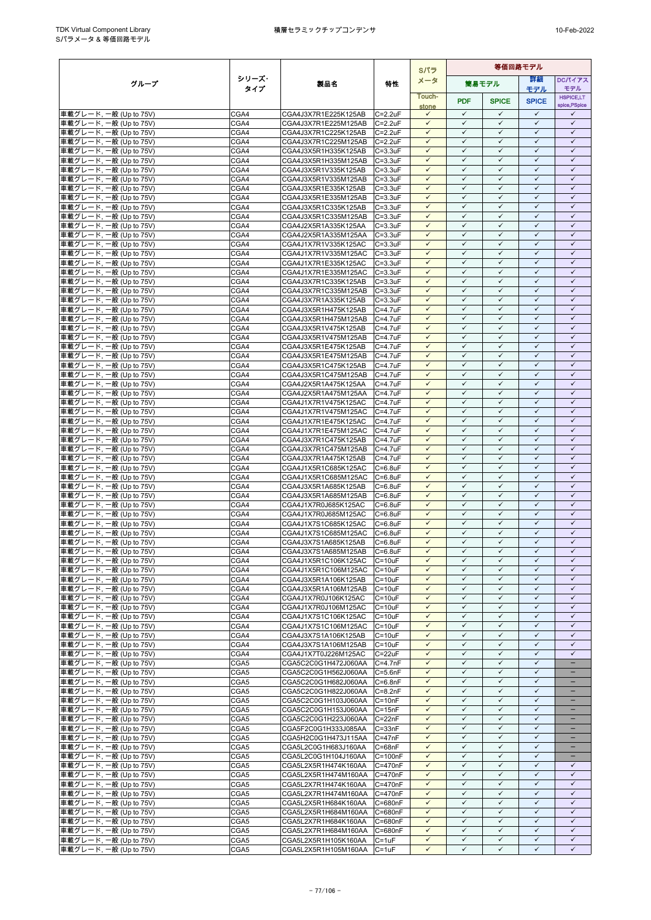| グループ | シリーズ・タイプ | 製品名 | 特性 | Sパラメータ | 等価回路モデル | | | |
|---|---|---|---|---|---|---|---|---|
| | | | | | 簡易モデル | | 詳細モデル | DCバイアスモデル |
| | | | | Touch-stone | PDF | SPICE | SPICE | HSPICE,LTspice,PSpice |
| 車載グレード, 一般 (Up to 75V) | CGA4 | CGA4J3X7R1E225K125AB | C=2.2uF | ✓ | ✓ | ✓ | ✓ | ✓ |
| 車載グレード, 一般 (Up to 75V) | CGA4 | CGA4J3X7R1E225M125AB | C=2.2uF | ✓ | ✓ | ✓ | ✓ | ✓ |
| 車載グレード, 一般 (Up to 75V) | CGA4 | CGA4J3X7R1C225K125AB | C=2.2uF | ✓ | ✓ | ✓ | ✓ | ✓ |
| 車載グレード, 一般 (Up to 75V) | CGA4 | CGA4J3X7R1C225M125AB | C=2.2uF | ✓ | ✓ | ✓ | ✓ | ✓ |
| 車載グレード, 一般 (Up to 75V) | CGA4 | CGA4J3X5R1H335K125AB | C=3.3uF | ✓ | ✓ | ✓ | ✓ | ✓ |
| 車載グレード, 一般 (Up to 75V) | CGA4 | CGA4J3X5R1H335M125AB | C=3.3uF | ✓ | ✓ | ✓ | ✓ | ✓ |
| 車載グレード, 一般 (Up to 75V) | CGA4 | CGA4J3X5R1V335K125AB | C=3.3uF | ✓ | ✓ | ✓ | ✓ | ✓ |
| 車載グレード, 一般 (Up to 75V) | CGA4 | CGA4J3X5R1V335M125AB | C=3.3uF | ✓ | ✓ | ✓ | ✓ | ✓ |
| 車載グレード, 一般 (Up to 75V) | CGA4 | CGA4J3X5R1E335K125AB | C=3.3uF | ✓ | ✓ | ✓ | ✓ | ✓ |
| 車載グレード, 一般 (Up to 75V) | CGA4 | CGA4J3X5R1E335M125AB | C=3.3uF | ✓ | ✓ | ✓ | ✓ | ✓ |
| 車載グレード, 一般 (Up to 75V) | CGA4 | CGA4J3X5R1C335K125AB | C=3.3uF | ✓ | ✓ | ✓ | ✓ | ✓ |
| 車載グレード, 一般 (Up to 75V) | CGA4 | CGA4J3X5R1C335M125AB | C=3.3uF | ✓ | ✓ | ✓ | ✓ | ✓ |
| 車載グレード, 一般 (Up to 75V) | CGA4 | CGA4J2X5R1A335K125AA | C=3.3uF | ✓ | ✓ | ✓ | ✓ | ✓ |
| 車載グレード, 一般 (Up to 75V) | CGA4 | CGA4J2X5R1A335M125AA | C=3.3uF | ✓ | ✓ | ✓ | ✓ | ✓ |
| 車載グレード, 一般 (Up to 75V) | CGA4 | CGA4J1X7R1V335K125AC | C=3.3uF | ✓ | ✓ | ✓ | ✓ | ✓ |
| 車載グレード, 一般 (Up to 75V) | CGA4 | CGA4J1X7R1V335M125AC | C=3.3uF | ✓ | ✓ | ✓ | ✓ | ✓ |
| 車載グレード, 一般 (Up to 75V) | CGA4 | CGA4J1X7R1E335K125AC | C=3.3uF | ✓ | ✓ | ✓ | ✓ | ✓ |
| 車載グレード, 一般 (Up to 75V) | CGA4 | CGA4J1X7R1E335M125AC | C=3.3uF | ✓ | ✓ | ✓ | ✓ | ✓ |
| 車載グレード, 一般 (Up to 75V) | CGA4 | CGA4J3X7R1C335K125AB | C=3.3uF | ✓ | ✓ | ✓ | ✓ | ✓ |
| 車載グレード, 一般 (Up to 75V) | CGA4 | CGA4J3X7R1C335M125AB | C=3.3uF | ✓ | ✓ | ✓ | ✓ | ✓ |
| 車載グレード, 一般 (Up to 75V) | CGA4 | CGA4J3X7R1A335K125AB | C=3.3uF | ✓ | ✓ | ✓ | ✓ | ✓ |
| 車載グレード, 一般 (Up to 75V) | CGA4 | CGA4J3X5R1H475K125AB | C=4.7uF | ✓ | ✓ | ✓ | ✓ | ✓ |
| 車載グレード, 一般 (Up to 75V) | CGA4 | CGA4J3X5R1H475M125AB | C=4.7uF | ✓ | ✓ | ✓ | ✓ | ✓ |
| 車載グレード, 一般 (Up to 75V) | CGA4 | CGA4J3X5R1V475K125AB | C=4.7uF | ✓ | ✓ | ✓ | ✓ | ✓ |
| 車載グレード, 一般 (Up to 75V) | CGA4 | CGA4J3X5R1V475M125AB | C=4.7uF | ✓ | ✓ | ✓ | ✓ | ✓ |
| 車載グレード, 一般 (Up to 75V) | CGA4 | CGA4J3X5R1E475K125AB | C=4.7uF | ✓ | ✓ | ✓ | ✓ | ✓ |
| 車載グレード, 一般 (Up to 75V) | CGA4 | CGA4J3X5R1E475M125AB | C=4.7uF | ✓ | ✓ | ✓ | ✓ | ✓ |
| 車載グレード, 一般 (Up to 75V) | CGA4 | CGA4J3X5R1C475K125AB | C=4.7uF | ✓ | ✓ | ✓ | ✓ | ✓ |
| 車載グレード, 一般 (Up to 75V) | CGA4 | CGA4J3X5R1C475M125AB | C=4.7uF | ✓ | ✓ | ✓ | ✓ | ✓ |
| 車載グレード, 一般 (Up to 75V) | CGA4 | CGA4J2X5R1A475K125AA | C=4.7uF | ✓ | ✓ | ✓ | ✓ | ✓ |
| 車載グレード, 一般 (Up to 75V) | CGA4 | CGA4J2X5R1A475M125AA | C=4.7uF | ✓ | ✓ | ✓ | ✓ | ✓ |
| 車載グレード, 一般 (Up to 75V) | CGA4 | CGA4J1X7R1V475K125AC | C=4.7uF | ✓ | ✓ | ✓ | ✓ | ✓ |
| 車載グレード, 一般 (Up to 75V) | CGA4 | CGA4J1X7R1V475M125AC | C=4.7uF | ✓ | ✓ | ✓ | ✓ | ✓ |
| 車載グレード, 一般 (Up to 75V) | CGA4 | CGA4J1X7R1E475K125AC | C=4.7uF | ✓ | ✓ | ✓ | ✓ | ✓ |
| 車載グレード, 一般 (Up to 75V) | CGA4 | CGA4J1X7R1E475M125AC | C=4.7uF | ✓ | ✓ | ✓ | ✓ | ✓ |
| 車載グレード, 一般 (Up to 75V) | CGA4 | CGA4J3X7R1C475K125AB | C=4.7uF | ✓ | ✓ | ✓ | ✓ | ✓ |
| 車載グレード, 一般 (Up to 75V) | CGA4 | CGA4J3X7R1C475M125AB | C=4.7uF | ✓ | ✓ | ✓ | ✓ | ✓ |
| 車載グレード, 一般 (Up to 75V) | CGA4 | CGA4J3X7R1A475K125AB | C=4.7uF | ✓ | ✓ | ✓ | ✓ | ✓ |
| 車載グレード, 一般 (Up to 75V) | CGA4 | CGA4J1X5R1C685K125AC | C=6.8uF | ✓ | ✓ | ✓ | ✓ | ✓ |
| 車載グレード, 一般 (Up to 75V) | CGA4 | CGA4J1X5R1C685M125AC | C=6.8uF | ✓ | ✓ | ✓ | ✓ | ✓ |
| 車載グレード, 一般 (Up to 75V) | CGA4 | CGA4J3X5R1A685K125AB | C=6.8uF | ✓ | ✓ | ✓ | ✓ | ✓ |
| 車載グレード, 一般 (Up to 75V) | CGA4 | CGA4J3X5R1A685M125AB | C=6.8uF | ✓ | ✓ | ✓ | ✓ | ✓ |
| 車載グレード, 一般 (Up to 75V) | CGA4 | CGA4J1X7R0J685K125AC | C=6.8uF | ✓ | ✓ | ✓ | ✓ | ✓ |
| 車載グレード, 一般 (Up to 75V) | CGA4 | CGA4J1X7R0J685M125AC | C=6.8uF | ✓ | ✓ | ✓ | ✓ | ✓ |
| 車載グレード, 一般 (Up to 75V) | CGA4 | CGA4J1X7S1C685K125AC | C=6.8uF | ✓ | ✓ | ✓ | ✓ | ✓ |
| 車載グレード, 一般 (Up to 75V) | CGA4 | CGA4J1X7S1C685M125AC | C=6.8uF | ✓ | ✓ | ✓ | ✓ | ✓ |
| 車載グレード, 一般 (Up to 75V) | CGA4 | CGA4J3X7S1A685K125AB | C=6.8uF | ✓ | ✓ | ✓ | ✓ | ✓ |
| 車載グレード, 一般 (Up to 75V) | CGA4 | CGA4J3X7S1A685M125AB | C=6.8uF | ✓ | ✓ | ✓ | ✓ | ✓ |
| 車載グレード, 一般 (Up to 75V) | CGA4 | CGA4J1X5R1C106K125AC | C=10uF | ✓ | ✓ | ✓ | ✓ | ✓ |
| 車載グレード, 一般 (Up to 75V) | CGA4 | CGA4J1X5R1C106M125AC | C=10uF | ✓ | ✓ | ✓ | ✓ | ✓ |
| 車載グレード, 一般 (Up to 75V) | CGA4 | CGA4J3X5R1A106K125AB | C=10uF | ✓ | ✓ | ✓ | ✓ | ✓ |
| 車載グレード, 一般 (Up to 75V) | CGA4 | CGA4J3X5R1A106M125AB | C=10uF | ✓ | ✓ | ✓ | ✓ | ✓ |
| 車載グレード, 一般 (Up to 75V) | CGA4 | CGA4J1X7R0J106K125AC | C=10uF | ✓ | ✓ | ✓ | ✓ | ✓ |
| 車載グレード, 一般 (Up to 75V) | CGA4 | CGA4J1X7R0J106M125AC | C=10uF | ✓ | ✓ | ✓ | ✓ | ✓ |
| 車載グレード, 一般 (Up to 75V) | CGA4 | CGA4J1X7S1C106K125AC | C=10uF | ✓ | ✓ | ✓ | ✓ | ✓ |
| 車載グレード, 一般 (Up to 75V) | CGA4 | CGA4J1X7S1C106M125AC | C=10uF | ✓ | ✓ | ✓ | ✓ | ✓ |
| 車載グレード, 一般 (Up to 75V) | CGA4 | CGA4J3X7S1A106K125AB | C=10uF | ✓ | ✓ | ✓ | ✓ | ✓ |
| 車載グレード, 一般 (Up to 75V) | CGA4 | CGA4J3X7S1A106M125AB | C=10uF | ✓ | ✓ | ✓ | ✓ | ✓ |
| 車載グレード, 一般 (Up to 75V) | CGA4 | CGA4J1X7T0J226M125AC | C=22uF | ✓ | ✓ | ✓ | ✓ | ✓ |
| 車載グレード, 一般 (Up to 75V) | CGA5 | CGA5C2C0G1H472J060AA | C=4.7nF | ✓ | ✓ | ✓ | ✓ | − |
| 車載グレード, 一般 (Up to 75V) | CGA5 | CGA5C2C0G1H562J060AA | C=5.6nF | ✓ | ✓ | ✓ | ✓ | − |
| 車載グレード, 一般 (Up to 75V) | CGA5 | CGA5C2C0G1H682J060AA | C=6.8nF | ✓ | ✓ | ✓ | ✓ | − |
| 車載グレード, 一般 (Up to 75V) | CGA5 | CGA5C2C0G1H822J060AA | C=8.2nF | ✓ | ✓ | ✓ | ✓ | − |
| 車載グレード, 一般 (Up to 75V) | CGA5 | CGA5C2C0G1H103J060AA | C=10nF | ✓ | ✓ | ✓ | ✓ | − |
| 車載グレード, 一般 (Up to 75V) | CGA5 | CGA5C2C0G1H153J060AA | C=15nF | ✓ | ✓ | ✓ | ✓ | − |
| 車載グレード, 一般 (Up to 75V) | CGA5 | CGA5C2C0G1H223J060AA | C=22nF | ✓ | ✓ | ✓ | ✓ | − |
| 車載グレード, 一般 (Up to 75V) | CGA5 | CGA5F2C0G1H333J085AA | C=33nF | ✓ | ✓ | ✓ | ✓ | − |
| 車載グレード, 一般 (Up to 75V) | CGA5 | CGA5H2C0G1H473J115AA | C=47nF | ✓ | ✓ | ✓ | ✓ | − |
| 車載グレード, 一般 (Up to 75V) | CGA5 | CGA5L2C0G1H683J160AA | C=68nF | ✓ | ✓ | ✓ | ✓ | − |
| 車載グレード, 一般 (Up to 75V) | CGA5 | CGA5L2C0G1H104J160AA | C=100nF | ✓ | ✓ | ✓ | ✓ | − |
| 車載グレード, 一般 (Up to 75V) | CGA5 | CGA5L2X5R1H474K160AA | C=470nF | ✓ | ✓ | ✓ | ✓ | ✓ |
| 車載グレード, 一般 (Up to 75V) | CGA5 | CGA5L2X5R1H474M160AA | C=470nF | ✓ | ✓ | ✓ | ✓ | ✓ |
| 車載グレード, 一般 (Up to 75V) | CGA5 | CGA5L2X7R1H474K160AA | C=470nF | ✓ | ✓ | ✓ | ✓ | ✓ |
| 車載グレード, 一般 (Up to 75V) | CGA5 | CGA5L2X7R1H474M160AA | C=470nF | ✓ | ✓ | ✓ | ✓ | ✓ |
| 車載グレード, 一般 (Up to 75V) | CGA5 | CGA5L2X5R1H684K160AA | C=680nF | ✓ | ✓ | ✓ | ✓ | ✓ |
| 車載グレード, 一般 (Up to 75V) | CGA5 | CGA5L2X5R1H684M160AA | C=680nF | ✓ | ✓ | ✓ | ✓ | ✓ |
| 車載グレード, 一般 (Up to 75V) | CGA5 | CGA5L2X7R1H684K160AA | C=680nF | ✓ | ✓ | ✓ | ✓ | ✓ |
| 車載グレード, 一般 (Up to 75V) | CGA5 | CGA5L2X7R1H684M160AA | C=680nF | ✓ | ✓ | ✓ | ✓ | ✓ |
| 車載グレード, 一般 (Up to 75V) | CGA5 | CGA5L2X5R1H105K160AA | C=1uF | ✓ | ✓ | ✓ | ✓ | ✓ |
| 車載グレード, 一般 (Up to 75V) | CGA5 | CGA5L2X5R1H105M160AA | C=1uF | ✓ | ✓ | ✓ | ✓ | ✓ |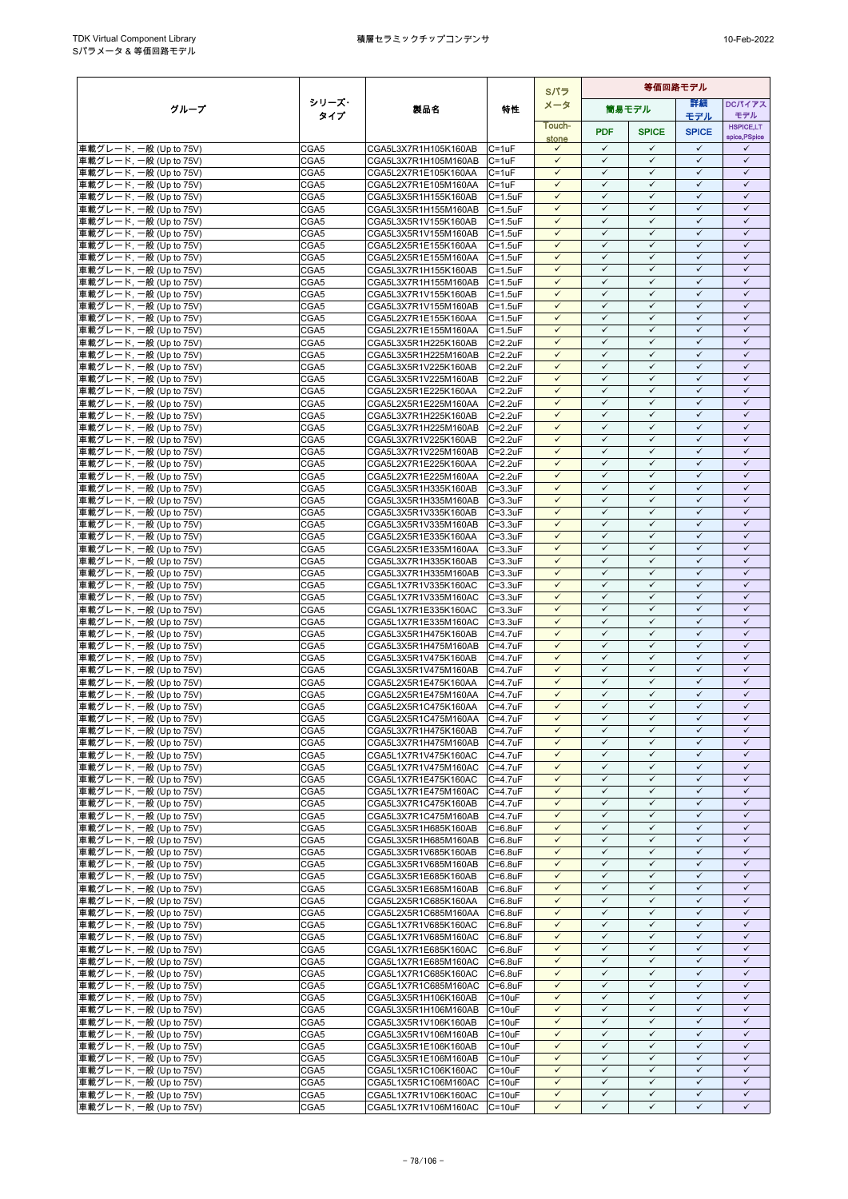| グループ | シリーズ・タイプ | 製品名 | 特性 | Sパラメータ | 等価回路モデル | | | |
|---|---|---|---|---|---|---|---|---|
| | | | | | 簡易モデル | | 詳細モデル | DCバイアスモデル |
| | | | | Touch-stone | PDF | SPICE | SPICE | HSPICE,LTspice,PSpice |
| 車載グレード, 一般 (Up to 75V) | CGA5 | CGA5L3X7R1H105K160AB | C=1uF | ✓ | ✓ | ✓ | ✓ | ✓ |
| 車載グレード, 一般 (Up to 75V) | CGA5 | CGA5L3X7R1H105M160AB | C=1uF | ✓ | ✓ | ✓ | ✓ | ✓ |
| 車載グレード, 一般 (Up to 75V) | CGA5 | CGA5L2X7R1E105K160AA | C=1uF | ✓ | ✓ | ✓ | ✓ | ✓ |
| 車載グレード, 一般 (Up to 75V) | CGA5 | CGA5L2X7R1E105M160AA | C=1uF | ✓ | ✓ | ✓ | ✓ | ✓ |
| 車載グレード, 一般 (Up to 75V) | CGA5 | CGA5L3X5R1H155K160AB | C=1.5uF | ✓ | ✓ | ✓ | ✓ | ✓ |
| 車載グレード, 一般 (Up to 75V) | CGA5 | CGA5L3X5R1H155M160AB | C=1.5uF | ✓ | ✓ | ✓ | ✓ | ✓ |
| 車載グレード, 一般 (Up to 75V) | CGA5 | CGA5L3X5R1V155K160AB | C=1.5uF | ✓ | ✓ | ✓ | ✓ | ✓ |
| 車載グレード, 一般 (Up to 75V) | CGA5 | CGA5L3X5R1V155M160AB | C=1.5uF | ✓ | ✓ | ✓ | ✓ | ✓ |
| 車載グレード, 一般 (Up to 75V) | CGA5 | CGA5L2X5R1E155K160AA | C=1.5uF | ✓ | ✓ | ✓ | ✓ | ✓ |
| 車載グレード, 一般 (Up to 75V) | CGA5 | CGA5L2X5R1E155M160AA | C=1.5uF | ✓ | ✓ | ✓ | ✓ | ✓ |
| 車載グレード, 一般 (Up to 75V) | CGA5 | CGA5L3X7R1H155K160AB | C=1.5uF | ✓ | ✓ | ✓ | ✓ | ✓ |
| 車載グレード, 一般 (Up to 75V) | CGA5 | CGA5L3X7R1H155M160AB | C=1.5uF | ✓ | ✓ | ✓ | ✓ | ✓ |
| 車載グレード, 一般 (Up to 75V) | CGA5 | CGA5L3X7R1V155K160AB | C=1.5uF | ✓ | ✓ | ✓ | ✓ | ✓ |
| 車載グレード, 一般 (Up to 75V) | CGA5 | CGA5L3X7R1V155M160AB | C=1.5uF | ✓ | ✓ | ✓ | ✓ | ✓ |
| 車載グレード, 一般 (Up to 75V) | CGA5 | CGA5L2X7R1E155K160AA | C=1.5uF | ✓ | ✓ | ✓ | ✓ | ✓ |
| 車載グレード, 一般 (Up to 75V) | CGA5 | CGA5L2X7R1E155M160AA | C=1.5uF | ✓ | ✓ | ✓ | ✓ | ✓ |
| 車載グレード, 一般 (Up to 75V) | CGA5 | CGA5L3X5R1H225K160AB | C=2.2uF | ✓ | ✓ | ✓ | ✓ | ✓ |
| 車載グレード, 一般 (Up to 75V) | CGA5 | CGA5L3X5R1H225M160AB | C=2.2uF | ✓ | ✓ | ✓ | ✓ | ✓ |
| 車載グレード, 一般 (Up to 75V) | CGA5 | CGA5L3X5R1V225K160AB | C=2.2uF | ✓ | ✓ | ✓ | ✓ | ✓ |
| 車載グレード, 一般 (Up to 75V) | CGA5 | CGA5L3X5R1V225M160AB | C=2.2uF | ✓ | ✓ | ✓ | ✓ | ✓ |
| 車載グレード, 一般 (Up to 75V) | CGA5 | CGA5L2X5R1E225K160AA | C=2.2uF | ✓ | ✓ | ✓ | ✓ | ✓ |
| 車載グレード, 一般 (Up to 75V) | CGA5 | CGA5L2X5R1E225M160AA | C=2.2uF | ✓ | ✓ | ✓ | ✓ | ✓ |
| 車載グレード, 一般 (Up to 75V) | CGA5 | CGA5L3X7R1H225K160AB | C=2.2uF | ✓ | ✓ | ✓ | ✓ | ✓ |
| 車載グレード, 一般 (Up to 75V) | CGA5 | CGA5L3X7R1H225M160AB | C=2.2uF | ✓ | ✓ | ✓ | ✓ | ✓ |
| 車載グレード, 一般 (Up to 75V) | CGA5 | CGA5L3X7R1V225K160AB | C=2.2uF | ✓ | ✓ | ✓ | ✓ | ✓ |
| 車載グレード, 一般 (Up to 75V) | CGA5 | CGA5L3X7R1V225M160AB | C=2.2uF | ✓ | ✓ | ✓ | ✓ | ✓ |
| 車載グレード, 一般 (Up to 75V) | CGA5 | CGA5L2X7R1E225K160AA | C=2.2uF | ✓ | ✓ | ✓ | ✓ | ✓ |
| 車載グレード, 一般 (Up to 75V) | CGA5 | CGA5L2X7R1E225M160AA | C=2.2uF | ✓ | ✓ | ✓ | ✓ | ✓ |
| 車載グレード, 一般 (Up to 75V) | CGA5 | CGA5L3X5R1H335K160AB | C=3.3uF | ✓ | ✓ | ✓ | ✓ | ✓ |
| 車載グレード, 一般 (Up to 75V) | CGA5 | CGA5L3X5R1H335M160AB | C=3.3uF | ✓ | ✓ | ✓ | ✓ | ✓ |
| 車載グレード, 一般 (Up to 75V) | CGA5 | CGA5L3X5R1V335K160AB | C=3.3uF | ✓ | ✓ | ✓ | ✓ | ✓ |
| 車載グレード, 一般 (Up to 75V) | CGA5 | CGA5L3X5R1V335M160AB | C=3.3uF | ✓ | ✓ | ✓ | ✓ | ✓ |
| 車載グレード, 一般 (Up to 75V) | CGA5 | CGA5L2X5R1E335K160AA | C=3.3uF | ✓ | ✓ | ✓ | ✓ | ✓ |
| 車載グレード, 一般 (Up to 75V) | CGA5 | CGA5L2X5R1E335M160AA | C=3.3uF | ✓ | ✓ | ✓ | ✓ | ✓ |
| 車載グレード, 一般 (Up to 75V) | CGA5 | CGA5L3X7R1H335K160AB | C=3.3uF | ✓ | ✓ | ✓ | ✓ | ✓ |
| 車載グレード, 一般 (Up to 75V) | CGA5 | CGA5L3X7R1H335M160AB | C=3.3uF | ✓ | ✓ | ✓ | ✓ | ✓ |
| 車載グレード, 一般 (Up to 75V) | CGA5 | CGA5L1X7R1V335K160AC | C=3.3uF | ✓ | ✓ | ✓ | ✓ | ✓ |
| 車載グレード, 一般 (Up to 75V) | CGA5 | CGA5L1X7R1V335M160AC | C=3.3uF | ✓ | ✓ | ✓ | ✓ | ✓ |
| 車載グレード, 一般 (Up to 75V) | CGA5 | CGA5L1X7R1E335K160AC | C=3.3uF | ✓ | ✓ | ✓ | ✓ | ✓ |
| 車載グレード, 一般 (Up to 75V) | CGA5 | CGA5L1X7R1E335M160AC | C=3.3uF | ✓ | ✓ | ✓ | ✓ | ✓ |
| 車載グレード, 一般 (Up to 75V) | CGA5 | CGA5L3X5R1H475K160AB | C=4.7uF | ✓ | ✓ | ✓ | ✓ | ✓ |
| 車載グレード, 一般 (Up to 75V) | CGA5 | CGA5L3X5R1H475M160AB | C=4.7uF | ✓ | ✓ | ✓ | ✓ | ✓ |
| 車載グレード, 一般 (Up to 75V) | CGA5 | CGA5L3X5R1V475K160AB | C=4.7uF | ✓ | ✓ | ✓ | ✓ | ✓ |
| 車載グレード, 一般 (Up to 75V) | CGA5 | CGA5L3X5R1V475M160AB | C=4.7uF | ✓ | ✓ | ✓ | ✓ | ✓ |
| 車載グレード, 一般 (Up to 75V) | CGA5 | CGA5L2X5R1E475K160AA | C=4.7uF | ✓ | ✓ | ✓ | ✓ | ✓ |
| 車載グレード, 一般 (Up to 75V) | CGA5 | CGA5L2X5R1E475M160AA | C=4.7uF | ✓ | ✓ | ✓ | ✓ | ✓ |
| 車載グレード, 一般 (Up to 75V) | CGA5 | CGA5L2X5R1C475K160AA | C=4.7uF | ✓ | ✓ | ✓ | ✓ | ✓ |
| 車載グレード, 一般 (Up to 75V) | CGA5 | CGA5L2X5R1C475M160AA | C=4.7uF | ✓ | ✓ | ✓ | ✓ | ✓ |
| 車載グレード, 一般 (Up to 75V) | CGA5 | CGA5L3X7R1H475K160AB | C=4.7uF | ✓ | ✓ | ✓ | ✓ | ✓ |
| 車載グレード, 一般 (Up to 75V) | CGA5 | CGA5L3X7R1H475M160AB | C=4.7uF | ✓ | ✓ | ✓ | ✓ | ✓ |
| 車載グレード, 一般 (Up to 75V) | CGA5 | CGA5L1X7R1V475K160AC | C=4.7uF | ✓ | ✓ | ✓ | ✓ | ✓ |
| 車載グレード, 一般 (Up to 75V) | CGA5 | CGA5L1X7R1V475M160AC | C=4.7uF | ✓ | ✓ | ✓ | ✓ | ✓ |
| 車載グレード, 一般 (Up to 75V) | CGA5 | CGA5L1X7R1E475K160AC | C=4.7uF | ✓ | ✓ | ✓ | ✓ | ✓ |
| 車載グレード, 一般 (Up to 75V) | CGA5 | CGA5L1X7R1E475M160AC | C=4.7uF | ✓ | ✓ | ✓ | ✓ | ✓ |
| 車載グレード, 一般 (Up to 75V) | CGA5 | CGA5L3X7R1C475K160AB | C=4.7uF | ✓ | ✓ | ✓ | ✓ | ✓ |
| 車載グレード, 一般 (Up to 75V) | CGA5 | CGA5L3X7R1C475M160AB | C=4.7uF | ✓ | ✓ | ✓ | ✓ | ✓ |
| 車載グレード, 一般 (Up to 75V) | CGA5 | CGA5L3X5R1H685K160AB | C=6.8uF | ✓ | ✓ | ✓ | ✓ | ✓ |
| 車載グレード, 一般 (Up to 75V) | CGA5 | CGA5L3X5R1H685M160AB | C=6.8uF | ✓ | ✓ | ✓ | ✓ | ✓ |
| 車載グレード, 一般 (Up to 75V) | CGA5 | CGA5L3X5R1V685K160AB | C=6.8uF | ✓ | ✓ | ✓ | ✓ | ✓ |
| 車載グレード, 一般 (Up to 75V) | CGA5 | CGA5L3X5R1V685M160AB | C=6.8uF | ✓ | ✓ | ✓ | ✓ | ✓ |
| 車載グレード, 一般 (Up to 75V) | CGA5 | CGA5L3X5R1E685K160AB | C=6.8uF | ✓ | ✓ | ✓ | ✓ | ✓ |
| 車載グレード, 一般 (Up to 75V) | CGA5 | CGA5L3X5R1E685M160AB | C=6.8uF | ✓ | ✓ | ✓ | ✓ | ✓ |
| 車載グレード, 一般 (Up to 75V) | CGA5 | CGA5L2X5R1C685K160AA | C=6.8uF | ✓ | ✓ | ✓ | ✓ | ✓ |
| 車載グレード, 一般 (Up to 75V) | CGA5 | CGA5L2X5R1C685M160AA | C=6.8uF | ✓ | ✓ | ✓ | ✓ | ✓ |
| 車載グレード, 一般 (Up to 75V) | CGA5 | CGA5L1X7R1V685K160AC | C=6.8uF | ✓ | ✓ | ✓ | ✓ | ✓ |
| 車載グレード, 一般 (Up to 75V) | CGA5 | CGA5L1X7R1V685M160AC | C=6.8uF | ✓ | ✓ | ✓ | ✓ | ✓ |
| 車載グレード, 一般 (Up to 75V) | CGA5 | CGA5L1X7R1E685K160AC | C=6.8uF | ✓ | ✓ | ✓ | ✓ | ✓ |
| 車載グレード, 一般 (Up to 75V) | CGA5 | CGA5L1X7R1E685M160AC | C=6.8uF | ✓ | ✓ | ✓ | ✓ | ✓ |
| 車載グレード, 一般 (Up to 75V) | CGA5 | CGA5L1X7R1C685K160AC | C=6.8uF | ✓ | ✓ | ✓ | ✓ | ✓ |
| 車載グレード, 一般 (Up to 75V) | CGA5 | CGA5L1X7R1C685M160AC | C=6.8uF | ✓ | ✓ | ✓ | ✓ | ✓ |
| 車載グレード, 一般 (Up to 75V) | CGA5 | CGA5L3X5R1H106K160AB | C=10uF | ✓ | ✓ | ✓ | ✓ | ✓ |
| 車載グレード, 一般 (Up to 75V) | CGA5 | CGA5L3X5R1H106M160AB | C=10uF | ✓ | ✓ | ✓ | ✓ | ✓ |
| 車載グレード, 一般 (Up to 75V) | CGA5 | CGA5L3X5R1V106K160AB | C=10uF | ✓ | ✓ | ✓ | ✓ | ✓ |
| 車載グレード, 一般 (Up to 75V) | CGA5 | CGA5L3X5R1V106M160AB | C=10uF | ✓ | ✓ | ✓ | ✓ | ✓ |
| 車載グレード, 一般 (Up to 75V) | CGA5 | CGA5L3X5R1E106K160AB | C=10uF | ✓ | ✓ | ✓ | ✓ | ✓ |
| 車載グレード, 一般 (Up to 75V) | CGA5 | CGA5L3X5R1E106M160AB | C=10uF | ✓ | ✓ | ✓ | ✓ | ✓ |
| 車載グレード, 一般 (Up to 75V) | CGA5 | CGA5L1X5R1C106K160AC | C=10uF | ✓ | ✓ | ✓ | ✓ | ✓ |
| 車載グレード, 一般 (Up to 75V) | CGA5 | CGA5L1X5R1C106M160AC | C=10uF | ✓ | ✓ | ✓ | ✓ | ✓ |
| 車載グレード, 一般 (Up to 75V) | CGA5 | CGA5L1X7R1V106K160AC | C=10uF | ✓ | ✓ | ✓ | ✓ | ✓ |
| 車載グレード, 一般 (Up to 75V) | CGA5 | CGA5L1X7R1V106M160AC | C=10uF | ✓ | ✓ | ✓ | ✓ | ✓ |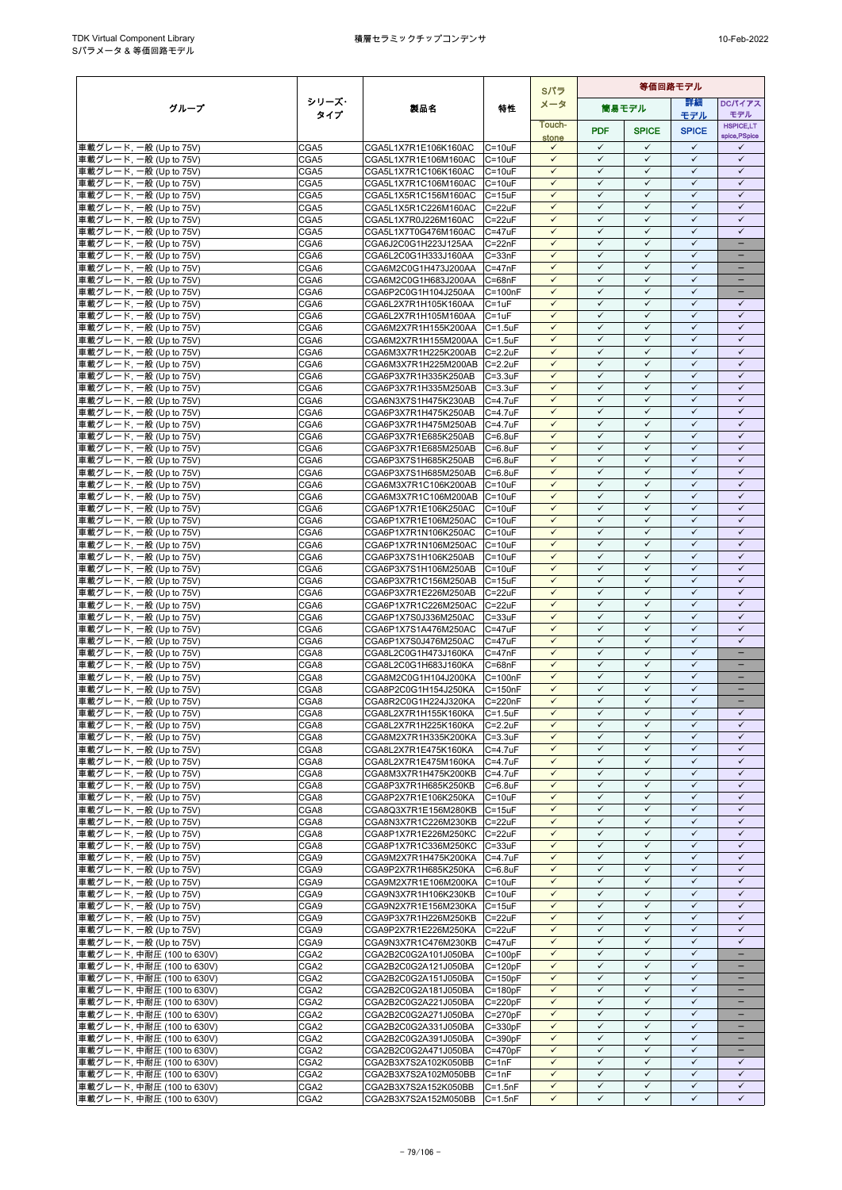| グループ | シリーズ・タイプ | 製品名 | 特性 | Sパラメータ | 等価回路モデル | | | |
|---|---|---|---|---|---|---|---|---|
| | | | | | 簡易モデル | | 詳細モデル | DCバイアスモデル |
| | | | | Touch-stone | PDF | SPICE | SPICE | HSPICE,LT spice,PSpice |
| 車載グレード, 一般 (Up to 75V) | CGA5 | CGA5L1X7R1E106K160AC | C=10uF | ✓ | ✓ | ✓ | ✓ | ✓ |
| 車載グレード, 一般 (Up to 75V) | CGA5 | CGA5L1X7R1E106M160AC | C=10uF | ✓ | ✓ | ✓ | ✓ | ✓ |
| 車載グレード, 一般 (Up to 75V) | CGA5 | CGA5L1X7R1C106K160AC | C=10uF | ✓ | ✓ | ✓ | ✓ | ✓ |
| 車載グレード, 一般 (Up to 75V) | CGA5 | CGA5L1X7R1C106M160AC | C=10uF | ✓ | ✓ | ✓ | ✓ | ✓ |
| 車載グレード, 一般 (Up to 75V) | CGA5 | CGA5L1X5R1C156M160AC | C=15uF | ✓ | ✓ | ✓ | ✓ | ✓ |
| 車載グレード, 一般 (Up to 75V) | CGA5 | CGA5L1X5R1C226M160AC | C=22uF | ✓ | ✓ | ✓ | ✓ | ✓ |
| 車載グレード, 一般 (Up to 75V) | CGA5 | CGA5L1X7R0J226M160AC | C=22uF | ✓ | ✓ | ✓ | ✓ | ✓ |
| 車載グレード, 一般 (Up to 75V) | CGA5 | CGA5L1X7T0G476M160AC | C=47uF | ✓ | ✓ | ✓ | ✓ | ✓ |
| 車載グレード, 一般 (Up to 75V) | CGA6 | CGA6J2C0G1H223J125AA | C=22nF | ✓ | ✓ | ✓ | ✓ | − |
| 車載グレード, 一般 (Up to 75V) | CGA6 | CGA6L2C0G1H333J160AA | C=33nF | ✓ | ✓ | ✓ | ✓ | − |
| 車載グレード, 一般 (Up to 75V) | CGA6 | CGA6M2C0G1H473J200AA | C=47nF | ✓ | ✓ | ✓ | ✓ | − |
| 車載グレード, 一般 (Up to 75V) | CGA6 | CGA6M2C0G1H683J200AA | C=68nF | ✓ | ✓ | ✓ | ✓ | − |
| 車載グレード, 一般 (Up to 75V) | CGA6 | CGA6P2C0G1H104J250AA | C=100nF | ✓ | ✓ | ✓ | ✓ | − |
| 車載グレード, 一般 (Up to 75V) | CGA6 | CGA6L2X7R1H105K160AA | C=1uF | ✓ | ✓ | ✓ | ✓ | ✓ |
| 車載グレード, 一般 (Up to 75V) | CGA6 | CGA6L2X7R1H105M160AA | C=1uF | ✓ | ✓ | ✓ | ✓ | ✓ |
| 車載グレード, 一般 (Up to 75V) | CGA6 | CGA6M2X7R1H155K200AA | C=1.5uF | ✓ | ✓ | ✓ | ✓ | ✓ |
| 車載グレード, 一般 (Up to 75V) | CGA6 | CGA6M2X7R1H155M200AA | C=1.5uF | ✓ | ✓ | ✓ | ✓ | ✓ |
| 車載グレード, 一般 (Up to 75V) | CGA6 | CGA6M3X7R1H225K200AB | C=2.2uF | ✓ | ✓ | ✓ | ✓ | ✓ |
| 車載グレード, 一般 (Up to 75V) | CGA6 | CGA6M3X7R1H225M200AB | C=2.2uF | ✓ | ✓ | ✓ | ✓ | ✓ |
| 車載グレード, 一般 (Up to 75V) | CGA6 | CGA6P3X7R1H335K250AB | C=3.3uF | ✓ | ✓ | ✓ | ✓ | ✓ |
| 車載グレード, 一般 (Up to 75V) | CGA6 | CGA6P3X7R1H335M250AB | C=3.3uF | ✓ | ✓ | ✓ | ✓ | ✓ |
| 車載グレード, 一般 (Up to 75V) | CGA6 | CGA6N3X7S1H475K230AB | C=4.7uF | ✓ | ✓ | ✓ | ✓ | ✓ |
| 車載グレード, 一般 (Up to 75V) | CGA6 | CGA6P3X7R1H475K250AB | C=4.7uF | ✓ | ✓ | ✓ | ✓ | ✓ |
| 車載グレード, 一般 (Up to 75V) | CGA6 | CGA6P3X7R1H475M250AB | C=4.7uF | ✓ | ✓ | ✓ | ✓ | ✓ |
| 車載グレード, 一般 (Up to 75V) | CGA6 | CGA6P3X7R1E685K250AB | C=6.8uF | ✓ | ✓ | ✓ | ✓ | ✓ |
| 車載グレード, 一般 (Up to 75V) | CGA6 | CGA6P3X7R1E685M250AB | C=6.8uF | ✓ | ✓ | ✓ | ✓ | ✓ |
| 車載グレード, 一般 (Up to 75V) | CGA6 | CGA6P3X7S1H685K250AB | C=6.8uF | ✓ | ✓ | ✓ | ✓ | ✓ |
| 車載グレード, 一般 (Up to 75V) | CGA6 | CGA6P3X7S1H685M250AB | C=6.8uF | ✓ | ✓ | ✓ | ✓ | ✓ |
| 車載グレード, 一般 (Up to 75V) | CGA6 | CGA6M3X7R1C106K200AB | C=10uF | ✓ | ✓ | ✓ | ✓ | ✓ |
| 車載グレード, 一般 (Up to 75V) | CGA6 | CGA6M3X7R1C106M200AB | C=10uF | ✓ | ✓ | ✓ | ✓ | ✓ |
| 車載グレード, 一般 (Up to 75V) | CGA6 | CGA6P1X7R1E106K250AC | C=10uF | ✓ | ✓ | ✓ | ✓ | ✓ |
| 車載グレード, 一般 (Up to 75V) | CGA6 | CGA6P1X7R1E106M250AC | C=10uF | ✓ | ✓ | ✓ | ✓ | ✓ |
| 車載グレード, 一般 (Up to 75V) | CGA6 | CGA6P1X7R1N106K250AC | C=10uF | ✓ | ✓ | ✓ | ✓ | ✓ |
| 車載グレード, 一般 (Up to 75V) | CGA6 | CGA6P1X7R1N106M250AC | C=10uF | ✓ | ✓ | ✓ | ✓ | ✓ |
| 車載グレード, 一般 (Up to 75V) | CGA6 | CGA6P3X7S1H106K250AB | C=10uF | ✓ | ✓ | ✓ | ✓ | ✓ |
| 車載グレード, 一般 (Up to 75V) | CGA6 | CGA6P3X7S1H106M250AB | C=10uF | ✓ | ✓ | ✓ | ✓ | ✓ |
| 車載グレード, 一般 (Up to 75V) | CGA6 | CGA6P3X7R1C156M250AB | C=15uF | ✓ | ✓ | ✓ | ✓ | ✓ |
| 車載グレード, 一般 (Up to 75V) | CGA6 | CGA6P3X7R1E226M250AB | C=22uF | ✓ | ✓ | ✓ | ✓ | ✓ |
| 車載グレード, 一般 (Up to 75V) | CGA6 | CGA6P1X7R1C226M250AC | C=22uF | ✓ | ✓ | ✓ | ✓ | ✓ |
| 車載グレード, 一般 (Up to 75V) | CGA6 | CGA6P1X7S0J336M250AC | C=33uF | ✓ | ✓ | ✓ | ✓ | ✓ |
| 車載グレード, 一般 (Up to 75V) | CGA6 | CGA6P1X7S1A476M250AC | C=47uF | ✓ | ✓ | ✓ | ✓ | ✓ |
| 車載グレード, 一般 (Up to 75V) | CGA6 | CGA6P1X7S0J476M250AC | C=47uF | ✓ | ✓ | ✓ | ✓ | ✓ |
| 車載グレード, 一般 (Up to 75V) | CGA8 | CGA8L2C0G1H473J160KA | C=47nF | ✓ | ✓ | ✓ | ✓ | − |
| 車載グレード, 一般 (Up to 75V) | CGA8 | CGA8L2C0G1H683J160KA | C=68nF | ✓ | ✓ | ✓ | ✓ | − |
| 車載グレード, 一般 (Up to 75V) | CGA8 | CGA8M2C0G1H104J200KA | C=100nF | ✓ | ✓ | ✓ | ✓ | − |
| 車載グレード, 一般 (Up to 75V) | CGA8 | CGA8P2C0G1H154J250KA | C=150nF | ✓ | ✓ | ✓ | ✓ | − |
| 車載グレード, 一般 (Up to 75V) | CGA8 | CGA8R2C0G1H224J320KA | C=220nF | ✓ | ✓ | ✓ | ✓ | − |
| 車載グレード, 一般 (Up to 75V) | CGA8 | CGA8L2X7R1H155K160KA | C=1.5uF | ✓ | ✓ | ✓ | ✓ | ✓ |
| 車載グレード, 一般 (Up to 75V) | CGA8 | CGA8L2X7R1H225K160KA | C=2.2uF | ✓ | ✓ | ✓ | ✓ | ✓ |
| 車載グレード, 一般 (Up to 75V) | CGA8 | CGA8M2X7R1H335K200KA | C=3.3uF | ✓ | ✓ | ✓ | ✓ | ✓ |
| 車載グレード, 一般 (Up to 75V) | CGA8 | CGA8L2X7R1E475K160KA | C=4.7uF | ✓ | ✓ | ✓ | ✓ | ✓ |
| 車載グレード, 一般 (Up to 75V) | CGA8 | CGA8L2X7R1E475M160KA | C=4.7uF | ✓ | ✓ | ✓ | ✓ | ✓ |
| 車載グレード, 一般 (Up to 75V) | CGA8 | CGA8M3X7R1H475K200KB | C=4.7uF | ✓ | ✓ | ✓ | ✓ | ✓ |
| 車載グレード, 一般 (Up to 75V) | CGA8 | CGA8P3X7R1H685K250KB | C=6.8uF | ✓ | ✓ | ✓ | ✓ | ✓ |
| 車載グレード, 一般 (Up to 75V) | CGA8 | CGA8P2X7R1E106K250KA | C=10uF | ✓ | ✓ | ✓ | ✓ | ✓ |
| 車載グレード, 一般 (Up to 75V) | CGA8 | CGA8Q3X7R1E156M280KB | C=15uF | ✓ | ✓ | ✓ | ✓ | ✓ |
| 車載グレード, 一般 (Up to 75V) | CGA8 | CGA8N3X7R1C226M230KB | C=22uF | ✓ | ✓ | ✓ | ✓ | ✓ |
| 車載グレード, 一般 (Up to 75V) | CGA8 | CGA8P1X7R1C226M250KC | C=22uF | ✓ | ✓ | ✓ | ✓ | ✓ |
| 車載グレード, 一般 (Up to 75V) | CGA8 | CGA8P1X7R1C336M250KC | C=33uF | ✓ | ✓ | ✓ | ✓ | ✓ |
| 車載グレード, 一般 (Up to 75V) | CGA9 | CGA9M2X7R1H475K200KA | C=4.7uF | ✓ | ✓ | ✓ | ✓ | ✓ |
| 車載グレード, 一般 (Up to 75V) | CGA9 | CGA9P2X7R1H685K250KA | C=6.8uF | ✓ | ✓ | ✓ | ✓ | ✓ |
| 車載グレード, 一般 (Up to 75V) | CGA9 | CGA9M2X7R1E106M200KA | C=10uF | ✓ | ✓ | ✓ | ✓ | ✓ |
| 車載グレード, 一般 (Up to 75V) | CGA9 | CGA9N3X7R1H106K230KB | C=10uF | ✓ | ✓ | ✓ | ✓ | ✓ |
| 車載グレード, 一般 (Up to 75V) | CGA9 | CGA9N2X7R1E156M230KA | C=15uF | ✓ | ✓ | ✓ | ✓ | ✓ |
| 車載グレード, 一般 (Up to 75V) | CGA9 | CGA9P3X7R1H226M250KB | C=22uF | ✓ | ✓ | ✓ | ✓ | ✓ |
| 車載グレード, 一般 (Up to 75V) | CGA9 | CGA9P2X7R1E226M250KA | C=22uF | ✓ | ✓ | ✓ | ✓ | ✓ |
| 車載グレード, 一般 (Up to 75V) | CGA9 | CGA9N3X7R1C476M230KB | C=47uF | ✓ | ✓ | ✓ | ✓ | ✓ |
| 車載グレード, 中耐圧 (100 to 630V) | CGA2 | CGA2B2C0G2A101J050BA | C=100pF | ✓ | ✓ | ✓ | ✓ | − |
| 車載グレード, 中耐圧 (100 to 630V) | CGA2 | CGA2B2C0G2A121J050BA | C=120pF | ✓ | ✓ | ✓ | ✓ | − |
| 車載グレード, 中耐圧 (100 to 630V) | CGA2 | CGA2B2C0G2A151J050BA | C=150pF | ✓ | ✓ | ✓ | ✓ | − |
| 車載グレード, 中耐圧 (100 to 630V) | CGA2 | CGA2B2C0G2A181J050BA | C=180pF | ✓ | ✓ | ✓ | ✓ | − |
| 車載グレード, 中耐圧 (100 to 630V) | CGA2 | CGA2B2C0G2A221J050BA | C=220pF | ✓ | ✓ | ✓ | ✓ | − |
| 車載グレード, 中耐圧 (100 to 630V) | CGA2 | CGA2B2C0G2A271J050BA | C=270pF | ✓ | ✓ | ✓ | ✓ | − |
| 車載グレード, 中耐圧 (100 to 630V) | CGA2 | CGA2B2C0G2A331J050BA | C=330pF | ✓ | ✓ | ✓ | ✓ | − |
| 車載グレード, 中耐圧 (100 to 630V) | CGA2 | CGA2B2C0G2A391J050BA | C=390pF | ✓ | ✓ | ✓ | ✓ | − |
| 車載グレード, 中耐圧 (100 to 630V) | CGA2 | CGA2B2C0G2A471J050BA | C=470pF | ✓ | ✓ | ✓ | ✓ | − |
| 車載グレード, 中耐圧 (100 to 630V) | CGA2 | CGA2B3X7S2A102K050BB | C=1nF | ✓ | ✓ | ✓ | ✓ | ✓ |
| 車載グレード, 中耐圧 (100 to 630V) | CGA2 | CGA2B3X7S2A102M050BB | C=1nF | ✓ | ✓ | ✓ | ✓ | ✓ |
| 車載グレード, 中耐圧 (100 to 630V) | CGA2 | CGA2B3X7S2A152K050BB | C=1.5nF | ✓ | ✓ | ✓ | ✓ | ✓ |
| 車載グレード, 中耐圧 (100 to 630V) | CGA2 | CGA2B3X7S2A152M050BB | C=1.5nF | ✓ | ✓ | ✓ | ✓ | ✓ |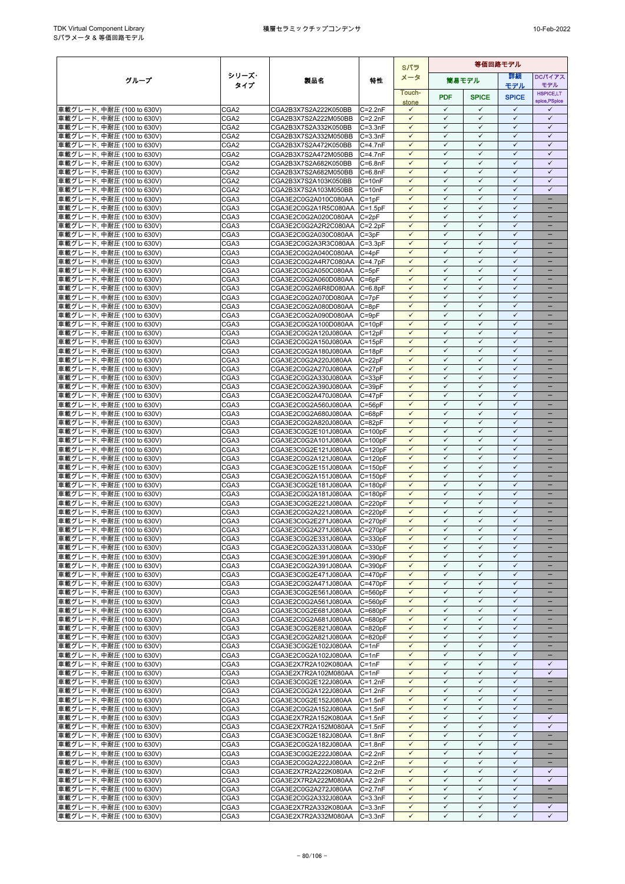| グループ | シリーズ・タイプ | 製品名 | 特性 | Sパラメータ | 等価回路モデル | | | |
|---|---|---|---|---|---|---|---|---|
| | | | | | 簡易モデル | | 詳細モデル | DCバイアスモデル |
| | | | | Touch-stone | PDF | SPICE | SPICE | HSPICE,LTspice,PSpice |
| 車載グレード, 中耐圧 (100 to 630V) | CGA2 | CGA2B3X7S2A222K050BB | C=2.2nF | ✓ | ✓ | ✓ | ✓ | ✓ |
| 車載グレード, 中耐圧 (100 to 630V) | CGA2 | CGA2B3X7S2A222M050BB | C=2.2nF | ✓ | ✓ | ✓ | ✓ | ✓ |
| 車載グレード, 中耐圧 (100 to 630V) | CGA2 | CGA2B3X7S2A332K050BB | C=3.3nF | ✓ | ✓ | ✓ | ✓ | ✓ |
| 車載グレード, 中耐圧 (100 to 630V) | CGA2 | CGA2B3X7S2A332M050BB | C=3.3nF | ✓ | ✓ | ✓ | ✓ | ✓ |
| 車載グレード, 中耐圧 (100 to 630V) | CGA2 | CGA2B3X7S2A472K050BB | C=4.7nF | ✓ | ✓ | ✓ | ✓ | ✓ |
| 車載グレード, 中耐圧 (100 to 630V) | CGA2 | CGA2B3X7S2A472M050BB | C=4.7nF | ✓ | ✓ | ✓ | ✓ | ✓ |
| 車載グレード, 中耐圧 (100 to 630V) | CGA2 | CGA2B3X7S2A682K050BB | C=6.8nF | ✓ | ✓ | ✓ | ✓ | ✓ |
| 車載グレード, 中耐圧 (100 to 630V) | CGA2 | CGA2B3X7S2A682M050BB | C=6.8nF | ✓ | ✓ | ✓ | ✓ | ✓ |
| 車載グレード, 中耐圧 (100 to 630V) | CGA2 | CGA2B3X7S2A103K050BB | C=10nF | ✓ | ✓ | ✓ | ✓ | ✓ |
| 車載グレード, 中耐圧 (100 to 630V) | CGA2 | CGA2B3X7S2A103M050BB | C=10nF | ✓ | ✓ | ✓ | ✓ | ✓ |
| 車載グレード, 中耐圧 (100 to 630V) | CGA3 | CGA3E2C0G2A010C080AA | C=1pF | ✓ | ✓ | ✓ | ✓ | – |
| 車載グレード, 中耐圧 (100 to 630V) | CGA3 | CGA3E2C0G2A1R5C080AA | C=1.5pF | ✓ | ✓ | ✓ | ✓ | – |
| 車載グレード, 中耐圧 (100 to 630V) | CGA3 | CGA3E2C0G2A020C080AA | C=2pF | ✓ | ✓ | ✓ | ✓ | – |
| 車載グレード, 中耐圧 (100 to 630V) | CGA3 | CGA3E2C0G2A2R2C080AA | C=2.2pF | ✓ | ✓ | ✓ | ✓ | – |
| 車載グレード, 中耐圧 (100 to 630V) | CGA3 | CGA3E2C0G2A030C080AA | C=3pF | ✓ | ✓ | ✓ | ✓ | – |
| 車載グレード, 中耐圧 (100 to 630V) | CGA3 | CGA3E2C0G2A3R3C080AA | C=3.3pF | ✓ | ✓ | ✓ | ✓ | – |
| 車載グレード, 中耐圧 (100 to 630V) | CGA3 | CGA3E2C0G2A040C080AA | C=4pF | ✓ | ✓ | ✓ | ✓ | – |
| 車載グレード, 中耐圧 (100 to 630V) | CGA3 | CGA3E2C0G2A4R7C080AA | C=4.7pF | ✓ | ✓ | ✓ | ✓ | – |
| 車載グレード, 中耐圧 (100 to 630V) | CGA3 | CGA3E2C0G2A050C080AA | C=5pF | ✓ | ✓ | ✓ | ✓ | – |
| 車載グレード, 中耐圧 (100 to 630V) | CGA3 | CGA3E2C0G2A060D080AA | C=6pF | ✓ | ✓ | ✓ | ✓ | – |
| 車載グレード, 中耐圧 (100 to 630V) | CGA3 | CGA3E2C0G2A6R8D080AA | C=6.8pF | ✓ | ✓ | ✓ | ✓ | – |
| 車載グレード, 中耐圧 (100 to 630V) | CGA3 | CGA3E2C0G2A070D080AA | C=7pF | ✓ | ✓ | ✓ | ✓ | – |
| 車載グレード, 中耐圧 (100 to 630V) | CGA3 | CGA3E2C0G2A080D080AA | C=8pF | ✓ | ✓ | ✓ | ✓ | – |
| 車載グレード, 中耐圧 (100 to 630V) | CGA3 | CGA3E2C0G2A090D080AA | C=9pF | ✓ | ✓ | ✓ | ✓ | – |
| 車載グレード, 中耐圧 (100 to 630V) | CGA3 | CGA3E2C0G2A100D080AA | C=10pF | ✓ | ✓ | ✓ | ✓ | – |
| 車載グレード, 中耐圧 (100 to 630V) | CGA3 | CGA3E2C0G2A120J080AA | C=12pF | ✓ | ✓ | ✓ | ✓ | – |
| 車載グレード, 中耐圧 (100 to 630V) | CGA3 | CGA3E2C0G2A150J080AA | C=15pF | ✓ | ✓ | ✓ | ✓ | – |
| 車載グレード, 中耐圧 (100 to 630V) | CGA3 | CGA3E2C0G2A180J080AA | C=18pF | ✓ | ✓ | ✓ | ✓ | – |
| 車載グレード, 中耐圧 (100 to 630V) | CGA3 | CGA3E2C0G2A220J080AA | C=22pF | ✓ | ✓ | ✓ | ✓ | – |
| 車載グレード, 中耐圧 (100 to 630V) | CGA3 | CGA3E2C0G2A270J080AA | C=27pF | ✓ | ✓ | ✓ | ✓ | – |
| 車載グレード, 中耐圧 (100 to 630V) | CGA3 | CGA3E2C0G2A330J080AA | C=33pF | ✓ | ✓ | ✓ | ✓ | – |
| 車載グレード, 中耐圧 (100 to 630V) | CGA3 | CGA3E2C0G2A390J080AA | C=39pF | ✓ | ✓ | ✓ | ✓ | – |
| 車載グレード, 中耐圧 (100 to 630V) | CGA3 | CGA3E2C0G2A470J080AA | C=47pF | ✓ | ✓ | ✓ | ✓ | – |
| 車載グレード, 中耐圧 (100 to 630V) | CGA3 | CGA3E2C0G2A560J080AA | C=56pF | ✓ | ✓ | ✓ | ✓ | – |
| 車載グレード, 中耐圧 (100 to 630V) | CGA3 | CGA3E2C0G2A680J080AA | C=68pF | ✓ | ✓ | ✓ | ✓ | – |
| 車載グレード, 中耐圧 (100 to 630V) | CGA3 | CGA3E2C0G2A820J080AA | C=82pF | ✓ | ✓ | ✓ | ✓ | – |
| 車載グレード, 中耐圧 (100 to 630V) | CGA3 | CGA3E3C0G2E101J080AA | C=100pF | ✓ | ✓ | ✓ | ✓ | – |
| 車載グレード, 中耐圧 (100 to 630V) | CGA3 | CGA3E2C0G2A101J080AA | C=100pF | ✓ | ✓ | ✓ | ✓ | – |
| 車載グレード, 中耐圧 (100 to 630V) | CGA3 | CGA3E3C0G2E121J080AA | C=120pF | ✓ | ✓ | ✓ | ✓ | – |
| 車載グレード, 中耐圧 (100 to 630V) | CGA3 | CGA3E2C0G2A121J080AA | C=120pF | ✓ | ✓ | ✓ | ✓ | – |
| 車載グレード, 中耐圧 (100 to 630V) | CGA3 | CGA3E3C0G2E151J080AA | C=150pF | ✓ | ✓ | ✓ | ✓ | – |
| 車載グレード, 中耐圧 (100 to 630V) | CGA3 | CGA3E2C0G2A151J080AA | C=150pF | ✓ | ✓ | ✓ | ✓ | – |
| 車載グレード, 中耐圧 (100 to 630V) | CGA3 | CGA3E3C0G2E181J080AA | C=180pF | ✓ | ✓ | ✓ | ✓ | – |
| 車載グレード, 中耐圧 (100 to 630V) | CGA3 | CGA3E2C0G2A181J080AA | C=180pF | ✓ | ✓ | ✓ | ✓ | – |
| 車載グレード, 中耐圧 (100 to 630V) | CGA3 | CGA3E3C0G2E221J080AA | C=220pF | ✓ | ✓ | ✓ | ✓ | – |
| 車載グレード, 中耐圧 (100 to 630V) | CGA3 | CGA3E2C0G2A221J080AA | C=220pF | ✓ | ✓ | ✓ | ✓ | – |
| 車載グレード, 中耐圧 (100 to 630V) | CGA3 | CGA3E3C0G2E271J080AA | C=270pF | ✓ | ✓ | ✓ | ✓ | – |
| 車載グレード, 中耐圧 (100 to 630V) | CGA3 | CGA3E2C0G2A271J080AA | C=270pF | ✓ | ✓ | ✓ | ✓ | – |
| 車載グレード, 中耐圧 (100 to 630V) | CGA3 | CGA3E3C0G2E331J080AA | C=330pF | ✓ | ✓ | ✓ | ✓ | – |
| 車載グレード, 中耐圧 (100 to 630V) | CGA3 | CGA3E2C0G2A331J080AA | C=330pF | ✓ | ✓ | ✓ | ✓ | – |
| 車載グレード, 中耐圧 (100 to 630V) | CGA3 | CGA3E3C0G2E391J080AA | C=390pF | ✓ | ✓ | ✓ | ✓ | – |
| 車載グレード, 中耐圧 (100 to 630V) | CGA3 | CGA3E2C0G2A391J080AA | C=390pF | ✓ | ✓ | ✓ | ✓ | – |
| 車載グレード, 中耐圧 (100 to 630V) | CGA3 | CGA3E3C0G2E471J080AA | C=470pF | ✓ | ✓ | ✓ | ✓ | – |
| 車載グレード, 中耐圧 (100 to 630V) | CGA3 | CGA3E2C0G2A471J080AA | C=470pF | ✓ | ✓ | ✓ | ✓ | – |
| 車載グレード, 中耐圧 (100 to 630V) | CGA3 | CGA3E3C0G2E561J080AA | C=560pF | ✓ | ✓ | ✓ | ✓ | – |
| 車載グレード, 中耐圧 (100 to 630V) | CGA3 | CGA3E2C0G2A561J080AA | C=560pF | ✓ | ✓ | ✓ | ✓ | – |
| 車載グレード, 中耐圧 (100 to 630V) | CGA3 | CGA3E3C0G2E681J080AA | C=680pF | ✓ | ✓ | ✓ | ✓ | – |
| 車載グレード, 中耐圧 (100 to 630V) | CGA3 | CGA3E2C0G2A681J080AA | C=680pF | ✓ | ✓ | ✓ | ✓ | – |
| 車載グレード, 中耐圧 (100 to 630V) | CGA3 | CGA3E3C0G2E821J080AA | C=820pF | ✓ | ✓ | ✓ | ✓ | – |
| 車載グレード, 中耐圧 (100 to 630V) | CGA3 | CGA3E2C0G2A821J080AA | C=820pF | ✓ | ✓ | ✓ | ✓ | – |
| 車載グレード, 中耐圧 (100 to 630V) | CGA3 | CGA3E3C0G2E102J080AA | C=1nF | ✓ | ✓ | ✓ | ✓ | – |
| 車載グレード, 中耐圧 (100 to 630V) | CGA3 | CGA3E2C0G2A102J080AA | C=1nF | ✓ | ✓ | ✓ | ✓ | – |
| 車載グレード, 中耐圧 (100 to 630V) | CGA3 | CGA3E2X7R2A102K080AA | C=1nF | ✓ | ✓ | ✓ | ✓ | ✓ |
| 車載グレード, 中耐圧 (100 to 630V) | CGA3 | CGA3E2X7R2A102M080AA | C=1nF | ✓ | ✓ | ✓ | ✓ | ✓ |
| 車載グレード, 中耐圧 (100 to 630V) | CGA3 | CGA3E3C0G2E122J080AA | C=1.2nF | ✓ | ✓ | ✓ | ✓ | – |
| 車載グレード, 中耐圧 (100 to 630V) | CGA3 | CGA3E2C0G2A122J080AA | C=1.2nF | ✓ | ✓ | ✓ | ✓ | – |
| 車載グレード, 中耐圧 (100 to 630V) | CGA3 | CGA3E3C0G2E152J080AA | C=1.5nF | ✓ | ✓ | ✓ | ✓ | – |
| 車載グレード, 中耐圧 (100 to 630V) | CGA3 | CGA3E2C0G2A152J080AA | C=1.5nF | ✓ | ✓ | ✓ | ✓ | – |
| 車載グレード, 中耐圧 (100 to 630V) | CGA3 | CGA3E2X7R2A152K080AA | C=1.5nF | ✓ | ✓ | ✓ | ✓ | ✓ |
| 車載グレード, 中耐圧 (100 to 630V) | CGA3 | CGA3E2X7R2A152M080AA | C=1.5nF | ✓ | ✓ | ✓ | ✓ | ✓ |
| 車載グレード, 中耐圧 (100 to 630V) | CGA3 | CGA3E3C0G2E182J080AA | C=1.8nF | ✓ | ✓ | ✓ | ✓ | – |
| 車載グレード, 中耐圧 (100 to 630V) | CGA3 | CGA3E2C0G2A182J080AA | C=1.8nF | ✓ | ✓ | ✓ | ✓ | – |
| 車載グレード, 中耐圧 (100 to 630V) | CGA3 | CGA3E3C0G2E222J080AA | C=2.2nF | ✓ | ✓ | ✓ | ✓ | – |
| 車載グレード, 中耐圧 (100 to 630V) | CGA3 | CGA3E2C0G2A222J080AA | C=2.2nF | ✓ | ✓ | ✓ | ✓ | – |
| 車載グレード, 中耐圧 (100 to 630V) | CGA3 | CGA3E2X7R2A222K080AA | C=2.2nF | ✓ | ✓ | ✓ | ✓ | ✓ |
| 車載グレード, 中耐圧 (100 to 630V) | CGA3 | CGA3E2X7R2A222M080AA | C=2.2nF | ✓ | ✓ | ✓ | ✓ | ✓ |
| 車載グレード, 中耐圧 (100 to 630V) | CGA3 | CGA3E2C0G2A272J080AA | C=2.7nF | ✓ | ✓ | ✓ | ✓ | – |
| 車載グレード, 中耐圧 (100 to 630V) | CGA3 | CGA3E2C0G2A332J080AA | C=3.3nF | ✓ | ✓ | ✓ | ✓ | – |
| 車載グレード, 中耐圧 (100 to 630V) | CGA3 | CGA3E2X7R2A332K080AA | C=3.3nF | ✓ | ✓ | ✓ | ✓ | ✓ |
| 車載グレード, 中耐圧 (100 to 630V) | CGA3 | CGA3E2X7R2A332M080AA | C=3.3nF | ✓ | ✓ | ✓ | ✓ | ✓ |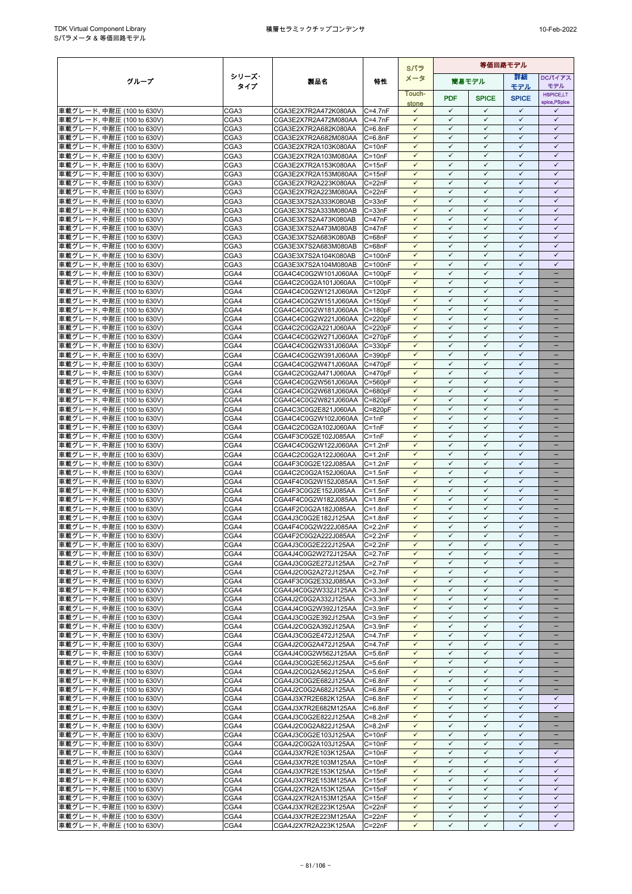| グループ | シリーズ・タイプ | 製品名 | 特性 | Sパラメータ | 等価回路モデル | | | |
|---|---|---|---|---|---|---|---|---|
| | | | | | 簡易モデル | | 詳細モデル | DCバイアスモデル |
| | | | | Touch-stone | PDF | SPICE | SPICE | HSPICE,LTspice,PSpice |
| 車載グレード, 中耐圧 (100 to 630V) | CGA3 | CGA3E2X7R2A472K080AA | C=4.7nF | ✓ | ✓ | ✓ | ✓ | ✓ |
| 車載グレード, 中耐圧 (100 to 630V) | CGA3 | CGA3E2X7R2A472M080AA | C=4.7nF | ✓ | ✓ | ✓ | ✓ | ✓ |
| 車載グレード, 中耐圧 (100 to 630V) | CGA3 | CGA3E2X7R2A682K080AA | C=6.8nF | ✓ | ✓ | ✓ | ✓ | ✓ |
| 車載グレード, 中耐圧 (100 to 630V) | CGA3 | CGA3E2X7R2A682M080AA | C=6.8nF | ✓ | ✓ | ✓ | ✓ | ✓ |
| 車載グレード, 中耐圧 (100 to 630V) | CGA3 | CGA3E2X7R2A103K080AA | C=10nF | ✓ | ✓ | ✓ | ✓ | ✓ |
| 車載グレード, 中耐圧 (100 to 630V) | CGA3 | CGA3E2X7R2A103M080AA | C=10nF | ✓ | ✓ | ✓ | ✓ | ✓ |
| 車載グレード, 中耐圧 (100 to 630V) | CGA3 | CGA3E2X7R2A153K080AA | C=15nF | ✓ | ✓ | ✓ | ✓ | ✓ |
| 車載グレード, 中耐圧 (100 to 630V) | CGA3 | CGA3E2X7R2A153M080AA | C=15nF | ✓ | ✓ | ✓ | ✓ | ✓ |
| 車載グレード, 中耐圧 (100 to 630V) | CGA3 | CGA3E2X7R2A223K080AA | C=22nF | ✓ | ✓ | ✓ | ✓ | ✓ |
| 車載グレード, 中耐圧 (100 to 630V) | CGA3 | CGA3E2X7R2A223M080AA | C=22nF | ✓ | ✓ | ✓ | ✓ | ✓ |
| 車載グレード, 中耐圧 (100 to 630V) | CGA3 | CGA3E3X7S2A333K080AB | C=33nF | ✓ | ✓ | ✓ | ✓ | ✓ |
| 車載グレード, 中耐圧 (100 to 630V) | CGA3 | CGA3E3X7S2A333M080AB | C=33nF | ✓ | ✓ | ✓ | ✓ | ✓ |
| 車載グレード, 中耐圧 (100 to 630V) | CGA3 | CGA3E3X7S2A473K080AB | C=47nF | ✓ | ✓ | ✓ | ✓ | ✓ |
| 車載グレード, 中耐圧 (100 to 630V) | CGA3 | CGA3E3X7S2A473M080AB | C=47nF | ✓ | ✓ | ✓ | ✓ | ✓ |
| 車載グレード, 中耐圧 (100 to 630V) | CGA3 | CGA3E3X7S2A683K080AB | C=68nF | ✓ | ✓ | ✓ | ✓ | ✓ |
| 車載グレード, 中耐圧 (100 to 630V) | CGA3 | CGA3E3X7S2A683M080AB | C=68nF | ✓ | ✓ | ✓ | ✓ | ✓ |
| 車載グレード, 中耐圧 (100 to 630V) | CGA3 | CGA3E3X7S2A104K080AB | C=100nF | ✓ | ✓ | ✓ | ✓ | ✓ |
| 車載グレード, 中耐圧 (100 to 630V) | CGA3 | CGA3E3X7S2A104M080AB | C=100nF | ✓ | ✓ | ✓ | ✓ | ✓ |
| 車載グレード, 中耐圧 (100 to 630V) | CGA4 | CGA4C4C0G2W101J060AA | C=100pF | ✓ | ✓ | ✓ | ✓ | – |
| 車載グレード, 中耐圧 (100 to 630V) | CGA4 | CGA4C2C0G2A101J060AA | C=100pF | ✓ | ✓ | ✓ | ✓ | – |
| 車載グレード, 中耐圧 (100 to 630V) | CGA4 | CGA4C4C0G2W121J060AA | C=120pF | ✓ | ✓ | ✓ | ✓ | – |
| 車載グレード, 中耐圧 (100 to 630V) | CGA4 | CGA4C4C0G2W151J060AA | C=150pF | ✓ | ✓ | ✓ | ✓ | – |
| 車載グレード, 中耐圧 (100 to 630V) | CGA4 | CGA4C4C0G2W181J060AA | C=180pF | ✓ | ✓ | ✓ | ✓ | – |
| 車載グレード, 中耐圧 (100 to 630V) | CGA4 | CGA4C4C0G2W221J060AA | C=220pF | ✓ | ✓ | ✓ | ✓ | – |
| 車載グレード, 中耐圧 (100 to 630V) | CGA4 | CGA4C2C0G2A221J060AA | C=220pF | ✓ | ✓ | ✓ | ✓ | – |
| 車載グレード, 中耐圧 (100 to 630V) | CGA4 | CGA4C4C0G2W271J060AA | C=270pF | ✓ | ✓ | ✓ | ✓ | – |
| 車載グレード, 中耐圧 (100 to 630V) | CGA4 | CGA4C4C0G2W331J060AA | C=330pF | ✓ | ✓ | ✓ | ✓ | – |
| 車載グレード, 中耐圧 (100 to 630V) | CGA4 | CGA4C4C0G2W391J060AA | C=390pF | ✓ | ✓ | ✓ | ✓ | – |
| 車載グレード, 中耐圧 (100 to 630V) | CGA4 | CGA4C4C0G2W471J060AA | C=470pF | ✓ | ✓ | ✓ | ✓ | – |
| 車載グレード, 中耐圧 (100 to 630V) | CGA4 | CGA4C2C0G2A471J060AA | C=470pF | ✓ | ✓ | ✓ | ✓ | – |
| 車載グレード, 中耐圧 (100 to 630V) | CGA4 | CGA4C4C0G2W561J060AA | C=560pF | ✓ | ✓ | ✓ | ✓ | – |
| 車載グレード, 中耐圧 (100 to 630V) | CGA4 | CGA4C4C0G2W681J060AA | C=680pF | ✓ | ✓ | ✓ | ✓ | – |
| 車載グレード, 中耐圧 (100 to 630V) | CGA4 | CGA4C4C0G2W821J060AA | C=820pF | ✓ | ✓ | ✓ | ✓ | – |
| 車載グレード, 中耐圧 (100 to 630V) | CGA4 | CGA4C3C0G2E821J060AA | C=820pF | ✓ | ✓ | ✓ | ✓ | – |
| 車載グレード, 中耐圧 (100 to 630V) | CGA4 | CGA4C4C0G2W102J060AA | C=1nF | ✓ | ✓ | ✓ | ✓ | – |
| 車載グレード, 中耐圧 (100 to 630V) | CGA4 | CGA4C2C0G2A102J060AA | C=1nF | ✓ | ✓ | ✓ | ✓ | – |
| 車載グレード, 中耐圧 (100 to 630V) | CGA4 | CGA4F3C0G2E102J085AA | C=1nF | ✓ | ✓ | ✓ | ✓ | – |
| 車載グレード, 中耐圧 (100 to 630V) | CGA4 | CGA4C4C0G2W122J060AA | C=1.2nF | ✓ | ✓ | ✓ | ✓ | – |
| 車載グレード, 中耐圧 (100 to 630V) | CGA4 | CGA4C2C0G2A122J060AA | C=1.2nF | ✓ | ✓ | ✓ | ✓ | – |
| 車載グレード, 中耐圧 (100 to 630V) | CGA4 | CGA4F3C0G2E122J085AA | C=1.2nF | ✓ | ✓ | ✓ | ✓ | – |
| 車載グレード, 中耐圧 (100 to 630V) | CGA4 | CGA4C2C0G2A152J060AA | C=1.5nF | ✓ | ✓ | ✓ | ✓ | – |
| 車載グレード, 中耐圧 (100 to 630V) | CGA4 | CGA4F4C0G2W152J085AA | C=1.5nF | ✓ | ✓ | ✓ | ✓ | – |
| 車載グレード, 中耐圧 (100 to 630V) | CGA4 | CGA4F3C0G2E152J085AA | C=1.5nF | ✓ | ✓ | ✓ | ✓ | – |
| 車載グレード, 中耐圧 (100 to 630V) | CGA4 | CGA4F4C0G2W182J085AA | C=1.8nF | ✓ | ✓ | ✓ | ✓ | – |
| 車載グレード, 中耐圧 (100 to 630V) | CGA4 | CGA4F2C0G2A182J085AA | C=1.8nF | ✓ | ✓ | ✓ | ✓ | – |
| 車載グレード, 中耐圧 (100 to 630V) | CGA4 | CGA4J3C0G2E182J125AA | C=1.8nF | ✓ | ✓ | ✓ | ✓ | – |
| 車載グレード, 中耐圧 (100 to 630V) | CGA4 | CGA4F4C0G2W222J085AA | C=2.2nF | ✓ | ✓ | ✓ | ✓ | – |
| 車載グレード, 中耐圧 (100 to 630V) | CGA4 | CGA4F2C0G2A222J085AA | C=2.2nF | ✓ | ✓ | ✓ | ✓ | – |
| 車載グレード, 中耐圧 (100 to 630V) | CGA4 | CGA4J3C0G2E222J125AA | C=2.2nF | ✓ | ✓ | ✓ | ✓ | – |
| 車載グレード, 中耐圧 (100 to 630V) | CGA4 | CGA4J4C0G2W272J125AA | C=2.7nF | ✓ | ✓ | ✓ | ✓ | – |
| 車載グレード, 中耐圧 (100 to 630V) | CGA4 | CGA4J3C0G2E272J125AA | C=2.7nF | ✓ | ✓ | ✓ | ✓ | – |
| 車載グレード, 中耐圧 (100 to 630V) | CGA4 | CGA4J2C0G2A272J125AA | C=2.7nF | ✓ | ✓ | ✓ | ✓ | – |
| 車載グレード, 中耐圧 (100 to 630V) | CGA4 | CGA4F3C0G2E332J085AA | C=3.3nF | ✓ | ✓ | ✓ | ✓ | – |
| 車載グレード, 中耐圧 (100 to 630V) | CGA4 | CGA4J4C0G2W332J125AA | C=3.3nF | ✓ | ✓ | ✓ | ✓ | – |
| 車載グレード, 中耐圧 (100 to 630V) | CGA4 | CGA4J2C0G2A332J125AA | C=3.3nF | ✓ | ✓ | ✓ | ✓ | – |
| 車載グレード, 中耐圧 (100 to 630V) | CGA4 | CGA4J4C0G2W392J125AA | C=3.9nF | ✓ | ✓ | ✓ | ✓ | – |
| 車載グレード, 中耐圧 (100 to 630V) | CGA4 | CGA4J3C0G2E392J125AA | C=3.9nF | ✓ | ✓ | ✓ | ✓ | – |
| 車載グレード, 中耐圧 (100 to 630V) | CGA4 | CGA4J2C0G2A392J125AA | C=3.9nF | ✓ | ✓ | ✓ | ✓ | – |
| 車載グレード, 中耐圧 (100 to 630V) | CGA4 | CGA4J3C0G2E472J125AA | C=4.7nF | ✓ | ✓ | ✓ | ✓ | – |
| 車載グレード, 中耐圧 (100 to 630V) | CGA4 | CGA4J2C0G2A472J125AA | C=4.7nF | ✓ | ✓ | ✓ | ✓ | – |
| 車載グレード, 中耐圧 (100 to 630V) | CGA4 | CGA4J4C0G2W562J125AA | C=5.6nF | ✓ | ✓ | ✓ | ✓ | – |
| 車載グレード, 中耐圧 (100 to 630V) | CGA4 | CGA4J3C0G2E562J125AA | C=5.6nF | ✓ | ✓ | ✓ | ✓ | – |
| 車載グレード, 中耐圧 (100 to 630V) | CGA4 | CGA4J2C0G2A562J125AA | C=5.6nF | ✓ | ✓ | ✓ | ✓ | – |
| 車載グレード, 中耐圧 (100 to 630V) | CGA4 | CGA4J3C0G2E682J125AA | C=6.8nF | ✓ | ✓ | ✓ | ✓ | – |
| 車載グレード, 中耐圧 (100 to 630V) | CGA4 | CGA4J2C0G2A682J125AA | C=6.8nF | ✓ | ✓ | ✓ | ✓ | – |
| 車載グレード, 中耐圧 (100 to 630V) | CGA4 | CGA4J3X7R2E682K125AA | C=6.8nF | ✓ | ✓ | ✓ | ✓ | ✓ |
| 車載グレード, 中耐圧 (100 to 630V) | CGA4 | CGA4J3X7R2E682M125AA | C=6.8nF | ✓ | ✓ | ✓ | ✓ | ✓ |
| 車載グレード, 中耐圧 (100 to 630V) | CGA4 | CGA4J3C0G2E822J125AA | C=8.2nF | ✓ | ✓ | ✓ | ✓ | – |
| 車載グレード, 中耐圧 (100 to 630V) | CGA4 | CGA4J2C0G2A822J125AA | C=8.2nF | ✓ | ✓ | ✓ | ✓ | – |
| 車載グレード, 中耐圧 (100 to 630V) | CGA4 | CGA4J3C0G2E103J125AA | C=10nF | ✓ | ✓ | ✓ | ✓ | – |
| 車載グレード, 中耐圧 (100 to 630V) | CGA4 | CGA4J2C0G2A103J125AA | C=10nF | ✓ | ✓ | ✓ | ✓ | – |
| 車載グレード, 中耐圧 (100 to 630V) | CGA4 | CGA4J3X7R2E103K125AA | C=10nF | ✓ | ✓ | ✓ | ✓ | ✓ |
| 車載グレード, 中耐圧 (100 to 630V) | CGA4 | CGA4J3X7R2E103M125AA | C=10nF | ✓ | ✓ | ✓ | ✓ | ✓ |
| 車載グレード, 中耐圧 (100 to 630V) | CGA4 | CGA4J3X7R2E153K125AA | C=15nF | ✓ | ✓ | ✓ | ✓ | ✓ |
| 車載グレード, 中耐圧 (100 to 630V) | CGA4 | CGA4J3X7R2E153M125AA | C=15nF | ✓ | ✓ | ✓ | ✓ | ✓ |
| 車載グレード, 中耐圧 (100 to 630V) | CGA4 | CGA4J2X7R2A153K125AA | C=15nF | ✓ | ✓ | ✓ | ✓ | ✓ |
| 車載グレード, 中耐圧 (100 to 630V) | CGA4 | CGA4J2X7R2A153M125AA | C=15nF | ✓ | ✓ | ✓ | ✓ | ✓ |
| 車載グレード, 中耐圧 (100 to 630V) | CGA4 | CGA4J3X7R2E223K125AA | C=22nF | ✓ | ✓ | ✓ | ✓ | ✓ |
| 車載グレード, 中耐圧 (100 to 630V) | CGA4 | CGA4J3X7R2E223M125AA | C=22nF | ✓ | ✓ | ✓ | ✓ | ✓ |
| 車載グレード, 中耐圧 (100 to 630V) | CGA4 | CGA4J2X7R2A223K125AA | C=22nF | ✓ | ✓ | ✓ | ✓ | ✓ |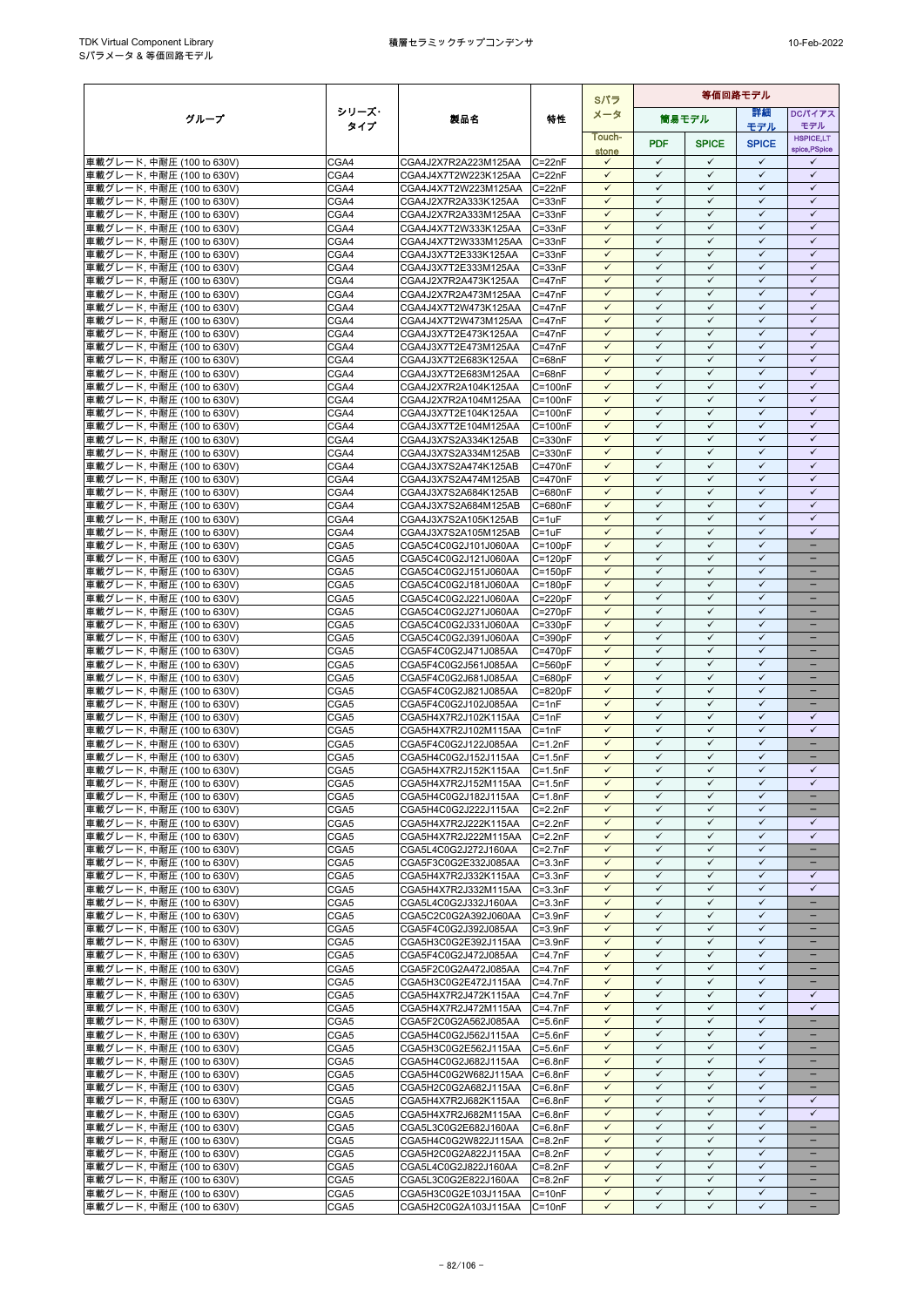| グループ | シリーズ・タイプ | 製品名 | 特性 | Sパラメータ | 等価回路モデル | | | |
|---|---|---|---|---|---|---|---|---|
| | | | | | 簡易モデル | | 詳細モデル | DCバイアスモデル |
| | | | | Touch-stone | PDF | SPICE | SPICE | HSPICE,LT spice,PSpice |
| 車載グレード, 中耐圧 (100 to 630V) | CGA4 | CGA4J2X7R2A223M125AA | C=22nF | ✓ | ✓ | ✓ | ✓ | ✓ |
| 車載グレード, 中耐圧 (100 to 630V) | CGA4 | CGA4J4X7T2W223K125AA | C=22nF | ✓ | ✓ | ✓ | ✓ | ✓ |
| 車載グレード, 中耐圧 (100 to 630V) | CGA4 | CGA4J4X7T2W223M125AA | C=22nF | ✓ | ✓ | ✓ | ✓ | ✓ |
| 車載グレード, 中耐圧 (100 to 630V) | CGA4 | CGA4J2X7R2A333K125AA | C=33nF | ✓ | ✓ | ✓ | ✓ | ✓ |
| 車載グレード, 中耐圧 (100 to 630V) | CGA4 | CGA4J2X7R2A333M125AA | C=33nF | ✓ | ✓ | ✓ | ✓ | ✓ |
| 車載グレード, 中耐圧 (100 to 630V) | CGA4 | CGA4J4X7T2W333K125AA | C=33nF | ✓ | ✓ | ✓ | ✓ | ✓ |
| 車載グレード, 中耐圧 (100 to 630V) | CGA4 | CGA4J4X7T2W333M125AA | C=33nF | ✓ | ✓ | ✓ | ✓ | ✓ |
| 車載グレード, 中耐圧 (100 to 630V) | CGA4 | CGA4J3X7T2E333K125AA | C=33nF | ✓ | ✓ | ✓ | ✓ | ✓ |
| 車載グレード, 中耐圧 (100 to 630V) | CGA4 | CGA4J3X7T2E333M125AA | C=33nF | ✓ | ✓ | ✓ | ✓ | ✓ |
| 車載グレード, 中耐圧 (100 to 630V) | CGA4 | CGA4J2X7R2A473K125AA | C=47nF | ✓ | ✓ | ✓ | ✓ | ✓ |
| 車載グレード, 中耐圧 (100 to 630V) | CGA4 | CGA4J2X7R2A473M125AA | C=47nF | ✓ | ✓ | ✓ | ✓ | ✓ |
| 車載グレード, 中耐圧 (100 to 630V) | CGA4 | CGA4J4X7T2W473K125AA | C=47nF | ✓ | ✓ | ✓ | ✓ | ✓ |
| 車載グレード, 中耐圧 (100 to 630V) | CGA4 | CGA4J4X7T2W473M125AA | C=47nF | ✓ | ✓ | ✓ | ✓ | ✓ |
| 車載グレード, 中耐圧 (100 to 630V) | CGA4 | CGA4J3X7T2E473K125AA | C=47nF | ✓ | ✓ | ✓ | ✓ | ✓ |
| 車載グレード, 中耐圧 (100 to 630V) | CGA4 | CGA4J3X7T2E473M125AA | C=47nF | ✓ | ✓ | ✓ | ✓ | ✓ |
| 車載グレード, 中耐圧 (100 to 630V) | CGA4 | CGA4J3X7T2E683K125AA | C=68nF | ✓ | ✓ | ✓ | ✓ | ✓ |
| 車載グレード, 中耐圧 (100 to 630V) | CGA4 | CGA4J3X7T2E683M125AA | C=68nF | ✓ | ✓ | ✓ | ✓ | ✓ |
| 車載グレード, 中耐圧 (100 to 630V) | CGA4 | CGA4J2X7R2A104K125AA | C=100nF | ✓ | ✓ | ✓ | ✓ | ✓ |
| 車載グレード, 中耐圧 (100 to 630V) | CGA4 | CGA4J2X7R2A104M125AA | C=100nF | ✓ | ✓ | ✓ | ✓ | ✓ |
| 車載グレード, 中耐圧 (100 to 630V) | CGA4 | CGA4J3X7T2E104K125AA | C=100nF | ✓ | ✓ | ✓ | ✓ | ✓ |
| 車載グレード, 中耐圧 (100 to 630V) | CGA4 | CGA4J3X7T2E104M125AA | C=100nF | ✓ | ✓ | ✓ | ✓ | ✓ |
| 車載グレード, 中耐圧 (100 to 630V) | CGA4 | CGA4J3X7S2A334K125AB | C=330nF | ✓ | ✓ | ✓ | ✓ | ✓ |
| 車載グレード, 中耐圧 (100 to 630V) | CGA4 | CGA4J3X7S2A334M125AB | C=330nF | ✓ | ✓ | ✓ | ✓ | ✓ |
| 車載グレード, 中耐圧 (100 to 630V) | CGA4 | CGA4J3X7S2A474K125AB | C=470nF | ✓ | ✓ | ✓ | ✓ | ✓ |
| 車載グレード, 中耐圧 (100 to 630V) | CGA4 | CGA4J3X7S2A474M125AB | C=470nF | ✓ | ✓ | ✓ | ✓ | ✓ |
| 車載グレード, 中耐圧 (100 to 630V) | CGA4 | CGA4J3X7S2A684K125AB | C=680nF | ✓ | ✓ | ✓ | ✓ | ✓ |
| 車載グレード, 中耐圧 (100 to 630V) | CGA4 | CGA4J3X7S2A684M125AB | C=680nF | ✓ | ✓ | ✓ | ✓ | ✓ |
| 車載グレード, 中耐圧 (100 to 630V) | CGA4 | CGA4J3X7S2A105K125AB | C=1uF | ✓ | ✓ | ✓ | ✓ | ✓ |
| 車載グレード, 中耐圧 (100 to 630V) | CGA4 | CGA4J3X7S2A105M125AB | C=1uF | ✓ | ✓ | ✓ | ✓ | ✓ |
| 車載グレード, 中耐圧 (100 to 630V) | CGA5 | CGA5C4C0G2J101J060AA | C=100pF | ✓ | ✓ | ✓ | ✓ | – |
| 車載グレード, 中耐圧 (100 to 630V) | CGA5 | CGA5C4C0G2J121J060AA | C=120pF | ✓ | ✓ | ✓ | ✓ | – |
| 車載グレード, 中耐圧 (100 to 630V) | CGA5 | CGA5C4C0G2J151J060AA | C=150pF | ✓ | ✓ | ✓ | ✓ | – |
| 車載グレード, 中耐圧 (100 to 630V) | CGA5 | CGA5C4C0G2J181J060AA | C=180pF | ✓ | ✓ | ✓ | ✓ | – |
| 車載グレード, 中耐圧 (100 to 630V) | CGA5 | CGA5C4C0G2J221J060AA | C=220pF | ✓ | ✓ | ✓ | ✓ | – |
| 車載グレード, 中耐圧 (100 to 630V) | CGA5 | CGA5C4C0G2J271J060AA | C=270pF | ✓ | ✓ | ✓ | ✓ | – |
| 車載グレード, 中耐圧 (100 to 630V) | CGA5 | CGA5C4C0G2J331J060AA | C=330pF | ✓ | ✓ | ✓ | ✓ | – |
| 車載グレード, 中耐圧 (100 to 630V) | CGA5 | CGA5C4C0G2J391J060AA | C=390pF | ✓ | ✓ | ✓ | ✓ | – |
| 車載グレード, 中耐圧 (100 to 630V) | CGA5 | CGA5F4C0G2J471J085AA | C=470pF | ✓ | ✓ | ✓ | ✓ | – |
| 車載グレード, 中耐圧 (100 to 630V) | CGA5 | CGA5F4C0G2J561J085AA | C=560pF | ✓ | ✓ | ✓ | ✓ | – |
| 車載グレード, 中耐圧 (100 to 630V) | CGA5 | CGA5F4C0G2J681J085AA | C=680pF | ✓ | ✓ | ✓ | ✓ | – |
| 車載グレード, 中耐圧 (100 to 630V) | CGA5 | CGA5F4C0G2J821J085AA | C=820pF | ✓ | ✓ | ✓ | ✓ | – |
| 車載グレード, 中耐圧 (100 to 630V) | CGA5 | CGA5F4C0G2J102J085AA | C=1nF | ✓ | ✓ | ✓ | ✓ | – |
| 車載グレード, 中耐圧 (100 to 630V) | CGA5 | CGA5H4X7R2J102K115AA | C=1nF | ✓ | ✓ | ✓ | ✓ | ✓ |
| 車載グレード, 中耐圧 (100 to 630V) | CGA5 | CGA5H4X7R2J102M115AA | C=1nF | ✓ | ✓ | ✓ | ✓ | ✓ |
| 車載グレード, 中耐圧 (100 to 630V) | CGA5 | CGA5F4C0G2J122J085AA | C=1.2nF | ✓ | ✓ | ✓ | ✓ | – |
| 車載グレード, 中耐圧 (100 to 630V) | CGA5 | CGA5H4C0G2J152J115AA | C=1.5nF | ✓ | ✓ | ✓ | ✓ | – |
| 車載グレード, 中耐圧 (100 to 630V) | CGA5 | CGA5H4X7R2J152K115AA | C=1.5nF | ✓ | ✓ | ✓ | ✓ | ✓ |
| 車載グレード, 中耐圧 (100 to 630V) | CGA5 | CGA5H4X7R2J152M115AA | C=1.5nF | ✓ | ✓ | ✓ | ✓ | ✓ |
| 車載グレード, 中耐圧 (100 to 630V) | CGA5 | CGA5H4C0G2J182J115AA | C=1.8nF | ✓ | ✓ | ✓ | ✓ | – |
| 車載グレード, 中耐圧 (100 to 630V) | CGA5 | CGA5H4C0G2J222J115AA | C=2.2nF | ✓ | ✓ | ✓ | ✓ | – |
| 車載グレード, 中耐圧 (100 to 630V) | CGA5 | CGA5H4X7R2J222K115AA | C=2.2nF | ✓ | ✓ | ✓ | ✓ | ✓ |
| 車載グレード, 中耐圧 (100 to 630V) | CGA5 | CGA5H4X7R2J222M115AA | C=2.2nF | ✓ | ✓ | ✓ | ✓ | ✓ |
| 車載グレード, 中耐圧 (100 to 630V) | CGA5 | CGA5L4C0G2J272J160AA | C=2.7nF | ✓ | ✓ | ✓ | ✓ | – |
| 車載グレード, 中耐圧 (100 to 630V) | CGA5 | CGA5F3C0G2E332J085AA | C=3.3nF | ✓ | ✓ | ✓ | ✓ | – |
| 車載グレード, 中耐圧 (100 to 630V) | CGA5 | CGA5H4X7R2J332K115AA | C=3.3nF | ✓ | ✓ | ✓ | ✓ | ✓ |
| 車載グレード, 中耐圧 (100 to 630V) | CGA5 | CGA5H4X7R2J332M115AA | C=3.3nF | ✓ | ✓ | ✓ | ✓ | ✓ |
| 車載グレード, 中耐圧 (100 to 630V) | CGA5 | CGA5L4C0G2J332J160AA | C=3.3nF | ✓ | ✓ | ✓ | ✓ | – |
| 車載グレード, 中耐圧 (100 to 630V) | CGA5 | CGA5C2C0G2A392J060AA | C=3.9nF | ✓ | ✓ | ✓ | ✓ | – |
| 車載グレード, 中耐圧 (100 to 630V) | CGA5 | CGA5F4C0G2J392J085AA | C=3.9nF | ✓ | ✓ | ✓ | ✓ | – |
| 車載グレード, 中耐圧 (100 to 630V) | CGA5 | CGA5H3C0G2E392J115AA | C=3.9nF | ✓ | ✓ | ✓ | ✓ | – |
| 車載グレード, 中耐圧 (100 to 630V) | CGA5 | CGA5F4C0G2J472J085AA | C=4.7nF | ✓ | ✓ | ✓ | ✓ | – |
| 車載グレード, 中耐圧 (100 to 630V) | CGA5 | CGA5F2C0G2A472J085AA | C=4.7nF | ✓ | ✓ | ✓ | ✓ | – |
| 車載グレード, 中耐圧 (100 to 630V) | CGA5 | CGA5H3C0G2E472J115AA | C=4.7nF | ✓ | ✓ | ✓ | ✓ | – |
| 車載グレード, 中耐圧 (100 to 630V) | CGA5 | CGA5H4X7R2J472K115AA | C=4.7nF | ✓ | ✓ | ✓ | ✓ | ✓ |
| 車載グレード, 中耐圧 (100 to 630V) | CGA5 | CGA5H4X7R2J472M115AA | C=4.7nF | ✓ | ✓ | ✓ | ✓ | ✓ |
| 車載グレード, 中耐圧 (100 to 630V) | CGA5 | CGA5F2C0G2A562J085AA | C=5.6nF | ✓ | ✓ | ✓ | ✓ | – |
| 車載グレード, 中耐圧 (100 to 630V) | CGA5 | CGA5H4C0G2J562J115AA | C=5.6nF | ✓ | ✓ | ✓ | ✓ | – |
| 車載グレード, 中耐圧 (100 to 630V) | CGA5 | CGA5H3C0G2E562J115AA | C=5.6nF | ✓ | ✓ | ✓ | ✓ | – |
| 車載グレード, 中耐圧 (100 to 630V) | CGA5 | CGA5H4C0G2J682J115AA | C=6.8nF | ✓ | ✓ | ✓ | ✓ | – |
| 車載グレード, 中耐圧 (100 to 630V) | CGA5 | CGA5H4C0G2W682J115AA | C=6.8nF | ✓ | ✓ | ✓ | ✓ | – |
| 車載グレード, 中耐圧 (100 to 630V) | CGA5 | CGA5H2C0G2A682J115AA | C=6.8nF | ✓ | ✓ | ✓ | ✓ | – |
| 車載グレード, 中耐圧 (100 to 630V) | CGA5 | CGA5H4X7R2J682K115AA | C=6.8nF | ✓ | ✓ | ✓ | ✓ | ✓ |
| 車載グレード, 中耐圧 (100 to 630V) | CGA5 | CGA5H4X7R2J682M115AA | C=6.8nF | ✓ | ✓ | ✓ | ✓ | ✓ |
| 車載グレード, 中耐圧 (100 to 630V) | CGA5 | CGA5L3C0G2E682J160AA | C=6.8nF | ✓ | ✓ | ✓ | ✓ | – |
| 車載グレード, 中耐圧 (100 to 630V) | CGA5 | CGA5H4C0G2W822J115AA | C=8.2nF | ✓ | ✓ | ✓ | ✓ | – |
| 車載グレード, 中耐圧 (100 to 630V) | CGA5 | CGA5H2C0G2A822J115AA | C=8.2nF | ✓ | ✓ | ✓ | ✓ | – |
| 車載グレード, 中耐圧 (100 to 630V) | CGA5 | CGA5L4C0G2J822J160AA | C=8.2nF | ✓ | ✓ | ✓ | ✓ | – |
| 車載グレード, 中耐圧 (100 to 630V) | CGA5 | CGA5L3C0G2E822J160AA | C=8.2nF | ✓ | ✓ | ✓ | ✓ | – |
| 車載グレード, 中耐圧 (100 to 630V) | CGA5 | CGA5H3C0G2E103J115AA | C=10nF | ✓ | ✓ | ✓ | ✓ | – |
| 車載グレード, 中耐圧 (100 to 630V) | CGA5 | CGA5H2C0G2A103J115AA | C=10nF | ✓ | ✓ | ✓ | ✓ | – |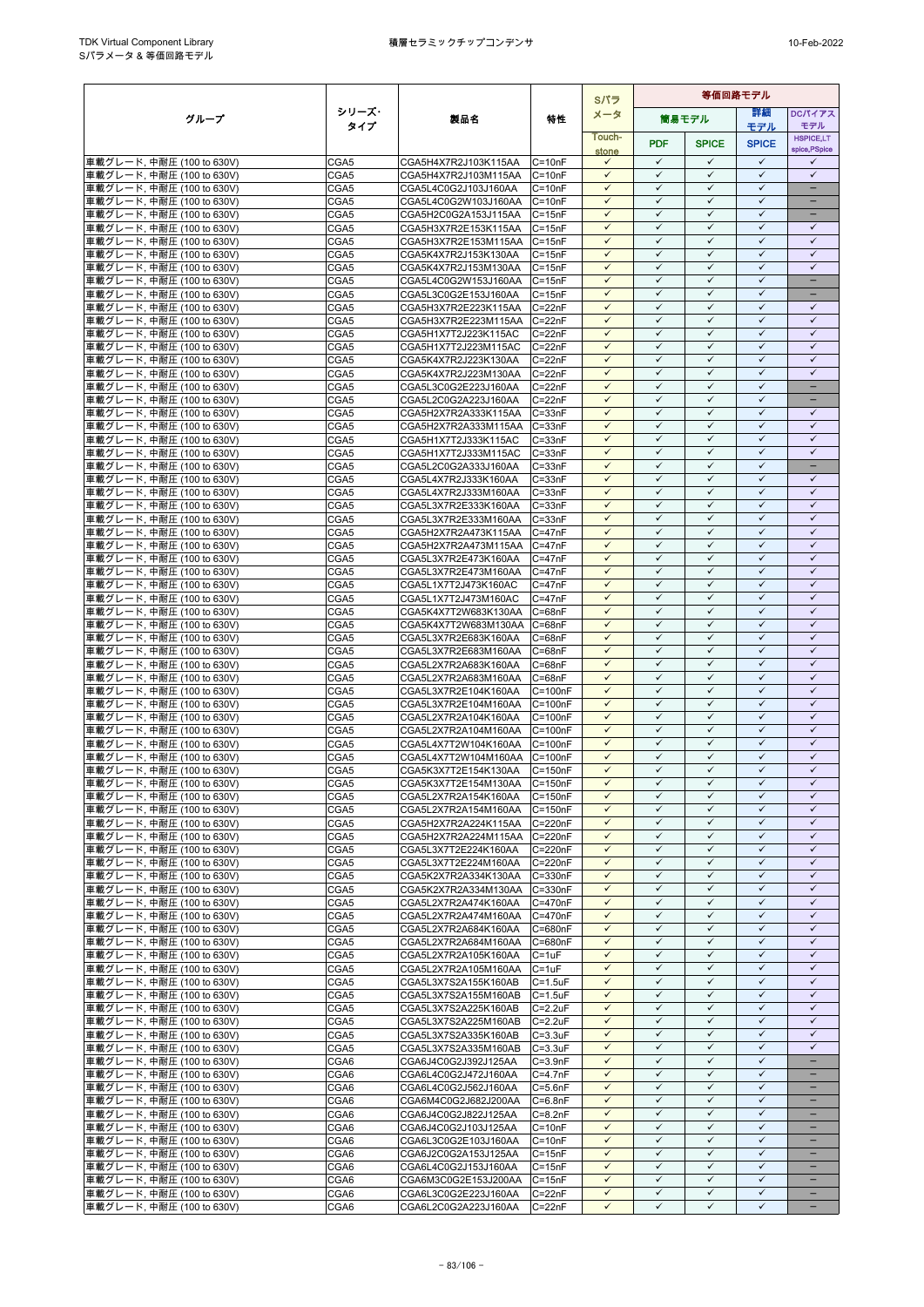| グループ | シリーズ・タイプ | 製品名 | 特性 | Sパラメータ | 等価回路モデル | | | |
|---|---|---|---|---|---|---|---|---|
| | | | | | 簡易モデル | | 詳細モデル | DCバイアスモデル |
| | | | | Touch-stone | PDF | SPICE | SPICE | HSPICE,LTspice,PSpice |
| 車載グレード, 中耐圧 (100 to 630V) | CGA5 | CGA5H4X7R2J103K115AA | C=10nF | ✓ | ✓ | ✓ | ✓ | ✓ |
| 車載グレード, 中耐圧 (100 to 630V) | CGA5 | CGA5H4X7R2J103M115AA | C=10nF | ✓ | ✓ | ✓ | ✓ | ✓ |
| 車載グレード, 中耐圧 (100 to 630V) | CGA5 | CGA5L4C0G2J103J160AA | C=10nF | ✓ | ✓ | ✓ | ✓ | – |
| 車載グレード, 中耐圧 (100 to 630V) | CGA5 | CGA5L4C0G2W103J160AA | C=10nF | ✓ | ✓ | ✓ | ✓ | – |
| 車載グレード, 中耐圧 (100 to 630V) | CGA5 | CGA5H2C0G2A153J115AA | C=15nF | ✓ | ✓ | ✓ | ✓ | – |
| 車載グレード, 中耐圧 (100 to 630V) | CGA5 | CGA5H3X7R2E153K115AA | C=15nF | ✓ | ✓ | ✓ | ✓ | ✓ |
| 車載グレード, 中耐圧 (100 to 630V) | CGA5 | CGA5H3X7R2E153M115AA | C=15nF | ✓ | ✓ | ✓ | ✓ | ✓ |
| 車載グレード, 中耐圧 (100 to 630V) | CGA5 | CGA5K4X7R2J153K130AA | C=15nF | ✓ | ✓ | ✓ | ✓ | ✓ |
| 車載グレード, 中耐圧 (100 to 630V) | CGA5 | CGA5K4X7R2J153M130AA | C=15nF | ✓ | ✓ | ✓ | ✓ | ✓ |
| 車載グレード, 中耐圧 (100 to 630V) | CGA5 | CGA5L4C0G2W153J160AA | C=15nF | ✓ | ✓ | ✓ | ✓ | – |
| 車載グレード, 中耐圧 (100 to 630V) | CGA5 | CGA5L3C0G2E153J160AA | C=15nF | ✓ | ✓ | ✓ | ✓ | – |
| 車載グレード, 中耐圧 (100 to 630V) | CGA5 | CGA5H3X7R2E223K115AA | C=22nF | ✓ | ✓ | ✓ | ✓ | ✓ |
| 車載グレード, 中耐圧 (100 to 630V) | CGA5 | CGA5H3X7R2E223M115AA | C=22nF | ✓ | ✓ | ✓ | ✓ | ✓ |
| 車載グレード, 中耐圧 (100 to 630V) | CGA5 | CGA5H1X7T2J223K115AC | C=22nF | ✓ | ✓ | ✓ | ✓ | ✓ |
| 車載グレード, 中耐圧 (100 to 630V) | CGA5 | CGA5H1X7T2J223M115AC | C=22nF | ✓ | ✓ | ✓ | ✓ | ✓ |
| 車載グレード, 中耐圧 (100 to 630V) | CGA5 | CGA5K4X7R2J223K130AA | C=22nF | ✓ | ✓ | ✓ | ✓ | ✓ |
| 車載グレード, 中耐圧 (100 to 630V) | CGA5 | CGA5K4X7R2J223M130AA | C=22nF | ✓ | ✓ | ✓ | ✓ | ✓ |
| 車載グレード, 中耐圧 (100 to 630V) | CGA5 | CGA5L3C0G2E223J160AA | C=22nF | ✓ | ✓ | ✓ | ✓ | – |
| 車載グレード, 中耐圧 (100 to 630V) | CGA5 | CGA5L2C0G2A223J160AA | C=22nF | ✓ | ✓ | ✓ | ✓ | – |
| 車載グレード, 中耐圧 (100 to 630V) | CGA5 | CGA5H2X7R2A333K115AA | C=33nF | ✓ | ✓ | ✓ | ✓ | ✓ |
| 車載グレード, 中耐圧 (100 to 630V) | CGA5 | CGA5H2X7R2A333M115AA | C=33nF | ✓ | ✓ | ✓ | ✓ | ✓ |
| 車載グレード, 中耐圧 (100 to 630V) | CGA5 | CGA5H1X7T2J333K115AC | C=33nF | ✓ | ✓ | ✓ | ✓ | ✓ |
| 車載グレード, 中耐圧 (100 to 630V) | CGA5 | CGA5H1X7T2J333M115AC | C=33nF | ✓ | ✓ | ✓ | ✓ | ✓ |
| 車載グレード, 中耐圧 (100 to 630V) | CGA5 | CGA5L2C0G2A333J160AA | C=33nF | ✓ | ✓ | ✓ | ✓ | – |
| 車載グレード, 中耐圧 (100 to 630V) | CGA5 | CGA5L4X7R2J333K160AA | C=33nF | ✓ | ✓ | ✓ | ✓ | ✓ |
| 車載グレード, 中耐圧 (100 to 630V) | CGA5 | CGA5L4X7R2J333M160AA | C=33nF | ✓ | ✓ | ✓ | ✓ | ✓ |
| 車載グレード, 中耐圧 (100 to 630V) | CGA5 | CGA5L3X7R2E333K160AA | C=33nF | ✓ | ✓ | ✓ | ✓ | ✓ |
| 車載グレード, 中耐圧 (100 to 630V) | CGA5 | CGA5L3X7R2E333M160AA | C=33nF | ✓ | ✓ | ✓ | ✓ | ✓ |
| 車載グレード, 中耐圧 (100 to 630V) | CGA5 | CGA5H2X7R2A473K115AA | C=47nF | ✓ | ✓ | ✓ | ✓ | ✓ |
| 車載グレード, 中耐圧 (100 to 630V) | CGA5 | CGA5H2X7R2A473M115AA | C=47nF | ✓ | ✓ | ✓ | ✓ | ✓ |
| 車載グレード, 中耐圧 (100 to 630V) | CGA5 | CGA5L3X7R2E473K160AA | C=47nF | ✓ | ✓ | ✓ | ✓ | ✓ |
| 車載グレード, 中耐圧 (100 to 630V) | CGA5 | CGA5L3X7R2E473M160AA | C=47nF | ✓ | ✓ | ✓ | ✓ | ✓ |
| 車載グレード, 中耐圧 (100 to 630V) | CGA5 | CGA5L1X7T2J473K160AC | C=47nF | ✓ | ✓ | ✓ | ✓ | ✓ |
| 車載グレード, 中耐圧 (100 to 630V) | CGA5 | CGA5L1X7T2J473M160AC | C=47nF | ✓ | ✓ | ✓ | ✓ | ✓ |
| 車載グレード, 中耐圧 (100 to 630V) | CGA5 | CGA5K4X7T2W683K130AA | C=68nF | ✓ | ✓ | ✓ | ✓ | ✓ |
| 車載グレード, 中耐圧 (100 to 630V) | CGA5 | CGA5K4X7T2W683M130AA | C=68nF | ✓ | ✓ | ✓ | ✓ | ✓ |
| 車載グレード, 中耐圧 (100 to 630V) | CGA5 | CGA5L3X7R2E683K160AA | C=68nF | ✓ | ✓ | ✓ | ✓ | ✓ |
| 車載グレード, 中耐圧 (100 to 630V) | CGA5 | CGA5L3X7R2E683M160AA | C=68nF | ✓ | ✓ | ✓ | ✓ | ✓ |
| 車載グレード, 中耐圧 (100 to 630V) | CGA5 | CGA5L2X7R2A683K160AA | C=68nF | ✓ | ✓ | ✓ | ✓ | ✓ |
| 車載グレード, 中耐圧 (100 to 630V) | CGA5 | CGA5L2X7R2A683M160AA | C=68nF | ✓ | ✓ | ✓ | ✓ | ✓ |
| 車載グレード, 中耐圧 (100 to 630V) | CGA5 | CGA5L3X7R2E104K160AA | C=100nF | ✓ | ✓ | ✓ | ✓ | ✓ |
| 車載グレード, 中耐圧 (100 to 630V) | CGA5 | CGA5L3X7R2E104M160AA | C=100nF | ✓ | ✓ | ✓ | ✓ | ✓ |
| 車載グレード, 中耐圧 (100 to 630V) | CGA5 | CGA5L2X7R2A104K160AA | C=100nF | ✓ | ✓ | ✓ | ✓ | ✓ |
| 車載グレード, 中耐圧 (100 to 630V) | CGA5 | CGA5L2X7R2A104M160AA | C=100nF | ✓ | ✓ | ✓ | ✓ | ✓ |
| 車載グレード, 中耐圧 (100 to 630V) | CGA5 | CGA5L4X7T2W104K160AA | C=100nF | ✓ | ✓ | ✓ | ✓ | ✓ |
| 車載グレード, 中耐圧 (100 to 630V) | CGA5 | CGA5L4X7T2W104M160AA | C=100nF | ✓ | ✓ | ✓ | ✓ | ✓ |
| 車載グレード, 中耐圧 (100 to 630V) | CGA5 | CGA5K3X7T2E154K130AA | C=150nF | ✓ | ✓ | ✓ | ✓ | ✓ |
| 車載グレード, 中耐圧 (100 to 630V) | CGA5 | CGA5K3X7T2E154M130AA | C=150nF | ✓ | ✓ | ✓ | ✓ | ✓ |
| 車載グレード, 中耐圧 (100 to 630V) | CGA5 | CGA5L2X7R2A154K160AA | C=150nF | ✓ | ✓ | ✓ | ✓ | ✓ |
| 車載グレード, 中耐圧 (100 to 630V) | CGA5 | CGA5L2X7R2A154M160AA | C=150nF | ✓ | ✓ | ✓ | ✓ | ✓ |
| 車載グレード, 中耐圧 (100 to 630V) | CGA5 | CGA5H2X7R2A224K115AA | C=220nF | ✓ | ✓ | ✓ | ✓ | ✓ |
| 車載グレード, 中耐圧 (100 to 630V) | CGA5 | CGA5H2X7R2A224M115AA | C=220nF | ✓ | ✓ | ✓ | ✓ | ✓ |
| 車載グレード, 中耐圧 (100 to 630V) | CGA5 | CGA5L3X7T2E224K160AA | C=220nF | ✓ | ✓ | ✓ | ✓ | ✓ |
| 車載グレード, 中耐圧 (100 to 630V) | CGA5 | CGA5L3X7T2E224M160AA | C=220nF | ✓ | ✓ | ✓ | ✓ | ✓ |
| 車載グレード, 中耐圧 (100 to 630V) | CGA5 | CGA5K2X7R2A334K130AA | C=330nF | ✓ | ✓ | ✓ | ✓ | ✓ |
| 車載グレード, 中耐圧 (100 to 630V) | CGA5 | CGA5K2X7R2A334M130AA | C=330nF | ✓ | ✓ | ✓ | ✓ | ✓ |
| 車載グレード, 中耐圧 (100 to 630V) | CGA5 | CGA5L2X7R2A474K160AA | C=470nF | ✓ | ✓ | ✓ | ✓ | ✓ |
| 車載グレード, 中耐圧 (100 to 630V) | CGA5 | CGA5L2X7R2A474M160AA | C=470nF | ✓ | ✓ | ✓ | ✓ | ✓ |
| 車載グレード, 中耐圧 (100 to 630V) | CGA5 | CGA5L2X7R2A684K160AA | C=680nF | ✓ | ✓ | ✓ | ✓ | ✓ |
| 車載グレード, 中耐圧 (100 to 630V) | CGA5 | CGA5L2X7R2A684M160AA | C=680nF | ✓ | ✓ | ✓ | ✓ | ✓ |
| 車載グレード, 中耐圧 (100 to 630V) | CGA5 | CGA5L2X7R2A105K160AA | C=1uF | ✓ | ✓ | ✓ | ✓ | ✓ |
| 車載グレード, 中耐圧 (100 to 630V) | CGA5 | CGA5L2X7R2A105M160AA | C=1uF | ✓ | ✓ | ✓ | ✓ | ✓ |
| 車載グレード, 中耐圧 (100 to 630V) | CGA5 | CGA5L3X7S2A155K160AB | C=1.5uF | ✓ | ✓ | ✓ | ✓ | ✓ |
| 車載グレード, 中耐圧 (100 to 630V) | CGA5 | CGA5L3X7S2A155M160AB | C=1.5uF | ✓ | ✓ | ✓ | ✓ | ✓ |
| 車載グレード, 中耐圧 (100 to 630V) | CGA5 | CGA5L3X7S2A225K160AB | C=2.2uF | ✓ | ✓ | ✓ | ✓ | ✓ |
| 車載グレード, 中耐圧 (100 to 630V) | CGA5 | CGA5L3X7S2A225M160AB | C=2.2uF | ✓ | ✓ | ✓ | ✓ | ✓ |
| 車載グレード, 中耐圧 (100 to 630V) | CGA5 | CGA5L3X7S2A335K160AB | C=3.3uF | ✓ | ✓ | ✓ | ✓ | ✓ |
| 車載グレード, 中耐圧 (100 to 630V) | CGA5 | CGA5L3X7S2A335M160AB | C=3.3uF | ✓ | ✓ | ✓ | ✓ | ✓ |
| 車載グレード, 中耐圧 (100 to 630V) | CGA6 | CGA6J4C0G2J392J125AA | C=3.9nF | ✓ | ✓ | ✓ | ✓ | – |
| 車載グレード, 中耐圧 (100 to 630V) | CGA6 | CGA6L4C0G2J472J160AA | C=4.7nF | ✓ | ✓ | ✓ | ✓ | – |
| 車載グレード, 中耐圧 (100 to 630V) | CGA6 | CGA6L4C0G2J562J160AA | C=5.6nF | ✓ | ✓ | ✓ | ✓ | – |
| 車載グレード, 中耐圧 (100 to 630V) | CGA6 | CGA6M4C0G2J682J200AA | C=6.8nF | ✓ | ✓ | ✓ | ✓ | – |
| 車載グレード, 中耐圧 (100 to 630V) | CGA6 | CGA6J4C0G2J822J125AA | C=8.2nF | ✓ | ✓ | ✓ | ✓ | – |
| 車載グレード, 中耐圧 (100 to 630V) | CGA6 | CGA6J4C0G2J103J125AA | C=10nF | ✓ | ✓ | ✓ | ✓ | – |
| 車載グレード, 中耐圧 (100 to 630V) | CGA6 | CGA6L3C0G2E103J160AA | C=10nF | ✓ | ✓ | ✓ | ✓ | – |
| 車載グレード, 中耐圧 (100 to 630V) | CGA6 | CGA6J2C0G2A153J125AA | C=15nF | ✓ | ✓ | ✓ | ✓ | – |
| 車載グレード, 中耐圧 (100 to 630V) | CGA6 | CGA6L4C0G2J153J160AA | C=15nF | ✓ | ✓ | ✓ | ✓ | – |
| 車載グレード, 中耐圧 (100 to 630V) | CGA6 | CGA6M3C0G2E153J200AA | C=15nF | ✓ | ✓ | ✓ | ✓ | – |
| 車載グレード, 中耐圧 (100 to 630V) | CGA6 | CGA6L3C0G2E223J160AA | C=22nF | ✓ | ✓ | ✓ | ✓ | – |
| 車載グレード, 中耐圧 (100 to 630V) | CGA6 | CGA6L2C0G2A223J160AA | C=22nF | ✓ | ✓ | ✓ | ✓ | – |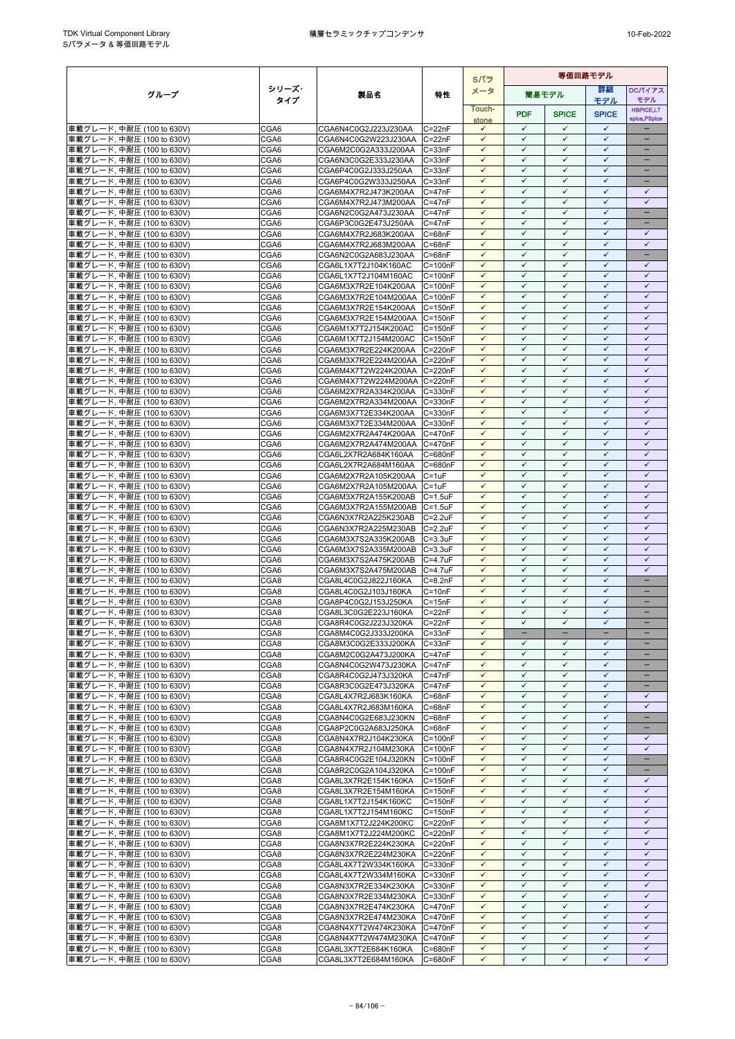| グループ | シリーズ・タイプ | 製品名 | 特性 | Sパラメータ | 等価回路モデル | | | |
|---|---|---|---|---|---|---|---|---|
| | | | | | 簡易モデル | | 詳細モデル | DCバイアスモデル |
| | | | | Touch-stone | PDF | SPICE | SPICE | HSPICE,LT spice,PSpice |
| 車載グレード, 中耐圧 (100 to 630V) | CGA6 | CGA6N4C0G2J223J230AA | C=22nF | ✓ | ✓ | ✓ | ✓ | − |
| 車載グレード, 中耐圧 (100 to 630V) | CGA6 | CGA6N4C0G2W223J230AA | C=22nF | ✓ | ✓ | ✓ | ✓ | − |
| 車載グレード, 中耐圧 (100 to 630V) | CGA6 | CGA6M2C0G2A333J200AA | C=33nF | ✓ | ✓ | ✓ | ✓ | − |
| 車載グレード, 中耐圧 (100 to 630V) | CGA6 | CGA6N3C0G2E333J230AA | C=33nF | ✓ | ✓ | ✓ | ✓ | − |
| 車載グレード, 中耐圧 (100 to 630V) | CGA6 | CGA6P4C0G2J333J250AA | C=33nF | ✓ | ✓ | ✓ | ✓ | − |
| 車載グレード, 中耐圧 (100 to 630V) | CGA6 | CGA6P4C0G2W333J250AA | C=33nF | ✓ | ✓ | ✓ | ✓ | − |
| 車載グレード, 中耐圧 (100 to 630V) | CGA6 | CGA6M4X7R2J473K200AA | C=47nF | ✓ | ✓ | ✓ | ✓ | ✓ |
| 車載グレード, 中耐圧 (100 to 630V) | CGA6 | CGA6M4X7R2J473M200AA | C=47nF | ✓ | ✓ | ✓ | ✓ | ✓ |
| 車載グレード, 中耐圧 (100 to 630V) | CGA6 | CGA6N2C0G2A473J230AA | C=47nF | ✓ | ✓ | ✓ | ✓ | − |
| 車載グレード, 中耐圧 (100 to 630V) | CGA6 | CGA6P3C0G2E473J250AA | C=47nF | ✓ | ✓ | ✓ | ✓ | − |
| 車載グレード, 中耐圧 (100 to 630V) | CGA6 | CGA6M4X7R2J683K200AA | C=68nF | ✓ | ✓ | ✓ | ✓ | ✓ |
| 車載グレード, 中耐圧 (100 to 630V) | CGA6 | CGA6M4X7R2J683M200AA | C=68nF | ✓ | ✓ | ✓ | ✓ | ✓ |
| 車載グレード, 中耐圧 (100 to 630V) | CGA6 | CGA6N2C0G2A683J230AA | C=68nF | ✓ | ✓ | ✓ | ✓ | − |
| 車載グレード, 中耐圧 (100 to 630V) | CGA6 | CGA6L1X7T2J104K160AC | C=100nF | ✓ | ✓ | ✓ | ✓ | ✓ |
| 車載グレード, 中耐圧 (100 to 630V) | CGA6 | CGA6L1X7T2J104M160AC | C=100nF | ✓ | ✓ | ✓ | ✓ | ✓ |
| 車載グレード, 中耐圧 (100 to 630V) | CGA6 | CGA6M3X7R2E104K200AA | C=100nF | ✓ | ✓ | ✓ | ✓ | ✓ |
| 車載グレード, 中耐圧 (100 to 630V) | CGA6 | CGA6M3X7R2E104M200AA | C=100nF | ✓ | ✓ | ✓ | ✓ | ✓ |
| 車載グレード, 中耐圧 (100 to 630V) | CGA6 | CGA6M3X7R2E154K200AA | C=150nF | ✓ | ✓ | ✓ | ✓ | ✓ |
| 車載グレード, 中耐圧 (100 to 630V) | CGA6 | CGA6M3X7R2E154M200AA | C=150nF | ✓ | ✓ | ✓ | ✓ | ✓ |
| 車載グレード, 中耐圧 (100 to 630V) | CGA6 | CGA6M1X7T2J154K200AC | C=150nF | ✓ | ✓ | ✓ | ✓ | ✓ |
| 車載グレード, 中耐圧 (100 to 630V) | CGA6 | CGA6M1X7T2J154M200AC | C=150nF | ✓ | ✓ | ✓ | ✓ | ✓ |
| 車載グレード, 中耐圧 (100 to 630V) | CGA6 | CGA6M3X7R2E224K200AA | C=220nF | ✓ | ✓ | ✓ | ✓ | ✓ |
| 車載グレード, 中耐圧 (100 to 630V) | CGA6 | CGA6M3X7R2E224M200AA | C=220nF | ✓ | ✓ | ✓ | ✓ | ✓ |
| 車載グレード, 中耐圧 (100 to 630V) | CGA6 | CGA6M4X7T2W224K200AA | C=220nF | ✓ | ✓ | ✓ | ✓ | ✓ |
| 車載グレード, 中耐圧 (100 to 630V) | CGA6 | CGA6M4X7T2W224M200AA | C=220nF | ✓ | ✓ | ✓ | ✓ | ✓ |
| 車載グレード, 中耐圧 (100 to 630V) | CGA6 | CGA6M2X7R2A334K200AA | C=330nF | ✓ | ✓ | ✓ | ✓ | ✓ |
| 車載グレード, 中耐圧 (100 to 630V) | CGA6 | CGA6M2X7R2A334M200AA | C=330nF | ✓ | ✓ | ✓ | ✓ | ✓ |
| 車載グレード, 中耐圧 (100 to 630V) | CGA6 | CGA6M3X7T2E334K200AA | C=330nF | ✓ | ✓ | ✓ | ✓ | ✓ |
| 車載グレード, 中耐圧 (100 to 630V) | CGA6 | CGA6M3X7T2E334M200AA | C=330nF | ✓ | ✓ | ✓ | ✓ | ✓ |
| 車載グレード, 中耐圧 (100 to 630V) | CGA6 | CGA6M2X7R2A474K200AA | C=470nF | ✓ | ✓ | ✓ | ✓ | ✓ |
| 車載グレード, 中耐圧 (100 to 630V) | CGA6 | CGA6M2X7R2A474M200AA | C=470nF | ✓ | ✓ | ✓ | ✓ | ✓ |
| 車載グレード, 中耐圧 (100 to 630V) | CGA6 | CGA6L2X7R2A684K160AA | C=680nF | ✓ | ✓ | ✓ | ✓ | ✓ |
| 車載グレード, 中耐圧 (100 to 630V) | CGA6 | CGA6L2X7R2A684M160AA | C=680nF | ✓ | ✓ | ✓ | ✓ | ✓ |
| 車載グレード, 中耐圧 (100 to 630V) | CGA6 | CGA6M2X7R2A105K200AA | C=1uF | ✓ | ✓ | ✓ | ✓ | ✓ |
| 車載グレード, 中耐圧 (100 to 630V) | CGA6 | CGA6M2X7R2A105M200AA | C=1uF | ✓ | ✓ | ✓ | ✓ | ✓ |
| 車載グレード, 中耐圧 (100 to 630V) | CGA6 | CGA6M3X7R2A155K200AB | C=1.5uF | ✓ | ✓ | ✓ | ✓ | ✓ |
| 車載グレード, 中耐圧 (100 to 630V) | CGA6 | CGA6M3X7R2A155M200AB | C=1.5uF | ✓ | ✓ | ✓ | ✓ | ✓ |
| 車載グレード, 中耐圧 (100 to 630V) | CGA6 | CGA6N3X7R2A225K230AB | C=2.2uF | ✓ | ✓ | ✓ | ✓ | ✓ |
| 車載グレード, 中耐圧 (100 to 630V) | CGA6 | CGA6N3X7R2A225M230AB | C=2.2uF | ✓ | ✓ | ✓ | ✓ | ✓ |
| 車載グレード, 中耐圧 (100 to 630V) | CGA6 | CGA6M3X7S2A335K200AB | C=3.3uF | ✓ | ✓ | ✓ | ✓ | ✓ |
| 車載グレード, 中耐圧 (100 to 630V) | CGA6 | CGA6M3X7S2A335M200AB | C=3.3uF | ✓ | ✓ | ✓ | ✓ | ✓ |
| 車載グレード, 中耐圧 (100 to 630V) | CGA6 | CGA6M3X7S2A475K200AB | C=4.7uF | ✓ | ✓ | ✓ | ✓ | ✓ |
| 車載グレード, 中耐圧 (100 to 630V) | CGA6 | CGA6M3X7S2A475M200AB | C=4.7uF | ✓ | ✓ | ✓ | ✓ | ✓ |
| 車載グレード, 中耐圧 (100 to 630V) | CGA8 | CGA8L4C0G2J822J160KA | C=8.2nF | ✓ | ✓ | ✓ | ✓ | − |
| 車載グレード, 中耐圧 (100 to 630V) | CGA8 | CGA8L4C0G2J103J160KA | C=10nF | ✓ | ✓ | ✓ | ✓ | − |
| 車載グレード, 中耐圧 (100 to 630V) | CGA8 | CGA8P4C0G2J153J250KA | C=15nF | ✓ | ✓ | ✓ | ✓ | − |
| 車載グレード, 中耐圧 (100 to 630V) | CGA8 | CGA8L3C0G2E223J160KA | C=22nF | ✓ | ✓ | ✓ | ✓ | − |
| 車載グレード, 中耐圧 (100 to 630V) | CGA8 | CGA8R4C0G2J223J320KA | C=22nF | ✓ | ✓ | ✓ | ✓ | − |
| 車載グレード, 中耐圧 (100 to 630V) | CGA8 | CGA8M4C0G2J333J200KA | C=33nF | ✓ | − | − | − | − |
| 車載グレード, 中耐圧 (100 to 630V) | CGA8 | CGA8M3C0G2E333J200KA | C=33nF | ✓ | ✓ | ✓ | ✓ | − |
| 車載グレード, 中耐圧 (100 to 630V) | CGA8 | CGA8M2C0G2A473J200KA | C=47nF | ✓ | ✓ | ✓ | ✓ | − |
| 車載グレード, 中耐圧 (100 to 630V) | CGA8 | CGA8N4C0G2W473J230KA | C=47nF | ✓ | ✓ | ✓ | ✓ | − |
| 車載グレード, 中耐圧 (100 to 630V) | CGA8 | CGA8R4C0G2J473J320KA | C=47nF | ✓ | ✓ | ✓ | ✓ | − |
| 車載グレード, 中耐圧 (100 to 630V) | CGA8 | CGA8R3C0G2E473J320KA | C=47nF | ✓ | ✓ | ✓ | ✓ | − |
| 車載グレード, 中耐圧 (100 to 630V) | CGA8 | CGA8L4X7R2J683K160KA | C=68nF | ✓ | ✓ | ✓ | ✓ | ✓ |
| 車載グレード, 中耐圧 (100 to 630V) | CGA8 | CGA8L4X7R2J683M160KA | C=68nF | ✓ | ✓ | ✓ | ✓ | ✓ |
| 車載グレード, 中耐圧 (100 to 630V) | CGA8 | CGA8N4C0G2E683J230KN | C=68nF | ✓ | ✓ | ✓ | ✓ | − |
| 車載グレード, 中耐圧 (100 to 630V) | CGA8 | CGA8P2C0G2A683J250KA | C=68nF | ✓ | ✓ | ✓ | ✓ | − |
| 車載グレード, 中耐圧 (100 to 630V) | CGA8 | CGA8N4X7R2J104K230KA | C=100nF | ✓ | ✓ | ✓ | ✓ | ✓ |
| 車載グレード, 中耐圧 (100 to 630V) | CGA8 | CGA8N4X7R2J104M230KA | C=100nF | ✓ | ✓ | ✓ | ✓ | ✓ |
| 車載グレード, 中耐圧 (100 to 630V) | CGA8 | CGA8R4C0G2E104J320KN | C=100nF | ✓ | ✓ | ✓ | ✓ | − |
| 車載グレード, 中耐圧 (100 to 630V) | CGA8 | CGA8R2C0G2A104J320KA | C=100nF | ✓ | ✓ | ✓ | ✓ | − |
| 車載グレード, 中耐圧 (100 to 630V) | CGA8 | CGA8L3X7R2E154K160KA | C=150nF | ✓ | ✓ | ✓ | ✓ | ✓ |
| 車載グレード, 中耐圧 (100 to 630V) | CGA8 | CGA8L3X7R2E154M160KA | C=150nF | ✓ | ✓ | ✓ | ✓ | ✓ |
| 車載グレード, 中耐圧 (100 to 630V) | CGA8 | CGA8L1X7T2J154K160KC | C=150nF | ✓ | ✓ | ✓ | ✓ | ✓ |
| 車載グレード, 中耐圧 (100 to 630V) | CGA8 | CGA8L1X7T2J154M160KC | C=150nF | ✓ | ✓ | ✓ | ✓ | ✓ |
| 車載グレード, 中耐圧 (100 to 630V) | CGA8 | CGA8M1X7T2J224K200KC | C=220nF | ✓ | ✓ | ✓ | ✓ | ✓ |
| 車載グレード, 中耐圧 (100 to 630V) | CGA8 | CGA8M1X7T2J224M200KC | C=220nF | ✓ | ✓ | ✓ | ✓ | ✓ |
| 車載グレード, 中耐圧 (100 to 630V) | CGA8 | CGA8N3X7R2E224K230KA | C=220nF | ✓ | ✓ | ✓ | ✓ | ✓ |
| 車載グレード, 中耐圧 (100 to 630V) | CGA8 | CGA8N3X7R2E224M230KA | C=220nF | ✓ | ✓ | ✓ | ✓ | ✓ |
| 車載グレード, 中耐圧 (100 to 630V) | CGA8 | CGA8L4X7T2W334K160KA | C=330nF | ✓ | ✓ | ✓ | ✓ | ✓ |
| 車載グレード, 中耐圧 (100 to 630V) | CGA8 | CGA8L4X7T2W334M160KA | C=330nF | ✓ | ✓ | ✓ | ✓ | ✓ |
| 車載グレード, 中耐圧 (100 to 630V) | CGA8 | CGA8N3X7R2E334K230KA | C=330nF | ✓ | ✓ | ✓ | ✓ | ✓ |
| 車載グレード, 中耐圧 (100 to 630V) | CGA8 | CGA8N3X7R2E334M230KA | C=330nF | ✓ | ✓ | ✓ | ✓ | ✓ |
| 車載グレード, 中耐圧 (100 to 630V) | CGA8 | CGA8N3X7R2E474K230KA | C=470nF | ✓ | ✓ | ✓ | ✓ | ✓ |
| 車載グレード, 中耐圧 (100 to 630V) | CGA8 | CGA8N3X7R2E474M230KA | C=470nF | ✓ | ✓ | ✓ | ✓ | ✓ |
| 車載グレード, 中耐圧 (100 to 630V) | CGA8 | CGA8N4X7T2W474K230KA | C=470nF | ✓ | ✓ | ✓ | ✓ | ✓ |
| 車載グレード, 中耐圧 (100 to 630V) | CGA8 | CGA8N4X7T2W474M230KA | C=470nF | ✓ | ✓ | ✓ | ✓ | ✓ |
| 車載グレード, 中耐圧 (100 to 630V) | CGA8 | CGA8L3X7T2E684K160KA | C=680nF | ✓ | ✓ | ✓ | ✓ | ✓ |
| 車載グレード, 中耐圧 (100 to 630V) | CGA8 | CGA8L3X7T2E684M160KA | C=680nF | ✓ | ✓ | ✓ | ✓ | ✓ |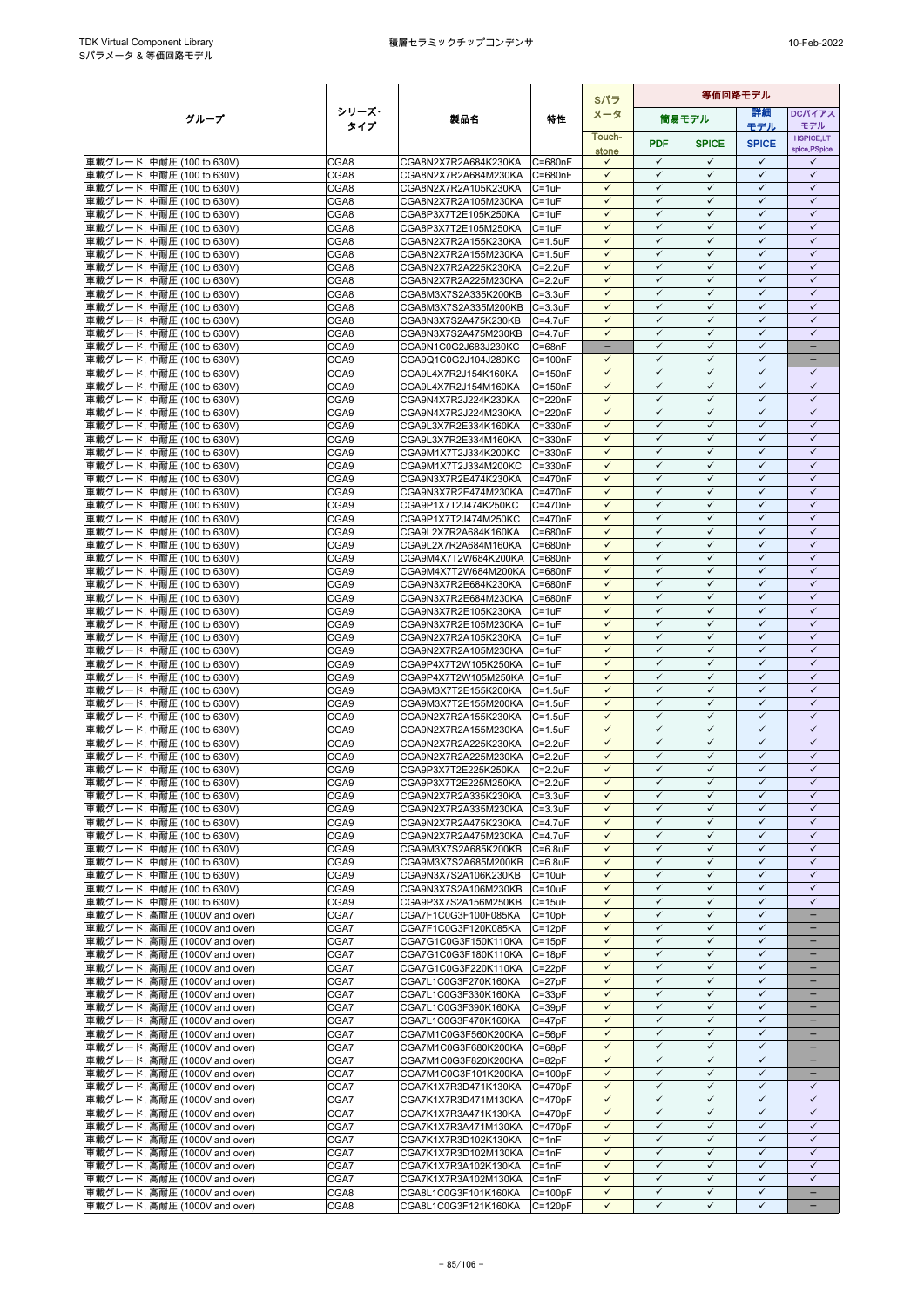| グループ | シリーズ・タイプ | 製品名 | 特性 | Sパラメータ | 等価回路モデル | | | |
|---|---|---|---|---|---|---|---|---|
| | | | | | 簡易モデル | | 詳細モデル | DCバイアスモデル |
| | | | | Touch-stone | PDF | SPICE | SPICE | HSPICE,LTspice,PSpice |
| 車載グレード, 中耐圧 (100 to 630V) | CGA8 | CGA8N2X7R2A684K230KA | C=680nF | ✓ | ✓ | ✓ | ✓ | ✓ |
| 車載グレード, 中耐圧 (100 to 630V) | CGA8 | CGA8N2X7R2A684M230KA | C=680nF | ✓ | ✓ | ✓ | ✓ | ✓ |
| 車載グレード, 中耐圧 (100 to 630V) | CGA8 | CGA8N2X7R2A105K230KA | C=1uF | ✓ | ✓ | ✓ | ✓ | ✓ |
| 車載グレード, 中耐圧 (100 to 630V) | CGA8 | CGA8N2X7R2A105M230KA | C=1uF | ✓ | ✓ | ✓ | ✓ | ✓ |
| 車載グレード, 中耐圧 (100 to 630V) | CGA8 | CGA8P3X7T2E105K250KA | C=1uF | ✓ | ✓ | ✓ | ✓ | ✓ |
| 車載グレード, 中耐圧 (100 to 630V) | CGA8 | CGA8P3X7T2E105M250KA | C=1uF | ✓ | ✓ | ✓ | ✓ | ✓ |
| 車載グレード, 中耐圧 (100 to 630V) | CGA8 | CGA8N2X7R2A155K230KA | C=1.5uF | ✓ | ✓ | ✓ | ✓ | ✓ |
| 車載グレード, 中耐圧 (100 to 630V) | CGA8 | CGA8N2X7R2A155M230KA | C=1.5uF | ✓ | ✓ | ✓ | ✓ | ✓ |
| 車載グレード, 中耐圧 (100 to 630V) | CGA8 | CGA8N2X7R2A225K230KA | C=2.2uF | ✓ | ✓ | ✓ | ✓ | ✓ |
| 車載グレード, 中耐圧 (100 to 630V) | CGA8 | CGA8N2X7R2A225M230KA | C=2.2uF | ✓ | ✓ | ✓ | ✓ | ✓ |
| 車載グレード, 中耐圧 (100 to 630V) | CGA8 | CGA8M3X7S2A335K200KB | C=3.3uF | ✓ | ✓ | ✓ | ✓ | ✓ |
| 車載グレード, 中耐圧 (100 to 630V) | CGA8 | CGA8M3X7S2A335M200KB | C=3.3uF | ✓ | ✓ | ✓ | ✓ | ✓ |
| 車載グレード, 中耐圧 (100 to 630V) | CGA8 | CGA8N3X7S2A475K230KB | C=4.7uF | ✓ | ✓ | ✓ | ✓ | ✓ |
| 車載グレード, 中耐圧 (100 to 630V) | CGA8 | CGA8N3X7S2A475M230KB | C=4.7uF | ✓ | ✓ | ✓ | ✓ | ✓ |
| 車載グレード, 中耐圧 (100 to 630V) | CGA9 | CGA9N1C0G2J683J230KC | C=68nF | – | ✓ | ✓ | ✓ | – |
| 車載グレード, 中耐圧 (100 to 630V) | CGA9 | CGA9Q1C0G2J104J280KC | C=100nF | ✓ | ✓ | ✓ | ✓ | – |
| 車載グレード, 中耐圧 (100 to 630V) | CGA9 | CGA9L4X7R2J154K160KA | C=150nF | ✓ | ✓ | ✓ | ✓ | ✓ |
| 車載グレード, 中耐圧 (100 to 630V) | CGA9 | CGA9L4X7R2J154M160KA | C=150nF | ✓ | ✓ | ✓ | ✓ | ✓ |
| 車載グレード, 中耐圧 (100 to 630V) | CGA9 | CGA9N4X7R2J224K230KA | C=220nF | ✓ | ✓ | ✓ | ✓ | ✓ |
| 車載グレード, 中耐圧 (100 to 630V) | CGA9 | CGA9N4X7R2J224M230KA | C=220nF | ✓ | ✓ | ✓ | ✓ | ✓ |
| 車載グレード, 中耐圧 (100 to 630V) | CGA9 | CGA9L3X7R2E334K160KA | C=330nF | ✓ | ✓ | ✓ | ✓ | ✓ |
| 車載グレード, 中耐圧 (100 to 630V) | CGA9 | CGA9L3X7R2E334M160KA | C=330nF | ✓ | ✓ | ✓ | ✓ | ✓ |
| 車載グレード, 中耐圧 (100 to 630V) | CGA9 | CGA9M1X7T2J334K200KC | C=330nF | ✓ | ✓ | ✓ | ✓ | ✓ |
| 車載グレード, 中耐圧 (100 to 630V) | CGA9 | CGA9M1X7T2J334M200KC | C=330nF | ✓ | ✓ | ✓ | ✓ | ✓ |
| 車載グレード, 中耐圧 (100 to 630V) | CGA9 | CGA9N3X7R2E474K230KA | C=470nF | ✓ | ✓ | ✓ | ✓ | ✓ |
| 車載グレード, 中耐圧 (100 to 630V) | CGA9 | CGA9N3X7R2E474M230KA | C=470nF | ✓ | ✓ | ✓ | ✓ | ✓ |
| 車載グレード, 中耐圧 (100 to 630V) | CGA9 | CGA9P1X7T2J474K250KC | C=470nF | ✓ | ✓ | ✓ | ✓ | ✓ |
| 車載グレード, 中耐圧 (100 to 630V) | CGA9 | CGA9P1X7T2J474M250KC | C=470nF | ✓ | ✓ | ✓ | ✓ | ✓ |
| 車載グレード, 中耐圧 (100 to 630V) | CGA9 | CGA9L2X7R2A684K160KA | C=680nF | ✓ | ✓ | ✓ | ✓ | ✓ |
| 車載グレード, 中耐圧 (100 to 630V) | CGA9 | CGA9L2X7R2A684M160KA | C=680nF | ✓ | ✓ | ✓ | ✓ | ✓ |
| 車載グレード, 中耐圧 (100 to 630V) | CGA9 | CGA9M4X7T2W684K200KA | C=680nF | ✓ | ✓ | ✓ | ✓ | ✓ |
| 車載グレード, 中耐圧 (100 to 630V) | CGA9 | CGA9M4X7T2W684M200KA | C=680nF | ✓ | ✓ | ✓ | ✓ | ✓ |
| 車載グレード, 中耐圧 (100 to 630V) | CGA9 | CGA9N3X7R2E684K230KA | C=680nF | ✓ | ✓ | ✓ | ✓ | ✓ |
| 車載グレード, 中耐圧 (100 to 630V) | CGA9 | CGA9N3X7R2E684M230KA | C=680nF | ✓ | ✓ | ✓ | ✓ | ✓ |
| 車載グレード, 中耐圧 (100 to 630V) | CGA9 | CGA9N3X7R2E105K230KA | C=1uF | ✓ | ✓ | ✓ | ✓ | ✓ |
| 車載グレード, 中耐圧 (100 to 630V) | CGA9 | CGA9N3X7R2E105M230KA | C=1uF | ✓ | ✓ | ✓ | ✓ | ✓ |
| 車載グレード, 中耐圧 (100 to 630V) | CGA9 | CGA9N2X7R2A105K230KA | C=1uF | ✓ | ✓ | ✓ | ✓ | ✓ |
| 車載グレード, 中耐圧 (100 to 630V) | CGA9 | CGA9N2X7R2A105M230KA | C=1uF | ✓ | ✓ | ✓ | ✓ | ✓ |
| 車載グレード, 中耐圧 (100 to 630V) | CGA9 | CGA9P4X7T2W105K250KA | C=1uF | ✓ | ✓ | ✓ | ✓ | ✓ |
| 車載グレード, 中耐圧 (100 to 630V) | CGA9 | CGA9P4X7T2W105M250KA | C=1uF | ✓ | ✓ | ✓ | ✓ | ✓ |
| 車載グレード, 中耐圧 (100 to 630V) | CGA9 | CGA9M3X7T2E155K200KA | C=1.5uF | ✓ | ✓ | ✓ | ✓ | ✓ |
| 車載グレード, 中耐圧 (100 to 630V) | CGA9 | CGA9M3X7T2E155M200KA | C=1.5uF | ✓ | ✓ | ✓ | ✓ | ✓ |
| 車載グレード, 中耐圧 (100 to 630V) | CGA9 | CGA9N2X7R2A155K230KA | C=1.5uF | ✓ | ✓ | ✓ | ✓ | ✓ |
| 車載グレード, 中耐圧 (100 to 630V) | CGA9 | CGA9N2X7R2A155M230KA | C=1.5uF | ✓ | ✓ | ✓ | ✓ | ✓ |
| 車載グレード, 中耐圧 (100 to 630V) | CGA9 | CGA9N2X7R2A225K230KA | C=2.2uF | ✓ | ✓ | ✓ | ✓ | ✓ |
| 車載グレード, 中耐圧 (100 to 630V) | CGA9 | CGA9N2X7R2A225M230KA | C=2.2uF | ✓ | ✓ | ✓ | ✓ | ✓ |
| 車載グレード, 中耐圧 (100 to 630V) | CGA9 | CGA9P3X7T2E225K250KA | C=2.2uF | ✓ | ✓ | ✓ | ✓ | ✓ |
| 車載グレード, 中耐圧 (100 to 630V) | CGA9 | CGA9P3X7T2E225M250KA | C=2.2uF | ✓ | ✓ | ✓ | ✓ | ✓ |
| 車載グレード, 中耐圧 (100 to 630V) | CGA9 | CGA9N2X7R2A335K230KA | C=3.3uF | ✓ | ✓ | ✓ | ✓ | ✓ |
| 車載グレード, 中耐圧 (100 to 630V) | CGA9 | CGA9N2X7R2A335M230KA | C=3.3uF | ✓ | ✓ | ✓ | ✓ | ✓ |
| 車載グレード, 中耐圧 (100 to 630V) | CGA9 | CGA9N2X7R2A475K230KA | C=4.7uF | ✓ | ✓ | ✓ | ✓ | ✓ |
| 車載グレード, 中耐圧 (100 to 630V) | CGA9 | CGA9N2X7R2A475M230KA | C=4.7uF | ✓ | ✓ | ✓ | ✓ | ✓ |
| 車載グレード, 中耐圧 (100 to 630V) | CGA9 | CGA9M3X7S2A685K200KB | C=6.8uF | ✓ | ✓ | ✓ | ✓ | ✓ |
| 車載グレード, 中耐圧 (100 to 630V) | CGA9 | CGA9M3X7S2A685M200KB | C=6.8uF | ✓ | ✓ | ✓ | ✓ | ✓ |
| 車載グレード, 中耐圧 (100 to 630V) | CGA9 | CGA9N3X7S2A106K230KB | C=10uF | ✓ | ✓ | ✓ | ✓ | ✓ |
| 車載グレード, 中耐圧 (100 to 630V) | CGA9 | CGA9N3X7S2A106M230KB | C=10uF | ✓ | ✓ | ✓ | ✓ | ✓ |
| 車載グレード, 中耐圧 (100 to 630V) | CGA9 | CGA9P3X7S2A156M250KB | C=15uF | ✓ | ✓ | ✓ | ✓ | ✓ |
| 車載グレード, 高耐圧 (1000V and over) | CGA7 | CGA7F1C0G3F100F085KA | C=10pF | ✓ | ✓ | ✓ | ✓ | – |
| 車載グレード, 高耐圧 (1000V and over) | CGA7 | CGA7F1C0G3F120K085KA | C=12pF | ✓ | ✓ | ✓ | ✓ | – |
| 車載グレード, 高耐圧 (1000V and over) | CGA7 | CGA7G1C0G3F150K110KA | C=15pF | ✓ | ✓ | ✓ | ✓ | – |
| 車載グレード, 高耐圧 (1000V and over) | CGA7 | CGA7G1C0G3F180K110KA | C=18pF | ✓ | ✓ | ✓ | ✓ | – |
| 車載グレード, 高耐圧 (1000V and over) | CGA7 | CGA7G1C0G3F220K110KA | C=22pF | ✓ | ✓ | ✓ | ✓ | – |
| 車載グレード, 高耐圧 (1000V and over) | CGA7 | CGA7L1C0G3F270K160KA | C=27pF | ✓ | ✓ | ✓ | ✓ | – |
| 車載グレード, 高耐圧 (1000V and over) | CGA7 | CGA7L1C0G3F330K160KA | C=33pF | ✓ | ✓ | ✓ | ✓ | – |
| 車載グレード, 高耐圧 (1000V and over) | CGA7 | CGA7L1C0G3F390K160KA | C=39pF | ✓ | ✓ | ✓ | ✓ | – |
| 車載グレード, 高耐圧 (1000V and over) | CGA7 | CGA7L1C0G3F470K160KA | C=47pF | ✓ | ✓ | ✓ | ✓ | – |
| 車載グレード, 高耐圧 (1000V and over) | CGA7 | CGA7M1C0G3F560K200KA | C=56pF | ✓ | ✓ | ✓ | ✓ | – |
| 車載グレード, 高耐圧 (1000V and over) | CGA7 | CGA7M1C0G3F680K200KA | C=68pF | ✓ | ✓ | ✓ | ✓ | – |
| 車載グレード, 高耐圧 (1000V and over) | CGA7 | CGA7M1C0G3F820K200KA | C=82pF | ✓ | ✓ | ✓ | ✓ | – |
| 車載グレード, 高耐圧 (1000V and over) | CGA7 | CGA7M1C0G3F101K200KA | C=100pF | ✓ | ✓ | ✓ | ✓ | – |
| 車載グレード, 高耐圧 (1000V and over) | CGA7 | CGA7K1X7R3D471K130KA | C=470pF | ✓ | ✓ | ✓ | ✓ | ✓ |
| 車載グレード, 高耐圧 (1000V and over) | CGA7 | CGA7K1X7R3D471M130KA | C=470pF | ✓ | ✓ | ✓ | ✓ | ✓ |
| 車載グレード, 高耐圧 (1000V and over) | CGA7 | CGA7K1X7R3A471K130KA | C=470pF | ✓ | ✓ | ✓ | ✓ | ✓ |
| 車載グレード, 高耐圧 (1000V and over) | CGA7 | CGA7K1X7R3A471M130KA | C=470pF | ✓ | ✓ | ✓ | ✓ | ✓ |
| 車載グレード, 高耐圧 (1000V and over) | CGA7 | CGA7K1X7R3D102K130KA | C=1nF | ✓ | ✓ | ✓ | ✓ | ✓ |
| 車載グレード, 高耐圧 (1000V and over) | CGA7 | CGA7K1X7R3D102M130KA | C=1nF | ✓ | ✓ | ✓ | ✓ | ✓ |
| 車載グレード, 高耐圧 (1000V and over) | CGA7 | CGA7K1X7R3A102K130KA | C=1nF | ✓ | ✓ | ✓ | ✓ | ✓ |
| 車載グレード, 高耐圧 (1000V and over) | CGA7 | CGA7K1X7R3A102M130KA | C=1nF | ✓ | ✓ | ✓ | ✓ | ✓ |
| 車載グレード, 高耐圧 (1000V and over) | CGA8 | CGA8L1C0G3F101K160KA | C=100pF | ✓ | ✓ | ✓ | ✓ | – |
| 車載グレード, 高耐圧 (1000V and over) | CGA8 | CGA8L1C0G3F121K160KA | C=120pF | ✓ | ✓ | ✓ | ✓ | – |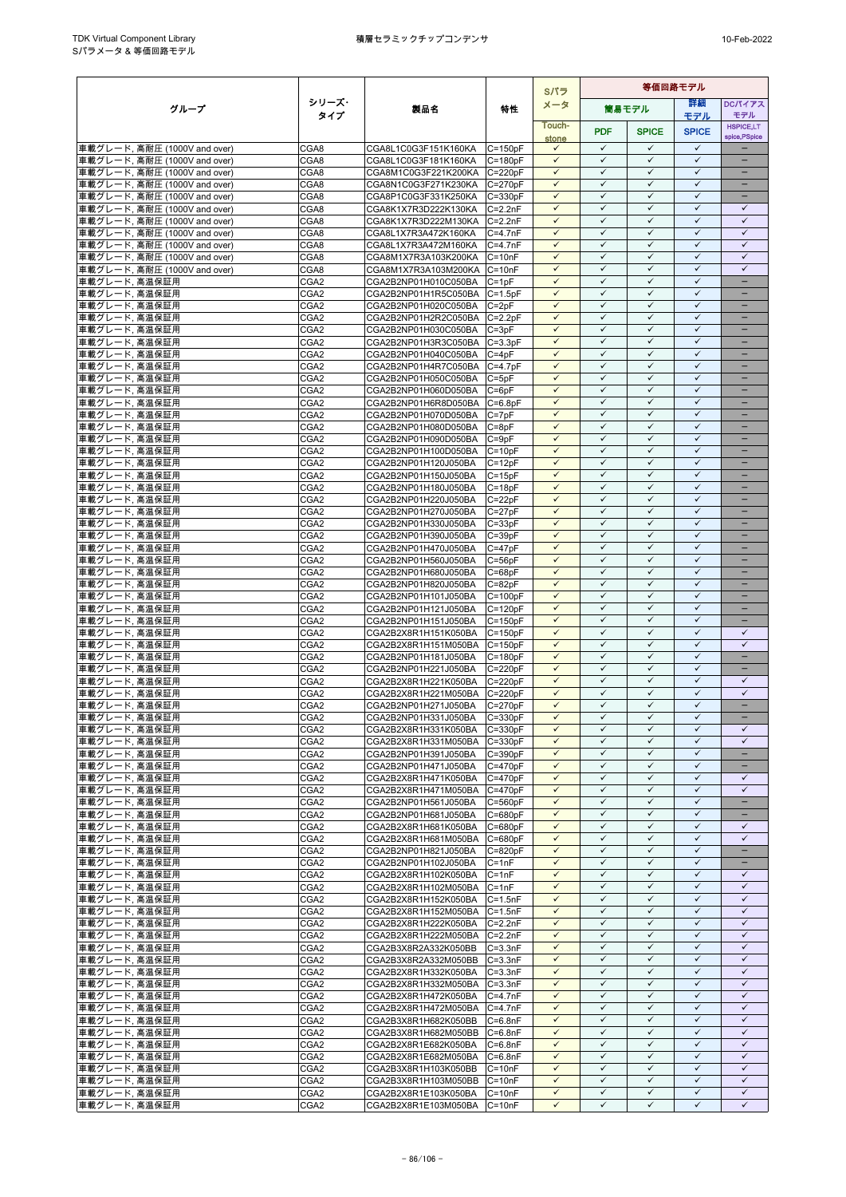| グループ | シリーズ・タイプ | 製品名 | 特性 | Sパラメータ | 等価回路モデル | | | |
|---|---|---|---|---|---|---|---|---|
| | | | | | 簡易モデル | | 詳細モデル | DCバイアスモデル |
| | | | | Touch-stone | PDF | SPICE | SPICE | HSPICE,LTspice,PSpice |
| 車載グレード, 高耐圧 (1000V and over) | CGA8 | CGA8L1C0G3F151K160KA | C=150pF | ✓ | ✓ | ✓ | ✓ | – |
| 車載グレード, 高耐圧 (1000V and over) | CGA8 | CGA8L1C0G3F181K160KA | C=180pF | ✓ | ✓ | ✓ | ✓ | – |
| 車載グレード, 高耐圧 (1000V and over) | CGA8 | CGA8M1C0G3F221K200KA | C=220pF | ✓ | ✓ | ✓ | ✓ | – |
| 車載グレード, 高耐圧 (1000V and over) | CGA8 | CGA8N1C0G3F271K230KA | C=270pF | ✓ | ✓ | ✓ | ✓ | – |
| 車載グレード, 高耐圧 (1000V and over) | CGA8 | CGA8P1C0G3F331K250KA | C=330pF | ✓ | ✓ | ✓ | ✓ | – |
| 車載グレード, 高耐圧 (1000V and over) | CGA8 | CGA8K1X7R3D222K130KA | C=2.2nF | ✓ | ✓ | ✓ | ✓ | ✓ |
| 車載グレード, 高耐圧 (1000V and over) | CGA8 | CGA8K1X7R3D222M130KA | C=2.2nF | ✓ | ✓ | ✓ | ✓ | ✓ |
| 車載グレード, 高耐圧 (1000V and over) | CGA8 | CGA8L1X7R3A472K160KA | C=4.7nF | ✓ | ✓ | ✓ | ✓ | ✓ |
| 車載グレード, 高耐圧 (1000V and over) | CGA8 | CGA8L1X7R3A472M160KA | C=4.7nF | ✓ | ✓ | ✓ | ✓ | ✓ |
| 車載グレード, 高耐圧 (1000V and over) | CGA8 | CGA8M1X7R3A103K200KA | C=10nF | ✓ | ✓ | ✓ | ✓ | ✓ |
| 車載グレード, 高耐圧 (1000V and over) | CGA8 | CGA8M1X7R3A103M200KA | C=10nF | ✓ | ✓ | ✓ | ✓ | ✓ |
| 車載グレード, 高温保証用 | CGA2 | CGA2B2NP01H010C050BA | C=1pF | ✓ | ✓ | ✓ | ✓ | – |
| 車載グレード, 高温保証用 | CGA2 | CGA2B2NP01H1R5C050BA | C=1.5pF | ✓ | ✓ | ✓ | ✓ | – |
| 車載グレード, 高温保証用 | CGA2 | CGA2B2NP01H020C050BA | C=2pF | ✓ | ✓ | ✓ | ✓ | – |
| 車載グレード, 高温保証用 | CGA2 | CGA2B2NP01H2R2C050BA | C=2.2pF | ✓ | ✓ | ✓ | ✓ | – |
| 車載グレード, 高温保証用 | CGA2 | CGA2B2NP01H030C050BA | C=3pF | ✓ | ✓ | ✓ | ✓ | – |
| 車載グレード, 高温保証用 | CGA2 | CGA2B2NP01H3R3C050BA | C=3.3pF | ✓ | ✓ | ✓ | ✓ | – |
| 車載グレード, 高温保証用 | CGA2 | CGA2B2NP01H040C050BA | C=4pF | ✓ | ✓ | ✓ | ✓ | – |
| 車載グレード, 高温保証用 | CGA2 | CGA2B2NP01H4R7C050BA | C=4.7pF | ✓ | ✓ | ✓ | ✓ | – |
| 車載グレード, 高温保証用 | CGA2 | CGA2B2NP01H050C050BA | C=5pF | ✓ | ✓ | ✓ | ✓ | – |
| 車載グレード, 高温保証用 | CGA2 | CGA2B2NP01H060D050BA | C=6pF | ✓ | ✓ | ✓ | ✓ | – |
| 車載グレード, 高温保証用 | CGA2 | CGA2B2NP01H6R8D050BA | C=6.8pF | ✓ | ✓ | ✓ | ✓ | – |
| 車載グレード, 高温保証用 | CGA2 | CGA2B2NP01H070D050BA | C=7pF | ✓ | ✓ | ✓ | ✓ | – |
| 車載グレード, 高温保証用 | CGA2 | CGA2B2NP01H080D050BA | C=8pF | ✓ | ✓ | ✓ | ✓ | – |
| 車載グレード, 高温保証用 | CGA2 | CGA2B2NP01H090D050BA | C=9pF | ✓ | ✓ | ✓ | ✓ | – |
| 車載グレード, 高温保証用 | CGA2 | CGA2B2NP01H100D050BA | C=10pF | ✓ | ✓ | ✓ | ✓ | – |
| 車載グレード, 高温保証用 | CGA2 | CGA2B2NP01H120J050BA | C=12pF | ✓ | ✓ | ✓ | ✓ | – |
| 車載グレード, 高温保証用 | CGA2 | CGA2B2NP01H150J050BA | C=15pF | ✓ | ✓ | ✓ | ✓ | – |
| 車載グレード, 高温保証用 | CGA2 | CGA2B2NP01H180J050BA | C=18pF | ✓ | ✓ | ✓ | ✓ | – |
| 車載グレード, 高温保証用 | CGA2 | CGA2B2NP01H220J050BA | C=22pF | ✓ | ✓ | ✓ | ✓ | – |
| 車載グレード, 高温保証用 | CGA2 | CGA2B2NP01H270J050BA | C=27pF | ✓ | ✓ | ✓ | ✓ | – |
| 車載グレード, 高温保証用 | CGA2 | CGA2B2NP01H330J050BA | C=33pF | ✓ | ✓ | ✓ | ✓ | – |
| 車載グレード, 高温保証用 | CGA2 | CGA2B2NP01H390J050BA | C=39pF | ✓ | ✓ | ✓ | ✓ | – |
| 車載グレード, 高温保証用 | CGA2 | CGA2B2NP01H470J050BA | C=47pF | ✓ | ✓ | ✓ | ✓ | – |
| 車載グレード, 高温保証用 | CGA2 | CGA2B2NP01H560J050BA | C=56pF | ✓ | ✓ | ✓ | ✓ | – |
| 車載グレード, 高温保証用 | CGA2 | CGA2B2NP01H680J050BA | C=68pF | ✓ | ✓ | ✓ | ✓ | – |
| 車載グレード, 高温保証用 | CGA2 | CGA2B2NP01H820J050BA | C=82pF | ✓ | ✓ | ✓ | ✓ | – |
| 車載グレード, 高温保証用 | CGA2 | CGA2B2NP01H101J050BA | C=100pF | ✓ | ✓ | ✓ | ✓ | – |
| 車載グレード, 高温保証用 | CGA2 | CGA2B2NP01H121J050BA | C=120pF | ✓ | ✓ | ✓ | ✓ | – |
| 車載グレード, 高温保証用 | CGA2 | CGA2B2NP01H151J050BA | C=150pF | ✓ | ✓ | ✓ | ✓ | – |
| 車載グレード, 高温保証用 | CGA2 | CGA2B2X8R1H151K050BA | C=150pF | ✓ | ✓ | ✓ | ✓ | ✓ |
| 車載グレード, 高温保証用 | CGA2 | CGA2B2X8R1H151M050BA | C=150pF | ✓ | ✓ | ✓ | ✓ | ✓ |
| 車載グレード, 高温保証用 | CGA2 | CGA2B2NP01H181J050BA | C=180pF | ✓ | ✓ | ✓ | ✓ | – |
| 車載グレード, 高温保証用 | CGA2 | CGA2B2NP01H221J050BA | C=220pF | ✓ | ✓ | ✓ | ✓ | – |
| 車載グレード, 高温保証用 | CGA2 | CGA2B2X8R1H221K050BA | C=220pF | ✓ | ✓ | ✓ | ✓ | ✓ |
| 車載グレード, 高温保証用 | CGA2 | CGA2B2X8R1H221M050BA | C=220pF | ✓ | ✓ | ✓ | ✓ | ✓ |
| 車載グレード, 高温保証用 | CGA2 | CGA2B2NP01H271J050BA | C=270pF | ✓ | ✓ | ✓ | ✓ | – |
| 車載グレード, 高温保証用 | CGA2 | CGA2B2NP01H331J050BA | C=330pF | ✓ | ✓ | ✓ | ✓ | – |
| 車載グレード, 高温保証用 | CGA2 | CGA2B2X8R1H331K050BA | C=330pF | ✓ | ✓ | ✓ | ✓ | ✓ |
| 車載グレード, 高温保証用 | CGA2 | CGA2B2X8R1H331M050BA | C=330pF | ✓ | ✓ | ✓ | ✓ | ✓ |
| 車載グレード, 高温保証用 | CGA2 | CGA2B2NP01H391J050BA | C=390pF | ✓ | ✓ | ✓ | ✓ | – |
| 車載グレード, 高温保証用 | CGA2 | CGA2B2NP01H471J050BA | C=470pF | ✓ | ✓ | ✓ | ✓ | – |
| 車載グレード, 高温保証用 | CGA2 | CGA2B2X8R1H471K050BA | C=470pF | ✓ | ✓ | ✓ | ✓ | ✓ |
| 車載グレード, 高温保証用 | CGA2 | CGA2B2X8R1H471M050BA | C=470pF | ✓ | ✓ | ✓ | ✓ | ✓ |
| 車載グレード, 高温保証用 | CGA2 | CGA2B2NP01H561J050BA | C=560pF | ✓ | ✓ | ✓ | ✓ | – |
| 車載グレード, 高温保証用 | CGA2 | CGA2B2NP01H681J050BA | C=680pF | ✓ | ✓ | ✓ | ✓ | – |
| 車載グレード, 高温保証用 | CGA2 | CGA2B2X8R1H681K050BA | C=680pF | ✓ | ✓ | ✓ | ✓ | ✓ |
| 車載グレード, 高温保証用 | CGA2 | CGA2B2X8R1H681M050BA | C=680pF | ✓ | ✓ | ✓ | ✓ | ✓ |
| 車載グレード, 高温保証用 | CGA2 | CGA2B2NP01H821J050BA | C=820pF | ✓ | ✓ | ✓ | ✓ | – |
| 車載グレード, 高温保証用 | CGA2 | CGA2B2NP01H102J050BA | C=1nF | ✓ | ✓ | ✓ | ✓ | – |
| 車載グレード, 高温保証用 | CGA2 | CGA2B2X8R1H102K050BA | C=1nF | ✓ | ✓ | ✓ | ✓ | ✓ |
| 車載グレード, 高温保証用 | CGA2 | CGA2B2X8R1H102M050BA | C=1nF | ✓ | ✓ | ✓ | ✓ | ✓ |
| 車載グレード, 高温保証用 | CGA2 | CGA2B2X8R1H152K050BA | C=1.5nF | ✓ | ✓ | ✓ | ✓ | ✓ |
| 車載グレード, 高温保証用 | CGA2 | CGA2B2X8R1H152M050BA | C=1.5nF | ✓ | ✓ | ✓ | ✓ | ✓ |
| 車載グレード, 高温保証用 | CGA2 | CGA2B2X8R1H222K050BA | C=2.2nF | ✓ | ✓ | ✓ | ✓ | ✓ |
| 車載グレード, 高温保証用 | CGA2 | CGA2B2X8R1H222M050BA | C=2.2nF | ✓ | ✓ | ✓ | ✓ | ✓ |
| 車載グレード, 高温保証用 | CGA2 | CGA2B3X8R2A332K050BB | C=3.3nF | ✓ | ✓ | ✓ | ✓ | ✓ |
| 車載グレード, 高温保証用 | CGA2 | CGA2B3X8R2A332M050BB | C=3.3nF | ✓ | ✓ | ✓ | ✓ | ✓ |
| 車載グレード, 高温保証用 | CGA2 | CGA2B2X8R1H332K050BA | C=3.3nF | ✓ | ✓ | ✓ | ✓ | ✓ |
| 車載グレード, 高温保証用 | CGA2 | CGA2B2X8R1H332M050BA | C=3.3nF | ✓ | ✓ | ✓ | ✓ | ✓ |
| 車載グレード, 高温保証用 | CGA2 | CGA2B2X8R1H472K050BA | C=4.7nF | ✓ | ✓ | ✓ | ✓ | ✓ |
| 車載グレード, 高温保証用 | CGA2 | CGA2B2X8R1H472M050BA | C=4.7nF | ✓ | ✓ | ✓ | ✓ | ✓ |
| 車載グレード, 高温保証用 | CGA2 | CGA2B3X8R1H682K050BB | C=6.8nF | ✓ | ✓ | ✓ | ✓ | ✓ |
| 車載グレード, 高温保証用 | CGA2 | CGA2B3X8R1H682M050BB | C=6.8nF | ✓ | ✓ | ✓ | ✓ | ✓ |
| 車載グレード, 高温保証用 | CGA2 | CGA2B2X8R1E682K050BA | C=6.8nF | ✓ | ✓ | ✓ | ✓ | ✓ |
| 車載グレード, 高温保証用 | CGA2 | CGA2B2X8R1E682M050BA | C=6.8nF | ✓ | ✓ | ✓ | ✓ | ✓ |
| 車載グレード, 高温保証用 | CGA2 | CGA2B3X8R1H103K050BB | C=10nF | ✓ | ✓ | ✓ | ✓ | ✓ |
| 車載グレード, 高温保証用 | CGA2 | CGA2B3X8R1H103M050BB | C=10nF | ✓ | ✓ | ✓ | ✓ | ✓ |
| 車載グレード, 高温保証用 | CGA2 | CGA2B2X8R1E103K050BA | C=10nF | ✓ | ✓ | ✓ | ✓ | ✓ |
| 車載グレード, 高温保証用 | CGA2 | CGA2B2X8R1E103M050BA | C=10nF | ✓ | ✓ | ✓ | ✓ | ✓ |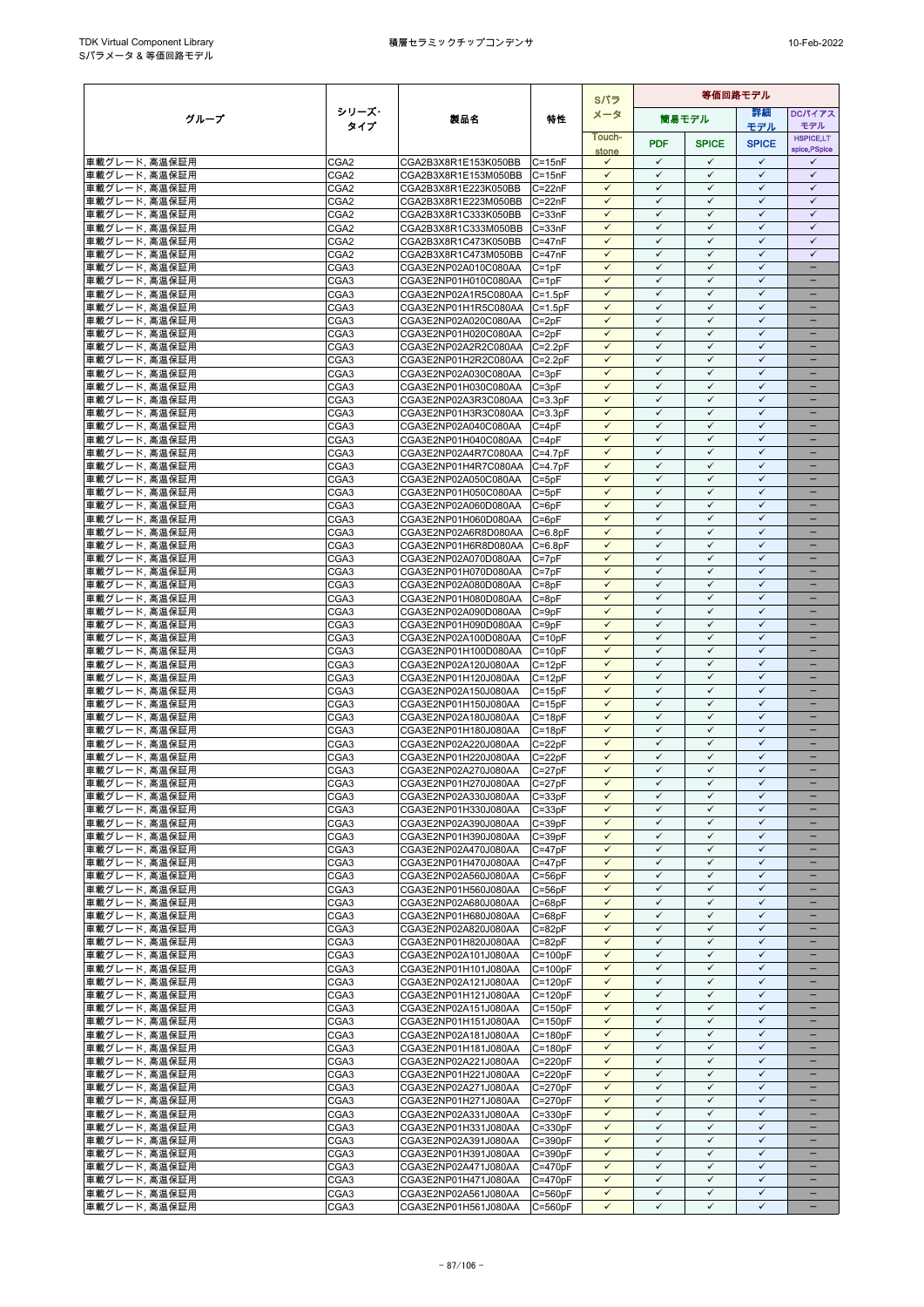| グループ | シリーズ・タイプ | 製品名 | 特性 | Sパラメータ | 等価回路モデル | | | |
|---|---|---|---|---|---|---|---|---|
| | | | | | 簡易モデル | | 詳細モデル | DCバイアスモデル |
| | | | | Touch-stone | PDF | SPICE | SPICE | HSPICE,LTspice,PSpice |
| 車載グレード, 高温保証用 | CGA2 | CGA2B3X8R1E153K050BB | C=15nF | ✓ | ✓ | ✓ | ✓ | ✓ |
| 車載グレード, 高温保証用 | CGA2 | CGA2B3X8R1E153M050BB | C=15nF | ✓ | ✓ | ✓ | ✓ | ✓ |
| 車載グレード, 高温保証用 | CGA2 | CGA2B3X8R1E223K050BB | C=22nF | ✓ | ✓ | ✓ | ✓ | ✓ |
| 車載グレード, 高温保証用 | CGA2 | CGA2B3X8R1E223M050BB | C=22nF | ✓ | ✓ | ✓ | ✓ | ✓ |
| 車載グレード, 高温保証用 | CGA2 | CGA2B3X8R1C333K050BB | C=33nF | ✓ | ✓ | ✓ | ✓ | ✓ |
| 車載グレード, 高温保証用 | CGA2 | CGA2B3X8R1C333M050BB | C=33nF | ✓ | ✓ | ✓ | ✓ | ✓ |
| 車載グレード, 高温保証用 | CGA2 | CGA2B3X8R1C473K050BB | C=47nF | ✓ | ✓ | ✓ | ✓ | ✓ |
| 車載グレード, 高温保証用 | CGA2 | CGA2B3X8R1C473M050BB | C=47nF | ✓ | ✓ | ✓ | ✓ | ✓ |
| 車載グレード, 高温保証用 | CGA3 | CGA3E2NP02A010C080AA | C=1pF | ✓ | ✓ | ✓ | ✓ | － |
| 車載グレード, 高温保証用 | CGA3 | CGA3E2NP01H010C080AA | C=1pF | ✓ | ✓ | ✓ | ✓ | － |
| 車載グレード, 高温保証用 | CGA3 | CGA3E2NP02A1R5C080AA | C=1.5pF | ✓ | ✓ | ✓ | ✓ | － |
| 車載グレード, 高温保証用 | CGA3 | CGA3E2NP01H1R5C080AA | C=1.5pF | ✓ | ✓ | ✓ | ✓ | － |
| 車載グレード, 高温保証用 | CGA3 | CGA3E2NP02A020C080AA | C=2pF | ✓ | ✓ | ✓ | ✓ | － |
| 車載グレード, 高温保証用 | CGA3 | CGA3E2NP01H020C080AA | C=2pF | ✓ | ✓ | ✓ | ✓ | － |
| 車載グレード, 高温保証用 | CGA3 | CGA3E2NP02A2R2C080AA | C=2.2pF | ✓ | ✓ | ✓ | ✓ | － |
| 車載グレード, 高温保証用 | CGA3 | CGA3E2NP01H2R2C080AA | C=2.2pF | ✓ | ✓ | ✓ | ✓ | － |
| 車載グレード, 高温保証用 | CGA3 | CGA3E2NP02A030C080AA | C=3pF | ✓ | ✓ | ✓ | ✓ | － |
| 車載グレード, 高温保証用 | CGA3 | CGA3E2NP01H030C080AA | C=3pF | ✓ | ✓ | ✓ | ✓ | － |
| 車載グレード, 高温保証用 | CGA3 | CGA3E2NP02A3R3C080AA | C=3.3pF | ✓ | ✓ | ✓ | ✓ | － |
| 車載グレード, 高温保証用 | CGA3 | CGA3E2NP01H3R3C080AA | C=3.3pF | ✓ | ✓ | ✓ | ✓ | － |
| 車載グレード, 高温保証用 | CGA3 | CGA3E2NP02A040C080AA | C=4pF | ✓ | ✓ | ✓ | ✓ | － |
| 車載グレード, 高温保証用 | CGA3 | CGA3E2NP01H040C080AA | C=4pF | ✓ | ✓ | ✓ | ✓ | － |
| 車載グレード, 高温保証用 | CGA3 | CGA3E2NP02A4R7C080AA | C=4.7pF | ✓ | ✓ | ✓ | ✓ | － |
| 車載グレード, 高温保証用 | CGA3 | CGA3E2NP01H4R7C080AA | C=4.7pF | ✓ | ✓ | ✓ | ✓ | － |
| 車載グレード, 高温保証用 | CGA3 | CGA3E2NP02A050C080AA | C=5pF | ✓ | ✓ | ✓ | ✓ | － |
| 車載グレード, 高温保証用 | CGA3 | CGA3E2NP01H050C080AA | C=5pF | ✓ | ✓ | ✓ | ✓ | － |
| 車載グレード, 高温保証用 | CGA3 | CGA3E2NP02A060D080AA | C=6pF | ✓ | ✓ | ✓ | ✓ | － |
| 車載グレード, 高温保証用 | CGA3 | CGA3E2NP01H060D080AA | C=6pF | ✓ | ✓ | ✓ | ✓ | － |
| 車載グレード, 高温保証用 | CGA3 | CGA3E2NP02A6R8D080AA | C=6.8pF | ✓ | ✓ | ✓ | ✓ | － |
| 車載グレード, 高温保証用 | CGA3 | CGA3E2NP01H6R8D080AA | C=6.8pF | ✓ | ✓ | ✓ | ✓ | － |
| 車載グレード, 高温保証用 | CGA3 | CGA3E2NP02A070D080AA | C=7pF | ✓ | ✓ | ✓ | ✓ | － |
| 車載グレード, 高温保証用 | CGA3 | CGA3E2NP01H070D080AA | C=7pF | ✓ | ✓ | ✓ | ✓ | － |
| 車載グレード, 高温保証用 | CGA3 | CGA3E2NP02A080D080AA | C=8pF | ✓ | ✓ | ✓ | ✓ | － |
| 車載グレード, 高温保証用 | CGA3 | CGA3E2NP01H080D080AA | C=8pF | ✓ | ✓ | ✓ | ✓ | － |
| 車載グレード, 高温保証用 | CGA3 | CGA3E2NP02A090D080AA | C=9pF | ✓ | ✓ | ✓ | ✓ | － |
| 車載グレード, 高温保証用 | CGA3 | CGA3E2NP01H090D080AA | C=9pF | ✓ | ✓ | ✓ | ✓ | － |
| 車載グレード, 高温保証用 | CGA3 | CGA3E2NP02A100D080AA | C=10pF | ✓ | ✓ | ✓ | ✓ | － |
| 車載グレード, 高温保証用 | CGA3 | CGA3E2NP01H100D080AA | C=10pF | ✓ | ✓ | ✓ | ✓ | － |
| 車載グレード, 高温保証用 | CGA3 | CGA3E2NP02A120J080AA | C=12pF | ✓ | ✓ | ✓ | ✓ | － |
| 車載グレード, 高温保証用 | CGA3 | CGA3E2NP01H120J080AA | C=12pF | ✓ | ✓ | ✓ | ✓ | － |
| 車載グレード, 高温保証用 | CGA3 | CGA3E2NP02A150J080AA | C=15pF | ✓ | ✓ | ✓ | ✓ | － |
| 車載グレード, 高温保証用 | CGA3 | CGA3E2NP01H150J080AA | C=15pF | ✓ | ✓ | ✓ | ✓ | － |
| 車載グレード, 高温保証用 | CGA3 | CGA3E2NP02A180J080AA | C=18pF | ✓ | ✓ | ✓ | ✓ | － |
| 車載グレード, 高温保証用 | CGA3 | CGA3E2NP01H180J080AA | C=18pF | ✓ | ✓ | ✓ | ✓ | － |
| 車載グレード, 高温保証用 | CGA3 | CGA3E2NP02A220J080AA | C=22pF | ✓ | ✓ | ✓ | ✓ | － |
| 車載グレード, 高温保証用 | CGA3 | CGA3E2NP01H220J080AA | C=22pF | ✓ | ✓ | ✓ | ✓ | － |
| 車載グレード, 高温保証用 | CGA3 | CGA3E2NP02A270J080AA | C=27pF | ✓ | ✓ | ✓ | ✓ | － |
| 車載グレード, 高温保証用 | CGA3 | CGA3E2NP01H270J080AA | C=27pF | ✓ | ✓ | ✓ | ✓ | － |
| 車載グレード, 高温保証用 | CGA3 | CGA3E2NP02A330J080AA | C=33pF | ✓ | ✓ | ✓ | ✓ | － |
| 車載グレード, 高温保証用 | CGA3 | CGA3E2NP01H330J080AA | C=33pF | ✓ | ✓ | ✓ | ✓ | － |
| 車載グレード, 高温保証用 | CGA3 | CGA3E2NP02A390J080AA | C=39pF | ✓ | ✓ | ✓ | ✓ | － |
| 車載グレード, 高温保証用 | CGA3 | CGA3E2NP01H390J080AA | C=39pF | ✓ | ✓ | ✓ | ✓ | － |
| 車載グレード, 高温保証用 | CGA3 | CGA3E2NP02A470J080AA | C=47pF | ✓ | ✓ | ✓ | ✓ | － |
| 車載グレード, 高温保証用 | CGA3 | CGA3E2NP01H470J080AA | C=47pF | ✓ | ✓ | ✓ | ✓ | － |
| 車載グレード, 高温保証用 | CGA3 | CGA3E2NP02A560J080AA | C=56pF | ✓ | ✓ | ✓ | ✓ | － |
| 車載グレード, 高温保証用 | CGA3 | CGA3E2NP01H560J080AA | C=56pF | ✓ | ✓ | ✓ | ✓ | － |
| 車載グレード, 高温保証用 | CGA3 | CGA3E2NP02A680J080AA | C=68pF | ✓ | ✓ | ✓ | ✓ | － |
| 車載グレード, 高温保証用 | CGA3 | CGA3E2NP01H680J080AA | C=68pF | ✓ | ✓ | ✓ | ✓ | － |
| 車載グレード, 高温保証用 | CGA3 | CGA3E2NP02A820J080AA | C=82pF | ✓ | ✓ | ✓ | ✓ | － |
| 車載グレード, 高温保証用 | CGA3 | CGA3E2NP01H820J080AA | C=82pF | ✓ | ✓ | ✓ | ✓ | － |
| 車載グレード, 高温保証用 | CGA3 | CGA3E2NP02A101J080AA | C=100pF | ✓ | ✓ | ✓ | ✓ | － |
| 車載グレード, 高温保証用 | CGA3 | CGA3E2NP01H101J080AA | C=100pF | ✓ | ✓ | ✓ | ✓ | － |
| 車載グレード, 高温保証用 | CGA3 | CGA3E2NP02A121J080AA | C=120pF | ✓ | ✓ | ✓ | ✓ | － |
| 車載グレード, 高温保証用 | CGA3 | CGA3E2NP01H121J080AA | C=120pF | ✓ | ✓ | ✓ | ✓ | － |
| 車載グレード, 高温保証用 | CGA3 | CGA3E2NP02A151J080AA | C=150pF | ✓ | ✓ | ✓ | ✓ | － |
| 車載グレード, 高温保証用 | CGA3 | CGA3E2NP01H151J080AA | C=150pF | ✓ | ✓ | ✓ | ✓ | － |
| 車載グレード, 高温保証用 | CGA3 | CGA3E2NP02A181J080AA | C=180pF | ✓ | ✓ | ✓ | ✓ | － |
| 車載グレード, 高温保証用 | CGA3 | CGA3E2NP01H181J080AA | C=180pF | ✓ | ✓ | ✓ | ✓ | － |
| 車載グレード, 高温保証用 | CGA3 | CGA3E2NP02A221J080AA | C=220pF | ✓ | ✓ | ✓ | ✓ | － |
| 車載グレード, 高温保証用 | CGA3 | CGA3E2NP01H221J080AA | C=220pF | ✓ | ✓ | ✓ | ✓ | － |
| 車載グレード, 高温保証用 | CGA3 | CGA3E2NP02A271J080AA | C=270pF | ✓ | ✓ | ✓ | ✓ | － |
| 車載グレード, 高温保証用 | CGA3 | CGA3E2NP01H271J080AA | C=270pF | ✓ | ✓ | ✓ | ✓ | － |
| 車載グレード, 高温保証用 | CGA3 | CGA3E2NP02A331J080AA | C=330pF | ✓ | ✓ | ✓ | ✓ | － |
| 車載グレード, 高温保証用 | CGA3 | CGA3E2NP01H331J080AA | C=330pF | ✓ | ✓ | ✓ | ✓ | － |
| 車載グレード, 高温保証用 | CGA3 | CGA3E2NP02A391J080AA | C=390pF | ✓ | ✓ | ✓ | ✓ | － |
| 車載グレード, 高温保証用 | CGA3 | CGA3E2NP01H391J080AA | C=390pF | ✓ | ✓ | ✓ | ✓ | － |
| 車載グレード, 高温保証用 | CGA3 | CGA3E2NP02A471J080AA | C=470pF | ✓ | ✓ | ✓ | ✓ | － |
| 車載グレード, 高温保証用 | CGA3 | CGA3E2NP01H471J080AA | C=470pF | ✓ | ✓ | ✓ | ✓ | － |
| 車載グレード, 高温保証用 | CGA3 | CGA3E2NP02A561J080AA | C=560pF | ✓ | ✓ | ✓ | ✓ | － |
| 車載グレード, 高温保証用 | CGA3 | CGA3E2NP01H561J080AA | C=560pF | ✓ | ✓ | ✓ | ✓ | － |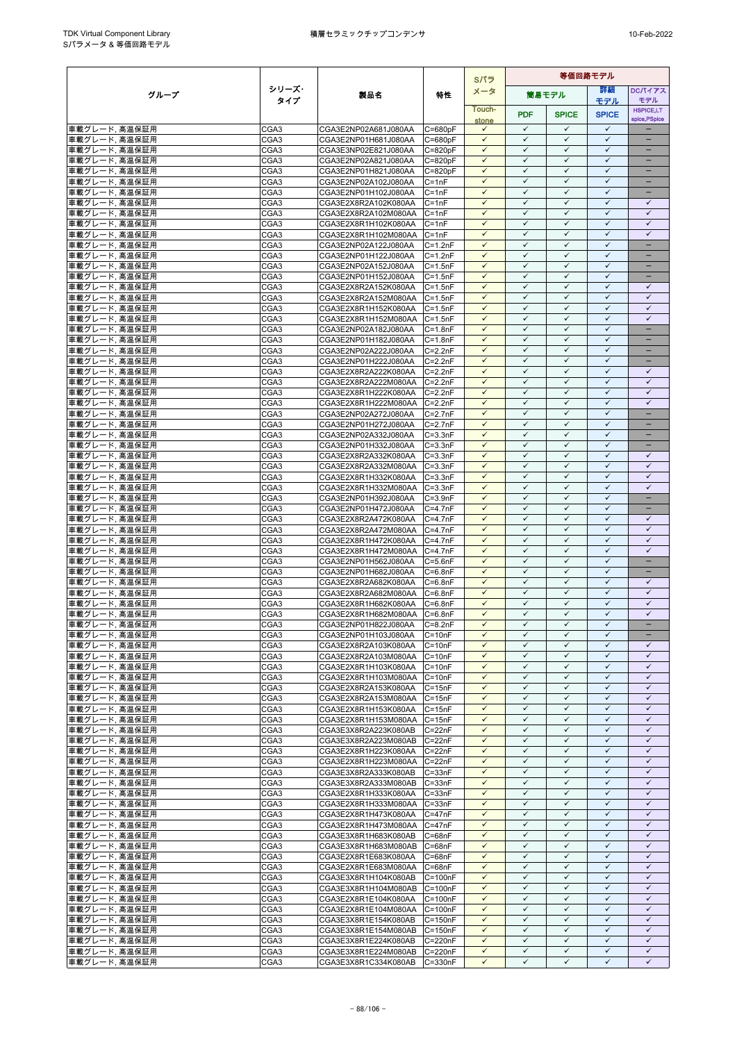| グループ | シリーズ･タイプ | 製品名 | 特性 | Sパラメータ | 等価回路モデル | | | |
|---|---|---|---|---|---|---|---|---|
| | | | | | 簡易モデル | | 詳細モデル | DCバイアスモデル |
| | | | | Touch-stone | PDF | SPICE | SPICE | HSPICE,LTspice,PSpice |
| 車載グレード, 高温保証用 | CGA3 | CGA3E2NP02A681J080AA | C=680pF | ✓ | ✓ | ✓ | ✓ | – |
| 車載グレード, 高温保証用 | CGA3 | CGA3E2NP01H681J080AA | C=680pF | ✓ | ✓ | ✓ | ✓ | – |
| 車載グレード, 高温保証用 | CGA3 | CGA3E3NP02E821J080AA | C=820pF | ✓ | ✓ | ✓ | ✓ | – |
| 車載グレード, 高温保証用 | CGA3 | CGA3E2NP02A821J080AA | C=820pF | ✓ | ✓ | ✓ | ✓ | – |
| 車載グレード, 高温保証用 | CGA3 | CGA3E2NP01H821J080AA | C=820pF | ✓ | ✓ | ✓ | ✓ | – |
| 車載グレード, 高温保証用 | CGA3 | CGA3E2NP02A102J080AA | C=1nF | ✓ | ✓ | ✓ | ✓ | – |
| 車載グレード, 高温保証用 | CGA3 | CGA3E2NP01H102J080AA | C=1nF | ✓ | ✓ | ✓ | ✓ | – |
| 車載グレード, 高温保証用 | CGA3 | CGA3E2X8R2A102K080AA | C=1nF | ✓ | ✓ | ✓ | ✓ | ✓ |
| 車載グレード, 高温保証用 | CGA3 | CGA3E2X8R2A102M080AA | C=1nF | ✓ | ✓ | ✓ | ✓ | ✓ |
| 車載グレード, 高温保証用 | CGA3 | CGA3E2X8R1H102K080AA | C=1nF | ✓ | ✓ | ✓ | ✓ | ✓ |
| 車載グレード, 高温保証用 | CGA3 | CGA3E2X8R1H102M080AA | C=1nF | ✓ | ✓ | ✓ | ✓ | ✓ |
| 車載グレード, 高温保証用 | CGA3 | CGA3E2NP02A122J080AA | C=1.2nF | ✓ | ✓ | ✓ | ✓ | – |
| 車載グレード, 高温保証用 | CGA3 | CGA3E2NP01H122J080AA | C=1.2nF | ✓ | ✓ | ✓ | ✓ | – |
| 車載グレード, 高温保証用 | CGA3 | CGA3E2NP02A152J080AA | C=1.5nF | ✓ | ✓ | ✓ | ✓ | – |
| 車載グレード, 高温保証用 | CGA3 | CGA3E2NP01H152J080AA | C=1.5nF | ✓ | ✓ | ✓ | ✓ | – |
| 車載グレード, 高温保証用 | CGA3 | CGA3E2X8R2A152K080AA | C=1.5nF | ✓ | ✓ | ✓ | ✓ | ✓ |
| 車載グレード, 高温保証用 | CGA3 | CGA3E2X8R2A152M080AA | C=1.5nF | ✓ | ✓ | ✓ | ✓ | ✓ |
| 車載グレード, 高温保証用 | CGA3 | CGA3E2X8R1H152K080AA | C=1.5nF | ✓ | ✓ | ✓ | ✓ | ✓ |
| 車載グレード, 高温保証用 | CGA3 | CGA3E2X8R1H152M080AA | C=1.5nF | ✓ | ✓ | ✓ | ✓ | ✓ |
| 車載グレード, 高温保証用 | CGA3 | CGA3E2NP02A182J080AA | C=1.8nF | ✓ | ✓ | ✓ | ✓ | – |
| 車載グレード, 高温保証用 | CGA3 | CGA3E2NP01H182J080AA | C=1.8nF | ✓ | ✓ | ✓ | ✓ | – |
| 車載グレード, 高温保証用 | CGA3 | CGA3E2NP02A222J080AA | C=2.2nF | ✓ | ✓ | ✓ | ✓ | – |
| 車載グレード, 高温保証用 | CGA3 | CGA3E2NP01H222J080AA | C=2.2nF | ✓ | ✓ | ✓ | ✓ | – |
| 車載グレード, 高温保証用 | CGA3 | CGA3E2X8R2A222K080AA | C=2.2nF | ✓ | ✓ | ✓ | ✓ | ✓ |
| 車載グレード, 高温保証用 | CGA3 | CGA3E2X8R2A222M080AA | C=2.2nF | ✓ | ✓ | ✓ | ✓ | ✓ |
| 車載グレード, 高温保証用 | CGA3 | CGA3E2X8R1H222K080AA | C=2.2nF | ✓ | ✓ | ✓ | ✓ | ✓ |
| 車載グレード, 高温保証用 | CGA3 | CGA3E2X8R1H222M080AA | C=2.2nF | ✓ | ✓ | ✓ | ✓ | ✓ |
| 車載グレード, 高温保証用 | CGA3 | CGA3E2NP02A272J080AA | C=2.7nF | ✓ | ✓ | ✓ | ✓ | – |
| 車載グレード, 高温保証用 | CGA3 | CGA3E2NP01H272J080AA | C=2.7nF | ✓ | ✓ | ✓ | ✓ | – |
| 車載グレード, 高温保証用 | CGA3 | CGA3E2NP02A332J080AA | C=3.3nF | ✓ | ✓ | ✓ | ✓ | – |
| 車載グレード, 高温保証用 | CGA3 | CGA3E2NP01H332J080AA | C=3.3nF | ✓ | ✓ | ✓ | ✓ | – |
| 車載グレード, 高温保証用 | CGA3 | CGA3E2X8R2A332K080AA | C=3.3nF | ✓ | ✓ | ✓ | ✓ | ✓ |
| 車載グレード, 高温保証用 | CGA3 | CGA3E2X8R2A332M080AA | C=3.3nF | ✓ | ✓ | ✓ | ✓ | ✓ |
| 車載グレード, 高温保証用 | CGA3 | CGA3E2X8R1H332K080AA | C=3.3nF | ✓ | ✓ | ✓ | ✓ | ✓ |
| 車載グレード, 高温保証用 | CGA3 | CGA3E2X8R1H332M080AA | C=3.3nF | ✓ | ✓ | ✓ | ✓ | ✓ |
| 車載グレード, 高温保証用 | CGA3 | CGA3E2NP01H392J080AA | C=3.9nF | ✓ | ✓ | ✓ | ✓ | – |
| 車載グレード, 高温保証用 | CGA3 | CGA3E2NP01H472J080AA | C=4.7nF | ✓ | ✓ | ✓ | ✓ | – |
| 車載グレード, 高温保証用 | CGA3 | CGA3E2X8R2A472K080AA | C=4.7nF | ✓ | ✓ | ✓ | ✓ | ✓ |
| 車載グレード, 高温保証用 | CGA3 | CGA3E2X8R2A472M080AA | C=4.7nF | ✓ | ✓ | ✓ | ✓ | ✓ |
| 車載グレード, 高温保証用 | CGA3 | CGA3E2X8R1H472K080AA | C=4.7nF | ✓ | ✓ | ✓ | ✓ | ✓ |
| 車載グレード, 高温保証用 | CGA3 | CGA3E2X8R1H472M080AA | C=4.7nF | ✓ | ✓ | ✓ | ✓ | ✓ |
| 車載グレード, 高温保証用 | CGA3 | CGA3E2NP01H562J080AA | C=5.6nF | ✓ | ✓ | ✓ | ✓ | – |
| 車載グレード, 高温保証用 | CGA3 | CGA3E2NP01H682J080AA | C=6.8nF | ✓ | ✓ | ✓ | ✓ | – |
| 車載グレード, 高温保証用 | CGA3 | CGA3E2X8R2A682K080AA | C=6.8nF | ✓ | ✓ | ✓ | ✓ | ✓ |
| 車載グレード, 高温保証用 | CGA3 | CGA3E2X8R2A682M080AA | C=6.8nF | ✓ | ✓ | ✓ | ✓ | ✓ |
| 車載グレード, 高温保証用 | CGA3 | CGA3E2X8R1H682K080AA | C=6.8nF | ✓ | ✓ | ✓ | ✓ | ✓ |
| 車載グレード, 高温保証用 | CGA3 | CGA3E2X8R1H682M080AA | C=6.8nF | ✓ | ✓ | ✓ | ✓ | ✓ |
| 車載グレード, 高温保証用 | CGA3 | CGA3E2NP01H822J080AA | C=8.2nF | ✓ | ✓ | ✓ | ✓ | – |
| 車載グレード, 高温保証用 | CGA3 | CGA3E2NP01H103J080AA | C=10nF | ✓ | ✓ | ✓ | ✓ | – |
| 車載グレード, 高温保証用 | CGA3 | CGA3E2X8R2A103K080AA | C=10nF | ✓ | ✓ | ✓ | ✓ | ✓ |
| 車載グレード, 高温保証用 | CGA3 | CGA3E2X8R2A103M080AA | C=10nF | ✓ | ✓ | ✓ | ✓ | ✓ |
| 車載グレード, 高温保証用 | CGA3 | CGA3E2X8R1H103K080AA | C=10nF | ✓ | ✓ | ✓ | ✓ | ✓ |
| 車載グレード, 高温保証用 | CGA3 | CGA3E2X8R1H103M080AA | C=10nF | ✓ | ✓ | ✓ | ✓ | ✓ |
| 車載グレード, 高温保証用 | CGA3 | CGA3E2X8R2A153K080AA | C=15nF | ✓ | ✓ | ✓ | ✓ | ✓ |
| 車載グレード, 高温保証用 | CGA3 | CGA3E2X8R2A153M080AA | C=15nF | ✓ | ✓ | ✓ | ✓ | ✓ |
| 車載グレード, 高温保証用 | CGA3 | CGA3E2X8R1H153K080AA | C=15nF | ✓ | ✓ | ✓ | ✓ | ✓ |
| 車載グレード, 高温保証用 | CGA3 | CGA3E2X8R1H153M080AA | C=15nF | ✓ | ✓ | ✓ | ✓ | ✓ |
| 車載グレード, 高温保証用 | CGA3 | CGA3E3X8R2A223K080AB | C=22nF | ✓ | ✓ | ✓ | ✓ | ✓ |
| 車載グレード, 高温保証用 | CGA3 | CGA3E3X8R2A223M080AB | C=22nF | ✓ | ✓ | ✓ | ✓ | ✓ |
| 車載グレード, 高温保証用 | CGA3 | CGA3E2X8R1H223K080AA | C=22nF | ✓ | ✓ | ✓ | ✓ | ✓ |
| 車載グレード, 高温保証用 | CGA3 | CGA3E2X8R1H223M080AA | C=22nF | ✓ | ✓ | ✓ | ✓ | ✓ |
| 車載グレード, 高温保証用 | CGA3 | CGA3E3X8R2A333K080AB | C=33nF | ✓ | ✓ | ✓ | ✓ | ✓ |
| 車載グレード, 高温保証用 | CGA3 | CGA3E3X8R2A333M080AB | C=33nF | ✓ | ✓ | ✓ | ✓ | ✓ |
| 車載グレード, 高温保証用 | CGA3 | CGA3E2X8R1H333K080AA | C=33nF | ✓ | ✓ | ✓ | ✓ | ✓ |
| 車載グレード, 高温保証用 | CGA3 | CGA3E2X8R1H333M080AA | C=33nF | ✓ | ✓ | ✓ | ✓ | ✓ |
| 車載グレード, 高温保証用 | CGA3 | CGA3E2X8R1H473K080AA | C=47nF | ✓ | ✓ | ✓ | ✓ | ✓ |
| 車載グレード, 高温保証用 | CGA3 | CGA3E2X8R1H473M080AA | C=47nF | ✓ | ✓ | ✓ | ✓ | ✓ |
| 車載グレード, 高温保証用 | CGA3 | CGA3E3X8R1H683K080AB | C=68nF | ✓ | ✓ | ✓ | ✓ | ✓ |
| 車載グレード, 高温保証用 | CGA3 | CGA3E3X8R1H683M080AB | C=68nF | ✓ | ✓ | ✓ | ✓ | ✓ |
| 車載グレード, 高温保証用 | CGA3 | CGA3E2X8R1E683K080AA | C=68nF | ✓ | ✓ | ✓ | ✓ | ✓ |
| 車載グレード, 高温保証用 | CGA3 | CGA3E2X8R1E683M080AA | C=68nF | ✓ | ✓ | ✓ | ✓ | ✓ |
| 車載グレード, 高温保証用 | CGA3 | CGA3E3X8R1H104K080AB | C=100nF | ✓ | ✓ | ✓ | ✓ | ✓ |
| 車載グレード, 高温保証用 | CGA3 | CGA3E3X8R1H104M080AB | C=100nF | ✓ | ✓ | ✓ | ✓ | ✓ |
| 車載グレード, 高温保証用 | CGA3 | CGA3E2X8R1E104K080AA | C=100nF | ✓ | ✓ | ✓ | ✓ | ✓ |
| 車載グレード, 高温保証用 | CGA3 | CGA3E2X8R1E104M080AA | C=100nF | ✓ | ✓ | ✓ | ✓ | ✓ |
| 車載グレード, 高温保証用 | CGA3 | CGA3E3X8R1E154K080AB | C=150nF | ✓ | ✓ | ✓ | ✓ | ✓ |
| 車載グレード, 高温保証用 | CGA3 | CGA3E3X8R1E154M080AB | C=150nF | ✓ | ✓ | ✓ | ✓ | ✓ |
| 車載グレード, 高温保証用 | CGA3 | CGA3E3X8R1E224K080AB | C=220nF | ✓ | ✓ | ✓ | ✓ | ✓ |
| 車載グレード, 高温保証用 | CGA3 | CGA3E3X8R1E224M080AB | C=220nF | ✓ | ✓ | ✓ | ✓ | ✓ |
| 車載グレード, 高温保証用 | CGA3 | CGA3E3X8R1C334K080AB | C=330nF | ✓ | ✓ | ✓ | ✓ | ✓ |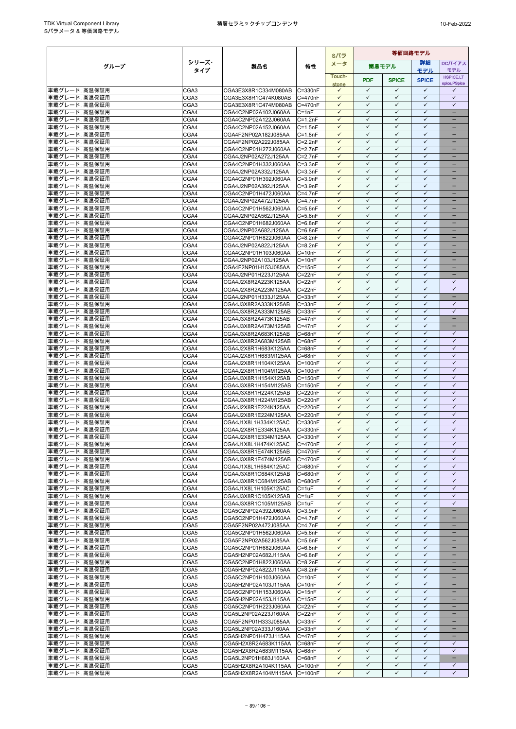| グループ | シリーズ･タイプ | 製品名 | 特性 | Sパラメータ | 等価回路モデル | | | |
|---|---|---|---|---|---|---|---|---|
| | | | | | 簡易モデル | | 詳細モデル | DCバイアスモデル |
| | | | | Touch-stone | PDF | SPICE | SPICE | HSPICE,LTspice,PSpice |
| 車載グレード, 高温保証用 | CGA3 | CGA3E3X8R1C334M080AB | C=330nF | ✓ | ✓ | ✓ | ✓ | ✓ |
| 車載グレード, 高温保証用 | CGA3 | CGA3E3X8R1C474K080AB | C=470nF | ✓ | ✓ | ✓ | ✓ | ✓ |
| 車載グレード, 高温保証用 | CGA3 | CGA3E3X8R1C474M080AB | C=470nF | ✓ | ✓ | ✓ | ✓ | ✓ |
| 車載グレード, 高温保証用 | CGA4 | CGA4C2NP02A102J060AA | C=1nF | ✓ | ✓ | ✓ | ✓ | – |
| 車載グレード, 高温保証用 | CGA4 | CGA4C2NP02A122J060AA | C=1.2nF | ✓ | ✓ | ✓ | ✓ | – |
| 車載グレード, 高温保証用 | CGA4 | CGA4C2NP02A152J060AA | C=1.5nF | ✓ | ✓ | ✓ | ✓ | – |
| 車載グレード, 高温保証用 | CGA4 | CGA4F2NP02A182J085AA | C=1.8nF | ✓ | ✓ | ✓ | ✓ | – |
| 車載グレード, 高温保証用 | CGA4 | CGA4F2NP02A222J085AA | C=2.2nF | ✓ | ✓ | ✓ | ✓ | – |
| 車載グレード, 高温保証用 | CGA4 | CGA4C2NP01H272J060AA | C=2.7nF | ✓ | ✓ | ✓ | ✓ | – |
| 車載グレード, 高温保証用 | CGA4 | CGA4J2NP02A272J125AA | C=2.7nF | ✓ | ✓ | ✓ | ✓ | – |
| 車載グレード, 高温保証用 | CGA4 | CGA4C2NP01H332J060AA | C=3.3nF | ✓ | ✓ | ✓ | ✓ | – |
| 車載グレード, 高温保証用 | CGA4 | CGA4J2NP02A332J125AA | C=3.3nF | ✓ | ✓ | ✓ | ✓ | – |
| 車載グレード, 高温保証用 | CGA4 | CGA4C2NP01H392J060AA | C=3.9nF | ✓ | ✓ | ✓ | ✓ | – |
| 車載グレード, 高温保証用 | CGA4 | CGA4J2NP02A392J125AA | C=3.9nF | ✓ | ✓ | ✓ | ✓ | – |
| 車載グレード, 高温保証用 | CGA4 | CGA4C2NP01H472J060AA | C=4.7nF | ✓ | ✓ | ✓ | ✓ | – |
| 車載グレード, 高温保証用 | CGA4 | CGA4J2NP02A472J125AA | C=4.7nF | ✓ | ✓ | ✓ | ✓ | – |
| 車載グレード, 高温保証用 | CGA4 | CGA4C2NP01H562J060AA | C=5.6nF | ✓ | ✓ | ✓ | ✓ | – |
| 車載グレード, 高温保証用 | CGA4 | CGA4J2NP02A562J125AA | C=5.6nF | ✓ | ✓ | ✓ | ✓ | – |
| 車載グレード, 高温保証用 | CGA4 | CGA4C2NP01H682J060AA | C=6.8nF | ✓ | ✓ | ✓ | ✓ | – |
| 車載グレード, 高温保証用 | CGA4 | CGA4J2NP02A682J125AA | C=6.8nF | ✓ | ✓ | ✓ | ✓ | – |
| 車載グレード, 高温保証用 | CGA4 | CGA4C2NP01H822J060AA | C=8.2nF | ✓ | ✓ | ✓ | ✓ | – |
| 車載グレード, 高温保証用 | CGA4 | CGA4J2NP02A822J125AA | C=8.2nF | ✓ | ✓ | ✓ | ✓ | – |
| 車載グレード, 高温保証用 | CGA4 | CGA4C2NP01H103J060AA | C=10nF | ✓ | ✓ | ✓ | ✓ | – |
| 車載グレード, 高温保証用 | CGA4 | CGA4J2NP02A103J125AA | C=10nF | ✓ | ✓ | ✓ | ✓ | – |
| 車載グレード, 高温保証用 | CGA4 | CGA4F2NP01H153J085AA | C=15nF | ✓ | ✓ | ✓ | ✓ | – |
| 車載グレード, 高温保証用 | CGA4 | CGA4J2NP01H223J125AA | C=22nF | ✓ | ✓ | ✓ | ✓ | – |
| 車載グレード, 高温保証用 | CGA4 | CGA4J2X8R2A223K125AA | C=22nF | ✓ | ✓ | ✓ | ✓ | ✓ |
| 車載グレード, 高温保証用 | CGA4 | CGA4J2X8R2A223M125AA | C=22nF | ✓ | ✓ | ✓ | ✓ | ✓ |
| 車載グレード, 高温保証用 | CGA4 | CGA4J2NP01H333J125AA | C=33nF | ✓ | ✓ | ✓ | ✓ | – |
| 車載グレード, 高温保証用 | CGA4 | CGA4J3X8R2A333K125AB | C=33nF | ✓ | ✓ | ✓ | ✓ | ✓ |
| 車載グレード, 高温保証用 | CGA4 | CGA4J3X8R2A333M125AB | C=33nF | ✓ | ✓ | ✓ | ✓ | ✓ |
| 車載グレード, 高温保証用 | CGA4 | CGA4J3X8R2A473K125AB | C=47nF | ✓ | ✓ | ✓ | ✓ | – |
| 車載グレード, 高温保証用 | CGA4 | CGA4J3X8R2A473M125AB | C=47nF | ✓ | ✓ | ✓ | ✓ | – |
| 車載グレード, 高温保証用 | CGA4 | CGA4J3X8R2A683K125AB | C=68nF | ✓ | ✓ | ✓ | ✓ | ✓ |
| 車載グレード, 高温保証用 | CGA4 | CGA4J3X8R2A683M125AB | C=68nF | ✓ | ✓ | ✓ | ✓ | ✓ |
| 車載グレード, 高温保証用 | CGA4 | CGA4J2X8R1H683K125AA | C=68nF | ✓ | ✓ | ✓ | ✓ | ✓ |
| 車載グレード, 高温保証用 | CGA4 | CGA4J2X8R1H683M125AA | C=68nF | ✓ | ✓ | ✓ | ✓ | ✓ |
| 車載グレード, 高温保証用 | CGA4 | CGA4J2X8R1H104K125AA | C=100nF | ✓ | ✓ | ✓ | ✓ | ✓ |
| 車載グレード, 高温保証用 | CGA4 | CGA4J2X8R1H104M125AA | C=100nF | ✓ | ✓ | ✓ | ✓ | ✓ |
| 車載グレード, 高温保証用 | CGA4 | CGA4J3X8R1H154K125AB | C=150nF | ✓ | ✓ | ✓ | ✓ | ✓ |
| 車載グレード, 高温保証用 | CGA4 | CGA4J3X8R1H154M125AB | C=150nF | ✓ | ✓ | ✓ | ✓ | ✓ |
| 車載グレード, 高温保証用 | CGA4 | CGA4J3X8R1H224K125AB | C=220nF | ✓ | ✓ | ✓ | ✓ | ✓ |
| 車載グレード, 高温保証用 | CGA4 | CGA4J3X8R1H224M125AB | C=220nF | ✓ | ✓ | ✓ | ✓ | ✓ |
| 車載グレード, 高温保証用 | CGA4 | CGA4J2X8R1E224K125AA | C=220nF | ✓ | ✓ | ✓ | ✓ | ✓ |
| 車載グレード, 高温保証用 | CGA4 | CGA4J2X8R1E224M125AA | C=220nF | ✓ | ✓ | ✓ | ✓ | ✓ |
| 車載グレード, 高温保証用 | CGA4 | CGA4J1X8L1H334K125AC | C=330nF | ✓ | ✓ | ✓ | ✓ | ✓ |
| 車載グレード, 高温保証用 | CGA4 | CGA4J2X8R1E334K125AA | C=330nF | ✓ | ✓ | ✓ | ✓ | ✓ |
| 車載グレード, 高温保証用 | CGA4 | CGA4J2X8R1E334M125AA | C=330nF | ✓ | ✓ | ✓ | ✓ | ✓ |
| 車載グレード, 高温保証用 | CGA4 | CGA4J1X8L1H474K125AC | C=470nF | ✓ | ✓ | ✓ | ✓ | ✓ |
| 車載グレード, 高温保証用 | CGA4 | CGA4J3X8R1E474K125AB | C=470nF | ✓ | ✓ | ✓ | ✓ | ✓ |
| 車載グレード, 高温保証用 | CGA4 | CGA4J3X8R1E474M125AB | C=470nF | ✓ | ✓ | ✓ | ✓ | ✓ |
| 車載グレード, 高温保証用 | CGA4 | CGA4J1X8L1H684K125AC | C=680nF | ✓ | ✓ | ✓ | ✓ | ✓ |
| 車載グレード, 高温保証用 | CGA4 | CGA4J3X8R1C684K125AB | C=680nF | ✓ | ✓ | ✓ | ✓ | ✓ |
| 車載グレード, 高温保証用 | CGA4 | CGA4J3X8R1C684M125AB | C=680nF | ✓ | ✓ | ✓ | ✓ | ✓ |
| 車載グレード, 高温保証用 | CGA4 | CGA4J1X8L1H105K125AC | C=1uF | ✓ | ✓ | ✓ | ✓ | ✓ |
| 車載グレード, 高温保証用 | CGA4 | CGA4J3X8R1C105K125AB | C=1uF | ✓ | ✓ | ✓ | ✓ | ✓ |
| 車載グレード, 高温保証用 | CGA4 | CGA4J3X8R1C105M125AB | C=1uF | ✓ | ✓ | ✓ | ✓ | ✓ |
| 車載グレード, 高温保証用 | CGA5 | CGA5C2NP02A392J060AA | C=3.9nF | ✓ | ✓ | ✓ | ✓ | – |
| 車載グレード, 高温保証用 | CGA5 | CGA5C2NP01H472J060AA | C=4.7nF | ✓ | ✓ | ✓ | ✓ | – |
| 車載グレード, 高温保証用 | CGA5 | CGA5F2NP02A472J085AA | C=4.7nF | ✓ | ✓ | ✓ | ✓ | – |
| 車載グレード, 高温保証用 | CGA5 | CGA5C2NP01H562J060AA | C=5.6nF | ✓ | ✓ | ✓ | ✓ | – |
| 車載グレード, 高温保証用 | CGA5 | CGA5F2NP02A562J085AA | C=5.6nF | ✓ | ✓ | ✓ | ✓ | – |
| 車載グレード, 高温保証用 | CGA5 | CGA5C2NP01H682J060AA | C=6.8nF | ✓ | ✓ | ✓ | ✓ | – |
| 車載グレード, 高温保証用 | CGA5 | CGA5H2NP02A682J115AA | C=6.8nF | ✓ | ✓ | ✓ | ✓ | – |
| 車載グレード, 高温保証用 | CGA5 | CGA5C2NP01H822J060AA | C=8.2nF | ✓ | ✓ | ✓ | ✓ | – |
| 車載グレード, 高温保証用 | CGA5 | CGA5H2NP02A822J115AA | C=8.2nF | ✓ | ✓ | ✓ | ✓ | – |
| 車載グレード, 高温保証用 | CGA5 | CGA5C2NP01H103J060AA | C=10nF | ✓ | ✓ | ✓ | ✓ | – |
| 車載グレード, 高温保証用 | CGA5 | CGA5H2NP02A103J115AA | C=10nF | ✓ | ✓ | ✓ | ✓ | – |
| 車載グレード, 高温保証用 | CGA5 | CGA5C2NP01H153J060AA | C=15nF | ✓ | ✓ | ✓ | ✓ | – |
| 車載グレード, 高温保証用 | CGA5 | CGA5H2NP02A153J115AA | C=15nF | ✓ | ✓ | ✓ | ✓ | – |
| 車載グレード, 高温保証用 | CGA5 | CGA5C2NP01H223J060AA | C=22nF | ✓ | ✓ | ✓ | ✓ | – |
| 車載グレード, 高温保証用 | CGA5 | CGA5L2NP02A223J160AA | C=22nF | ✓ | ✓ | ✓ | ✓ | – |
| 車載グレード, 高温保証用 | CGA5 | CGA5F2NP01H333J085AA | C=33nF | ✓ | ✓ | ✓ | ✓ | – |
| 車載グレード, 高温保証用 | CGA5 | CGA5L2NP02A333J160AA | C=33nF | ✓ | ✓ | ✓ | ✓ | – |
| 車載グレード, 高温保証用 | CGA5 | CGA5H2NP01H473J115AA | C=47nF | ✓ | ✓ | ✓ | ✓ | – |
| 車載グレード, 高温保証用 | CGA5 | CGA5H2X8R2A683K115AA | C=68nF | ✓ | ✓ | ✓ | ✓ | ✓ |
| 車載グレード, 高温保証用 | CGA5 | CGA5H2X8R2A683M115AA | C=68nF | ✓ | ✓ | ✓ | ✓ | ✓ |
| 車載グレード, 高温保証用 | CGA5 | CGA5L2NP01H683J160AA | C=68nF | ✓ | ✓ | ✓ | ✓ | – |
| 車載グレード, 高温保証用 | CGA5 | CGA5H2X8R2A104K115AA | C=100nF | ✓ | ✓ | ✓ | ✓ | ✓ |
| 車載グレード, 高温保証用 | CGA5 | CGA5H2X8R2A104M115AA | C=100nF | ✓ | ✓ | ✓ | ✓ | ✓ |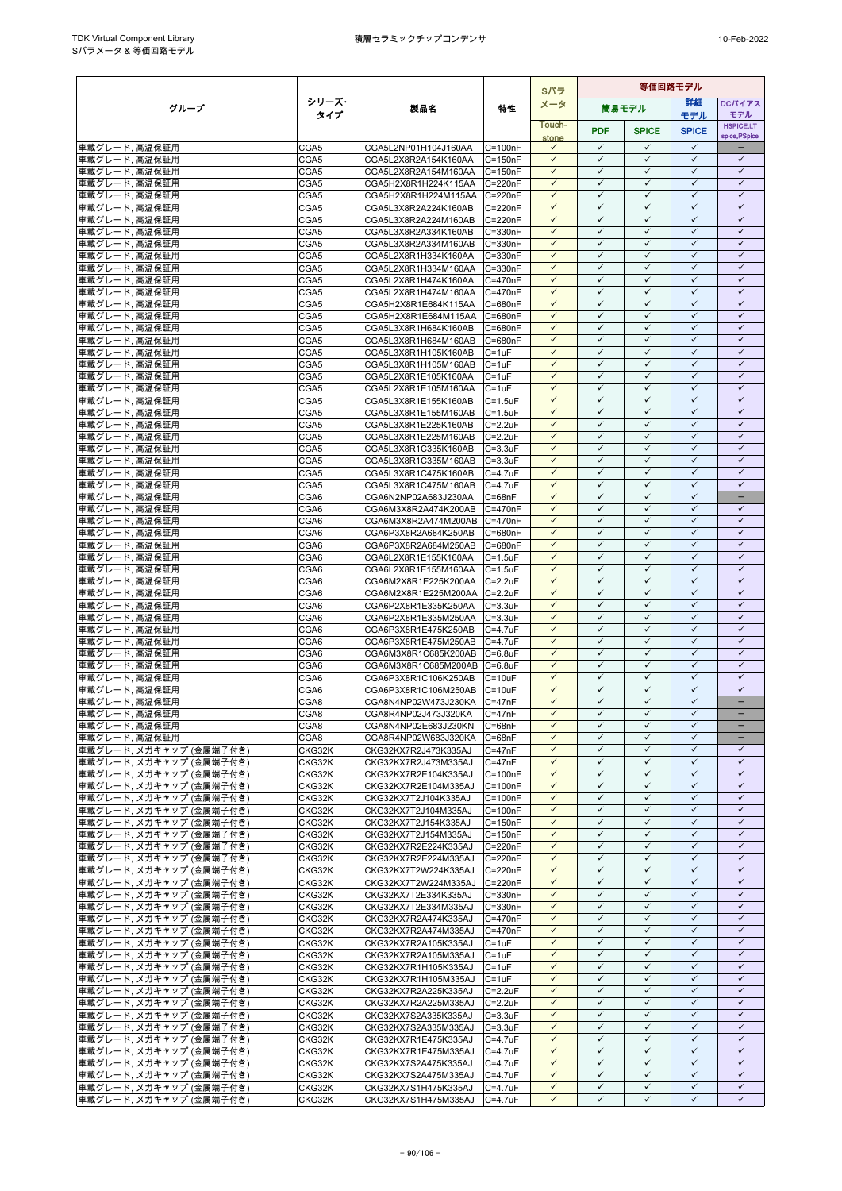| グループ | シリーズ･タイプ | 製品名 | 特性 | Sパラメータ | 等価回路モデル | | | |
|---|---|---|---|---|---|---|---|---|
| | | | | | 簡易モデル | | 詳細モデル | DCバイアスモデル |
| | | | | Touch-stone | PDF | SPICE | SPICE | HSPICE,LT spice,PSpice |
| 車載グレード, 高温保証用 | CGA5 | CGA5L2NP01H104J160AA | C=100nF | ✓ | ✓ | ✓ | ✓ | − |
| 車載グレード, 高温保証用 | CGA5 | CGA5L2X8R2A154K160AA | C=150nF | ✓ | ✓ | ✓ | ✓ | ✓ |
| 車載グレード, 高温保証用 | CGA5 | CGA5L2X8R2A154M160AA | C=150nF | ✓ | ✓ | ✓ | ✓ | ✓ |
| 車載グレード, 高温保証用 | CGA5 | CGA5H2X8R1H224K115AA | C=220nF | ✓ | ✓ | ✓ | ✓ | ✓ |
| 車載グレード, 高温保証用 | CGA5 | CGA5H2X8R1H224M115AA | C=220nF | ✓ | ✓ | ✓ | ✓ | ✓ |
| 車載グレード, 高温保証用 | CGA5 | CGA5L3X8R2A224K160AB | C=220nF | ✓ | ✓ | ✓ | ✓ | ✓ |
| 車載グレード, 高温保証用 | CGA5 | CGA5L3X8R2A224M160AB | C=220nF | ✓ | ✓ | ✓ | ✓ | ✓ |
| 車載グレード, 高温保証用 | CGA5 | CGA5L3X8R2A334K160AB | C=330nF | ✓ | ✓ | ✓ | ✓ | ✓ |
| 車載グレード, 高温保証用 | CGA5 | CGA5L3X8R2A334M160AB | C=330nF | ✓ | ✓ | ✓ | ✓ | ✓ |
| 車載グレード, 高温保証用 | CGA5 | CGA5L2X8R1H334K160AA | C=330nF | ✓ | ✓ | ✓ | ✓ | ✓ |
| 車載グレード, 高温保証用 | CGA5 | CGA5L2X8R1H334M160AA | C=330nF | ✓ | ✓ | ✓ | ✓ | ✓ |
| 車載グレード, 高温保証用 | CGA5 | CGA5L2X8R1H474K160AA | C=470nF | ✓ | ✓ | ✓ | ✓ | ✓ |
| 車載グレード, 高温保証用 | CGA5 | CGA5L2X8R1H474M160AA | C=470nF | ✓ | ✓ | ✓ | ✓ | ✓ |
| 車載グレード, 高温保証用 | CGA5 | CGA5H2X8R1E684K115AA | C=680nF | ✓ | ✓ | ✓ | ✓ | ✓ |
| 車載グレード, 高温保証用 | CGA5 | CGA5H2X8R1E684M115AA | C=680nF | ✓ | ✓ | ✓ | ✓ | ✓ |
| 車載グレード, 高温保証用 | CGA5 | CGA5L3X8R1H684K160AB | C=680nF | ✓ | ✓ | ✓ | ✓ | ✓ |
| 車載グレード, 高温保証用 | CGA5 | CGA5L3X8R1H684M160AB | C=680nF | ✓ | ✓ | ✓ | ✓ | ✓ |
| 車載グレード, 高温保証用 | CGA5 | CGA5L3X8R1H105K160AB | C=1uF | ✓ | ✓ | ✓ | ✓ | ✓ |
| 車載グレード, 高温保証用 | CGA5 | CGA5L3X8R1H105M160AB | C=1uF | ✓ | ✓ | ✓ | ✓ | ✓ |
| 車載グレード, 高温保証用 | CGA5 | CGA5L2X8R1E105K160AA | C=1uF | ✓ | ✓ | ✓ | ✓ | ✓ |
| 車載グレード, 高温保証用 | CGA5 | CGA5L2X8R1E105M160AA | C=1uF | ✓ | ✓ | ✓ | ✓ | ✓ |
| 車載グレード, 高温保証用 | CGA5 | CGA5L3X8R1E155K160AB | C=1.5uF | ✓ | ✓ | ✓ | ✓ | ✓ |
| 車載グレード, 高温保証用 | CGA5 | CGA5L3X8R1E155M160AB | C=1.5uF | ✓ | ✓ | ✓ | ✓ | ✓ |
| 車載グレード, 高温保証用 | CGA5 | CGA5L3X8R1E225K160AB | C=2.2uF | ✓ | ✓ | ✓ | ✓ | ✓ |
| 車載グレード, 高温保証用 | CGA5 | CGA5L3X8R1E225M160AB | C=2.2uF | ✓ | ✓ | ✓ | ✓ | ✓ |
| 車載グレード, 高温保証用 | CGA5 | CGA5L3X8R1C335K160AB | C=3.3uF | ✓ | ✓ | ✓ | ✓ | ✓ |
| 車載グレード, 高温保証用 | CGA5 | CGA5L3X8R1C335M160AB | C=3.3uF | ✓ | ✓ | ✓ | ✓ | ✓ |
| 車載グレード, 高温保証用 | CGA5 | CGA5L3X8R1C475K160AB | C=4.7uF | ✓ | ✓ | ✓ | ✓ | ✓ |
| 車載グレード, 高温保証用 | CGA5 | CGA5L3X8R1C475M160AB | C=4.7uF | ✓ | ✓ | ✓ | ✓ | ✓ |
| 車載グレード, 高温保証用 | CGA6 | CGA6N2NP02A683J230AA | C=68nF | ✓ | ✓ | ✓ | ✓ | − |
| 車載グレード, 高温保証用 | CGA6 | CGA6M3X8R2A474K200AB | C=470nF | ✓ | ✓ | ✓ | ✓ | ✓ |
| 車載グレード, 高温保証用 | CGA6 | CGA6M3X8R2A474M200AB | C=470nF | ✓ | ✓ | ✓ | ✓ | ✓ |
| 車載グレード, 高温保証用 | CGA6 | CGA6P3X8R2A684K250AB | C=680nF | ✓ | ✓ | ✓ | ✓ | ✓ |
| 車載グレード, 高温保証用 | CGA6 | CGA6P3X8R2A684M250AB | C=680nF | ✓ | ✓ | ✓ | ✓ | ✓ |
| 車載グレード, 高温保証用 | CGA6 | CGA6L2X8R1E155K160AA | C=1.5uF | ✓ | ✓ | ✓ | ✓ | ✓ |
| 車載グレード, 高温保証用 | CGA6 | CGA6L2X8R1E155M160AA | C=1.5uF | ✓ | ✓ | ✓ | ✓ | ✓ |
| 車載グレード, 高温保証用 | CGA6 | CGA6M2X8R1E225K200AA | C=2.2uF | ✓ | ✓ | ✓ | ✓ | ✓ |
| 車載グレード, 高温保証用 | CGA6 | CGA6M2X8R1E225M200AA | C=2.2uF | ✓ | ✓ | ✓ | ✓ | ✓ |
| 車載グレード, 高温保証用 | CGA6 | CGA6P2X8R1E335K250AA | C=3.3uF | ✓ | ✓ | ✓ | ✓ | ✓ |
| 車載グレード, 高温保証用 | CGA6 | CGA6P2X8R1E335M250AA | C=3.3uF | ✓ | ✓ | ✓ | ✓ | ✓ |
| 車載グレード, 高温保証用 | CGA6 | CGA6P3X8R1E475K250AB | C=4.7uF | ✓ | ✓ | ✓ | ✓ | ✓ |
| 車載グレード, 高温保証用 | CGA6 | CGA6P3X8R1E475M250AB | C=4.7uF | ✓ | ✓ | ✓ | ✓ | ✓ |
| 車載グレード, 高温保証用 | CGA6 | CGA6M3X8R1C685K200AB | C=6.8uF | ✓ | ✓ | ✓ | ✓ | ✓ |
| 車載グレード, 高温保証用 | CGA6 | CGA6M3X8R1C685M200AB | C=6.8uF | ✓ | ✓ | ✓ | ✓ | ✓ |
| 車載グレード, 高温保証用 | CGA6 | CGA6P3X8R1C106K250AB | C=10uF | ✓ | ✓ | ✓ | ✓ | ✓ |
| 車載グレード, 高温保証用 | CGA6 | CGA6P3X8R1C106M250AB | C=10uF | ✓ | ✓ | ✓ | ✓ | ✓ |
| 車載グレード, 高温保証用 | CGA8 | CGA8N4NP02W473J230KA | C=47nF | ✓ | ✓ | ✓ | ✓ | − |
| 車載グレード, 高温保証用 | CGA8 | CGA8R4NP02J473J320KA | C=47nF | ✓ | ✓ | ✓ | ✓ | − |
| 車載グレード, 高温保証用 | CGA8 | CGA8N4NP02E683J230KN | C=68nF | ✓ | ✓ | ✓ | ✓ | − |
| 車載グレード, 高温保証用 | CGA8 | CGA8R4NP02W683J320KA | C=68nF | ✓ | ✓ | ✓ | ✓ | − |
| 車載グレード, メガキャップ (金属端子付き) | CKG32K | CKG32KX7R2J473K335AJ | C=47nF | ✓ | ✓ | ✓ | ✓ | ✓ |
| 車載グレード, メガキャップ (金属端子付き) | CKG32K | CKG32KX7R2J473M335AJ | C=47nF | ✓ | ✓ | ✓ | ✓ | ✓ |
| 車載グレード, メガキャップ (金属端子付き) | CKG32K | CKG32KX7R2E104K335AJ | C=100nF | ✓ | ✓ | ✓ | ✓ | ✓ |
| 車載グレード, メガキャップ (金属端子付き) | CKG32K | CKG32KX7R2E104M335AJ | C=100nF | ✓ | ✓ | ✓ | ✓ | ✓ |
| 車載グレード, メガキャップ (金属端子付き) | CKG32K | CKG32KX7T2J104K335AJ | C=100nF | ✓ | ✓ | ✓ | ✓ | ✓ |
| 車載グレード, メガキャップ (金属端子付き) | CKG32K | CKG32KX7T2J104M335AJ | C=100nF | ✓ | ✓ | ✓ | ✓ | ✓ |
| 車載グレード, メガキャップ (金属端子付き) | CKG32K | CKG32KX7T2J154K335AJ | C=150nF | ✓ | ✓ | ✓ | ✓ | ✓ |
| 車載グレード, メガキャップ (金属端子付き) | CKG32K | CKG32KX7T2J154M335AJ | C=150nF | ✓ | ✓ | ✓ | ✓ | ✓ |
| 車載グレード, メガキャップ (金属端子付き) | CKG32K | CKG32KX7R2E224K335AJ | C=220nF | ✓ | ✓ | ✓ | ✓ | ✓ |
| 車載グレード, メガキャップ (金属端子付き) | CKG32K | CKG32KX7R2E224M335AJ | C=220nF | ✓ | ✓ | ✓ | ✓ | ✓ |
| 車載グレード, メガキャップ (金属端子付き) | CKG32K | CKG32KX7T2W224K335AJ | C=220nF | ✓ | ✓ | ✓ | ✓ | ✓ |
| 車載グレード, メガキャップ (金属端子付き) | CKG32K | CKG32KX7T2W224M335AJ | C=220nF | ✓ | ✓ | ✓ | ✓ | ✓ |
| 車載グレード, メガキャップ (金属端子付き) | CKG32K | CKG32KX7T2E334K335AJ | C=330nF | ✓ | ✓ | ✓ | ✓ | ✓ |
| 車載グレード, メガキャップ (金属端子付き) | CKG32K | CKG32KX7T2E334M335AJ | C=330nF | ✓ | ✓ | ✓ | ✓ | ✓ |
| 車載グレード, メガキャップ (金属端子付き) | CKG32K | CKG32KX7R2A474K335AJ | C=470nF | ✓ | ✓ | ✓ | ✓ | ✓ |
| 車載グレード, メガキャップ (金属端子付き) | CKG32K | CKG32KX7R2A474M335AJ | C=470nF | ✓ | ✓ | ✓ | ✓ | ✓ |
| 車載グレード, メガキャップ (金属端子付き) | CKG32K | CKG32KX7R2A105K335AJ | C=1uF | ✓ | ✓ | ✓ | ✓ | ✓ |
| 車載グレード, メガキャップ (金属端子付き) | CKG32K | CKG32KX7R2A105M335AJ | C=1uF | ✓ | ✓ | ✓ | ✓ | ✓ |
| 車載グレード, メガキャップ (金属端子付き) | CKG32K | CKG32KX7R1H105K335AJ | C=1uF | ✓ | ✓ | ✓ | ✓ | ✓ |
| 車載グレード, メガキャップ (金属端子付き) | CKG32K | CKG32KX7R1H105M335AJ | C=1uF | ✓ | ✓ | ✓ | ✓ | ✓ |
| 車載グレード, メガキャップ (金属端子付き) | CKG32K | CKG32KX7R2A225K335AJ | C=2.2uF | ✓ | ✓ | ✓ | ✓ | ✓ |
| 車載グレード, メガキャップ (金属端子付き) | CKG32K | CKG32KX7R2A225M335AJ | C=2.2uF | ✓ | ✓ | ✓ | ✓ | ✓ |
| 車載グレード, メガキャップ (金属端子付き) | CKG32K | CKG32KX7S2A335K335AJ | C=3.3uF | ✓ | ✓ | ✓ | ✓ | ✓ |
| 車載グレード, メガキャップ (金属端子付き) | CKG32K | CKG32KX7S2A335M335AJ | C=3.3uF | ✓ | ✓ | ✓ | ✓ | ✓ |
| 車載グレード, メガキャップ (金属端子付き) | CKG32K | CKG32KX7R1E475K335AJ | C=4.7uF | ✓ | ✓ | ✓ | ✓ | ✓ |
| 車載グレード, メガキャップ (金属端子付き) | CKG32K | CKG32KX7R1E475M335AJ | C=4.7uF | ✓ | ✓ | ✓ | ✓ | ✓ |
| 車載グレード, メガキャップ (金属端子付き) | CKG32K | CKG32KX7S2A475K335AJ | C=4.7uF | ✓ | ✓ | ✓ | ✓ | ✓ |
| 車載グレード, メガキャップ (金属端子付き) | CKG32K | CKG32KX7S2A475M335AJ | C=4.7uF | ✓ | ✓ | ✓ | ✓ | ✓ |
| 車載グレード, メガキャップ (金属端子付き) | CKG32K | CKG32KX7S1H475K335AJ | C=4.7uF | ✓ | ✓ | ✓ | ✓ | ✓ |
| 車載グレード, メガキャップ (金属端子付き) | CKG32K | CKG32KX7S1H475M335AJ | C=4.7uF | ✓ | ✓ | ✓ | ✓ | ✓ |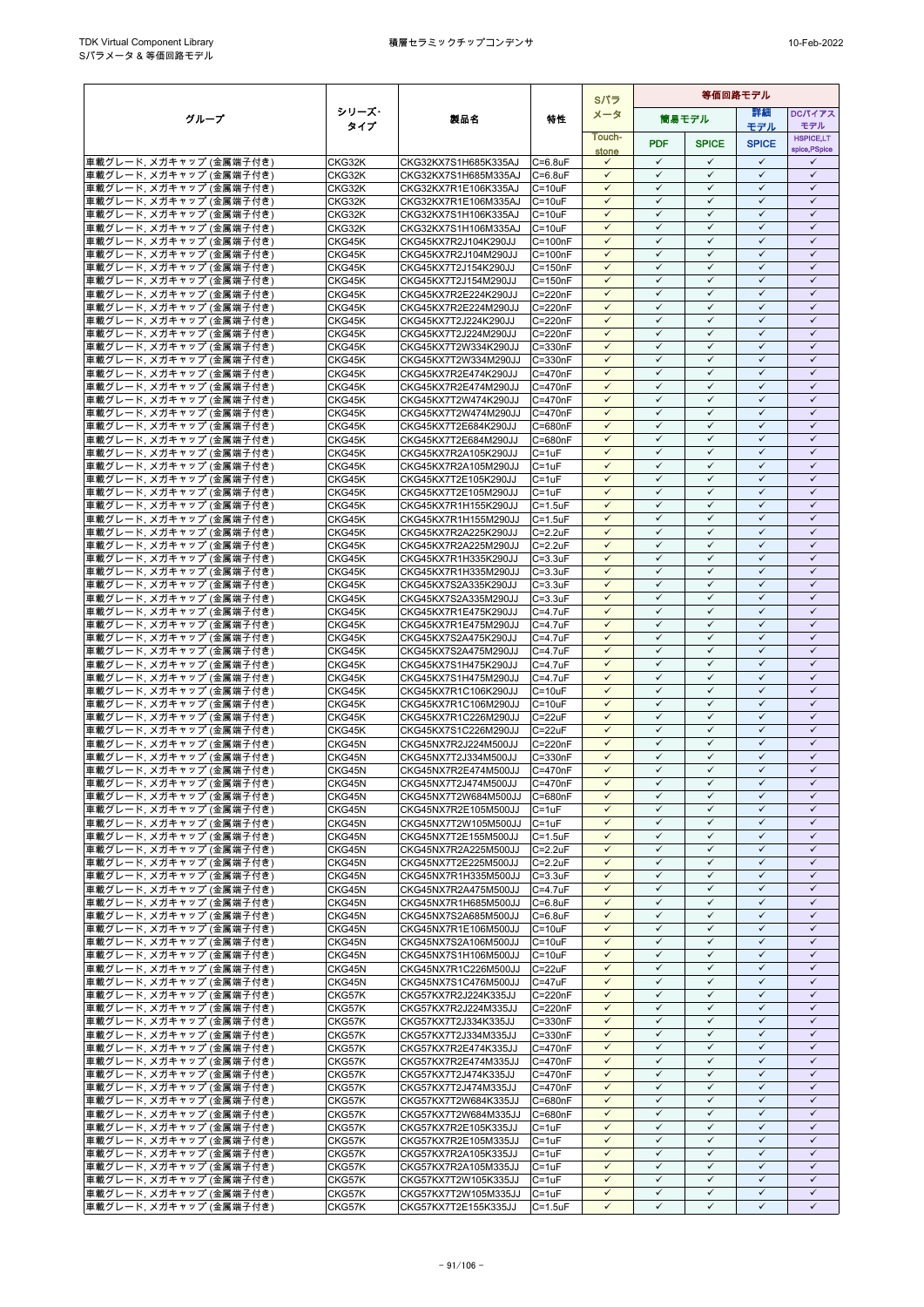| グループ | シリーズ・タイプ | 製品名 | 特性 | Sパラメータ | 等価回路モデル | | | |
|---|---|---|---|---|---|---|---|---|
| | | | | | 簡易モデル | | 詳細モデル | DCバイアスモデル |
| | | | | Touch-stone | PDF | SPICE | SPICE | HSPICE,LTspice,PSpice |
| 車載グレード, メガキャップ (金属端子付き) | CKG32K | CKG32KX7S1H685K335AJ | C=6.8uF | ✓ | ✓ | ✓ | ✓ | ✓ |
| 車載グレード, メガキャップ (金属端子付き) | CKG32K | CKG32KX7S1H685M335AJ | C=6.8uF | ✓ | ✓ | ✓ | ✓ | ✓ |
| 車載グレード, メガキャップ (金属端子付き) | CKG32K | CKG32KX7R1E106K335AJ | C=10uF | ✓ | ✓ | ✓ | ✓ | ✓ |
| 車載グレード, メガキャップ (金属端子付き) | CKG32K | CKG32KX7R1E106M335AJ | C=10uF | ✓ | ✓ | ✓ | ✓ | ✓ |
| 車載グレード, メガキャップ (金属端子付き) | CKG32K | CKG32KX7S1H106K335AJ | C=10uF | ✓ | ✓ | ✓ | ✓ | ✓ |
| 車載グレード, メガキャップ (金属端子付き) | CKG32K | CKG32KX7S1H106M335AJ | C=10uF | ✓ | ✓ | ✓ | ✓ | ✓ |
| 車載グレード, メガキャップ (金属端子付き) | CKG45K | CKG45KX7R2J104K290JJ | C=100nF | ✓ | ✓ | ✓ | ✓ | ✓ |
| 車載グレード, メガキャップ (金属端子付き) | CKG45K | CKG45KX7R2J104M290JJ | C=100nF | ✓ | ✓ | ✓ | ✓ | ✓ |
| 車載グレード, メガキャップ (金属端子付き) | CKG45K | CKG45KX7T2J154K290JJ | C=150nF | ✓ | ✓ | ✓ | ✓ | ✓ |
| 車載グレード, メガキャップ (金属端子付き) | CKG45K | CKG45KX7T2J154M290JJ | C=150nF | ✓ | ✓ | ✓ | ✓ | ✓ |
| 車載グレード, メガキャップ (金属端子付き) | CKG45K | CKG45KX7R2E224K290JJ | C=220nF | ✓ | ✓ | ✓ | ✓ | ✓ |
| 車載グレード, メガキャップ (金属端子付き) | CKG45K | CKG45KX7R2E224M290JJ | C=220nF | ✓ | ✓ | ✓ | ✓ | ✓ |
| 車載グレード, メガキャップ (金属端子付き) | CKG45K | CKG45KX7T2J224K290JJ | C=220nF | ✓ | ✓ | ✓ | ✓ | ✓ |
| 車載グレード, メガキャップ (金属端子付き) | CKG45K | CKG45KX7T2J224M290JJ | C=220nF | ✓ | ✓ | ✓ | ✓ | ✓ |
| 車載グレード, メガキャップ (金属端子付き) | CKG45K | CKG45KX7T2W334K290JJ | C=330nF | ✓ | ✓ | ✓ | ✓ | ✓ |
| 車載グレード, メガキャップ (金属端子付き) | CKG45K | CKG45KX7T2W334M290JJ | C=330nF | ✓ | ✓ | ✓ | ✓ | ✓ |
| 車載グレード, メガキャップ (金属端子付き) | CKG45K | CKG45KX7R2E474K290JJ | C=470nF | ✓ | ✓ | ✓ | ✓ | ✓ |
| 車載グレード, メガキャップ (金属端子付き) | CKG45K | CKG45KX7R2E474M290JJ | C=470nF | ✓ | ✓ | ✓ | ✓ | ✓ |
| 車載グレード, メガキャップ (金属端子付き) | CKG45K | CKG45KX7T2W474K290JJ | C=470nF | ✓ | ✓ | ✓ | ✓ | ✓ |
| 車載グレード, メガキャップ (金属端子付き) | CKG45K | CKG45KX7T2W474M290JJ | C=470nF | ✓ | ✓ | ✓ | ✓ | ✓ |
| 車載グレード, メガキャップ (金属端子付き) | CKG45K | CKG45KX7T2E684K290JJ | C=680nF | ✓ | ✓ | ✓ | ✓ | ✓ |
| 車載グレード, メガキャップ (金属端子付き) | CKG45K | CKG45KX7T2E684M290JJ | C=680nF | ✓ | ✓ | ✓ | ✓ | ✓ |
| 車載グレード, メガキャップ (金属端子付き) | CKG45K | CKG45KX7R2A105K290JJ | C=1uF | ✓ | ✓ | ✓ | ✓ | ✓ |
| 車載グレード, メガキャップ (金属端子付き) | CKG45K | CKG45KX7R2A105M290JJ | C=1uF | ✓ | ✓ | ✓ | ✓ | ✓ |
| 車載グレード, メガキャップ (金属端子付き) | CKG45K | CKG45KX7T2E105K290JJ | C=1uF | ✓ | ✓ | ✓ | ✓ | ✓ |
| 車載グレード, メガキャップ (金属端子付き) | CKG45K | CKG45KX7T2E105M290JJ | C=1uF | ✓ | ✓ | ✓ | ✓ | ✓ |
| 車載グレード, メガキャップ (金属端子付き) | CKG45K | CKG45KX7R1H155K290JJ | C=1.5uF | ✓ | ✓ | ✓ | ✓ | ✓ |
| 車載グレード, メガキャップ (金属端子付き) | CKG45K | CKG45KX7R1H155M290JJ | C=1.5uF | ✓ | ✓ | ✓ | ✓ | ✓ |
| 車載グレード, メガキャップ (金属端子付き) | CKG45K | CKG45KX7R2A225K290JJ | C=2.2uF | ✓ | ✓ | ✓ | ✓ | ✓ |
| 車載グレード, メガキャップ (金属端子付き) | CKG45K | CKG45KX7R2A225M290JJ | C=2.2uF | ✓ | ✓ | ✓ | ✓ | ✓ |
| 車載グレード, メガキャップ (金属端子付き) | CKG45K | CKG45KX7R1H335K290JJ | C=3.3uF | ✓ | ✓ | ✓ | ✓ | ✓ |
| 車載グレード, メガキャップ (金属端子付き) | CKG45K | CKG45KX7R1H335M290JJ | C=3.3uF | ✓ | ✓ | ✓ | ✓ | ✓ |
| 車載グレード, メガキャップ (金属端子付き) | CKG45K | CKG45KX7S2A335K290JJ | C=3.3uF | ✓ | ✓ | ✓ | ✓ | ✓ |
| 車載グレード, メガキャップ (金属端子付き) | CKG45K | CKG45KX7S2A335M290JJ | C=3.3uF | ✓ | ✓ | ✓ | ✓ | ✓ |
| 車載グレード, メガキャップ (金属端子付き) | CKG45K | CKG45KX7R1E475K290JJ | C=4.7uF | ✓ | ✓ | ✓ | ✓ | ✓ |
| 車載グレード, メガキャップ (金属端子付き) | CKG45K | CKG45KX7R1E475M290JJ | C=4.7uF | ✓ | ✓ | ✓ | ✓ | ✓ |
| 車載グレード, メガキャップ (金属端子付き) | CKG45K | CKG45KX7S2A475K290JJ | C=4.7uF | ✓ | ✓ | ✓ | ✓ | ✓ |
| 車載グレード, メガキャップ (金属端子付き) | CKG45K | CKG45KX7S2A475M290JJ | C=4.7uF | ✓ | ✓ | ✓ | ✓ | ✓ |
| 車載グレード, メガキャップ (金属端子付き) | CKG45K | CKG45KX7S1H475K290JJ | C=4.7uF | ✓ | ✓ | ✓ | ✓ | ✓ |
| 車載グレード, メガキャップ (金属端子付き) | CKG45K | CKG45KX7S1H475M290JJ | C=4.7uF | ✓ | ✓ | ✓ | ✓ | ✓ |
| 車載グレード, メガキャップ (金属端子付き) | CKG45K | CKG45KX7R1C106K290JJ | C=10uF | ✓ | ✓ | ✓ | ✓ | ✓ |
| 車載グレード, メガキャップ (金属端子付き) | CKG45K | CKG45KX7R1C106M290JJ | C=10uF | ✓ | ✓ | ✓ | ✓ | ✓ |
| 車載グレード, メガキャップ (金属端子付き) | CKG45K | CKG45KX7R1C226M290JJ | C=22uF | ✓ | ✓ | ✓ | ✓ | ✓ |
| 車載グレード, メガキャップ (金属端子付き) | CKG45K | CKG45KX7S1C226M290JJ | C=22uF | ✓ | ✓ | ✓ | ✓ | ✓ |
| 車載グレード, メガキャップ (金属端子付き) | CKG45N | CKG45NX7R2J224M500JJ | C=220nF | ✓ | ✓ | ✓ | ✓ | ✓ |
| 車載グレード, メガキャップ (金属端子付き) | CKG45N | CKG45NX7T2J334M500JJ | C=330nF | ✓ | ✓ | ✓ | ✓ | ✓ |
| 車載グレード, メガキャップ (金属端子付き) | CKG45N | CKG45NX7R2E474M500JJ | C=470nF | ✓ | ✓ | ✓ | ✓ | ✓ |
| 車載グレード, メガキャップ (金属端子付き) | CKG45N | CKG45NX7T2J474M500JJ | C=470nF | ✓ | ✓ | ✓ | ✓ | ✓ |
| 車載グレード, メガキャップ (金属端子付き) | CKG45N | CKG45NX7T2W684M500JJ | C=680nF | ✓ | ✓ | ✓ | ✓ | ✓ |
| 車載グレード, メガキャップ (金属端子付き) | CKG45N | CKG45NX7R2E105M500JJ | C=1uF | ✓ | ✓ | ✓ | ✓ | ✓ |
| 車載グレード, メガキャップ (金属端子付き) | CKG45N | CKG45NX7T2W105M500JJ | C=1uF | ✓ | ✓ | ✓ | ✓ | ✓ |
| 車載グレード, メガキャップ (金属端子付き) | CKG45N | CKG45NX7T2E155M500JJ | C=1.5uF | ✓ | ✓ | ✓ | ✓ | ✓ |
| 車載グレード, メガキャップ (金属端子付き) | CKG45N | CKG45NX7R2A225M500JJ | C=2.2uF | ✓ | ✓ | ✓ | ✓ | ✓ |
| 車載グレード, メガキャップ (金属端子付き) | CKG45N | CKG45NX7T2E225M500JJ | C=2.2uF | ✓ | ✓ | ✓ | ✓ | ✓ |
| 車載グレード, メガキャップ (金属端子付き) | CKG45N | CKG45NX7R1H335M500JJ | C=3.3uF | ✓ | ✓ | ✓ | ✓ | ✓ |
| 車載グレード, メガキャップ (金属端子付き) | CKG45N | CKG45NX7R2A475M500JJ | C=4.7uF | ✓ | ✓ | ✓ | ✓ | ✓ |
| 車載グレード, メガキャップ (金属端子付き) | CKG45N | CKG45NX7R1H685M500JJ | C=6.8uF | ✓ | ✓ | ✓ | ✓ | ✓ |
| 車載グレード, メガキャップ (金属端子付き) | CKG45N | CKG45NX7S2A685M500JJ | C=6.8uF | ✓ | ✓ | ✓ | ✓ | ✓ |
| 車載グレード, メガキャップ (金属端子付き) | CKG45N | CKG45NX7R1E106M500JJ | C=10uF | ✓ | ✓ | ✓ | ✓ | ✓ |
| 車載グレード, メガキャップ (金属端子付き) | CKG45N | CKG45NX7S2A106M500JJ | C=10uF | ✓ | ✓ | ✓ | ✓ | ✓ |
| 車載グレード, メガキャップ (金属端子付き) | CKG45N | CKG45NX7S1H106M500JJ | C=10uF | ✓ | ✓ | ✓ | ✓ | ✓ |
| 車載グレード, メガキャップ (金属端子付き) | CKG45N | CKG45NX7R1C226M500JJ | C=22uF | ✓ | ✓ | ✓ | ✓ | ✓ |
| 車載グレード, メガキャップ (金属端子付き) | CKG45N | CKG45NX7S1C476M500JJ | C=47uF | ✓ | ✓ | ✓ | ✓ | ✓ |
| 車載グレード, メガキャップ (金属端子付き) | CKG57K | CKG57KX7R2J224K335JJ | C=220nF | ✓ | ✓ | ✓ | ✓ | ✓ |
| 車載グレード, メガキャップ (金属端子付き) | CKG57K | CKG57KX7R2J224M335JJ | C=220nF | ✓ | ✓ | ✓ | ✓ | ✓ |
| 車載グレード, メガキャップ (金属端子付き) | CKG57K | CKG57KX7T2J334K335JJ | C=330nF | ✓ | ✓ | ✓ | ✓ | ✓ |
| 車載グレード, メガキャップ (金属端子付き) | CKG57K | CKG57KX7T2J334M335JJ | C=330nF | ✓ | ✓ | ✓ | ✓ | ✓ |
| 車載グレード, メガキャップ (金属端子付き) | CKG57K | CKG57KX7R2E474K335JJ | C=470nF | ✓ | ✓ | ✓ | ✓ | ✓ |
| 車載グレード, メガキャップ (金属端子付き) | CKG57K | CKG57KX7R2E474M335JJ | C=470nF | ✓ | ✓ | ✓ | ✓ | ✓ |
| 車載グレード, メガキャップ (金属端子付き) | CKG57K | CKG57KX7T2J474K335JJ | C=470nF | ✓ | ✓ | ✓ | ✓ | ✓ |
| 車載グレード, メガキャップ (金属端子付き) | CKG57K | CKG57KX7T2J474M335JJ | C=470nF | ✓ | ✓ | ✓ | ✓ | ✓ |
| 車載グレード, メガキャップ (金属端子付き) | CKG57K | CKG57KX7T2W684K335JJ | C=680nF | ✓ | ✓ | ✓ | ✓ | ✓ |
| 車載グレード, メガキャップ (金属端子付き) | CKG57K | CKG57KX7T2W684M335JJ | C=680nF | ✓ | ✓ | ✓ | ✓ | ✓ |
| 車載グレード, メガキャップ (金属端子付き) | CKG57K | CKG57KX7R2E105K335JJ | C=1uF | ✓ | ✓ | ✓ | ✓ | ✓ |
| 車載グレード, メガキャップ (金属端子付き) | CKG57K | CKG57KX7R2E105M335JJ | C=1uF | ✓ | ✓ | ✓ | ✓ | ✓ |
| 車載グレード, メガキャップ (金属端子付き) | CKG57K | CKG57KX7R2A105K335JJ | C=1uF | ✓ | ✓ | ✓ | ✓ | ✓ |
| 車載グレード, メガキャップ (金属端子付き) | CKG57K | CKG57KX7R2A105M335JJ | C=1uF | ✓ | ✓ | ✓ | ✓ | ✓ |
| 車載グレード, メガキャップ (金属端子付き) | CKG57K | CKG57KX7T2W105K335JJ | C=1uF | ✓ | ✓ | ✓ | ✓ | ✓ |
| 車載グレード, メガキャップ (金属端子付き) | CKG57K | CKG57KX7T2W105M335JJ | C=1uF | ✓ | ✓ | ✓ | ✓ | ✓ |
| 車載グレード, メガキャップ (金属端子付き) | CKG57K | CKG57KX7T2E155K335JJ | C=1.5uF | ✓ | ✓ | ✓ | ✓ | ✓ |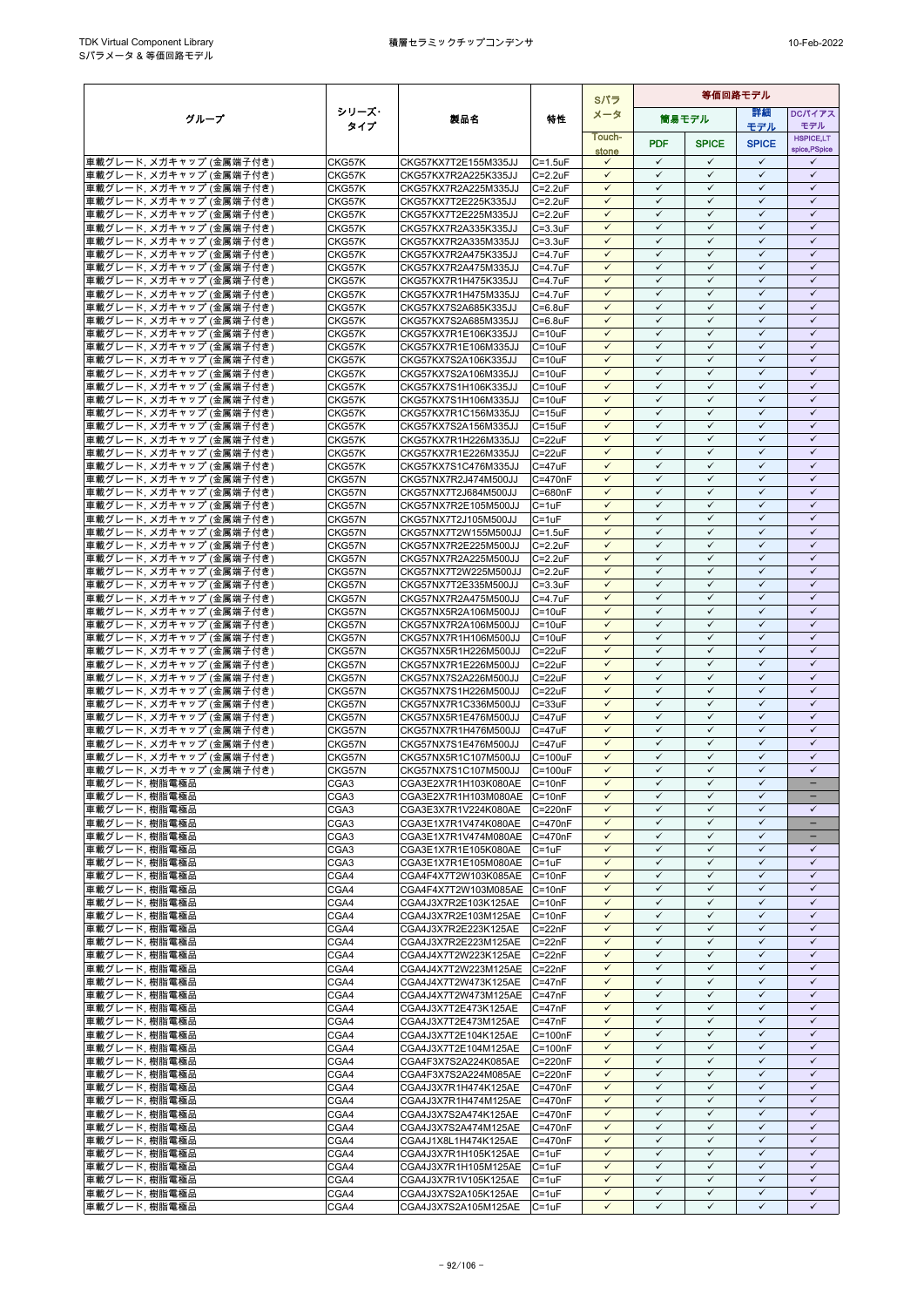| グループ | シリーズ･タイプ | 製品名 | 特性 | Sパラメータ | 等価回路モデル | | | |
|---|---|---|---|---|---|---|---|---|
| | | | | | 簡易モデル | | 詳細モデル | DCバイアスモデル |
| | | | | Touch-stone | PDF | SPICE | SPICE | HSPICE,LTspice,PSpice |
| 車載グレード, メガキャップ (金属端子付き) | CKG57K | CKG57KX7T2E155M335JJ | C=1.5uF | ✓ | ✓ | ✓ | ✓ | ✓ |
| 車載グレード, メガキャップ (金属端子付き) | CKG57K | CKG57KX7R2A225K335JJ | C=2.2uF | ✓ | ✓ | ✓ | ✓ | ✓ |
| 車載グレード, メガキャップ (金属端子付き) | CKG57K | CKG57KX7R2A225M335JJ | C=2.2uF | ✓ | ✓ | ✓ | ✓ | ✓ |
| 車載グレード, メガキャップ (金属端子付き) | CKG57K | CKG57KX7T2E225K335JJ | C=2.2uF | ✓ | ✓ | ✓ | ✓ | ✓ |
| 車載グレード, メガキャップ (金属端子付き) | CKG57K | CKG57KX7T2E225M335JJ | C=2.2uF | ✓ | ✓ | ✓ | ✓ | ✓ |
| 車載グレード, メガキャップ (金属端子付き) | CKG57K | CKG57KX7R2A335K335JJ | C=3.3uF | ✓ | ✓ | ✓ | ✓ | ✓ |
| 車載グレード, メガキャップ (金属端子付き) | CKG57K | CKG57KX7R2A335M335JJ | C=3.3uF | ✓ | ✓ | ✓ | ✓ | ✓ |
| 車載グレード, メガキャップ (金属端子付き) | CKG57K | CKG57KX7R2A475K335JJ | C=4.7uF | ✓ | ✓ | ✓ | ✓ | ✓ |
| 車載グレード, メガキャップ (金属端子付き) | CKG57K | CKG57KX7R2A475M335JJ | C=4.7uF | ✓ | ✓ | ✓ | ✓ | ✓ |
| 車載グレード, メガキャップ (金属端子付き) | CKG57K | CKG57KX7R1H475K335JJ | C=4.7uF | ✓ | ✓ | ✓ | ✓ | ✓ |
| 車載グレード, メガキャップ (金属端子付き) | CKG57K | CKG57KX7R1H475M335JJ | C=4.7uF | ✓ | ✓ | ✓ | ✓ | ✓ |
| 車載グレード, メガキャップ (金属端子付き) | CKG57K | CKG57KX7S2A685K335JJ | C=6.8uF | ✓ | ✓ | ✓ | ✓ | ✓ |
| 車載グレード, メガキャップ (金属端子付き) | CKG57K | CKG57KX7S2A685M335JJ | C=6.8uF | ✓ | ✓ | ✓ | ✓ | ✓ |
| 車載グレード, メガキャップ (金属端子付き) | CKG57K | CKG57KX7R1E106K335JJ | C=10uF | ✓ | ✓ | ✓ | ✓ | ✓ |
| 車載グレード, メガキャップ (金属端子付き) | CKG57K | CKG57KX7R1E106M335JJ | C=10uF | ✓ | ✓ | ✓ | ✓ | ✓ |
| 車載グレード, メガキャップ (金属端子付き) | CKG57K | CKG57KX7S2A106K335JJ | C=10uF | ✓ | ✓ | ✓ | ✓ | ✓ |
| 車載グレード, メガキャップ (金属端子付き) | CKG57K | CKG57KX7S2A106M335JJ | C=10uF | ✓ | ✓ | ✓ | ✓ | ✓ |
| 車載グレード, メガキャップ (金属端子付き) | CKG57K | CKG57KX7S1H106K335JJ | C=10uF | ✓ | ✓ | ✓ | ✓ | ✓ |
| 車載グレード, メガキャップ (金属端子付き) | CKG57K | CKG57KX7S1H106M335JJ | C=10uF | ✓ | ✓ | ✓ | ✓ | ✓ |
| 車載グレード, メガキャップ (金属端子付き) | CKG57K | CKG57KX7R1C156M335JJ | C=15uF | ✓ | ✓ | ✓ | ✓ | ✓ |
| 車載グレード, メガキャップ (金属端子付き) | CKG57K | CKG57KX7S2A156M335JJ | C=15uF | ✓ | ✓ | ✓ | ✓ | ✓ |
| 車載グレード, メガキャップ (金属端子付き) | CKG57K | CKG57KX7R1H226M335JJ | C=22uF | ✓ | ✓ | ✓ | ✓ | ✓ |
| 車載グレード, メガキャップ (金属端子付き) | CKG57K | CKG57KX7R1E226M335JJ | C=22uF | ✓ | ✓ | ✓ | ✓ | ✓ |
| 車載グレード, メガキャップ (金属端子付き) | CKG57K | CKG57KX7S1C476M335JJ | C=47uF | ✓ | ✓ | ✓ | ✓ | ✓ |
| 車載グレード, メガキャップ (金属端子付き) | CKG57N | CKG57NX7R2J474M500JJ | C=470nF | ✓ | ✓ | ✓ | ✓ | ✓ |
| 車載グレード, メガキャップ (金属端子付き) | CKG57N | CKG57NX7T2J684M500JJ | C=680nF | ✓ | ✓ | ✓ | ✓ | ✓ |
| 車載グレード, メガキャップ (金属端子付き) | CKG57N | CKG57NX7R2E105M500JJ | C=1uF | ✓ | ✓ | ✓ | ✓ | ✓ |
| 車載グレード, メガキャップ (金属端子付き) | CKG57N | CKG57NX7T2J105M500JJ | C=1uF | ✓ | ✓ | ✓ | ✓ | ✓ |
| 車載グレード, メガキャップ (金属端子付き) | CKG57N | CKG57NX7T2W155M500JJ | C=1.5uF | ✓ | ✓ | ✓ | ✓ | ✓ |
| 車載グレード, メガキャップ (金属端子付き) | CKG57N | CKG57NX7R2E225M500JJ | C=2.2uF | ✓ | ✓ | ✓ | ✓ | ✓ |
| 車載グレード, メガキャップ (金属端子付き) | CKG57N | CKG57NX7R2A225M500JJ | C=2.2uF | ✓ | ✓ | ✓ | ✓ | ✓ |
| 車載グレード, メガキャップ (金属端子付き) | CKG57N | CKG57NX7T2W225M500JJ | C=2.2uF | ✓ | ✓ | ✓ | ✓ | ✓ |
| 車載グレード, メガキャップ (金属端子付き) | CKG57N | CKG57NX7T2E335M500JJ | C=3.3uF | ✓ | ✓ | ✓ | ✓ | ✓ |
| 車載グレード, メガキャップ (金属端子付き) | CKG57N | CKG57NX7R2A475M500JJ | C=4.7uF | ✓ | ✓ | ✓ | ✓ | ✓ |
| 車載グレード, メガキャップ (金属端子付き) | CKG57N | CKG57NX5R2A106M500JJ | C=10uF | ✓ | ✓ | ✓ | ✓ | ✓ |
| 車載グレード, メガキャップ (金属端子付き) | CKG57N | CKG57NX7R2A106M500JJ | C=10uF | ✓ | ✓ | ✓ | ✓ | ✓ |
| 車載グレード, メガキャップ (金属端子付き) | CKG57N | CKG57NX7R1H106M500JJ | C=10uF | ✓ | ✓ | ✓ | ✓ | ✓ |
| 車載グレード, メガキャップ (金属端子付き) | CKG57N | CKG57NX5R1H226M500JJ | C=22uF | ✓ | ✓ | ✓ | ✓ | ✓ |
| 車載グレード, メガキャップ (金属端子付き) | CKG57N | CKG57NX7R1E226M500JJ | C=22uF | ✓ | ✓ | ✓ | ✓ | ✓ |
| 車載グレード, メガキャップ (金属端子付き) | CKG57N | CKG57NX7S2A226M500JJ | C=22uF | ✓ | ✓ | ✓ | ✓ | ✓ |
| 車載グレード, メガキャップ (金属端子付き) | CKG57N | CKG57NX7S1H226M500JJ | C=22uF | ✓ | ✓ | ✓ | ✓ | ✓ |
| 車載グレード, メガキャップ (金属端子付き) | CKG57N | CKG57NX7R1C336M500JJ | C=33uF | ✓ | ✓ | ✓ | ✓ | ✓ |
| 車載グレード, メガキャップ (金属端子付き) | CKG57N | CKG57NX5R1E476M500JJ | C=47uF | ✓ | ✓ | ✓ | ✓ | ✓ |
| 車載グレード, メガキャップ (金属端子付き) | CKG57N | CKG57NX7R1H476M500JJ | C=47uF | ✓ | ✓ | ✓ | ✓ | ✓ |
| 車載グレード, メガキャップ (金属端子付き) | CKG57N | CKG57NX7S1E476M500JJ | C=47uF | ✓ | ✓ | ✓ | ✓ | ✓ |
| 車載グレード, メガキャップ (金属端子付き) | CKG57N | CKG57NX5R1C107M500JJ | C=100uF | ✓ | ✓ | ✓ | ✓ | ✓ |
| 車載グレード, メガキャップ (金属端子付き) | CKG57N | CKG57NX7S1C107M500JJ | C=100uF | ✓ | ✓ | ✓ | ✓ | ✓ |
| 車載グレード, 樹脂電極品 | CGA3 | CGA3E2X7R1H103K080AE | C=10nF | ✓ | ✓ | ✓ | ✓ | – |
| 車載グレード, 樹脂電極品 | CGA3 | CGA3E2X7R1H103M080AE | C=10nF | ✓ | ✓ | ✓ | ✓ | – |
| 車載グレード, 樹脂電極品 | CGA3 | CGA3E3X7R1V224K080AE | C=220nF | ✓ | ✓ | ✓ | ✓ | ✓ |
| 車載グレード, 樹脂電極品 | CGA3 | CGA3E1X7R1V474K080AE | C=470nF | ✓ | ✓ | ✓ | ✓ | – |
| 車載グレード, 樹脂電極品 | CGA3 | CGA3E1X7R1V474M080AE | C=470nF | ✓ | ✓ | ✓ | ✓ | – |
| 車載グレード, 樹脂電極品 | CGA3 | CGA3E1X7R1E105K080AE | C=1uF | ✓ | ✓ | ✓ | ✓ | ✓ |
| 車載グレード, 樹脂電極品 | CGA3 | CGA3E1X7R1E105M080AE | C=1uF | ✓ | ✓ | ✓ | ✓ | ✓ |
| 車載グレード, 樹脂電極品 | CGA4 | CGA4F4X7T2W103K085AE | C=10nF | ✓ | ✓ | ✓ | ✓ | ✓ |
| 車載グレード, 樹脂電極品 | CGA4 | CGA4F4X7T2W103M085AE | C=10nF | ✓ | ✓ | ✓ | ✓ | ✓ |
| 車載グレード, 樹脂電極品 | CGA4 | CGA4J3X7R2E103K125AE | C=10nF | ✓ | ✓ | ✓ | ✓ | ✓ |
| 車載グレード, 樹脂電極品 | CGA4 | CGA4J3X7R2E103M125AE | C=10nF | ✓ | ✓ | ✓ | ✓ | ✓ |
| 車載グレード, 樹脂電極品 | CGA4 | CGA4J3X7R2E223K125AE | C=22nF | ✓ | ✓ | ✓ | ✓ | ✓ |
| 車載グレード, 樹脂電極品 | CGA4 | CGA4J3X7R2E223M125AE | C=22nF | ✓ | ✓ | ✓ | ✓ | ✓ |
| 車載グレード, 樹脂電極品 | CGA4 | CGA4J4X7T2W223K125AE | C=22nF | ✓ | ✓ | ✓ | ✓ | ✓ |
| 車載グレード, 樹脂電極品 | CGA4 | CGA4J4X7T2W223M125AE | C=22nF | ✓ | ✓ | ✓ | ✓ | ✓ |
| 車載グレード, 樹脂電極品 | CGA4 | CGA4J4X7T2W473K125AE | C=47nF | ✓ | ✓ | ✓ | ✓ | ✓ |
| 車載グレード, 樹脂電極品 | CGA4 | CGA4J4X7T2W473M125AE | C=47nF | ✓ | ✓ | ✓ | ✓ | ✓ |
| 車載グレード, 樹脂電極品 | CGA4 | CGA4J3X7T2E473K125AE | C=47nF | ✓ | ✓ | ✓ | ✓ | ✓ |
| 車載グレード, 樹脂電極品 | CGA4 | CGA4J3X7T2E473M125AE | C=47nF | ✓ | ✓ | ✓ | ✓ | ✓ |
| 車載グレード, 樹脂電極品 | CGA4 | CGA4J3X7T2E104K125AE | C=100nF | ✓ | ✓ | ✓ | ✓ | ✓ |
| 車載グレード, 樹脂電極品 | CGA4 | CGA4J3X7T2E104M125AE | C=100nF | ✓ | ✓ | ✓ | ✓ | ✓ |
| 車載グレード, 樹脂電極品 | CGA4 | CGA4F3X7S2A224K085AE | C=220nF | ✓ | ✓ | ✓ | ✓ | ✓ |
| 車載グレード, 樹脂電極品 | CGA4 | CGA4F3X7S2A224M085AE | C=220nF | ✓ | ✓ | ✓ | ✓ | ✓ |
| 車載グレード, 樹脂電極品 | CGA4 | CGA4J3X7R1H474K125AE | C=470nF | ✓ | ✓ | ✓ | ✓ | ✓ |
| 車載グレード, 樹脂電極品 | CGA4 | CGA4J3X7R1H474M125AE | C=470nF | ✓ | ✓ | ✓ | ✓ | ✓ |
| 車載グレード, 樹脂電極品 | CGA4 | CGA4J3X7S2A474K125AE | C=470nF | ✓ | ✓ | ✓ | ✓ | ✓ |
| 車載グレード, 樹脂電極品 | CGA4 | CGA4J3X7S2A474M125AE | C=470nF | ✓ | ✓ | ✓ | ✓ | ✓ |
| 車載グレード, 樹脂電極品 | CGA4 | CGA4J1X8L1H474K125AE | C=470nF | ✓ | ✓ | ✓ | ✓ | ✓ |
| 車載グレード, 樹脂電極品 | CGA4 | CGA4J3X7R1H105K125AE | C=1uF | ✓ | ✓ | ✓ | ✓ | ✓ |
| 車載グレード, 樹脂電極品 | CGA4 | CGA4J3X7R1H105M125AE | C=1uF | ✓ | ✓ | ✓ | ✓ | ✓ |
| 車載グレード, 樹脂電極品 | CGA4 | CGA4J3X7R1V105K125AE | C=1uF | ✓ | ✓ | ✓ | ✓ | ✓ |
| 車載グレード, 樹脂電極品 | CGA4 | CGA4J3X7S2A105K125AE | C=1uF | ✓ | ✓ | ✓ | ✓ | ✓ |
| 車載グレード, 樹脂電極品 | CGA4 | CGA4J3X7S2A105M125AE | C=1uF | ✓ | ✓ | ✓ | ✓ | ✓ |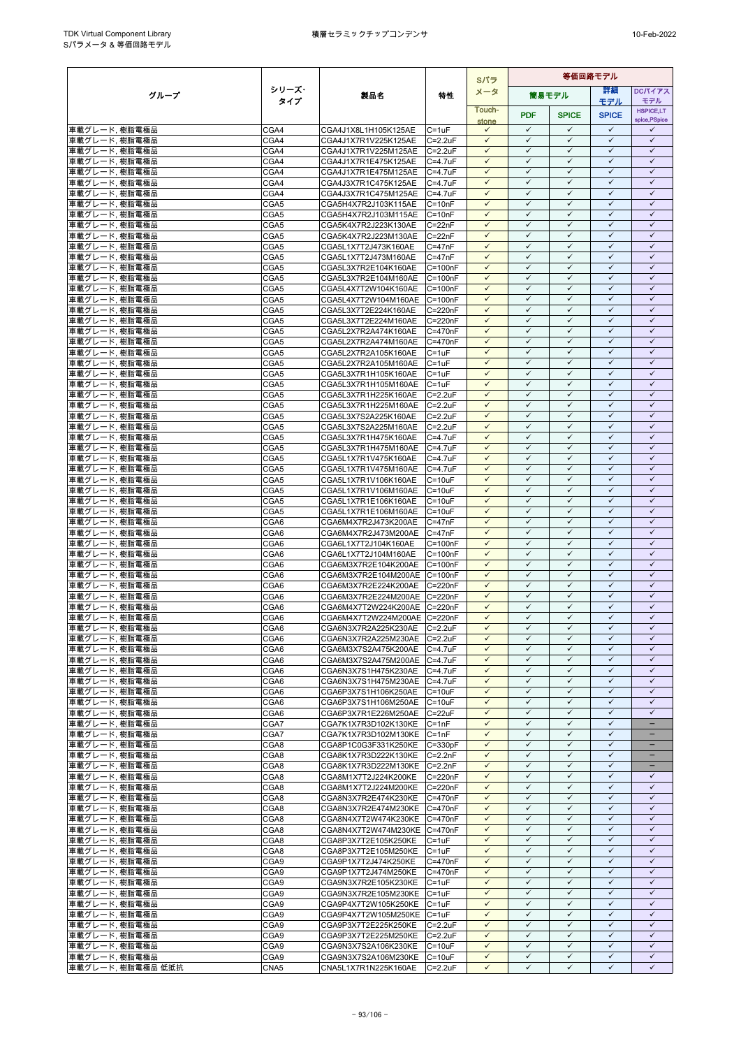| グループ | シリーズ・タイプ | 製品名 | 特性 | Sパラメータ | 等価回路モデル | | | |
|---|---|---|---|---|---|---|---|---|
| | | | | | 簡易モデル | | 詳細モデル | DCバイアスモデル |
| | | | | Touch-stone | PDF | SPICE | SPICE | HSPICE,LT spice,PSpice |
| 車載グレード, 樹脂電極品 | CGA4 | CGA4J1X8L1H105K125AE | C=1uF | ✓ | ✓ | ✓ | ✓ | ✓ |
| 車載グレード, 樹脂電極品 | CGA4 | CGA4J1X7R1V225K125AE | C=2.2uF | ✓ | ✓ | ✓ | ✓ | ✓ |
| 車載グレード, 樹脂電極品 | CGA4 | CGA4J1X7R1V225M125AE | C=2.2uF | ✓ | ✓ | ✓ | ✓ | ✓ |
| 車載グレード, 樹脂電極品 | CGA4 | CGA4J1X7R1E475K125AE | C=4.7uF | ✓ | ✓ | ✓ | ✓ | ✓ |
| 車載グレード, 樹脂電極品 | CGA4 | CGA4J1X7R1E475M125AE | C=4.7uF | ✓ | ✓ | ✓ | ✓ | ✓ |
| 車載グレード, 樹脂電極品 | CGA4 | CGA4J3X7R1C475K125AE | C=4.7uF | ✓ | ✓ | ✓ | ✓ | ✓ |
| 車載グレード, 樹脂電極品 | CGA4 | CGA4J3X7R1C475M125AE | C=4.7uF | ✓ | ✓ | ✓ | ✓ | ✓ |
| 車載グレード, 樹脂電極品 | CGA5 | CGA5H4X7R2J103K115AE | C=10nF | ✓ | ✓ | ✓ | ✓ | ✓ |
| 車載グレード, 樹脂電極品 | CGA5 | CGA5H4X7R2J103M115AE | C=10nF | ✓ | ✓ | ✓ | ✓ | ✓ |
| 車載グレード, 樹脂電極品 | CGA5 | CGA5K4X7R2J223K130AE | C=22nF | ✓ | ✓ | ✓ | ✓ | ✓ |
| 車載グレード, 樹脂電極品 | CGA5 | CGA5K4X7R2J223M130AE | C=22nF | ✓ | ✓ | ✓ | ✓ | ✓ |
| 車載グレード, 樹脂電極品 | CGA5 | CGA5L1X7T2J473K160AE | C=47nF | ✓ | ✓ | ✓ | ✓ | ✓ |
| 車載グレード, 樹脂電極品 | CGA5 | CGA5L1X7T2J473M160AE | C=47nF | ✓ | ✓ | ✓ | ✓ | ✓ |
| 車載グレード, 樹脂電極品 | CGA5 | CGA5L3X7R2E104K160AE | C=100nF | ✓ | ✓ | ✓ | ✓ | ✓ |
| 車載グレード, 樹脂電極品 | CGA5 | CGA5L3X7R2E104M160AE | C=100nF | ✓ | ✓ | ✓ | ✓ | ✓ |
| 車載グレード, 樹脂電極品 | CGA5 | CGA5L4X7T2W104K160AE | C=100nF | ✓ | ✓ | ✓ | ✓ | ✓ |
| 車載グレード, 樹脂電極品 | CGA5 | CGA5L4X7T2W104M160AE | C=100nF | ✓ | ✓ | ✓ | ✓ | ✓ |
| 車載グレード, 樹脂電極品 | CGA5 | CGA5L3X7T2E224K160AE | C=220nF | ✓ | ✓ | ✓ | ✓ | ✓ |
| 車載グレード, 樹脂電極品 | CGA5 | CGA5L3X7T2E224M160AE | C=220nF | ✓ | ✓ | ✓ | ✓ | ✓ |
| 車載グレード, 樹脂電極品 | CGA5 | CGA5L2X7R2A474K160AE | C=470nF | ✓ | ✓ | ✓ | ✓ | ✓ |
| 車載グレード, 樹脂電極品 | CGA5 | CGA5L2X7R2A474M160AE | C=470nF | ✓ | ✓ | ✓ | ✓ | ✓ |
| 車載グレード, 樹脂電極品 | CGA5 | CGA5L2X7R2A105K160AE | C=1uF | ✓ | ✓ | ✓ | ✓ | ✓ |
| 車載グレード, 樹脂電極品 | CGA5 | CGA5L2X7R2A105M160AE | C=1uF | ✓ | ✓ | ✓ | ✓ | ✓ |
| 車載グレード, 樹脂電極品 | CGA5 | CGA5L3X7R1H105K160AE | C=1uF | ✓ | ✓ | ✓ | ✓ | ✓ |
| 車載グレード, 樹脂電極品 | CGA5 | CGA5L3X7R1H105M160AE | C=1uF | ✓ | ✓ | ✓ | ✓ | ✓ |
| 車載グレード, 樹脂電極品 | CGA5 | CGA5L3X7R1H225K160AE | C=2.2uF | ✓ | ✓ | ✓ | ✓ | ✓ |
| 車載グレード, 樹脂電極品 | CGA5 | CGA5L3X7R1H225M160AE | C=2.2uF | ✓ | ✓ | ✓ | ✓ | ✓ |
| 車載グレード, 樹脂電極品 | CGA5 | CGA5L3X7S2A225K160AE | C=2.2uF | ✓ | ✓ | ✓ | ✓ | ✓ |
| 車載グレード, 樹脂電極品 | CGA5 | CGA5L3X7S2A225M160AE | C=2.2uF | ✓ | ✓ | ✓ | ✓ | ✓ |
| 車載グレード, 樹脂電極品 | CGA5 | CGA5L3X7R1H475K160AE | C=4.7uF | ✓ | ✓ | ✓ | ✓ | ✓ |
| 車載グレード, 樹脂電極品 | CGA5 | CGA5L3X7R1H475M160AE | C=4.7uF | ✓ | ✓ | ✓ | ✓ | ✓ |
| 車載グレード, 樹脂電極品 | CGA5 | CGA5L1X7R1V475K160AE | C=4.7uF | ✓ | ✓ | ✓ | ✓ | ✓ |
| 車載グレード, 樹脂電極品 | CGA5 | CGA5L1X7R1V475M160AE | C=4.7uF | ✓ | ✓ | ✓ | ✓ | ✓ |
| 車載グレード, 樹脂電極品 | CGA5 | CGA5L1X7R1V106K160AE | C=10uF | ✓ | ✓ | ✓ | ✓ | ✓ |
| 車載グレード, 樹脂電極品 | CGA5 | CGA5L1X7R1V106M160AE | C=10uF | ✓ | ✓ | ✓ | ✓ | ✓ |
| 車載グレード, 樹脂電極品 | CGA5 | CGA5L1X7R1E106K160AE | C=10uF | ✓ | ✓ | ✓ | ✓ | ✓ |
| 車載グレード, 樹脂電極品 | CGA5 | CGA5L1X7R1E106M160AE | C=10uF | ✓ | ✓ | ✓ | ✓ | ✓ |
| 車載グレード, 樹脂電極品 | CGA6 | CGA6M4X7R2J473K200AE | C=47nF | ✓ | ✓ | ✓ | ✓ | ✓ |
| 車載グレード, 樹脂電極品 | CGA6 | CGA6M4X7R2J473M200AE | C=47nF | ✓ | ✓ | ✓ | ✓ | ✓ |
| 車載グレード, 樹脂電極品 | CGA6 | CGA6L1X7T2J104K160AE | C=100nF | ✓ | ✓ | ✓ | ✓ | ✓ |
| 車載グレード, 樹脂電極品 | CGA6 | CGA6L1X7T2J104M160AE | C=100nF | ✓ | ✓ | ✓ | ✓ | ✓ |
| 車載グレード, 樹脂電極品 | CGA6 | CGA6M3X7R2E104K200AE | C=100nF | ✓ | ✓ | ✓ | ✓ | ✓ |
| 車載グレード, 樹脂電極品 | CGA6 | CGA6M3X7R2E104M200AE | C=100nF | ✓ | ✓ | ✓ | ✓ | ✓ |
| 車載グレード, 樹脂電極品 | CGA6 | CGA6M3X7R2E224K200AE | C=220nF | ✓ | ✓ | ✓ | ✓ | ✓ |
| 車載グレード, 樹脂電極品 | CGA6 | CGA6M3X7R2E224M200AE | C=220nF | ✓ | ✓ | ✓ | ✓ | ✓ |
| 車載グレード, 樹脂電極品 | CGA6 | CGA6M4X7T2W224K200AE | C=220nF | ✓ | ✓ | ✓ | ✓ | ✓ |
| 車載グレード, 樹脂電極品 | CGA6 | CGA6M4X7T2W224M200AE | C=220nF | ✓ | ✓ | ✓ | ✓ | ✓ |
| 車載グレード, 樹脂電極品 | CGA6 | CGA6N3X7R2A225K230AE | C=2.2uF | ✓ | ✓ | ✓ | ✓ | ✓ |
| 車載グレード, 樹脂電極品 | CGA6 | CGA6N3X7R2A225M230AE | C=2.2uF | ✓ | ✓ | ✓ | ✓ | ✓ |
| 車載グレード, 樹脂電極品 | CGA6 | CGA6M3X7S2A475K200AE | C=4.7uF | ✓ | ✓ | ✓ | ✓ | ✓ |
| 車載グレード, 樹脂電極品 | CGA6 | CGA6M3X7S2A475M200AE | C=4.7uF | ✓ | ✓ | ✓ | ✓ | ✓ |
| 車載グレード, 樹脂電極品 | CGA6 | CGA6N3X7S1H475K230AE | C=4.7uF | ✓ | ✓ | ✓ | ✓ | ✓ |
| 車載グレード, 樹脂電極品 | CGA6 | CGA6N3X7S1H475M230AE | C=4.7uF | ✓ | ✓ | ✓ | ✓ | ✓ |
| 車載グレード, 樹脂電極品 | CGA6 | CGA6P3X7S1H106K250AE | C=10uF | ✓ | ✓ | ✓ | ✓ | ✓ |
| 車載グレード, 樹脂電極品 | CGA6 | CGA6P3X7S1H106M250AE | C=10uF | ✓ | ✓ | ✓ | ✓ | ✓ |
| 車載グレード, 樹脂電極品 | CGA6 | CGA6P3X7R1E226M250AE | C=22uF | ✓ | ✓ | ✓ | ✓ | ✓ |
| 車載グレード, 樹脂電極品 | CGA7 | CGA7K1X7R3D102K130KE | C=1nF | ✓ | ✓ | ✓ | ✓ | − |
| 車載グレード, 樹脂電極品 | CGA7 | CGA7K1X7R3D102M130KE | C=1nF | ✓ | ✓ | ✓ | ✓ | − |
| 車載グレード, 樹脂電極品 | CGA8 | CGA8P1C0G3F331K250KE | C=330pF | ✓ | ✓ | ✓ | ✓ | − |
| 車載グレード, 樹脂電極品 | CGA8 | CGA8K1X7R3D222K130KE | C=2.2nF | ✓ | ✓ | ✓ | ✓ | − |
| 車載グレード, 樹脂電極品 | CGA8 | CGA8K1X7R3D222M130KE | C=2.2nF | ✓ | ✓ | ✓ | ✓ | − |
| 車載グレード, 樹脂電極品 | CGA8 | CGA8M1X7T2J224K200KE | C=220nF | ✓ | ✓ | ✓ | ✓ | ✓ |
| 車載グレード, 樹脂電極品 | CGA8 | CGA8M1X7T2J224M200KE | C=220nF | ✓ | ✓ | ✓ | ✓ | ✓ |
| 車載グレード, 樹脂電極品 | CGA8 | CGA8N3X7R2E474K230KE | C=470nF | ✓ | ✓ | ✓ | ✓ | ✓ |
| 車載グレード, 樹脂電極品 | CGA8 | CGA8N3X7R2E474M230KE | C=470nF | ✓ | ✓ | ✓ | ✓ | ✓ |
| 車載グレード, 樹脂電極品 | CGA8 | CGA8N4X7T2W474K230KE | C=470nF | ✓ | ✓ | ✓ | ✓ | ✓ |
| 車載グレード, 樹脂電極品 | CGA8 | CGA8N4X7T2W474M230KE | C=470nF | ✓ | ✓ | ✓ | ✓ | ✓ |
| 車載グレード, 樹脂電極品 | CGA8 | CGA8P3X7T2E105K250KE | C=1uF | ✓ | ✓ | ✓ | ✓ | ✓ |
| 車載グレード, 樹脂電極品 | CGA8 | CGA8P3X7T2E105M250KE | C=1uF | ✓ | ✓ | ✓ | ✓ | ✓ |
| 車載グレード, 樹脂電極品 | CGA9 | CGA9P1X7T2J474K250KE | C=470nF | ✓ | ✓ | ✓ | ✓ | ✓ |
| 車載グレード, 樹脂電極品 | CGA9 | CGA9P1X7T2J474M250KE | C=470nF | ✓ | ✓ | ✓ | ✓ | ✓ |
| 車載グレード, 樹脂電極品 | CGA9 | CGA9N3X7R2E105K230KE | C=1uF | ✓ | ✓ | ✓ | ✓ | ✓ |
| 車載グレード, 樹脂電極品 | CGA9 | CGA9N3X7R2E105M230KE | C=1uF | ✓ | ✓ | ✓ | ✓ | ✓ |
| 車載グレード, 樹脂電極品 | CGA9 | CGA9P4X7T2W105K250KE | C=1uF | ✓ | ✓ | ✓ | ✓ | ✓ |
| 車載グレード, 樹脂電極品 | CGA9 | CGA9P4X7T2W105M250KE | C=1uF | ✓ | ✓ | ✓ | ✓ | ✓ |
| 車載グレード, 樹脂電極品 | CGA9 | CGA9P3X7T2E225K250KE | C=2.2uF | ✓ | ✓ | ✓ | ✓ | ✓ |
| 車載グレード, 樹脂電極品 | CGA9 | CGA9P3X7T2E225M250KE | C=2.2uF | ✓ | ✓ | ✓ | ✓ | ✓ |
| 車載グレード, 樹脂電極品 | CGA9 | CGA9N3X7S2A106K230KE | C=10uF | ✓ | ✓ | ✓ | ✓ | ✓ |
| 車載グレード, 樹脂電極品 | CGA9 | CGA9N3X7S2A106M230KE | C=10uF | ✓ | ✓ | ✓ | ✓ | ✓ |
| 車載グレード, 樹脂電極品 低抵抗 | CNA5 | CNA5L1X7R1N225K160AE | C=2.2uF | ✓ | ✓ | ✓ | ✓ | ✓ |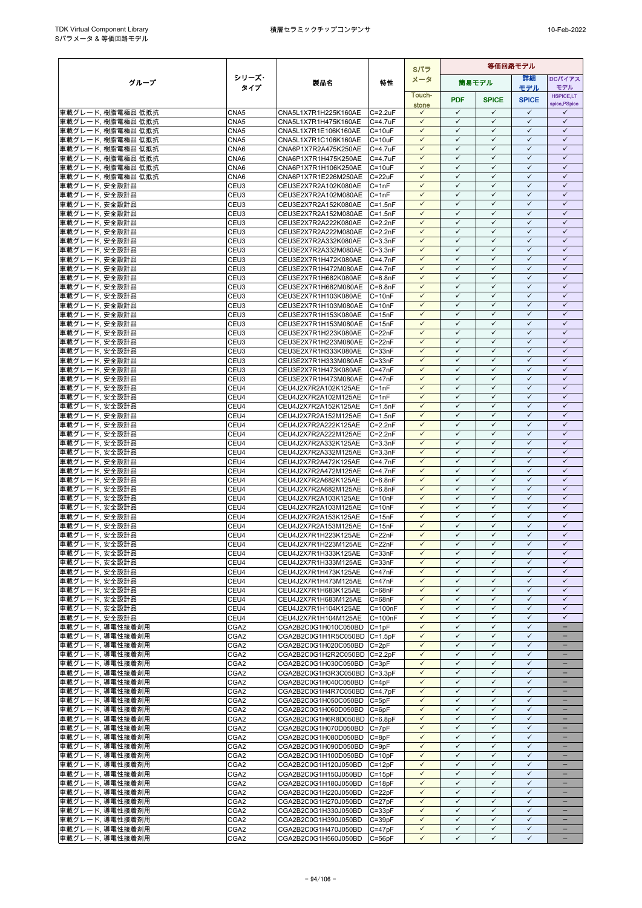| グループ | シリーズ・タイプ | 製品名 | 特性 | Sパラメータ | 等価回路モデル | | | |
|---|---|---|---|---|---|---|---|---|
| | | | | | 簡易モデル | | 詳細モデル | DCバイアスモデル |
| | | | | Touch-stone | PDF | SPICE | SPICE | HSPICE,LT spice,PSpice |
| 車載グレード, 樹脂電極品 低抵抗 | CNA5 | CNA5L1X7R1H225K160AE | C=2.2uF | ✓ | ✓ | ✓ | ✓ | ✓ |
| 車載グレード, 樹脂電極品 低抵抗 | CNA5 | CNA5L1X7R1H475K160AE | C=4.7uF | ✓ | ✓ | ✓ | ✓ | ✓ |
| 車載グレード, 樹脂電極品 低抵抗 | CNA5 | CNA5L1X7R1E106K160AE | C=10uF | ✓ | ✓ | ✓ | ✓ | ✓ |
| 車載グレード, 樹脂電極品 低抵抗 | CNA5 | CNA5L1X7R1C106K160AE | C=10uF | ✓ | ✓ | ✓ | ✓ | ✓ |
| 車載グレード, 樹脂電極品 低抵抗 | CNA6 | CNA6P1X7R2A475K250AE | C=4.7uF | ✓ | ✓ | ✓ | ✓ | ✓ |
| 車載グレード, 樹脂電極品 低抵抗 | CNA6 | CNA6P1X7R1H475K250AE | C=4.7uF | ✓ | ✓ | ✓ | ✓ | ✓ |
| 車載グレード, 樹脂電極品 低抵抗 | CNA6 | CNA6P1X7R1H106K250AE | C=10uF | ✓ | ✓ | ✓ | ✓ | ✓ |
| 車載グレード, 樹脂電極品 低抵抗 | CNA6 | CNA6P1X7R1E226M250AE | C=22uF | ✓ | ✓ | ✓ | ✓ | ✓ |
| 車載グレード, 安全設計品 | CEU3 | CEU3E2X7R2A102K080AE | C=1nF | ✓ | ✓ | ✓ | ✓ | ✓ |
| 車載グレード, 安全設計品 | CEU3 | CEU3E2X7R2A102M080AE | C=1nF | ✓ | ✓ | ✓ | ✓ | ✓ |
| 車載グレード, 安全設計品 | CEU3 | CEU3E2X7R2A152K080AE | C=1.5nF | ✓ | ✓ | ✓ | ✓ | ✓ |
| 車載グレード, 安全設計品 | CEU3 | CEU3E2X7R2A152M080AE | C=1.5nF | ✓ | ✓ | ✓ | ✓ | ✓ |
| 車載グレード, 安全設計品 | CEU3 | CEU3E2X7R2A222K080AE | C=2.2nF | ✓ | ✓ | ✓ | ✓ | ✓ |
| 車載グレード, 安全設計品 | CEU3 | CEU3E2X7R2A222M080AE | C=2.2nF | ✓ | ✓ | ✓ | ✓ | ✓ |
| 車載グレード, 安全設計品 | CEU3 | CEU3E2X7R2A332K080AE | C=3.3nF | ✓ | ✓ | ✓ | ✓ | ✓ |
| 車載グレード, 安全設計品 | CEU3 | CEU3E2X7R2A332M080AE | C=3.3nF | ✓ | ✓ | ✓ | ✓ | ✓ |
| 車載グレード, 安全設計品 | CEU3 | CEU3E2X7R1H472K080AE | C=4.7nF | ✓ | ✓ | ✓ | ✓ | ✓ |
| 車載グレード, 安全設計品 | CEU3 | CEU3E2X7R1H472M080AE | C=4.7nF | ✓ | ✓ | ✓ | ✓ | ✓ |
| 車載グレード, 安全設計品 | CEU3 | CEU3E2X7R1H682K080AE | C=6.8nF | ✓ | ✓ | ✓ | ✓ | ✓ |
| 車載グレード, 安全設計品 | CEU3 | CEU3E2X7R1H682M080AE | C=6.8nF | ✓ | ✓ | ✓ | ✓ | ✓ |
| 車載グレード, 安全設計品 | CEU3 | CEU3E2X7R1H103K080AE | C=10nF | ✓ | ✓ | ✓ | ✓ | ✓ |
| 車載グレード, 安全設計品 | CEU3 | CEU3E2X7R1H103M080AE | C=10nF | ✓ | ✓ | ✓ | ✓ | ✓ |
| 車載グレード, 安全設計品 | CEU3 | CEU3E2X7R1H153K080AE | C=15nF | ✓ | ✓ | ✓ | ✓ | ✓ |
| 車載グレード, 安全設計品 | CEU3 | CEU3E2X7R1H153M080AE | C=15nF | ✓ | ✓ | ✓ | ✓ | ✓ |
| 車載グレード, 安全設計品 | CEU3 | CEU3E2X7R1H223K080AE | C=22nF | ✓ | ✓ | ✓ | ✓ | ✓ |
| 車載グレード, 安全設計品 | CEU3 | CEU3E2X7R1H223M080AE | C=22nF | ✓ | ✓ | ✓ | ✓ | ✓ |
| 車載グレード, 安全設計品 | CEU3 | CEU3E2X7R1H333K080AE | C=33nF | ✓ | ✓ | ✓ | ✓ | ✓ |
| 車載グレード, 安全設計品 | CEU3 | CEU3E2X7R1H333M080AE | C=33nF | ✓ | ✓ | ✓ | ✓ | ✓ |
| 車載グレード, 安全設計品 | CEU3 | CEU3E2X7R1H473K080AE | C=47nF | ✓ | ✓ | ✓ | ✓ | ✓ |
| 車載グレード, 安全設計品 | CEU3 | CEU3E2X7R1H473M080AE | C=47nF | ✓ | ✓ | ✓ | ✓ | ✓ |
| 車載グレード, 安全設計品 | CEU4 | CEU4J2X7R2A102K125AE | C=1nF | ✓ | ✓ | ✓ | ✓ | ✓ |
| 車載グレード, 安全設計品 | CEU4 | CEU4J2X7R2A102M125AE | C=1nF | ✓ | ✓ | ✓ | ✓ | ✓ |
| 車載グレード, 安全設計品 | CEU4 | CEU4J2X7R2A152K125AE | C=1.5nF | ✓ | ✓ | ✓ | ✓ | ✓ |
| 車載グレード, 安全設計品 | CEU4 | CEU4J2X7R2A152M125AE | C=1.5nF | ✓ | ✓ | ✓ | ✓ | ✓ |
| 車載グレード, 安全設計品 | CEU4 | CEU4J2X7R2A222K125AE | C=2.2nF | ✓ | ✓ | ✓ | ✓ | ✓ |
| 車載グレード, 安全設計品 | CEU4 | CEU4J2X7R2A222M125AE | C=2.2nF | ✓ | ✓ | ✓ | ✓ | ✓ |
| 車載グレード, 安全設計品 | CEU4 | CEU4J2X7R2A332K125AE | C=3.3nF | ✓ | ✓ | ✓ | ✓ | ✓ |
| 車載グレード, 安全設計品 | CEU4 | CEU4J2X7R2A332M125AE | C=3.3nF | ✓ | ✓ | ✓ | ✓ | ✓ |
| 車載グレード, 安全設計品 | CEU4 | CEU4J2X7R2A472K125AE | C=4.7nF | ✓ | ✓ | ✓ | ✓ | ✓ |
| 車載グレード, 安全設計品 | CEU4 | CEU4J2X7R2A472M125AE | C=4.7nF | ✓ | ✓ | ✓ | ✓ | ✓ |
| 車載グレード, 安全設計品 | CEU4 | CEU4J2X7R2A682K125AE | C=6.8nF | ✓ | ✓ | ✓ | ✓ | ✓ |
| 車載グレード, 安全設計品 | CEU4 | CEU4J2X7R2A682M125AE | C=6.8nF | ✓ | ✓ | ✓ | ✓ | ✓ |
| 車載グレード, 安全設計品 | CEU4 | CEU4J2X7R2A103K125AE | C=10nF | ✓ | ✓ | ✓ | ✓ | ✓ |
| 車載グレード, 安全設計品 | CEU4 | CEU4J2X7R2A103M125AE | C=10nF | ✓ | ✓ | ✓ | ✓ | ✓ |
| 車載グレード, 安全設計品 | CEU4 | CEU4J2X7R2A153K125AE | C=15nF | ✓ | ✓ | ✓ | ✓ | ✓ |
| 車載グレード, 安全設計品 | CEU4 | CEU4J2X7R2A153M125AE | C=15nF | ✓ | ✓ | ✓ | ✓ | ✓ |
| 車載グレード, 安全設計品 | CEU4 | CEU4J2X7R1H223K125AE | C=22nF | ✓ | ✓ | ✓ | ✓ | ✓ |
| 車載グレード, 安全設計品 | CEU4 | CEU4J2X7R1H223M125AE | C=22nF | ✓ | ✓ | ✓ | ✓ | ✓ |
| 車載グレード, 安全設計品 | CEU4 | CEU4J2X7R1H333K125AE | C=33nF | ✓ | ✓ | ✓ | ✓ | ✓ |
| 車載グレード, 安全設計品 | CEU4 | CEU4J2X7R1H333M125AE | C=33nF | ✓ | ✓ | ✓ | ✓ | ✓ |
| 車載グレード, 安全設計品 | CEU4 | CEU4J2X7R1H473K125AE | C=47nF | ✓ | ✓ | ✓ | ✓ | ✓ |
| 車載グレード, 安全設計品 | CEU4 | CEU4J2X7R1H473M125AE | C=47nF | ✓ | ✓ | ✓ | ✓ | ✓ |
| 車載グレード, 安全設計品 | CEU4 | CEU4J2X7R1H683K125AE | C=68nF | ✓ | ✓ | ✓ | ✓ | ✓ |
| 車載グレード, 安全設計品 | CEU4 | CEU4J2X7R1H683M125AE | C=68nF | ✓ | ✓ | ✓ | ✓ | ✓ |
| 車載グレード, 安全設計品 | CEU4 | CEU4J2X7R1H104K125AE | C=100nF | ✓ | ✓ | ✓ | ✓ | ✓ |
| 車載グレード, 安全設計品 | CEU4 | CEU4J2X7R1H104M125AE | C=100nF | ✓ | ✓ | ✓ | ✓ | ✓ |
| 車載グレード, 導電性接着剤用 | CGA2 | CGA2B2C0G1H010C050BD | C=1pF | ✓ | ✓ | ✓ | ✓ | − |
| 車載グレード, 導電性接着剤用 | CGA2 | CGA2B2C0G1H1R5C050BD | C=1.5pF | ✓ | ✓ | ✓ | ✓ | − |
| 車載グレード, 導電性接着剤用 | CGA2 | CGA2B2C0G1H020C050BD | C=2pF | ✓ | ✓ | ✓ | ✓ | − |
| 車載グレード, 導電性接着剤用 | CGA2 | CGA2B2C0G1H2R2C050BD | C=2.2pF | ✓ | ✓ | ✓ | ✓ | − |
| 車載グレード, 導電性接着剤用 | CGA2 | CGA2B2C0G1H030C050BD | C=3pF | ✓ | ✓ | ✓ | ✓ | − |
| 車載グレード, 導電性接着剤用 | CGA2 | CGA2B2C0G1H3R3C050BD | C=3.3pF | ✓ | ✓ | ✓ | ✓ | − |
| 車載グレード, 導電性接着剤用 | CGA2 | CGA2B2C0G1H040C050BD | C=4pF | ✓ | ✓ | ✓ | ✓ | − |
| 車載グレード, 導電性接着剤用 | CGA2 | CGA2B2C0G1H4R7C050BD | C=4.7pF | ✓ | ✓ | ✓ | ✓ | − |
| 車載グレード, 導電性接着剤用 | CGA2 | CGA2B2C0G1H050C050BD | C=5pF | ✓ | ✓ | ✓ | ✓ | − |
| 車載グレード, 導電性接着剤用 | CGA2 | CGA2B2C0G1H060D050BD | C=6pF | ✓ | ✓ | ✓ | ✓ | − |
| 車載グレード, 導電性接着剤用 | CGA2 | CGA2B2C0G1H6R8D050BD | C=6.8pF | ✓ | ✓ | ✓ | ✓ | − |
| 車載グレード, 導電性接着剤用 | CGA2 | CGA2B2C0G1H070D050BD | C=7pF | ✓ | ✓ | ✓ | ✓ | − |
| 車載グレード, 導電性接着剤用 | CGA2 | CGA2B2C0G1H080D050BD | C=8pF | ✓ | ✓ | ✓ | ✓ | − |
| 車載グレード, 導電性接着剤用 | CGA2 | CGA2B2C0G1H090D050BD | C=9pF | ✓ | ✓ | ✓ | ✓ | − |
| 車載グレード, 導電性接着剤用 | CGA2 | CGA2B2C0G1H100D050BD | C=10pF | ✓ | ✓ | ✓ | ✓ | − |
| 車載グレード, 導電性接着剤用 | CGA2 | CGA2B2C0G1H120J050BD | C=12pF | ✓ | ✓ | ✓ | ✓ | − |
| 車載グレード, 導電性接着剤用 | CGA2 | CGA2B2C0G1H150J050BD | C=15pF | ✓ | ✓ | ✓ | ✓ | − |
| 車載グレード, 導電性接着剤用 | CGA2 | CGA2B2C0G1H180J050BD | C=18pF | ✓ | ✓ | ✓ | ✓ | − |
| 車載グレード, 導電性接着剤用 | CGA2 | CGA2B2C0G1H220J050BD | C=22pF | ✓ | ✓ | ✓ | ✓ | − |
| 車載グレード, 導電性接着剤用 | CGA2 | CGA2B2C0G1H270J050BD | C=27pF | ✓ | ✓ | ✓ | ✓ | − |
| 車載グレード, 導電性接着剤用 | CGA2 | CGA2B2C0G1H330J050BD | C=33pF | ✓ | ✓ | ✓ | ✓ | − |
| 車載グレード, 導電性接着剤用 | CGA2 | CGA2B2C0G1H390J050BD | C=39pF | ✓ | ✓ | ✓ | ✓ | − |
| 車載グレード, 導電性接着剤用 | CGA2 | CGA2B2C0G1H470J050BD | C=47pF | ✓ | ✓ | ✓ | ✓ | − |
| 車載グレード, 導電性接着剤用 | CGA2 | CGA2B2C0G1H560J050BD | C=56pF | ✓ | ✓ | ✓ | ✓ | − |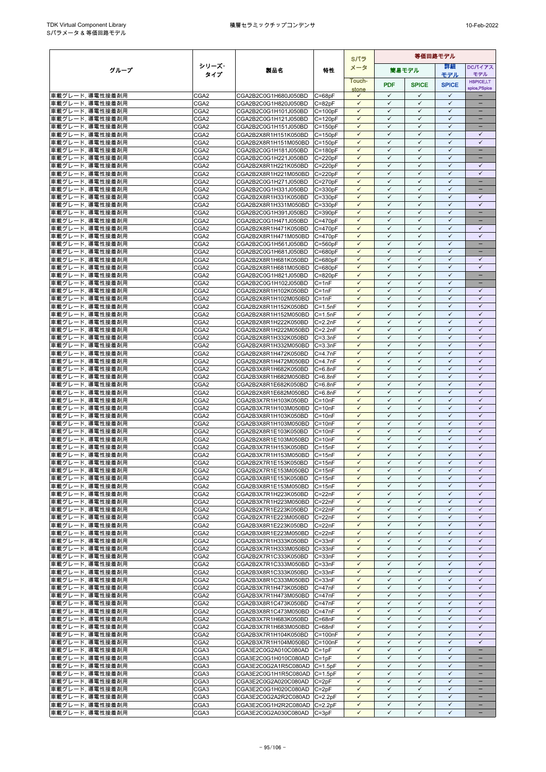| グループ | シリーズ・タイプ | 製品名 | 特性 | Sパラメータ | 等価回路モデル | | | |
|---|---|---|---|---|---|---|---|---|
| | | | | | 簡易モデル | | 詳細モデル | DCバイアスモデル |
| | | | | Touch-stone | PDF | SPICE | SPICE | HSPICE,LT spice,PSpice |
| 車載グレード, 導電性接着剤用 | CGA2 | CGA2B2C0G1H680J050BD | C=68pF | ✓ | ✓ | ✓ | ✓ | – |
| 車載グレード, 導電性接着剤用 | CGA2 | CGA2B2C0G1H820J050BD | C=82pF | ✓ | ✓ | ✓ | ✓ | – |
| 車載グレード, 導電性接着剤用 | CGA2 | CGA2B2C0G1H101J050BD | C=100pF | ✓ | ✓ | ✓ | ✓ | – |
| 車載グレード, 導電性接着剤用 | CGA2 | CGA2B2C0G1H121J050BD | C=120pF | ✓ | ✓ | ✓ | ✓ | – |
| 車載グレード, 導電性接着剤用 | CGA2 | CGA2B2C0G1H151J050BD | C=150pF | ✓ | ✓ | ✓ | ✓ | – |
| 車載グレード, 導電性接着剤用 | CGA2 | CGA2B2X8R1H151K050BD | C=150pF | ✓ | ✓ | ✓ | ✓ | ✓ |
| 車載グレード, 導電性接着剤用 | CGA2 | CGA2B2X8R1H151M050BD | C=150pF | ✓ | ✓ | ✓ | ✓ | ✓ |
| 車載グレード, 導電性接着剤用 | CGA2 | CGA2B2C0G1H181J050BD | C=180pF | ✓ | ✓ | ✓ | ✓ | – |
| 車載グレード, 導電性接着剤用 | CGA2 | CGA2B2C0G1H221J050BD | C=220pF | ✓ | ✓ | ✓ | ✓ | – |
| 車載グレード, 導電性接着剤用 | CGA2 | CGA2B2X8R1H221K050BD | C=220pF | ✓ | ✓ | ✓ | ✓ | ✓ |
| 車載グレード, 導電性接着剤用 | CGA2 | CGA2B2X8R1H221M050BD | C=220pF | ✓ | ✓ | ✓ | ✓ | ✓ |
| 車載グレード, 導電性接着剤用 | CGA2 | CGA2B2C0G1H271J050BD | C=270pF | ✓ | ✓ | ✓ | ✓ | – |
| 車載グレード, 導電性接着剤用 | CGA2 | CGA2B2C0G1H331J050BD | C=330pF | ✓ | ✓ | ✓ | ✓ | – |
| 車載グレード, 導電性接着剤用 | CGA2 | CGA2B2X8R1H331K050BD | C=330pF | ✓ | ✓ | ✓ | ✓ | ✓ |
| 車載グレード, 導電性接着剤用 | CGA2 | CGA2B2X8R1H331M050BD | C=330pF | ✓ | ✓ | ✓ | ✓ | ✓ |
| 車載グレード, 導電性接着剤用 | CGA2 | CGA2B2C0G1H391J050BD | C=390pF | ✓ | ✓ | ✓ | ✓ | – |
| 車載グレード, 導電性接着剤用 | CGA2 | CGA2B2C0G1H471J050BD | C=470pF | ✓ | ✓ | ✓ | ✓ | – |
| 車載グレード, 導電性接着剤用 | CGA2 | CGA2B2X8R1H471K050BD | C=470pF | ✓ | ✓ | ✓ | ✓ | ✓ |
| 車載グレード, 導電性接着剤用 | CGA2 | CGA2B2X8R1H471M050BD | C=470pF | ✓ | ✓ | ✓ | ✓ | ✓ |
| 車載グレード, 導電性接着剤用 | CGA2 | CGA2B2C0G1H561J050BD | C=560pF | ✓ | ✓ | ✓ | ✓ | – |
| 車載グレード, 導電性接着剤用 | CGA2 | CGA2B2C0G1H681J050BD | C=680pF | ✓ | ✓ | ✓ | ✓ | – |
| 車載グレード, 導電性接着剤用 | CGA2 | CGA2B2X8R1H681K050BD | C=680pF | ✓ | ✓ | ✓ | ✓ | ✓ |
| 車載グレード, 導電性接着剤用 | CGA2 | CGA2B2X8R1H681M050BD | C=680pF | ✓ | ✓ | ✓ | ✓ | ✓ |
| 車載グレード, 導電性接着剤用 | CGA2 | CGA2B2C0G1H821J050BD | C=820pF | ✓ | ✓ | ✓ | ✓ | – |
| 車載グレード, 導電性接着剤用 | CGA2 | CGA2B2C0G1H102J050BD | C=1nF | ✓ | ✓ | ✓ | ✓ | – |
| 車載グレード, 導電性接着剤用 | CGA2 | CGA2B2X8R1H102K050BD | C=1nF | ✓ | ✓ | ✓ | ✓ | ✓ |
| 車載グレード, 導電性接着剤用 | CGA2 | CGA2B2X8R1H102M050BD | C=1nF | ✓ | ✓ | ✓ | ✓ | ✓ |
| 車載グレード, 導電性接着剤用 | CGA2 | CGA2B2X8R1H152K050BD | C=1.5nF | ✓ | ✓ | ✓ | ✓ | ✓ |
| 車載グレード, 導電性接着剤用 | CGA2 | CGA2B2X8R1H152M050BD | C=1.5nF | ✓ | ✓ | ✓ | ✓ | ✓ |
| 車載グレード, 導電性接着剤用 | CGA2 | CGA2B2X8R1H222K050BD | C=2.2nF | ✓ | ✓ | ✓ | ✓ | ✓ |
| 車載グレード, 導電性接着剤用 | CGA2 | CGA2B2X8R1H222M050BD | C=2.2nF | ✓ | ✓ | ✓ | ✓ | ✓ |
| 車載グレード, 導電性接着剤用 | CGA2 | CGA2B2X8R1H332K050BD | C=3.3nF | ✓ | ✓ | ✓ | ✓ | ✓ |
| 車載グレード, 導電性接着剤用 | CGA2 | CGA2B2X8R1H332M050BD | C=3.3nF | ✓ | ✓ | ✓ | ✓ | ✓ |
| 車載グレード, 導電性接着剤用 | CGA2 | CGA2B2X8R1H472K050BD | C=4.7nF | ✓ | ✓ | ✓ | ✓ | ✓ |
| 車載グレード, 導電性接着剤用 | CGA2 | CGA2B2X8R1H472M050BD | C=4.7nF | ✓ | ✓ | ✓ | ✓ | ✓ |
| 車載グレード, 導電性接着剤用 | CGA2 | CGA2B3X8R1H682K050BD | C=6.8nF | ✓ | ✓ | ✓ | ✓ | ✓ |
| 車載グレード, 導電性接着剤用 | CGA2 | CGA2B3X8R1H682M050BD | C=6.8nF | ✓ | ✓ | ✓ | ✓ | ✓ |
| 車載グレード, 導電性接着剤用 | CGA2 | CGA2B2X8R1E682K050BD | C=6.8nF | ✓ | ✓ | ✓ | ✓ | ✓ |
| 車載グレード, 導電性接着剤用 | CGA2 | CGA2B2X8R1E682M050BD | C=6.8nF | ✓ | ✓ | ✓ | ✓ | ✓ |
| 車載グレード, 導電性接着剤用 | CGA2 | CGA2B3X7R1H103K050BD | C=10nF | ✓ | ✓ | ✓ | ✓ | ✓ |
| 車載グレード, 導電性接着剤用 | CGA2 | CGA2B3X7R1H103M050BD | C=10nF | ✓ | ✓ | ✓ | ✓ | ✓ |
| 車載グレード, 導電性接着剤用 | CGA2 | CGA2B3X8R1H103K050BD | C=10nF | ✓ | ✓ | ✓ | ✓ | ✓ |
| 車載グレード, 導電性接着剤用 | CGA2 | CGA2B3X8R1H103M050BD | C=10nF | ✓ | ✓ | ✓ | ✓ | ✓ |
| 車載グレード, 導電性接着剤用 | CGA2 | CGA2B2X8R1E103K050BD | C=10nF | ✓ | ✓ | ✓ | ✓ | ✓ |
| 車載グレード, 導電性接着剤用 | CGA2 | CGA2B2X8R1E103M050BD | C=10nF | ✓ | ✓ | ✓ | ✓ | ✓ |
| 車載グレード, 導電性接着剤用 | CGA2 | CGA2B3X7R1H153K050BD | C=15nF | ✓ | ✓ | ✓ | ✓ | ✓ |
| 車載グレード, 導電性接着剤用 | CGA2 | CGA2B3X7R1H153M050BD | C=15nF | ✓ | ✓ | ✓ | ✓ | ✓ |
| 車載グレード, 導電性接着剤用 | CGA2 | CGA2B2X7R1E153K050BD | C=15nF | ✓ | ✓ | ✓ | ✓ | ✓ |
| 車載グレード, 導電性接着剤用 | CGA2 | CGA2B2X7R1E153M050BD | C=15nF | ✓ | ✓ | ✓ | ✓ | ✓ |
| 車載グレード, 導電性接着剤用 | CGA2 | CGA2B3X8R1E153K050BD | C=15nF | ✓ | ✓ | ✓ | ✓ | ✓ |
| 車載グレード, 導電性接着剤用 | CGA2 | CGA2B3X8R1E153M050BD | C=15nF | ✓ | ✓ | ✓ | ✓ | ✓ |
| 車載グレード, 導電性接着剤用 | CGA2 | CGA2B3X7R1H223K050BD | C=22nF | ✓ | ✓ | ✓ | ✓ | ✓ |
| 車載グレード, 導電性接着剤用 | CGA2 | CGA2B3X7R1H223M050BD | C=22nF | ✓ | ✓ | ✓ | ✓ | ✓ |
| 車載グレード, 導電性接着剤用 | CGA2 | CGA2B2X7R1E223K050BD | C=22nF | ✓ | ✓ | ✓ | ✓ | ✓ |
| 車載グレード, 導電性接着剤用 | CGA2 | CGA2B2X7R1E223M050BD | C=22nF | ✓ | ✓ | ✓ | ✓ | ✓ |
| 車載グレード, 導電性接着剤用 | CGA2 | CGA2B3X8R1E223K050BD | C=22nF | ✓ | ✓ | ✓ | ✓ | ✓ |
| 車載グレード, 導電性接着剤用 | CGA2 | CGA2B3X8R1E223M050BD | C=22nF | ✓ | ✓ | ✓ | ✓ | ✓ |
| 車載グレード, 導電性接着剤用 | CGA2 | CGA2B3X7R1H333K050BD | C=33nF | ✓ | ✓ | ✓ | ✓ | ✓ |
| 車載グレード, 導電性接着剤用 | CGA2 | CGA2B3X7R1H333M050BD | C=33nF | ✓ | ✓ | ✓ | ✓ | ✓ |
| 車載グレード, 導電性接着剤用 | CGA2 | CGA2B2X7R1C333K050BD | C=33nF | ✓ | ✓ | ✓ | ✓ | ✓ |
| 車載グレード, 導電性接着剤用 | CGA2 | CGA2B2X7R1C333M050BD | C=33nF | ✓ | ✓ | ✓ | ✓ | ✓ |
| 車載グレード, 導電性接着剤用 | CGA2 | CGA2B3X8R1C333K050BD | C=33nF | ✓ | ✓ | ✓ | ✓ | ✓ |
| 車載グレード, 導電性接着剤用 | CGA2 | CGA2B3X8R1C333M050BD | C=33nF | ✓ | ✓ | ✓ | ✓ | ✓ |
| 車載グレード, 導電性接着剤用 | CGA2 | CGA2B3X7R1H473K050BD | C=47nF | ✓ | ✓ | ✓ | ✓ | ✓ |
| 車載グレード, 導電性接着剤用 | CGA2 | CGA2B3X7R1H473M050BD | C=47nF | ✓ | ✓ | ✓ | ✓ | ✓ |
| 車載グレード, 導電性接着剤用 | CGA2 | CGA2B3X8R1C473K050BD | C=47nF | ✓ | ✓ | ✓ | ✓ | ✓ |
| 車載グレード, 導電性接着剤用 | CGA2 | CGA2B3X8R1C473M050BD | C=47nF | ✓ | ✓ | ✓ | ✓ | ✓ |
| 車載グレード, 導電性接着剤用 | CGA2 | CGA2B3X7R1H683K050BD | C=68nF | ✓ | ✓ | ✓ | ✓ | ✓ |
| 車載グレード, 導電性接着剤用 | CGA2 | CGA2B3X7R1H683M050BD | C=68nF | ✓ | ✓ | ✓ | ✓ | ✓ |
| 車載グレード, 導電性接着剤用 | CGA2 | CGA2B3X7R1H104K050BD | C=100nF | ✓ | ✓ | ✓ | ✓ | ✓ |
| 車載グレード, 導電性接着剤用 | CGA2 | CGA2B3X7R1H104M050BD | C=100nF | ✓ | ✓ | ✓ | ✓ | ✓ |
| 車載グレード, 導電性接着剤用 | CGA3 | CGA3E2C0G2A010C080AD | C=1pF | ✓ | ✓ | ✓ | ✓ | – |
| 車載グレード, 導電性接着剤用 | CGA3 | CGA3E2C0G1H010C080AD | C=1pF | ✓ | ✓ | ✓ | ✓ | – |
| 車載グレード, 導電性接着剤用 | CGA3 | CGA3E2C0G2A1R5C080AD | C=1.5pF | ✓ | ✓ | ✓ | ✓ | – |
| 車載グレード, 導電性接着剤用 | CGA3 | CGA3E2C0G1H1R5C080AD | C=1.5pF | ✓ | ✓ | ✓ | ✓ | – |
| 車載グレード, 導電性接着剤用 | CGA3 | CGA3E2C0G2A020C080AD | C=2pF | ✓ | ✓ | ✓ | ✓ | – |
| 車載グレード, 導電性接着剤用 | CGA3 | CGA3E2C0G1H020C080AD | C=2pF | ✓ | ✓ | ✓ | ✓ | – |
| 車載グレード, 導電性接着剤用 | CGA3 | CGA3E2C0G2A2R2C080AD | C=2.2pF | ✓ | ✓ | ✓ | ✓ | – |
| 車載グレード, 導電性接着剤用 | CGA3 | CGA3E2C0G1H2R2C080AD | C=2.2pF | ✓ | ✓ | ✓ | ✓ | – |
| 車載グレード, 導電性接着剤用 | CGA3 | CGA3E2C0G2A030C080AD | C=3pF | ✓ | ✓ | ✓ | ✓ | – |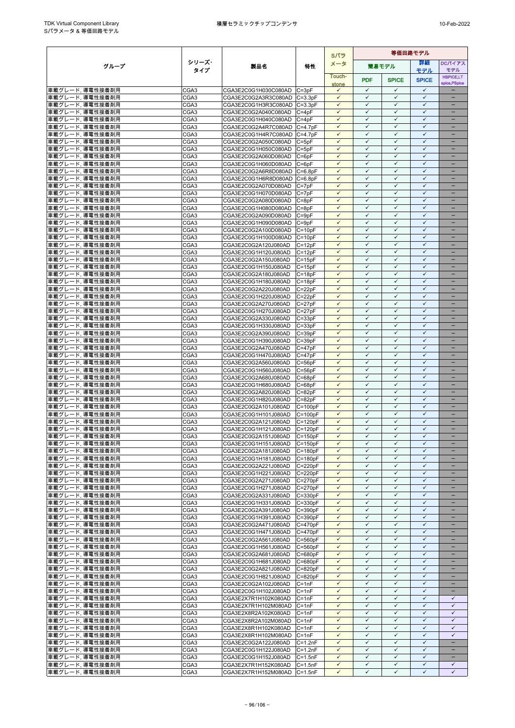| グループ | シリーズ・タイプ | 製品名 | 特性 | Sパラメータ | 等価回路モデル | | | |
|---|---|---|---|---|---|---|---|---|
| | | | | | 簡易モデル | | 詳細モデル | DCバイアスモデル |
| | | | | Touch-stone | PDF | SPICE | SPICE | HSPICE,LT spice,PSpice |
| 車載グレード, 導電性接着剤用 | CGA3 | CGA3E2C0G1H030C080AD | C=3pF | ✓ | ✓ | ✓ | ✓ | – |
| 車載グレード, 導電性接着剤用 | CGA3 | CGA3E2C0G2A3R3C080AD | C=3.3pF | ✓ | ✓ | ✓ | ✓ | – |
| 車載グレード, 導電性接着剤用 | CGA3 | CGA3E2C0G1H3R3C080AD | C=3.3pF | ✓ | ✓ | ✓ | ✓ | – |
| 車載グレード, 導電性接着剤用 | CGA3 | CGA3E2C0G2A040C080AD | C=4pF | ✓ | ✓ | ✓ | ✓ | – |
| 車載グレード, 導電性接着剤用 | CGA3 | CGA3E2C0G1H040C080AD | C=4pF | ✓ | ✓ | ✓ | ✓ | – |
| 車載グレード, 導電性接着剤用 | CGA3 | CGA3E2C0G2A4R7C080AD | C=4.7pF | ✓ | ✓ | ✓ | ✓ | – |
| 車載グレード, 導電性接着剤用 | CGA3 | CGA3E2C0G1H4R7C080AD | C=4.7pF | ✓ | ✓ | ✓ | ✓ | – |
| 車載グレード, 導電性接着剤用 | CGA3 | CGA3E2C0G2A050C080AD | C=5pF | ✓ | ✓ | ✓ | ✓ | – |
| 車載グレード, 導電性接着剤用 | CGA3 | CGA3E2C0G1H050C080AD | C=5pF | ✓ | ✓ | ✓ | ✓ | – |
| 車載グレード, 導電性接着剤用 | CGA3 | CGA3E2C0G2A060D080AD | C=6pF | ✓ | ✓ | ✓ | ✓ | – |
| 車載グレード, 導電性接着剤用 | CGA3 | CGA3E2C0G1H060D080AD | C=6pF | ✓ | ✓ | ✓ | ✓ | – |
| 車載グレード, 導電性接着剤用 | CGA3 | CGA3E2C0G2A6R8D080AD | C=6.8pF | ✓ | ✓ | ✓ | ✓ | – |
| 車載グレード, 導電性接着剤用 | CGA3 | CGA3E2C0G1H6R8D080AD | C=6.8pF | ✓ | ✓ | ✓ | ✓ | – |
| 車載グレード, 導電性接着剤用 | CGA3 | CGA3E2C0G2A070D080AD | C=7pF | ✓ | ✓ | ✓ | ✓ | – |
| 車載グレード, 導電性接着剤用 | CGA3 | CGA3E2C0G1H070D080AD | C=7pF | ✓ | ✓ | ✓ | ✓ | – |
| 車載グレード, 導電性接着剤用 | CGA3 | CGA3E2C0G2A080D080AD | C=8pF | ✓ | ✓ | ✓ | ✓ | – |
| 車載グレード, 導電性接着剤用 | CGA3 | CGA3E2C0G1H080D080AD | C=8pF | ✓ | ✓ | ✓ | ✓ | – |
| 車載グレード, 導電性接着剤用 | CGA3 | CGA3E2C0G2A090D080AD | C=9pF | ✓ | ✓ | ✓ | ✓ | – |
| 車載グレード, 導電性接着剤用 | CGA3 | CGA3E2C0G1H090D080AD | C=9pF | ✓ | ✓ | ✓ | ✓ | – |
| 車載グレード, 導電性接着剤用 | CGA3 | CGA3E2C0G2A100D080AD | C=10pF | ✓ | ✓ | ✓ | ✓ | – |
| 車載グレード, 導電性接着剤用 | CGA3 | CGA3E2C0G1H100D080AD | C=10pF | ✓ | ✓ | ✓ | ✓ | – |
| 車載グレード, 導電性接着剤用 | CGA3 | CGA3E2C0G2A120J080AD | C=12pF | ✓ | ✓ | ✓ | ✓ | – |
| 車載グレード, 導電性接着剤用 | CGA3 | CGA3E2C0G1H120J080AD | C=12pF | ✓ | ✓ | ✓ | ✓ | – |
| 車載グレード, 導電性接着剤用 | CGA3 | CGA3E2C0G2A150J080AD | C=15pF | ✓ | ✓ | ✓ | ✓ | – |
| 車載グレード, 導電性接着剤用 | CGA3 | CGA3E2C0G1H150J080AD | C=15pF | ✓ | ✓ | ✓ | ✓ | – |
| 車載グレード, 導電性接着剤用 | CGA3 | CGA3E2C0G2A180J080AD | C=18pF | ✓ | ✓ | ✓ | ✓ | – |
| 車載グレード, 導電性接着剤用 | CGA3 | CGA3E2C0G1H180J080AD | C=18pF | ✓ | ✓ | ✓ | ✓ | – |
| 車載グレード, 導電性接着剤用 | CGA3 | CGA3E2C0G2A220J080AD | C=22pF | ✓ | ✓ | ✓ | ✓ | – |
| 車載グレード, 導電性接着剤用 | CGA3 | CGA3E2C0G1H220J080AD | C=22pF | ✓ | ✓ | ✓ | ✓ | – |
| 車載グレード, 導電性接着剤用 | CGA3 | CGA3E2C0G2A270J080AD | C=27pF | ✓ | ✓ | ✓ | ✓ | – |
| 車載グレード, 導電性接着剤用 | CGA3 | CGA3E2C0G1H270J080AD | C=27pF | ✓ | ✓ | ✓ | ✓ | – |
| 車載グレード, 導電性接着剤用 | CGA3 | CGA3E2C0G2A330J080AD | C=33pF | ✓ | ✓ | ✓ | ✓ | – |
| 車載グレード, 導電性接着剤用 | CGA3 | CGA3E2C0G1H330J080AD | C=33pF | ✓ | ✓ | ✓ | ✓ | – |
| 車載グレード, 導電性接着剤用 | CGA3 | CGA3E2C0G2A390J080AD | C=39pF | ✓ | ✓ | ✓ | ✓ | – |
| 車載グレード, 導電性接着剤用 | CGA3 | CGA3E2C0G1H390J080AD | C=39pF | ✓ | ✓ | ✓ | ✓ | – |
| 車載グレード, 導電性接着剤用 | CGA3 | CGA3E2C0G2A470J080AD | C=47pF | ✓ | ✓ | ✓ | ✓ | – |
| 車載グレード, 導電性接着剤用 | CGA3 | CGA3E2C0G1H470J080AD | C=47pF | ✓ | ✓ | ✓ | ✓ | – |
| 車載グレード, 導電性接着剤用 | CGA3 | CGA3E2C0G2A560J080AD | C=56pF | ✓ | ✓ | ✓ | ✓ | – |
| 車載グレード, 導電性接着剤用 | CGA3 | CGA3E2C0G1H560J080AD | C=56pF | ✓ | ✓ | ✓ | ✓ | – |
| 車載グレード, 導電性接着剤用 | CGA3 | CGA3E2C0G2A680J080AD | C=68pF | ✓ | ✓ | ✓ | ✓ | – |
| 車載グレード, 導電性接着剤用 | CGA3 | CGA3E2C0G1H680J080AD | C=68pF | ✓ | ✓ | ✓ | ✓ | – |
| 車載グレード, 導電性接着剤用 | CGA3 | CGA3E2C0G2A820J080AD | C=82pF | ✓ | ✓ | ✓ | ✓ | – |
| 車載グレード, 導電性接着剤用 | CGA3 | CGA3E2C0G1H820J080AD | C=82pF | ✓ | ✓ | ✓ | ✓ | – |
| 車載グレード, 導電性接着剤用 | CGA3 | CGA3E2C0G2A101J080AD | C=100pF | ✓ | ✓ | ✓ | ✓ | – |
| 車載グレード, 導電性接着剤用 | CGA3 | CGA3E2C0G1H101J080AD | C=100pF | ✓ | ✓ | ✓ | ✓ | – |
| 車載グレード, 導電性接着剤用 | CGA3 | CGA3E2C0G2A121J080AD | C=120pF | ✓ | ✓ | ✓ | ✓ | – |
| 車載グレード, 導電性接着剤用 | CGA3 | CGA3E2C0G1H121J080AD | C=120pF | ✓ | ✓ | ✓ | ✓ | – |
| 車載グレード, 導電性接着剤用 | CGA3 | CGA3E2C0G2A151J080AD | C=150pF | ✓ | ✓ | ✓ | ✓ | – |
| 車載グレード, 導電性接着剤用 | CGA3 | CGA3E2C0G1H151J080AD | C=150pF | ✓ | ✓ | ✓ | ✓ | – |
| 車載グレード, 導電性接着剤用 | CGA3 | CGA3E2C0G2A181J080AD | C=180pF | ✓ | ✓ | ✓ | ✓ | – |
| 車載グレード, 導電性接着剤用 | CGA3 | CGA3E2C0G1H181J080AD | C=180pF | ✓ | ✓ | ✓ | ✓ | – |
| 車載グレード, 導電性接着剤用 | CGA3 | CGA3E2C0G2A221J080AD | C=220pF | ✓ | ✓ | ✓ | ✓ | – |
| 車載グレード, 導電性接着剤用 | CGA3 | CGA3E2C0G1H221J080AD | C=220pF | ✓ | ✓ | ✓ | ✓ | – |
| 車載グレード, 導電性接着剤用 | CGA3 | CGA3E2C0G2A271J080AD | C=270pF | ✓ | ✓ | ✓ | ✓ | – |
| 車載グレード, 導電性接着剤用 | CGA3 | CGA3E2C0G1H271J080AD | C=270pF | ✓ | ✓ | ✓ | ✓ | – |
| 車載グレード, 導電性接着剤用 | CGA3 | CGA3E2C0G2A331J080AD | C=330pF | ✓ | ✓ | ✓ | ✓ | – |
| 車載グレード, 導電性接着剤用 | CGA3 | CGA3E2C0G1H331J080AD | C=330pF | ✓ | ✓ | ✓ | ✓ | – |
| 車載グレード, 導電性接着剤用 | CGA3 | CGA3E2C0G2A391J080AD | C=390pF | ✓ | ✓ | ✓ | ✓ | – |
| 車載グレード, 導電性接着剤用 | CGA3 | CGA3E2C0G1H391J080AD | C=390pF | ✓ | ✓ | ✓ | ✓ | – |
| 車載グレード, 導電性接着剤用 | CGA3 | CGA3E2C0G2A471J080AD | C=470pF | ✓ | ✓ | ✓ | ✓ | – |
| 車載グレード, 導電性接着剤用 | CGA3 | CGA3E2C0G1H471J080AD | C=470pF | ✓ | ✓ | ✓ | ✓ | – |
| 車載グレード, 導電性接着剤用 | CGA3 | CGA3E2C0G2A561J080AD | C=560pF | ✓ | ✓ | ✓ | ✓ | – |
| 車載グレード, 導電性接着剤用 | CGA3 | CGA3E2C0G1H561J080AD | C=560pF | ✓ | ✓ | ✓ | ✓ | – |
| 車載グレード, 導電性接着剤用 | CGA3 | CGA3E2C0G2A681J080AD | C=680pF | ✓ | ✓ | ✓ | ✓ | – |
| 車載グレード, 導電性接着剤用 | CGA3 | CGA3E2C0G1H681J080AD | C=680pF | ✓ | ✓ | ✓ | ✓ | – |
| 車載グレード, 導電性接着剤用 | CGA3 | CGA3E2C0G2A821J080AD | C=820pF | ✓ | ✓ | ✓ | ✓ | – |
| 車載グレード, 導電性接着剤用 | CGA3 | CGA3E2C0G1H821J080AD | C=820pF | ✓ | ✓ | ✓ | ✓ | – |
| 車載グレード, 導電性接着剤用 | CGA3 | CGA3E2C0G2A102J080AD | C=1nF | ✓ | ✓ | ✓ | ✓ | – |
| 車載グレード, 導電性接着剤用 | CGA3 | CGA3E2C0G1H102J080AD | C=1nF | ✓ | ✓ | ✓ | ✓ | – |
| 車載グレード, 導電性接着剤用 | CGA3 | CGA3E2X7R1H102K080AD | C=1nF | ✓ | ✓ | ✓ | ✓ | ✓ |
| 車載グレード, 導電性接着剤用 | CGA3 | CGA3E2X7R1H102M080AD | C=1nF | ✓ | ✓ | ✓ | ✓ | ✓ |
| 車載グレード, 導電性接着剤用 | CGA3 | CGA3E2X8R2A102K080AD | C=1nF | ✓ | ✓ | ✓ | ✓ | ✓ |
| 車載グレード, 導電性接着剤用 | CGA3 | CGA3E2X8R2A102M080AD | C=1nF | ✓ | ✓ | ✓ | ✓ | ✓ |
| 車載グレード, 導電性接着剤用 | CGA3 | CGA3E2X8R1H102K080AD | C=1nF | ✓ | ✓ | ✓ | ✓ | ✓ |
| 車載グレード, 導電性接着剤用 | CGA3 | CGA3E2X8R1H102M080AD | C=1nF | ✓ | ✓ | ✓ | ✓ | ✓ |
| 車載グレード, 導電性接着剤用 | CGA3 | CGA3E2C0G2A122J080AD | C=1.2nF | ✓ | ✓ | ✓ | ✓ | – |
| 車載グレード, 導電性接着剤用 | CGA3 | CGA3E2C0G1H122J080AD | C=1.2nF | ✓ | ✓ | ✓ | ✓ | – |
| 車載グレード, 導電性接着剤用 | CGA3 | CGA3E2C0G1H152J080AD | C=1.5nF | ✓ | ✓ | ✓ | ✓ | – |
| 車載グレード, 導電性接着剤用 | CGA3 | CGA3E2X7R1H152K080AD | C=1.5nF | ✓ | ✓ | ✓ | ✓ | ✓ |
| 車載グレード, 導電性接着剤用 | CGA3 | CGA3E2X7R1H152M080AD | C=1.5nF | ✓ | ✓ | ✓ | ✓ | ✓ |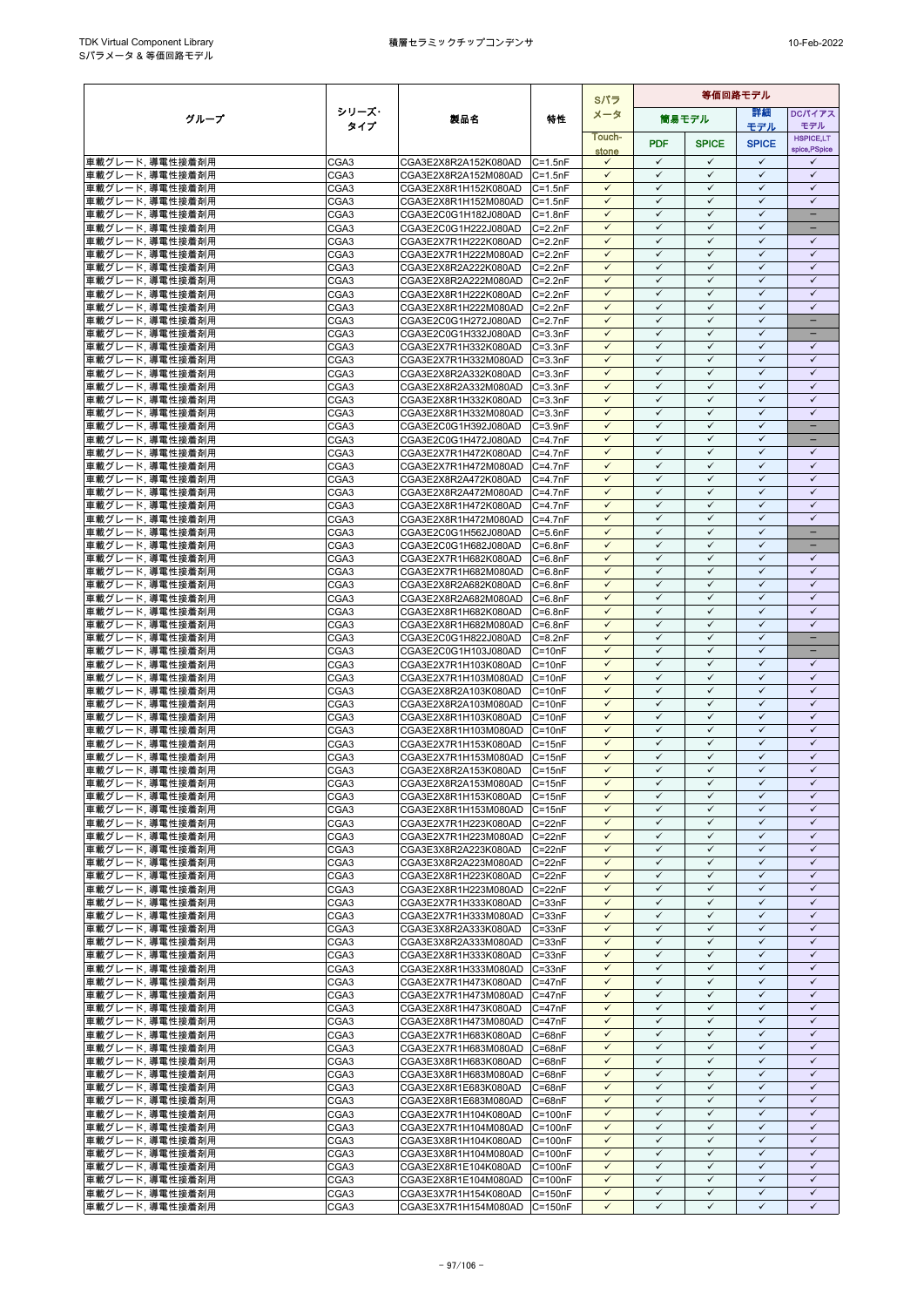| グループ | シリーズ･タイプ | 製品名 | 特性 | Sパラメータ | 等価回路モデル | | | |
|---|---|---|---|---|---|---|---|---|
| | | | | | 簡易モデル | | 詳細モデル | DCバイアスモデル |
| | | | | Touch-stone | PDF | SPICE | SPICE | HSPICE,LT spice,PSpice |
| 車載グレード, 導電性接着剤用 | CGA3 | CGA3E2X8R2A152K080AD | C=1.5nF | ✓ | ✓ | ✓ | ✓ | ✓ |
| 車載グレード, 導電性接着剤用 | CGA3 | CGA3E2X8R2A152M080AD | C=1.5nF | ✓ | ✓ | ✓ | ✓ | ✓ |
| 車載グレード, 導電性接着剤用 | CGA3 | CGA3E2X8R1H152K080AD | C=1.5nF | ✓ | ✓ | ✓ | ✓ | ✓ |
| 車載グレード, 導電性接着剤用 | CGA3 | CGA3E2X8R1H152M080AD | C=1.5nF | ✓ | ✓ | ✓ | ✓ | ✓ |
| 車載グレード, 導電性接着剤用 | CGA3 | CGA3E2C0G1H182J080AD | C=1.8nF | ✓ | ✓ | ✓ | ✓ | – |
| 車載グレード, 導電性接着剤用 | CGA3 | CGA3E2C0G1H222J080AD | C=2.2nF | ✓ | ✓ | ✓ | ✓ | – |
| 車載グレード, 導電性接着剤用 | CGA3 | CGA3E2X7R1H222K080AD | C=2.2nF | ✓ | ✓ | ✓ | ✓ | ✓ |
| 車載グレード, 導電性接着剤用 | CGA3 | CGA3E2X7R1H222M080AD | C=2.2nF | ✓ | ✓ | ✓ | ✓ | ✓ |
| 車載グレード, 導電性接着剤用 | CGA3 | CGA3E2X8R2A222K080AD | C=2.2nF | ✓ | ✓ | ✓ | ✓ | ✓ |
| 車載グレード, 導電性接着剤用 | CGA3 | CGA3E2X8R2A222M080AD | C=2.2nF | ✓ | ✓ | ✓ | ✓ | ✓ |
| 車載グレード, 導電性接着剤用 | CGA3 | CGA3E2X8R1H222K080AD | C=2.2nF | ✓ | ✓ | ✓ | ✓ | ✓ |
| 車載グレード, 導電性接着剤用 | CGA3 | CGA3E2X8R1H222M080AD | C=2.2nF | ✓ | ✓ | ✓ | ✓ | ✓ |
| 車載グレード, 導電性接着剤用 | CGA3 | CGA3E2C0G1H272J080AD | C=2.7nF | ✓ | ✓ | ✓ | ✓ | – |
| 車載グレード, 導電性接着剤用 | CGA3 | CGA3E2C0G1H332J080AD | C=3.3nF | ✓ | ✓ | ✓ | ✓ | – |
| 車載グレード, 導電性接着剤用 | CGA3 | CGA3E2X7R1H332K080AD | C=3.3nF | ✓ | ✓ | ✓ | ✓ | ✓ |
| 車載グレード, 導電性接着剤用 | CGA3 | CGA3E2X7R1H332M080AD | C=3.3nF | ✓ | ✓ | ✓ | ✓ | ✓ |
| 車載グレード, 導電性接着剤用 | CGA3 | CGA3E2X8R2A332K080AD | C=3.3nF | ✓ | ✓ | ✓ | ✓ | ✓ |
| 車載グレード, 導電性接着剤用 | CGA3 | CGA3E2X8R2A332M080AD | C=3.3nF | ✓ | ✓ | ✓ | ✓ | ✓ |
| 車載グレード, 導電性接着剤用 | CGA3 | CGA3E2X8R1H332K080AD | C=3.3nF | ✓ | ✓ | ✓ | ✓ | ✓ |
| 車載グレード, 導電性接着剤用 | CGA3 | CGA3E2X8R1H332M080AD | C=3.3nF | ✓ | ✓ | ✓ | ✓ | ✓ |
| 車載グレード, 導電性接着剤用 | CGA3 | CGA3E2C0G1H392J080AD | C=3.9nF | ✓ | ✓ | ✓ | ✓ | – |
| 車載グレード, 導電性接着剤用 | CGA3 | CGA3E2C0G1H472J080AD | C=4.7nF | ✓ | ✓ | ✓ | ✓ | – |
| 車載グレード, 導電性接着剤用 | CGA3 | CGA3E2X7R1H472K080AD | C=4.7nF | ✓ | ✓ | ✓ | ✓ | ✓ |
| 車載グレード, 導電性接着剤用 | CGA3 | CGA3E2X7R1H472M080AD | C=4.7nF | ✓ | ✓ | ✓ | ✓ | ✓ |
| 車載グレード, 導電性接着剤用 | CGA3 | CGA3E2X8R2A472K080AD | C=4.7nF | ✓ | ✓ | ✓ | ✓ | ✓ |
| 車載グレード, 導電性接着剤用 | CGA3 | CGA3E2X8R2A472M080AD | C=4.7nF | ✓ | ✓ | ✓ | ✓ | ✓ |
| 車載グレード, 導電性接着剤用 | CGA3 | CGA3E2X8R1H472K080AD | C=4.7nF | ✓ | ✓ | ✓ | ✓ | ✓ |
| 車載グレード, 導電性接着剤用 | CGA3 | CGA3E2X8R1H472M080AD | C=4.7nF | ✓ | ✓ | ✓ | ✓ | ✓ |
| 車載グレード, 導電性接着剤用 | CGA3 | CGA3E2C0G1H562J080AD | C=5.6nF | ✓ | ✓ | ✓ | ✓ | – |
| 車載グレード, 導電性接着剤用 | CGA3 | CGA3E2C0G1H682J080AD | C=6.8nF | ✓ | ✓ | ✓ | ✓ | – |
| 車載グレード, 導電性接着剤用 | CGA3 | CGA3E2X7R1H682K080AD | C=6.8nF | ✓ | ✓ | ✓ | ✓ | ✓ |
| 車載グレード, 導電性接着剤用 | CGA3 | CGA3E2X7R1H682M080AD | C=6.8nF | ✓ | ✓ | ✓ | ✓ | ✓ |
| 車載グレード, 導電性接着剤用 | CGA3 | CGA3E2X8R2A682K080AD | C=6.8nF | ✓ | ✓ | ✓ | ✓ | ✓ |
| 車載グレード, 導電性接着剤用 | CGA3 | CGA3E2X8R2A682M080AD | C=6.8nF | ✓ | ✓ | ✓ | ✓ | ✓ |
| 車載グレード, 導電性接着剤用 | CGA3 | CGA3E2X8R1H682K080AD | C=6.8nF | ✓ | ✓ | ✓ | ✓ | ✓ |
| 車載グレード, 導電性接着剤用 | CGA3 | CGA3E2X8R1H682M080AD | C=6.8nF | ✓ | ✓ | ✓ | ✓ | ✓ |
| 車載グレード, 導電性接着剤用 | CGA3 | CGA3E2C0G1H822J080AD | C=8.2nF | ✓ | ✓ | ✓ | ✓ | – |
| 車載グレード, 導電性接着剤用 | CGA3 | CGA3E2C0G1H103J080AD | C=10nF | ✓ | ✓ | ✓ | ✓ | – |
| 車載グレード, 導電性接着剤用 | CGA3 | CGA3E2X7R1H103K080AD | C=10nF | ✓ | ✓ | ✓ | ✓ | ✓ |
| 車載グレード, 導電性接着剤用 | CGA3 | CGA3E2X7R1H103M080AD | C=10nF | ✓ | ✓ | ✓ | ✓ | ✓ |
| 車載グレード, 導電性接着剤用 | CGA3 | CGA3E2X8R2A103K080AD | C=10nF | ✓ | ✓ | ✓ | ✓ | ✓ |
| 車載グレード, 導電性接着剤用 | CGA3 | CGA3E2X8R2A103M080AD | C=10nF | ✓ | ✓ | ✓ | ✓ | ✓ |
| 車載グレード, 導電性接着剤用 | CGA3 | CGA3E2X8R1H103K080AD | C=10nF | ✓ | ✓ | ✓ | ✓ | ✓ |
| 車載グレード, 導電性接着剤用 | CGA3 | CGA3E2X8R1H103M080AD | C=10nF | ✓ | ✓ | ✓ | ✓ | ✓ |
| 車載グレード, 導電性接着剤用 | CGA3 | CGA3E2X7R1H153K080AD | C=15nF | ✓ | ✓ | ✓ | ✓ | ✓ |
| 車載グレード, 導電性接着剤用 | CGA3 | CGA3E2X7R1H153M080AD | C=15nF | ✓ | ✓ | ✓ | ✓ | ✓ |
| 車載グレード, 導電性接着剤用 | CGA3 | CGA3E2X8R2A153K080AD | C=15nF | ✓ | ✓ | ✓ | ✓ | ✓ |
| 車載グレード, 導電性接着剤用 | CGA3 | CGA3E2X8R2A153M080AD | C=15nF | ✓ | ✓ | ✓ | ✓ | ✓ |
| 車載グレード, 導電性接着剤用 | CGA3 | CGA3E2X8R1H153K080AD | C=15nF | ✓ | ✓ | ✓ | ✓ | ✓ |
| 車載グレード, 導電性接着剤用 | CGA3 | CGA3E2X8R1H153M080AD | C=15nF | ✓ | ✓ | ✓ | ✓ | ✓ |
| 車載グレード, 導電性接着剤用 | CGA3 | CGA3E2X7R1H223K080AD | C=22nF | ✓ | ✓ | ✓ | ✓ | ✓ |
| 車載グレード, 導電性接着剤用 | CGA3 | CGA3E2X7R1H223M080AD | C=22nF | ✓ | ✓ | ✓ | ✓ | ✓ |
| 車載グレード, 導電性接着剤用 | CGA3 | CGA3E3X8R2A223K080AD | C=22nF | ✓ | ✓ | ✓ | ✓ | ✓ |
| 車載グレード, 導電性接着剤用 | CGA3 | CGA3E3X8R2A223M080AD | C=22nF | ✓ | ✓ | ✓ | ✓ | ✓ |
| 車載グレード, 導電性接着剤用 | CGA3 | CGA3E2X8R1H223K080AD | C=22nF | ✓ | ✓ | ✓ | ✓ | ✓ |
| 車載グレード, 導電性接着剤用 | CGA3 | CGA3E2X8R1H223M080AD | C=22nF | ✓ | ✓ | ✓ | ✓ | ✓ |
| 車載グレード, 導電性接着剤用 | CGA3 | CGA3E2X7R1H333K080AD | C=33nF | ✓ | ✓ | ✓ | ✓ | ✓ |
| 車載グレード, 導電性接着剤用 | CGA3 | CGA3E2X7R1H333M080AD | C=33nF | ✓ | ✓ | ✓ | ✓ | ✓ |
| 車載グレード, 導電性接着剤用 | CGA3 | CGA3E3X8R2A333K080AD | C=33nF | ✓ | ✓ | ✓ | ✓ | ✓ |
| 車載グレード, 導電性接着剤用 | CGA3 | CGA3E3X8R2A333M080AD | C=33nF | ✓ | ✓ | ✓ | ✓ | ✓ |
| 車載グレード, 導電性接着剤用 | CGA3 | CGA3E2X8R1H333K080AD | C=33nF | ✓ | ✓ | ✓ | ✓ | ✓ |
| 車載グレード, 導電性接着剤用 | CGA3 | CGA3E2X8R1H333M080AD | C=33nF | ✓ | ✓ | ✓ | ✓ | ✓ |
| 車載グレード, 導電性接着剤用 | CGA3 | CGA3E2X7R1H473K080AD | C=47nF | ✓ | ✓ | ✓ | ✓ | ✓ |
| 車載グレード, 導電性接着剤用 | CGA3 | CGA3E2X7R1H473M080AD | C=47nF | ✓ | ✓ | ✓ | ✓ | ✓ |
| 車載グレード, 導電性接着剤用 | CGA3 | CGA3E2X8R1H473K080AD | C=47nF | ✓ | ✓ | ✓ | ✓ | ✓ |
| 車載グレード, 導電性接着剤用 | CGA3 | CGA3E2X8R1H473M080AD | C=47nF | ✓ | ✓ | ✓ | ✓ | ✓ |
| 車載グレード, 導電性接着剤用 | CGA3 | CGA3E2X7R1H683K080AD | C=68nF | ✓ | ✓ | ✓ | ✓ | ✓ |
| 車載グレード, 導電性接着剤用 | CGA3 | CGA3E2X7R1H683M080AD | C=68nF | ✓ | ✓ | ✓ | ✓ | ✓ |
| 車載グレード, 導電性接着剤用 | CGA3 | CGA3E3X8R1H683K080AD | C=68nF | ✓ | ✓ | ✓ | ✓ | ✓ |
| 車載グレード, 導電性接着剤用 | CGA3 | CGA3E3X8R1H683M080AD | C=68nF | ✓ | ✓ | ✓ | ✓ | ✓ |
| 車載グレード, 導電性接着剤用 | CGA3 | CGA3E2X8R1E683K080AD | C=68nF | ✓ | ✓ | ✓ | ✓ | ✓ |
| 車載グレード, 導電性接着剤用 | CGA3 | CGA3E2X8R1E683M080AD | C=68nF | ✓ | ✓ | ✓ | ✓ | ✓ |
| 車載グレード, 導電性接着剤用 | CGA3 | CGA3E2X7R1H104K080AD | C=100nF | ✓ | ✓ | ✓ | ✓ | ✓ |
| 車載グレード, 導電性接着剤用 | CGA3 | CGA3E2X7R1H104M080AD | C=100nF | ✓ | ✓ | ✓ | ✓ | ✓ |
| 車載グレード, 導電性接着剤用 | CGA3 | CGA3E3X8R1H104K080AD | C=100nF | ✓ | ✓ | ✓ | ✓ | ✓ |
| 車載グレード, 導電性接着剤用 | CGA3 | CGA3E3X8R1H104M080AD | C=100nF | ✓ | ✓ | ✓ | ✓ | ✓ |
| 車載グレード, 導電性接着剤用 | CGA3 | CGA3E2X8R1E104K080AD | C=100nF | ✓ | ✓ | ✓ | ✓ | ✓ |
| 車載グレード, 導電性接着剤用 | CGA3 | CGA3E2X8R1E104M080AD | C=100nF | ✓ | ✓ | ✓ | ✓ | ✓ |
| 車載グレード, 導電性接着剤用 | CGA3 | CGA3E3X7R1H154K080AD | C=150nF | ✓ | ✓ | ✓ | ✓ | ✓ |
| 車載グレード, 導電性接着剤用 | CGA3 | CGA3E3X7R1H154M080AD | C=150nF | ✓ | ✓ | ✓ | ✓ | ✓ |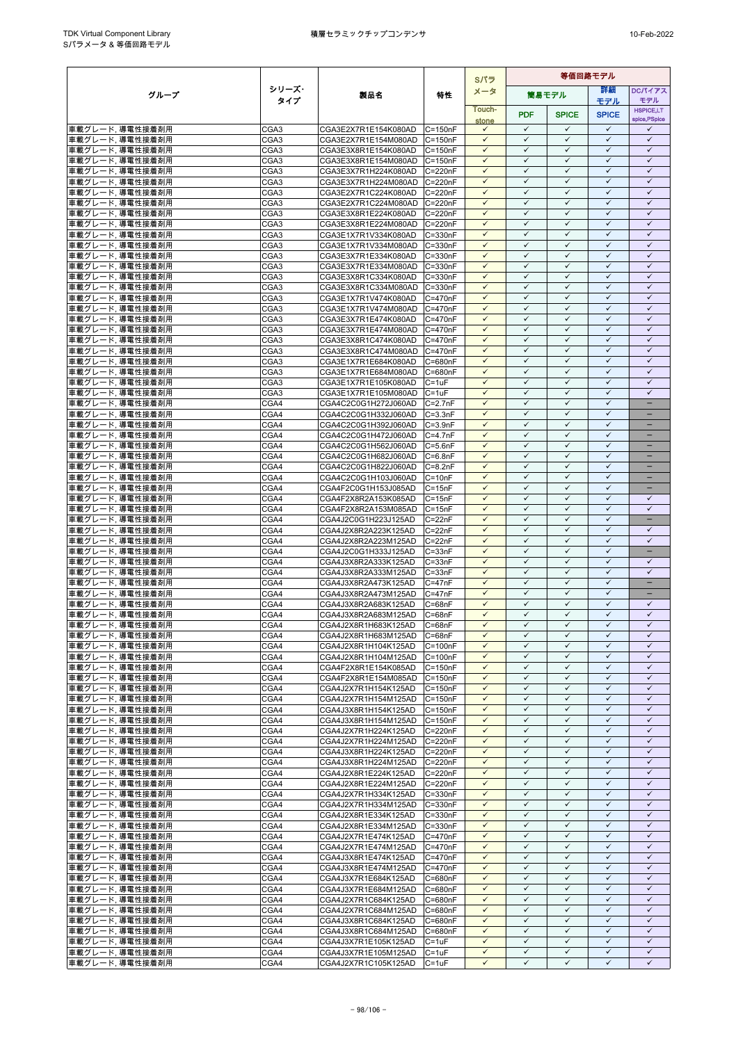| グループ | シリーズ･タイプ | 製品名 | 特性 | Sパラメータ | 等価回路モデル | | | |
|---|---|---|---|---|---|---|---|---|
| | | | | | 簡易モデル | | 詳細モデル | DCバイアスモデル |
| | | | | Touch-stone | PDF | SPICE | SPICE | HSPICE,LTspice,PSpice |
| 車載グレード, 導電性接着剤用 | CGA3 | CGA3E2X7R1E154K080AD | C=150nF | ✓ | ✓ | ✓ | ✓ | ✓ |
| 車載グレード, 導電性接着剤用 | CGA3 | CGA3E2X7R1E154M080AD | C=150nF | ✓ | ✓ | ✓ | ✓ | ✓ |
| 車載グレード, 導電性接着剤用 | CGA3 | CGA3E3X8R1E154K080AD | C=150nF | ✓ | ✓ | ✓ | ✓ | ✓ |
| 車載グレード, 導電性接着剤用 | CGA3 | CGA3E3X8R1E154M080AD | C=150nF | ✓ | ✓ | ✓ | ✓ | ✓ |
| 車載グレード, 導電性接着剤用 | CGA3 | CGA3E3X7R1H224K080AD | C=220nF | ✓ | ✓ | ✓ | ✓ | ✓ |
| 車載グレード, 導電性接着剤用 | CGA3 | CGA3E3X7R1H224M080AD | C=220nF | ✓ | ✓ | ✓ | ✓ | ✓ |
| 車載グレード, 導電性接着剤用 | CGA3 | CGA3E2X7R1C224K080AD | C=220nF | ✓ | ✓ | ✓ | ✓ | ✓ |
| 車載グレード, 導電性接着剤用 | CGA3 | CGA3E2X7R1C224M080AD | C=220nF | ✓ | ✓ | ✓ | ✓ | ✓ |
| 車載グレード, 導電性接着剤用 | CGA3 | CGA3E3X8R1E224K080AD | C=220nF | ✓ | ✓ | ✓ | ✓ | ✓ |
| 車載グレード, 導電性接着剤用 | CGA3 | CGA3E3X8R1E224M080AD | C=220nF | ✓ | ✓ | ✓ | ✓ | ✓ |
| 車載グレード, 導電性接着剤用 | CGA3 | CGA3E1X7R1V334K080AD | C=330nF | ✓ | ✓ | ✓ | ✓ | ✓ |
| 車載グレード, 導電性接着剤用 | CGA3 | CGA3E1X7R1V334M080AD | C=330nF | ✓ | ✓ | ✓ | ✓ | ✓ |
| 車載グレード, 導電性接着剤用 | CGA3 | CGA3E3X7R1E334K080AD | C=330nF | ✓ | ✓ | ✓ | ✓ | ✓ |
| 車載グレード, 導電性接着剤用 | CGA3 | CGA3E3X7R1E334M080AD | C=330nF | ✓ | ✓ | ✓ | ✓ | ✓ |
| 車載グレード, 導電性接着剤用 | CGA3 | CGA3E3X8R1C334K080AD | C=330nF | ✓ | ✓ | ✓ | ✓ | ✓ |
| 車載グレード, 導電性接着剤用 | CGA3 | CGA3E3X8R1C334M080AD | C=330nF | ✓ | ✓ | ✓ | ✓ | ✓ |
| 車載グレード, 導電性接着剤用 | CGA3 | CGA3E1X7R1V474K080AD | C=470nF | ✓ | ✓ | ✓ | ✓ | ✓ |
| 車載グレード, 導電性接着剤用 | CGA3 | CGA3E1X7R1V474M080AD | C=470nF | ✓ | ✓ | ✓ | ✓ | ✓ |
| 車載グレード, 導電性接着剤用 | CGA3 | CGA3E3X7R1E474K080AD | C=470nF | ✓ | ✓ | ✓ | ✓ | ✓ |
| 車載グレード, 導電性接着剤用 | CGA3 | CGA3E3X7R1E474M080AD | C=470nF | ✓ | ✓ | ✓ | ✓ | ✓ |
| 車載グレード, 導電性接着剤用 | CGA3 | CGA3E3X8R1C474K080AD | C=470nF | ✓ | ✓ | ✓ | ✓ | ✓ |
| 車載グレード, 導電性接着剤用 | CGA3 | CGA3E3X8R1C474M080AD | C=470nF | ✓ | ✓ | ✓ | ✓ | ✓ |
| 車載グレード, 導電性接着剤用 | CGA3 | CGA3E1X7R1E684K080AD | C=680nF | ✓ | ✓ | ✓ | ✓ | ✓ |
| 車載グレード, 導電性接着剤用 | CGA3 | CGA3E1X7R1E684M080AD | C=680nF | ✓ | ✓ | ✓ | ✓ | ✓ |
| 車載グレード, 導電性接着剤用 | CGA3 | CGA3E1X7R1E105K080AD | C=1uF | ✓ | ✓ | ✓ | ✓ | ✓ |
| 車載グレード, 導電性接着剤用 | CGA3 | CGA3E1X7R1E105M080AD | C=1uF | ✓ | ✓ | ✓ | ✓ | ✓ |
| 車載グレード, 導電性接着剤用 | CGA4 | CGA4C2C0G1H272J060AD | C=2.7nF | ✓ | ✓ | ✓ | ✓ | – |
| 車載グレード, 導電性接着剤用 | CGA4 | CGA4C2C0G1H332J060AD | C=3.3nF | ✓ | ✓ | ✓ | ✓ | – |
| 車載グレード, 導電性接着剤用 | CGA4 | CGA4C2C0G1H392J060AD | C=3.9nF | ✓ | ✓ | ✓ | ✓ | – |
| 車載グレード, 導電性接着剤用 | CGA4 | CGA4C2C0G1H472J060AD | C=4.7nF | ✓ | ✓ | ✓ | ✓ | – |
| 車載グレード, 導電性接着剤用 | CGA4 | CGA4C2C0G1H562J060AD | C=5.6nF | ✓ | ✓ | ✓ | ✓ | – |
| 車載グレード, 導電性接着剤用 | CGA4 | CGA4C2C0G1H682J060AD | C=6.8nF | ✓ | ✓ | ✓ | ✓ | – |
| 車載グレード, 導電性接着剤用 | CGA4 | CGA4C2C0G1H822J060AD | C=8.2nF | ✓ | ✓ | ✓ | ✓ | – |
| 車載グレード, 導電性接着剤用 | CGA4 | CGA4C2C0G1H103J060AD | C=10nF | ✓ | ✓ | ✓ | ✓ | – |
| 車載グレード, 導電性接着剤用 | CGA4 | CGA4F2C0G1H153J085AD | C=15nF | ✓ | ✓ | ✓ | ✓ | – |
| 車載グレード, 導電性接着剤用 | CGA4 | CGA4F2X8R2A153K085AD | C=15nF | ✓ | ✓ | ✓ | ✓ | ✓ |
| 車載グレード, 導電性接着剤用 | CGA4 | CGA4F2X8R2A153M085AD | C=15nF | ✓ | ✓ | ✓ | ✓ | ✓ |
| 車載グレード, 導電性接着剤用 | CGA4 | CGA4J2C0G1H223J125AD | C=22nF | ✓ | ✓ | ✓ | ✓ | – |
| 車載グレード, 導電性接着剤用 | CGA4 | CGA4J2X8R2A223K125AD | C=22nF | ✓ | ✓ | ✓ | ✓ | ✓ |
| 車載グレード, 導電性接着剤用 | CGA4 | CGA4J2X8R2A223M125AD | C=22nF | ✓ | ✓ | ✓ | ✓ | ✓ |
| 車載グレード, 導電性接着剤用 | CGA4 | CGA4J2C0G1H333J125AD | C=33nF | ✓ | ✓ | ✓ | ✓ | – |
| 車載グレード, 導電性接着剤用 | CGA4 | CGA4J3X8R2A333K125AD | C=33nF | ✓ | ✓ | ✓ | ✓ | ✓ |
| 車載グレード, 導電性接着剤用 | CGA4 | CGA4J3X8R2A333M125AD | C=33nF | ✓ | ✓ | ✓ | ✓ | ✓ |
| 車載グレード, 導電性接着剤用 | CGA4 | CGA4J3X8R2A473K125AD | C=47nF | ✓ | ✓ | ✓ | ✓ | – |
| 車載グレード, 導電性接着剤用 | CGA4 | CGA4J3X8R2A473M125AD | C=47nF | ✓ | ✓ | ✓ | ✓ | – |
| 車載グレード, 導電性接着剤用 | CGA4 | CGA4J3X8R2A683K125AD | C=68nF | ✓ | ✓ | ✓ | ✓ | ✓ |
| 車載グレード, 導電性接着剤用 | CGA4 | CGA4J3X8R2A683M125AD | C=68nF | ✓ | ✓ | ✓ | ✓ | ✓ |
| 車載グレード, 導電性接着剤用 | CGA4 | CGA4J2X8R1H683K125AD | C=68nF | ✓ | ✓ | ✓ | ✓ | ✓ |
| 車載グレード, 導電性接着剤用 | CGA4 | CGA4J2X8R1H683M125AD | C=68nF | ✓ | ✓ | ✓ | ✓ | ✓ |
| 車載グレード, 導電性接着剤用 | CGA4 | CGA4J2X8R1H104K125AD | C=100nF | ✓ | ✓ | ✓ | ✓ | ✓ |
| 車載グレード, 導電性接着剤用 | CGA4 | CGA4J2X8R1H104M125AD | C=100nF | ✓ | ✓ | ✓ | ✓ | ✓ |
| 車載グレード, 導電性接着剤用 | CGA4 | CGA4F2X8R1E154K085AD | C=150nF | ✓ | ✓ | ✓ | ✓ | ✓ |
| 車載グレード, 導電性接着剤用 | CGA4 | CGA4F2X8R1E154M085AD | C=150nF | ✓ | ✓ | ✓ | ✓ | ✓ |
| 車載グレード, 導電性接着剤用 | CGA4 | CGA4J2X7R1H154K125AD | C=150nF | ✓ | ✓ | ✓ | ✓ | ✓ |
| 車載グレード, 導電性接着剤用 | CGA4 | CGA4J2X7R1H154M125AD | C=150nF | ✓ | ✓ | ✓ | ✓ | ✓ |
| 車載グレード, 導電性接着剤用 | CGA4 | CGA4J3X8R1H154K125AD | C=150nF | ✓ | ✓ | ✓ | ✓ | ✓ |
| 車載グレード, 導電性接着剤用 | CGA4 | CGA4J3X8R1H154M125AD | C=150nF | ✓ | ✓ | ✓ | ✓ | ✓ |
| 車載グレード, 導電性接着剤用 | CGA4 | CGA4J2X7R1H224K125AD | C=220nF | ✓ | ✓ | ✓ | ✓ | ✓ |
| 車載グレード, 導電性接着剤用 | CGA4 | CGA4J2X7R1H224M125AD | C=220nF | ✓ | ✓ | ✓ | ✓ | ✓ |
| 車載グレード, 導電性接着剤用 | CGA4 | CGA4J3X8R1H224K125AD | C=220nF | ✓ | ✓ | ✓ | ✓ | ✓ |
| 車載グレード, 導電性接着剤用 | CGA4 | CGA4J3X8R1H224M125AD | C=220nF | ✓ | ✓ | ✓ | ✓ | ✓ |
| 車載グレード, 導電性接着剤用 | CGA4 | CGA4J2X8R1E224K125AD | C=220nF | ✓ | ✓ | ✓ | ✓ | ✓ |
| 車載グレード, 導電性接着剤用 | CGA4 | CGA4J2X8R1E224M125AD | C=220nF | ✓ | ✓ | ✓ | ✓ | ✓ |
| 車載グレード, 導電性接着剤用 | CGA4 | CGA4J2X7R1H334K125AD | C=330nF | ✓ | ✓ | ✓ | ✓ | ✓ |
| 車載グレード, 導電性接着剤用 | CGA4 | CGA4J2X7R1H334M125AD | C=330nF | ✓ | ✓ | ✓ | ✓ | ✓ |
| 車載グレード, 導電性接着剤用 | CGA4 | CGA4J2X8R1E334K125AD | C=330nF | ✓ | ✓ | ✓ | ✓ | ✓ |
| 車載グレード, 導電性接着剤用 | CGA4 | CGA4J2X8R1E334M125AD | C=330nF | ✓ | ✓ | ✓ | ✓ | ✓ |
| 車載グレード, 導電性接着剤用 | CGA4 | CGA4J2X7R1E474K125AD | C=470nF | ✓ | ✓ | ✓ | ✓ | ✓ |
| 車載グレード, 導電性接着剤用 | CGA4 | CGA4J2X7R1E474M125AD | C=470nF | ✓ | ✓ | ✓ | ✓ | ✓ |
| 車載グレード, 導電性接着剤用 | CGA4 | CGA4J3X8R1E474K125AD | C=470nF | ✓ | ✓ | ✓ | ✓ | ✓ |
| 車載グレード, 導電性接着剤用 | CGA4 | CGA4J3X8R1E474M125AD | C=470nF | ✓ | ✓ | ✓ | ✓ | ✓ |
| 車載グレード, 導電性接着剤用 | CGA4 | CGA4J3X7R1E684K125AD | C=680nF | ✓ | ✓ | ✓ | ✓ | ✓ |
| 車載グレード, 導電性接着剤用 | CGA4 | CGA4J3X7R1E684M125AD | C=680nF | ✓ | ✓ | ✓ | ✓ | ✓ |
| 車載グレード, 導電性接着剤用 | CGA4 | CGA4J2X7R1C684K125AD | C=680nF | ✓ | ✓ | ✓ | ✓ | ✓ |
| 車載グレード, 導電性接着剤用 | CGA4 | CGA4J2X7R1C684M125AD | C=680nF | ✓ | ✓ | ✓ | ✓ | ✓ |
| 車載グレード, 導電性接着剤用 | CGA4 | CGA4J3X8R1C684K125AD | C=680nF | ✓ | ✓ | ✓ | ✓ | ✓ |
| 車載グレード, 導電性接着剤用 | CGA4 | CGA4J3X8R1C684M125AD | C=680nF | ✓ | ✓ | ✓ | ✓ | ✓ |
| 車載グレード, 導電性接着剤用 | CGA4 | CGA4J3X7R1E105K125AD | C=1uF | ✓ | ✓ | ✓ | ✓ | ✓ |
| 車載グレード, 導電性接着剤用 | CGA4 | CGA4J3X7R1E105M125AD | C=1uF | ✓ | ✓ | ✓ | ✓ | ✓ |
| 車載グレード, 導電性接着剤用 | CGA4 | CGA4J2X7R1C105K125AD | C=1uF | ✓ | ✓ | ✓ | ✓ | ✓ |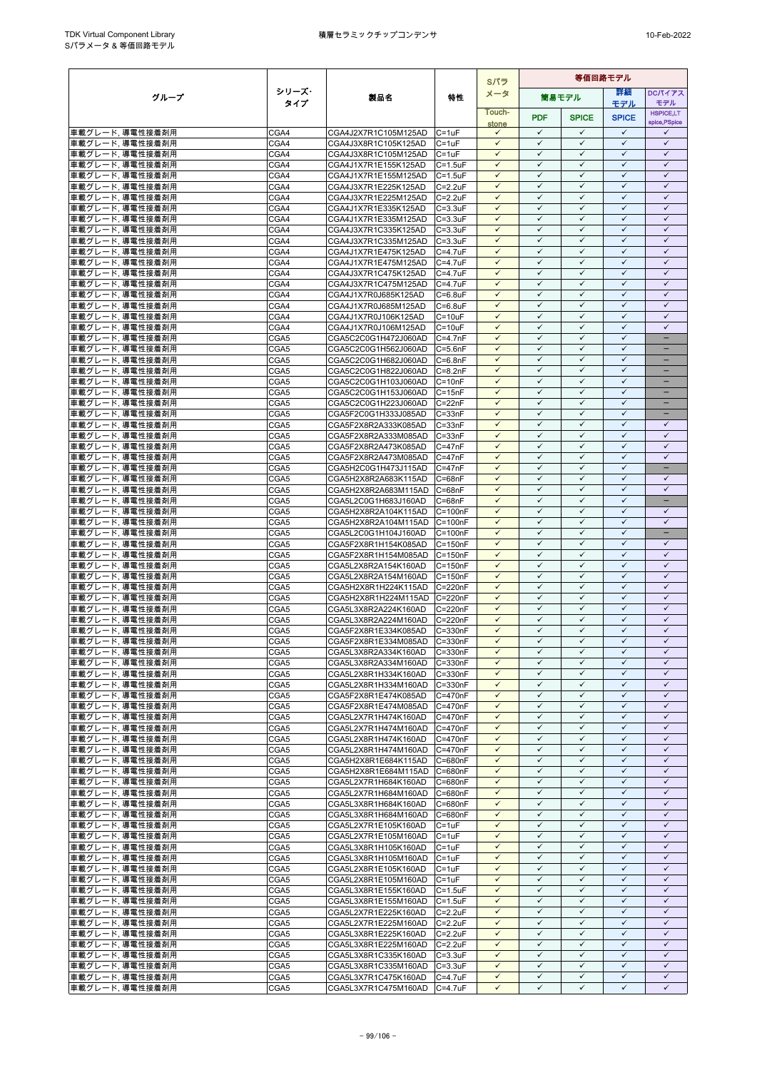| グループ | シリーズ・タイプ | 製品名 | 特性 | Sパラメータ | 等価回路モデル | | | |
|---|---|---|---|---|---|---|---|---|
| | | | | | 簡易モデル | | 詳細モデル | DCバイアスモデル |
| | | | | Touch-stone | PDF | SPICE | SPICE | HSPICE,LTspice,PSpice |
| 車載グレード, 導電性接着剤用 | CGA4 | CGA4J2X7R1C105M125AD | C=1uF | ✓ | ✓ | ✓ | ✓ | ✓ |
| 車載グレード, 導電性接着剤用 | CGA4 | CGA4J3X8R1C105K125AD | C=1uF | ✓ | ✓ | ✓ | ✓ | ✓ |
| 車載グレード, 導電性接着剤用 | CGA4 | CGA4J3X8R1C105M125AD | C=1uF | ✓ | ✓ | ✓ | ✓ | ✓ |
| 車載グレード, 導電性接着剤用 | CGA4 | CGA4J1X7R1E155K125AD | C=1.5uF | ✓ | ✓ | ✓ | ✓ | ✓ |
| 車載グレード, 導電性接着剤用 | CGA4 | CGA4J1X7R1E155M125AD | C=1.5uF | ✓ | ✓ | ✓ | ✓ | ✓ |
| 車載グレード, 導電性接着剤用 | CGA4 | CGA4J3X7R1E225K125AD | C=2.2uF | ✓ | ✓ | ✓ | ✓ | ✓ |
| 車載グレード, 導電性接着剤用 | CGA4 | CGA4J3X7R1E225M125AD | C=2.2uF | ✓ | ✓ | ✓ | ✓ | ✓ |
| 車載グレード, 導電性接着剤用 | CGA4 | CGA4J1X7R1E335K125AD | C=3.3uF | ✓ | ✓ | ✓ | ✓ | ✓ |
| 車載グレード, 導電性接着剤用 | CGA4 | CGA4J1X7R1E335M125AD | C=3.3uF | ✓ | ✓ | ✓ | ✓ | ✓ |
| 車載グレード, 導電性接着剤用 | CGA4 | CGA4J3X7R1C335K125AD | C=3.3uF | ✓ | ✓ | ✓ | ✓ | ✓ |
| 車載グレード, 導電性接着剤用 | CGA4 | CGA4J3X7R1C335M125AD | C=3.3uF | ✓ | ✓ | ✓ | ✓ | ✓ |
| 車載グレード, 導電性接着剤用 | CGA4 | CGA4J1X7R1E475K125AD | C=4.7uF | ✓ | ✓ | ✓ | ✓ | ✓ |
| 車載グレード, 導電性接着剤用 | CGA4 | CGA4J1X7R1E475M125AD | C=4.7uF | ✓ | ✓ | ✓ | ✓ | ✓ |
| 車載グレード, 導電性接着剤用 | CGA4 | CGA4J3X7R1C475K125AD | C=4.7uF | ✓ | ✓ | ✓ | ✓ | ✓ |
| 車載グレード, 導電性接着剤用 | CGA4 | CGA4J3X7R1C475M125AD | C=4.7uF | ✓ | ✓ | ✓ | ✓ | ✓ |
| 車載グレード, 導電性接着剤用 | CGA4 | CGA4J1X7R0J685K125AD | C=6.8uF | ✓ | ✓ | ✓ | ✓ | ✓ |
| 車載グレード, 導電性接着剤用 | CGA4 | CGA4J1X7R0J685M125AD | C=6.8uF | ✓ | ✓ | ✓ | ✓ | ✓ |
| 車載グレード, 導電性接着剤用 | CGA4 | CGA4J1X7R0J106K125AD | C=10uF | ✓ | ✓ | ✓ | ✓ | ✓ |
| 車載グレード, 導電性接着剤用 | CGA4 | CGA4J1X7R0J106M125AD | C=10uF | ✓ | ✓ | ✓ | ✓ | ✓ |
| 車載グレード, 導電性接着剤用 | CGA5 | CGA5C2C0G1H472J060AD | C=4.7nF | ✓ | ✓ | ✓ | ✓ | − |
| 車載グレード, 導電性接着剤用 | CGA5 | CGA5C2C0G1H562J060AD | C=5.6nF | ✓ | ✓ | ✓ | ✓ | − |
| 車載グレード, 導電性接着剤用 | CGA5 | CGA5C2C0G1H682J060AD | C=6.8nF | ✓ | ✓ | ✓ | ✓ | − |
| 車載グレード, 導電性接着剤用 | CGA5 | CGA5C2C0G1H822J060AD | C=8.2nF | ✓ | ✓ | ✓ | ✓ | − |
| 車載グレード, 導電性接着剤用 | CGA5 | CGA5C2C0G1H103J060AD | C=10nF | ✓ | ✓ | ✓ | ✓ | − |
| 車載グレード, 導電性接着剤用 | CGA5 | CGA5C2C0G1H153J060AD | C=15nF | ✓ | ✓ | ✓ | ✓ | − |
| 車載グレード, 導電性接着剤用 | CGA5 | CGA5C2C0G1H223J060AD | C=22nF | ✓ | ✓ | ✓ | ✓ | − |
| 車載グレード, 導電性接着剤用 | CGA5 | CGA5F2C0G1H333J085AD | C=33nF | ✓ | ✓ | ✓ | ✓ | − |
| 車載グレード, 導電性接着剤用 | CGA5 | CGA5F2X8R2A333K085AD | C=33nF | ✓ | ✓ | ✓ | ✓ | ✓ |
| 車載グレード, 導電性接着剤用 | CGA5 | CGA5F2X8R2A333M085AD | C=33nF | ✓ | ✓ | ✓ | ✓ | ✓ |
| 車載グレード, 導電性接着剤用 | CGA5 | CGA5F2X8R2A473K085AD | C=47nF | ✓ | ✓ | ✓ | ✓ | ✓ |
| 車載グレード, 導電性接着剤用 | CGA5 | CGA5F2X8R2A473M085AD | C=47nF | ✓ | ✓ | ✓ | ✓ | ✓ |
| 車載グレード, 導電性接着剤用 | CGA5 | CGA5H2C0G1H473J115AD | C=47nF | ✓ | ✓ | ✓ | ✓ | − |
| 車載グレード, 導電性接着剤用 | CGA5 | CGA5H2X8R2A683K115AD | C=68nF | ✓ | ✓ | ✓ | ✓ | ✓ |
| 車載グレード, 導電性接着剤用 | CGA5 | CGA5H2X8R2A683M115AD | C=68nF | ✓ | ✓ | ✓ | ✓ | ✓ |
| 車載グレード, 導電性接着剤用 | CGA5 | CGA5L2C0G1H683J160AD | C=68nF | ✓ | ✓ | ✓ | ✓ | − |
| 車載グレード, 導電性接着剤用 | CGA5 | CGA5H2X8R2A104K115AD | C=100nF | ✓ | ✓ | ✓ | ✓ | ✓ |
| 車載グレード, 導電性接着剤用 | CGA5 | CGA5H2X8R2A104M115AD | C=100nF | ✓ | ✓ | ✓ | ✓ | ✓ |
| 車載グレード, 導電性接着剤用 | CGA5 | CGA5L2C0G1H104J160AD | C=100nF | ✓ | ✓ | ✓ | ✓ | − |
| 車載グレード, 導電性接着剤用 | CGA5 | CGA5F2X8R1H154K085AD | C=150nF | ✓ | ✓ | ✓ | ✓ | ✓ |
| 車載グレード, 導電性接着剤用 | CGA5 | CGA5F2X8R1H154M085AD | C=150nF | ✓ | ✓ | ✓ | ✓ | ✓ |
| 車載グレード, 導電性接着剤用 | CGA5 | CGA5L2X8R2A154K160AD | C=150nF | ✓ | ✓ | ✓ | ✓ | ✓ |
| 車載グレード, 導電性接着剤用 | CGA5 | CGA5L2X8R2A154M160AD | C=150nF | ✓ | ✓ | ✓ | ✓ | ✓ |
| 車載グレード, 導電性接着剤用 | CGA5 | CGA5H2X8R1H224K115AD | C=220nF | ✓ | ✓ | ✓ | ✓ | ✓ |
| 車載グレード, 導電性接着剤用 | CGA5 | CGA5H2X8R1H224M115AD | C=220nF | ✓ | ✓ | ✓ | ✓ | ✓ |
| 車載グレード, 導電性接着剤用 | CGA5 | CGA5L3X8R2A224K160AD | C=220nF | ✓ | ✓ | ✓ | ✓ | ✓ |
| 車載グレード, 導電性接着剤用 | CGA5 | CGA5L3X8R2A224M160AD | C=220nF | ✓ | ✓ | ✓ | ✓ | ✓ |
| 車載グレード, 導電性接着剤用 | CGA5 | CGA5F2X8R1E334K085AD | C=330nF | ✓ | ✓ | ✓ | ✓ | ✓ |
| 車載グレード, 導電性接着剤用 | CGA5 | CGA5F2X8R1E334M085AD | C=330nF | ✓ | ✓ | ✓ | ✓ | ✓ |
| 車載グレード, 導電性接着剤用 | CGA5 | CGA5L3X8R2A334K160AD | C=330nF | ✓ | ✓ | ✓ | ✓ | ✓ |
| 車載グレード, 導電性接着剤用 | CGA5 | CGA5L3X8R2A334M160AD | C=330nF | ✓ | ✓ | ✓ | ✓ | ✓ |
| 車載グレード, 導電性接着剤用 | CGA5 | CGA5L2X8R1H334K160AD | C=330nF | ✓ | ✓ | ✓ | ✓ | ✓ |
| 車載グレード, 導電性接着剤用 | CGA5 | CGA5L2X8R1H334M160AD | C=330nF | ✓ | ✓ | ✓ | ✓ | ✓ |
| 車載グレード, 導電性接着剤用 | CGA5 | CGA5F2X8R1E474K085AD | C=470nF | ✓ | ✓ | ✓ | ✓ | ✓ |
| 車載グレード, 導電性接着剤用 | CGA5 | CGA5F2X8R1E474M085AD | C=470nF | ✓ | ✓ | ✓ | ✓ | ✓ |
| 車載グレード, 導電性接着剤用 | CGA5 | CGA5L2X7R1H474K160AD | C=470nF | ✓ | ✓ | ✓ | ✓ | ✓ |
| 車載グレード, 導電性接着剤用 | CGA5 | CGA5L2X7R1H474M160AD | C=470nF | ✓ | ✓ | ✓ | ✓ | ✓ |
| 車載グレード, 導電性接着剤用 | CGA5 | CGA5L2X8R1H474K160AD | C=470nF | ✓ | ✓ | ✓ | ✓ | ✓ |
| 車載グレード, 導電性接着剤用 | CGA5 | CGA5L2X8R1H474M160AD | C=470nF | ✓ | ✓ | ✓ | ✓ | ✓ |
| 車載グレード, 導電性接着剤用 | CGA5 | CGA5H2X8R1E684K115AD | C=680nF | ✓ | ✓ | ✓ | ✓ | ✓ |
| 車載グレード, 導電性接着剤用 | CGA5 | CGA5H2X8R1E684M115AD | C=680nF | ✓ | ✓ | ✓ | ✓ | ✓ |
| 車載グレード, 導電性接着剤用 | CGA5 | CGA5L2X7R1H684K160AD | C=680nF | ✓ | ✓ | ✓ | ✓ | ✓ |
| 車載グレード, 導電性接着剤用 | CGA5 | CGA5L2X7R1H684M160AD | C=680nF | ✓ | ✓ | ✓ | ✓ | ✓ |
| 車載グレード, 導電性接着剤用 | CGA5 | CGA5L3X8R1H684K160AD | C=680nF | ✓ | ✓ | ✓ | ✓ | ✓ |
| 車載グレード, 導電性接着剤用 | CGA5 | CGA5L3X8R1H684M160AD | C=680nF | ✓ | ✓ | ✓ | ✓ | ✓ |
| 車載グレード, 導電性接着剤用 | CGA5 | CGA5L2X7R1E105K160AD | C=1uF | ✓ | ✓ | ✓ | ✓ | ✓ |
| 車載グレード, 導電性接着剤用 | CGA5 | CGA5L2X7R1E105M160AD | C=1uF | ✓ | ✓ | ✓ | ✓ | ✓ |
| 車載グレード, 導電性接着剤用 | CGA5 | CGA5L3X8R1H105K160AD | C=1uF | ✓ | ✓ | ✓ | ✓ | ✓ |
| 車載グレード, 導電性接着剤用 | CGA5 | CGA5L3X8R1H105M160AD | C=1uF | ✓ | ✓ | ✓ | ✓ | ✓ |
| 車載グレード, 導電性接着剤用 | CGA5 | CGA5L2X8R1E105K160AD | C=1uF | ✓ | ✓ | ✓ | ✓ | ✓ |
| 車載グレード, 導電性接着剤用 | CGA5 | CGA5L2X8R1E105M160AD | C=1uF | ✓ | ✓ | ✓ | ✓ | ✓ |
| 車載グレード, 導電性接着剤用 | CGA5 | CGA5L3X8R1E155K160AD | C=1.5uF | ✓ | ✓ | ✓ | ✓ | ✓ |
| 車載グレード, 導電性接着剤用 | CGA5 | CGA5L3X8R1E155M160AD | C=1.5uF | ✓ | ✓ | ✓ | ✓ | ✓ |
| 車載グレード, 導電性接着剤用 | CGA5 | CGA5L2X7R1E225K160AD | C=2.2uF | ✓ | ✓ | ✓ | ✓ | ✓ |
| 車載グレード, 導電性接着剤用 | CGA5 | CGA5L2X7R1E225M160AD | C=2.2uF | ✓ | ✓ | ✓ | ✓ | ✓ |
| 車載グレード, 導電性接着剤用 | CGA5 | CGA5L3X8R1E225K160AD | C=2.2uF | ✓ | ✓ | ✓ | ✓ | ✓ |
| 車載グレード, 導電性接着剤用 | CGA5 | CGA5L3X8R1E225M160AD | C=2.2uF | ✓ | ✓ | ✓ | ✓ | ✓ |
| 車載グレード, 導電性接着剤用 | CGA5 | CGA5L3X8R1C335K160AD | C=3.3uF | ✓ | ✓ | ✓ | ✓ | ✓ |
| 車載グレード, 導電性接着剤用 | CGA5 | CGA5L3X8R1C335M160AD | C=3.3uF | ✓ | ✓ | ✓ | ✓ | ✓ |
| 車載グレード, 導電性接着剤用 | CGA5 | CGA5L3X7R1C475K160AD | C=4.7uF | ✓ | ✓ | ✓ | ✓ | ✓ |
| 車載グレード, 導電性接着剤用 | CGA5 | CGA5L3X7R1C475M160AD | C=4.7uF | ✓ | ✓ | ✓ | ✓ | ✓ |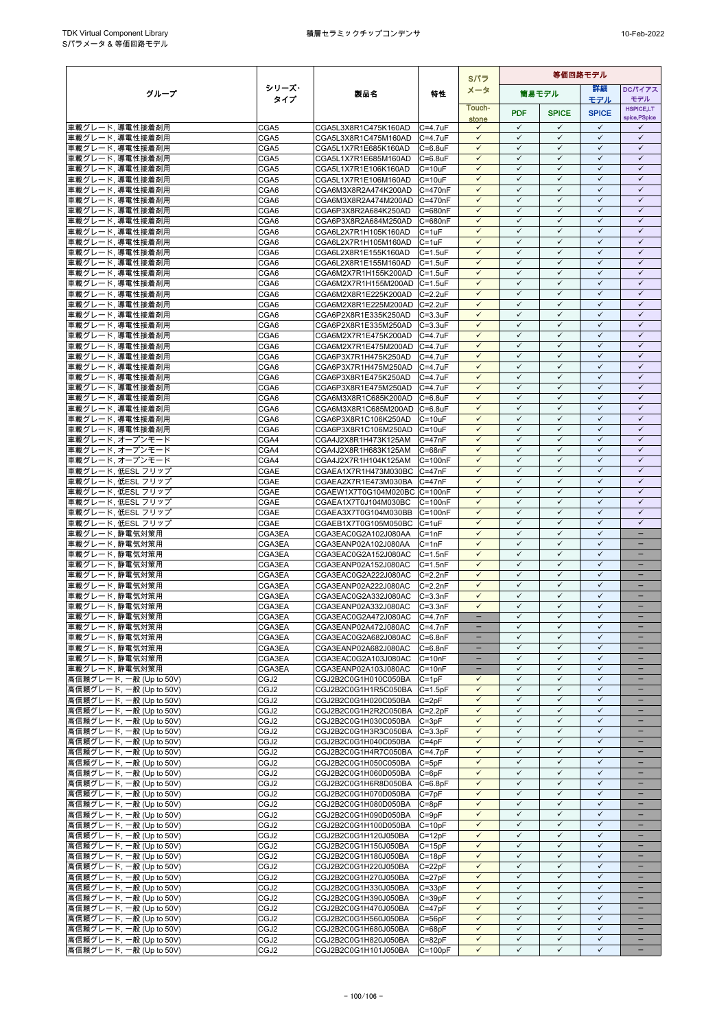| グループ | シリーズ·タイプ | 製品名 | 特性 | Sパラメータ | 等価回路モデル | | | |
|---|---|---|---|---|---|---|---|---|
| | | | | | 簡易モデル | | 詳細モデル | DCバイアスモデル |
| | | | | Touch-stone | PDF | SPICE | SPICE | HSPICE,LTspice,PSpice |
| 車載グレード, 導電性接着剤用 | CGA5 | CGA5L3X8R1C475K160AD | C=4.7uF | ✓ | ✓ | ✓ | ✓ | ✓ |
| 車載グレード, 導電性接着剤用 | CGA5 | CGA5L3X8R1C475M160AD | C=4.7uF | ✓ | ✓ | ✓ | ✓ | ✓ |
| 車載グレード, 導電性接着剤用 | CGA5 | CGA5L1X7R1E685K160AD | C=6.8uF | ✓ | ✓ | ✓ | ✓ | ✓ |
| 車載グレード, 導電性接着剤用 | CGA5 | CGA5L1X7R1E685M160AD | C=6.8uF | ✓ | ✓ | ✓ | ✓ | ✓ |
| 車載グレード, 導電性接着剤用 | CGA5 | CGA5L1X7R1E106K160AD | C=10uF | ✓ | ✓ | ✓ | ✓ | ✓ |
| 車載グレード, 導電性接着剤用 | CGA5 | CGA5L1X7R1E106M160AD | C=10uF | ✓ | ✓ | ✓ | ✓ | ✓ |
| 車載グレード, 導電性接着剤用 | CGA6 | CGA6M3X8R2A474K200AD | C=470nF | ✓ | ✓ | ✓ | ✓ | ✓ |
| 車載グレード, 導電性接着剤用 | CGA6 | CGA6M3X8R2A474M200AD | C=470nF | ✓ | ✓ | ✓ | ✓ | ✓ |
| 車載グレード, 導電性接着剤用 | CGA6 | CGA6P3X8R2A684K250AD | C=680nF | ✓ | ✓ | ✓ | ✓ | ✓ |
| 車載グレード, 導電性接着剤用 | CGA6 | CGA6P3X8R2A684M250AD | C=680nF | ✓ | ✓ | ✓ | ✓ | ✓ |
| 車載グレード, 導電性接着剤用 | CGA6 | CGA6L2X7R1H105K160AD | C=1uF | ✓ | ✓ | ✓ | ✓ | ✓ |
| 車載グレード, 導電性接着剤用 | CGA6 | CGA6L2X7R1H105M160AD | C=1uF | ✓ | ✓ | ✓ | ✓ | ✓ |
| 車載グレード, 導電性接着剤用 | CGA6 | CGA6L2X8R1E155K160AD | C=1.5uF | ✓ | ✓ | ✓ | ✓ | ✓ |
| 車載グレード, 導電性接着剤用 | CGA6 | CGA6L2X8R1E155M160AD | C=1.5uF | ✓ | ✓ | ✓ | ✓ | ✓ |
| 車載グレード, 導電性接着剤用 | CGA6 | CGA6M2X7R1H155K200AD | C=1.5uF | ✓ | ✓ | ✓ | ✓ | ✓ |
| 車載グレード, 導電性接着剤用 | CGA6 | CGA6M2X7R1H155M200AD | C=1.5uF | ✓ | ✓ | ✓ | ✓ | ✓ |
| 車載グレード, 導電性接着剤用 | CGA6 | CGA6M2X8R1E225K200AD | C=2.2uF | ✓ | ✓ | ✓ | ✓ | ✓ |
| 車載グレード, 導電性接着剤用 | CGA6 | CGA6M2X8R1E225M200AD | C=2.2uF | ✓ | ✓ | ✓ | ✓ | ✓ |
| 車載グレード, 導電性接着剤用 | CGA6 | CGA6P2X8R1E335K250AD | C=3.3uF | ✓ | ✓ | ✓ | ✓ | ✓ |
| 車載グレード, 導電性接着剤用 | CGA6 | CGA6P2X8R1E335M250AD | C=3.3uF | ✓ | ✓ | ✓ | ✓ | ✓ |
| 車載グレード, 導電性接着剤用 | CGA6 | CGA6M2X7R1E475K200AD | C=4.7uF | ✓ | ✓ | ✓ | ✓ | ✓ |
| 車載グレード, 導電性接着剤用 | CGA6 | CGA6M2X7R1E475M200AD | C=4.7uF | ✓ | ✓ | ✓ | ✓ | ✓ |
| 車載グレード, 導電性接着剤用 | CGA6 | CGA6P3X7R1H475K250AD | C=4.7uF | ✓ | ✓ | ✓ | ✓ | ✓ |
| 車載グレード, 導電性接着剤用 | CGA6 | CGA6P3X7R1H475M250AD | C=4.7uF | ✓ | ✓ | ✓ | ✓ | ✓ |
| 車載グレード, 導電性接着剤用 | CGA6 | CGA6P3X8R1E475K250AD | C=4.7uF | ✓ | ✓ | ✓ | ✓ | ✓ |
| 車載グレード, 導電性接着剤用 | CGA6 | CGA6P3X8R1E475M250AD | C=4.7uF | ✓ | ✓ | ✓ | ✓ | ✓ |
| 車載グレード, 導電性接着剤用 | CGA6 | CGA6M3X8R1C685K200AD | C=6.8uF | ✓ | ✓ | ✓ | ✓ | ✓ |
| 車載グレード, 導電性接着剤用 | CGA6 | CGA6M3X8R1C685M200AD | C=6.8uF | ✓ | ✓ | ✓ | ✓ | ✓ |
| 車載グレード, 導電性接着剤用 | CGA6 | CGA6P3X8R1C106K250AD | C=10uF | ✓ | ✓ | ✓ | ✓ | ✓ |
| 車載グレード, 導電性接着剤用 | CGA6 | CGA6P3X8R1C106M250AD | C=10uF | ✓ | ✓ | ✓ | ✓ | ✓ |
| 車載グレード, オープンモード | CGA4 | CGA4J2X8R1H473K125AM | C=47nF | ✓ | ✓ | ✓ | ✓ | ✓ |
| 車載グレード, オープンモード | CGA4 | CGA4J2X8R1H683K125AM | C=68nF | ✓ | ✓ | ✓ | ✓ | ✓ |
| 車載グレード, オープンモード | CGA4 | CGA4J2X7R1H104K125AM | C=100nF | ✓ | ✓ | ✓ | ✓ | ✓ |
| 車載グレード, 低ESL フリップ | CGAE | CGAEA1X7R1H473M030BC | C=47nF | ✓ | ✓ | ✓ | ✓ | ✓ |
| 車載グレード, 低ESL フリップ | CGAE | CGAEA2X7R1E473M030BA | C=47nF | ✓ | ✓ | ✓ | ✓ | ✓ |
| 車載グレード, 低ESL フリップ | CGAE | CGAEW1X7T0G104M020BC | C=100nF | ✓ | ✓ | ✓ | ✓ | ✓ |
| 車載グレード, 低ESL フリップ | CGAE | CGAEA1X7T0J104M030BC | C=100nF | ✓ | ✓ | ✓ | ✓ | ✓ |
| 車載グレード, 低ESL フリップ | CGAE | CGAEA3X7T0G104M030BB | C=100nF | ✓ | ✓ | ✓ | ✓ | ✓ |
| 車載グレード, 低ESL フリップ | CGAE | CGAEB1X7T0G105M050BC | C=1uF | ✓ | ✓ | ✓ | ✓ | ✓ |
| 車載グレード, 静電気対策用 | CGA3EA | CGA3EAC0G2A102J080AA | C=1nF | ✓ | ✓ | ✓ | ✓ | − |
| 車載グレード, 静電気対策用 | CGA3EA | CGA3EANP02A102J080AA | C=1nF | ✓ | ✓ | ✓ | ✓ | − |
| 車載グレード, 静電気対策用 | CGA3EA | CGA3EAC0G2A152J080AC | C=1.5nF | ✓ | ✓ | ✓ | ✓ | − |
| 車載グレード, 静電気対策用 | CGA3EA | CGA3EANP02A152J080AC | C=1.5nF | ✓ | ✓ | ✓ | ✓ | − |
| 車載グレード, 静電気対策用 | CGA3EA | CGA3EAC0G2A222J080AC | C=2.2nF | ✓ | ✓ | ✓ | ✓ | − |
| 車載グレード, 静電気対策用 | CGA3EA | CGA3EANP02A222J080AC | C=2.2nF | ✓ | ✓ | ✓ | ✓ | − |
| 車載グレード, 静電気対策用 | CGA3EA | CGA3EAC0G2A332J080AC | C=3.3nF | ✓ | ✓ | ✓ | ✓ | − |
| 車載グレード, 静電気対策用 | CGA3EA | CGA3EANP02A332J080AC | C=3.3nF | ✓ | ✓ | ✓ | ✓ | − |
| 車載グレード, 静電気対策用 | CGA3EA | CGA3EAC0G2A472J080AC | C=4.7nF | − | ✓ | ✓ | ✓ | − |
| 車載グレード, 静電気対策用 | CGA3EA | CGA3EANP02A472J080AC | C=4.7nF | − | ✓ | ✓ | ✓ | − |
| 車載グレード, 静電気対策用 | CGA3EA | CGA3EAC0G2A682J080AC | C=6.8nF | − | ✓ | ✓ | ✓ | − |
| 車載グレード, 静電気対策用 | CGA3EA | CGA3EANP02A682J080AC | C=6.8nF | − | ✓ | ✓ | ✓ | − |
| 車載グレード, 静電気対策用 | CGA3EA | CGA3EAC0G2A103J080AC | C=10nF | − | ✓ | ✓ | ✓ | − |
| 車載グレード, 静電気対策用 | CGA3EA | CGA3EANP02A103J080AC | C=10nF | − | ✓ | ✓ | ✓ | − |
| 高信頼グレード, 一般 (Up to 50V) | CGJ2 | CGJ2B2C0G1H010C050BA | C=1pF | ✓ | ✓ | ✓ | ✓ | − |
| 高信頼グレード, 一般 (Up to 50V) | CGJ2 | CGJ2B2C0G1H1R5C050BA | C=1.5pF | ✓ | ✓ | ✓ | ✓ | − |
| 高信頼グレード, 一般 (Up to 50V) | CGJ2 | CGJ2B2C0G1H020C050BA | C=2pF | ✓ | ✓ | ✓ | ✓ | − |
| 高信頼グレード, 一般 (Up to 50V) | CGJ2 | CGJ2B2C0G1H2R2C050BA | C=2.2pF | ✓ | ✓ | ✓ | ✓ | − |
| 高信頼グレード, 一般 (Up to 50V) | CGJ2 | CGJ2B2C0G1H030C050BA | C=3pF | ✓ | ✓ | ✓ | ✓ | − |
| 高信頼グレード, 一般 (Up to 50V) | CGJ2 | CGJ2B2C0G1H3R3C050BA | C=3.3pF | ✓ | ✓ | ✓ | ✓ | − |
| 高信頼グレード, 一般 (Up to 50V) | CGJ2 | CGJ2B2C0G1H040C050BA | C=4pF | ✓ | ✓ | ✓ | ✓ | − |
| 高信頼グレード, 一般 (Up to 50V) | CGJ2 | CGJ2B2C0G1H4R7C050BA | C=4.7pF | ✓ | ✓ | ✓ | ✓ | − |
| 高信頼グレード, 一般 (Up to 50V) | CGJ2 | CGJ2B2C0G1H050C050BA | C=5pF | ✓ | ✓ | ✓ | ✓ | − |
| 高信頼グレード, 一般 (Up to 50V) | CGJ2 | CGJ2B2C0G1H060D050BA | C=6pF | ✓ | ✓ | ✓ | ✓ | − |
| 高信頼グレード, 一般 (Up to 50V) | CGJ2 | CGJ2B2C0G1H6R8D050BA | C=6.8pF | ✓ | ✓ | ✓ | ✓ | − |
| 高信頼グレード, 一般 (Up to 50V) | CGJ2 | CGJ2B2C0G1H070D050BA | C=7pF | ✓ | ✓ | ✓ | ✓ | − |
| 高信頼グレード, 一般 (Up to 50V) | CGJ2 | CGJ2B2C0G1H080D050BA | C=8pF | ✓ | ✓ | ✓ | ✓ | − |
| 高信頼グレード, 一般 (Up to 50V) | CGJ2 | CGJ2B2C0G1H090D050BA | C=9pF | ✓ | ✓ | ✓ | ✓ | − |
| 高信頼グレード, 一般 (Up to 50V) | CGJ2 | CGJ2B2C0G1H100D050BA | C=10pF | ✓ | ✓ | ✓ | ✓ | − |
| 高信頼グレード, 一般 (Up to 50V) | CGJ2 | CGJ2B2C0G1H120J050BA | C=12pF | ✓ | ✓ | ✓ | ✓ | − |
| 高信頼グレード, 一般 (Up to 50V) | CGJ2 | CGJ2B2C0G1H150J050BA | C=15pF | ✓ | ✓ | ✓ | ✓ | − |
| 高信頼グレード, 一般 (Up to 50V) | CGJ2 | CGJ2B2C0G1H180J050BA | C=18pF | ✓ | ✓ | ✓ | ✓ | − |
| 高信頼グレード, 一般 (Up to 50V) | CGJ2 | CGJ2B2C0G1H220J050BA | C=22pF | ✓ | ✓ | ✓ | ✓ | − |
| 高信頼グレード, 一般 (Up to 50V) | CGJ2 | CGJ2B2C0G1H270J050BA | C=27pF | ✓ | ✓ | ✓ | ✓ | − |
| 高信頼グレード, 一般 (Up to 50V) | CGJ2 | CGJ2B2C0G1H330J050BA | C=33pF | ✓ | ✓ | ✓ | ✓ | − |
| 高信頼グレード, 一般 (Up to 50V) | CGJ2 | CGJ2B2C0G1H390J050BA | C=39pF | ✓ | ✓ | ✓ | ✓ | − |
| 高信頼グレード, 一般 (Up to 50V) | CGJ2 | CGJ2B2C0G1H470J050BA | C=47pF | ✓ | ✓ | ✓ | ✓ | − |
| 高信頼グレード, 一般 (Up to 50V) | CGJ2 | CGJ2B2C0G1H560J050BA | C=56pF | ✓ | ✓ | ✓ | ✓ | − |
| 高信頼グレード, 一般 (Up to 50V) | CGJ2 | CGJ2B2C0G1H680J050BA | C=68pF | ✓ | ✓ | ✓ | ✓ | − |
| 高信頼グレード, 一般 (Up to 50V) | CGJ2 | CGJ2B2C0G1H820J050BA | C=82pF | ✓ | ✓ | ✓ | ✓ | − |
| 高信頼グレード, 一般 (Up to 50V) | CGJ2 | CGJ2B2C0G1H101J050BA | C=100pF | ✓ | ✓ | ✓ | ✓ | − |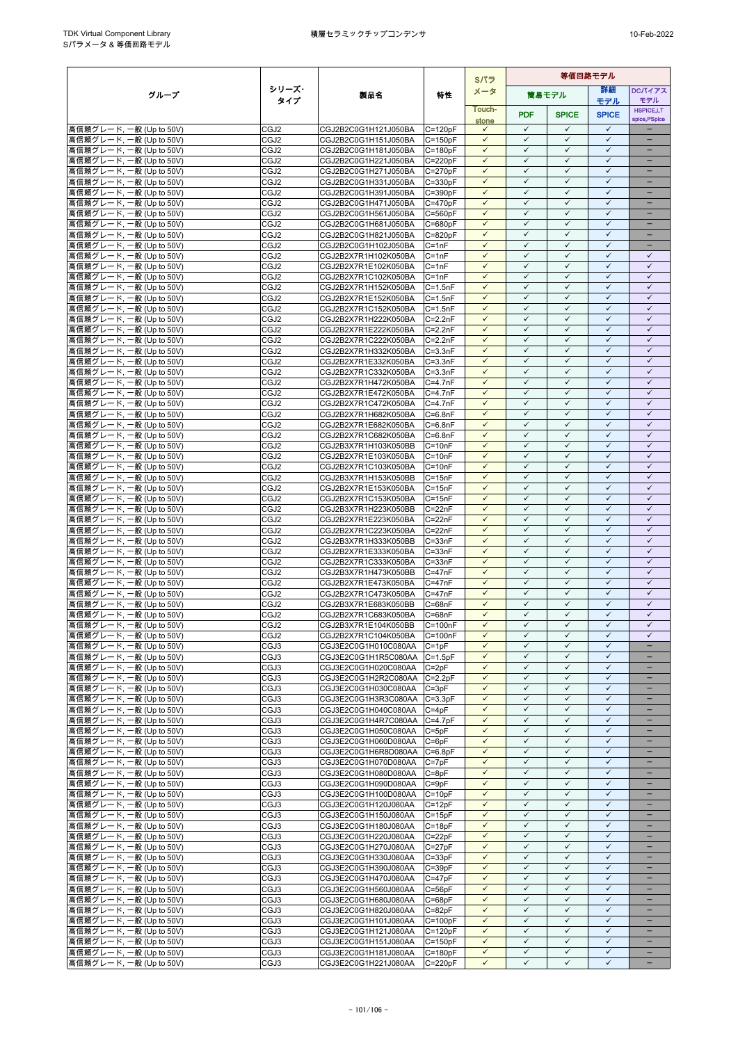| グループ | シリーズ・タイプ | 製品名 | 特性 | Sパラメータ | 等価回路モデル | | | |
|---|---|---|---|---|---|---|---|---|
| | | | | | 簡易モデル | | 詳細モデル | DCバイアスモデル |
| | | | | Touch-stone | PDF | SPICE | SPICE | HSPICE,LTspice,PSpice |
| 高信頼グレード, 一般 (Up to 50V) | CGJ2 | CGJ2B2C0G1H121J050BA | C=120pF | ✓ | ✓ | ✓ | ✓ | – |
| 高信頼グレード, 一般 (Up to 50V) | CGJ2 | CGJ2B2C0G1H151J050BA | C=150pF | ✓ | ✓ | ✓ | ✓ | – |
| 高信頼グレード, 一般 (Up to 50V) | CGJ2 | CGJ2B2C0G1H181J050BA | C=180pF | ✓ | ✓ | ✓ | ✓ | – |
| 高信頼グレード, 一般 (Up to 50V) | CGJ2 | CGJ2B2C0G1H221J050BA | C=220pF | ✓ | ✓ | ✓ | ✓ | – |
| 高信頼グレード, 一般 (Up to 50V) | CGJ2 | CGJ2B2C0G1H271J050BA | C=270pF | ✓ | ✓ | ✓ | ✓ | – |
| 高信頼グレード, 一般 (Up to 50V) | CGJ2 | CGJ2B2C0G1H331J050BA | C=330pF | ✓ | ✓ | ✓ | ✓ | – |
| 高信頼グレード, 一般 (Up to 50V) | CGJ2 | CGJ2B2C0G1H391J050BA | C=390pF | ✓ | ✓ | ✓ | ✓ | – |
| 高信頼グレード, 一般 (Up to 50V) | CGJ2 | CGJ2B2C0G1H471J050BA | C=470pF | ✓ | ✓ | ✓ | ✓ | – |
| 高信頼グレード, 一般 (Up to 50V) | CGJ2 | CGJ2B2C0G1H561J050BA | C=560pF | ✓ | ✓ | ✓ | ✓ | – |
| 高信頼グレード, 一般 (Up to 50V) | CGJ2 | CGJ2B2C0G1H681J050BA | C=680pF | ✓ | ✓ | ✓ | ✓ | – |
| 高信頼グレード, 一般 (Up to 50V) | CGJ2 | CGJ2B2C0G1H821J050BA | C=820pF | ✓ | ✓ | ✓ | ✓ | – |
| 高信頼グレード, 一般 (Up to 50V) | CGJ2 | CGJ2B2C0G1H102J050BA | C=1nF | ✓ | ✓ | ✓ | ✓ | – |
| 高信頼グレード, 一般 (Up to 50V) | CGJ2 | CGJ2B2X7R1H102K050BA | C=1nF | ✓ | ✓ | ✓ | ✓ | ✓ |
| 高信頼グレード, 一般 (Up to 50V) | CGJ2 | CGJ2B2X7R1E102K050BA | C=1nF | ✓ | ✓ | ✓ | ✓ | ✓ |
| 高信頼グレード, 一般 (Up to 50V) | CGJ2 | CGJ2B2X7R1C102K050BA | C=1nF | ✓ | ✓ | ✓ | ✓ | ✓ |
| 高信頼グレード, 一般 (Up to 50V) | CGJ2 | CGJ2B2X7R1H152K050BA | C=1.5nF | ✓ | ✓ | ✓ | ✓ | ✓ |
| 高信頼グレード, 一般 (Up to 50V) | CGJ2 | CGJ2B2X7R1E152K050BA | C=1.5nF | ✓ | ✓ | ✓ | ✓ | ✓ |
| 高信頼グレード, 一般 (Up to 50V) | CGJ2 | CGJ2B2X7R1C152K050BA | C=1.5nF | ✓ | ✓ | ✓ | ✓ | ✓ |
| 高信頼グレード, 一般 (Up to 50V) | CGJ2 | CGJ2B2X7R1H222K050BA | C=2.2nF | ✓ | ✓ | ✓ | ✓ | ✓ |
| 高信頼グレード, 一般 (Up to 50V) | CGJ2 | CGJ2B2X7R1E222K050BA | C=2.2nF | ✓ | ✓ | ✓ | ✓ | ✓ |
| 高信頼グレード, 一般 (Up to 50V) | CGJ2 | CGJ2B2X7R1C222K050BA | C=2.2nF | ✓ | ✓ | ✓ | ✓ | ✓ |
| 高信頼グレード, 一般 (Up to 50V) | CGJ2 | CGJ2B2X7R1H332K050BA | C=3.3nF | ✓ | ✓ | ✓ | ✓ | ✓ |
| 高信頼グレード, 一般 (Up to 50V) | CGJ2 | CGJ2B2X7R1E332K050BA | C=3.3nF | ✓ | ✓ | ✓ | ✓ | ✓ |
| 高信頼グレード, 一般 (Up to 50V) | CGJ2 | CGJ2B2X7R1C332K050BA | C=3.3nF | ✓ | ✓ | ✓ | ✓ | ✓ |
| 高信頼グレード, 一般 (Up to 50V) | CGJ2 | CGJ2B2X7R1H472K050BA | C=4.7nF | ✓ | ✓ | ✓ | ✓ | ✓ |
| 高信頼グレード, 一般 (Up to 50V) | CGJ2 | CGJ2B2X7R1E472K050BA | C=4.7nF | ✓ | ✓ | ✓ | ✓ | ✓ |
| 高信頼グレード, 一般 (Up to 50V) | CGJ2 | CGJ2B2X7R1C472K050BA | C=4.7nF | ✓ | ✓ | ✓ | ✓ | ✓ |
| 高信頼グレード, 一般 (Up to 50V) | CGJ2 | CGJ2B2X7R1H682K050BA | C=6.8nF | ✓ | ✓ | ✓ | ✓ | ✓ |
| 高信頼グレード, 一般 (Up to 50V) | CGJ2 | CGJ2B2X7R1E682K050BA | C=6.8nF | ✓ | ✓ | ✓ | ✓ | ✓ |
| 高信頼グレード, 一般 (Up to 50V) | CGJ2 | CGJ2B2X7R1C682K050BA | C=6.8nF | ✓ | ✓ | ✓ | ✓ | ✓ |
| 高信頼グレード, 一般 (Up to 50V) | CGJ2 | CGJ2B3X7R1H103K050BB | C=10nF | ✓ | ✓ | ✓ | ✓ | ✓ |
| 高信頼グレード, 一般 (Up to 50V) | CGJ2 | CGJ2B2X7R1E103K050BA | C=10nF | ✓ | ✓ | ✓ | ✓ | ✓ |
| 高信頼グレード, 一般 (Up to 50V) | CGJ2 | CGJ2B2X7R1C103K050BA | C=10nF | ✓ | ✓ | ✓ | ✓ | ✓ |
| 高信頼グレード, 一般 (Up to 50V) | CGJ2 | CGJ2B3X7R1H153K050BB | C=15nF | ✓ | ✓ | ✓ | ✓ | ✓ |
| 高信頼グレード, 一般 (Up to 50V) | CGJ2 | CGJ2B2X7R1E153K050BA | C=15nF | ✓ | ✓ | ✓ | ✓ | ✓ |
| 高信頼グレード, 一般 (Up to 50V) | CGJ2 | CGJ2B2X7R1C153K050BA | C=15nF | ✓ | ✓ | ✓ | ✓ | ✓ |
| 高信頼グレード, 一般 (Up to 50V) | CGJ2 | CGJ2B3X7R1H223K050BB | C=22nF | ✓ | ✓ | ✓ | ✓ | ✓ |
| 高信頼グレード, 一般 (Up to 50V) | CGJ2 | CGJ2B2X7R1E223K050BA | C=22nF | ✓ | ✓ | ✓ | ✓ | ✓ |
| 高信頼グレード, 一般 (Up to 50V) | CGJ2 | CGJ2B2X7R1C223K050BA | C=22nF | ✓ | ✓ | ✓ | ✓ | ✓ |
| 高信頼グレード, 一般 (Up to 50V) | CGJ2 | CGJ2B3X7R1H333K050BB | C=33nF | ✓ | ✓ | ✓ | ✓ | ✓ |
| 高信頼グレード, 一般 (Up to 50V) | CGJ2 | CGJ2B2X7R1E333K050BA | C=33nF | ✓ | ✓ | ✓ | ✓ | ✓ |
| 高信頼グレード, 一般 (Up to 50V) | CGJ2 | CGJ2B2X7R1C333K050BA | C=33nF | ✓ | ✓ | ✓ | ✓ | ✓ |
| 高信頼グレード, 一般 (Up to 50V) | CGJ2 | CGJ2B3X7R1H473K050BB | C=47nF | ✓ | ✓ | ✓ | ✓ | ✓ |
| 高信頼グレード, 一般 (Up to 50V) | CGJ2 | CGJ2B2X7R1E473K050BA | C=47nF | ✓ | ✓ | ✓ | ✓ | ✓ |
| 高信頼グレード, 一般 (Up to 50V) | CGJ2 | CGJ2B2X7R1C473K050BA | C=47nF | ✓ | ✓ | ✓ | ✓ | ✓ |
| 高信頼グレード, 一般 (Up to 50V) | CGJ2 | CGJ2B3X7R1E683K050BB | C=68nF | ✓ | ✓ | ✓ | ✓ | ✓ |
| 高信頼グレード, 一般 (Up to 50V) | CGJ2 | CGJ2B2X7R1C683K050BA | C=68nF | ✓ | ✓ | ✓ | ✓ | ✓ |
| 高信頼グレード, 一般 (Up to 50V) | CGJ2 | CGJ2B3X7R1E104K050BB | C=100nF | ✓ | ✓ | ✓ | ✓ | ✓ |
| 高信頼グレード, 一般 (Up to 50V) | CGJ2 | CGJ2B2X7R1C104K050BA | C=100nF | ✓ | ✓ | ✓ | ✓ | ✓ |
| 高信頼グレード, 一般 (Up to 50V) | CGJ3 | CGJ3E2C0G1H010C080AA | C=1pF | ✓ | ✓ | ✓ | ✓ | – |
| 高信頼グレード, 一般 (Up to 50V) | CGJ3 | CGJ3E2C0G1H1R5C080AA | C=1.5pF | ✓ | ✓ | ✓ | ✓ | – |
| 高信頼グレード, 一般 (Up to 50V) | CGJ3 | CGJ3E2C0G1H020C080AA | C=2pF | ✓ | ✓ | ✓ | ✓ | – |
| 高信頼グレード, 一般 (Up to 50V) | CGJ3 | CGJ3E2C0G1H2R2C080AA | C=2.2pF | ✓ | ✓ | ✓ | ✓ | – |
| 高信頼グレード, 一般 (Up to 50V) | CGJ3 | CGJ3E2C0G1H030C080AA | C=3pF | ✓ | ✓ | ✓ | ✓ | – |
| 高信頼グレード, 一般 (Up to 50V) | CGJ3 | CGJ3E2C0G1H3R3C080AA | C=3.3pF | ✓ | ✓ | ✓ | ✓ | – |
| 高信頼グレード, 一般 (Up to 50V) | CGJ3 | CGJ3E2C0G1H040C080AA | C=4pF | ✓ | ✓ | ✓ | ✓ | – |
| 高信頼グレード, 一般 (Up to 50V) | CGJ3 | CGJ3E2C0G1H4R7C080AA | C=4.7pF | ✓ | ✓ | ✓ | ✓ | – |
| 高信頼グレード, 一般 (Up to 50V) | CGJ3 | CGJ3E2C0G1H050C080AA | C=5pF | ✓ | ✓ | ✓ | ✓ | – |
| 高信頼グレード, 一般 (Up to 50V) | CGJ3 | CGJ3E2C0G1H060D080AA | C=6pF | ✓ | ✓ | ✓ | ✓ | – |
| 高信頼グレード, 一般 (Up to 50V) | CGJ3 | CGJ3E2C0G1H6R8D080AA | C=6.8pF | ✓ | ✓ | ✓ | ✓ | – |
| 高信頼グレード, 一般 (Up to 50V) | CGJ3 | CGJ3E2C0G1H070D080AA | C=7pF | ✓ | ✓ | ✓ | ✓ | – |
| 高信頼グレード, 一般 (Up to 50V) | CGJ3 | CGJ3E2C0G1H080D080AA | C=8pF | ✓ | ✓ | ✓ | ✓ | – |
| 高信頼グレード, 一般 (Up to 50V) | CGJ3 | CGJ3E2C0G1H090D080AA | C=9pF | ✓ | ✓ | ✓ | ✓ | – |
| 高信頼グレード, 一般 (Up to 50V) | CGJ3 | CGJ3E2C0G1H100D080AA | C=10pF | ✓ | ✓ | ✓ | ✓ | – |
| 高信頼グレード, 一般 (Up to 50V) | CGJ3 | CGJ3E2C0G1H120J080AA | C=12pF | ✓ | ✓ | ✓ | ✓ | – |
| 高信頼グレード, 一般 (Up to 50V) | CGJ3 | CGJ3E2C0G1H150J080AA | C=15pF | ✓ | ✓ | ✓ | ✓ | – |
| 高信頼グレード, 一般 (Up to 50V) | CGJ3 | CGJ3E2C0G1H180J080AA | C=18pF | ✓ | ✓ | ✓ | ✓ | – |
| 高信頼グレード, 一般 (Up to 50V) | CGJ3 | CGJ3E2C0G1H220J080AA | C=22pF | ✓ | ✓ | ✓ | ✓ | – |
| 高信頼グレード, 一般 (Up to 50V) | CGJ3 | CGJ3E2C0G1H270J080AA | C=27pF | ✓ | ✓ | ✓ | ✓ | – |
| 高信頼グレード, 一般 (Up to 50V) | CGJ3 | CGJ3E2C0G1H330J080AA | C=33pF | ✓ | ✓ | ✓ | ✓ | – |
| 高信頼グレード, 一般 (Up to 50V) | CGJ3 | CGJ3E2C0G1H390J080AA | C=39pF | ✓ | ✓ | ✓ | ✓ | – |
| 高信頼グレード, 一般 (Up to 50V) | CGJ3 | CGJ3E2C0G1H470J080AA | C=47pF | ✓ | ✓ | ✓ | ✓ | – |
| 高信頼グレード, 一般 (Up to 50V) | CGJ3 | CGJ3E2C0G1H560J080AA | C=56pF | ✓ | ✓ | ✓ | ✓ | – |
| 高信頼グレード, 一般 (Up to 50V) | CGJ3 | CGJ3E2C0G1H680J080AA | C=68pF | ✓ | ✓ | ✓ | ✓ | – |
| 高信頼グレード, 一般 (Up to 50V) | CGJ3 | CGJ3E2C0G1H820J080AA | C=82pF | ✓ | ✓ | ✓ | ✓ | – |
| 高信頼グレード, 一般 (Up to 50V) | CGJ3 | CGJ3E2C0G1H101J080AA | C=100pF | ✓ | ✓ | ✓ | ✓ | – |
| 高信頼グレード, 一般 (Up to 50V) | CGJ3 | CGJ3E2C0G1H121J080AA | C=120pF | ✓ | ✓ | ✓ | ✓ | – |
| 高信頼グレード, 一般 (Up to 50V) | CGJ3 | CGJ3E2C0G1H151J080AA | C=150pF | ✓ | ✓ | ✓ | ✓ | – |
| 高信頼グレード, 一般 (Up to 50V) | CGJ3 | CGJ3E2C0G1H181J080AA | C=180pF | ✓ | ✓ | ✓ | ✓ | – |
| 高信頼グレード, 一般 (Up to 50V) | CGJ3 | CGJ3E2C0G1H221J080AA | C=220pF | ✓ | ✓ | ✓ | ✓ | – |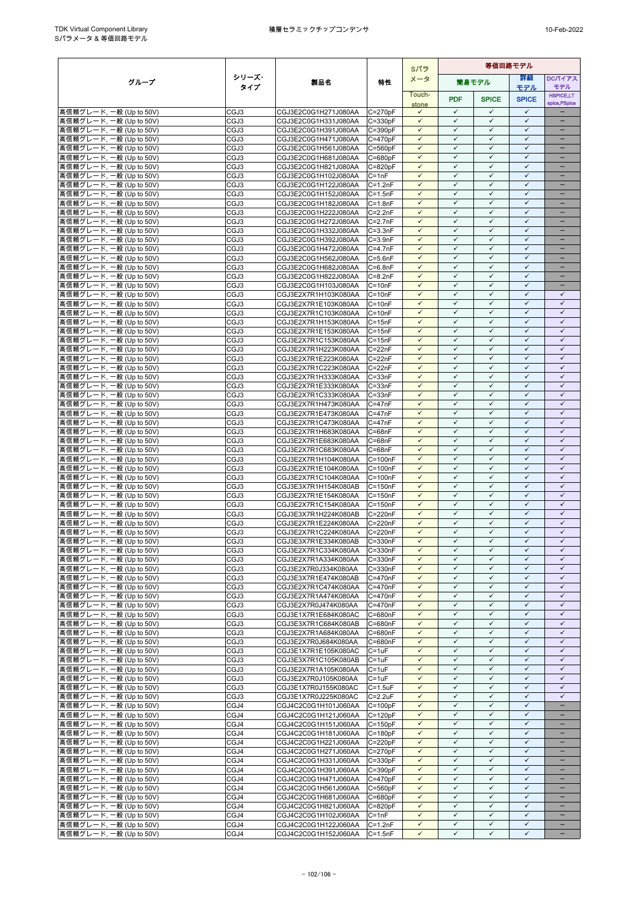| グループ | シリーズ・タイプ | 製品名 | 特性 | Sパラメータ | 等価回路モデル | | | |
|---|---|---|---|---|---|---|---|---|
| | | | | | 簡易モデル | | 詳細モデル | DCバイアスモデル |
| | | | | Touch-stone | PDF | SPICE | SPICE | HSPICE,LT spice,PSpice |
| 高信頼グレード, 一般 (Up to 50V) | CGJ3 | CGJ3E2C0G1H271J080AA | C=270pF | ✓ | ✓ | ✓ | ✓ | – |
| 高信頼グレード, 一般 (Up to 50V) | CGJ3 | CGJ3E2C0G1H331J080AA | C=330pF | ✓ | ✓ | ✓ | ✓ | – |
| 高信頼グレード, 一般 (Up to 50V) | CGJ3 | CGJ3E2C0G1H391J080AA | C=390pF | ✓ | ✓ | ✓ | ✓ | – |
| 高信頼グレード, 一般 (Up to 50V) | CGJ3 | CGJ3E2C0G1H471J080AA | C=470pF | ✓ | ✓ | ✓ | ✓ | – |
| 高信頼グレード, 一般 (Up to 50V) | CGJ3 | CGJ3E2C0G1H561J080AA | C=560pF | ✓ | ✓ | ✓ | ✓ | – |
| 高信頼グレード, 一般 (Up to 50V) | CGJ3 | CGJ3E2C0G1H681J080AA | C=680pF | ✓ | ✓ | ✓ | ✓ | – |
| 高信頼グレード, 一般 (Up to 50V) | CGJ3 | CGJ3E2C0G1H821J080AA | C=820pF | ✓ | ✓ | ✓ | ✓ | – |
| 高信頼グレード, 一般 (Up to 50V) | CGJ3 | CGJ3E2C0G1H102J080AA | C=1nF | ✓ | ✓ | ✓ | ✓ | – |
| 高信頼グレード, 一般 (Up to 50V) | CGJ3 | CGJ3E2C0G1H122J080AA | C=1.2nF | ✓ | ✓ | ✓ | ✓ | – |
| 高信頼グレード, 一般 (Up to 50V) | CGJ3 | CGJ3E2C0G1H152J080AA | C=1.5nF | ✓ | ✓ | ✓ | ✓ | – |
| 高信頼グレード, 一般 (Up to 50V) | CGJ3 | CGJ3E2C0G1H182J080AA | C=1.8nF | ✓ | ✓ | ✓ | ✓ | – |
| 高信頼グレード, 一般 (Up to 50V) | CGJ3 | CGJ3E2C0G1H222J080AA | C=2.2nF | ✓ | ✓ | ✓ | ✓ | – |
| 高信頼グレード, 一般 (Up to 50V) | CGJ3 | CGJ3E2C0G1H272J080AA | C=2.7nF | ✓ | ✓ | ✓ | ✓ | – |
| 高信頼グレード, 一般 (Up to 50V) | CGJ3 | CGJ3E2C0G1H332J080AA | C=3.3nF | ✓ | ✓ | ✓ | ✓ | – |
| 高信頼グレード, 一般 (Up to 50V) | CGJ3 | CGJ3E2C0G1H392J080AA | C=3.9nF | ✓ | ✓ | ✓ | ✓ | – |
| 高信頼グレード, 一般 (Up to 50V) | CGJ3 | CGJ3E2C0G1H472J080AA | C=4.7nF | ✓ | ✓ | ✓ | ✓ | – |
| 高信頼グレード, 一般 (Up to 50V) | CGJ3 | CGJ3E2C0G1H562J080AA | C=5.6nF | ✓ | ✓ | ✓ | ✓ | – |
| 高信頼グレード, 一般 (Up to 50V) | CGJ3 | CGJ3E2C0G1H682J080AA | C=6.8nF | ✓ | ✓ | ✓ | ✓ | – |
| 高信頼グレード, 一般 (Up to 50V) | CGJ3 | CGJ3E2C0G1H822J080AA | C=8.2nF | ✓ | ✓ | ✓ | ✓ | – |
| 高信頼グレード, 一般 (Up to 50V) | CGJ3 | CGJ3E2C0G1H103J080AA | C=10nF | ✓ | ✓ | ✓ | ✓ | – |
| 高信頼グレード, 一般 (Up to 50V) | CGJ3 | CGJ3E2X7R1H103K080AA | C=10nF | ✓ | ✓ | ✓ | ✓ | ✓ |
| 高信頼グレード, 一般 (Up to 50V) | CGJ3 | CGJ3E2X7R1E103K080AA | C=10nF | ✓ | ✓ | ✓ | ✓ | ✓ |
| 高信頼グレード, 一般 (Up to 50V) | CGJ3 | CGJ3E2X7R1C103K080AA | C=10nF | ✓ | ✓ | ✓ | ✓ | ✓ |
| 高信頼グレード, 一般 (Up to 50V) | CGJ3 | CGJ3E2X7R1H153K080AA | C=15nF | ✓ | ✓ | ✓ | ✓ | ✓ |
| 高信頼グレード, 一般 (Up to 50V) | CGJ3 | CGJ3E2X7R1E153K080AA | C=15nF | ✓ | ✓ | ✓ | ✓ | ✓ |
| 高信頼グレード, 一般 (Up to 50V) | CGJ3 | CGJ3E2X7R1C153K080AA | C=15nF | ✓ | ✓ | ✓ | ✓ | ✓ |
| 高信頼グレード, 一般 (Up to 50V) | CGJ3 | CGJ3E2X7R1H223K080AA | C=22nF | ✓ | ✓ | ✓ | ✓ | ✓ |
| 高信頼グレード, 一般 (Up to 50V) | CGJ3 | CGJ3E2X7R1E223K080AA | C=22nF | ✓ | ✓ | ✓ | ✓ | ✓ |
| 高信頼グレード, 一般 (Up to 50V) | CGJ3 | CGJ3E2X7R1C223K080AA | C=22nF | ✓ | ✓ | ✓ | ✓ | ✓ |
| 高信頼グレード, 一般 (Up to 50V) | CGJ3 | CGJ3E2X7R1H333K080AA | C=33nF | ✓ | ✓ | ✓ | ✓ | ✓ |
| 高信頼グレード, 一般 (Up to 50V) | CGJ3 | CGJ3E2X7R1E333K080AA | C=33nF | ✓ | ✓ | ✓ | ✓ | ✓ |
| 高信頼グレード, 一般 (Up to 50V) | CGJ3 | CGJ3E2X7R1C333K080AA | C=33nF | ✓ | ✓ | ✓ | ✓ | ✓ |
| 高信頼グレード, 一般 (Up to 50V) | CGJ3 | CGJ3E2X7R1H473K080AA | C=47nF | ✓ | ✓ | ✓ | ✓ | ✓ |
| 高信頼グレード, 一般 (Up to 50V) | CGJ3 | CGJ3E2X7R1E473K080AA | C=47nF | ✓ | ✓ | ✓ | ✓ | ✓ |
| 高信頼グレード, 一般 (Up to 50V) | CGJ3 | CGJ3E2X7R1C473K080AA | C=47nF | ✓ | ✓ | ✓ | ✓ | ✓ |
| 高信頼グレード, 一般 (Up to 50V) | CGJ3 | CGJ3E2X7R1H683K080AA | C=68nF | ✓ | ✓ | ✓ | ✓ | ✓ |
| 高信頼グレード, 一般 (Up to 50V) | CGJ3 | CGJ3E2X7R1E683K080AA | C=68nF | ✓ | ✓ | ✓ | ✓ | ✓ |
| 高信頼グレード, 一般 (Up to 50V) | CGJ3 | CGJ3E2X7R1C683K080AA | C=68nF | ✓ | ✓ | ✓ | ✓ | ✓ |
| 高信頼グレード, 一般 (Up to 50V) | CGJ3 | CGJ3E2X7R1H104K080AA | C=100nF | ✓ | ✓ | ✓ | ✓ | ✓ |
| 高信頼グレード, 一般 (Up to 50V) | CGJ3 | CGJ3E2X7R1E104K080AA | C=100nF | ✓ | ✓ | ✓ | ✓ | ✓ |
| 高信頼グレード, 一般 (Up to 50V) | CGJ3 | CGJ3E2X7R1C104K080AA | C=100nF | ✓ | ✓ | ✓ | ✓ | ✓ |
| 高信頼グレード, 一般 (Up to 50V) | CGJ3 | CGJ3E3X7R1H154K080AB | C=150nF | ✓ | ✓ | ✓ | ✓ | ✓ |
| 高信頼グレード, 一般 (Up to 50V) | CGJ3 | CGJ3E2X7R1E154K080AA | C=150nF | ✓ | ✓ | ✓ | ✓ | ✓ |
| 高信頼グレード, 一般 (Up to 50V) | CGJ3 | CGJ3E2X7R1C154K080AA | C=150nF | ✓ | ✓ | ✓ | ✓ | ✓ |
| 高信頼グレード, 一般 (Up to 50V) | CGJ3 | CGJ3E3X7R1H224K080AB | C=220nF | ✓ | ✓ | ✓ | ✓ | ✓ |
| 高信頼グレード, 一般 (Up to 50V) | CGJ3 | CGJ3E2X7R1E224K080AA | C=220nF | ✓ | ✓ | ✓ | ✓ | ✓ |
| 高信頼グレード, 一般 (Up to 50V) | CGJ3 | CGJ3E2X7R1C224K080AA | C=220nF | ✓ | ✓ | ✓ | ✓ | ✓ |
| 高信頼グレード, 一般 (Up to 50V) | CGJ3 | CGJ3E3X7R1E334K080AB | C=330nF | ✓ | ✓ | ✓ | ✓ | ✓ |
| 高信頼グレード, 一般 (Up to 50V) | CGJ3 | CGJ3E2X7R1C334K080AA | C=330nF | ✓ | ✓ | ✓ | ✓ | ✓ |
| 高信頼グレード, 一般 (Up to 50V) | CGJ3 | CGJ3E2X7R1A334K080AA | C=330nF | ✓ | ✓ | ✓ | ✓ | ✓ |
| 高信頼グレード, 一般 (Up to 50V) | CGJ3 | CGJ3E2X7R0J334K080AA | C=330nF | ✓ | ✓ | ✓ | ✓ | ✓ |
| 高信頼グレード, 一般 (Up to 50V) | CGJ3 | CGJ3E3X7R1E474K080AB | C=470nF | ✓ | ✓ | ✓ | ✓ | ✓ |
| 高信頼グレード, 一般 (Up to 50V) | CGJ3 | CGJ3E2X7R1C474K080AA | C=470nF | ✓ | ✓ | ✓ | ✓ | ✓ |
| 高信頼グレード, 一般 (Up to 50V) | CGJ3 | CGJ3E2X7R1A474K080AA | C=470nF | ✓ | ✓ | ✓ | ✓ | ✓ |
| 高信頼グレード, 一般 (Up to 50V) | CGJ3 | CGJ3E2X7R0J474K080AA | C=470nF | ✓ | ✓ | ✓ | ✓ | ✓ |
| 高信頼グレード, 一般 (Up to 50V) | CGJ3 | CGJ3E1X7R1E684K080AC | C=680nF | ✓ | ✓ | ✓ | ✓ | ✓ |
| 高信頼グレード, 一般 (Up to 50V) | CGJ3 | CGJ3E3X7R1C684K080AB | C=680nF | ✓ | ✓ | ✓ | ✓ | ✓ |
| 高信頼グレード, 一般 (Up to 50V) | CGJ3 | CGJ3E2X7R1A684K080AA | C=680nF | ✓ | ✓ | ✓ | ✓ | ✓ |
| 高信頼グレード, 一般 (Up to 50V) | CGJ3 | CGJ3E2X7R0J684K080AA | C=680nF | ✓ | ✓ | ✓ | ✓ | ✓ |
| 高信頼グレード, 一般 (Up to 50V) | CGJ3 | CGJ3E1X7R1E105K080AC | C=1uF | ✓ | ✓ | ✓ | ✓ | ✓ |
| 高信頼グレード, 一般 (Up to 50V) | CGJ3 | CGJ3E3X7R1C105K080AB | C=1uF | ✓ | ✓ | ✓ | ✓ | ✓ |
| 高信頼グレード, 一般 (Up to 50V) | CGJ3 | CGJ3E2X7R1A105K080AA | C=1uF | ✓ | ✓ | ✓ | ✓ | ✓ |
| 高信頼グレード, 一般 (Up to 50V) | CGJ3 | CGJ3E2X7R0J105K080AA | C=1uF | ✓ | ✓ | ✓ | ✓ | ✓ |
| 高信頼グレード, 一般 (Up to 50V) | CGJ3 | CGJ3E1X7R0J155K080AC | C=1.5uF | ✓ | ✓ | ✓ | ✓ | ✓ |
| 高信頼グレード, 一般 (Up to 50V) | CGJ3 | CGJ3E1X7R0J225K080AC | C=2.2uF | ✓ | ✓ | ✓ | ✓ | ✓ |
| 高信頼グレード, 一般 (Up to 50V) | CGJ4 | CGJ4C2C0G1H101J060AA | C=100pF | ✓ | ✓ | ✓ | ✓ | – |
| 高信頼グレード, 一般 (Up to 50V) | CGJ4 | CGJ4C2C0G1H121J060AA | C=120pF | ✓ | ✓ | ✓ | ✓ | – |
| 高信頼グレード, 一般 (Up to 50V) | CGJ4 | CGJ4C2C0G1H151J060AA | C=150pF | ✓ | ✓ | ✓ | ✓ | – |
| 高信頼グレード, 一般 (Up to 50V) | CGJ4 | CGJ4C2C0G1H181J060AA | C=180pF | ✓ | ✓ | ✓ | ✓ | – |
| 高信頼グレード, 一般 (Up to 50V) | CGJ4 | CGJ4C2C0G1H221J060AA | C=220pF | ✓ | ✓ | ✓ | ✓ | – |
| 高信頼グレード, 一般 (Up to 50V) | CGJ4 | CGJ4C2C0G1H271J060AA | C=270pF | ✓ | ✓ | ✓ | ✓ | – |
| 高信頼グレード, 一般 (Up to 50V) | CGJ4 | CGJ4C2C0G1H331J060AA | C=330pF | ✓ | ✓ | ✓ | ✓ | – |
| 高信頼グレード, 一般 (Up to 50V) | CGJ4 | CGJ4C2C0G1H391J060AA | C=390pF | ✓ | ✓ | ✓ | ✓ | – |
| 高信頼グレード, 一般 (Up to 50V) | CGJ4 | CGJ4C2C0G1H471J060AA | C=470pF | ✓ | ✓ | ✓ | ✓ | – |
| 高信頼グレード, 一般 (Up to 50V) | CGJ4 | CGJ4C2C0G1H561J060AA | C=560pF | ✓ | ✓ | ✓ | ✓ | – |
| 高信頼グレード, 一般 (Up to 50V) | CGJ4 | CGJ4C2C0G1H681J060AA | C=680pF | ✓ | ✓ | ✓ | ✓ | – |
| 高信頼グレード, 一般 (Up to 50V) | CGJ4 | CGJ4C2C0G1H821J060AA | C=820pF | ✓ | ✓ | ✓ | ✓ | – |
| 高信頼グレード, 一般 (Up to 50V) | CGJ4 | CGJ4C2C0G1H102J060AA | C=1nF | ✓ | ✓ | ✓ | ✓ | – |
| 高信頼グレード, 一般 (Up to 50V) | CGJ4 | CGJ4C2C0G1H122J060AA | C=1.2nF | ✓ | ✓ | ✓ | ✓ | – |
| 高信頼グレード, 一般 (Up to 50V) | CGJ4 | CGJ4C2C0G1H152J060AA | C=1.5nF | ✓ | ✓ | ✓ | ✓ | – |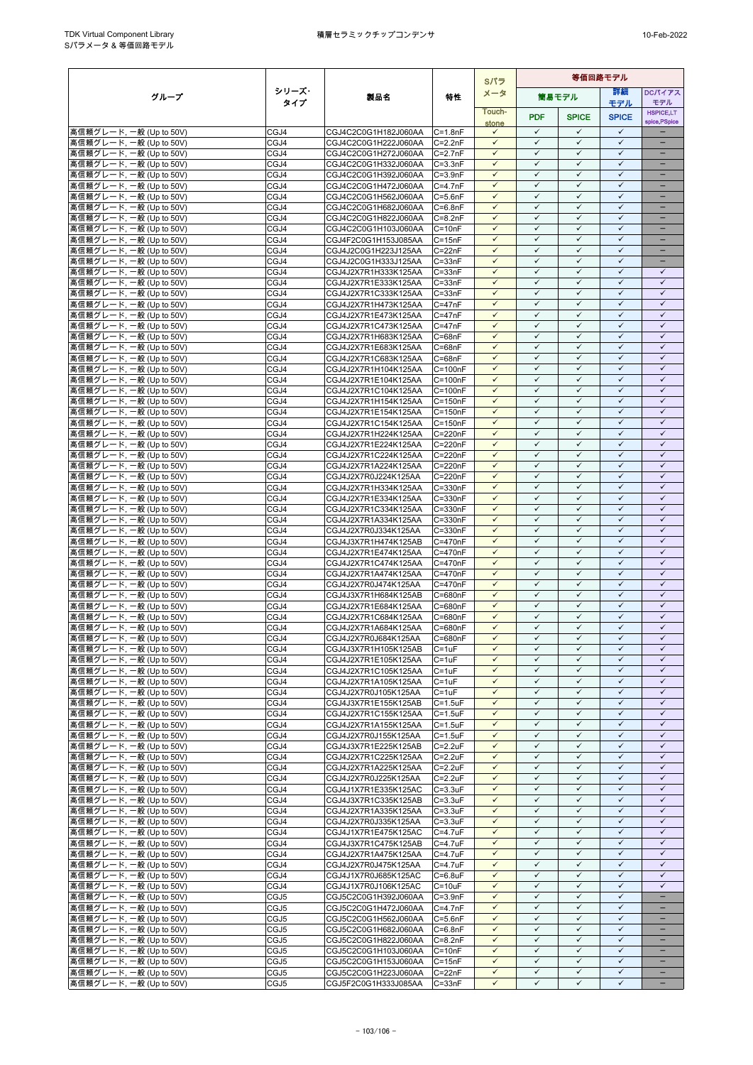| グループ | シリーズ・タイプ | 製品名 | 特性 | Sパラメータ | 等価回路モデル | | | |
|---|---|---|---|---|---|---|---|---|
| | | | | Touch-stone | 簡易モデル PDF | 簡易モデル SPICE | 詳細モデル SPICE | DCバイアスモデル HSPICE,LT spice,PSpice |
| 高信頼グレード, 一般 (Up to 50V) | CGJ4 | CGJ4C2C0G1H182J060AA | C=1.8nF | ✓ | ✓ | ✓ | ✓ | − |
| 高信頼グレード, 一般 (Up to 50V) | CGJ4 | CGJ4C2C0G1H222J060AA | C=2.2nF | ✓ | ✓ | ✓ | ✓ | − |
| 高信頼グレード, 一般 (Up to 50V) | CGJ4 | CGJ4C2C0G1H272J060AA | C=2.7nF | ✓ | ✓ | ✓ | ✓ | − |
| 高信頼グレード, 一般 (Up to 50V) | CGJ4 | CGJ4C2C0G1H332J060AA | C=3.3nF | ✓ | ✓ | ✓ | ✓ | − |
| 高信頼グレード, 一般 (Up to 50V) | CGJ4 | CGJ4C2C0G1H392J060AA | C=3.9nF | ✓ | ✓ | ✓ | ✓ | − |
| 高信頼グレード, 一般 (Up to 50V) | CGJ4 | CGJ4C2C0G1H472J060AA | C=4.7nF | ✓ | ✓ | ✓ | ✓ | − |
| 高信頼グレード, 一般 (Up to 50V) | CGJ4 | CGJ4C2C0G1H562J060AA | C=5.6nF | ✓ | ✓ | ✓ | ✓ | − |
| 高信頼グレード, 一般 (Up to 50V) | CGJ4 | CGJ4C2C0G1H682J060AA | C=6.8nF | ✓ | ✓ | ✓ | ✓ | − |
| 高信頼グレード, 一般 (Up to 50V) | CGJ4 | CGJ4C2C0G1H822J060AA | C=8.2nF | ✓ | ✓ | ✓ | ✓ | − |
| 高信頼グレード, 一般 (Up to 50V) | CGJ4 | CGJ4C2C0G1H103J060AA | C=10nF | ✓ | ✓ | ✓ | ✓ | − |
| 高信頼グレード, 一般 (Up to 50V) | CGJ4 | CGJ4F2C0G1H153J085AA | C=15nF | ✓ | ✓ | ✓ | ✓ | − |
| 高信頼グレード, 一般 (Up to 50V) | CGJ4 | CGJ4J2C0G1H223J125AA | C=22nF | ✓ | ✓ | ✓ | ✓ | − |
| 高信頼グレード, 一般 (Up to 50V) | CGJ4 | CGJ4J2C0G1H333J125AA | C=33nF | ✓ | ✓ | ✓ | ✓ | − |
| 高信頼グレード, 一般 (Up to 50V) | CGJ4 | CGJ4J2X7R1H333K125AA | C=33nF | ✓ | ✓ | ✓ | ✓ | ✓ |
| 高信頼グレード, 一般 (Up to 50V) | CGJ4 | CGJ4J2X7R1E333K125AA | C=33nF | ✓ | ✓ | ✓ | ✓ | ✓ |
| 高信頼グレード, 一般 (Up to 50V) | CGJ4 | CGJ4J2X7R1C333K125AA | C=33nF | ✓ | ✓ | ✓ | ✓ | ✓ |
| 高信頼グレード, 一般 (Up to 50V) | CGJ4 | CGJ4J2X7R1H473K125AA | C=47nF | ✓ | ✓ | ✓ | ✓ | ✓ |
| 高信頼グレード, 一般 (Up to 50V) | CGJ4 | CGJ4J2X7R1E473K125AA | C=47nF | ✓ | ✓ | ✓ | ✓ | ✓ |
| 高信頼グレード, 一般 (Up to 50V) | CGJ4 | CGJ4J2X7R1C473K125AA | C=47nF | ✓ | ✓ | ✓ | ✓ | ✓ |
| 高信頼グレード, 一般 (Up to 50V) | CGJ4 | CGJ4J2X7R1H683K125AA | C=68nF | ✓ | ✓ | ✓ | ✓ | ✓ |
| 高信頼グレード, 一般 (Up to 50V) | CGJ4 | CGJ4J2X7R1E683K125AA | C=68nF | ✓ | ✓ | ✓ | ✓ | ✓ |
| 高信頼グレード, 一般 (Up to 50V) | CGJ4 | CGJ4J2X7R1C683K125AA | C=68nF | ✓ | ✓ | ✓ | ✓ | ✓ |
| 高信頼グレード, 一般 (Up to 50V) | CGJ4 | CGJ4J2X7R1H104K125AA | C=100nF | ✓ | ✓ | ✓ | ✓ | ✓ |
| 高信頼グレード, 一般 (Up to 50V) | CGJ4 | CGJ4J2X7R1E104K125AA | C=100nF | ✓ | ✓ | ✓ | ✓ | ✓ |
| 高信頼グレード, 一般 (Up to 50V) | CGJ4 | CGJ4J2X7R1C104K125AA | C=100nF | ✓ | ✓ | ✓ | ✓ | ✓ |
| 高信頼グレード, 一般 (Up to 50V) | CGJ4 | CGJ4J2X7R1H154K125AA | C=150nF | ✓ | ✓ | ✓ | ✓ | ✓ |
| 高信頼グレード, 一般 (Up to 50V) | CGJ4 | CGJ4J2X7R1E154K125AA | C=150nF | ✓ | ✓ | ✓ | ✓ | ✓ |
| 高信頼グレード, 一般 (Up to 50V) | CGJ4 | CGJ4J2X7R1C154K125AA | C=150nF | ✓ | ✓ | ✓ | ✓ | ✓ |
| 高信頼グレード, 一般 (Up to 50V) | CGJ4 | CGJ4J2X7R1H224K125AA | C=220nF | ✓ | ✓ | ✓ | ✓ | ✓ |
| 高信頼グレード, 一般 (Up to 50V) | CGJ4 | CGJ4J2X7R1E224K125AA | C=220nF | ✓ | ✓ | ✓ | ✓ | ✓ |
| 高信頼グレード, 一般 (Up to 50V) | CGJ4 | CGJ4J2X7R1C224K125AA | C=220nF | ✓ | ✓ | ✓ | ✓ | ✓ |
| 高信頼グレード, 一般 (Up to 50V) | CGJ4 | CGJ4J2X7R1A224K125AA | C=220nF | ✓ | ✓ | ✓ | ✓ | ✓ |
| 高信頼グレード, 一般 (Up to 50V) | CGJ4 | CGJ4J2X7R0J224K125AA | C=220nF | ✓ | ✓ | ✓ | ✓ | ✓ |
| 高信頼グレード, 一般 (Up to 50V) | CGJ4 | CGJ4J2X7R1H334K125AA | C=330nF | ✓ | ✓ | ✓ | ✓ | ✓ |
| 高信頼グレード, 一般 (Up to 50V) | CGJ4 | CGJ4J2X7R1E334K125AA | C=330nF | ✓ | ✓ | ✓ | ✓ | ✓ |
| 高信頼グレード, 一般 (Up to 50V) | CGJ4 | CGJ4J2X7R1C334K125AA | C=330nF | ✓ | ✓ | ✓ | ✓ | ✓ |
| 高信頼グレード, 一般 (Up to 50V) | CGJ4 | CGJ4J2X7R1A334K125AA | C=330nF | ✓ | ✓ | ✓ | ✓ | ✓ |
| 高信頼グレード, 一般 (Up to 50V) | CGJ4 | CGJ4J2X7R0J334K125AA | C=330nF | ✓ | ✓ | ✓ | ✓ | ✓ |
| 高信頼グレード, 一般 (Up to 50V) | CGJ4 | CGJ4J3X7R1H474K125AB | C=470nF | ✓ | ✓ | ✓ | ✓ | ✓ |
| 高信頼グレード, 一般 (Up to 50V) | CGJ4 | CGJ4J2X7R1E474K125AA | C=470nF | ✓ | ✓ | ✓ | ✓ | ✓ |
| 高信頼グレード, 一般 (Up to 50V) | CGJ4 | CGJ4J2X7R1C474K125AA | C=470nF | ✓ | ✓ | ✓ | ✓ | ✓ |
| 高信頼グレード, 一般 (Up to 50V) | CGJ4 | CGJ4J2X7R1A474K125AA | C=470nF | ✓ | ✓ | ✓ | ✓ | ✓ |
| 高信頼グレード, 一般 (Up to 50V) | CGJ4 | CGJ4J2X7R0J474K125AA | C=470nF | ✓ | ✓ | ✓ | ✓ | ✓ |
| 高信頼グレード, 一般 (Up to 50V) | CGJ4 | CGJ4J3X7R1H684K125AB | C=680nF | ✓ | ✓ | ✓ | ✓ | ✓ |
| 高信頼グレード, 一般 (Up to 50V) | CGJ4 | CGJ4J2X7R1E684K125AA | C=680nF | ✓ | ✓ | ✓ | ✓ | ✓ |
| 高信頼グレード, 一般 (Up to 50V) | CGJ4 | CGJ4J2X7R1C684K125AA | C=680nF | ✓ | ✓ | ✓ | ✓ | ✓ |
| 高信頼グレード, 一般 (Up to 50V) | CGJ4 | CGJ4J2X7R1A684K125AA | C=680nF | ✓ | ✓ | ✓ | ✓ | ✓ |
| 高信頼グレード, 一般 (Up to 50V) | CGJ4 | CGJ4J2X7R0J684K125AA | C=680nF | ✓ | ✓ | ✓ | ✓ | ✓ |
| 高信頼グレード, 一般 (Up to 50V) | CGJ4 | CGJ4J3X7R1H105K125AB | C=1uF | ✓ | ✓ | ✓ | ✓ | ✓ |
| 高信頼グレード, 一般 (Up to 50V) | CGJ4 | CGJ4J2X7R1E105K125AA | C=1uF | ✓ | ✓ | ✓ | ✓ | ✓ |
| 高信頼グレード, 一般 (Up to 50V) | CGJ4 | CGJ4J2X7R1C105K125AA | C=1uF | ✓ | ✓ | ✓ | ✓ | ✓ |
| 高信頼グレード, 一般 (Up to 50V) | CGJ4 | CGJ4J2X7R1A105K125AA | C=1uF | ✓ | ✓ | ✓ | ✓ | ✓ |
| 高信頼グレード, 一般 (Up to 50V) | CGJ4 | CGJ4J2X7R0J105K125AA | C=1uF | ✓ | ✓ | ✓ | ✓ | ✓ |
| 高信頼グレード, 一般 (Up to 50V) | CGJ4 | CGJ4J3X7R1E155K125AB | C=1.5uF | ✓ | ✓ | ✓ | ✓ | ✓ |
| 高信頼グレード, 一般 (Up to 50V) | CGJ4 | CGJ4J2X7R1C155K125AA | C=1.5uF | ✓ | ✓ | ✓ | ✓ | ✓ |
| 高信頼グレード, 一般 (Up to 50V) | CGJ4 | CGJ4J2X7R1A155K125AA | C=1.5uF | ✓ | ✓ | ✓ | ✓ | ✓ |
| 高信頼グレード, 一般 (Up to 50V) | CGJ4 | CGJ4J2X7R0J155K125AA | C=1.5uF | ✓ | ✓ | ✓ | ✓ | ✓ |
| 高信頼グレード, 一般 (Up to 50V) | CGJ4 | CGJ4J3X7R1E225K125AB | C=2.2uF | ✓ | ✓ | ✓ | ✓ | ✓ |
| 高信頼グレード, 一般 (Up to 50V) | CGJ4 | CGJ4J2X7R1C225K125AA | C=2.2uF | ✓ | ✓ | ✓ | ✓ | ✓ |
| 高信頼グレード, 一般 (Up to 50V) | CGJ4 | CGJ4J2X7R1A225K125AA | C=2.2uF | ✓ | ✓ | ✓ | ✓ | ✓ |
| 高信頼グレード, 一般 (Up to 50V) | CGJ4 | CGJ4J2X7R0J225K125AA | C=2.2uF | ✓ | ✓ | ✓ | ✓ | ✓ |
| 高信頼グレード, 一般 (Up to 50V) | CGJ4 | CGJ4J1X7R1E335K125AC | C=3.3uF | ✓ | ✓ | ✓ | ✓ | ✓ |
| 高信頼グレード, 一般 (Up to 50V) | CGJ4 | CGJ4J3X7R1C335K125AB | C=3.3uF | ✓ | ✓ | ✓ | ✓ | ✓ |
| 高信頼グレード, 一般 (Up to 50V) | CGJ4 | CGJ4J2X7R1A335K125AA | C=3.3uF | ✓ | ✓ | ✓ | ✓ | ✓ |
| 高信頼グレード, 一般 (Up to 50V) | CGJ4 | CGJ4J2X7R0J335K125AA | C=3.3uF | ✓ | ✓ | ✓ | ✓ | ✓ |
| 高信頼グレード, 一般 (Up to 50V) | CGJ4 | CGJ4J1X7R1E475K125AC | C=4.7uF | ✓ | ✓ | ✓ | ✓ | ✓ |
| 高信頼グレード, 一般 (Up to 50V) | CGJ4 | CGJ4J3X7R1C475K125AB | C=4.7uF | ✓ | ✓ | ✓ | ✓ | ✓ |
| 高信頼グレード, 一般 (Up to 50V) | CGJ4 | CGJ4J2X7R1A475K125AA | C=4.7uF | ✓ | ✓ | ✓ | ✓ | ✓ |
| 高信頼グレード, 一般 (Up to 50V) | CGJ4 | CGJ4J2X7R0J475K125AA | C=4.7uF | ✓ | ✓ | ✓ | ✓ | ✓ |
| 高信頼グレード, 一般 (Up to 50V) | CGJ4 | CGJ4J1X7R0J685K125AC | C=6.8uF | ✓ | ✓ | ✓ | ✓ | ✓ |
| 高信頼グレード, 一般 (Up to 50V) | CGJ4 | CGJ4J1X7R0J106K125AC | C=10uF | ✓ | ✓ | ✓ | ✓ | ✓ |
| 高信頼グレード, 一般 (Up to 50V) | CGJ5 | CGJ5C2C0G1H392J060AA | C=3.9nF | ✓ | ✓ | ✓ | ✓ | − |
| 高信頼グレード, 一般 (Up to 50V) | CGJ5 | CGJ5C2C0G1H472J060AA | C=4.7nF | ✓ | ✓ | ✓ | ✓ | − |
| 高信頼グレード, 一般 (Up to 50V) | CGJ5 | CGJ5C2C0G1H562J060AA | C=5.6nF | ✓ | ✓ | ✓ | ✓ | − |
| 高信頼グレード, 一般 (Up to 50V) | CGJ5 | CGJ5C2C0G1H682J060AA | C=6.8nF | ✓ | ✓ | ✓ | ✓ | − |
| 高信頼グレード, 一般 (Up to 50V) | CGJ5 | CGJ5C2C0G1H822J060AA | C=8.2nF | ✓ | ✓ | ✓ | ✓ | − |
| 高信頼グレード, 一般 (Up to 50V) | CGJ5 | CGJ5C2C0G1H103J060AA | C=10nF | ✓ | ✓ | ✓ | ✓ | − |
| 高信頼グレード, 一般 (Up to 50V) | CGJ5 | CGJ5C2C0G1H153J060AA | C=15nF | ✓ | ✓ | ✓ | ✓ | − |
| 高信頼グレード, 一般 (Up to 50V) | CGJ5 | CGJ5C2C0G1H223J060AA | C=22nF | ✓ | ✓ | ✓ | ✓ | − |
| 高信頼グレード, 一般 (Up to 50V) | CGJ5 | CGJ5F2C0G1H333J085AA | C=33nF | ✓ | ✓ | ✓ | ✓ | − |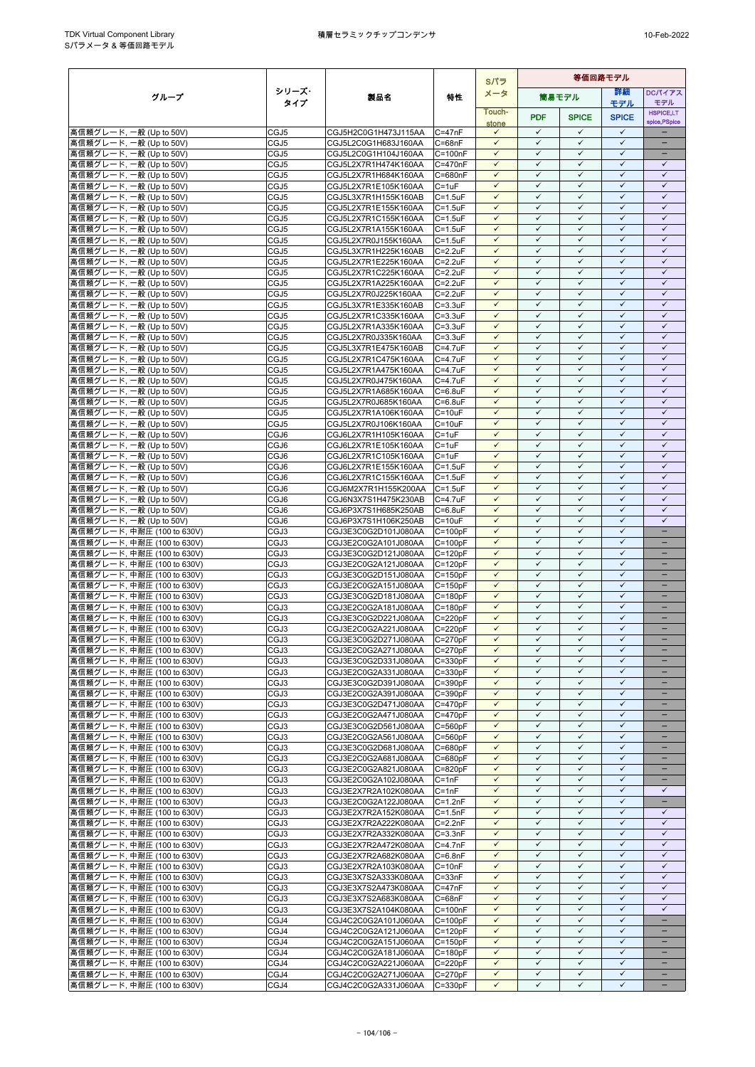| グループ | シリーズ・タイプ | 製品名 | 特性 | Sパラメータ | 等価回路モデル | | | |
|---|---|---|---|---|---|---|---|---|
| | | | | Touch-stone | 簡易モデル PDF | 簡易モデル SPICE | 詳細モデル SPICE | DCバイアスモデル HSPICE,LTspice,PSpice |
| 高信頼グレード, 一般 (Up to 50V) | CGJ5 | CGJ5H2C0G1H473J115AA | C=47nF | ✓ | ✓ | ✓ | ✓ | – |
| 高信頼グレード, 一般 (Up to 50V) | CGJ5 | CGJ5L2C0G1H683J160AA | C=68nF | ✓ | ✓ | ✓ | ✓ | – |
| 高信頼グレード, 一般 (Up to 50V) | CGJ5 | CGJ5L2C0G1H104J160AA | C=100nF | ✓ | ✓ | ✓ | ✓ | – |
| 高信頼グレード, 一般 (Up to 50V) | CGJ5 | CGJ5L2X7R1H474K160AA | C=470nF | ✓ | ✓ | ✓ | ✓ | ✓ |
| 高信頼グレード, 一般 (Up to 50V) | CGJ5 | CGJ5L2X7R1H684K160AA | C=680nF | ✓ | ✓ | ✓ | ✓ | ✓ |
| 高信頼グレード, 一般 (Up to 50V) | CGJ5 | CGJ5L2X7R1E105K160AA | C=1uF | ✓ | ✓ | ✓ | ✓ | ✓ |
| 高信頼グレード, 一般 (Up to 50V) | CGJ5 | CGJ5L3X7R1H155K160AB | C=1.5uF | ✓ | ✓ | ✓ | ✓ | ✓ |
| 高信頼グレード, 一般 (Up to 50V) | CGJ5 | CGJ5L2X7R1E155K160AA | C=1.5uF | ✓ | ✓ | ✓ | ✓ | ✓ |
| 高信頼グレード, 一般 (Up to 50V) | CGJ5 | CGJ5L2X7R1C155K160AA | C=1.5uF | ✓ | ✓ | ✓ | ✓ | ✓ |
| 高信頼グレード, 一般 (Up to 50V) | CGJ5 | CGJ5L2X7R1A155K160AA | C=1.5uF | ✓ | ✓ | ✓ | ✓ | ✓ |
| 高信頼グレード, 一般 (Up to 50V) | CGJ5 | CGJ5L2X7R0J155K160AA | C=1.5uF | ✓ | ✓ | ✓ | ✓ | ✓ |
| 高信頼グレード, 一般 (Up to 50V) | CGJ5 | CGJ5L3X7R1H225K160AB | C=2.2uF | ✓ | ✓ | ✓ | ✓ | ✓ |
| 高信頼グレード, 一般 (Up to 50V) | CGJ5 | CGJ5L2X7R1E225K160AA | C=2.2uF | ✓ | ✓ | ✓ | ✓ | ✓ |
| 高信頼グレード, 一般 (Up to 50V) | CGJ5 | CGJ5L2X7R1C225K160AA | C=2.2uF | ✓ | ✓ | ✓ | ✓ | ✓ |
| 高信頼グレード, 一般 (Up to 50V) | CGJ5 | CGJ5L2X7R1A225K160AA | C=2.2uF | ✓ | ✓ | ✓ | ✓ | ✓ |
| 高信頼グレード, 一般 (Up to 50V) | CGJ5 | CGJ5L2X7R0J225K160AA | C=2.2uF | ✓ | ✓ | ✓ | ✓ | ✓ |
| 高信頼グレード, 一般 (Up to 50V) | CGJ5 | CGJ5L3X7R1E335K160AB | C=3.3uF | ✓ | ✓ | ✓ | ✓ | ✓ |
| 高信頼グレード, 一般 (Up to 50V) | CGJ5 | CGJ5L2X7R1C335K160AA | C=3.3uF | ✓ | ✓ | ✓ | ✓ | ✓ |
| 高信頼グレード, 一般 (Up to 50V) | CGJ5 | CGJ5L2X7R1A335K160AA | C=3.3uF | ✓ | ✓ | ✓ | ✓ | ✓ |
| 高信頼グレード, 一般 (Up to 50V) | CGJ5 | CGJ5L2X7R0J335K160AA | C=3.3uF | ✓ | ✓ | ✓ | ✓ | ✓ |
| 高信頼グレード, 一般 (Up to 50V) | CGJ5 | CGJ5L3X7R1E475K160AB | C=4.7uF | ✓ | ✓ | ✓ | ✓ | ✓ |
| 高信頼グレード, 一般 (Up to 50V) | CGJ5 | CGJ5L2X7R1C475K160AA | C=4.7uF | ✓ | ✓ | ✓ | ✓ | ✓ |
| 高信頼グレード, 一般 (Up to 50V) | CGJ5 | CGJ5L2X7R1A475K160AA | C=4.7uF | ✓ | ✓ | ✓ | ✓ | ✓ |
| 高信頼グレード, 一般 (Up to 50V) | CGJ5 | CGJ5L2X7R0J475K160AA | C=4.7uF | ✓ | ✓ | ✓ | ✓ | ✓ |
| 高信頼グレード, 一般 (Up to 50V) | CGJ5 | CGJ5L2X7R1A685K160AA | C=6.8uF | ✓ | ✓ | ✓ | ✓ | ✓ |
| 高信頼グレード, 一般 (Up to 50V) | CGJ5 | CGJ5L2X7R0J685K160AA | C=6.8uF | ✓ | ✓ | ✓ | ✓ | ✓ |
| 高信頼グレード, 一般 (Up to 50V) | CGJ5 | CGJ5L2X7R1A106K160AA | C=10uF | ✓ | ✓ | ✓ | ✓ | ✓ |
| 高信頼グレード, 一般 (Up to 50V) | CGJ5 | CGJ5L2X7R0J106K160AA | C=10uF | ✓ | ✓ | ✓ | ✓ | ✓ |
| 高信頼グレード, 一般 (Up to 50V) | CGJ6 | CGJ6L2X7R1H105K160AA | C=1uF | ✓ | ✓ | ✓ | ✓ | ✓ |
| 高信頼グレード, 一般 (Up to 50V) | CGJ6 | CGJ6L2X7R1E105K160AA | C=1uF | ✓ | ✓ | ✓ | ✓ | ✓ |
| 高信頼グレード, 一般 (Up to 50V) | CGJ6 | CGJ6L2X7R1C105K160AA | C=1uF | ✓ | ✓ | ✓ | ✓ | ✓ |
| 高信頼グレード, 一般 (Up to 50V) | CGJ6 | CGJ6L2X7R1E155K160AA | C=1.5uF | ✓ | ✓ | ✓ | ✓ | ✓ |
| 高信頼グレード, 一般 (Up to 50V) | CGJ6 | CGJ6L2X7R1C155K160AA | C=1.5uF | ✓ | ✓ | ✓ | ✓ | ✓ |
| 高信頼グレード, 一般 (Up to 50V) | CGJ6 | CGJ6M2X7R1H155K200AA | C=1.5uF | ✓ | ✓ | ✓ | ✓ | ✓ |
| 高信頼グレード, 一般 (Up to 50V) | CGJ6 | CGJ6N3X7S1H475K230AB | C=4.7uF | ✓ | ✓ | ✓ | ✓ | ✓ |
| 高信頼グレード, 一般 (Up to 50V) | CGJ6 | CGJ6P3X7S1H685K250AB | C=6.8uF | ✓ | ✓ | ✓ | ✓ | ✓ |
| 高信頼グレード, 一般 (Up to 50V) | CGJ6 | CGJ6P3X7S1H106K250AB | C=10uF | ✓ | ✓ | ✓ | ✓ | ✓ |
| 高信頼グレード, 中耐圧 (100 to 630V) | CGJ3 | CGJ3E3C0G2D101J080AA | C=100pF | ✓ | ✓ | ✓ | ✓ | – |
| 高信頼グレード, 中耐圧 (100 to 630V) | CGJ3 | CGJ3E2C0G2A101J080AA | C=100pF | ✓ | ✓ | ✓ | ✓ | – |
| 高信頼グレード, 中耐圧 (100 to 630V) | CGJ3 | CGJ3E3C0G2D121J080AA | C=120pF | ✓ | ✓ | ✓ | ✓ | – |
| 高信頼グレード, 中耐圧 (100 to 630V) | CGJ3 | CGJ3E2C0G2A121J080AA | C=120pF | ✓ | ✓ | ✓ | ✓ | – |
| 高信頼グレード, 中耐圧 (100 to 630V) | CGJ3 | CGJ3E3C0G2D151J080AA | C=150pF | ✓ | ✓ | ✓ | ✓ | – |
| 高信頼グレード, 中耐圧 (100 to 630V) | CGJ3 | CGJ3E2C0G2A151J080AA | C=150pF | ✓ | ✓ | ✓ | ✓ | – |
| 高信頼グレード, 中耐圧 (100 to 630V) | CGJ3 | CGJ3E3C0G2D181J080AA | C=180pF | ✓ | ✓ | ✓ | ✓ | – |
| 高信頼グレード, 中耐圧 (100 to 630V) | CGJ3 | CGJ3E2C0G2A181J080AA | C=180pF | ✓ | ✓ | ✓ | ✓ | – |
| 高信頼グレード, 中耐圧 (100 to 630V) | CGJ3 | CGJ3E3C0G2D221J080AA | C=220pF | ✓ | ✓ | ✓ | ✓ | – |
| 高信頼グレード, 中耐圧 (100 to 630V) | CGJ3 | CGJ3E2C0G2A221J080AA | C=220pF | ✓ | ✓ | ✓ | ✓ | – |
| 高信頼グレード, 中耐圧 (100 to 630V) | CGJ3 | CGJ3E3C0G2D271J080AA | C=270pF | ✓ | ✓ | ✓ | ✓ | – |
| 高信頼グレード, 中耐圧 (100 to 630V) | CGJ3 | CGJ3E2C0G2A271J080AA | C=270pF | ✓ | ✓ | ✓ | ✓ | – |
| 高信頼グレード, 中耐圧 (100 to 630V) | CGJ3 | CGJ3E3C0G2D331J080AA | C=330pF | ✓ | ✓ | ✓ | ✓ | – |
| 高信頼グレード, 中耐圧 (100 to 630V) | CGJ3 | CGJ3E2C0G2A331J080AA | C=330pF | ✓ | ✓ | ✓ | ✓ | – |
| 高信頼グレード, 中耐圧 (100 to 630V) | CGJ3 | CGJ3E3C0G2D391J080AA | C=390pF | ✓ | ✓ | ✓ | ✓ | – |
| 高信頼グレード, 中耐圧 (100 to 630V) | CGJ3 | CGJ3E2C0G2A391J080AA | C=390pF | ✓ | ✓ | ✓ | ✓ | – |
| 高信頼グレード, 中耐圧 (100 to 630V) | CGJ3 | CGJ3E3C0G2D471J080AA | C=470pF | ✓ | ✓ | ✓ | ✓ | – |
| 高信頼グレード, 中耐圧 (100 to 630V) | CGJ3 | CGJ3E2C0G2A471J080AA | C=470pF | ✓ | ✓ | ✓ | ✓ | – |
| 高信頼グレード, 中耐圧 (100 to 630V) | CGJ3 | CGJ3E3C0G2D561J080AA | C=560pF | ✓ | ✓ | ✓ | ✓ | – |
| 高信頼グレード, 中耐圧 (100 to 630V) | CGJ3 | CGJ3E2C0G2A561J080AA | C=560pF | ✓ | ✓ | ✓ | ✓ | – |
| 高信頼グレード, 中耐圧 (100 to 630V) | CGJ3 | CGJ3E3C0G2D681J080AA | C=680pF | ✓ | ✓ | ✓ | ✓ | – |
| 高信頼グレード, 中耐圧 (100 to 630V) | CGJ3 | CGJ3E2C0G2A681J080AA | C=680pF | ✓ | ✓ | ✓ | ✓ | – |
| 高信頼グレード, 中耐圧 (100 to 630V) | CGJ3 | CGJ3E2C0G2A821J080AA | C=820pF | ✓ | ✓ | ✓ | ✓ | – |
| 高信頼グレード, 中耐圧 (100 to 630V) | CGJ3 | CGJ3E2C0G2A102J080AA | C=1nF | ✓ | ✓ | ✓ | ✓ | – |
| 高信頼グレード, 中耐圧 (100 to 630V) | CGJ3 | CGJ3E2X7R2A102K080AA | C=1nF | ✓ | ✓ | ✓ | ✓ | ✓ |
| 高信頼グレード, 中耐圧 (100 to 630V) | CGJ3 | CGJ3E2C0G2A122J080AA | C=1.2nF | ✓ | ✓ | ✓ | ✓ | – |
| 高信頼グレード, 中耐圧 (100 to 630V) | CGJ3 | CGJ3E2X7R2A152K080AA | C=1.5nF | ✓ | ✓ | ✓ | ✓ | ✓ |
| 高信頼グレード, 中耐圧 (100 to 630V) | CGJ3 | CGJ3E2X7R2A222K080AA | C=2.2nF | ✓ | ✓ | ✓ | ✓ | ✓ |
| 高信頼グレード, 中耐圧 (100 to 630V) | CGJ3 | CGJ3E2X7R2A332K080AA | C=3.3nF | ✓ | ✓ | ✓ | ✓ | ✓ |
| 高信頼グレード, 中耐圧 (100 to 630V) | CGJ3 | CGJ3E2X7R2A472K080AA | C=4.7nF | ✓ | ✓ | ✓ | ✓ | ✓ |
| 高信頼グレード, 中耐圧 (100 to 630V) | CGJ3 | CGJ3E2X7R2A682K080AA | C=6.8nF | ✓ | ✓ | ✓ | ✓ | ✓ |
| 高信頼グレード, 中耐圧 (100 to 630V) | CGJ3 | CGJ3E2X7R2A103K080AA | C=10nF | ✓ | ✓ | ✓ | ✓ | ✓ |
| 高信頼グレード, 中耐圧 (100 to 630V) | CGJ3 | CGJ3E3X7S2A333K080AA | C=33nF | ✓ | ✓ | ✓ | ✓ | ✓ |
| 高信頼グレード, 中耐圧 (100 to 630V) | CGJ3 | CGJ3E3X7S2A473K080AA | C=47nF | ✓ | ✓ | ✓ | ✓ | ✓ |
| 高信頼グレード, 中耐圧 (100 to 630V) | CGJ3 | CGJ3E3X7S2A683K080AA | C=68nF | ✓ | ✓ | ✓ | ✓ | ✓ |
| 高信頼グレード, 中耐圧 (100 to 630V) | CGJ3 | CGJ3E3X7S2A104K080AA | C=100nF | ✓ | ✓ | ✓ | ✓ | ✓ |
| 高信頼グレード, 中耐圧 (100 to 630V) | CGJ4 | CGJ4C2C0G2A101J060AA | C=100pF | ✓ | ✓ | ✓ | ✓ | – |
| 高信頼グレード, 中耐圧 (100 to 630V) | CGJ4 | CGJ4C2C0G2A121J060AA | C=120pF | ✓ | ✓ | ✓ | ✓ | – |
| 高信頼グレード, 中耐圧 (100 to 630V) | CGJ4 | CGJ4C2C0G2A151J060AA | C=150pF | ✓ | ✓ | ✓ | ✓ | – |
| 高信頼グレード, 中耐圧 (100 to 630V) | CGJ4 | CGJ4C2C0G2A181J060AA | C=180pF | ✓ | ✓ | ✓ | ✓ | – |
| 高信頼グレード, 中耐圧 (100 to 630V) | CGJ4 | CGJ4C2C0G2A221J060AA | C=220pF | ✓ | ✓ | ✓ | ✓ | – |
| 高信頼グレード, 中耐圧 (100 to 630V) | CGJ4 | CGJ4C2C0G2A271J060AA | C=270pF | ✓ | ✓ | ✓ | ✓ | – |
| 高信頼グレード, 中耐圧 (100 to 630V) | CGJ4 | CGJ4C2C0G2A331J060AA | C=330pF | ✓ | ✓ | ✓ | ✓ | – |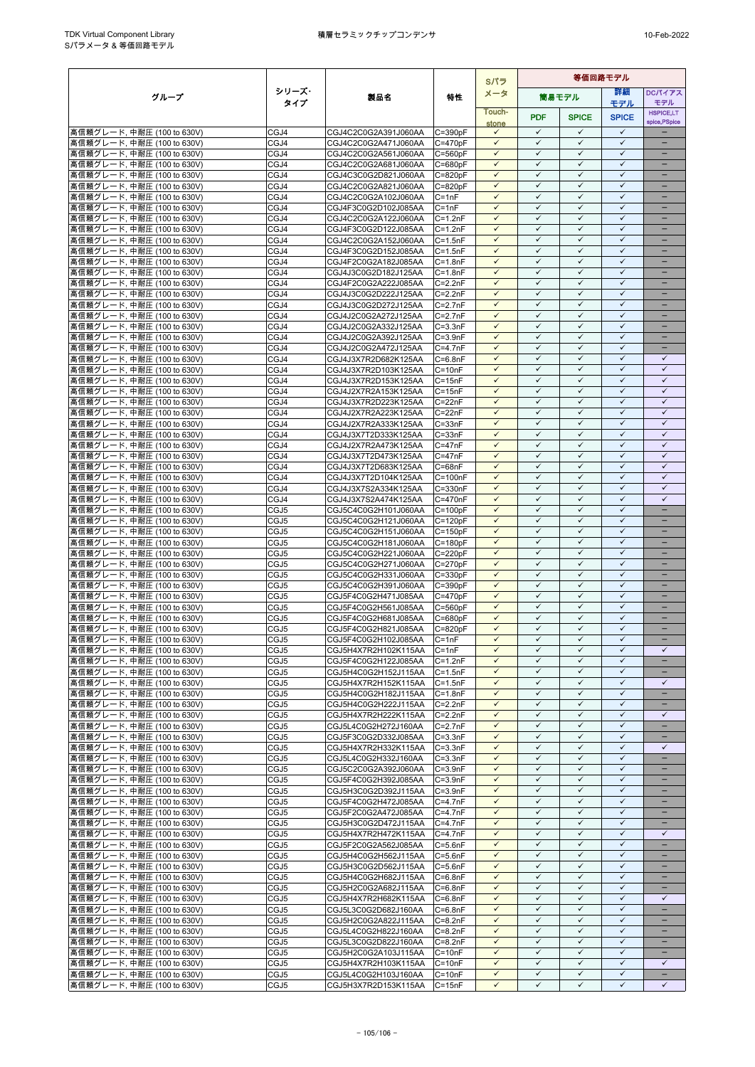| グループ | シリーズ・タイプ | 製品名 | 特性 | Sパラメータ | 等価回路モデル | | | |
|---|---|---|---|---|---|---|---|---|
| | | | | | 簡易モデル | | 詳細モデル | DCバイアスモデル |
| | | | | Touch-stone | PDF | SPICE | SPICE | HSPICE,LT spice,PSpice |
| 高信頼グレード, 中耐圧 (100 to 630V) | CGJ4 | CGJ4C2C0G2A391J060AA | C=390pF | ✓ | ✓ | ✓ | ✓ | – |
| 高信頼グレード, 中耐圧 (100 to 630V) | CGJ4 | CGJ4C2C0G2A471J060AA | C=470pF | ✓ | ✓ | ✓ | ✓ | – |
| 高信頼グレード, 中耐圧 (100 to 630V) | CGJ4 | CGJ4C2C0G2A561J060AA | C=560pF | ✓ | ✓ | ✓ | ✓ | – |
| 高信頼グレード, 中耐圧 (100 to 630V) | CGJ4 | CGJ4C2C0G2A681J060AA | C=680pF | ✓ | ✓ | ✓ | ✓ | – |
| 高信頼グレード, 中耐圧 (100 to 630V) | CGJ4 | CGJ4C3C0G2D821J060AA | C=820pF | ✓ | ✓ | ✓ | ✓ | – |
| 高信頼グレード, 中耐圧 (100 to 630V) | CGJ4 | CGJ4C2C0G2A821J060AA | C=820pF | ✓ | ✓ | ✓ | ✓ | – |
| 高信頼グレード, 中耐圧 (100 to 630V) | CGJ4 | CGJ4C2C0G2A102J060AA | C=1nF | ✓ | ✓ | ✓ | ✓ | – |
| 高信頼グレード, 中耐圧 (100 to 630V) | CGJ4 | CGJ4F3C0G2D102J085AA | C=1nF | ✓ | ✓ | ✓ | ✓ | – |
| 高信頼グレード, 中耐圧 (100 to 630V) | CGJ4 | CGJ4C2C0G2A122J060AA | C=1.2nF | ✓ | ✓ | ✓ | ✓ | – |
| 高信頼グレード, 中耐圧 (100 to 630V) | CGJ4 | CGJ4F3C0G2D122J085AA | C=1.2nF | ✓ | ✓ | ✓ | ✓ | – |
| 高信頼グレード, 中耐圧 (100 to 630V) | CGJ4 | CGJ4C2C0G2A152J060AA | C=1.5nF | ✓ | ✓ | ✓ | ✓ | – |
| 高信頼グレード, 中耐圧 (100 to 630V) | CGJ4 | CGJ4F3C0G2D152J085AA | C=1.5nF | ✓ | ✓ | ✓ | ✓ | – |
| 高信頼グレード, 中耐圧 (100 to 630V) | CGJ4 | CGJ4F2C0G2A182J085AA | C=1.8nF | ✓ | ✓ | ✓ | ✓ | – |
| 高信頼グレード, 中耐圧 (100 to 630V) | CGJ4 | CGJ4J3C0G2D182J125AA | C=1.8nF | ✓ | ✓ | ✓ | ✓ | – |
| 高信頼グレード, 中耐圧 (100 to 630V) | CGJ4 | CGJ4F2C0G2A222J085AA | C=2.2nF | ✓ | ✓ | ✓ | ✓ | – |
| 高信頼グレード, 中耐圧 (100 to 630V) | CGJ4 | CGJ4J3C0G2D222J125AA | C=2.2nF | ✓ | ✓ | ✓ | ✓ | – |
| 高信頼グレード, 中耐圧 (100 to 630V) | CGJ4 | CGJ4J3C0G2D272J125AA | C=2.7nF | ✓ | ✓ | ✓ | ✓ | – |
| 高信頼グレード, 中耐圧 (100 to 630V) | CGJ4 | CGJ4J2C0G2A272J125AA | C=2.7nF | ✓ | ✓ | ✓ | ✓ | – |
| 高信頼グレード, 中耐圧 (100 to 630V) | CGJ4 | CGJ4J2C0G2A332J125AA | C=3.3nF | ✓ | ✓ | ✓ | ✓ | – |
| 高信頼グレード, 中耐圧 (100 to 630V) | CGJ4 | CGJ4J2C0G2A392J125AA | C=3.9nF | ✓ | ✓ | ✓ | ✓ | – |
| 高信頼グレード, 中耐圧 (100 to 630V) | CGJ4 | CGJ4J2C0G2A472J125AA | C=4.7nF | ✓ | ✓ | ✓ | ✓ | – |
| 高信頼グレード, 中耐圧 (100 to 630V) | CGJ4 | CGJ4J3X7R2D682K125AA | C=6.8nF | ✓ | ✓ | ✓ | ✓ | ✓ |
| 高信頼グレード, 中耐圧 (100 to 630V) | CGJ4 | CGJ4J3X7R2D103K125AA | C=10nF | ✓ | ✓ | ✓ | ✓ | ✓ |
| 高信頼グレード, 中耐圧 (100 to 630V) | CGJ4 | CGJ4J3X7R2D153K125AA | C=15nF | ✓ | ✓ | ✓ | ✓ | ✓ |
| 高信頼グレード, 中耐圧 (100 to 630V) | CGJ4 | CGJ4J2X7R2A153K125AA | C=15nF | ✓ | ✓ | ✓ | ✓ | ✓ |
| 高信頼グレード, 中耐圧 (100 to 630V) | CGJ4 | CGJ4J3X7R2D223K125AA | C=22nF | ✓ | ✓ | ✓ | ✓ | ✓ |
| 高信頼グレード, 中耐圧 (100 to 630V) | CGJ4 | CGJ4J2X7R2A223K125AA | C=22nF | ✓ | ✓ | ✓ | ✓ | ✓ |
| 高信頼グレード, 中耐圧 (100 to 630V) | CGJ4 | CGJ4J2X7R2A333K125AA | C=33nF | ✓ | ✓ | ✓ | ✓ | ✓ |
| 高信頼グレード, 中耐圧 (100 to 630V) | CGJ4 | CGJ4J3X7T2D333K125AA | C=33nF | ✓ | ✓ | ✓ | ✓ | ✓ |
| 高信頼グレード, 中耐圧 (100 to 630V) | CGJ4 | CGJ4J2X7R2A473K125AA | C=47nF | ✓ | ✓ | ✓ | ✓ | ✓ |
| 高信頼グレード, 中耐圧 (100 to 630V) | CGJ4 | CGJ4J3X7T2D473K125AA | C=47nF | ✓ | ✓ | ✓ | ✓ | ✓ |
| 高信頼グレード, 中耐圧 (100 to 630V) | CGJ4 | CGJ4J3X7T2D683K125AA | C=68nF | ✓ | ✓ | ✓ | ✓ | ✓ |
| 高信頼グレード, 中耐圧 (100 to 630V) | CGJ4 | CGJ4J3X7T2D104K125AA | C=100nF | ✓ | ✓ | ✓ | ✓ | ✓ |
| 高信頼グレード, 中耐圧 (100 to 630V) | CGJ4 | CGJ4J3X7S2A334K125AA | C=330nF | ✓ | ✓ | ✓ | ✓ | ✓ |
| 高信頼グレード, 中耐圧 (100 to 630V) | CGJ4 | CGJ4J3X7S2A474K125AA | C=470nF | ✓ | ✓ | ✓ | ✓ | ✓ |
| 高信頼グレード, 中耐圧 (100 to 630V) | CGJ5 | CGJ5C4C0G2H101J060AA | C=100pF | ✓ | ✓ | ✓ | ✓ | – |
| 高信頼グレード, 中耐圧 (100 to 630V) | CGJ5 | CGJ5C4C0G2H121J060AA | C=120pF | ✓ | ✓ | ✓ | ✓ | – |
| 高信頼グレード, 中耐圧 (100 to 630V) | CGJ5 | CGJ5C4C0G2H151J060AA | C=150pF | ✓ | ✓ | ✓ | ✓ | – |
| 高信頼グレード, 中耐圧 (100 to 630V) | CGJ5 | CGJ5C4C0G2H181J060AA | C=180pF | ✓ | ✓ | ✓ | ✓ | – |
| 高信頼グレード, 中耐圧 (100 to 630V) | CGJ5 | CGJ5C4C0G2H221J060AA | C=220pF | ✓ | ✓ | ✓ | ✓ | – |
| 高信頼グレード, 中耐圧 (100 to 630V) | CGJ5 | CGJ5C4C0G2H271J060AA | C=270pF | ✓ | ✓ | ✓ | ✓ | – |
| 高信頼グレード, 中耐圧 (100 to 630V) | CGJ5 | CGJ5C4C0G2H331J060AA | C=330pF | ✓ | ✓ | ✓ | ✓ | – |
| 高信頼グレード, 中耐圧 (100 to 630V) | CGJ5 | CGJ5C4C0G2H391J060AA | C=390pF | ✓ | ✓ | ✓ | ✓ | – |
| 高信頼グレード, 中耐圧 (100 to 630V) | CGJ5 | CGJ5F4C0G2H471J085AA | C=470pF | ✓ | ✓ | ✓ | ✓ | – |
| 高信頼グレード, 中耐圧 (100 to 630V) | CGJ5 | CGJ5F4C0G2H561J085AA | C=560pF | ✓ | ✓ | ✓ | ✓ | – |
| 高信頼グレード, 中耐圧 (100 to 630V) | CGJ5 | CGJ5F4C0G2H681J085AA | C=680pF | ✓ | ✓ | ✓ | ✓ | – |
| 高信頼グレード, 中耐圧 (100 to 630V) | CGJ5 | CGJ5F4C0G2H821J085AA | C=820pF | ✓ | ✓ | ✓ | ✓ | – |
| 高信頼グレード, 中耐圧 (100 to 630V) | CGJ5 | CGJ5F4C0G2H102J085AA | C=1nF | ✓ | ✓ | ✓ | ✓ | – |
| 高信頼グレード, 中耐圧 (100 to 630V) | CGJ5 | CGJ5H4X7R2H102K115AA | C=1nF | ✓ | ✓ | ✓ | ✓ | ✓ |
| 高信頼グレード, 中耐圧 (100 to 630V) | CGJ5 | CGJ5F4C0G2H122J085AA | C=1.2nF | ✓ | ✓ | ✓ | ✓ | – |
| 高信頼グレード, 中耐圧 (100 to 630V) | CGJ5 | CGJ5H4C0G2H152J115AA | C=1.5nF | ✓ | ✓ | ✓ | ✓ | – |
| 高信頼グレード, 中耐圧 (100 to 630V) | CGJ5 | CGJ5H4X7R2H152K115AA | C=1.5nF | ✓ | ✓ | ✓ | ✓ | ✓ |
| 高信頼グレード, 中耐圧 (100 to 630V) | CGJ5 | CGJ5H4C0G2H182J115AA | C=1.8nF | ✓ | ✓ | ✓ | ✓ | – |
| 高信頼グレード, 中耐圧 (100 to 630V) | CGJ5 | CGJ5H4C0G2H222J115AA | C=2.2nF | ✓ | ✓ | ✓ | ✓ | – |
| 高信頼グレード, 中耐圧 (100 to 630V) | CGJ5 | CGJ5H4X7R2H222K115AA | C=2.2nF | ✓ | ✓ | ✓ | ✓ | ✓ |
| 高信頼グレード, 中耐圧 (100 to 630V) | CGJ5 | CGJ5L4C0G2H272J160AA | C=2.7nF | ✓ | ✓ | ✓ | ✓ | – |
| 高信頼グレード, 中耐圧 (100 to 630V) | CGJ5 | CGJ5F3C0G2D332J085AA | C=3.3nF | ✓ | ✓ | ✓ | ✓ | – |
| 高信頼グレード, 中耐圧 (100 to 630V) | CGJ5 | CGJ5H4X7R2H332K115AA | C=3.3nF | ✓ | ✓ | ✓ | ✓ | ✓ |
| 高信頼グレード, 中耐圧 (100 to 630V) | CGJ5 | CGJ5L4C0G2H332J160AA | C=3.3nF | ✓ | ✓ | ✓ | ✓ | – |
| 高信頼グレード, 中耐圧 (100 to 630V) | CGJ5 | CGJ5C2C0G2A392J060AA | C=3.9nF | ✓ | ✓ | ✓ | ✓ | – |
| 高信頼グレード, 中耐圧 (100 to 630V) | CGJ5 | CGJ5F4C0G2H392J085AA | C=3.9nF | ✓ | ✓ | ✓ | ✓ | – |
| 高信頼グレード, 中耐圧 (100 to 630V) | CGJ5 | CGJ5H3C0G2D392J115AA | C=3.9nF | ✓ | ✓ | ✓ | ✓ | – |
| 高信頼グレード, 中耐圧 (100 to 630V) | CGJ5 | CGJ5F4C0G2H472J085AA | C=4.7nF | ✓ | ✓ | ✓ | ✓ | – |
| 高信頼グレード, 中耐圧 (100 to 630V) | CGJ5 | CGJ5F2C0G2A472J085AA | C=4.7nF | ✓ | ✓ | ✓ | ✓ | – |
| 高信頼グレード, 中耐圧 (100 to 630V) | CGJ5 | CGJ5H3C0G2D472J115AA | C=4.7nF | ✓ | ✓ | ✓ | ✓ | – |
| 高信頼グレード, 中耐圧 (100 to 630V) | CGJ5 | CGJ5H4X7R2H472K115AA | C=4.7nF | ✓ | ✓ | ✓ | ✓ | ✓ |
| 高信頼グレード, 中耐圧 (100 to 630V) | CGJ5 | CGJ5F2C0G2A562J085AA | C=5.6nF | ✓ | ✓ | ✓ | ✓ | – |
| 高信頼グレード, 中耐圧 (100 to 630V) | CGJ5 | CGJ5H4C0G2H562J115AA | C=5.6nF | ✓ | ✓ | ✓ | ✓ | – |
| 高信頼グレード, 中耐圧 (100 to 630V) | CGJ5 | CGJ5H3C0G2D562J115AA | C=5.6nF | ✓ | ✓ | ✓ | ✓ | – |
| 高信頼グレード, 中耐圧 (100 to 630V) | CGJ5 | CGJ5H4C0G2H682J115AA | C=6.8nF | ✓ | ✓ | ✓ | ✓ | – |
| 高信頼グレード, 中耐圧 (100 to 630V) | CGJ5 | CGJ5H2C0G2A682J115AA | C=6.8nF | ✓ | ✓ | ✓ | ✓ | – |
| 高信頼グレード, 中耐圧 (100 to 630V) | CGJ5 | CGJ5H4X7R2H682K115AA | C=6.8nF | ✓ | ✓ | ✓ | ✓ | ✓ |
| 高信頼グレード, 中耐圧 (100 to 630V) | CGJ5 | CGJ5L3C0G2D682J160AA | C=6.8nF | ✓ | ✓ | ✓ | ✓ | – |
| 高信頼グレード, 中耐圧 (100 to 630V) | CGJ5 | CGJ5H2C0G2A822J115AA | C=8.2nF | ✓ | ✓ | ✓ | ✓ | – |
| 高信頼グレード, 中耐圧 (100 to 630V) | CGJ5 | CGJ5L4C0G2H822J160AA | C=8.2nF | ✓ | ✓ | ✓ | ✓ | – |
| 高信頼グレード, 中耐圧 (100 to 630V) | CGJ5 | CGJ5L3C0G2D822J160AA | C=8.2nF | ✓ | ✓ | ✓ | ✓ | – |
| 高信頼グレード, 中耐圧 (100 to 630V) | CGJ5 | CGJ5H2C0G2A103J115AA | C=10nF | ✓ | ✓ | ✓ | ✓ | – |
| 高信頼グレード, 中耐圧 (100 to 630V) | CGJ5 | CGJ5H4X7R2H103K115AA | C=10nF | ✓ | ✓ | ✓ | ✓ | ✓ |
| 高信頼グレード, 中耐圧 (100 to 630V) | CGJ5 | CGJ5L4C0G2H103J160AA | C=10nF | ✓ | ✓ | ✓ | ✓ | – |
| 高信頼グレード, 中耐圧 (100 to 630V) | CGJ5 | CGJ5H3X7R2D153K115AA | C=15nF | ✓ | ✓ | ✓ | ✓ | ✓ |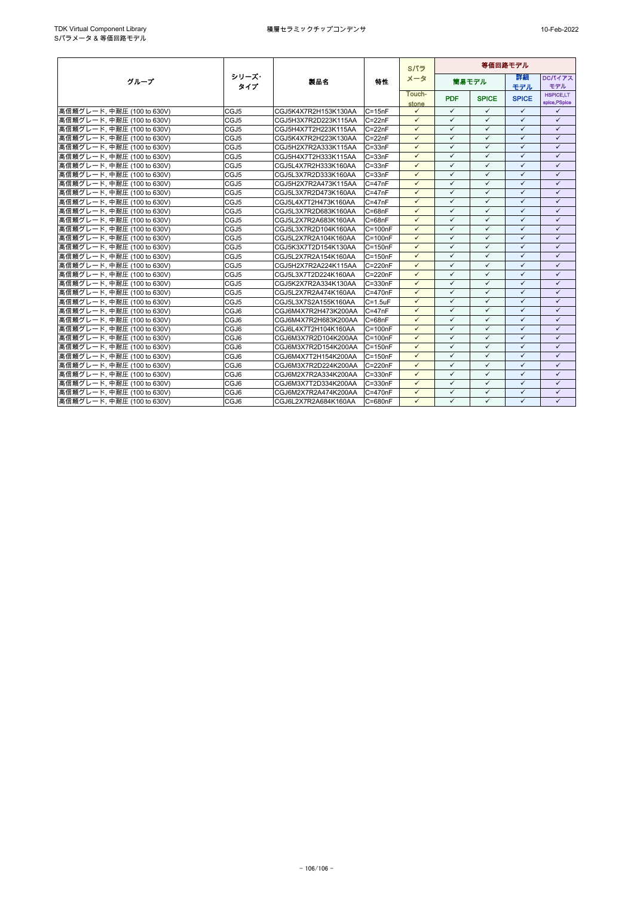| グループ | シリーズ・タイプ | 製品名 | 特性 | Sパラメータ | 等価回路モデル | | | |
|---|---|---|---|---|---|---|---|---|
| | | | | | 簡易モデル | | 詳細モデル | DCバイアスモデル |
| | | | | Touch-stone | PDF | SPICE | SPICE | HSPICE,LT spice,PSpice |
| 高信頼グレード, 中耐圧 (100 to 630V) | CGJ5 | CGJ5K4X7R2H153K130AA | C=15nF | ✓ | ✓ | ✓ | ✓ | ✓ |
| 高信頼グレード, 中耐圧 (100 to 630V) | CGJ5 | CGJ5H3X7R2D223K115AA | C=22nF | ✓ | ✓ | ✓ | ✓ | ✓ |
| 高信頼グレード, 中耐圧 (100 to 630V) | CGJ5 | CGJ5H4X7T2H223K115AA | C=22nF | ✓ | ✓ | ✓ | ✓ | ✓ |
| 高信頼グレード, 中耐圧 (100 to 630V) | CGJ5 | CGJ5K4X7R2H223K130AA | C=22nF | ✓ | ✓ | ✓ | ✓ | ✓ |
| 高信頼グレード, 中耐圧 (100 to 630V) | CGJ5 | CGJ5H2X7R2A333K115AA | C=33nF | ✓ | ✓ | ✓ | ✓ | ✓ |
| 高信頼グレード, 中耐圧 (100 to 630V) | CGJ5 | CGJ5H4X7T2H333K115AA | C=33nF | ✓ | ✓ | ✓ | ✓ | ✓ |
| 高信頼グレード, 中耐圧 (100 to 630V) | CGJ5 | CGJ5L4X7R2H333K160AA | C=33nF | ✓ | ✓ | ✓ | ✓ | ✓ |
| 高信頼グレード, 中耐圧 (100 to 630V) | CGJ5 | CGJ5L3X7R2D333K160AA | C=33nF | ✓ | ✓ | ✓ | ✓ | ✓ |
| 高信頼グレード, 中耐圧 (100 to 630V) | CGJ5 | CGJ5H2X7R2A473K115AA | C=47nF | ✓ | ✓ | ✓ | ✓ | ✓ |
| 高信頼グレード, 中耐圧 (100 to 630V) | CGJ5 | CGJ5L3X7R2D473K160AA | C=47nF | ✓ | ✓ | ✓ | ✓ | ✓ |
| 高信頼グレード, 中耐圧 (100 to 630V) | CGJ5 | CGJ5L4X7T2H473K160AA | C=47nF | ✓ | ✓ | ✓ | ✓ | ✓ |
| 高信頼グレード, 中耐圧 (100 to 630V) | CGJ5 | CGJ5L3X7R2D683K160AA | C=68nF | ✓ | ✓ | ✓ | ✓ | ✓ |
| 高信頼グレード, 中耐圧 (100 to 630V) | CGJ5 | CGJ5L2X7R2A683K160AA | C=68nF | ✓ | ✓ | ✓ | ✓ | ✓ |
| 高信頼グレード, 中耐圧 (100 to 630V) | CGJ5 | CGJ5L3X7R2D104K160AA | C=100nF | ✓ | ✓ | ✓ | ✓ | ✓ |
| 高信頼グレード, 中耐圧 (100 to 630V) | CGJ5 | CGJ5L2X7R2A104K160AA | C=100nF | ✓ | ✓ | ✓ | ✓ | ✓ |
| 高信頼グレード, 中耐圧 (100 to 630V) | CGJ5 | CGJ5K3X7T2D154K130AA | C=150nF | ✓ | ✓ | ✓ | ✓ | ✓ |
| 高信頼グレード, 中耐圧 (100 to 630V) | CGJ5 | CGJ5L2X7R2A154K160AA | C=150nF | ✓ | ✓ | ✓ | ✓ | ✓ |
| 高信頼グレード, 中耐圧 (100 to 630V) | CGJ5 | CGJ5H2X7R2A224K115AA | C=220nF | ✓ | ✓ | ✓ | ✓ | ✓ |
| 高信頼グレード, 中耐圧 (100 to 630V) | CGJ5 | CGJ5L3X7T2D224K160AA | C=220nF | ✓ | ✓ | ✓ | ✓ | ✓ |
| 高信頼グレード, 中耐圧 (100 to 630V) | CGJ5 | CGJ5K2X7R2A334K130AA | C=330nF | ✓ | ✓ | ✓ | ✓ | ✓ |
| 高信頼グレード, 中耐圧 (100 to 630V) | CGJ5 | CGJ5L2X7R2A474K160AA | C=470nF | ✓ | ✓ | ✓ | ✓ | ✓ |
| 高信頼グレード, 中耐圧 (100 to 630V) | CGJ5 | CGJ5L3X7S2A155K160AA | C=1.5uF | ✓ | ✓ | ✓ | ✓ | ✓ |
| 高信頼グレード, 中耐圧 (100 to 630V) | CGJ6 | CGJ6M4X7R2H473K200AA | C=47nF | ✓ | ✓ | ✓ | ✓ | ✓ |
| 高信頼グレード, 中耐圧 (100 to 630V) | CGJ6 | CGJ6M4X7R2H683K200AA | C=68nF | ✓ | ✓ | ✓ | ✓ | ✓ |
| 高信頼グレード, 中耐圧 (100 to 630V) | CGJ6 | CGJ6L4X7T2H104K160AA | C=100nF | ✓ | ✓ | ✓ | ✓ | ✓ |
| 高信頼グレード, 中耐圧 (100 to 630V) | CGJ6 | CGJ6M3X7R2D104K200AA | C=100nF | ✓ | ✓ | ✓ | ✓ | ✓ |
| 高信頼グレード, 中耐圧 (100 to 630V) | CGJ6 | CGJ6M3X7R2D154K200AA | C=150nF | ✓ | ✓ | ✓ | ✓ | ✓ |
| 高信頼グレード, 中耐圧 (100 to 630V) | CGJ6 | CGJ6M4X7T2H154K200AA | C=150nF | ✓ | ✓ | ✓ | ✓ | ✓ |
| 高信頼グレード, 中耐圧 (100 to 630V) | CGJ6 | CGJ6M3X7R2D224K200AA | C=220nF | ✓ | ✓ | ✓ | ✓ | ✓ |
| 高信頼グレード, 中耐圧 (100 to 630V) | CGJ6 | CGJ6M2X7R2A334K200AA | C=330nF | ✓ | ✓ | ✓ | ✓ | ✓ |
| 高信頼グレード, 中耐圧 (100 to 630V) | CGJ6 | CGJ6M3X7T2D334K200AA | C=330nF | ✓ | ✓ | ✓ | ✓ | ✓ |
| 高信頼グレード, 中耐圧 (100 to 630V) | CGJ6 | CGJ6M2X7R2A474K200AA | C=470nF | ✓ | ✓ | ✓ | ✓ | ✓ |
| 高信頼グレード, 中耐圧 (100 to 630V) | CGJ6 | CGJ6L2X7R2A684K160AA | C=680nF | ✓ | ✓ | ✓ | ✓ | ✓ |